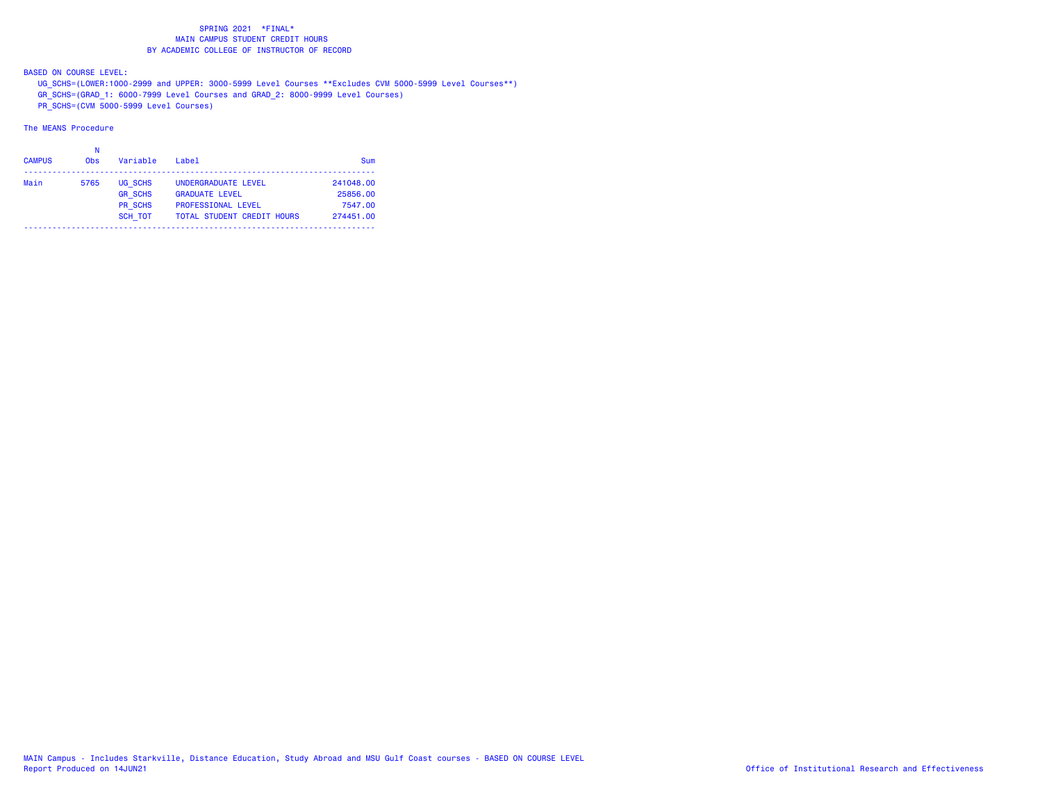SPRING 2021 *FINAL*
MAIN CAMPUS STUDENT CREDIT HOURS
BY ACADEMIC COLLEGE OF INSTRUCTOR OF RECORD

BASED ON COURSE LEVEL:
UG_SCHS=(LOWER:1000-2999 and UPPER: 3000-5999 Level Courses **Excludes CVM 5000-5999 Level Courses**)
GR_SCHS=(GRAD_1: 6000-7999 Level Courses and GRAD_2: 8000-9999 Level Courses)
PR_SCHS=(CVM 5000-5999 Level Courses)

The MEANS Procedure

| CAMPUS | N Obs | Variable | Label | Sum |
|---|---|---|---|---|
| Main | 5765 | UG_SCHS | UNDERGRADUATE LEVEL | 241048.00 |
| | | GR_SCHS | GRADUATE LEVEL | 25856.00 |
| | | PR_SCHS | PROFESSIONAL LEVEL | 7547.00 |
| | | SCH_TOT | TOTAL STUDENT CREDIT HOURS | 274451.00 |

MAIN Campus - Includes Starkville, Distance Education, Study Abroad and MSU Gulf Coast courses - BASED ON COURSE LEVEL
Report Produced on 14JUN21

Office of Institutional Research and Effectiveness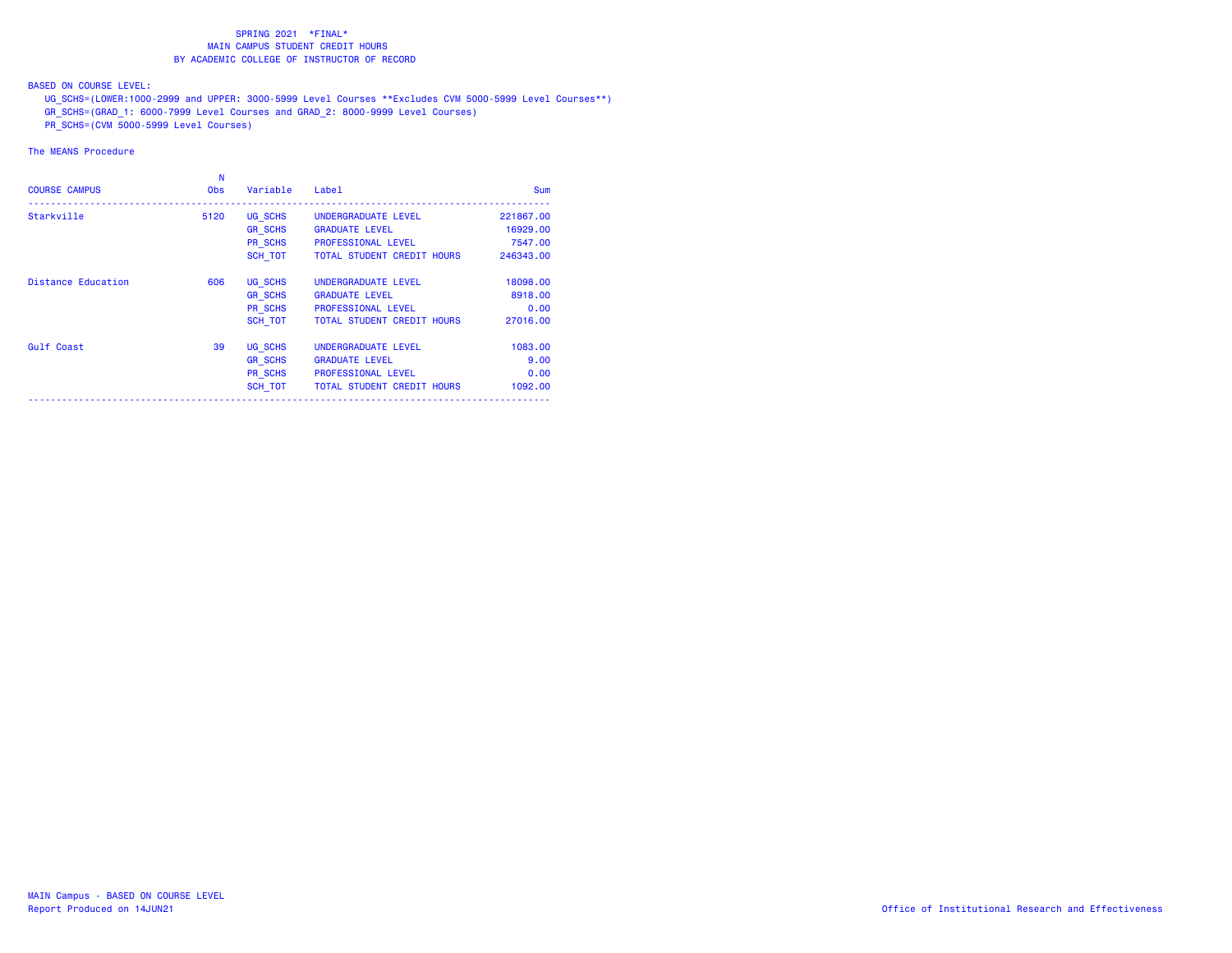SPRING 2021 *FINAL*
MAIN CAMPUS STUDENT CREDIT HOURS
BY ACADEMIC COLLEGE OF INSTRUCTOR OF RECORD

BASED ON COURSE LEVEL:
UG_SCHS=(LOWER:1000-2999 and UPPER: 3000-5999 Level Courses **Excludes CVM 5000-5999 Level Courses**)
GR_SCHS=(GRAD_1: 6000-7999 Level Courses and GRAD_2: 8000-9999 Level Courses)
PR_SCHS=(CVM 5000-5999 Level Courses)

The MEANS Procedure

| COURSE CAMPUS | N Obs | Variable | Label | Sum |
|---|---|---|---|---|
| Starkville | 5120 | UG_SCHS | UNDERGRADUATE LEVEL | 221867.00 |
| | | GR_SCHS | GRADUATE LEVEL | 16929.00 |
| | | PR_SCHS | PROFESSIONAL LEVEL | 7547.00 |
| | | SCH_TOT | TOTAL STUDENT CREDIT HOURS | 246343.00 |
| Distance Education | 606 | UG_SCHS | UNDERGRADUATE LEVEL | 18098.00 |
| | | GR_SCHS | GRADUATE LEVEL | 8918.00 |
| | | PR_SCHS | PROFESSIONAL LEVEL | 0.00 |
| | | SCH_TOT | TOTAL STUDENT CREDIT HOURS | 27016.00 |
| Gulf Coast | 39 | UG_SCHS | UNDERGRADUATE LEVEL | 1083.00 |
| | | GR_SCHS | GRADUATE LEVEL | 9.00 |
| | | PR_SCHS | PROFESSIONAL LEVEL | 0.00 |
| | | SCH_TOT | TOTAL STUDENT CREDIT HOURS | 1092.00 |

MAIN Campus - BASED ON COURSE LEVEL
Report Produced on 14JUN21

Office of Institutional Research and Effectiveness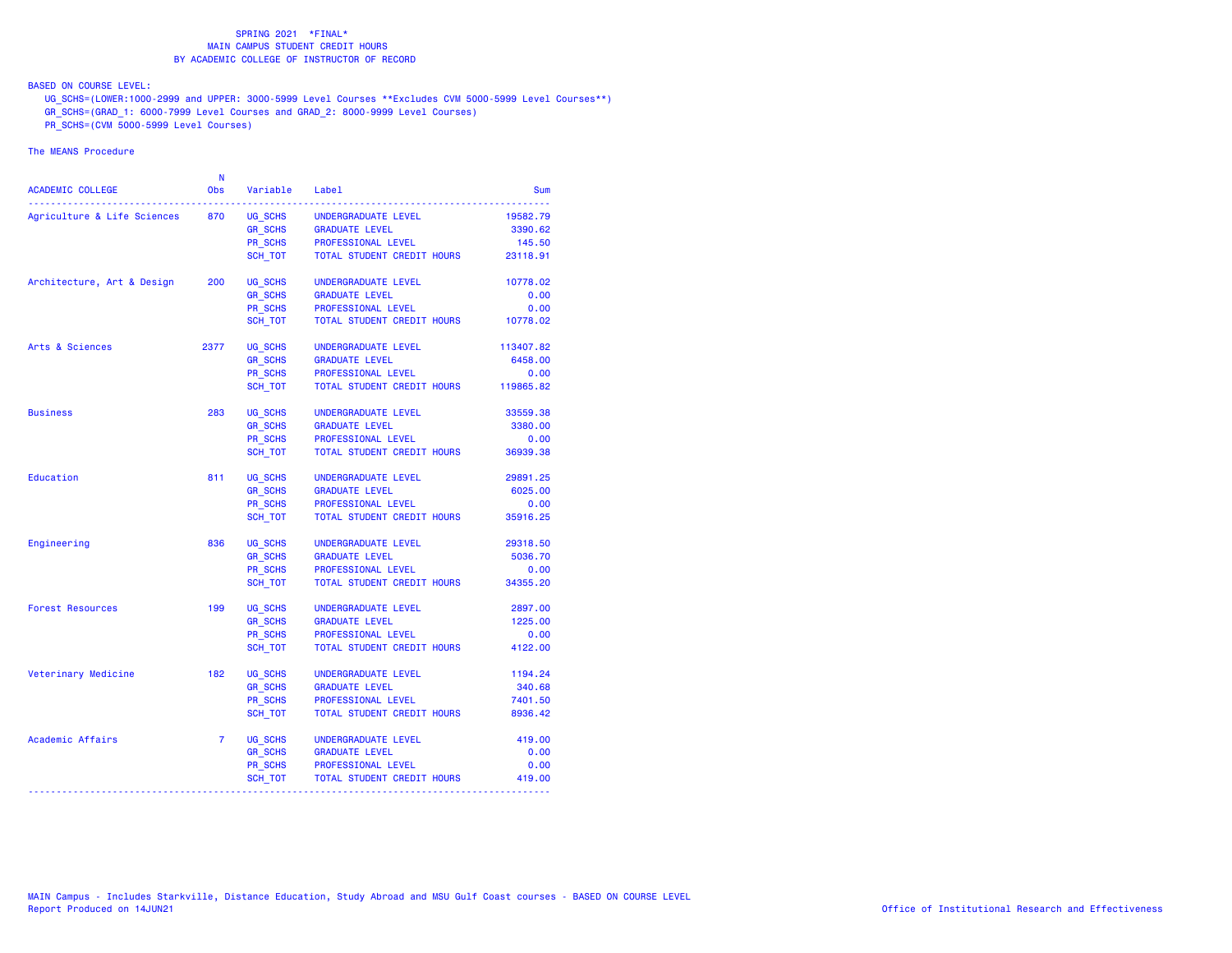SPRING 2021 *FINAL*
MAIN CAMPUS STUDENT CREDIT HOURS
BY ACADEMIC COLLEGE OF INSTRUCTOR OF RECORD

BASED ON COURSE LEVEL:
UG_SCHS=(LOWER:1000-2999 and UPPER: 3000-5999 Level Courses **Excludes CVM 5000-5999 Level Courses**)
GR_SCHS=(GRAD_1: 6000-7999 Level Courses and GRAD_2: 8000-9999 Level Courses)
PR_SCHS=(CVM 5000-5999 Level Courses)

The MEANS Procedure

| ACADEMIC COLLEGE | N Obs | Variable | Label | Sum |
|---|---|---|---|---|
| Agriculture & Life Sciences | 870 | UG_SCHS | UNDERGRADUATE LEVEL | 19582.79 |
| | | GR_SCHS | GRADUATE LEVEL | 3390.62 |
| | | PR_SCHS | PROFESSIONAL LEVEL | 145.50 |
| | | SCH_TOT | TOTAL STUDENT CREDIT HOURS | 23118.91 |
| Architecture, Art & Design | 200 | UG_SCHS | UNDERGRADUATE LEVEL | 10778.02 |
| | | GR_SCHS | GRADUATE LEVEL | 0.00 |
| | | PR_SCHS | PROFESSIONAL LEVEL | 0.00 |
| | | SCH_TOT | TOTAL STUDENT CREDIT HOURS | 10778.02 |
| Arts & Sciences | 2377 | UG_SCHS | UNDERGRADUATE LEVEL | 113407.82 |
| | | GR_SCHS | GRADUATE LEVEL | 6458.00 |
| | | PR_SCHS | PROFESSIONAL LEVEL | 0.00 |
| | | SCH_TOT | TOTAL STUDENT CREDIT HOURS | 119865.82 |
| Business | 283 | UG_SCHS | UNDERGRADUATE LEVEL | 33559.38 |
| | | GR_SCHS | GRADUATE LEVEL | 3380.00 |
| | | PR_SCHS | PROFESSIONAL LEVEL | 0.00 |
| | | SCH_TOT | TOTAL STUDENT CREDIT HOURS | 36939.38 |
| Education | 811 | UG_SCHS | UNDERGRADUATE LEVEL | 29891.25 |
| | | GR_SCHS | GRADUATE LEVEL | 6025.00 |
| | | PR_SCHS | PROFESSIONAL LEVEL | 0.00 |
| | | SCH_TOT | TOTAL STUDENT CREDIT HOURS | 35916.25 |
| Engineering | 836 | UG_SCHS | UNDERGRADUATE LEVEL | 29318.50 |
| | | GR_SCHS | GRADUATE LEVEL | 5036.70 |
| | | PR_SCHS | PROFESSIONAL LEVEL | 0.00 |
| | | SCH_TOT | TOTAL STUDENT CREDIT HOURS | 34355.20 |
| Forest Resources | 199 | UG_SCHS | UNDERGRADUATE LEVEL | 2897.00 |
| | | GR_SCHS | GRADUATE LEVEL | 1225.00 |
| | | PR_SCHS | PROFESSIONAL LEVEL | 0.00 |
| | | SCH_TOT | TOTAL STUDENT CREDIT HOURS | 4122.00 |
| Veterinary Medicine | 182 | UG_SCHS | UNDERGRADUATE LEVEL | 1194.24 |
| | | GR_SCHS | GRADUATE LEVEL | 340.68 |
| | | PR_SCHS | PROFESSIONAL LEVEL | 7401.50 |
| | | SCH_TOT | TOTAL STUDENT CREDIT HOURS | 8936.42 |
| Academic Affairs | 7 | UG_SCHS | UNDERGRADUATE LEVEL | 419.00 |
| | | GR_SCHS | GRADUATE LEVEL | 0.00 |
| | | PR_SCHS | PROFESSIONAL LEVEL | 0.00 |
| | | SCH_TOT | TOTAL STUDENT CREDIT HOURS | 419.00 |

MAIN Campus - Includes Starkville, Distance Education, Study Abroad and MSU Gulf Coast courses - BASED ON COURSE LEVEL
Report Produced on 14JUN21

Office of Institutional Research and Effectiveness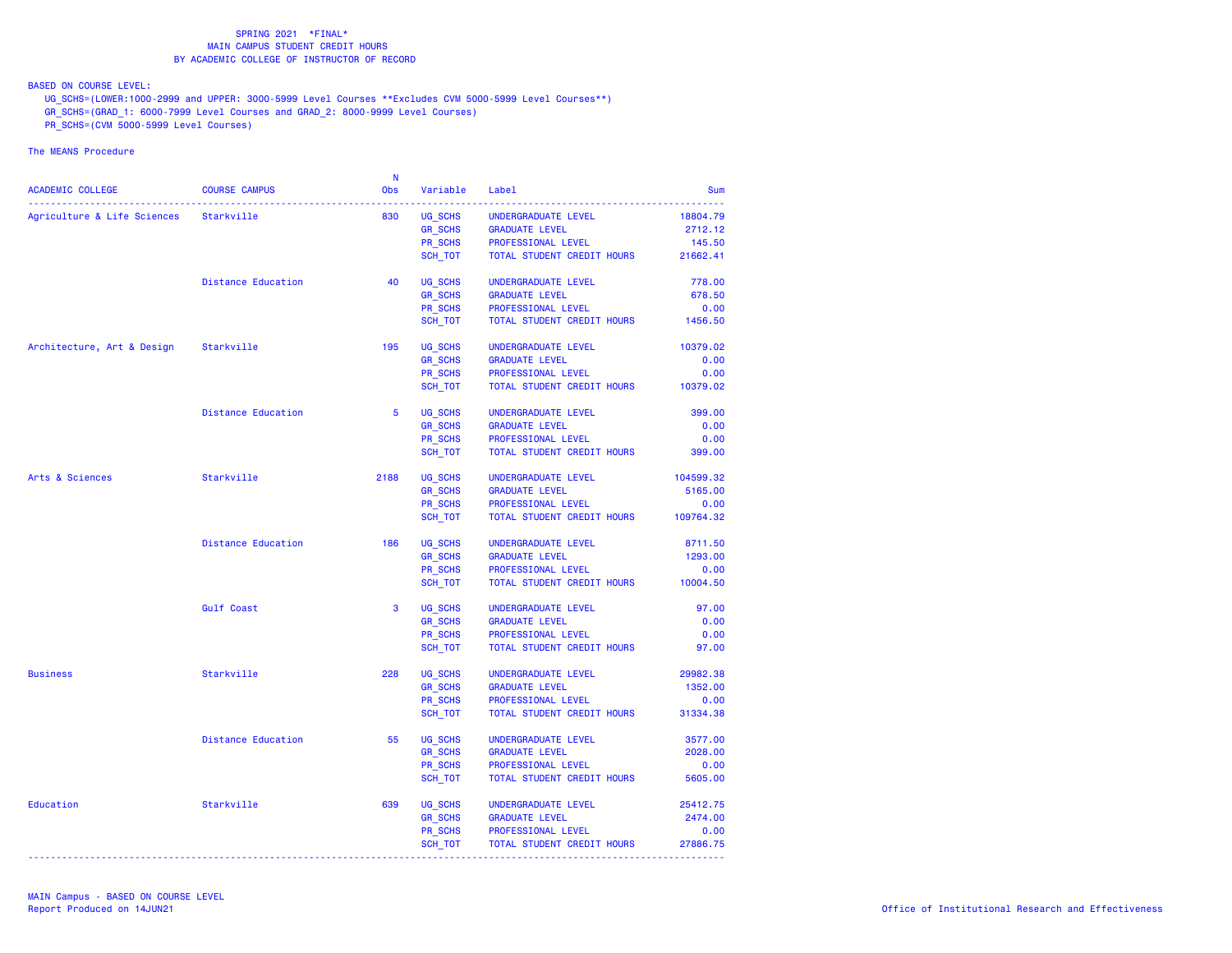SPRING 2021 \*FINAL\*
MAIN CAMPUS STUDENT CREDIT HOURS
BY ACADEMIC COLLEGE OF INSTRUCTOR OF RECORD

BASED ON COURSE LEVEL:
UG_SCHS=(LOWER:1000-2999 and UPPER: 3000-5999 Level Courses **Excludes CVM 5000-5999 Level Courses**)
GR_SCHS=(GRAD_1: 6000-7999 Level Courses and GRAD_2: 8000-9999 Level Courses)
PR_SCHS=(CVM 5000-5999 Level Courses)

The MEANS Procedure

| ACADEMIC COLLEGE | COURSE CAMPUS | N Obs | Variable | Label | Sum |
|---|---|---|---|---|---|
| Agriculture & Life Sciences | Starkville | 830 | UG_SCHS | UNDERGRADUATE LEVEL | 18804.79 |
| | | | GR_SCHS | GRADUATE LEVEL | 2712.12 |
| | | | PR_SCHS | PROFESSIONAL LEVEL | 145.50 |
| | | | SCH_TOT | TOTAL STUDENT CREDIT HOURS | 21662.41 |
| | Distance Education | 40 | UG_SCHS | UNDERGRADUATE LEVEL | 778.00 |
| | | | GR_SCHS | GRADUATE LEVEL | 678.50 |
| | | | PR_SCHS | PROFESSIONAL LEVEL | 0.00 |
| | | | SCH_TOT | TOTAL STUDENT CREDIT HOURS | 1456.50 |
| Architecture, Art & Design | Starkville | 195 | UG_SCHS | UNDERGRADUATE LEVEL | 10379.02 |
| | | | GR_SCHS | GRADUATE LEVEL | 0.00 |
| | | | PR_SCHS | PROFESSIONAL LEVEL | 0.00 |
| | | | SCH_TOT | TOTAL STUDENT CREDIT HOURS | 10379.02 |
| | Distance Education | 5 | UG_SCHS | UNDERGRADUATE LEVEL | 399.00 |
| | | | GR_SCHS | GRADUATE LEVEL | 0.00 |
| | | | PR_SCHS | PROFESSIONAL LEVEL | 0.00 |
| | | | SCH_TOT | TOTAL STUDENT CREDIT HOURS | 399.00 |
| Arts & Sciences | Starkville | 2188 | UG_SCHS | UNDERGRADUATE LEVEL | 104599.32 |
| | | | GR_SCHS | GRADUATE LEVEL | 5165.00 |
| | | | PR_SCHS | PROFESSIONAL LEVEL | 0.00 |
| | | | SCH_TOT | TOTAL STUDENT CREDIT HOURS | 109764.32 |
| | Distance Education | 186 | UG_SCHS | UNDERGRADUATE LEVEL | 8711.50 |
| | | | GR_SCHS | GRADUATE LEVEL | 1293.00 |
| | | | PR_SCHS | PROFESSIONAL LEVEL | 0.00 |
| | | | SCH_TOT | TOTAL STUDENT CREDIT HOURS | 10004.50 |
| | Gulf Coast | 3 | UG_SCHS | UNDERGRADUATE LEVEL | 97.00 |
| | | | GR_SCHS | GRADUATE LEVEL | 0.00 |
| | | | PR_SCHS | PROFESSIONAL LEVEL | 0.00 |
| | | | SCH_TOT | TOTAL STUDENT CREDIT HOURS | 97.00 |
| Business | Starkville | 228 | UG_SCHS | UNDERGRADUATE LEVEL | 29982.38 |
| | | | GR_SCHS | GRADUATE LEVEL | 1352.00 |
| | | | PR_SCHS | PROFESSIONAL LEVEL | 0.00 |
| | | | SCH_TOT | TOTAL STUDENT CREDIT HOURS | 31334.38 |
| | Distance Education | 55 | UG_SCHS | UNDERGRADUATE LEVEL | 3577.00 |
| | | | GR_SCHS | GRADUATE LEVEL | 2028.00 |
| | | | PR_SCHS | PROFESSIONAL LEVEL | 0.00 |
| | | | SCH_TOT | TOTAL STUDENT CREDIT HOURS | 5605.00 |
| Education | Starkville | 639 | UG_SCHS | UNDERGRADUATE LEVEL | 25412.75 |
| | | | GR_SCHS | GRADUATE LEVEL | 2474.00 |
| | | | PR_SCHS | PROFESSIONAL LEVEL | 0.00 |
| | | | SCH_TOT | TOTAL STUDENT CREDIT HOURS | 27886.75 |

MAIN Campus - BASED ON COURSE LEVEL
Report Produced on 14JUN21

Office of Institutional Research and Effectiveness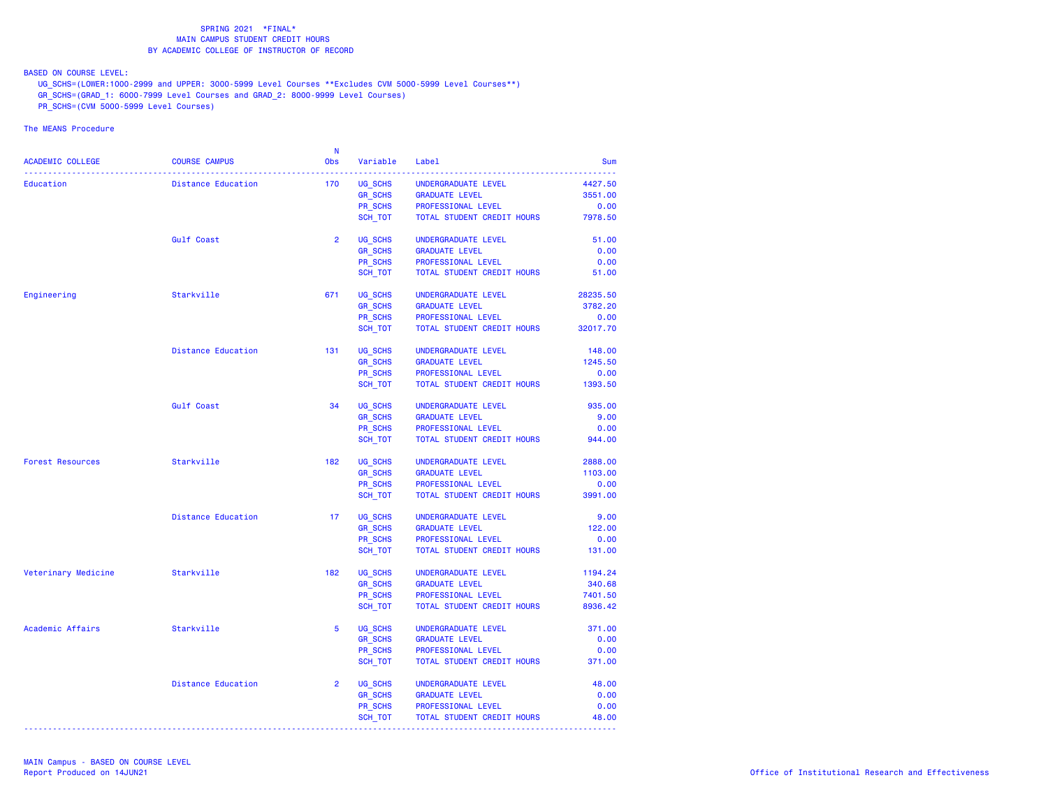SPRING 2021 *FINAL*
MAIN CAMPUS STUDENT CREDIT HOURS
BY ACADEMIC COLLEGE OF INSTRUCTOR OF RECORD

BASED ON COURSE LEVEL:
UG_SCHS=(LOWER:1000-2999 and UPPER: 3000-5999 Level Courses **Excludes CVM 5000-5999 Level Courses**)
GR_SCHS=(GRAD_1: 6000-7999 Level Courses and GRAD_2: 8000-9999 Level Courses)
PR_SCHS=(CVM 5000-5999 Level Courses)

The MEANS Procedure

| ACADEMIC COLLEGE | COURSE CAMPUS | N Obs | Variable | Label | Sum |
|---|---|---|---|---|---|
| Education | Distance Education | 170 | UG_SCHS | UNDERGRADUATE LEVEL | 4427.50 |
| | | | GR_SCHS | GRADUATE LEVEL | 3551.00 |
| | | | PR_SCHS | PROFESSIONAL LEVEL | 0.00 |
| | | | SCH_TOT | TOTAL STUDENT CREDIT HOURS | 7978.50 |
| | Gulf Coast | 2 | UG_SCHS | UNDERGRADUATE LEVEL | 51.00 |
| | | | GR_SCHS | GRADUATE LEVEL | 0.00 |
| | | | PR_SCHS | PROFESSIONAL LEVEL | 0.00 |
| | | | SCH_TOT | TOTAL STUDENT CREDIT HOURS | 51.00 |
| Engineering | Starkville | 671 | UG_SCHS | UNDERGRADUATE LEVEL | 28235.50 |
| | | | GR_SCHS | GRADUATE LEVEL | 3782.20 |
| | | | PR_SCHS | PROFESSIONAL LEVEL | 0.00 |
| | | | SCH_TOT | TOTAL STUDENT CREDIT HOURS | 32017.70 |
| | Distance Education | 131 | UG_SCHS | UNDERGRADUATE LEVEL | 148.00 |
| | | | GR_SCHS | GRADUATE LEVEL | 1245.50 |
| | | | PR_SCHS | PROFESSIONAL LEVEL | 0.00 |
| | | | SCH_TOT | TOTAL STUDENT CREDIT HOURS | 1393.50 |
| | Gulf Coast | 34 | UG_SCHS | UNDERGRADUATE LEVEL | 935.00 |
| | | | GR_SCHS | GRADUATE LEVEL | 9.00 |
| | | | PR_SCHS | PROFESSIONAL LEVEL | 0.00 |
| | | | SCH_TOT | TOTAL STUDENT CREDIT HOURS | 944.00 |
| Forest Resources | Starkville | 182 | UG_SCHS | UNDERGRADUATE LEVEL | 2888.00 |
| | | | GR_SCHS | GRADUATE LEVEL | 1103.00 |
| | | | PR_SCHS | PROFESSIONAL LEVEL | 0.00 |
| | | | SCH_TOT | TOTAL STUDENT CREDIT HOURS | 3991.00 |
| | Distance Education | 17 | UG_SCHS | UNDERGRADUATE LEVEL | 9.00 |
| | | | GR_SCHS | GRADUATE LEVEL | 122.00 |
| | | | PR_SCHS | PROFESSIONAL LEVEL | 0.00 |
| | | | SCH_TOT | TOTAL STUDENT CREDIT HOURS | 131.00 |
| Veterinary Medicine | Starkville | 182 | UG_SCHS | UNDERGRADUATE LEVEL | 1194.24 |
| | | | GR_SCHS | GRADUATE LEVEL | 340.68 |
| | | | PR_SCHS | PROFESSIONAL LEVEL | 7401.50 |
| | | | SCH_TOT | TOTAL STUDENT CREDIT HOURS | 8936.42 |
| Academic Affairs | Starkville | 5 | UG_SCHS | UNDERGRADUATE LEVEL | 371.00 |
| | | | GR_SCHS | GRADUATE LEVEL | 0.00 |
| | | | PR_SCHS | PROFESSIONAL LEVEL | 0.00 |
| | | | SCH_TOT | TOTAL STUDENT CREDIT HOURS | 371.00 |
| | Distance Education | 2 | UG_SCHS | UNDERGRADUATE LEVEL | 48.00 |
| | | | GR_SCHS | GRADUATE LEVEL | 0.00 |
| | | | PR_SCHS | PROFESSIONAL LEVEL | 0.00 |
| | | | SCH_TOT | TOTAL STUDENT CREDIT HOURS | 48.00 |

MAIN Campus - BASED ON COURSE LEVEL
Report Produced on 14JUN21

Office of Institutional Research and Effectiveness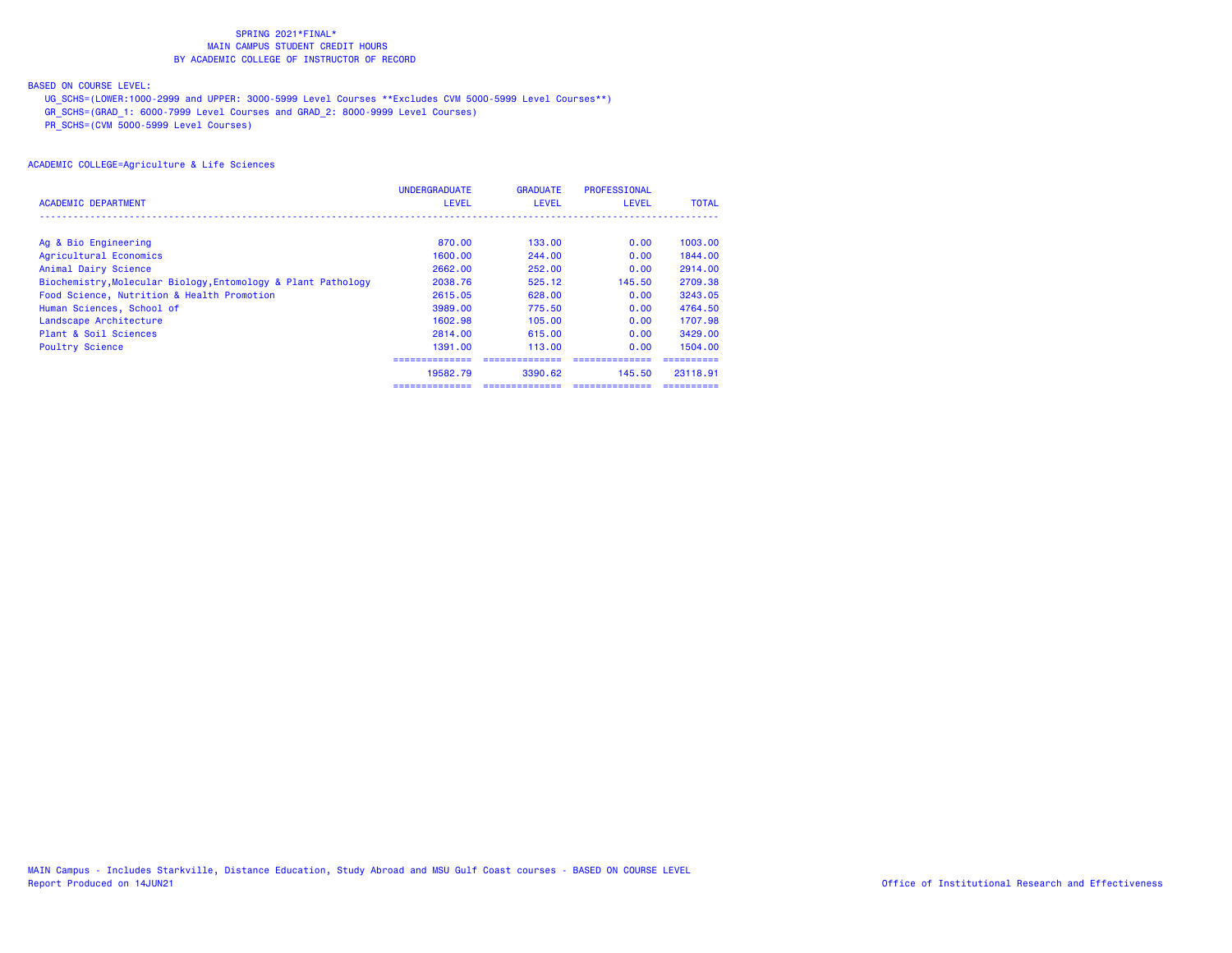SPRING 2021*FINAL*
MAIN CAMPUS STUDENT CREDIT HOURS
BY ACADEMIC COLLEGE OF INSTRUCTOR OF RECORD

BASED ON COURSE LEVEL:
UG_SCHS=(LOWER:1000-2999 and UPPER: 3000-5999 Level Courses **Excludes CVM 5000-5999 Level Courses**)
GR_SCHS=(GRAD_1: 6000-7999 Level Courses and GRAD_2: 8000-9999 Level Courses)
PR_SCHS=(CVM 5000-5999 Level Courses)

ACADEMIC COLLEGE=Agriculture & Life Sciences

| ACADEMIC DEPARTMENT | UNDERGRADUATE LEVEL | GRADUATE LEVEL | PROFESSIONAL LEVEL | TOTAL |
|---|---|---|---|---|
| Ag & Bio Engineering | 870.00 | 133.00 | 0.00 | 1003.00 |
| Agricultural Economics | 1600.00 | 244.00 | 0.00 | 1844.00 |
| Animal Dairy Science | 2662.00 | 252.00 | 0.00 | 2914.00 |
| Biochemistry,Molecular Biology,Entomology & Plant Pathology | 2038.76 | 525.12 | 145.50 | 2709.38 |
| Food Science, Nutrition & Health Promotion | 2615.05 | 628.00 | 0.00 | 3243.05 |
| Human Sciences, School of | 3989.00 | 775.50 | 0.00 | 4764.50 |
| Landscape Architecture | 1602.98 | 105.00 | 0.00 | 1707.98 |
| Plant & Soil Sciences | 2814.00 | 615.00 | 0.00 | 3429.00 |
| Poultry Science | 1391.00 | 113.00 | 0.00 | 1504.00 |
| | 19582.79 | 3390.62 | 145.50 | 23118.91 |

MAIN Campus - Includes Starkville, Distance Education, Study Abroad and MSU Gulf Coast courses - BASED ON COURSE LEVEL
Report Produced on 14JUN21

Office of Institutional Research and Effectiveness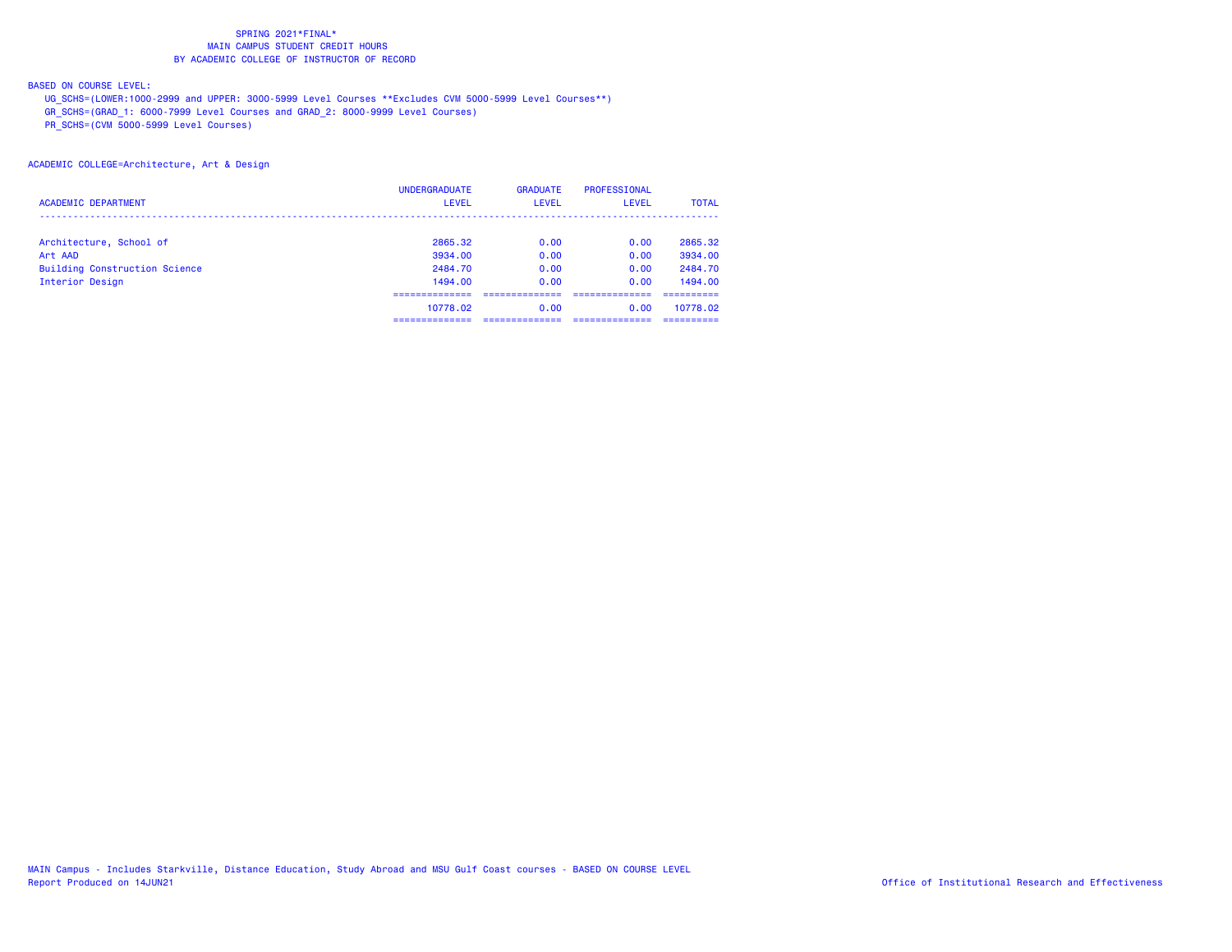SPRING 2021*FINAL*
MAIN CAMPUS STUDENT CREDIT HOURS
BY ACADEMIC COLLEGE OF INSTRUCTOR OF RECORD

BASED ON COURSE LEVEL:
UG_SCHS=(LOWER:1000-2999 and UPPER: 3000-5999 Level Courses **Excludes CVM 5000-5999 Level Courses**)
GR_SCHS=(GRAD_1: 6000-7999 Level Courses and GRAD_2: 8000-9999 Level Courses)
PR_SCHS=(CVM 5000-5999 Level Courses)

ACADEMIC COLLEGE=Architecture, Art & Design

| ACADEMIC DEPARTMENT | UNDERGRADUATE LEVEL | GRADUATE LEVEL | PROFESSIONAL LEVEL | TOTAL |
|---|---|---|---|---|
| Architecture, School of | 2865.32 | 0.00 | 0.00 | 2865.32 |
| Art AAD | 3934.00 | 0.00 | 0.00 | 3934.00 |
| Building Construction Science | 2484.70 | 0.00 | 0.00 | 2484.70 |
| Interior Design | 1494.00 | 0.00 | 0.00 | 1494.00 |
| | 10778.02 | 0.00 | 0.00 | 10778.02 |

MAIN Campus - Includes Starkville, Distance Education, Study Abroad and MSU Gulf Coast courses - BASED ON COURSE LEVEL
Report Produced on 14JUN21

Office of Institutional Research and Effectiveness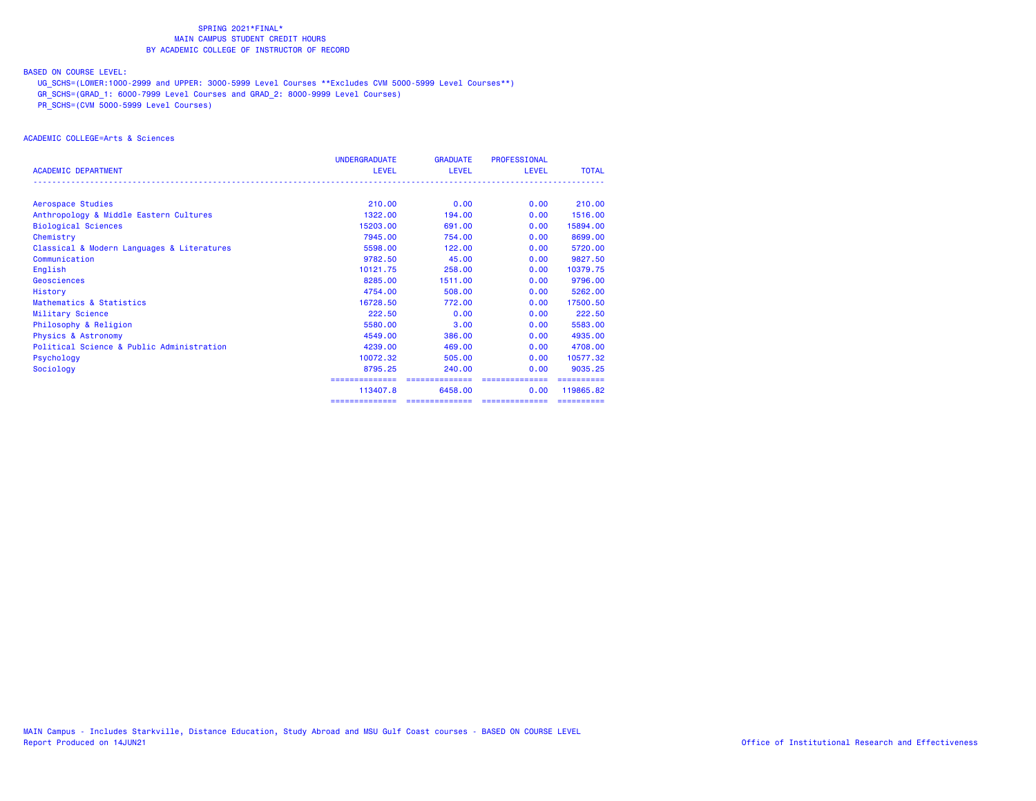SPRING 2021*FINAL*
MAIN CAMPUS STUDENT CREDIT HOURS
BY ACADEMIC COLLEGE OF INSTRUCTOR OF RECORD

BASED ON COURSE LEVEL:

UG_SCHS=(LOWER:1000-2999 and UPPER: 3000-5999 Level Courses **Excludes CVM 5000-5999 Level Courses**)
GR_SCHS=(GRAD_1: 6000-7999 Level Courses and GRAD_2: 8000-9999 Level Courses)
PR_SCHS=(CVM 5000-5999 Level Courses)

ACADEMIC COLLEGE=Arts & Sciences

| ACADEMIC DEPARTMENT | UNDERGRADUATE LEVEL | GRADUATE LEVEL | PROFESSIONAL LEVEL | TOTAL |
|---|---|---|---|---|
| Aerospace Studies | 210.00 | 0.00 | 0.00 | 210.00 |
| Anthropology & Middle Eastern Cultures | 1322.00 | 194.00 | 0.00 | 1516.00 |
| Biological Sciences | 15203.00 | 691.00 | 0.00 | 15894.00 |
| Chemistry | 7945.00 | 754.00 | 0.00 | 8699.00 |
| Classical & Modern Languages & Literatures | 5598.00 | 122.00 | 0.00 | 5720.00 |
| Communication | 9782.50 | 45.00 | 0.00 | 9827.50 |
| English | 10121.75 | 258.00 | 0.00 | 10379.75 |
| Geosciences | 8285.00 | 1511.00 | 0.00 | 9796.00 |
| History | 4754.00 | 508.00 | 0.00 | 5262.00 |
| Mathematics & Statistics | 16728.50 | 772.00 | 0.00 | 17500.50 |
| Military Science | 222.50 | 0.00 | 0.00 | 222.50 |
| Philosophy & Religion | 5580.00 | 3.00 | 0.00 | 5583.00 |
| Physics & Astronomy | 4549.00 | 386.00 | 0.00 | 4935.00 |
| Political Science & Public Administration | 4239.00 | 469.00 | 0.00 | 4708.00 |
| Psychology | 10072.32 | 505.00 | 0.00 | 10577.32 |
| Sociology | 8795.25 | 240.00 | 0.00 | 9035.25 |
| | 113407.8 | 6458.00 | 0.00 | 119865.82 |

MAIN Campus - Includes Starkville, Distance Education, Study Abroad and MSU Gulf Coast courses - BASED ON COURSE LEVEL
Report Produced on 14JUN21

Office of Institutional Research and Effectiveness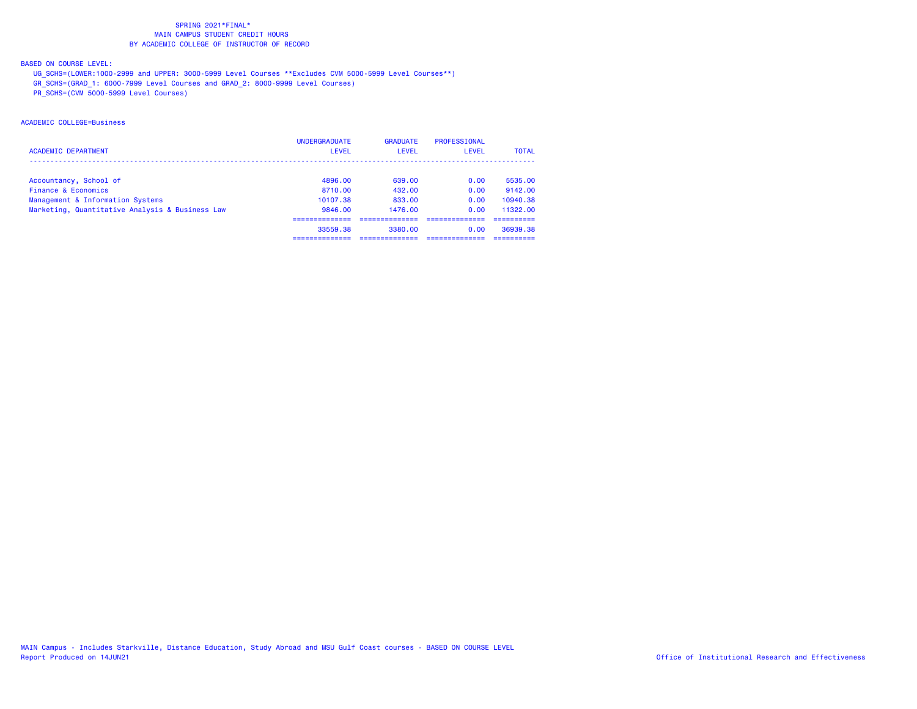SPRING 2021*FINAL*
MAIN CAMPUS STUDENT CREDIT HOURS
BY ACADEMIC COLLEGE OF INSTRUCTOR OF RECORD

BASED ON COURSE LEVEL:
UG_SCHS=(LOWER:1000-2999 and UPPER: 3000-5999 Level Courses **Excludes CVM 5000-5999 Level Courses**)
GR_SCHS=(GRAD_1: 6000-7999 Level Courses and GRAD_2: 8000-9999 Level Courses)
PR_SCHS=(CVM 5000-5999 Level Courses)

ACADEMIC COLLEGE=Business

| ACADEMIC DEPARTMENT | UNDERGRADUATE LEVEL | GRADUATE LEVEL | PROFESSIONAL LEVEL | TOTAL |
|---|---|---|---|---|
| Accountancy, School of | 4896.00 | 639.00 | 0.00 | 5535.00 |
| Finance & Economics | 8710.00 | 432.00 | 0.00 | 9142.00 |
| Management & Information Systems | 10107.38 | 833.00 | 0.00 | 10940.38 |
| Marketing, Quantitative Analysis & Business Law | 9846.00 | 1476.00 | 0.00 | 11322.00 |
| | 33559.38 | 3380.00 | 0.00 | 36939.38 |

MAIN Campus - Includes Starkville, Distance Education, Study Abroad and MSU Gulf Coast courses - BASED ON COURSE LEVEL
Report Produced on 14JUN21

Office of Institutional Research and Effectiveness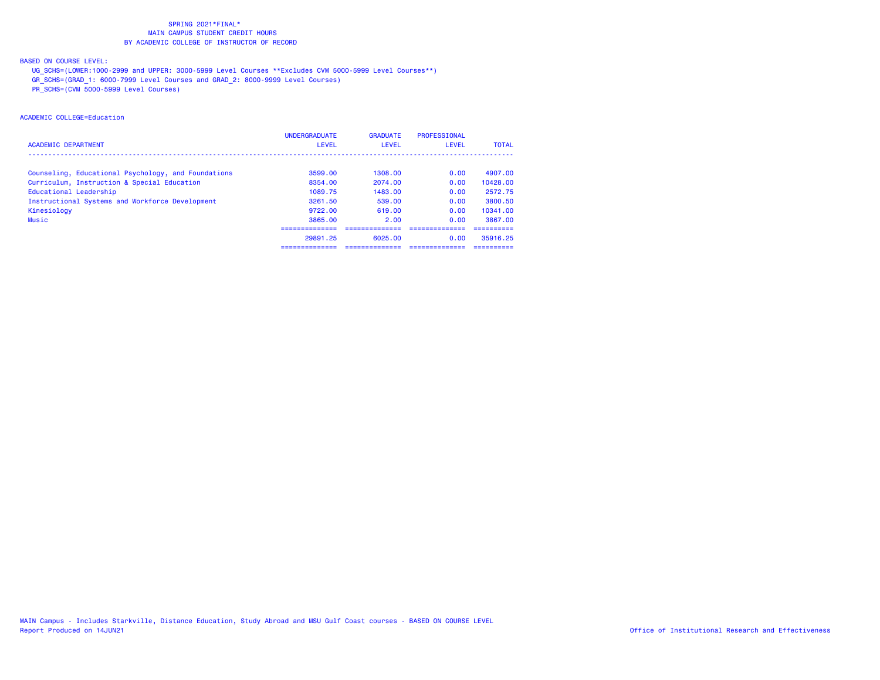SPRING 2021*FINAL*
MAIN CAMPUS STUDENT CREDIT HOURS
BY ACADEMIC COLLEGE OF INSTRUCTOR OF RECORD

BASED ON COURSE LEVEL:
UG_SCHS=(LOWER:1000-2999 and UPPER: 3000-5999 Level Courses **Excludes CVM 5000-5999 Level Courses**)
GR_SCHS=(GRAD_1: 6000-7999 Level Courses and GRAD_2: 8000-9999 Level Courses)
PR_SCHS=(CVM 5000-5999 Level Courses)

ACADEMIC COLLEGE=Education

| ACADEMIC DEPARTMENT | UNDERGRADUATE LEVEL | GRADUATE LEVEL | PROFESSIONAL LEVEL | TOTAL |
|---|---|---|---|---|
| Counseling, Educational Psychology, and Foundations | 3599.00 | 1308.00 | 0.00 | 4907.00 |
| Curriculum, Instruction & Special Education | 8354.00 | 2074.00 | 0.00 | 10428.00 |
| Educational Leadership | 1089.75 | 1483.00 | 0.00 | 2572.75 |
| Instructional Systems and Workforce Development | 3261.50 | 539.00 | 0.00 | 3800.50 |
| Kinesiology | 9722.00 | 619.00 | 0.00 | 10341.00 |
| Music | 3865.00 | 2.00 | 0.00 | 3867.00 |
| | 29891.25 | 6025.00 | 0.00 | 35916.25 |

MAIN Campus - Includes Starkville, Distance Education, Study Abroad and MSU Gulf Coast courses - BASED ON COURSE LEVEL
Report Produced on 14JUN21

Office of Institutional Research and Effectiveness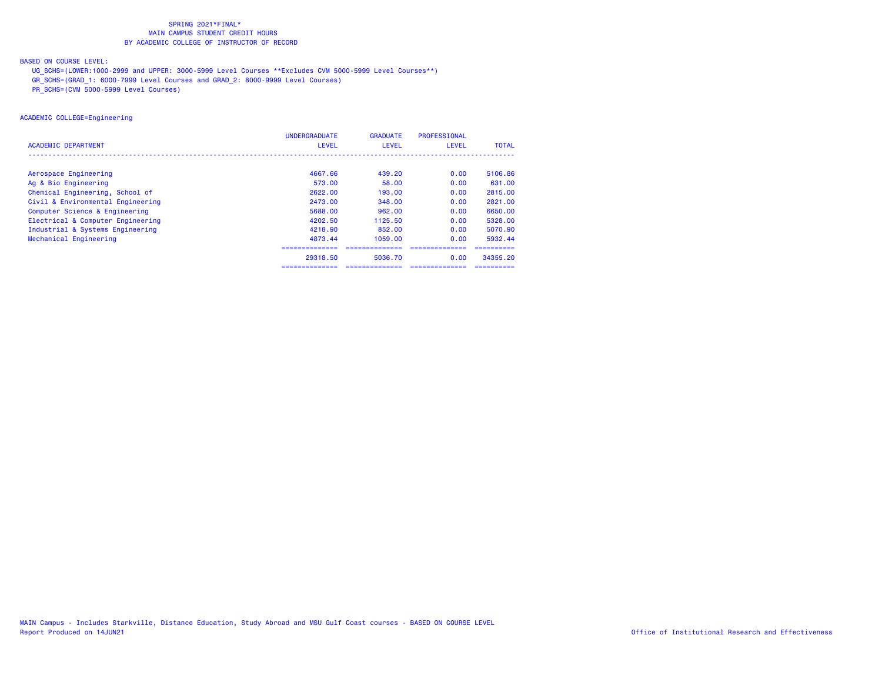SPRING 2021*FINAL*
MAIN CAMPUS STUDENT CREDIT HOURS
BY ACADEMIC COLLEGE OF INSTRUCTOR OF RECORD

BASED ON COURSE LEVEL:
UG_SCHS=(LOWER:1000-2999 and UPPER: 3000-5999 Level Courses **Excludes CVM 5000-5999 Level Courses**)
GR_SCHS=(GRAD_1: 6000-7999 Level Courses and GRAD_2: 8000-9999 Level Courses)
PR_SCHS=(CVM 5000-5999 Level Courses)

ACADEMIC COLLEGE=Engineering

| ACADEMIC DEPARTMENT | UNDERGRADUATE LEVEL | GRADUATE LEVEL | PROFESSIONAL LEVEL | TOTAL |
|---|---|---|---|---|
| Aerospace Engineering | 4667.66 | 439.20 | 0.00 | 5106.86 |
| Ag & Bio Engineering | 573.00 | 58.00 | 0.00 | 631.00 |
| Chemical Engineering, School of | 2622.00 | 193.00 | 0.00 | 2815.00 |
| Civil & Environmental Engineering | 2473.00 | 348.00 | 0.00 | 2821.00 |
| Computer Science & Engineering | 5688.00 | 962.00 | 0.00 | 6650.00 |
| Electrical & Computer Engineering | 4202.50 | 1125.50 | 0.00 | 5328.00 |
| Industrial & Systems Engineering | 4218.90 | 852.00 | 0.00 | 5070.90 |
| Mechanical Engineering | 4873.44 | 1059.00 | 0.00 | 5932.44 |
| | 29318.50 | 5036.70 | 0.00 | 34355.20 |

MAIN Campus - Includes Starkville, Distance Education, Study Abroad and MSU Gulf Coast courses - BASED ON COURSE LEVEL
Report Produced on 14JUN21

Office of Institutional Research and Effectiveness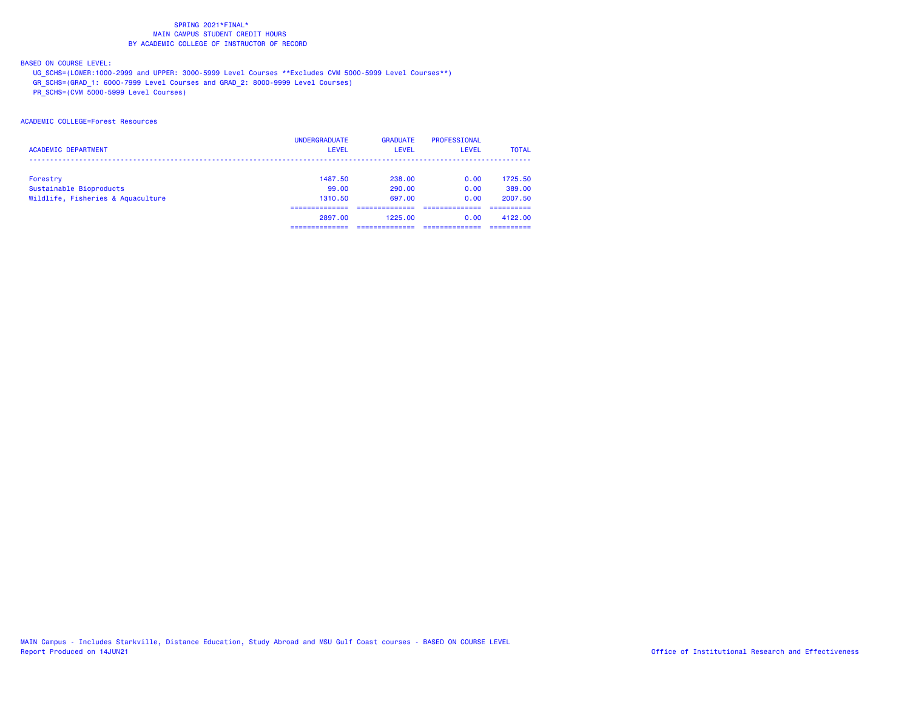SPRING 2021*FINAL*
MAIN CAMPUS STUDENT CREDIT HOURS
BY ACADEMIC COLLEGE OF INSTRUCTOR OF RECORD

BASED ON COURSE LEVEL:
UG_SCHS=(LOWER:1000-2999 and UPPER: 3000-5999 Level Courses **Excludes CVM 5000-5999 Level Courses**)
GR_SCHS=(GRAD_1: 6000-7999 Level Courses and GRAD_2: 8000-9999 Level Courses)
PR_SCHS=(CVM 5000-5999 Level Courses)

ACADEMIC COLLEGE=Forest Resources

| ACADEMIC DEPARTMENT | UNDERGRADUATE LEVEL | GRADUATE LEVEL | PROFESSIONAL LEVEL | TOTAL |
|---|---|---|---|---|
| Forestry | 1487.50 | 238.00 | 0.00 | 1725.50 |
| Sustainable Bioproducts | 99.00 | 290.00 | 0.00 | 389.00 |
| Wildlife, Fisheries & Aquaculture | 1310.50 | 697.00 | 0.00 | 2007.50 |
| | 2897.00 | 1225.00 | 0.00 | 4122.00 |

MAIN Campus - Includes Starkville, Distance Education, Study Abroad and MSU Gulf Coast courses - BASED ON COURSE LEVEL
Report Produced on 14JUN21

Office of Institutional Research and Effectiveness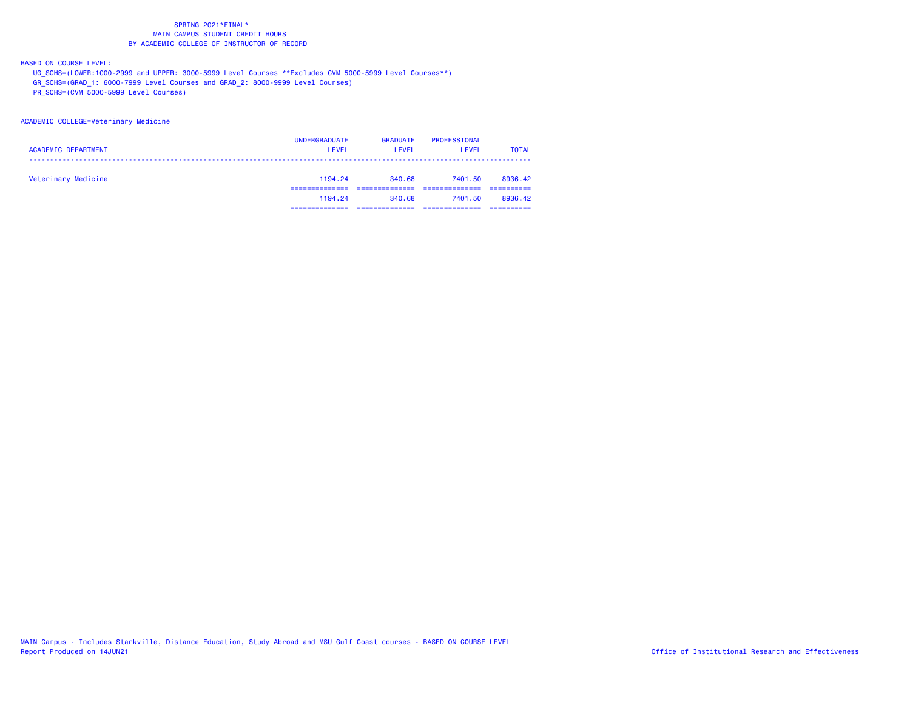SPRING 2021*FINAL*
MAIN CAMPUS STUDENT CREDIT HOURS
BY ACADEMIC COLLEGE OF INSTRUCTOR OF RECORD

BASED ON COURSE LEVEL:
UG_SCHS=(LOWER:1000-2999 and UPPER: 3000-5999 Level Courses **Excludes CVM 5000-5999 Level Courses**)
GR_SCHS=(GRAD_1: 6000-7999 Level Courses and GRAD_2: 8000-9999 Level Courses)
PR_SCHS=(CVM 5000-5999 Level Courses)

ACADEMIC COLLEGE=Veterinary Medicine

| ACADEMIC DEPARTMENT | UNDERGRADUATE LEVEL | GRADUATE LEVEL | PROFESSIONAL LEVEL | TOTAL |
|---|---|---|---|---|
| Veterinary Medicine | 1194.24 | 340.68 | 7401.50 | 8936.42 |
| | 1194.24 | 340.68 | 7401.50 | 8936.42 |

MAIN Campus - Includes Starkville, Distance Education, Study Abroad and MSU Gulf Coast courses - BASED ON COURSE LEVEL
Report Produced on 14JUN21
Office of Institutional Research and Effectiveness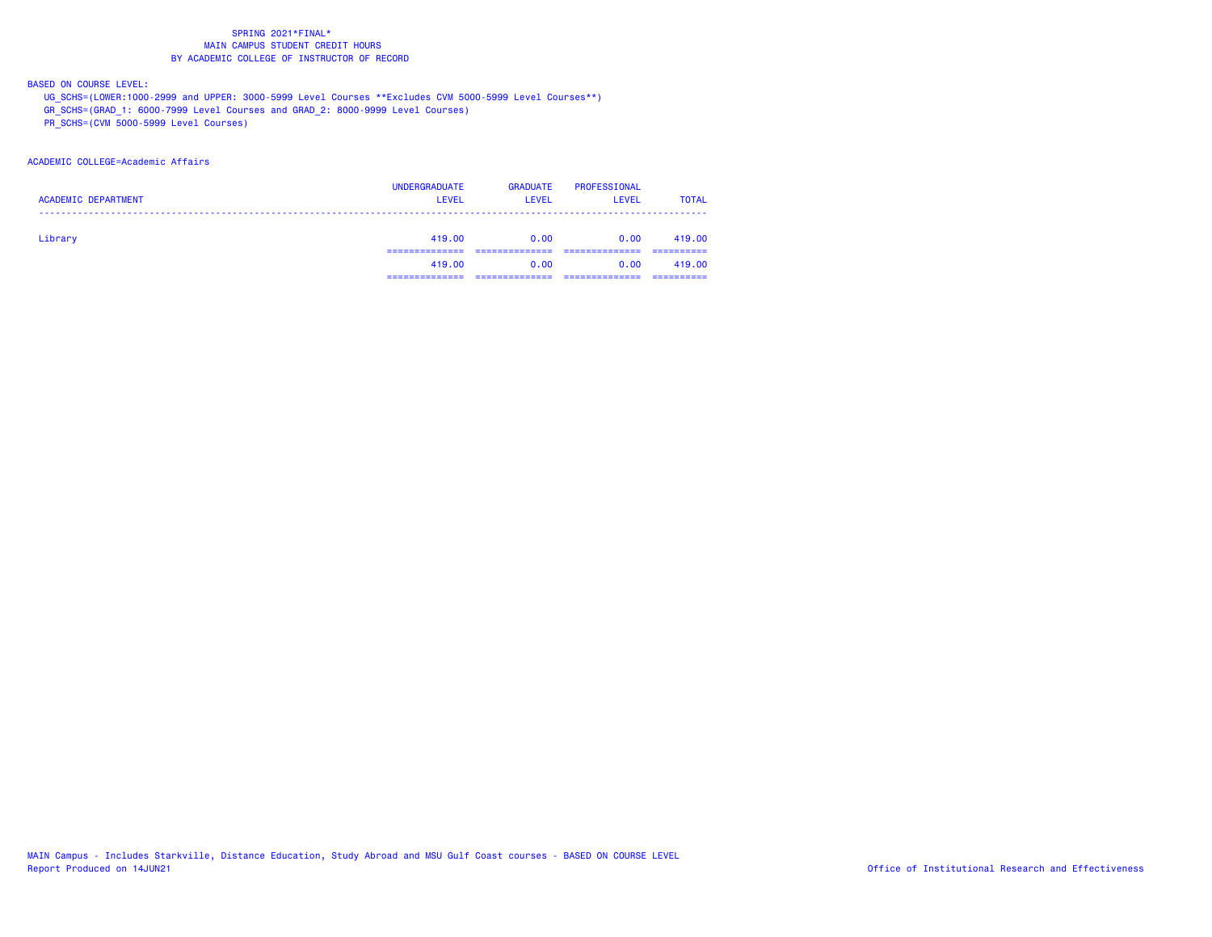SPRING 2021*FINAL*
MAIN CAMPUS STUDENT CREDIT HOURS
BY ACADEMIC COLLEGE OF INSTRUCTOR OF RECORD

BASED ON COURSE LEVEL:
UG_SCHS=(LOWER:1000-2999 and UPPER: 3000-5999 Level Courses **Excludes CVM 5000-5999 Level Courses**)
GR_SCHS=(GRAD_1: 6000-7999 Level Courses and GRAD_2: 8000-9999 Level Courses)
PR_SCHS=(CVM 5000-5999 Level Courses)

ACADEMIC COLLEGE=Academic Affairs

| ACADEMIC DEPARTMENT | UNDERGRADUATE LEVEL | GRADUATE LEVEL | PROFESSIONAL LEVEL | TOTAL |
|---|---|---|---|---|
| Library | 419.00 | 0.00 | 0.00 | 419.00 |
| | 419.00 | 0.00 | 0.00 | 419.00 |

MAIN Campus - Includes Starkville, Distance Education, Study Abroad and MSU Gulf Coast courses - BASED ON COURSE LEVEL
Report Produced on 14JUN21
Office of Institutional Research and Effectiveness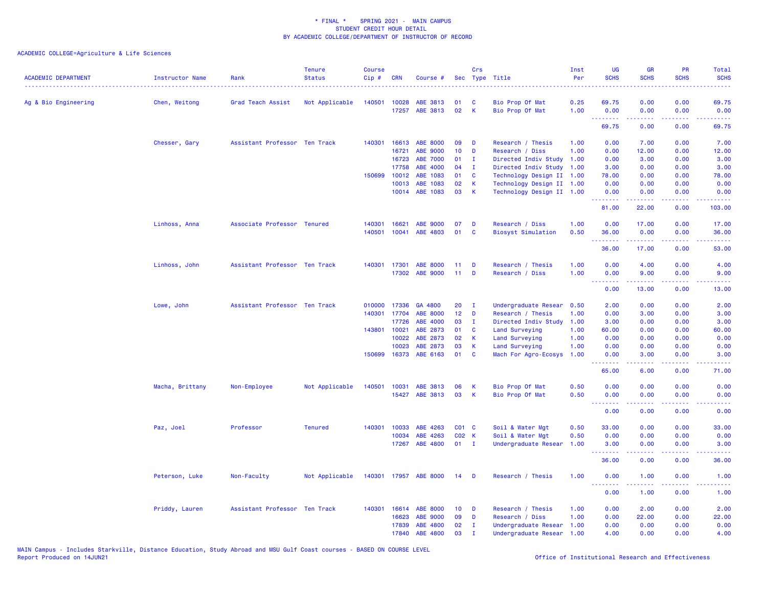\* FINAL \*  SPRING 2021 - MAIN CAMPUS
STUDENT CREDIT HOUR DETAIL
BY ACADEMIC COLLEGE/DEPARTMENT OF INSTRUCTOR OF RECORD

ACADEMIC COLLEGE=Agriculture & Life Sciences

| ACADEMIC DEPARTMENT | Instructor Name | Rank | Tenure Status | Course Cip # | CRN | Course # | Sec | Crs Type | Title | Inst Per | UG SCHS | GR SCHS | PR SCHS | Total SCHS |
|---|---|---|---|---|---|---|---|---|---|---|---|---|---|---|
| Ag & Bio Engineering | Chen, Weitong | Grad Teach Assist | Not Applicable | 140501 | 10028 | ABE 3813 | 01 | C | Bio Prop Of Mat | 0.25 | 69.75 | 0.00 | 0.00 | 69.75 |
| | | | | | 17257 | ABE 3813 | 02 | K | Bio Prop Of Mat | 1.00 | 0.00 | 0.00 | 0.00 | 0.00 |
| | | | | | | | | | | | 69.75 | 0.00 | 0.00 | 69.75 |
| | Chesser, Gary | Assistant Professor | Ten Track | 140301 | 16613 | ABE 8000 | 09 | D | Research / Thesis | 1.00 | 0.00 | 7.00 | 0.00 | 7.00 |
| | | | | | 16721 | ABE 9000 | 10 | D | Research / Diss | 1.00 | 0.00 | 12.00 | 0.00 | 12.00 |
| | | | | | 16723 | ABE 7000 | 01 | I | Directed Indiv Study | 1.00 | 0.00 | 3.00 | 0.00 | 3.00 |
| | | | | | 17758 | ABE 4000 | 04 | I | Directed Indiv Study | 1.00 | 3.00 | 0.00 | 0.00 | 3.00 |
| | | | | 150699 | 10012 | ABE 1083 | 01 | C | Technology Design II | 1.00 | 78.00 | 0.00 | 0.00 | 78.00 |
| | | | | | 10013 | ABE 1083 | 02 | K | Technology Design II | 1.00 | 0.00 | 0.00 | 0.00 | 0.00 |
| | | | | | 10014 | ABE 1083 | 03 | K | Technology Design II | 1.00 | 0.00 | 0.00 | 0.00 | 0.00 |
| | | | | | | | | | | | 81.00 | 22.00 | 0.00 | 103.00 |
| | Linhoss, Anna | Associate Professor | Tenured | 140301 | 16621 | ABE 9000 | 07 | D | Research / Diss | 1.00 | 0.00 | 17.00 | 0.00 | 17.00 |
| | | | | 140501 | 10041 | ABE 4803 | 01 | C | Biosyst Simulation | 0.50 | 36.00 | 0.00 | 0.00 | 36.00 |
| | | | | | | | | | | | 36.00 | 17.00 | 0.00 | 53.00 |
| | Linhoss, John | Assistant Professor | Ten Track | 140301 | 17301 | ABE 8000 | 11 | D | Research / Thesis | 1.00 | 0.00 | 4.00 | 0.00 | 4.00 |
| | | | | | 17302 | ABE 9000 | 11 | D | Research / Diss | 1.00 | 0.00 | 9.00 | 0.00 | 9.00 |
| | | | | | | | | | | | 0.00 | 13.00 | 0.00 | 13.00 |
| | Lowe, John | Assistant Professor | Ten Track | 010000 | 17336 | GA 4800 | 20 | I | Undergraduate Resear | 0.50 | 2.00 | 0.00 | 0.00 | 2.00 |
| | | | | 140301 | 17704 | ABE 8000 | 12 | D | Research / Thesis | 1.00 | 0.00 | 3.00 | 0.00 | 3.00 |
| | | | | | 17726 | ABE 4000 | 03 | I | Directed Indiv Study | 1.00 | 3.00 | 0.00 | 0.00 | 3.00 |
| | | | | 143801 | 10021 | ABE 2873 | 01 | C | Land Surveying | 1.00 | 60.00 | 0.00 | 0.00 | 60.00 |
| | | | | | 10022 | ABE 2873 | 02 | K | Land Surveying | 1.00 | 0.00 | 0.00 | 0.00 | 0.00 |
| | | | | | 10023 | ABE 2873 | 03 | K | Land Surveying | 1.00 | 0.00 | 0.00 | 0.00 | 0.00 |
| | | | | 150699 | 16373 | ABE 6163 | 01 | C | Mach For Agro-Ecosys | 1.00 | 0.00 | 3.00 | 0.00 | 3.00 |
| | | | | | | | | | | | 65.00 | 6.00 | 0.00 | 71.00 |
| | Macha, Brittany | Non-Employee | Not Applicable | 140501 | 10031 | ABE 3813 | 06 | K | Bio Prop Of Mat | 0.50 | 0.00 | 0.00 | 0.00 | 0.00 |
| | | | | | 15427 | ABE 3813 | 03 | K | Bio Prop Of Mat | 0.50 | 0.00 | 0.00 | 0.00 | 0.00 |
| | | | | | | | | | | | 0.00 | 0.00 | 0.00 | 0.00 |
| | Paz, Joel | Professor | Tenured | 140301 | 10033 | ABE 4263 | C01 | C | Soil & Water Mgt | 0.50 | 33.00 | 0.00 | 0.00 | 33.00 |
| | | | | | 10034 | ABE 4263 | C02 | K | Soil & Water Mgt | 0.50 | 0.00 | 0.00 | 0.00 | 0.00 |
| | | | | | 17267 | ABE 4800 | 01 | I | Undergraduate Resear | 1.00 | 3.00 | 0.00 | 0.00 | 3.00 |
| | | | | | | | | | | | 36.00 | 0.00 | 0.00 | 36.00 |
| | Peterson, Luke | Non-Faculty | Not Applicable | 140301 | 17957 | ABE 8000 | 14 | D | Research / Thesis | 1.00 | 0.00 | 1.00 | 0.00 | 1.00 |
| | | | | | | | | | | | 0.00 | 1.00 | 0.00 | 1.00 |
| | Priddy, Lauren | Assistant Professor | Ten Track | 140301 | 16614 | ABE 8000 | 10 | D | Research / Thesis | 1.00 | 0.00 | 2.00 | 0.00 | 2.00 |
| | | | | | 16623 | ABE 9000 | 09 | D | Research / Diss | 1.00 | 0.00 | 22.00 | 0.00 | 22.00 |
| | | | | | 17839 | ABE 4800 | 02 | I | Undergraduate Resear | 1.00 | 0.00 | 0.00 | 0.00 | 0.00 |
| | | | | | 17840 | ABE 4800 | 03 | I | Undergraduate Resear | 1.00 | 4.00 | 0.00 | 0.00 | 4.00 |

MAIN Campus - Includes Starkville, Distance Education, Study Abroad and MSU Gulf Coast courses - BASED ON COURSE LEVEL
Report Produced on 14JUN21

Office of Institutional Research and Effectiveness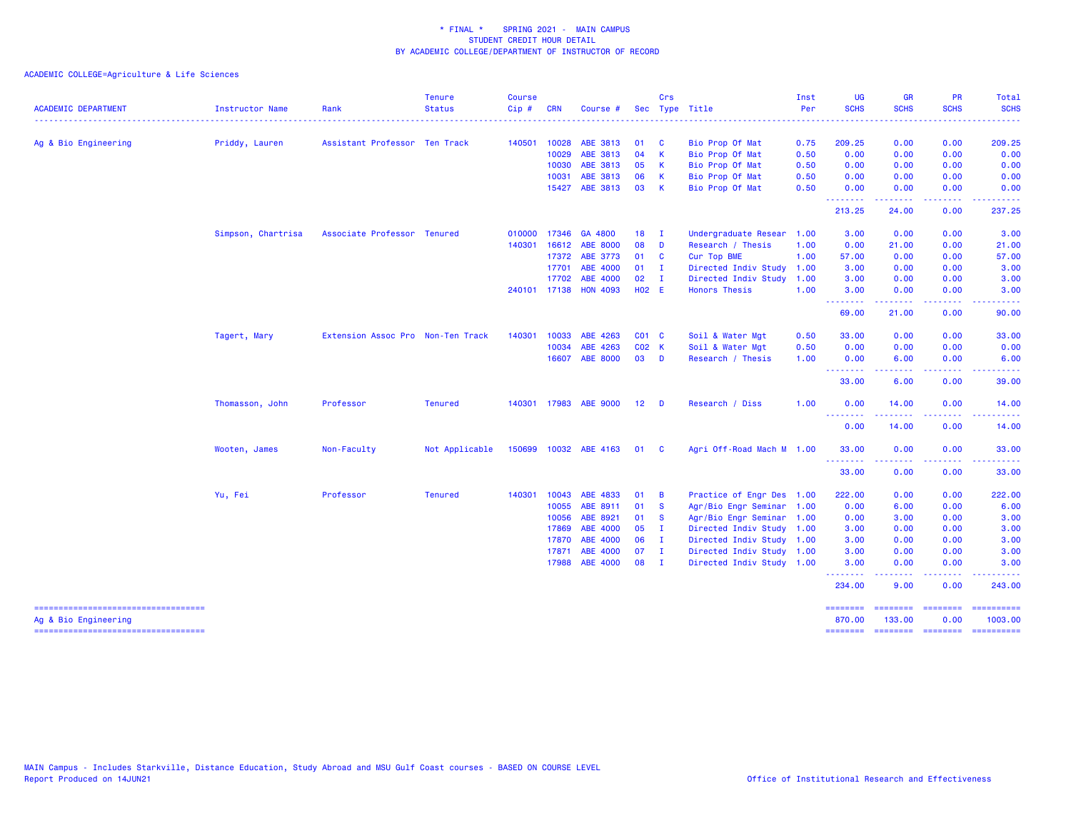\* FINAL \* SPRING 2021 - MAIN CAMPUS
STUDENT CREDIT HOUR DETAIL
BY ACADEMIC COLLEGE/DEPARTMENT OF INSTRUCTOR OF RECORD

ACADEMIC COLLEGE=Agriculture & Life Sciences

| ACADEMIC DEPARTMENT | Instructor Name | Rank | Tenure Status | Course Cip # | CRN | Course # | Sec | Crs Type | Title | Inst Per | UG SCHS | GR SCHS | PR SCHS | Total SCHS |
|---|---|---|---|---|---|---|---|---|---|---|---|---|---|---|
| Ag & Bio Engineering | Priddy, Lauren | Assistant Professor | Ten Track | 140501 | 10028 | ABE 3813 | 01 | C | Bio Prop Of Mat | 0.75 | 209.25 | 0.00 | 0.00 | 209.25 |
| | | | | | 10029 | ABE 3813 | 04 | K | Bio Prop Of Mat | 0.50 | 0.00 | 0.00 | 0.00 | 0.00 |
| | | | | | 10030 | ABE 3813 | 05 | K | Bio Prop Of Mat | 0.50 | 0.00 | 0.00 | 0.00 | 0.00 |
| | | | | | 10031 | ABE 3813 | 06 | K | Bio Prop Of Mat | 0.50 | 0.00 | 0.00 | 0.00 | 0.00 |
| | | | | | 15427 | ABE 3813 | 03 | K | Bio Prop Of Mat | 0.50 | 0.00 | 0.00 | 0.00 | 0.00 |
| | | | | | | | | | | | 213.25 | 24.00 | 0.00 | 237.25 |
| | Simpson, Chartrisa | Associate Professor | Tenured | 010000 | 17346 | GA 4800 | 18 | I | Undergraduate Resear | 1.00 | 3.00 | 0.00 | 0.00 | 3.00 |
| | | | | 140301 | 16612 | ABE 8000 | 08 | D | Research / Thesis | 1.00 | 0.00 | 21.00 | 0.00 | 21.00 |
| | | | | | 17372 | ABE 3773 | 01 | C | Cur Top BME | 1.00 | 57.00 | 0.00 | 0.00 | 57.00 |
| | | | | | 17701 | ABE 4000 | 01 | I | Directed Indiv Study | 1.00 | 3.00 | 0.00 | 0.00 | 3.00 |
| | | | | | 17702 | ABE 4000 | 02 | I | Directed Indiv Study | 1.00 | 3.00 | 0.00 | 0.00 | 3.00 |
| | | | | 240101 | 17138 | HON 4093 | H02 | E | Honors Thesis | 1.00 | 3.00 | 0.00 | 0.00 | 3.00 |
| | | | | | | | | | | | 69.00 | 21.00 | 0.00 | 90.00 |
| | Tagert, Mary | Extension Assoc Pro | Non-Ten Track | 140301 | 10033 | ABE 4263 | C01 | C | Soil & Water Mgt | 0.50 | 33.00 | 0.00 | 0.00 | 33.00 |
| | | | | | 10034 | ABE 4263 | C02 | K | Soil & Water Mgt | 0.50 | 0.00 | 0.00 | 0.00 | 0.00 |
| | | | | | 16607 | ABE 8000 | 03 | D | Research / Thesis | 1.00 | 0.00 | 6.00 | 0.00 | 6.00 |
| | | | | | | | | | | | 33.00 | 6.00 | 0.00 | 39.00 |
| | Thomasson, John | Professor | Tenured | 140301 | 17983 | ABE 9000 | 12 | D | Research / Diss | 1.00 | 0.00 | 14.00 | 0.00 | 14.00 |
| | | | | | | | | | | | 0.00 | 14.00 | 0.00 | 14.00 |
| | Wooten, James | Non-Faculty | Not Applicable | 150699 | 10032 | ABE 4163 | 01 | C | Agri Off-Road Mach M | 1.00 | 33.00 | 0.00 | 0.00 | 33.00 |
| | | | | | | | | | | | 33.00 | 0.00 | 0.00 | 33.00 |
| | Yu, Fei | Professor | Tenured | 140301 | 10043 | ABE 4833 | 01 | B | Practice of Engr Des | 1.00 | 222.00 | 0.00 | 0.00 | 222.00 |
| | | | | | 10055 | ABE 8911 | 01 | S | Agr/Bio Engr Seminar | 1.00 | 0.00 | 6.00 | 0.00 | 6.00 |
| | | | | | 10056 | ABE 8921 | 01 | S | Agr/Bio Engr Seminar | 1.00 | 0.00 | 3.00 | 0.00 | 3.00 |
| | | | | | 17869 | ABE 4000 | 05 | I | Directed Indiv Study | 1.00 | 3.00 | 0.00 | 0.00 | 3.00 |
| | | | | | 17870 | ABE 4000 | 06 | I | Directed Indiv Study | 1.00 | 3.00 | 0.00 | 0.00 | 3.00 |
| | | | | | 17871 | ABE 4000 | 07 | I | Directed Indiv Study | 1.00 | 3.00 | 0.00 | 0.00 | 3.00 |
| | | | | | 17988 | ABE 4000 | 08 | I | Directed Indiv Study | 1.00 | 3.00 | 0.00 | 0.00 | 3.00 |
| | | | | | | | | | | | 234.00 | 9.00 | 0.00 | 243.00 |
| Ag & Bio Engineering | | | | | | | | | | | 870.00 | 133.00 | 0.00 | 1003.00 |

MAIN Campus - Includes Starkville, Distance Education, Study Abroad and MSU Gulf Coast courses - BASED ON COURSE LEVEL
Report Produced on 14JUN21

Office of Institutional Research and Effectiveness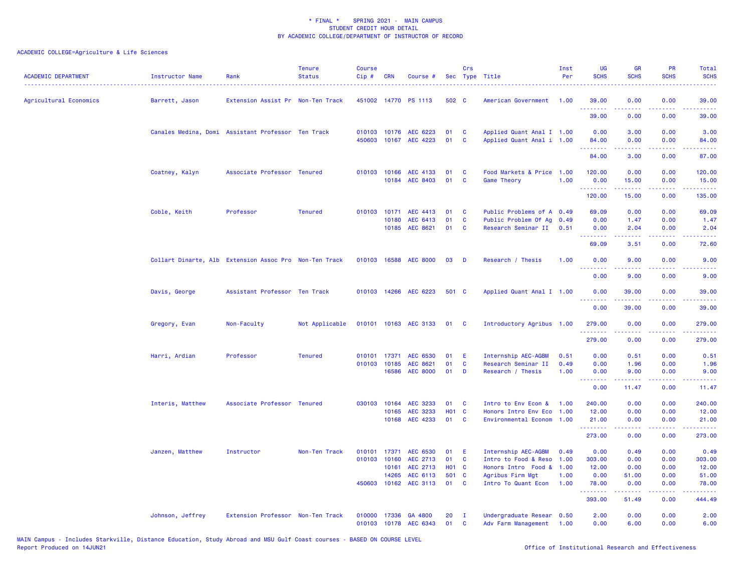\* FINAL \* SPRING 2021 - MAIN CAMPUS
STUDENT CREDIT HOUR DETAIL
BY ACADEMIC COLLEGE/DEPARTMENT OF INSTRUCTOR OF RECORD

ACADEMIC COLLEGE=Agriculture & Life Sciences

| ACADEMIC DEPARTMENT | Instructor Name | Rank | Tenure Status | Course Cip # | CRN | Course # | Sec | Crs Type | Title | Inst Per | UG SCHS | GR SCHS | PR SCHS | Total SCHS |
|---|---|---|---|---|---|---|---|---|---|---|---|---|---|---|
| Agricultural Economics | Barrett, Jason | Extension Assist Pr | Non-Ten Track | 451002 | 14770 | PS 1113 | 502 | C | American Government | 1.00 | 39.00 | 0.00 | 0.00 | 39.00 |
| | | | | | | | | | | | 39.00 | 0.00 | 0.00 | 39.00 |
| | Canales Medina, Domi | Assistant Professor | Ten Track | 010103 | 10176 | AEC 6223 | 01 | C | Applied Quant Anal I | 1.00 | 0.00 | 3.00 | 0.00 | 3.00 |
| | | | | 450603 | 10167 | AEC 4223 | 01 | C | Applied Quant Anal i | 1.00 | 84.00 | 0.00 | 0.00 | 84.00 |
| | | | | | | | | | | | 84.00 | 3.00 | 0.00 | 87.00 |
| | Coatney, Kalyn | Associate Professor | Tenured | 010103 | 10166 | AEC 4133 | 01 | C | Food Markets & Price | 1.00 | 120.00 | 0.00 | 0.00 | 120.00 |
| | | | | | 10184 | AEC 8403 | 01 | C | Game Theory | 1.00 | 0.00 | 15.00 | 0.00 | 15.00 |
| | | | | | | | | | | | 120.00 | 15.00 | 0.00 | 135.00 |
| | Coble, Keith | Professor | Tenured | 010103 | 10171 | AEC 4413 | 01 | C | Public Problems of A | 0.49 | 69.09 | 0.00 | 0.00 | 69.09 |
| | | | | | 10180 | AEC 6413 | 01 | C | Public Problem Of Ag | 0.49 | 0.00 | 1.47 | 0.00 | 1.47 |
| | | | | | 10185 | AEC 8621 | 01 | C | Research Seminar II | 0.51 | 0.00 | 2.04 | 0.00 | 2.04 |
| | | | | | | | | | | | 69.09 | 3.51 | 0.00 | 72.60 |
| | Collart Dinarte, Alb | Extension Assoc Pro | Non-Ten Track | 010103 | 16588 | AEC 8000 | 03 | D | Research / Thesis | 1.00 | 0.00 | 9.00 | 0.00 | 9.00 |
| | | | | | | | | | | | 0.00 | 9.00 | 0.00 | 9.00 |
| | Davis, George | Assistant Professor | Ten Track | 010103 | 14266 | AEC 6223 | 501 | C | Applied Quant Anal I | 1.00 | 0.00 | 39.00 | 0.00 | 39.00 |
| | | | | | | | | | | | 0.00 | 39.00 | 0.00 | 39.00 |
| | Gregory, Evan | Non-Faculty | Not Applicable | 010101 | 10163 | AEC 3133 | 01 | C | Introductory Agribus | 1.00 | 279.00 | 0.00 | 0.00 | 279.00 |
| | | | | | | | | | | | 279.00 | 0.00 | 0.00 | 279.00 |
| | Harri, Ardian | Professor | Tenured | 010101 | 17371 | AEC 6530 | 01 | E | Internship AEC-AGBM | 0.51 | 0.00 | 0.51 | 0.00 | 0.51 |
| | | | | 010103 | 10185 | AEC 8621 | 01 | C | Research Seminar II | 0.49 | 0.00 | 1.96 | 0.00 | 1.96 |
| | | | | | 16586 | AEC 8000 | 01 | D | Research / Thesis | 1.00 | 0.00 | 9.00 | 0.00 | 9.00 |
| | | | | | | | | | | | 0.00 | 11.47 | 0.00 | 11.47 |
| | Interis, Matthew | Associate Professor | Tenured | 030103 | 10164 | AEC 3233 | 01 | C | Intro to Env Econ & | 1.00 | 240.00 | 0.00 | 0.00 | 240.00 |
| | | | | | 10165 | AEC 3233 | H01 | C | Honors Intro Env Eco | 1.00 | 12.00 | 0.00 | 0.00 | 12.00 |
| | | | | | 10168 | AEC 4233 | 01 | C | Environmental Econom | 1.00 | 21.00 | 0.00 | 0.00 | 21.00 |
| | | | | | | | | | | | 273.00 | 0.00 | 0.00 | 273.00 |
| | Janzen, Matthew | Instructor | Non-Ten Track | 010101 | 17371 | AEC 6530 | 01 | E | Internship AEC-AGBM | 0.49 | 0.00 | 0.49 | 0.00 | 0.49 |
| | | | | 010103 | 10160 | AEC 2713 | 01 | C | Intro to Food & Reso | 1.00 | 303.00 | 0.00 | 0.00 | 303.00 |
| | | | | | 10161 | AEC 2713 | H01 | C | Honors Intro Food & | 1.00 | 12.00 | 0.00 | 0.00 | 12.00 |
| | | | | | 14265 | AEC 6113 | 501 | C | Agribus Firm Mgt | 1.00 | 0.00 | 51.00 | 0.00 | 51.00 |
| | | | | 450603 | 10162 | AEC 3113 | 01 | C | Intro To Quant Econ | 1.00 | 78.00 | 0.00 | 0.00 | 78.00 |
| | | | | | | | | | | | 393.00 | 51.49 | 0.00 | 444.49 |
| | Johnson, Jeffrey | Extension Professor | Non-Ten Track | 010000 | 17336 | GA 4800 | 20 | I | Undergraduate Resear | 0.50 | 2.00 | 0.00 | 0.00 | 2.00 |
| | | | | 010103 | 10178 | AEC 6343 | 01 | C | Adv Farm Management | 1.00 | 0.00 | 6.00 | 0.00 | 6.00 |

MAIN Campus - Includes Starkville, Distance Education, Study Abroad and MSU Gulf Coast courses - BASED ON COURSE LEVEL
Report Produced on 14JUN21

Office of Institutional Research and Effectiveness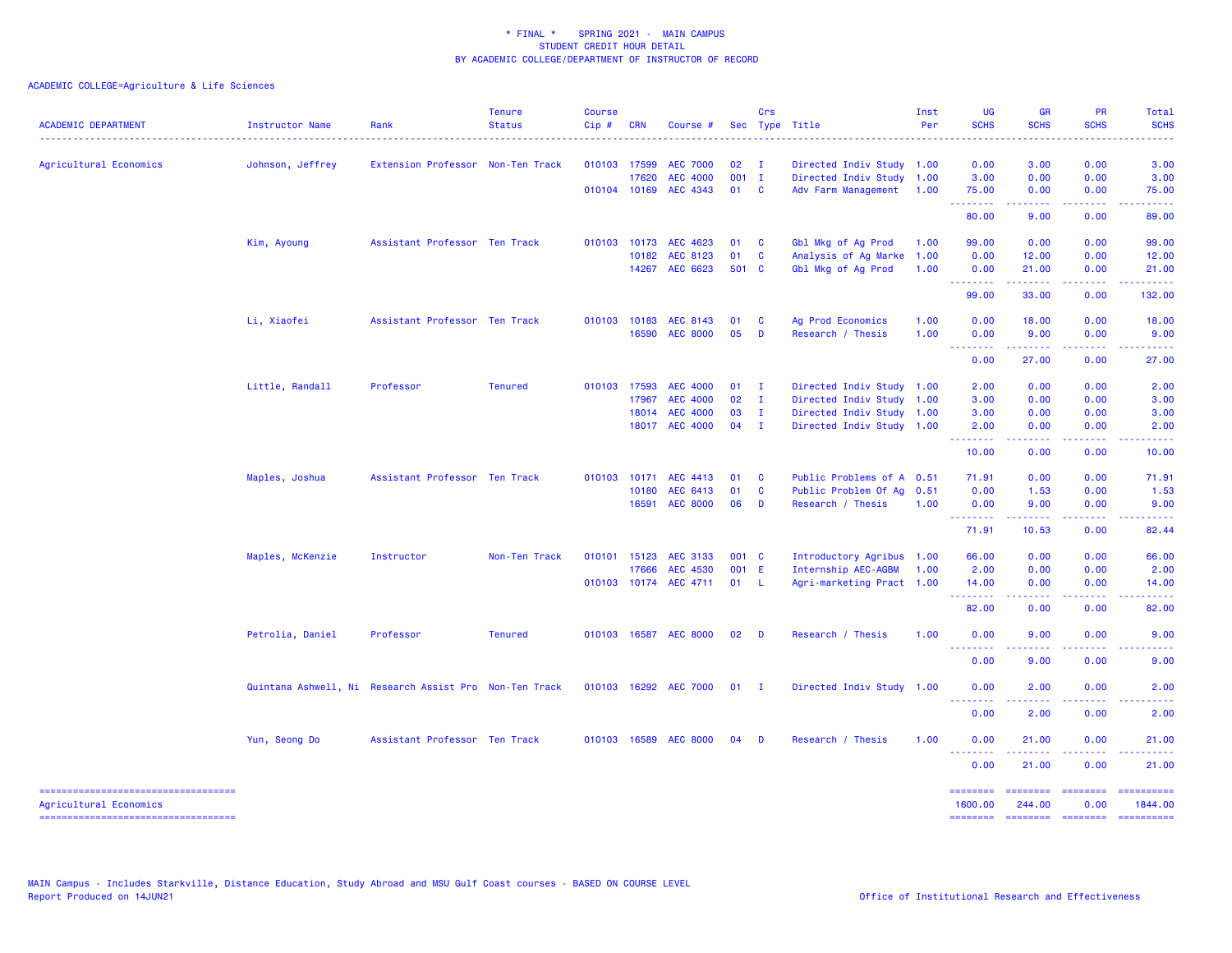# * FINAL * SPRING 2021 - MAIN CAMPUS
## STUDENT CREDIT HOUR DETAIL
## BY ACADEMIC COLLEGE/DEPARTMENT OF INSTRUCTOR OF RECORD

ACADEMIC COLLEGE=Agriculture & Life Sciences

| ACADEMIC DEPARTMENT | Instructor Name | Rank | Tenure Status | Course Cip # | CRN | Course # | Sec | Crs Type | Title | Inst Per | UG SCHS | GR SCHS | PR SCHS | Total SCHS |
|---|---|---|---|---|---|---|---|---|---|---|---|---|---|---|
| Agricultural Economics | Johnson, Jeffrey | Extension Professor | Non-Ten Track | 010103 | 17599 | AEC 7000 | 02 | I | Directed Indiv Study | 1.00 | 0.00 | 3.00 | 0.00 | 3.00 |
| | | | | | 17620 | AEC 4000 | 001 | I | Directed Indiv Study | 1.00 | 3.00 | 0.00 | 0.00 | 3.00 |
| | | | | 010104 | 10169 | AEC 4343 | 01 | C | Adv Farm Management | 1.00 | 75.00 | 0.00 | 0.00 | 75.00 |
| | | | | | | | | | | | 80.00 | 9.00 | 0.00 | 89.00 |
| | Kim, Ayoung | Assistant Professor | Ten Track | 010103 | 10173 | AEC 4623 | 01 | C | Gbl Mkg of Ag Prod | 1.00 | 99.00 | 0.00 | 0.00 | 99.00 |
| | | | | | 10182 | AEC 8123 | 01 | C | Analysis of Ag Marke | 1.00 | 0.00 | 12.00 | 0.00 | 12.00 |
| | | | | | 14267 | AEC 6623 | 501 | C | Gbl Mkg of Ag Prod | 1.00 | 0.00 | 21.00 | 0.00 | 21.00 |
| | | | | | | | | | | | 99.00 | 33.00 | 0.00 | 132.00 |
| | Li, Xiaofei | Assistant Professor | Ten Track | 010103 | 10183 | AEC 8143 | 01 | C | Ag Prod Economics | 1.00 | 0.00 | 18.00 | 0.00 | 18.00 |
| | | | | | 16590 | AEC 8000 | 05 | D | Research / Thesis | 1.00 | 0.00 | 9.00 | 0.00 | 9.00 |
| | | | | | | | | | | | 0.00 | 27.00 | 0.00 | 27.00 |
| | Little, Randall | Professor | Tenured | 010103 | 17593 | AEC 4000 | 01 | I | Directed Indiv Study | 1.00 | 2.00 | 0.00 | 0.00 | 2.00 |
| | | | | | 17967 | AEC 4000 | 02 | I | Directed Indiv Study | 1.00 | 3.00 | 0.00 | 0.00 | 3.00 |
| | | | | | 18014 | AEC 4000 | 03 | I | Directed Indiv Study | 1.00 | 3.00 | 0.00 | 0.00 | 3.00 |
| | | | | | 18017 | AEC 4000 | 04 | I | Directed Indiv Study | 1.00 | 2.00 | 0.00 | 0.00 | 2.00 |
| | | | | | | | | | | | 10.00 | 0.00 | 0.00 | 10.00 |
| | Maples, Joshua | Assistant Professor | Ten Track | 010103 | 10171 | AEC 4413 | 01 | C | Public Problems of A | 0.51 | 71.91 | 0.00 | 0.00 | 71.91 |
| | | | | | 10180 | AEC 6413 | 01 | C | Public Problem Of Ag | 0.51 | 0.00 | 1.53 | 0.00 | 1.53 |
| | | | | | 16591 | AEC 8000 | 06 | D | Research / Thesis | 1.00 | 0.00 | 9.00 | 0.00 | 9.00 |
| | | | | | | | | | | | 71.91 | 10.53 | 0.00 | 82.44 |
| | Maples, McKenzie | Instructor | Non-Ten Track | 010101 | 15123 | AEC 3133 | 001 | C | Introductory Agribus | 1.00 | 66.00 | 0.00 | 0.00 | 66.00 |
| | | | | | 17666 | AEC 4530 | 001 | E | Internship AEC-AGBM | 1.00 | 2.00 | 0.00 | 0.00 | 2.00 |
| | | | | 010103 | 10174 | AEC 4711 | 01 | L | Agri-marketing Pract | 1.00 | 14.00 | 0.00 | 0.00 | 14.00 |
| | | | | | | | | | | | 82.00 | 0.00 | 0.00 | 82.00 |
| | Petrolia, Daniel | Professor | Tenured | 010103 | 16587 | AEC 8000 | 02 | D | Research / Thesis | 1.00 | 0.00 | 9.00 | 0.00 | 9.00 |
| | | | | | | | | | | | 0.00 | 9.00 | 0.00 | 9.00 |
| | Quintana Ashwell, Ni | Research Assist Pro | Non-Ten Track | 010103 | 16292 | AEC 7000 | 01 | I | Directed Indiv Study | 1.00 | 0.00 | 2.00 | 0.00 | 2.00 |
| | | | | | | | | | | | 0.00 | 2.00 | 0.00 | 2.00 |
| | Yun, Seong Do | Assistant Professor | Ten Track | 010103 | 16589 | AEC 8000 | 04 | D | Research / Thesis | 1.00 | 0.00 | 21.00 | 0.00 | 21.00 |
| | | | | | | | | | | | 0.00 | 21.00 | 0.00 | 21.00 |
| Agricultural Economics | | | | | | | | | | | 1600.00 | 244.00 | 0.00 | 1844.00 |

MAIN Campus - Includes Starkville, Distance Education, Study Abroad and MSU Gulf Coast courses - BASED ON COURSE LEVEL
Report Produced on 14JUN21

Office of Institutional Research and Effectiveness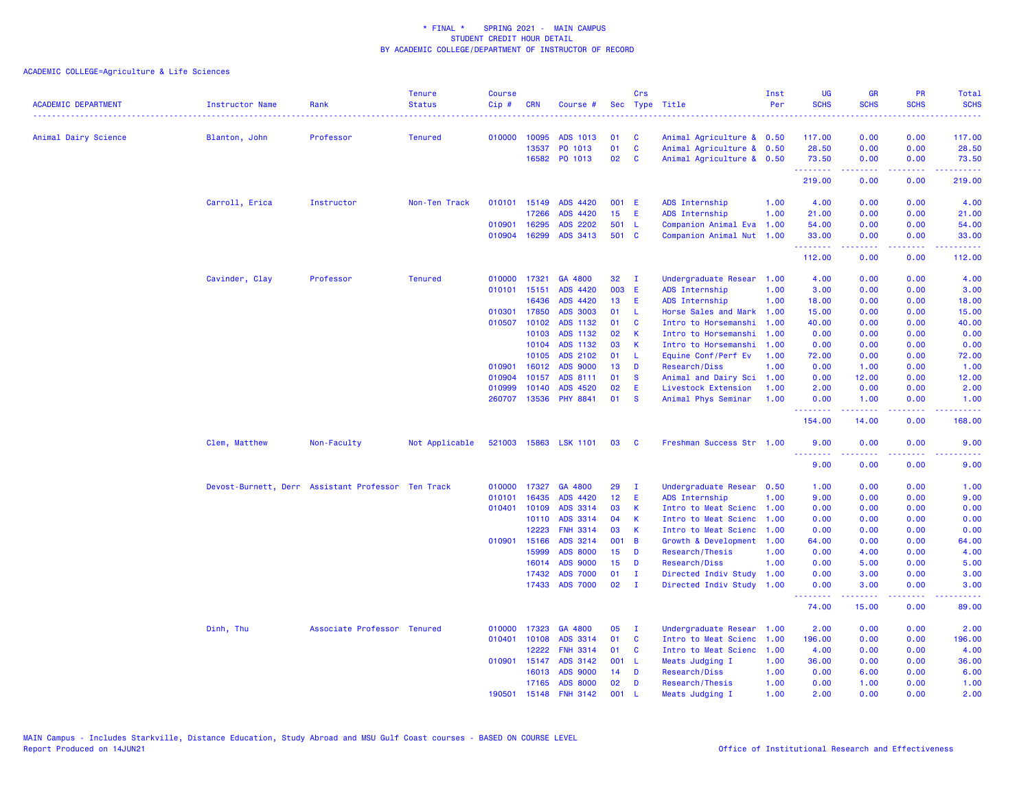\* FINAL \* SPRING 2021 - MAIN CAMPUS
STUDENT CREDIT HOUR DETAIL
BY ACADEMIC COLLEGE/DEPARTMENT OF INSTRUCTOR OF RECORD

ACADEMIC COLLEGE=Agriculture & Life Sciences

| ACADEMIC DEPARTMENT | Instructor Name | Rank | Tenure Status | Course Cip # | CRN | Course # | Sec | Crs Type | Title | Inst Per | UG SCHS | GR SCHS | PR SCHS | Total SCHS |
|---|---|---|---|---|---|---|---|---|---|---|---|---|---|---|
| Animal Dairy Science | Blanton, John | Professor | Tenured | 010000 | 10095 | ADS 1013 | 01 | C | Animal Agriculture & | 0.50 | 117.00 | 0.00 | 0.00 | 117.00 |
| | | | | | 13537 | PO 1013 | 01 | C | Animal Agriculture & | 0.50 | 28.50 | 0.00 | 0.00 | 28.50 |
| | | | | | 16582 | PO 1013 | 02 | C | Animal Agriculture & | 0.50 | 73.50 | 0.00 | 0.00 | 73.50 |
| | | | | | | | | | | | 219.00 | 0.00 | 0.00 | 219.00 |
| | Carroll, Erica | Instructor | Non-Ten Track | 010101 | 15149 | ADS 4420 | 001 | E | ADS Internship | 1.00 | 4.00 | 0.00 | 0.00 | 4.00 |
| | | | | | 17266 | ADS 4420 | 15 | E | ADS Internship | 1.00 | 21.00 | 0.00 | 0.00 | 21.00 |
| | | | | 010901 | 16295 | ADS 2202 | 501 | L | Companion Animal Eva | 1.00 | 54.00 | 0.00 | 0.00 | 54.00 |
| | | | | 010904 | 16299 | ADS 3413 | 501 | C | Companion Animal Nut | 1.00 | 33.00 | 0.00 | 0.00 | 33.00 |
| | | | | | | | | | | | 112.00 | 0.00 | 0.00 | 112.00 |
| | Cavinder, Clay | Professor | Tenured | 010000 | 17321 | GA 4800 | 32 | I | Undergraduate Resear | 1.00 | 4.00 | 0.00 | 0.00 | 4.00 |
| | | | | 010101 | 15151 | ADS 4420 | 003 | E | ADS Internship | 1.00 | 3.00 | 0.00 | 0.00 | 3.00 |
| | | | | | 16436 | ADS 4420 | 13 | E | ADS Internship | 1.00 | 18.00 | 0.00 | 0.00 | 18.00 |
| | | | | 010301 | 17850 | ADS 3003 | 01 | L | Horse Sales and Mark | 1.00 | 15.00 | 0.00 | 0.00 | 15.00 |
| | | | | 010507 | 10102 | ADS 1132 | 01 | C | Intro to Horsemanshi | 1.00 | 40.00 | 0.00 | 0.00 | 40.00 |
| | | | | | 10103 | ADS 1132 | 02 | K | Intro to Horsemanshi | 1.00 | 0.00 | 0.00 | 0.00 | 0.00 |
| | | | | | 10104 | ADS 1132 | 03 | K | Intro to Horsemanshi | 1.00 | 0.00 | 0.00 | 0.00 | 0.00 |
| | | | | | 10105 | ADS 2102 | 01 | L | Equine Conf/Perf Ev | 1.00 | 72.00 | 0.00 | 0.00 | 72.00 |
| | | | | 010901 | 16012 | ADS 9000 | 13 | D | Research/Diss | 1.00 | 0.00 | 1.00 | 0.00 | 1.00 |
| | | | | 010904 | 10157 | ADS 8111 | 01 | S | Animal and Dairy Sci | 1.00 | 0.00 | 12.00 | 0.00 | 12.00 |
| | | | | 010999 | 10140 | ADS 4520 | 02 | E | Livestock Extension | 1.00 | 2.00 | 0.00 | 0.00 | 2.00 |
| | | | | 260707 | 13536 | PHY 8841 | 01 | S | Animal Phys Seminar | 1.00 | 0.00 | 1.00 | 0.00 | 1.00 |
| | | | | | | | | | | | 154.00 | 14.00 | 0.00 | 168.00 |
| | Clem, Matthew | Non-Faculty | Not Applicable | 521003 | 15863 | LSK 1101 | 03 | C | Freshman Success Str | 1.00 | 9.00 | 0.00 | 0.00 | 9.00 |
| | | | | | | | | | | | 9.00 | 0.00 | 0.00 | 9.00 |
| | Devost-Burnett, Derr | Assistant Professor | Ten Track | 010000 | 17327 | GA 4800 | 29 | I | Undergraduate Resear | 0.50 | 1.00 | 0.00 | 0.00 | 1.00 |
| | | | | 010101 | 16435 | ADS 4420 | 12 | E | ADS Internship | 1.00 | 9.00 | 0.00 | 0.00 | 9.00 |
| | | | | 010401 | 10109 | ADS 3314 | 03 | K | Intro to Meat Scienc | 1.00 | 0.00 | 0.00 | 0.00 | 0.00 |
| | | | | | 10110 | ADS 3314 | 04 | K | Intro to Meat Scienc | 1.00 | 0.00 | 0.00 | 0.00 | 0.00 |
| | | | | | 12223 | FNH 3314 | 03 | K | Intro to Meat Scienc | 1.00 | 0.00 | 0.00 | 0.00 | 0.00 |
| | | | | 010901 | 15166 | ADS 3214 | 001 | B | Growth & Development | 1.00 | 64.00 | 0.00 | 0.00 | 64.00 |
| | | | | | 15999 | ADS 8000 | 15 | D | Research/Thesis | 1.00 | 0.00 | 4.00 | 0.00 | 4.00 |
| | | | | | 16014 | ADS 9000 | 15 | D | Research/Diss | 1.00 | 0.00 | 5.00 | 0.00 | 5.00 |
| | | | | | 17432 | ADS 7000 | 01 | I | Directed Indiv Study | 1.00 | 0.00 | 3.00 | 0.00 | 3.00 |
| | | | | | 17433 | ADS 7000 | 02 | I | Directed Indiv Study | 1.00 | 0.00 | 3.00 | 0.00 | 3.00 |
| | | | | | | | | | | | 74.00 | 15.00 | 0.00 | 89.00 |
| | Dinh, Thu | Associate Professor | Tenured | 010000 | 17323 | GA 4800 | 05 | I | Undergraduate Resear | 1.00 | 2.00 | 0.00 | 0.00 | 2.00 |
| | | | | 010401 | 10108 | ADS 3314 | 01 | C | Intro to Meat Scienc | 1.00 | 196.00 | 0.00 | 0.00 | 196.00 |
| | | | | | 12222 | FNH 3314 | 01 | C | Intro to Meat Scienc | 1.00 | 4.00 | 0.00 | 0.00 | 4.00 |
| | | | | 010901 | 15147 | ADS 3142 | 001 | L | Meats Judging I | 1.00 | 36.00 | 0.00 | 0.00 | 36.00 |
| | | | | | 16013 | ADS 9000 | 14 | D | Research/Diss | 1.00 | 0.00 | 6.00 | 0.00 | 6.00 |
| | | | | | 17165 | ADS 8000 | 02 | D | Research/Thesis | 1.00 | 0.00 | 1.00 | 0.00 | 1.00 |
| | | | | 190501 | 15148 | FNH 3142 | 001 | L | Meats Judging I | 1.00 | 2.00 | 0.00 | 0.00 | 2.00 |

MAIN Campus - Includes Starkville, Distance Education, Study Abroad and MSU Gulf Coast courses - BASED ON COURSE LEVEL
Report Produced on 14JUN21

Office of Institutional Research and Effectiveness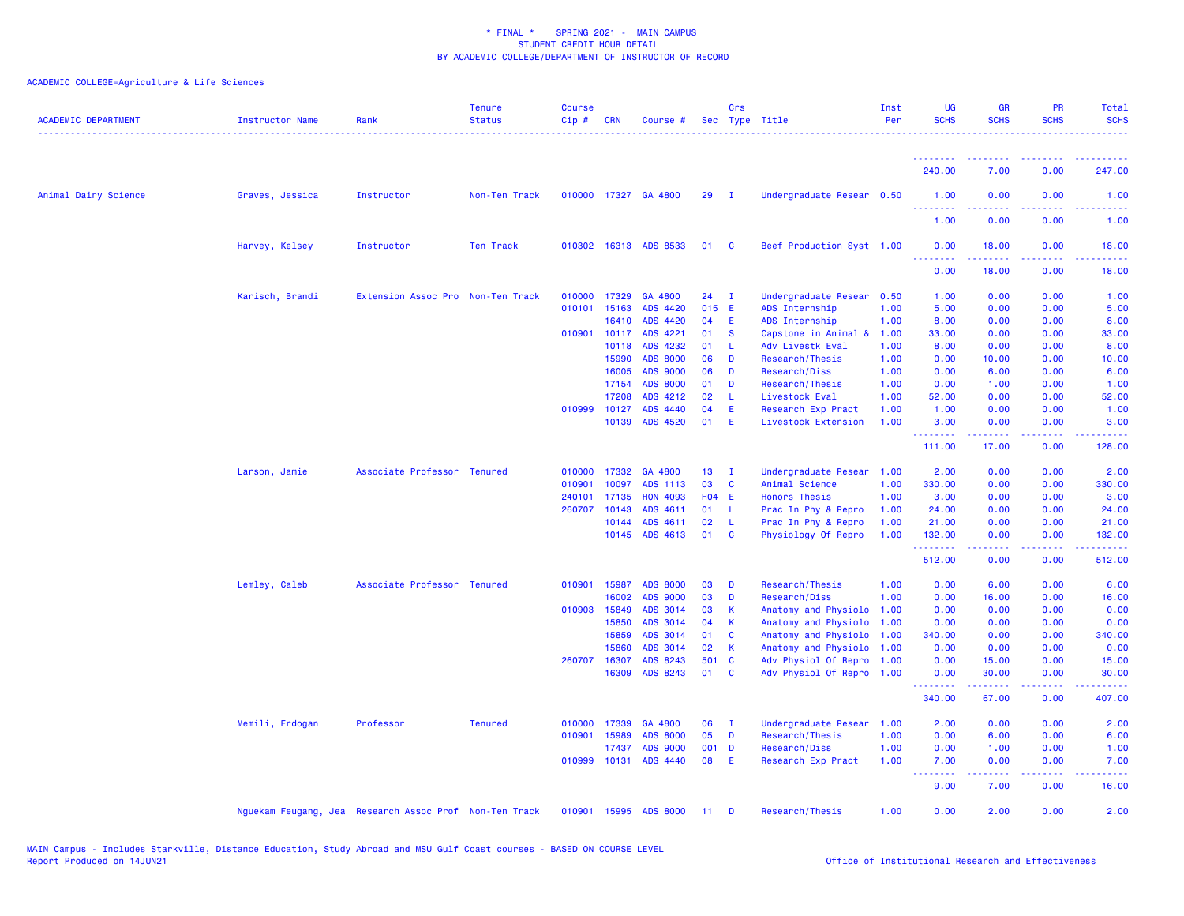\* FINAL \* SPRING 2021 - MAIN CAMPUS
STUDENT CREDIT HOUR DETAIL
BY ACADEMIC COLLEGE/DEPARTMENT OF INSTRUCTOR OF RECORD

ACADEMIC COLLEGE=Agriculture & Life Sciences

| ACADEMIC DEPARTMENT | Instructor Name | Rank | Tenure Status | Course Cip # | CRN | Course # | Sec | Crs Type | Title | Inst Per | UG SCHS | GR SCHS | PR SCHS | Total SCHS |
|---|---|---|---|---|---|---|---|---|---|---|---|---|---|---|
| | | | | | | | | | | | 240.00 | 7.00 | 0.00 | 247.00 |
| Animal Dairy Science | Graves, Jessica | Instructor | Non-Ten Track | 010000 | 17327 | GA 4800 | 29 | I | Undergraduate Resear | 0.50 | 1.00 | 0.00 | 0.00 | 1.00 |
| | | | | | | | | | | | 1.00 | 0.00 | 0.00 | 1.00 |
| | Harvey, Kelsey | Instructor | Ten Track | 010302 | 16313 | ADS 8533 | 01 | C | Beef Production Syst | 1.00 | 0.00 | 18.00 | 0.00 | 18.00 |
| | | | | | | | | | | | 0.00 | 18.00 | 0.00 | 18.00 |
| | Karisch, Brandi | Extension Assoc Pro | Non-Ten Track | 010000 | 17329 | GA 4800 | 24 | I | Undergraduate Resear | 0.50 | 1.00 | 0.00 | 0.00 | 1.00 |
| | | | | 010101 | 15163 | ADS 4420 | 015 | E | ADS Internship | 1.00 | 5.00 | 0.00 | 0.00 | 5.00 |
| | | | | | 16410 | ADS 4420 | 04 | E | ADS Internship | 1.00 | 8.00 | 0.00 | 0.00 | 8.00 |
| | | | | 010901 | 10117 | ADS 4221 | 01 | S | Capstone in Animal & | 1.00 | 33.00 | 0.00 | 0.00 | 33.00 |
| | | | | | 10118 | ADS 4232 | 01 | L | Adv Livestk Eval | 1.00 | 8.00 | 0.00 | 0.00 | 8.00 |
| | | | | | 15990 | ADS 8000 | 06 | D | Research/Thesis | 1.00 | 0.00 | 10.00 | 0.00 | 10.00 |
| | | | | | 16005 | ADS 9000 | 06 | D | Research/Diss | 1.00 | 0.00 | 6.00 | 0.00 | 6.00 |
| | | | | | 17154 | ADS 8000 | 01 | D | Research/Thesis | 1.00 | 0.00 | 1.00 | 0.00 | 1.00 |
| | | | | | 17208 | ADS 4212 | 02 | L | Livestock Eval | 1.00 | 52.00 | 0.00 | 0.00 | 52.00 |
| | | | | 010999 | 10127 | ADS 4440 | 04 | E | Research Exp Pract | 1.00 | 1.00 | 0.00 | 0.00 | 1.00 |
| | | | | | 10139 | ADS 4520 | 01 | E | Livestock Extension | 1.00 | 3.00 | 0.00 | 0.00 | 3.00 |
| | | | | | | | | | | | 111.00 | 17.00 | 0.00 | 128.00 |
| | Larson, Jamie | Associate Professor | Tenured | 010000 | 17332 | GA 4800 | 13 | I | Undergraduate Resear | 1.00 | 2.00 | 0.00 | 0.00 | 2.00 |
| | | | | 010901 | 10097 | ADS 1113 | 03 | C | Animal Science | 1.00 | 330.00 | 0.00 | 0.00 | 330.00 |
| | | | | 240101 | 17135 | HON 4093 | H04 | E | Honors Thesis | 1.00 | 3.00 | 0.00 | 0.00 | 3.00 |
| | | | | 260707 | 10143 | ADS 4611 | 01 | L | Prac In Phy & Repro | 1.00 | 24.00 | 0.00 | 0.00 | 24.00 |
| | | | | | 10144 | ADS 4611 | 02 | L | Prac In Phy & Repro | 1.00 | 21.00 | 0.00 | 0.00 | 21.00 |
| | | | | | 10145 | ADS 4613 | 01 | C | Physiology Of Repro | 1.00 | 132.00 | 0.00 | 0.00 | 132.00 |
| | | | | | | | | | | | 512.00 | 0.00 | 0.00 | 512.00 |
| | Lemley, Caleb | Associate Professor | Tenured | 010901 | 15987 | ADS 8000 | 03 | D | Research/Thesis | 1.00 | 0.00 | 6.00 | 0.00 | 6.00 |
| | | | | | 16002 | ADS 9000 | 03 | D | Research/Diss | 1.00 | 0.00 | 16.00 | 0.00 | 16.00 |
| | | | | 010903 | 15849 | ADS 3014 | 03 | K | Anatomy and Physiolo | 1.00 | 0.00 | 0.00 | 0.00 | 0.00 |
| | | | | | 15850 | ADS 3014 | 04 | K | Anatomy and Physiolo | 1.00 | 0.00 | 0.00 | 0.00 | 0.00 |
| | | | | | 15859 | ADS 3014 | 01 | C | Anatomy and Physiolo | 1.00 | 340.00 | 0.00 | 0.00 | 340.00 |
| | | | | | 15860 | ADS 3014 | 02 | K | Anatomy and Physiolo | 1.00 | 0.00 | 0.00 | 0.00 | 0.00 |
| | | | | 260707 | 16307 | ADS 8243 | 501 | C | Adv Physiol Of Repro | 1.00 | 0.00 | 15.00 | 0.00 | 15.00 |
| | | | | | 16309 | ADS 8243 | 01 | C | Adv Physiol Of Repro | 1.00 | 0.00 | 30.00 | 0.00 | 30.00 |
| | | | | | | | | | | | 340.00 | 67.00 | 0.00 | 407.00 |
| | Memili, Erdogan | Professor | Tenured | 010000 | 17339 | GA 4800 | 06 | I | Undergraduate Resear | 1.00 | 2.00 | 0.00 | 0.00 | 2.00 |
| | | | | 010901 | 15989 | ADS 8000 | 05 | D | Research/Thesis | 1.00 | 0.00 | 6.00 | 0.00 | 6.00 |
| | | | | | 17437 | ADS 9000 | 001 | D | Research/Diss | 1.00 | 0.00 | 1.00 | 0.00 | 1.00 |
| | | | | 010999 | 10131 | ADS 4440 | 08 | E | Research Exp Pract | 1.00 | 7.00 | 0.00 | 0.00 | 7.00 |
| | | | | | | | | | | | 9.00 | 7.00 | 0.00 | 16.00 |
| | Nguekam Feugang, Jea | Research Assoc Prof | Non-Ten Track | 010901 | 15995 | ADS 8000 | 11 | D | Research/Thesis | 1.00 | 0.00 | 2.00 | 0.00 | 2.00 |

MAIN Campus - Includes Starkville, Distance Education, Study Abroad and MSU Gulf Coast courses - BASED ON COURSE LEVEL
Report Produced on 14JUN21

Office of Institutional Research and Effectiveness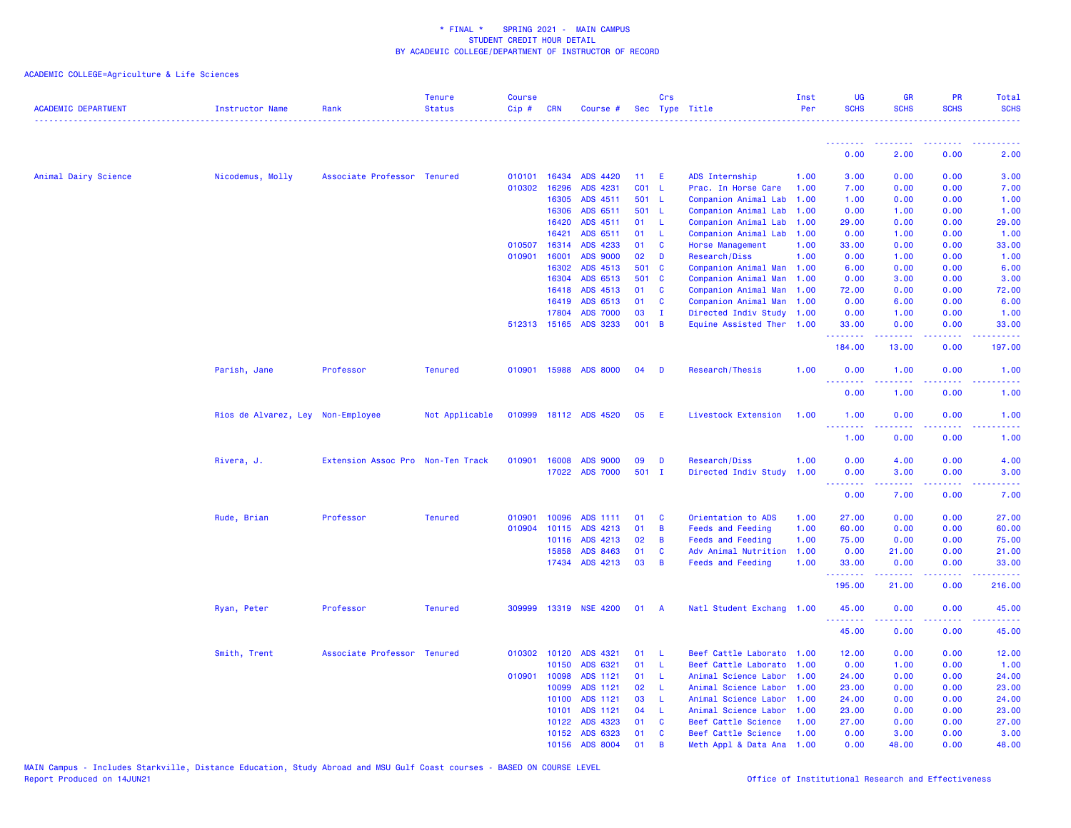\* FINAL \*    SPRING 2021 -  MAIN CAMPUS
STUDENT CREDIT HOUR DETAIL
BY ACADEMIC COLLEGE/DEPARTMENT OF INSTRUCTOR OF RECORD

ACADEMIC COLLEGE=Agriculture & Life Sciences

| ACADEMIC DEPARTMENT | Instructor Name | Rank | Tenure Status | Course Cip # | CRN | Course # | Sec | Crs Type | Title | Inst Per | UG SCHS | GR SCHS | PR SCHS | Total SCHS |
|---|---|---|---|---|---|---|---|---|---|---|---|---|---|---|
| | | | | | | | | | | | 0.00 | 2.00 | 0.00 | 2.00 |
| Animal Dairy Science | Nicodemus, Molly | Associate Professor | Tenured | 010101 | 16434 | ADS 4420 | 11 | E | ADS Internship | 1.00 | 3.00 | 0.00 | 0.00 | 3.00 |
| | | | | 010302 | 16296 | ADS 4231 | C01 | L | Prac. In Horse Care | 1.00 | 7.00 | 0.00 | 0.00 | 7.00 |
| | | | | | 16305 | ADS 4511 | 501 | L | Companion Animal Lab | 1.00 | 1.00 | 0.00 | 0.00 | 1.00 |
| | | | | | 16306 | ADS 6511 | 501 | L | Companion Animal Lab | 1.00 | 0.00 | 1.00 | 0.00 | 1.00 |
| | | | | | 16420 | ADS 4511 | 01 | L | Companion Animal Lab | 1.00 | 29.00 | 0.00 | 0.00 | 29.00 |
| | | | | | 16421 | ADS 6511 | 01 | L | Companion Animal Lab | 1.00 | 0.00 | 1.00 | 0.00 | 1.00 |
| | | | | 010507 | 16314 | ADS 4233 | 01 | C | Horse Management | 1.00 | 33.00 | 0.00 | 0.00 | 33.00 |
| | | | | 010901 | 16001 | ADS 9000 | 02 | D | Research/Diss | 1.00 | 0.00 | 1.00 | 0.00 | 1.00 |
| | | | | | 16302 | ADS 4513 | 501 | C | Companion Animal Man | 1.00 | 6.00 | 0.00 | 0.00 | 6.00 |
| | | | | | 16304 | ADS 6513 | 501 | C | Companion Animal Man | 1.00 | 0.00 | 3.00 | 0.00 | 3.00 |
| | | | | | 16418 | ADS 4513 | 01 | C | Companion Animal Man | 1.00 | 72.00 | 0.00 | 0.00 | 72.00 |
| | | | | | 16419 | ADS 6513 | 01 | C | Companion Animal Man | 1.00 | 0.00 | 6.00 | 0.00 | 6.00 |
| | | | | | 17804 | ADS 7000 | 03 | I | Directed Indiv Study | 1.00 | 0.00 | 1.00 | 0.00 | 1.00 |
| | | | | 512313 | 15165 | ADS 3233 | 001 | B | Equine Assisted Ther | 1.00 | 33.00 | 0.00 | 0.00 | 33.00 |
| | | | | | | | | | | | 184.00 | 13.00 | 0.00 | 197.00 |
| | Parish, Jane | Professor | Tenured | 010901 | 15988 | ADS 8000 | 04 | D | Research/Thesis | 1.00 | 0.00 | 1.00 | 0.00 | 1.00 |
| | | | | | | | | | | | 0.00 | 1.00 | 0.00 | 1.00 |
| | Rios de Alvarez, Ley | Non-Employee | Not Applicable | 010999 | 18112 | ADS 4520 | 05 | E | Livestock Extension | 1.00 | 1.00 | 0.00 | 0.00 | 1.00 |
| | | | | | | | | | | | 1.00 | 0.00 | 0.00 | 1.00 |
| | Rivera, J. | Extension Assoc Pro | Non-Ten Track | 010901 | 16008 | ADS 9000 | 09 | D | Research/Diss | 1.00 | 0.00 | 4.00 | 0.00 | 4.00 |
| | | | | | 17022 | ADS 7000 | 501 | I | Directed Indiv Study | 1.00 | 0.00 | 3.00 | 0.00 | 3.00 |
| | | | | | | | | | | | 0.00 | 7.00 | 0.00 | 7.00 |
| | Rude, Brian | Professor | Tenured | 010901 | 10096 | ADS 1111 | 01 | C | Orientation to ADS | 1.00 | 27.00 | 0.00 | 0.00 | 27.00 |
| | | | | 010904 | 10115 | ADS 4213 | 01 | B | Feeds and Feeding | 1.00 | 60.00 | 0.00 | 0.00 | 60.00 |
| | | | | | 10116 | ADS 4213 | 02 | B | Feeds and Feeding | 1.00 | 75.00 | 0.00 | 0.00 | 75.00 |
| | | | | | 15858 | ADS 8463 | 01 | C | Adv Animal Nutrition | 1.00 | 0.00 | 21.00 | 0.00 | 21.00 |
| | | | | | 17434 | ADS 4213 | 03 | B | Feeds and Feeding | 1.00 | 33.00 | 0.00 | 0.00 | 33.00 |
| | | | | | | | | | | | 195.00 | 21.00 | 0.00 | 216.00 |
| | Ryan, Peter | Professor | Tenured | 309999 | 13319 | NSE 4200 | 01 | A | Natl Student Exchang | 1.00 | 45.00 | 0.00 | 0.00 | 45.00 |
| | | | | | | | | | | | 45.00 | 0.00 | 0.00 | 45.00 |
| | Smith, Trent | Associate Professor | Tenured | 010302 | 10120 | ADS 4321 | 01 | L | Beef Cattle Laborato | 1.00 | 12.00 | 0.00 | 0.00 | 12.00 |
| | | | | | 10150 | ADS 6321 | 01 | L | Beef Cattle Laborato | 1.00 | 0.00 | 1.00 | 0.00 | 1.00 |
| | | | | 010901 | 10098 | ADS 1121 | 01 | L | Animal Science Labor | 1.00 | 24.00 | 0.00 | 0.00 | 24.00 |
| | | | | | 10099 | ADS 1121 | 02 | L | Animal Science Labor | 1.00 | 23.00 | 0.00 | 0.00 | 23.00 |
| | | | | | 10100 | ADS 1121 | 03 | L | Animal Science Labor | 1.00 | 24.00 | 0.00 | 0.00 | 24.00 |
| | | | | | 10101 | ADS 1121 | 04 | L | Animal Science Labor | 1.00 | 23.00 | 0.00 | 0.00 | 23.00 |
| | | | | | 10122 | ADS 4323 | 01 | C | Beef Cattle Science | 1.00 | 27.00 | 0.00 | 0.00 | 27.00 |
| | | | | | 10152 | ADS 6323 | 01 | C | Beef Cattle Science | 1.00 | 0.00 | 3.00 | 0.00 | 3.00 |
| | | | | | 10156 | ADS 8004 | 01 | B | Meth Appl & Data Ana | 1.00 | 0.00 | 48.00 | 0.00 | 48.00 |

MAIN Campus - Includes Starkville, Distance Education, Study Abroad and MSU Gulf Coast courses - BASED ON COURSE LEVEL
Report Produced on 14JUN21    Office of Institutional Research and Effectiveness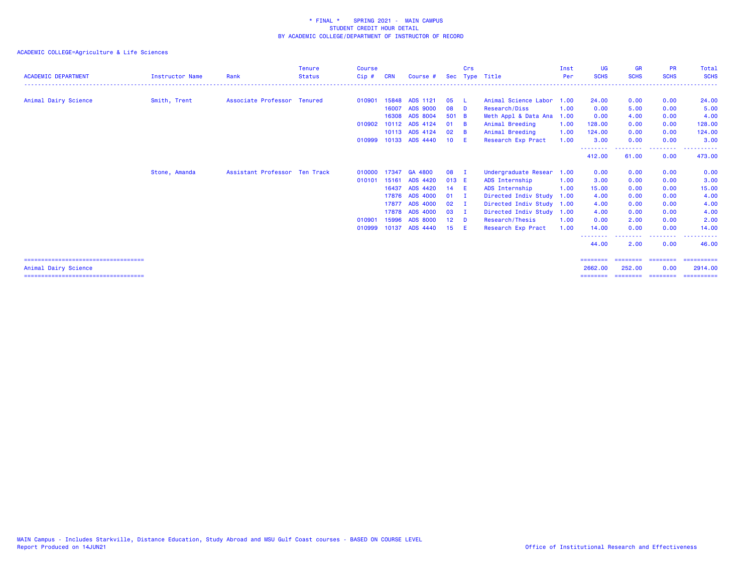\* FINAL \* SPRING 2021 - MAIN CAMPUS
STUDENT CREDIT HOUR DETAIL
BY ACADEMIC COLLEGE/DEPARTMENT OF INSTRUCTOR OF RECORD

ACADEMIC COLLEGE=Agriculture & Life Sciences

| ACADEMIC DEPARTMENT | Instructor Name | Rank | Tenure Status | Course Cip # | CRN | Course # | Sec | Crs Type | Title | Inst Per | UG SCHS | GR SCHS | PR SCHS | Total SCHS |
|---|---|---|---|---|---|---|---|---|---|---|---|---|---|---|
| Animal Dairy Science | Smith, Trent | Associate Professor | Tenured | 010901 | 15848 | ADS 1121 | 05 | L | Animal Science Labor | 1.00 | 24.00 | 0.00 | 0.00 | 24.00 |
| | | | | | 16007 | ADS 9000 | 08 | D | Research/Diss | 1.00 | 0.00 | 5.00 | 0.00 | 5.00 |
| | | | | | 16308 | ADS 8004 | 501 | B | Meth Appl & Data Ana | 1.00 | 0.00 | 4.00 | 0.00 | 4.00 |
| | | | | 010902 | 10112 | ADS 4124 | 01 | B | Animal Breeding | 1.00 | 128.00 | 0.00 | 0.00 | 128.00 |
| | | | | | 10113 | ADS 4124 | 02 | B | Animal Breeding | 1.00 | 124.00 | 0.00 | 0.00 | 124.00 |
| | | | | 010999 | 10133 | ADS 4440 | 10 | E | Research Exp Pract | 1.00 | 3.00 | 0.00 | 0.00 | 3.00 |
| | | | | | | | | | | | 412.00 | 61.00 | 0.00 | 473.00 |
| | Stone, Amanda | Assistant Professor | Ten Track | 010000 | 17347 | GA 4800 | 08 | I | Undergraduate Resear | 1.00 | 0.00 | 0.00 | 0.00 | 0.00 |
| | | | | 010101 | 15161 | ADS 4420 | 013 | E | ADS Internship | 1.00 | 3.00 | 0.00 | 0.00 | 3.00 |
| | | | | | 16437 | ADS 4420 | 14 | E | ADS Internship | 1.00 | 15.00 | 0.00 | 0.00 | 15.00 |
| | | | | | 17876 | ADS 4000 | 01 | I | Directed Indiv Study | 1.00 | 4.00 | 0.00 | 0.00 | 4.00 |
| | | | | | 17877 | ADS 4000 | 02 | I | Directed Indiv Study | 1.00 | 4.00 | 0.00 | 0.00 | 4.00 |
| | | | | | 17878 | ADS 4000 | 03 | I | Directed Indiv Study | 1.00 | 4.00 | 0.00 | 0.00 | 4.00 |
| | | | | 010901 | 15996 | ADS 8000 | 12 | D | Research/Thesis | 1.00 | 0.00 | 2.00 | 0.00 | 2.00 |
| | | | | 010999 | 10137 | ADS 4440 | 15 | E | Research Exp Pract | 1.00 | 14.00 | 0.00 | 0.00 | 14.00 |
| | | | | | | | | | | | 44.00 | 2.00 | 0.00 | 46.00 |
| Animal Dairy Science | | | | | | | | | | | 2662.00 | 252.00 | 0.00 | 2914.00 |

MAIN Campus - Includes Starkville, Distance Education, Study Abroad and MSU Gulf Coast courses - BASED ON COURSE LEVEL
Report Produced on 14JUN21

Office of Institutional Research and Effectiveness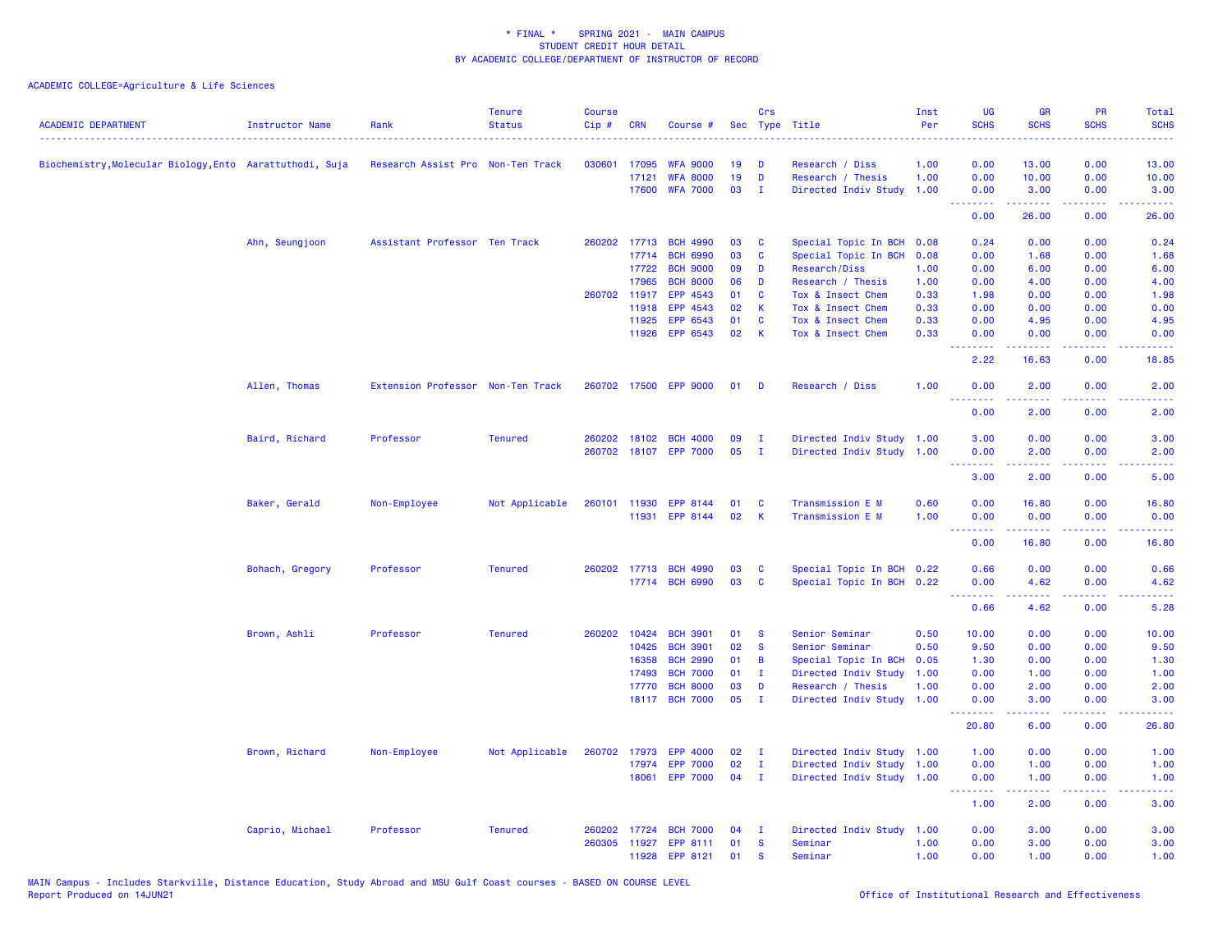\* FINAL \* SPRING 2021 - MAIN CAMPUS
STUDENT CREDIT HOUR DETAIL
BY ACADEMIC COLLEGE/DEPARTMENT OF INSTRUCTOR OF RECORD

ACADEMIC COLLEGE=Agriculture & Life Sciences

| ACADEMIC DEPARTMENT | Instructor Name | Rank | Tenure Status | Course Cip # | CRN | Course # | Sec | Crs Type | Title | Inst Per | UG SCHS | GR SCHS | PR SCHS | Total SCHS |
|---|---|---|---|---|---|---|---|---|---|---|---|---|---|---|
| Biochemistry,Molecular Biology,Ento | Aarattuthodi, Suja | Research Assist Pro | Non-Ten Track | 030601 | 17095 | WFA 9000 | 19 | D | Research / Diss | 1.00 | 0.00 | 13.00 | 0.00 | 13.00 |
| | | | | | 17121 | WFA 8000 | 19 | D | Research / Thesis | 1.00 | 0.00 | 10.00 | 0.00 | 10.00 |
| | | | | | 17600 | WFA 7000 | 03 | I | Directed Indiv Study | 1.00 | 0.00 | 3.00 | 0.00 | 3.00 |
| | | | | | | | | | | | 0.00 | 26.00 | 0.00 | 26.00 |
| | Ahn, Seungjoon | Assistant Professor | Ten Track | 260202 | 17713 | BCH 4990 | 03 | C | Special Topic In BCH | 0.08 | 0.24 | 0.00 | 0.00 | 0.24 |
| | | | | | 17714 | BCH 6990 | 03 | C | Special Topic In BCH | 0.08 | 0.00 | 1.68 | 0.00 | 1.68 |
| | | | | | 17722 | BCH 9000 | 09 | D | Research/Diss | 1.00 | 0.00 | 6.00 | 0.00 | 6.00 |
| | | | | | 17965 | BCH 8000 | 06 | D | Research / Thesis | 1.00 | 0.00 | 4.00 | 0.00 | 4.00 |
| | | | | 260702 | 11917 | EPP 4543 | 01 | C | Tox & Insect Chem | 0.33 | 1.98 | 0.00 | 0.00 | 1.98 |
| | | | | | 11918 | EPP 4543 | 02 | K | Tox & Insect Chem | 0.33 | 0.00 | 0.00 | 0.00 | 0.00 |
| | | | | | 11925 | EPP 6543 | 01 | C | Tox & Insect Chem | 0.33 | 0.00 | 4.95 | 0.00 | 4.95 |
| | | | | | 11926 | EPP 6543 | 02 | K | Tox & Insect Chem | 0.33 | 0.00 | 0.00 | 0.00 | 0.00 |
| | | | | | | | | | | | 2.22 | 16.63 | 0.00 | 18.85 |
| | Allen, Thomas | Extension Professor | Non-Ten Track | 260702 | 17500 | EPP 9000 | 01 | D | Research / Diss | 1.00 | 0.00 | 2.00 | 0.00 | 2.00 |
| | | | | | | | | | | | 0.00 | 2.00 | 0.00 | 2.00 |
| | Baird, Richard | Professor | Tenured | 260202 | 18102 | BCH 4000 | 09 | I | Directed Indiv Study | 1.00 | 3.00 | 0.00 | 0.00 | 3.00 |
| | | | | 260702 | 18107 | EPP 7000 | 05 | I | Directed Indiv Study | 1.00 | 0.00 | 2.00 | 0.00 | 2.00 |
| | | | | | | | | | | | 3.00 | 2.00 | 0.00 | 5.00 |
| | Baker, Gerald | Non-Employee | Not Applicable | 260101 | 11930 | EPP 8144 | 01 | C | Transmission E M | 0.60 | 0.00 | 16.80 | 0.00 | 16.80 |
| | | | | | 11931 | EPP 8144 | 02 | K | Transmission E M | 1.00 | 0.00 | 0.00 | 0.00 | 0.00 |
| | | | | | | | | | | | 0.00 | 16.80 | 0.00 | 16.80 |
| | Bohach, Gregory | Professor | Tenured | 260202 | 17713 | BCH 4990 | 03 | C | Special Topic In BCH | 0.22 | 0.66 | 0.00 | 0.00 | 0.66 |
| | | | | | 17714 | BCH 6990 | 03 | C | Special Topic In BCH | 0.22 | 0.00 | 4.62 | 0.00 | 4.62 |
| | | | | | | | | | | | 0.66 | 4.62 | 0.00 | 5.28 |
| | Brown, Ashli | Professor | Tenured | 260202 | 10424 | BCH 3901 | 01 | S | Senior Seminar | 0.50 | 10.00 | 0.00 | 0.00 | 10.00 |
| | | | | | 10425 | BCH 3901 | 02 | S | Senior Seminar | 0.50 | 9.50 | 0.00 | 0.00 | 9.50 |
| | | | | | 16358 | BCH 2990 | 01 | B | Special Topic In BCH | 0.05 | 1.30 | 0.00 | 0.00 | 1.30 |
| | | | | | 17493 | BCH 7000 | 01 | I | Directed Indiv Study | 1.00 | 0.00 | 1.00 | 0.00 | 1.00 |
| | | | | | 17770 | BCH 8000 | 03 | D | Research / Thesis | 1.00 | 0.00 | 2.00 | 0.00 | 2.00 |
| | | | | | 18117 | BCH 7000 | 05 | I | Directed Indiv Study | 1.00 | 0.00 | 3.00 | 0.00 | 3.00 |
| | | | | | | | | | | | 20.80 | 6.00 | 0.00 | 26.80 |
| | Brown, Richard | Non-Employee | Not Applicable | 260702 | 17973 | EPP 4000 | 02 | I | Directed Indiv Study | 1.00 | 1.00 | 0.00 | 0.00 | 1.00 |
| | | | | | 17974 | EPP 7000 | 02 | I | Directed Indiv Study | 1.00 | 0.00 | 1.00 | 0.00 | 1.00 |
| | | | | | 18061 | EPP 7000 | 04 | I | Directed Indiv Study | 1.00 | 0.00 | 1.00 | 0.00 | 1.00 |
| | | | | | | | | | | | 1.00 | 2.00 | 0.00 | 3.00 |
| | Caprio, Michael | Professor | Tenured | 260202 | 17724 | BCH 7000 | 04 | I | Directed Indiv Study | 1.00 | 0.00 | 3.00 | 0.00 | 3.00 |
| | | | | 260305 | 11927 | EPP 8111 | 01 | S | Seminar | 1.00 | 0.00 | 3.00 | 0.00 | 3.00 |
| | | | | | 11928 | EPP 8121 | 01 | S | Seminar | 1.00 | 0.00 | 1.00 | 0.00 | 1.00 |

MAIN Campus - Includes Starkville, Distance Education, Study Abroad and MSU Gulf Coast courses - BASED ON COURSE LEVEL
Report Produced on 14JUN21

Office of Institutional Research and Effectiveness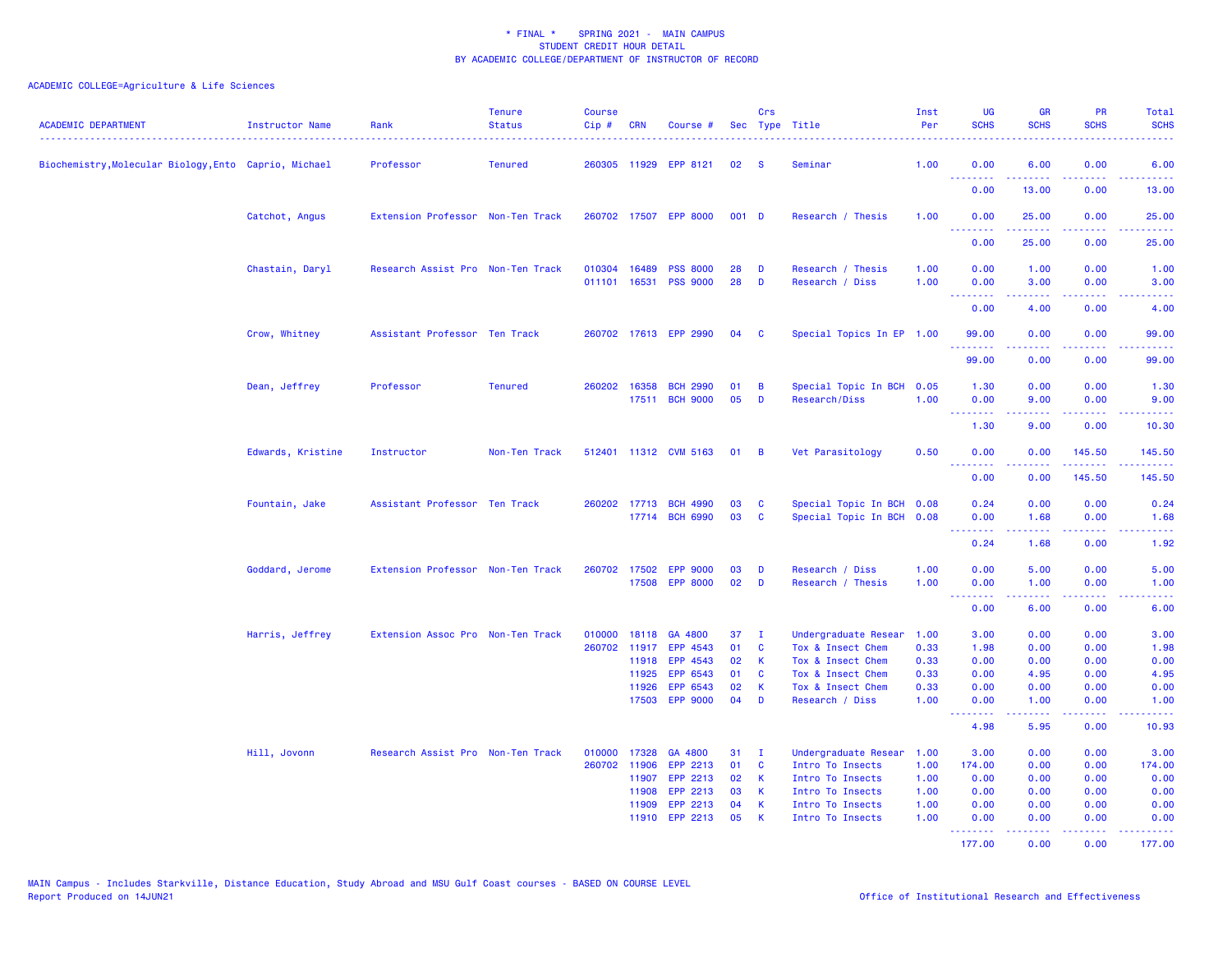\* FINAL \* SPRING 2021 - MAIN CAMPUS
STUDENT CREDIT HOUR DETAIL
BY ACADEMIC COLLEGE/DEPARTMENT OF INSTRUCTOR OF RECORD

ACADEMIC COLLEGE=Agriculture & Life Sciences

| ACADEMIC DEPARTMENT | Instructor Name | Rank | Tenure Status | Course Cip # | CRN | Course # | Sec | Crs Type | Title | Inst Per | UG SCHS | GR SCHS | PR SCHS | Total SCHS |
|---|---|---|---|---|---|---|---|---|---|---|---|---|---|---|
| Biochemistry,Molecular Biology,Ento | Caprio, Michael | Professor | Tenured | 260305 | 11929 | EPP 8121 | 02 | S | Seminar | 1.00 | 0.00 | 6.00 | 0.00 | 6.00 |
| | | | | | | | | | | | 0.00 | 13.00 | 0.00 | 13.00 |
| | Catchot, Angus | Extension Professor | Non-Ten Track | 260702 | 17507 | EPP 8000 | 001 | D | Research / Thesis | 1.00 | 0.00 | 25.00 | 0.00 | 25.00 |
| | | | | | | | | | | | 0.00 | 25.00 | 0.00 | 25.00 |
| | Chastain, Daryl | Research Assist Pro | Non-Ten Track | 010304 | 16489 | PSS 8000 | 28 | D | Research / Thesis | 1.00 | 0.00 | 1.00 | 0.00 | 1.00 |
| | | | | 011101 | 16531 | PSS 9000 | 28 | D | Research / Diss | 1.00 | 0.00 | 3.00 | 0.00 | 3.00 |
| | | | | | | | | | | | 0.00 | 4.00 | 0.00 | 4.00 |
| | Crow, Whitney | Assistant Professor | Ten Track | 260702 | 17613 | EPP 2990 | 04 | C | Special Topics In EP | 1.00 | 99.00 | 0.00 | 0.00 | 99.00 |
| | | | | | | | | | | | 99.00 | 0.00 | 0.00 | 99.00 |
| | Dean, Jeffrey | Professor | Tenured | 260202 | 16358 | BCH 2990 | 01 | B | Special Topic In BCH | 0.05 | 1.30 | 0.00 | 0.00 | 1.30 |
| | | | | | 17511 | BCH 9000 | 05 | D | Research/Diss | 1.00 | 0.00 | 9.00 | 0.00 | 9.00 |
| | | | | | | | | | | | 1.30 | 9.00 | 0.00 | 10.30 |
| | Edwards, Kristine | Instructor | Non-Ten Track | 512401 | 11312 | CVM 5163 | 01 | B | Vet Parasitology | 0.50 | 0.00 | 0.00 | 145.50 | 145.50 |
| | | | | | | | | | | | 0.00 | 0.00 | 145.50 | 145.50 |
| | Fountain, Jake | Assistant Professor | Ten Track | 260202 | 17713 | BCH 4990 | 03 | C | Special Topic In BCH | 0.08 | 0.24 | 0.00 | 0.00 | 0.24 |
| | | | | | 17714 | BCH 6990 | 03 | C | Special Topic In BCH | 0.08 | 0.00 | 1.68 | 0.00 | 1.68 |
| | | | | | | | | | | | 0.24 | 1.68 | 0.00 | 1.92 |
| | Goddard, Jerome | Extension Professor | Non-Ten Track | 260702 | 17502 | EPP 9000 | 03 | D | Research / Diss | 1.00 | 0.00 | 5.00 | 0.00 | 5.00 |
| | | | | | 17508 | EPP 8000 | 02 | D | Research / Thesis | 1.00 | 0.00 | 1.00 | 0.00 | 1.00 |
| | | | | | | | | | | | 0.00 | 6.00 | 0.00 | 6.00 |
| | Harris, Jeffrey | Extension Assoc Pro | Non-Ten Track | 010000 | 18118 | GA 4800 | 37 | I | Undergraduate Resear | 1.00 | 3.00 | 0.00 | 0.00 | 3.00 |
| | | | | 260702 | 11917 | EPP 4543 | 01 | C | Tox & Insect Chem | 0.33 | 1.98 | 0.00 | 0.00 | 1.98 |
| | | | | | 11918 | EPP 4543 | 02 | K | Tox & Insect Chem | 0.33 | 0.00 | 0.00 | 0.00 | 0.00 |
| | | | | | 11925 | EPP 6543 | 01 | C | Tox & Insect Chem | 0.33 | 0.00 | 4.95 | 0.00 | 4.95 |
| | | | | | 11926 | EPP 6543 | 02 | K | Tox & Insect Chem | 0.33 | 0.00 | 0.00 | 0.00 | 0.00 |
| | | | | | 17503 | EPP 9000 | 04 | D | Research / Diss | 1.00 | 0.00 | 1.00 | 0.00 | 1.00 |
| | | | | | | | | | | | 4.98 | 5.95 | 0.00 | 10.93 |
| | Hill, Jovonn | Research Assist Pro | Non-Ten Track | 010000 | 17328 | GA 4800 | 31 | I | Undergraduate Resear | 1.00 | 3.00 | 0.00 | 0.00 | 3.00 |
| | | | | 260702 | 11906 | EPP 2213 | 01 | C | Intro To Insects | 1.00 | 174.00 | 0.00 | 0.00 | 174.00 |
| | | | | | 11907 | EPP 2213 | 02 | K | Intro To Insects | 1.00 | 0.00 | 0.00 | 0.00 | 0.00 |
| | | | | | 11908 | EPP 2213 | 03 | K | Intro To Insects | 1.00 | 0.00 | 0.00 | 0.00 | 0.00 |
| | | | | | 11909 | EPP 2213 | 04 | K | Intro To Insects | 1.00 | 0.00 | 0.00 | 0.00 | 0.00 |
| | | | | | 11910 | EPP 2213 | 05 | K | Intro To Insects | 1.00 | 0.00 | 0.00 | 0.00 | 0.00 |
| | | | | | | | | | | | 177.00 | 0.00 | 0.00 | 177.00 |

MAIN Campus - Includes Starkville, Distance Education, Study Abroad and MSU Gulf Coast courses - BASED ON COURSE LEVEL
Report Produced on 14JUN21

Office of Institutional Research and Effectiveness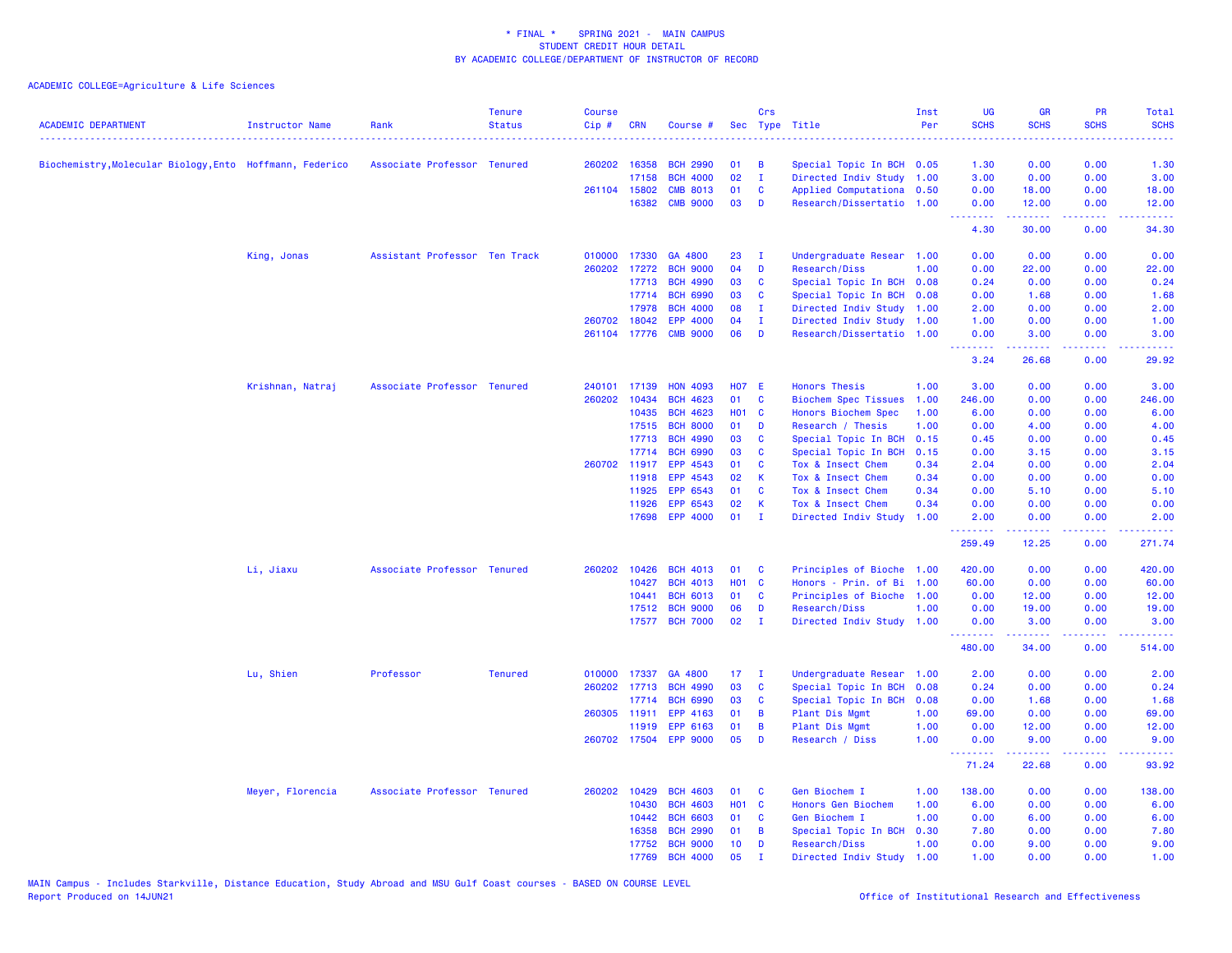# * FINAL * SPRING 2021 - MAIN CAMPUS
## STUDENT CREDIT HOUR DETAIL
## BY ACADEMIC COLLEGE/DEPARTMENT OF INSTRUCTOR OF RECORD

ACADEMIC COLLEGE=Agriculture & Life Sciences

| ACADEMIC DEPARTMENT | Instructor Name | Rank | Tenure Status | Course Cip # | CRN | Course # | Sec | Crs Type | Title | Inst Per | UG SCHS | GR SCHS | PR SCHS | Total SCHS |
|---|---|---|---|---|---|---|---|---|---|---|---|---|---|---|
| Biochemistry,Molecular Biology,Ento | Hoffmann, Federico | Associate Professor | Tenured | 260202 | 16358 | BCH 2990 | 01 | B | Special Topic In BCH | 0.05 | 1.30 | 0.00 | 0.00 | 1.30 |
| | | | | | 17158 | BCH 4000 | 02 | I | Directed Indiv Study | 1.00 | 3.00 | 0.00 | 0.00 | 3.00 |
| | | | | 261104 | 15802 | CMB 8013 | 01 | C | Applied Computationa | 0.50 | 0.00 | 18.00 | 0.00 | 18.00 |
| | | | | | 16382 | CMB 9000 | 03 | D | Research/Dissertatio | 1.00 | 0.00 | 12.00 | 0.00 | 12.00 |
| | | | | | | | | | | | 4.30 | 30.00 | 0.00 | 34.30 |
| | King, Jonas | Assistant Professor | Ten Track | 010000 | 17330 | GA 4800 | 23 | I | Undergraduate Resear | 1.00 | 0.00 | 0.00 | 0.00 | 0.00 |
| | | | | 260202 | 17272 | BCH 9000 | 04 | D | Research/Diss | 1.00 | 0.00 | 22.00 | 0.00 | 22.00 |
| | | | | | 17713 | BCH 4990 | 03 | C | Special Topic In BCH | 0.08 | 0.24 | 0.00 | 0.00 | 0.24 |
| | | | | | 17714 | BCH 6990 | 03 | C | Special Topic In BCH | 0.08 | 0.00 | 1.68 | 0.00 | 1.68 |
| | | | | | 17978 | BCH 4000 | 08 | I | Directed Indiv Study | 1.00 | 2.00 | 0.00 | 0.00 | 2.00 |
| | | | | 260702 | 18042 | EPP 4000 | 04 | I | Directed Indiv Study | 1.00 | 1.00 | 0.00 | 0.00 | 1.00 |
| | | | | 261104 | 17776 | CMB 9000 | 06 | D | Research/Dissertatio | 1.00 | 0.00 | 3.00 | 0.00 | 3.00 |
| | | | | | | | | | | | 3.24 | 26.68 | 0.00 | 29.92 |
| | Krishnan, Natraj | Associate Professor | Tenured | 240101 | 17139 | HON 4093 | H07 | E | Honors Thesis | 1.00 | 3.00 | 0.00 | 0.00 | 3.00 |
| | | | | 260202 | 10434 | BCH 4623 | 01 | C | Biochem Spec Tissues | 1.00 | 246.00 | 0.00 | 0.00 | 246.00 |
| | | | | | 10435 | BCH 4623 | H01 | C | Honors Biochem Spec | 1.00 | 6.00 | 0.00 | 0.00 | 6.00 |
| | | | | | 17515 | BCH 8000 | 01 | D | Research / Thesis | 1.00 | 0.00 | 4.00 | 0.00 | 4.00 |
| | | | | | 17713 | BCH 4990 | 03 | C | Special Topic In BCH | 0.15 | 0.45 | 0.00 | 0.00 | 0.45 |
| | | | | | 17714 | BCH 6990 | 03 | C | Special Topic In BCH | 0.15 | 0.00 | 3.15 | 0.00 | 3.15 |
| | | | | 260702 | 11917 | EPP 4543 | 01 | C | Tox & Insect Chem | 0.34 | 2.04 | 0.00 | 0.00 | 2.04 |
| | | | | | 11918 | EPP 4543 | 02 | K | Tox & Insect Chem | 0.34 | 0.00 | 0.00 | 0.00 | 0.00 |
| | | | | | 11925 | EPP 6543 | 01 | C | Tox & Insect Chem | 0.34 | 0.00 | 5.10 | 0.00 | 5.10 |
| | | | | | 11926 | EPP 6543 | 02 | K | Tox & Insect Chem | 0.34 | 0.00 | 0.00 | 0.00 | 0.00 |
| | | | | | 17698 | EPP 4000 | 01 | I | Directed Indiv Study | 1.00 | 2.00 | 0.00 | 0.00 | 2.00 |
| | | | | | | | | | | | 259.49 | 12.25 | 0.00 | 271.74 |
| | Li, Jiaxu | Associate Professor | Tenured | 260202 | 10426 | BCH 4013 | 01 | C | Principles of Bioche | 1.00 | 420.00 | 0.00 | 0.00 | 420.00 |
| | | | | | 10427 | BCH 4013 | H01 | C | Honors - Prin. of Bi | 1.00 | 60.00 | 0.00 | 0.00 | 60.00 |
| | | | | | 10441 | BCH 6013 | 01 | C | Principles of Bioche | 1.00 | 0.00 | 12.00 | 0.00 | 12.00 |
| | | | | | 17512 | BCH 9000 | 06 | D | Research/Diss | 1.00 | 0.00 | 19.00 | 0.00 | 19.00 |
| | | | | | 17577 | BCH 7000 | 02 | I | Directed Indiv Study | 1.00 | 0.00 | 3.00 | 0.00 | 3.00 |
| | | | | | | | | | | | 480.00 | 34.00 | 0.00 | 514.00 |
| | Lu, Shien | Professor | Tenured | 010000 | 17337 | GA 4800 | 17 | I | Undergraduate Resear | 1.00 | 2.00 | 0.00 | 0.00 | 2.00 |
| | | | | 260202 | 17713 | BCH 4990 | 03 | C | Special Topic In BCH | 0.08 | 0.24 | 0.00 | 0.00 | 0.24 |
| | | | | | 17714 | BCH 6990 | 03 | C | Special Topic In BCH | 0.08 | 0.00 | 1.68 | 0.00 | 1.68 |
| | | | | 260305 | 11911 | EPP 4163 | 01 | B | Plant Dis Mgmt | 1.00 | 69.00 | 0.00 | 0.00 | 69.00 |
| | | | | | 11919 | EPP 6163 | 01 | B | Plant Dis Mgmt | 1.00 | 0.00 | 12.00 | 0.00 | 12.00 |
| | | | | 260702 | 17504 | EPP 9000 | 05 | D | Research / Diss | 1.00 | 0.00 | 9.00 | 0.00 | 9.00 |
| | | | | | | | | | | | 71.24 | 22.68 | 0.00 | 93.92 |
| | Meyer, Florencia | Associate Professor | Tenured | 260202 | 10429 | BCH 4603 | 01 | C | Gen Biochem I | 1.00 | 138.00 | 0.00 | 0.00 | 138.00 |
| | | | | | 10430 | BCH 4603 | H01 | C | Honors Gen Biochem | 1.00 | 6.00 | 0.00 | 0.00 | 6.00 |
| | | | | | 10442 | BCH 6603 | 01 | C | Gen Biochem I | 1.00 | 0.00 | 6.00 | 0.00 | 6.00 |
| | | | | | 16358 | BCH 2990 | 01 | B | Special Topic In BCH | 0.30 | 7.80 | 0.00 | 0.00 | 7.80 |
| | | | | | 17752 | BCH 9000 | 10 | D | Research/Diss | 1.00 | 0.00 | 9.00 | 0.00 | 9.00 |
| | | | | | 17769 | BCH 4000 | 05 | I | Directed Indiv Study | 1.00 | 1.00 | 0.00 | 0.00 | 1.00 |

MAIN Campus - Includes Starkville, Distance Education, Study Abroad and MSU Gulf Coast courses - BASED ON COURSE LEVEL
Report Produced on 14JUN21

Office of Institutional Research and Effectiveness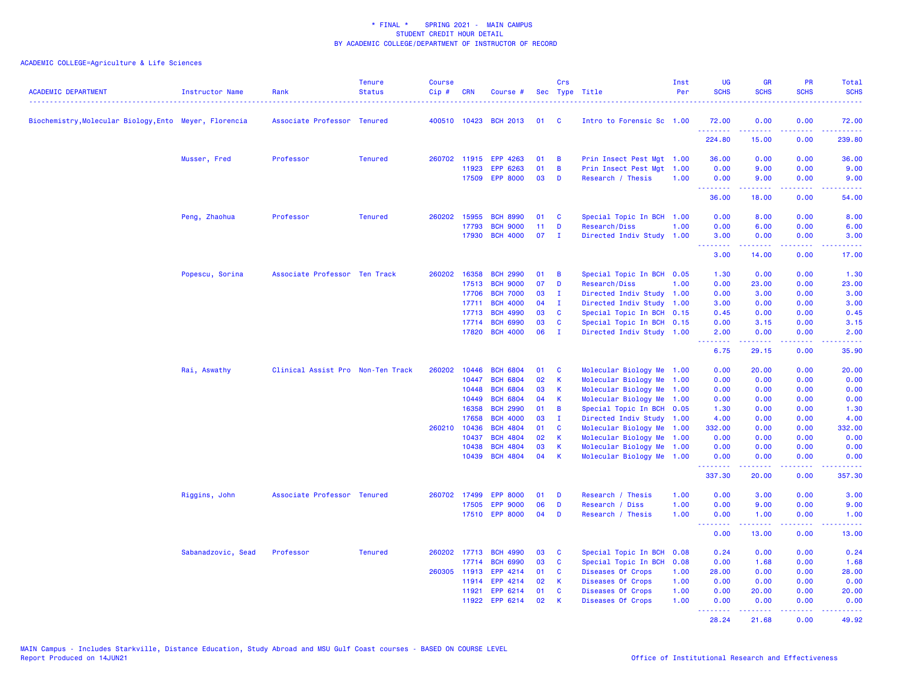\* FINAL \* SPRING 2021 - MAIN CAMPUS
STUDENT CREDIT HOUR DETAIL
BY ACADEMIC COLLEGE/DEPARTMENT OF INSTRUCTOR OF RECORD

ACADEMIC COLLEGE=Agriculture & Life Sciences

| ACADEMIC DEPARTMENT | Instructor Name | Rank | Tenure Status | Course Cip # | CRN | Course # | Sec | Crs Type | Title | Inst Per | UG SCHS | GR SCHS | PR SCHS | Total SCHS |
|---|---|---|---|---|---|---|---|---|---|---|---|---|---|---|
| Biochemistry,Molecular Biology,Ento | Meyer, Florencia | Associate Professor | Tenured | 400510 | 10423 | BCH 2013 | 01 | C | Intro to Forensic Sc | 1.00 | 72.00 | 0.00 | 0.00 | 72.00 |
| | | | | | | | | | | | 224.80 | 15.00 | 0.00 | 239.80 |
| | Musser, Fred | Professor | Tenured | 260702 | 11915 | EPP 4263 | 01 | B | Prin Insect Pest Mgt | 1.00 | 36.00 | 0.00 | 0.00 | 36.00 |
| | | | | | 11923 | EPP 6263 | 01 | B | Prin Insect Pest Mgt | 1.00 | 0.00 | 9.00 | 0.00 | 9.00 |
| | | | | | 17509 | EPP 8000 | 03 | D | Research / Thesis | 1.00 | 0.00 | 9.00 | 0.00 | 9.00 |
| | | | | | | | | | | | 36.00 | 18.00 | 0.00 | 54.00 |
| | Peng, Zhaohua | Professor | Tenured | 260202 | 15955 | BCH 8990 | 01 | C | Special Topic In BCH | 1.00 | 0.00 | 8.00 | 0.00 | 8.00 |
| | | | | | 17793 | BCH 9000 | 11 | D | Research/Diss | 1.00 | 0.00 | 6.00 | 0.00 | 6.00 |
| | | | | | 17930 | BCH 4000 | 07 | I | Directed Indiv Study | 1.00 | 3.00 | 0.00 | 0.00 | 3.00 |
| | | | | | | | | | | | 3.00 | 14.00 | 0.00 | 17.00 |
| | Popescu, Sorina | Associate Professor | Ten Track | 260202 | 16358 | BCH 2990 | 01 | B | Special Topic In BCH | 0.05 | 1.30 | 0.00 | 0.00 | 1.30 |
| | | | | | 17513 | BCH 9000 | 07 | D | Research/Diss | 1.00 | 0.00 | 23.00 | 0.00 | 23.00 |
| | | | | | 17706 | BCH 7000 | 03 | I | Directed Indiv Study | 1.00 | 0.00 | 3.00 | 0.00 | 3.00 |
| | | | | | 17711 | BCH 4000 | 04 | I | Directed Indiv Study | 1.00 | 3.00 | 0.00 | 0.00 | 3.00 |
| | | | | | 17713 | BCH 4990 | 03 | C | Special Topic In BCH | 0.15 | 0.45 | 0.00 | 0.00 | 0.45 |
| | | | | | 17714 | BCH 6990 | 03 | C | Special Topic In BCH | 0.15 | 0.00 | 3.15 | 0.00 | 3.15 |
| | | | | | 17820 | BCH 4000 | 06 | I | Directed Indiv Study | 1.00 | 2.00 | 0.00 | 0.00 | 2.00 |
| | | | | | | | | | | | 6.75 | 29.15 | 0.00 | 35.90 |
| | Rai, Aswathy | Clinical Assist Pro | Non-Ten Track | 260202 | 10446 | BCH 6804 | 01 | C | Molecular Biology Me | 1.00 | 0.00 | 20.00 | 0.00 | 20.00 |
| | | | | | 10447 | BCH 6804 | 02 | K | Molecular Biology Me | 1.00 | 0.00 | 0.00 | 0.00 | 0.00 |
| | | | | | 10448 | BCH 6804 | 03 | K | Molecular Biology Me | 1.00 | 0.00 | 0.00 | 0.00 | 0.00 |
| | | | | | 10449 | BCH 6804 | 04 | K | Molecular Biology Me | 1.00 | 0.00 | 0.00 | 0.00 | 0.00 |
| | | | | | 16358 | BCH 2990 | 01 | B | Special Topic In BCH | 0.05 | 1.30 | 0.00 | 0.00 | 1.30 |
| | | | | | 17658 | BCH 4000 | 03 | I | Directed Indiv Study | 1.00 | 4.00 | 0.00 | 0.00 | 4.00 |
| | | | | 260210 | 10436 | BCH 4804 | 01 | C | Molecular Biology Me | 1.00 | 332.00 | 0.00 | 0.00 | 332.00 |
| | | | | | 10437 | BCH 4804 | 02 | K | Molecular Biology Me | 1.00 | 0.00 | 0.00 | 0.00 | 0.00 |
| | | | | | 10438 | BCH 4804 | 03 | K | Molecular Biology Me | 1.00 | 0.00 | 0.00 | 0.00 | 0.00 |
| | | | | | 10439 | BCH 4804 | 04 | K | Molecular Biology Me | 1.00 | 0.00 | 0.00 | 0.00 | 0.00 |
| | | | | | | | | | | | 337.30 | 20.00 | 0.00 | 357.30 |
| | Riggins, John | Associate Professor | Tenured | 260702 | 17499 | EPP 8000 | 01 | D | Research / Thesis | 1.00 | 0.00 | 3.00 | 0.00 | 3.00 |
| | | | | | 17505 | EPP 9000 | 06 | D | Research / Diss | 1.00 | 0.00 | 9.00 | 0.00 | 9.00 |
| | | | | | 17510 | EPP 8000 | 04 | D | Research / Thesis | 1.00 | 0.00 | 1.00 | 0.00 | 1.00 |
| | | | | | | | | | | | 0.00 | 13.00 | 0.00 | 13.00 |
| | Sabanadzovic, Sead | Professor | Tenured | 260202 | 17713 | BCH 4990 | 03 | C | Special Topic In BCH | 0.08 | 0.24 | 0.00 | 0.00 | 0.24 |
| | | | | | 17714 | BCH 6990 | 03 | C | Special Topic In BCH | 0.08 | 0.00 | 1.68 | 0.00 | 1.68 |
| | | | | 260305 | 11913 | EPP 4214 | 01 | C | Diseases Of Crops | 1.00 | 28.00 | 0.00 | 0.00 | 28.00 |
| | | | | | 11914 | EPP 4214 | 02 | K | Diseases Of Crops | 1.00 | 0.00 | 0.00 | 0.00 | 0.00 |
| | | | | | 11921 | EPP 6214 | 01 | C | Diseases Of Crops | 1.00 | 0.00 | 20.00 | 0.00 | 20.00 |
| | | | | | 11922 | EPP 6214 | 02 | K | Diseases Of Crops | 1.00 | 0.00 | 0.00 | 0.00 | 0.00 |
| | | | | | | | | | | | 28.24 | 21.68 | 0.00 | 49.92 |

MAIN Campus - Includes Starkville, Distance Education, Study Abroad and MSU Gulf Coast courses - BASED ON COURSE LEVEL
Report Produced on 14JUN21

Office of Institutional Research and Effectiveness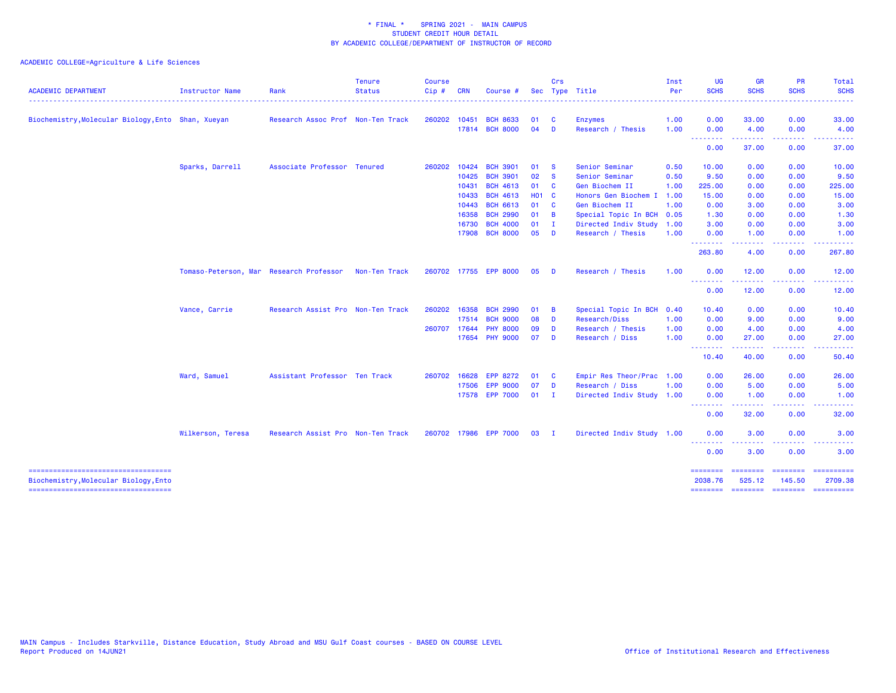\* FINAL \*    SPRING 2021 - MAIN CAMPUS
STUDENT CREDIT HOUR DETAIL
BY ACADEMIC COLLEGE/DEPARTMENT OF INSTRUCTOR OF RECORD

ACADEMIC COLLEGE=Agriculture & Life Sciences

| ACADEMIC DEPARTMENT | Instructor Name | Rank | Tenure Status | Course Cip # | CRN | Course # | Sec | Crs Type | Title | Inst Per | UG SCHS | GR SCHS | PR SCHS | Total SCHS |
|---|---|---|---|---|---|---|---|---|---|---|---|---|---|---|
| Biochemistry,Molecular Biology,Ento | Shan, Xueyan | Research Assoc Prof | Non-Ten Track | 260202 | 10451 | BCH 8633 | 01 | C | Enzymes | 1.00 | 0.00 | 33.00 | 0.00 | 33.00 |
| | | | | | 17814 | BCH 8000 | 04 | D | Research / Thesis | 1.00 | 0.00 | 4.00 | 0.00 | 4.00 |
| | | | | | | | | | | | 0.00 | 37.00 | 0.00 | 37.00 |
| | Sparks, Darrell | Associate Professor | Tenured | 260202 | 10424 | BCH 3901 | 01 | S | Senior Seminar | 0.50 | 10.00 | 0.00 | 0.00 | 10.00 |
| | | | | | 10425 | BCH 3901 | 02 | S | Senior Seminar | 0.50 | 9.50 | 0.00 | 0.00 | 9.50 |
| | | | | | 10431 | BCH 4613 | 01 | C | Gen Biochem II | 1.00 | 225.00 | 0.00 | 0.00 | 225.00 |
| | | | | | 10433 | BCH 4613 | H01 | C | Honors Gen Biochem I | 1.00 | 15.00 | 0.00 | 0.00 | 15.00 |
| | | | | | 10443 | BCH 6613 | 01 | C | Gen Biochem II | 1.00 | 0.00 | 3.00 | 0.00 | 3.00 |
| | | | | | 16358 | BCH 2990 | 01 | B | Special Topic In BCH | 0.05 | 1.30 | 0.00 | 0.00 | 1.30 |
| | | | | | 16730 | BCH 4000 | 01 | I | Directed Indiv Study | 1.00 | 3.00 | 0.00 | 0.00 | 3.00 |
| | | | | | 17908 | BCH 8000 | 05 | D | Research / Thesis | 1.00 | 0.00 | 1.00 | 0.00 | 1.00 |
| | | | | | | | | | | | 263.80 | 4.00 | 0.00 | 267.80 |
| | Tomaso-Peterson, Mar | Research Professor | Non-Ten Track | 260702 | 17755 | EPP 8000 | 05 | D | Research / Thesis | 1.00 | 0.00 | 12.00 | 0.00 | 12.00 |
| | | | | | | | | | | | 0.00 | 12.00 | 0.00 | 12.00 |
| | Vance, Carrie | Research Assist Pro | Non-Ten Track | 260202 | 16358 | BCH 2990 | 01 | B | Special Topic In BCH | 0.40 | 10.40 | 0.00 | 0.00 | 10.40 |
| | | | | | 17514 | BCH 9000 | 08 | D | Research/Diss | 1.00 | 0.00 | 9.00 | 0.00 | 9.00 |
| | | | | 260707 | 17644 | PHY 8000 | 09 | D | Research / Thesis | 1.00 | 0.00 | 4.00 | 0.00 | 4.00 |
| | | | | | 17654 | PHY 9000 | 07 | D | Research / Diss | 1.00 | 0.00 | 27.00 | 0.00 | 27.00 |
| | | | | | | | | | | | 10.40 | 40.00 | 0.00 | 50.40 |
| | Ward, Samuel | Assistant Professor | Ten Track | 260702 | 16628 | EPP 8272 | 01 | C | Empir Res Theor/Prac | 1.00 | 0.00 | 26.00 | 0.00 | 26.00 |
| | | | | | 17506 | EPP 9000 | 07 | D | Research / Diss | 1.00 | 0.00 | 5.00 | 0.00 | 5.00 |
| | | | | | 17578 | EPP 7000 | 01 | I | Directed Indiv Study | 1.00 | 0.00 | 1.00 | 0.00 | 1.00 |
| | | | | | | | | | | | 0.00 | 32.00 | 0.00 | 32.00 |
| | Wilkerson, Teresa | Research Assist Pro | Non-Ten Track | 260702 | 17986 | EPP 7000 | 03 | I | Directed Indiv Study | 1.00 | 0.00 | 3.00 | 0.00 | 3.00 |
| | | | | | | | | | | | 0.00 | 3.00 | 0.00 | 3.00 |
| Biochemistry,Molecular Biology,Ento | | | | | | | | | | | 2038.76 | 525.12 | 145.50 | 2709.38 |

MAIN Campus - Includes Starkville, Distance Education, Study Abroad and MSU Gulf Coast courses - BASED ON COURSE LEVEL
Report Produced on 14JUN21

Office of Institutional Research and Effectiveness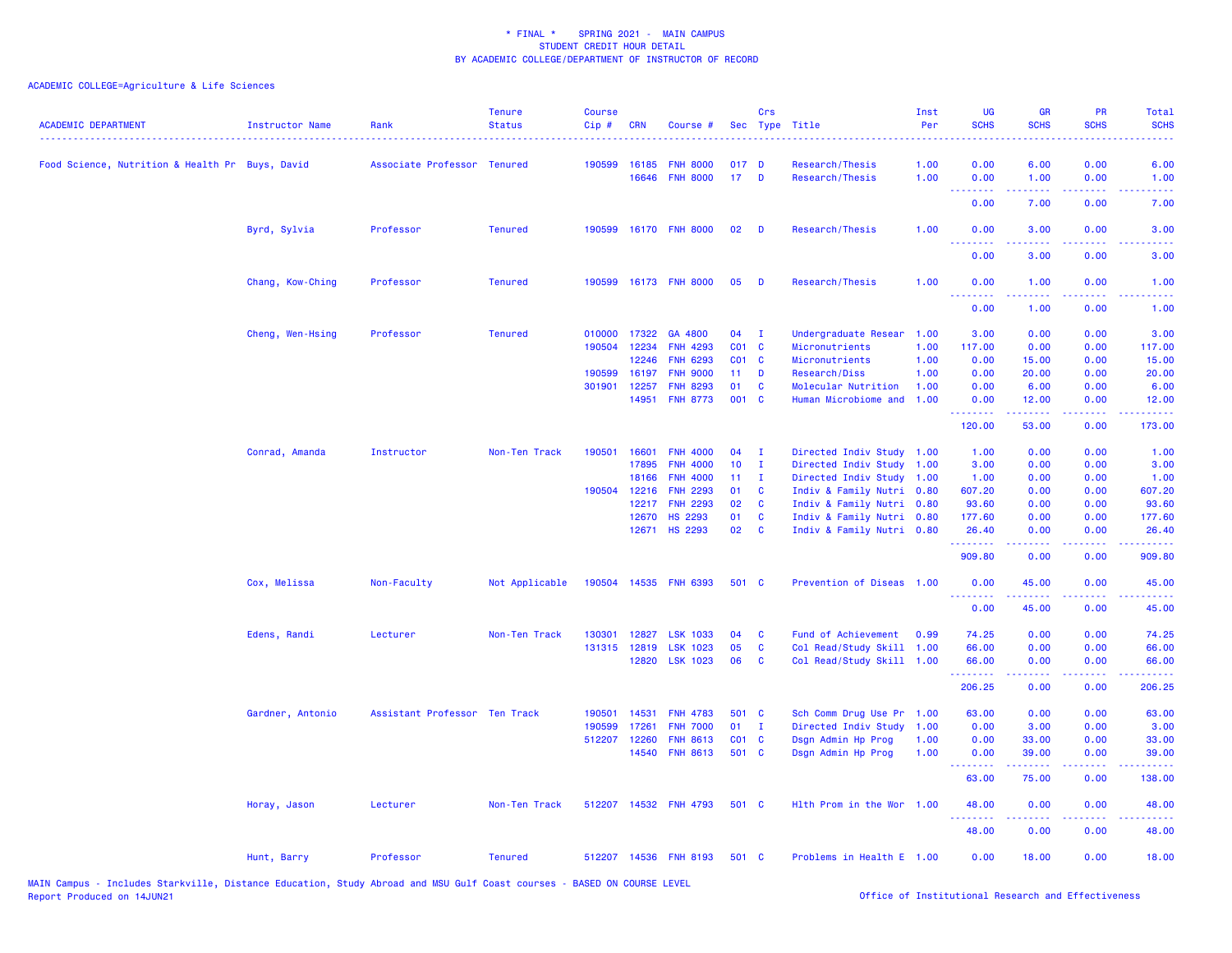\* FINAL \* SPRING 2021 - MAIN CAMPUS
STUDENT CREDIT HOUR DETAIL
BY ACADEMIC COLLEGE/DEPARTMENT OF INSTRUCTOR OF RECORD

ACADEMIC COLLEGE=Agriculture & Life Sciences

| ACADEMIC DEPARTMENT | Instructor Name | Rank | Tenure Status | Course Cip # | CRN | Course # | Sec | Crs Type | Title | Inst Per | UG SCHS | GR SCHS | PR SCHS | Total SCHS |
|---|---|---|---|---|---|---|---|---|---|---|---|---|---|---|
| Food Science, Nutrition & Health Pr | Buys, David | Associate Professor | Tenured | 190599 | 16185 | FNH 8000 | 017 | D | Research/Thesis | 1.00 | 0.00 | 6.00 | 0.00 | 6.00 |
| | | | | | 16646 | FNH 8000 | 17 | D | Research/Thesis | 1.00 | 0.00 | 1.00 | 0.00 | 1.00 |
| | | | | | | | | | | | 0.00 | 7.00 | 0.00 | 7.00 |
| | Byrd, Sylvia | Professor | Tenured | 190599 | 16170 | FNH 8000 | 02 | D | Research/Thesis | 1.00 | 0.00 | 3.00 | 0.00 | 3.00 |
| | | | | | | | | | | | 0.00 | 3.00 | 0.00 | 3.00 |
| | Chang, Kow-Ching | Professor | Tenured | 190599 | 16173 | FNH 8000 | 05 | D | Research/Thesis | 1.00 | 0.00 | 1.00 | 0.00 | 1.00 |
| | | | | | | | | | | | 0.00 | 1.00 | 0.00 | 1.00 |
| | Cheng, Wen-Hsing | Professor | Tenured | 010000 | 17322 | GA 4800 | 04 | I | Undergraduate Resear | 1.00 | 3.00 | 0.00 | 0.00 | 3.00 |
| | | | | 190504 | 12234 | FNH 4293 | C01 | C | Micronutrients | 1.00 | 117.00 | 0.00 | 0.00 | 117.00 |
| | | | | | 12246 | FNH 6293 | C01 | C | Micronutrients | 1.00 | 0.00 | 15.00 | 0.00 | 15.00 |
| | | | | 190599 | 16197 | FNH 9000 | 11 | D | Research/Diss | 1.00 | 0.00 | 20.00 | 0.00 | 20.00 |
| | | | | 301901 | 12257 | FNH 8293 | 01 | C | Molecular Nutrition | 1.00 | 0.00 | 6.00 | 0.00 | 6.00 |
| | | | | | 14951 | FNH 8773 | 001 | C | Human Microbiome and | 1.00 | 0.00 | 12.00 | 0.00 | 12.00 |
| | | | | | | | | | | | 120.00 | 53.00 | 0.00 | 173.00 |
| | Conrad, Amanda | Instructor | Non-Ten Track | 190501 | 16601 | FNH 4000 | 04 | I | Directed Indiv Study | 1.00 | 1.00 | 0.00 | 0.00 | 1.00 |
| | | | | | 17895 | FNH 4000 | 10 | I | Directed Indiv Study | 1.00 | 3.00 | 0.00 | 0.00 | 3.00 |
| | | | | | 18166 | FNH 4000 | 11 | I | Directed Indiv Study | 1.00 | 1.00 | 0.00 | 0.00 | 1.00 |
| | | | | 190504 | 12216 | FNH 2293 | 01 | C | Indiv & Family Nutri | 0.80 | 607.20 | 0.00 | 0.00 | 607.20 |
| | | | | | 12217 | FNH 2293 | 02 | C | Indiv & Family Nutri | 0.80 | 93.60 | 0.00 | 0.00 | 93.60 |
| | | | | | 12670 | HS 2293 | 01 | C | Indiv & Family Nutri | 0.80 | 177.60 | 0.00 | 0.00 | 177.60 |
| | | | | | 12671 | HS 2293 | 02 | C | Indiv & Family Nutri | 0.80 | 26.40 | 0.00 | 0.00 | 26.40 |
| | | | | | | | | | | | 909.80 | 0.00 | 0.00 | 909.80 |
| | Cox, Melissa | Non-Faculty | Not Applicable | 190504 | 14535 | FNH 6393 | 501 | C | Prevention of Diseas | 1.00 | 0.00 | 45.00 | 0.00 | 45.00 |
| | | | | | | | | | | | 0.00 | 45.00 | 0.00 | 45.00 |
| | Edens, Randi | Lecturer | Non-Ten Track | 130301 | 12827 | LSK 1033 | 04 | C | Fund of Achievement | 0.99 | 74.25 | 0.00 | 0.00 | 74.25 |
| | | | | 131315 | 12819 | LSK 1023 | 05 | C | Col Read/Study Skill | 1.00 | 66.00 | 0.00 | 0.00 | 66.00 |
| | | | | | 12820 | LSK 1023 | 06 | C | Col Read/Study Skill | 1.00 | 66.00 | 0.00 | 0.00 | 66.00 |
| | | | | | | | | | | | 206.25 | 0.00 | 0.00 | 206.25 |
| | Gardner, Antonio | Assistant Professor | Ten Track | 190501 | 14531 | FNH 4783 | 501 | C | Sch Comm Drug Use Pr | 1.00 | 63.00 | 0.00 | 0.00 | 63.00 |
| | | | | 190599 | 17261 | FNH 7000 | 01 | I | Directed Indiv Study | 1.00 | 0.00 | 3.00 | 0.00 | 3.00 |
| | | | | 512207 | 12260 | FNH 8613 | C01 | C | Dsgn Admin Hp Prog | 1.00 | 0.00 | 33.00 | 0.00 | 33.00 |
| | | | | | 14540 | FNH 8613 | 501 | C | Dsgn Admin Hp Prog | 1.00 | 0.00 | 39.00 | 0.00 | 39.00 |
| | | | | | | | | | | | 63.00 | 75.00 | 0.00 | 138.00 |
| | Horay, Jason | Lecturer | Non-Ten Track | 512207 | 14532 | FNH 4793 | 501 | C | Hlth Prom in the Wor | 1.00 | 48.00 | 0.00 | 0.00 | 48.00 |
| | | | | | | | | | | | 48.00 | 0.00 | 0.00 | 48.00 |
| | Hunt, Barry | Professor | Tenured | 512207 | 14536 | FNH 8193 | 501 | C | Problems in Health E | 1.00 | 0.00 | 18.00 | 0.00 | 18.00 |

MAIN Campus - Includes Starkville, Distance Education, Study Abroad and MSU Gulf Coast courses - BASED ON COURSE LEVEL
Report Produced on 14JUN21

Office of Institutional Research and Effectiveness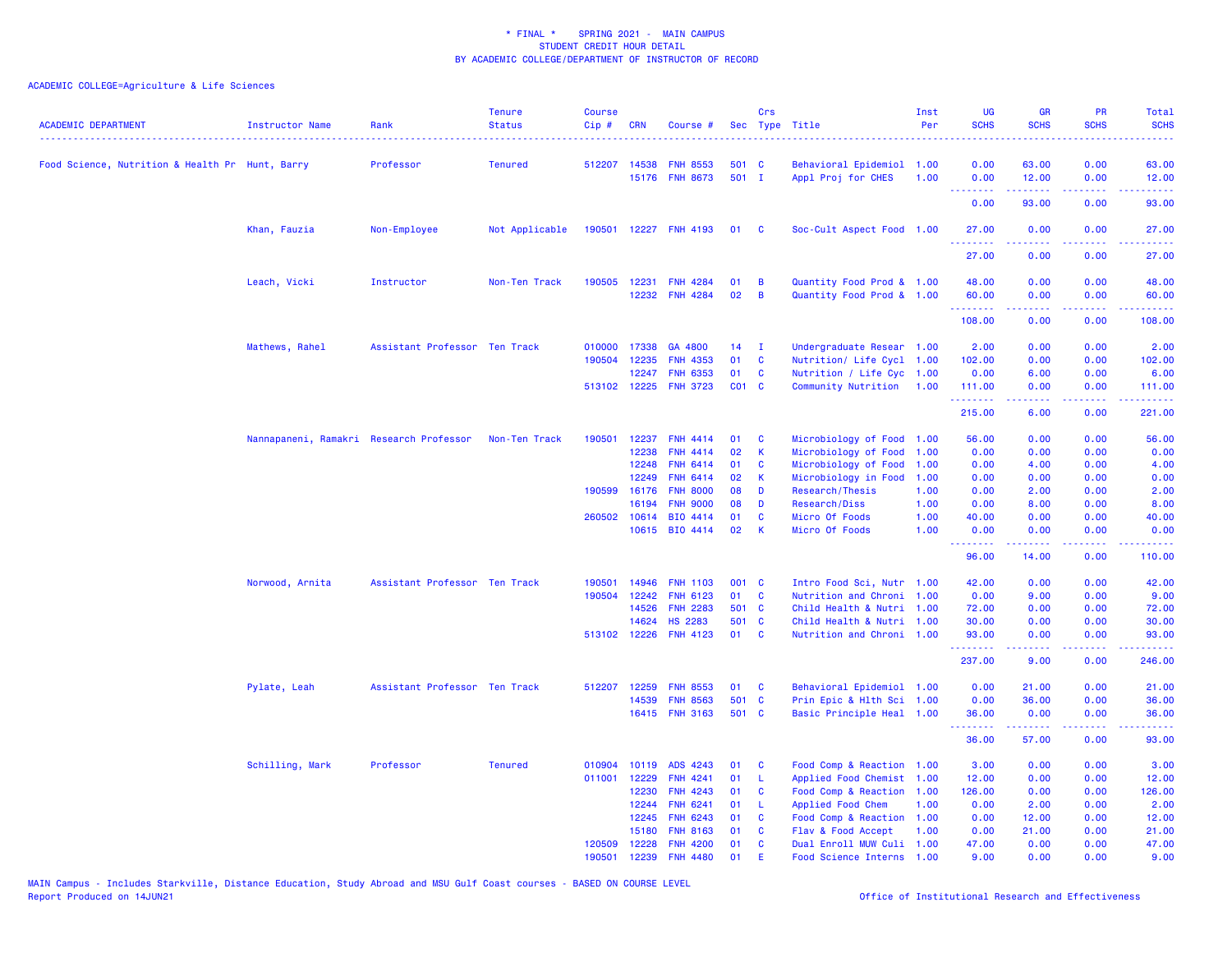* FINAL * SPRING 2021 - MAIN CAMPUS
STUDENT CREDIT HOUR DETAIL
BY ACADEMIC COLLEGE/DEPARTMENT OF INSTRUCTOR OF RECORD

ACADEMIC COLLEGE=Agriculture & Life Sciences

| ACADEMIC DEPARTMENT | Instructor Name | Rank | Tenure Status | Course Cip # | CRN | Course # | Sec | Crs Type | Title | Inst Per | UG SCHS | GR SCHS | PR SCHS | Total SCHS |
|---|---|---|---|---|---|---|---|---|---|---|---|---|---|---|
| Food Science, Nutrition & Health Pr | Hunt, Barry | Professor | Tenured | 512207 | 14538 | FNH 8553 | 501 | C | Behavioral Epidemiol | 1.00 | 0.00 | 63.00 | 0.00 | 63.00 |
| | | | | | 15176 | FNH 8673 | 501 | I | Appl Proj for CHES | 1.00 | 0.00 | 12.00 | 0.00 | 12.00 |
| | | | | | | | | | | | 0.00 | 93.00 | 0.00 | 93.00 |
| | Khan, Fauzia | Non-Employee | Not Applicable | 190501 | 12227 | FNH 4193 | 01 | C | Soc-Cult Aspect Food | 1.00 | 27.00 | 0.00 | 0.00 | 27.00 |
| | | | | | | | | | | | 27.00 | 0.00 | 0.00 | 27.00 |
| | Leach, Vicki | Instructor | Non-Ten Track | 190505 | 12231 | FNH 4284 | 01 | B | Quantity Food Prod & | 1.00 | 48.00 | 0.00 | 0.00 | 48.00 |
| | | | | | 12232 | FNH 4284 | 02 | B | Quantity Food Prod & | 1.00 | 60.00 | 0.00 | 0.00 | 60.00 |
| | | | | | | | | | | | 108.00 | 0.00 | 0.00 | 108.00 |
| | Mathews, Rahel | Assistant Professor | Ten Track | 010000 | 17338 | GA 4800 | 14 | I | Undergraduate Resear | 1.00 | 2.00 | 0.00 | 0.00 | 2.00 |
| | | | | 190504 | 12235 | FNH 4353 | 01 | C | Nutrition/ Life Cycl | 1.00 | 102.00 | 0.00 | 0.00 | 102.00 |
| | | | | | 12247 | FNH 6353 | 01 | C | Nutrition / Life Cyc | 1.00 | 0.00 | 6.00 | 0.00 | 6.00 |
| | | | | 513102 | 12225 | FNH 3723 | C01 | C | Community Nutrition | 1.00 | 111.00 | 0.00 | 0.00 | 111.00 |
| | | | | | | | | | | | 215.00 | 6.00 | 0.00 | 221.00 |
| | Nannapaneni, Ramakri | Research Professor | Non-Ten Track | 190501 | 12237 | FNH 4414 | 01 | C | Microbiology of Food | 1.00 | 56.00 | 0.00 | 0.00 | 56.00 |
| | | | | | 12238 | FNH 4414 | 02 | K | Microbiology of Food | 1.00 | 0.00 | 0.00 | 0.00 | 0.00 |
| | | | | | 12248 | FNH 6414 | 01 | C | Microbiology of Food | 1.00 | 0.00 | 4.00 | 0.00 | 4.00 |
| | | | | | 12249 | FNH 6414 | 02 | K | Microbiology in Food | 1.00 | 0.00 | 0.00 | 0.00 | 0.00 |
| | | | | 190599 | 16176 | FNH 8000 | 08 | D | Research/Thesis | 1.00 | 0.00 | 2.00 | 0.00 | 2.00 |
| | | | | | 16194 | FNH 9000 | 08 | D | Research/Diss | 1.00 | 0.00 | 8.00 | 0.00 | 8.00 |
| | | | | 260502 | 10614 | BIO 4414 | 01 | C | Micro Of Foods | 1.00 | 40.00 | 0.00 | 0.00 | 40.00 |
| | | | | | 10615 | BIO 4414 | 02 | K | Micro Of Foods | 1.00 | 0.00 | 0.00 | 0.00 | 0.00 |
| | | | | | | | | | | | 96.00 | 14.00 | 0.00 | 110.00 |
| | Norwood, Arnita | Assistant Professor | Ten Track | 190501 | 14946 | FNH 1103 | 001 | C | Intro Food Sci, Nutr | 1.00 | 42.00 | 0.00 | 0.00 | 42.00 |
| | | | | 190504 | 12242 | FNH 6123 | 01 | C | Nutrition and Chroni | 1.00 | 0.00 | 9.00 | 0.00 | 9.00 |
| | | | | | 14526 | FNH 2283 | 501 | C | Child Health & Nutri | 1.00 | 72.00 | 0.00 | 0.00 | 72.00 |
| | | | | | 14624 | HS 2283 | 501 | C | Child Health & Nutri | 1.00 | 30.00 | 0.00 | 0.00 | 30.00 |
| | | | | 513102 | 12226 | FNH 4123 | 01 | C | Nutrition and Chroni | 1.00 | 93.00 | 0.00 | 0.00 | 93.00 |
| | | | | | | | | | | | 237.00 | 9.00 | 0.00 | 246.00 |
| | Pylate, Leah | Assistant Professor | Ten Track | 512207 | 12259 | FNH 8553 | 01 | C | Behavioral Epidemiol | 1.00 | 0.00 | 21.00 | 0.00 | 21.00 |
| | | | | | 14539 | FNH 8563 | 501 | C | Prin Epic & Hlth Sci | 1.00 | 0.00 | 36.00 | 0.00 | 36.00 |
| | | | | | 16415 | FNH 3163 | 501 | C | Basic Principle Heal | 1.00 | 36.00 | 0.00 | 0.00 | 36.00 |
| | | | | | | | | | | | 36.00 | 57.00 | 0.00 | 93.00 |
| | Schilling, Mark | Professor | Tenured | 010904 | 10119 | ADS 4243 | 01 | C | Food Comp & Reaction | 1.00 | 3.00 | 0.00 | 0.00 | 3.00 |
| | | | | 011001 | 12229 | FNH 4241 | 01 | L | Applied Food Chemist | 1.00 | 12.00 | 0.00 | 0.00 | 12.00 |
| | | | | | 12230 | FNH 4243 | 01 | C | Food Comp & Reaction | 1.00 | 126.00 | 0.00 | 0.00 | 126.00 |
| | | | | | 12244 | FNH 6241 | 01 | L | Applied Food Chem | 1.00 | 0.00 | 2.00 | 0.00 | 2.00 |
| | | | | | 12245 | FNH 6243 | 01 | C | Food Comp & Reaction | 1.00 | 0.00 | 12.00 | 0.00 | 12.00 |
| | | | | | 15180 | FNH 8163 | 01 | C | Flav & Food Accept | 1.00 | 0.00 | 21.00 | 0.00 | 21.00 |
| | | | | 120509 | 12228 | FNH 4200 | 01 | C | Dual Enroll MUW Culi | 1.00 | 47.00 | 0.00 | 0.00 | 47.00 |
| | | | | 190501 | 12239 | FNH 4480 | 01 | E | Food Science Interns | 1.00 | 9.00 | 0.00 | 0.00 | 9.00 |

MAIN Campus - Includes Starkville, Distance Education, Study Abroad and MSU Gulf Coast courses - BASED ON COURSE LEVEL
Report Produced on 14JUN21

Office of Institutional Research and Effectiveness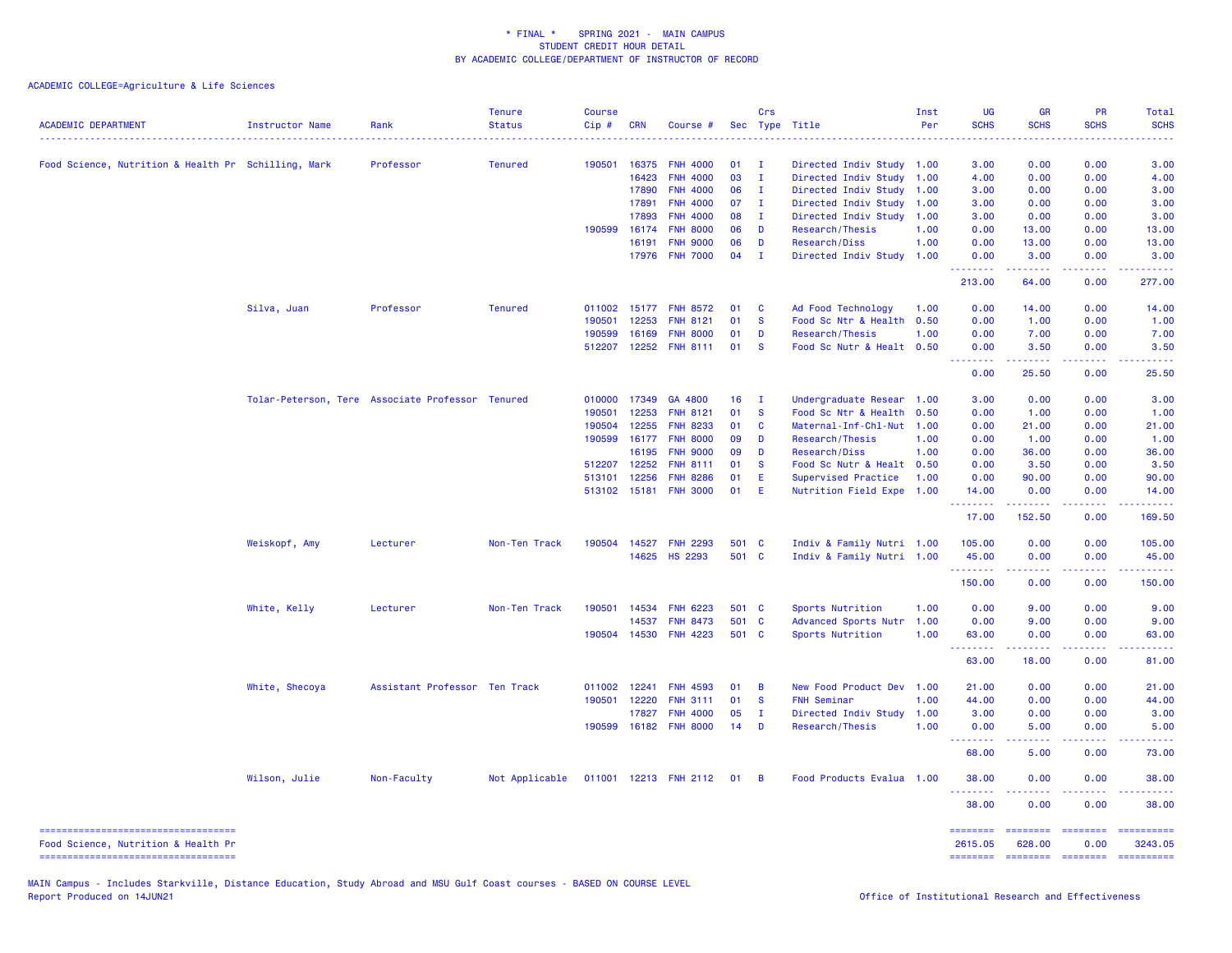\* FINAL \* SPRING 2021 - MAIN CAMPUS
STUDENT CREDIT HOUR DETAIL
BY ACADEMIC COLLEGE/DEPARTMENT OF INSTRUCTOR OF RECORD

ACADEMIC COLLEGE=Agriculture & Life Sciences

| ACADEMIC DEPARTMENT | Instructor Name | Rank | Tenure Status | Course Cip # | CRN | Course # | Sec | Crs Type | Title | Inst Per | UG SCHS | GR SCHS | PR SCHS | Total SCHS |
|---|---|---|---|---|---|---|---|---|---|---|---|---|---|---|
| Food Science, Nutrition & Health Pr | Schilling, Mark | Professor | Tenured | 190501 | 16375 | FNH 4000 | 01 | I | Directed Indiv Study | 1.00 | 3.00 | 0.00 | 0.00 | 3.00 |
| | | | | | 16423 | FNH 4000 | 03 | I | Directed Indiv Study | 1.00 | 4.00 | 0.00 | 0.00 | 4.00 |
| | | | | | 17890 | FNH 4000 | 06 | I | Directed Indiv Study | 1.00 | 3.00 | 0.00 | 0.00 | 3.00 |
| | | | | | 17891 | FNH 4000 | 07 | I | Directed Indiv Study | 1.00 | 3.00 | 0.00 | 0.00 | 3.00 |
| | | | | | 17893 | FNH 4000 | 08 | I | Directed Indiv Study | 1.00 | 3.00 | 0.00 | 0.00 | 3.00 |
| | | | | 190599 | 16174 | FNH 8000 | 06 | D | Research/Thesis | 1.00 | 0.00 | 13.00 | 0.00 | 13.00 |
| | | | | | 16191 | FNH 9000 | 06 | D | Research/Diss | 1.00 | 0.00 | 13.00 | 0.00 | 13.00 |
| | | | | | 17976 | FNH 7000 | 04 | I | Directed Indiv Study | 1.00 | 0.00 | 3.00 | 0.00 | 3.00 |
| | | | | | | | | | | | 213.00 | 64.00 | 0.00 | 277.00 |
| | Silva, Juan | Professor | Tenured | 011002 | 15177 | FNH 8572 | 01 | C | Ad Food Technology | 1.00 | 0.00 | 14.00 | 0.00 | 14.00 |
| | | | | 190501 | 12253 | FNH 8121 | 01 | S | Food Sc Ntr & Health | 0.50 | 0.00 | 1.00 | 0.00 | 1.00 |
| | | | | 190599 | 16169 | FNH 8000 | 01 | D | Research/Thesis | 1.00 | 0.00 | 7.00 | 0.00 | 7.00 |
| | | | | 512207 | 12252 | FNH 8111 | 01 | S | Food Sc Nutr & Healt | 0.50 | 0.00 | 3.50 | 0.00 | 3.50 |
| | | | | | | | | | | | 0.00 | 25.50 | 0.00 | 25.50 |
| | Tolar-Peterson, Tere | Associate Professor | Tenured | 010000 | 17349 | GA 4800 | 16 | I | Undergraduate Resear | 1.00 | 3.00 | 0.00 | 0.00 | 3.00 |
| | | | | 190501 | 12253 | FNH 8121 | 01 | S | Food Sc Ntr & Health | 0.50 | 0.00 | 1.00 | 0.00 | 1.00 |
| | | | | 190504 | 12255 | FNH 8233 | 01 | C | Maternal-Inf-Chl-Nut | 1.00 | 0.00 | 21.00 | 0.00 | 21.00 |
| | | | | 190599 | 16177 | FNH 8000 | 09 | D | Research/Thesis | 1.00 | 0.00 | 1.00 | 0.00 | 1.00 |
| | | | | | 16195 | FNH 9000 | 09 | D | Research/Diss | 1.00 | 0.00 | 36.00 | 0.00 | 36.00 |
| | | | | 512207 | 12252 | FNH 8111 | 01 | S | Food Sc Nutr & Healt | 0.50 | 0.00 | 3.50 | 0.00 | 3.50 |
| | | | | 513101 | 12256 | FNH 8286 | 01 | E | Supervised Practice | 1.00 | 0.00 | 90.00 | 0.00 | 90.00 |
| | | | | 513102 | 15181 | FNH 3000 | 01 | E | Nutrition Field Expe | 1.00 | 14.00 | 0.00 | 0.00 | 14.00 |
| | | | | | | | | | | | 17.00 | 152.50 | 0.00 | 169.50 |
| | Weiskopf, Amy | Lecturer | Non-Ten Track | 190504 | 14527 | FNH 2293 | 501 | C | Indiv & Family Nutri | 1.00 | 105.00 | 0.00 | 0.00 | 105.00 |
| | | | | | 14625 | HS 2293 | 501 | C | Indiv & Family Nutri | 1.00 | 45.00 | 0.00 | 0.00 | 45.00 |
| | | | | | | | | | | | 150.00 | 0.00 | 0.00 | 150.00 |
| | White, Kelly | Lecturer | Non-Ten Track | 190501 | 14534 | FNH 6223 | 501 | C | Sports Nutrition | 1.00 | 0.00 | 9.00 | 0.00 | 9.00 |
| | | | | | 14537 | FNH 8473 | 501 | C | Advanced Sports Nutr | 1.00 | 0.00 | 9.00 | 0.00 | 9.00 |
| | | | | 190504 | 14530 | FNH 4223 | 501 | C | Sports Nutrition | 1.00 | 63.00 | 0.00 | 0.00 | 63.00 |
| | | | | | | | | | | | 63.00 | 18.00 | 0.00 | 81.00 |
| | White, Shecoya | Assistant Professor | Ten Track | 011002 | 12241 | FNH 4593 | 01 | B | New Food Product Dev | 1.00 | 21.00 | 0.00 | 0.00 | 21.00 |
| | | | | 190501 | 12220 | FNH 3111 | 01 | S | FNH Seminar | 1.00 | 44.00 | 0.00 | 0.00 | 44.00 |
| | | | | | 17827 | FNH 4000 | 05 | I | Directed Indiv Study | 1.00 | 3.00 | 0.00 | 0.00 | 3.00 |
| | | | | 190599 | 16182 | FNH 8000 | 14 | D | Research/Thesis | 1.00 | 0.00 | 5.00 | 0.00 | 5.00 |
| | | | | | | | | | | | 68.00 | 5.00 | 0.00 | 73.00 |
| | Wilson, Julie | Non-Faculty | Not Applicable | 011001 | 12213 | FNH 2112 | 01 | B | Food Products Evalua | 1.00 | 38.00 | 0.00 | 0.00 | 38.00 |
| | | | | | | | | | | | 38.00 | 0.00 | 0.00 | 38.00 |
| Food Science, Nutrition & Health Pr | | | | | | | | | | | 2615.05 | 628.00 | 0.00 | 3243.05 |

MAIN Campus - Includes Starkville, Distance Education, Study Abroad and MSU Gulf Coast courses - BASED ON COURSE LEVEL
Report Produced on 14JUN21

Office of Institutional Research and Effectiveness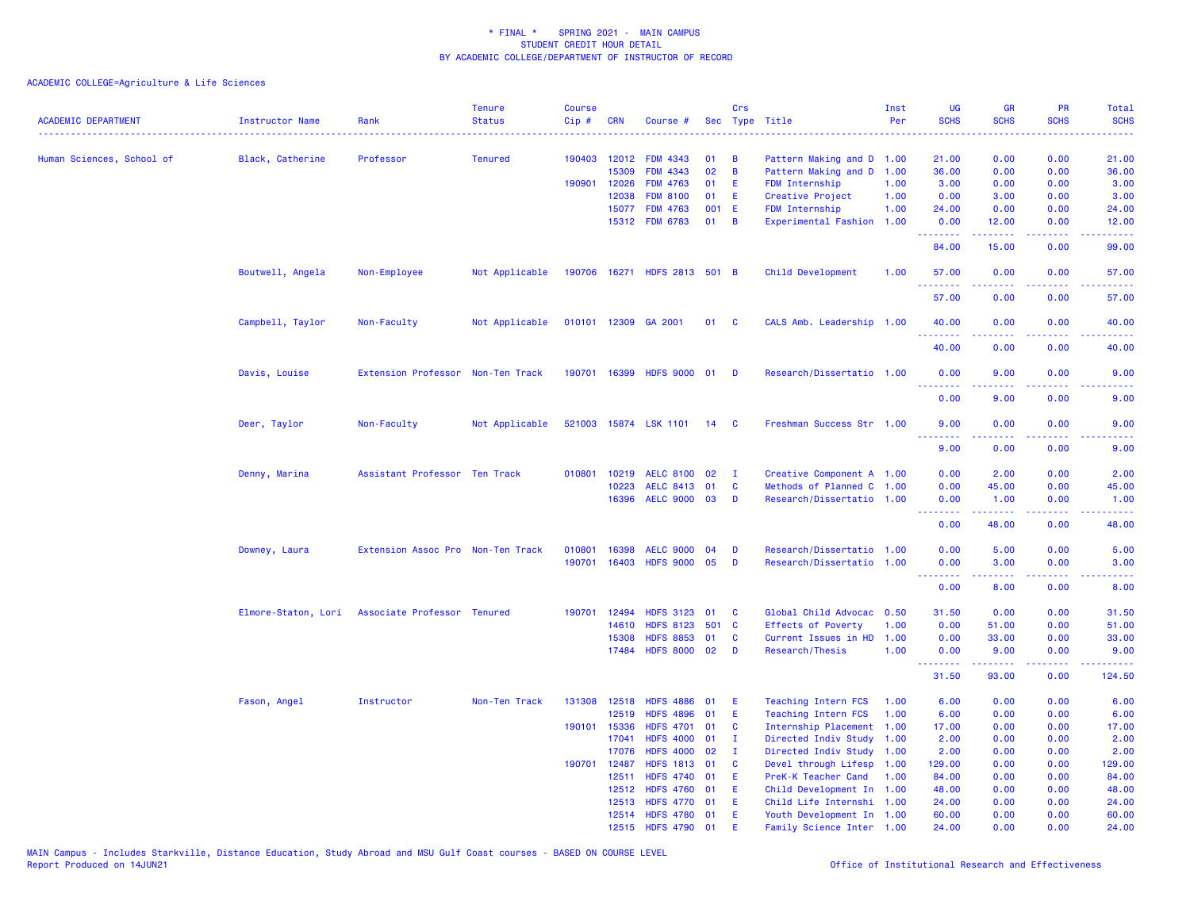\* FINAL \* SPRING 2021 - MAIN CAMPUS
STUDENT CREDIT HOUR DETAIL
BY ACADEMIC COLLEGE/DEPARTMENT OF INSTRUCTOR OF RECORD

ACADEMIC COLLEGE=Agriculture & Life Sciences

| ACADEMIC DEPARTMENT | Instructor Name | Rank | Tenure Status | Course Cip # | CRN | Course # | Sec | Crs Type | Title | Inst Per | UG SCHS | GR SCHS | PR SCHS | Total SCHS |
|---|---|---|---|---|---|---|---|---|---|---|---|---|---|---|
| Human Sciences, School of | Black, Catherine | Professor | Tenured | 190403 | 12012 | FDM 4343 | 01 | B | Pattern Making and D | 1.00 | 21.00 | 0.00 | 0.00 | 21.00 |
| | | | | | 15309 | FDM 4343 | 02 | B | Pattern Making and D | 1.00 | 36.00 | 0.00 | 0.00 | 36.00 |
| | | | | 190901 | 12026 | FDM 4763 | 01 | E | FDM Internship | 1.00 | 3.00 | 0.00 | 0.00 | 3.00 |
| | | | | | 12038 | FDM 8100 | 01 | E | Creative Project | 1.00 | 0.00 | 3.00 | 0.00 | 3.00 |
| | | | | | 15077 | FDM 4763 | 001 | E | FDM Internship | 1.00 | 24.00 | 0.00 | 0.00 | 24.00 |
| | | | | | 15312 | FDM 6783 | 01 | B | Experimental Fashion | 1.00 | 0.00 | 12.00 | 0.00 | 12.00 |
| | | | | | | | | | | | 84.00 | 15.00 | 0.00 | 99.00 |
| | Boutwell, Angela | Non-Employee | Not Applicable | 190706 | 16271 | HDFS 2813 | 501 | B | Child Development | 1.00 | 57.00 | 0.00 | 0.00 | 57.00 |
| | | | | | | | | | | | 57.00 | 0.00 | 0.00 | 57.00 |
| | Campbell, Taylor | Non-Faculty | Not Applicable | 010101 | 12309 | GA 2001 | 01 | C | CALS Amb. Leadership | 1.00 | 40.00 | 0.00 | 0.00 | 40.00 |
| | | | | | | | | | | | 40.00 | 0.00 | 0.00 | 40.00 |
| | Davis, Louise | Extension Professor | Non-Ten Track | 190701 | 16399 | HDFS 9000 | 01 | D | Research/Dissertatio | 1.00 | 0.00 | 9.00 | 0.00 | 9.00 |
| | | | | | | | | | | | 0.00 | 9.00 | 0.00 | 9.00 |
| | Deer, Taylor | Non-Faculty | Not Applicable | 521003 | 15874 | LSK 1101 | 14 | C | Freshman Success Str | 1.00 | 9.00 | 0.00 | 0.00 | 9.00 |
| | | | | | | | | | | | 9.00 | 0.00 | 0.00 | 9.00 |
| | Denny, Marina | Assistant Professor | Ten Track | 010801 | 10219 | AELC 8100 | 02 | I | Creative Component A | 1.00 | 0.00 | 2.00 | 0.00 | 2.00 |
| | | | | | 10223 | AELC 8413 | 01 | C | Methods of Planned C | 1.00 | 0.00 | 45.00 | 0.00 | 45.00 |
| | | | | | 16396 | AELC 9000 | 03 | D | Research/Dissertatio | 1.00 | 0.00 | 1.00 | 0.00 | 1.00 |
| | | | | | | | | | | | 0.00 | 48.00 | 0.00 | 48.00 |
| | Downey, Laura | Extension Assoc Pro | Non-Ten Track | 010801 | 16398 | AELC 9000 | 04 | D | Research/Dissertatio | 1.00 | 0.00 | 5.00 | 0.00 | 5.00 |
| | | | | 190701 | 16403 | HDFS 9000 | 05 | D | Research/Dissertatio | 1.00 | 0.00 | 3.00 | 0.00 | 3.00 |
| | | | | | | | | | | | 0.00 | 8.00 | 0.00 | 8.00 |
| | Elmore-Staton, Lori | Associate Professor | Tenured | 190701 | 12494 | HDFS 3123 | 01 | C | Global Child Advocac | 0.50 | 31.50 | 0.00 | 0.00 | 31.50 |
| | | | | | 14610 | HDFS 8123 | 501 | C | Effects of Poverty | 1.00 | 0.00 | 51.00 | 0.00 | 51.00 |
| | | | | | 15308 | HDFS 8853 | 01 | C | Current Issues in HD | 1.00 | 0.00 | 33.00 | 0.00 | 33.00 |
| | | | | | 17484 | HDFS 8000 | 02 | D | Research/Thesis | 1.00 | 0.00 | 9.00 | 0.00 | 9.00 |
| | | | | | | | | | | | 31.50 | 93.00 | 0.00 | 124.50 |
| | Fason, Angel | Instructor | Non-Ten Track | 131308 | 12518 | HDFS 4886 | 01 | E | Teaching Intern FCS | 1.00 | 6.00 | 0.00 | 0.00 | 6.00 |
| | | | | | 12519 | HDFS 4896 | 01 | E | Teaching Intern FCS | 1.00 | 6.00 | 0.00 | 0.00 | 6.00 |
| | | | | 190101 | 15336 | HDFS 4701 | 01 | C | Internship Placement | 1.00 | 17.00 | 0.00 | 0.00 | 17.00 |
| | | | | | 17041 | HDFS 4000 | 01 | I | Directed Indiv Study | 1.00 | 2.00 | 0.00 | 0.00 | 2.00 |
| | | | | | 17076 | HDFS 4000 | 02 | I | Directed Indiv Study | 1.00 | 2.00 | 0.00 | 0.00 | 2.00 |
| | | | | 190701 | 12487 | HDFS 1813 | 01 | C | Devel through Lifesp | 1.00 | 129.00 | 0.00 | 0.00 | 129.00 |
| | | | | | 12511 | HDFS 4740 | 01 | E | PreK-K Teacher Cand | 1.00 | 84.00 | 0.00 | 0.00 | 84.00 |
| | | | | | 12512 | HDFS 4760 | 01 | E | Child Development In | 1.00 | 48.00 | 0.00 | 0.00 | 48.00 |
| | | | | | 12513 | HDFS 4770 | 01 | E | Child Life Internshi | 1.00 | 24.00 | 0.00 | 0.00 | 24.00 |
| | | | | | 12514 | HDFS 4780 | 01 | E | Youth Development In | 1.00 | 60.00 | 0.00 | 0.00 | 60.00 |
| | | | | | 12515 | HDFS 4790 | 01 | E | Family Science Inter | 1.00 | 24.00 | 0.00 | 0.00 | 24.00 |

MAIN Campus - Includes Starkville, Distance Education, Study Abroad and MSU Gulf Coast courses - BASED ON COURSE LEVEL
Report Produced on 14JUN21 Office of Institutional Research and Effectiveness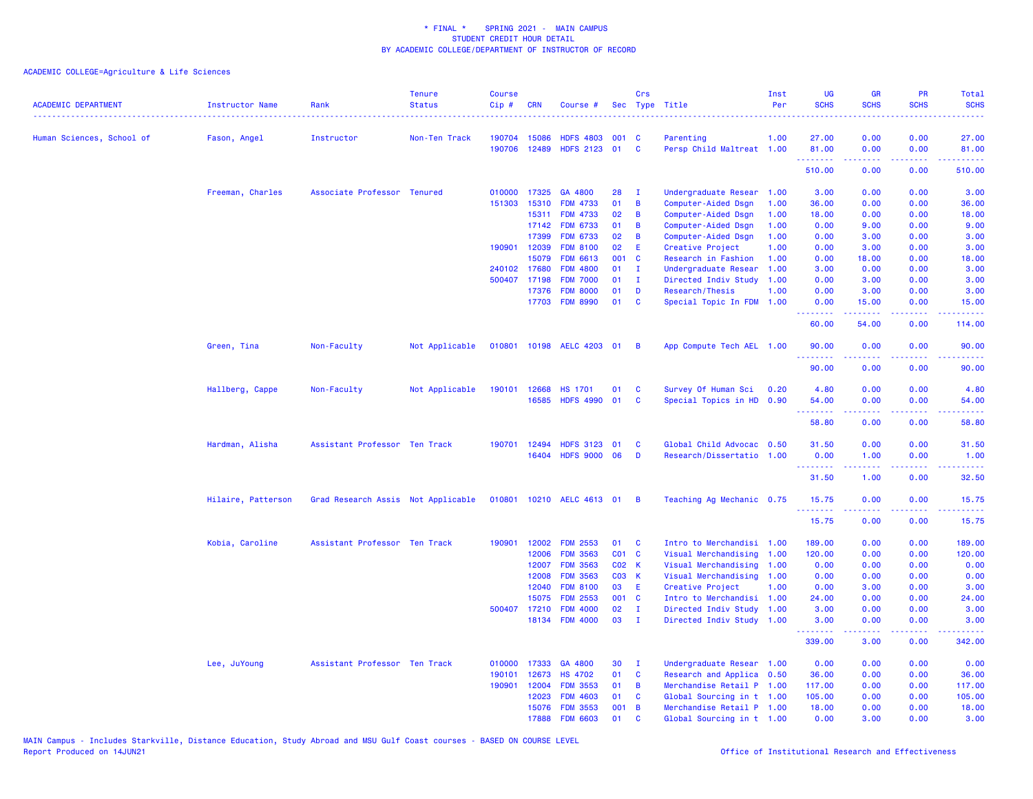\* FINAL \* SPRING 2021 - MAIN CAMPUS
STUDENT CREDIT HOUR DETAIL
BY ACADEMIC COLLEGE/DEPARTMENT OF INSTRUCTOR OF RECORD

ACADEMIC COLLEGE=Agriculture & Life Sciences

| ACADEMIC DEPARTMENT | Instructor Name | Rank | Tenure Status | Course Cip # | CRN | Course # | Sec | Crs Type | Title | Inst Per | UG SCHS | GR SCHS | PR SCHS | Total SCHS |
|---|---|---|---|---|---|---|---|---|---|---|---|---|---|---|
| Human Sciences, School of | Fason, Angel | Instructor | Non-Ten Track | 190704 | 15086 | HDFS 4803 | 001 | C | Parenting | 1.00 | 27.00 | 0.00 | 0.00 | 27.00 |
| | | | | 190706 | 12489 | HDFS 2123 | 01 | C | Persp Child Maltreat | 1.00 | 81.00 | 0.00 | 0.00 | 81.00 |
| | | | | | | | | | | | 510.00 | 0.00 | 0.00 | 510.00 |
| | Freeman, Charles | Associate Professor | Tenured | 010000 | 17325 | GA 4800 | 28 | I | Undergraduate Resear | 1.00 | 3.00 | 0.00 | 0.00 | 3.00 |
| | | | | 151303 | 15310 | FDM 4733 | 01 | B | Computer-Aided Dsgn | 1.00 | 36.00 | 0.00 | 0.00 | 36.00 |
| | | | | | 15311 | FDM 4733 | 02 | B | Computer-Aided Dsgn | 1.00 | 18.00 | 0.00 | 0.00 | 18.00 |
| | | | | | 17142 | FDM 6733 | 01 | B | Computer-Aided Dsgn | 1.00 | 0.00 | 9.00 | 0.00 | 9.00 |
| | | | | | 17399 | FDM 6733 | 02 | B | Computer-Aided Dsgn | 1.00 | 0.00 | 3.00 | 0.00 | 3.00 |
| | | | | 190901 | 12039 | FDM 8100 | 02 | E | Creative Project | 1.00 | 0.00 | 3.00 | 0.00 | 3.00 |
| | | | | | 15079 | FDM 6613 | 001 | C | Research in Fashion | 1.00 | 0.00 | 18.00 | 0.00 | 18.00 |
| | | | | 240102 | 17680 | FDM 4800 | 01 | I | Undergraduate Resear | 1.00 | 3.00 | 0.00 | 0.00 | 3.00 |
| | | | | 500407 | 17198 | FDM 7000 | 01 | I | Directed Indiv Study | 1.00 | 0.00 | 3.00 | 0.00 | 3.00 |
| | | | | | 17376 | FDM 8000 | 01 | D | Research/Thesis | 1.00 | 0.00 | 3.00 | 0.00 | 3.00 |
| | | | | | 17703 | FDM 8990 | 01 | C | Special Topic In FDM | 1.00 | 0.00 | 15.00 | 0.00 | 15.00 |
| | | | | | | | | | | | 60.00 | 54.00 | 0.00 | 114.00 |
| | Green, Tina | Non-Faculty | Not Applicable | 010801 | 10198 | AELC 4203 | 01 | B | App Compute Tech AEL | 1.00 | 90.00 | 0.00 | 0.00 | 90.00 |
| | | | | | | | | | | | 90.00 | 0.00 | 0.00 | 90.00 |
| | Hallberg, Cappe | Non-Faculty | Not Applicable | 190101 | 12668 | HS 1701 | 01 | C | Survey Of Human Sci | 0.20 | 4.80 | 0.00 | 0.00 | 4.80 |
| | | | | | 16585 | HDFS 4990 | 01 | C | Special Topics in HD | 0.90 | 54.00 | 0.00 | 0.00 | 54.00 |
| | | | | | | | | | | | 58.80 | 0.00 | 0.00 | 58.80 |
| | Hardman, Alisha | Assistant Professor | Ten Track | 190701 | 12494 | HDFS 3123 | 01 | C | Global Child Advocac | 0.50 | 31.50 | 0.00 | 0.00 | 31.50 |
| | | | | | 16404 | HDFS 9000 | 06 | D | Research/Dissertatio | 1.00 | 0.00 | 1.00 | 0.00 | 1.00 |
| | | | | | | | | | | | 31.50 | 1.00 | 0.00 | 32.50 |
| | Hilaire, Patterson | Grad Research Assis | Not Applicable | 010801 | 10210 | AELC 4613 | 01 | B | Teaching Ag Mechanic | 0.75 | 15.75 | 0.00 | 0.00 | 15.75 |
| | | | | | | | | | | | 15.75 | 0.00 | 0.00 | 15.75 |
| | Kobia, Caroline | Assistant Professor | Ten Track | 190901 | 12002 | FDM 2553 | 01 | C | Intro to Merchandisi | 1.00 | 189.00 | 0.00 | 0.00 | 189.00 |
| | | | | | 12006 | FDM 3563 | C01 | C | Visual Merchandising | 1.00 | 120.00 | 0.00 | 0.00 | 120.00 |
| | | | | | 12007 | FDM 3563 | C02 | K | Visual Merchandising | 1.00 | 0.00 | 0.00 | 0.00 | 0.00 |
| | | | | | 12008 | FDM 3563 | C03 | K | Visual Merchandising | 1.00 | 0.00 | 0.00 | 0.00 | 0.00 |
| | | | | | 12040 | FDM 8100 | 03 | E | Creative Project | 1.00 | 0.00 | 3.00 | 0.00 | 3.00 |
| | | | | | 15075 | FDM 2553 | 001 | C | Intro to Merchandisi | 1.00 | 24.00 | 0.00 | 0.00 | 24.00 |
| | | | | 500407 | 17210 | FDM 4000 | 02 | I | Directed Indiv Study | 1.00 | 3.00 | 0.00 | 0.00 | 3.00 |
| | | | | | 18134 | FDM 4000 | 03 | I | Directed Indiv Study | 1.00 | 3.00 | 0.00 | 0.00 | 3.00 |
| | | | | | | | | | | | 339.00 | 3.00 | 0.00 | 342.00 |
| | Lee, JuYoung | Assistant Professor | Ten Track | 010000 | 17333 | GA 4800 | 30 | I | Undergraduate Resear | 1.00 | 0.00 | 0.00 | 0.00 | 0.00 |
| | | | | 190101 | 12673 | HS 4702 | 01 | C | Research and Applica | 0.50 | 36.00 | 0.00 | 0.00 | 36.00 |
| | | | | 190901 | 12004 | FDM 3553 | 01 | B | Merchandise Retail P | 1.00 | 117.00 | 0.00 | 0.00 | 117.00 |
| | | | | | 12023 | FDM 4603 | 01 | C | Global Sourcing in t | 1.00 | 105.00 | 0.00 | 0.00 | 105.00 |
| | | | | | 15076 | FDM 3553 | 001 | B | Merchandise Retail P | 1.00 | 18.00 | 0.00 | 0.00 | 18.00 |
| | | | | | 17888 | FDM 6603 | 01 | C | Global Sourcing in t | 1.00 | 0.00 | 3.00 | 0.00 | 3.00 |

MAIN Campus - Includes Starkville, Distance Education, Study Abroad and MSU Gulf Coast courses - BASED ON COURSE LEVEL
Report Produced on 14JUN21

Office of Institutional Research and Effectiveness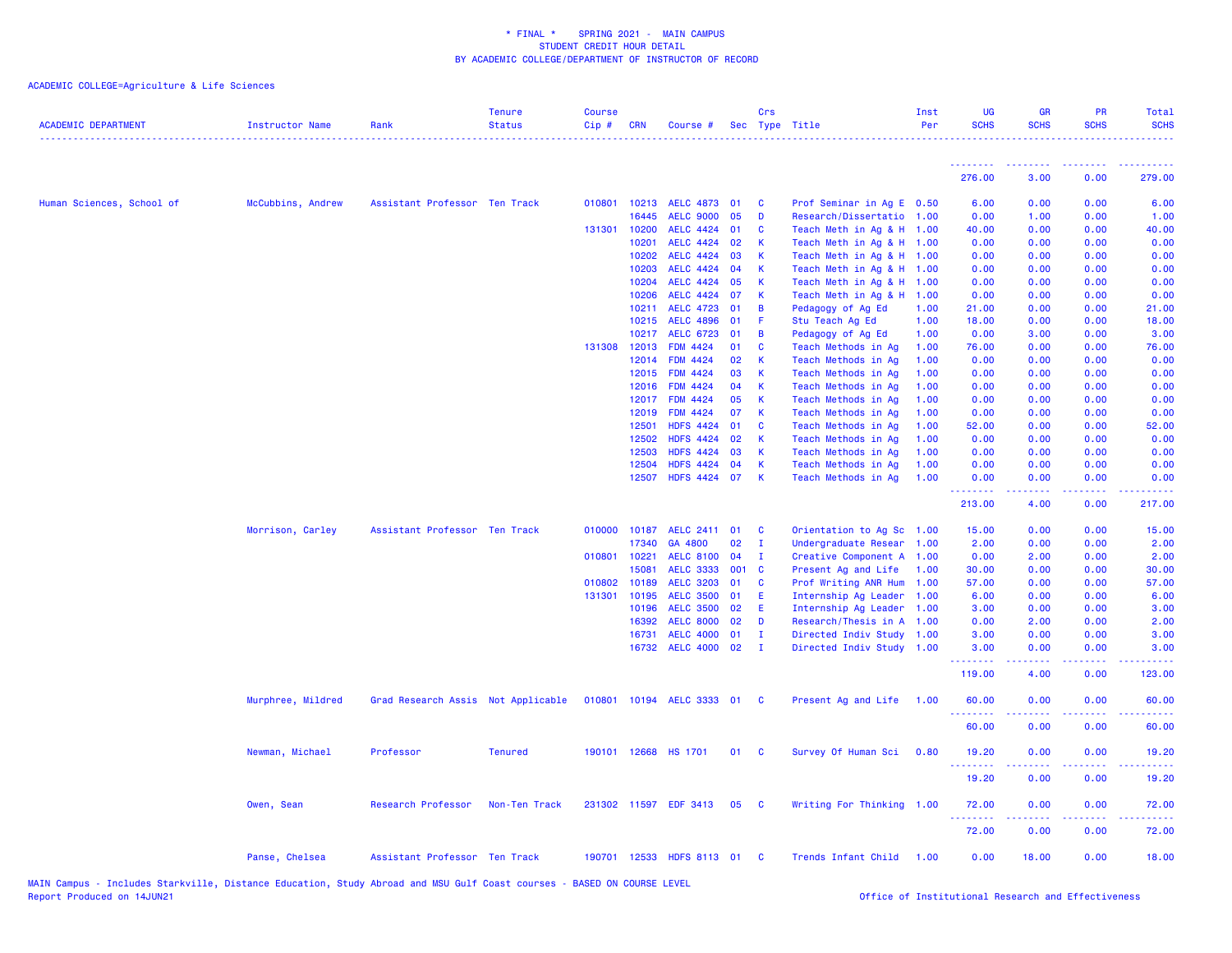\* FINAL \* SPRING 2021 - MAIN CAMPUS
STUDENT CREDIT HOUR DETAIL
BY ACADEMIC COLLEGE/DEPARTMENT OF INSTRUCTOR OF RECORD

ACADEMIC COLLEGE=Agriculture & Life Sciences

| ACADEMIC DEPARTMENT | Instructor Name | Rank | Tenure Status | Course Cip # | CRN | Course # | Sec | Crs Type | Title | Inst Per | UG SCHS | GR SCHS | PR SCHS | Total SCHS |
|---|---|---|---|---|---|---|---|---|---|---|---|---|---|---|
| | | | | | | | | | | | 276.00 | 3.00 | 0.00 | 279.00 |
| Human Sciences, School of | McCubbins, Andrew | Assistant Professor | Ten Track | 010801 | 10213 | AELC 4873 | 01 | C | Prof Seminar in Ag E | 0.50 | 6.00 | 0.00 | 0.00 | 6.00 |
| | | | | | 16445 | AELC 9000 | 05 | D | Research/Dissertatio | 1.00 | 0.00 | 1.00 | 0.00 | 1.00 |
| | | | | 131301 | 10200 | AELC 4424 | 01 | C | Teach Meth in Ag & H | 1.00 | 40.00 | 0.00 | 0.00 | 40.00 |
| | | | | | 10201 | AELC 4424 | 02 | K | Teach Meth in Ag & H | 1.00 | 0.00 | 0.00 | 0.00 | 0.00 |
| | | | | | 10202 | AELC 4424 | 03 | K | Teach Meth in Ag & H | 1.00 | 0.00 | 0.00 | 0.00 | 0.00 |
| | | | | | 10203 | AELC 4424 | 04 | K | Teach Meth in Ag & H | 1.00 | 0.00 | 0.00 | 0.00 | 0.00 |
| | | | | | 10204 | AELC 4424 | 05 | K | Teach Meth in Ag & H | 1.00 | 0.00 | 0.00 | 0.00 | 0.00 |
| | | | | | 10206 | AELC 4424 | 07 | K | Teach Meth in Ag & H | 1.00 | 0.00 | 0.00 | 0.00 | 0.00 |
| | | | | | 10211 | AELC 4723 | 01 | B | Pedagogy of Ag Ed | 1.00 | 21.00 | 0.00 | 0.00 | 21.00 |
| | | | | | 10215 | AELC 4896 | 01 | F | Stu Teach Ag Ed | 1.00 | 18.00 | 0.00 | 0.00 | 18.00 |
| | | | | | 10217 | AELC 6723 | 01 | B | Pedagogy of Ag Ed | 1.00 | 0.00 | 3.00 | 0.00 | 3.00 |
| | | | | 131308 | 12013 | FDM 4424 | 01 | C | Teach Methods in Ag | 1.00 | 76.00 | 0.00 | 0.00 | 76.00 |
| | | | | | 12014 | FDM 4424 | 02 | K | Teach Methods in Ag | 1.00 | 0.00 | 0.00 | 0.00 | 0.00 |
| | | | | | 12015 | FDM 4424 | 03 | K | Teach Methods in Ag | 1.00 | 0.00 | 0.00 | 0.00 | 0.00 |
| | | | | | 12016 | FDM 4424 | 04 | K | Teach Methods in Ag | 1.00 | 0.00 | 0.00 | 0.00 | 0.00 |
| | | | | | 12017 | FDM 4424 | 05 | K | Teach Methods in Ag | 1.00 | 0.00 | 0.00 | 0.00 | 0.00 |
| | | | | | 12019 | FDM 4424 | 07 | K | Teach Methods in Ag | 1.00 | 0.00 | 0.00 | 0.00 | 0.00 |
| | | | | | 12501 | HDFS 4424 | 01 | C | Teach Methods in Ag | 1.00 | 52.00 | 0.00 | 0.00 | 52.00 |
| | | | | | 12502 | HDFS 4424 | 02 | K | Teach Methods in Ag | 1.00 | 0.00 | 0.00 | 0.00 | 0.00 |
| | | | | | 12503 | HDFS 4424 | 03 | K | Teach Methods in Ag | 1.00 | 0.00 | 0.00 | 0.00 | 0.00 |
| | | | | | 12504 | HDFS 4424 | 04 | K | Teach Methods in Ag | 1.00 | 0.00 | 0.00 | 0.00 | 0.00 |
| | | | | | 12507 | HDFS 4424 | 07 | K | Teach Methods in Ag | 1.00 | 0.00 | 0.00 | 0.00 | 0.00 |
| | | | | | | | | | | | 213.00 | 4.00 | 0.00 | 217.00 |
| | Morrison, Carley | Assistant Professor | Ten Track | 010000 | 10187 | AELC 2411 | 01 | C | Orientation to Ag Sc | 1.00 | 15.00 | 0.00 | 0.00 | 15.00 |
| | | | | | 17340 | GA 4800 | 02 | I | Undergraduate Resear | 1.00 | 2.00 | 0.00 | 0.00 | 2.00 |
| | | | | 010801 | 10221 | AELC 8100 | 04 | I | Creative Component A | 1.00 | 0.00 | 2.00 | 0.00 | 2.00 |
| | | | | | 15081 | AELC 3333 | 001 | C | Present Ag and Life | 1.00 | 30.00 | 0.00 | 0.00 | 30.00 |
| | | | | 010802 | 10189 | AELC 3203 | 01 | C | Prof Writing ANR Hum | 1.00 | 57.00 | 0.00 | 0.00 | 57.00 |
| | | | | 131301 | 10195 | AELC 3500 | 01 | E | Internship Ag Leader | 1.00 | 6.00 | 0.00 | 0.00 | 6.00 |
| | | | | | 10196 | AELC 3500 | 02 | E | Internship Ag Leader | 1.00 | 3.00 | 0.00 | 0.00 | 3.00 |
| | | | | | 16392 | AELC 8000 | 02 | D | Research/Thesis in A | 1.00 | 0.00 | 2.00 | 0.00 | 2.00 |
| | | | | | 16731 | AELC 4000 | 01 | I | Directed Indiv Study | 1.00 | 3.00 | 0.00 | 0.00 | 3.00 |
| | | | | | 16732 | AELC 4000 | 02 | I | Directed Indiv Study | 1.00 | 3.00 | 0.00 | 0.00 | 3.00 |
| | | | | | | | | | | | 119.00 | 4.00 | 0.00 | 123.00 |
| | Murphree, Mildred | Grad Research Assis | Not Applicable | 010801 | 10194 | AELC 3333 | 01 | C | Present Ag and Life | 1.00 | 60.00 | 0.00 | 0.00 | 60.00 |
| | | | | | | | | | | | 60.00 | 0.00 | 0.00 | 60.00 |
| | Newman, Michael | Professor | Tenured | 190101 | 12668 | HS 1701 | 01 | C | Survey Of Human Sci | 0.80 | 19.20 | 0.00 | 0.00 | 19.20 |
| | | | | | | | | | | | 19.20 | 0.00 | 0.00 | 19.20 |
| | Owen, Sean | Research Professor | Non-Ten Track | 231302 | 11597 | EDF 3413 | 05 | C | Writing For Thinking | 1.00 | 72.00 | 0.00 | 0.00 | 72.00 |
| | | | | | | | | | | | 72.00 | 0.00 | 0.00 | 72.00 |
| | Panse, Chelsea | Assistant Professor | Ten Track | 190701 | 12533 | HDFS 8113 | 01 | C | Trends Infant Child | 1.00 | 0.00 | 18.00 | 0.00 | 18.00 |

MAIN Campus - Includes Starkville, Distance Education, Study Abroad and MSU Gulf Coast courses - BASED ON COURSE LEVEL
Report Produced on 14JUN21

Office of Institutional Research and Effectiveness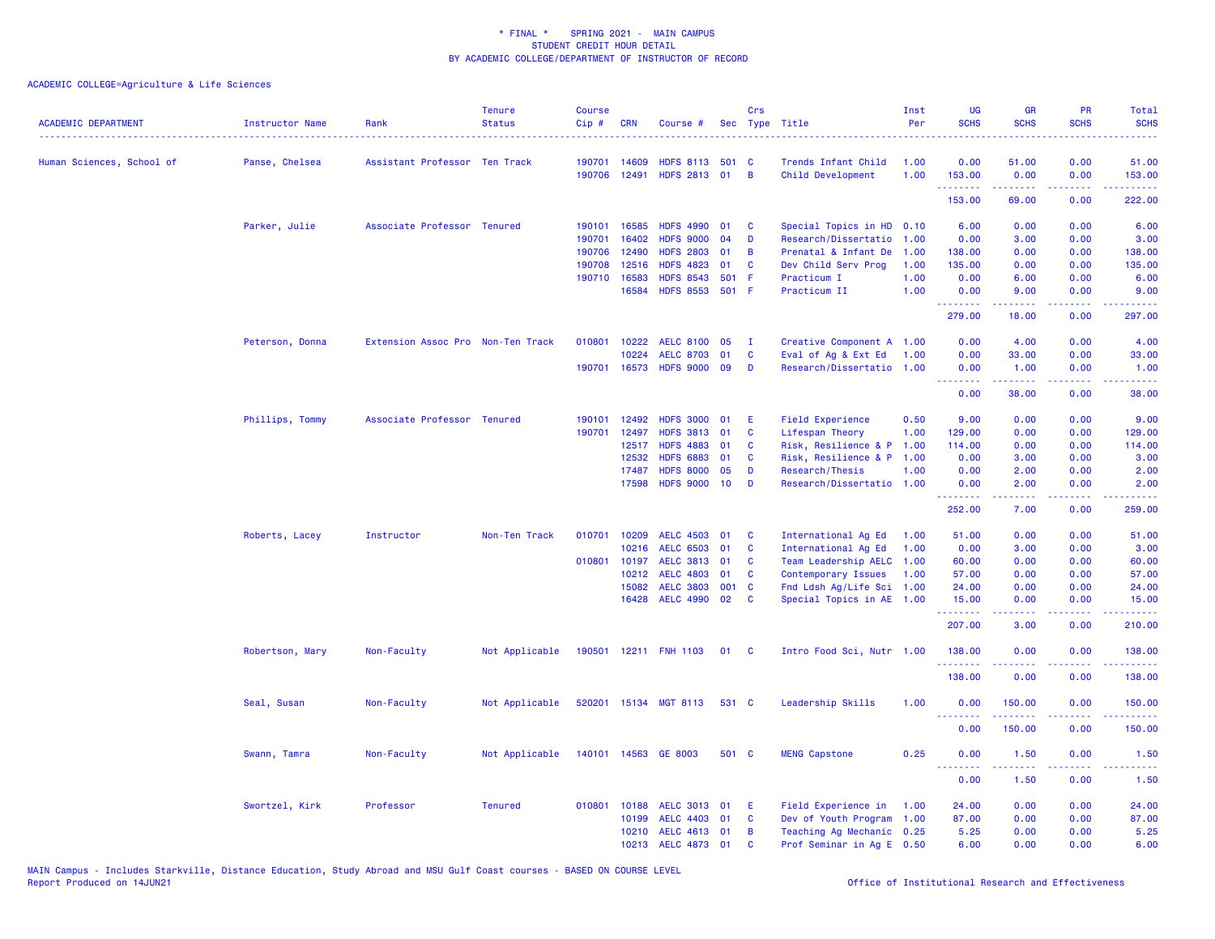\* FINAL \*    SPRING 2021 -  MAIN CAMPUS
STUDENT CREDIT HOUR DETAIL
BY ACADEMIC COLLEGE/DEPARTMENT OF INSTRUCTOR OF RECORD

ACADEMIC COLLEGE=Agriculture & Life Sciences

| ACADEMIC DEPARTMENT | Instructor Name | Rank | Tenure Status | Course Cip # | CRN | Course # | Sec | Crs Type | Title | Inst Per | UG SCHS | GR SCHS | PR SCHS | Total SCHS |
|---|---|---|---|---|---|---|---|---|---|---|---|---|---|---|
| Human Sciences, School of | Panse, Chelsea | Assistant Professor | Ten Track | 190701 | 14609 | HDFS 8113 | 501 | C | Trends Infant Child | 1.00 | 0.00 | 51.00 | 0.00 | 51.00 |
| | | | | 190706 | 12491 | HDFS 2813 | 01 | B | Child Development | 1.00 | 153.00 | 0.00 | 0.00 | 153.00 |
| | | | | | | | | | | | 153.00 | 69.00 | 0.00 | 222.00 |
| | Parker, Julie | Associate Professor | Tenured | 190101 | 16585 | HDFS 4990 | 01 | C | Special Topics in HD | 0.10 | 6.00 | 0.00 | 0.00 | 6.00 |
| | | | | 190701 | 16402 | HDFS 9000 | 04 | D | Research/Dissertatio | 1.00 | 0.00 | 3.00 | 0.00 | 3.00 |
| | | | | 190706 | 12490 | HDFS 2803 | 01 | B | Prenatal & Infant De | 1.00 | 138.00 | 0.00 | 0.00 | 138.00 |
| | | | | 190708 | 12516 | HDFS 4823 | 01 | C | Dev Child Serv Prog | 1.00 | 135.00 | 0.00 | 0.00 | 135.00 |
| | | | | 190710 | 16583 | HDFS 8543 | 501 | F | Practicum I | 1.00 | 0.00 | 6.00 | 0.00 | 6.00 |
| | | | | | 16584 | HDFS 8553 | 501 | F | Practicum II | 1.00 | 0.00 | 9.00 | 0.00 | 9.00 |
| | | | | | | | | | | | 279.00 | 18.00 | 0.00 | 297.00 |
| | Peterson, Donna | Extension Assoc Pro | Non-Ten Track | 010801 | 10222 | AELC 8100 | 05 | I | Creative Component A | 1.00 | 0.00 | 4.00 | 0.00 | 4.00 |
| | | | | | 10224 | AELC 8703 | 01 | C | Eval of Ag & Ext Ed | 1.00 | 0.00 | 33.00 | 0.00 | 33.00 |
| | | | | 190701 | 16573 | HDFS 9000 | 09 | D | Research/Dissertatio | 1.00 | 0.00 | 1.00 | 0.00 | 1.00 |
| | | | | | | | | | | | 0.00 | 38.00 | 0.00 | 38.00 |
| | Phillips, Tommy | Associate Professor | Tenured | 190101 | 12492 | HDFS 3000 | 01 | E | Field Experience | 0.50 | 9.00 | 0.00 | 0.00 | 9.00 |
| | | | | 190701 | 12497 | HDFS 3813 | 01 | C | Lifespan Theory | 1.00 | 129.00 | 0.00 | 0.00 | 129.00 |
| | | | | | 12517 | HDFS 4883 | 01 | C | Risk, Resilience & P | 1.00 | 114.00 | 0.00 | 0.00 | 114.00 |
| | | | | | 12532 | HDFS 6883 | 01 | C | Risk, Resilience & P | 1.00 | 0.00 | 3.00 | 0.00 | 3.00 |
| | | | | | 17487 | HDFS 8000 | 05 | D | Research/Thesis | 1.00 | 0.00 | 2.00 | 0.00 | 2.00 |
| | | | | | 17598 | HDFS 9000 | 10 | D | Research/Dissertatio | 1.00 | 0.00 | 2.00 | 0.00 | 2.00 |
| | | | | | | | | | | | 252.00 | 7.00 | 0.00 | 259.00 |
| | Roberts, Lacey | Instructor | Non-Ten Track | 010701 | 10209 | AELC 4503 | 01 | C | International Ag Ed | 1.00 | 51.00 | 0.00 | 0.00 | 51.00 |
| | | | | | 10216 | AELC 6503 | 01 | C | International Ag Ed | 1.00 | 0.00 | 3.00 | 0.00 | 3.00 |
| | | | | 010801 | 10197 | AELC 3813 | 01 | C | Team Leadership AELC | 1.00 | 60.00 | 0.00 | 0.00 | 60.00 |
| | | | | | 10212 | AELC 4803 | 01 | C | Contemporary Issues | 1.00 | 57.00 | 0.00 | 0.00 | 57.00 |
| | | | | | 15082 | AELC 3803 | 001 | C | Fnd Ldsh Ag/Life Sci | 1.00 | 24.00 | 0.00 | 0.00 | 24.00 |
| | | | | | 16428 | AELC 4990 | 02 | C | Special Topics in AE | 1.00 | 15.00 | 0.00 | 0.00 | 15.00 |
| | | | | | | | | | | | 207.00 | 3.00 | 0.00 | 210.00 |
| | Robertson, Mary | Non-Faculty | Not Applicable | 190501 | 12211 | FNH 1103 | 01 | C | Intro Food Sci, Nutr | 1.00 | 138.00 | 0.00 | 0.00 | 138.00 |
| | | | | | | | | | | | 138.00 | 0.00 | 0.00 | 138.00 |
| | Seal, Susan | Non-Faculty | Not Applicable | 520201 | 15134 | MGT 8113 | 531 | C | Leadership Skills | 1.00 | 0.00 | 150.00 | 0.00 | 150.00 |
| | | | | | | | | | | | 0.00 | 150.00 | 0.00 | 150.00 |
| | Swann, Tamra | Non-Faculty | Not Applicable | 140101 | 14563 | GE 8003 | 501 | C | MENG Capstone | 0.25 | 0.00 | 1.50 | 0.00 | 1.50 |
| | | | | | | | | | | | 0.00 | 1.50 | 0.00 | 1.50 |
| | Swortzel, Kirk | Professor | Tenured | 010801 | 10188 | AELC 3013 | 01 | E | Field Experience in | 1.00 | 24.00 | 0.00 | 0.00 | 24.00 |
| | | | | | 10199 | AELC 4403 | 01 | C | Dev of Youth Program | 1.00 | 87.00 | 0.00 | 0.00 | 87.00 |
| | | | | | 10210 | AELC 4613 | 01 | B | Teaching Ag Mechanic | 0.25 | 5.25 | 0.00 | 0.00 | 5.25 |
| | | | | | 10213 | AELC 4873 | 01 | C | Prof Seminar in Ag E | 0.50 | 6.00 | 0.00 | 0.00 | 6.00 |

MAIN Campus - Includes Starkville, Distance Education, Study Abroad and MSU Gulf Coast courses - BASED ON COURSE LEVEL
Report Produced on 14JUN21

Office of Institutional Research and Effectiveness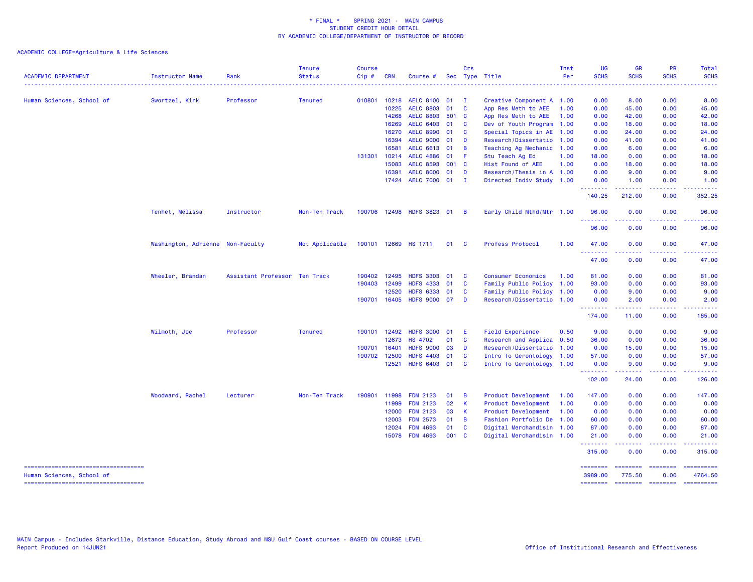# * FINAL * SPRING 2021 - MAIN CAMPUS
## STUDENT CREDIT HOUR DETAIL
## BY ACADEMIC COLLEGE/DEPARTMENT OF INSTRUCTOR OF RECORD

ACADEMIC COLLEGE=Agriculture & Life Sciences

| ACADEMIC DEPARTMENT | Instructor Name | Rank | Tenure Status | Course Cip # | CRN | Course # | Sec | Crs Type | Title | Inst Per | UG SCHS | GR SCHS | PR SCHS | Total SCHS |
|---|---|---|---|---|---|---|---|---|---|---|---|---|---|---|
| Human Sciences, School of | Swortzel, Kirk | Professor | Tenured | 010801 | 10218 | AELC 8100 | 01 | I | Creative Component A | 1.00 | 0.00 | 8.00 | 0.00 | 8.00 |
| | | | | | 10225 | AELC 8803 | 01 | C | App Res Meth to AEE | 1.00 | 0.00 | 45.00 | 0.00 | 45.00 |
| | | | | | 14268 | AELC 8803 | 501 | C | App Res Meth to AEE | 1.00 | 0.00 | 42.00 | 0.00 | 42.00 |
| | | | | | 16269 | AELC 6403 | 01 | C | Dev of Youth Program | 1.00 | 0.00 | 18.00 | 0.00 | 18.00 |
| | | | | | 16270 | AELC 8990 | 01 | C | Special Topics in AE | 1.00 | 0.00 | 24.00 | 0.00 | 24.00 |
| | | | | | 16394 | AELC 9000 | 01 | D | Research/Dissertatio | 1.00 | 0.00 | 41.00 | 0.00 | 41.00 |
| | | | | | 16581 | AELC 6613 | 01 | B | Teaching Ag Mechanic | 1.00 | 0.00 | 6.00 | 0.00 | 6.00 |
| | | | | 131301 | 10214 | AELC 4886 | 01 | F | Stu Teach Ag Ed | 1.00 | 18.00 | 0.00 | 0.00 | 18.00 |
| | | | | | 15083 | AELC 8593 | 001 | C | Hist Found of AEE | 1.00 | 0.00 | 18.00 | 0.00 | 18.00 |
| | | | | | 16391 | AELC 8000 | 01 | D | Research/Thesis in A | 1.00 | 0.00 | 9.00 | 0.00 | 9.00 |
| | | | | | 17424 | AELC 7000 | 01 | I | Directed Indiv Study | 1.00 | 0.00 | 1.00 | 0.00 | 1.00 |
| | | | | | | | | | | | 140.25 | 212.00 | 0.00 | 352.25 |
| | Tenhet, Melissa | Instructor | Non-Ten Track | 190706 | 12498 | HDFS 3823 | 01 | B | Early Child Mthd/Mtr | 1.00 | 96.00 | 0.00 | 0.00 | 96.00 |
| | | | | | | | | | | | 96.00 | 0.00 | 0.00 | 96.00 |
| | Washington, Adrienne | Non-Faculty | Not Applicable | 190101 | 12669 | HS 1711 | 01 | C | Profess Protocol | 1.00 | 47.00 | 0.00 | 0.00 | 47.00 |
| | | | | | | | | | | | 47.00 | 0.00 | 0.00 | 47.00 |
| | Wheeler, Brandan | Assistant Professor | Ten Track | 190402 | 12495 | HDFS 3303 | 01 | C | Consumer Economics | 1.00 | 81.00 | 0.00 | 0.00 | 81.00 |
| | | | | 190403 | 12499 | HDFS 4333 | 01 | C | Family Public Policy | 1.00 | 93.00 | 0.00 | 0.00 | 93.00 |
| | | | | | 12520 | HDFS 6333 | 01 | C | Family Public Policy | 1.00 | 0.00 | 9.00 | 0.00 | 9.00 |
| | | | | 190701 | 16405 | HDFS 9000 | 07 | D | Research/Dissertatio | 1.00 | 0.00 | 2.00 | 0.00 | 2.00 |
| | | | | | | | | | | | 174.00 | 11.00 | 0.00 | 185.00 |
| | Wilmoth, Joe | Professor | Tenured | 190101 | 12492 | HDFS 3000 | 01 | E | Field Experience | 0.50 | 9.00 | 0.00 | 0.00 | 9.00 |
| | | | | | 12673 | HS 4702 | 01 | C | Research and Applica | 0.50 | 36.00 | 0.00 | 0.00 | 36.00 |
| | | | | 190701 | 16401 | HDFS 9000 | 03 | D | Research/Dissertatio | 1.00 | 0.00 | 15.00 | 0.00 | 15.00 |
| | | | | 190702 | 12500 | HDFS 4403 | 01 | C | Intro To Gerontology | 1.00 | 57.00 | 0.00 | 0.00 | 57.00 |
| | | | | | 12521 | HDFS 6403 | 01 | C | Intro To Gerontology | 1.00 | 0.00 | 9.00 | 0.00 | 9.00 |
| | | | | | | | | | | | 102.00 | 24.00 | 0.00 | 126.00 |
| | Woodward, Rachel | Lecturer | Non-Ten Track | 190901 | 11998 | FDM 2123 | 01 | B | Product Development | 1.00 | 147.00 | 0.00 | 0.00 | 147.00 |
| | | | | | 11999 | FDM 2123 | 02 | K | Product Development | 1.00 | 0.00 | 0.00 | 0.00 | 0.00 |
| | | | | | 12000 | FDM 2123 | 03 | K | Product Development | 1.00 | 0.00 | 0.00 | 0.00 | 0.00 |
| | | | | | 12003 | FDM 2573 | 01 | B | Fashion Portfolio De | 1.00 | 60.00 | 0.00 | 0.00 | 60.00 |
| | | | | | 12024 | FDM 4693 | 01 | C | Digital Merchandisin | 1.00 | 87.00 | 0.00 | 0.00 | 87.00 |
| | | | | | 15078 | FDM 4693 | 001 | C | Digital Merchandisin | 1.00 | 21.00 | 0.00 | 0.00 | 21.00 |
| | | | | | | | | | | | 315.00 | 0.00 | 0.00 | 315.00 |
| Human Sciences, School of | | | | | | | | | | | 3989.00 | 775.50 | 0.00 | 4764.50 |

MAIN Campus - Includes Starkville, Distance Education, Study Abroad and MSU Gulf Coast courses - BASED ON COURSE LEVEL
Report Produced on 14JUN21

Office of Institutional Research and Effectiveness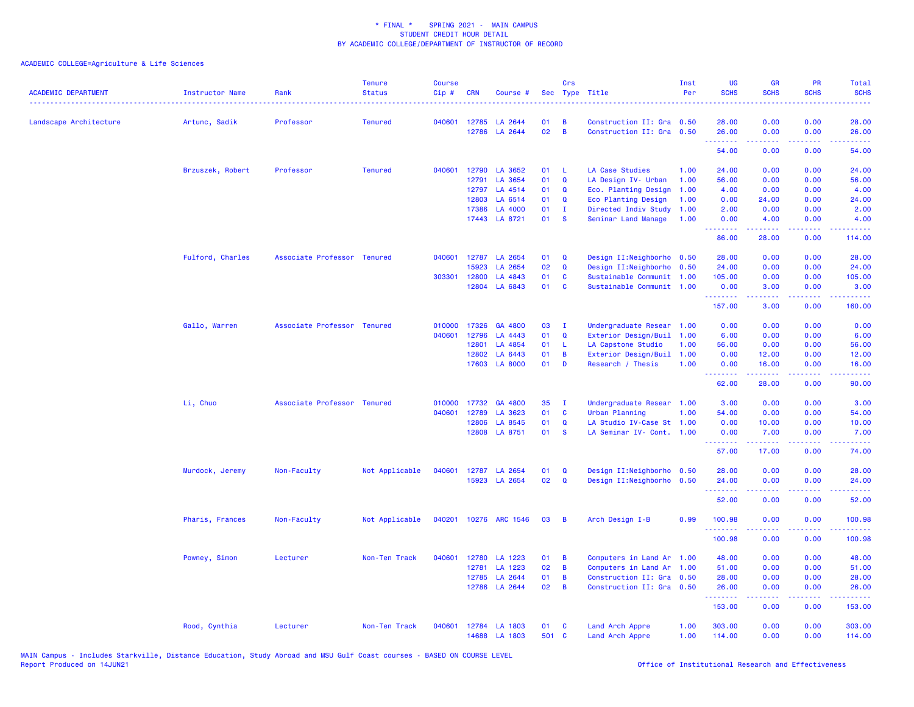\* FINAL \*    SPRING 2021 -  MAIN CAMPUS
STUDENT CREDIT HOUR DETAIL
BY ACADEMIC COLLEGE/DEPARTMENT OF INSTRUCTOR OF RECORD

ACADEMIC COLLEGE=Agriculture & Life Sciences

| ACADEMIC DEPARTMENT | Instructor Name | Rank | Tenure Status | Course Cip # | CRN | Course # | Sec | Crs Type | Title | Inst Per | UG SCHS | GR SCHS | PR SCHS | Total SCHS |
|---|---|---|---|---|---|---|---|---|---|---|---|---|---|---|
| Landscape Architecture | Artunc, Sadik | Professor | Tenured | 040601 | 12785 | LA 2644 | 01 | B | Construction II: Gra | 0.50 | 28.00 | 0.00 | 0.00 | 28.00 |
| | | | | | 12786 | LA 2644 | 02 | B | Construction II: Gra | 0.50 | 26.00 | 0.00 | 0.00 | 26.00 |
| | | | | | | | | | | | 54.00 | 0.00 | 0.00 | 54.00 |
| | Brzuszek, Robert | Professor | Tenured | 040601 | 12790 | LA 3652 | 01 | L | LA Case Studies | 1.00 | 24.00 | 0.00 | 0.00 | 24.00 |
| | | | | | 12791 | LA 3654 | 01 | Q | LA Design IV- Urban | 1.00 | 56.00 | 0.00 | 0.00 | 56.00 |
| | | | | | 12797 | LA 4514 | 01 | Q | Eco. Planting Design | 1.00 | 4.00 | 0.00 | 0.00 | 4.00 |
| | | | | | 12803 | LA 6514 | 01 | Q | Eco Planting Design | 1.00 | 0.00 | 24.00 | 0.00 | 24.00 |
| | | | | | 17386 | LA 4000 | 01 | I | Directed Indiv Study | 1.00 | 2.00 | 0.00 | 0.00 | 2.00 |
| | | | | | 17443 | LA 8721 | 01 | S | Seminar Land Manage | 1.00 | 0.00 | 4.00 | 0.00 | 4.00 |
| | | | | | | | | | | | 86.00 | 28.00 | 0.00 | 114.00 |
| | Fulford, Charles | Associate Professor | Tenured | 040601 | 12787 | LA 2654 | 01 | Q | Design II:Neighborho | 0.50 | 28.00 | 0.00 | 0.00 | 28.00 |
| | | | | | 15923 | LA 2654 | 02 | Q | Design II:Neighborho | 0.50 | 24.00 | 0.00 | 0.00 | 24.00 |
| | | | | 303301 | 12800 | LA 4843 | 01 | C | Sustainable Communit | 1.00 | 105.00 | 0.00 | 0.00 | 105.00 |
| | | | | | 12804 | LA 6843 | 01 | C | Sustainable Communit | 1.00 | 0.00 | 3.00 | 0.00 | 3.00 |
| | | | | | | | | | | | 157.00 | 3.00 | 0.00 | 160.00 |
| | Gallo, Warren | Associate Professor | Tenured | 010000 | 17326 | GA 4800 | 03 | I | Undergraduate Resear | 1.00 | 0.00 | 0.00 | 0.00 | 0.00 |
| | | | | 040601 | 12796 | LA 4443 | 01 | Q | Exterior Design/Buil | 1.00 | 6.00 | 0.00 | 0.00 | 6.00 |
| | | | | | 12801 | LA 4854 | 01 | L | LA Capstone Studio | 1.00 | 56.00 | 0.00 | 0.00 | 56.00 |
| | | | | | 12802 | LA 6443 | 01 | B | Exterior Design/Buil | 1.00 | 0.00 | 12.00 | 0.00 | 12.00 |
| | | | | | 17603 | LA 8000 | 01 | D | Research / Thesis | 1.00 | 0.00 | 16.00 | 0.00 | 16.00 |
| | | | | | | | | | | | 62.00 | 28.00 | 0.00 | 90.00 |
| | Li, Chuo | Associate Professor | Tenured | 010000 | 17732 | GA 4800 | 35 | I | Undergraduate Resear | 1.00 | 3.00 | 0.00 | 0.00 | 3.00 |
| | | | | 040601 | 12789 | LA 3623 | 01 | C | Urban Planning | 1.00 | 54.00 | 0.00 | 0.00 | 54.00 |
| | | | | | 12806 | LA 8545 | 01 | Q | LA Studio IV-Case St | 1.00 | 0.00 | 10.00 | 0.00 | 10.00 |
| | | | | | 12808 | LA 8751 | 01 | S | LA Seminar IV- Cont. | 1.00 | 0.00 | 7.00 | 0.00 | 7.00 |
| | | | | | | | | | | | 57.00 | 17.00 | 0.00 | 74.00 |
| | Murdock, Jeremy | Non-Faculty | Not Applicable | 040601 | 12787 | LA 2654 | 01 | Q | Design II:Neighborho | 0.50 | 28.00 | 0.00 | 0.00 | 28.00 |
| | | | | | 15923 | LA 2654 | 02 | Q | Design II:Neighborho | 0.50 | 24.00 | 0.00 | 0.00 | 24.00 |
| | | | | | | | | | | | 52.00 | 0.00 | 0.00 | 52.00 |
| | Pharis, Frances | Non-Faculty | Not Applicable | 040201 | 10276 | ARC 1546 | 03 | B | Arch Design I-B | 0.99 | 100.98 | 0.00 | 0.00 | 100.98 |
| | | | | | | | | | | | 100.98 | 0.00 | 0.00 | 100.98 |
| | Powney, Simon | Lecturer | Non-Ten Track | 040601 | 12780 | LA 1223 | 01 | B | Computers in Land Ar | 1.00 | 48.00 | 0.00 | 0.00 | 48.00 |
| | | | | | 12781 | LA 1223 | 02 | B | Computers in Land Ar | 1.00 | 51.00 | 0.00 | 0.00 | 51.00 |
| | | | | | 12785 | LA 2644 | 01 | B | Construction II: Gra | 0.50 | 28.00 | 0.00 | 0.00 | 28.00 |
| | | | | | 12786 | LA 2644 | 02 | B | Construction II: Gra | 0.50 | 26.00 | 0.00 | 0.00 | 26.00 |
| | | | | | | | | | | | 153.00 | 0.00 | 0.00 | 153.00 |
| | Rood, Cynthia | Lecturer | Non-Ten Track | 040601 | 12784 | LA 1803 | 01 | C | Land Arch Appre | 1.00 | 303.00 | 0.00 | 0.00 | 303.00 |
| | | | | | 14688 | LA 1803 | 501 | C | Land Arch Appre | 1.00 | 114.00 | 0.00 | 0.00 | 114.00 |

MAIN Campus - Includes Starkville, Distance Education, Study Abroad and MSU Gulf Coast courses - BASED ON COURSE LEVEL
Report Produced on 14JUN21

Office of Institutional Research and Effectiveness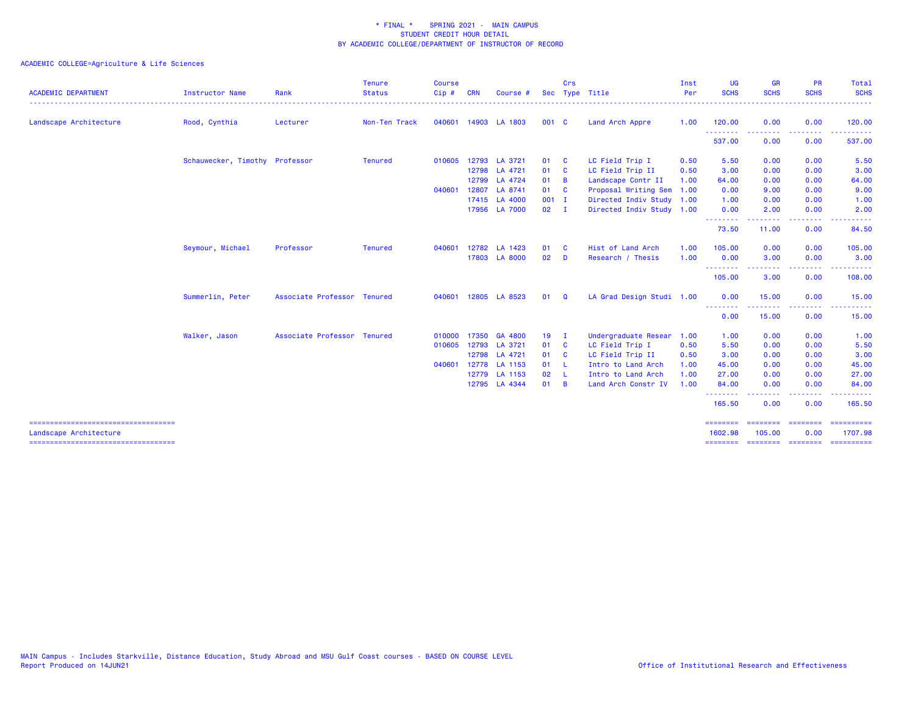\* FINAL \* SPRING 2021 - MAIN CAMPUS
STUDENT CREDIT HOUR DETAIL
BY ACADEMIC COLLEGE/DEPARTMENT OF INSTRUCTOR OF RECORD

ACADEMIC COLLEGE=Agriculture & Life Sciences

| ACADEMIC DEPARTMENT | Instructor Name | Rank | Tenure Status | Course Cip # | CRN | Course # | Sec | Crs Type | Title | Inst Per | UG SCHS | GR SCHS | PR SCHS | Total SCHS |
|---|---|---|---|---|---|---|---|---|---|---|---|---|---|---|
| Landscape Architecture | Rood, Cynthia | Lecturer | Non-Ten Track | 040601 | 14903 | LA 1803 | 001 | C | Land Arch Appre | 1.00 | 120.00 | 0.00 | 0.00 | 120.00 |
| | | | | | | | | | | | 537.00 | 0.00 | 0.00 | 537.00 |
| | Schauwecker, Timothy | Professor | Tenured | 010605 | 12793 | LA 3721 | 01 | C | LC Field Trip I | 0.50 | 5.50 | 0.00 | 0.00 | 5.50 |
| | | | | | 12798 | LA 4721 | 01 | C | LC Field Trip II | 0.50 | 3.00 | 0.00 | 0.00 | 3.00 |
| | | | | | 12799 | LA 4724 | 01 | B | Landscape Contr II | 1.00 | 64.00 | 0.00 | 0.00 | 64.00 |
| | | | | 040601 | 12807 | LA 8741 | 01 | C | Proposal Writing Sem | 1.00 | 0.00 | 9.00 | 0.00 | 9.00 |
| | | | | | 17415 | LA 4000 | 001 | I | Directed Indiv Study | 1.00 | 1.00 | 0.00 | 0.00 | 1.00 |
| | | | | | 17956 | LA 7000 | 02 | I | Directed Indiv Study | 1.00 | 0.00 | 2.00 | 0.00 | 2.00 |
| | | | | | | | | | | | 73.50 | 11.00 | 0.00 | 84.50 |
| | Seymour, Michael | Professor | Tenured | 040601 | 12782 | LA 1423 | 01 | C | Hist of Land Arch | 1.00 | 105.00 | 0.00 | 0.00 | 105.00 |
| | | | | | 17803 | LA 8000 | 02 | D | Research / Thesis | 1.00 | 0.00 | 3.00 | 0.00 | 3.00 |
| | | | | | | | | | | | 105.00 | 3.00 | 0.00 | 108.00 |
| | Summerlin, Peter | Associate Professor | Tenured | 040601 | 12805 | LA 8523 | 01 | Q | LA Grad Design Studi | 1.00 | 0.00 | 15.00 | 0.00 | 15.00 |
| | | | | | | | | | | | 0.00 | 15.00 | 0.00 | 15.00 |
| | Walker, Jason | Associate Professor | Tenured | 010000 | 17350 | GA 4800 | 19 | I | Undergraduate Resear | 1.00 | 1.00 | 0.00 | 0.00 | 1.00 |
| | | | | 010605 | 12793 | LA 3721 | 01 | C | LC Field Trip I | 0.50 | 5.50 | 0.00 | 0.00 | 5.50 |
| | | | | | 12798 | LA 4721 | 01 | C | LC Field Trip II | 0.50 | 3.00 | 0.00 | 0.00 | 3.00 |
| | | | | 040601 | 12778 | LA 1153 | 01 | L | Intro to Land Arch | 1.00 | 45.00 | 0.00 | 0.00 | 45.00 |
| | | | | | 12779 | LA 1153 | 02 | L | Intro to Land Arch | 1.00 | 27.00 | 0.00 | 0.00 | 27.00 |
| | | | | | 12795 | LA 4344 | 01 | B | Land Arch Constr IV | 1.00 | 84.00 | 0.00 | 0.00 | 84.00 |
| | | | | | | | | | | | 165.50 | 0.00 | 0.00 | 165.50 |
| Landscape Architecture | | | | | | | | | | | 1602.98 | 105.00 | 0.00 | 1707.98 |

MAIN Campus - Includes Starkville, Distance Education, Study Abroad and MSU Gulf Coast courses - BASED ON COURSE LEVEL
Report Produced on 14JUN21

Office of Institutional Research and Effectiveness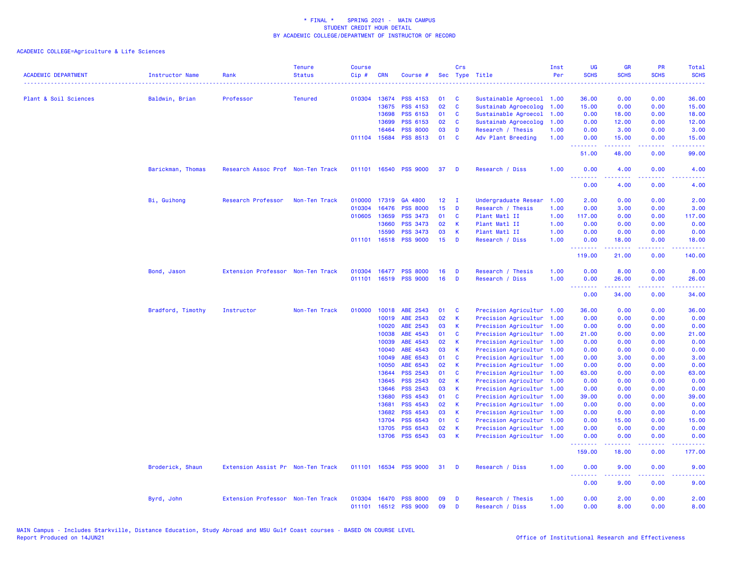\* FINAL \* SPRING 2021 - MAIN CAMPUS
STUDENT CREDIT HOUR DETAIL
BY ACADEMIC COLLEGE/DEPARTMENT OF INSTRUCTOR OF RECORD

ACADEMIC COLLEGE=Agriculture & Life Sciences

| ACADEMIC DEPARTMENT | Instructor Name | Rank | Tenure Status | Course Cip # | CRN | Course # | Sec | Crs Type | Title | Inst Per | UG SCHS | GR SCHS | PR SCHS | Total SCHS |
|---|---|---|---|---|---|---|---|---|---|---|---|---|---|---|
| Plant & Soil Sciences | Baldwin, Brian | Professor | Tenured | 010304 | 13674 | PSS 4153 | 01 | C | Sustainable Agroecol | 1.00 | 36.00 | 0.00 | 0.00 | 36.00 |
| | | | | | 13675 | PSS 4153 | 02 | C | Sustainab Agroecolog | 1.00 | 15.00 | 0.00 | 0.00 | 15.00 |
| | | | | | 13698 | PSS 6153 | 01 | C | Sustainable Agroecol | 1.00 | 0.00 | 18.00 | 0.00 | 18.00 |
| | | | | | 13699 | PSS 6153 | 02 | C | Sustainab Agroecolog | 1.00 | 0.00 | 12.00 | 0.00 | 12.00 |
| | | | | | 16464 | PSS 8000 | 03 | D | Research / Thesis | 1.00 | 0.00 | 3.00 | 0.00 | 3.00 |
| | | | | 011104 | 15684 | PSS 8513 | 01 | C | Adv Plant Breeding | 1.00 | 0.00 | 15.00 | 0.00 | 15.00 |
| | | | | | | | | | | | 51.00 | 48.00 | 0.00 | 99.00 |
| | Barickman, Thomas | Research Assoc Prof | Non-Ten Track | 011101 | 16540 | PSS 9000 | 37 | D | Research / Diss | 1.00 | 0.00 | 4.00 | 0.00 | 4.00 |
| | | | | | | | | | | | 0.00 | 4.00 | 0.00 | 4.00 |
| | Bi, Guihong | Research Professor | Non-Ten Track | 010000 | 17319 | GA 4800 | 12 | I | Undergraduate Resear | 1.00 | 2.00 | 0.00 | 0.00 | 2.00 |
| | | | | 010304 | 16476 | PSS 8000 | 15 | D | Research / Thesis | 1.00 | 0.00 | 3.00 | 0.00 | 3.00 |
| | | | | 010605 | 13659 | PSS 3473 | 01 | C | Plant Matl II | 1.00 | 117.00 | 0.00 | 0.00 | 117.00 |
| | | | | | 13660 | PSS 3473 | 02 | K | Plant Matl II | 1.00 | 0.00 | 0.00 | 0.00 | 0.00 |
| | | | | | 15590 | PSS 3473 | 03 | K | Plant Matl II | 1.00 | 0.00 | 0.00 | 0.00 | 0.00 |
| | | | | 011101 | 16518 | PSS 9000 | 15 | D | Research / Diss | 1.00 | 0.00 | 18.00 | 0.00 | 18.00 |
| | | | | | | | | | | | 119.00 | 21.00 | 0.00 | 140.00 |
| | Bond, Jason | Extension Professor | Non-Ten Track | 010304 | 16477 | PSS 8000 | 16 | D | Research / Thesis | 1.00 | 0.00 | 8.00 | 0.00 | 8.00 |
| | | | | 011101 | 16519 | PSS 9000 | 16 | D | Research / Diss | 1.00 | 0.00 | 26.00 | 0.00 | 26.00 |
| | | | | | | | | | | | 0.00 | 34.00 | 0.00 | 34.00 |
| | Bradford, Timothy | Instructor | Non-Ten Track | 010000 | 10018 | ABE 2543 | 01 | C | Precision Agricultur | 1.00 | 36.00 | 0.00 | 0.00 | 36.00 |
| | | | | | 10019 | ABE 2543 | 02 | K | Precision Agricultur | 1.00 | 0.00 | 0.00 | 0.00 | 0.00 |
| | | | | | 10020 | ABE 2543 | 03 | K | Precision Agricultur | 1.00 | 0.00 | 0.00 | 0.00 | 0.00 |
| | | | | | 10038 | ABE 4543 | 01 | C | Precision Agricultur | 1.00 | 21.00 | 0.00 | 0.00 | 21.00 |
| | | | | | 10039 | ABE 4543 | 02 | K | Precision Agricultur | 1.00 | 0.00 | 0.00 | 0.00 | 0.00 |
| | | | | | 10040 | ABE 4543 | 03 | K | Precision Agricultur | 1.00 | 0.00 | 0.00 | 0.00 | 0.00 |
| | | | | | 10049 | ABE 6543 | 01 | C | Precision Agricultur | 1.00 | 0.00 | 3.00 | 0.00 | 3.00 |
| | | | | | 10050 | ABE 6543 | 02 | K | Precision Agricultur | 1.00 | 0.00 | 0.00 | 0.00 | 0.00 |
| | | | | | 13644 | PSS 2543 | 01 | C | Precision Agricultur | 1.00 | 63.00 | 0.00 | 0.00 | 63.00 |
| | | | | | 13645 | PSS 2543 | 02 | K | Precision Agricultur | 1.00 | 0.00 | 0.00 | 0.00 | 0.00 |
| | | | | | 13646 | PSS 2543 | 03 | K | Precision Agricultur | 1.00 | 0.00 | 0.00 | 0.00 | 0.00 |
| | | | | | 13680 | PSS 4543 | 01 | C | Precision Agricultur | 1.00 | 39.00 | 0.00 | 0.00 | 39.00 |
| | | | | | 13681 | PSS 4543 | 02 | K | Precision Agricultur | 1.00 | 0.00 | 0.00 | 0.00 | 0.00 |
| | | | | | 13682 | PSS 4543 | 03 | K | Precision Agricultur | 1.00 | 0.00 | 0.00 | 0.00 | 0.00 |
| | | | | | 13704 | PSS 6543 | 01 | C | Precision Agricultur | 1.00 | 0.00 | 15.00 | 0.00 | 15.00 |
| | | | | | 13705 | PSS 6543 | 02 | K | Precision Agricultur | 1.00 | 0.00 | 0.00 | 0.00 | 0.00 |
| | | | | | 13706 | PSS 6543 | 03 | K | Precision Agricultur | 1.00 | 0.00 | 0.00 | 0.00 | 0.00 |
| | | | | | | | | | | | 159.00 | 18.00 | 0.00 | 177.00 |
| | Broderick, Shaun | Extension Assist Pr | Non-Ten Track | 011101 | 16534 | PSS 9000 | 31 | D | Research / Diss | 1.00 | 0.00 | 9.00 | 0.00 | 9.00 |
| | | | | | | | | | | | 0.00 | 9.00 | 0.00 | 9.00 |
| | Byrd, John | Extension Professor | Non-Ten Track | 010304 | 16470 | PSS 8000 | 09 | D | Research / Thesis | 1.00 | 0.00 | 2.00 | 0.00 | 2.00 |
| | | | | 011101 | 16512 | PSS 9000 | 09 | D | Research / Diss | 1.00 | 0.00 | 8.00 | 0.00 | 8.00 |

MAIN Campus - Includes Starkville, Distance Education, Study Abroad and MSU Gulf Coast courses - BASED ON COURSE LEVEL
Report Produced on 14JUN21

Office of Institutional Research and Effectiveness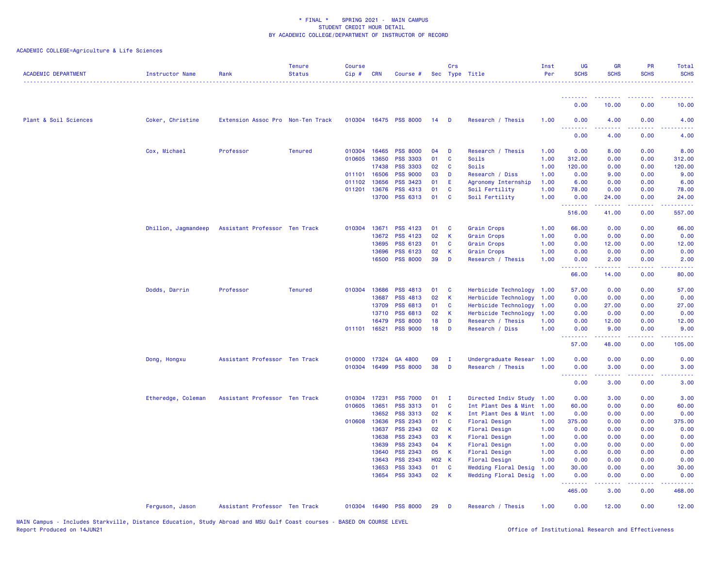\* FINAL \* SPRING 2021 - MAIN CAMPUS
STUDENT CREDIT HOUR DETAIL
BY ACADEMIC COLLEGE/DEPARTMENT OF INSTRUCTOR OF RECORD

ACADEMIC COLLEGE=Agriculture & Life Sciences

| ACADEMIC DEPARTMENT | Instructor Name | Rank | Tenure Status | Course Cip # | CRN | Course # | Sec | Crs Type | Title | Inst Per | UG SCHS | GR SCHS | PR SCHS | Total SCHS |
|---|---|---|---|---|---|---|---|---|---|---|---|---|---|---|
| | | | | | | | | | | | 0.00 | 10.00 | 0.00 | 10.00 |
| Plant & Soil Sciences | Coker, Christine | Extension Assoc Pro | Non-Ten Track | 010304 | 16475 | PSS 8000 | 14 | D | Research / Thesis | 1.00 | 0.00 | 4.00 | 0.00 | 4.00 |
| | | | | | | | | | | | 0.00 | 4.00 | 0.00 | 4.00 |
| | Cox, Michael | Professor | Tenured | 010304 | 16465 | PSS 8000 | 04 | D | Research / Thesis | 1.00 | 0.00 | 8.00 | 0.00 | 8.00 |
| | | | | 010605 | 13650 | PSS 3303 | 01 | C | Soils | 1.00 | 312.00 | 0.00 | 0.00 | 312.00 |
| | | | | | 17438 | PSS 3303 | 02 | C | Soils | 1.00 | 120.00 | 0.00 | 0.00 | 120.00 |
| | | | | 011101 | 16506 | PSS 9000 | 03 | D | Research / Diss | 1.00 | 0.00 | 9.00 | 0.00 | 9.00 |
| | | | | 011102 | 13656 | PSS 3423 | 01 | E | Agronomy Internship | 1.00 | 6.00 | 0.00 | 0.00 | 6.00 |
| | | | | 011201 | 13676 | PSS 4313 | 01 | C | Soil Fertility | 1.00 | 78.00 | 0.00 | 0.00 | 78.00 |
| | | | | | 13700 | PSS 6313 | 01 | C | Soil Fertility | 1.00 | 0.00 | 24.00 | 0.00 | 24.00 |
| | | | | | | | | | | | 516.00 | 41.00 | 0.00 | 557.00 |
| | Dhillon, Jagmandeep | Assistant Professor | Ten Track | 010304 | 13671 | PSS 4123 | 01 | C | Grain Crops | 1.00 | 66.00 | 0.00 | 0.00 | 66.00 |
| | | | | | 13672 | PSS 4123 | 02 | K | Grain Crops | 1.00 | 0.00 | 0.00 | 0.00 | 0.00 |
| | | | | | 13695 | PSS 6123 | 01 | C | Grain Crops | 1.00 | 0.00 | 12.00 | 0.00 | 12.00 |
| | | | | | 13696 | PSS 6123 | 02 | K | Grain Crops | 1.00 | 0.00 | 0.00 | 0.00 | 0.00 |
| | | | | | 16500 | PSS 8000 | 39 | D | Research / Thesis | 1.00 | 0.00 | 2.00 | 0.00 | 2.00 |
| | | | | | | | | | | | 66.00 | 14.00 | 0.00 | 80.00 |
| | Dodds, Darrin | Professor | Tenured | 010304 | 13686 | PSS 4813 | 01 | C | Herbicide Technology | 1.00 | 57.00 | 0.00 | 0.00 | 57.00 |
| | | | | | 13687 | PSS 4813 | 02 | K | Herbicide Technology | 1.00 | 0.00 | 0.00 | 0.00 | 0.00 |
| | | | | | 13709 | PSS 6813 | 01 | C | Herbicide Technology | 1.00 | 0.00 | 27.00 | 0.00 | 27.00 |
| | | | | | 13710 | PSS 6813 | 02 | K | Herbicide Technology | 1.00 | 0.00 | 0.00 | 0.00 | 0.00 |
| | | | | | 16479 | PSS 8000 | 18 | D | Research / Thesis | 1.00 | 0.00 | 12.00 | 0.00 | 12.00 |
| | | | | 011101 | 16521 | PSS 9000 | 18 | D | Research / Diss | 1.00 | 0.00 | 9.00 | 0.00 | 9.00 |
| | | | | | | | | | | | 57.00 | 48.00 | 0.00 | 105.00 |
| | Dong, Hongxu | Assistant Professor | Ten Track | 010000 | 17324 | GA 4800 | 09 | I | Undergraduate Resear | 1.00 | 0.00 | 0.00 | 0.00 | 0.00 |
| | | | | 010304 | 16499 | PSS 8000 | 38 | D | Research / Thesis | 1.00 | 0.00 | 3.00 | 0.00 | 3.00 |
| | | | | | | | | | | | 0.00 | 3.00 | 0.00 | 3.00 |
| | Etheredge, Coleman | Assistant Professor | Ten Track | 010304 | 17231 | PSS 7000 | 01 | I | Directed Indiv Study | 1.00 | 0.00 | 3.00 | 0.00 | 3.00 |
| | | | | 010605 | 13651 | PSS 3313 | 01 | C | Int Plant Des & Mint | 1.00 | 60.00 | 0.00 | 0.00 | 60.00 |
| | | | | | 13652 | PSS 3313 | 02 | K | Int Plant Des & Mint | 1.00 | 0.00 | 0.00 | 0.00 | 0.00 |
| | | | | 010608 | 13636 | PSS 2343 | 01 | C | Floral Design | 1.00 | 375.00 | 0.00 | 0.00 | 375.00 |
| | | | | | 13637 | PSS 2343 | 02 | K | Floral Design | 1.00 | 0.00 | 0.00 | 0.00 | 0.00 |
| | | | | | 13638 | PSS 2343 | 03 | K | Floral Design | 1.00 | 0.00 | 0.00 | 0.00 | 0.00 |
| | | | | | 13639 | PSS 2343 | 04 | K | Floral Design | 1.00 | 0.00 | 0.00 | 0.00 | 0.00 |
| | | | | | 13640 | PSS 2343 | 05 | K | Floral Design | 1.00 | 0.00 | 0.00 | 0.00 | 0.00 |
| | | | | | 13643 | PSS 2343 | H02 | K | Floral Design | 1.00 | 0.00 | 0.00 | 0.00 | 0.00 |
| | | | | | 13653 | PSS 3343 | 01 | C | Wedding Floral Desig | 1.00 | 30.00 | 0.00 | 0.00 | 30.00 |
| | | | | | 13654 | PSS 3343 | 02 | K | Wedding Floral Desig | 1.00 | 0.00 | 0.00 | 0.00 | 0.00 |
| | | | | | | | | | | | 465.00 | 3.00 | 0.00 | 468.00 |
| | Ferguson, Jason | Assistant Professor | Ten Track | 010304 | 16490 | PSS 8000 | 29 | D | Research / Thesis | 1.00 | 0.00 | 12.00 | 0.00 | 12.00 |

MAIN Campus - Includes Starkville, Distance Education, Study Abroad and MSU Gulf Coast courses - BASED ON COURSE LEVEL
Report Produced on 14JUN21

Office of Institutional Research and Effectiveness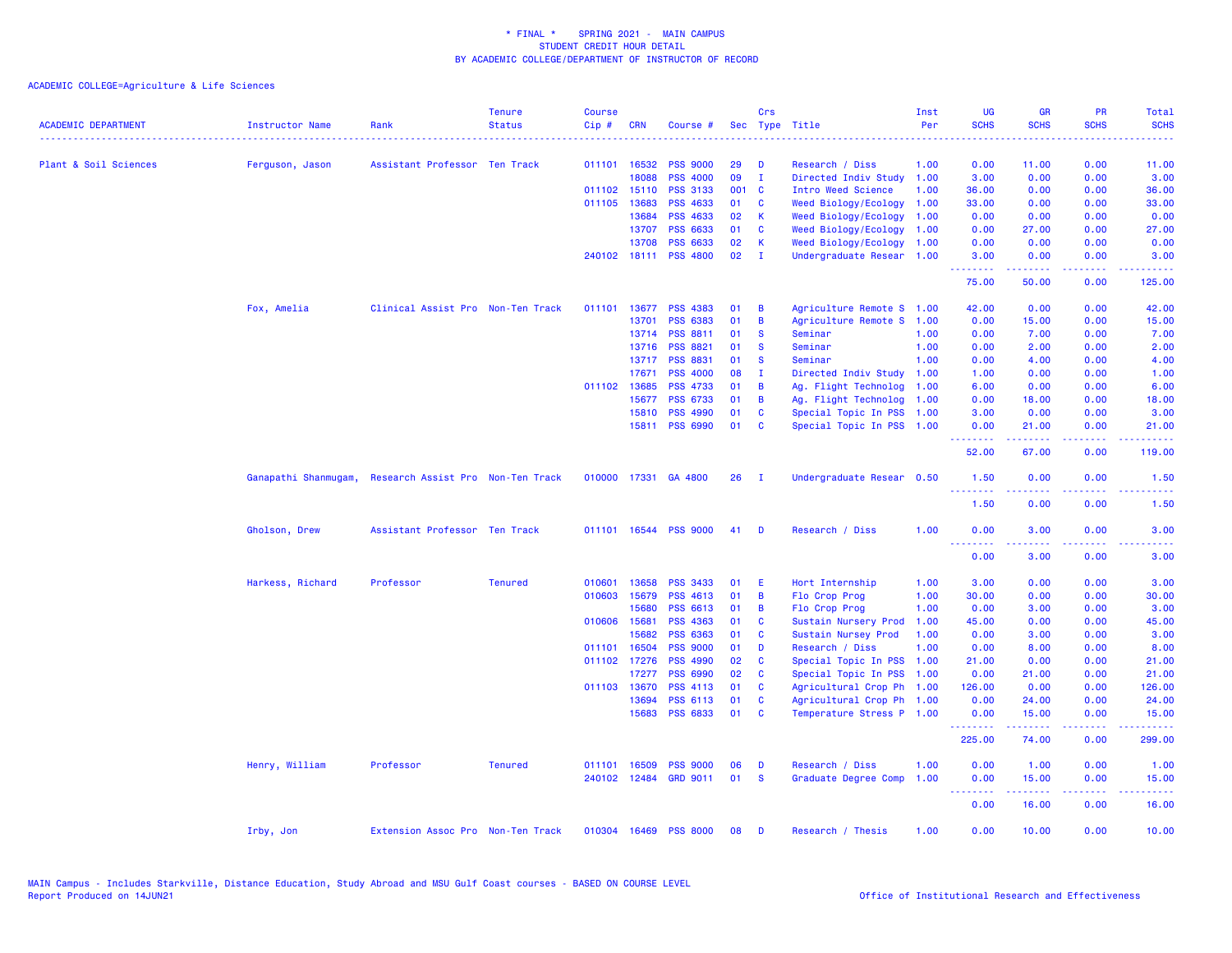\* FINAL \* SPRING 2021 - MAIN CAMPUS
STUDENT CREDIT HOUR DETAIL
BY ACADEMIC COLLEGE/DEPARTMENT OF INSTRUCTOR OF RECORD

ACADEMIC COLLEGE=Agriculture & Life Sciences

| ACADEMIC DEPARTMENT | Instructor Name | Rank | Tenure Status | Course Cip # | CRN | Course # | Sec | Crs Type | Title | Inst Per | UG SCHS | GR SCHS | PR SCHS | Total SCHS |
|---|---|---|---|---|---|---|---|---|---|---|---|---|---|---|
| Plant & Soil Sciences | Ferguson, Jason | Assistant Professor | Ten Track | 011101 | 16532 | PSS 9000 | 29 | D | Research / Diss | 1.00 | 0.00 | 11.00 | 0.00 | 11.00 |
| | | | | | 18088 | PSS 4000 | 09 | I | Directed Indiv Study | 1.00 | 3.00 | 0.00 | 0.00 | 3.00 |
| | | | | 011102 | 15110 | PSS 3133 | 001 | C | Intro Weed Science | 1.00 | 36.00 | 0.00 | 0.00 | 36.00 |
| | | | | 011105 | 13683 | PSS 4633 | 01 | C | Weed Biology/Ecology | 1.00 | 33.00 | 0.00 | 0.00 | 33.00 |
| | | | | | 13684 | PSS 4633 | 02 | K | Weed Biology/Ecology | 1.00 | 0.00 | 0.00 | 0.00 | 0.00 |
| | | | | | 13707 | PSS 6633 | 01 | C | Weed Biology/Ecology | 1.00 | 0.00 | 27.00 | 0.00 | 27.00 |
| | | | | | 13708 | PSS 6633 | 02 | K | Weed Biology/Ecology | 1.00 | 0.00 | 0.00 | 0.00 | 0.00 |
| | | | | 240102 | 18111 | PSS 4800 | 02 | I | Undergraduate Resear | 1.00 | 3.00 | 0.00 | 0.00 | 3.00 |
| | | | | | | | | | | | 75.00 | 50.00 | 0.00 | 125.00 |
| | Fox, Amelia | Clinical Assist Pro | Non-Ten Track | 011101 | 13677 | PSS 4383 | 01 | B | Agriculture Remote S | 1.00 | 42.00 | 0.00 | 0.00 | 42.00 |
| | | | | | 13701 | PSS 6383 | 01 | B | Agriculture Remote S | 1.00 | 0.00 | 15.00 | 0.00 | 15.00 |
| | | | | | 13714 | PSS 8811 | 01 | S | Seminar | 1.00 | 0.00 | 7.00 | 0.00 | 7.00 |
| | | | | | 13716 | PSS 8821 | 01 | S | Seminar | 1.00 | 0.00 | 2.00 | 0.00 | 2.00 |
| | | | | | 13717 | PSS 8831 | 01 | S | Seminar | 1.00 | 0.00 | 4.00 | 0.00 | 4.00 |
| | | | | | 17671 | PSS 4000 | 08 | I | Directed Indiv Study | 1.00 | 1.00 | 0.00 | 0.00 | 1.00 |
| | | | | 011102 | 13685 | PSS 4733 | 01 | B | Ag. Flight Technolog | 1.00 | 6.00 | 0.00 | 0.00 | 6.00 |
| | | | | | 15677 | PSS 6733 | 01 | B | Ag. Flight Technolog | 1.00 | 0.00 | 18.00 | 0.00 | 18.00 |
| | | | | | 15810 | PSS 4990 | 01 | C | Special Topic In PSS | 1.00 | 3.00 | 0.00 | 0.00 | 3.00 |
| | | | | | 15811 | PSS 6990 | 01 | C | Special Topic In PSS | 1.00 | 0.00 | 21.00 | 0.00 | 21.00 |
| | | | | | | | | | | | 52.00 | 67.00 | 0.00 | 119.00 |
| | Ganapathi Shanmugam, | Research Assist Pro | Non-Ten Track | 010000 | 17331 | GA 4800 | 26 | I | Undergraduate Resear | 0.50 | 1.50 | 0.00 | 0.00 | 1.50 |
| | | | | | | | | | | | 1.50 | 0.00 | 0.00 | 1.50 |
| | Gholson, Drew | Assistant Professor | Ten Track | 011101 | 16544 | PSS 9000 | 41 | D | Research / Diss | 1.00 | 0.00 | 3.00 | 0.00 | 3.00 |
| | | | | | | | | | | | 0.00 | 3.00 | 0.00 | 3.00 |
| | Harkess, Richard | Professor | Tenured | 010601 | 13658 | PSS 3433 | 01 | E | Hort Internship | 1.00 | 3.00 | 0.00 | 0.00 | 3.00 |
| | | | | 010603 | 15679 | PSS 4613 | 01 | B | Flo Crop Prog | 1.00 | 30.00 | 0.00 | 0.00 | 30.00 |
| | | | | | 15680 | PSS 6613 | 01 | B | Flo Crop Prog | 1.00 | 0.00 | 3.00 | 0.00 | 3.00 |
| | | | | 010606 | 15681 | PSS 4363 | 01 | C | Sustain Nursery Prod | 1.00 | 45.00 | 0.00 | 0.00 | 45.00 |
| | | | | | 15682 | PSS 6363 | 01 | C | Sustain Nursey Prod | 1.00 | 0.00 | 3.00 | 0.00 | 3.00 |
| | | | | 011101 | 16504 | PSS 9000 | 01 | D | Research / Diss | 1.00 | 0.00 | 8.00 | 0.00 | 8.00 |
| | | | | 011102 | 17276 | PSS 4990 | 02 | C | Special Topic In PSS | 1.00 | 21.00 | 0.00 | 0.00 | 21.00 |
| | | | | | 17277 | PSS 6990 | 02 | C | Special Topic In PSS | 1.00 | 0.00 | 21.00 | 0.00 | 21.00 |
| | | | | 011103 | 13670 | PSS 4113 | 01 | C | Agricultural Crop Ph | 1.00 | 126.00 | 0.00 | 0.00 | 126.00 |
| | | | | | 13694 | PSS 6113 | 01 | C | Agricultural Crop Ph | 1.00 | 0.00 | 24.00 | 0.00 | 24.00 |
| | | | | | 15683 | PSS 6833 | 01 | C | Temperature Stress P | 1.00 | 0.00 | 15.00 | 0.00 | 15.00 |
| | | | | | | | | | | | 225.00 | 74.00 | 0.00 | 299.00 |
| | Henry, William | Professor | Tenured | 011101 | 16509 | PSS 9000 | 06 | D | Research / Diss | 1.00 | 0.00 | 1.00 | 0.00 | 1.00 |
| | | | | 240102 | 12484 | GRD 9011 | 01 | S | Graduate Degree Comp | 1.00 | 0.00 | 15.00 | 0.00 | 15.00 |
| | | | | | | | | | | | 0.00 | 16.00 | 0.00 | 16.00 |
| | Irby, Jon | Extension Assoc Pro | Non-Ten Track | 010304 | 16469 | PSS 8000 | 08 | D | Research / Thesis | 1.00 | 0.00 | 10.00 | 0.00 | 10.00 |

MAIN Campus - Includes Starkville, Distance Education, Study Abroad and MSU Gulf Coast courses - BASED ON COURSE LEVEL
Report Produced on 14JUN21

Office of Institutional Research and Effectiveness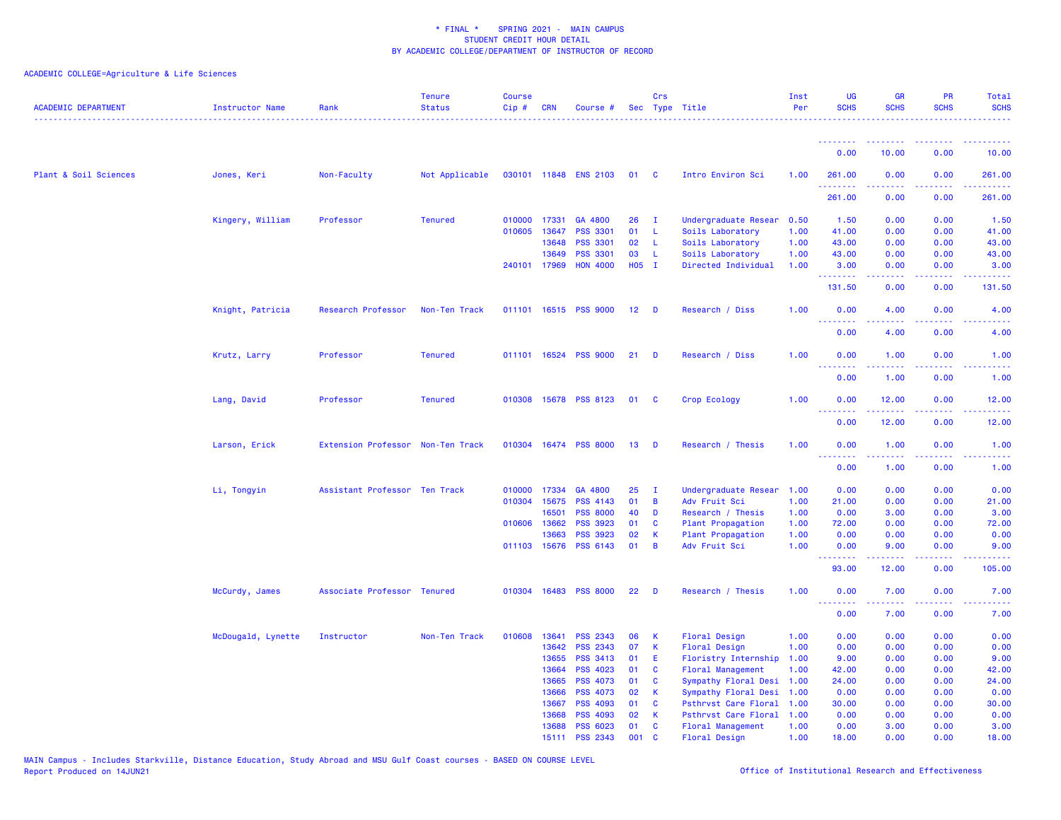* FINAL * SPRING 2021 - MAIN CAMPUS
STUDENT CREDIT HOUR DETAIL
BY ACADEMIC COLLEGE/DEPARTMENT OF INSTRUCTOR OF RECORD

ACADEMIC COLLEGE=Agriculture & Life Sciences

| ACADEMIC DEPARTMENT | Instructor Name | Rank | Tenure Status | Course Cip # | CRN | Course # | Sec | Crs Type | Title | Inst Per | UG SCHS | GR SCHS | PR SCHS | Total SCHS |
|---|---|---|---|---|---|---|---|---|---|---|---|---|---|---|
| | | | | | | | | | | | 0.00 | 10.00 | 0.00 | 10.00 |
| Plant & Soil Sciences | Jones, Keri | Non-Faculty | Not Applicable | 030101 | 11848 | ENS 2103 | 01 | C | Intro Environ Sci | 1.00 | 261.00 | 0.00 | 0.00 | 261.00 |
| | | | | | | | | | | | 261.00 | 0.00 | 0.00 | 261.00 |
| | Kingery, William | Professor | Tenured | 010000 | 17331 | GA 4800 | 26 | I | Undergraduate Resear | 0.50 | 1.50 | 0.00 | 0.00 | 1.50 |
| | | | | 010605 | 13647 | PSS 3301 | 01 | L | Soils Laboratory | 1.00 | 41.00 | 0.00 | 0.00 | 41.00 |
| | | | | | 13648 | PSS 3301 | 02 | L | Soils Laboratory | 1.00 | 43.00 | 0.00 | 0.00 | 43.00 |
| | | | | | 13649 | PSS 3301 | 03 | L | Soils Laboratory | 1.00 | 43.00 | 0.00 | 0.00 | 43.00 |
| | | | | 240101 | 17969 | HON 4000 | H05 | I | Directed Individual | 1.00 | 3.00 | 0.00 | 0.00 | 3.00 |
| | | | | | | | | | | | 131.50 | 0.00 | 0.00 | 131.50 |
| | Knight, Patricia | Research Professor | Non-Ten Track | 011101 | 16515 | PSS 9000 | 12 | D | Research / Diss | 1.00 | 0.00 | 4.00 | 0.00 | 4.00 |
| | | | | | | | | | | | 0.00 | 4.00 | 0.00 | 4.00 |
| | Krutz, Larry | Professor | Tenured | 011101 | 16524 | PSS 9000 | 21 | D | Research / Diss | 1.00 | 0.00 | 1.00 | 0.00 | 1.00 |
| | | | | | | | | | | | 0.00 | 1.00 | 0.00 | 1.00 |
| | Lang, David | Professor | Tenured | 010308 | 15678 | PSS 8123 | 01 | C | Crop Ecology | 1.00 | 0.00 | 12.00 | 0.00 | 12.00 |
| | | | | | | | | | | | 0.00 | 12.00 | 0.00 | 12.00 |
| | Larson, Erick | Extension Professor | Non-Ten Track | 010304 | 16474 | PSS 8000 | 13 | D | Research / Thesis | 1.00 | 0.00 | 1.00 | 0.00 | 1.00 |
| | | | | | | | | | | | 0.00 | 1.00 | 0.00 | 1.00 |
| | Li, Tongyin | Assistant Professor | Ten Track | 010000 | 17334 | GA 4800 | 25 | I | Undergraduate Resear | 1.00 | 0.00 | 0.00 | 0.00 | 0.00 |
| | | | | 010304 | 15675 | PSS 4143 | 01 | B | Adv Fruit Sci | 1.00 | 21.00 | 0.00 | 0.00 | 21.00 |
| | | | | | 16501 | PSS 8000 | 40 | D | Research / Thesis | 1.00 | 0.00 | 3.00 | 0.00 | 3.00 |
| | | | | 010606 | 13662 | PSS 3923 | 01 | C | Plant Propagation | 1.00 | 72.00 | 0.00 | 0.00 | 72.00 |
| | | | | | 13663 | PSS 3923 | 02 | K | Plant Propagation | 1.00 | 0.00 | 0.00 | 0.00 | 0.00 |
| | | | | 011103 | 15676 | PSS 6143 | 01 | B | Adv Fruit Sci | 1.00 | 0.00 | 9.00 | 0.00 | 9.00 |
| | | | | | | | | | | | 93.00 | 12.00 | 0.00 | 105.00 |
| | McCurdy, James | Associate Professor | Tenured | 010304 | 16483 | PSS 8000 | 22 | D | Research / Thesis | 1.00 | 0.00 | 7.00 | 0.00 | 7.00 |
| | | | | | | | | | | | 0.00 | 7.00 | 0.00 | 7.00 |
| | McDougald, Lynette | Instructor | Non-Ten Track | 010608 | 13641 | PSS 2343 | 06 | K | Floral Design | 1.00 | 0.00 | 0.00 | 0.00 | 0.00 |
| | | | | | 13642 | PSS 2343 | 07 | K | Floral Design | 1.00 | 0.00 | 0.00 | 0.00 | 0.00 |
| | | | | | 13655 | PSS 3413 | 01 | E | Floristry Internship | 1.00 | 9.00 | 0.00 | 0.00 | 9.00 |
| | | | | | 13664 | PSS 4023 | 01 | C | Floral Management | 1.00 | 42.00 | 0.00 | 0.00 | 42.00 |
| | | | | | 13665 | PSS 4073 | 01 | C | Sympathy Floral Desi | 1.00 | 24.00 | 0.00 | 0.00 | 24.00 |
| | | | | | 13666 | PSS 4073 | 02 | K | Sympathy Floral Desi | 1.00 | 0.00 | 0.00 | 0.00 | 0.00 |
| | | | | | 13667 | PSS 4093 | 01 | C | Psthrvst Care Floral | 1.00 | 30.00 | 0.00 | 0.00 | 30.00 |
| | | | | | 13668 | PSS 4093 | 02 | K | Psthrvst Care Floral | 1.00 | 0.00 | 0.00 | 0.00 | 0.00 |
| | | | | | 13688 | PSS 6023 | 01 | C | Floral Management | 1.00 | 0.00 | 3.00 | 0.00 | 3.00 |
| | | | | | 15111 | PSS 2343 | 001 | C | Floral Design | 1.00 | 18.00 | 0.00 | 0.00 | 18.00 |

MAIN Campus - Includes Starkville, Distance Education, Study Abroad and MSU Gulf Coast courses - BASED ON COURSE LEVEL
Report Produced on 14JUN21

Office of Institutional Research and Effectiveness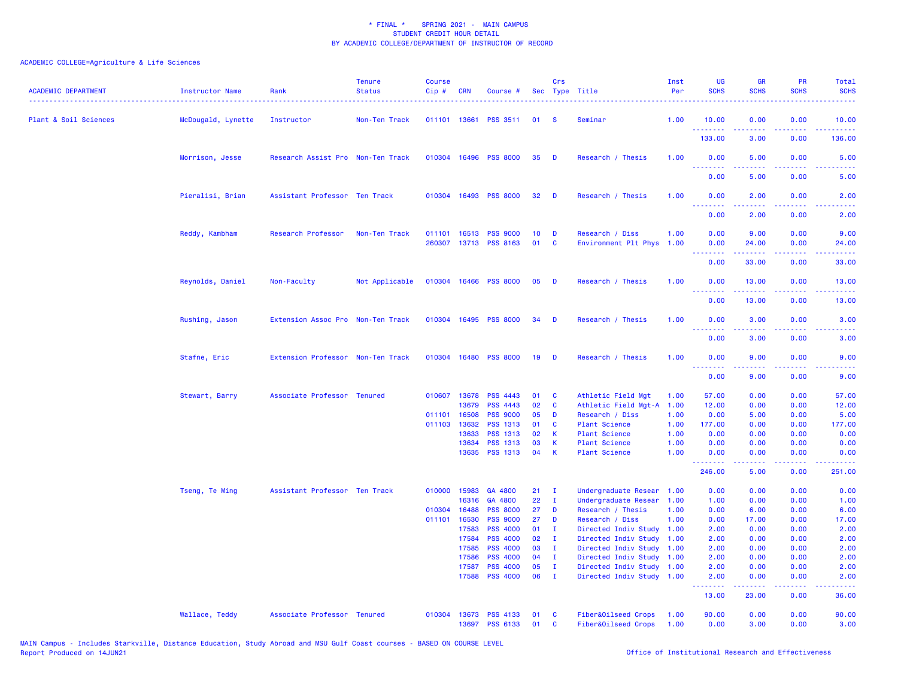\* FINAL \*    SPRING 2021 -  MAIN CAMPUS
STUDENT CREDIT HOUR DETAIL
BY ACADEMIC COLLEGE/DEPARTMENT OF INSTRUCTOR OF RECORD

ACADEMIC COLLEGE=Agriculture & Life Sciences

| ACADEMIC DEPARTMENT | Instructor Name | Rank | Tenure Status | Course Cip # | CRN | Course # | Sec | Crs Type | Title | Inst Per | UG SCHS | GR SCHS | PR SCHS | Total SCHS |
|---|---|---|---|---|---|---|---|---|---|---|---|---|---|---|
| Plant & Soil Sciences | McDougald, Lynette | Instructor | Non-Ten Track | 011101 | 13661 | PSS 3511 | 01 | S | Seminar | 1.00 | 10.00 | 0.00 | 0.00 | 10.00 |
| | | | | | | | | | | | 133.00 | 3.00 | 0.00 | 136.00 |
| | Morrison, Jesse | Research Assist Pro | Non-Ten Track | 010304 | 16496 | PSS 8000 | 35 | D | Research / Thesis | 1.00 | 0.00 | 5.00 | 0.00 | 5.00 |
| | | | | | | | | | | | 0.00 | 5.00 | 0.00 | 5.00 |
| | Pieralisi, Brian | Assistant Professor | Ten Track | 010304 | 16493 | PSS 8000 | 32 | D | Research / Thesis | 1.00 | 0.00 | 2.00 | 0.00 | 2.00 |
| | | | | | | | | | | | 0.00 | 2.00 | 0.00 | 2.00 |
| | Reddy, Kambham | Research Professor | Non-Ten Track | 011101 | 16513 | PSS 9000 | 10 | D | Research / Diss | 1.00 | 0.00 | 9.00 | 0.00 | 9.00 |
| | | | | 260307 | 13713 | PSS 8163 | 01 | C | Environment Plt Phys | 1.00 | 0.00 | 24.00 | 0.00 | 24.00 |
| | | | | | | | | | | | 0.00 | 33.00 | 0.00 | 33.00 |
| | Reynolds, Daniel | Non-Faculty | Not Applicable | 010304 | 16466 | PSS 8000 | 05 | D | Research / Thesis | 1.00 | 0.00 | 13.00 | 0.00 | 13.00 |
| | | | | | | | | | | | 0.00 | 13.00 | 0.00 | 13.00 |
| | Rushing, Jason | Extension Assoc Pro | Non-Ten Track | 010304 | 16495 | PSS 8000 | 34 | D | Research / Thesis | 1.00 | 0.00 | 3.00 | 0.00 | 3.00 |
| | | | | | | | | | | | 0.00 | 3.00 | 0.00 | 3.00 |
| | Stafne, Eric | Extension Professor | Non-Ten Track | 010304 | 16480 | PSS 8000 | 19 | D | Research / Thesis | 1.00 | 0.00 | 9.00 | 0.00 | 9.00 |
| | | | | | | | | | | | 0.00 | 9.00 | 0.00 | 9.00 |
| | Stewart, Barry | Associate Professor | Tenured | 010607 | 13678 | PSS 4443 | 01 | C | Athletic Field Mgt | 1.00 | 57.00 | 0.00 | 0.00 | 57.00 |
| | | | | | 13679 | PSS 4443 | 02 | C | Athletic Field Mgt-A | 1.00 | 12.00 | 0.00 | 0.00 | 12.00 |
| | | | | 011101 | 16508 | PSS 9000 | 05 | D | Research / Diss | 1.00 | 0.00 | 5.00 | 0.00 | 5.00 |
| | | | | 011103 | 13632 | PSS 1313 | 01 | C | Plant Science | 1.00 | 177.00 | 0.00 | 0.00 | 177.00 |
| | | | | | 13633 | PSS 1313 | 02 | K | Plant Science | 1.00 | 0.00 | 0.00 | 0.00 | 0.00 |
| | | | | | 13634 | PSS 1313 | 03 | K | Plant Science | 1.00 | 0.00 | 0.00 | 0.00 | 0.00 |
| | | | | | 13635 | PSS 1313 | 04 | K | Plant Science | 1.00 | 0.00 | 0.00 | 0.00 | 0.00 |
| | | | | | | | | | | | 246.00 | 5.00 | 0.00 | 251.00 |
| | Tseng, Te Ming | Assistant Professor | Ten Track | 010000 | 15983 | GA 4800 | 21 | I | Undergraduate Resear | 1.00 | 0.00 | 0.00 | 0.00 | 0.00 |
| | | | | | 16316 | GA 4800 | 22 | I | Undergraduate Resear | 1.00 | 1.00 | 0.00 | 0.00 | 1.00 |
| | | | | 010304 | 16488 | PSS 8000 | 27 | D | Research / Thesis | 1.00 | 0.00 | 6.00 | 0.00 | 6.00 |
| | | | | 011101 | 16530 | PSS 9000 | 27 | D | Research / Diss | 1.00 | 0.00 | 17.00 | 0.00 | 17.00 |
| | | | | | 17583 | PSS 4000 | 01 | I | Directed Indiv Study | 1.00 | 2.00 | 0.00 | 0.00 | 2.00 |
| | | | | | 17584 | PSS 4000 | 02 | I | Directed Indiv Study | 1.00 | 2.00 | 0.00 | 0.00 | 2.00 |
| | | | | | 17585 | PSS 4000 | 03 | I | Directed Indiv Study | 1.00 | 2.00 | 0.00 | 0.00 | 2.00 |
| | | | | | 17586 | PSS 4000 | 04 | I | Directed Indiv Study | 1.00 | 2.00 | 0.00 | 0.00 | 2.00 |
| | | | | | 17587 | PSS 4000 | 05 | I | Directed Indiv Study | 1.00 | 2.00 | 0.00 | 0.00 | 2.00 |
| | | | | | 17588 | PSS 4000 | 06 | I | Directed Indiv Study | 1.00 | 2.00 | 0.00 | 0.00 | 2.00 |
| | | | | | | | | | | | 13.00 | 23.00 | 0.00 | 36.00 |
| | Wallace, Teddy | Associate Professor | Tenured | 010304 | 13673 | PSS 4133 | 01 | C | Fiber&Oilseed Crops | 1.00 | 90.00 | 0.00 | 0.00 | 90.00 |
| | | | | | 13697 | PSS 6133 | 01 | C | Fiber&Oilseed Crops | 1.00 | 0.00 | 3.00 | 0.00 | 3.00 |

MAIN Campus - Includes Starkville, Distance Education, Study Abroad and MSU Gulf Coast courses - BASED ON COURSE LEVEL
Report Produced on 14JUN21

Office of Institutional Research and Effectiveness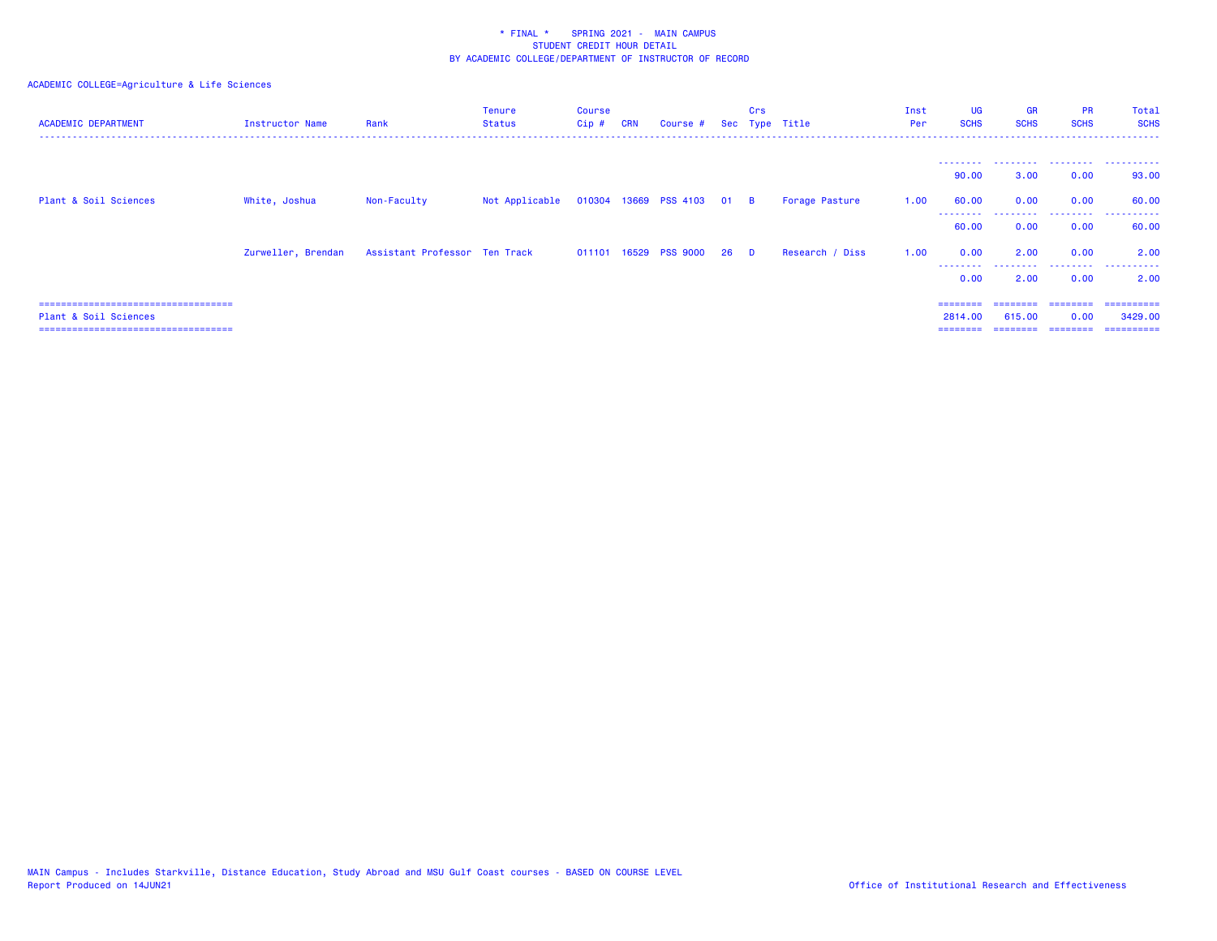\* FINAL \*    SPRING 2021 -  MAIN CAMPUS
STUDENT CREDIT HOUR DETAIL
BY ACADEMIC COLLEGE/DEPARTMENT OF INSTRUCTOR OF RECORD

ACADEMIC COLLEGE=Agriculture & Life Sciences

| ACADEMIC DEPARTMENT | Instructor Name | Rank | Tenure Status | Course Cip # | CRN | Course # | Sec | Crs Type | Title | Inst Per | UG SCHS | GR SCHS | PR SCHS | Total SCHS |
|---|---|---|---|---|---|---|---|---|---|---|---|---|---|---|
| | | | | | | | | | | | 90.00 | 3.00 | 0.00 | 93.00 |
| Plant & Soil Sciences | White, Joshua | Non-Faculty | Not Applicable | 010304 | 13669 | PSS 4103 | 01 | B | Forage Pasture | 1.00 | 60.00 | 0.00 | 0.00 | 60.00 |
| | | | | | | | | | | | 60.00 | 0.00 | 0.00 | 60.00 |
| | Zurweller, Brendan | Assistant Professor | Ten Track | 011101 | 16529 | PSS 9000 | 26 | D | Research / Diss | 1.00 | 0.00 | 2.00 | 0.00 | 2.00 |
| | | | | | | | | | | | 0.00 | 2.00 | 0.00 | 2.00 |
| Plant & Soil Sciences | | | | | | | | | | | 2814.00 | 615.00 | 0.00 | 3429.00 |

MAIN Campus - Includes Starkville, Distance Education, Study Abroad and MSU Gulf Coast courses - BASED ON COURSE LEVEL
Report Produced on 14JUN21

Office of Institutional Research and Effectiveness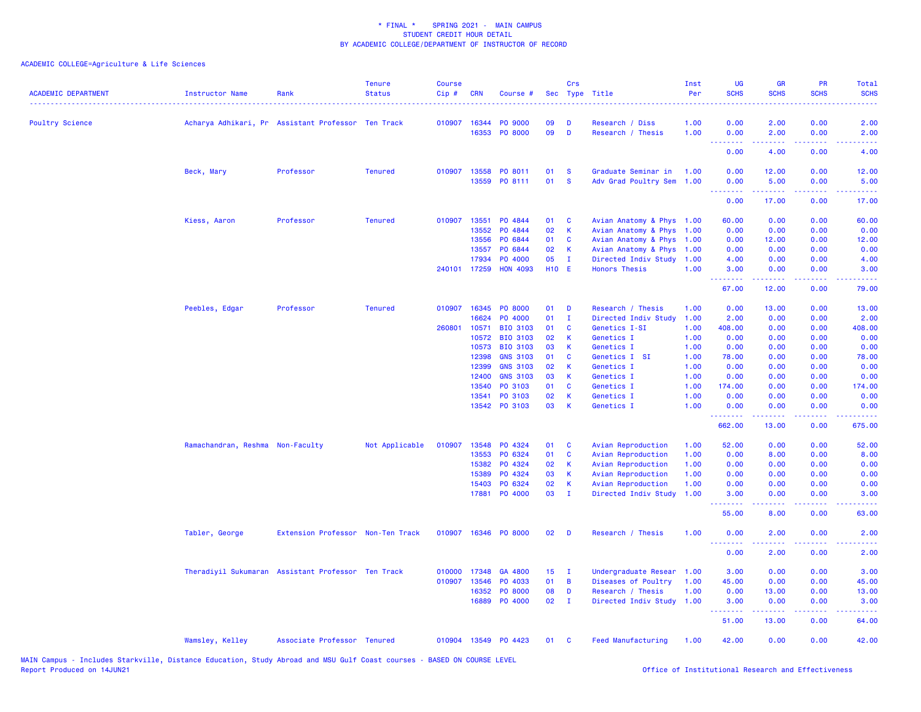\* FINAL \*    SPRING 2021 -  MAIN CAMPUS
STUDENT CREDIT HOUR DETAIL
BY ACADEMIC COLLEGE/DEPARTMENT OF INSTRUCTOR OF RECORD

ACADEMIC COLLEGE=Agriculture & Life Sciences

| ACADEMIC DEPARTMENT | Instructor Name | Rank | Tenure Status | Course Cip # | CRN | Course # | Sec | Crs Type | Title | Inst Per | UG SCHS | GR SCHS | PR SCHS | Total SCHS |
|---|---|---|---|---|---|---|---|---|---|---|---|---|---|---|
| Poultry Science | Acharya Adhikari, Pr | Assistant Professor | Ten Track | 010907 | 16344 | PO 9000 | 09 | D | Research / Diss | 1.00 | 0.00 | 2.00 | 0.00 | 2.00 |
| | | | | | 16353 | PO 8000 | 09 | D | Research / Thesis | 1.00 | 0.00 | 2.00 | 0.00 | 2.00 |
| | | | | | | | | | | | 0.00 | 4.00 | 0.00 | 4.00 |
| | Beck, Mary | Professor | Tenured | 010907 | 13558 | PO 8011 | 01 | S | Graduate Seminar in | 1.00 | 0.00 | 12.00 | 0.00 | 12.00 |
| | | | | | 13559 | PO 8111 | 01 | S | Adv Grad Poultry Sem | 1.00 | 0.00 | 5.00 | 0.00 | 5.00 |
| | | | | | | | | | | | 0.00 | 17.00 | 0.00 | 17.00 |
| | Kiess, Aaron | Professor | Tenured | 010907 | 13551 | PO 4844 | 01 | C | Avian Anatomy & Phys | 1.00 | 60.00 | 0.00 | 0.00 | 60.00 |
| | | | | | 13552 | PO 4844 | 02 | K | Avian Anatomy & Phys | 1.00 | 0.00 | 0.00 | 0.00 | 0.00 |
| | | | | | 13556 | PO 6844 | 01 | C | Avian Anatomy & Phys | 1.00 | 0.00 | 12.00 | 0.00 | 12.00 |
| | | | | | 13557 | PO 6844 | 02 | K | Avian Anatomy & Phys | 1.00 | 0.00 | 0.00 | 0.00 | 0.00 |
| | | | | | 17934 | PO 4000 | 05 | I | Directed Indiv Study | 1.00 | 4.00 | 0.00 | 0.00 | 4.00 |
| | | | | 240101 | 17259 | HON 4093 | H10 | E | Honors Thesis | 1.00 | 3.00 | 0.00 | 0.00 | 3.00 |
| | | | | | | | | | | | 67.00 | 12.00 | 0.00 | 79.00 |
| | Peebles, Edgar | Professor | Tenured | 010907 | 16345 | PO 8000 | 01 | D | Research / Thesis | 1.00 | 0.00 | 13.00 | 0.00 | 13.00 |
| | | | | | 16624 | PO 4000 | 01 | I | Directed Indiv Study | 1.00 | 2.00 | 0.00 | 0.00 | 2.00 |
| | | | | 260801 | 10571 | BIO 3103 | 01 | C | Genetics I-SI | 1.00 | 408.00 | 0.00 | 0.00 | 408.00 |
| | | | | | 10572 | BIO 3103 | 02 | K | Genetics I | 1.00 | 0.00 | 0.00 | 0.00 | 0.00 |
| | | | | | 10573 | BIO 3103 | 03 | K | Genetics I | 1.00 | 0.00 | 0.00 | 0.00 | 0.00 |
| | | | | | 12398 | GNS 3103 | 01 | C | Genetics I  SI | 1.00 | 78.00 | 0.00 | 0.00 | 78.00 |
| | | | | | 12399 | GNS 3103 | 02 | K | Genetics I | 1.00 | 0.00 | 0.00 | 0.00 | 0.00 |
| | | | | | 12400 | GNS 3103 | 03 | K | Genetics I | 1.00 | 0.00 | 0.00 | 0.00 | 0.00 |
| | | | | | 13540 | PO 3103 | 01 | C | Genetics I | 1.00 | 174.00 | 0.00 | 0.00 | 174.00 |
| | | | | | 13541 | PO 3103 | 02 | K | Genetics I | 1.00 | 0.00 | 0.00 | 0.00 | 0.00 |
| | | | | | 13542 | PO 3103 | 03 | K | Genetics I | 1.00 | 0.00 | 0.00 | 0.00 | 0.00 |
| | | | | | | | | | | | 662.00 | 13.00 | 0.00 | 675.00 |
| | Ramachandran, Reshma | Non-Faculty | Not Applicable | 010907 | 13548 | PO 4324 | 01 | C | Avian Reproduction | 1.00 | 52.00 | 0.00 | 0.00 | 52.00 |
| | | | | | 13553 | PO 6324 | 01 | C | Avian Reproduction | 1.00 | 0.00 | 8.00 | 0.00 | 8.00 |
| | | | | | 15382 | PO 4324 | 02 | K | Avian Reproduction | 1.00 | 0.00 | 0.00 | 0.00 | 0.00 |
| | | | | | 15389 | PO 4324 | 03 | K | Avian Reproduction | 1.00 | 0.00 | 0.00 | 0.00 | 0.00 |
| | | | | | 15403 | PO 6324 | 02 | K | Avian Reproduction | 1.00 | 0.00 | 0.00 | 0.00 | 0.00 |
| | | | | | 17881 | PO 4000 | 03 | I | Directed Indiv Study | 1.00 | 3.00 | 0.00 | 0.00 | 3.00 |
| | | | | | | | | | | | 55.00 | 8.00 | 0.00 | 63.00 |
| | Tabler, George | Extension Professor | Non-Ten Track | 010907 | 16346 | PO 8000 | 02 | D | Research / Thesis | 1.00 | 0.00 | 2.00 | 0.00 | 2.00 |
| | | | | | | | | | | | 0.00 | 2.00 | 0.00 | 2.00 |
| | Theradiyil Sukumaran | Assistant Professor | Ten Track | 010000 | 17348 | GA 4800 | 15 | I | Undergraduate Resear | 1.00 | 3.00 | 0.00 | 0.00 | 3.00 |
| | | | | 010907 | 13546 | PO 4033 | 01 | B | Diseases of Poultry | 1.00 | 45.00 | 0.00 | 0.00 | 45.00 |
| | | | | | 16352 | PO 8000 | 08 | D | Research / Thesis | 1.00 | 0.00 | 13.00 | 0.00 | 13.00 |
| | | | | | 16889 | PO 4000 | 02 | I | Directed Indiv Study | 1.00 | 3.00 | 0.00 | 0.00 | 3.00 |
| | | | | | | | | | | | 51.00 | 13.00 | 0.00 | 64.00 |
| | Wamsley, Kelley | Associate Professor | Tenured | 010904 | 13549 | PO 4423 | 01 | C | Feed Manufacturing | 1.00 | 42.00 | 0.00 | 0.00 | 42.00 |

MAIN Campus - Includes Starkville, Distance Education, Study Abroad and MSU Gulf Coast courses - BASED ON COURSE LEVEL
Report Produced on 14JUN21

Office of Institutional Research and Effectiveness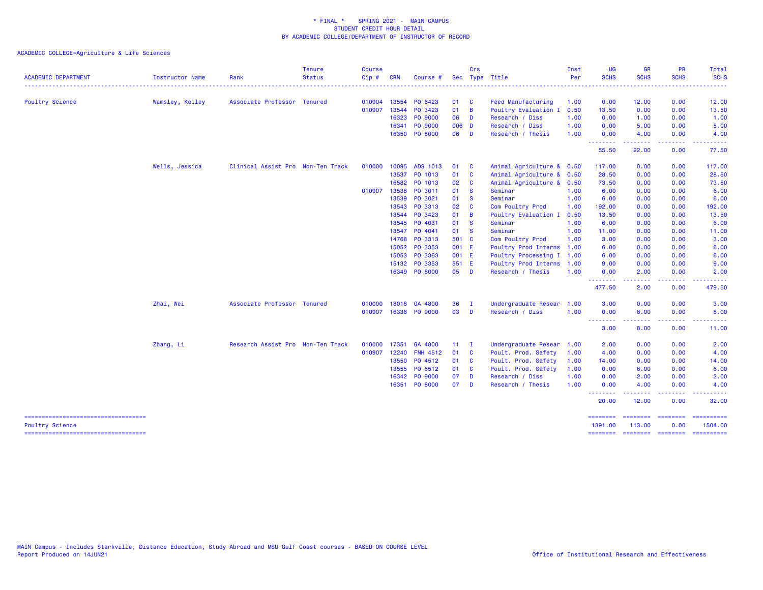\* FINAL \* SPRING 2021 - MAIN CAMPUS
STUDENT CREDIT HOUR DETAIL
BY ACADEMIC COLLEGE/DEPARTMENT OF INSTRUCTOR OF RECORD

ACADEMIC COLLEGE=Agriculture & Life Sciences

| ACADEMIC DEPARTMENT | Instructor Name | Rank | Tenure Status | Course Cip # | CRN | Course # | Sec | Crs Type | Title | Inst Per | UG SCHS | GR SCHS | PR SCHS | Total SCHS |
|---|---|---|---|---|---|---|---|---|---|---|---|---|---|---|
| Poultry Science | Wamsley, Kelley | Associate Professor | Tenured | 010904 | 13554 | PO 6423 | 01 | C | Feed Manufacturing | 1.00 | 0.00 | 12.00 | 0.00 | 12.00 |
| | | | | 010907 | 13544 | PO 3423 | 01 | B | Poultry Evaluation I | 0.50 | 13.50 | 0.00 | 0.00 | 13.50 |
| | | | | | 16323 | PO 9000 | 06 | D | Research / Diss | 1.00 | 0.00 | 1.00 | 0.00 | 1.00 |
| | | | | | 16341 | PO 9000 | 006 | D | Research / Diss | 1.00 | 0.00 | 5.00 | 0.00 | 5.00 |
| | | | | | 16350 | PO 8000 | 06 | D | Research / Thesis | 1.00 | 0.00 | 4.00 | 0.00 | 4.00 |
| | | | | | | | | | | | 55.50 | 22.00 | 0.00 | 77.50 |
| | Wells, Jessica | Clinical Assist Pro | Non-Ten Track | 010000 | 10095 | ADS 1013 | 01 | C | Animal Agriculture & | 0.50 | 117.00 | 0.00 | 0.00 | 117.00 |
| | | | | | 13537 | PO 1013 | 01 | C | Animal Agriculture & | 0.50 | 28.50 | 0.00 | 0.00 | 28.50 |
| | | | | | 16582 | PO 1013 | 02 | C | Animal Agriculture & | 0.50 | 73.50 | 0.00 | 0.00 | 73.50 |
| | | | | 010907 | 13538 | PO 3011 | 01 | S | Seminar | 1.00 | 6.00 | 0.00 | 0.00 | 6.00 |
| | | | | | 13539 | PO 3021 | 01 | S | Seminar | 1.00 | 6.00 | 0.00 | 0.00 | 6.00 |
| | | | | | 13543 | PO 3313 | 02 | C | Com Poultry Prod | 1.00 | 192.00 | 0.00 | 0.00 | 192.00 |
| | | | | | 13544 | PO 3423 | 01 | B | Poultry Evaluation I | 0.50 | 13.50 | 0.00 | 0.00 | 13.50 |
| | | | | | 13545 | PO 4031 | 01 | S | Seminar | 1.00 | 6.00 | 0.00 | 0.00 | 6.00 |
| | | | | | 13547 | PO 4041 | 01 | S | Seminar | 1.00 | 11.00 | 0.00 | 0.00 | 11.00 |
| | | | | | 14768 | PO 3313 | 501 | C | Com Poultry Prod | 1.00 | 3.00 | 0.00 | 0.00 | 3.00 |
| | | | | | 15052 | PO 3353 | 001 | E | Poultry Prod Interns | 1.00 | 6.00 | 0.00 | 0.00 | 6.00 |
| | | | | | 15053 | PO 3363 | 001 | E | Poultry Processing I | 1.00 | 6.00 | 0.00 | 0.00 | 6.00 |
| | | | | | 15132 | PO 3353 | 551 | E | Poultry Prod Interns | 1.00 | 9.00 | 0.00 | 0.00 | 9.00 |
| | | | | | 16349 | PO 8000 | 05 | D | Research / Thesis | 1.00 | 0.00 | 2.00 | 0.00 | 2.00 |
| | | | | | | | | | | | 477.50 | 2.00 | 0.00 | 479.50 |
| | Zhai, Wei | Associate Professor | Tenured | 010000 | 18018 | GA 4800 | 36 | I | Undergraduate Resear | 1.00 | 3.00 | 0.00 | 0.00 | 3.00 |
| | | | | 010907 | 16338 | PO 9000 | 03 | D | Research / Diss | 1.00 | 0.00 | 8.00 | 0.00 | 8.00 |
| | | | | | | | | | | | 3.00 | 8.00 | 0.00 | 11.00 |
| | Zhang, Li | Research Assist Pro | Non-Ten Track | 010000 | 17351 | GA 4800 | 11 | I | Undergraduate Resear | 1.00 | 2.00 | 0.00 | 0.00 | 2.00 |
| | | | | 010907 | 12240 | FNH 4512 | 01 | C | Poult. Prod. Safety | 1.00 | 4.00 | 0.00 | 0.00 | 4.00 |
| | | | | | 13550 | PO 4512 | 01 | C | Poult. Prod. Safety | 1.00 | 14.00 | 0.00 | 0.00 | 14.00 |
| | | | | | 13555 | PO 6512 | 01 | C | Poult. Prod. Safety | 1.00 | 0.00 | 6.00 | 0.00 | 6.00 |
| | | | | | 16342 | PO 9000 | 07 | D | Research / Diss | 1.00 | 0.00 | 2.00 | 0.00 | 2.00 |
| | | | | | 16351 | PO 8000 | 07 | D | Research / Thesis | 1.00 | 0.00 | 4.00 | 0.00 | 4.00 |
| | | | | | | | | | | | 20.00 | 12.00 | 0.00 | 32.00 |
| Poultry Science | | | | | | | | | | | 1391.00 | 113.00 | 0.00 | 1504.00 |

MAIN Campus - Includes Starkville, Distance Education, Study Abroad and MSU Gulf Coast courses - BASED ON COURSE LEVEL
Report Produced on 14JUN21

Office of Institutional Research and Effectiveness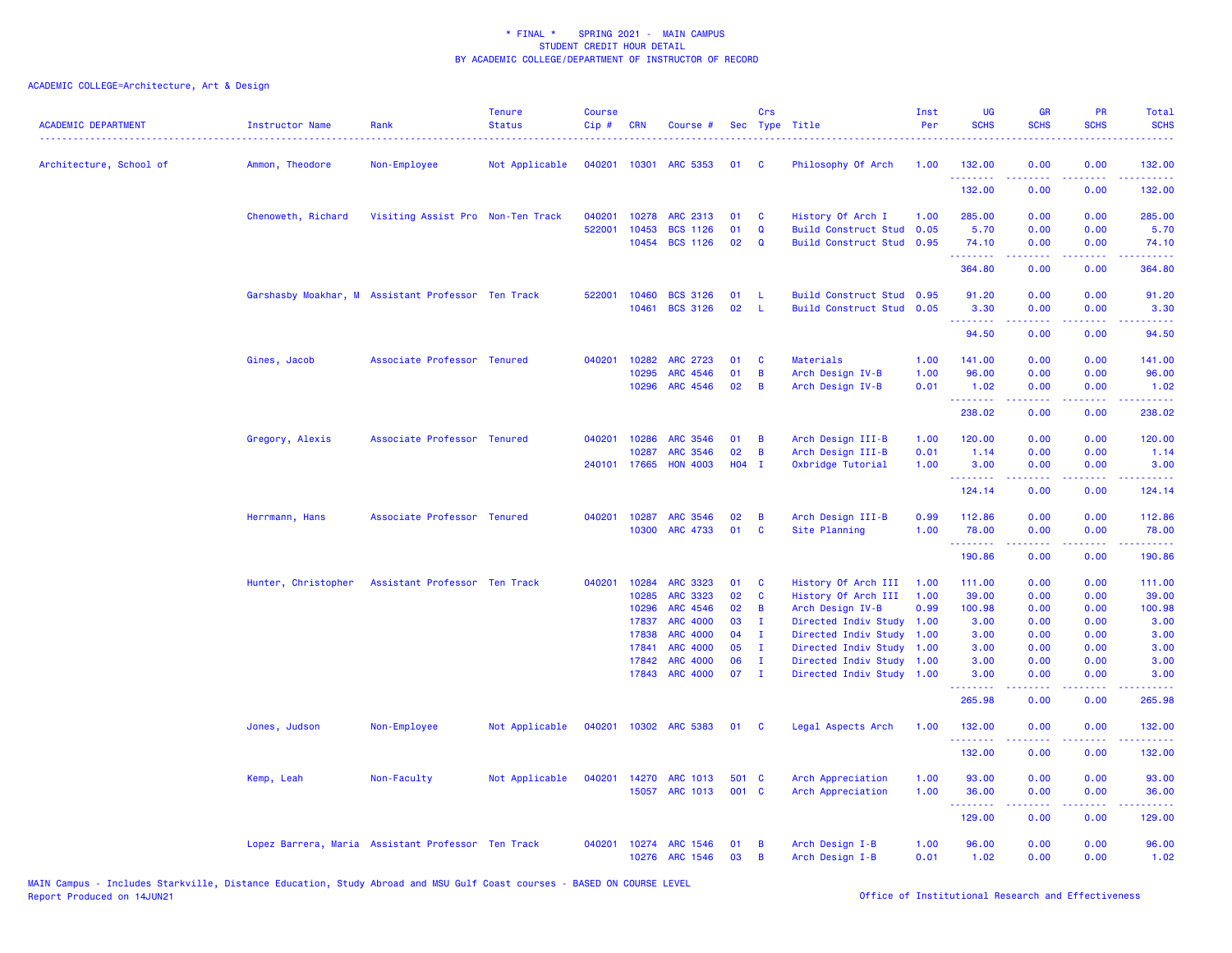\* FINAL \*    SPRING 2021 - MAIN CAMPUS
STUDENT CREDIT HOUR DETAIL
BY ACADEMIC COLLEGE/DEPARTMENT OF INSTRUCTOR OF RECORD

ACADEMIC COLLEGE=Architecture, Art & Design

| ACADEMIC DEPARTMENT | Instructor Name | Rank | Tenure Status | Course Cip # | CRN | Course # | Sec | Crs Type | Title | Inst Per | UG SCHS | GR SCHS | PR SCHS | Total SCHS |
|---|---|---|---|---|---|---|---|---|---|---|---|---|---|---|
| Architecture, School of | Ammon, Theodore | Non-Employee | Not Applicable | 040201 | 10301 | ARC 5353 | 01 | C | Philosophy Of Arch | 1.00 | 132.00 | 0.00 | 0.00 | 132.00 |
| | | | | | | | | | | | 132.00 | 0.00 | 0.00 | 132.00 |
| | Chenoweth, Richard | Visiting Assist Pro | Non-Ten Track | 040201 | 10278 | ARC 2313 | 01 | C | History Of Arch I | 1.00 | 285.00 | 0.00 | 0.00 | 285.00 |
| | | | | 522001 | 10453 | BCS 1126 | 01 | Q | Build Construct Stud | 0.05 | 5.70 | 0.00 | 0.00 | 5.70 |
| | | | | | 10454 | BCS 1126 | 02 | Q | Build Construct Stud | 0.95 | 74.10 | 0.00 | 0.00 | 74.10 |
| | | | | | | | | | | | 364.80 | 0.00 | 0.00 | 364.80 |
| | Garshasby Moakhar, M | Assistant Professor | Ten Track | 522001 | 10460 | BCS 3126 | 01 | L | Build Construct Stud | 0.95 | 91.20 | 0.00 | 0.00 | 91.20 |
| | | | | | 10461 | BCS 3126 | 02 | L | Build Construct Stud | 0.05 | 3.30 | 0.00 | 0.00 | 3.30 |
| | | | | | | | | | | | 94.50 | 0.00 | 0.00 | 94.50 |
| | Gines, Jacob | Associate Professor | Tenured | 040201 | 10282 | ARC 2723 | 01 | C | Materials | 1.00 | 141.00 | 0.00 | 0.00 | 141.00 |
| | | | | | 10295 | ARC 4546 | 01 | B | Arch Design IV-B | 1.00 | 96.00 | 0.00 | 0.00 | 96.00 |
| | | | | | 10296 | ARC 4546 | 02 | B | Arch Design IV-B | 0.01 | 1.02 | 0.00 | 0.00 | 1.02 |
| | | | | | | | | | | | 238.02 | 0.00 | 0.00 | 238.02 |
| | Gregory, Alexis | Associate Professor | Tenured | 040201 | 10286 | ARC 3546 | 01 | B | Arch Design III-B | 1.00 | 120.00 | 0.00 | 0.00 | 120.00 |
| | | | | | 10287 | ARC 3546 | 02 | B | Arch Design III-B | 0.01 | 1.14 | 0.00 | 0.00 | 1.14 |
| | | | | 240101 | 17665 | HON 4003 | H04 | I | Oxbridge Tutorial | 1.00 | 3.00 | 0.00 | 0.00 | 3.00 |
| | | | | | | | | | | | 124.14 | 0.00 | 0.00 | 124.14 |
| | Herrmann, Hans | Associate Professor | Tenured | 040201 | 10287 | ARC 3546 | 02 | B | Arch Design III-B | 0.99 | 112.86 | 0.00 | 0.00 | 112.86 |
| | | | | | 10300 | ARC 4733 | 01 | C | Site Planning | 1.00 | 78.00 | 0.00 | 0.00 | 78.00 |
| | | | | | | | | | | | 190.86 | 0.00 | 0.00 | 190.86 |
| | Hunter, Christopher | Assistant Professor | Ten Track | 040201 | 10284 | ARC 3323 | 01 | C | History Of Arch III | 1.00 | 111.00 | 0.00 | 0.00 | 111.00 |
| | | | | | 10285 | ARC 3323 | 02 | C | History Of Arch III | 1.00 | 39.00 | 0.00 | 0.00 | 39.00 |
| | | | | | 10296 | ARC 4546 | 02 | B | Arch Design IV-B | 0.99 | 100.98 | 0.00 | 0.00 | 100.98 |
| | | | | | 17837 | ARC 4000 | 03 | I | Directed Indiv Study | 1.00 | 3.00 | 0.00 | 0.00 | 3.00 |
| | | | | | 17838 | ARC 4000 | 04 | I | Directed Indiv Study | 1.00 | 3.00 | 0.00 | 0.00 | 3.00 |
| | | | | | 17841 | ARC 4000 | 05 | I | Directed Indiv Study | 1.00 | 3.00 | 0.00 | 0.00 | 3.00 |
| | | | | | 17842 | ARC 4000 | 06 | I | Directed Indiv Study | 1.00 | 3.00 | 0.00 | 0.00 | 3.00 |
| | | | | | 17843 | ARC 4000 | 07 | I | Directed Indiv Study | 1.00 | 3.00 | 0.00 | 0.00 | 3.00 |
| | | | | | | | | | | | 265.98 | 0.00 | 0.00 | 265.98 |
| | Jones, Judson | Non-Employee | Not Applicable | 040201 | 10302 | ARC 5383 | 01 | C | Legal Aspects Arch | 1.00 | 132.00 | 0.00 | 0.00 | 132.00 |
| | | | | | | | | | | | 132.00 | 0.00 | 0.00 | 132.00 |
| | Kemp, Leah | Non-Faculty | Not Applicable | 040201 | 14270 | ARC 1013 | 501 | C | Arch Appreciation | 1.00 | 93.00 | 0.00 | 0.00 | 93.00 |
| | | | | | 15057 | ARC 1013 | 001 | C | Arch Appreciation | 1.00 | 36.00 | 0.00 | 0.00 | 36.00 |
| | | | | | | | | | | | 129.00 | 0.00 | 0.00 | 129.00 |
| | Lopez Barrera, Maria | Assistant Professor | Ten Track | 040201 | 10274 | ARC 1546 | 01 | B | Arch Design I-B | 1.00 | 96.00 | 0.00 | 0.00 | 96.00 |
| | | | | | 10276 | ARC 1546 | 03 | B | Arch Design I-B | 0.01 | 1.02 | 0.00 | 0.00 | 1.02 |

MAIN Campus - Includes Starkville, Distance Education, Study Abroad and MSU Gulf Coast courses - BASED ON COURSE LEVEL
Report Produced on 14JUN21
Office of Institutional Research and Effectiveness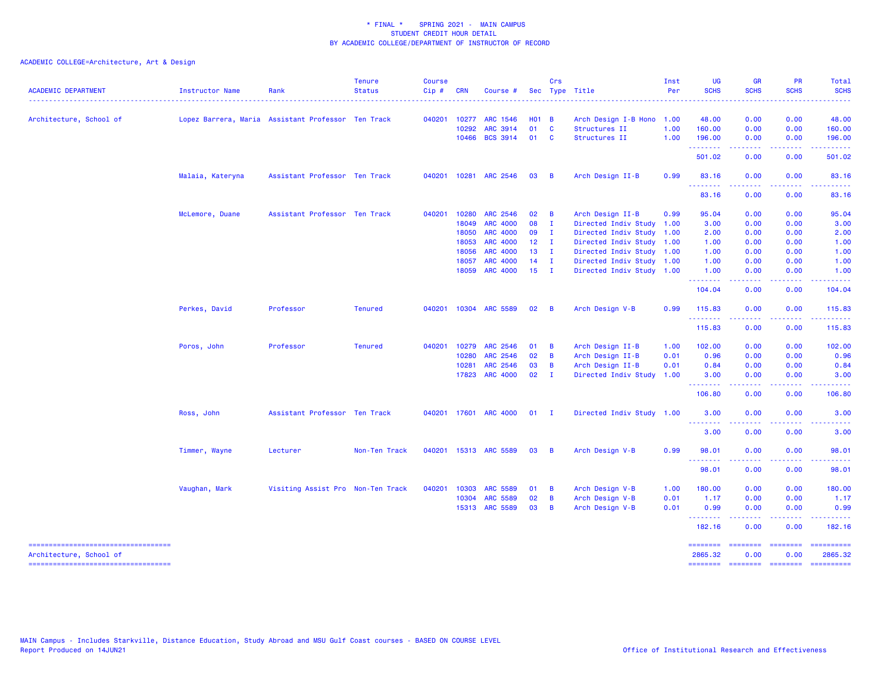# * FINAL * SPRING 2021 - MAIN CAMPUS
## STUDENT CREDIT HOUR DETAIL
## BY ACADEMIC COLLEGE/DEPARTMENT OF INSTRUCTOR OF RECORD

ACADEMIC COLLEGE=Architecture, Art & Design

| ACADEMIC DEPARTMENT | Instructor Name | Rank | Tenure Status | Course Cip # | CRN | Course # | Sec | Crs Type | Title | Inst Per | UG SCHS | GR SCHS | PR SCHS | Total SCHS |
|---|---|---|---|---|---|---|---|---|---|---|---|---|---|---|
| Architecture, School of | Lopez Barrera, Maria | Assistant Professor | Ten Track | 040201 | 10277 | ARC 1546 | H01 | B | Arch Design I-B Hono | 1.00 | 48.00 | 0.00 | 0.00 | 48.00 |
| | | | | | 10292 | ARC 3914 | 01 | C | Structures II | 1.00 | 160.00 | 0.00 | 0.00 | 160.00 |
| | | | | | 10466 | BCS 3914 | 01 | C | Structures II | 1.00 | 196.00 | 0.00 | 0.00 | 196.00 |
| | | | | | | | | | | | 501.02 | 0.00 | 0.00 | 501.02 |
| | Malaia, Kateryna | Assistant Professor | Ten Track | 040201 | 10281 | ARC 2546 | 03 | B | Arch Design II-B | 0.99 | 83.16 | 0.00 | 0.00 | 83.16 |
| | | | | | | | | | | | 83.16 | 0.00 | 0.00 | 83.16 |
| | McLemore, Duane | Assistant Professor | Ten Track | 040201 | 10280 | ARC 2546 | 02 | B | Arch Design II-B | 0.99 | 95.04 | 0.00 | 0.00 | 95.04 |
| | | | | | 18049 | ARC 4000 | 08 | I | Directed Indiv Study | 1.00 | 3.00 | 0.00 | 0.00 | 3.00 |
| | | | | | 18050 | ARC 4000 | 09 | I | Directed Indiv Study | 1.00 | 2.00 | 0.00 | 0.00 | 2.00 |
| | | | | | 18053 | ARC 4000 | 12 | I | Directed Indiv Study | 1.00 | 1.00 | 0.00 | 0.00 | 1.00 |
| | | | | | 18056 | ARC 4000 | 13 | I | Directed Indiv Study | 1.00 | 1.00 | 0.00 | 0.00 | 1.00 |
| | | | | | 18057 | ARC 4000 | 14 | I | Directed Indiv Study | 1.00 | 1.00 | 0.00 | 0.00 | 1.00 |
| | | | | | 18059 | ARC 4000 | 15 | I | Directed Indiv Study | 1.00 | 1.00 | 0.00 | 0.00 | 1.00 |
| | | | | | | | | | | | 104.04 | 0.00 | 0.00 | 104.04 |
| | Perkes, David | Professor | Tenured | 040201 | 10304 | ARC 5589 | 02 | B | Arch Design V-B | 0.99 | 115.83 | 0.00 | 0.00 | 115.83 |
| | | | | | | | | | | | 115.83 | 0.00 | 0.00 | 115.83 |
| | Poros, John | Professor | Tenured | 040201 | 10279 | ARC 2546 | 01 | B | Arch Design II-B | 1.00 | 102.00 | 0.00 | 0.00 | 102.00 |
| | | | | | 10280 | ARC 2546 | 02 | B | Arch Design II-B | 0.01 | 0.96 | 0.00 | 0.00 | 0.96 |
| | | | | | 10281 | ARC 2546 | 03 | B | Arch Design II-B | 0.01 | 0.84 | 0.00 | 0.00 | 0.84 |
| | | | | | 17823 | ARC 4000 | 02 | I | Directed Indiv Study | 1.00 | 3.00 | 0.00 | 0.00 | 3.00 |
| | | | | | | | | | | | 106.80 | 0.00 | 0.00 | 106.80 |
| | Ross, John | Assistant Professor | Ten Track | 040201 | 17601 | ARC 4000 | 01 | I | Directed Indiv Study | 1.00 | 3.00 | 0.00 | 0.00 | 3.00 |
| | | | | | | | | | | | 3.00 | 0.00 | 0.00 | 3.00 |
| | Timmer, Wayne | Lecturer | Non-Ten Track | 040201 | 15313 | ARC 5589 | 03 | B | Arch Design V-B | 0.99 | 98.01 | 0.00 | 0.00 | 98.01 |
| | | | | | | | | | | | 98.01 | 0.00 | 0.00 | 98.01 |
| | Vaughan, Mark | Visiting Assist Pro | Non-Ten Track | 040201 | 10303 | ARC 5589 | 01 | B | Arch Design V-B | 1.00 | 180.00 | 0.00 | 0.00 | 180.00 |
| | | | | | 10304 | ARC 5589 | 02 | B | Arch Design V-B | 0.01 | 1.17 | 0.00 | 0.00 | 1.17 |
| | | | | | 15313 | ARC 5589 | 03 | B | Arch Design V-B | 0.01 | 0.99 | 0.00 | 0.00 | 0.99 |
| | | | | | | | | | | | 182.16 | 0.00 | 0.00 | 182.16 |
| Architecture, School of | | | | | | | | | | | 2865.32 | 0.00 | 0.00 | 2865.32 |

MAIN Campus - Includes Starkville, Distance Education, Study Abroad and MSU Gulf Coast courses - BASED ON COURSE LEVEL
Report Produced on 14JUN21

Office of Institutional Research and Effectiveness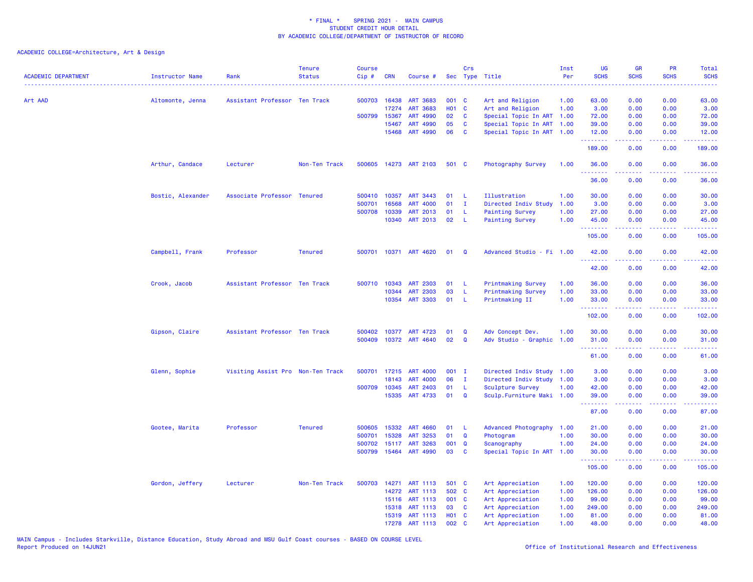* FINAL * SPRING 2021 - MAIN CAMPUS
STUDENT CREDIT HOUR DETAIL
BY ACADEMIC COLLEGE/DEPARTMENT OF INSTRUCTOR OF RECORD

ACADEMIC COLLEGE=Architecture, Art & Design

| ACADEMIC DEPARTMENT | Instructor Name | Rank | Tenure Status | Course Cip # | CRN | Course # | Sec | Crs Type | Title | Inst Per | UG SCHS | GR SCHS | PR SCHS | Total SCHS |
|---|---|---|---|---|---|---|---|---|---|---|---|---|---|---|
| Art AAD | Altomonte, Jenna | Assistant Professor | Ten Track | 500703 | 16438 | ART 3683 | 001 | C | Art and Religion | 1.00 | 63.00 | 0.00 | 0.00 | 63.00 |
| | | | | | 17274 | ART 3683 | H01 | C | Art and Religion | 1.00 | 3.00 | 0.00 | 0.00 | 3.00 |
| | | | | 500799 | 15367 | ART 4990 | 02 | C | Special Topic In ART | 1.00 | 72.00 | 0.00 | 0.00 | 72.00 |
| | | | | | 15467 | ART 4990 | 05 | C | Special Topic In ART | 1.00 | 39.00 | 0.00 | 0.00 | 39.00 |
| | | | | | 15468 | ART 4990 | 06 | C | Special Topic In ART | 1.00 | 12.00 | 0.00 | 0.00 | 12.00 |
| | | | | | | | | | | | 189.00 | 0.00 | 0.00 | 189.00 |
| | Arthur, Candace | Lecturer | Non-Ten Track | 500605 | 14273 | ART 2103 | 501 | C | Photography Survey | 1.00 | 36.00 | 0.00 | 0.00 | 36.00 |
| | | | | | | | | | | | 36.00 | 0.00 | 0.00 | 36.00 |
| | Bostic, Alexander | Associate Professor | Tenured | 500410 | 10357 | ART 3443 | 01 | L | Illustration | 1.00 | 30.00 | 0.00 | 0.00 | 30.00 |
| | | | | 500701 | 16568 | ART 4000 | 01 | I | Directed Indiv Study | 1.00 | 3.00 | 0.00 | 0.00 | 3.00 |
| | | | | 500708 | 10339 | ART 2013 | 01 | L | Painting Survey | 1.00 | 27.00 | 0.00 | 0.00 | 27.00 |
| | | | | | 10340 | ART 2013 | 02 | L | Painting Survey | 1.00 | 45.00 | 0.00 | 0.00 | 45.00 |
| | | | | | | | | | | | 105.00 | 0.00 | 0.00 | 105.00 |
| | Campbell, Frank | Professor | Tenured | 500701 | 10371 | ART 4620 | 01 | Q | Advanced Studio - Fi | 1.00 | 42.00 | 0.00 | 0.00 | 42.00 |
| | | | | | | | | | | | 42.00 | 0.00 | 0.00 | 42.00 |
| | Crook, Jacob | Assistant Professor | Ten Track | 500710 | 10343 | ART 2303 | 01 | L | Printmaking Survey | 1.00 | 36.00 | 0.00 | 0.00 | 36.00 |
| | | | | | 10344 | ART 2303 | 03 | L | Printmaking Survey | 1.00 | 33.00 | 0.00 | 0.00 | 33.00 |
| | | | | | 10354 | ART 3303 | 01 | L | Printmaking II | 1.00 | 33.00 | 0.00 | 0.00 | 33.00 |
| | | | | | | | | | | | 102.00 | 0.00 | 0.00 | 102.00 |
| | Gipson, Claire | Assistant Professor | Ten Track | 500402 | 10377 | ART 4723 | 01 | Q | Adv Concept Dev. | 1.00 | 30.00 | 0.00 | 0.00 | 30.00 |
| | | | | 500409 | 10372 | ART 4640 | 02 | Q | Adv Studio - Graphic | 1.00 | 31.00 | 0.00 | 0.00 | 31.00 |
| | | | | | | | | | | | 61.00 | 0.00 | 0.00 | 61.00 |
| | Glenn, Sophie | Visiting Assist Pro | Non-Ten Track | 500701 | 17215 | ART 4000 | 001 | I | Directed Indiv Study | 1.00 | 3.00 | 0.00 | 0.00 | 3.00 |
| | | | | | 18143 | ART 4000 | 06 | I | Directed Indiv Study | 1.00 | 3.00 | 0.00 | 0.00 | 3.00 |
| | | | | 500709 | 10345 | ART 2403 | 01 | L | Sculpture Survey | 1.00 | 42.00 | 0.00 | 0.00 | 42.00 |
| | | | | | 15335 | ART 4733 | 01 | Q | Sculp.Furniture Maki | 1.00 | 39.00 | 0.00 | 0.00 | 39.00 |
| | | | | | | | | | | | 87.00 | 0.00 | 0.00 | 87.00 |
| | Gootee, Marita | Professor | Tenured | 500605 | 15332 | ART 4660 | 01 | L | Advanced Photography | 1.00 | 21.00 | 0.00 | 0.00 | 21.00 |
| | | | | 500701 | 15328 | ART 3253 | 01 | Q | Photogram | 1.00 | 30.00 | 0.00 | 0.00 | 30.00 |
| | | | | 500702 | 15117 | ART 3263 | 001 | Q | Scanography | 1.00 | 24.00 | 0.00 | 0.00 | 24.00 |
| | | | | 500799 | 15464 | ART 4990 | 03 | C | Special Topic In ART | 1.00 | 30.00 | 0.00 | 0.00 | 30.00 |
| | | | | | | | | | | | 105.00 | 0.00 | 0.00 | 105.00 |
| | Gordon, Jeffery | Lecturer | Non-Ten Track | 500703 | 14271 | ART 1113 | 501 | C | Art Appreciation | 1.00 | 120.00 | 0.00 | 0.00 | 120.00 |
| | | | | | 14272 | ART 1113 | 502 | C | Art Appreciation | 1.00 | 126.00 | 0.00 | 0.00 | 126.00 |
| | | | | | 15116 | ART 1113 | 001 | C | Art Appreciation | 1.00 | 99.00 | 0.00 | 0.00 | 99.00 |
| | | | | | 15318 | ART 1113 | 03 | C | Art Appreciation | 1.00 | 249.00 | 0.00 | 0.00 | 249.00 |
| | | | | | 15319 | ART 1113 | H01 | C | Art Appreciation | 1.00 | 81.00 | 0.00 | 0.00 | 81.00 |
| | | | | | 17278 | ART 1113 | 002 | C | Art Appreciation | 1.00 | 48.00 | 0.00 | 0.00 | 48.00 |

MAIN Campus - Includes Starkville, Distance Education, Study Abroad and MSU Gulf Coast courses - BASED ON COURSE LEVEL
Report Produced on 14JUN21 Office of Institutional Research and Effectiveness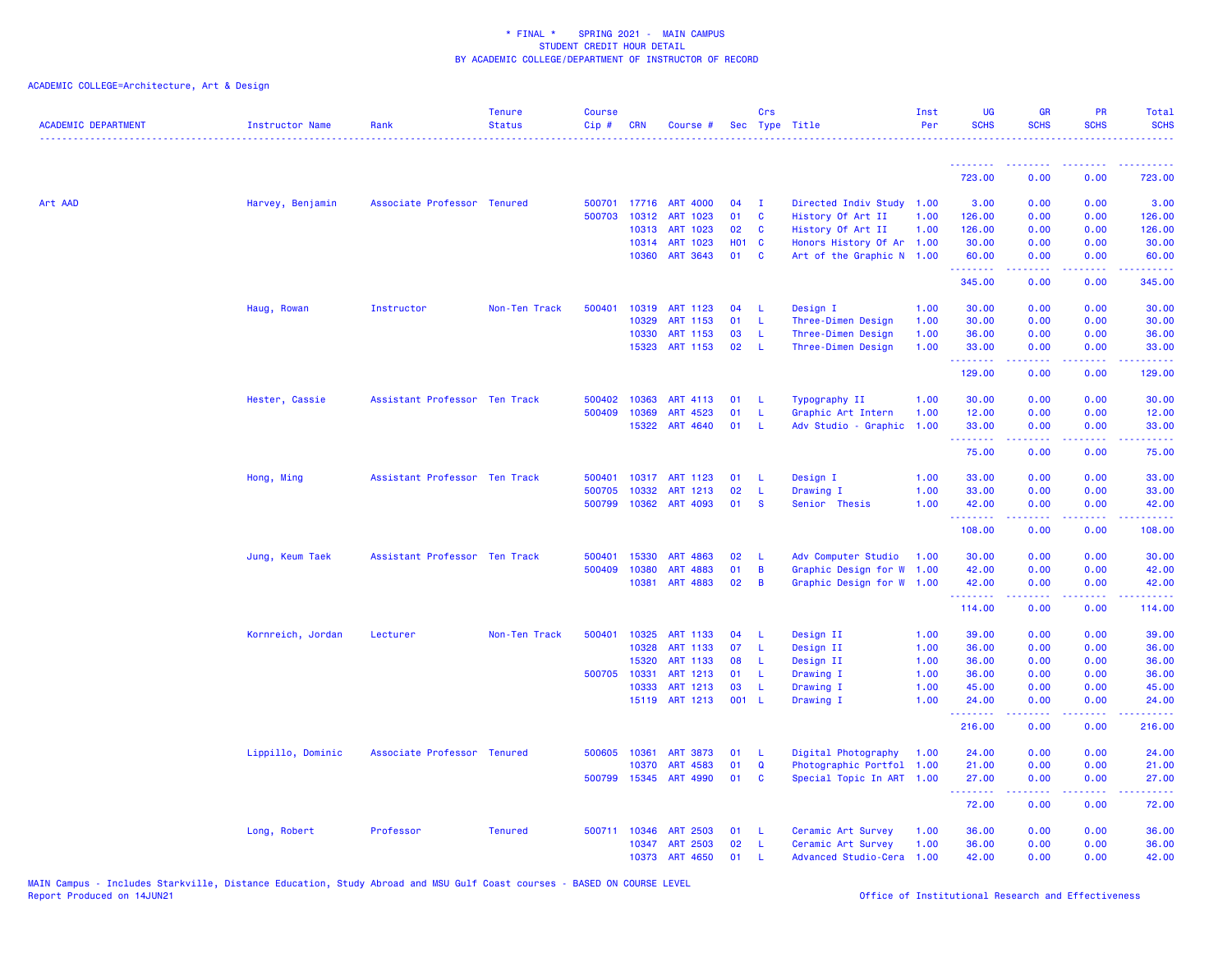\* FINAL \* SPRING 2021 - MAIN CAMPUS
STUDENT CREDIT HOUR DETAIL
BY ACADEMIC COLLEGE/DEPARTMENT OF INSTRUCTOR OF RECORD

ACADEMIC COLLEGE=Architecture, Art & Design

| ACADEMIC DEPARTMENT | Instructor Name | Rank | Tenure Status | Course Cip # | CRN | Course # | Sec | Crs Type | Title | Inst Per | UG SCHS | GR SCHS | PR SCHS | Total SCHS |
|---|---|---|---|---|---|---|---|---|---|---|---|---|---|---|
| | | | | | | | | | | | 723.00 | 0.00 | 0.00 | 723.00 |
| Art AAD | Harvey, Benjamin | Associate Professor | Tenured | 500701 | 17716 | ART 4000 | 04 | I | Directed Indiv Study | 1.00 | 3.00 | 0.00 | 0.00 | 3.00 |
| | | | | 500703 | 10312 | ART 1023 | 01 | C | History Of Art II | 1.00 | 126.00 | 0.00 | 0.00 | 126.00 |
| | | | | | 10313 | ART 1023 | 02 | C | History Of Art II | 1.00 | 126.00 | 0.00 | 0.00 | 126.00 |
| | | | | | 10314 | ART 1023 | H01 | C | Honors History Of Ar | 1.00 | 30.00 | 0.00 | 0.00 | 30.00 |
| | | | | | 10360 | ART 3643 | 01 | C | Art of the Graphic N | 1.00 | 60.00 | 0.00 | 0.00 | 60.00 |
| | | | | | | | | | | | 345.00 | 0.00 | 0.00 | 345.00 |
| | Haug, Rowan | Instructor | Non-Ten Track | 500401 | 10319 | ART 1123 | 04 | L | Design I | 1.00 | 30.00 | 0.00 | 0.00 | 30.00 |
| | | | | | 10329 | ART 1153 | 01 | L | Three-Dimen Design | 1.00 | 30.00 | 0.00 | 0.00 | 30.00 |
| | | | | | 10330 | ART 1153 | 03 | L | Three-Dimen Design | 1.00 | 36.00 | 0.00 | 0.00 | 36.00 |
| | | | | | 15323 | ART 1153 | 02 | L | Three-Dimen Design | 1.00 | 33.00 | 0.00 | 0.00 | 33.00 |
| | | | | | | | | | | | 129.00 | 0.00 | 0.00 | 129.00 |
| | Hester, Cassie | Assistant Professor | Ten Track | 500402 | 10363 | ART 4113 | 01 | L | Typography II | 1.00 | 30.00 | 0.00 | 0.00 | 30.00 |
| | | | | 500409 | 10369 | ART 4523 | 01 | L | Graphic Art Intern | 1.00 | 12.00 | 0.00 | 0.00 | 12.00 |
| | | | | | 15322 | ART 4640 | 01 | L | Adv Studio - Graphic | 1.00 | 33.00 | 0.00 | 0.00 | 33.00 |
| | | | | | | | | | | | 75.00 | 0.00 | 0.00 | 75.00 |
| | Hong, Ming | Assistant Professor | Ten Track | 500401 | 10317 | ART 1123 | 01 | L | Design I | 1.00 | 33.00 | 0.00 | 0.00 | 33.00 |
| | | | | 500705 | 10332 | ART 1213 | 02 | L | Drawing I | 1.00 | 33.00 | 0.00 | 0.00 | 33.00 |
| | | | | 500799 | 10362 | ART 4093 | 01 | S | Senior Thesis | 1.00 | 42.00 | 0.00 | 0.00 | 42.00 |
| | | | | | | | | | | | 108.00 | 0.00 | 0.00 | 108.00 |
| | Jung, Keum Taek | Assistant Professor | Ten Track | 500401 | 15330 | ART 4863 | 02 | L | Adv Computer Studio | 1.00 | 30.00 | 0.00 | 0.00 | 30.00 |
| | | | | 500409 | 10380 | ART 4883 | 01 | B | Graphic Design for W | 1.00 | 42.00 | 0.00 | 0.00 | 42.00 |
| | | | | | 10381 | ART 4883 | 02 | B | Graphic Design for W | 1.00 | 42.00 | 0.00 | 0.00 | 42.00 |
| | | | | | | | | | | | 114.00 | 0.00 | 0.00 | 114.00 |
| | Kornreich, Jordan | Lecturer | Non-Ten Track | 500401 | 10325 | ART 1133 | 04 | L | Design II | 1.00 | 39.00 | 0.00 | 0.00 | 39.00 |
| | | | | | 10328 | ART 1133 | 07 | L | Design II | 1.00 | 36.00 | 0.00 | 0.00 | 36.00 |
| | | | | | 15320 | ART 1133 | 08 | L | Design II | 1.00 | 36.00 | 0.00 | 0.00 | 36.00 |
| | | | | 500705 | 10331 | ART 1213 | 01 | L | Drawing I | 1.00 | 36.00 | 0.00 | 0.00 | 36.00 |
| | | | | | 10333 | ART 1213 | 03 | L | Drawing I | 1.00 | 45.00 | 0.00 | 0.00 | 45.00 |
| | | | | | 15119 | ART 1213 | 001 | L | Drawing I | 1.00 | 24.00 | 0.00 | 0.00 | 24.00 |
| | | | | | | | | | | | 216.00 | 0.00 | 0.00 | 216.00 |
| | Lippillo, Dominic | Associate Professor | Tenured | 500605 | 10361 | ART 3873 | 01 | L | Digital Photography | 1.00 | 24.00 | 0.00 | 0.00 | 24.00 |
| | | | | | 10370 | ART 4583 | 01 | Q | Photographic Portfol | 1.00 | 21.00 | 0.00 | 0.00 | 21.00 |
| | | | | 500799 | 15345 | ART 4990 | 01 | C | Special Topic In ART | 1.00 | 27.00 | 0.00 | 0.00 | 27.00 |
| | | | | | | | | | | | 72.00 | 0.00 | 0.00 | 72.00 |
| | Long, Robert | Professor | Tenured | 500711 | 10346 | ART 2503 | 01 | L | Ceramic Art Survey | 1.00 | 36.00 | 0.00 | 0.00 | 36.00 |
| | | | | | 10347 | ART 2503 | 02 | L | Ceramic Art Survey | 1.00 | 36.00 | 0.00 | 0.00 | 36.00 |
| | | | | | 10373 | ART 4650 | 01 | L | Advanced Studio-Cera | 1.00 | 42.00 | 0.00 | 0.00 | 42.00 |

MAIN Campus - Includes Starkville, Distance Education, Study Abroad and MSU Gulf Coast courses - BASED ON COURSE LEVEL
Report Produced on 14JUN21 Office of Institutional Research and Effectiveness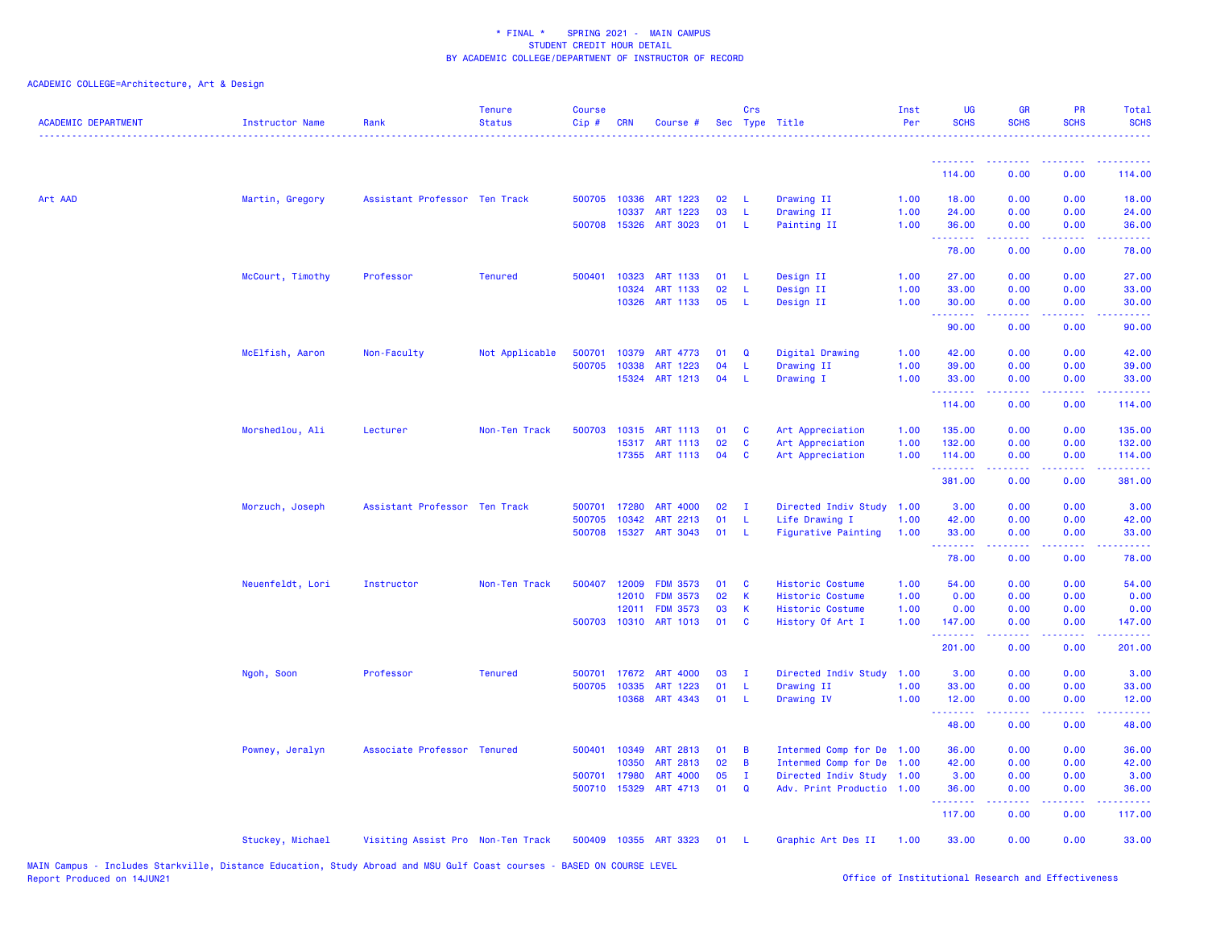\* FINAL \*    SPRING 2021 -  MAIN CAMPUS
STUDENT CREDIT HOUR DETAIL
BY ACADEMIC COLLEGE/DEPARTMENT OF INSTRUCTOR OF RECORD

ACADEMIC COLLEGE=Architecture, Art & Design

| ACADEMIC DEPARTMENT | Instructor Name | Rank | Tenure Status | Course Cip # | CRN | Course # | Sec | Crs Type | Title | Inst Per | UG SCHS | GR SCHS | PR SCHS | Total SCHS |
|---|---|---|---|---|---|---|---|---|---|---|---|---|---|---|
| | | | | | | | | | | | 114.00 | 0.00 | 0.00 | 114.00 |
| Art AAD | Martin, Gregory | Assistant Professor | Ten Track | 500705 | 10336 | ART 1223 | 02 | L | Drawing II | 1.00 | 18.00 | 0.00 | 0.00 | 18.00 |
| | | | | | 10337 | ART 1223 | 03 | L | Drawing II | 1.00 | 24.00 | 0.00 | 0.00 | 24.00 |
| | | | | 500708 | 15326 | ART 3023 | 01 | L | Painting II | 1.00 | 36.00 | 0.00 | 0.00 | 36.00 |
| | | | | | | | | | | | 78.00 | 0.00 | 0.00 | 78.00 |
| | McCourt, Timothy | Professor | Tenured | 500401 | 10323 | ART 1133 | 01 | L | Design II | 1.00 | 27.00 | 0.00 | 0.00 | 27.00 |
| | | | | | 10324 | ART 1133 | 02 | L | Design II | 1.00 | 33.00 | 0.00 | 0.00 | 33.00 |
| | | | | | 10326 | ART 1133 | 05 | L | Design II | 1.00 | 30.00 | 0.00 | 0.00 | 30.00 |
| | | | | | | | | | | | 90.00 | 0.00 | 0.00 | 90.00 |
| | McElfish, Aaron | Non-Faculty | Not Applicable | 500701 | 10379 | ART 4773 | 01 | Q | Digital Drawing | 1.00 | 42.00 | 0.00 | 0.00 | 42.00 |
| | | | | 500705 | 10338 | ART 1223 | 04 | L | Drawing II | 1.00 | 39.00 | 0.00 | 0.00 | 39.00 |
| | | | | | 15324 | ART 1213 | 04 | L | Drawing I | 1.00 | 33.00 | 0.00 | 0.00 | 33.00 |
| | | | | | | | | | | | 114.00 | 0.00 | 0.00 | 114.00 |
| | Morshedlou, Ali | Lecturer | Non-Ten Track | 500703 | 10315 | ART 1113 | 01 | C | Art Appreciation | 1.00 | 135.00 | 0.00 | 0.00 | 135.00 |
| | | | | | 15317 | ART 1113 | 02 | C | Art Appreciation | 1.00 | 132.00 | 0.00 | 0.00 | 132.00 |
| | | | | | 17355 | ART 1113 | 04 | C | Art Appreciation | 1.00 | 114.00 | 0.00 | 0.00 | 114.00 |
| | | | | | | | | | | | 381.00 | 0.00 | 0.00 | 381.00 |
| | Morzuch, Joseph | Assistant Professor | Ten Track | 500701 | 17280 | ART 4000 | 02 | I | Directed Indiv Study | 1.00 | 3.00 | 0.00 | 0.00 | 3.00 |
| | | | | 500705 | 10342 | ART 2213 | 01 | L | Life Drawing I | 1.00 | 42.00 | 0.00 | 0.00 | 42.00 |
| | | | | 500708 | 15327 | ART 3043 | 01 | L | Figurative Painting | 1.00 | 33.00 | 0.00 | 0.00 | 33.00 |
| | | | | | | | | | | | 78.00 | 0.00 | 0.00 | 78.00 |
| | Neuenfeldt, Lori | Instructor | Non-Ten Track | 500407 | 12009 | FDM 3573 | 01 | C | Historic Costume | 1.00 | 54.00 | 0.00 | 0.00 | 54.00 |
| | | | | | 12010 | FDM 3573 | 02 | K | Historic Costume | 1.00 | 0.00 | 0.00 | 0.00 | 0.00 |
| | | | | | 12011 | FDM 3573 | 03 | K | Historic Costume | 1.00 | 0.00 | 0.00 | 0.00 | 0.00 |
| | | | | 500703 | 10310 | ART 1013 | 01 | C | History Of Art I | 1.00 | 147.00 | 0.00 | 0.00 | 147.00 |
| | | | | | | | | | | | 201.00 | 0.00 | 0.00 | 201.00 |
| | Ngoh, Soon | Professor | Tenured | 500701 | 17672 | ART 4000 | 03 | I | Directed Indiv Study | 1.00 | 3.00 | 0.00 | 0.00 | 3.00 |
| | | | | 500705 | 10335 | ART 1223 | 01 | L | Drawing II | 1.00 | 33.00 | 0.00 | 0.00 | 33.00 |
| | | | | | 10368 | ART 4343 | 01 | L | Drawing IV | 1.00 | 12.00 | 0.00 | 0.00 | 12.00 |
| | | | | | | | | | | | 48.00 | 0.00 | 0.00 | 48.00 |
| | Powney, Jeralyn | Associate Professor | Tenured | 500401 | 10349 | ART 2813 | 01 | B | Intermed Comp for De | 1.00 | 36.00 | 0.00 | 0.00 | 36.00 |
| | | | | | 10350 | ART 2813 | 02 | B | Intermed Comp for De | 1.00 | 42.00 | 0.00 | 0.00 | 42.00 |
| | | | | 500701 | 17980 | ART 4000 | 05 | I | Directed Indiv Study | 1.00 | 3.00 | 0.00 | 0.00 | 3.00 |
| | | | | 500710 | 15329 | ART 4713 | 01 | Q | Adv. Print Productio | 1.00 | 36.00 | 0.00 | 0.00 | 36.00 |
| | | | | | | | | | | | 117.00 | 0.00 | 0.00 | 117.00 |
| | Stuckey, Michael | Visiting Assist Pro | Non-Ten Track | 500409 | 10355 | ART 3323 | 01 | L | Graphic Art Des II | 1.00 | 33.00 | 0.00 | 0.00 | 33.00 |

MAIN Campus - Includes Starkville, Distance Education, Study Abroad and MSU Gulf Coast courses - BASED ON COURSE LEVEL
Report Produced on 14JUN21

Office of Institutional Research and Effectiveness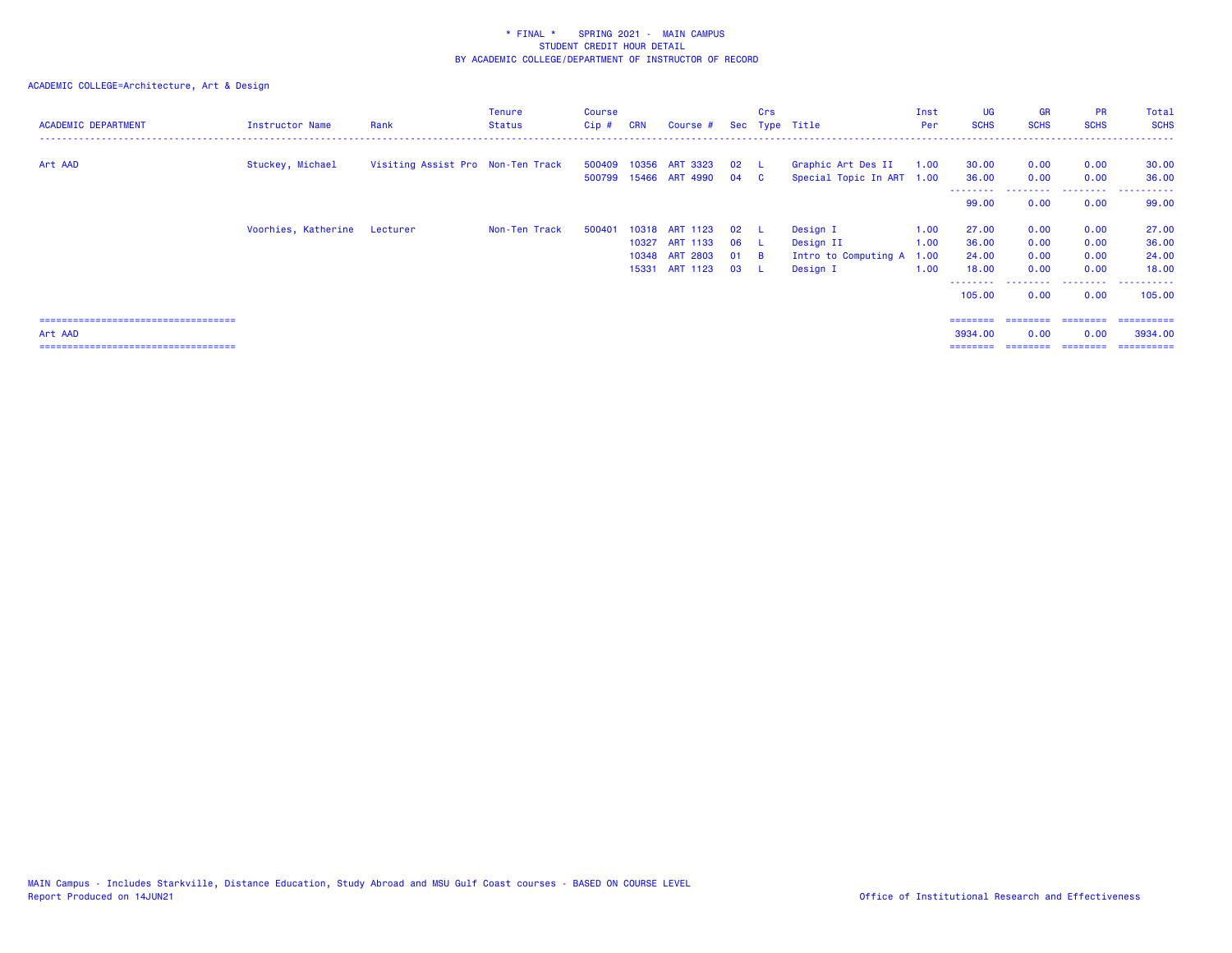\* FINAL \*    SPRING 2021 - MAIN CAMPUS
STUDENT CREDIT HOUR DETAIL
BY ACADEMIC COLLEGE/DEPARTMENT OF INSTRUCTOR OF RECORD

ACADEMIC COLLEGE=Architecture, Art & Design

| ACADEMIC DEPARTMENT | Instructor Name | Rank | Tenure Status | Course Cip # | CRN | Course # | Sec | Crs Type | Title | Inst Per | UG SCHS | GR SCHS | PR SCHS | Total SCHS |
|---|---|---|---|---|---|---|---|---|---|---|---|---|---|---|
| Art AAD | Stuckey, Michael | Visiting Assist Pro | Non-Ten Track | 500409 | 10356 | ART 3323 | 02 | L | Graphic Art Des II | 1.00 | 30.00 | 0.00 | 0.00 | 30.00 |
| | | | | 500799 | 15466 | ART 4990 | 04 | C | Special Topic In ART | 1.00 | 36.00 | 0.00 | 0.00 | 36.00 |
| | | | | | | | | | | | 99.00 | 0.00 | 0.00 | 99.00 |
| | Voorhies, Katherine | Lecturer | Non-Ten Track | 500401 | 10318 | ART 1123 | 02 | L | Design I | 1.00 | 27.00 | 0.00 | 0.00 | 27.00 |
| | | | | | 10327 | ART 1133 | 06 | L | Design II | 1.00 | 36.00 | 0.00 | 0.00 | 36.00 |
| | | | | | 10348 | ART 2803 | 01 | B | Intro to Computing A | 1.00 | 24.00 | 0.00 | 0.00 | 24.00 |
| | | | | | 15331 | ART 1123 | 03 | L | Design I | 1.00 | 18.00 | 0.00 | 0.00 | 18.00 |
| | | | | | | | | | | | 105.00 | 0.00 | 0.00 | 105.00 |
| Art AAD | | | | | | | | | | | 3934.00 | 0.00 | 0.00 | 3934.00 |

MAIN Campus - Includes Starkville, Distance Education, Study Abroad and MSU Gulf Coast courses - BASED ON COURSE LEVEL
Report Produced on 14JUN21

Office of Institutional Research and Effectiveness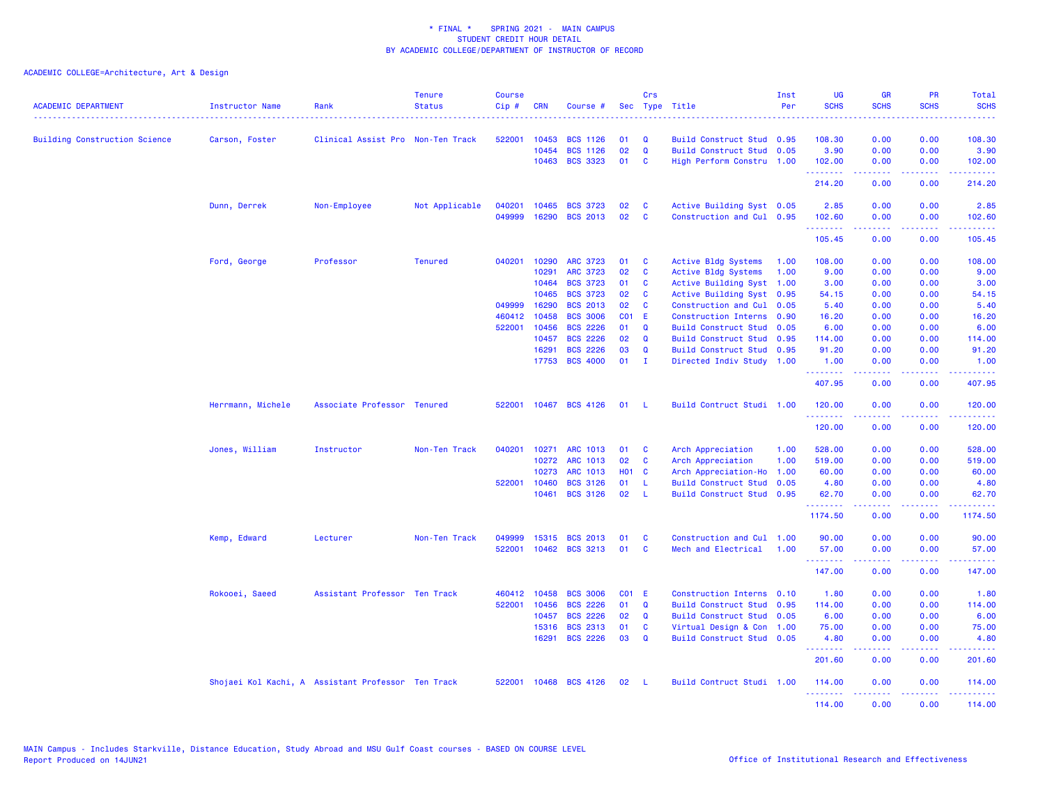\* FINAL \*    SPRING 2021 -  MAIN CAMPUS
STUDENT CREDIT HOUR DETAIL
BY ACADEMIC COLLEGE/DEPARTMENT OF INSTRUCTOR OF RECORD

ACADEMIC COLLEGE=Architecture, Art & Design

| ACADEMIC DEPARTMENT | Instructor Name | Rank | Tenure Status | Course Cip # | CRN | Course # | Sec | Crs Type | Title | Inst Per | UG SCHS | GR SCHS | PR SCHS | Total SCHS |
|---|---|---|---|---|---|---|---|---|---|---|---|---|---|---|
| Building Construction Science | Carson, Foster | Clinical Assist Pro | Non-Ten Track | 522001 | 10453 | BCS 1126 | 01 | Q | Build Construct Stud | 0.95 | 108.30 | 0.00 | 0.00 | 108.30 |
| | | | | | 10454 | BCS 1126 | 02 | Q | Build Construct Stud | 0.05 | 3.90 | 0.00 | 0.00 | 3.90 |
| | | | | | 10463 | BCS 3323 | 01 | C | High Perform Constru | 1.00 | 102.00 | 0.00 | 0.00 | 102.00 |
| | | | | | | | | | | | 214.20 | 0.00 | 0.00 | 214.20 |
| | Dunn, Derrek | Non-Employee | Not Applicable | 040201 | 10465 | BCS 3723 | 02 | C | Active Building Syst | 0.05 | 2.85 | 0.00 | 0.00 | 2.85 |
| | | | | 049999 | 16290 | BCS 2013 | 02 | C | Construction and Cul | 0.95 | 102.60 | 0.00 | 0.00 | 102.60 |
| | | | | | | | | | | | 105.45 | 0.00 | 0.00 | 105.45 |
| | Ford, George | Professor | Tenured | 040201 | 10290 | ARC 3723 | 01 | C | Active Bldg Systems | 1.00 | 108.00 | 0.00 | 0.00 | 108.00 |
| | | | | | 10291 | ARC 3723 | 02 | C | Active Bldg Systems | 1.00 | 9.00 | 0.00 | 0.00 | 9.00 |
| | | | | | 10464 | BCS 3723 | 01 | C | Active Building Syst | 1.00 | 3.00 | 0.00 | 0.00 | 3.00 |
| | | | | | 10465 | BCS 3723 | 02 | C | Active Building Syst | 0.95 | 54.15 | 0.00 | 0.00 | 54.15 |
| | | | | 049999 | 16290 | BCS 2013 | 02 | C | Construction and Cul | 0.05 | 5.40 | 0.00 | 0.00 | 5.40 |
| | | | | 460412 | 10458 | BCS 3006 | C01 | E | Construction Interns | 0.90 | 16.20 | 0.00 | 0.00 | 16.20 |
| | | | | 522001 | 10456 | BCS 2226 | 01 | Q | Build Construct Stud | 0.05 | 6.00 | 0.00 | 0.00 | 6.00 |
| | | | | | 10457 | BCS 2226 | 02 | Q | Build Construct Stud | 0.95 | 114.00 | 0.00 | 0.00 | 114.00 |
| | | | | | 16291 | BCS 2226 | 03 | Q | Build Construct Stud | 0.95 | 91.20 | 0.00 | 0.00 | 91.20 |
| | | | | | 17753 | BCS 4000 | 01 | I | Directed Indiv Study | 1.00 | 1.00 | 0.00 | 0.00 | 1.00 |
| | | | | | | | | | | | 407.95 | 0.00 | 0.00 | 407.95 |
| | Herrmann, Michele | Associate Professor | Tenured | 522001 | 10467 | BCS 4126 | 01 | L | Build Contruct Studi | 1.00 | 120.00 | 0.00 | 0.00 | 120.00 |
| | | | | | | | | | | | 120.00 | 0.00 | 0.00 | 120.00 |
| | Jones, William | Instructor | Non-Ten Track | 040201 | 10271 | ARC 1013 | 01 | C | Arch Appreciation | 1.00 | 528.00 | 0.00 | 0.00 | 528.00 |
| | | | | | 10272 | ARC 1013 | 02 | C | Arch Appreciation | 1.00 | 519.00 | 0.00 | 0.00 | 519.00 |
| | | | | | 10273 | ARC 1013 | H01 | C | Arch Appreciation-Ho | 1.00 | 60.00 | 0.00 | 0.00 | 60.00 |
| | | | | 522001 | 10460 | BCS 3126 | 01 | L | Build Construct Stud | 0.05 | 4.80 | 0.00 | 0.00 | 4.80 |
| | | | | | 10461 | BCS 3126 | 02 | L | Build Construct Stud | 0.95 | 62.70 | 0.00 | 0.00 | 62.70 |
| | | | | | | | | | | | 1174.50 | 0.00 | 0.00 | 1174.50 |
| | Kemp, Edward | Lecturer | Non-Ten Track | 049999 | 15315 | BCS 2013 | 01 | C | Construction and Cul | 1.00 | 90.00 | 0.00 | 0.00 | 90.00 |
| | | | | 522001 | 10462 | BCS 3213 | 01 | C | Mech and Electrical | 1.00 | 57.00 | 0.00 | 0.00 | 57.00 |
| | | | | | | | | | | | 147.00 | 0.00 | 0.00 | 147.00 |
| | Rokooei, Saeed | Assistant Professor | Ten Track | 460412 | 10458 | BCS 3006 | C01 | E | Construction Interns | 0.10 | 1.80 | 0.00 | 0.00 | 1.80 |
| | | | | 522001 | 10456 | BCS 2226 | 01 | Q | Build Construct Stud | 0.95 | 114.00 | 0.00 | 0.00 | 114.00 |
| | | | | | 10457 | BCS 2226 | 02 | Q | Build Construct Stud | 0.05 | 6.00 | 0.00 | 0.00 | 6.00 |
| | | | | | 15316 | BCS 2313 | 01 | C | Virtual Design & Con | 1.00 | 75.00 | 0.00 | 0.00 | 75.00 |
| | | | | | 16291 | BCS 2226 | 03 | Q | Build Construct Stud | 0.05 | 4.80 | 0.00 | 0.00 | 4.80 |
| | | | | | | | | | | | 201.60 | 0.00 | 0.00 | 201.60 |
| | Shojaei Kol Kachi, A | Assistant Professor | Ten Track | 522001 | 10468 | BCS 4126 | 02 | L | Build Contruct Studi | 1.00 | 114.00 | 0.00 | 0.00 | 114.00 |
| | | | | | | | | | | | 114.00 | 0.00 | 0.00 | 114.00 |

MAIN Campus - Includes Starkville, Distance Education, Study Abroad and MSU Gulf Coast courses - BASED ON COURSE LEVEL
Report Produced on 14JUN21

Office of Institutional Research and Effectiveness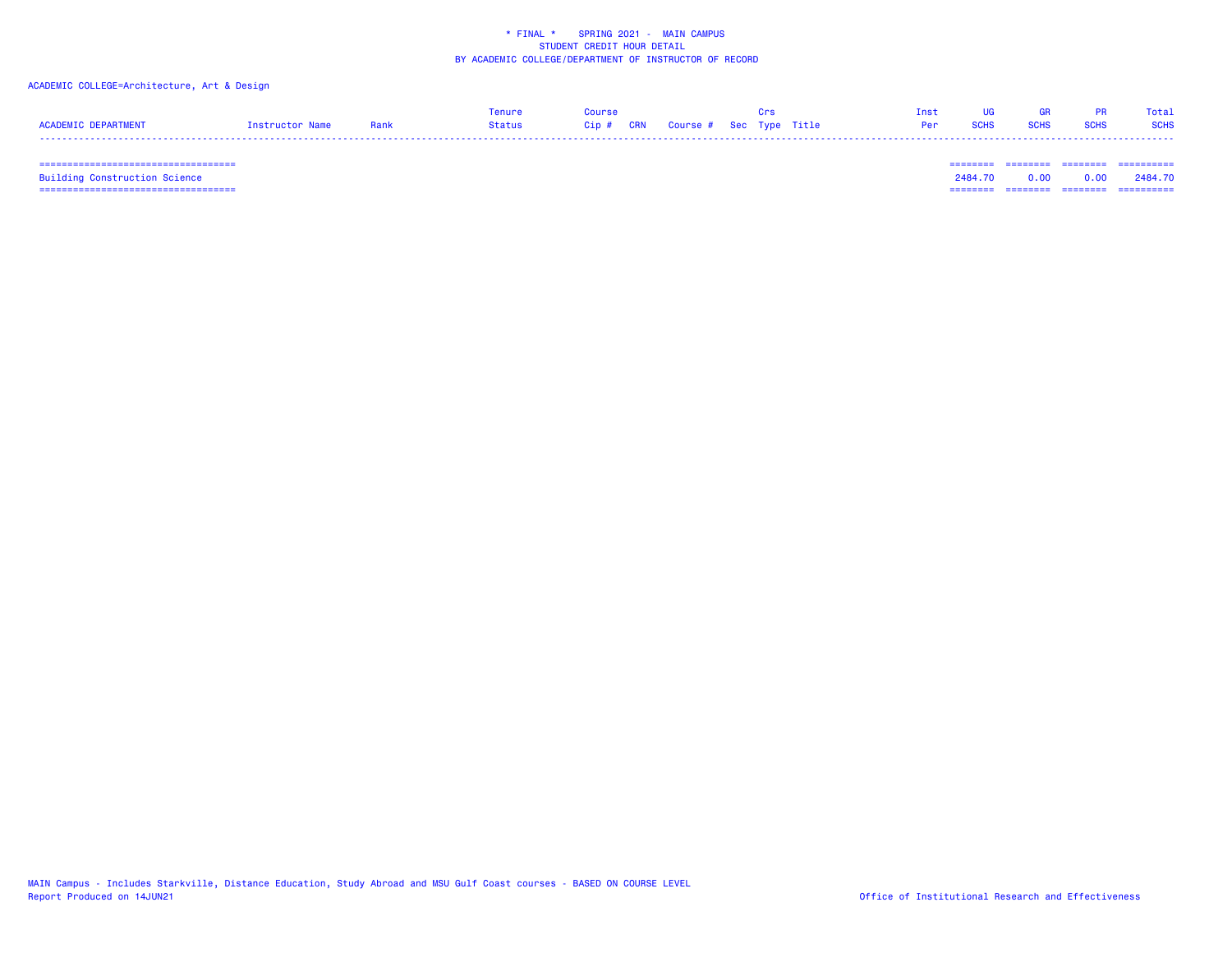\* FINAL \* SPRING 2021 - MAIN CAMPUS
STUDENT CREDIT HOUR DETAIL
BY ACADEMIC COLLEGE/DEPARTMENT OF INSTRUCTOR OF RECORD

ACADEMIC COLLEGE=Architecture, Art & Design

| ACADEMIC DEPARTMENT | Instructor Name | Rank | Tenure Status | Course Cip # | CRN | Course # | Sec | Crs Type | Title | Inst Per | UG SCHS | GR SCHS | PR SCHS | Total SCHS |
|---|---|---|---|---|---|---|---|---|---|---|---|---|---|---|
| Building Construction Science | | | | | | | | | | | 2484.70 | 0.00 | 0.00 | 2484.70 |

MAIN Campus - Includes Starkville, Distance Education, Study Abroad and MSU Gulf Coast courses - BASED ON COURSE LEVEL
Report Produced on 14JUN21

Office of Institutional Research and Effectiveness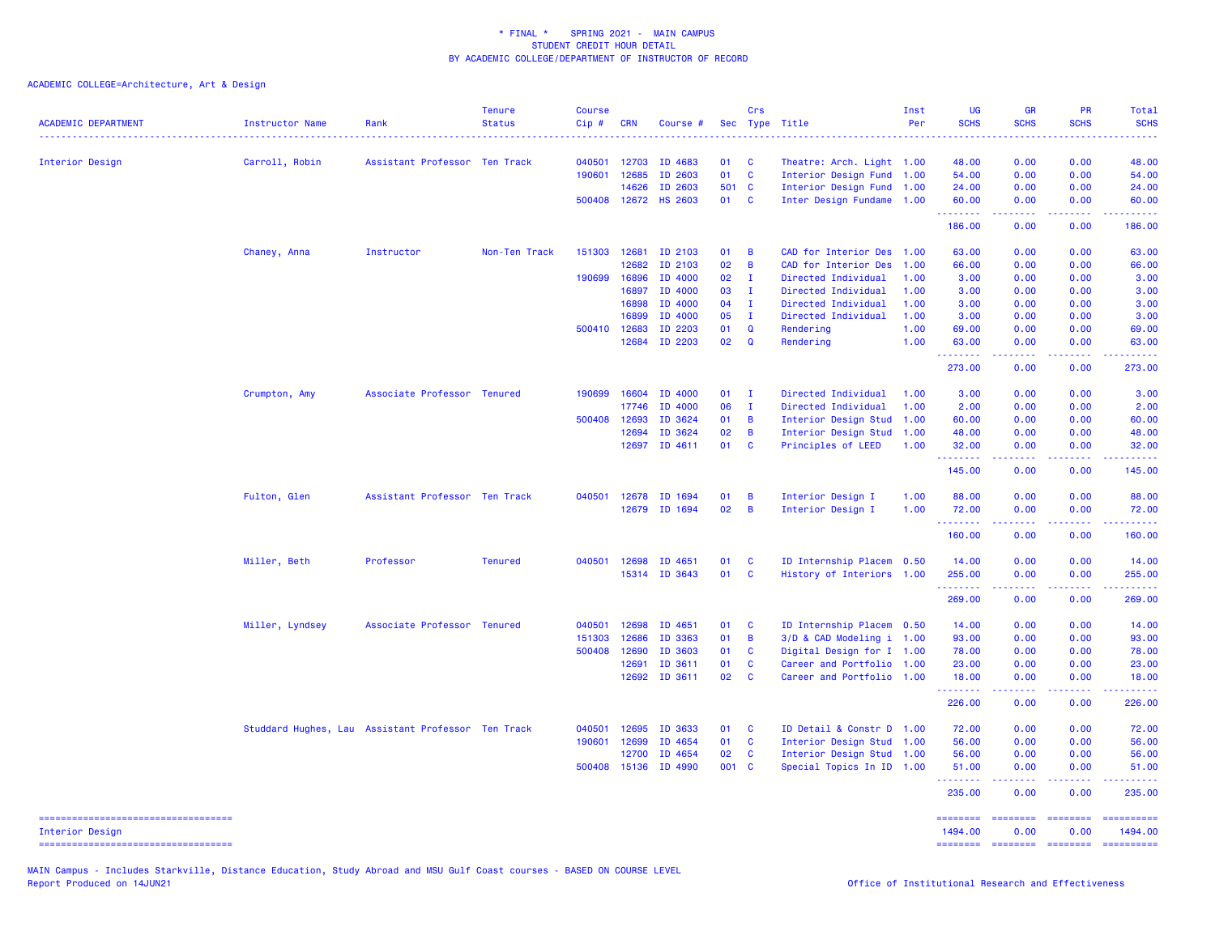\* FINAL \* SPRING 2021 - MAIN CAMPUS
STUDENT CREDIT HOUR DETAIL
BY ACADEMIC COLLEGE/DEPARTMENT OF INSTRUCTOR OF RECORD

ACADEMIC COLLEGE=Architecture, Art & Design

| ACADEMIC DEPARTMENT | Instructor Name | Rank | Tenure Status | Course Cip # | CRN | Course # | Sec | Crs Type | Title | Inst Per | UG SCHS | GR SCHS | PR SCHS | Total SCHS |
|---|---|---|---|---|---|---|---|---|---|---|---|---|---|---|
| Interior Design | Carroll, Robin | Assistant Professor | Ten Track | 040501 | 12703 | ID 4683 | 01 | C | Theatre: Arch. Light | 1.00 | 48.00 | 0.00 | 0.00 | 48.00 |
| | | | | 190601 | 12685 | ID 2603 | 01 | C | Interior Design Fund | 1.00 | 54.00 | 0.00 | 0.00 | 54.00 |
| | | | | | 14626 | ID 2603 | 501 | C | Interior Design Fund | 1.00 | 24.00 | 0.00 | 0.00 | 24.00 |
| | | | | 500408 | 12672 | HS 2603 | 01 | C | Inter Design Fundame | 1.00 | 60.00 | 0.00 | 0.00 | 60.00 |
| | | | | | | | | | | | 186.00 | 0.00 | 0.00 | 186.00 |
| | Chaney, Anna | Instructor | Non-Ten Track | 151303 | 12681 | ID 2103 | 01 | B | CAD for Interior Des | 1.00 | 63.00 | 0.00 | 0.00 | 63.00 |
| | | | | | 12682 | ID 2103 | 02 | B | CAD for Interior Des | 1.00 | 66.00 | 0.00 | 0.00 | 66.00 |
| | | | | 190699 | 16896 | ID 4000 | 02 | I | Directed Individual | 1.00 | 3.00 | 0.00 | 0.00 | 3.00 |
| | | | | | 16897 | ID 4000 | 03 | I | Directed Individual | 1.00 | 3.00 | 0.00 | 0.00 | 3.00 |
| | | | | | 16898 | ID 4000 | 04 | I | Directed Individual | 1.00 | 3.00 | 0.00 | 0.00 | 3.00 |
| | | | | | 16899 | ID 4000 | 05 | I | Directed Individual | 1.00 | 3.00 | 0.00 | 0.00 | 3.00 |
| | | | | 500410 | 12683 | ID 2203 | 01 | Q | Rendering | 1.00 | 69.00 | 0.00 | 0.00 | 69.00 |
| | | | | | 12684 | ID 2203 | 02 | Q | Rendering | 1.00 | 63.00 | 0.00 | 0.00 | 63.00 |
| | | | | | | | | | | | 273.00 | 0.00 | 0.00 | 273.00 |
| | Crumpton, Amy | Associate Professor | Tenured | 190699 | 16604 | ID 4000 | 01 | I | Directed Individual | 1.00 | 3.00 | 0.00 | 0.00 | 3.00 |
| | | | | | 17746 | ID 4000 | 06 | I | Directed Individual | 1.00 | 2.00 | 0.00 | 0.00 | 2.00 |
| | | | | 500408 | 12693 | ID 3624 | 01 | B | Interior Design Stud | 1.00 | 60.00 | 0.00 | 0.00 | 60.00 |
| | | | | | 12694 | ID 3624 | 02 | B | Interior Design Stud | 1.00 | 48.00 | 0.00 | 0.00 | 48.00 |
| | | | | | 12697 | ID 4611 | 01 | C | Principles of LEED | 1.00 | 32.00 | 0.00 | 0.00 | 32.00 |
| | | | | | | | | | | | 145.00 | 0.00 | 0.00 | 145.00 |
| | Fulton, Glen | Assistant Professor | Ten Track | 040501 | 12678 | ID 1694 | 01 | B | Interior Design I | 1.00 | 88.00 | 0.00 | 0.00 | 88.00 |
| | | | | | 12679 | ID 1694 | 02 | B | Interior Design I | 1.00 | 72.00 | 0.00 | 0.00 | 72.00 |
| | | | | | | | | | | | 160.00 | 0.00 | 0.00 | 160.00 |
| | Miller, Beth | Professor | Tenured | 040501 | 12698 | ID 4651 | 01 | C | ID Internship Placem | 0.50 | 14.00 | 0.00 | 0.00 | 14.00 |
| | | | | | 15314 | ID 3643 | 01 | C | History of Interiors | 1.00 | 255.00 | 0.00 | 0.00 | 255.00 |
| | | | | | | | | | | | 269.00 | 0.00 | 0.00 | 269.00 |
| | Miller, Lyndsey | Associate Professor | Tenured | 040501 | 12698 | ID 4651 | 01 | C | ID Internship Placem | 0.50 | 14.00 | 0.00 | 0.00 | 14.00 |
| | | | | 151303 | 12686 | ID 3363 | 01 | B | 3/D & CAD Modeling i | 1.00 | 93.00 | 0.00 | 0.00 | 93.00 |
| | | | | 500408 | 12690 | ID 3603 | 01 | C | Digital Design for I | 1.00 | 78.00 | 0.00 | 0.00 | 78.00 |
| | | | | | 12691 | ID 3611 | 01 | C | Career and Portfolio | 1.00 | 23.00 | 0.00 | 0.00 | 23.00 |
| | | | | | 12692 | ID 3611 | 02 | C | Career and Portfolio | 1.00 | 18.00 | 0.00 | 0.00 | 18.00 |
| | | | | | | | | | | | 226.00 | 0.00 | 0.00 | 226.00 |
| | Studdard Hughes, Lau | Assistant Professor | Ten Track | 040501 | 12695 | ID 3633 | 01 | C | ID Detail & Constr D | 1.00 | 72.00 | 0.00 | 0.00 | 72.00 |
| | | | | 190601 | 12699 | ID 4654 | 01 | C | Interior Design Stud | 1.00 | 56.00 | 0.00 | 0.00 | 56.00 |
| | | | | | 12700 | ID 4654 | 02 | C | Interior Design Stud | 1.00 | 56.00 | 0.00 | 0.00 | 56.00 |
| | | | | 500408 | 15136 | ID 4990 | 001 | C | Special Topics In ID | 1.00 | 51.00 | 0.00 | 0.00 | 51.00 |
| | | | | | | | | | | | 235.00 | 0.00 | 0.00 | 235.00 |
| Interior Design | | | | | | | | | | | 1494.00 | 0.00 | 0.00 | 1494.00 |

MAIN Campus - Includes Starkville, Distance Education, Study Abroad and MSU Gulf Coast courses - BASED ON COURSE LEVEL
Report Produced on 14JUN21

Office of Institutional Research and Effectiveness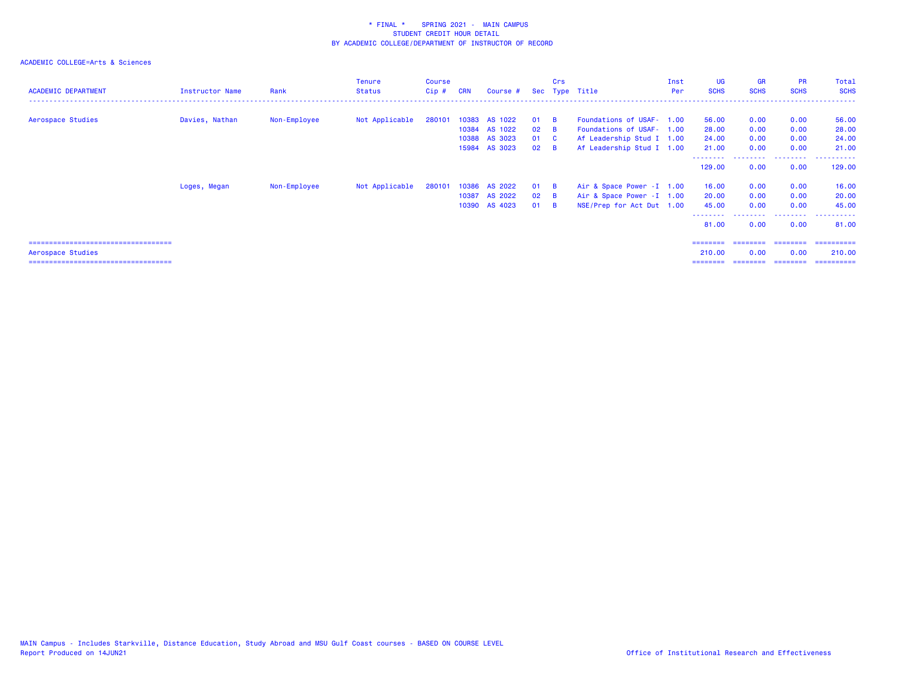\* FINAL \* SPRING 2021 - MAIN CAMPUS
STUDENT CREDIT HOUR DETAIL
BY ACADEMIC COLLEGE/DEPARTMENT OF INSTRUCTOR OF RECORD

ACADEMIC COLLEGE=Arts & Sciences

| ACADEMIC DEPARTMENT | Instructor Name | Rank | Tenure Status | Course Cip # | CRN | Course # | Sec | Crs Type | Title | Inst Per | UG SCHS | GR SCHS | PR SCHS | Total SCHS |
|---|---|---|---|---|---|---|---|---|---|---|---|---|---|---|
| Aerospace Studies | Davies, Nathan | Non-Employee | Not Applicable | 280101 | 10383 | AS 1022 | 01 | B | Foundations of USAF- | 1.00 | 56.00 | 0.00 | 0.00 | 56.00 |
| | | | | | 10384 | AS 1022 | 02 | B | Foundations of USAF- | 1.00 | 28.00 | 0.00 | 0.00 | 28.00 |
| | | | | | 10388 | AS 3023 | 01 | C | Af Leadership Stud I | 1.00 | 24.00 | 0.00 | 0.00 | 24.00 |
| | | | | | 15984 | AS 3023 | 02 | B | Af Leadership Stud I | 1.00 | 21.00 | 0.00 | 0.00 | 21.00 |
| | | | | | | | | | | | 129.00 | 0.00 | 0.00 | 129.00 |
| | Loges, Megan | Non-Employee | Not Applicable | 280101 | 10386 | AS 2022 | 01 | B | Air & Space Power -I | 1.00 | 16.00 | 0.00 | 0.00 | 16.00 |
| | | | | | 10387 | AS 2022 | 02 | B | Air & Space Power -I | 1.00 | 20.00 | 0.00 | 0.00 | 20.00 |
| | | | | | 10390 | AS 4023 | 01 | B | NSE/Prep for Act Dut | 1.00 | 45.00 | 0.00 | 0.00 | 45.00 |
| | | | | | | | | | | | 81.00 | 0.00 | 0.00 | 81.00 |
| Aerospace Studies | | | | | | | | | | | 210.00 | 0.00 | 0.00 | 210.00 |

MAIN Campus - Includes Starkville, Distance Education, Study Abroad and MSU Gulf Coast courses - BASED ON COURSE LEVEL
Report Produced on 14JUN21

Office of Institutional Research and Effectiveness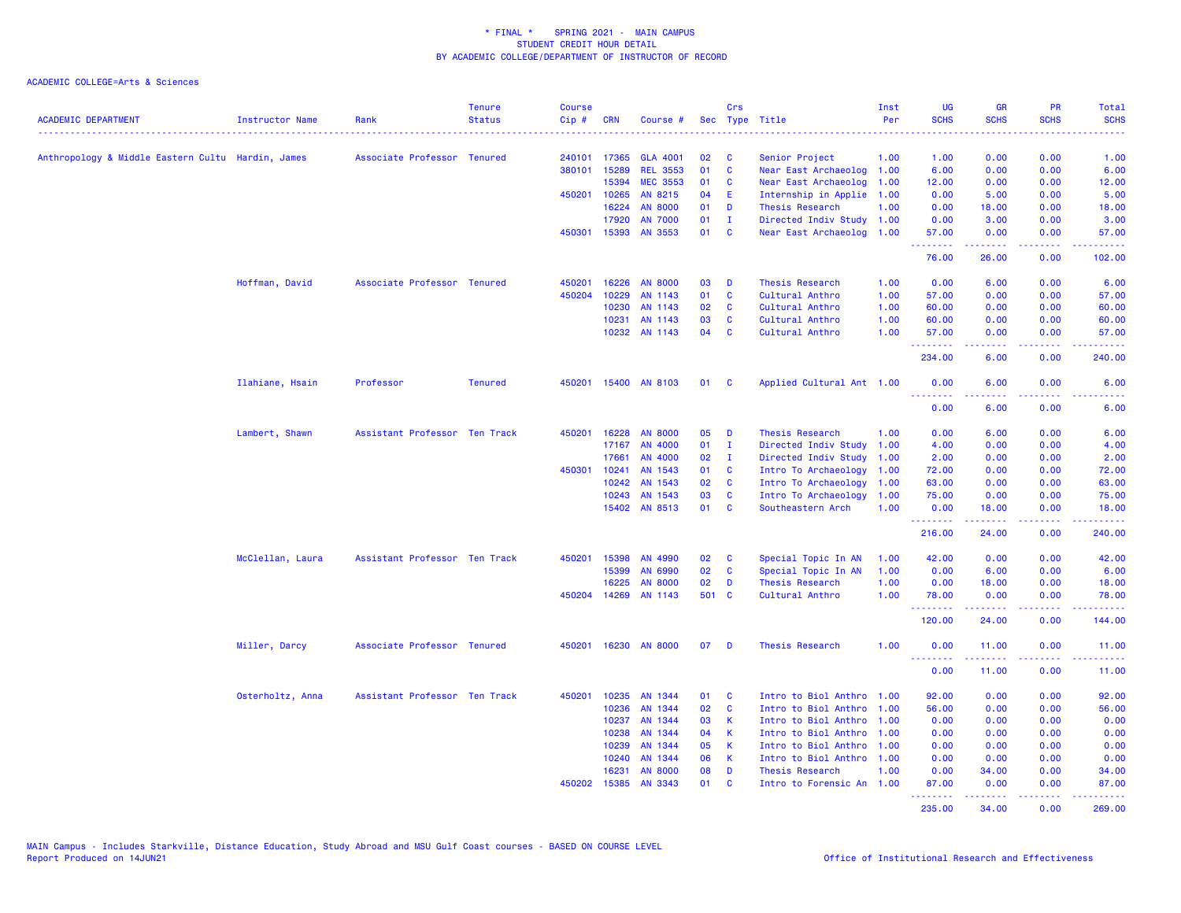\* FINAL \*    SPRING 2021 -  MAIN CAMPUS
STUDENT CREDIT HOUR DETAIL
BY ACADEMIC COLLEGE/DEPARTMENT OF INSTRUCTOR OF RECORD

ACADEMIC COLLEGE=Arts & Sciences

| ACADEMIC DEPARTMENT | Instructor Name | Rank | Tenure Status | Course Cip # | CRN | Course # | Sec | Crs Type | Title | Inst Per | UG SCHS | GR SCHS | PR SCHS | Total SCHS |
|---|---|---|---|---|---|---|---|---|---|---|---|---|---|---|
| Anthropology & Middle Eastern Cultu | Hardin, James | Associate Professor | Tenured | 240101 | 17365 | GLA 4001 | 02 | C | Senior Project | 1.00 | 1.00 | 0.00 | 0.00 | 1.00 |
| | | | | 380101 | 15289 | REL 3553 | 01 | C | Near East Archaeolog | 1.00 | 6.00 | 0.00 | 0.00 | 6.00 |
| | | | | | 15394 | MEC 3553 | 01 | C | Near East Archaeolog | 1.00 | 12.00 | 0.00 | 0.00 | 12.00 |
| | | | | 450201 | 10265 | AN 8215 | 04 | E | Internship in Applie | 1.00 | 0.00 | 5.00 | 0.00 | 5.00 |
| | | | | | 16224 | AN 8000 | 01 | D | Thesis Research | 1.00 | 0.00 | 18.00 | 0.00 | 18.00 |
| | | | | | 17920 | AN 7000 | 01 | I | Directed Indiv Study | 1.00 | 0.00 | 3.00 | 0.00 | 3.00 |
| | | | | 450301 | 15393 | AN 3553 | 01 | C | Near East Archaeolog | 1.00 | 57.00 | 0.00 | 0.00 | 57.00 |
| | | | | | | | | | | | 76.00 | 26.00 | 0.00 | 102.00 |
| | Hoffman, David | Associate Professor | Tenured | 450201 | 16226 | AN 8000 | 03 | D | Thesis Research | 1.00 | 0.00 | 6.00 | 0.00 | 6.00 |
| | | | | 450204 | 10229 | AN 1143 | 01 | C | Cultural Anthro | 1.00 | 57.00 | 0.00 | 0.00 | 57.00 |
| | | | | | 10230 | AN 1143 | 02 | C | Cultural Anthro | 1.00 | 60.00 | 0.00 | 0.00 | 60.00 |
| | | | | | 10231 | AN 1143 | 03 | C | Cultural Anthro | 1.00 | 60.00 | 0.00 | 0.00 | 60.00 |
| | | | | | 10232 | AN 1143 | 04 | C | Cultural Anthro | 1.00 | 57.00 | 0.00 | 0.00 | 57.00 |
| | | | | | | | | | | | 234.00 | 6.00 | 0.00 | 240.00 |
| | Ilahiane, Hsain | Professor | Tenured | 450201 | 15400 | AN 8103 | 01 | C | Applied Cultural Ant | 1.00 | 0.00 | 6.00 | 0.00 | 6.00 |
| | | | | | | | | | | | 0.00 | 6.00 | 0.00 | 6.00 |
| | Lambert, Shawn | Assistant Professor | Ten Track | 450201 | 16228 | AN 8000 | 05 | D | Thesis Research | 1.00 | 0.00 | 6.00 | 0.00 | 6.00 |
| | | | | | 17167 | AN 4000 | 01 | I | Directed Indiv Study | 1.00 | 4.00 | 0.00 | 0.00 | 4.00 |
| | | | | | 17661 | AN 4000 | 02 | I | Directed Indiv Study | 1.00 | 2.00 | 0.00 | 0.00 | 2.00 |
| | | | | 450301 | 10241 | AN 1543 | 01 | C | Intro To Archaeology | 1.00 | 72.00 | 0.00 | 0.00 | 72.00 |
| | | | | | 10242 | AN 1543 | 02 | C | Intro To Archaeology | 1.00 | 63.00 | 0.00 | 0.00 | 63.00 |
| | | | | | 10243 | AN 1543 | 03 | C | Intro To Archaeology | 1.00 | 75.00 | 0.00 | 0.00 | 75.00 |
| | | | | | 15402 | AN 8513 | 01 | C | Southeastern Arch | 1.00 | 0.00 | 18.00 | 0.00 | 18.00 |
| | | | | | | | | | | | 216.00 | 24.00 | 0.00 | 240.00 |
| | McClellan, Laura | Assistant Professor | Ten Track | 450201 | 15398 | AN 4990 | 02 | C | Special Topic In AN | 1.00 | 42.00 | 0.00 | 0.00 | 42.00 |
| | | | | | 15399 | AN 6990 | 02 | C | Special Topic In AN | 1.00 | 0.00 | 6.00 | 0.00 | 6.00 |
| | | | | | 16225 | AN 8000 | 02 | D | Thesis Research | 1.00 | 0.00 | 18.00 | 0.00 | 18.00 |
| | | | | 450204 | 14269 | AN 1143 | 501 | C | Cultural Anthro | 1.00 | 78.00 | 0.00 | 0.00 | 78.00 |
| | | | | | | | | | | | 120.00 | 24.00 | 0.00 | 144.00 |
| | Miller, Darcy | Associate Professor | Tenured | 450201 | 16230 | AN 8000 | 07 | D | Thesis Research | 1.00 | 0.00 | 11.00 | 0.00 | 11.00 |
| | | | | | | | | | | | 0.00 | 11.00 | 0.00 | 11.00 |
| | Osterholtz, Anna | Assistant Professor | Ten Track | 450201 | 10235 | AN 1344 | 01 | C | Intro to Biol Anthro | 1.00 | 92.00 | 0.00 | 0.00 | 92.00 |
| | | | | | 10236 | AN 1344 | 02 | C | Intro to Biol Anthro | 1.00 | 56.00 | 0.00 | 0.00 | 56.00 |
| | | | | | 10237 | AN 1344 | 03 | K | Intro to Biol Anthro | 1.00 | 0.00 | 0.00 | 0.00 | 0.00 |
| | | | | | 10238 | AN 1344 | 04 | K | Intro to Biol Anthro | 1.00 | 0.00 | 0.00 | 0.00 | 0.00 |
| | | | | | 10239 | AN 1344 | 05 | K | Intro to Biol Anthro | 1.00 | 0.00 | 0.00 | 0.00 | 0.00 |
| | | | | | 10240 | AN 1344 | 06 | K | Intro to Biol Anthro | 1.00 | 0.00 | 0.00 | 0.00 | 0.00 |
| | | | | | 16231 | AN 8000 | 08 | D | Thesis Research | 1.00 | 0.00 | 34.00 | 0.00 | 34.00 |
| | | | | 450202 | 15385 | AN 3343 | 01 | C | Intro to Forensic An | 1.00 | 87.00 | 0.00 | 0.00 | 87.00 |
| | | | | | | | | | | | 235.00 | 34.00 | 0.00 | 269.00 |

MAIN Campus - Includes Starkville, Distance Education, Study Abroad and MSU Gulf Coast courses - BASED ON COURSE LEVEL
Report Produced on 14JUN21

Office of Institutional Research and Effectiveness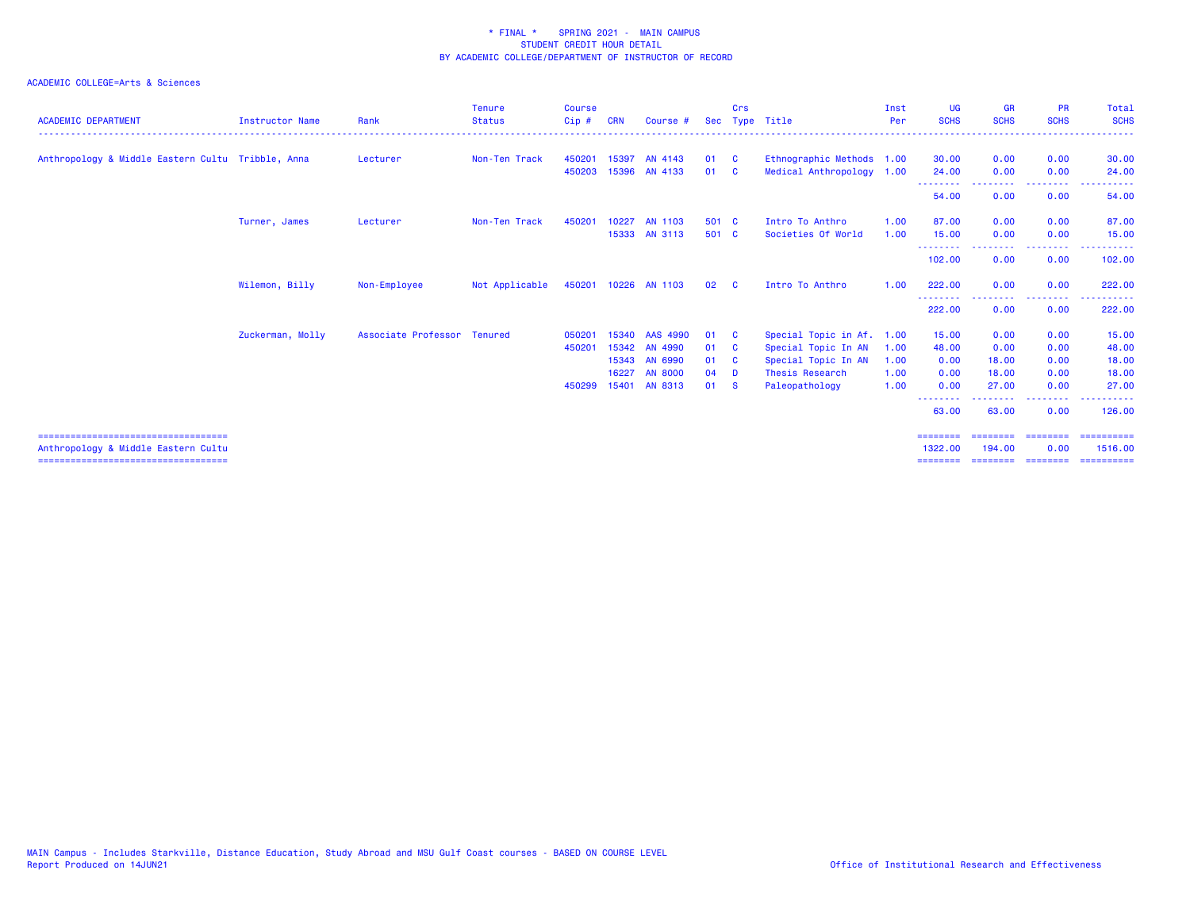\* FINAL \* SPRING 2021 - MAIN CAMPUS
STUDENT CREDIT HOUR DETAIL
BY ACADEMIC COLLEGE/DEPARTMENT OF INSTRUCTOR OF RECORD

ACADEMIC COLLEGE=Arts & Sciences

| ACADEMIC DEPARTMENT | Instructor Name | Rank | Tenure Status | Course Cip # | CRN | Course # | Sec | Crs Type | Title | Inst Per | UG SCHS | GR SCHS | PR SCHS | Total SCHS |
|---|---|---|---|---|---|---|---|---|---|---|---|---|---|---|
| Anthropology & Middle Eastern Cultu | Tribble, Anna | Lecturer | Non-Ten Track | 450201 | 15397 | AN 4143 | 01 | C | Ethnographic Methods | 1.00 | 30.00 | 0.00 | 0.00 | 30.00 |
| | | | | 450203 | 15396 | AN 4133 | 01 | C | Medical Anthropology | 1.00 | 24.00 | 0.00 | 0.00 | 24.00 |
| | | | | | | | | | | | 54.00 | 0.00 | 0.00 | 54.00 |
| | Turner, James | Lecturer | Non-Ten Track | 450201 | 10227 | AN 1103 | 501 | C | Intro To Anthro | 1.00 | 87.00 | 0.00 | 0.00 | 87.00 |
| | | | | | 15333 | AN 3113 | 501 | C | Societies Of World | 1.00 | 15.00 | 0.00 | 0.00 | 15.00 |
| | | | | | | | | | | | 102.00 | 0.00 | 0.00 | 102.00 |
| | Wilemon, Billy | Non-Employee | Not Applicable | 450201 | 10226 | AN 1103 | 02 | C | Intro To Anthro | 1.00 | 222.00 | 0.00 | 0.00 | 222.00 |
| | | | | | | | | | | | 222.00 | 0.00 | 0.00 | 222.00 |
| | Zuckerman, Molly | Associate Professor | Tenured | 050201 | 15340 | AAS 4990 | 01 | C | Special Topic in Af. | 1.00 | 15.00 | 0.00 | 0.00 | 15.00 |
| | | | | 450201 | 15342 | AN 4990 | 01 | C | Special Topic In AN | 1.00 | 48.00 | 0.00 | 0.00 | 48.00 |
| | | | | | 15343 | AN 6990 | 01 | C | Special Topic In AN | 1.00 | 0.00 | 18.00 | 0.00 | 18.00 |
| | | | | | 16227 | AN 8000 | 04 | D | Thesis Research | 1.00 | 0.00 | 18.00 | 0.00 | 18.00 |
| | | | | 450299 | 15401 | AN 8313 | 01 | S | Paleopathology | 1.00 | 0.00 | 27.00 | 0.00 | 27.00 |
| | | | | | | | | | | | 63.00 | 63.00 | 0.00 | 126.00 |
| Anthropology & Middle Eastern Cultu | | | | | | | | | | | 1322.00 | 194.00 | 0.00 | 1516.00 |

MAIN Campus - Includes Starkville, Distance Education, Study Abroad and MSU Gulf Coast courses - BASED ON COURSE LEVEL
Report Produced on 14JUN21

Office of Institutional Research and Effectiveness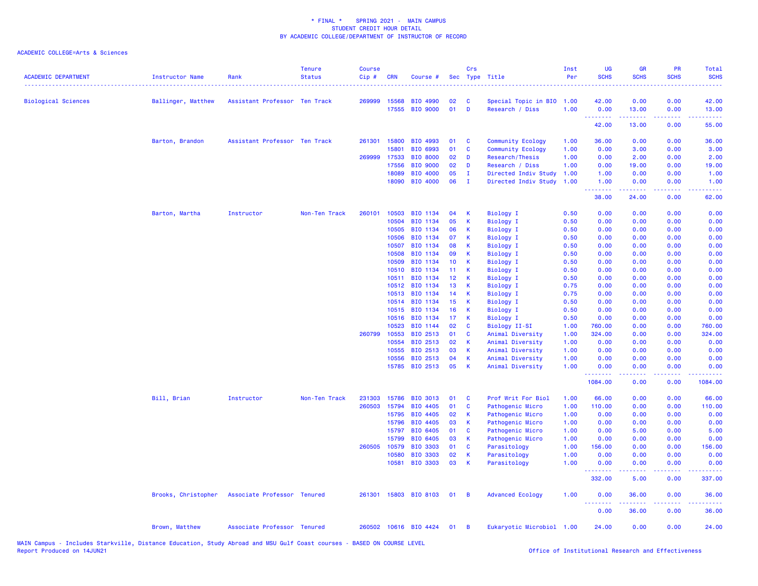\* FINAL \*    SPRING 2021 -  MAIN CAMPUS
STUDENT CREDIT HOUR DETAIL
BY ACADEMIC COLLEGE/DEPARTMENT OF INSTRUCTOR OF RECORD

ACADEMIC COLLEGE=Arts & Sciences

| ACADEMIC DEPARTMENT | Instructor Name | Rank | Tenure Status | Course Cip # | CRN | Course # | Sec | Crs Type | Title | Inst Per | UG SCHS | GR SCHS | PR SCHS | Total SCHS |
|---|---|---|---|---|---|---|---|---|---|---|---|---|---|---|
| Biological Sciences | Ballinger, Matthew | Assistant Professor | Ten Track | 269999 | 15568 | BIO 4990 | 02 | C | Special Topic in BIO | 1.00 | 42.00 | 0.00 | 0.00 | 42.00 |
| | | | | | 17555 | BIO 9000 | 01 | D | Research / Diss | 1.00 | 0.00 | 13.00 | 0.00 | 13.00 |
| | | | | | | | | | | | 42.00 | 13.00 | 0.00 | 55.00 |
| | Barton, Brandon | Assistant Professor | Ten Track | 261301 | 15800 | BIO 4993 | 01 | C | Community Ecology | 1.00 | 36.00 | 0.00 | 0.00 | 36.00 |
| | | | | | 15801 | BIO 6993 | 01 | C | Community Ecology | 1.00 | 0.00 | 3.00 | 0.00 | 3.00 |
| | | | | 269999 | 17533 | BIO 8000 | 02 | D | Research/Thesis | 1.00 | 0.00 | 2.00 | 0.00 | 2.00 |
| | | | | | 17556 | BIO 9000 | 02 | D | Research / Diss | 1.00 | 0.00 | 19.00 | 0.00 | 19.00 |
| | | | | | 18089 | BIO 4000 | 05 | I | Directed Indiv Study | 1.00 | 1.00 | 0.00 | 0.00 | 1.00 |
| | | | | | 18090 | BIO 4000 | 06 | I | Directed Indiv Study | 1.00 | 1.00 | 0.00 | 0.00 | 1.00 |
| | | | | | | | | | | | 38.00 | 24.00 | 0.00 | 62.00 |
| | Barton, Martha | Instructor | Non-Ten Track | 260101 | 10503 | BIO 1134 | 04 | K | Biology I | 0.50 | 0.00 | 0.00 | 0.00 | 0.00 |
| | | | | | 10504 | BIO 1134 | 05 | K | Biology I | 0.50 | 0.00 | 0.00 | 0.00 | 0.00 |
| | | | | | 10505 | BIO 1134 | 06 | K | Biology I | 0.50 | 0.00 | 0.00 | 0.00 | 0.00 |
| | | | | | 10506 | BIO 1134 | 07 | K | Biology I | 0.50 | 0.00 | 0.00 | 0.00 | 0.00 |
| | | | | | 10507 | BIO 1134 | 08 | K | Biology I | 0.50 | 0.00 | 0.00 | 0.00 | 0.00 |
| | | | | | 10508 | BIO 1134 | 09 | K | Biology I | 0.50 | 0.00 | 0.00 | 0.00 | 0.00 |
| | | | | | 10509 | BIO 1134 | 10 | K | Biology I | 0.50 | 0.00 | 0.00 | 0.00 | 0.00 |
| | | | | | 10510 | BIO 1134 | 11 | K | Biology I | 0.50 | 0.00 | 0.00 | 0.00 | 0.00 |
| | | | | | 10511 | BIO 1134 | 12 | K | Biology I | 0.50 | 0.00 | 0.00 | 0.00 | 0.00 |
| | | | | | 10512 | BIO 1134 | 13 | K | Biology I | 0.75 | 0.00 | 0.00 | 0.00 | 0.00 |
| | | | | | 10513 | BIO 1134 | 14 | K | Biology I | 0.75 | 0.00 | 0.00 | 0.00 | 0.00 |
| | | | | | 10514 | BIO 1134 | 15 | K | Biology I | 0.50 | 0.00 | 0.00 | 0.00 | 0.00 |
| | | | | | 10515 | BIO 1134 | 16 | K | Biology I | 0.50 | 0.00 | 0.00 | 0.00 | 0.00 |
| | | | | | 10516 | BIO 1134 | 17 | K | Biology I | 0.50 | 0.00 | 0.00 | 0.00 | 0.00 |
| | | | | | 10523 | BIO 1144 | 02 | C | Biology II-SI | 1.00 | 760.00 | 0.00 | 0.00 | 760.00 |
| | | | | 260799 | 10553 | BIO 2513 | 01 | C | Animal Diversity | 1.00 | 324.00 | 0.00 | 0.00 | 324.00 |
| | | | | | 10554 | BIO 2513 | 02 | K | Animal Diversity | 1.00 | 0.00 | 0.00 | 0.00 | 0.00 |
| | | | | | 10555 | BIO 2513 | 03 | K | Animal Diversity | 1.00 | 0.00 | 0.00 | 0.00 | 0.00 |
| | | | | | 10556 | BIO 2513 | 04 | K | Animal Diversity | 1.00 | 0.00 | 0.00 | 0.00 | 0.00 |
| | | | | | 15785 | BIO 2513 | 05 | K | Animal Diversity | 1.00 | 0.00 | 0.00 | 0.00 | 0.00 |
| | | | | | | | | | | | 1084.00 | 0.00 | 0.00 | 1084.00 |
| | Bill, Brian | Instructor | Non-Ten Track | 231303 | 15786 | BIO 3013 | 01 | C | Prof Writ For Biol | 1.00 | 66.00 | 0.00 | 0.00 | 66.00 |
| | | | | 260503 | 15794 | BIO 4405 | 01 | C | Pathogenic Micro | 1.00 | 110.00 | 0.00 | 0.00 | 110.00 |
| | | | | | 15795 | BIO 4405 | 02 | K | Pathogenic Micro | 1.00 | 0.00 | 0.00 | 0.00 | 0.00 |
| | | | | | 15796 | BIO 4405 | 03 | K | Pathogenic Micro | 1.00 | 0.00 | 0.00 | 0.00 | 0.00 |
| | | | | | 15797 | BIO 6405 | 01 | C | Pathogenic Micro | 1.00 | 0.00 | 5.00 | 0.00 | 5.00 |
| | | | | | 15799 | BIO 6405 | 03 | K | Pathogenic Micro | 1.00 | 0.00 | 0.00 | 0.00 | 0.00 |
| | | | | 260505 | 10579 | BIO 3303 | 01 | C | Parasitology | 1.00 | 156.00 | 0.00 | 0.00 | 156.00 |
| | | | | | 10580 | BIO 3303 | 02 | K | Parasitology | 1.00 | 0.00 | 0.00 | 0.00 | 0.00 |
| | | | | | 10581 | BIO 3303 | 03 | K | Parasitology | 1.00 | 0.00 | 0.00 | 0.00 | 0.00 |
| | | | | | | | | | | | 332.00 | 5.00 | 0.00 | 337.00 |
| | Brooks, Christopher | Associate Professor | Tenured | 261301 | 15803 | BIO 8103 | 01 | B | Advanced Ecology | 1.00 | 0.00 | 36.00 | 0.00 | 36.00 |
| | | | | | | | | | | | 0.00 | 36.00 | 0.00 | 36.00 |
| | Brown, Matthew | Associate Professor | Tenured | 260502 | 10616 | BIO 4424 | 01 | B | Eukaryotic Microbiol | 1.00 | 24.00 | 0.00 | 0.00 | 24.00 |

MAIN Campus - Includes Starkville, Distance Education, Study Abroad and MSU Gulf Coast courses - BASED ON COURSE LEVEL
Report Produced on 14JUN21
Office of Institutional Research and Effectiveness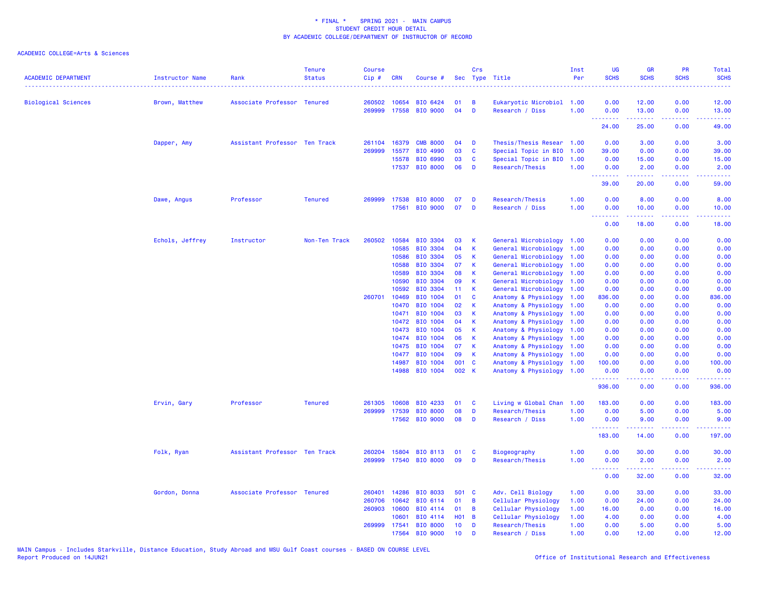# * FINAL * SPRING 2021 - MAIN CAMPUS
## STUDENT CREDIT HOUR DETAIL
## BY ACADEMIC COLLEGE/DEPARTMENT OF INSTRUCTOR OF RECORD

ACADEMIC COLLEGE=Arts & Sciences

| ACADEMIC DEPARTMENT | Instructor Name | Rank | Tenure Status | Course Cip # | CRN | Course # | Sec | Crs Type | Title | Inst Per | UG SCHS | GR SCHS | PR SCHS | Total SCHS |
|---|---|---|---|---|---|---|---|---|---|---|---|---|---|---|
| Biological Sciences | Brown, Matthew | Associate Professor | Tenured | 260502 | 10654 | BIO 6424 | 01 | B | Eukaryotic Microbiol | 1.00 | 0.00 | 12.00 | 0.00 | 12.00 |
| | | | | 269999 | 17558 | BIO 9000 | 04 | D | Research / Diss | 1.00 | 0.00 | 13.00 | 0.00 | 13.00 |
| | | | | | | | | | | | 24.00 | 25.00 | 0.00 | 49.00 |
| | Dapper, Amy | Assistant Professor | Ten Track | 261104 | 16379 | CMB 8000 | 04 | D | Thesis/Thesis Resear | 1.00 | 0.00 | 3.00 | 0.00 | 3.00 |
| | | | | 269999 | 15577 | BIO 4990 | 03 | C | Special Topic in BIO | 1.00 | 39.00 | 0.00 | 0.00 | 39.00 |
| | | | | | 15578 | BIO 6990 | 03 | C | Special Topic in BIO | 1.00 | 0.00 | 15.00 | 0.00 | 15.00 |
| | | | | | 17537 | BIO 8000 | 06 | D | Research/Thesis | 1.00 | 0.00 | 2.00 | 0.00 | 2.00 |
| | | | | | | | | | | | 39.00 | 20.00 | 0.00 | 59.00 |
| | Dawe, Angus | Professor | Tenured | 269999 | 17538 | BIO 8000 | 07 | D | Research/Thesis | 1.00 | 0.00 | 8.00 | 0.00 | 8.00 |
| | | | | | 17561 | BIO 9000 | 07 | D | Research / Diss | 1.00 | 0.00 | 10.00 | 0.00 | 10.00 |
| | | | | | | | | | | | 0.00 | 18.00 | 0.00 | 18.00 |
| | Echols, Jeffrey | Instructor | Non-Ten Track | 260502 | 10584 | BIO 3304 | 03 | K | General Microbiology | 1.00 | 0.00 | 0.00 | 0.00 | 0.00 |
| | | | | | 10585 | BIO 3304 | 04 | K | General Microbiology | 1.00 | 0.00 | 0.00 | 0.00 | 0.00 |
| | | | | | 10586 | BIO 3304 | 05 | K | General Microbiology | 1.00 | 0.00 | 0.00 | 0.00 | 0.00 |
| | | | | | 10588 | BIO 3304 | 07 | K | General Microbiology | 1.00 | 0.00 | 0.00 | 0.00 | 0.00 |
| | | | | | 10589 | BIO 3304 | 08 | K | General Microbiology | 1.00 | 0.00 | 0.00 | 0.00 | 0.00 |
| | | | | | 10590 | BIO 3304 | 09 | K | General Microbiology | 1.00 | 0.00 | 0.00 | 0.00 | 0.00 |
| | | | | | 10592 | BIO 3304 | 11 | K | General Microbiology | 1.00 | 0.00 | 0.00 | 0.00 | 0.00 |
| | | | | 260701 | 10469 | BIO 1004 | 01 | C | Anatomy & Physiology | 1.00 | 836.00 | 0.00 | 0.00 | 836.00 |
| | | | | | 10470 | BIO 1004 | 02 | K | Anatomy & Physiology | 1.00 | 0.00 | 0.00 | 0.00 | 0.00 |
| | | | | | 10471 | BIO 1004 | 03 | K | Anatomy & Physiology | 1.00 | 0.00 | 0.00 | 0.00 | 0.00 |
| | | | | | 10472 | BIO 1004 | 04 | K | Anatomy & Physiology | 1.00 | 0.00 | 0.00 | 0.00 | 0.00 |
| | | | | | 10473 | BIO 1004 | 05 | K | Anatomy & Physiology | 1.00 | 0.00 | 0.00 | 0.00 | 0.00 |
| | | | | | 10474 | BIO 1004 | 06 | K | Anatomy & Physiology | 1.00 | 0.00 | 0.00 | 0.00 | 0.00 |
| | | | | | 10475 | BIO 1004 | 07 | K | Anatomy & Physiology | 1.00 | 0.00 | 0.00 | 0.00 | 0.00 |
| | | | | | 10477 | BIO 1004 | 09 | K | Anatomy & Physiology | 1.00 | 0.00 | 0.00 | 0.00 | 0.00 |
| | | | | | 14987 | BIO 1004 | 001 | C | Anatomy & Physiology | 1.00 | 100.00 | 0.00 | 0.00 | 100.00 |
| | | | | | 14988 | BIO 1004 | 002 | K | Anatomy & Physiology | 1.00 | 0.00 | 0.00 | 0.00 | 0.00 |
| | | | | | | | | | | | 936.00 | 0.00 | 0.00 | 936.00 |
| | Ervin, Gary | Professor | Tenured | 261305 | 10608 | BIO 4233 | 01 | C | Living w Global Chan | 1.00 | 183.00 | 0.00 | 0.00 | 183.00 |
| | | | | 269999 | 17539 | BIO 8000 | 08 | D | Research/Thesis | 1.00 | 0.00 | 5.00 | 0.00 | 5.00 |
| | | | | | 17562 | BIO 9000 | 08 | D | Research / Diss | 1.00 | 0.00 | 9.00 | 0.00 | 9.00 |
| | | | | | | | | | | | 183.00 | 14.00 | 0.00 | 197.00 |
| | Folk, Ryan | Assistant Professor | Ten Track | 260204 | 15804 | BIO 8113 | 01 | C | Biogeography | 1.00 | 0.00 | 30.00 | 0.00 | 30.00 |
| | | | | 269999 | 17540 | BIO 8000 | 09 | D | Research/Thesis | 1.00 | 0.00 | 2.00 | 0.00 | 2.00 |
| | | | | | | | | | | | 0.00 | 32.00 | 0.00 | 32.00 |
| | Gordon, Donna | Associate Professor | Tenured | 260401 | 14286 | BIO 8033 | 501 | C | Adv. Cell Biology | 1.00 | 0.00 | 33.00 | 0.00 | 33.00 |
| | | | | 260706 | 10642 | BIO 6114 | 01 | B | Cellular Physiology | 1.00 | 0.00 | 24.00 | 0.00 | 24.00 |
| | | | | 260903 | 10600 | BIO 4114 | 01 | B | Cellular Physiology | 1.00 | 16.00 | 0.00 | 0.00 | 16.00 |
| | | | | | 10601 | BIO 4114 | H01 | B | Cellular Physiology | 1.00 | 4.00 | 0.00 | 0.00 | 4.00 |
| | | | | 269999 | 17541 | BIO 8000 | 10 | D | Research/Thesis | 1.00 | 0.00 | 5.00 | 0.00 | 5.00 |
| | | | | | 17564 | BIO 9000 | 10 | D | Research / Diss | 1.00 | 0.00 | 12.00 | 0.00 | 12.00 |

MAIN Campus - Includes Starkville, Distance Education, Study Abroad and MSU Gulf Coast courses - BASED ON COURSE LEVEL
Report Produced on 14JUN21

Office of Institutional Research and Effectiveness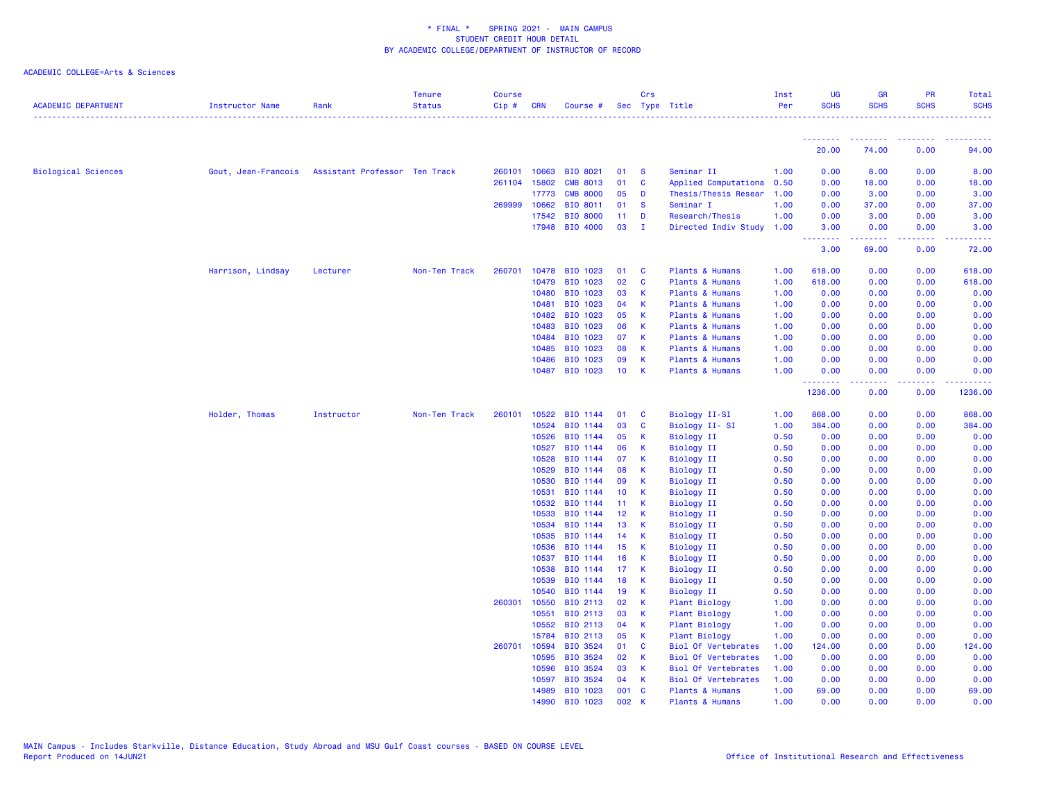\* FINAL \* SPRING 2021 - MAIN CAMPUS
STUDENT CREDIT HOUR DETAIL
BY ACADEMIC COLLEGE/DEPARTMENT OF INSTRUCTOR OF RECORD

ACADEMIC COLLEGE=Arts & Sciences

| ACADEMIC DEPARTMENT | Instructor Name | Rank | Tenure Status | Course Cip # | CRN | Course # | Sec | Crs Type | Title | Inst Per | UG SCHS | GR SCHS | PR SCHS | Total SCHS |
|---|---|---|---|---|---|---|---|---|---|---|---|---|---|---|
| | | | | | | | | | | | 20.00 | 74.00 | 0.00 | 94.00 |
| Biological Sciences | Gout, Jean-Francois | Assistant Professor | Ten Track | 260101 | 10663 | BIO 8021 | 01 | S | Seminar II | 1.00 | 0.00 | 8.00 | 0.00 | 8.00 |
| | | | | 261104 | 15802 | CMB 8013 | 01 | C | Applied Computationa | 0.50 | 0.00 | 18.00 | 0.00 | 18.00 |
| | | | | | 17773 | CMB 8000 | 05 | D | Thesis/Thesis Resear | 1.00 | 0.00 | 3.00 | 0.00 | 3.00 |
| | | | | 269999 | 10662 | BIO 8011 | 01 | S | Seminar I | 1.00 | 0.00 | 37.00 | 0.00 | 37.00 |
| | | | | | 17542 | BIO 8000 | 11 | D | Research/Thesis | 1.00 | 0.00 | 3.00 | 0.00 | 3.00 |
| | | | | | 17948 | BIO 4000 | 03 | I | Directed Indiv Study | 1.00 | 3.00 | 0.00 | 0.00 | 3.00 |
| | | | | | | | | | | | 3.00 | 69.00 | 0.00 | 72.00 |
| | Harrison, Lindsay | Lecturer | Non-Ten Track | 260701 | 10478 | BIO 1023 | 01 | C | Plants & Humans | 1.00 | 618.00 | 0.00 | 0.00 | 618.00 |
| | | | | | 10479 | BIO 1023 | 02 | C | Plants & Humans | 1.00 | 618.00 | 0.00 | 0.00 | 618.00 |
| | | | | | 10480 | BIO 1023 | 03 | K | Plants & Humans | 1.00 | 0.00 | 0.00 | 0.00 | 0.00 |
| | | | | | 10481 | BIO 1023 | 04 | K | Plants & Humans | 1.00 | 0.00 | 0.00 | 0.00 | 0.00 |
| | | | | | 10482 | BIO 1023 | 05 | K | Plants & Humans | 1.00 | 0.00 | 0.00 | 0.00 | 0.00 |
| | | | | | 10483 | BIO 1023 | 06 | K | Plants & Humans | 1.00 | 0.00 | 0.00 | 0.00 | 0.00 |
| | | | | | 10484 | BIO 1023 | 07 | K | Plants & Humans | 1.00 | 0.00 | 0.00 | 0.00 | 0.00 |
| | | | | | 10485 | BIO 1023 | 08 | K | Plants & Humans | 1.00 | 0.00 | 0.00 | 0.00 | 0.00 |
| | | | | | 10486 | BIO 1023 | 09 | K | Plants & Humans | 1.00 | 0.00 | 0.00 | 0.00 | 0.00 |
| | | | | | 10487 | BIO 1023 | 10 | K | Plants & Humans | 1.00 | 0.00 | 0.00 | 0.00 | 0.00 |
| | | | | | | | | | | | 1236.00 | 0.00 | 0.00 | 1236.00 |
| | Holder, Thomas | Instructor | Non-Ten Track | 260101 | 10522 | BIO 1144 | 01 | C | Biology II-SI | 1.00 | 868.00 | 0.00 | 0.00 | 868.00 |
| | | | | | 10524 | BIO 1144 | 03 | C | Biology II- SI | 1.00 | 384.00 | 0.00 | 0.00 | 384.00 |
| | | | | | 10526 | BIO 1144 | 05 | K | Biology II | 0.50 | 0.00 | 0.00 | 0.00 | 0.00 |
| | | | | | 10527 | BIO 1144 | 06 | K | Biology II | 0.50 | 0.00 | 0.00 | 0.00 | 0.00 |
| | | | | | 10528 | BIO 1144 | 07 | K | Biology II | 0.50 | 0.00 | 0.00 | 0.00 | 0.00 |
| | | | | | 10529 | BIO 1144 | 08 | K | Biology II | 0.50 | 0.00 | 0.00 | 0.00 | 0.00 |
| | | | | | 10530 | BIO 1144 | 09 | K | Biology II | 0.50 | 0.00 | 0.00 | 0.00 | 0.00 |
| | | | | | 10531 | BIO 1144 | 10 | K | Biology II | 0.50 | 0.00 | 0.00 | 0.00 | 0.00 |
| | | | | | 10532 | BIO 1144 | 11 | K | Biology II | 0.50 | 0.00 | 0.00 | 0.00 | 0.00 |
| | | | | | 10533 | BIO 1144 | 12 | K | Biology II | 0.50 | 0.00 | 0.00 | 0.00 | 0.00 |
| | | | | | 10534 | BIO 1144 | 13 | K | Biology II | 0.50 | 0.00 | 0.00 | 0.00 | 0.00 |
| | | | | | 10535 | BIO 1144 | 14 | K | Biology II | 0.50 | 0.00 | 0.00 | 0.00 | 0.00 |
| | | | | | 10536 | BIO 1144 | 15 | K | Biology II | 0.50 | 0.00 | 0.00 | 0.00 | 0.00 |
| | | | | | 10537 | BIO 1144 | 16 | K | Biology II | 0.50 | 0.00 | 0.00 | 0.00 | 0.00 |
| | | | | | 10538 | BIO 1144 | 17 | K | Biology II | 0.50 | 0.00 | 0.00 | 0.00 | 0.00 |
| | | | | | 10539 | BIO 1144 | 18 | K | Biology II | 0.50 | 0.00 | 0.00 | 0.00 | 0.00 |
| | | | | | 10540 | BIO 1144 | 19 | K | Biology II | 0.50 | 0.00 | 0.00 | 0.00 | 0.00 |
| | | | | 260301 | 10550 | BIO 2113 | 02 | K | Plant Biology | 1.00 | 0.00 | 0.00 | 0.00 | 0.00 |
| | | | | | 10551 | BIO 2113 | 03 | K | Plant Biology | 1.00 | 0.00 | 0.00 | 0.00 | 0.00 |
| | | | | | 10552 | BIO 2113 | 04 | K | Plant Biology | 1.00 | 0.00 | 0.00 | 0.00 | 0.00 |
| | | | | | 15784 | BIO 2113 | 05 | K | Plant Biology | 1.00 | 0.00 | 0.00 | 0.00 | 0.00 |
| | | | | 260701 | 10594 | BIO 3524 | 01 | C | Biol Of Vertebrates | 1.00 | 124.00 | 0.00 | 0.00 | 124.00 |
| | | | | | 10595 | BIO 3524 | 02 | K | Biol Of Vertebrates | 1.00 | 0.00 | 0.00 | 0.00 | 0.00 |
| | | | | | 10596 | BIO 3524 | 03 | K | Biol Of Vertebrates | 1.00 | 0.00 | 0.00 | 0.00 | 0.00 |
| | | | | | 10597 | BIO 3524 | 04 | K | Biol Of Vertebrates | 1.00 | 0.00 | 0.00 | 0.00 | 0.00 |
| | | | | | 14989 | BIO 1023 | 001 | C | Plants & Humans | 1.00 | 69.00 | 0.00 | 0.00 | 69.00 |
| | | | | | 14990 | BIO 1023 | 002 | K | Plants & Humans | 1.00 | 0.00 | 0.00 | 0.00 | 0.00 |

MAIN Campus - Includes Starkville, Distance Education, Study Abroad and MSU Gulf Coast courses - BASED ON COURSE LEVEL
Report Produced on 14JUN21

Office of Institutional Research and Effectiveness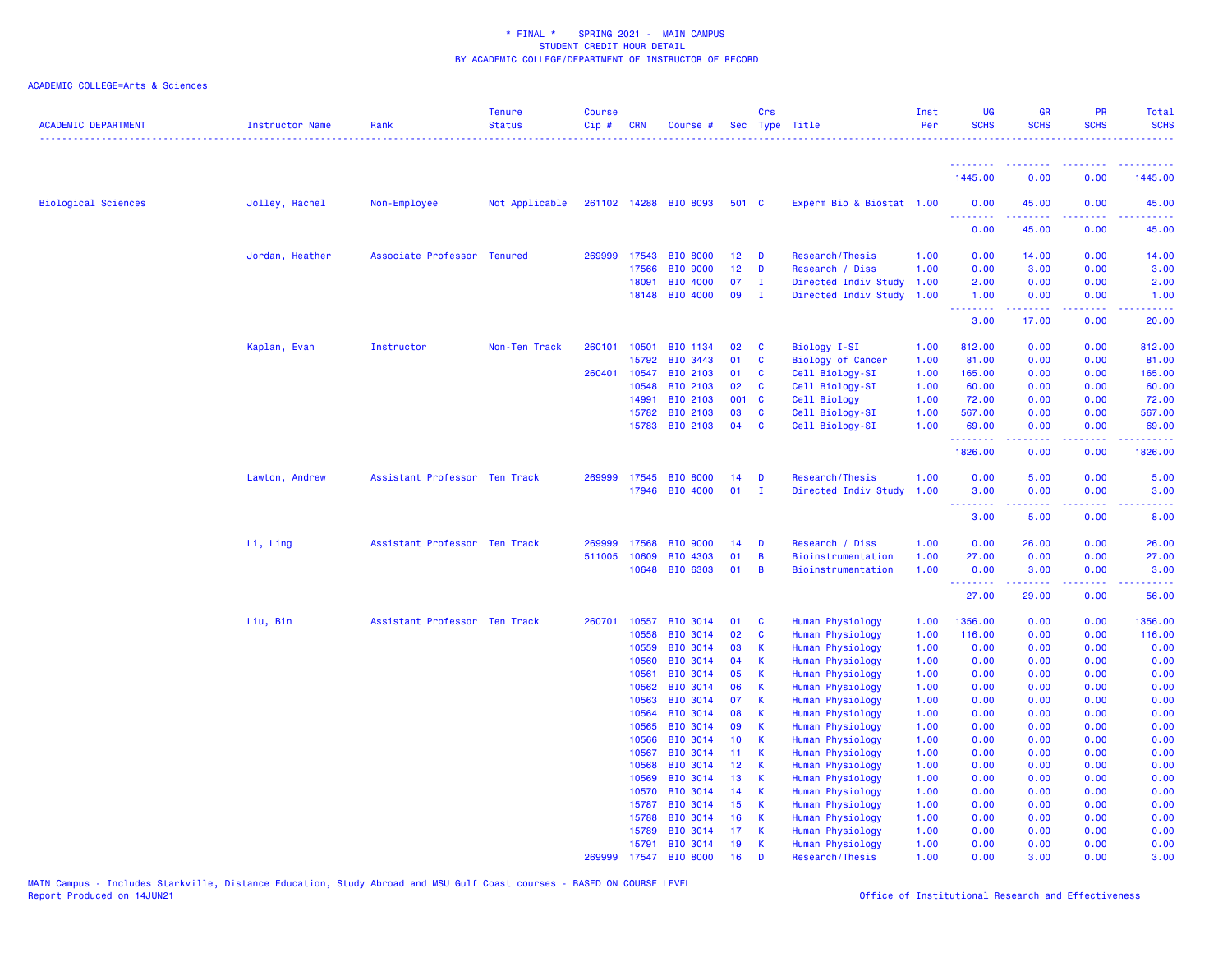\* FINAL \* SPRING 2021 - MAIN CAMPUS
STUDENT CREDIT HOUR DETAIL
BY ACADEMIC COLLEGE/DEPARTMENT OF INSTRUCTOR OF RECORD

ACADEMIC COLLEGE=Arts & Sciences

| ACADEMIC DEPARTMENT | Instructor Name | Rank | Tenure Status | Course Cip # | CRN | Course # | Sec | Crs Type | Title | Inst Per | UG SCHS | GR SCHS | PR SCHS | Total SCHS |
|---|---|---|---|---|---|---|---|---|---|---|---|---|---|---|
| | | | | | | | | | | | 1445.00 | 0.00 | 0.00 | 1445.00 |
| Biological Sciences | Jolley, Rachel | Non-Employee | Not Applicable | 261102 | 14288 | BIO 8093 | 501 | C | Experm Bio & Biostat | 1.00 | 0.00 | 45.00 | 0.00 | 45.00 |
| | | | | | | | | | | | 0.00 | 45.00 | 0.00 | 45.00 |
| | Jordan, Heather | Associate Professor | Tenured | 269999 | 17543 | BIO 8000 | 12 | D | Research/Thesis | 1.00 | 0.00 | 14.00 | 0.00 | 14.00 |
| | | | | | 17566 | BIO 9000 | 12 | D | Research / Diss | 1.00 | 0.00 | 3.00 | 0.00 | 3.00 |
| | | | | | 18091 | BIO 4000 | 07 | I | Directed Indiv Study | 1.00 | 2.00 | 0.00 | 0.00 | 2.00 |
| | | | | | 18148 | BIO 4000 | 09 | I | Directed Indiv Study | 1.00 | 1.00 | 0.00 | 0.00 | 1.00 |
| | | | | | | | | | | | 3.00 | 17.00 | 0.00 | 20.00 |
| | Kaplan, Evan | Instructor | Non-Ten Track | 260101 | 10501 | BIO 1134 | 02 | C | Biology I-SI | 1.00 | 812.00 | 0.00 | 0.00 | 812.00 |
| | | | | | 15792 | BIO 3443 | 01 | C | Biology of Cancer | 1.00 | 81.00 | 0.00 | 0.00 | 81.00 |
| | | | | 260401 | 10547 | BIO 2103 | 01 | C | Cell Biology-SI | 1.00 | 165.00 | 0.00 | 0.00 | 165.00 |
| | | | | | 10548 | BIO 2103 | 02 | C | Cell Biology-SI | 1.00 | 60.00 | 0.00 | 0.00 | 60.00 |
| | | | | | 14991 | BIO 2103 | 001 | C | Cell Biology | 1.00 | 72.00 | 0.00 | 0.00 | 72.00 |
| | | | | | 15782 | BIO 2103 | 03 | C | Cell Biology-SI | 1.00 | 567.00 | 0.00 | 0.00 | 567.00 |
| | | | | | 15783 | BIO 2103 | 04 | C | Cell Biology-SI | 1.00 | 69.00 | 0.00 | 0.00 | 69.00 |
| | | | | | | | | | | | 1826.00 | 0.00 | 0.00 | 1826.00 |
| | Lawton, Andrew | Assistant Professor | Ten Track | 269999 | 17545 | BIO 8000 | 14 | D | Research/Thesis | 1.00 | 0.00 | 5.00 | 0.00 | 5.00 |
| | | | | | 17946 | BIO 4000 | 01 | I | Directed Indiv Study | 1.00 | 3.00 | 0.00 | 0.00 | 3.00 |
| | | | | | | | | | | | 3.00 | 5.00 | 0.00 | 8.00 |
| | Li, Ling | Assistant Professor | Ten Track | 269999 | 17568 | BIO 9000 | 14 | D | Research / Diss | 1.00 | 0.00 | 26.00 | 0.00 | 26.00 |
| | | | | 511005 | 10609 | BIO 4303 | 01 | B | Bioinstrumentation | 1.00 | 27.00 | 0.00 | 0.00 | 27.00 |
| | | | | | 10648 | BIO 6303 | 01 | B | Bioinstrumentation | 1.00 | 0.00 | 3.00 | 0.00 | 3.00 |
| | | | | | | | | | | | 27.00 | 29.00 | 0.00 | 56.00 |
| | Liu, Bin | Assistant Professor | Ten Track | 260701 | 10557 | BIO 3014 | 01 | C | Human Physiology | 1.00 | 1356.00 | 0.00 | 0.00 | 1356.00 |
| | | | | | 10558 | BIO 3014 | 02 | C | Human Physiology | 1.00 | 116.00 | 0.00 | 0.00 | 116.00 |
| | | | | | 10559 | BIO 3014 | 03 | K | Human Physiology | 1.00 | 0.00 | 0.00 | 0.00 | 0.00 |
| | | | | | 10560 | BIO 3014 | 04 | K | Human Physiology | 1.00 | 0.00 | 0.00 | 0.00 | 0.00 |
| | | | | | 10561 | BIO 3014 | 05 | K | Human Physiology | 1.00 | 0.00 | 0.00 | 0.00 | 0.00 |
| | | | | | 10562 | BIO 3014 | 06 | K | Human Physiology | 1.00 | 0.00 | 0.00 | 0.00 | 0.00 |
| | | | | | 10563 | BIO 3014 | 07 | K | Human Physiology | 1.00 | 0.00 | 0.00 | 0.00 | 0.00 |
| | | | | | 10564 | BIO 3014 | 08 | K | Human Physiology | 1.00 | 0.00 | 0.00 | 0.00 | 0.00 |
| | | | | | 10565 | BIO 3014 | 09 | K | Human Physiology | 1.00 | 0.00 | 0.00 | 0.00 | 0.00 |
| | | | | | 10566 | BIO 3014 | 10 | K | Human Physiology | 1.00 | 0.00 | 0.00 | 0.00 | 0.00 |
| | | | | | 10567 | BIO 3014 | 11 | K | Human Physiology | 1.00 | 0.00 | 0.00 | 0.00 | 0.00 |
| | | | | | 10568 | BIO 3014 | 12 | K | Human Physiology | 1.00 | 0.00 | 0.00 | 0.00 | 0.00 |
| | | | | | 10569 | BIO 3014 | 13 | K | Human Physiology | 1.00 | 0.00 | 0.00 | 0.00 | 0.00 |
| | | | | | 10570 | BIO 3014 | 14 | K | Human Physiology | 1.00 | 0.00 | 0.00 | 0.00 | 0.00 |
| | | | | | 15787 | BIO 3014 | 15 | K | Human Physiology | 1.00 | 0.00 | 0.00 | 0.00 | 0.00 |
| | | | | | 15788 | BIO 3014 | 16 | K | Human Physiology | 1.00 | 0.00 | 0.00 | 0.00 | 0.00 |
| | | | | | 15789 | BIO 3014 | 17 | K | Human Physiology | 1.00 | 0.00 | 0.00 | 0.00 | 0.00 |
| | | | | | 15791 | BIO 3014 | 19 | K | Human Physiology | 1.00 | 0.00 | 0.00 | 0.00 | 0.00 |
| | | | | 269999 | 17547 | BIO 8000 | 16 | D | Research/Thesis | 1.00 | 0.00 | 3.00 | 0.00 | 3.00 |

MAIN Campus - Includes Starkville, Distance Education, Study Abroad and MSU Gulf Coast courses - BASED ON COURSE LEVEL
Report Produced on 14JUN21

Office of Institutional Research and Effectiveness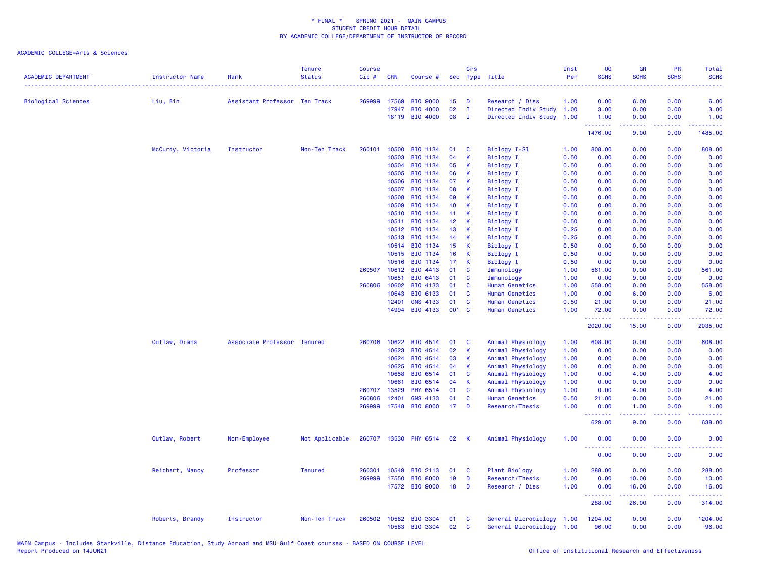\* FINAL \* SPRING 2021 - MAIN CAMPUS
STUDENT CREDIT HOUR DETAIL
BY ACADEMIC COLLEGE/DEPARTMENT OF INSTRUCTOR OF RECORD

ACADEMIC COLLEGE=Arts & Sciences

| ACADEMIC DEPARTMENT | Instructor Name | Rank | Tenure Status | Course Cip # | CRN | Course # | Sec | Crs Type | Title | Inst Per | UG SCHS | GR SCHS | PR SCHS | Total SCHS |
|---|---|---|---|---|---|---|---|---|---|---|---|---|---|---|
| Biological Sciences | Liu, Bin | Assistant Professor | Ten Track | 269999 | 17569 | BIO 9000 | 15 | D | Research / Diss | 1.00 | 0.00 | 6.00 | 0.00 | 6.00 |
| | | | | | 17947 | BIO 4000 | 02 | I | Directed Indiv Study | 1.00 | 3.00 | 0.00 | 0.00 | 3.00 |
| | | | | | 18119 | BIO 4000 | 08 | I | Directed Indiv Study | 1.00 | 1.00 | 0.00 | 0.00 | 1.00 |
| | | | | | | | | | | | 1476.00 | 9.00 | 0.00 | 1485.00 |
| | McCurdy, Victoria | Instructor | Non-Ten Track | 260101 | 10500 | BIO 1134 | 01 | C | Biology I-SI | 1.00 | 808.00 | 0.00 | 0.00 | 808.00 |
| | | | | | 10503 | BIO 1134 | 04 | K | Biology I | 0.50 | 0.00 | 0.00 | 0.00 | 0.00 |
| | | | | | 10504 | BIO 1134 | 05 | K | Biology I | 0.50 | 0.00 | 0.00 | 0.00 | 0.00 |
| | | | | | 10505 | BIO 1134 | 06 | K | Biology I | 0.50 | 0.00 | 0.00 | 0.00 | 0.00 |
| | | | | | 10506 | BIO 1134 | 07 | K | Biology I | 0.50 | 0.00 | 0.00 | 0.00 | 0.00 |
| | | | | | 10507 | BIO 1134 | 08 | K | Biology I | 0.50 | 0.00 | 0.00 | 0.00 | 0.00 |
| | | | | | 10508 | BIO 1134 | 09 | K | Biology I | 0.50 | 0.00 | 0.00 | 0.00 | 0.00 |
| | | | | | 10509 | BIO 1134 | 10 | K | Biology I | 0.50 | 0.00 | 0.00 | 0.00 | 0.00 |
| | | | | | 10510 | BIO 1134 | 11 | K | Biology I | 0.50 | 0.00 | 0.00 | 0.00 | 0.00 |
| | | | | | 10511 | BIO 1134 | 12 | K | Biology I | 0.50 | 0.00 | 0.00 | 0.00 | 0.00 |
| | | | | | 10512 | BIO 1134 | 13 | K | Biology I | 0.25 | 0.00 | 0.00 | 0.00 | 0.00 |
| | | | | | 10513 | BIO 1134 | 14 | K | Biology I | 0.25 | 0.00 | 0.00 | 0.00 | 0.00 |
| | | | | | 10514 | BIO 1134 | 15 | K | Biology I | 0.50 | 0.00 | 0.00 | 0.00 | 0.00 |
| | | | | | 10515 | BIO 1134 | 16 | K | Biology I | 0.50 | 0.00 | 0.00 | 0.00 | 0.00 |
| | | | | | 10516 | BIO 1134 | 17 | K | Biology I | 0.50 | 0.00 | 0.00 | 0.00 | 0.00 |
| | | | | 260507 | 10612 | BIO 4413 | 01 | C | Immunology | 1.00 | 561.00 | 0.00 | 0.00 | 561.00 |
| | | | | | 10651 | BIO 6413 | 01 | C | Immunology | 1.00 | 0.00 | 9.00 | 0.00 | 9.00 |
| | | | | 260806 | 10602 | BIO 4133 | 01 | C | Human Genetics | 1.00 | 558.00 | 0.00 | 0.00 | 558.00 |
| | | | | | 10643 | BIO 6133 | 01 | C | Human Genetics | 1.00 | 0.00 | 6.00 | 0.00 | 6.00 |
| | | | | | 12401 | GNS 4133 | 01 | C | Human Genetics | 0.50 | 21.00 | 0.00 | 0.00 | 21.00 |
| | | | | | 14994 | BIO 4133 | 001 | C | Human Genetics | 1.00 | 72.00 | 0.00 | 0.00 | 72.00 |
| | | | | | | | | | | | 2020.00 | 15.00 | 0.00 | 2035.00 |
| | Outlaw, Diana | Associate Professor | Tenured | 260706 | 10622 | BIO 4514 | 01 | C | Animal Physiology | 1.00 | 608.00 | 0.00 | 0.00 | 608.00 |
| | | | | | 10623 | BIO 4514 | 02 | K | Animal Physiology | 1.00 | 0.00 | 0.00 | 0.00 | 0.00 |
| | | | | | 10624 | BIO 4514 | 03 | K | Animal Physiology | 1.00 | 0.00 | 0.00 | 0.00 | 0.00 |
| | | | | | 10625 | BIO 4514 | 04 | K | Animal Physiology | 1.00 | 0.00 | 0.00 | 0.00 | 0.00 |
| | | | | | 10658 | BIO 6514 | 01 | C | Animal Physiology | 1.00 | 0.00 | 4.00 | 0.00 | 4.00 |
| | | | | | 10661 | BIO 6514 | 04 | K | Animal Physiology | 1.00 | 0.00 | 0.00 | 0.00 | 0.00 |
| | | | | 260707 | 13529 | PHY 6514 | 01 | C | Animal Physiology | 1.00 | 0.00 | 4.00 | 0.00 | 4.00 |
| | | | | 260806 | 12401 | GNS 4133 | 01 | C | Human Genetics | 0.50 | 21.00 | 0.00 | 0.00 | 21.00 |
| | | | | 269999 | 17548 | BIO 8000 | 17 | D | Research/Thesis | 1.00 | 0.00 | 1.00 | 0.00 | 1.00 |
| | | | | | | | | | | | 629.00 | 9.00 | 0.00 | 638.00 |
| | Outlaw, Robert | Non-Employee | Not Applicable | 260707 | 13530 | PHY 6514 | 02 | K | Animal Physiology | 1.00 | 0.00 | 0.00 | 0.00 | 0.00 |
| | | | | | | | | | | | 0.00 | 0.00 | 0.00 | 0.00 |
| | Reichert, Nancy | Professor | Tenured | 260301 | 10549 | BIO 2113 | 01 | C | Plant Biology | 1.00 | 288.00 | 0.00 | 0.00 | 288.00 |
| | | | | 269999 | 17550 | BIO 8000 | 19 | D | Research/Thesis | 1.00 | 0.00 | 10.00 | 0.00 | 10.00 |
| | | | | | 17572 | BIO 9000 | 18 | D | Research / Diss | 1.00 | 0.00 | 16.00 | 0.00 | 16.00 |
| | | | | | | | | | | | 288.00 | 26.00 | 0.00 | 314.00 |
| | Roberts, Brandy | Instructor | Non-Ten Track | 260502 | 10582 | BIO 3304 | 01 | C | General Microbiology | 1.00 | 1204.00 | 0.00 | 0.00 | 1204.00 |
| | | | | | 10583 | BIO 3304 | 02 | C | General Microbiology | 1.00 | 96.00 | 0.00 | 0.00 | 96.00 |

MAIN Campus - Includes Starkville, Distance Education, Study Abroad and MSU Gulf Coast courses - BASED ON COURSE LEVEL
Report Produced on 14JUN21

Office of Institutional Research and Effectiveness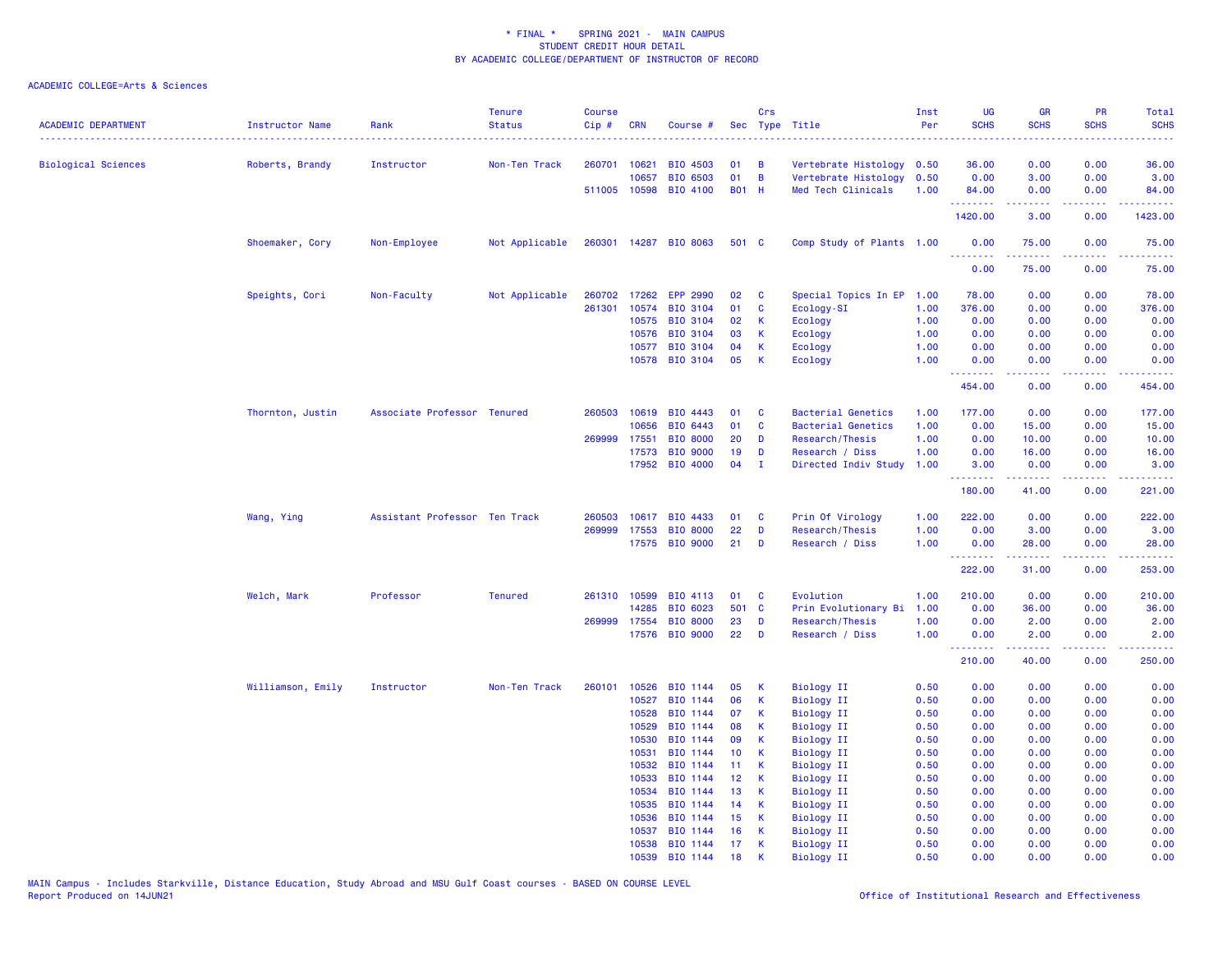\* FINAL \* SPRING 2021 - MAIN CAMPUS
STUDENT CREDIT HOUR DETAIL
BY ACADEMIC COLLEGE/DEPARTMENT OF INSTRUCTOR OF RECORD

ACADEMIC COLLEGE=Arts & Sciences

| ACADEMIC DEPARTMENT | Instructor Name | Rank | Tenure Status | Course Cip # | CRN | Course # | Sec | Crs Type | Title | Inst Per | UG SCHS | GR SCHS | PR SCHS | Total SCHS |
|---|---|---|---|---|---|---|---|---|---|---|---|---|---|---|
| Biological Sciences | Roberts, Brandy | Instructor | Non-Ten Track | 260701 | 10621 | BIO 4503 | 01 | B | Vertebrate Histology | 0.50 | 36.00 | 0.00 | 0.00 | 36.00 |
| | | | | | 10657 | BIO 6503 | 01 | B | Vertebrate Histology | 0.50 | 0.00 | 3.00 | 0.00 | 3.00 |
| | | | | 511005 | 10598 | BIO 4100 | B01 | H | Med Tech Clinicals | 1.00 | 84.00 | 0.00 | 0.00 | 84.00 |
| | | | | | | | | | | | 1420.00 | 3.00 | 0.00 | 1423.00 |
| | Shoemaker, Cory | Non-Employee | Not Applicable | 260301 | 14287 | BIO 8063 | 501 | C | Comp Study of Plants | 1.00 | 0.00 | 75.00 | 0.00 | 75.00 |
| | | | | | | | | | | | 0.00 | 75.00 | 0.00 | 75.00 |
| | Speights, Cori | Non-Faculty | Not Applicable | 260702 | 17262 | EPP 2990 | 02 | C | Special Topics In EP | 1.00 | 78.00 | 0.00 | 0.00 | 78.00 |
| | | | | 261301 | 10574 | BIO 3104 | 01 | C | Ecology-SI | 1.00 | 376.00 | 0.00 | 0.00 | 376.00 |
| | | | | | 10575 | BIO 3104 | 02 | K | Ecology | 1.00 | 0.00 | 0.00 | 0.00 | 0.00 |
| | | | | | 10576 | BIO 3104 | 03 | K | Ecology | 1.00 | 0.00 | 0.00 | 0.00 | 0.00 |
| | | | | | 10577 | BIO 3104 | 04 | K | Ecology | 1.00 | 0.00 | 0.00 | 0.00 | 0.00 |
| | | | | | 10578 | BIO 3104 | 05 | K | Ecology | 1.00 | 0.00 | 0.00 | 0.00 | 0.00 |
| | | | | | | | | | | | 454.00 | 0.00 | 0.00 | 454.00 |
| | Thornton, Justin | Associate Professor | Tenured | 260503 | 10619 | BIO 4443 | 01 | C | Bacterial Genetics | 1.00 | 177.00 | 0.00 | 0.00 | 177.00 |
| | | | | | 10656 | BIO 6443 | 01 | C | Bacterial Genetics | 1.00 | 0.00 | 15.00 | 0.00 | 15.00 |
| | | | | 269999 | 17551 | BIO 8000 | 20 | D | Research/Thesis | 1.00 | 0.00 | 10.00 | 0.00 | 10.00 |
| | | | | | 17573 | BIO 9000 | 19 | D | Research / Diss | 1.00 | 0.00 | 16.00 | 0.00 | 16.00 |
| | | | | | 17952 | BIO 4000 | 04 | I | Directed Indiv Study | 1.00 | 3.00 | 0.00 | 0.00 | 3.00 |
| | | | | | | | | | | | 180.00 | 41.00 | 0.00 | 221.00 |
| | Wang, Ying | Assistant Professor | Ten Track | 260503 | 10617 | BIO 4433 | 01 | C | Prin Of Virology | 1.00 | 222.00 | 0.00 | 0.00 | 222.00 |
| | | | | 269999 | 17553 | BIO 8000 | 22 | D | Research/Thesis | 1.00 | 0.00 | 3.00 | 0.00 | 3.00 |
| | | | | | 17575 | BIO 9000 | 21 | D | Research / Diss | 1.00 | 0.00 | 28.00 | 0.00 | 28.00 |
| | | | | | | | | | | | 222.00 | 31.00 | 0.00 | 253.00 |
| | Welch, Mark | Professor | Tenured | 261310 | 10599 | BIO 4113 | 01 | C | Evolution | 1.00 | 210.00 | 0.00 | 0.00 | 210.00 |
| | | | | | 14285 | BIO 6023 | 501 | C | Prin Evolutionary Bi | 1.00 | 0.00 | 36.00 | 0.00 | 36.00 |
| | | | | 269999 | 17554 | BIO 8000 | 23 | D | Research/Thesis | 1.00 | 0.00 | 2.00 | 0.00 | 2.00 |
| | | | | | 17576 | BIO 9000 | 22 | D | Research / Diss | 1.00 | 0.00 | 2.00 | 0.00 | 2.00 |
| | | | | | | | | | | | 210.00 | 40.00 | 0.00 | 250.00 |
| | Williamson, Emily | Instructor | Non-Ten Track | 260101 | 10526 | BIO 1144 | 05 | K | Biology II | 0.50 | 0.00 | 0.00 | 0.00 | 0.00 |
| | | | | | 10527 | BIO 1144 | 06 | K | Biology II | 0.50 | 0.00 | 0.00 | 0.00 | 0.00 |
| | | | | | 10528 | BIO 1144 | 07 | K | Biology II | 0.50 | 0.00 | 0.00 | 0.00 | 0.00 |
| | | | | | 10529 | BIO 1144 | 08 | K | Biology II | 0.50 | 0.00 | 0.00 | 0.00 | 0.00 |
| | | | | | 10530 | BIO 1144 | 09 | K | Biology II | 0.50 | 0.00 | 0.00 | 0.00 | 0.00 |
| | | | | | 10531 | BIO 1144 | 10 | K | Biology II | 0.50 | 0.00 | 0.00 | 0.00 | 0.00 |
| | | | | | 10532 | BIO 1144 | 11 | K | Biology II | 0.50 | 0.00 | 0.00 | 0.00 | 0.00 |
| | | | | | 10533 | BIO 1144 | 12 | K | Biology II | 0.50 | 0.00 | 0.00 | 0.00 | 0.00 |
| | | | | | 10534 | BIO 1144 | 13 | K | Biology II | 0.50 | 0.00 | 0.00 | 0.00 | 0.00 |
| | | | | | 10535 | BIO 1144 | 14 | K | Biology II | 0.50 | 0.00 | 0.00 | 0.00 | 0.00 |
| | | | | | 10536 | BIO 1144 | 15 | K | Biology II | 0.50 | 0.00 | 0.00 | 0.00 | 0.00 |
| | | | | | 10537 | BIO 1144 | 16 | K | Biology II | 0.50 | 0.00 | 0.00 | 0.00 | 0.00 |
| | | | | | 10538 | BIO 1144 | 17 | K | Biology II | 0.50 | 0.00 | 0.00 | 0.00 | 0.00 |
| | | | | | 10539 | BIO 1144 | 18 | K | Biology II | 0.50 | 0.00 | 0.00 | 0.00 | 0.00 |

MAIN Campus - Includes Starkville, Distance Education, Study Abroad and MSU Gulf Coast courses - BASED ON COURSE LEVEL
Report Produced on 14JUN21

Office of Institutional Research and Effectiveness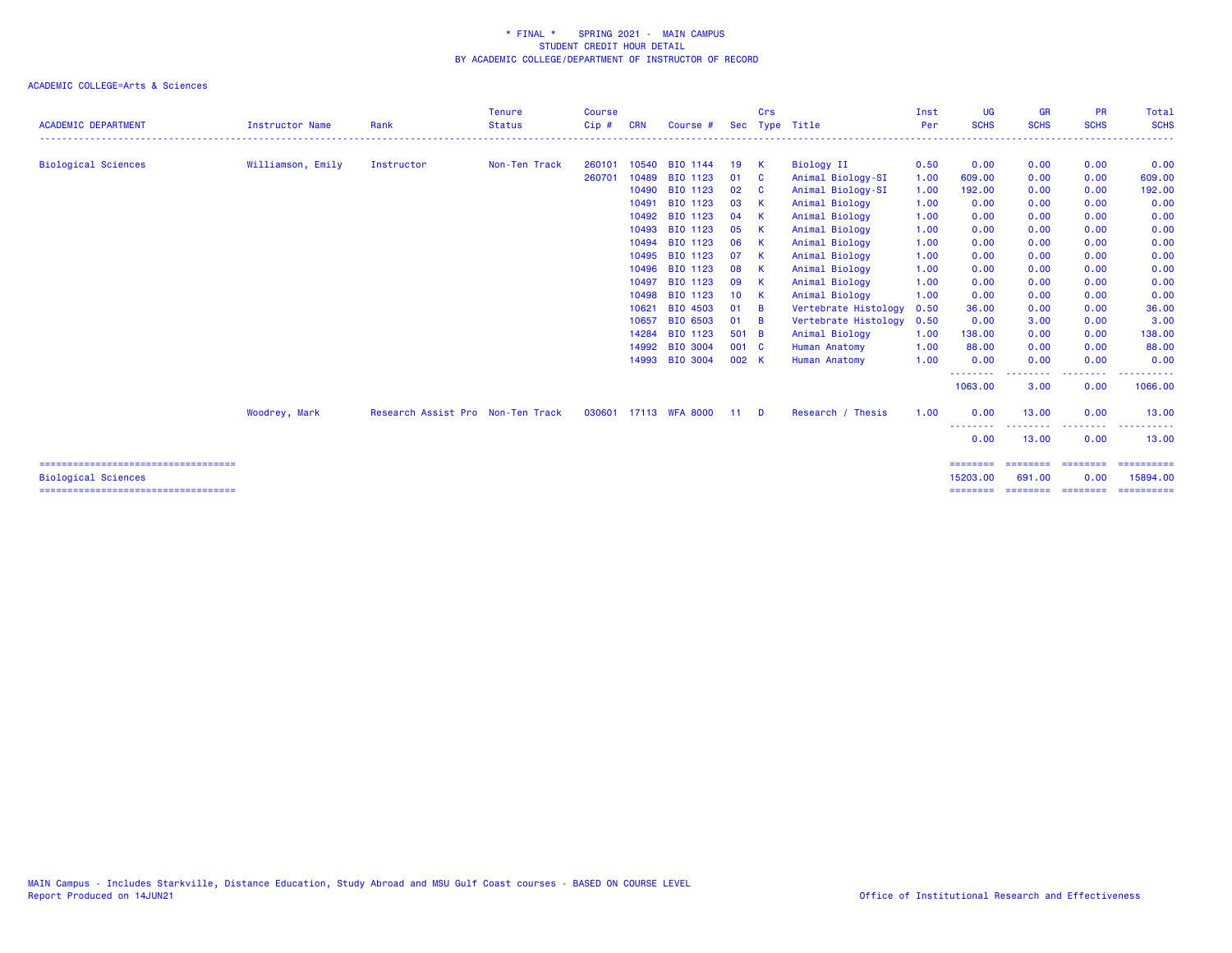\* FINAL \* SPRING 2021 - MAIN CAMPUS
STUDENT CREDIT HOUR DETAIL
BY ACADEMIC COLLEGE/DEPARTMENT OF INSTRUCTOR OF RECORD

ACADEMIC COLLEGE=Arts & Sciences

| ACADEMIC DEPARTMENT | Instructor Name | Rank | Tenure Status | Course Cip # | CRN | Course # | Sec | Crs Type | Title | Inst Per | UG SCHS | GR SCHS | PR SCHS | Total SCHS |
|---|---|---|---|---|---|---|---|---|---|---|---|---|---|---|
| Biological Sciences | Williamson, Emily | Instructor | Non-Ten Track | 260101 | 10540 | BIO 1144 | 19 | K | Biology II | 0.50 | 0.00 | 0.00 | 0.00 | 0.00 |
| | | | | 260701 | 10489 | BIO 1123 | 01 | C | Animal Biology-SI | 1.00 | 609.00 | 0.00 | 0.00 | 609.00 |
| | | | | | 10490 | BIO 1123 | 02 | C | Animal Biology-SI | 1.00 | 192.00 | 0.00 | 0.00 | 192.00 |
| | | | | | 10491 | BIO 1123 | 03 | K | Animal Biology | 1.00 | 0.00 | 0.00 | 0.00 | 0.00 |
| | | | | | 10492 | BIO 1123 | 04 | K | Animal Biology | 1.00 | 0.00 | 0.00 | 0.00 | 0.00 |
| | | | | | 10493 | BIO 1123 | 05 | K | Animal Biology | 1.00 | 0.00 | 0.00 | 0.00 | 0.00 |
| | | | | | 10494 | BIO 1123 | 06 | K | Animal Biology | 1.00 | 0.00 | 0.00 | 0.00 | 0.00 |
| | | | | | 10495 | BIO 1123 | 07 | K | Animal Biology | 1.00 | 0.00 | 0.00 | 0.00 | 0.00 |
| | | | | | 10496 | BIO 1123 | 08 | K | Animal Biology | 1.00 | 0.00 | 0.00 | 0.00 | 0.00 |
| | | | | | 10497 | BIO 1123 | 09 | K | Animal Biology | 1.00 | 0.00 | 0.00 | 0.00 | 0.00 |
| | | | | | 10498 | BIO 1123 | 10 | K | Animal Biology | 1.00 | 0.00 | 0.00 | 0.00 | 0.00 |
| | | | | | 10621 | BIO 4503 | 01 | B | Vertebrate Histology | 0.50 | 36.00 | 0.00 | 0.00 | 36.00 |
| | | | | | 10657 | BIO 6503 | 01 | B | Vertebrate Histology | 0.50 | 0.00 | 3.00 | 0.00 | 3.00 |
| | | | | | 14284 | BIO 1123 | 501 | B | Animal Biology | 1.00 | 138.00 | 0.00 | 0.00 | 138.00 |
| | | | | | 14992 | BIO 3004 | 001 | C | Human Anatomy | 1.00 | 88.00 | 0.00 | 0.00 | 88.00 |
| | | | | | 14993 | BIO 3004 | 002 | K | Human Anatomy | 1.00 | 0.00 | 0.00 | 0.00 | 0.00 |
| | | | | | | | | | | | 1063.00 | 3.00 | 0.00 | 1066.00 |
| | Woodrey, Mark | Research Assist Pro | Non-Ten Track | 030601 | 17113 | WFA 8000 | 11 | D | Research / Thesis | 1.00 | 0.00 | 13.00 | 0.00 | 13.00 |
| | | | | | | | | | | | 0.00 | 13.00 | 0.00 | 13.00 |
| Biological Sciences | | | | | | | | | | | 15203.00 | 691.00 | 0.00 | 15894.00 |

MAIN Campus - Includes Starkville, Distance Education, Study Abroad and MSU Gulf Coast courses - BASED ON COURSE LEVEL
Report Produced on 14JUN21

Office of Institutional Research and Effectiveness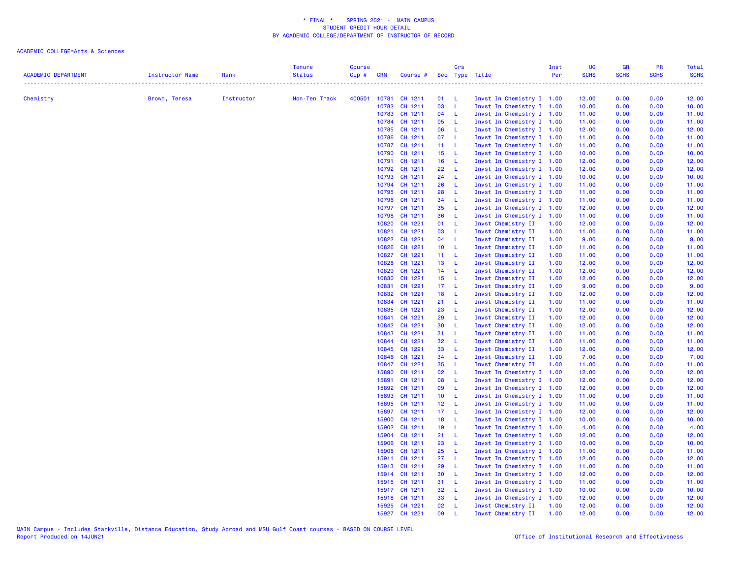* FINAL * SPRING 2021 - MAIN CAMPUS
STUDENT CREDIT HOUR DETAIL
BY ACADEMIC COLLEGE/DEPARTMENT OF INSTRUCTOR OF RECORD

ACADEMIC COLLEGE=Arts & Sciences

| ACADEMIC DEPARTMENT | Instructor Name | Rank | Tenure Status | Course Cip # | CRN | Course # | Sec | Crs Type | Title | Inst Per | UG SCHS | GR SCHS | PR SCHS | Total SCHS |
|---|---|---|---|---|---|---|---|---|---|---|---|---|---|---|
| Chemistry | Brown, Teresa | Instructor | Non-Ten Track | 400501 | 10781 | CH 1211 | 01 | L | Invst In Chemistry I | 1.00 | 12.00 | 0.00 | 0.00 | 12.00 |
| | | | | | 10782 | CH 1211 | 03 | L | Invst In Chemistry I | 1.00 | 10.00 | 0.00 | 0.00 | 10.00 |
| | | | | | 10783 | CH 1211 | 04 | L | Invst In Chemistry I | 1.00 | 11.00 | 0.00 | 0.00 | 11.00 |
| | | | | | 10784 | CH 1211 | 05 | L | Invst In Chemistry I | 1.00 | 11.00 | 0.00 | 0.00 | 11.00 |
| | | | | | 10785 | CH 1211 | 06 | L | Invst In Chemistry I | 1.00 | 12.00 | 0.00 | 0.00 | 12.00 |
| | | | | | 10786 | CH 1211 | 07 | L | Invst In Chemistry I | 1.00 | 11.00 | 0.00 | 0.00 | 11.00 |
| | | | | | 10787 | CH 1211 | 11 | L | Invst In Chemistry I | 1.00 | 11.00 | 0.00 | 0.00 | 11.00 |
| | | | | | 10790 | CH 1211 | 15 | L | Invst In Chemistry I | 1.00 | 10.00 | 0.00 | 0.00 | 10.00 |
| | | | | | 10791 | CH 1211 | 16 | L | Invst In Chemistry I | 1.00 | 12.00 | 0.00 | 0.00 | 12.00 |
| | | | | | 10792 | CH 1211 | 22 | L | Invst In Chemistry I | 1.00 | 12.00 | 0.00 | 0.00 | 12.00 |
| | | | | | 10793 | CH 1211 | 24 | L | Invst In Chemistry I | 1.00 | 10.00 | 0.00 | 0.00 | 10.00 |
| | | | | | 10794 | CH 1211 | 26 | L | Invst In Chemistry I | 1.00 | 11.00 | 0.00 | 0.00 | 11.00 |
| | | | | | 10795 | CH 1211 | 28 | L | Invst In Chemistry I | 1.00 | 11.00 | 0.00 | 0.00 | 11.00 |
| | | | | | 10796 | CH 1211 | 34 | L | Invst In Chemistry I | 1.00 | 11.00 | 0.00 | 0.00 | 11.00 |
| | | | | | 10797 | CH 1211 | 35 | L | Invst In Chemistry I | 1.00 | 12.00 | 0.00 | 0.00 | 12.00 |
| | | | | | 10798 | CH 1211 | 36 | L | Invst In Chemistry I | 1.00 | 11.00 | 0.00 | 0.00 | 11.00 |
| | | | | | 10820 | CH 1221 | 01 | L | Invst Chemistry II | 1.00 | 12.00 | 0.00 | 0.00 | 12.00 |
| | | | | | 10821 | CH 1221 | 03 | L | Invst Chemistry II | 1.00 | 11.00 | 0.00 | 0.00 | 11.00 |
| | | | | | 10822 | CH 1221 | 04 | L | Invst Chemistry II | 1.00 | 9.00 | 0.00 | 0.00 | 9.00 |
| | | | | | 10826 | CH 1221 | 10 | L | Invst Chemistry II | 1.00 | 11.00 | 0.00 | 0.00 | 11.00 |
| | | | | | 10827 | CH 1221 | 11 | L | Invst Chemistry II | 1.00 | 11.00 | 0.00 | 0.00 | 11.00 |
| | | | | | 10828 | CH 1221 | 13 | L | Invst Chemistry II | 1.00 | 12.00 | 0.00 | 0.00 | 12.00 |
| | | | | | 10829 | CH 1221 | 14 | L | Invst Chemistry II | 1.00 | 12.00 | 0.00 | 0.00 | 12.00 |
| | | | | | 10830 | CH 1221 | 15 | L | Invst Chemistry II | 1.00 | 12.00 | 0.00 | 0.00 | 12.00 |
| | | | | | 10831 | CH 1221 | 17 | L | Invst Chemistry II | 1.00 | 9.00 | 0.00 | 0.00 | 9.00 |
| | | | | | 10832 | CH 1221 | 18 | L | Invst Chemistry II | 1.00 | 12.00 | 0.00 | 0.00 | 12.00 |
| | | | | | 10834 | CH 1221 | 21 | L | Invst Chemistry II | 1.00 | 11.00 | 0.00 | 0.00 | 11.00 |
| | | | | | 10835 | CH 1221 | 23 | L | Invst Chemistry II | 1.00 | 12.00 | 0.00 | 0.00 | 12.00 |
| | | | | | 10841 | CH 1221 | 29 | L | Invst Chemistry II | 1.00 | 12.00 | 0.00 | 0.00 | 12.00 |
| | | | | | 10842 | CH 1221 | 30 | L | Invst Chemistry II | 1.00 | 12.00 | 0.00 | 0.00 | 12.00 |
| | | | | | 10843 | CH 1221 | 31 | L | Invst Chemistry II | 1.00 | 11.00 | 0.00 | 0.00 | 11.00 |
| | | | | | 10844 | CH 1221 | 32 | L | Invst Chemistry II | 1.00 | 11.00 | 0.00 | 0.00 | 11.00 |
| | | | | | 10845 | CH 1221 | 33 | L | Invst Chemistry II | 1.00 | 12.00 | 0.00 | 0.00 | 12.00 |
| | | | | | 10846 | CH 1221 | 34 | L | Invst Chemistry II | 1.00 | 7.00 | 0.00 | 0.00 | 7.00 |
| | | | | | 10847 | CH 1221 | 35 | L | Invst Chemistry II | 1.00 | 11.00 | 0.00 | 0.00 | 11.00 |
| | | | | | 15890 | CH 1211 | 02 | L | Invst In Chemistry I | 1.00 | 12.00 | 0.00 | 0.00 | 12.00 |
| | | | | | 15891 | CH 1211 | 08 | L | Invst In Chemistry I | 1.00 | 12.00 | 0.00 | 0.00 | 12.00 |
| | | | | | 15892 | CH 1211 | 09 | L | Invst In Chemistry I | 1.00 | 12.00 | 0.00 | 0.00 | 12.00 |
| | | | | | 15893 | CH 1211 | 10 | L | Invst In Chemistry I | 1.00 | 11.00 | 0.00 | 0.00 | 11.00 |
| | | | | | 15895 | CH 1211 | 12 | L | Invst In Chemistry I | 1.00 | 11.00 | 0.00 | 0.00 | 11.00 |
| | | | | | 15897 | CH 1211 | 17 | L | Invst In Chemistry I | 1.00 | 12.00 | 0.00 | 0.00 | 12.00 |
| | | | | | 15900 | CH 1211 | 18 | L | Invst In Chemistry I | 1.00 | 10.00 | 0.00 | 0.00 | 10.00 |
| | | | | | 15902 | CH 1211 | 19 | L | Invst In Chemistry I | 1.00 | 4.00 | 0.00 | 0.00 | 4.00 |
| | | | | | 15904 | CH 1211 | 21 | L | Invst In Chemistry I | 1.00 | 12.00 | 0.00 | 0.00 | 12.00 |
| | | | | | 15906 | CH 1211 | 23 | L | Invst In Chemistry I | 1.00 | 10.00 | 0.00 | 0.00 | 10.00 |
| | | | | | 15908 | CH 1211 | 25 | L | Invst In Chemistry I | 1.00 | 11.00 | 0.00 | 0.00 | 11.00 |
| | | | | | 15911 | CH 1211 | 27 | L | Invst In Chemistry I | 1.00 | 12.00 | 0.00 | 0.00 | 12.00 |
| | | | | | 15913 | CH 1211 | 29 | L | Invst In Chemistry I | 1.00 | 11.00 | 0.00 | 0.00 | 11.00 |
| | | | | | 15914 | CH 1211 | 30 | L | Invst In Chemistry I | 1.00 | 12.00 | 0.00 | 0.00 | 12.00 |
| | | | | | 15915 | CH 1211 | 31 | L | Invst In Chemistry I | 1.00 | 11.00 | 0.00 | 0.00 | 11.00 |
| | | | | | 15917 | CH 1211 | 32 | L | Invst In Chemistry I | 1.00 | 10.00 | 0.00 | 0.00 | 10.00 |
| | | | | | 15918 | CH 1211 | 33 | L | Invst In Chemistry I | 1.00 | 12.00 | 0.00 | 0.00 | 12.00 |
| | | | | | 15925 | CH 1221 | 02 | L | Invst Chemistry II | 1.00 | 12.00 | 0.00 | 0.00 | 12.00 |
| | | | | | 15927 | CH 1221 | 09 | L | Invst Chemistry II | 1.00 | 12.00 | 0.00 | 0.00 | 12.00 |

MAIN Campus - Includes Starkville, Distance Education, Study Abroad and MSU Gulf Coast courses - BASED ON COURSE LEVEL
Report Produced on 14JUN21

Office of Institutional Research and Effectiveness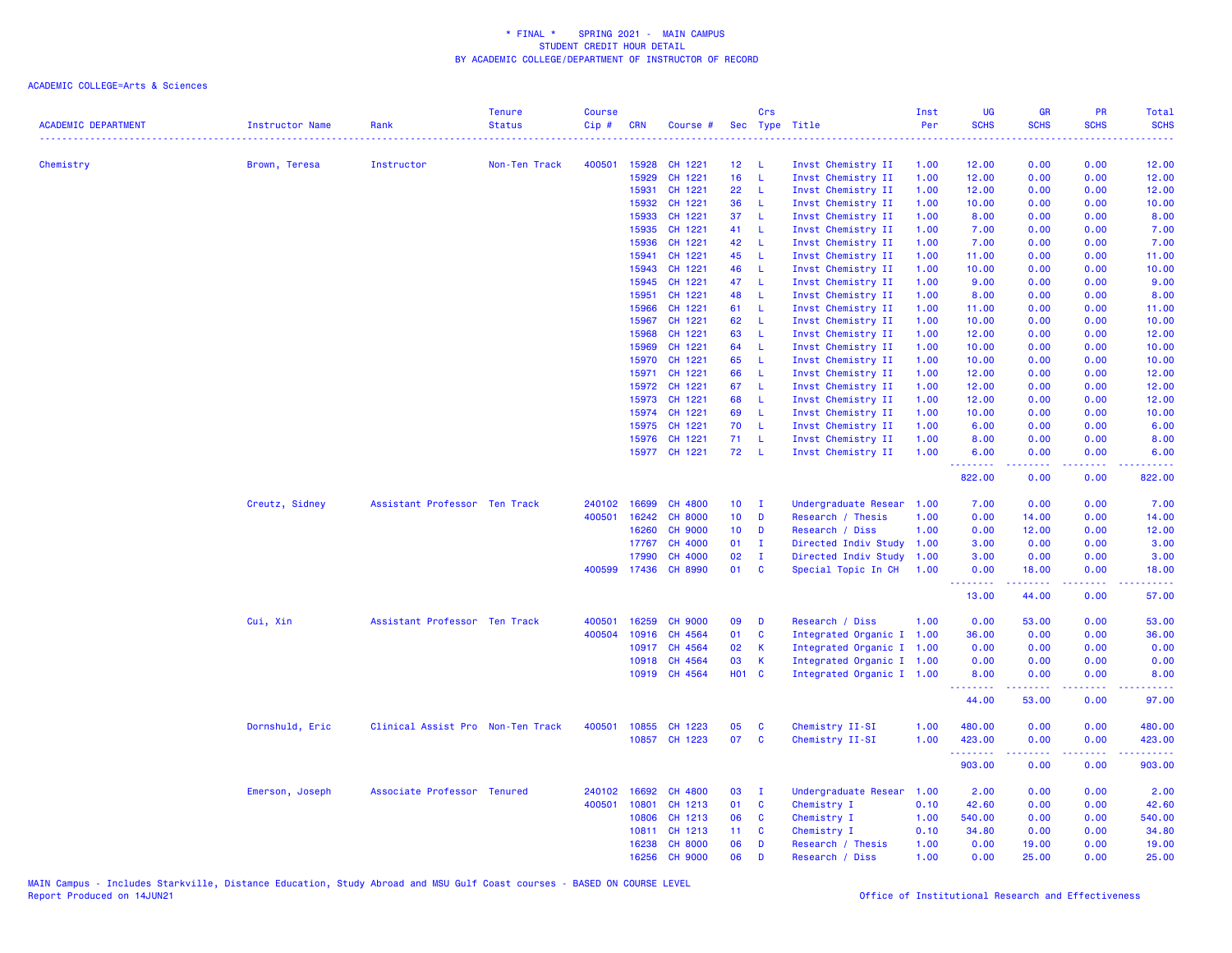# * FINAL * SPRING 2021 - MAIN CAMPUS
## STUDENT CREDIT HOUR DETAIL
## BY ACADEMIC COLLEGE/DEPARTMENT OF INSTRUCTOR OF RECORD

ACADEMIC COLLEGE=Arts & Sciences

| ACADEMIC DEPARTMENT | Instructor Name | Rank | Tenure Status | Course Cip # | CRN | Course # | Sec | Crs Type | Title | Inst Per | UG SCHS | GR SCHS | PR SCHS | Total SCHS |
|---|---|---|---|---|---|---|---|---|---|---|---|---|---|---|
| Chemistry | Brown, Teresa | Instructor | Non-Ten Track | 400501 | 15928 | CH 1221 | 12 | L | Invst Chemistry II | 1.00 | 12.00 | 0.00 | 0.00 | 12.00 |
| | | | | | 15929 | CH 1221 | 16 | L | Invst Chemistry II | 1.00 | 12.00 | 0.00 | 0.00 | 12.00 |
| | | | | | 15931 | CH 1221 | 22 | L | Invst Chemistry II | 1.00 | 12.00 | 0.00 | 0.00 | 12.00 |
| | | | | | 15932 | CH 1221 | 36 | L | Invst Chemistry II | 1.00 | 10.00 | 0.00 | 0.00 | 10.00 |
| | | | | | 15933 | CH 1221 | 37 | L | Invst Chemistry II | 1.00 | 8.00 | 0.00 | 0.00 | 8.00 |
| | | | | | 15935 | CH 1221 | 41 | L | Invst Chemistry II | 1.00 | 7.00 | 0.00 | 0.00 | 7.00 |
| | | | | | 15936 | CH 1221 | 42 | L | Invst Chemistry II | 1.00 | 7.00 | 0.00 | 0.00 | 7.00 |
| | | | | | 15941 | CH 1221 | 45 | L | Invst Chemistry II | 1.00 | 11.00 | 0.00 | 0.00 | 11.00 |
| | | | | | 15943 | CH 1221 | 46 | L | Invst Chemistry II | 1.00 | 10.00 | 0.00 | 0.00 | 10.00 |
| | | | | | 15945 | CH 1221 | 47 | L | Invst Chemistry II | 1.00 | 9.00 | 0.00 | 0.00 | 9.00 |
| | | | | | 15951 | CH 1221 | 48 | L | Invst Chemistry II | 1.00 | 8.00 | 0.00 | 0.00 | 8.00 |
| | | | | | 15966 | CH 1221 | 61 | L | Invst Chemistry II | 1.00 | 11.00 | 0.00 | 0.00 | 11.00 |
| | | | | | 15967 | CH 1221 | 62 | L | Invst Chemistry II | 1.00 | 10.00 | 0.00 | 0.00 | 10.00 |
| | | | | | 15968 | CH 1221 | 63 | L | Invst Chemistry II | 1.00 | 12.00 | 0.00 | 0.00 | 12.00 |
| | | | | | 15969 | CH 1221 | 64 | L | Invst Chemistry II | 1.00 | 10.00 | 0.00 | 0.00 | 10.00 |
| | | | | | 15970 | CH 1221 | 65 | L | Invst Chemistry II | 1.00 | 10.00 | 0.00 | 0.00 | 10.00 |
| | | | | | 15971 | CH 1221 | 66 | L | Invst Chemistry II | 1.00 | 12.00 | 0.00 | 0.00 | 12.00 |
| | | | | | 15972 | CH 1221 | 67 | L | Invst Chemistry II | 1.00 | 12.00 | 0.00 | 0.00 | 12.00 |
| | | | | | 15973 | CH 1221 | 68 | L | Invst Chemistry II | 1.00 | 12.00 | 0.00 | 0.00 | 12.00 |
| | | | | | 15974 | CH 1221 | 69 | L | Invst Chemistry II | 1.00 | 10.00 | 0.00 | 0.00 | 10.00 |
| | | | | | 15975 | CH 1221 | 70 | L | Invst Chemistry II | 1.00 | 6.00 | 0.00 | 0.00 | 6.00 |
| | | | | | 15976 | CH 1221 | 71 | L | Invst Chemistry II | 1.00 | 8.00 | 0.00 | 0.00 | 8.00 |
| | | | | | 15977 | CH 1221 | 72 | L | Invst Chemistry II | 1.00 | 6.00 | 0.00 | 0.00 | 6.00 |
| | | | | | | | | | | | 822.00 | 0.00 | 0.00 | 822.00 |
| | Creutz, Sidney | Assistant Professor | Ten Track | 240102 | 16699 | CH 4800 | 10 | I | Undergraduate Resear | 1.00 | 7.00 | 0.00 | 0.00 | 7.00 |
| | | | | 400501 | 16242 | CH 8000 | 10 | D | Research / Thesis | 1.00 | 0.00 | 14.00 | 0.00 | 14.00 |
| | | | | | 16260 | CH 9000 | 10 | D | Research / Diss | 1.00 | 0.00 | 12.00 | 0.00 | 12.00 |
| | | | | | 17767 | CH 4000 | 01 | I | Directed Indiv Study | 1.00 | 3.00 | 0.00 | 0.00 | 3.00 |
| | | | | | 17990 | CH 4000 | 02 | I | Directed Indiv Study | 1.00 | 3.00 | 0.00 | 0.00 | 3.00 |
| | | | | 400599 | 17436 | CH 8990 | 01 | C | Special Topic In CH | 1.00 | 0.00 | 18.00 | 0.00 | 18.00 |
| | | | | | | | | | | | 13.00 | 44.00 | 0.00 | 57.00 |
| | Cui, Xin | Assistant Professor | Ten Track | 400501 | 16259 | CH 9000 | 09 | D | Research / Diss | 1.00 | 0.00 | 53.00 | 0.00 | 53.00 |
| | | | | 400504 | 10916 | CH 4564 | 01 | C | Integrated Organic I | 1.00 | 36.00 | 0.00 | 0.00 | 36.00 |
| | | | | | 10917 | CH 4564 | 02 | K | Integrated Organic I | 1.00 | 0.00 | 0.00 | 0.00 | 0.00 |
| | | | | | 10918 | CH 4564 | 03 | K | Integrated Organic I | 1.00 | 0.00 | 0.00 | 0.00 | 0.00 |
| | | | | | 10919 | CH 4564 | H01 | C | Integrated Organic I | 1.00 | 8.00 | 0.00 | 0.00 | 8.00 |
| | | | | | | | | | | | 44.00 | 53.00 | 0.00 | 97.00 |
| | Dornshuld, Eric | Clinical Assist Pro | Non-Ten Track | 400501 | 10855 | CH 1223 | 05 | C | Chemistry II-SI | 1.00 | 480.00 | 0.00 | 0.00 | 480.00 |
| | | | | | 10857 | CH 1223 | 07 | C | Chemistry II-SI | 1.00 | 423.00 | 0.00 | 0.00 | 423.00 |
| | | | | | | | | | | | 903.00 | 0.00 | 0.00 | 903.00 |
| | Emerson, Joseph | Associate Professor | Tenured | 240102 | 16692 | CH 4800 | 03 | I | Undergraduate Resear | 1.00 | 2.00 | 0.00 | 0.00 | 2.00 |
| | | | | 400501 | 10801 | CH 1213 | 01 | C | Chemistry I | 0.10 | 42.60 | 0.00 | 0.00 | 42.60 |
| | | | | | 10806 | CH 1213 | 06 | C | Chemistry I | 1.00 | 540.00 | 0.00 | 0.00 | 540.00 |
| | | | | | 10811 | CH 1213 | 11 | C | Chemistry I | 0.10 | 34.80 | 0.00 | 0.00 | 34.80 |
| | | | | | 16238 | CH 8000 | 06 | D | Research / Thesis | 1.00 | 0.00 | 19.00 | 0.00 | 19.00 |
| | | | | | 16256 | CH 9000 | 06 | D | Research / Diss | 1.00 | 0.00 | 25.00 | 0.00 | 25.00 |

MAIN Campus - Includes Starkville, Distance Education, Study Abroad and MSU Gulf Coast courses - BASED ON COURSE LEVEL
Report Produced on 14JUN21

Office of Institutional Research and Effectiveness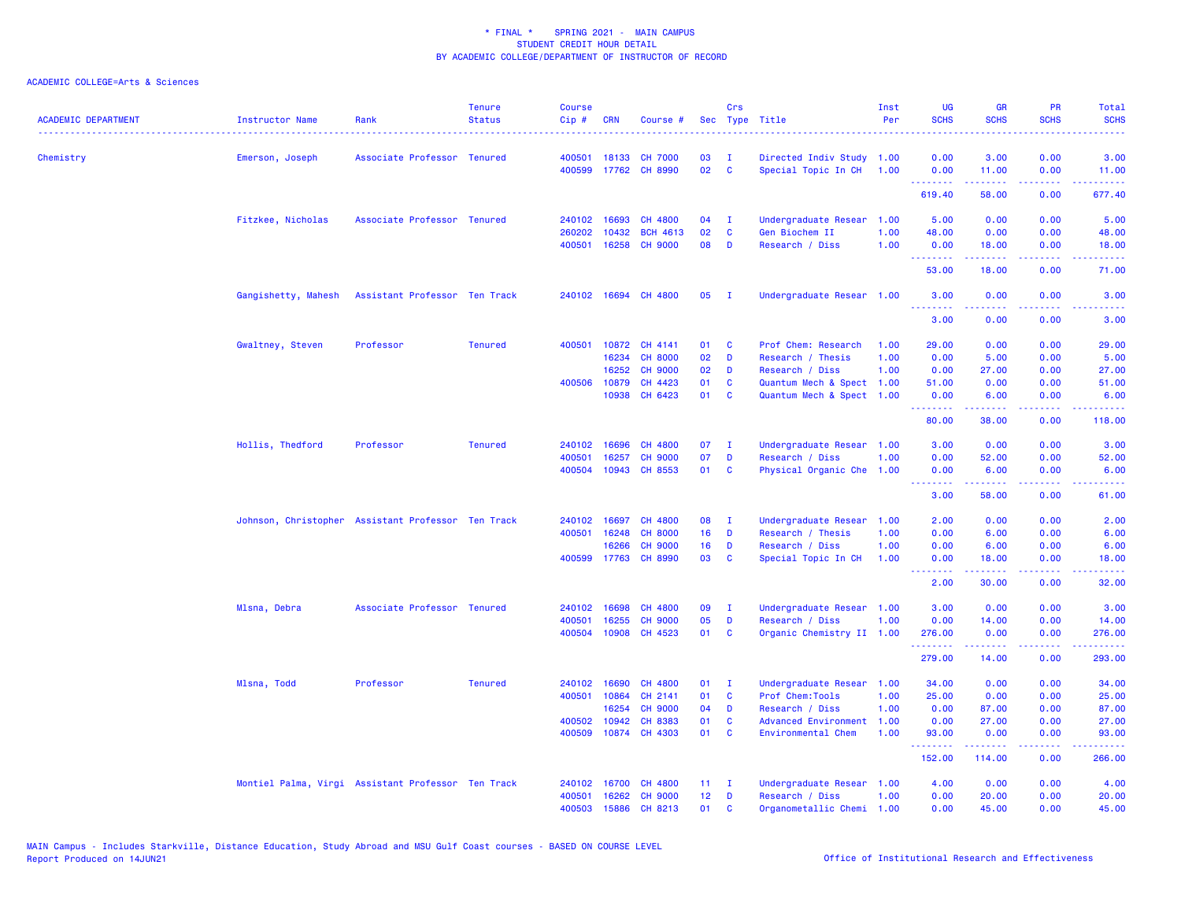\* FINAL \* SPRING 2021 - MAIN CAMPUS
STUDENT CREDIT HOUR DETAIL
BY ACADEMIC COLLEGE/DEPARTMENT OF INSTRUCTOR OF RECORD

ACADEMIC COLLEGE=Arts & Sciences

| ACADEMIC DEPARTMENT | Instructor Name | Rank | Tenure Status | Course Cip # | CRN | Course # | Sec | Crs Type | Title | Inst Per | UG SCHS | GR SCHS | PR SCHS | Total SCHS |
|---|---|---|---|---|---|---|---|---|---|---|---|---|---|---|
| Chemistry | Emerson, Joseph | Associate Professor | Tenured | 400501 | 18133 | CH 7000 | 03 | I | Directed Indiv Study | 1.00 | 0.00 | 3.00 | 0.00 | 3.00 |
| | | | | 400599 | 17762 | CH 8990 | 02 | C | Special Topic In CH | 1.00 | 0.00 | 11.00 | 0.00 | 11.00 |
| | | | | | | | | | | | 619.40 | 58.00 | 0.00 | 677.40 |
| | Fitzkee, Nicholas | Associate Professor | Tenured | 240102 | 16693 | CH 4800 | 04 | I | Undergraduate Resear | 1.00 | 5.00 | 0.00 | 0.00 | 5.00 |
| | | | | 260202 | 10432 | BCH 4613 | 02 | C | Gen Biochem II | 1.00 | 48.00 | 0.00 | 0.00 | 48.00 |
| | | | | 400501 | 16258 | CH 9000 | 08 | D | Research / Diss | 1.00 | 0.00 | 18.00 | 0.00 | 18.00 |
| | | | | | | | | | | | 53.00 | 18.00 | 0.00 | 71.00 |
| | Gangishetty, Mahesh | Assistant Professor | Ten Track | 240102 | 16694 | CH 4800 | 05 | I | Undergraduate Resear | 1.00 | 3.00 | 0.00 | 0.00 | 3.00 |
| | | | | | | | | | | | 3.00 | 0.00 | 0.00 | 3.00 |
| | Gwaltney, Steven | Professor | Tenured | 400501 | 10872 | CH 4141 | 01 | C | Prof Chem: Research | 1.00 | 29.00 | 0.00 | 0.00 | 29.00 |
| | | | | | 16234 | CH 8000 | 02 | D | Research / Thesis | 1.00 | 0.00 | 5.00 | 0.00 | 5.00 |
| | | | | | 16252 | CH 9000 | 02 | D | Research / Diss | 1.00 | 0.00 | 27.00 | 0.00 | 27.00 |
| | | | | 400506 | 10879 | CH 4423 | 01 | C | Quantum Mech & Spect | 1.00 | 51.00 | 0.00 | 0.00 | 51.00 |
| | | | | | 10938 | CH 6423 | 01 | C | Quantum Mech & Spect | 1.00 | 0.00 | 6.00 | 0.00 | 6.00 |
| | | | | | | | | | | | 80.00 | 38.00 | 0.00 | 118.00 |
| | Hollis, Thedford | Professor | Tenured | 240102 | 16696 | CH 4800 | 07 | I | Undergraduate Resear | 1.00 | 3.00 | 0.00 | 0.00 | 3.00 |
| | | | | 400501 | 16257 | CH 9000 | 07 | D | Research / Diss | 1.00 | 0.00 | 52.00 | 0.00 | 52.00 |
| | | | | 400504 | 10943 | CH 8553 | 01 | C | Physical Organic Che | 1.00 | 0.00 | 6.00 | 0.00 | 6.00 |
| | | | | | | | | | | | 3.00 | 58.00 | 0.00 | 61.00 |
| | Johnson, Christopher | Assistant Professor | Ten Track | 240102 | 16697 | CH 4800 | 08 | I | Undergraduate Resear | 1.00 | 2.00 | 0.00 | 0.00 | 2.00 |
| | | | | 400501 | 16248 | CH 8000 | 16 | D | Research / Thesis | 1.00 | 0.00 | 6.00 | 0.00 | 6.00 |
| | | | | | 16266 | CH 9000 | 16 | D | Research / Diss | 1.00 | 0.00 | 6.00 | 0.00 | 6.00 |
| | | | | 400599 | 17763 | CH 8990 | 03 | C | Special Topic In CH | 1.00 | 0.00 | 18.00 | 0.00 | 18.00 |
| | | | | | | | | | | | 2.00 | 30.00 | 0.00 | 32.00 |
| | Mlsna, Debra | Associate Professor | Tenured | 240102 | 16698 | CH 4800 | 09 | I | Undergraduate Resear | 1.00 | 3.00 | 0.00 | 0.00 | 3.00 |
| | | | | 400501 | 16255 | CH 9000 | 05 | D | Research / Diss | 1.00 | 0.00 | 14.00 | 0.00 | 14.00 |
| | | | | 400504 | 10908 | CH 4523 | 01 | C | Organic Chemistry II | 1.00 | 276.00 | 0.00 | 0.00 | 276.00 |
| | | | | | | | | | | | 279.00 | 14.00 | 0.00 | 293.00 |
| | Mlsna, Todd | Professor | Tenured | 240102 | 16690 | CH 4800 | 01 | I | Undergraduate Resear | 1.00 | 34.00 | 0.00 | 0.00 | 34.00 |
| | | | | 400501 | 10864 | CH 2141 | 01 | C | Prof Chem:Tools | 1.00 | 25.00 | 0.00 | 0.00 | 25.00 |
| | | | | | 16254 | CH 9000 | 04 | D | Research / Diss | 1.00 | 0.00 | 87.00 | 0.00 | 87.00 |
| | | | | 400502 | 10942 | CH 8383 | 01 | C | Advanced Environment | 1.00 | 0.00 | 27.00 | 0.00 | 27.00 |
| | | | | 400509 | 10874 | CH 4303 | 01 | C | Environmental Chem | 1.00 | 93.00 | 0.00 | 0.00 | 93.00 |
| | | | | | | | | | | | 152.00 | 114.00 | 0.00 | 266.00 |
| | Montiel Palma, Virgi | Assistant Professor | Ten Track | 240102 | 16700 | CH 4800 | 11 | I | Undergraduate Resear | 1.00 | 4.00 | 0.00 | 0.00 | 4.00 |
| | | | | 400501 | 16262 | CH 9000 | 12 | D | Research / Diss | 1.00 | 0.00 | 20.00 | 0.00 | 20.00 |
| | | | | 400503 | 15886 | CH 8213 | 01 | C | Organometallic Chemi | 1.00 | 0.00 | 45.00 | 0.00 | 45.00 |

MAIN Campus - Includes Starkville, Distance Education, Study Abroad and MSU Gulf Coast courses - BASED ON COURSE LEVEL
Report Produced on 14JUN21

Office of Institutional Research and Effectiveness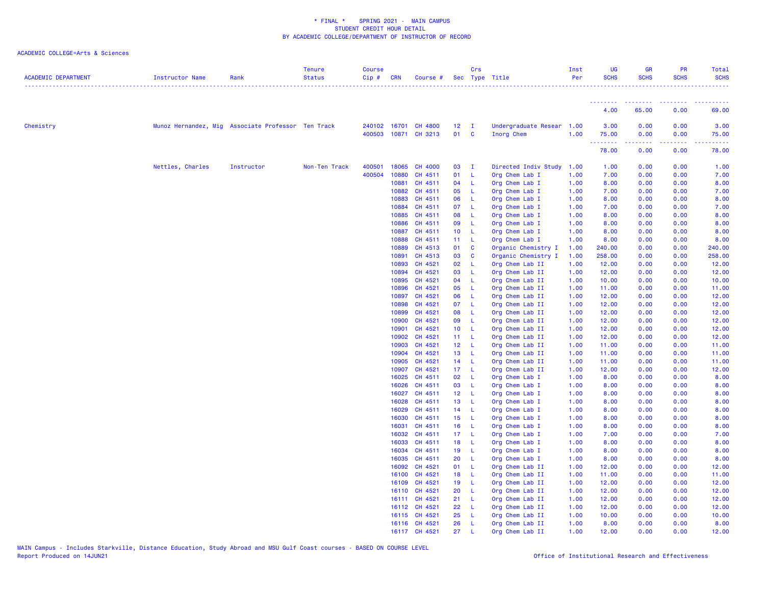# * FINAL * SPRING 2021 - MAIN CAMPUS
## STUDENT CREDIT HOUR DETAIL
## BY ACADEMIC COLLEGE/DEPARTMENT OF INSTRUCTOR OF RECORD

ACADEMIC COLLEGE=Arts & Sciences

| ACADEMIC DEPARTMENT | Instructor Name | Rank | Tenure Status | Course Cip # | CRN | Course # | Sec | Crs Type | Title | Inst Per | UG SCHS | GR SCHS | PR SCHS | Total SCHS |
|---|---|---|---|---|---|---|---|---|---|---|---|---|---|---|
| | | | | | | | | | | | 4.00 | 65.00 | 0.00 | 69.00 |
| Chemistry | Munoz Hernandez, Mig | Associate Professor | Ten Track | 240102 | 16701 | CH 4800 | 12 | I | Undergraduate Resear | 1.00 | 3.00 | 0.00 | 0.00 | 3.00 |
| | | | | 400503 | 10871 | CH 3213 | 01 | C | Inorg Chem | 1.00 | 75.00 | 0.00 | 0.00 | 75.00 |
| | | | | | | | | | | | 78.00 | 0.00 | 0.00 | 78.00 |
| | Nettles, Charles | Instructor | Non-Ten Track | 400501 | 18065 | CH 4000 | 03 | I | Directed Indiv Study | 1.00 | 1.00 | 0.00 | 0.00 | 1.00 |
| | | | | 400504 | 10880 | CH 4511 | 01 | L | Org Chem Lab I | 1.00 | 7.00 | 0.00 | 0.00 | 7.00 |
| | | | | | 10881 | CH 4511 | 04 | L | Org Chem Lab I | 1.00 | 8.00 | 0.00 | 0.00 | 8.00 |
| | | | | | 10882 | CH 4511 | 05 | L | Org Chem Lab I | 1.00 | 7.00 | 0.00 | 0.00 | 7.00 |
| | | | | | 10883 | CH 4511 | 06 | L | Org Chem Lab I | 1.00 | 8.00 | 0.00 | 0.00 | 8.00 |
| | | | | | 10884 | CH 4511 | 07 | L | Org Chem Lab I | 1.00 | 7.00 | 0.00 | 0.00 | 7.00 |
| | | | | | 10885 | CH 4511 | 08 | L | Org Chem Lab I | 1.00 | 8.00 | 0.00 | 0.00 | 8.00 |
| | | | | | 10886 | CH 4511 | 09 | L | Org Chem Lab I | 1.00 | 8.00 | 0.00 | 0.00 | 8.00 |
| | | | | | 10887 | CH 4511 | 10 | L | Org Chem Lab I | 1.00 | 8.00 | 0.00 | 0.00 | 8.00 |
| | | | | | 10888 | CH 4511 | 11 | L | Org Chem Lab I | 1.00 | 8.00 | 0.00 | 0.00 | 8.00 |
| | | | | | 10889 | CH 4513 | 01 | C | Organic Chemistry I | 1.00 | 240.00 | 0.00 | 0.00 | 240.00 |
| | | | | | 10891 | CH 4513 | 03 | C | Organic Chemistry I | 1.00 | 258.00 | 0.00 | 0.00 | 258.00 |
| | | | | | 10893 | CH 4521 | 02 | L | Org Chem Lab II | 1.00 | 12.00 | 0.00 | 0.00 | 12.00 |
| | | | | | 10894 | CH 4521 | 03 | L | Org Chem Lab II | 1.00 | 12.00 | 0.00 | 0.00 | 12.00 |
| | | | | | 10895 | CH 4521 | 04 | L | Org Chem Lab II | 1.00 | 10.00 | 0.00 | 0.00 | 10.00 |
| | | | | | 10896 | CH 4521 | 05 | L | Org Chem Lab II | 1.00 | 11.00 | 0.00 | 0.00 | 11.00 |
| | | | | | 10897 | CH 4521 | 06 | L | Org Chem Lab II | 1.00 | 12.00 | 0.00 | 0.00 | 12.00 |
| | | | | | 10898 | CH 4521 | 07 | L | Org Chem Lab II | 1.00 | 12.00 | 0.00 | 0.00 | 12.00 |
| | | | | | 10899 | CH 4521 | 08 | L | Org Chem Lab II | 1.00 | 12.00 | 0.00 | 0.00 | 12.00 |
| | | | | | 10900 | CH 4521 | 09 | L | Org Chem Lab II | 1.00 | 12.00 | 0.00 | 0.00 | 12.00 |
| | | | | | 10901 | CH 4521 | 10 | L | Org Chem Lab II | 1.00 | 12.00 | 0.00 | 0.00 | 12.00 |
| | | | | | 10902 | CH 4521 | 11 | L | Org Chem Lab II | 1.00 | 12.00 | 0.00 | 0.00 | 12.00 |
| | | | | | 10903 | CH 4521 | 12 | L | Org Chem Lab II | 1.00 | 11.00 | 0.00 | 0.00 | 11.00 |
| | | | | | 10904 | CH 4521 | 13 | L | Org Chem Lab II | 1.00 | 11.00 | 0.00 | 0.00 | 11.00 |
| | | | | | 10905 | CH 4521 | 14 | L | Org Chem Lab II | 1.00 | 11.00 | 0.00 | 0.00 | 11.00 |
| | | | | | 10907 | CH 4521 | 17 | L | Org Chem Lab II | 1.00 | 12.00 | 0.00 | 0.00 | 12.00 |
| | | | | | 16025 | CH 4511 | 02 | L | Org Chem Lab I | 1.00 | 8.00 | 0.00 | 0.00 | 8.00 |
| | | | | | 16026 | CH 4511 | 03 | L | Org Chem Lab I | 1.00 | 8.00 | 0.00 | 0.00 | 8.00 |
| | | | | | 16027 | CH 4511 | 12 | L | Org Chem Lab I | 1.00 | 8.00 | 0.00 | 0.00 | 8.00 |
| | | | | | 16028 | CH 4511 | 13 | L | Org Chem Lab I | 1.00 | 8.00 | 0.00 | 0.00 | 8.00 |
| | | | | | 16029 | CH 4511 | 14 | L | Org Chem Lab I | 1.00 | 8.00 | 0.00 | 0.00 | 8.00 |
| | | | | | 16030 | CH 4511 | 15 | L | Org Chem Lab I | 1.00 | 8.00 | 0.00 | 0.00 | 8.00 |
| | | | | | 16031 | CH 4511 | 16 | L | Org Chem Lab I | 1.00 | 8.00 | 0.00 | 0.00 | 8.00 |
| | | | | | 16032 | CH 4511 | 17 | L | Org Chem Lab I | 1.00 | 7.00 | 0.00 | 0.00 | 7.00 |
| | | | | | 16033 | CH 4511 | 18 | L | Org Chem Lab I | 1.00 | 8.00 | 0.00 | 0.00 | 8.00 |
| | | | | | 16034 | CH 4511 | 19 | L | Org Chem Lab I | 1.00 | 8.00 | 0.00 | 0.00 | 8.00 |
| | | | | | 16035 | CH 4511 | 20 | L | Org Chem Lab I | 1.00 | 8.00 | 0.00 | 0.00 | 8.00 |
| | | | | | 16092 | CH 4521 | 01 | L | Org Chem Lab II | 1.00 | 12.00 | 0.00 | 0.00 | 12.00 |
| | | | | | 16100 | CH 4521 | 18 | L | Org Chem Lab II | 1.00 | 11.00 | 0.00 | 0.00 | 11.00 |
| | | | | | 16109 | CH 4521 | 19 | L | Org Chem Lab II | 1.00 | 12.00 | 0.00 | 0.00 | 12.00 |
| | | | | | 16110 | CH 4521 | 20 | L | Org Chem Lab II | 1.00 | 12.00 | 0.00 | 0.00 | 12.00 |
| | | | | | 16111 | CH 4521 | 21 | L | Org Chem Lab II | 1.00 | 12.00 | 0.00 | 0.00 | 12.00 |
| | | | | | 16112 | CH 4521 | 22 | L | Org Chem Lab II | 1.00 | 12.00 | 0.00 | 0.00 | 12.00 |
| | | | | | 16115 | CH 4521 | 25 | L | Org Chem Lab II | 1.00 | 10.00 | 0.00 | 0.00 | 10.00 |
| | | | | | 16116 | CH 4521 | 26 | L | Org Chem Lab II | 1.00 | 8.00 | 0.00 | 0.00 | 8.00 |
| | | | | | 16117 | CH 4521 | 27 | L | Org Chem Lab II | 1.00 | 12.00 | 0.00 | 0.00 | 12.00 |

MAIN Campus - Includes Starkville, Distance Education, Study Abroad and MSU Gulf Coast courses - BASED ON COURSE LEVEL
Report Produced on 14JUN21

Office of Institutional Research and Effectiveness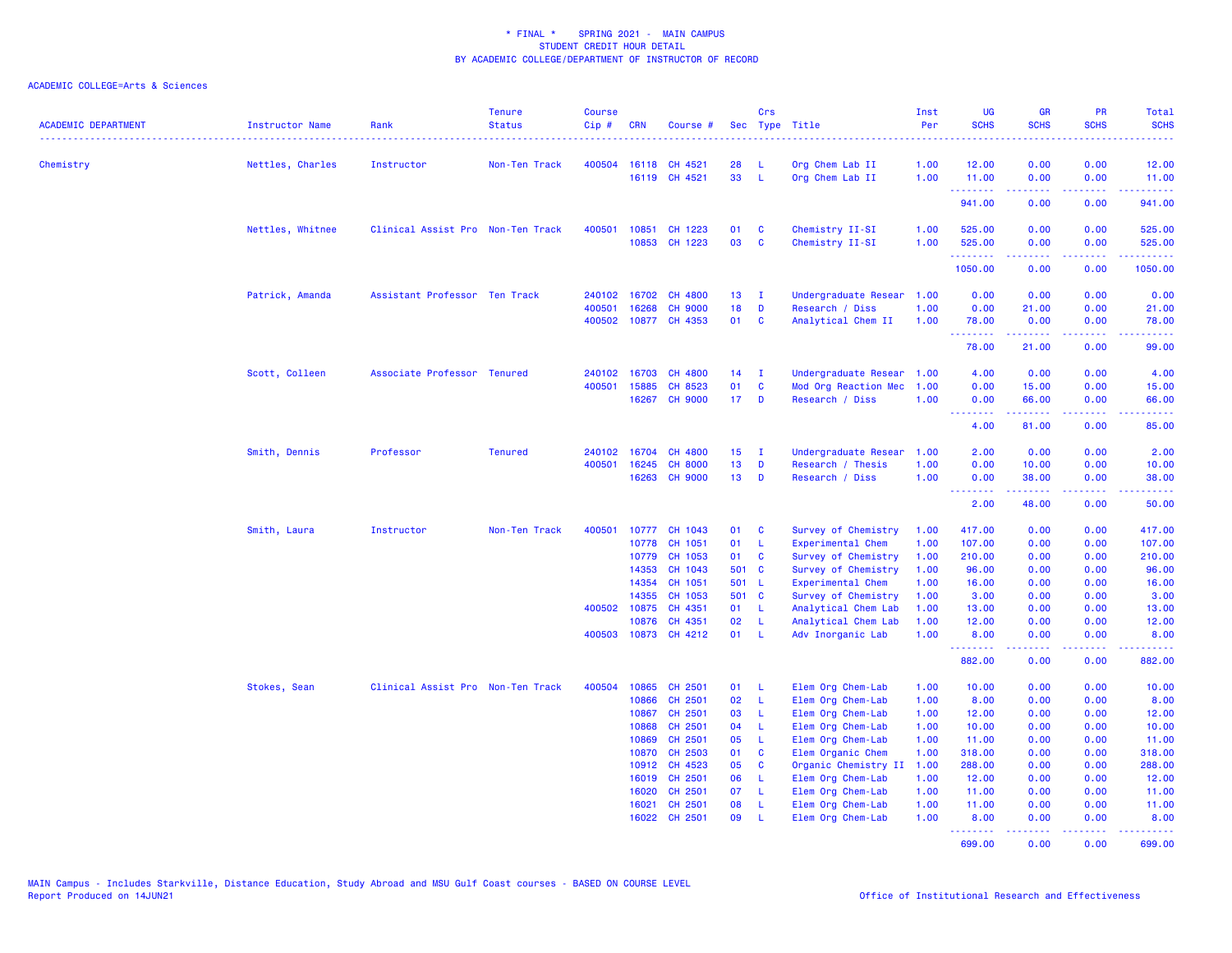\* FINAL \* SPRING 2021 - MAIN CAMPUS
STUDENT CREDIT HOUR DETAIL
BY ACADEMIC COLLEGE/DEPARTMENT OF INSTRUCTOR OF RECORD

ACADEMIC COLLEGE=Arts & Sciences

| ACADEMIC DEPARTMENT | Instructor Name | Rank | Tenure Status | Course Cip # | CRN | Course # | Sec | Crs Type | Title | Inst Per | UG SCHS | GR SCHS | PR SCHS | Total SCHS |
|---|---|---|---|---|---|---|---|---|---|---|---|---|---|---|
| Chemistry | Nettles, Charles | Instructor | Non-Ten Track | 400504 | 16118 | CH 4521 | 28 | L | Org Chem Lab II | 1.00 | 12.00 | 0.00 | 0.00 | 12.00 |
| | | | | | 16119 | CH 4521 | 33 | L | Org Chem Lab II | 1.00 | 11.00 | 0.00 | 0.00 | 11.00 |
| | | | | | | | | | | | 941.00 | 0.00 | 0.00 | 941.00 |
| | Nettles, Whitnee | Clinical Assist Pro | Non-Ten Track | 400501 | 10851 | CH 1223 | 01 | C | Chemistry II-SI | 1.00 | 525.00 | 0.00 | 0.00 | 525.00 |
| | | | | | 10853 | CH 1223 | 03 | C | Chemistry II-SI | 1.00 | 525.00 | 0.00 | 0.00 | 525.00 |
| | | | | | | | | | | | 1050.00 | 0.00 | 0.00 | 1050.00 |
| | Patrick, Amanda | Assistant Professor | Ten Track | 240102 | 16702 | CH 4800 | 13 | I | Undergraduate Resear | 1.00 | 0.00 | 0.00 | 0.00 | 0.00 |
| | | | | 400501 | 16268 | CH 9000 | 18 | D | Research / Diss | 1.00 | 0.00 | 21.00 | 0.00 | 21.00 |
| | | | | 400502 | 10877 | CH 4353 | 01 | C | Analytical Chem II | 1.00 | 78.00 | 0.00 | 0.00 | 78.00 |
| | | | | | | | | | | | 78.00 | 21.00 | 0.00 | 99.00 |
| | Scott, Colleen | Associate Professor | Tenured | 240102 | 16703 | CH 4800 | 14 | I | Undergraduate Resear | 1.00 | 4.00 | 0.00 | 0.00 | 4.00 |
| | | | | 400501 | 15885 | CH 8523 | 01 | C | Mod Org Reaction Mec | 1.00 | 0.00 | 15.00 | 0.00 | 15.00 |
| | | | | | 16267 | CH 9000 | 17 | D | Research / Diss | 1.00 | 0.00 | 66.00 | 0.00 | 66.00 |
| | | | | | | | | | | | 4.00 | 81.00 | 0.00 | 85.00 |
| | Smith, Dennis | Professor | Tenured | 240102 | 16704 | CH 4800 | 15 | I | Undergraduate Resear | 1.00 | 2.00 | 0.00 | 0.00 | 2.00 |
| | | | | 400501 | 16245 | CH 8000 | 13 | D | Research / Thesis | 1.00 | 0.00 | 10.00 | 0.00 | 10.00 |
| | | | | | 16263 | CH 9000 | 13 | D | Research / Diss | 1.00 | 0.00 | 38.00 | 0.00 | 38.00 |
| | | | | | | | | | | | 2.00 | 48.00 | 0.00 | 50.00 |
| | Smith, Laura | Instructor | Non-Ten Track | 400501 | 10777 | CH 1043 | 01 | C | Survey of Chemistry | 1.00 | 417.00 | 0.00 | 0.00 | 417.00 |
| | | | | | 10778 | CH 1051 | 01 | L | Experimental Chem | 1.00 | 107.00 | 0.00 | 0.00 | 107.00 |
| | | | | | 10779 | CH 1053 | 01 | C | Survey of Chemistry | 1.00 | 210.00 | 0.00 | 0.00 | 210.00 |
| | | | | | 14353 | CH 1043 | 501 | C | Survey of Chemistry | 1.00 | 96.00 | 0.00 | 0.00 | 96.00 |
| | | | | | 14354 | CH 1051 | 501 | L | Experimental Chem | 1.00 | 16.00 | 0.00 | 0.00 | 16.00 |
| | | | | | 14355 | CH 1053 | 501 | C | Survey of Chemistry | 1.00 | 3.00 | 0.00 | 0.00 | 3.00 |
| | | | | 400502 | 10875 | CH 4351 | 01 | L | Analytical Chem Lab | 1.00 | 13.00 | 0.00 | 0.00 | 13.00 |
| | | | | | 10876 | CH 4351 | 02 | L | Analytical Chem Lab | 1.00 | 12.00 | 0.00 | 0.00 | 12.00 |
| | | | | 400503 | 10873 | CH 4212 | 01 | L | Adv Inorganic Lab | 1.00 | 8.00 | 0.00 | 0.00 | 8.00 |
| | | | | | | | | | | | 882.00 | 0.00 | 0.00 | 882.00 |
| | Stokes, Sean | Clinical Assist Pro | Non-Ten Track | 400504 | 10865 | CH 2501 | 01 | L | Elem Org Chem-Lab | 1.00 | 10.00 | 0.00 | 0.00 | 10.00 |
| | | | | | 10866 | CH 2501 | 02 | L | Elem Org Chem-Lab | 1.00 | 8.00 | 0.00 | 0.00 | 8.00 |
| | | | | | 10867 | CH 2501 | 03 | L | Elem Org Chem-Lab | 1.00 | 12.00 | 0.00 | 0.00 | 12.00 |
| | | | | | 10868 | CH 2501 | 04 | L | Elem Org Chem-Lab | 1.00 | 10.00 | 0.00 | 0.00 | 10.00 |
| | | | | | 10869 | CH 2501 | 05 | L | Elem Org Chem-Lab | 1.00 | 11.00 | 0.00 | 0.00 | 11.00 |
| | | | | | 10870 | CH 2503 | 01 | C | Elem Organic Chem | 1.00 | 318.00 | 0.00 | 0.00 | 318.00 |
| | | | | | 10912 | CH 4523 | 05 | C | Organic Chemistry II | 1.00 | 288.00 | 0.00 | 0.00 | 288.00 |
| | | | | | 16019 | CH 2501 | 06 | L | Elem Org Chem-Lab | 1.00 | 12.00 | 0.00 | 0.00 | 12.00 |
| | | | | | 16020 | CH 2501 | 07 | L | Elem Org Chem-Lab | 1.00 | 11.00 | 0.00 | 0.00 | 11.00 |
| | | | | | 16021 | CH 2501 | 08 | L | Elem Org Chem-Lab | 1.00 | 11.00 | 0.00 | 0.00 | 11.00 |
| | | | | | 16022 | CH 2501 | 09 | L | Elem Org Chem-Lab | 1.00 | 8.00 | 0.00 | 0.00 | 8.00 |
| | | | | | | | | | | | 699.00 | 0.00 | 0.00 | 699.00 |

MAIN Campus - Includes Starkville, Distance Education, Study Abroad and MSU Gulf Coast courses - BASED ON COURSE LEVEL
Report Produced on 14JUN21

Office of Institutional Research and Effectiveness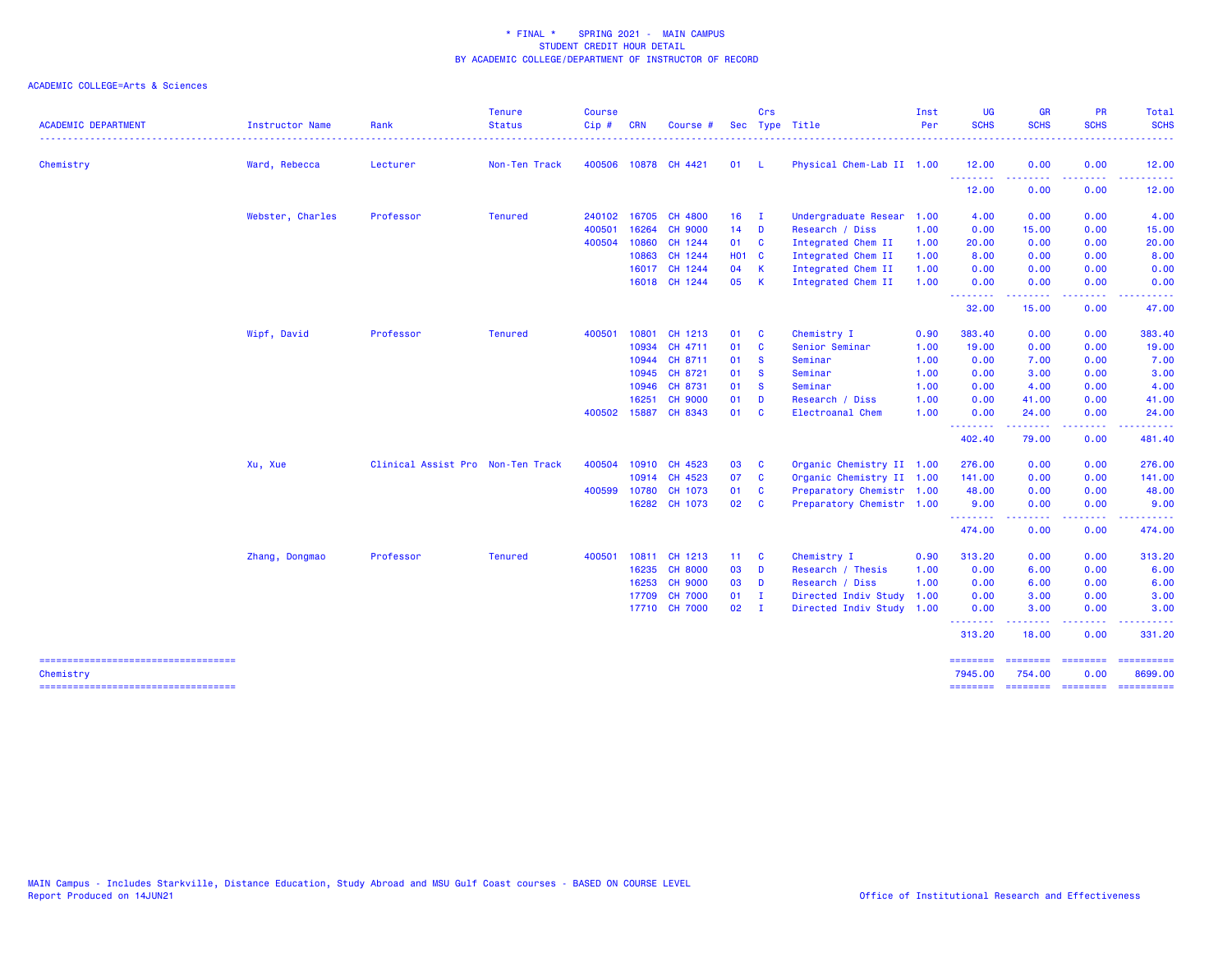* FINAL * SPRING 2021 - MAIN CAMPUS
STUDENT CREDIT HOUR DETAIL
BY ACADEMIC COLLEGE/DEPARTMENT OF INSTRUCTOR OF RECORD

ACADEMIC COLLEGE=Arts & Sciences

| ACADEMIC DEPARTMENT | Instructor Name | Rank | Tenure Status | Course Cip # | CRN | Course # | Sec | Crs Type | Title | Inst Per | UG SCHS | GR SCHS | PR SCHS | Total SCHS |
|---|---|---|---|---|---|---|---|---|---|---|---|---|---|---|
| Chemistry | Ward, Rebecca | Lecturer | Non-Ten Track | 400506 | 10878 | CH 4421 | 01 | L | Physical Chem-Lab II | 1.00 | 12.00 | 0.00 | 0.00 | 12.00 |
| | | | | | | | | | | | 12.00 | 0.00 | 0.00 | 12.00 |
| | Webster, Charles | Professor | Tenured | 240102 | 16705 | CH 4800 | 16 | I | Undergraduate Resear | 1.00 | 4.00 | 0.00 | 0.00 | 4.00 |
| | | | | 400501 | 16264 | CH 9000 | 14 | D | Research / Diss | 1.00 | 0.00 | 15.00 | 0.00 | 15.00 |
| | | | | 400504 | 10860 | CH 1244 | 01 | C | Integrated Chem II | 1.00 | 20.00 | 0.00 | 0.00 | 20.00 |
| | | | | | 10863 | CH 1244 | H01 | C | Integrated Chem II | 1.00 | 8.00 | 0.00 | 0.00 | 8.00 |
| | | | | | 16017 | CH 1244 | 04 | K | Integrated Chem II | 1.00 | 0.00 | 0.00 | 0.00 | 0.00 |
| | | | | | 16018 | CH 1244 | 05 | K | Integrated Chem II | 1.00 | 0.00 | 0.00 | 0.00 | 0.00 |
| | | | | | | | | | | | 32.00 | 15.00 | 0.00 | 47.00 |
| | Wipf, David | Professor | Tenured | 400501 | 10801 | CH 1213 | 01 | C | Chemistry I | 0.90 | 383.40 | 0.00 | 0.00 | 383.40 |
| | | | | | 10934 | CH 4711 | 01 | C | Senior Seminar | 1.00 | 19.00 | 0.00 | 0.00 | 19.00 |
| | | | | | 10944 | CH 8711 | 01 | S | Seminar | 1.00 | 0.00 | 7.00 | 0.00 | 7.00 |
| | | | | | 10945 | CH 8721 | 01 | S | Seminar | 1.00 | 0.00 | 3.00 | 0.00 | 3.00 |
| | | | | | 10946 | CH 8731 | 01 | S | Seminar | 1.00 | 0.00 | 4.00 | 0.00 | 4.00 |
| | | | | | 16251 | CH 9000 | 01 | D | Research / Diss | 1.00 | 0.00 | 41.00 | 0.00 | 41.00 |
| | | | | 400502 | 15887 | CH 8343 | 01 | C | Electroanal Chem | 1.00 | 0.00 | 24.00 | 0.00 | 24.00 |
| | | | | | | | | | | | 402.40 | 79.00 | 0.00 | 481.40 |
| | Xu, Xue | Clinical Assist Pro | Non-Ten Track | 400504 | 10910 | CH 4523 | 03 | C | Organic Chemistry II | 1.00 | 276.00 | 0.00 | 0.00 | 276.00 |
| | | | | | 10914 | CH 4523 | 07 | C | Organic Chemistry II | 1.00 | 141.00 | 0.00 | 0.00 | 141.00 |
| | | | | 400599 | 10780 | CH 1073 | 01 | C | Preparatory Chemistr | 1.00 | 48.00 | 0.00 | 0.00 | 48.00 |
| | | | | | 16282 | CH 1073 | 02 | C | Preparatory Chemistr | 1.00 | 9.00 | 0.00 | 0.00 | 9.00 |
| | | | | | | | | | | | 474.00 | 0.00 | 0.00 | 474.00 |
| | Zhang, Dongmao | Professor | Tenured | 400501 | 10811 | CH 1213 | 11 | C | Chemistry I | 0.90 | 313.20 | 0.00 | 0.00 | 313.20 |
| | | | | | 16235 | CH 8000 | 03 | D | Research / Thesis | 1.00 | 0.00 | 6.00 | 0.00 | 6.00 |
| | | | | | 16253 | CH 9000 | 03 | D | Research / Diss | 1.00 | 0.00 | 6.00 | 0.00 | 6.00 |
| | | | | | 17709 | CH 7000 | 01 | I | Directed Indiv Study | 1.00 | 0.00 | 3.00 | 0.00 | 3.00 |
| | | | | | 17710 | CH 7000 | 02 | I | Directed Indiv Study | 1.00 | 0.00 | 3.00 | 0.00 | 3.00 |
| | | | | | | | | | | | 313.20 | 18.00 | 0.00 | 331.20 |
| Chemistry | | | | | | | | | | | 7945.00 | 754.00 | 0.00 | 8699.00 |

MAIN Campus - Includes Starkville, Distance Education, Study Abroad and MSU Gulf Coast courses - BASED ON COURSE LEVEL
Report Produced on 14JUN21

Office of Institutional Research and Effectiveness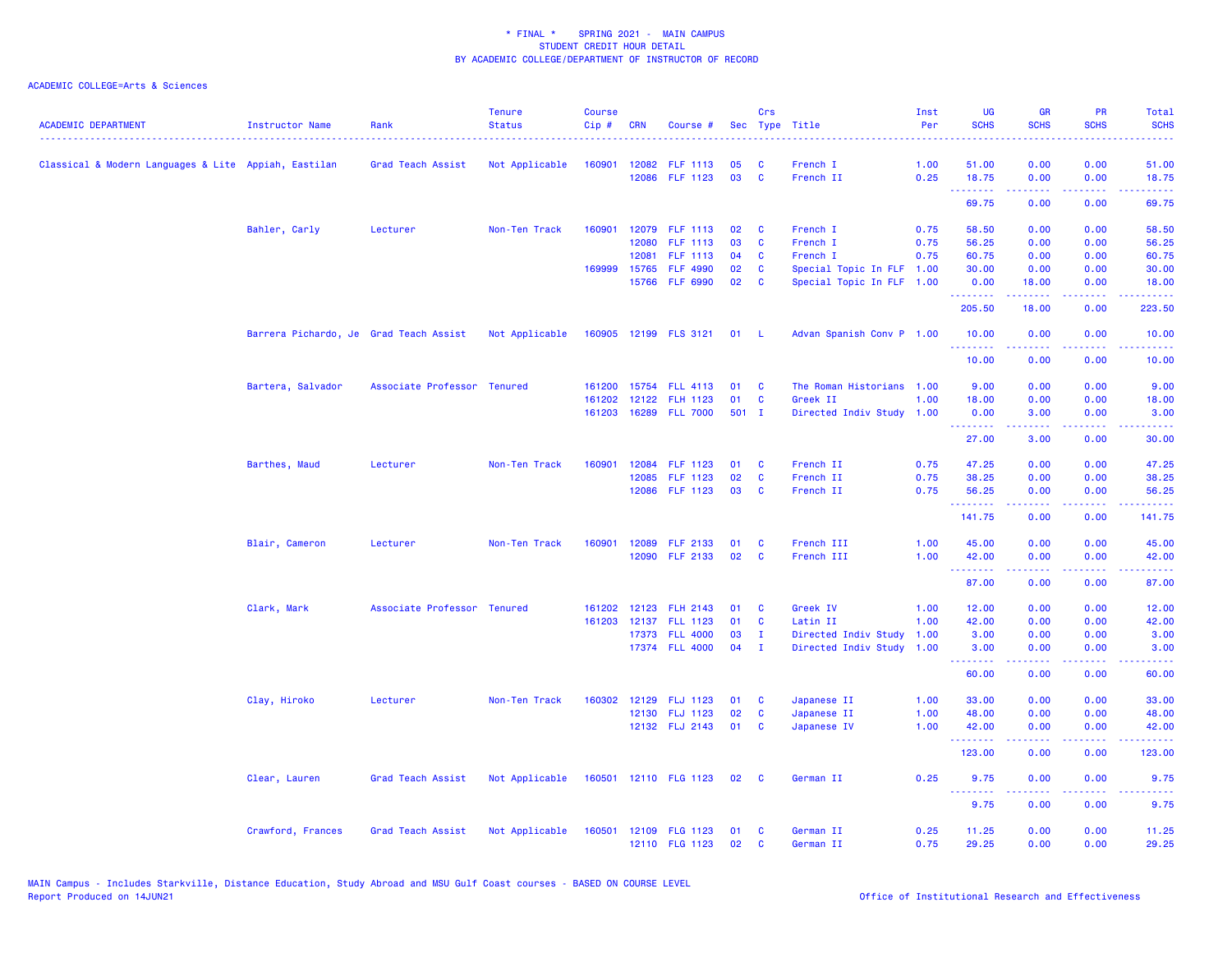\* FINAL \*    SPRING 2021 -  MAIN CAMPUS
STUDENT CREDIT HOUR DETAIL
BY ACADEMIC COLLEGE/DEPARTMENT OF INSTRUCTOR OF RECORD

ACADEMIC COLLEGE=Arts & Sciences

| ACADEMIC DEPARTMENT | Instructor Name | Rank | Tenure Status | Course Cip # | CRN | Course # | Sec | Crs Type | Title | Inst Per | UG SCHS | GR SCHS | PR SCHS | Total SCHS |
|---|---|---|---|---|---|---|---|---|---|---|---|---|---|---|
| Classical & Modern Languages & Lite | Appiah, Eastilan | Grad Teach Assist | Not Applicable | 160901 | 12082 | FLF 1113 | 05 | C | French I | 1.00 | 51.00 | 0.00 | 0.00 | 51.00 |
| | | | | | 12086 | FLF 1123 | 03 | C | French II | 0.25 | 18.75 | 0.00 | 0.00 | 18.75 |
| | | | | | | | | | | | 69.75 | 0.00 | 0.00 | 69.75 |
| | Bahler, Carly | Lecturer | Non-Ten Track | 160901 | 12079 | FLF 1113 | 02 | C | French I | 0.75 | 58.50 | 0.00 | 0.00 | 58.50 |
| | | | | | 12080 | FLF 1113 | 03 | C | French I | 0.75 | 56.25 | 0.00 | 0.00 | 56.25 |
| | | | | | 12081 | FLF 1113 | 04 | C | French I | 0.75 | 60.75 | 0.00 | 0.00 | 60.75 |
| | | | | 169999 | 15765 | FLF 4990 | 02 | C | Special Topic In FLF | 1.00 | 30.00 | 0.00 | 0.00 | 30.00 |
| | | | | | 15766 | FLF 6990 | 02 | C | Special Topic In FLF | 1.00 | 0.00 | 18.00 | 0.00 | 18.00 |
| | | | | | | | | | | | 205.50 | 18.00 | 0.00 | 223.50 |
| | Barrera Pichardo, Je | Grad Teach Assist | Not Applicable | 160905 | 12199 | FLS 3121 | 01 | L | Advan Spanish Conv P | 1.00 | 10.00 | 0.00 | 0.00 | 10.00 |
| | | | | | | | | | | | 10.00 | 0.00 | 0.00 | 10.00 |
| | Bartera, Salvador | Associate Professor | Tenured | 161200 | 15754 | FLL 4113 | 01 | C | The Roman Historians | 1.00 | 9.00 | 0.00 | 0.00 | 9.00 |
| | | | | 161202 | 12122 | FLH 1123 | 01 | C | Greek II | 1.00 | 18.00 | 0.00 | 0.00 | 18.00 |
| | | | | 161203 | 16289 | FLL 7000 | 501 | I | Directed Indiv Study | 1.00 | 0.00 | 3.00 | 0.00 | 3.00 |
| | | | | | | | | | | | 27.00 | 3.00 | 0.00 | 30.00 |
| | Barthes, Maud | Lecturer | Non-Ten Track | 160901 | 12084 | FLF 1123 | 01 | C | French II | 0.75 | 47.25 | 0.00 | 0.00 | 47.25 |
| | | | | | 12085 | FLF 1123 | 02 | C | French II | 0.75 | 38.25 | 0.00 | 0.00 | 38.25 |
| | | | | | 12086 | FLF 1123 | 03 | C | French II | 0.75 | 56.25 | 0.00 | 0.00 | 56.25 |
| | | | | | | | | | | | 141.75 | 0.00 | 0.00 | 141.75 |
| | Blair, Cameron | Lecturer | Non-Ten Track | 160901 | 12089 | FLF 2133 | 01 | C | French III | 1.00 | 45.00 | 0.00 | 0.00 | 45.00 |
| | | | | | 12090 | FLF 2133 | 02 | C | French III | 1.00 | 42.00 | 0.00 | 0.00 | 42.00 |
| | | | | | | | | | | | 87.00 | 0.00 | 0.00 | 87.00 |
| | Clark, Mark | Associate Professor | Tenured | 161202 | 12123 | FLH 2143 | 01 | C | Greek IV | 1.00 | 12.00 | 0.00 | 0.00 | 12.00 |
| | | | | 161203 | 12137 | FLL 1123 | 01 | C | Latin II | 1.00 | 42.00 | 0.00 | 0.00 | 42.00 |
| | | | | | 17373 | FLL 4000 | 03 | I | Directed Indiv Study | 1.00 | 3.00 | 0.00 | 0.00 | 3.00 |
| | | | | | 17374 | FLL 4000 | 04 | I | Directed Indiv Study | 1.00 | 3.00 | 0.00 | 0.00 | 3.00 |
| | | | | | | | | | | | 60.00 | 0.00 | 0.00 | 60.00 |
| | Clay, Hiroko | Lecturer | Non-Ten Track | 160302 | 12129 | FLJ 1123 | 01 | C | Japanese II | 1.00 | 33.00 | 0.00 | 0.00 | 33.00 |
| | | | | | 12130 | FLJ 1123 | 02 | C | Japanese II | 1.00 | 48.00 | 0.00 | 0.00 | 48.00 |
| | | | | | 12132 | FLJ 2143 | 01 | C | Japanese IV | 1.00 | 42.00 | 0.00 | 0.00 | 42.00 |
| | | | | | | | | | | | 123.00 | 0.00 | 0.00 | 123.00 |
| | Clear, Lauren | Grad Teach Assist | Not Applicable | 160501 | 12110 | FLG 1123 | 02 | C | German II | 0.25 | 9.75 | 0.00 | 0.00 | 9.75 |
| | | | | | | | | | | | 9.75 | 0.00 | 0.00 | 9.75 |
| | Crawford, Frances | Grad Teach Assist | Not Applicable | 160501 | 12109 | FLG 1123 | 01 | C | German II | 0.25 | 11.25 | 0.00 | 0.00 | 11.25 |
| | | | | | 12110 | FLG 1123 | 02 | C | German II | 0.75 | 29.25 | 0.00 | 0.00 | 29.25 |

MAIN Campus - Includes Starkville, Distance Education, Study Abroad and MSU Gulf Coast courses - BASED ON COURSE LEVEL
Report Produced on 14JUN21    Office of Institutional Research and Effectiveness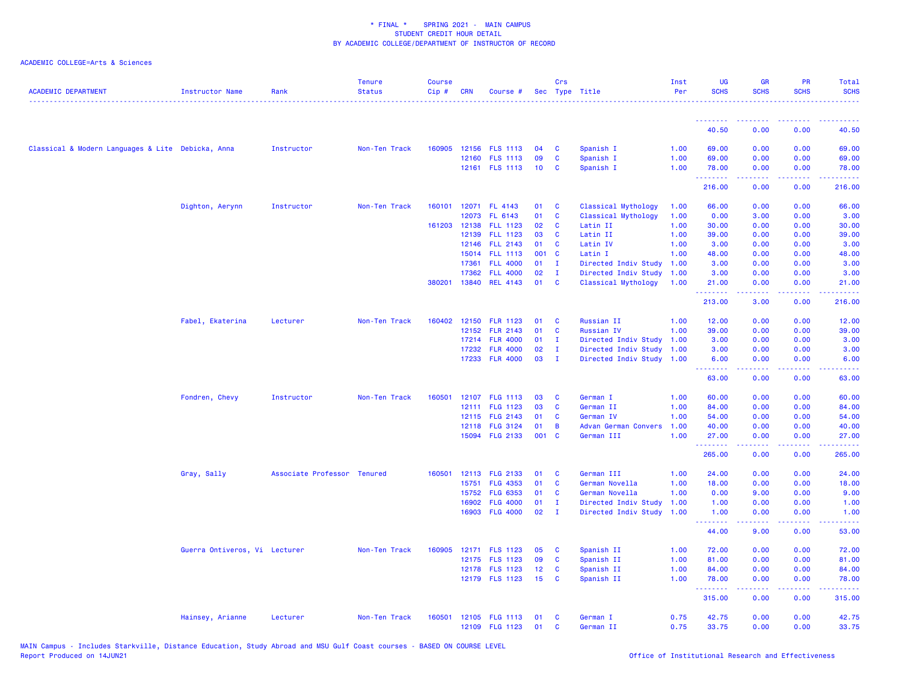\* FINAL \* SPRING 2021 - MAIN CAMPUS
STUDENT CREDIT HOUR DETAIL
BY ACADEMIC COLLEGE/DEPARTMENT OF INSTRUCTOR OF RECORD

ACADEMIC COLLEGE=Arts & Sciences

| ACADEMIC DEPARTMENT | Instructor Name | Rank | Tenure Status | Course Cip # | CRN | Course # | Sec | Crs Type | Title | Inst Per | UG SCHS | GR SCHS | PR SCHS | Total SCHS |
|---|---|---|---|---|---|---|---|---|---|---|---|---|---|---|
| | | | | | | | | | | | 40.50 | 0.00 | 0.00 | 40.50 |
| Classical & Modern Languages & Lite | Debicka, Anna | Instructor | Non-Ten Track | 160905 | 12156 | FLS 1113 | 04 | C | Spanish I | 1.00 | 69.00 | 0.00 | 0.00 | 69.00 |
| | | | | | 12160 | FLS 1113 | 09 | C | Spanish I | 1.00 | 69.00 | 0.00 | 0.00 | 69.00 |
| | | | | | 12161 | FLS 1113 | 10 | C | Spanish I | 1.00 | 78.00 | 0.00 | 0.00 | 78.00 |
| | | | | | | | | | | | 216.00 | 0.00 | 0.00 | 216.00 |
| | Dighton, Aerynn | Instructor | Non-Ten Track | 160101 | 12071 | FL 4143 | 01 | C | Classical Mythology | 1.00 | 66.00 | 0.00 | 0.00 | 66.00 |
| | | | | | 12073 | FL 6143 | 01 | C | Classical Mythology | 1.00 | 0.00 | 3.00 | 0.00 | 3.00 |
| | | | | 161203 | 12138 | FLL 1123 | 02 | C | Latin II | 1.00 | 30.00 | 0.00 | 0.00 | 30.00 |
| | | | | | 12139 | FLL 1123 | 03 | C | Latin II | 1.00 | 39.00 | 0.00 | 0.00 | 39.00 |
| | | | | | 12146 | FLL 2143 | 01 | C | Latin IV | 1.00 | 3.00 | 0.00 | 0.00 | 3.00 |
| | | | | | 15014 | FLL 1113 | 001 | C | Latin I | 1.00 | 48.00 | 0.00 | 0.00 | 48.00 |
| | | | | | 17361 | FLL 4000 | 01 | I | Directed Indiv Study | 1.00 | 3.00 | 0.00 | 0.00 | 3.00 |
| | | | | | 17362 | FLL 4000 | 02 | I | Directed Indiv Study | 1.00 | 3.00 | 0.00 | 0.00 | 3.00 |
| | | | | 380201 | 13840 | REL 4143 | 01 | C | Classical Mythology | 1.00 | 21.00 | 0.00 | 0.00 | 21.00 |
| | | | | | | | | | | | 213.00 | 3.00 | 0.00 | 216.00 |
| | Fabel, Ekaterina | Lecturer | Non-Ten Track | 160402 | 12150 | FLR 1123 | 01 | C | Russian II | 1.00 | 12.00 | 0.00 | 0.00 | 12.00 |
| | | | | | 12152 | FLR 2143 | 01 | C | Russian IV | 1.00 | 39.00 | 0.00 | 0.00 | 39.00 |
| | | | | | 17214 | FLR 4000 | 01 | I | Directed Indiv Study | 1.00 | 3.00 | 0.00 | 0.00 | 3.00 |
| | | | | | 17232 | FLR 4000 | 02 | I | Directed Indiv Study | 1.00 | 3.00 | 0.00 | 0.00 | 3.00 |
| | | | | | 17233 | FLR 4000 | 03 | I | Directed Indiv Study | 1.00 | 6.00 | 0.00 | 0.00 | 6.00 |
| | | | | | | | | | | | 63.00 | 0.00 | 0.00 | 63.00 |
| | Fondren, Chevy | Instructor | Non-Ten Track | 160501 | 12107 | FLG 1113 | 03 | C | German I | 1.00 | 60.00 | 0.00 | 0.00 | 60.00 |
| | | | | | 12111 | FLG 1123 | 03 | C | German II | 1.00 | 84.00 | 0.00 | 0.00 | 84.00 |
| | | | | | 12115 | FLG 2143 | 01 | C | German IV | 1.00 | 54.00 | 0.00 | 0.00 | 54.00 |
| | | | | | 12118 | FLG 3124 | 01 | B | Advan German Convers | 1.00 | 40.00 | 0.00 | 0.00 | 40.00 |
| | | | | | 15094 | FLG 2133 | 001 | C | German III | 1.00 | 27.00 | 0.00 | 0.00 | 27.00 |
| | | | | | | | | | | | 265.00 | 0.00 | 0.00 | 265.00 |
| | Gray, Sally | Associate Professor | Tenured | 160501 | 12113 | FLG 2133 | 01 | C | German III | 1.00 | 24.00 | 0.00 | 0.00 | 24.00 |
| | | | | | 15751 | FLG 4353 | 01 | C | German Novella | 1.00 | 18.00 | 0.00 | 0.00 | 18.00 |
| | | | | | 15752 | FLG 6353 | 01 | C | German Novella | 1.00 | 0.00 | 9.00 | 0.00 | 9.00 |
| | | | | | 16902 | FLG 4000 | 01 | I | Directed Indiv Study | 1.00 | 1.00 | 0.00 | 0.00 | 1.00 |
| | | | | | 16903 | FLG 4000 | 02 | I | Directed Indiv Study | 1.00 | 1.00 | 0.00 | 0.00 | 1.00 |
| | | | | | | | | | | | 44.00 | 9.00 | 0.00 | 53.00 |
| | Guerra Ontiveros, Vi | Lecturer | Non-Ten Track | 160905 | 12171 | FLS 1123 | 05 | C | Spanish II | 1.00 | 72.00 | 0.00 | 0.00 | 72.00 |
| | | | | | 12175 | FLS 1123 | 09 | C | Spanish II | 1.00 | 81.00 | 0.00 | 0.00 | 81.00 |
| | | | | | 12178 | FLS 1123 | 12 | C | Spanish II | 1.00 | 84.00 | 0.00 | 0.00 | 84.00 |
| | | | | | 12179 | FLS 1123 | 15 | C | Spanish II | 1.00 | 78.00 | 0.00 | 0.00 | 78.00 |
| | | | | | | | | | | | 315.00 | 0.00 | 0.00 | 315.00 |
| | Hainsey, Arianne | Lecturer | Non-Ten Track | 160501 | 12105 | FLG 1113 | 01 | C | German I | 0.75 | 42.75 | 0.00 | 0.00 | 42.75 |
| | | | | | 12109 | FLG 1123 | 01 | C | German II | 0.75 | 33.75 | 0.00 | 0.00 | 33.75 |

MAIN Campus - Includes Starkville, Distance Education, Study Abroad and MSU Gulf Coast courses - BASED ON COURSE LEVEL
Report Produced on 14JUN21

Office of Institutional Research and Effectiveness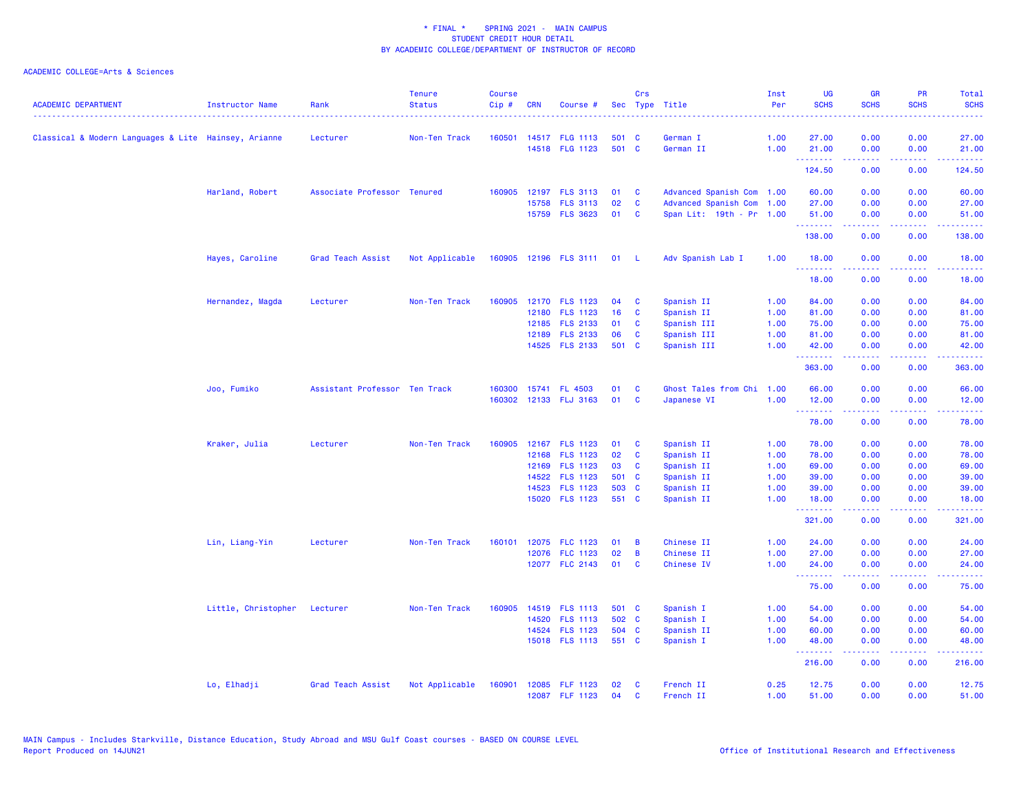\* FINAL \* SPRING 2021 - MAIN CAMPUS
STUDENT CREDIT HOUR DETAIL
BY ACADEMIC COLLEGE/DEPARTMENT OF INSTRUCTOR OF RECORD

ACADEMIC COLLEGE=Arts & Sciences

| ACADEMIC DEPARTMENT | Instructor Name | Rank | Tenure Status | Course Cip # | CRN | Course # | Sec | Crs Type | Title | Inst Per | UG SCHS | GR SCHS | PR SCHS | Total SCHS |
|---|---|---|---|---|---|---|---|---|---|---|---|---|---|---|
| Classical & Modern Languages & Lite | Hainsey, Arianne | Lecturer | Non-Ten Track | 160501 | 14517 | FLG 1113 | 501 | C | German I | 1.00 | 27.00 | 0.00 | 0.00 | 27.00 |
| | | | | | 14518 | FLG 1123 | 501 | C | German II | 1.00 | 21.00 | 0.00 | 0.00 | 21.00 |
| | | | | | | | | | | | 124.50 | 0.00 | 0.00 | 124.50 |
| | Harland, Robert | Associate Professor | Tenured | 160905 | 12197 | FLS 3113 | 01 | C | Advanced Spanish Com | 1.00 | 60.00 | 0.00 | 0.00 | 60.00 |
| | | | | | 15758 | FLS 3113 | 02 | C | Advanced Spanish Com | 1.00 | 27.00 | 0.00 | 0.00 | 27.00 |
| | | | | | 15759 | FLS 3623 | 01 | C | Span Lit: 19th - Pr | 1.00 | 51.00 | 0.00 | 0.00 | 51.00 |
| | | | | | | | | | | | 138.00 | 0.00 | 0.00 | 138.00 |
| | Hayes, Caroline | Grad Teach Assist | Not Applicable | 160905 | 12196 | FLS 3111 | 01 | L | Adv Spanish Lab I | 1.00 | 18.00 | 0.00 | 0.00 | 18.00 |
| | | | | | | | | | | | 18.00 | 0.00 | 0.00 | 18.00 |
| | Hernandez, Magda | Lecturer | Non-Ten Track | 160905 | 12170 | FLS 1123 | 04 | C | Spanish II | 1.00 | 84.00 | 0.00 | 0.00 | 84.00 |
| | | | | | 12180 | FLS 1123 | 16 | C | Spanish II | 1.00 | 81.00 | 0.00 | 0.00 | 81.00 |
| | | | | | 12185 | FLS 2133 | 01 | C | Spanish III | 1.00 | 75.00 | 0.00 | 0.00 | 75.00 |
| | | | | | 12189 | FLS 2133 | 06 | C | Spanish III | 1.00 | 81.00 | 0.00 | 0.00 | 81.00 |
| | | | | | 14525 | FLS 2133 | 501 | C | Spanish III | 1.00 | 42.00 | 0.00 | 0.00 | 42.00 |
| | | | | | | | | | | | 363.00 | 0.00 | 0.00 | 363.00 |
| | Joo, Fumiko | Assistant Professor | Ten Track | 160300 | 15741 | FL 4503 | 01 | C | Ghost Tales from Chi | 1.00 | 66.00 | 0.00 | 0.00 | 66.00 |
| | | | | 160302 | 12133 | FLJ 3163 | 01 | C | Japanese VI | 1.00 | 12.00 | 0.00 | 0.00 | 12.00 |
| | | | | | | | | | | | 78.00 | 0.00 | 0.00 | 78.00 |
| | Kraker, Julia | Lecturer | Non-Ten Track | 160905 | 12167 | FLS 1123 | 01 | C | Spanish II | 1.00 | 78.00 | 0.00 | 0.00 | 78.00 |
| | | | | | 12168 | FLS 1123 | 02 | C | Spanish II | 1.00 | 78.00 | 0.00 | 0.00 | 78.00 |
| | | | | | 12169 | FLS 1123 | 03 | C | Spanish II | 1.00 | 69.00 | 0.00 | 0.00 | 69.00 |
| | | | | | 14522 | FLS 1123 | 501 | C | Spanish II | 1.00 | 39.00 | 0.00 | 0.00 | 39.00 |
| | | | | | 14523 | FLS 1123 | 503 | C | Spanish II | 1.00 | 39.00 | 0.00 | 0.00 | 39.00 |
| | | | | | 15020 | FLS 1123 | 551 | C | Spanish II | 1.00 | 18.00 | 0.00 | 0.00 | 18.00 |
| | | | | | | | | | | | 321.00 | 0.00 | 0.00 | 321.00 |
| | Lin, Liang-Yin | Lecturer | Non-Ten Track | 160101 | 12075 | FLC 1123 | 01 | B | Chinese II | 1.00 | 24.00 | 0.00 | 0.00 | 24.00 |
| | | | | | 12076 | FLC 1123 | 02 | B | Chinese II | 1.00 | 27.00 | 0.00 | 0.00 | 27.00 |
| | | | | | 12077 | FLC 2143 | 01 | C | Chinese IV | 1.00 | 24.00 | 0.00 | 0.00 | 24.00 |
| | | | | | | | | | | | 75.00 | 0.00 | 0.00 | 75.00 |
| | Little, Christopher | Lecturer | Non-Ten Track | 160905 | 14519 | FLS 1113 | 501 | C | Spanish I | 1.00 | 54.00 | 0.00 | 0.00 | 54.00 |
| | | | | | 14520 | FLS 1113 | 502 | C | Spanish I | 1.00 | 54.00 | 0.00 | 0.00 | 54.00 |
| | | | | | 14524 | FLS 1123 | 504 | C | Spanish II | 1.00 | 60.00 | 0.00 | 0.00 | 60.00 |
| | | | | | 15018 | FLS 1113 | 551 | C | Spanish I | 1.00 | 48.00 | 0.00 | 0.00 | 48.00 |
| | | | | | | | | | | | 216.00 | 0.00 | 0.00 | 216.00 |
| | Lo, Elhadji | Grad Teach Assist | Not Applicable | 160901 | 12085 | FLF 1123 | 02 | C | French II | 0.25 | 12.75 | 0.00 | 0.00 | 12.75 |
| | | | | | 12087 | FLF 1123 | 04 | C | French II | 1.00 | 51.00 | 0.00 | 0.00 | 51.00 |

MAIN Campus - Includes Starkville, Distance Education, Study Abroad and MSU Gulf Coast courses - BASED ON COURSE LEVEL
Report Produced on 14JUN21

Office of Institutional Research and Effectiveness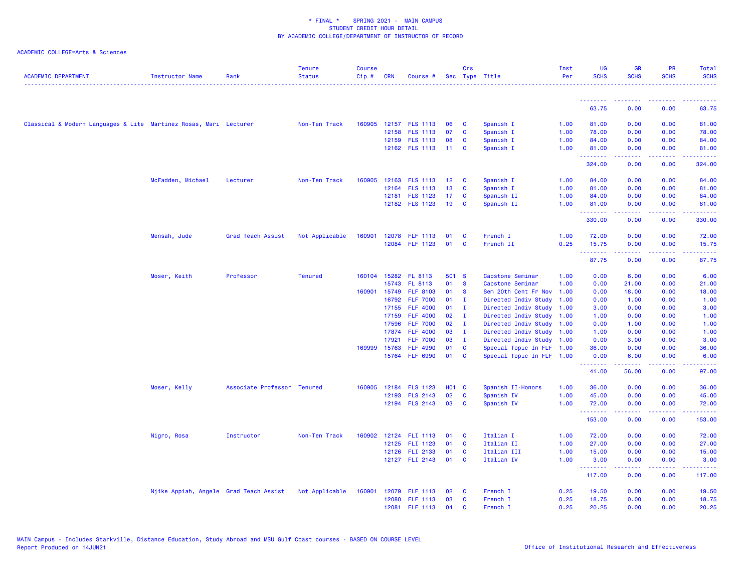\* FINAL \* SPRING 2021 - MAIN CAMPUS
STUDENT CREDIT HOUR DETAIL
BY ACADEMIC COLLEGE/DEPARTMENT OF INSTRUCTOR OF RECORD

ACADEMIC COLLEGE=Arts & Sciences

| ACADEMIC DEPARTMENT | Instructor Name | Rank | Tenure Status | Course Cip # | CRN | Course # | Sec | Crs Type | Title | Inst Per | UG SCHS | GR SCHS | PR SCHS | Total SCHS |
|---|---|---|---|---|---|---|---|---|---|---|---|---|---|---|
| | | | | | | | | | | | 63.75 | 0.00 | 0.00 | 63.75 |
| Classical & Modern Languages & Lite | Martinez Rosas, Mari | Lecturer | Non-Ten Track | 160905 | 12157 | FLS 1113 | 06 | C | Spanish I | 1.00 | 81.00 | 0.00 | 0.00 | 81.00 |
| | | | | | 12158 | FLS 1113 | 07 | C | Spanish I | 1.00 | 78.00 | 0.00 | 0.00 | 78.00 |
| | | | | | 12159 | FLS 1113 | 08 | C | Spanish I | 1.00 | 84.00 | 0.00 | 0.00 | 84.00 |
| | | | | | 12162 | FLS 1113 | 11 | C | Spanish I | 1.00 | 81.00 | 0.00 | 0.00 | 81.00 |
| | | | | | | | | | | | 324.00 | 0.00 | 0.00 | 324.00 |
| | McFadden, Michael | Lecturer | Non-Ten Track | 160905 | 12163 | FLS 1113 | 12 | C | Spanish I | 1.00 | 84.00 | 0.00 | 0.00 | 84.00 |
| | | | | | 12164 | FLS 1113 | 13 | C | Spanish I | 1.00 | 81.00 | 0.00 | 0.00 | 81.00 |
| | | | | | 12181 | FLS 1123 | 17 | C | Spanish II | 1.00 | 84.00 | 0.00 | 0.00 | 84.00 |
| | | | | | 12182 | FLS 1123 | 19 | C | Spanish II | 1.00 | 81.00 | 0.00 | 0.00 | 81.00 |
| | | | | | | | | | | | 330.00 | 0.00 | 0.00 | 330.00 |
| | Mensah, Jude | Grad Teach Assist | Not Applicable | 160901 | 12078 | FLF 1113 | 01 | C | French I | 1.00 | 72.00 | 0.00 | 0.00 | 72.00 |
| | | | | | 12084 | FLF 1123 | 01 | C | French II | 0.25 | 15.75 | 0.00 | 0.00 | 15.75 |
| | | | | | | | | | | | 87.75 | 0.00 | 0.00 | 87.75 |
| | Moser, Keith | Professor | Tenured | 160104 | 15282 | FL 8113 | 501 | S | Capstone Seminar | 1.00 | 0.00 | 6.00 | 0.00 | 6.00 |
| | | | | | 15743 | FL 8113 | 01 | S | Capstone Seminar | 1.00 | 0.00 | 21.00 | 0.00 | 21.00 |
| | | | | 160901 | 15749 | FLF 8103 | 01 | S | Sem 20th Cent Fr Nov | 1.00 | 0.00 | 18.00 | 0.00 | 18.00 |
| | | | | | 16792 | FLF 7000 | 01 | I | Directed Indiv Study | 1.00 | 0.00 | 1.00 | 0.00 | 1.00 |
| | | | | | 17155 | FLF 4000 | 01 | I | Directed Indiv Study | 1.00 | 3.00 | 0.00 | 0.00 | 3.00 |
| | | | | | 17159 | FLF 4000 | 02 | I | Directed Indiv Study | 1.00 | 1.00 | 0.00 | 0.00 | 1.00 |
| | | | | | 17596 | FLF 7000 | 02 | I | Directed Indiv Study | 1.00 | 0.00 | 1.00 | 0.00 | 1.00 |
| | | | | | 17874 | FLF 4000 | 03 | I | Directed Indiv Study | 1.00 | 1.00 | 0.00 | 0.00 | 1.00 |
| | | | | | 17921 | FLF 7000 | 03 | I | Directed Indiv Study | 1.00 | 0.00 | 3.00 | 0.00 | 3.00 |
| | | | | 169999 | 15763 | FLF 4990 | 01 | C | Special Topic In FLF | 1.00 | 36.00 | 0.00 | 0.00 | 36.00 |
| | | | | | 15764 | FLF 6990 | 01 | C | Special Topic In FLF | 1.00 | 0.00 | 6.00 | 0.00 | 6.00 |
| | | | | | | | | | | | 41.00 | 56.00 | 0.00 | 97.00 |
| | Moser, Kelly | Associate Professor | Tenured | 160905 | 12184 | FLS 1123 | H01 | C | Spanish II-Honors | 1.00 | 36.00 | 0.00 | 0.00 | 36.00 |
| | | | | | 12193 | FLS 2143 | 02 | C | Spanish IV | 1.00 | 45.00 | 0.00 | 0.00 | 45.00 |
| | | | | | 12194 | FLS 2143 | 03 | C | Spanish IV | 1.00 | 72.00 | 0.00 | 0.00 | 72.00 |
| | | | | | | | | | | | 153.00 | 0.00 | 0.00 | 153.00 |
| | Nigro, Rosa | Instructor | Non-Ten Track | 160902 | 12124 | FLI 1113 | 01 | C | Italian I | 1.00 | 72.00 | 0.00 | 0.00 | 72.00 |
| | | | | | 12125 | FLI 1123 | 01 | C | Italian II | 1.00 | 27.00 | 0.00 | 0.00 | 27.00 |
| | | | | | 12126 | FLI 2133 | 01 | C | Italian III | 1.00 | 15.00 | 0.00 | 0.00 | 15.00 |
| | | | | | 12127 | FLI 2143 | 01 | C | Italian IV | 1.00 | 3.00 | 0.00 | 0.00 | 3.00 |
| | | | | | | | | | | | 117.00 | 0.00 | 0.00 | 117.00 |
| | Njike Appiah, Angele | Grad Teach Assist | Not Applicable | 160901 | 12079 | FLF 1113 | 02 | C | French I | 0.25 | 19.50 | 0.00 | 0.00 | 19.50 |
| | | | | | 12080 | FLF 1113 | 03 | C | French I | 0.25 | 18.75 | 0.00 | 0.00 | 18.75 |
| | | | | | 12081 | FLF 1113 | 04 | C | French I | 0.25 | 20.25 | 0.00 | 0.00 | 20.25 |

MAIN Campus - Includes Starkville, Distance Education, Study Abroad and MSU Gulf Coast courses - BASED ON COURSE LEVEL
Report Produced on 14JUN21

Office of Institutional Research and Effectiveness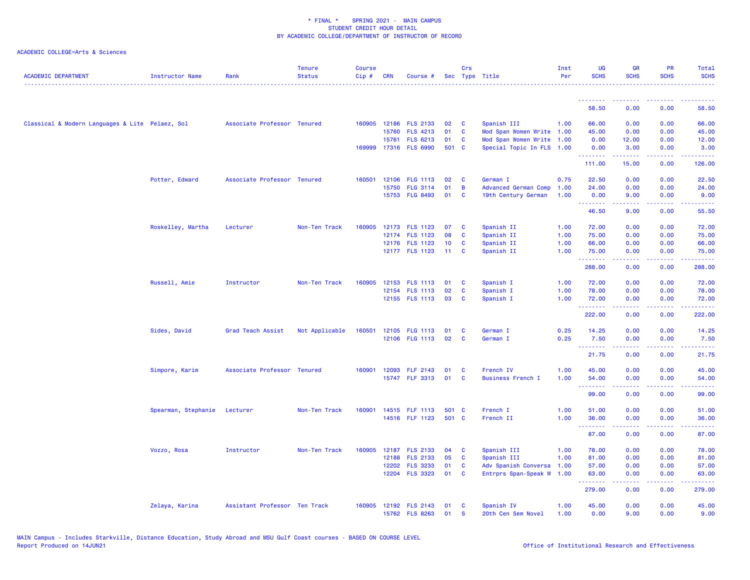* FINAL * SPRING 2021 - MAIN CAMPUS
STUDENT CREDIT HOUR DETAIL
BY ACADEMIC COLLEGE/DEPARTMENT OF INSTRUCTOR OF RECORD

ACADEMIC COLLEGE=Arts & Sciences

| ACADEMIC DEPARTMENT | Instructor Name | Rank | Tenure Status | Course Cip # | CRN | Course # | Sec | Crs Type | Title | Inst Per | UG SCHS | GR SCHS | PR SCHS | Total SCHS |
|---|---|---|---|---|---|---|---|---|---|---|---|---|---|---|
| | | | | | | | | | | | 58.50 | 0.00 | 0.00 | 58.50 |
| Classical & Modern Languages & Lite | Pelaez, Sol | Associate Professor | Tenured | 160905 | 12186 | FLS 2133 | 02 | C | Spanish III | 1.00 | 66.00 | 0.00 | 0.00 | 66.00 |
| | | | | | 15760 | FLS 4213 | 01 | C | Mod Span Women Write | 1.00 | 45.00 | 0.00 | 0.00 | 45.00 |
| | | | | | 15761 | FLS 6213 | 01 | C | Mod Span Women Write | 1.00 | 0.00 | 12.00 | 0.00 | 12.00 |
| | | | | 169999 | 17316 | FLS 6990 | 501 | C | Special Topic In FLS | 1.00 | 0.00 | 3.00 | 0.00 | 3.00 |
| | | | | | | | | | | | 111.00 | 15.00 | 0.00 | 126.00 |
| | Potter, Edward | Associate Professor | Tenured | 160501 | 12106 | FLG 1113 | 02 | C | German I | 0.75 | 22.50 | 0.00 | 0.00 | 22.50 |
| | | | | | 15750 | FLG 3114 | 01 | B | Advanced German Comp | 1.00 | 24.00 | 0.00 | 0.00 | 24.00 |
| | | | | | 15753 | FLG 8493 | 01 | C | 19th Century German | 1.00 | 0.00 | 9.00 | 0.00 | 9.00 |
| | | | | | | | | | | | 46.50 | 9.00 | 0.00 | 55.50 |
| | Roskelley, Martha | Lecturer | Non-Ten Track | 160905 | 12173 | FLS 1123 | 07 | C | Spanish II | 1.00 | 72.00 | 0.00 | 0.00 | 72.00 |
| | | | | | 12174 | FLS 1123 | 08 | C | Spanish II | 1.00 | 75.00 | 0.00 | 0.00 | 75.00 |
| | | | | | 12176 | FLS 1123 | 10 | C | Spanish II | 1.00 | 66.00 | 0.00 | 0.00 | 66.00 |
| | | | | | 12177 | FLS 1123 | 11 | C | Spanish II | 1.00 | 75.00 | 0.00 | 0.00 | 75.00 |
| | | | | | | | | | | | 288.00 | 0.00 | 0.00 | 288.00 |
| | Russell, Amie | Instructor | Non-Ten Track | 160905 | 12153 | FLS 1113 | 01 | C | Spanish I | 1.00 | 72.00 | 0.00 | 0.00 | 72.00 |
| | | | | | 12154 | FLS 1113 | 02 | C | Spanish I | 1.00 | 78.00 | 0.00 | 0.00 | 78.00 |
| | | | | | 12155 | FLS 1113 | 03 | C | Spanish I | 1.00 | 72.00 | 0.00 | 0.00 | 72.00 |
| | | | | | | | | | | | 222.00 | 0.00 | 0.00 | 222.00 |
| | Sides, David | Grad Teach Assist | Not Applicable | 160501 | 12105 | FLG 1113 | 01 | C | German I | 0.25 | 14.25 | 0.00 | 0.00 | 14.25 |
| | | | | | 12106 | FLG 1113 | 02 | C | German I | 0.25 | 7.50 | 0.00 | 0.00 | 7.50 |
| | | | | | | | | | | | 21.75 | 0.00 | 0.00 | 21.75 |
| | Simpore, Karim | Associate Professor | Tenured | 160901 | 12093 | FLF 2143 | 01 | C | French IV | 1.00 | 45.00 | 0.00 | 0.00 | 45.00 |
| | | | | | 15747 | FLF 3313 | 01 | C | Business French I | 1.00 | 54.00 | 0.00 | 0.00 | 54.00 |
| | | | | | | | | | | | 99.00 | 0.00 | 0.00 | 99.00 |
| | Spearman, Stephanie | Lecturer | Non-Ten Track | 160901 | 14515 | FLF 1113 | 501 | C | French I | 1.00 | 51.00 | 0.00 | 0.00 | 51.00 |
| | | | | | 14516 | FLF 1123 | 501 | C | French II | 1.00 | 36.00 | 0.00 | 0.00 | 36.00 |
| | | | | | | | | | | | 87.00 | 0.00 | 0.00 | 87.00 |
| | Vozzo, Rosa | Instructor | Non-Ten Track | 160905 | 12187 | FLS 2133 | 04 | C | Spanish III | 1.00 | 78.00 | 0.00 | 0.00 | 78.00 |
| | | | | | 12188 | FLS 2133 | 05 | C | Spanish III | 1.00 | 81.00 | 0.00 | 0.00 | 81.00 |
| | | | | | 12202 | FLS 3233 | 01 | C | Adv Spanish Conversa | 1.00 | 57.00 | 0.00 | 0.00 | 57.00 |
| | | | | | 12204 | FLS 3323 | 01 | C | Entrprs Span-Speak W | 1.00 | 63.00 | 0.00 | 0.00 | 63.00 |
| | | | | | | | | | | | 279.00 | 0.00 | 0.00 | 279.00 |
| | Zelaya, Karina | Assistant Professor | Ten Track | 160905 | 12192 | FLS 2143 | 01 | C | Spanish IV | 1.00 | 45.00 | 0.00 | 0.00 | 45.00 |
| | | | | | 15762 | FLS 8263 | 01 | S | 20th Cen Sem Novel | 1.00 | 0.00 | 9.00 | 0.00 | 9.00 |

MAIN Campus - Includes Starkville, Distance Education, Study Abroad and MSU Gulf Coast courses - BASED ON COURSE LEVEL
Report Produced on 14JUN21 Office of Institutional Research and Effectiveness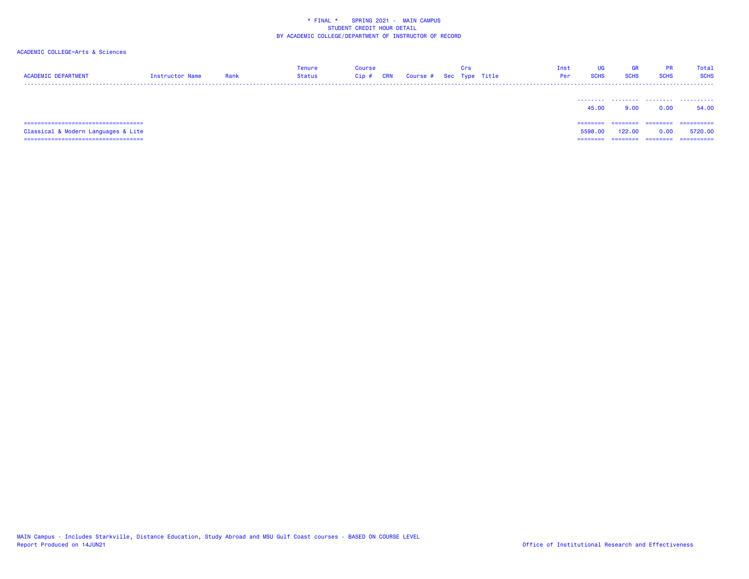\* FINAL \*    SPRING 2021 -  MAIN CAMPUS
STUDENT CREDIT HOUR DETAIL
BY ACADEMIC COLLEGE/DEPARTMENT OF INSTRUCTOR OF RECORD

ACADEMIC COLLEGE=Arts & Sciences

| ACADEMIC DEPARTMENT | Instructor Name | Rank | Tenure Status | Course Cip # | CRN | Course # | Sec | Crs Type | Title | Inst Per | UG SCHS | GR SCHS | PR SCHS | Total SCHS |
|---|---|---|---|---|---|---|---|---|---|---|---|---|---|---|
| | | | | | | | | | | | 45.00 | 9.00 | 0.00 | 54.00 |
| Classical & Modern Languages & Lite | | | | | | | | | | | 5598.00 | 122.00 | 0.00 | 5720.00 |

MAIN Campus - Includes Starkville, Distance Education, Study Abroad and MSU Gulf Coast courses - BASED ON COURSE LEVEL
Report Produced on 14JUN21

Office of Institutional Research and Effectiveness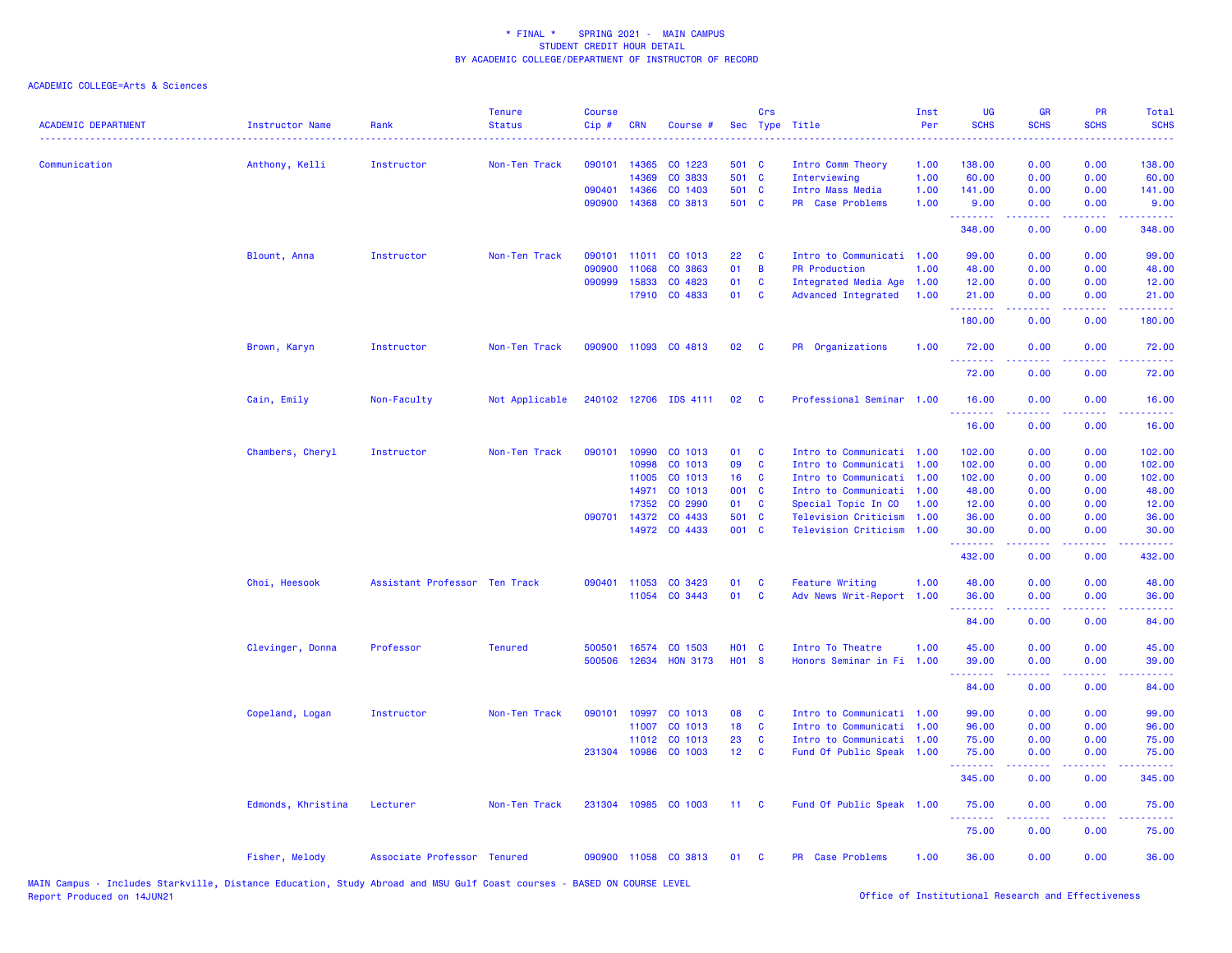# * FINAL * SPRING 2021 - MAIN CAMPUS
## STUDENT CREDIT HOUR DETAIL
## BY ACADEMIC COLLEGE/DEPARTMENT OF INSTRUCTOR OF RECORD

ACADEMIC COLLEGE=Arts & Sciences

| ACADEMIC DEPARTMENT | Instructor Name | Rank | Tenure Status | Course Cip # | CRN | Course # | Sec | Crs Type | Title | Inst Per | UG SCHS | GR SCHS | PR SCHS | Total SCHS |
|---|---|---|---|---|---|---|---|---|---|---|---|---|---|---|
| Communication | Anthony, Kelli | Instructor | Non-Ten Track | 090101 | 14365 | CO 1223 | 501 | C | Intro Comm Theory | 1.00 | 138.00 | 0.00 | 0.00 | 138.00 |
| | | | | | 14369 | CO 3833 | 501 | C | Interviewing | 1.00 | 60.00 | 0.00 | 0.00 | 60.00 |
| | | | | 090401 | 14366 | CO 1403 | 501 | C | Intro Mass Media | 1.00 | 141.00 | 0.00 | 0.00 | 141.00 |
| | | | | 090900 | 14368 | CO 3813 | 501 | C | PR Case Problems | 1.00 | 9.00 | 0.00 | 0.00 | 9.00 |
| | | | | | | | | | | | 348.00 | 0.00 | 0.00 | 348.00 |
| | Blount, Anna | Instructor | Non-Ten Track | 090101 | 11011 | CO 1013 | 22 | C | Intro to Communicati | 1.00 | 99.00 | 0.00 | 0.00 | 99.00 |
| | | | | 090900 | 11068 | CO 3863 | 01 | B | PR Production | 1.00 | 48.00 | 0.00 | 0.00 | 48.00 |
| | | | | 090999 | 15833 | CO 4823 | 01 | C | Integrated Media Age | 1.00 | 12.00 | 0.00 | 0.00 | 12.00 |
| | | | | | 17910 | CO 4833 | 01 | C | Advanced Integrated | 1.00 | 21.00 | 0.00 | 0.00 | 21.00 |
| | | | | | | | | | | | 180.00 | 0.00 | 0.00 | 180.00 |
| | Brown, Karyn | Instructor | Non-Ten Track | 090900 | 11093 | CO 4813 | 02 | C | PR Organizations | 1.00 | 72.00 | 0.00 | 0.00 | 72.00 |
| | | | | | | | | | | | 72.00 | 0.00 | 0.00 | 72.00 |
| | Cain, Emily | Non-Faculty | Not Applicable | 240102 | 12706 | IDS 4111 | 02 | C | Professional Seminar | 1.00 | 16.00 | 0.00 | 0.00 | 16.00 |
| | | | | | | | | | | | 16.00 | 0.00 | 0.00 | 16.00 |
| | Chambers, Cheryl | Instructor | Non-Ten Track | 090101 | 10990 | CO 1013 | 01 | C | Intro to Communicati | 1.00 | 102.00 | 0.00 | 0.00 | 102.00 |
| | | | | | 10998 | CO 1013 | 09 | C | Intro to Communicati | 1.00 | 102.00 | 0.00 | 0.00 | 102.00 |
| | | | | | 11005 | CO 1013 | 16 | C | Intro to Communicati | 1.00 | 102.00 | 0.00 | 0.00 | 102.00 |
| | | | | | 14971 | CO 1013 | 001 | C | Intro to Communicati | 1.00 | 48.00 | 0.00 | 0.00 | 48.00 |
| | | | | | 17352 | CO 2990 | 01 | C | Special Topic In CO | 1.00 | 12.00 | 0.00 | 0.00 | 12.00 |
| | | | | 090701 | 14372 | CO 4433 | 501 | C | Television Criticism | 1.00 | 36.00 | 0.00 | 0.00 | 36.00 |
| | | | | | 14972 | CO 4433 | 001 | C | Television Criticism | 1.00 | 30.00 | 0.00 | 0.00 | 30.00 |
| | | | | | | | | | | | 432.00 | 0.00 | 0.00 | 432.00 |
| | Choi, Heesook | Assistant Professor | Ten Track | 090401 | 11053 | CO 3423 | 01 | C | Feature Writing | 1.00 | 48.00 | 0.00 | 0.00 | 48.00 |
| | | | | | 11054 | CO 3443 | 01 | C | Adv News Writ-Report | 1.00 | 36.00 | 0.00 | 0.00 | 36.00 |
| | | | | | | | | | | | 84.00 | 0.00 | 0.00 | 84.00 |
| | Clevinger, Donna | Professor | Tenured | 500501 | 16574 | CO 1503 | H01 | C | Intro To Theatre | 1.00 | 45.00 | 0.00 | 0.00 | 45.00 |
| | | | | 500506 | 12634 | HON 3173 | H01 | S | Honors Seminar in Fi | 1.00 | 39.00 | 0.00 | 0.00 | 39.00 |
| | | | | | | | | | | | 84.00 | 0.00 | 0.00 | 84.00 |
| | Copeland, Logan | Instructor | Non-Ten Track | 090101 | 10997 | CO 1013 | 08 | C | Intro to Communicati | 1.00 | 99.00 | 0.00 | 0.00 | 99.00 |
| | | | | | 11007 | CO 1013 | 18 | C | Intro to Communicati | 1.00 | 96.00 | 0.00 | 0.00 | 96.00 |
| | | | | | 11012 | CO 1013 | 23 | C | Intro to Communicati | 1.00 | 75.00 | 0.00 | 0.00 | 75.00 |
| | | | | 231304 | 10986 | CO 1003 | 12 | C | Fund Of Public Speak | 1.00 | 75.00 | 0.00 | 0.00 | 75.00 |
| | | | | | | | | | | | 345.00 | 0.00 | 0.00 | 345.00 |
| | Edmonds, Khristina | Lecturer | Non-Ten Track | 231304 | 10985 | CO 1003 | 11 | C | Fund Of Public Speak | 1.00 | 75.00 | 0.00 | 0.00 | 75.00 |
| | | | | | | | | | | | 75.00 | 0.00 | 0.00 | 75.00 |
| | Fisher, Melody | Associate Professor | Tenured | 090900 | 11058 | CO 3813 | 01 | C | PR Case Problems | 1.00 | 36.00 | 0.00 | 0.00 | 36.00 |

MAIN Campus - Includes Starkville, Distance Education, Study Abroad and MSU Gulf Coast courses - BASED ON COURSE LEVEL
Report Produced on 14JUN21

Office of Institutional Research and Effectiveness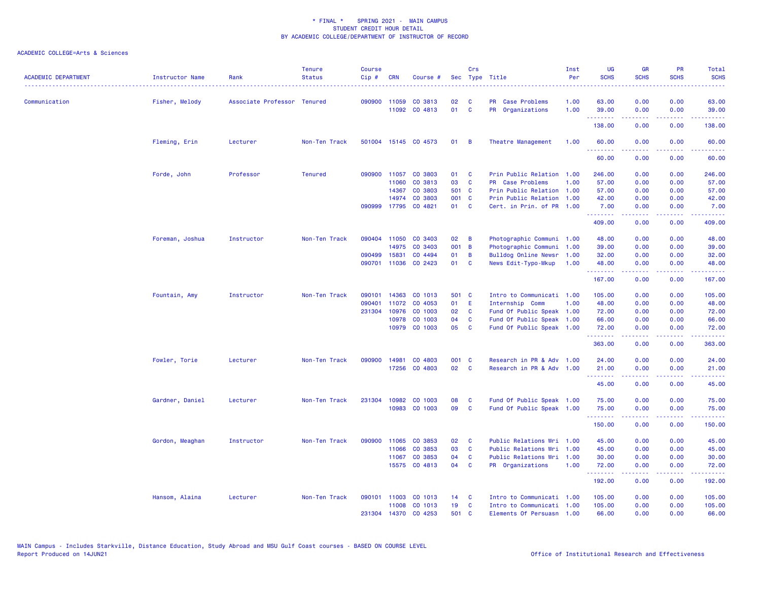\* FINAL \*    SPRING 2021 -  MAIN CAMPUS
STUDENT CREDIT HOUR DETAIL
BY ACADEMIC COLLEGE/DEPARTMENT OF INSTRUCTOR OF RECORD

ACADEMIC COLLEGE=Arts & Sciences

| ACADEMIC DEPARTMENT | Instructor Name | Rank | Tenure Status | Course Cip # | CRN | Course # | Sec | Crs Type | Title | Inst Per | UG SCHS | GR SCHS | PR SCHS | Total SCHS |
|---|---|---|---|---|---|---|---|---|---|---|---|---|---|---|
| Communication | Fisher, Melody | Associate Professor | Tenured | 090900 | 11059 | CO 3813 | 02 | C | PR  Case Problems | 1.00 | 63.00 | 0.00 | 0.00 | 63.00 |
| | | | | | 11092 | CO 4813 | 01 | C | PR  Organizations | 1.00 | 39.00 | 0.00 | 0.00 | 39.00 |
| | | | | | | | | | | | 138.00 | 0.00 | 0.00 | 138.00 |
| | Fleming, Erin | Lecturer | Non-Ten Track | 501004 | 15145 | CO 4573 | 01 | B | Theatre Management | 1.00 | 60.00 | 0.00 | 0.00 | 60.00 |
| | | | | | | | | | | | 60.00 | 0.00 | 0.00 | 60.00 |
| | Forde, John | Professor | Tenured | 090900 | 11057 | CO 3803 | 01 | C | Prin Public Relation | 1.00 | 246.00 | 0.00 | 0.00 | 246.00 |
| | | | | | 11060 | CO 3813 | 03 | C | PR  Case Problems | 1.00 | 57.00 | 0.00 | 0.00 | 57.00 |
| | | | | | 14367 | CO 3803 | 501 | C | Prin Public Relation | 1.00 | 57.00 | 0.00 | 0.00 | 57.00 |
| | | | | | 14974 | CO 3803 | 001 | C | Prin Public Relation | 1.00 | 42.00 | 0.00 | 0.00 | 42.00 |
| | | | | 090999 | 17795 | CO 4821 | 01 | C | Cert. in Prin. of PR | 1.00 | 7.00 | 0.00 | 0.00 | 7.00 |
| | | | | | | | | | | | 409.00 | 0.00 | 0.00 | 409.00 |
| | Foreman, Joshua | Instructor | Non-Ten Track | 090404 | 11050 | CO 3403 | 02 | B | Photographic Communi | 1.00 | 48.00 | 0.00 | 0.00 | 48.00 |
| | | | | | 14975 | CO 3403 | 001 | B | Photographic Communi | 1.00 | 39.00 | 0.00 | 0.00 | 39.00 |
| | | | | 090499 | 15831 | CO 4494 | 01 | B | Bulldog Online Newsr | 1.00 | 32.00 | 0.00 | 0.00 | 32.00 |
| | | | | 090701 | 11036 | CO 2423 | 01 | C | News Edit-Typo-Mkup | 1.00 | 48.00 | 0.00 | 0.00 | 48.00 |
| | | | | | | | | | | | 167.00 | 0.00 | 0.00 | 167.00 |
| | Fountain, Amy | Instructor | Non-Ten Track | 090101 | 14363 | CO 1013 | 501 | C | Intro to Communicati | 1.00 | 105.00 | 0.00 | 0.00 | 105.00 |
| | | | | 090401 | 11072 | CO 4053 | 01 | E | Internship  Comm | 1.00 | 48.00 | 0.00 | 0.00 | 48.00 |
| | | | | 231304 | 10976 | CO 1003 | 02 | C | Fund Of Public Speak | 1.00 | 72.00 | 0.00 | 0.00 | 72.00 |
| | | | | | 10978 | CO 1003 | 04 | C | Fund Of Public Speak | 1.00 | 66.00 | 0.00 | 0.00 | 66.00 |
| | | | | | 10979 | CO 1003 | 05 | C | Fund Of Public Speak | 1.00 | 72.00 | 0.00 | 0.00 | 72.00 |
| | | | | | | | | | | | 363.00 | 0.00 | 0.00 | 363.00 |
| | Fowler, Torie | Lecturer | Non-Ten Track | 090900 | 14981 | CO 4803 | 001 | C | Research in PR & Adv | 1.00 | 24.00 | 0.00 | 0.00 | 24.00 |
| | | | | | 17256 | CO 4803 | 02 | C | Research in PR & Adv | 1.00 | 21.00 | 0.00 | 0.00 | 21.00 |
| | | | | | | | | | | | 45.00 | 0.00 | 0.00 | 45.00 |
| | Gardner, Daniel | Lecturer | Non-Ten Track | 231304 | 10982 | CO 1003 | 08 | C | Fund Of Public Speak | 1.00 | 75.00 | 0.00 | 0.00 | 75.00 |
| | | | | | 10983 | CO 1003 | 09 | C | Fund Of Public Speak | 1.00 | 75.00 | 0.00 | 0.00 | 75.00 |
| | | | | | | | | | | | 150.00 | 0.00 | 0.00 | 150.00 |
| | Gordon, Meaghan | Instructor | Non-Ten Track | 090900 | 11065 | CO 3853 | 02 | C | Public Relations Wri | 1.00 | 45.00 | 0.00 | 0.00 | 45.00 |
| | | | | | 11066 | CO 3853 | 03 | C | Public Relations Wri | 1.00 | 45.00 | 0.00 | 0.00 | 45.00 |
| | | | | | 11067 | CO 3853 | 04 | C | Public Relations Wri | 1.00 | 30.00 | 0.00 | 0.00 | 30.00 |
| | | | | | 15575 | CO 4813 | 04 | C | PR  Organizations | 1.00 | 72.00 | 0.00 | 0.00 | 72.00 |
| | | | | | | | | | | | 192.00 | 0.00 | 0.00 | 192.00 |
| | Hansom, Alaina | Lecturer | Non-Ten Track | 090101 | 11003 | CO 1013 | 14 | C | Intro to Communicati | 1.00 | 105.00 | 0.00 | 0.00 | 105.00 |
| | | | | | 11008 | CO 1013 | 19 | C | Intro to Communicati | 1.00 | 105.00 | 0.00 | 0.00 | 105.00 |
| | | | | 231304 | 14370 | CO 4253 | 501 | C | Elements Of Persuasn | 1.00 | 66.00 | 0.00 | 0.00 | 66.00 |

MAIN Campus - Includes Starkville, Distance Education, Study Abroad and MSU Gulf Coast courses - BASED ON COURSE LEVEL
Report Produced on 14JUN21

Office of Institutional Research and Effectiveness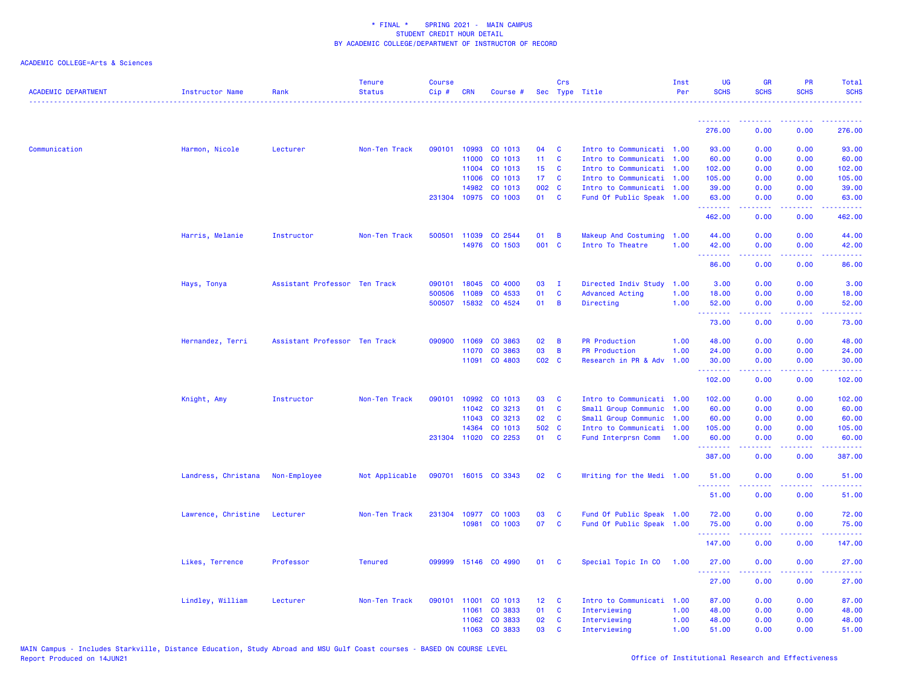\* FINAL \* SPRING 2021 - MAIN CAMPUS
STUDENT CREDIT HOUR DETAIL
BY ACADEMIC COLLEGE/DEPARTMENT OF INSTRUCTOR OF RECORD

ACADEMIC COLLEGE=Arts & Sciences

| ACADEMIC DEPARTMENT | Instructor Name | Rank | Tenure Status | Course Cip # | CRN | Course # | Sec | Crs Type | Title | Inst Per | UG SCHS | GR SCHS | PR SCHS | Total SCHS |
|---|---|---|---|---|---|---|---|---|---|---|---|---|---|---|
| | | | | | | | | | | | 276.00 | 0.00 | 0.00 | 276.00 |
| Communication | Harmon, Nicole | Lecturer | Non-Ten Track | 090101 | 10993 | CO 1013 | 04 | C | Intro to Communicati | 1.00 | 93.00 | 0.00 | 0.00 | 93.00 |
| | | | | | 11000 | CO 1013 | 11 | C | Intro to Communicati | 1.00 | 60.00 | 0.00 | 0.00 | 60.00 |
| | | | | | 11004 | CO 1013 | 15 | C | Intro to Communicati | 1.00 | 102.00 | 0.00 | 0.00 | 102.00 |
| | | | | | 11006 | CO 1013 | 17 | C | Intro to Communicati | 1.00 | 105.00 | 0.00 | 0.00 | 105.00 |
| | | | | | 14982 | CO 1013 | 002 | C | Intro to Communicati | 1.00 | 39.00 | 0.00 | 0.00 | 39.00 |
| | | | | 231304 | 10975 | CO 1003 | 01 | C | Fund Of Public Speak | 1.00 | 63.00 | 0.00 | 0.00 | 63.00 |
| | | | | | | | | | | | 462.00 | 0.00 | 0.00 | 462.00 |
| | Harris, Melanie | Instructor | Non-Ten Track | 500501 | 11039 | CO 2544 | 01 | B | Makeup And Costuming | 1.00 | 44.00 | 0.00 | 0.00 | 44.00 |
| | | | | | 14976 | CO 1503 | 001 | C | Intro To Theatre | 1.00 | 42.00 | 0.00 | 0.00 | 42.00 |
| | | | | | | | | | | | 86.00 | 0.00 | 0.00 | 86.00 |
| | Hays, Tonya | Assistant Professor | Ten Track | 090101 | 18045 | CO 4000 | 03 | I | Directed Indiv Study | 1.00 | 3.00 | 0.00 | 0.00 | 3.00 |
| | | | | 500506 | 11089 | CO 4533 | 01 | C | Advanced Acting | 1.00 | 18.00 | 0.00 | 0.00 | 18.00 |
| | | | | 500507 | 15832 | CO 4524 | 01 | B | Directing | 1.00 | 52.00 | 0.00 | 0.00 | 52.00 |
| | | | | | | | | | | | 73.00 | 0.00 | 0.00 | 73.00 |
| | Hernandez, Terri | Assistant Professor | Ten Track | 090900 | 11069 | CO 3863 | 02 | B | PR Production | 1.00 | 48.00 | 0.00 | 0.00 | 48.00 |
| | | | | | 11070 | CO 3863 | 03 | B | PR Production | 1.00 | 24.00 | 0.00 | 0.00 | 24.00 |
| | | | | | 11091 | CO 4803 | C02 | C | Research in PR & Adv | 1.00 | 30.00 | 0.00 | 0.00 | 30.00 |
| | | | | | | | | | | | 102.00 | 0.00 | 0.00 | 102.00 |
| | Knight, Amy | Instructor | Non-Ten Track | 090101 | 10992 | CO 1013 | 03 | C | Intro to Communicati | 1.00 | 102.00 | 0.00 | 0.00 | 102.00 |
| | | | | | 11042 | CO 3213 | 01 | C | Small Group Communic | 1.00 | 60.00 | 0.00 | 0.00 | 60.00 |
| | | | | | 11043 | CO 3213 | 02 | C | Small Group Communic | 1.00 | 60.00 | 0.00 | 0.00 | 60.00 |
| | | | | | 14364 | CO 1013 | 502 | C | Intro to Communicati | 1.00 | 105.00 | 0.00 | 0.00 | 105.00 |
| | | | | 231304 | 11020 | CO 2253 | 01 | C | Fund Interprsn Comm | 1.00 | 60.00 | 0.00 | 0.00 | 60.00 |
| | | | | | | | | | | | 387.00 | 0.00 | 0.00 | 387.00 |
| | Landress, Christana | Non-Employee | Not Applicable | 090701 | 16015 | CO 3343 | 02 | C | Writing for the Medi | 1.00 | 51.00 | 0.00 | 0.00 | 51.00 |
| | | | | | | | | | | | 51.00 | 0.00 | 0.00 | 51.00 |
| | Lawrence, Christine | Lecturer | Non-Ten Track | 231304 | 10977 | CO 1003 | 03 | C | Fund Of Public Speak | 1.00 | 72.00 | 0.00 | 0.00 | 72.00 |
| | | | | | 10981 | CO 1003 | 07 | C | Fund Of Public Speak | 1.00 | 75.00 | 0.00 | 0.00 | 75.00 |
| | | | | | | | | | | | 147.00 | 0.00 | 0.00 | 147.00 |
| | Likes, Terrence | Professor | Tenured | 099999 | 15146 | CO 4990 | 01 | C | Special Topic In CO | 1.00 | 27.00 | 0.00 | 0.00 | 27.00 |
| | | | | | | | | | | | 27.00 | 0.00 | 0.00 | 27.00 |
| | Lindley, William | Lecturer | Non-Ten Track | 090101 | 11001 | CO 1013 | 12 | C | Intro to Communicati | 1.00 | 87.00 | 0.00 | 0.00 | 87.00 |
| | | | | | 11061 | CO 3833 | 01 | C | Interviewing | 1.00 | 48.00 | 0.00 | 0.00 | 48.00 |
| | | | | | 11062 | CO 3833 | 02 | C | Interviewing | 1.00 | 48.00 | 0.00 | 0.00 | 48.00 |
| | | | | | 11063 | CO 3833 | 03 | C | Interviewing | 1.00 | 51.00 | 0.00 | 0.00 | 51.00 |

MAIN Campus - Includes Starkville, Distance Education, Study Abroad and MSU Gulf Coast courses - BASED ON COURSE LEVEL
Report Produced on 14JUN21

Office of Institutional Research and Effectiveness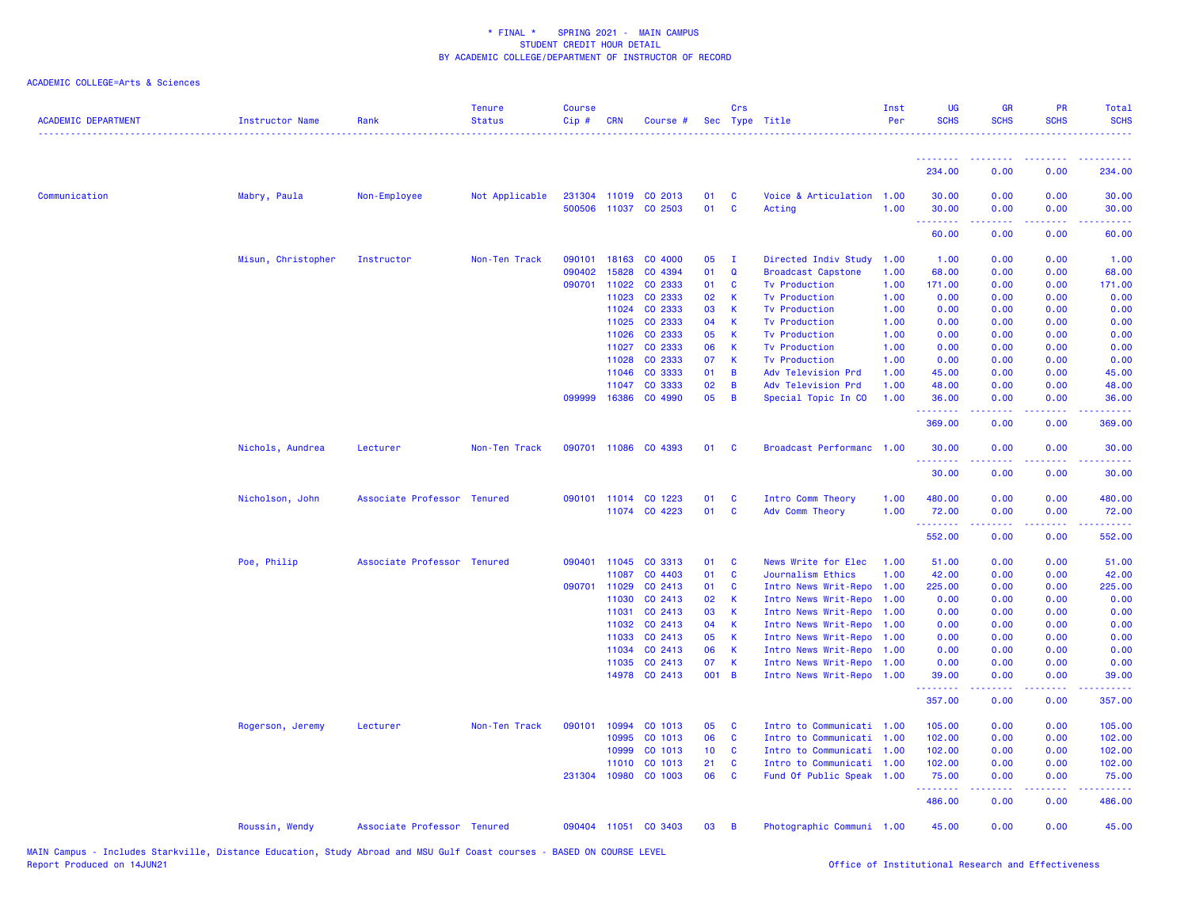\* FINAL \* SPRING 2021 - MAIN CAMPUS
STUDENT CREDIT HOUR DETAIL
BY ACADEMIC COLLEGE/DEPARTMENT OF INSTRUCTOR OF RECORD

ACADEMIC COLLEGE=Arts & Sciences

| ACADEMIC DEPARTMENT | Instructor Name | Rank | Tenure Status | Course Cip # | CRN | Course # | Sec | Crs Type | Title | Inst Per | UG SCHS | GR SCHS | PR SCHS | Total SCHS |
|---|---|---|---|---|---|---|---|---|---|---|---|---|---|---|
| | | | | | | | | | | | 234.00 | 0.00 | 0.00 | 234.00 |
| Communication | Mabry, Paula | Non-Employee | Not Applicable | 231304 | 11019 | CO 2013 | 01 | C | Voice & Articulation | 1.00 | 30.00 | 0.00 | 0.00 | 30.00 |
| | | | | 500506 | 11037 | CO 2503 | 01 | C | Acting | 1.00 | 30.00 | 0.00 | 0.00 | 30.00 |
| | | | | | | | | | | | 60.00 | 0.00 | 0.00 | 60.00 |
| | Misun, Christopher | Instructor | Non-Ten Track | 090101 | 18163 | CO 4000 | 05 | I | Directed Indiv Study | 1.00 | 1.00 | 0.00 | 0.00 | 1.00 |
| | | | | 090402 | 15828 | CO 4394 | 01 | Q | Broadcast Capstone | 1.00 | 68.00 | 0.00 | 0.00 | 68.00 |
| | | | | 090701 | 11022 | CO 2333 | 01 | C | Tv Production | 1.00 | 171.00 | 0.00 | 0.00 | 171.00 |
| | | | | | 11023 | CO 2333 | 02 | K | Tv Production | 1.00 | 0.00 | 0.00 | 0.00 | 0.00 |
| | | | | | 11024 | CO 2333 | 03 | K | Tv Production | 1.00 | 0.00 | 0.00 | 0.00 | 0.00 |
| | | | | | 11025 | CO 2333 | 04 | K | Tv Production | 1.00 | 0.00 | 0.00 | 0.00 | 0.00 |
| | | | | | 11026 | CO 2333 | 05 | K | Tv Production | 1.00 | 0.00 | 0.00 | 0.00 | 0.00 |
| | | | | | 11027 | CO 2333 | 06 | K | Tv Production | 1.00 | 0.00 | 0.00 | 0.00 | 0.00 |
| | | | | | 11028 | CO 2333 | 07 | K | Tv Production | 1.00 | 0.00 | 0.00 | 0.00 | 0.00 |
| | | | | | 11046 | CO 3333 | 01 | B | Adv Television Prd | 1.00 | 45.00 | 0.00 | 0.00 | 45.00 |
| | | | | | 11047 | CO 3333 | 02 | B | Adv Television Prd | 1.00 | 48.00 | 0.00 | 0.00 | 48.00 |
| | | | | 099999 | 16386 | CO 4990 | 05 | B | Special Topic In CO | 1.00 | 36.00 | 0.00 | 0.00 | 36.00 |
| | | | | | | | | | | | 369.00 | 0.00 | 0.00 | 369.00 |
| | Nichols, Aundrea | Lecturer | Non-Ten Track | 090701 | 11086 | CO 4393 | 01 | C | Broadcast Performanc | 1.00 | 30.00 | 0.00 | 0.00 | 30.00 |
| | | | | | | | | | | | 30.00 | 0.00 | 0.00 | 30.00 |
| | Nicholson, John | Associate Professor | Tenured | 090101 | 11014 | CO 1223 | 01 | C | Intro Comm Theory | 1.00 | 480.00 | 0.00 | 0.00 | 480.00 |
| | | | | | 11074 | CO 4223 | 01 | C | Adv Comm Theory | 1.00 | 72.00 | 0.00 | 0.00 | 72.00 |
| | | | | | | | | | | | 552.00 | 0.00 | 0.00 | 552.00 |
| | Poe, Philip | Associate Professor | Tenured | 090401 | 11045 | CO 3313 | 01 | C | News Write for Elec | 1.00 | 51.00 | 0.00 | 0.00 | 51.00 |
| | | | | | 11087 | CO 4403 | 01 | C | Journalism Ethics | 1.00 | 42.00 | 0.00 | 0.00 | 42.00 |
| | | | | 090701 | 11029 | CO 2413 | 01 | C | Intro News Writ-Repo | 1.00 | 225.00 | 0.00 | 0.00 | 225.00 |
| | | | | | 11030 | CO 2413 | 02 | K | Intro News Writ-Repo | 1.00 | 0.00 | 0.00 | 0.00 | 0.00 |
| | | | | | 11031 | CO 2413 | 03 | K | Intro News Writ-Repo | 1.00 | 0.00 | 0.00 | 0.00 | 0.00 |
| | | | | | 11032 | CO 2413 | 04 | K | Intro News Writ-Repo | 1.00 | 0.00 | 0.00 | 0.00 | 0.00 |
| | | | | | 11033 | CO 2413 | 05 | K | Intro News Writ-Repo | 1.00 | 0.00 | 0.00 | 0.00 | 0.00 |
| | | | | | 11034 | CO 2413 | 06 | K | Intro News Writ-Repo | 1.00 | 0.00 | 0.00 | 0.00 | 0.00 |
| | | | | | 11035 | CO 2413 | 07 | K | Intro News Writ-Repo | 1.00 | 0.00 | 0.00 | 0.00 | 0.00 |
| | | | | | 14978 | CO 2413 | 001 | B | Intro News Writ-Repo | 1.00 | 39.00 | 0.00 | 0.00 | 39.00 |
| | | | | | | | | | | | 357.00 | 0.00 | 0.00 | 357.00 |
| | Rogerson, Jeremy | Lecturer | Non-Ten Track | 090101 | 10994 | CO 1013 | 05 | C | Intro to Communicati | 1.00 | 105.00 | 0.00 | 0.00 | 105.00 |
| | | | | | 10995 | CO 1013 | 06 | C | Intro to Communicati | 1.00 | 102.00 | 0.00 | 0.00 | 102.00 |
| | | | | | 10999 | CO 1013 | 10 | C | Intro to Communicati | 1.00 | 102.00 | 0.00 | 0.00 | 102.00 |
| | | | | | 11010 | CO 1013 | 21 | C | Intro to Communicati | 1.00 | 102.00 | 0.00 | 0.00 | 102.00 |
| | | | | 231304 | 10980 | CO 1003 | 06 | C | Fund Of Public Speak | 1.00 | 75.00 | 0.00 | 0.00 | 75.00 |
| | | | | | | | | | | | 486.00 | 0.00 | 0.00 | 486.00 |
| | Roussin, Wendy | Associate Professor | Tenured | 090404 | 11051 | CO 3403 | 03 | B | Photographic Communi | 1.00 | 45.00 | 0.00 | 0.00 | 45.00 |

MAIN Campus - Includes Starkville, Distance Education, Study Abroad and MSU Gulf Coast courses - BASED ON COURSE LEVEL
Report Produced on 14JUN21
Office of Institutional Research and Effectiveness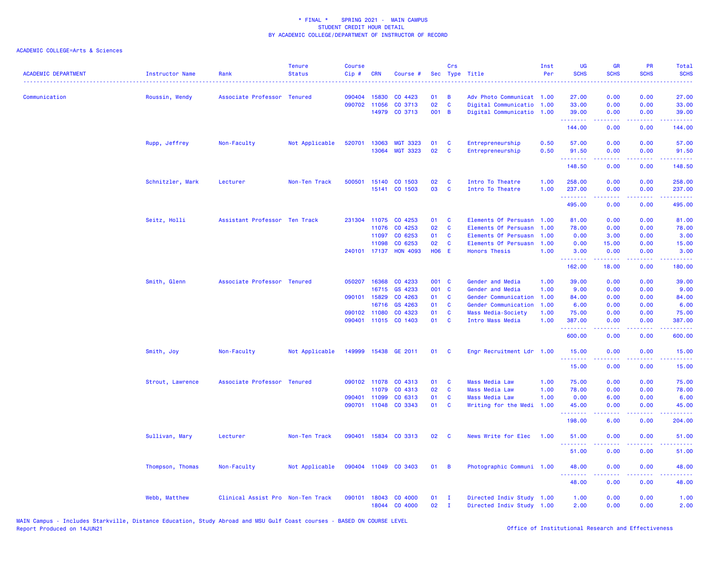\* FINAL \* SPRING 2021 - MAIN CAMPUS
STUDENT CREDIT HOUR DETAIL
BY ACADEMIC COLLEGE/DEPARTMENT OF INSTRUCTOR OF RECORD

ACADEMIC COLLEGE=Arts & Sciences

| ACADEMIC DEPARTMENT | Instructor Name | Rank | Tenure Status | Course Cip # | CRN | Course # | Sec | Crs Type | Title | Inst Per | UG SCHS | GR SCHS | PR SCHS | Total SCHS |
|---|---|---|---|---|---|---|---|---|---|---|---|---|---|---|
| Communication | Roussin, Wendy | Associate Professor | Tenured | 090404 | 15830 | CO 4423 | 01 | B | Adv Photo Communicat | 1.00 | 27.00 | 0.00 | 0.00 | 27.00 |
| | | | | 090702 | 11056 | CO 3713 | 02 | C | Digital Communicatio | 1.00 | 33.00 | 0.00 | 0.00 | 33.00 |
| | | | | | 14979 | CO 3713 | 001 | B | Digital Communicatio | 1.00 | 39.00 | 0.00 | 0.00 | 39.00 |
| | | | | | | | | | | | 144.00 | 0.00 | 0.00 | 144.00 |
| | Rupp, Jeffrey | Non-Faculty | Not Applicable | 520701 | 13063 | MGT 3323 | 01 | C | Entrepreneurship | 0.50 | 57.00 | 0.00 | 0.00 | 57.00 |
| | | | | | 13064 | MGT 3323 | 02 | C | Entrepreneurship | 0.50 | 91.50 | 0.00 | 0.00 | 91.50 |
| | | | | | | | | | | | 148.50 | 0.00 | 0.00 | 148.50 |
| | Schnitzler, Mark | Lecturer | Non-Ten Track | 500501 | 15140 | CO 1503 | 02 | C | Intro To Theatre | 1.00 | 258.00 | 0.00 | 0.00 | 258.00 |
| | | | | | 15141 | CO 1503 | 03 | C | Intro To Theatre | 1.00 | 237.00 | 0.00 | 0.00 | 237.00 |
| | | | | | | | | | | | 495.00 | 0.00 | 0.00 | 495.00 |
| | Seitz, Holli | Assistant Professor | Ten Track | 231304 | 11075 | CO 4253 | 01 | C | Elements Of Persuasn | 1.00 | 81.00 | 0.00 | 0.00 | 81.00 |
| | | | | | 11076 | CO 4253 | 02 | C | Elements Of Persuasn | 1.00 | 78.00 | 0.00 | 0.00 | 78.00 |
| | | | | | 11097 | CO 6253 | 01 | C | Elements Of Persuasn | 1.00 | 0.00 | 3.00 | 0.00 | 3.00 |
| | | | | | 11098 | CO 6253 | 02 | C | Elements Of Persuasn | 1.00 | 0.00 | 15.00 | 0.00 | 15.00 |
| | | | | 240101 | 17137 | HON 4093 | H06 | E | Honors Thesis | 1.00 | 3.00 | 0.00 | 0.00 | 3.00 |
| | | | | | | | | | | | 162.00 | 18.00 | 0.00 | 180.00 |
| | Smith, Glenn | Associate Professor | Tenured | 050207 | 16368 | CO 4233 | 001 | C | Gender and Media | 1.00 | 39.00 | 0.00 | 0.00 | 39.00 |
| | | | | | 16715 | GS 4233 | 001 | C | Gender and Media | 1.00 | 9.00 | 0.00 | 0.00 | 9.00 |
| | | | | 090101 | 15829 | CO 4263 | 01 | C | Gender Communication | 1.00 | 84.00 | 0.00 | 0.00 | 84.00 |
| | | | | | 16716 | GS 4263 | 01 | C | Gender Communication | 1.00 | 6.00 | 0.00 | 0.00 | 6.00 |
| | | | | 090102 | 11080 | CO 4323 | 01 | C | Mass Media-Society | 1.00 | 75.00 | 0.00 | 0.00 | 75.00 |
| | | | | 090401 | 11015 | CO 1403 | 01 | C | Intro Mass Media | 1.00 | 387.00 | 0.00 | 0.00 | 387.00 |
| | | | | | | | | | | | 600.00 | 0.00 | 0.00 | 600.00 |
| | Smith, Joy | Non-Faculty | Not Applicable | 149999 | 15438 | GE 2011 | 01 | C | Engr Recruitment Ldr | 1.00 | 15.00 | 0.00 | 0.00 | 15.00 |
| | | | | | | | | | | | 15.00 | 0.00 | 0.00 | 15.00 |
| | Strout, Lawrence | Associate Professor | Tenured | 090102 | 11078 | CO 4313 | 01 | C | Mass Media Law | 1.00 | 75.00 | 0.00 | 0.00 | 75.00 |
| | | | | | 11079 | CO 4313 | 02 | C | Mass Media Law | 1.00 | 78.00 | 0.00 | 0.00 | 78.00 |
| | | | | 090401 | 11099 | CO 6313 | 01 | C | Mass Media Law | 1.00 | 0.00 | 6.00 | 0.00 | 6.00 |
| | | | | 090701 | 11048 | CO 3343 | 01 | C | Writing for the Medi | 1.00 | 45.00 | 0.00 | 0.00 | 45.00 |
| | | | | | | | | | | | 198.00 | 6.00 | 0.00 | 204.00 |
| | Sullivan, Mary | Lecturer | Non-Ten Track | 090401 | 15834 | CO 3313 | 02 | C | News Write for Elec | 1.00 | 51.00 | 0.00 | 0.00 | 51.00 |
| | | | | | | | | | | | 51.00 | 0.00 | 0.00 | 51.00 |
| | Thompson, Thomas | Non-Faculty | Not Applicable | 090404 | 11049 | CO 3403 | 01 | B | Photographic Communi | 1.00 | 48.00 | 0.00 | 0.00 | 48.00 |
| | | | | | | | | | | | 48.00 | 0.00 | 0.00 | 48.00 |
| | Webb, Matthew | Clinical Assist Pro | Non-Ten Track | 090101 | 18043 | CO 4000 | 01 | I | Directed Indiv Study | 1.00 | 1.00 | 0.00 | 0.00 | 1.00 |
| | | | | | 18044 | CO 4000 | 02 | I | Directed Indiv Study | 1.00 | 2.00 | 0.00 | 0.00 | 2.00 |

MAIN Campus - Includes Starkville, Distance Education, Study Abroad and MSU Gulf Coast courses - BASED ON COURSE LEVEL
Report Produced on 14JUN21

Office of Institutional Research and Effectiveness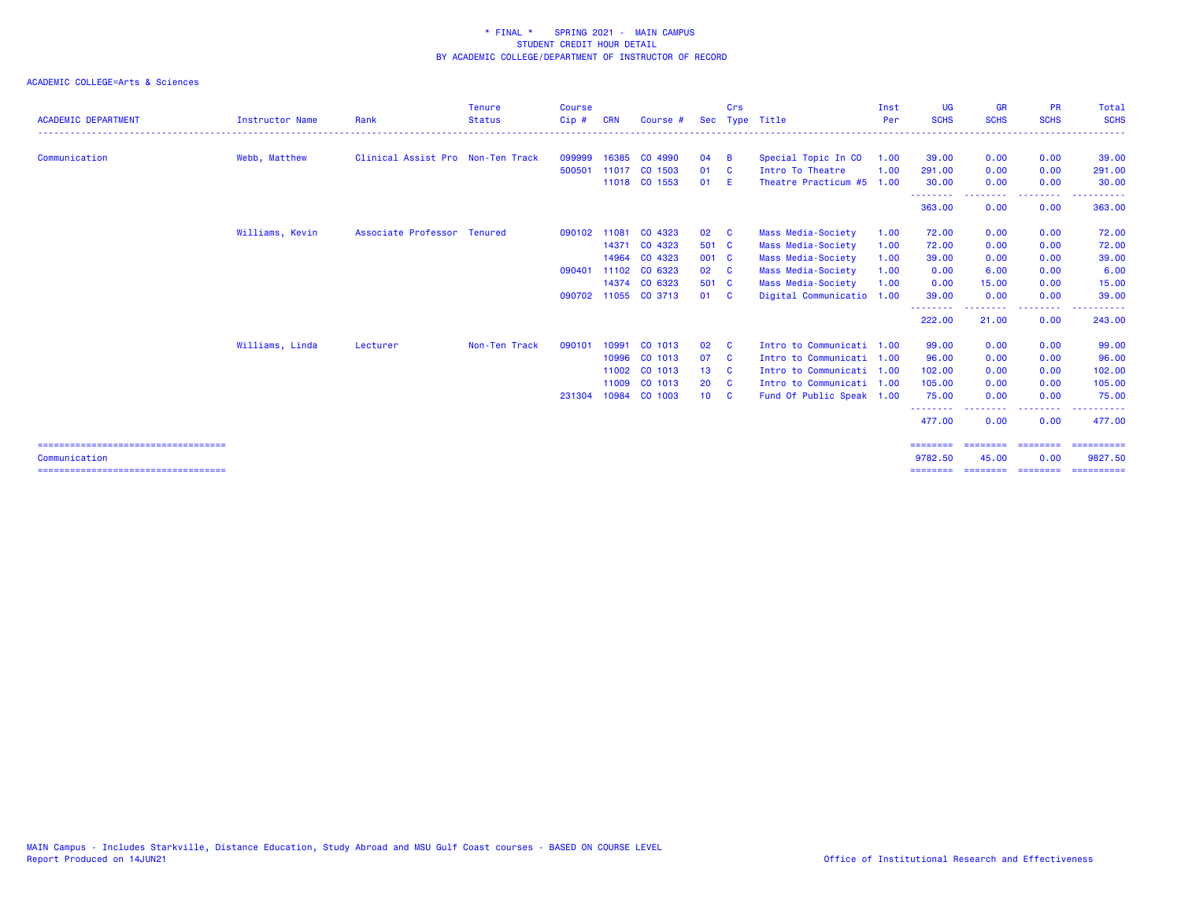\* FINAL \* SPRING 2021 - MAIN CAMPUS
STUDENT CREDIT HOUR DETAIL
BY ACADEMIC COLLEGE/DEPARTMENT OF INSTRUCTOR OF RECORD

ACADEMIC COLLEGE=Arts & Sciences

| ACADEMIC DEPARTMENT | Instructor Name | Rank | Tenure Status | Course Cip # | CRN | Course # | Sec | Crs Type | Title | Inst Per | UG SCHS | GR SCHS | PR SCHS | Total SCHS |
|---|---|---|---|---|---|---|---|---|---|---|---|---|---|---|
| Communication | Webb, Matthew | Clinical Assist Pro | Non-Ten Track | 099999 | 16385 | CO 4990 | 04 | B | Special Topic In CO | 1.00 | 39.00 | 0.00 | 0.00 | 39.00 |
| | | | | 500501 | 11017 | CO 1503 | 01 | C | Intro To Theatre | 1.00 | 291.00 | 0.00 | 0.00 | 291.00 |
| | | | | | 11018 | CO 1553 | 01 | E | Theatre Practicum #5 | 1.00 | 30.00 | 0.00 | 0.00 | 30.00 |
| | | | | | | | | | | | 363.00 | 0.00 | 0.00 | 363.00 |
| | Williams, Kevin | Associate Professor | Tenured | 090102 | 11081 | CO 4323 | 02 | C | Mass Media-Society | 1.00 | 72.00 | 0.00 | 0.00 | 72.00 |
| | | | | | 14371 | CO 4323 | 501 | C | Mass Media-Society | 1.00 | 72.00 | 0.00 | 0.00 | 72.00 |
| | | | | | 14964 | CO 4323 | 001 | C | Mass Media-Society | 1.00 | 39.00 | 0.00 | 0.00 | 39.00 |
| | | | | 090401 | 11102 | CO 6323 | 02 | C | Mass Media-Society | 1.00 | 0.00 | 6.00 | 0.00 | 6.00 |
| | | | | | 14374 | CO 6323 | 501 | C | Mass Media-Society | 1.00 | 0.00 | 15.00 | 0.00 | 15.00 |
| | | | | 090702 | 11055 | CO 3713 | 01 | C | Digital Communicatio | 1.00 | 39.00 | 0.00 | 0.00 | 39.00 |
| | | | | | | | | | | | 222.00 | 21.00 | 0.00 | 243.00 |
| | Williams, Linda | Lecturer | Non-Ten Track | 090101 | 10991 | CO 1013 | 02 | C | Intro to Communicati | 1.00 | 99.00 | 0.00 | 0.00 | 99.00 |
| | | | | | 10996 | CO 1013 | 07 | C | Intro to Communicati | 1.00 | 96.00 | 0.00 | 0.00 | 96.00 |
| | | | | | 11002 | CO 1013 | 13 | C | Intro to Communicati | 1.00 | 102.00 | 0.00 | 0.00 | 102.00 |
| | | | | | 11009 | CO 1013 | 20 | C | Intro to Communicati | 1.00 | 105.00 | 0.00 | 0.00 | 105.00 |
| | | | | 231304 | 10984 | CO 1003 | 10 | C | Fund Of Public Speak | 1.00 | 75.00 | 0.00 | 0.00 | 75.00 |
| | | | | | | | | | | | 477.00 | 0.00 | 0.00 | 477.00 |
| Communication | | | | | | | | | | | 9782.50 | 45.00 | 0.00 | 9827.50 |

MAIN Campus - Includes Starkville, Distance Education, Study Abroad and MSU Gulf Coast courses - BASED ON COURSE LEVEL
Report Produced on 14JUN21

Office of Institutional Research and Effectiveness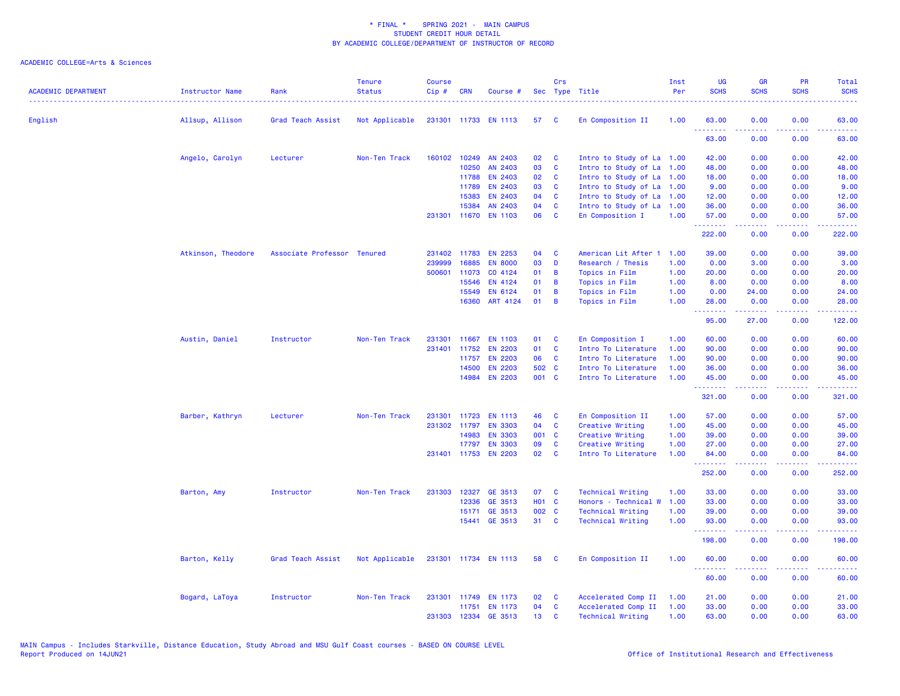\* FINAL \* SPRING 2021 - MAIN CAMPUS
STUDENT CREDIT HOUR DETAIL
BY ACADEMIC COLLEGE/DEPARTMENT OF INSTRUCTOR OF RECORD

ACADEMIC COLLEGE=Arts & Sciences

| ACADEMIC DEPARTMENT | Instructor Name | Rank | Tenure Status | Course Cip # | CRN | Course # | Sec | Crs Type | Title | Inst Per | UG SCHS | GR SCHS | PR SCHS | Total SCHS |
|---|---|---|---|---|---|---|---|---|---|---|---|---|---|---|
| English | Allsup, Allison | Grad Teach Assist | Not Applicable | 231301 | 11733 | EN 1113 | 57 | C | En Composition II | 1.00 | 63.00 | 0.00 | 0.00 | 63.00 |
| | | | | | | | | | | | 63.00 | 0.00 | 0.00 | 63.00 |
| | Angelo, Carolyn | Lecturer | Non-Ten Track | 160102 | 10249 | AN 2403 | 02 | C | Intro to Study of La | 1.00 | 42.00 | 0.00 | 0.00 | 42.00 |
| | | | | | 10250 | AN 2403 | 03 | C | Intro to Study of La | 1.00 | 48.00 | 0.00 | 0.00 | 48.00 |
| | | | | | 11788 | EN 2403 | 02 | C | Intro to Study of La | 1.00 | 18.00 | 0.00 | 0.00 | 18.00 |
| | | | | | 11789 | EN 2403 | 03 | C | Intro to Study of La | 1.00 | 9.00 | 0.00 | 0.00 | 9.00 |
| | | | | | 15383 | EN 2403 | 04 | C | Intro to Study of La | 1.00 | 12.00 | 0.00 | 0.00 | 12.00 |
| | | | | | 15384 | AN 2403 | 04 | C | Intro to Study of La | 1.00 | 36.00 | 0.00 | 0.00 | 36.00 |
| | | | | 231301 | 11670 | EN 1103 | 06 | C | En Composition I | 1.00 | 57.00 | 0.00 | 0.00 | 57.00 |
| | | | | | | | | | | | 222.00 | 0.00 | 0.00 | 222.00 |
| | Atkinson, Theodore | Associate Professor | Tenured | 231402 | 11783 | EN 2253 | 04 | C | American Lit After 1 | 1.00 | 39.00 | 0.00 | 0.00 | 39.00 |
| | | | | 239999 | 16885 | EN 8000 | 03 | D | Research / Thesis | 1.00 | 0.00 | 3.00 | 0.00 | 3.00 |
| | | | | 500601 | 11073 | CO 4124 | 01 | B | Topics in Film | 1.00 | 20.00 | 0.00 | 0.00 | 20.00 |
| | | | | | 15546 | EN 4124 | 01 | B | Topics in Film | 1.00 | 8.00 | 0.00 | 0.00 | 8.00 |
| | | | | | 15549 | EN 6124 | 01 | B | Topics in Film | 1.00 | 0.00 | 24.00 | 0.00 | 24.00 |
| | | | | | 16360 | ART 4124 | 01 | B | Topics in Film | 1.00 | 28.00 | 0.00 | 0.00 | 28.00 |
| | | | | | | | | | | | 95.00 | 27.00 | 0.00 | 122.00 |
| | Austin, Daniel | Instructor | Non-Ten Track | 231301 | 11667 | EN 1103 | 01 | C | En Composition I | 1.00 | 60.00 | 0.00 | 0.00 | 60.00 |
| | | | | 231401 | 11752 | EN 2203 | 01 | C | Intro To Literature | 1.00 | 90.00 | 0.00 | 0.00 | 90.00 |
| | | | | | 11757 | EN 2203 | 06 | C | Intro To Literature | 1.00 | 90.00 | 0.00 | 0.00 | 90.00 |
| | | | | | 14500 | EN 2203 | 502 | C | Intro To Literature | 1.00 | 36.00 | 0.00 | 0.00 | 36.00 |
| | | | | | 14984 | EN 2203 | 001 | C | Intro To Literature | 1.00 | 45.00 | 0.00 | 0.00 | 45.00 |
| | | | | | | | | | | | 321.00 | 0.00 | 0.00 | 321.00 |
| | Barber, Kathryn | Lecturer | Non-Ten Track | 231301 | 11723 | EN 1113 | 46 | C | En Composition II | 1.00 | 57.00 | 0.00 | 0.00 | 57.00 |
| | | | | 231302 | 11797 | EN 3303 | 04 | C | Creative Writing | 1.00 | 45.00 | 0.00 | 0.00 | 45.00 |
| | | | | | 14983 | EN 3303 | 001 | C | Creative Writing | 1.00 | 39.00 | 0.00 | 0.00 | 39.00 |
| | | | | | 17797 | EN 3303 | 09 | C | Creative Writing | 1.00 | 27.00 | 0.00 | 0.00 | 27.00 |
| | | | | 231401 | 11753 | EN 2203 | 02 | C | Intro To Literature | 1.00 | 84.00 | 0.00 | 0.00 | 84.00 |
| | | | | | | | | | | | 252.00 | 0.00 | 0.00 | 252.00 |
| | Barton, Amy | Instructor | Non-Ten Track | 231303 | 12327 | GE 3513 | 07 | C | Technical Writing | 1.00 | 33.00 | 0.00 | 0.00 | 33.00 |
| | | | | | 12336 | GE 3513 | H01 | C | Honors - Technical W | 1.00 | 33.00 | 0.00 | 0.00 | 33.00 |
| | | | | | 15171 | GE 3513 | 002 | C | Technical Writing | 1.00 | 39.00 | 0.00 | 0.00 | 39.00 |
| | | | | | 15441 | GE 3513 | 31 | C | Technical Writing | 1.00 | 93.00 | 0.00 | 0.00 | 93.00 |
| | | | | | | | | | | | 198.00 | 0.00 | 0.00 | 198.00 |
| | Barton, Kelly | Grad Teach Assist | Not Applicable | 231301 | 11734 | EN 1113 | 58 | C | En Composition II | 1.00 | 60.00 | 0.00 | 0.00 | 60.00 |
| | | | | | | | | | | | 60.00 | 0.00 | 0.00 | 60.00 |
| | Bogard, LaToya | Instructor | Non-Ten Track | 231301 | 11749 | EN 1173 | 02 | C | Accelerated Comp II | 1.00 | 21.00 | 0.00 | 0.00 | 21.00 |
| | | | | | 11751 | EN 1173 | 04 | C | Accelerated Comp II | 1.00 | 33.00 | 0.00 | 0.00 | 33.00 |
| | | | | 231303 | 12334 | GE 3513 | 13 | C | Technical Writing | 1.00 | 63.00 | 0.00 | 0.00 | 63.00 |

MAIN Campus - Includes Starkville, Distance Education, Study Abroad and MSU Gulf Coast courses - BASED ON COURSE LEVEL
Report Produced on 14JUN21

Office of Institutional Research and Effectiveness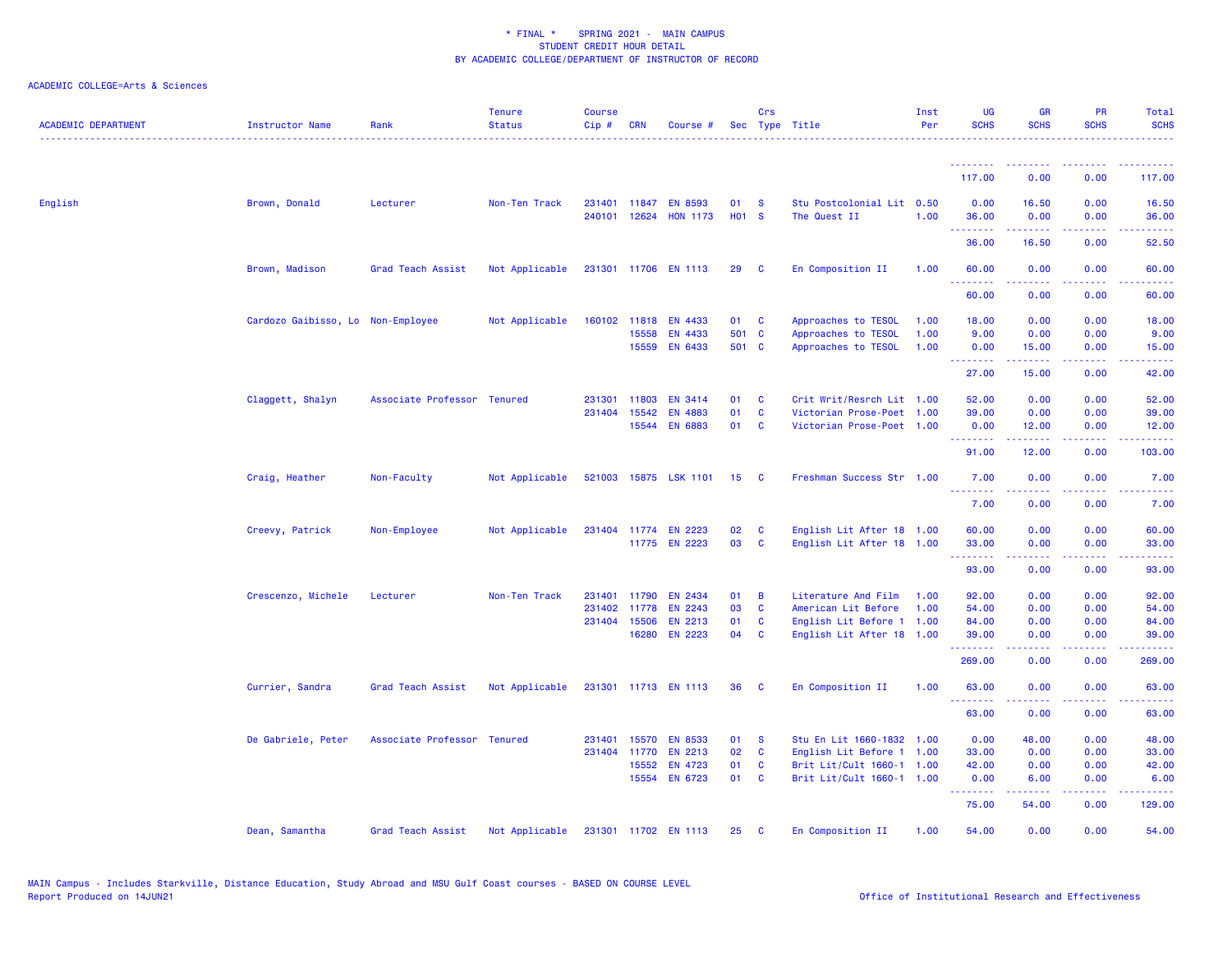\* FINAL \* SPRING 2021 - MAIN CAMPUS
STUDENT CREDIT HOUR DETAIL
BY ACADEMIC COLLEGE/DEPARTMENT OF INSTRUCTOR OF RECORD

ACADEMIC COLLEGE=Arts & Sciences

| ACADEMIC DEPARTMENT | Instructor Name | Rank | Tenure Status | Course Cip # | CRN | Course # | Sec | Crs Type | Title | Inst Per | UG SCHS | GR SCHS | PR SCHS | Total SCHS |
|---|---|---|---|---|---|---|---|---|---|---|---|---|---|---|
| | | | | | | | | | | | 117.00 | 0.00 | 0.00 | 117.00 |
| English | Brown, Donald | Lecturer | Non-Ten Track | 231401 | 11847 | EN 8593 | 01 | S | Stu Postcolonial Lit | 0.50 | 0.00 | 16.50 | 0.00 | 16.50 |
| | | | | 240101 | 12624 | HON 1173 | H01 | S | The Quest II | 1.00 | 36.00 | 0.00 | 0.00 | 36.00 |
| | | | | | | | | | | | 36.00 | 16.50 | 0.00 | 52.50 |
| | Brown, Madison | Grad Teach Assist | Not Applicable | 231301 | 11706 | EN 1113 | 29 | C | En Composition II | 1.00 | 60.00 | 0.00 | 0.00 | 60.00 |
| | | | | | | | | | | | 60.00 | 0.00 | 0.00 | 60.00 |
| | Cardozo Gaibisso, Lo | Non-Employee | Not Applicable | 160102 | 11818 | EN 4433 | 01 | C | Approaches to TESOL | 1.00 | 18.00 | 0.00 | 0.00 | 18.00 |
| | | | | | 15558 | EN 4433 | 501 | C | Approaches to TESOL | 1.00 | 9.00 | 0.00 | 0.00 | 9.00 |
| | | | | | 15559 | EN 6433 | 501 | C | Approaches to TESOL | 1.00 | 0.00 | 15.00 | 0.00 | 15.00 |
| | | | | | | | | | | | 27.00 | 15.00 | 0.00 | 42.00 |
| | Claggett, Shalyn | Associate Professor | Tenured | 231301 | 11803 | EN 3414 | 01 | C | Crit Writ/Resrch Lit | 1.00 | 52.00 | 0.00 | 0.00 | 52.00 |
| | | | | 231404 | 15542 | EN 4883 | 01 | C | Victorian Prose-Poet | 1.00 | 39.00 | 0.00 | 0.00 | 39.00 |
| | | | | | 15544 | EN 6883 | 01 | C | Victorian Prose-Poet | 1.00 | 0.00 | 12.00 | 0.00 | 12.00 |
| | | | | | | | | | | | 91.00 | 12.00 | 0.00 | 103.00 |
| | Craig, Heather | Non-Faculty | Not Applicable | 521003 | 15875 | LSK 1101 | 15 | C | Freshman Success Str | 1.00 | 7.00 | 0.00 | 0.00 | 7.00 |
| | | | | | | | | | | | 7.00 | 0.00 | 0.00 | 7.00 |
| | Creevy, Patrick | Non-Employee | Not Applicable | 231404 | 11774 | EN 2223 | 02 | C | English Lit After 18 | 1.00 | 60.00 | 0.00 | 0.00 | 60.00 |
| | | | | | 11775 | EN 2223 | 03 | C | English Lit After 18 | 1.00 | 33.00 | 0.00 | 0.00 | 33.00 |
| | | | | | | | | | | | 93.00 | 0.00 | 0.00 | 93.00 |
| | Crescenzo, Michele | Lecturer | Non-Ten Track | 231401 | 11790 | EN 2434 | 01 | B | Literature And Film | 1.00 | 92.00 | 0.00 | 0.00 | 92.00 |
| | | | | 231402 | 11778 | EN 2243 | 03 | C | American Lit Before | 1.00 | 54.00 | 0.00 | 0.00 | 54.00 |
| | | | | 231404 | 15506 | EN 2213 | 01 | C | English Lit Before 1 | 1.00 | 84.00 | 0.00 | 0.00 | 84.00 |
| | | | | | 16280 | EN 2223 | 04 | C | English Lit After 18 | 1.00 | 39.00 | 0.00 | 0.00 | 39.00 |
| | | | | | | | | | | | 269.00 | 0.00 | 0.00 | 269.00 |
| | Currier, Sandra | Grad Teach Assist | Not Applicable | 231301 | 11713 | EN 1113 | 36 | C | En Composition II | 1.00 | 63.00 | 0.00 | 0.00 | 63.00 |
| | | | | | | | | | | | 63.00 | 0.00 | 0.00 | 63.00 |
| | De Gabriele, Peter | Associate Professor | Tenured | 231401 | 15570 | EN 8533 | 01 | S | Stu En Lit 1660-1832 | 1.00 | 0.00 | 48.00 | 0.00 | 48.00 |
| | | | | 231404 | 11770 | EN 2213 | 02 | C | English Lit Before 1 | 1.00 | 33.00 | 0.00 | 0.00 | 33.00 |
| | | | | | 15552 | EN 4723 | 01 | C | Brit Lit/Cult 1660-1 | 1.00 | 42.00 | 0.00 | 0.00 | 42.00 |
| | | | | | 15554 | EN 6723 | 01 | C | Brit Lit/Cult 1660-1 | 1.00 | 0.00 | 6.00 | 0.00 | 6.00 |
| | | | | | | | | | | | 75.00 | 54.00 | 0.00 | 129.00 |
| | Dean, Samantha | Grad Teach Assist | Not Applicable | 231301 | 11702 | EN 1113 | 25 | C | En Composition II | 1.00 | 54.00 | 0.00 | 0.00 | 54.00 |

MAIN Campus - Includes Starkville, Distance Education, Study Abroad and MSU Gulf Coast courses - BASED ON COURSE LEVEL
Report Produced on 14JUN21 Office of Institutional Research and Effectiveness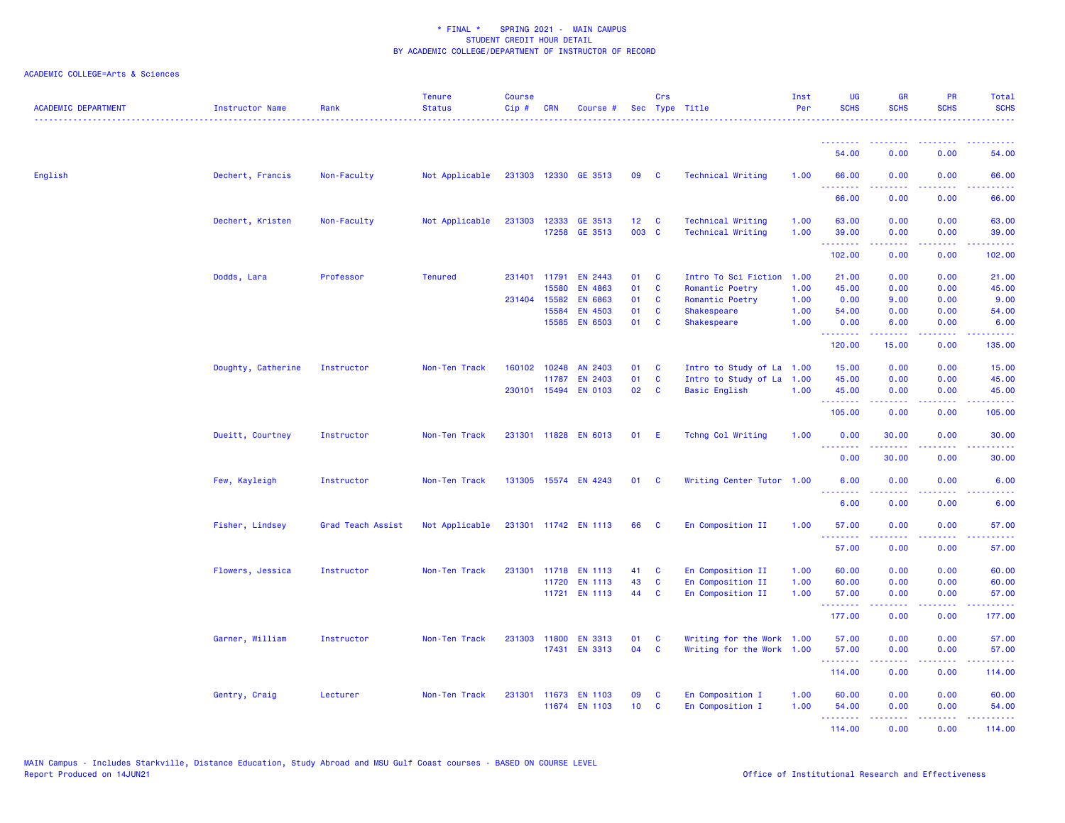\* FINAL \*    SPRING 2021 -  MAIN CAMPUS
STUDENT CREDIT HOUR DETAIL
BY ACADEMIC COLLEGE/DEPARTMENT OF INSTRUCTOR OF RECORD

ACADEMIC COLLEGE=Arts & Sciences

| ACADEMIC DEPARTMENT | Instructor Name | Rank | Tenure Status | Course Cip # | CRN | Course # | Sec | Crs Type | Title | Inst Per | UG SCHS | GR SCHS | PR SCHS | Total SCHS |
|---|---|---|---|---|---|---|---|---|---|---|---|---|---|---|
| | | | | | | | | | | | 54.00 | 0.00 | 0.00 | 54.00 |
| English | Dechert, Francis | Non-Faculty | Not Applicable | 231303 | 12330 | GE 3513 | 09 | C | Technical Writing | 1.00 | 66.00 | 0.00 | 0.00 | 66.00 |
| | | | | | | | | | | | 66.00 | 0.00 | 0.00 | 66.00 |
| | Dechert, Kristen | Non-Faculty | Not Applicable | 231303 | 12333 | GE 3513 | 12 | C | Technical Writing | 1.00 | 63.00 | 0.00 | 0.00 | 63.00 |
| | | | | | 17258 | GE 3513 | 003 | C | Technical Writing | 1.00 | 39.00 | 0.00 | 0.00 | 39.00 |
| | | | | | | | | | | | 102.00 | 0.00 | 0.00 | 102.00 |
| | Dodds, Lara | Professor | Tenured | 231401 | 11791 | EN 2443 | 01 | C | Intro To Sci Fiction | 1.00 | 21.00 | 0.00 | 0.00 | 21.00 |
| | | | | | 15580 | EN 4863 | 01 | C | Romantic Poetry | 1.00 | 45.00 | 0.00 | 0.00 | 45.00 |
| | | | | 231404 | 15582 | EN 6863 | 01 | C | Romantic Poetry | 1.00 | 0.00 | 9.00 | 0.00 | 9.00 |
| | | | | | 15584 | EN 4503 | 01 | C | Shakespeare | 1.00 | 54.00 | 0.00 | 0.00 | 54.00 |
| | | | | | 15585 | EN 6503 | 01 | C | Shakespeare | 1.00 | 0.00 | 6.00 | 0.00 | 6.00 |
| | | | | | | | | | | | 120.00 | 15.00 | 0.00 | 135.00 |
| | Doughty, Catherine | Instructor | Non-Ten Track | 160102 | 10248 | AN 2403 | 01 | C | Intro to Study of La | 1.00 | 15.00 | 0.00 | 0.00 | 15.00 |
| | | | | | 11787 | EN 2403 | 01 | C | Intro to Study of La | 1.00 | 45.00 | 0.00 | 0.00 | 45.00 |
| | | | | 230101 | 15494 | EN 0103 | 02 | C | Basic English | 1.00 | 45.00 | 0.00 | 0.00 | 45.00 |
| | | | | | | | | | | | 105.00 | 0.00 | 0.00 | 105.00 |
| | Dueitt, Courtney | Instructor | Non-Ten Track | 231301 | 11828 | EN 6013 | 01 | E | Tchng Col Writing | 1.00 | 0.00 | 30.00 | 0.00 | 30.00 |
| | | | | | | | | | | | 0.00 | 30.00 | 0.00 | 30.00 |
| | Few, Kayleigh | Instructor | Non-Ten Track | 131305 | 15574 | EN 4243 | 01 | C | Writing Center Tutor | 1.00 | 6.00 | 0.00 | 0.00 | 6.00 |
| | | | | | | | | | | | 6.00 | 0.00 | 0.00 | 6.00 |
| | Fisher, Lindsey | Grad Teach Assist | Not Applicable | 231301 | 11742 | EN 1113 | 66 | C | En Composition II | 1.00 | 57.00 | 0.00 | 0.00 | 57.00 |
| | | | | | | | | | | | 57.00 | 0.00 | 0.00 | 57.00 |
| | Flowers, Jessica | Instructor | Non-Ten Track | 231301 | 11718 | EN 1113 | 41 | C | En Composition II | 1.00 | 60.00 | 0.00 | 0.00 | 60.00 |
| | | | | | 11720 | EN 1113 | 43 | C | En Composition II | 1.00 | 60.00 | 0.00 | 0.00 | 60.00 |
| | | | | | 11721 | EN 1113 | 44 | C | En Composition II | 1.00 | 57.00 | 0.00 | 0.00 | 57.00 |
| | | | | | | | | | | | 177.00 | 0.00 | 0.00 | 177.00 |
| | Garner, William | Instructor | Non-Ten Track | 231303 | 11800 | EN 3313 | 01 | C | Writing for the Work | 1.00 | 57.00 | 0.00 | 0.00 | 57.00 |
| | | | | | 17431 | EN 3313 | 04 | C | Writing for the Work | 1.00 | 57.00 | 0.00 | 0.00 | 57.00 |
| | | | | | | | | | | | 114.00 | 0.00 | 0.00 | 114.00 |
| | Gentry, Craig | Lecturer | Non-Ten Track | 231301 | 11673 | EN 1103 | 09 | C | En Composition I | 1.00 | 60.00 | 0.00 | 0.00 | 60.00 |
| | | | | | 11674 | EN 1103 | 10 | C | En Composition I | 1.00 | 54.00 | 0.00 | 0.00 | 54.00 |
| | | | | | | | | | | | 114.00 | 0.00 | 0.00 | 114.00 |

MAIN Campus - Includes Starkville, Distance Education, Study Abroad and MSU Gulf Coast courses - BASED ON COURSE LEVEL
Report Produced on 14JUN21

Office of Institutional Research and Effectiveness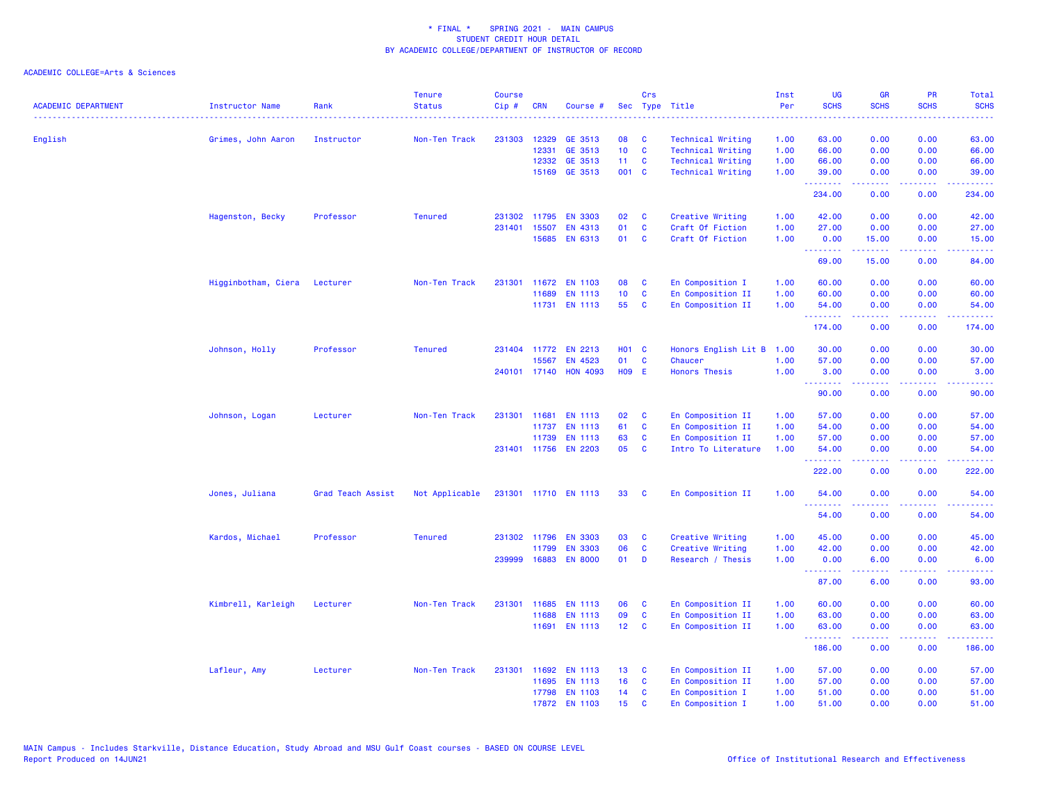# * FINAL * SPRING 2021 - MAIN CAMPUS
## STUDENT CREDIT HOUR DETAIL
## BY ACADEMIC COLLEGE/DEPARTMENT OF INSTRUCTOR OF RECORD

ACADEMIC COLLEGE=Arts & Sciences

| ACADEMIC DEPARTMENT | Instructor Name | Rank | Tenure Status | Course Cip # | CRN | Course # | Sec | Crs Type | Title | Inst Per | UG SCHS | GR SCHS | PR SCHS | Total SCHS |
|---|---|---|---|---|---|---|---|---|---|---|---|---|---|---|
| English | Grimes, John Aaron | Instructor | Non-Ten Track | 231303 | 12329 | GE 3513 | 08 | C | Technical Writing | 1.00 | 63.00 | 0.00 | 0.00 | 63.00 |
| | | | | | 12331 | GE 3513 | 10 | C | Technical Writing | 1.00 | 66.00 | 0.00 | 0.00 | 66.00 |
| | | | | | 12332 | GE 3513 | 11 | C | Technical Writing | 1.00 | 66.00 | 0.00 | 0.00 | 66.00 |
| | | | | | 15169 | GE 3513 | 001 | C | Technical Writing | 1.00 | 39.00 | 0.00 | 0.00 | 39.00 |
| | | | | | | | | | | | 234.00 | 0.00 | 0.00 | 234.00 |
| | Hagenston, Becky | Professor | Tenured | 231302 | 11795 | EN 3303 | 02 | C | Creative Writing | 1.00 | 42.00 | 0.00 | 0.00 | 42.00 |
| | | | | 231401 | 15507 | EN 4313 | 01 | C | Craft Of Fiction | 1.00 | 27.00 | 0.00 | 0.00 | 27.00 |
| | | | | | 15685 | EN 6313 | 01 | C | Craft Of Fiction | 1.00 | 0.00 | 15.00 | 0.00 | 15.00 |
| | | | | | | | | | | | 69.00 | 15.00 | 0.00 | 84.00 |
| | Higginbotham, Ciera | Lecturer | Non-Ten Track | 231301 | 11672 | EN 1103 | 08 | C | En Composition I | 1.00 | 60.00 | 0.00 | 0.00 | 60.00 |
| | | | | | 11689 | EN 1113 | 10 | C | En Composition II | 1.00 | 60.00 | 0.00 | 0.00 | 60.00 |
| | | | | | 11731 | EN 1113 | 55 | C | En Composition II | 1.00 | 54.00 | 0.00 | 0.00 | 54.00 |
| | | | | | | | | | | | 174.00 | 0.00 | 0.00 | 174.00 |
| | Johnson, Holly | Professor | Tenured | 231404 | 11772 | EN 2213 | H01 | C | Honors English Lit B | 1.00 | 30.00 | 0.00 | 0.00 | 30.00 |
| | | | | | 15567 | EN 4523 | 01 | C | Chaucer | 1.00 | 57.00 | 0.00 | 0.00 | 57.00 |
| | | | | 240101 | 17140 | HON 4093 | H09 | E | Honors Thesis | 1.00 | 3.00 | 0.00 | 0.00 | 3.00 |
| | | | | | | | | | | | 90.00 | 0.00 | 0.00 | 90.00 |
| | Johnson, Logan | Lecturer | Non-Ten Track | 231301 | 11681 | EN 1113 | 02 | C | En Composition II | 1.00 | 57.00 | 0.00 | 0.00 | 57.00 |
| | | | | | 11737 | EN 1113 | 61 | C | En Composition II | 1.00 | 54.00 | 0.00 | 0.00 | 54.00 |
| | | | | | 11739 | EN 1113 | 63 | C | En Composition II | 1.00 | 57.00 | 0.00 | 0.00 | 57.00 |
| | | | | 231401 | 11756 | EN 2203 | 05 | C | Intro To Literature | 1.00 | 54.00 | 0.00 | 0.00 | 54.00 |
| | | | | | | | | | | | 222.00 | 0.00 | 0.00 | 222.00 |
| | Jones, Juliana | Grad Teach Assist | Not Applicable | 231301 | 11710 | EN 1113 | 33 | C | En Composition II | 1.00 | 54.00 | 0.00 | 0.00 | 54.00 |
| | | | | | | | | | | | 54.00 | 0.00 | 0.00 | 54.00 |
| | Kardos, Michael | Professor | Tenured | 231302 | 11796 | EN 3303 | 03 | C | Creative Writing | 1.00 | 45.00 | 0.00 | 0.00 | 45.00 |
| | | | | | 11799 | EN 3303 | 06 | C | Creative Writing | 1.00 | 42.00 | 0.00 | 0.00 | 42.00 |
| | | | | 239999 | 16883 | EN 8000 | 01 | D | Research / Thesis | 1.00 | 0.00 | 6.00 | 0.00 | 6.00 |
| | | | | | | | | | | | 87.00 | 6.00 | 0.00 | 93.00 |
| | Kimbrell, Karleigh | Lecturer | Non-Ten Track | 231301 | 11685 | EN 1113 | 06 | C | En Composition II | 1.00 | 60.00 | 0.00 | 0.00 | 60.00 |
| | | | | | 11688 | EN 1113 | 09 | C | En Composition II | 1.00 | 63.00 | 0.00 | 0.00 | 63.00 |
| | | | | | 11691 | EN 1113 | 12 | C | En Composition II | 1.00 | 63.00 | 0.00 | 0.00 | 63.00 |
| | | | | | | | | | | | 186.00 | 0.00 | 0.00 | 186.00 |
| | Lafleur, Amy | Lecturer | Non-Ten Track | 231301 | 11692 | EN 1113 | 13 | C | En Composition II | 1.00 | 57.00 | 0.00 | 0.00 | 57.00 |
| | | | | | 11695 | EN 1113 | 16 | C | En Composition II | 1.00 | 57.00 | 0.00 | 0.00 | 57.00 |
| | | | | | 17798 | EN 1103 | 14 | C | En Composition I | 1.00 | 51.00 | 0.00 | 0.00 | 51.00 |
| | | | | | 17872 | EN 1103 | 15 | C | En Composition I | 1.00 | 51.00 | 0.00 | 0.00 | 51.00 |

MAIN Campus - Includes Starkville, Distance Education, Study Abroad and MSU Gulf Coast courses - BASED ON COURSE LEVEL
Report Produced on 14JUN21

Office of Institutional Research and Effectiveness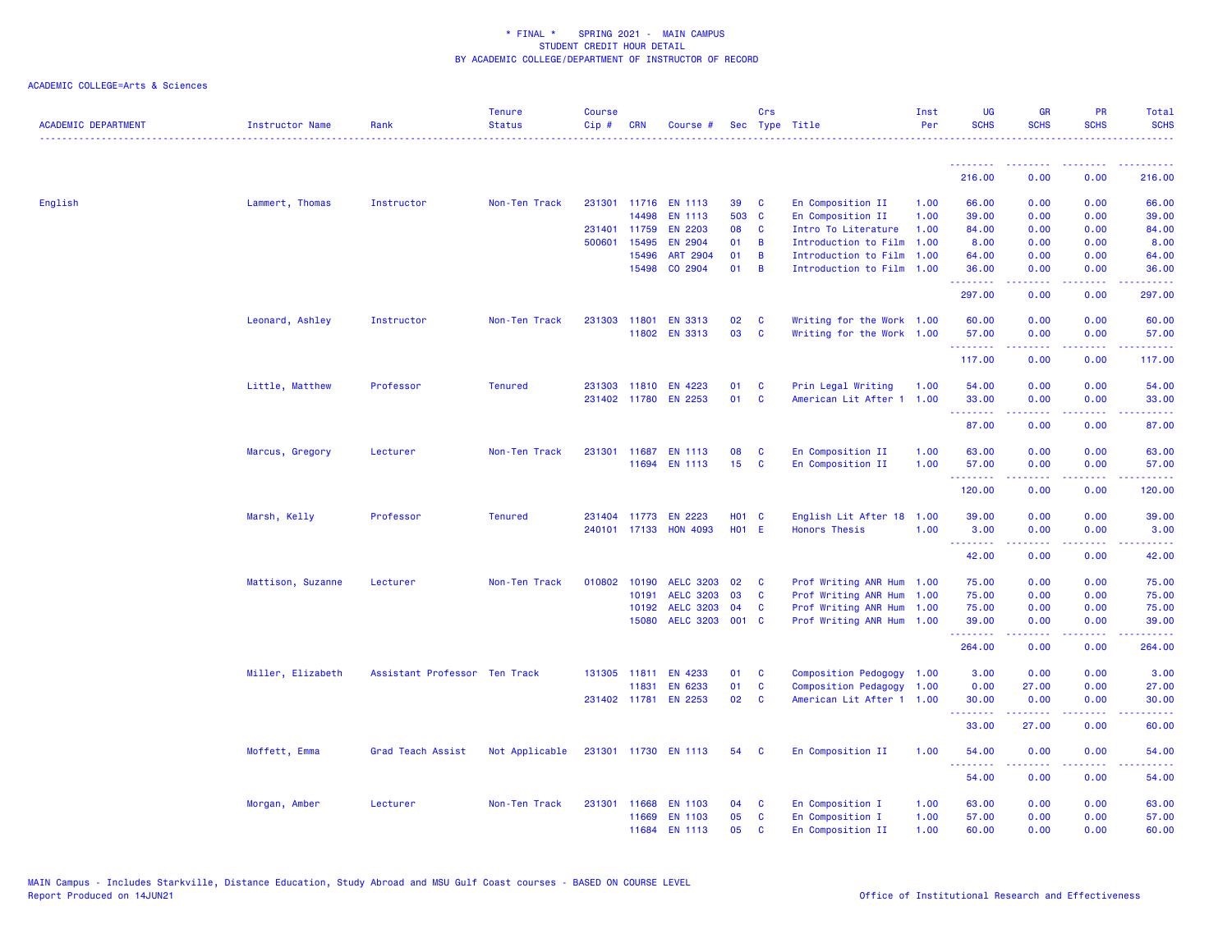* FINAL * SPRING 2021 - MAIN CAMPUS
STUDENT CREDIT HOUR DETAIL
BY ACADEMIC COLLEGE/DEPARTMENT OF INSTRUCTOR OF RECORD

ACADEMIC COLLEGE=Arts & Sciences

| ACADEMIC DEPARTMENT | Instructor Name | Rank | Tenure Status | Course Cip # | CRN | Course # | Sec | Crs Type | Title | Inst Per | UG SCHS | GR SCHS | PR SCHS | Total SCHS |
|---|---|---|---|---|---|---|---|---|---|---|---|---|---|---|
| | | | | | | | | | | | 216.00 | 0.00 | 0.00 | 216.00 |
| English | Lammert, Thomas | Instructor | Non-Ten Track | 231301 | 11716 | EN 1113 | 39 | C | En Composition II | 1.00 | 66.00 | 0.00 | 0.00 | 66.00 |
| | | | | | 14498 | EN 1113 | 503 | C | En Composition II | 1.00 | 39.00 | 0.00 | 0.00 | 39.00 |
| | | | | 231401 | 11759 | EN 2203 | 08 | C | Intro To Literature | 1.00 | 84.00 | 0.00 | 0.00 | 84.00 |
| | | | | 500601 | 15495 | EN 2904 | 01 | B | Introduction to Film | 1.00 | 8.00 | 0.00 | 0.00 | 8.00 |
| | | | | | 15496 | ART 2904 | 01 | B | Introduction to Film | 1.00 | 64.00 | 0.00 | 0.00 | 64.00 |
| | | | | | 15498 | CO 2904 | 01 | B | Introduction to Film | 1.00 | 36.00 | 0.00 | 0.00 | 36.00 |
| | | | | | | | | | | | 297.00 | 0.00 | 0.00 | 297.00 |
| | Leonard, Ashley | Instructor | Non-Ten Track | 231303 | 11801 | EN 3313 | 02 | C | Writing for the Work | 1.00 | 60.00 | 0.00 | 0.00 | 60.00 |
| | | | | | 11802 | EN 3313 | 03 | C | Writing for the Work | 1.00 | 57.00 | 0.00 | 0.00 | 57.00 |
| | | | | | | | | | | | 117.00 | 0.00 | 0.00 | 117.00 |
| | Little, Matthew | Professor | Tenured | 231303 | 11810 | EN 4223 | 01 | C | Prin Legal Writing | 1.00 | 54.00 | 0.00 | 0.00 | 54.00 |
| | | | | 231402 | 11780 | EN 2253 | 01 | C | American Lit After 1 | 1.00 | 33.00 | 0.00 | 0.00 | 33.00 |
| | | | | | | | | | | | 87.00 | 0.00 | 0.00 | 87.00 |
| | Marcus, Gregory | Lecturer | Non-Ten Track | 231301 | 11687 | EN 1113 | 08 | C | En Composition II | 1.00 | 63.00 | 0.00 | 0.00 | 63.00 |
| | | | | | 11694 | EN 1113 | 15 | C | En Composition II | 1.00 | 57.00 | 0.00 | 0.00 | 57.00 |
| | | | | | | | | | | | 120.00 | 0.00 | 0.00 | 120.00 |
| | Marsh, Kelly | Professor | Tenured | 231404 | 11773 | EN 2223 | H01 | C | English Lit After 18 | 1.00 | 39.00 | 0.00 | 0.00 | 39.00 |
| | | | | 240101 | 17133 | HON 4093 | H01 | E | Honors Thesis | 1.00 | 3.00 | 0.00 | 0.00 | 3.00 |
| | | | | | | | | | | | 42.00 | 0.00 | 0.00 | 42.00 |
| | Mattison, Suzanne | Lecturer | Non-Ten Track | 010802 | 10190 | AELC 3203 | 02 | C | Prof Writing ANR Hum | 1.00 | 75.00 | 0.00 | 0.00 | 75.00 |
| | | | | | 10191 | AELC 3203 | 03 | C | Prof Writing ANR Hum | 1.00 | 75.00 | 0.00 | 0.00 | 75.00 |
| | | | | | 10192 | AELC 3203 | 04 | C | Prof Writing ANR Hum | 1.00 | 75.00 | 0.00 | 0.00 | 75.00 |
| | | | | | 15080 | AELC 3203 | 001 | C | Prof Writing ANR Hum | 1.00 | 39.00 | 0.00 | 0.00 | 39.00 |
| | | | | | | | | | | | 264.00 | 0.00 | 0.00 | 264.00 |
| | Miller, Elizabeth | Assistant Professor | Ten Track | 131305 | 11811 | EN 4233 | 01 | C | Composition Pedogogy | 1.00 | 3.00 | 0.00 | 0.00 | 3.00 |
| | | | | | 11831 | EN 6233 | 01 | C | Composition Pedagogy | 1.00 | 0.00 | 27.00 | 0.00 | 27.00 |
| | | | | 231402 | 11781 | EN 2253 | 02 | C | American Lit After 1 | 1.00 | 30.00 | 0.00 | 0.00 | 30.00 |
| | | | | | | | | | | | 33.00 | 27.00 | 0.00 | 60.00 |
| | Moffett, Emma | Grad Teach Assist | Not Applicable | 231301 | 11730 | EN 1113 | 54 | C | En Composition II | 1.00 | 54.00 | 0.00 | 0.00 | 54.00 |
| | | | | | | | | | | | 54.00 | 0.00 | 0.00 | 54.00 |
| | Morgan, Amber | Lecturer | Non-Ten Track | 231301 | 11668 | EN 1103 | 04 | C | En Composition I | 1.00 | 63.00 | 0.00 | 0.00 | 63.00 |
| | | | | | 11669 | EN 1103 | 05 | C | En Composition I | 1.00 | 57.00 | 0.00 | 0.00 | 57.00 |
| | | | | | 11684 | EN 1113 | 05 | C | En Composition II | 1.00 | 60.00 | 0.00 | 0.00 | 60.00 |

MAIN Campus - Includes Starkville, Distance Education, Study Abroad and MSU Gulf Coast courses - BASED ON COURSE LEVEL
Report Produced on 14JUN21 | Office of Institutional Research and Effectiveness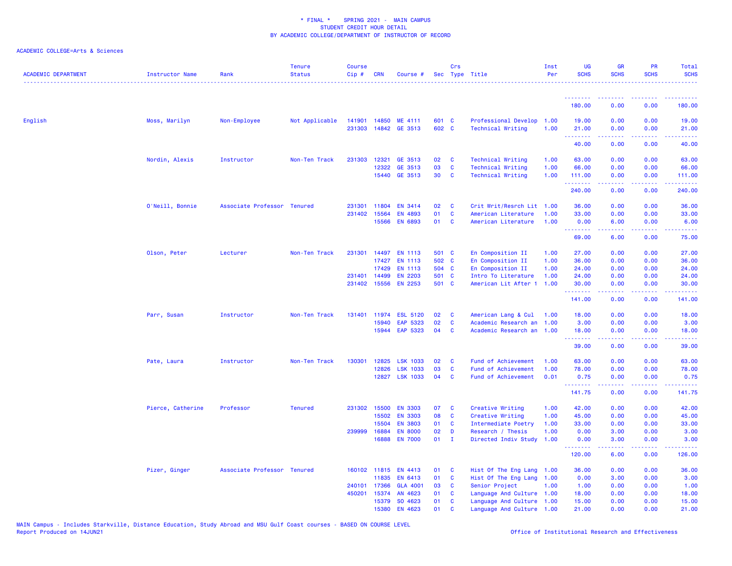* FINAL * SPRING 2021 - MAIN CAMPUS
STUDENT CREDIT HOUR DETAIL
BY ACADEMIC COLLEGE/DEPARTMENT OF INSTRUCTOR OF RECORD

ACADEMIC COLLEGE=Arts & Sciences

| ACADEMIC DEPARTMENT | Instructor Name | Rank | Tenure Status | Course Cip # | CRN | Course # | Sec | Crs Type | Title | Inst Per | UG SCHS | GR SCHS | PR SCHS | Total SCHS |
|---|---|---|---|---|---|---|---|---|---|---|---|---|---|---|
| | | | | | | | | | | | 180.00 | 0.00 | 0.00 | 180.00 |
| English | Moss, Marilyn | Non-Employee | Not Applicable | 141901 | 14850 | ME 4111 | 601 | C | Professional Develop | 1.00 | 19.00 | 0.00 | 0.00 | 19.00 |
| | | | | 231303 | 14842 | GE 3513 | 602 | C | Technical Writing | 1.00 | 21.00 | 0.00 | 0.00 | 21.00 |
| | | | | | | | | | | | 40.00 | 0.00 | 0.00 | 40.00 |
| | Nordin, Alexis | Instructor | Non-Ten Track | 231303 | 12321 | GE 3513 | 02 | C | Technical Writing | 1.00 | 63.00 | 0.00 | 0.00 | 63.00 |
| | | | | | 12322 | GE 3513 | 03 | C | Technical Writing | 1.00 | 66.00 | 0.00 | 0.00 | 66.00 |
| | | | | | 15440 | GE 3513 | 30 | C | Technical Writing | 1.00 | 111.00 | 0.00 | 0.00 | 111.00 |
| | | | | | | | | | | | 240.00 | 0.00 | 0.00 | 240.00 |
| | O'Neill, Bonnie | Associate Professor | Tenured | 231301 | 11804 | EN 3414 | 02 | C | Crit Writ/Resrch Lit | 1.00 | 36.00 | 0.00 | 0.00 | 36.00 |
| | | | | 231402 | 15564 | EN 4893 | 01 | C | American Literature | 1.00 | 33.00 | 0.00 | 0.00 | 33.00 |
| | | | | | 15566 | EN 6893 | 01 | C | American Literature | 1.00 | 0.00 | 6.00 | 0.00 | 6.00 |
| | | | | | | | | | | | 69.00 | 6.00 | 0.00 | 75.00 |
| | Olson, Peter | Lecturer | Non-Ten Track | 231301 | 14497 | EN 1113 | 501 | C | En Composition II | 1.00 | 27.00 | 0.00 | 0.00 | 27.00 |
| | | | | | 17427 | EN 1113 | 502 | C | En Composition II | 1.00 | 36.00 | 0.00 | 0.00 | 36.00 |
| | | | | | 17429 | EN 1113 | 504 | C | En Composition II | 1.00 | 24.00 | 0.00 | 0.00 | 24.00 |
| | | | | 231401 | 14499 | EN 2203 | 501 | C | Intro To Literature | 1.00 | 24.00 | 0.00 | 0.00 | 24.00 |
| | | | | 231402 | 15556 | EN 2253 | 501 | C | American Lit After 1 | 1.00 | 30.00 | 0.00 | 0.00 | 30.00 |
| | | | | | | | | | | | 141.00 | 0.00 | 0.00 | 141.00 |
| | Parr, Susan | Instructor | Non-Ten Track | 131401 | 11974 | ESL 5120 | 02 | C | American Lang & Cul | 1.00 | 18.00 | 0.00 | 0.00 | 18.00 |
| | | | | | 15940 | EAP 5323 | 02 | C | Academic Research an | 1.00 | 3.00 | 0.00 | 0.00 | 3.00 |
| | | | | | 15944 | EAP 5323 | 04 | C | Academic Research an | 1.00 | 18.00 | 0.00 | 0.00 | 18.00 |
| | | | | | | | | | | | 39.00 | 0.00 | 0.00 | 39.00 |
| | Pate, Laura | Instructor | Non-Ten Track | 130301 | 12825 | LSK 1033 | 02 | C | Fund of Achievement | 1.00 | 63.00 | 0.00 | 0.00 | 63.00 |
| | | | | | 12826 | LSK 1033 | 03 | C | Fund of Achievement | 1.00 | 78.00 | 0.00 | 0.00 | 78.00 |
| | | | | | 12827 | LSK 1033 | 04 | C | Fund of Achievement | 0.01 | 0.75 | 0.00 | 0.00 | 0.75 |
| | | | | | | | | | | | 141.75 | 0.00 | 0.00 | 141.75 |
| | Pierce, Catherine | Professor | Tenured | 231302 | 15500 | EN 3303 | 07 | C | Creative Writing | 1.00 | 42.00 | 0.00 | 0.00 | 42.00 |
| | | | | | 15502 | EN 3303 | 08 | C | Creative Writing | 1.00 | 45.00 | 0.00 | 0.00 | 45.00 |
| | | | | | 15504 | EN 3803 | 01 | C | Intermediate Poetry | 1.00 | 33.00 | 0.00 | 0.00 | 33.00 |
| | | | | 239999 | 16884 | EN 8000 | 02 | D | Research / Thesis | 1.00 | 0.00 | 3.00 | 0.00 | 3.00 |
| | | | | | 16888 | EN 7000 | 01 | I | Directed Indiv Study | 1.00 | 0.00 | 3.00 | 0.00 | 3.00 |
| | | | | | | | | | | | 120.00 | 6.00 | 0.00 | 126.00 |
| | Pizer, Ginger | Associate Professor | Tenured | 160102 | 11815 | EN 4413 | 01 | C | Hist Of The Eng Lang | 1.00 | 36.00 | 0.00 | 0.00 | 36.00 |
| | | | | | 11835 | EN 6413 | 01 | C | Hist Of The Eng Lang | 1.00 | 0.00 | 3.00 | 0.00 | 3.00 |
| | | | | 240101 | 17366 | GLA 4001 | 03 | C | Senior Project | 1.00 | 1.00 | 0.00 | 0.00 | 1.00 |
| | | | | 450201 | 15374 | AN 4623 | 01 | C | Language And Culture | 1.00 | 18.00 | 0.00 | 0.00 | 18.00 |
| | | | | | 15379 | SO 4623 | 01 | C | Language And Culture | 1.00 | 15.00 | 0.00 | 0.00 | 15.00 |
| | | | | | 15380 | EN 4623 | 01 | C | Language And Culture | 1.00 | 21.00 | 0.00 | 0.00 | 21.00 |

MAIN Campus - Includes Starkville, Distance Education, Study Abroad and MSU Gulf Coast courses - BASED ON COURSE LEVEL
Report Produced on 14JUN21

Office of Institutional Research and Effectiveness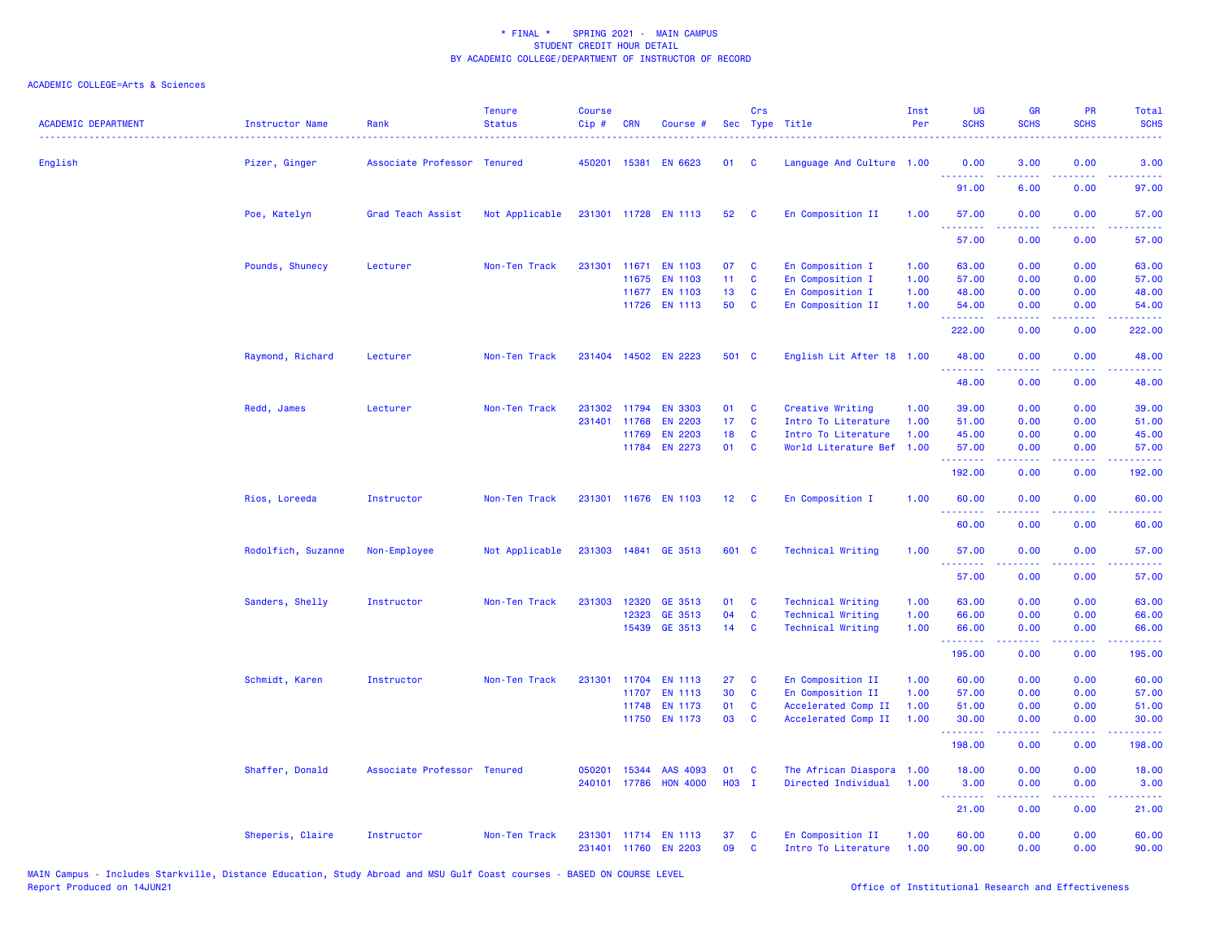* FINAL * SPRING 2021 - MAIN CAMPUS
STUDENT CREDIT HOUR DETAIL
BY ACADEMIC COLLEGE/DEPARTMENT OF INSTRUCTOR OF RECORD

ACADEMIC COLLEGE=Arts & Sciences

| ACADEMIC DEPARTMENT | Instructor Name | Rank | Tenure Status | Course Cip # | CRN | Course # | Sec | Crs Type | Title | Inst Per | UG SCHS | GR SCHS | PR SCHS | Total SCHS |
|---|---|---|---|---|---|---|---|---|---|---|---|---|---|---|
| English | Pizer, Ginger | Associate Professor | Tenured | 450201 | 15381 | EN 6623 | 01 | C | Language And Culture | 1.00 | 0.00 | 3.00 | 0.00 | 3.00 |
| | | | | | | | | | | | 91.00 | 6.00 | 0.00 | 97.00 |
| | Poe, Katelyn | Grad Teach Assist | Not Applicable | 231301 | 11728 | EN 1113 | 52 | C | En Composition II | 1.00 | 57.00 | 0.00 | 0.00 | 57.00 |
| | | | | | | | | | | | 57.00 | 0.00 | 0.00 | 57.00 |
| | Pounds, Shunecy | Lecturer | Non-Ten Track | 231301 | 11671 | EN 1103 | 07 | C | En Composition I | 1.00 | 63.00 | 0.00 | 0.00 | 63.00 |
| | | | | | 11675 | EN 1103 | 11 | C | En Composition I | 1.00 | 57.00 | 0.00 | 0.00 | 57.00 |
| | | | | | 11677 | EN 1103 | 13 | C | En Composition I | 1.00 | 48.00 | 0.00 | 0.00 | 48.00 |
| | | | | | 11726 | EN 1113 | 50 | C | En Composition II | 1.00 | 54.00 | 0.00 | 0.00 | 54.00 |
| | | | | | | | | | | | 222.00 | 0.00 | 0.00 | 222.00 |
| | Raymond, Richard | Lecturer | Non-Ten Track | 231404 | 14502 | EN 2223 | 501 | C | English Lit After 18 | 1.00 | 48.00 | 0.00 | 0.00 | 48.00 |
| | | | | | | | | | | | 48.00 | 0.00 | 0.00 | 48.00 |
| | Redd, James | Lecturer | Non-Ten Track | 231302 | 11794 | EN 3303 | 01 | C | Creative Writing | 1.00 | 39.00 | 0.00 | 0.00 | 39.00 |
| | | | | 231401 | 11768 | EN 2203 | 17 | C | Intro To Literature | 1.00 | 51.00 | 0.00 | 0.00 | 51.00 |
| | | | | | 11769 | EN 2203 | 18 | C | Intro To Literature | 1.00 | 45.00 | 0.00 | 0.00 | 45.00 |
| | | | | | 11784 | EN 2273 | 01 | C | World Literature Bef | 1.00 | 57.00 | 0.00 | 0.00 | 57.00 |
| | | | | | | | | | | | 192.00 | 0.00 | 0.00 | 192.00 |
| | Rios, Loreeda | Instructor | Non-Ten Track | 231301 | 11676 | EN 1103 | 12 | C | En Composition I | 1.00 | 60.00 | 0.00 | 0.00 | 60.00 |
| | | | | | | | | | | | 60.00 | 0.00 | 0.00 | 60.00 |
| | Rodolfich, Suzanne | Non-Employee | Not Applicable | 231303 | 14841 | GE 3513 | 601 | C | Technical Writing | 1.00 | 57.00 | 0.00 | 0.00 | 57.00 |
| | | | | | | | | | | | 57.00 | 0.00 | 0.00 | 57.00 |
| | Sanders, Shelly | Instructor | Non-Ten Track | 231303 | 12320 | GE 3513 | 01 | C | Technical Writing | 1.00 | 63.00 | 0.00 | 0.00 | 63.00 |
| | | | | | 12323 | GE 3513 | 04 | C | Technical Writing | 1.00 | 66.00 | 0.00 | 0.00 | 66.00 |
| | | | | | 15439 | GE 3513 | 14 | C | Technical Writing | 1.00 | 66.00 | 0.00 | 0.00 | 66.00 |
| | | | | | | | | | | | 195.00 | 0.00 | 0.00 | 195.00 |
| | Schmidt, Karen | Instructor | Non-Ten Track | 231301 | 11704 | EN 1113 | 27 | C | En Composition II | 1.00 | 60.00 | 0.00 | 0.00 | 60.00 |
| | | | | | 11707 | EN 1113 | 30 | C | En Composition II | 1.00 | 57.00 | 0.00 | 0.00 | 57.00 |
| | | | | | 11748 | EN 1173 | 01 | C | Accelerated Comp II | 1.00 | 51.00 | 0.00 | 0.00 | 51.00 |
| | | | | | 11750 | EN 1173 | 03 | C | Accelerated Comp II | 1.00 | 30.00 | 0.00 | 0.00 | 30.00 |
| | | | | | | | | | | | 198.00 | 0.00 | 0.00 | 198.00 |
| | Shaffer, Donald | Associate Professor | Tenured | 050201 | 15344 | AAS 4093 | 01 | C | The African Diaspora | 1.00 | 18.00 | 0.00 | 0.00 | 18.00 |
| | | | | 240101 | 17786 | HON 4000 | H03 | I | Directed Individual | 1.00 | 3.00 | 0.00 | 0.00 | 3.00 |
| | | | | | | | | | | | 21.00 | 0.00 | 0.00 | 21.00 |
| | Sheperis, Claire | Instructor | Non-Ten Track | 231301 | 11714 | EN 1113 | 37 | C | En Composition II | 1.00 | 60.00 | 0.00 | 0.00 | 60.00 |
| | | | | 231401 | 11760 | EN 2203 | 09 | C | Intro To Literature | 1.00 | 90.00 | 0.00 | 0.00 | 90.00 |

MAIN Campus - Includes Starkville, Distance Education, Study Abroad and MSU Gulf Coast courses - BASED ON COURSE LEVEL
Report Produced on 14JUN21

Office of Institutional Research and Effectiveness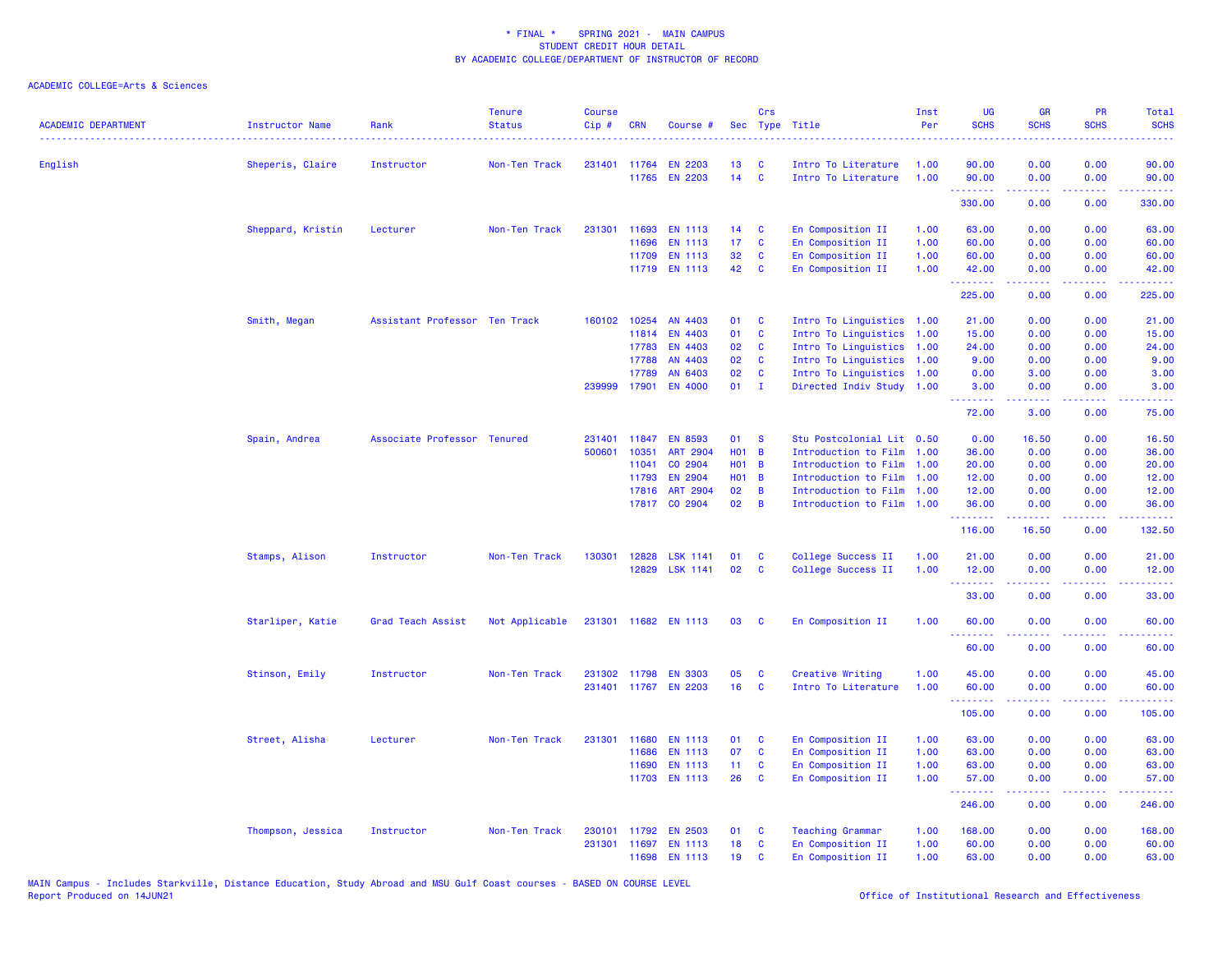\* FINAL \*    SPRING 2021 -  MAIN CAMPUS
STUDENT CREDIT HOUR DETAIL
BY ACADEMIC COLLEGE/DEPARTMENT OF INSTRUCTOR OF RECORD

ACADEMIC COLLEGE=Arts & Sciences

| ACADEMIC DEPARTMENT | Instructor Name | Rank | Tenure Status | Course Cip # | CRN | Course # | Sec | Crs Type | Title | Inst Per | UG SCHS | GR SCHS | PR SCHS | Total SCHS |
|---|---|---|---|---|---|---|---|---|---|---|---|---|---|---|
| English | Sheperis, Claire | Instructor | Non-Ten Track | 231401 | 11764 | EN 2203 | 13 | C | Intro To Literature | 1.00 | 90.00 | 0.00 | 0.00 | 90.00 |
| | | | | | 11765 | EN 2203 | 14 | C | Intro To Literature | 1.00 | 90.00 | 0.00 | 0.00 | 90.00 |
| | | | | | | | | | | | 330.00 | 0.00 | 0.00 | 330.00 |
| | Sheppard, Kristin | Lecturer | Non-Ten Track | 231301 | 11693 | EN 1113 | 14 | C | En Composition II | 1.00 | 63.00 | 0.00 | 0.00 | 63.00 |
| | | | | | 11696 | EN 1113 | 17 | C | En Composition II | 1.00 | 60.00 | 0.00 | 0.00 | 60.00 |
| | | | | | 11709 | EN 1113 | 32 | C | En Composition II | 1.00 | 60.00 | 0.00 | 0.00 | 60.00 |
| | | | | | 11719 | EN 1113 | 42 | C | En Composition II | 1.00 | 42.00 | 0.00 | 0.00 | 42.00 |
| | | | | | | | | | | | 225.00 | 0.00 | 0.00 | 225.00 |
| | Smith, Megan | Assistant Professor | Ten Track | 160102 | 10254 | AN 4403 | 01 | C | Intro To Linguistics | 1.00 | 21.00 | 0.00 | 0.00 | 21.00 |
| | | | | | 11814 | EN 4403 | 01 | C | Intro To Linguistics | 1.00 | 15.00 | 0.00 | 0.00 | 15.00 |
| | | | | | 17783 | EN 4403 | 02 | C | Intro To Linguistics | 1.00 | 24.00 | 0.00 | 0.00 | 24.00 |
| | | | | | 17788 | AN 4403 | 02 | C | Intro To Linguistics | 1.00 | 9.00 | 0.00 | 0.00 | 9.00 |
| | | | | | 17789 | AN 6403 | 02 | C | Intro To Linguistics | 1.00 | 0.00 | 3.00 | 0.00 | 3.00 |
| | | | | 239999 | 17901 | EN 4000 | 01 | I | Directed Indiv Study | 1.00 | 3.00 | 0.00 | 0.00 | 3.00 |
| | | | | | | | | | | | 72.00 | 3.00 | 0.00 | 75.00 |
| | Spain, Andrea | Associate Professor | Tenured | 231401 | 11847 | EN 8593 | 01 | S | Stu Postcolonial Lit | 0.50 | 0.00 | 16.50 | 0.00 | 16.50 |
| | | | | 500601 | 10351 | ART 2904 | H01 | B | Introduction to Film | 1.00 | 36.00 | 0.00 | 0.00 | 36.00 |
| | | | | | 11041 | CO 2904 | H01 | B | Introduction to Film | 1.00 | 20.00 | 0.00 | 0.00 | 20.00 |
| | | | | | 11793 | EN 2904 | H01 | B | Introduction to Film | 1.00 | 12.00 | 0.00 | 0.00 | 12.00 |
| | | | | | 17816 | ART 2904 | 02 | B | Introduction to Film | 1.00 | 12.00 | 0.00 | 0.00 | 12.00 |
| | | | | | 17817 | CO 2904 | 02 | B | Introduction to Film | 1.00 | 36.00 | 0.00 | 0.00 | 36.00 |
| | | | | | | | | | | | 116.00 | 16.50 | 0.00 | 132.50 |
| | Stamps, Alison | Instructor | Non-Ten Track | 130301 | 12828 | LSK 1141 | 01 | C | College Success II | 1.00 | 21.00 | 0.00 | 0.00 | 21.00 |
| | | | | | 12829 | LSK 1141 | 02 | C | College Success II | 1.00 | 12.00 | 0.00 | 0.00 | 12.00 |
| | | | | | | | | | | | 33.00 | 0.00 | 0.00 | 33.00 |
| | Starliper, Katie | Grad Teach Assist | Not Applicable | 231301 | 11682 | EN 1113 | 03 | C | En Composition II | 1.00 | 60.00 | 0.00 | 0.00 | 60.00 |
| | | | | | | | | | | | 60.00 | 0.00 | 0.00 | 60.00 |
| | Stinson, Emily | Instructor | Non-Ten Track | 231302 | 11798 | EN 3303 | 05 | C | Creative Writing | 1.00 | 45.00 | 0.00 | 0.00 | 45.00 |
| | | | | 231401 | 11767 | EN 2203 | 16 | C | Intro To Literature | 1.00 | 60.00 | 0.00 | 0.00 | 60.00 |
| | | | | | | | | | | | 105.00 | 0.00 | 0.00 | 105.00 |
| | Street, Alisha | Lecturer | Non-Ten Track | 231301 | 11680 | EN 1113 | 01 | C | En Composition II | 1.00 | 63.00 | 0.00 | 0.00 | 63.00 |
| | | | | | 11686 | EN 1113 | 07 | C | En Composition II | 1.00 | 63.00 | 0.00 | 0.00 | 63.00 |
| | | | | | 11690 | EN 1113 | 11 | C | En Composition II | 1.00 | 63.00 | 0.00 | 0.00 | 63.00 |
| | | | | | 11703 | EN 1113 | 26 | C | En Composition II | 1.00 | 57.00 | 0.00 | 0.00 | 57.00 |
| | | | | | | | | | | | 246.00 | 0.00 | 0.00 | 246.00 |
| | Thompson, Jessica | Instructor | Non-Ten Track | 230101 | 11792 | EN 2503 | 01 | C | Teaching Grammar | 1.00 | 168.00 | 0.00 | 0.00 | 168.00 |
| | | | | 231301 | 11697 | EN 1113 | 18 | C | En Composition II | 1.00 | 60.00 | 0.00 | 0.00 | 60.00 |
| | | | | | 11698 | EN 1113 | 19 | C | En Composition II | 1.00 | 63.00 | 0.00 | 0.00 | 63.00 |

MAIN Campus - Includes Starkville, Distance Education, Study Abroad and MSU Gulf Coast courses - BASED ON COURSE LEVEL
Report Produced on 14JUN21

Office of Institutional Research and Effectiveness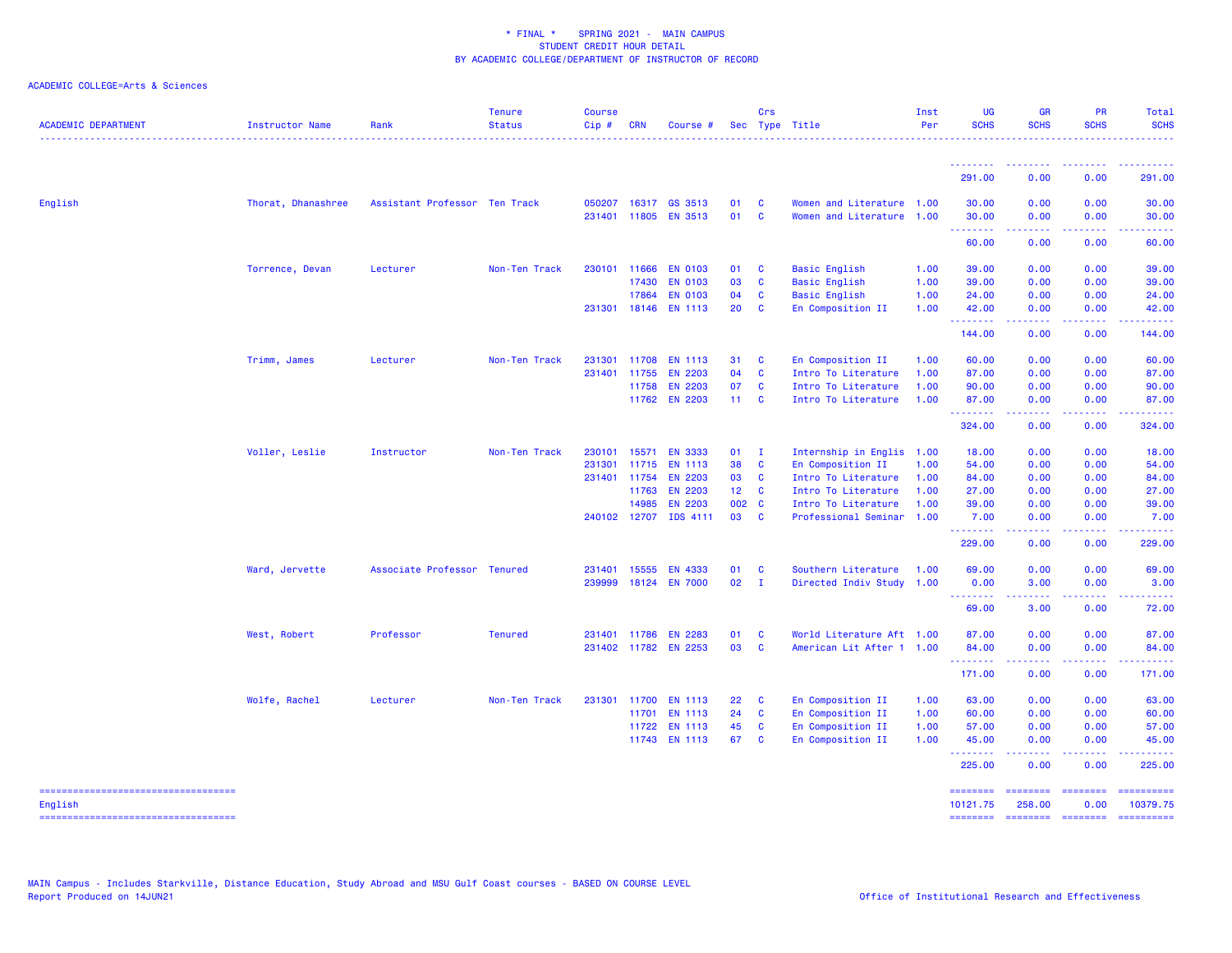\* FINAL \*    SPRING 2021 -  MAIN CAMPUS
STUDENT CREDIT HOUR DETAIL
BY ACADEMIC COLLEGE/DEPARTMENT OF INSTRUCTOR OF RECORD

ACADEMIC COLLEGE=Arts & Sciences

| ACADEMIC DEPARTMENT | Instructor Name | Rank | Tenure Status | Course Cip # | CRN | Course # | Sec | Crs Type | Title | Inst Per | UG SCHS | GR SCHS | PR SCHS | Total SCHS |
|---|---|---|---|---|---|---|---|---|---|---|---|---|---|---|
| | | | | | | | | | | | 291.00 | 0.00 | 0.00 | 291.00 |
| English | Thorat, Dhanashree | Assistant Professor | Ten Track | 050207 | 16317 | GS 3513 | 01 | C | Women and Literature | 1.00 | 30.00 | 0.00 | 0.00 | 30.00 |
| | | | | 231401 | 11805 | EN 3513 | 01 | C | Women and Literature | 1.00 | 30.00 | 0.00 | 0.00 | 30.00 |
| | | | | | | | | | | | 60.00 | 0.00 | 0.00 | 60.00 |
| | Torrence, Devan | Lecturer | Non-Ten Track | 230101 | 11666 | EN 0103 | 01 | C | Basic English | 1.00 | 39.00 | 0.00 | 0.00 | 39.00 |
| | | | | | 17430 | EN 0103 | 03 | C | Basic English | 1.00 | 39.00 | 0.00 | 0.00 | 39.00 |
| | | | | | 17864 | EN 0103 | 04 | C | Basic English | 1.00 | 24.00 | 0.00 | 0.00 | 24.00 |
| | | | | 231301 | 18146 | EN 1113 | 20 | C | En Composition II | 1.00 | 42.00 | 0.00 | 0.00 | 42.00 |
| | | | | | | | | | | | 144.00 | 0.00 | 0.00 | 144.00 |
| | Trimm, James | Lecturer | Non-Ten Track | 231301 | 11708 | EN 1113 | 31 | C | En Composition II | 1.00 | 60.00 | 0.00 | 0.00 | 60.00 |
| | | | | 231401 | 11755 | EN 2203 | 04 | C | Intro To Literature | 1.00 | 87.00 | 0.00 | 0.00 | 87.00 |
| | | | | | 11758 | EN 2203 | 07 | C | Intro To Literature | 1.00 | 90.00 | 0.00 | 0.00 | 90.00 |
| | | | | | 11762 | EN 2203 | 11 | C | Intro To Literature | 1.00 | 87.00 | 0.00 | 0.00 | 87.00 |
| | | | | | | | | | | | 324.00 | 0.00 | 0.00 | 324.00 |
| | Voller, Leslie | Instructor | Non-Ten Track | 230101 | 15571 | EN 3333 | 01 | I | Internship in Englis | 1.00 | 18.00 | 0.00 | 0.00 | 18.00 |
| | | | | 231301 | 11715 | EN 1113 | 38 | C | En Composition II | 1.00 | 54.00 | 0.00 | 0.00 | 54.00 |
| | | | | 231401 | 11754 | EN 2203 | 03 | C | Intro To Literature | 1.00 | 84.00 | 0.00 | 0.00 | 84.00 |
| | | | | | 11763 | EN 2203 | 12 | C | Intro To Literature | 1.00 | 27.00 | 0.00 | 0.00 | 27.00 |
| | | | | | 14985 | EN 2203 | 002 | C | Intro To Literature | 1.00 | 39.00 | 0.00 | 0.00 | 39.00 |
| | | | | 240102 | 12707 | IDS 4111 | 03 | C | Professional Seminar | 1.00 | 7.00 | 0.00 | 0.00 | 7.00 |
| | | | | | | | | | | | 229.00 | 0.00 | 0.00 | 229.00 |
| | Ward, Jervette | Associate Professor | Tenured | 231401 | 15555 | EN 4333 | 01 | C | Southern Literature | 1.00 | 69.00 | 0.00 | 0.00 | 69.00 |
| | | | | 239999 | 18124 | EN 7000 | 02 | I | Directed Indiv Study | 1.00 | 0.00 | 3.00 | 0.00 | 3.00 |
| | | | | | | | | | | | 69.00 | 3.00 | 0.00 | 72.00 |
| | West, Robert | Professor | Tenured | 231401 | 11786 | EN 2283 | 01 | C | World Literature Aft | 1.00 | 87.00 | 0.00 | 0.00 | 87.00 |
| | | | | 231402 | 11782 | EN 2253 | 03 | C | American Lit After 1 | 1.00 | 84.00 | 0.00 | 0.00 | 84.00 |
| | | | | | | | | | | | 171.00 | 0.00 | 0.00 | 171.00 |
| | Wolfe, Rachel | Lecturer | Non-Ten Track | 231301 | 11700 | EN 1113 | 22 | C | En Composition II | 1.00 | 63.00 | 0.00 | 0.00 | 63.00 |
| | | | | | 11701 | EN 1113 | 24 | C | En Composition II | 1.00 | 60.00 | 0.00 | 0.00 | 60.00 |
| | | | | | 11722 | EN 1113 | 45 | C | En Composition II | 1.00 | 57.00 | 0.00 | 0.00 | 57.00 |
| | | | | | 11743 | EN 1113 | 67 | C | En Composition II | 1.00 | 45.00 | 0.00 | 0.00 | 45.00 |
| | | | | | | | | | | | 225.00 | 0.00 | 0.00 | 225.00 |
| English | | | | | | | | | | | 10121.75 | 258.00 | 0.00 | 10379.75 |

MAIN Campus - Includes Starkville, Distance Education, Study Abroad and MSU Gulf Coast courses - BASED ON COURSE LEVEL
Report Produced on 14JUN21

Office of Institutional Research and Effectiveness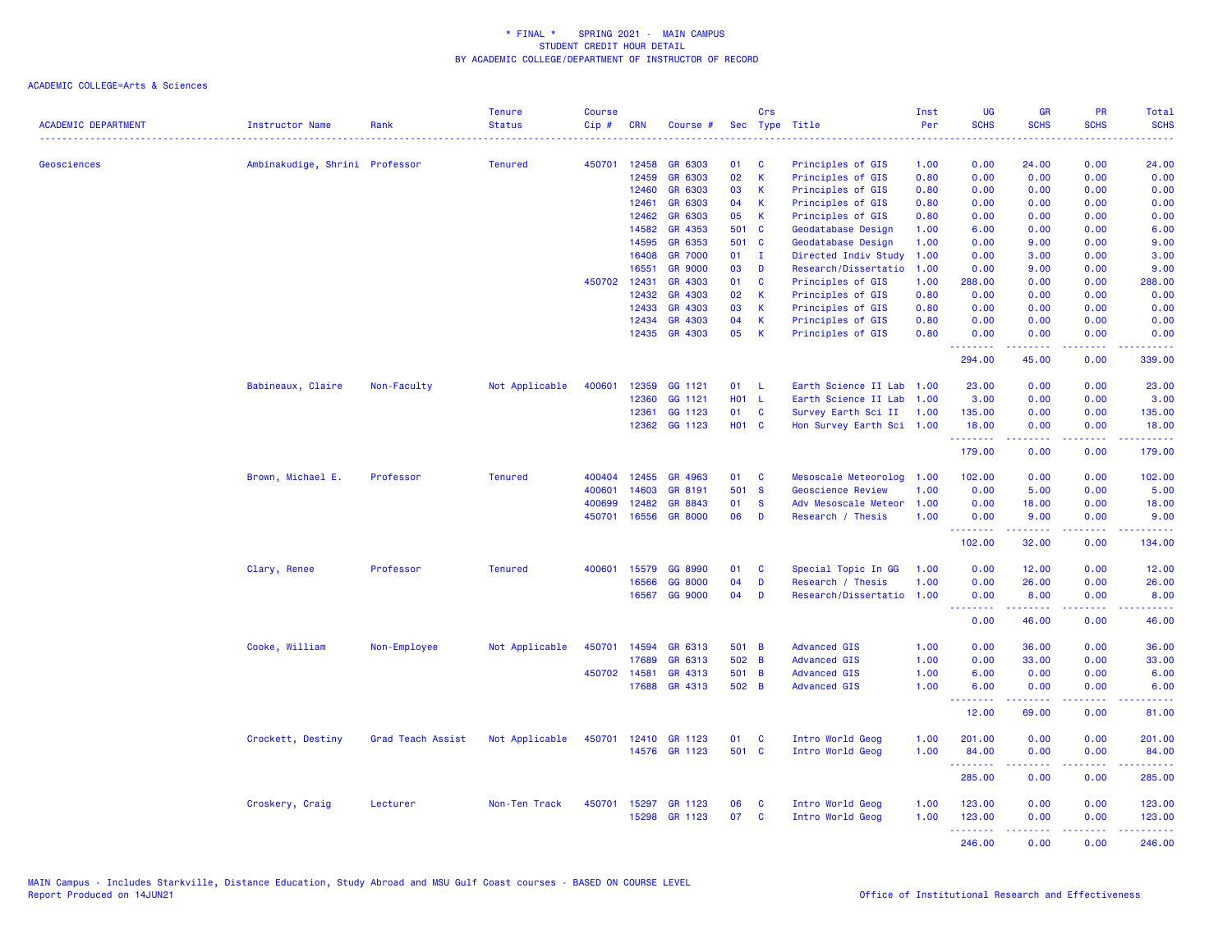\* FINAL \*    SPRING 2021 -  MAIN CAMPUS
STUDENT CREDIT HOUR DETAIL
BY ACADEMIC COLLEGE/DEPARTMENT OF INSTRUCTOR OF RECORD

ACADEMIC COLLEGE=Arts & Sciences

| ACADEMIC DEPARTMENT | Instructor Name | Rank | Tenure Status | Course Cip # | CRN | Course # | Sec | Crs Type | Title | Inst Per | UG SCHS | GR SCHS | PR SCHS | Total SCHS |
|---|---|---|---|---|---|---|---|---|---|---|---|---|---|---|
| Geosciences | Ambinakudige, Shrini | Professor | Tenured | 450701 | 12458 | GR 6303 | 01 | C | Principles of GIS | 1.00 | 0.00 | 24.00 | 0.00 | 24.00 |
| | | | | | 12459 | GR 6303 | 02 | K | Principles of GIS | 0.80 | 0.00 | 0.00 | 0.00 | 0.00 |
| | | | | | 12460 | GR 6303 | 03 | K | Principles of GIS | 0.80 | 0.00 | 0.00 | 0.00 | 0.00 |
| | | | | | 12461 | GR 6303 | 04 | K | Principles of GIS | 0.80 | 0.00 | 0.00 | 0.00 | 0.00 |
| | | | | | 12462 | GR 6303 | 05 | K | Principles of GIS | 0.80 | 0.00 | 0.00 | 0.00 | 0.00 |
| | | | | | 14582 | GR 4353 | 501 | C | Geodatabase Design | 1.00 | 6.00 | 0.00 | 0.00 | 6.00 |
| | | | | | 14595 | GR 6353 | 501 | C | Geodatabase Design | 1.00 | 0.00 | 9.00 | 0.00 | 9.00 |
| | | | | | 16408 | GR 7000 | 01 | I | Directed Indiv Study | 1.00 | 0.00 | 3.00 | 0.00 | 3.00 |
| | | | | | 16551 | GR 9000 | 03 | D | Research/Dissertatio | 1.00 | 0.00 | 9.00 | 0.00 | 9.00 |
| | | | | 450702 | 12431 | GR 4303 | 01 | C | Principles of GIS | 1.00 | 288.00 | 0.00 | 0.00 | 288.00 |
| | | | | | 12432 | GR 4303 | 02 | K | Principles of GIS | 0.80 | 0.00 | 0.00 | 0.00 | 0.00 |
| | | | | | 12433 | GR 4303 | 03 | K | Principles of GIS | 0.80 | 0.00 | 0.00 | 0.00 | 0.00 |
| | | | | | 12434 | GR 4303 | 04 | K | Principles of GIS | 0.80 | 0.00 | 0.00 | 0.00 | 0.00 |
| | | | | | 12435 | GR 4303 | 05 | K | Principles of GIS | 0.80 | 0.00 | 0.00 | 0.00 | 0.00 |
| | | | | | | | | | | | 294.00 | 45.00 | 0.00 | 339.00 |
| | Babineaux, Claire | Non-Faculty | Not Applicable | 400601 | 12359 | GG 1121 | 01 | L | Earth Science II Lab | 1.00 | 23.00 | 0.00 | 0.00 | 23.00 |
| | | | | | 12360 | GG 1121 | H01 | L | Earth Science II Lab | 1.00 | 3.00 | 0.00 | 0.00 | 3.00 |
| | | | | | 12361 | GG 1123 | 01 | C | Survey Earth Sci II | 1.00 | 135.00 | 0.00 | 0.00 | 135.00 |
| | | | | | 12362 | GG 1123 | H01 | C | Hon Survey Earth Sci | 1.00 | 18.00 | 0.00 | 0.00 | 18.00 |
| | | | | | | | | | | | 179.00 | 0.00 | 0.00 | 179.00 |
| | Brown, Michael E. | Professor | Tenured | 400404 | 12455 | GR 4963 | 01 | C | Mesoscale Meteorolog | 1.00 | 102.00 | 0.00 | 0.00 | 102.00 |
| | | | | 400601 | 14603 | GR 8191 | 501 | S | Geoscience Review | 1.00 | 0.00 | 5.00 | 0.00 | 5.00 |
| | | | | 400699 | 12482 | GR 8843 | 01 | S | Adv Mesoscale Meteor | 1.00 | 0.00 | 18.00 | 0.00 | 18.00 |
| | | | | 450701 | 16556 | GR 8000 | 06 | D | Research / Thesis | 1.00 | 0.00 | 9.00 | 0.00 | 9.00 |
| | | | | | | | | | | | 102.00 | 32.00 | 0.00 | 134.00 |
| | Clary, Renee | Professor | Tenured | 400601 | 15579 | GG 8990 | 01 | C | Special Topic In GG | 1.00 | 0.00 | 12.00 | 0.00 | 12.00 |
| | | | | | 16566 | GG 8000 | 04 | D | Research / Thesis | 1.00 | 0.00 | 26.00 | 0.00 | 26.00 |
| | | | | | 16567 | GG 9000 | 04 | D | Research/Dissertatio | 1.00 | 0.00 | 8.00 | 0.00 | 8.00 |
| | | | | | | | | | | | 0.00 | 46.00 | 0.00 | 46.00 |
| | Cooke, William | Non-Employee | Not Applicable | 450701 | 14594 | GR 6313 | 501 | B | Advanced GIS | 1.00 | 0.00 | 36.00 | 0.00 | 36.00 |
| | | | | | 17689 | GR 6313 | 502 | B | Advanced GIS | 1.00 | 0.00 | 33.00 | 0.00 | 33.00 |
| | | | | 450702 | 14581 | GR 4313 | 501 | B | Advanced GIS | 1.00 | 6.00 | 0.00 | 0.00 | 6.00 |
| | | | | | 17688 | GR 4313 | 502 | B | Advanced GIS | 1.00 | 6.00 | 0.00 | 0.00 | 6.00 |
| | | | | | | | | | | | 12.00 | 69.00 | 0.00 | 81.00 |
| | Crockett, Destiny | Grad Teach Assist | Not Applicable | 450701 | 12410 | GR 1123 | 01 | C | Intro World Geog | 1.00 | 201.00 | 0.00 | 0.00 | 201.00 |
| | | | | | 14576 | GR 1123 | 501 | C | Intro World Geog | 1.00 | 84.00 | 0.00 | 0.00 | 84.00 |
| | | | | | | | | | | | 285.00 | 0.00 | 0.00 | 285.00 |
| | Croskery, Craig | Lecturer | Non-Ten Track | 450701 | 15297 | GR 1123 | 06 | C | Intro World Geog | 1.00 | 123.00 | 0.00 | 0.00 | 123.00 |
| | | | | | 15298 | GR 1123 | 07 | C | Intro World Geog | 1.00 | 123.00 | 0.00 | 0.00 | 123.00 |
| | | | | | | | | | | | 246.00 | 0.00 | 0.00 | 246.00 |

MAIN Campus - Includes Starkville, Distance Education, Study Abroad and MSU Gulf Coast courses - BASED ON COURSE LEVEL
Report Produced on 14JUN21

Office of Institutional Research and Effectiveness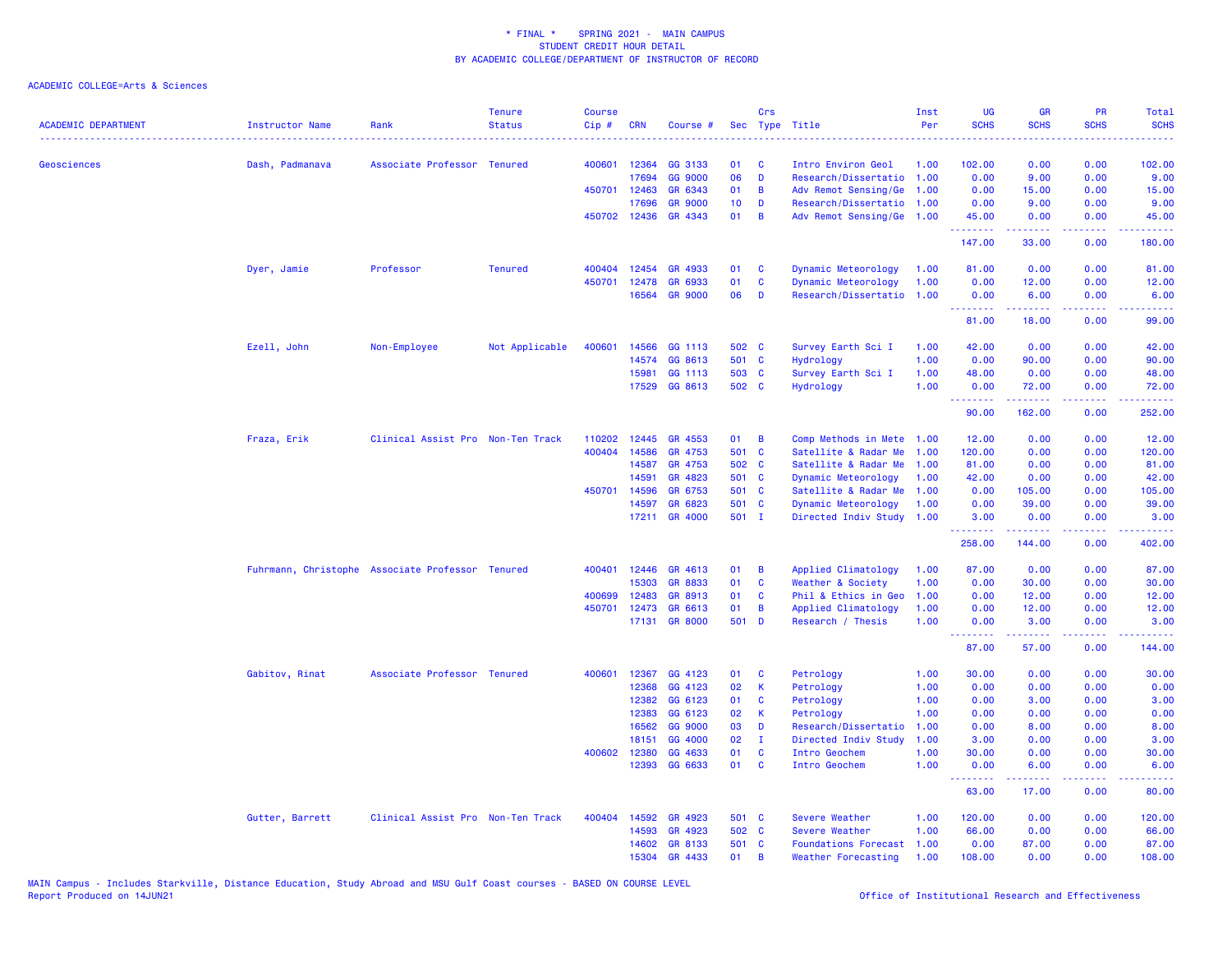\* FINAL \* SPRING 2021 - MAIN CAMPUS
STUDENT CREDIT HOUR DETAIL
BY ACADEMIC COLLEGE/DEPARTMENT OF INSTRUCTOR OF RECORD

ACADEMIC COLLEGE=Arts & Sciences

| ACADEMIC DEPARTMENT | Instructor Name | Rank | Tenure Status | Course Cip # | CRN | Course # | Sec | Crs Type | Title | Inst Per | UG SCHS | GR SCHS | PR SCHS | Total SCHS |
|---|---|---|---|---|---|---|---|---|---|---|---|---|---|---|
| Geosciences | Dash, Padmanava | Associate Professor | Tenured | 400601 | 12364 | GG 3133 | 01 | C | Intro Environ Geol | 1.00 | 102.00 | 0.00 | 0.00 | 102.00 |
| | | | | | 17694 | GG 9000 | 06 | D | Research/Dissertatio | 1.00 | 0.00 | 9.00 | 0.00 | 9.00 |
| | | | | 450701 | 12463 | GR 6343 | 01 | B | Adv Remot Sensing/Ge | 1.00 | 0.00 | 15.00 | 0.00 | 15.00 |
| | | | | | 17696 | GR 9000 | 10 | D | Research/Dissertatio | 1.00 | 0.00 | 9.00 | 0.00 | 9.00 |
| | | | | 450702 | 12436 | GR 4343 | 01 | B | Adv Remot Sensing/Ge | 1.00 | 45.00 | 0.00 | 0.00 | 45.00 |
| | | | | | | | | | | | 147.00 | 33.00 | 0.00 | 180.00 |
| | Dyer, Jamie | Professor | Tenured | 400404 | 12454 | GR 4933 | 01 | C | Dynamic Meteorology | 1.00 | 81.00 | 0.00 | 0.00 | 81.00 |
| | | | | 450701 | 12478 | GR 6933 | 01 | C | Dynamic Meteorology | 1.00 | 0.00 | 12.00 | 0.00 | 12.00 |
| | | | | | 16564 | GR 9000 | 06 | D | Research/Dissertatio | 1.00 | 0.00 | 6.00 | 0.00 | 6.00 |
| | | | | | | | | | | | 81.00 | 18.00 | 0.00 | 99.00 |
| | Ezell, John | Non-Employee | Not Applicable | 400601 | 14566 | GG 1113 | 502 | C | Survey Earth Sci I | 1.00 | 42.00 | 0.00 | 0.00 | 42.00 |
| | | | | | 14574 | GG 8613 | 501 | C | Hydrology | 1.00 | 0.00 | 90.00 | 0.00 | 90.00 |
| | | | | | 15981 | GG 1113 | 503 | C | Survey Earth Sci I | 1.00 | 48.00 | 0.00 | 0.00 | 48.00 |
| | | | | | 17529 | GG 8613 | 502 | C | Hydrology | 1.00 | 0.00 | 72.00 | 0.00 | 72.00 |
| | | | | | | | | | | | 90.00 | 162.00 | 0.00 | 252.00 |
| | Fraza, Erik | Clinical Assist Pro | Non-Ten Track | 110202 | 12445 | GR 4553 | 01 | B | Comp Methods in Mete | 1.00 | 12.00 | 0.00 | 0.00 | 12.00 |
| | | | | 400404 | 14586 | GR 4753 | 501 | C | Satellite & Radar Me | 1.00 | 120.00 | 0.00 | 0.00 | 120.00 |
| | | | | | 14587 | GR 4753 | 502 | C | Satellite & Radar Me | 1.00 | 81.00 | 0.00 | 0.00 | 81.00 |
| | | | | | 14591 | GR 4823 | 501 | C | Dynamic Meteorology | 1.00 | 42.00 | 0.00 | 0.00 | 42.00 |
| | | | | 450701 | 14596 | GR 6753 | 501 | C | Satellite & Radar Me | 1.00 | 0.00 | 105.00 | 0.00 | 105.00 |
| | | | | | 14597 | GR 6823 | 501 | C | Dynamic Meteorology | 1.00 | 0.00 | 39.00 | 0.00 | 39.00 |
| | | | | | 17211 | GR 4000 | 501 | I | Directed Indiv Study | 1.00 | 3.00 | 0.00 | 0.00 | 3.00 |
| | | | | | | | | | | | 258.00 | 144.00 | 0.00 | 402.00 |
| | Fuhrmann, Christophe | Associate Professor | Tenured | 400401 | 12446 | GR 4613 | 01 | B | Applied Climatology | 1.00 | 87.00 | 0.00 | 0.00 | 87.00 |
| | | | | | 15303 | GR 8833 | 01 | C | Weather & Society | 1.00 | 0.00 | 30.00 | 0.00 | 30.00 |
| | | | | 400699 | 12483 | GR 8913 | 01 | C | Phil & Ethics in Geo | 1.00 | 0.00 | 12.00 | 0.00 | 12.00 |
| | | | | 450701 | 12473 | GR 6613 | 01 | B | Applied Climatology | 1.00 | 0.00 | 12.00 | 0.00 | 12.00 |
| | | | | | 17131 | GR 8000 | 501 | D | Research / Thesis | 1.00 | 0.00 | 3.00 | 0.00 | 3.00 |
| | | | | | | | | | | | 87.00 | 57.00 | 0.00 | 144.00 |
| | Gabitov, Rinat | Associate Professor | Tenured | 400601 | 12367 | GG 4123 | 01 | C | Petrology | 1.00 | 30.00 | 0.00 | 0.00 | 30.00 |
| | | | | | 12368 | GG 4123 | 02 | K | Petrology | 1.00 | 0.00 | 0.00 | 0.00 | 0.00 |
| | | | | | 12382 | GG 6123 | 01 | C | Petrology | 1.00 | 0.00 | 3.00 | 0.00 | 3.00 |
| | | | | | 12383 | GG 6123 | 02 | K | Petrology | 1.00 | 0.00 | 0.00 | 0.00 | 0.00 |
| | | | | | 16562 | GG 9000 | 03 | D | Research/Dissertatio | 1.00 | 0.00 | 8.00 | 0.00 | 8.00 |
| | | | | | 18151 | GG 4000 | 02 | I | Directed Indiv Study | 1.00 | 3.00 | 0.00 | 0.00 | 3.00 |
| | | | | 400602 | 12380 | GG 4633 | 01 | C | Intro Geochem | 1.00 | 30.00 | 0.00 | 0.00 | 30.00 |
| | | | | | 12393 | GG 6633 | 01 | C | Intro Geochem | 1.00 | 0.00 | 6.00 | 0.00 | 6.00 |
| | | | | | | | | | | | 63.00 | 17.00 | 0.00 | 80.00 |
| | Gutter, Barrett | Clinical Assist Pro | Non-Ten Track | 400404 | 14592 | GR 4923 | 501 | C | Severe Weather | 1.00 | 120.00 | 0.00 | 0.00 | 120.00 |
| | | | | | 14593 | GR 4923 | 502 | C | Severe Weather | 1.00 | 66.00 | 0.00 | 0.00 | 66.00 |
| | | | | | 14602 | GR 8133 | 501 | C | Foundations Forecast | 1.00 | 0.00 | 87.00 | 0.00 | 87.00 |
| | | | | | 15304 | GR 4433 | 01 | B | Weather Forecasting | 1.00 | 108.00 | 0.00 | 0.00 | 108.00 |

MAIN Campus - Includes Starkville, Distance Education, Study Abroad and MSU Gulf Coast courses - BASED ON COURSE LEVEL
Report Produced on 14JUN21

Office of Institutional Research and Effectiveness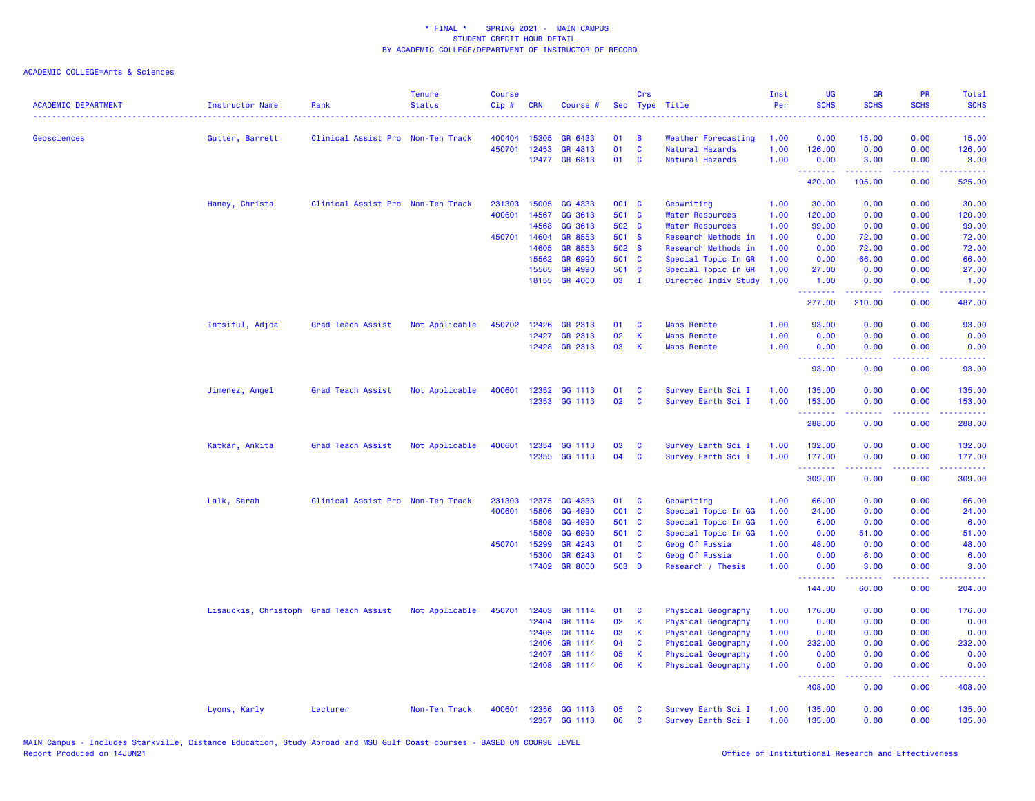\* FINAL \* SPRING 2021 - MAIN CAMPUS
STUDENT CREDIT HOUR DETAIL
BY ACADEMIC COLLEGE/DEPARTMENT OF INSTRUCTOR OF RECORD

ACADEMIC COLLEGE=Arts & Sciences

| ACADEMIC DEPARTMENT | Instructor Name | Rank | Tenure Status | Course Cip # | CRN | Course # | Sec | Crs Type | Title | Inst Per | UG SCHS | GR SCHS | PR SCHS | Total SCHS |
|---|---|---|---|---|---|---|---|---|---|---|---|---|---|---|
| Geosciences | Gutter, Barrett | Clinical Assist Pro | Non-Ten Track | 400404 | 15305 | GR 6433 | 01 | B | Weather Forecasting | 1.00 | 0.00 | 15.00 | 0.00 | 15.00 |
| | | | | 450701 | 12453 | GR 4813 | 01 | C | Natural Hazards | 1.00 | 126.00 | 0.00 | 0.00 | 126.00 |
| | | | | | 12477 | GR 6813 | 01 | C | Natural Hazards | 1.00 | 0.00 | 3.00 | 0.00 | 3.00 |
| | | | | | | | | | | | 420.00 | 105.00 | 0.00 | 525.00 |
| | Haney, Christa | Clinical Assist Pro | Non-Ten Track | 231303 | 15005 | GG 4333 | 001 | C | Geowriting | 1.00 | 30.00 | 0.00 | 0.00 | 30.00 |
| | | | | 400601 | 14567 | GG 3613 | 501 | C | Water Resources | 1.00 | 120.00 | 0.00 | 0.00 | 120.00 |
| | | | | | 14568 | GG 3613 | 502 | C | Water Resources | 1.00 | 99.00 | 0.00 | 0.00 | 99.00 |
| | | | | 450701 | 14604 | GR 8553 | 501 | S | Research Methods in | 1.00 | 0.00 | 72.00 | 0.00 | 72.00 |
| | | | | | 14605 | GR 8553 | 502 | S | Research Methods in | 1.00 | 0.00 | 72.00 | 0.00 | 72.00 |
| | | | | | 15562 | GR 6990 | 501 | C | Special Topic In GR | 1.00 | 0.00 | 66.00 | 0.00 | 66.00 |
| | | | | | 15565 | GR 4990 | 501 | C | Special Topic In GR | 1.00 | 27.00 | 0.00 | 0.00 | 27.00 |
| | | | | | 18155 | GR 4000 | 03 | I | Directed Indiv Study | 1.00 | 1.00 | 0.00 | 0.00 | 1.00 |
| | | | | | | | | | | | 277.00 | 210.00 | 0.00 | 487.00 |
| | Intsiful, Adjoa | Grad Teach Assist | Not Applicable | 450702 | 12426 | GR 2313 | 01 | C | Maps Remote | 1.00 | 93.00 | 0.00 | 0.00 | 93.00 |
| | | | | | 12427 | GR 2313 | 02 | K | Maps Remote | 1.00 | 0.00 | 0.00 | 0.00 | 0.00 |
| | | | | | 12428 | GR 2313 | 03 | K | Maps Remote | 1.00 | 0.00 | 0.00 | 0.00 | 0.00 |
| | | | | | | | | | | | 93.00 | 0.00 | 0.00 | 93.00 |
| | Jimenez, Angel | Grad Teach Assist | Not Applicable | 400601 | 12352 | GG 1113 | 01 | C | Survey Earth Sci I | 1.00 | 135.00 | 0.00 | 0.00 | 135.00 |
| | | | | | 12353 | GG 1113 | 02 | C | Survey Earth Sci I | 1.00 | 153.00 | 0.00 | 0.00 | 153.00 |
| | | | | | | | | | | | 288.00 | 0.00 | 0.00 | 288.00 |
| | Katkar, Ankita | Grad Teach Assist | Not Applicable | 400601 | 12354 | GG 1113 | 03 | C | Survey Earth Sci I | 1.00 | 132.00 | 0.00 | 0.00 | 132.00 |
| | | | | | 12355 | GG 1113 | 04 | C | Survey Earth Sci I | 1.00 | 177.00 | 0.00 | 0.00 | 177.00 |
| | | | | | | | | | | | 309.00 | 0.00 | 0.00 | 309.00 |
| | Lalk, Sarah | Clinical Assist Pro | Non-Ten Track | 231303 | 12375 | GG 4333 | 01 | C | Geowriting | 1.00 | 66.00 | 0.00 | 0.00 | 66.00 |
| | | | | 400601 | 15806 | GG 4990 | C01 | C | Special Topic In GG | 1.00 | 24.00 | 0.00 | 0.00 | 24.00 |
| | | | | | 15808 | GG 4990 | 501 | C | Special Topic In GG | 1.00 | 6.00 | 0.00 | 0.00 | 6.00 |
| | | | | | 15809 | GG 6990 | 501 | C | Special Topic In GG | 1.00 | 0.00 | 51.00 | 0.00 | 51.00 |
| | | | | 450701 | 15299 | GR 4243 | 01 | C | Geog Of Russia | 1.00 | 48.00 | 0.00 | 0.00 | 48.00 |
| | | | | | 15300 | GR 6243 | 01 | C | Geog Of Russia | 1.00 | 0.00 | 6.00 | 0.00 | 6.00 |
| | | | | | 17402 | GR 8000 | 503 | D | Research / Thesis | 1.00 | 0.00 | 3.00 | 0.00 | 3.00 |
| | | | | | | | | | | | 144.00 | 60.00 | 0.00 | 204.00 |
| | Lisauckis, Christoph | Grad Teach Assist | Not Applicable | 450701 | 12403 | GR 1114 | 01 | C | Physical Geography | 1.00 | 176.00 | 0.00 | 0.00 | 176.00 |
| | | | | | 12404 | GR 1114 | 02 | K | Physical Geography | 1.00 | 0.00 | 0.00 | 0.00 | 0.00 |
| | | | | | 12405 | GR 1114 | 03 | K | Physical Geography | 1.00 | 0.00 | 0.00 | 0.00 | 0.00 |
| | | | | | 12406 | GR 1114 | 04 | C | Physical Geography | 1.00 | 232.00 | 0.00 | 0.00 | 232.00 |
| | | | | | 12407 | GR 1114 | 05 | K | Physical Geography | 1.00 | 0.00 | 0.00 | 0.00 | 0.00 |
| | | | | | 12408 | GR 1114 | 06 | K | Physical Geography | 1.00 | 0.00 | 0.00 | 0.00 | 0.00 |
| | | | | | | | | | | | 408.00 | 0.00 | 0.00 | 408.00 |
| | Lyons, Karly | Lecturer | Non-Ten Track | 400601 | 12356 | GG 1113 | 05 | C | Survey Earth Sci I | 1.00 | 135.00 | 0.00 | 0.00 | 135.00 |
| | | | | | 12357 | GG 1113 | 06 | C | Survey Earth Sci I | 1.00 | 135.00 | 0.00 | 0.00 | 135.00 |

MAIN Campus - Includes Starkville, Distance Education, Study Abroad and MSU Gulf Coast courses - BASED ON COURSE LEVEL
Report Produced on 14JUN21

Office of Institutional Research and Effectiveness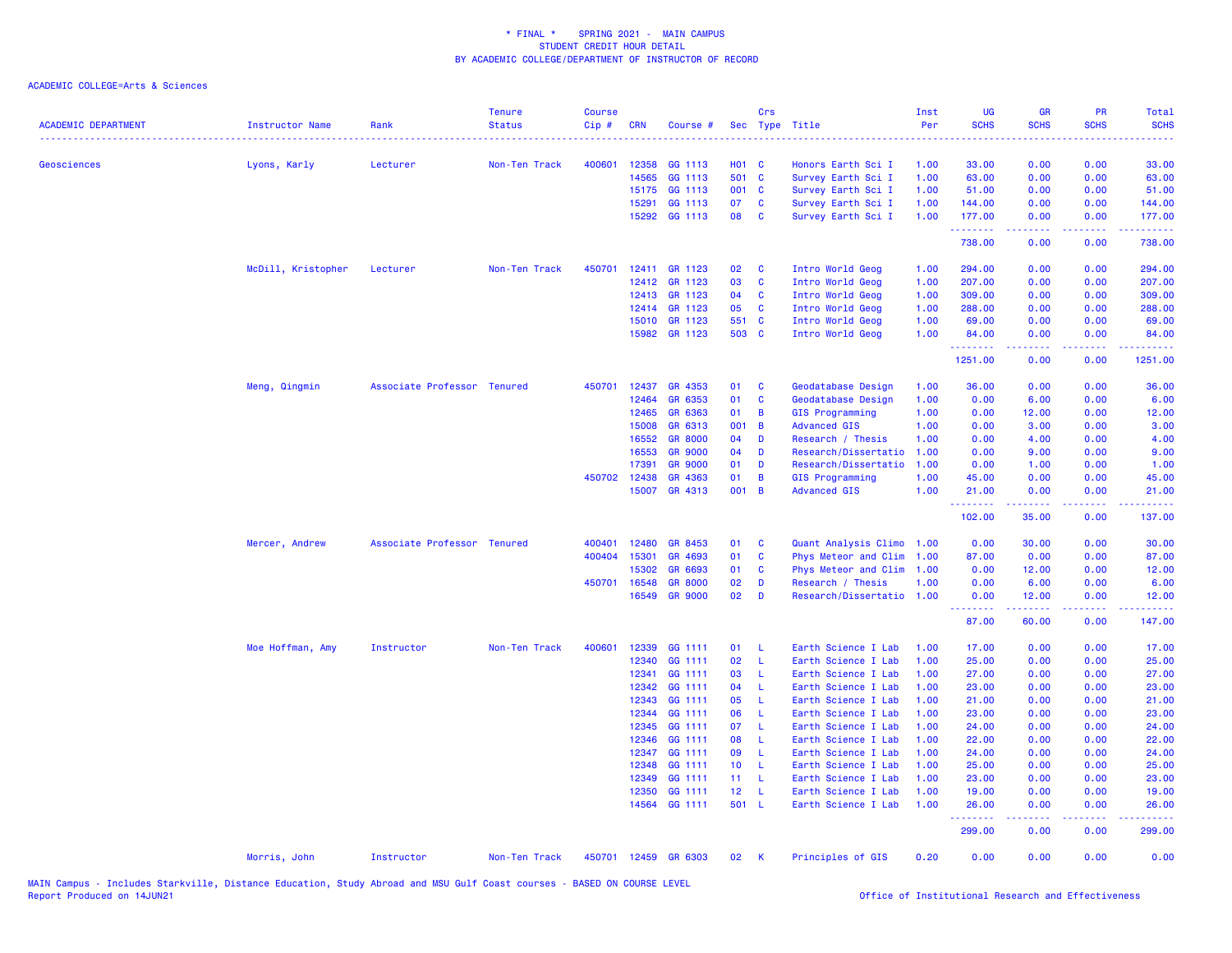\* FINAL \* SPRING 2021 - MAIN CAMPUS
STUDENT CREDIT HOUR DETAIL
BY ACADEMIC COLLEGE/DEPARTMENT OF INSTRUCTOR OF RECORD

ACADEMIC COLLEGE=Arts & Sciences

| ACADEMIC DEPARTMENT | Instructor Name | Rank | Tenure Status | Course Cip # | CRN | Course # | Sec | Crs Type | Title | Inst Per | UG SCHS | GR SCHS | PR SCHS | Total SCHS |
|---|---|---|---|---|---|---|---|---|---|---|---|---|---|---|
| Geosciences | Lyons, Karly | Lecturer | Non-Ten Track | 400601 | 12358 | GG 1113 | H01 | C | Honors Earth Sci I | 1.00 | 33.00 | 0.00 | 0.00 | 33.00 |
| | | | | | 14565 | GG 1113 | 501 | C | Survey Earth Sci I | 1.00 | 63.00 | 0.00 | 0.00 | 63.00 |
| | | | | | 15175 | GG 1113 | 001 | C | Survey Earth Sci I | 1.00 | 51.00 | 0.00 | 0.00 | 51.00 |
| | | | | | 15291 | GG 1113 | 07 | C | Survey Earth Sci I | 1.00 | 144.00 | 0.00 | 0.00 | 144.00 |
| | | | | | 15292 | GG 1113 | 08 | C | Survey Earth Sci I | 1.00 | 177.00 | 0.00 | 0.00 | 177.00 |
| | | | | | | | | | | | 738.00 | 0.00 | 0.00 | 738.00 |
| | McDill, Kristopher | Lecturer | Non-Ten Track | 450701 | 12411 | GR 1123 | 02 | C | Intro World Geog | 1.00 | 294.00 | 0.00 | 0.00 | 294.00 |
| | | | | | 12412 | GR 1123 | 03 | C | Intro World Geog | 1.00 | 207.00 | 0.00 | 0.00 | 207.00 |
| | | | | | 12413 | GR 1123 | 04 | C | Intro World Geog | 1.00 | 309.00 | 0.00 | 0.00 | 309.00 |
| | | | | | 12414 | GR 1123 | 05 | C | Intro World Geog | 1.00 | 288.00 | 0.00 | 0.00 | 288.00 |
| | | | | | 15010 | GR 1123 | 551 | C | Intro World Geog | 1.00 | 69.00 | 0.00 | 0.00 | 69.00 |
| | | | | | 15982 | GR 1123 | 503 | C | Intro World Geog | 1.00 | 84.00 | 0.00 | 0.00 | 84.00 |
| | | | | | | | | | | | 1251.00 | 0.00 | 0.00 | 1251.00 |
| | Meng, Qingmin | Associate Professor | Tenured | 450701 | 12437 | GR 4353 | 01 | C | Geodatabase Design | 1.00 | 36.00 | 0.00 | 0.00 | 36.00 |
| | | | | | 12464 | GR 6353 | 01 | C | Geodatabase Design | 1.00 | 0.00 | 6.00 | 0.00 | 6.00 |
| | | | | | 12465 | GR 6363 | 01 | B | GIS Programming | 1.00 | 0.00 | 12.00 | 0.00 | 12.00 |
| | | | | | 15008 | GR 6313 | 001 | B | Advanced GIS | 1.00 | 0.00 | 3.00 | 0.00 | 3.00 |
| | | | | | 16552 | GR 8000 | 04 | D | Research / Thesis | 1.00 | 0.00 | 4.00 | 0.00 | 4.00 |
| | | | | | 16553 | GR 9000 | 04 | D | Research/Dissertatio | 1.00 | 0.00 | 9.00 | 0.00 | 9.00 |
| | | | | | 17391 | GR 9000 | 01 | D | Research/Dissertatio | 1.00 | 0.00 | 1.00 | 0.00 | 1.00 |
| | | | | 450702 | 12438 | GR 4363 | 01 | B | GIS Programming | 1.00 | 45.00 | 0.00 | 0.00 | 45.00 |
| | | | | | 15007 | GR 4313 | 001 | B | Advanced GIS | 1.00 | 21.00 | 0.00 | 0.00 | 21.00 |
| | | | | | | | | | | | 102.00 | 35.00 | 0.00 | 137.00 |
| | Mercer, Andrew | Associate Professor | Tenured | 400401 | 12480 | GR 8453 | 01 | C | Quant Analysis Climo | 1.00 | 0.00 | 30.00 | 0.00 | 30.00 |
| | | | | 400404 | 15301 | GR 4693 | 01 | C | Phys Meteor and Clim | 1.00 | 87.00 | 0.00 | 0.00 | 87.00 |
| | | | | | 15302 | GR 6693 | 01 | C | Phys Meteor and Clim | 1.00 | 0.00 | 12.00 | 0.00 | 12.00 |
| | | | | 450701 | 16548 | GR 8000 | 02 | D | Research / Thesis | 1.00 | 0.00 | 6.00 | 0.00 | 6.00 |
| | | | | | 16549 | GR 9000 | 02 | D | Research/Dissertatio | 1.00 | 0.00 | 12.00 | 0.00 | 12.00 |
| | | | | | | | | | | | 87.00 | 60.00 | 0.00 | 147.00 |
| | Moe Hoffman, Amy | Instructor | Non-Ten Track | 400601 | 12339 | GG 1111 | 01 | L | Earth Science I Lab | 1.00 | 17.00 | 0.00 | 0.00 | 17.00 |
| | | | | | 12340 | GG 1111 | 02 | L | Earth Science I Lab | 1.00 | 25.00 | 0.00 | 0.00 | 25.00 |
| | | | | | 12341 | GG 1111 | 03 | L | Earth Science I Lab | 1.00 | 27.00 | 0.00 | 0.00 | 27.00 |
| | | | | | 12342 | GG 1111 | 04 | L | Earth Science I Lab | 1.00 | 23.00 | 0.00 | 0.00 | 23.00 |
| | | | | | 12343 | GG 1111 | 05 | L | Earth Science I Lab | 1.00 | 21.00 | 0.00 | 0.00 | 21.00 |
| | | | | | 12344 | GG 1111 | 06 | L | Earth Science I Lab | 1.00 | 23.00 | 0.00 | 0.00 | 23.00 |
| | | | | | 12345 | GG 1111 | 07 | L | Earth Science I Lab | 1.00 | 24.00 | 0.00 | 0.00 | 24.00 |
| | | | | | 12346 | GG 1111 | 08 | L | Earth Science I Lab | 1.00 | 22.00 | 0.00 | 0.00 | 22.00 |
| | | | | | 12347 | GG 1111 | 09 | L | Earth Science I Lab | 1.00 | 24.00 | 0.00 | 0.00 | 24.00 |
| | | | | | 12348 | GG 1111 | 10 | L | Earth Science I Lab | 1.00 | 25.00 | 0.00 | 0.00 | 25.00 |
| | | | | | 12349 | GG 1111 | 11 | L | Earth Science I Lab | 1.00 | 23.00 | 0.00 | 0.00 | 23.00 |
| | | | | | 12350 | GG 1111 | 12 | L | Earth Science I Lab | 1.00 | 19.00 | 0.00 | 0.00 | 19.00 |
| | | | | | 14564 | GG 1111 | 501 | L | Earth Science I Lab | 1.00 | 26.00 | 0.00 | 0.00 | 26.00 |
| | | | | | | | | | | | 299.00 | 0.00 | 0.00 | 299.00 |
| | Morris, John | Instructor | Non-Ten Track | 450701 | 12459 | GR 6303 | 02 | K | Principles of GIS | 0.20 | 0.00 | 0.00 | 0.00 | 0.00 |

MAIN Campus - Includes Starkville, Distance Education, Study Abroad and MSU Gulf Coast courses - BASED ON COURSE LEVEL
Report Produced on 14JUN21

Office of Institutional Research and Effectiveness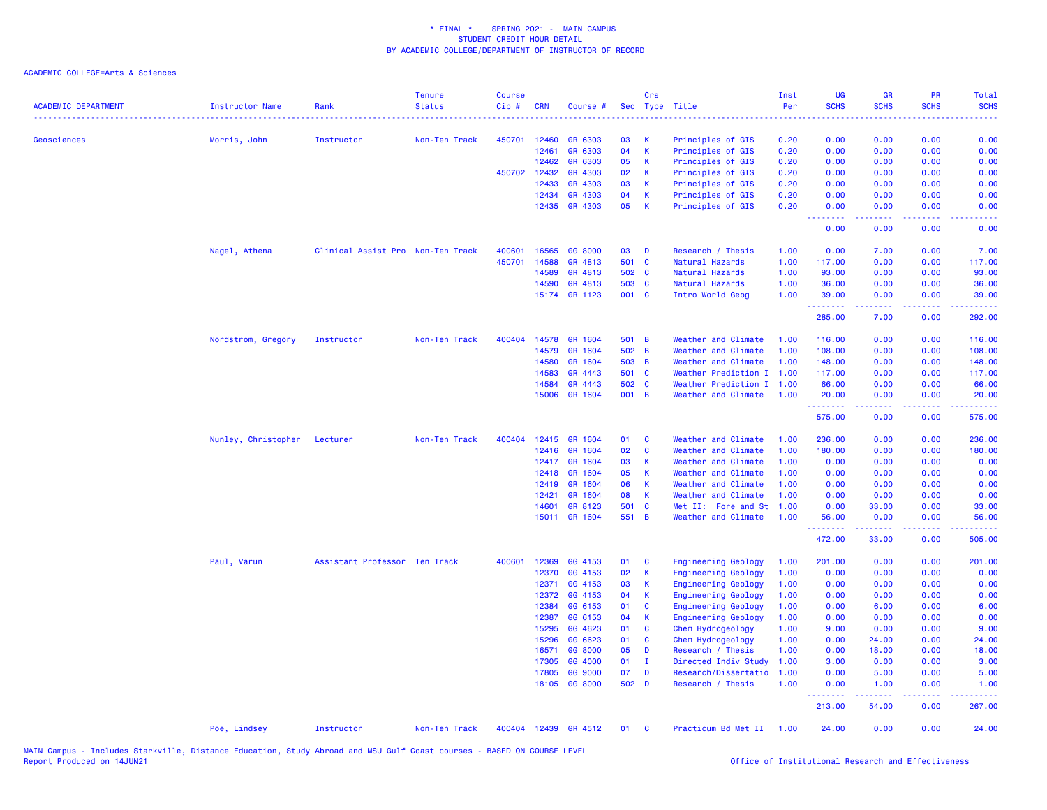\* FINAL \*    SPRING 2021 -  MAIN CAMPUS
STUDENT CREDIT HOUR DETAIL
BY ACADEMIC COLLEGE/DEPARTMENT OF INSTRUCTOR OF RECORD

ACADEMIC COLLEGE=Arts & Sciences

| ACADEMIC DEPARTMENT | Instructor Name | Rank | Tenure Status | Course Cip # | CRN | Course # | Sec | Crs Type | Title | Inst Per | UG SCHS | GR SCHS | PR SCHS | Total SCHS |
|---|---|---|---|---|---|---|---|---|---|---|---|---|---|---|
| Geosciences | Morris, John | Instructor | Non-Ten Track | 450701 | 12460 | GR 6303 | 03 | K | Principles of GIS | 0.20 | 0.00 | 0.00 | 0.00 | 0.00 |
| | | | | | 12461 | GR 6303 | 04 | K | Principles of GIS | 0.20 | 0.00 | 0.00 | 0.00 | 0.00 |
| | | | | | 12462 | GR 6303 | 05 | K | Principles of GIS | 0.20 | 0.00 | 0.00 | 0.00 | 0.00 |
| | | | | 450702 | 12432 | GR 4303 | 02 | K | Principles of GIS | 0.20 | 0.00 | 0.00 | 0.00 | 0.00 |
| | | | | | 12433 | GR 4303 | 03 | K | Principles of GIS | 0.20 | 0.00 | 0.00 | 0.00 | 0.00 |
| | | | | | 12434 | GR 4303 | 04 | K | Principles of GIS | 0.20 | 0.00 | 0.00 | 0.00 | 0.00 |
| | | | | | 12435 | GR 4303 | 05 | K | Principles of GIS | 0.20 | 0.00 | 0.00 | 0.00 | 0.00 |
| | | | | | | | | | | | 0.00 | 0.00 | 0.00 | 0.00 |
| | Nagel, Athena | Clinical Assist Pro | Non-Ten Track | 400601 | 16565 | GG 8000 | 03 | D | Research / Thesis | 1.00 | 0.00 | 7.00 | 0.00 | 7.00 |
| | | | | 450701 | 14588 | GR 4813 | 501 | C | Natural Hazards | 1.00 | 117.00 | 0.00 | 0.00 | 117.00 |
| | | | | | 14589 | GR 4813 | 502 | C | Natural Hazards | 1.00 | 93.00 | 0.00 | 0.00 | 93.00 |
| | | | | | 14590 | GR 4813 | 503 | C | Natural Hazards | 1.00 | 36.00 | 0.00 | 0.00 | 36.00 |
| | | | | | 15174 | GR 1123 | 001 | C | Intro World Geog | 1.00 | 39.00 | 0.00 | 0.00 | 39.00 |
| | | | | | | | | | | | 285.00 | 7.00 | 0.00 | 292.00 |
| | Nordstrom, Gregory | Instructor | Non-Ten Track | 400404 | 14578 | GR 1604 | 501 | B | Weather and Climate | 1.00 | 116.00 | 0.00 | 0.00 | 116.00 |
| | | | | | 14579 | GR 1604 | 502 | B | Weather and Climate | 1.00 | 108.00 | 0.00 | 0.00 | 108.00 |
| | | | | | 14580 | GR 1604 | 503 | B | Weather and Climate | 1.00 | 148.00 | 0.00 | 0.00 | 148.00 |
| | | | | | 14583 | GR 4443 | 501 | C | Weather Prediction I | 1.00 | 117.00 | 0.00 | 0.00 | 117.00 |
| | | | | | 14584 | GR 4443 | 502 | C | Weather Prediction I | 1.00 | 66.00 | 0.00 | 0.00 | 66.00 |
| | | | | | 15006 | GR 1604 | 001 | B | Weather and Climate | 1.00 | 20.00 | 0.00 | 0.00 | 20.00 |
| | | | | | | | | | | | 575.00 | 0.00 | 0.00 | 575.00 |
| | Nunley, Christopher | Lecturer | Non-Ten Track | 400404 | 12415 | GR 1604 | 01 | C | Weather and Climate | 1.00 | 236.00 | 0.00 | 0.00 | 236.00 |
| | | | | | 12416 | GR 1604 | 02 | C | Weather and Climate | 1.00 | 180.00 | 0.00 | 0.00 | 180.00 |
| | | | | | 12417 | GR 1604 | 03 | K | Weather and Climate | 1.00 | 0.00 | 0.00 | 0.00 | 0.00 |
| | | | | | 12418 | GR 1604 | 05 | K | Weather and Climate | 1.00 | 0.00 | 0.00 | 0.00 | 0.00 |
| | | | | | 12419 | GR 1604 | 06 | K | Weather and Climate | 1.00 | 0.00 | 0.00 | 0.00 | 0.00 |
| | | | | | 12421 | GR 1604 | 08 | K | Weather and Climate | 1.00 | 0.00 | 0.00 | 0.00 | 0.00 |
| | | | | | 14601 | GR 8123 | 501 | C | Met II:  Fore and St | 1.00 | 0.00 | 33.00 | 0.00 | 33.00 |
| | | | | | 15011 | GR 1604 | 551 | B | Weather and Climate | 1.00 | 56.00 | 0.00 | 0.00 | 56.00 |
| | | | | | | | | | | | 472.00 | 33.00 | 0.00 | 505.00 |
| | Paul, Varun | Assistant Professor | Ten Track | 400601 | 12369 | GG 4153 | 01 | C | Engineering Geology | 1.00 | 201.00 | 0.00 | 0.00 | 201.00 |
| | | | | | 12370 | GG 4153 | 02 | K | Engineering Geology | 1.00 | 0.00 | 0.00 | 0.00 | 0.00 |
| | | | | | 12371 | GG 4153 | 03 | K | Engineering Geology | 1.00 | 0.00 | 0.00 | 0.00 | 0.00 |
| | | | | | 12372 | GG 4153 | 04 | K | Engineering Geology | 1.00 | 0.00 | 0.00 | 0.00 | 0.00 |
| | | | | | 12384 | GG 6153 | 01 | C | Engineering Geology | 1.00 | 0.00 | 6.00 | 0.00 | 6.00 |
| | | | | | 12387 | GG 6153 | 04 | K | Engineering Geology | 1.00 | 0.00 | 0.00 | 0.00 | 0.00 |
| | | | | | 15295 | GG 4623 | 01 | C | Chem Hydrogeology | 1.00 | 9.00 | 0.00 | 0.00 | 9.00 |
| | | | | | 15296 | GG 6623 | 01 | C | Chem Hydrogeology | 1.00 | 0.00 | 24.00 | 0.00 | 24.00 |
| | | | | | 16571 | GG 8000 | 05 | D | Research / Thesis | 1.00 | 0.00 | 18.00 | 0.00 | 18.00 |
| | | | | | 17305 | GG 4000 | 01 | I | Directed Indiv Study | 1.00 | 3.00 | 0.00 | 0.00 | 3.00 |
| | | | | | 17805 | GG 9000 | 07 | D | Research/Dissertatio | 1.00 | 0.00 | 5.00 | 0.00 | 5.00 |
| | | | | | 18105 | GG 8000 | 502 | D | Research / Thesis | 1.00 | 0.00 | 1.00 | 0.00 | 1.00 |
| | | | | | | | | | | | 213.00 | 54.00 | 0.00 | 267.00 |
| | Poe, Lindsey | Instructor | Non-Ten Track | 400404 | 12439 | GR 4512 | 01 | C | Practicum Bd Met II | 1.00 | 24.00 | 0.00 | 0.00 | 24.00 |

MAIN Campus - Includes Starkville, Distance Education, Study Abroad and MSU Gulf Coast courses - BASED ON COURSE LEVEL
Report Produced on 14JUN21

Office of Institutional Research and Effectiveness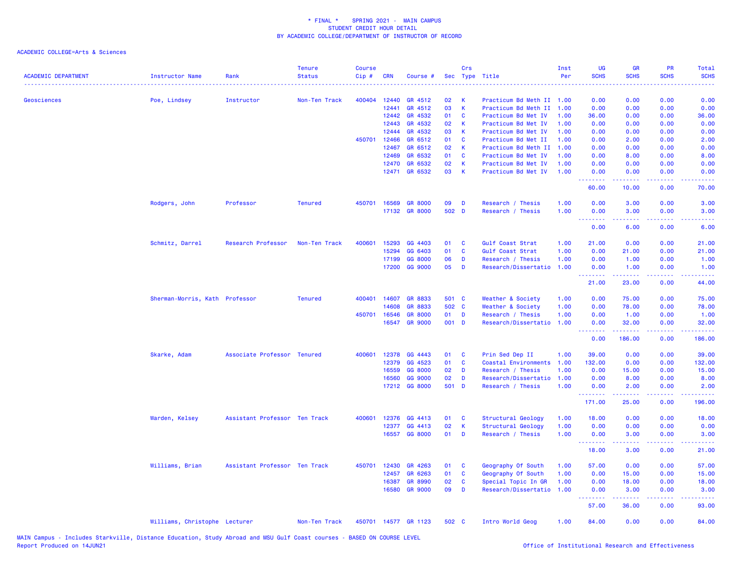\* FINAL \* SPRING 2021 - MAIN CAMPUS
STUDENT CREDIT HOUR DETAIL
BY ACADEMIC COLLEGE/DEPARTMENT OF INSTRUCTOR OF RECORD

ACADEMIC COLLEGE=Arts & Sciences

| ACADEMIC DEPARTMENT | Instructor Name | Rank | Tenure Status | Course Cip # | CRN | Course # | Sec | Crs Type | Title | Inst Per | UG SCHS | GR SCHS | PR SCHS | Total SCHS |
|---|---|---|---|---|---|---|---|---|---|---|---|---|---|---|
| Geosciences | Poe, Lindsey | Instructor | Non-Ten Track | 400404 | 12440 | GR 4512 | 02 | K | Practicum Bd Meth II | 1.00 | 0.00 | 0.00 | 0.00 | 0.00 |
| | | | | | 12441 | GR 4512 | 03 | K | Practicum Bd Meth II | 1.00 | 0.00 | 0.00 | 0.00 | 0.00 |
| | | | | | 12442 | GR 4532 | 01 | C | Practicum Bd Met IV | 1.00 | 36.00 | 0.00 | 0.00 | 36.00 |
| | | | | | 12443 | GR 4532 | 02 | K | Practicum Bd Met IV | 1.00 | 0.00 | 0.00 | 0.00 | 0.00 |
| | | | | | 12444 | GR 4532 | 03 | K | Practicum Bd Met IV | 1.00 | 0.00 | 0.00 | 0.00 | 0.00 |
| | | | | 450701 | 12466 | GR 6512 | 01 | C | Practicum Bd Met II | 1.00 | 0.00 | 2.00 | 0.00 | 2.00 |
| | | | | | 12467 | GR 6512 | 02 | K | Practicum Bd Meth II | 1.00 | 0.00 | 0.00 | 0.00 | 0.00 |
| | | | | | 12469 | GR 6532 | 01 | C | Practicum Bd Met IV | 1.00 | 0.00 | 8.00 | 0.00 | 8.00 |
| | | | | | 12470 | GR 6532 | 02 | K | Practicum Bd Met IV | 1.00 | 0.00 | 0.00 | 0.00 | 0.00 |
| | | | | | 12471 | GR 6532 | 03 | K | Practicum Bd Met IV | 1.00 | 0.00 | 0.00 | 0.00 | 0.00 |
| | | | | | | | | | | | 60.00 | 10.00 | 0.00 | 70.00 |
| | Rodgers, John | Professor | Tenured | 450701 | 16569 | GR 8000 | 09 | D | Research / Thesis | 1.00 | 0.00 | 3.00 | 0.00 | 3.00 |
| | | | | | 17132 | GR 8000 | 502 | D | Research / Thesis | 1.00 | 0.00 | 3.00 | 0.00 | 3.00 |
| | | | | | | | | | | | 0.00 | 6.00 | 0.00 | 6.00 |
| | Schmitz, Darrel | Research Professor | Non-Ten Track | 400601 | 15293 | GG 4403 | 01 | C | Gulf Coast Strat | 1.00 | 21.00 | 0.00 | 0.00 | 21.00 |
| | | | | | 15294 | GG 6403 | 01 | C | Gulf Coast Strat | 1.00 | 0.00 | 21.00 | 0.00 | 21.00 |
| | | | | | 17199 | GG 8000 | 06 | D | Research / Thesis | 1.00 | 0.00 | 1.00 | 0.00 | 1.00 |
| | | | | | 17200 | GG 9000 | 05 | D | Research/Dissertatio | 1.00 | 0.00 | 1.00 | 0.00 | 1.00 |
| | | | | | | | | | | | 21.00 | 23.00 | 0.00 | 44.00 |
| | Sherman-Morris, Kath | Professor | Tenured | 400401 | 14607 | GR 8833 | 501 | C | Weather & Society | 1.00 | 0.00 | 75.00 | 0.00 | 75.00 |
| | | | | | 14608 | GR 8833 | 502 | C | Weather & Society | 1.00 | 0.00 | 78.00 | 0.00 | 78.00 |
| | | | | 450701 | 16546 | GR 8000 | 01 | D | Research / Thesis | 1.00 | 0.00 | 1.00 | 0.00 | 1.00 |
| | | | | | 16547 | GR 9000 | 001 | D | Research/Dissertatio | 1.00 | 0.00 | 32.00 | 0.00 | 32.00 |
| | | | | | | | | | | | 0.00 | 186.00 | 0.00 | 186.00 |
| | Skarke, Adam | Associate Professor | Tenured | 400601 | 12378 | GG 4443 | 01 | C | Prin Sed Dep II | 1.00 | 39.00 | 0.00 | 0.00 | 39.00 |
| | | | | | 12379 | GG 4523 | 01 | C | Coastal Environments | 1.00 | 132.00 | 0.00 | 0.00 | 132.00 |
| | | | | | 16559 | GG 8000 | 02 | D | Research / Thesis | 1.00 | 0.00 | 15.00 | 0.00 | 15.00 |
| | | | | | 16560 | GG 9000 | 02 | D | Research/Dissertatio | 1.00 | 0.00 | 8.00 | 0.00 | 8.00 |
| | | | | | 17212 | GG 8000 | 501 | D | Research / Thesis | 1.00 | 0.00 | 2.00 | 0.00 | 2.00 |
| | | | | | | | | | | | 171.00 | 25.00 | 0.00 | 196.00 |
| | Warden, Kelsey | Assistant Professor | Ten Track | 400601 | 12376 | GG 4413 | 01 | C | Structural Geology | 1.00 | 18.00 | 0.00 | 0.00 | 18.00 |
| | | | | | 12377 | GG 4413 | 02 | K | Structural Geology | 1.00 | 0.00 | 0.00 | 0.00 | 0.00 |
| | | | | | 16557 | GG 8000 | 01 | D | Research / Thesis | 1.00 | 0.00 | 3.00 | 0.00 | 3.00 |
| | | | | | | | | | | | 18.00 | 3.00 | 0.00 | 21.00 |
| | Williams, Brian | Assistant Professor | Ten Track | 450701 | 12430 | GR 4263 | 01 | C | Geography Of South | 1.00 | 57.00 | 0.00 | 0.00 | 57.00 |
| | | | | | 12457 | GR 6263 | 01 | C | Geography Of South | 1.00 | 0.00 | 15.00 | 0.00 | 15.00 |
| | | | | | 16387 | GR 8990 | 02 | C | Special Topic In GR | 1.00 | 0.00 | 18.00 | 0.00 | 18.00 |
| | | | | | 16580 | GR 9000 | 09 | D | Research/Dissertatio | 1.00 | 0.00 | 3.00 | 0.00 | 3.00 |
| | | | | | | | | | | | 57.00 | 36.00 | 0.00 | 93.00 |
| | Williams, Christophe | Lecturer | Non-Ten Track | 450701 | 14577 | GR 1123 | 502 | C | Intro World Geog | 1.00 | 84.00 | 0.00 | 0.00 | 84.00 |

MAIN Campus - Includes Starkville, Distance Education, Study Abroad and MSU Gulf Coast courses - BASED ON COURSE LEVEL
Report Produced on 14JUN21

Office of Institutional Research and Effectiveness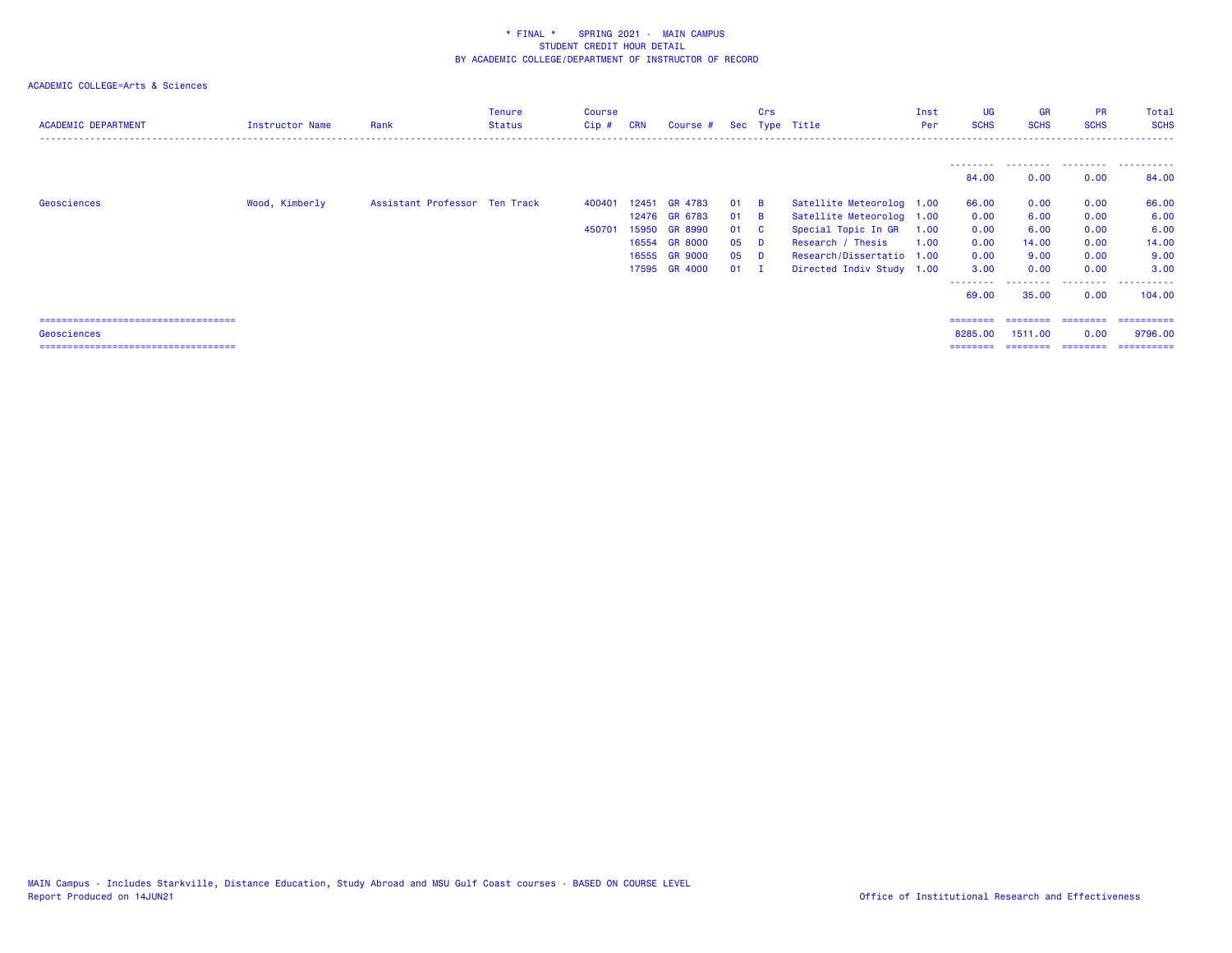* FINAL * SPRING 2021 - MAIN CAMPUS
STUDENT CREDIT HOUR DETAIL
BY ACADEMIC COLLEGE/DEPARTMENT OF INSTRUCTOR OF RECORD

ACADEMIC COLLEGE=Arts & Sciences

| ACADEMIC DEPARTMENT | Instructor Name | Rank | Tenure Status | Course Cip # | CRN | Course # | Sec | Crs Type | Title | Inst Per | UG SCHS | GR SCHS | PR SCHS | Total SCHS |
|---|---|---|---|---|---|---|---|---|---|---|---|---|---|---|
| | | | | | | | | | | | 84.00 | 0.00 | 0.00 | 84.00 |
| Geosciences | Wood, Kimberly | Assistant Professor | Ten Track | 400401 | 12451 | GR 4783 | 01 | B | Satellite Meteorolog | 1.00 | 66.00 | 0.00 | 0.00 | 66.00 |
| | | | | | 12476 | GR 6783 | 01 | B | Satellite Meteorolog | 1.00 | 0.00 | 6.00 | 0.00 | 6.00 |
| | | | | 450701 | 15950 | GR 8990 | 01 | C | Special Topic In GR | 1.00 | 0.00 | 6.00 | 0.00 | 6.00 |
| | | | | | 16554 | GR 8000 | 05 | D | Research / Thesis | 1.00 | 0.00 | 14.00 | 0.00 | 14.00 |
| | | | | | 16555 | GR 9000 | 05 | D | Research/Dissertatio | 1.00 | 0.00 | 9.00 | 0.00 | 9.00 |
| | | | | | 17595 | GR 4000 | 01 | I | Directed Indiv Study | 1.00 | 3.00 | 0.00 | 0.00 | 3.00 |
| | | | | | | | | | | | 69.00 | 35.00 | 0.00 | 104.00 |
| Geosciences | | | | | | | | | | | 8285.00 | 1511.00 | 0.00 | 9796.00 |

MAIN Campus - Includes Starkville, Distance Education, Study Abroad and MSU Gulf Coast courses - BASED ON COURSE LEVEL
Report Produced on 14JUN21

Office of Institutional Research and Effectiveness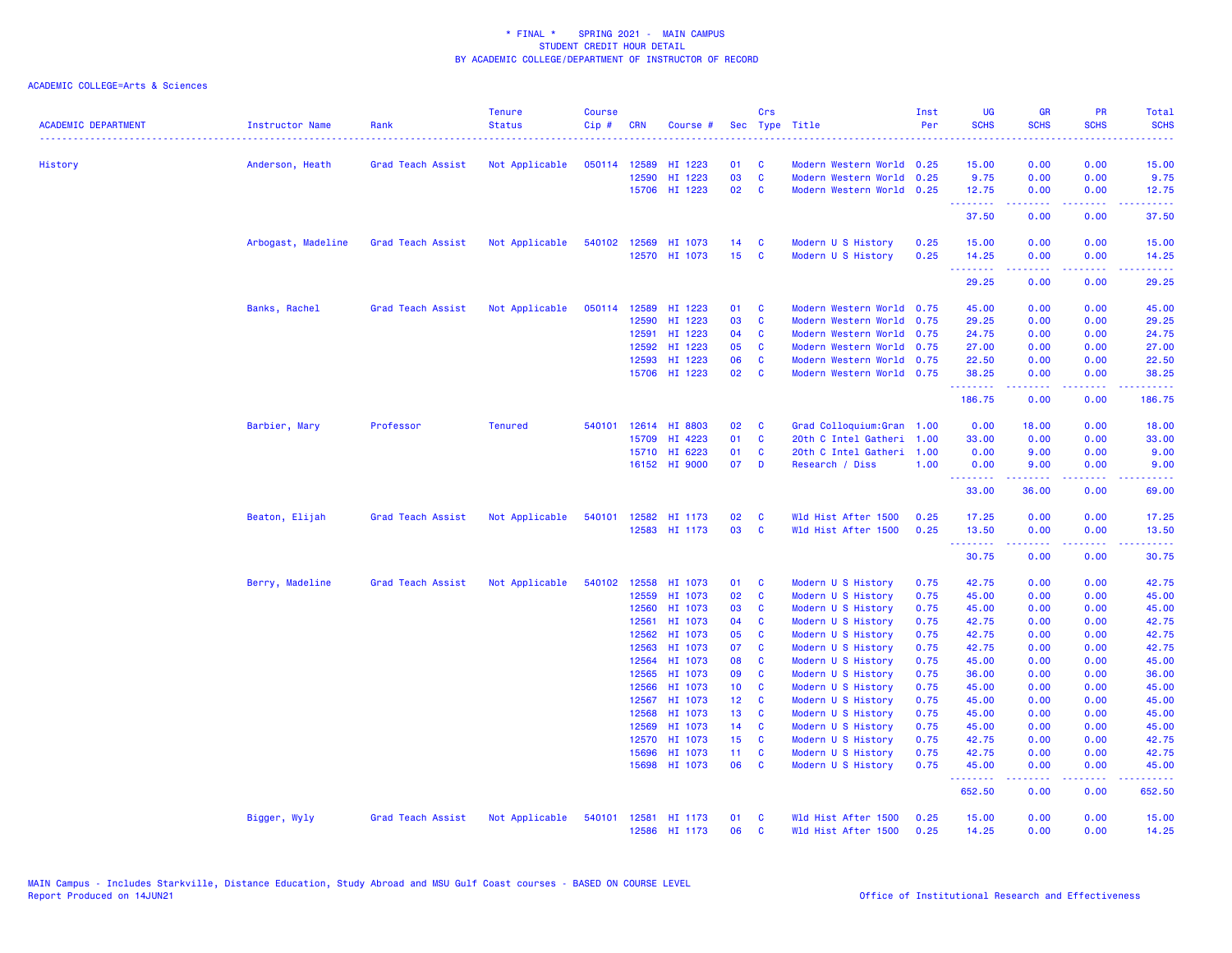\* FINAL \*    SPRING 2021 - MAIN CAMPUS
STUDENT CREDIT HOUR DETAIL
BY ACADEMIC COLLEGE/DEPARTMENT OF INSTRUCTOR OF RECORD

ACADEMIC COLLEGE=Arts & Sciences

| ACADEMIC DEPARTMENT | Instructor Name | Rank | Tenure Status | Course Cip # | CRN | Course # | Sec | Crs Type | Title | Inst Per | UG SCHS | GR SCHS | PR SCHS | Total SCHS |
|---|---|---|---|---|---|---|---|---|---|---|---|---|---|---|
| History | Anderson, Heath | Grad Teach Assist | Not Applicable | 050114 | 12589 | HI 1223 | 01 | C | Modern Western World | 0.25 | 15.00 | 0.00 | 0.00 | 15.00 |
| | | | | | 12590 | HI 1223 | 03 | C | Modern Western World | 0.25 | 9.75 | 0.00 | 0.00 | 9.75 |
| | | | | | 15706 | HI 1223 | 02 | C | Modern Western World | 0.25 | 12.75 | 0.00 | 0.00 | 12.75 |
| | | | | | | | | | | | 37.50 | 0.00 | 0.00 | 37.50 |
| | Arbogast, Madeline | Grad Teach Assist | Not Applicable | 540102 | 12569 | HI 1073 | 14 | C | Modern U S History | 0.25 | 15.00 | 0.00 | 0.00 | 15.00 |
| | | | | | 12570 | HI 1073 | 15 | C | Modern U S History | 0.25 | 14.25 | 0.00 | 0.00 | 14.25 |
| | | | | | | | | | | | 29.25 | 0.00 | 0.00 | 29.25 |
| | Banks, Rachel | Grad Teach Assist | Not Applicable | 050114 | 12589 | HI 1223 | 01 | C | Modern Western World | 0.75 | 45.00 | 0.00 | 0.00 | 45.00 |
| | | | | | 12590 | HI 1223 | 03 | C | Modern Western World | 0.75 | 29.25 | 0.00 | 0.00 | 29.25 |
| | | | | | 12591 | HI 1223 | 04 | C | Modern Western World | 0.75 | 24.75 | 0.00 | 0.00 | 24.75 |
| | | | | | 12592 | HI 1223 | 05 | C | Modern Western World | 0.75 | 27.00 | 0.00 | 0.00 | 27.00 |
| | | | | | 12593 | HI 1223 | 06 | C | Modern Western World | 0.75 | 22.50 | 0.00 | 0.00 | 22.50 |
| | | | | | 15706 | HI 1223 | 02 | C | Modern Western World | 0.75 | 38.25 | 0.00 | 0.00 | 38.25 |
| | | | | | | | | | | | 186.75 | 0.00 | 0.00 | 186.75 |
| | Barbier, Mary | Professor | Tenured | 540101 | 12614 | HI 8803 | 02 | C | Grad Colloquium:Gran | 1.00 | 0.00 | 18.00 | 0.00 | 18.00 |
| | | | | | 15709 | HI 4223 | 01 | C | 20th C Intel Gatheri | 1.00 | 33.00 | 0.00 | 0.00 | 33.00 |
| | | | | | 15710 | HI 6223 | 01 | C | 20th C Intel Gatheri | 1.00 | 0.00 | 9.00 | 0.00 | 9.00 |
| | | | | | 16152 | HI 9000 | 07 | D | Research / Diss | 1.00 | 0.00 | 9.00 | 0.00 | 9.00 |
| | | | | | | | | | | | 33.00 | 36.00 | 0.00 | 69.00 |
| | Beaton, Elijah | Grad Teach Assist | Not Applicable | 540101 | 12582 | HI 1173 | 02 | C | Wld Hist After 1500 | 0.25 | 17.25 | 0.00 | 0.00 | 17.25 |
| | | | | | 12583 | HI 1173 | 03 | C | Wld Hist After 1500 | 0.25 | 13.50 | 0.00 | 0.00 | 13.50 |
| | | | | | | | | | | | 30.75 | 0.00 | 0.00 | 30.75 |
| | Berry, Madeline | Grad Teach Assist | Not Applicable | 540102 | 12558 | HI 1073 | 01 | C | Modern U S History | 0.75 | 42.75 | 0.00 | 0.00 | 42.75 |
| | | | | | 12559 | HI 1073 | 02 | C | Modern U S History | 0.75 | 45.00 | 0.00 | 0.00 | 45.00 |
| | | | | | 12560 | HI 1073 | 03 | C | Modern U S History | 0.75 | 45.00 | 0.00 | 0.00 | 45.00 |
| | | | | | 12561 | HI 1073 | 04 | C | Modern U S History | 0.75 | 42.75 | 0.00 | 0.00 | 42.75 |
| | | | | | 12562 | HI 1073 | 05 | C | Modern U S History | 0.75 | 42.75 | 0.00 | 0.00 | 42.75 |
| | | | | | 12563 | HI 1073 | 07 | C | Modern U S History | 0.75 | 42.75 | 0.00 | 0.00 | 42.75 |
| | | | | | 12564 | HI 1073 | 08 | C | Modern U S History | 0.75 | 45.00 | 0.00 | 0.00 | 45.00 |
| | | | | | 12565 | HI 1073 | 09 | C | Modern U S History | 0.75 | 36.00 | 0.00 | 0.00 | 36.00 |
| | | | | | 12566 | HI 1073 | 10 | C | Modern U S History | 0.75 | 45.00 | 0.00 | 0.00 | 45.00 |
| | | | | | 12567 | HI 1073 | 12 | C | Modern U S History | 0.75 | 45.00 | 0.00 | 0.00 | 45.00 |
| | | | | | 12568 | HI 1073 | 13 | C | Modern U S History | 0.75 | 45.00 | 0.00 | 0.00 | 45.00 |
| | | | | | 12569 | HI 1073 | 14 | C | Modern U S History | 0.75 | 45.00 | 0.00 | 0.00 | 45.00 |
| | | | | | 12570 | HI 1073 | 15 | C | Modern U S History | 0.75 | 42.75 | 0.00 | 0.00 | 42.75 |
| | | | | | 15696 | HI 1073 | 11 | C | Modern U S History | 0.75 | 42.75 | 0.00 | 0.00 | 42.75 |
| | | | | | 15698 | HI 1073 | 06 | C | Modern U S History | 0.75 | 45.00 | 0.00 | 0.00 | 45.00 |
| | | | | | | | | | | | 652.50 | 0.00 | 0.00 | 652.50 |
| | Bigger, Wyly | Grad Teach Assist | Not Applicable | 540101 | 12581 | HI 1173 | 01 | C | Wld Hist After 1500 | 0.25 | 15.00 | 0.00 | 0.00 | 15.00 |
| | | | | | 12586 | HI 1173 | 06 | C | Wld Hist After 1500 | 0.25 | 14.25 | 0.00 | 0.00 | 14.25 |

MAIN Campus - Includes Starkville, Distance Education, Study Abroad and MSU Gulf Coast courses - BASED ON COURSE LEVEL
Report Produced on 14JUN21    Office of Institutional Research and Effectiveness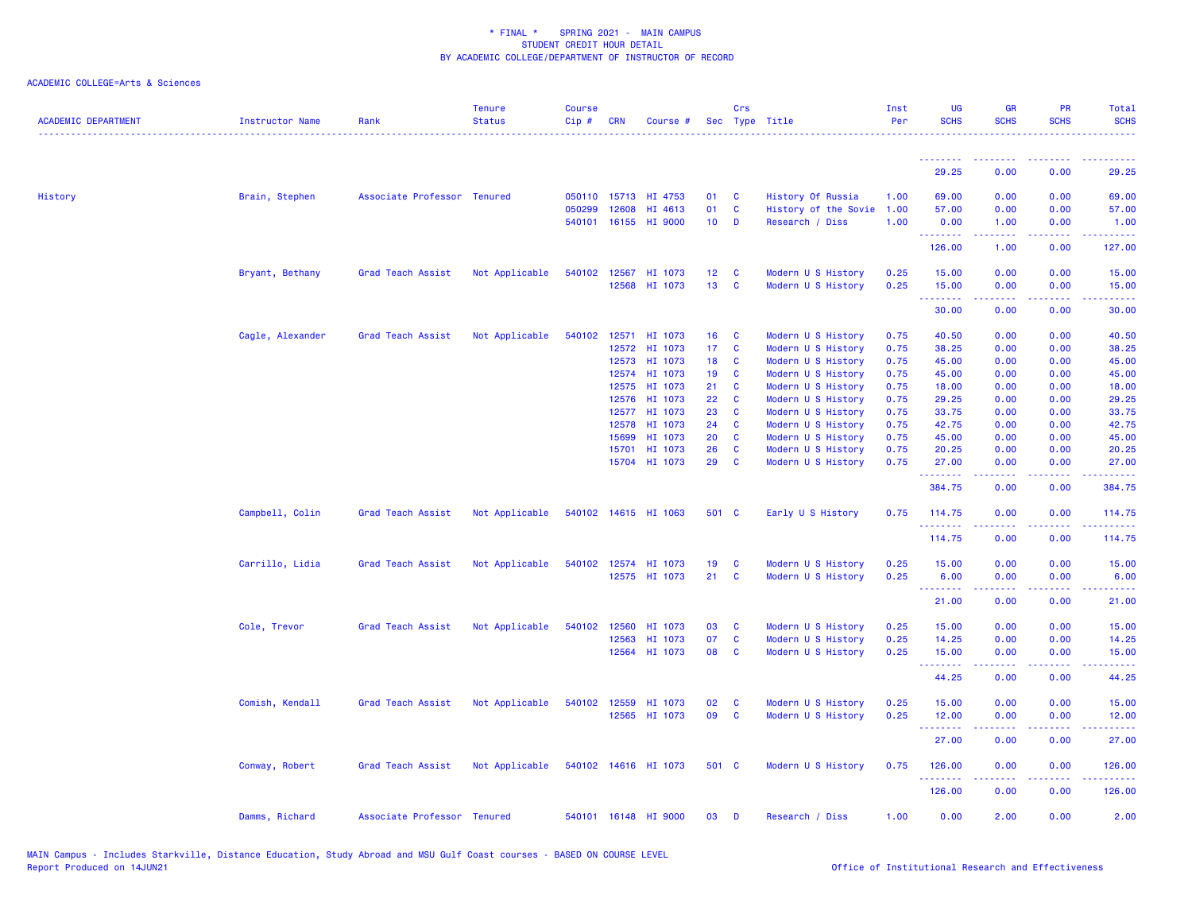\* FINAL \*    SPRING 2021 -  MAIN CAMPUS
STUDENT CREDIT HOUR DETAIL
BY ACADEMIC COLLEGE/DEPARTMENT OF INSTRUCTOR OF RECORD

ACADEMIC COLLEGE=Arts & Sciences

| ACADEMIC DEPARTMENT | Instructor Name | Rank | Tenure Status | Course Cip # | CRN | Course # | Sec | Crs Type | Title | Inst Per | UG SCHS | GR SCHS | PR SCHS | Total SCHS |
|---|---|---|---|---|---|---|---|---|---|---|---|---|---|---|
| | | | | | | | | | | | 29.25 | 0.00 | 0.00 | 29.25 |
| History | Brain, Stephen | Associate Professor | Tenured | 050110 | 15713 | HI 4753 | 01 | C | History Of Russia | 1.00 | 69.00 | 0.00 | 0.00 | 69.00 |
| | | | | 050299 | 12608 | HI 4613 | 01 | C | History of the Sovie | 1.00 | 57.00 | 0.00 | 0.00 | 57.00 |
| | | | | 540101 | 16155 | HI 9000 | 10 | D | Research / Diss | 1.00 | 0.00 | 1.00 | 0.00 | 1.00 |
| | | | | | | | | | | | 126.00 | 1.00 | 0.00 | 127.00 |
| | Bryant, Bethany | Grad Teach Assist | Not Applicable | 540102 | 12567 | HI 1073 | 12 | C | Modern U S History | 0.25 | 15.00 | 0.00 | 0.00 | 15.00 |
| | | | | | 12568 | HI 1073 | 13 | C | Modern U S History | 0.25 | 15.00 | 0.00 | 0.00 | 15.00 |
| | | | | | | | | | | | 30.00 | 0.00 | 0.00 | 30.00 |
| | Cagle, Alexander | Grad Teach Assist | Not Applicable | 540102 | 12571 | HI 1073 | 16 | C | Modern U S History | 0.75 | 40.50 | 0.00 | 0.00 | 40.50 |
| | | | | | 12572 | HI 1073 | 17 | C | Modern U S History | 0.75 | 38.25 | 0.00 | 0.00 | 38.25 |
| | | | | | 12573 | HI 1073 | 18 | C | Modern U S History | 0.75 | 45.00 | 0.00 | 0.00 | 45.00 |
| | | | | | 12574 | HI 1073 | 19 | C | Modern U S History | 0.75 | 45.00 | 0.00 | 0.00 | 45.00 |
| | | | | | 12575 | HI 1073 | 21 | C | Modern U S History | 0.75 | 18.00 | 0.00 | 0.00 | 18.00 |
| | | | | | 12576 | HI 1073 | 22 | C | Modern U S History | 0.75 | 29.25 | 0.00 | 0.00 | 29.25 |
| | | | | | 12577 | HI 1073 | 23 | C | Modern U S History | 0.75 | 33.75 | 0.00 | 0.00 | 33.75 |
| | | | | | 12578 | HI 1073 | 24 | C | Modern U S History | 0.75 | 42.75 | 0.00 | 0.00 | 42.75 |
| | | | | | 15699 | HI 1073 | 20 | C | Modern U S History | 0.75 | 45.00 | 0.00 | 0.00 | 45.00 |
| | | | | | 15701 | HI 1073 | 26 | C | Modern U S History | 0.75 | 20.25 | 0.00 | 0.00 | 20.25 |
| | | | | | 15704 | HI 1073 | 29 | C | Modern U S History | 0.75 | 27.00 | 0.00 | 0.00 | 27.00 |
| | | | | | | | | | | | 384.75 | 0.00 | 0.00 | 384.75 |
| | Campbell, Colin | Grad Teach Assist | Not Applicable | 540102 | 14615 | HI 1063 | 501 | C | Early U S History | 0.75 | 114.75 | 0.00 | 0.00 | 114.75 |
| | | | | | | | | | | | 114.75 | 0.00 | 0.00 | 114.75 |
| | Carrillo, Lidia | Grad Teach Assist | Not Applicable | 540102 | 12574 | HI 1073 | 19 | C | Modern U S History | 0.25 | 15.00 | 0.00 | 0.00 | 15.00 |
| | | | | | 12575 | HI 1073 | 21 | C | Modern U S History | 0.25 | 6.00 | 0.00 | 0.00 | 6.00 |
| | | | | | | | | | | | 21.00 | 0.00 | 0.00 | 21.00 |
| | Cole, Trevor | Grad Teach Assist | Not Applicable | 540102 | 12560 | HI 1073 | 03 | C | Modern U S History | 0.25 | 15.00 | 0.00 | 0.00 | 15.00 |
| | | | | | 12563 | HI 1073 | 07 | C | Modern U S History | 0.25 | 14.25 | 0.00 | 0.00 | 14.25 |
| | | | | | 12564 | HI 1073 | 08 | C | Modern U S History | 0.25 | 15.00 | 0.00 | 0.00 | 15.00 |
| | | | | | | | | | | | 44.25 | 0.00 | 0.00 | 44.25 |
| | Comish, Kendall | Grad Teach Assist | Not Applicable | 540102 | 12559 | HI 1073 | 02 | C | Modern U S History | 0.25 | 15.00 | 0.00 | 0.00 | 15.00 |
| | | | | | 12565 | HI 1073 | 09 | C | Modern U S History | 0.25 | 12.00 | 0.00 | 0.00 | 12.00 |
| | | | | | | | | | | | 27.00 | 0.00 | 0.00 | 27.00 |
| | Conway, Robert | Grad Teach Assist | Not Applicable | 540102 | 14616 | HI 1073 | 501 | C | Modern U S History | 0.75 | 126.00 | 0.00 | 0.00 | 126.00 |
| | | | | | | | | | | | 126.00 | 0.00 | 0.00 | 126.00 |
| | Damms, Richard | Associate Professor | Tenured | 540101 | 16148 | HI 9000 | 03 | D | Research / Diss | 1.00 | 0.00 | 2.00 | 0.00 | 2.00 |

MAIN Campus - Includes Starkville, Distance Education, Study Abroad and MSU Gulf Coast courses - BASED ON COURSE LEVEL
Report Produced on 14JUN21    Office of Institutional Research and Effectiveness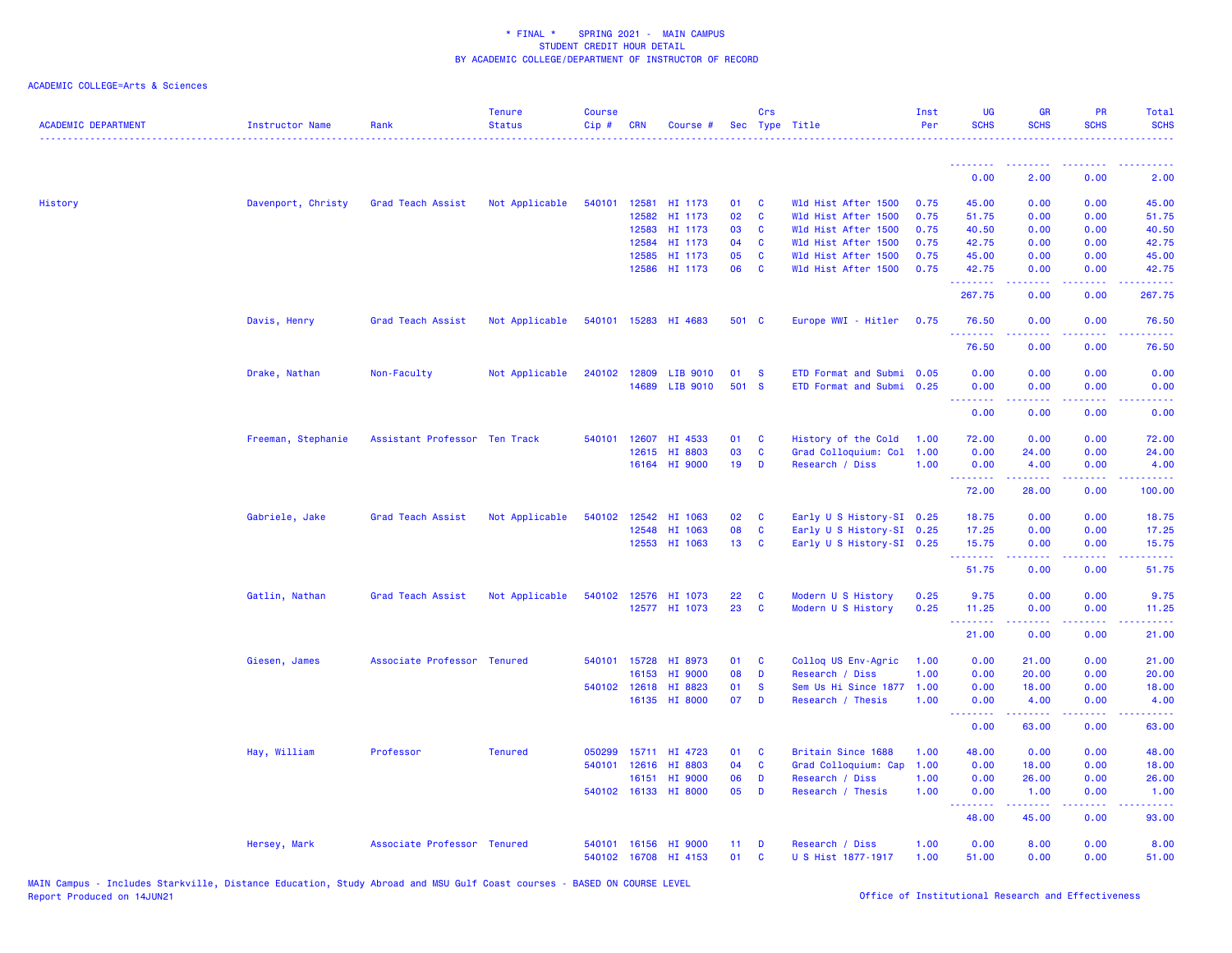\* FINAL \* SPRING 2021 - MAIN CAMPUS
STUDENT CREDIT HOUR DETAIL
BY ACADEMIC COLLEGE/DEPARTMENT OF INSTRUCTOR OF RECORD

ACADEMIC COLLEGE=Arts & Sciences

| ACADEMIC DEPARTMENT | Instructor Name | Rank | Tenure Status | Course Cip # | CRN | Course # | Sec | Crs Type | Title | Inst Per | UG SCHS | GR SCHS | PR SCHS | Total SCHS |
|---|---|---|---|---|---|---|---|---|---|---|---|---|---|---|
| | | | | | | | | | | | 0.00 | 2.00 | 0.00 | 2.00 |
| History | Davenport, Christy | Grad Teach Assist | Not Applicable | 540101 | 12581 | HI 1173 | 01 | C | Wld Hist After 1500 | 0.75 | 45.00 | 0.00 | 0.00 | 45.00 |
| | | | | | 12582 | HI 1173 | 02 | C | Wld Hist After 1500 | 0.75 | 51.75 | 0.00 | 0.00 | 51.75 |
| | | | | | 12583 | HI 1173 | 03 | C | Wld Hist After 1500 | 0.75 | 40.50 | 0.00 | 0.00 | 40.50 |
| | | | | | 12584 | HI 1173 | 04 | C | Wld Hist After 1500 | 0.75 | 42.75 | 0.00 | 0.00 | 42.75 |
| | | | | | 12585 | HI 1173 | 05 | C | Wld Hist After 1500 | 0.75 | 45.00 | 0.00 | 0.00 | 45.00 |
| | | | | | 12586 | HI 1173 | 06 | C | Wld Hist After 1500 | 0.75 | 42.75 | 0.00 | 0.00 | 42.75 |
| | | | | | | | | | | | 267.75 | 0.00 | 0.00 | 267.75 |
| | Davis, Henry | Grad Teach Assist | Not Applicable | 540101 | 15283 | HI 4683 | 501 | C | Europe WWI - Hitler | 0.75 | 76.50 | 0.00 | 0.00 | 76.50 |
| | | | | | | | | | | | 76.50 | 0.00 | 0.00 | 76.50 |
| | Drake, Nathan | Non-Faculty | Not Applicable | 240102 | 12809 | LIB 9010 | 01 | S | ETD Format and Submi | 0.05 | 0.00 | 0.00 | 0.00 | 0.00 |
| | | | | | 14689 | LIB 9010 | 501 | S | ETD Format and Submi | 0.25 | 0.00 | 0.00 | 0.00 | 0.00 |
| | | | | | | | | | | | 0.00 | 0.00 | 0.00 | 0.00 |
| | Freeman, Stephanie | Assistant Professor | Ten Track | 540101 | 12607 | HI 4533 | 01 | C | History of the Cold | 1.00 | 72.00 | 0.00 | 0.00 | 72.00 |
| | | | | | 12615 | HI 8803 | 03 | C | Grad Colloquium: Col | 1.00 | 0.00 | 24.00 | 0.00 | 24.00 |
| | | | | | 16164 | HI 9000 | 19 | D | Research / Diss | 1.00 | 0.00 | 4.00 | 0.00 | 4.00 |
| | | | | | | | | | | | 72.00 | 28.00 | 0.00 | 100.00 |
| | Gabriele, Jake | Grad Teach Assist | Not Applicable | 540102 | 12542 | HI 1063 | 02 | C | Early U S History-SI | 0.25 | 18.75 | 0.00 | 0.00 | 18.75 |
| | | | | | 12548 | HI 1063 | 08 | C | Early U S History-SI | 0.25 | 17.25 | 0.00 | 0.00 | 17.25 |
| | | | | | 12553 | HI 1063 | 13 | C | Early U S History-SI | 0.25 | 15.75 | 0.00 | 0.00 | 15.75 |
| | | | | | | | | | | | 51.75 | 0.00 | 0.00 | 51.75 |
| | Gatlin, Nathan | Grad Teach Assist | Not Applicable | 540102 | 12576 | HI 1073 | 22 | C | Modern U S History | 0.25 | 9.75 | 0.00 | 0.00 | 9.75 |
| | | | | | 12577 | HI 1073 | 23 | C | Modern U S History | 0.25 | 11.25 | 0.00 | 0.00 | 11.25 |
| | | | | | | | | | | | 21.00 | 0.00 | 0.00 | 21.00 |
| | Giesen, James | Associate Professor | Tenured | 540101 | 15728 | HI 8973 | 01 | C | Colloq US Env-Agric | 1.00 | 0.00 | 21.00 | 0.00 | 21.00 |
| | | | | | 16153 | HI 9000 | 08 | D | Research / Diss | 1.00 | 0.00 | 20.00 | 0.00 | 20.00 |
| | | | | 540102 | 12618 | HI 8823 | 01 | S | Sem Us Hi Since 1877 | 1.00 | 0.00 | 18.00 | 0.00 | 18.00 |
| | | | | | 16135 | HI 8000 | 07 | D | Research / Thesis | 1.00 | 0.00 | 4.00 | 0.00 | 4.00 |
| | | | | | | | | | | | 0.00 | 63.00 | 0.00 | 63.00 |
| | Hay, William | Professor | Tenured | 050299 | 15711 | HI 4723 | 01 | C | Britain Since 1688 | 1.00 | 48.00 | 0.00 | 0.00 | 48.00 |
| | | | | 540101 | 12616 | HI 8803 | 04 | C | Grad Colloquium: Cap | 1.00 | 0.00 | 18.00 | 0.00 | 18.00 |
| | | | | | 16151 | HI 9000 | 06 | D | Research / Diss | 1.00 | 0.00 | 26.00 | 0.00 | 26.00 |
| | | | | 540102 | 16133 | HI 8000 | 05 | D | Research / Thesis | 1.00 | 0.00 | 1.00 | 0.00 | 1.00 |
| | | | | | | | | | | | 48.00 | 45.00 | 0.00 | 93.00 |
| | Hersey, Mark | Associate Professor | Tenured | 540101 | 16156 | HI 9000 | 11 | D | Research / Diss | 1.00 | 0.00 | 8.00 | 0.00 | 8.00 |
| | | | | 540102 | 16708 | HI 4153 | 01 | C | U S Hist 1877-1917 | 1.00 | 51.00 | 0.00 | 0.00 | 51.00 |

MAIN Campus - Includes Starkville, Distance Education, Study Abroad and MSU Gulf Coast courses - BASED ON COURSE LEVEL
Report Produced on 14JUN21

Office of Institutional Research and Effectiveness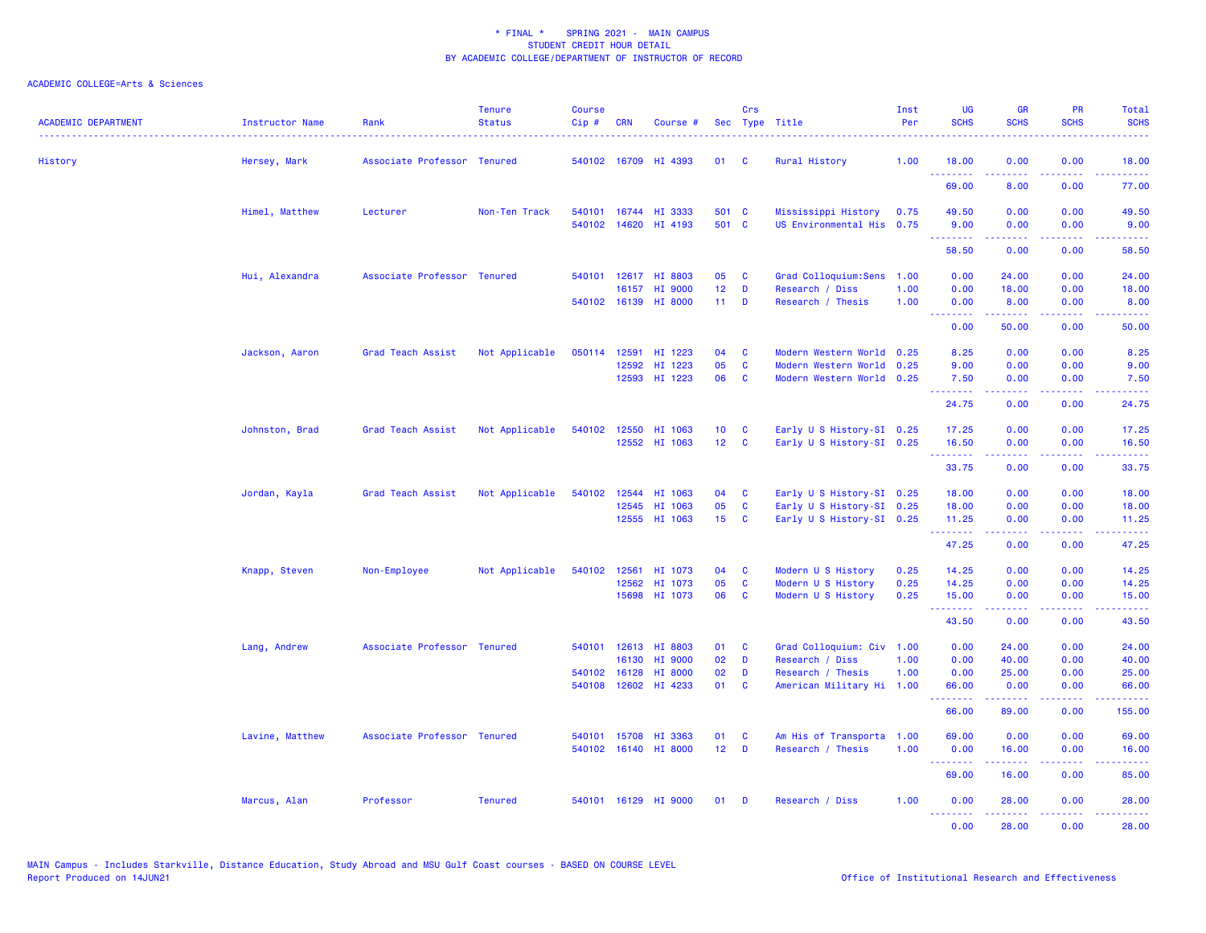\* FINAL \*    SPRING 2021 -  MAIN CAMPUS
STUDENT CREDIT HOUR DETAIL
BY ACADEMIC COLLEGE/DEPARTMENT OF INSTRUCTOR OF RECORD

ACADEMIC COLLEGE=Arts & Sciences

| ACADEMIC DEPARTMENT | Instructor Name | Rank | Tenure Status | Course Cip # | CRN | Course # | Sec | Crs Type | Title | Inst Per | UG SCHS | GR SCHS | PR SCHS | Total SCHS |
|---|---|---|---|---|---|---|---|---|---|---|---|---|---|---|
| History | Hersey, Mark | Associate Professor | Tenured | 540102 | 16709 | HI 4393 | 01 | C | Rural History | 1.00 | 18.00 | 0.00 | 0.00 | 18.00 |
| | | | | | | | | | | | 69.00 | 8.00 | 0.00 | 77.00 |
| | Himel, Matthew | Lecturer | Non-Ten Track | 540101 | 16744 | HI 3333 | 501 | C | Mississippi History | 0.75 | 49.50 | 0.00 | 0.00 | 49.50 |
| | | | | 540102 | 14620 | HI 4193 | 501 | C | US Environmental His | 0.75 | 9.00 | 0.00 | 0.00 | 9.00 |
| | | | | | | | | | | | 58.50 | 0.00 | 0.00 | 58.50 |
| | Hui, Alexandra | Associate Professor | Tenured | 540101 | 12617 | HI 8803 | 05 | C | Grad Colloquium:Sens | 1.00 | 0.00 | 24.00 | 0.00 | 24.00 |
| | | | | | 16157 | HI 9000 | 12 | D | Research / Diss | 1.00 | 0.00 | 18.00 | 0.00 | 18.00 |
| | | | | 540102 | 16139 | HI 8000 | 11 | D | Research / Thesis | 1.00 | 0.00 | 8.00 | 0.00 | 8.00 |
| | | | | | | | | | | | 0.00 | 50.00 | 0.00 | 50.00 |
| | Jackson, Aaron | Grad Teach Assist | Not Applicable | 050114 | 12591 | HI 1223 | 04 | C | Modern Western World | 0.25 | 8.25 | 0.00 | 0.00 | 8.25 |
| | | | | | 12592 | HI 1223 | 05 | C | Modern Western World | 0.25 | 9.00 | 0.00 | 0.00 | 9.00 |
| | | | | | 12593 | HI 1223 | 06 | C | Modern Western World | 0.25 | 7.50 | 0.00 | 0.00 | 7.50 |
| | | | | | | | | | | | 24.75 | 0.00 | 0.00 | 24.75 |
| | Johnston, Brad | Grad Teach Assist | Not Applicable | 540102 | 12550 | HI 1063 | 10 | C | Early U S History-SI | 0.25 | 17.25 | 0.00 | 0.00 | 17.25 |
| | | | | | 12552 | HI 1063 | 12 | C | Early U S History-SI | 0.25 | 16.50 | 0.00 | 0.00 | 16.50 |
| | | | | | | | | | | | 33.75 | 0.00 | 0.00 | 33.75 |
| | Jordan, Kayla | Grad Teach Assist | Not Applicable | 540102 | 12544 | HI 1063 | 04 | C | Early U S History-SI | 0.25 | 18.00 | 0.00 | 0.00 | 18.00 |
| | | | | | 12545 | HI 1063 | 05 | C | Early U S History-SI | 0.25 | 18.00 | 0.00 | 0.00 | 18.00 |
| | | | | | 12555 | HI 1063 | 15 | C | Early U S History-SI | 0.25 | 11.25 | 0.00 | 0.00 | 11.25 |
| | | | | | | | | | | | 47.25 | 0.00 | 0.00 | 47.25 |
| | Knapp, Steven | Non-Employee | Not Applicable | 540102 | 12561 | HI 1073 | 04 | C | Modern U S History | 0.25 | 14.25 | 0.00 | 0.00 | 14.25 |
| | | | | | 12562 | HI 1073 | 05 | C | Modern U S History | 0.25 | 14.25 | 0.00 | 0.00 | 14.25 |
| | | | | | 15698 | HI 1073 | 06 | C | Modern U S History | 0.25 | 15.00 | 0.00 | 0.00 | 15.00 |
| | | | | | | | | | | | 43.50 | 0.00 | 0.00 | 43.50 |
| | Lang, Andrew | Associate Professor | Tenured | 540101 | 12613 | HI 8803 | 01 | C | Grad Colloquium: Civ | 1.00 | 0.00 | 24.00 | 0.00 | 24.00 |
| | | | | | 16130 | HI 9000 | 02 | D | Research / Diss | 1.00 | 0.00 | 40.00 | 0.00 | 40.00 |
| | | | | 540102 | 16128 | HI 8000 | 02 | D | Research / Thesis | 1.00 | 0.00 | 25.00 | 0.00 | 25.00 |
| | | | | 540108 | 12602 | HI 4233 | 01 | C | American Military Hi | 1.00 | 66.00 | 0.00 | 0.00 | 66.00 |
| | | | | | | | | | | | 66.00 | 89.00 | 0.00 | 155.00 |
| | Lavine, Matthew | Associate Professor | Tenured | 540101 | 15708 | HI 3363 | 01 | C | Am His of Transporta | 1.00 | 69.00 | 0.00 | 0.00 | 69.00 |
| | | | | 540102 | 16140 | HI 8000 | 12 | D | Research / Thesis | 1.00 | 0.00 | 16.00 | 0.00 | 16.00 |
| | | | | | | | | | | | 69.00 | 16.00 | 0.00 | 85.00 |
| | Marcus, Alan | Professor | Tenured | 540101 | 16129 | HI 9000 | 01 | D | Research / Diss | 1.00 | 0.00 | 28.00 | 0.00 | 28.00 |
| | | | | | | | | | | | 0.00 | 28.00 | 0.00 | 28.00 |

MAIN Campus - Includes Starkville, Distance Education, Study Abroad and MSU Gulf Coast courses - BASED ON COURSE LEVEL
Report Produced on 14JUN21

Office of Institutional Research and Effectiveness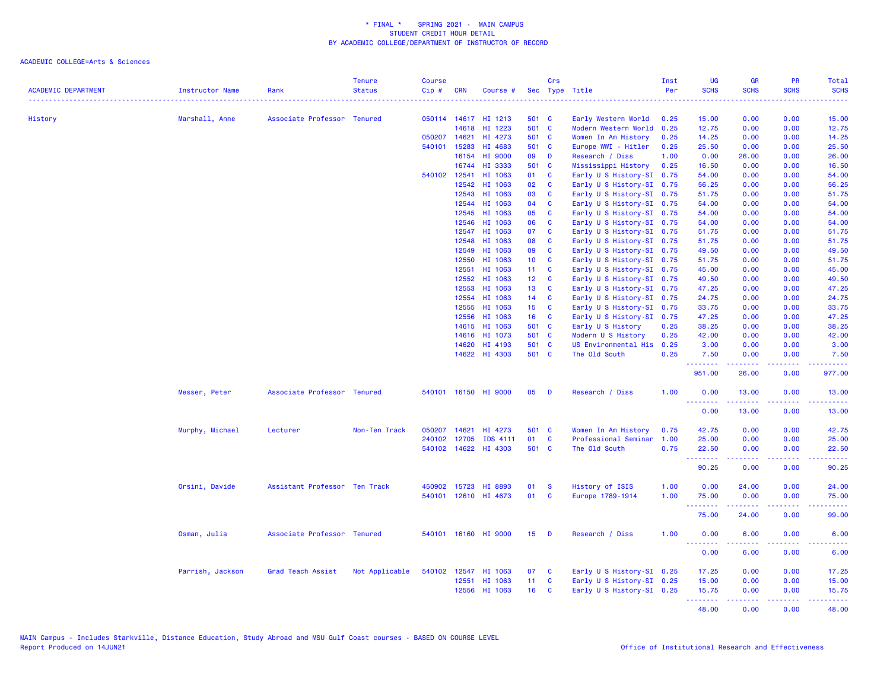\* FINAL \* SPRING 2021 - MAIN CAMPUS
STUDENT CREDIT HOUR DETAIL
BY ACADEMIC COLLEGE/DEPARTMENT OF INSTRUCTOR OF RECORD

ACADEMIC COLLEGE=Arts & Sciences

| ACADEMIC DEPARTMENT | Instructor Name | Rank | Tenure Status | Course Cip # | CRN | Course # | Sec | Crs Type | Title | Inst Per | UG SCHS | GR SCHS | PR SCHS | Total SCHS |
|---|---|---|---|---|---|---|---|---|---|---|---|---|---|---|
| History | Marshall, Anne | Associate Professor | Tenured | 050114 | 14617 | HI 1213 | 501 | C | Early Western World | 0.25 | 15.00 | 0.00 | 0.00 | 15.00 |
| | | | | | 14618 | HI 1223 | 501 | C | Modern Western World | 0.25 | 12.75 | 0.00 | 0.00 | 12.75 |
| | | | | 050207 | 14621 | HI 4273 | 501 | C | Women In Am History | 0.25 | 14.25 | 0.00 | 0.00 | 14.25 |
| | | | | 540101 | 15283 | HI 4683 | 501 | C | Europe WWI - Hitler | 0.25 | 25.50 | 0.00 | 0.00 | 25.50 |
| | | | | | 16154 | HI 9000 | 09 | D | Research / Diss | 1.00 | 0.00 | 26.00 | 0.00 | 26.00 |
| | | | | | 16744 | HI 3333 | 501 | C | Mississippi History | 0.25 | 16.50 | 0.00 | 0.00 | 16.50 |
| | | | | 540102 | 12541 | HI 1063 | 01 | C | Early U S History-SI | 0.75 | 54.00 | 0.00 | 0.00 | 54.00 |
| | | | | | 12542 | HI 1063 | 02 | C | Early U S History-SI | 0.75 | 56.25 | 0.00 | 0.00 | 56.25 |
| | | | | | 12543 | HI 1063 | 03 | C | Early U S History-SI | 0.75 | 51.75 | 0.00 | 0.00 | 51.75 |
| | | | | | 12544 | HI 1063 | 04 | C | Early U S History-SI | 0.75 | 54.00 | 0.00 | 0.00 | 54.00 |
| | | | | | 12545 | HI 1063 | 05 | C | Early U S History-SI | 0.75 | 54.00 | 0.00 | 0.00 | 54.00 |
| | | | | | 12546 | HI 1063 | 06 | C | Early U S History-SI | 0.75 | 54.00 | 0.00 | 0.00 | 54.00 |
| | | | | | 12547 | HI 1063 | 07 | C | Early U S History-SI | 0.75 | 51.75 | 0.00 | 0.00 | 51.75 |
| | | | | | 12548 | HI 1063 | 08 | C | Early U S History-SI | 0.75 | 51.75 | 0.00 | 0.00 | 51.75 |
| | | | | | 12549 | HI 1063 | 09 | C | Early U S History-SI | 0.75 | 49.50 | 0.00 | 0.00 | 49.50 |
| | | | | | 12550 | HI 1063 | 10 | C | Early U S History-SI | 0.75 | 51.75 | 0.00 | 0.00 | 51.75 |
| | | | | | 12551 | HI 1063 | 11 | C | Early U S History-SI | 0.75 | 45.00 | 0.00 | 0.00 | 45.00 |
| | | | | | 12552 | HI 1063 | 12 | C | Early U S History-SI | 0.75 | 49.50 | 0.00 | 0.00 | 49.50 |
| | | | | | 12553 | HI 1063 | 13 | C | Early U S History-SI | 0.75 | 47.25 | 0.00 | 0.00 | 47.25 |
| | | | | | 12554 | HI 1063 | 14 | C | Early U S History-SI | 0.75 | 24.75 | 0.00 | 0.00 | 24.75 |
| | | | | | 12555 | HI 1063 | 15 | C | Early U S History-SI | 0.75 | 33.75 | 0.00 | 0.00 | 33.75 |
| | | | | | 12556 | HI 1063 | 16 | C | Early U S History-SI | 0.75 | 47.25 | 0.00 | 0.00 | 47.25 |
| | | | | | 14615 | HI 1063 | 501 | C | Early U S History | 0.25 | 38.25 | 0.00 | 0.00 | 38.25 |
| | | | | | 14616 | HI 1073 | 501 | C | Modern U S History | 0.25 | 42.00 | 0.00 | 0.00 | 42.00 |
| | | | | | 14620 | HI 4193 | 501 | C | US Environmental His | 0.25 | 3.00 | 0.00 | 0.00 | 3.00 |
| | | | | | 14622 | HI 4303 | 501 | C | The Old South | 0.25 | 7.50 | 0.00 | 0.00 | 7.50 |
| | | | | | | | | | | | 951.00 | 26.00 | 0.00 | 977.00 |
| | Messer, Peter | Associate Professor | Tenured | 540101 | 16150 | HI 9000 | 05 | D | Research / Diss | 1.00 | 0.00 | 13.00 | 0.00 | 13.00 |
| | | | | | | | | | | | 0.00 | 13.00 | 0.00 | 13.00 |
| | Murphy, Michael | Lecturer | Non-Ten Track | 050207 | 14621 | HI 4273 | 501 | C | Women In Am History | 0.75 | 42.75 | 0.00 | 0.00 | 42.75 |
| | | | | 240102 | 12705 | IDS 4111 | 01 | C | Professional Seminar | 1.00 | 25.00 | 0.00 | 0.00 | 25.00 |
| | | | | 540102 | 14622 | HI 4303 | 501 | C | The Old South | 0.75 | 22.50 | 0.00 | 0.00 | 22.50 |
| | | | | | | | | | | | 90.25 | 0.00 | 0.00 | 90.25 |
| | Orsini, Davide | Assistant Professor | Ten Track | 450902 | 15723 | HI 8893 | 01 | S | History of ISIS | 1.00 | 0.00 | 24.00 | 0.00 | 24.00 |
| | | | | 540101 | 12610 | HI 4673 | 01 | C | Europe 1789-1914 | 1.00 | 75.00 | 0.00 | 0.00 | 75.00 |
| | | | | | | | | | | | 75.00 | 24.00 | 0.00 | 99.00 |
| | Osman, Julia | Associate Professor | Tenured | 540101 | 16160 | HI 9000 | 15 | D | Research / Diss | 1.00 | 0.00 | 6.00 | 0.00 | 6.00 |
| | | | | | | | | | | | 0.00 | 6.00 | 0.00 | 6.00 |
| | Parrish, Jackson | Grad Teach Assist | Not Applicable | 540102 | 12547 | HI 1063 | 07 | C | Early U S History-SI | 0.25 | 17.25 | 0.00 | 0.00 | 17.25 |
| | | | | | 12551 | HI 1063 | 11 | C | Early U S History-SI | 0.25 | 15.00 | 0.00 | 0.00 | 15.00 |
| | | | | | 12556 | HI 1063 | 16 | C | Early U S History-SI | 0.25 | 15.75 | 0.00 | 0.00 | 15.75 |
| | | | | | | | | | | | 48.00 | 0.00 | 0.00 | 48.00 |

MAIN Campus - Includes Starkville, Distance Education, Study Abroad and MSU Gulf Coast courses - BASED ON COURSE LEVEL
Report Produced on 14JUN21

Office of Institutional Research and Effectiveness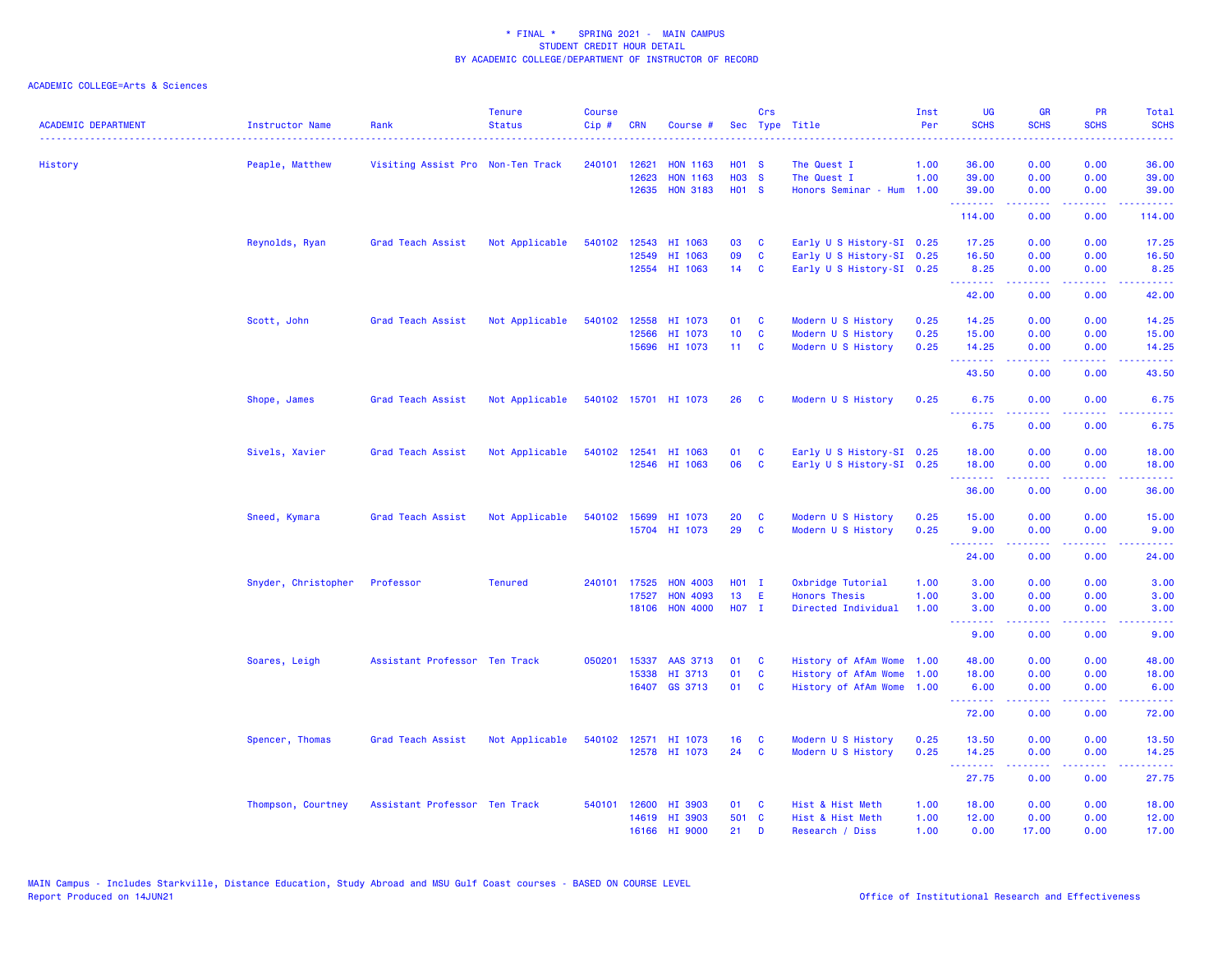\* FINAL \* SPRING 2021 - MAIN CAMPUS
STUDENT CREDIT HOUR DETAIL
BY ACADEMIC COLLEGE/DEPARTMENT OF INSTRUCTOR OF RECORD

ACADEMIC COLLEGE=Arts & Sciences

| ACADEMIC DEPARTMENT | Instructor Name | Rank | Tenure Status | Course Cip # | CRN | Course # | Sec | Crs Type | Title | Inst Per | UG SCHS | GR SCHS | PR SCHS | Total SCHS |
|---|---|---|---|---|---|---|---|---|---|---|---|---|---|---|
| History | Peaple, Matthew | Visiting Assist Pro | Non-Ten Track | 240101 | 12621 | HON 1163 | H01 | S | The Quest I | 1.00 | 36.00 | 0.00 | 0.00 | 36.00 |
| | | | | | 12623 | HON 1163 | H03 | S | The Quest I | 1.00 | 39.00 | 0.00 | 0.00 | 39.00 |
| | | | | | 12635 | HON 3183 | H01 | S | Honors Seminar - Hum | 1.00 | 39.00 | 0.00 | 0.00 | 39.00 |
| | | | | | | | | | | | 114.00 | 0.00 | 0.00 | 114.00 |
| | Reynolds, Ryan | Grad Teach Assist | Not Applicable | 540102 | 12543 | HI 1063 | 03 | C | Early U S History-SI | 0.25 | 17.25 | 0.00 | 0.00 | 17.25 |
| | | | | | 12549 | HI 1063 | 09 | C | Early U S History-SI | 0.25 | 16.50 | 0.00 | 0.00 | 16.50 |
| | | | | | 12554 | HI 1063 | 14 | C | Early U S History-SI | 0.25 | 8.25 | 0.00 | 0.00 | 8.25 |
| | | | | | | | | | | | 42.00 | 0.00 | 0.00 | 42.00 |
| | Scott, John | Grad Teach Assist | Not Applicable | 540102 | 12558 | HI 1073 | 01 | C | Modern U S History | 0.25 | 14.25 | 0.00 | 0.00 | 14.25 |
| | | | | | 12566 | HI 1073 | 10 | C | Modern U S History | 0.25 | 15.00 | 0.00 | 0.00 | 15.00 |
| | | | | | 15696 | HI 1073 | 11 | C | Modern U S History | 0.25 | 14.25 | 0.00 | 0.00 | 14.25 |
| | | | | | | | | | | | 43.50 | 0.00 | 0.00 | 43.50 |
| | Shope, James | Grad Teach Assist | Not Applicable | 540102 | 15701 | HI 1073 | 26 | C | Modern U S History | 0.25 | 6.75 | 0.00 | 0.00 | 6.75 |
| | | | | | | | | | | | 6.75 | 0.00 | 0.00 | 6.75 |
| | Sivels, Xavier | Grad Teach Assist | Not Applicable | 540102 | 12541 | HI 1063 | 01 | C | Early U S History-SI | 0.25 | 18.00 | 0.00 | 0.00 | 18.00 |
| | | | | | 12546 | HI 1063 | 06 | C | Early U S History-SI | 0.25 | 18.00 | 0.00 | 0.00 | 18.00 |
| | | | | | | | | | | | 36.00 | 0.00 | 0.00 | 36.00 |
| | Sneed, Kymara | Grad Teach Assist | Not Applicable | 540102 | 15699 | HI 1073 | 20 | C | Modern U S History | 0.25 | 15.00 | 0.00 | 0.00 | 15.00 |
| | | | | | 15704 | HI 1073 | 29 | C | Modern U S History | 0.25 | 9.00 | 0.00 | 0.00 | 9.00 |
| | | | | | | | | | | | 24.00 | 0.00 | 0.00 | 24.00 |
| | Snyder, Christopher | Professor | Tenured | 240101 | 17525 | HON 4003 | H01 | I | Oxbridge Tutorial | 1.00 | 3.00 | 0.00 | 0.00 | 3.00 |
| | | | | | 17527 | HON 4093 | 13 | E | Honors Thesis | 1.00 | 3.00 | 0.00 | 0.00 | 3.00 |
| | | | | | 18106 | HON 4000 | H07 | I | Directed Individual | 1.00 | 3.00 | 0.00 | 0.00 | 3.00 |
| | | | | | | | | | | | 9.00 | 0.00 | 0.00 | 9.00 |
| | Soares, Leigh | Assistant Professor | Ten Track | 050201 | 15337 | AAS 3713 | 01 | C | History of AfAm Wome | 1.00 | 48.00 | 0.00 | 0.00 | 48.00 |
| | | | | | 15338 | HI 3713 | 01 | C | History of AfAm Wome | 1.00 | 18.00 | 0.00 | 0.00 | 18.00 |
| | | | | | 16407 | GS 3713 | 01 | C | History of AfAm Wome | 1.00 | 6.00 | 0.00 | 0.00 | 6.00 |
| | | | | | | | | | | | 72.00 | 0.00 | 0.00 | 72.00 |
| | Spencer, Thomas | Grad Teach Assist | Not Applicable | 540102 | 12571 | HI 1073 | 16 | C | Modern U S History | 0.25 | 13.50 | 0.00 | 0.00 | 13.50 |
| | | | | | 12578 | HI 1073 | 24 | C | Modern U S History | 0.25 | 14.25 | 0.00 | 0.00 | 14.25 |
| | | | | | | | | | | | 27.75 | 0.00 | 0.00 | 27.75 |
| | Thompson, Courtney | Assistant Professor | Ten Track | 540101 | 12600 | HI 3903 | 01 | C | Hist & Hist Meth | 1.00 | 18.00 | 0.00 | 0.00 | 18.00 |
| | | | | | 14619 | HI 3903 | 501 | C | Hist & Hist Meth | 1.00 | 12.00 | 0.00 | 0.00 | 12.00 |
| | | | | | 16166 | HI 9000 | 21 | D | Research / Diss | 1.00 | 0.00 | 17.00 | 0.00 | 17.00 |

MAIN Campus - Includes Starkville, Distance Education, Study Abroad and MSU Gulf Coast courses - BASED ON COURSE LEVEL
Report Produced on 14JUN21

Office of Institutional Research and Effectiveness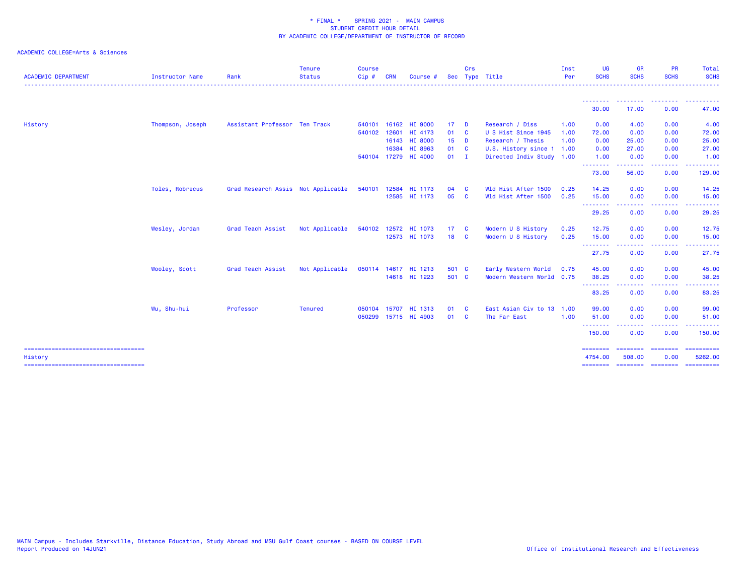\* FINAL \* SPRING 2021 - MAIN CAMPUS
STUDENT CREDIT HOUR DETAIL
BY ACADEMIC COLLEGE/DEPARTMENT OF INSTRUCTOR OF RECORD

ACADEMIC COLLEGE=Arts & Sciences

| ACADEMIC DEPARTMENT | Instructor Name | Rank | Tenure Status | Course Cip # | CRN | Course # | Sec | Crs Type | Title | Inst Per | UG SCHS | GR SCHS | PR SCHS | Total SCHS |
|---|---|---|---|---|---|---|---|---|---|---|---|---|---|---|
| | | | | | | | | | | | 30.00 | 17.00 | 0.00 | 47.00 |
| History | Thompson, Joseph | Assistant Professor | Ten Track | 540101 | 16162 | HI 9000 | 17 | D | Research / Diss | 1.00 | 0.00 | 4.00 | 0.00 | 4.00 |
| | | | | 540102 | 12601 | HI 4173 | 01 | C | U S Hist Since 1945 | 1.00 | 72.00 | 0.00 | 0.00 | 72.00 |
| | | | | | 16143 | HI 8000 | 15 | D | Research / Thesis | 1.00 | 0.00 | 25.00 | 0.00 | 25.00 |
| | | | | | 16384 | HI 8963 | 01 | C | U.S. History since 1 | 1.00 | 0.00 | 27.00 | 0.00 | 27.00 |
| | | | | 540104 | 17279 | HI 4000 | 01 | I | Directed Indiv Study | 1.00 | 1.00 | 0.00 | 0.00 | 1.00 |
| | | | | | | | | | | | 73.00 | 56.00 | 0.00 | 129.00 |
| | Toles, Robrecus | Grad Research Assis | Not Applicable | 540101 | 12584 | HI 1173 | 04 | C | Wld Hist After 1500 | 0.25 | 14.25 | 0.00 | 0.00 | 14.25 |
| | | | | | 12585 | HI 1173 | 05 | C | Wld Hist After 1500 | 0.25 | 15.00 | 0.00 | 0.00 | 15.00 |
| | | | | | | | | | | | 29.25 | 0.00 | 0.00 | 29.25 |
| | Wesley, Jordan | Grad Teach Assist | Not Applicable | 540102 | 12572 | HI 1073 | 17 | C | Modern U S History | 0.25 | 12.75 | 0.00 | 0.00 | 12.75 |
| | | | | | 12573 | HI 1073 | 18 | C | Modern U S History | 0.25 | 15.00 | 0.00 | 0.00 | 15.00 |
| | | | | | | | | | | | 27.75 | 0.00 | 0.00 | 27.75 |
| | Wooley, Scott | Grad Teach Assist | Not Applicable | 050114 | 14617 | HI 1213 | 501 | C | Early Western World | 0.75 | 45.00 | 0.00 | 0.00 | 45.00 |
| | | | | | 14618 | HI 1223 | 501 | C | Modern Western World | 0.75 | 38.25 | 0.00 | 0.00 | 38.25 |
| | | | | | | | | | | | 83.25 | 0.00 | 0.00 | 83.25 |
| | Wu, Shu-hui | Professor | Tenured | 050104 | 15707 | HI 1313 | 01 | C | East Asian Civ to 13 | 1.00 | 99.00 | 0.00 | 0.00 | 99.00 |
| | | | | 050299 | 15715 | HI 4903 | 01 | C | The Far East | 1.00 | 51.00 | 0.00 | 0.00 | 51.00 |
| | | | | | | | | | | | 150.00 | 0.00 | 0.00 | 150.00 |
| History | | | | | | | | | | | 4754.00 | 508.00 | 0.00 | 5262.00 |

MAIN Campus - Includes Starkville, Distance Education, Study Abroad and MSU Gulf Coast courses - BASED ON COURSE LEVEL
Report Produced on 14JUN21

Office of Institutional Research and Effectiveness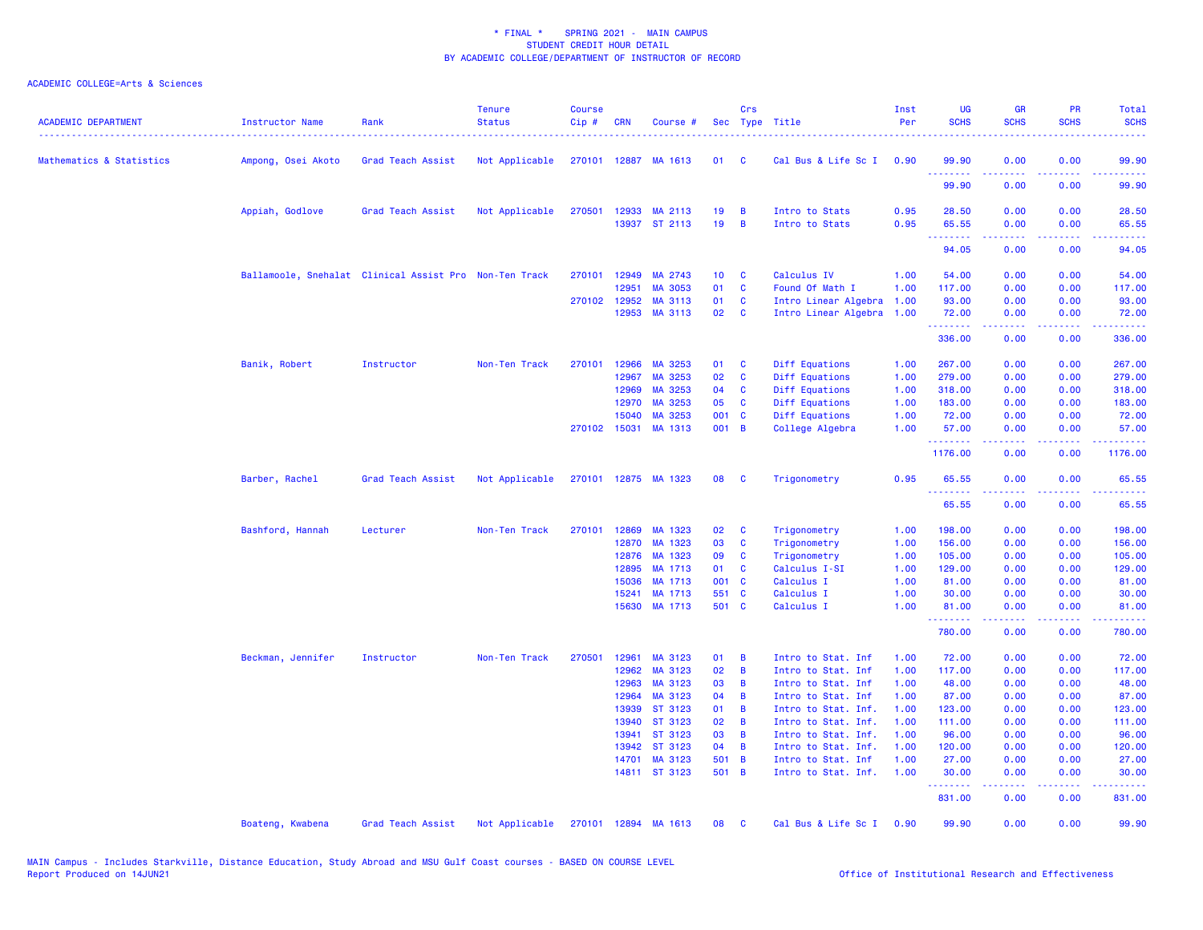\* FINAL \* SPRING 2021 - MAIN CAMPUS
STUDENT CREDIT HOUR DETAIL
BY ACADEMIC COLLEGE/DEPARTMENT OF INSTRUCTOR OF RECORD

ACADEMIC COLLEGE=Arts & Sciences

| ACADEMIC DEPARTMENT | Instructor Name | Rank | Tenure Status | Course Cip # | CRN | Course # | Sec | Crs Type | Title | Inst Per | UG SCHS | GR SCHS | PR SCHS | Total SCHS |
|---|---|---|---|---|---|---|---|---|---|---|---|---|---|---|
| Mathematics & Statistics | Ampong, Osei Akoto | Grad Teach Assist | Not Applicable | 270101 | 12887 | MA 1613 | 01 | C | Cal Bus & Life Sc I | 0.90 | 99.90 | 0.00 | 0.00 | 99.90 |
| | | | | | | | | | | | 99.90 | 0.00 | 0.00 | 99.90 |
| | Appiah, Godlove | Grad Teach Assist | Not Applicable | 270501 | 12933 | MA 2113 | 19 | B | Intro to Stats | 0.95 | 28.50 | 0.00 | 0.00 | 28.50 |
| | | | | | 13937 | ST 2113 | 19 | B | Intro to Stats | 0.95 | 65.55 | 0.00 | 0.00 | 65.55 |
| | | | | | | | | | | | 94.05 | 0.00 | 0.00 | 94.05 |
| | Ballamoole, Snehalat | Clinical Assist Pro | Non-Ten Track | 270101 | 12949 | MA 2743 | 10 | C | Calculus IV | 1.00 | 54.00 | 0.00 | 0.00 | 54.00 |
| | | | | | 12951 | MA 3053 | 01 | C | Found Of Math I | 1.00 | 117.00 | 0.00 | 0.00 | 117.00 |
| | | | | 270102 | 12952 | MA 3113 | 01 | C | Intro Linear Algebra | 1.00 | 93.00 | 0.00 | 0.00 | 93.00 |
| | | | | | 12953 | MA 3113 | 02 | C | Intro Linear Algebra | 1.00 | 72.00 | 0.00 | 0.00 | 72.00 |
| | | | | | | | | | | | 336.00 | 0.00 | 0.00 | 336.00 |
| | Banik, Robert | Instructor | Non-Ten Track | 270101 | 12966 | MA 3253 | 01 | C | Diff Equations | 1.00 | 267.00 | 0.00 | 0.00 | 267.00 |
| | | | | | 12967 | MA 3253 | 02 | C | Diff Equations | 1.00 | 279.00 | 0.00 | 0.00 | 279.00 |
| | | | | | 12969 | MA 3253 | 04 | C | Diff Equations | 1.00 | 318.00 | 0.00 | 0.00 | 318.00 |
| | | | | | 12970 | MA 3253 | 05 | C | Diff Equations | 1.00 | 183.00 | 0.00 | 0.00 | 183.00 |
| | | | | | 15040 | MA 3253 | 001 | C | Diff Equations | 1.00 | 72.00 | 0.00 | 0.00 | 72.00 |
| | | | | 270102 | 15031 | MA 1313 | 001 | B | College Algebra | 1.00 | 57.00 | 0.00 | 0.00 | 57.00 |
| | | | | | | | | | | | 1176.00 | 0.00 | 0.00 | 1176.00 |
| | Barber, Rachel | Grad Teach Assist | Not Applicable | 270101 | 12875 | MA 1323 | 08 | C | Trigonometry | 0.95 | 65.55 | 0.00 | 0.00 | 65.55 |
| | | | | | | | | | | | 65.55 | 0.00 | 0.00 | 65.55 |
| | Bashford, Hannah | Lecturer | Non-Ten Track | 270101 | 12869 | MA 1323 | 02 | C | Trigonometry | 1.00 | 198.00 | 0.00 | 0.00 | 198.00 |
| | | | | | 12870 | MA 1323 | 03 | C | Trigonometry | 1.00 | 156.00 | 0.00 | 0.00 | 156.00 |
| | | | | | 12876 | MA 1323 | 09 | C | Trigonometry | 1.00 | 105.00 | 0.00 | 0.00 | 105.00 |
| | | | | | 12895 | MA 1713 | 01 | C | Calculus I-SI | 1.00 | 129.00 | 0.00 | 0.00 | 129.00 |
| | | | | | 15036 | MA 1713 | 001 | C | Calculus I | 1.00 | 81.00 | 0.00 | 0.00 | 81.00 |
| | | | | | 15241 | MA 1713 | 551 | C | Calculus I | 1.00 | 30.00 | 0.00 | 0.00 | 30.00 |
| | | | | | 15630 | MA 1713 | 501 | C | Calculus I | 1.00 | 81.00 | 0.00 | 0.00 | 81.00 |
| | | | | | | | | | | | 780.00 | 0.00 | 0.00 | 780.00 |
| | Beckman, Jennifer | Instructor | Non-Ten Track | 270501 | 12961 | MA 3123 | 01 | B | Intro to Stat. Inf | 1.00 | 72.00 | 0.00 | 0.00 | 72.00 |
| | | | | | 12962 | MA 3123 | 02 | B | Intro to Stat. Inf | 1.00 | 117.00 | 0.00 | 0.00 | 117.00 |
| | | | | | 12963 | MA 3123 | 03 | B | Intro to Stat. Inf | 1.00 | 48.00 | 0.00 | 0.00 | 48.00 |
| | | | | | 12964 | MA 3123 | 04 | B | Intro to Stat. Inf | 1.00 | 87.00 | 0.00 | 0.00 | 87.00 |
| | | | | | 13939 | ST 3123 | 01 | B | Intro to Stat. Inf. | 1.00 | 123.00 | 0.00 | 0.00 | 123.00 |
| | | | | | 13940 | ST 3123 | 02 | B | Intro to Stat. Inf. | 1.00 | 111.00 | 0.00 | 0.00 | 111.00 |
| | | | | | 13941 | ST 3123 | 03 | B | Intro to Stat. Inf. | 1.00 | 96.00 | 0.00 | 0.00 | 96.00 |
| | | | | | 13942 | ST 3123 | 04 | B | Intro to Stat. Inf. | 1.00 | 120.00 | 0.00 | 0.00 | 120.00 |
| | | | | | 14701 | MA 3123 | 501 | B | Intro to Stat. Inf | 1.00 | 27.00 | 0.00 | 0.00 | 27.00 |
| | | | | | 14811 | ST 3123 | 501 | B | Intro to Stat. Inf. | 1.00 | 30.00 | 0.00 | 0.00 | 30.00 |
| | | | | | | | | | | | 831.00 | 0.00 | 0.00 | 831.00 |
| | Boateng, Kwabena | Grad Teach Assist | Not Applicable | 270101 | 12894 | MA 1613 | 08 | C | Cal Bus & Life Sc I | 0.90 | 99.90 | 0.00 | 0.00 | 99.90 |

MAIN Campus - Includes Starkville, Distance Education, Study Abroad and MSU Gulf Coast courses - BASED ON COURSE LEVEL
Report Produced on 14JUN21

Office of Institutional Research and Effectiveness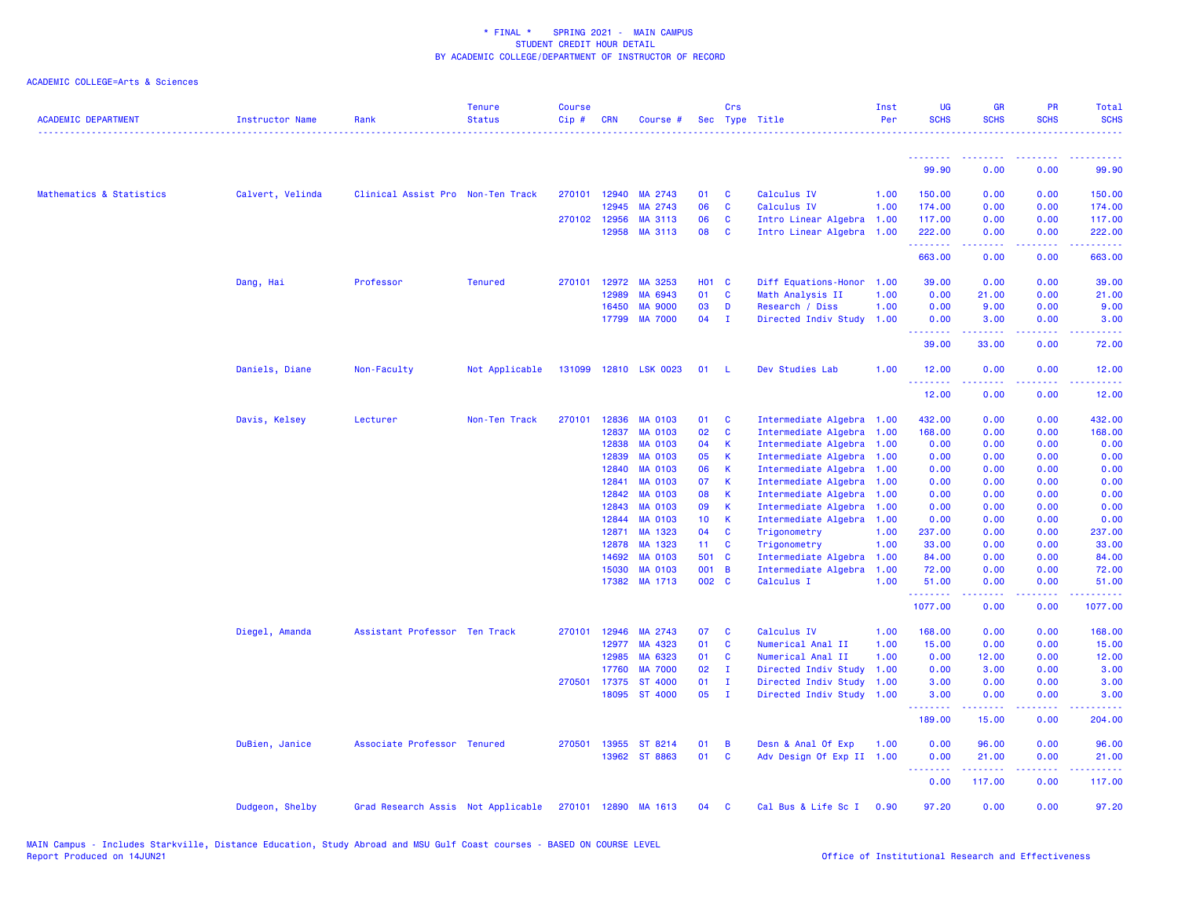* FINAL * SPRING 2021 - MAIN CAMPUS
STUDENT CREDIT HOUR DETAIL
BY ACADEMIC COLLEGE/DEPARTMENT OF INSTRUCTOR OF RECORD

ACADEMIC COLLEGE=Arts & Sciences

| ACADEMIC DEPARTMENT | Instructor Name | Rank | Tenure Status | Course Cip # | CRN | Course # | Sec | Crs Type | Title | Inst Per | UG SCHS | GR SCHS | PR SCHS | Total SCHS |
|---|---|---|---|---|---|---|---|---|---|---|---|---|---|---|
| | | | | | | | | | | | 99.90 | 0.00 | 0.00 | 99.90 |
| Mathematics & Statistics | Calvert, Velinda | Clinical Assist Pro | Non-Ten Track | 270101 | 12940 | MA 2743 | 01 | C | Calculus IV | 1.00 | 150.00 | 0.00 | 0.00 | 150.00 |
| | | | | | 12945 | MA 2743 | 06 | C | Calculus IV | 1.00 | 174.00 | 0.00 | 0.00 | 174.00 |
| | | | | 270102 | 12956 | MA 3113 | 06 | C | Intro Linear Algebra | 1.00 | 117.00 | 0.00 | 0.00 | 117.00 |
| | | | | | 12958 | MA 3113 | 08 | C | Intro Linear Algebra | 1.00 | 222.00 | 0.00 | 0.00 | 222.00 |
| | | | | | | | | | | | 663.00 | 0.00 | 0.00 | 663.00 |
| | Dang, Hai | Professor | Tenured | 270101 | 12972 | MA 3253 | H01 | C | Diff Equations-Honor | 1.00 | 39.00 | 0.00 | 0.00 | 39.00 |
| | | | | | 12989 | MA 6943 | 01 | C | Math Analysis II | 1.00 | 0.00 | 21.00 | 0.00 | 21.00 |
| | | | | | 16450 | MA 9000 | 03 | D | Research / Diss | 1.00 | 0.00 | 9.00 | 0.00 | 9.00 |
| | | | | | 17799 | MA 7000 | 04 | I | Directed Indiv Study | 1.00 | 0.00 | 3.00 | 0.00 | 3.00 |
| | | | | | | | | | | | 39.00 | 33.00 | 0.00 | 72.00 |
| | Daniels, Diane | Non-Faculty | Not Applicable | 131099 | 12810 | LSK 0023 | 01 | L | Dev Studies Lab | 1.00 | 12.00 | 0.00 | 0.00 | 12.00 |
| | | | | | | | | | | | 12.00 | 0.00 | 0.00 | 12.00 |
| | Davis, Kelsey | Lecturer | Non-Ten Track | 270101 | 12836 | MA 0103 | 01 | C | Intermediate Algebra | 1.00 | 432.00 | 0.00 | 0.00 | 432.00 |
| | | | | | 12837 | MA 0103 | 02 | C | Intermediate Algebra | 1.00 | 168.00 | 0.00 | 0.00 | 168.00 |
| | | | | | 12838 | MA 0103 | 04 | K | Intermediate Algebra | 1.00 | 0.00 | 0.00 | 0.00 | 0.00 |
| | | | | | 12839 | MA 0103 | 05 | K | Intermediate Algebra | 1.00 | 0.00 | 0.00 | 0.00 | 0.00 |
| | | | | | 12840 | MA 0103 | 06 | K | Intermediate Algebra | 1.00 | 0.00 | 0.00 | 0.00 | 0.00 |
| | | | | | 12841 | MA 0103 | 07 | K | Intermediate Algebra | 1.00 | 0.00 | 0.00 | 0.00 | 0.00 |
| | | | | | 12842 | MA 0103 | 08 | K | Intermediate Algebra | 1.00 | 0.00 | 0.00 | 0.00 | 0.00 |
| | | | | | 12843 | MA 0103 | 09 | K | Intermediate Algebra | 1.00 | 0.00 | 0.00 | 0.00 | 0.00 |
| | | | | | 12844 | MA 0103 | 10 | K | Intermediate Algebra | 1.00 | 0.00 | 0.00 | 0.00 | 0.00 |
| | | | | | 12871 | MA 1323 | 04 | C | Trigonometry | 1.00 | 237.00 | 0.00 | 0.00 | 237.00 |
| | | | | | 12878 | MA 1323 | 11 | C | Trigonometry | 1.00 | 33.00 | 0.00 | 0.00 | 33.00 |
| | | | | | 14692 | MA 0103 | 501 | C | Intermediate Algebra | 1.00 | 84.00 | 0.00 | 0.00 | 84.00 |
| | | | | | 15030 | MA 0103 | 001 | B | Intermediate Algebra | 1.00 | 72.00 | 0.00 | 0.00 | 72.00 |
| | | | | | 17382 | MA 1713 | 002 | C | Calculus I | 1.00 | 51.00 | 0.00 | 0.00 | 51.00 |
| | | | | | | | | | | | 1077.00 | 0.00 | 0.00 | 1077.00 |
| | Diegel, Amanda | Assistant Professor | Ten Track | 270101 | 12946 | MA 2743 | 07 | C | Calculus IV | 1.00 | 168.00 | 0.00 | 0.00 | 168.00 |
| | | | | | 12977 | MA 4323 | 01 | C | Numerical Anal II | 1.00 | 15.00 | 0.00 | 0.00 | 15.00 |
| | | | | | 12985 | MA 6323 | 01 | C | Numerical Anal II | 1.00 | 0.00 | 12.00 | 0.00 | 12.00 |
| | | | | | 17760 | MA 7000 | 02 | I | Directed Indiv Study | 1.00 | 0.00 | 3.00 | 0.00 | 3.00 |
| | | | | 270501 | 17375 | ST 4000 | 01 | I | Directed Indiv Study | 1.00 | 3.00 | 0.00 | 0.00 | 3.00 |
| | | | | | 18095 | ST 4000 | 05 | I | Directed Indiv Study | 1.00 | 3.00 | 0.00 | 0.00 | 3.00 |
| | | | | | | | | | | | 189.00 | 15.00 | 0.00 | 204.00 |
| | DuBien, Janice | Associate Professor | Tenured | 270501 | 13955 | ST 8214 | 01 | B | Desn & Anal Of Exp | 1.00 | 0.00 | 96.00 | 0.00 | 96.00 |
| | | | | | 13962 | ST 8863 | 01 | C | Adv Design Of Exp II | 1.00 | 0.00 | 21.00 | 0.00 | 21.00 |
| | | | | | | | | | | | 0.00 | 117.00 | 0.00 | 117.00 |
| | Dudgeon, Shelby | Grad Research Assis | Not Applicable | 270101 | 12890 | MA 1613 | 04 | C | Cal Bus & Life Sc I | 0.90 | 97.20 | 0.00 | 0.00 | 97.20 |

MAIN Campus - Includes Starkville, Distance Education, Study Abroad and MSU Gulf Coast courses - BASED ON COURSE LEVEL
Report Produced on 14JUN21
Office of Institutional Research and Effectiveness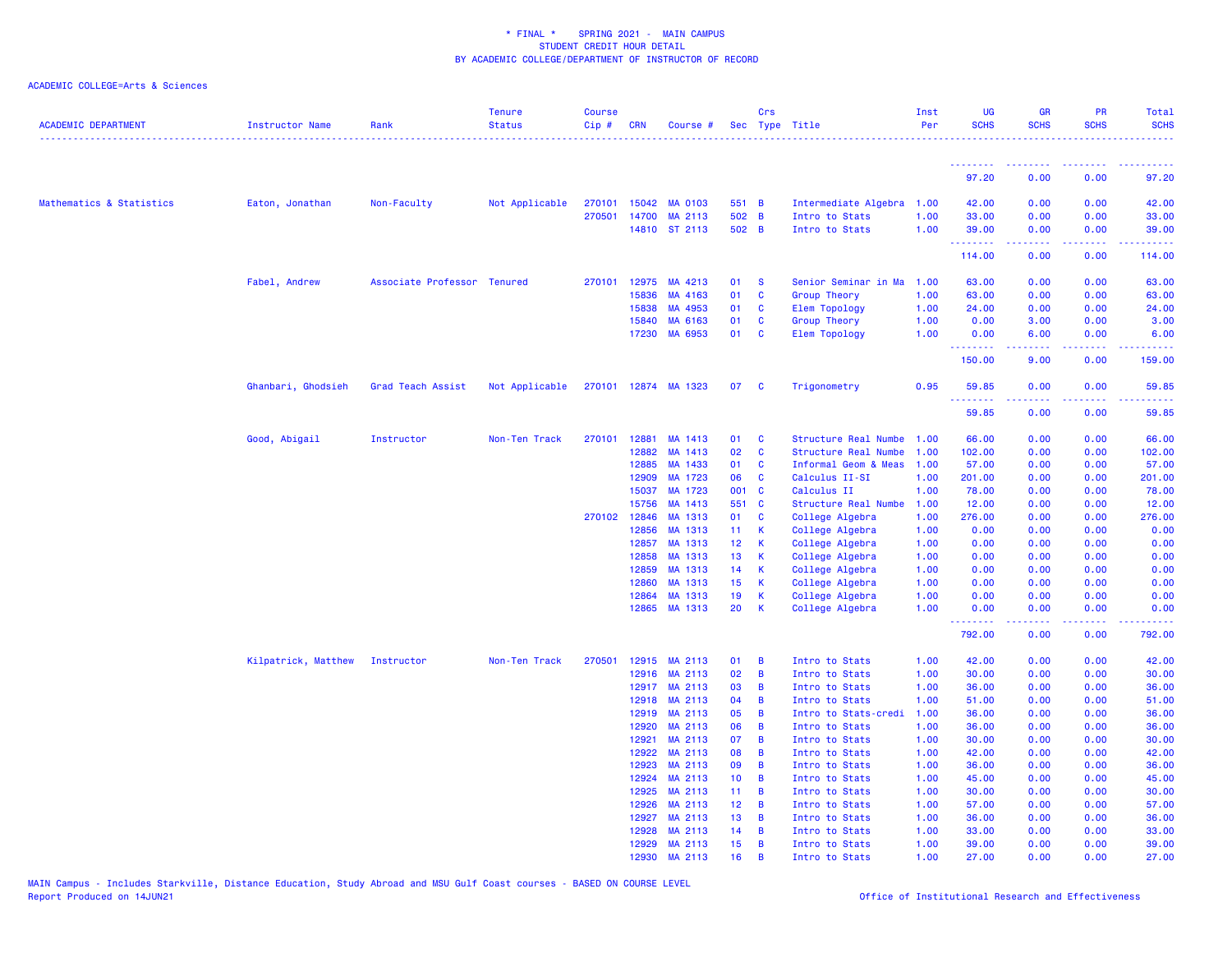\* FINAL \* SPRING 2021 - MAIN CAMPUS
STUDENT CREDIT HOUR DETAIL
BY ACADEMIC COLLEGE/DEPARTMENT OF INSTRUCTOR OF RECORD

ACADEMIC COLLEGE=Arts & Sciences

| ACADEMIC DEPARTMENT | Instructor Name | Rank | Tenure Status | Course Cip # | CRN | Course # | Sec | Crs Type | Title | Inst Per | UG SCHS | GR SCHS | PR SCHS | Total SCHS |
|---|---|---|---|---|---|---|---|---|---|---|---|---|---|---|
| | | | | | | | | | | | 97.20 | 0.00 | 0.00 | 97.20 |
| Mathematics & Statistics | Eaton, Jonathan | Non-Faculty | Not Applicable | 270101 | 15042 | MA 0103 | 551 | B | Intermediate Algebra | 1.00 | 42.00 | 0.00 | 0.00 | 42.00 |
| | | | | 270501 | 14700 | MA 2113 | 502 | B | Intro to Stats | 1.00 | 33.00 | 0.00 | 0.00 | 33.00 |
| | | | | | 14810 | ST 2113 | 502 | B | Intro to Stats | 1.00 | 39.00 | 0.00 | 0.00 | 39.00 |
| | | | | | | | | | | | 114.00 | 0.00 | 0.00 | 114.00 |
| | Fabel, Andrew | Associate Professor | Tenured | 270101 | 12975 | MA 4213 | 01 | S | Senior Seminar in Ma | 1.00 | 63.00 | 0.00 | 0.00 | 63.00 |
| | | | | | 15836 | MA 4163 | 01 | C | Group Theory | 1.00 | 63.00 | 0.00 | 0.00 | 63.00 |
| | | | | | 15838 | MA 4953 | 01 | C | Elem Topology | 1.00 | 24.00 | 0.00 | 0.00 | 24.00 |
| | | | | | 15840 | MA 6163 | 01 | C | Group Theory | 1.00 | 0.00 | 3.00 | 0.00 | 3.00 |
| | | | | | 17230 | MA 6953 | 01 | C | Elem Topology | 1.00 | 0.00 | 6.00 | 0.00 | 6.00 |
| | | | | | | | | | | | 150.00 | 9.00 | 0.00 | 159.00 |
| | Ghanbari, Ghodsieh | Grad Teach Assist | Not Applicable | 270101 | 12874 | MA 1323 | 07 | C | Trigonometry | 0.95 | 59.85 | 0.00 | 0.00 | 59.85 |
| | | | | | | | | | | | 59.85 | 0.00 | 0.00 | 59.85 |
| | Good, Abigail | Instructor | Non-Ten Track | 270101 | 12881 | MA 1413 | 01 | C | Structure Real Numbe | 1.00 | 66.00 | 0.00 | 0.00 | 66.00 |
| | | | | | 12882 | MA 1413 | 02 | C | Structure Real Numbe | 1.00 | 102.00 | 0.00 | 0.00 | 102.00 |
| | | | | | 12885 | MA 1433 | 01 | C | Informal Geom & Meas | 1.00 | 57.00 | 0.00 | 0.00 | 57.00 |
| | | | | | 12909 | MA 1723 | 06 | C | Calculus II-SI | 1.00 | 201.00 | 0.00 | 0.00 | 201.00 |
| | | | | | 15037 | MA 1723 | 001 | C | Calculus II | 1.00 | 78.00 | 0.00 | 0.00 | 78.00 |
| | | | | | 15756 | MA 1413 | 551 | C | Structure Real Numbe | 1.00 | 12.00 | 0.00 | 0.00 | 12.00 |
| | | | | 270102 | 12846 | MA 1313 | 01 | C | College Algebra | 1.00 | 276.00 | 0.00 | 0.00 | 276.00 |
| | | | | | 12856 | MA 1313 | 11 | K | College Algebra | 1.00 | 0.00 | 0.00 | 0.00 | 0.00 |
| | | | | | 12857 | MA 1313 | 12 | K | College Algebra | 1.00 | 0.00 | 0.00 | 0.00 | 0.00 |
| | | | | | 12858 | MA 1313 | 13 | K | College Algebra | 1.00 | 0.00 | 0.00 | 0.00 | 0.00 |
| | | | | | 12859 | MA 1313 | 14 | K | College Algebra | 1.00 | 0.00 | 0.00 | 0.00 | 0.00 |
| | | | | | 12860 | MA 1313 | 15 | K | College Algebra | 1.00 | 0.00 | 0.00 | 0.00 | 0.00 |
| | | | | | 12864 | MA 1313 | 19 | K | College Algebra | 1.00 | 0.00 | 0.00 | 0.00 | 0.00 |
| | | | | | 12865 | MA 1313 | 20 | K | College Algebra | 1.00 | 0.00 | 0.00 | 0.00 | 0.00 |
| | | | | | | | | | | | 792.00 | 0.00 | 0.00 | 792.00 |
| | Kilpatrick, Matthew | Instructor | Non-Ten Track | 270501 | 12915 | MA 2113 | 01 | B | Intro to Stats | 1.00 | 42.00 | 0.00 | 0.00 | 42.00 |
| | | | | | 12916 | MA 2113 | 02 | B | Intro to Stats | 1.00 | 30.00 | 0.00 | 0.00 | 30.00 |
| | | | | | 12917 | MA 2113 | 03 | B | Intro to Stats | 1.00 | 36.00 | 0.00 | 0.00 | 36.00 |
| | | | | | 12918 | MA 2113 | 04 | B | Intro to Stats | 1.00 | 51.00 | 0.00 | 0.00 | 51.00 |
| | | | | | 12919 | MA 2113 | 05 | B | Intro to Stats-credi | 1.00 | 36.00 | 0.00 | 0.00 | 36.00 |
| | | | | | 12920 | MA 2113 | 06 | B | Intro to Stats | 1.00 | 36.00 | 0.00 | 0.00 | 36.00 |
| | | | | | 12921 | MA 2113 | 07 | B | Intro to Stats | 1.00 | 30.00 | 0.00 | 0.00 | 30.00 |
| | | | | | 12922 | MA 2113 | 08 | B | Intro to Stats | 1.00 | 42.00 | 0.00 | 0.00 | 42.00 |
| | | | | | 12923 | MA 2113 | 09 | B | Intro to Stats | 1.00 | 36.00 | 0.00 | 0.00 | 36.00 |
| | | | | | 12924 | MA 2113 | 10 | B | Intro to Stats | 1.00 | 45.00 | 0.00 | 0.00 | 45.00 |
| | | | | | 12925 | MA 2113 | 11 | B | Intro to Stats | 1.00 | 30.00 | 0.00 | 0.00 | 30.00 |
| | | | | | 12926 | MA 2113 | 12 | B | Intro to Stats | 1.00 | 57.00 | 0.00 | 0.00 | 57.00 |
| | | | | | 12927 | MA 2113 | 13 | B | Intro to Stats | 1.00 | 36.00 | 0.00 | 0.00 | 36.00 |
| | | | | | 12928 | MA 2113 | 14 | B | Intro to Stats | 1.00 | 33.00 | 0.00 | 0.00 | 33.00 |
| | | | | | 12929 | MA 2113 | 15 | B | Intro to Stats | 1.00 | 39.00 | 0.00 | 0.00 | 39.00 |
| | | | | | 12930 | MA 2113 | 16 | B | Intro to Stats | 1.00 | 27.00 | 0.00 | 0.00 | 27.00 |

MAIN Campus - Includes Starkville, Distance Education, Study Abroad and MSU Gulf Coast courses - BASED ON COURSE LEVEL
Report Produced on 14JUN21 Office of Institutional Research and Effectiveness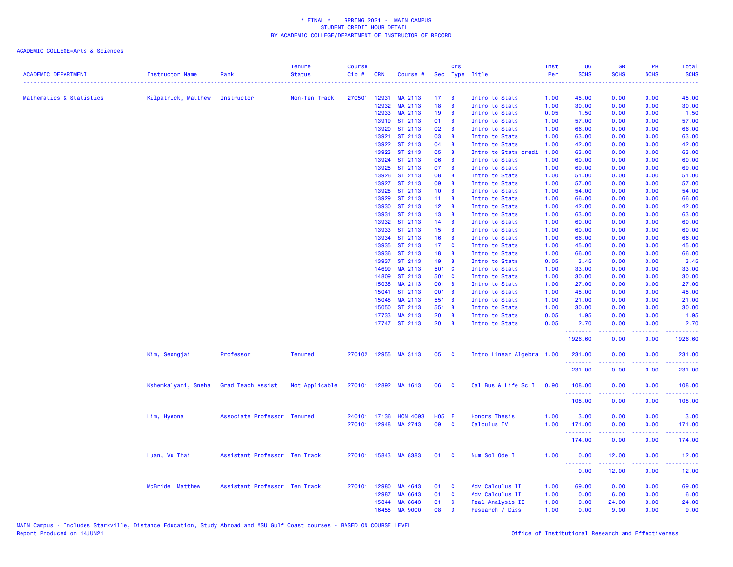\* FINAL \* SPRING 2021 - MAIN CAMPUS
STUDENT CREDIT HOUR DETAIL
BY ACADEMIC COLLEGE/DEPARTMENT OF INSTRUCTOR OF RECORD

ACADEMIC COLLEGE=Arts & Sciences

| ACADEMIC DEPARTMENT | Instructor Name | Rank | Tenure Status | Course Cip # | CRN | Course # | Sec | Crs Type | Title | Inst Per | UG SCHS | GR SCHS | PR SCHS | Total SCHS |
|---|---|---|---|---|---|---|---|---|---|---|---|---|---|---|
| Mathematics & Statistics | Kilpatrick, Matthew | Instructor | Non-Ten Track | 270501 | 12931 | MA 2113 | 17 | B | Intro to Stats | 1.00 | 45.00 | 0.00 | 0.00 | 45.00 |
| | | | | | 12932 | MA 2113 | 18 | B | Intro to Stats | 1.00 | 30.00 | 0.00 | 0.00 | 30.00 |
| | | | | | 12933 | MA 2113 | 19 | B | Intro to Stats | 0.05 | 1.50 | 0.00 | 0.00 | 1.50 |
| | | | | | 13919 | ST 2113 | 01 | B | Intro to Stats | 1.00 | 57.00 | 0.00 | 0.00 | 57.00 |
| | | | | | 13920 | ST 2113 | 02 | B | Intro to Stats | 1.00 | 66.00 | 0.00 | 0.00 | 66.00 |
| | | | | | 13921 | ST 2113 | 03 | B | Intro to Stats | 1.00 | 63.00 | 0.00 | 0.00 | 63.00 |
| | | | | | 13922 | ST 2113 | 04 | B | Intro to Stats | 1.00 | 42.00 | 0.00 | 0.00 | 42.00 |
| | | | | | 13923 | ST 2113 | 05 | B | Intro to Stats credi | 1.00 | 63.00 | 0.00 | 0.00 | 63.00 |
| | | | | | 13924 | ST 2113 | 06 | B | Intro to Stats | 1.00 | 60.00 | 0.00 | 0.00 | 60.00 |
| | | | | | 13925 | ST 2113 | 07 | B | Intro to Stats | 1.00 | 69.00 | 0.00 | 0.00 | 69.00 |
| | | | | | 13926 | ST 2113 | 08 | B | Intro to Stats | 1.00 | 51.00 | 0.00 | 0.00 | 51.00 |
| | | | | | 13927 | ST 2113 | 09 | B | Intro to Stats | 1.00 | 57.00 | 0.00 | 0.00 | 57.00 |
| | | | | | 13928 | ST 2113 | 10 | B | Intro to Stats | 1.00 | 54.00 | 0.00 | 0.00 | 54.00 |
| | | | | | 13929 | ST 2113 | 11 | B | Intro to Stats | 1.00 | 66.00 | 0.00 | 0.00 | 66.00 |
| | | | | | 13930 | ST 2113 | 12 | B | Intro to Stats | 1.00 | 42.00 | 0.00 | 0.00 | 42.00 |
| | | | | | 13931 | ST 2113 | 13 | B | Intro to Stats | 1.00 | 63.00 | 0.00 | 0.00 | 63.00 |
| | | | | | 13932 | ST 2113 | 14 | B | Intro to Stats | 1.00 | 60.00 | 0.00 | 0.00 | 60.00 |
| | | | | | 13933 | ST 2113 | 15 | B | Intro to Stats | 1.00 | 60.00 | 0.00 | 0.00 | 60.00 |
| | | | | | 13934 | ST 2113 | 16 | B | Intro to Stats | 1.00 | 66.00 | 0.00 | 0.00 | 66.00 |
| | | | | | 13935 | ST 2113 | 17 | C | Intro to Stats | 1.00 | 45.00 | 0.00 | 0.00 | 45.00 |
| | | | | | 13936 | ST 2113 | 18 | B | Intro to Stats | 1.00 | 66.00 | 0.00 | 0.00 | 66.00 |
| | | | | | 13937 | ST 2113 | 19 | B | Intro to Stats | 0.05 | 3.45 | 0.00 | 0.00 | 3.45 |
| | | | | | 14699 | MA 2113 | 501 | C | Intro to Stats | 1.00 | 33.00 | 0.00 | 0.00 | 33.00 |
| | | | | | 14809 | ST 2113 | 501 | C | Intro to Stats | 1.00 | 30.00 | 0.00 | 0.00 | 30.00 |
| | | | | | 15038 | MA 2113 | 001 | B | Intro to Stats | 1.00 | 27.00 | 0.00 | 0.00 | 27.00 |
| | | | | | 15041 | ST 2113 | 001 | B | Intro to Stats | 1.00 | 45.00 | 0.00 | 0.00 | 45.00 |
| | | | | | 15048 | MA 2113 | 551 | B | Intro to Stats | 1.00 | 21.00 | 0.00 | 0.00 | 21.00 |
| | | | | | 15050 | ST 2113 | 551 | B | Intro to Stats | 1.00 | 30.00 | 0.00 | 0.00 | 30.00 |
| | | | | | 17733 | MA 2113 | 20 | B | Intro to Stats | 0.05 | 1.95 | 0.00 | 0.00 | 1.95 |
| | | | | | 17747 | ST 2113 | 20 | B | Intro to Stats | 0.05 | 2.70 | 0.00 | 0.00 | 2.70 |
| | | | | | | | | | | | 1926.60 | 0.00 | 0.00 | 1926.60 |
| | Kim, Seongjai | Professor | Tenured | 270102 | 12955 | MA 3113 | 05 | C | Intro Linear Algebra | 1.00 | 231.00 | 0.00 | 0.00 | 231.00 |
| | | | | | | | | | | | 231.00 | 0.00 | 0.00 | 231.00 |
| | Kshemkalyani, Sneha | Grad Teach Assist | Not Applicable | 270101 | 12892 | MA 1613 | 06 | C | Cal Bus & Life Sc I | 0.90 | 108.00 | 0.00 | 0.00 | 108.00 |
| | | | | | | | | | | | 108.00 | 0.00 | 0.00 | 108.00 |
| | Lim, Hyeona | Associate Professor | Tenured | 240101 | 17136 | HON 4093 | H05 | E | Honors Thesis | 1.00 | 3.00 | 0.00 | 0.00 | 3.00 |
| | | | | 270101 | 12948 | MA 2743 | 09 | C | Calculus IV | 1.00 | 171.00 | 0.00 | 0.00 | 171.00 |
| | | | | | | | | | | | 174.00 | 0.00 | 0.00 | 174.00 |
| | Luan, Vu Thai | Assistant Professor | Ten Track | 270101 | 15843 | MA 8383 | 01 | C | Num Sol Ode I | 1.00 | 0.00 | 12.00 | 0.00 | 12.00 |
| | | | | | | | | | | | 0.00 | 12.00 | 0.00 | 12.00 |
| | McBride, Matthew | Assistant Professor | Ten Track | 270101 | 12980 | MA 4643 | 01 | C | Adv Calculus II | 1.00 | 69.00 | 0.00 | 0.00 | 69.00 |
| | | | | | 12987 | MA 6643 | 01 | C | Adv Calculus II | 1.00 | 0.00 | 6.00 | 0.00 | 6.00 |
| | | | | | 15844 | MA 8643 | 01 | C | Real Analysis II | 1.00 | 0.00 | 24.00 | 0.00 | 24.00 |
| | | | | | 16455 | MA 9000 | 08 | D | Research / Diss | 1.00 | 0.00 | 9.00 | 0.00 | 9.00 |

MAIN Campus - Includes Starkville, Distance Education, Study Abroad and MSU Gulf Coast courses - BASED ON COURSE LEVEL
Report Produced on 14JUN21

Office of Institutional Research and Effectiveness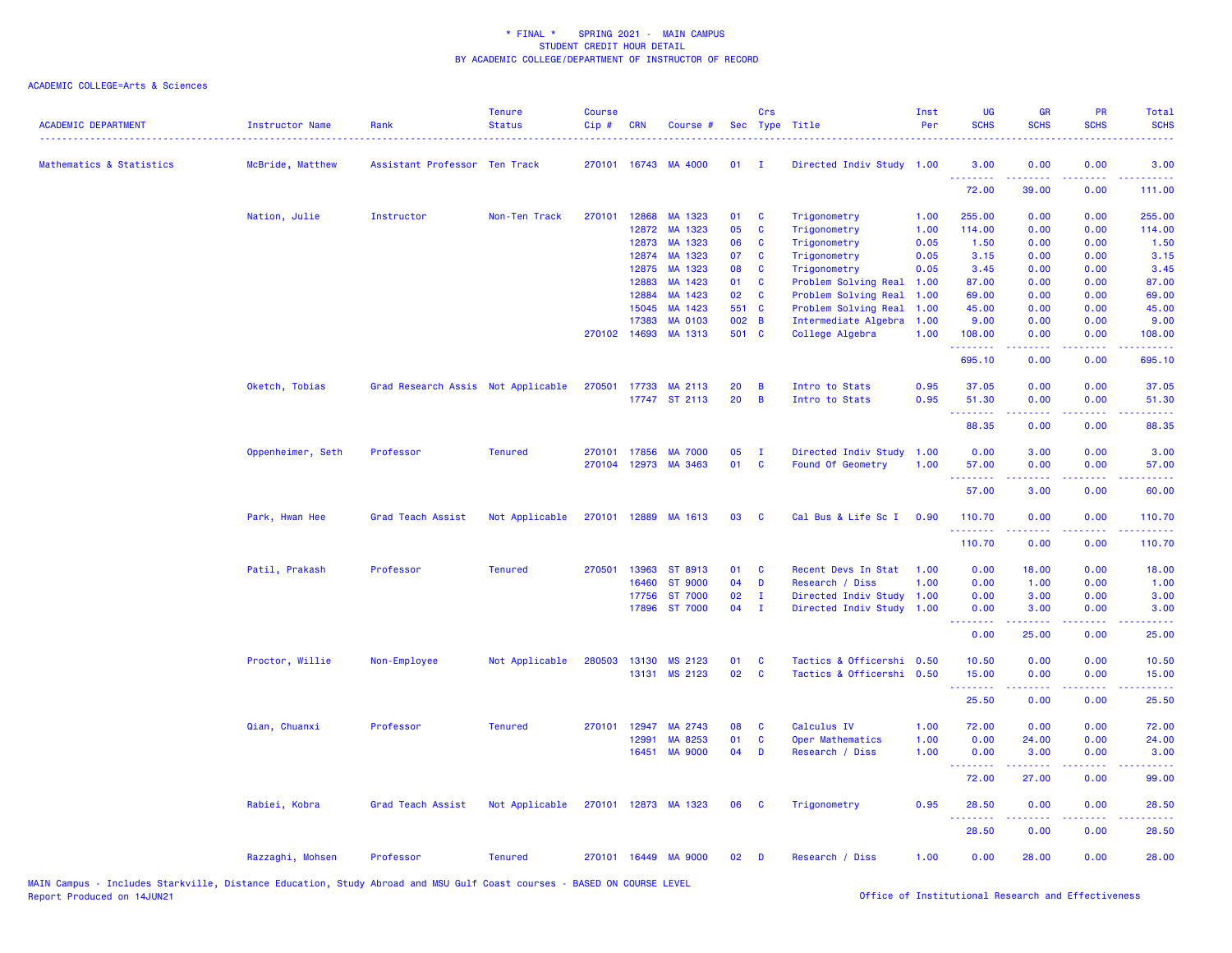\* FINAL \*    SPRING 2021 -  MAIN CAMPUS
STUDENT CREDIT HOUR DETAIL
BY ACADEMIC COLLEGE/DEPARTMENT OF INSTRUCTOR OF RECORD

ACADEMIC COLLEGE=Arts & Sciences

| ACADEMIC DEPARTMENT | Instructor Name | Rank | Tenure Status | Course Cip # | CRN | Course # | Sec | Crs Type | Title | Inst Per | UG SCHS | GR SCHS | PR SCHS | Total SCHS |
|---|---|---|---|---|---|---|---|---|---|---|---|---|---|---|
| Mathematics & Statistics | McBride, Matthew | Assistant Professor | Ten Track | 270101 | 16743 | MA 4000 | 01 | I | Directed Indiv Study | 1.00 | 3.00 | 0.00 | 0.00 | 3.00 |
| | | | | | | | | | | | 72.00 | 39.00 | 0.00 | 111.00 |
| | Nation, Julie | Instructor | Non-Ten Track | 270101 | 12868 | MA 1323 | 01 | C | Trigonometry | 1.00 | 255.00 | 0.00 | 0.00 | 255.00 |
| | | | | | 12872 | MA 1323 | 05 | C | Trigonometry | 1.00 | 114.00 | 0.00 | 0.00 | 114.00 |
| | | | | | 12873 | MA 1323 | 06 | C | Trigonometry | 0.05 | 1.50 | 0.00 | 0.00 | 1.50 |
| | | | | | 12874 | MA 1323 | 07 | C | Trigonometry | 0.05 | 3.15 | 0.00 | 0.00 | 3.15 |
| | | | | | 12875 | MA 1323 | 08 | C | Trigonometry | 0.05 | 3.45 | 0.00 | 0.00 | 3.45 |
| | | | | | 12883 | MA 1423 | 01 | C | Problem Solving Real | 1.00 | 87.00 | 0.00 | 0.00 | 87.00 |
| | | | | | 12884 | MA 1423 | 02 | C | Problem Solving Real | 1.00 | 69.00 | 0.00 | 0.00 | 69.00 |
| | | | | | 15045 | MA 1423 | 551 | C | Problem Solving Real | 1.00 | 45.00 | 0.00 | 0.00 | 45.00 |
| | | | | | 17383 | MA 0103 | 002 | B | Intermediate Algebra | 1.00 | 9.00 | 0.00 | 0.00 | 9.00 |
| | | | | 270102 | 14693 | MA 1313 | 501 | C | College Algebra | 1.00 | 108.00 | 0.00 | 0.00 | 108.00 |
| | | | | | | | | | | | 695.10 | 0.00 | 0.00 | 695.10 |
| | Oketch, Tobias | Grad Research Assis | Not Applicable | 270501 | 17733 | MA 2113 | 20 | B | Intro to Stats | 0.95 | 37.05 | 0.00 | 0.00 | 37.05 |
| | | | | | 17747 | ST 2113 | 20 | B | Intro to Stats | 0.95 | 51.30 | 0.00 | 0.00 | 51.30 |
| | | | | | | | | | | | 88.35 | 0.00 | 0.00 | 88.35 |
| | Oppenheimer, Seth | Professor | Tenured | 270101 | 17856 | MA 7000 | 05 | I | Directed Indiv Study | 1.00 | 0.00 | 3.00 | 0.00 | 3.00 |
| | | | | 270104 | 12973 | MA 3463 | 01 | C | Found Of Geometry | 1.00 | 57.00 | 0.00 | 0.00 | 57.00 |
| | | | | | | | | | | | 57.00 | 3.00 | 0.00 | 60.00 |
| | Park, Hwan Hee | Grad Teach Assist | Not Applicable | 270101 | 12889 | MA 1613 | 03 | C | Cal Bus & Life Sc I | 0.90 | 110.70 | 0.00 | 0.00 | 110.70 |
| | | | | | | | | | | | 110.70 | 0.00 | 0.00 | 110.70 |
| | Patil, Prakash | Professor | Tenured | 270501 | 13963 | ST 8913 | 01 | C | Recent Devs In Stat | 1.00 | 0.00 | 18.00 | 0.00 | 18.00 |
| | | | | | 16460 | ST 9000 | 04 | D | Research / Diss | 1.00 | 0.00 | 1.00 | 0.00 | 1.00 |
| | | | | | 17756 | ST 7000 | 02 | I | Directed Indiv Study | 1.00 | 0.00 | 3.00 | 0.00 | 3.00 |
| | | | | | 17896 | ST 7000 | 04 | I | Directed Indiv Study | 1.00 | 0.00 | 3.00 | 0.00 | 3.00 |
| | | | | | | | | | | | 0.00 | 25.00 | 0.00 | 25.00 |
| | Proctor, Willie | Non-Employee | Not Applicable | 280503 | 13130 | MS 2123 | 01 | C | Tactics & Officershi | 0.50 | 10.50 | 0.00 | 0.00 | 10.50 |
| | | | | | 13131 | MS 2123 | 02 | C | Tactics & Officershi | 0.50 | 15.00 | 0.00 | 0.00 | 15.00 |
| | | | | | | | | | | | 25.50 | 0.00 | 0.00 | 25.50 |
| | Qian, Chuanxi | Professor | Tenured | 270101 | 12947 | MA 2743 | 08 | C | Calculus IV | 1.00 | 72.00 | 0.00 | 0.00 | 72.00 |
| | | | | | 12991 | MA 8253 | 01 | C | Oper Mathematics | 1.00 | 0.00 | 24.00 | 0.00 | 24.00 |
| | | | | | 16451 | MA 9000 | 04 | D | Research / Diss | 1.00 | 0.00 | 3.00 | 0.00 | 3.00 |
| | | | | | | | | | | | 72.00 | 27.00 | 0.00 | 99.00 |
| | Rabiei, Kobra | Grad Teach Assist | Not Applicable | 270101 | 12873 | MA 1323 | 06 | C | Trigonometry | 0.95 | 28.50 | 0.00 | 0.00 | 28.50 |
| | | | | | | | | | | | 28.50 | 0.00 | 0.00 | 28.50 |
| | Razzaghi, Mohsen | Professor | Tenured | 270101 | 16449 | MA 9000 | 02 | D | Research / Diss | 1.00 | 0.00 | 28.00 | 0.00 | 28.00 |

MAIN Campus - Includes Starkville, Distance Education, Study Abroad and MSU Gulf Coast courses - BASED ON COURSE LEVEL
Report Produced on 14JUN21
Office of Institutional Research and Effectiveness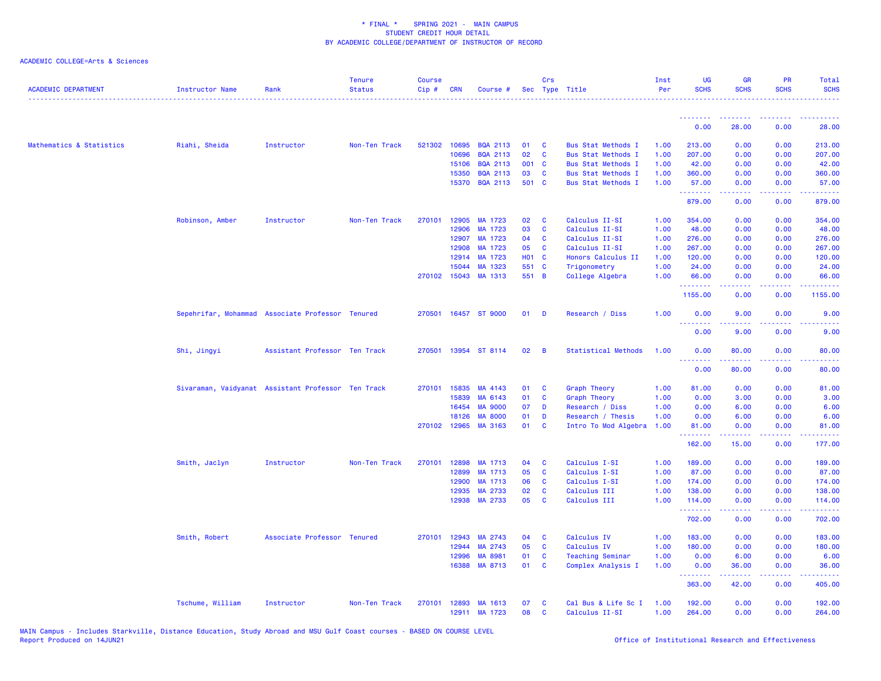\* FINAL \*    SPRING 2021 -  MAIN CAMPUS
STUDENT CREDIT HOUR DETAIL
BY ACADEMIC COLLEGE/DEPARTMENT OF INSTRUCTOR OF RECORD

ACADEMIC COLLEGE=Arts & Sciences

| ACADEMIC DEPARTMENT | Instructor Name | Rank | Tenure Status | Course Cip # | CRN | Course # | Sec | Crs Type | Title | Inst Per | UG SCHS | GR SCHS | PR SCHS | Total SCHS |
|---|---|---|---|---|---|---|---|---|---|---|---|---|---|---|
| | | | | | | | | | | | 0.00 | 28.00 | 0.00 | 28.00 |
| Mathematics & Statistics | Riahi, Sheida | Instructor | Non-Ten Track | 521302 | 10695 | BQA 2113 | 01 | C | Bus Stat Methods I | 1.00 | 213.00 | 0.00 | 0.00 | 213.00 |
| | | | | | 10696 | BQA 2113 | 02 | C | Bus Stat Methods I | 1.00 | 207.00 | 0.00 | 0.00 | 207.00 |
| | | | | | 15106 | BQA 2113 | 001 | C | Bus Stat Methods I | 1.00 | 42.00 | 0.00 | 0.00 | 42.00 |
| | | | | | 15350 | BQA 2113 | 03 | C | Bus Stat Methods I | 1.00 | 360.00 | 0.00 | 0.00 | 360.00 |
| | | | | | 15370 | BQA 2113 | 501 | C | Bus Stat Methods I | 1.00 | 57.00 | 0.00 | 0.00 | 57.00 |
| | | | | | | | | | | | 879.00 | 0.00 | 0.00 | 879.00 |
| | Robinson, Amber | Instructor | Non-Ten Track | 270101 | 12905 | MA 1723 | 02 | C | Calculus II-SI | 1.00 | 354.00 | 0.00 | 0.00 | 354.00 |
| | | | | | 12906 | MA 1723 | 03 | C | Calculus II-SI | 1.00 | 48.00 | 0.00 | 0.00 | 48.00 |
| | | | | | 12907 | MA 1723 | 04 | C | Calculus II-SI | 1.00 | 276.00 | 0.00 | 0.00 | 276.00 |
| | | | | | 12908 | MA 1723 | 05 | C | Calculus II-SI | 1.00 | 267.00 | 0.00 | 0.00 | 267.00 |
| | | | | | 12914 | MA 1723 | H01 | C | Honors Calculus II | 1.00 | 120.00 | 0.00 | 0.00 | 120.00 |
| | | | | | 15044 | MA 1323 | 551 | C | Trigonometry | 1.00 | 24.00 | 0.00 | 0.00 | 24.00 |
| | | | | 270102 | 15043 | MA 1313 | 551 | B | College Algebra | 1.00 | 66.00 | 0.00 | 0.00 | 66.00 |
| | | | | | | | | | | | 1155.00 | 0.00 | 0.00 | 1155.00 |
| | Sepehrifar, Mohammad | Associate Professor | Tenured | 270501 | 16457 | ST 9000 | 01 | D | Research / Diss | 1.00 | 0.00 | 9.00 | 0.00 | 9.00 |
| | | | | | | | | | | | 0.00 | 9.00 | 0.00 | 9.00 |
| | Shi, Jingyi | Assistant Professor | Ten Track | 270501 | 13954 | ST 8114 | 02 | B | Statistical Methods | 1.00 | 0.00 | 80.00 | 0.00 | 80.00 |
| | | | | | | | | | | | 0.00 | 80.00 | 0.00 | 80.00 |
| | Sivaraman, Vaidyanat | Assistant Professor | Ten Track | 270101 | 15835 | MA 4143 | 01 | C | Graph Theory | 1.00 | 81.00 | 0.00 | 0.00 | 81.00 |
| | | | | | 15839 | MA 6143 | 01 | C | Graph Theory | 1.00 | 0.00 | 3.00 | 0.00 | 3.00 |
| | | | | | 16454 | MA 9000 | 07 | D | Research / Diss | 1.00 | 0.00 | 6.00 | 0.00 | 6.00 |
| | | | | | 18126 | MA 8000 | 01 | D | Research / Thesis | 1.00 | 0.00 | 6.00 | 0.00 | 6.00 |
| | | | | 270102 | 12965 | MA 3163 | 01 | C | Intro To Mod Algebra | 1.00 | 81.00 | 0.00 | 0.00 | 81.00 |
| | | | | | | | | | | | 162.00 | 15.00 | 0.00 | 177.00 |
| | Smith, Jaclyn | Instructor | Non-Ten Track | 270101 | 12898 | MA 1713 | 04 | C | Calculus I-SI | 1.00 | 189.00 | 0.00 | 0.00 | 189.00 |
| | | | | | 12899 | MA 1713 | 05 | C | Calculus I-SI | 1.00 | 87.00 | 0.00 | 0.00 | 87.00 |
| | | | | | 12900 | MA 1713 | 06 | C | Calculus I-SI | 1.00 | 174.00 | 0.00 | 0.00 | 174.00 |
| | | | | | 12935 | MA 2733 | 02 | C | Calculus III | 1.00 | 138.00 | 0.00 | 0.00 | 138.00 |
| | | | | | 12938 | MA 2733 | 05 | C | Calculus III | 1.00 | 114.00 | 0.00 | 0.00 | 114.00 |
| | | | | | | | | | | | 702.00 | 0.00 | 0.00 | 702.00 |
| | Smith, Robert | Associate Professor | Tenured | 270101 | 12943 | MA 2743 | 04 | C | Calculus IV | 1.00 | 183.00 | 0.00 | 0.00 | 183.00 |
| | | | | | 12944 | MA 2743 | 05 | C | Calculus IV | 1.00 | 180.00 | 0.00 | 0.00 | 180.00 |
| | | | | | 12996 | MA 8981 | 01 | C | Teaching Seminar | 1.00 | 0.00 | 6.00 | 0.00 | 6.00 |
| | | | | | 16388 | MA 8713 | 01 | C | Complex Analysis I | 1.00 | 0.00 | 36.00 | 0.00 | 36.00 |
| | | | | | | | | | | | 363.00 | 42.00 | 0.00 | 405.00 |
| | Tschume, William | Instructor | Non-Ten Track | 270101 | 12893 | MA 1613 | 07 | C | Cal Bus & Life Sc I | 1.00 | 192.00 | 0.00 | 0.00 | 192.00 |
| | | | | | 12911 | MA 1723 | 08 | C | Calculus II-SI | 1.00 | 264.00 | 0.00 | 0.00 | 264.00 |

MAIN Campus - Includes Starkville, Distance Education, Study Abroad and MSU Gulf Coast courses - BASED ON COURSE LEVEL
Report Produced on 14JUN21
Office of Institutional Research and Effectiveness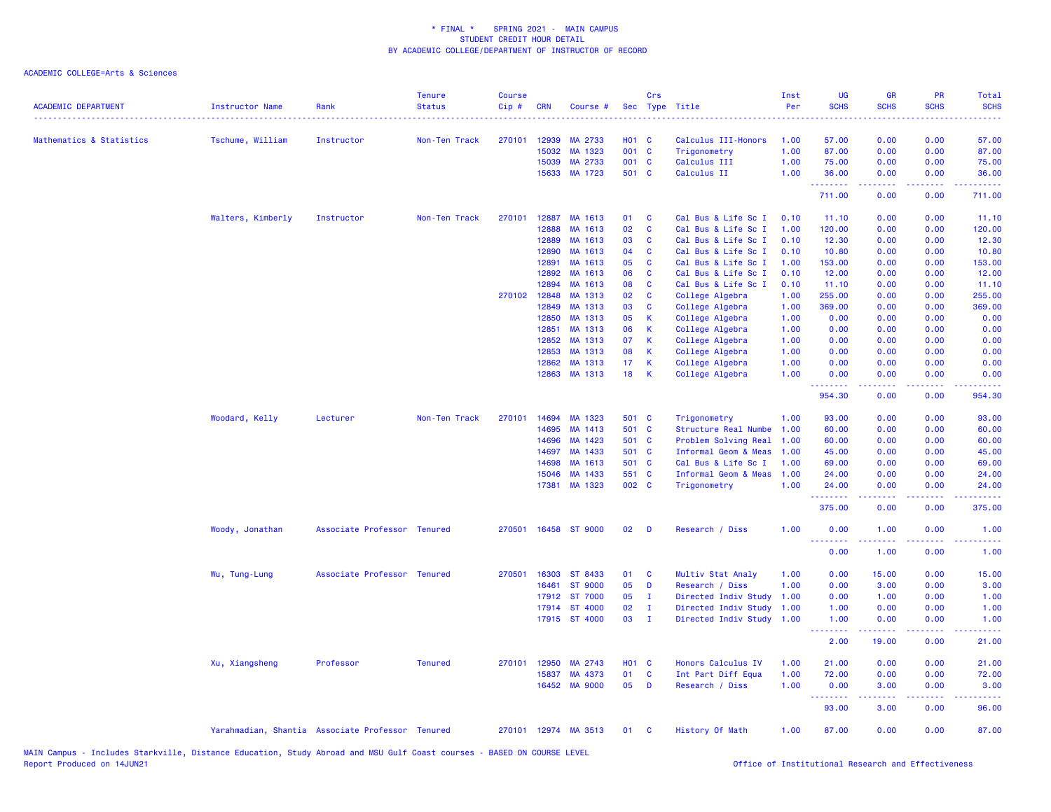\* FINAL \* SPRING 2021 - MAIN CAMPUS
STUDENT CREDIT HOUR DETAIL
BY ACADEMIC COLLEGE/DEPARTMENT OF INSTRUCTOR OF RECORD

ACADEMIC COLLEGE=Arts & Sciences

| ACADEMIC DEPARTMENT | Instructor Name | Rank | Tenure Status | Course Cip # | CRN | Course # | Sec | Crs Type | Title | Inst Per | UG SCHS | GR SCHS | PR SCHS | Total SCHS |
|---|---|---|---|---|---|---|---|---|---|---|---|---|---|---|
| Mathematics & Statistics | Tschume, William | Instructor | Non-Ten Track | 270101 | 12939 | MA 2733 | H01 | C | Calculus III-Honors | 1.00 | 57.00 | 0.00 | 0.00 | 57.00 |
| | | | | | 15032 | MA 1323 | 001 | C | Trigonometry | 1.00 | 87.00 | 0.00 | 0.00 | 87.00 |
| | | | | | 15039 | MA 2733 | 001 | C | Calculus III | 1.00 | 75.00 | 0.00 | 0.00 | 75.00 |
| | | | | | 15633 | MA 1723 | 501 | C | Calculus II | 1.00 | 36.00 | 0.00 | 0.00 | 36.00 |
| | | | | | | | | | | | 711.00 | 0.00 | 0.00 | 711.00 |
| | Walters, Kimberly | Instructor | Non-Ten Track | 270101 | 12887 | MA 1613 | 01 | C | Cal Bus & Life Sc I | 0.10 | 11.10 | 0.00 | 0.00 | 11.10 |
| | | | | | 12888 | MA 1613 | 02 | C | Cal Bus & Life Sc I | 1.00 | 120.00 | 0.00 | 0.00 | 120.00 |
| | | | | | 12889 | MA 1613 | 03 | C | Cal Bus & Life Sc I | 0.10 | 12.30 | 0.00 | 0.00 | 12.30 |
| | | | | | 12890 | MA 1613 | 04 | C | Cal Bus & Life Sc I | 0.10 | 10.80 | 0.00 | 0.00 | 10.80 |
| | | | | | 12891 | MA 1613 | 05 | C | Cal Bus & Life Sc I | 1.00 | 153.00 | 0.00 | 0.00 | 153.00 |
| | | | | | 12892 | MA 1613 | 06 | C | Cal Bus & Life Sc I | 0.10 | 12.00 | 0.00 | 0.00 | 12.00 |
| | | | | | 12894 | MA 1613 | 08 | C | Cal Bus & Life Sc I | 0.10 | 11.10 | 0.00 | 0.00 | 11.10 |
| | | | | 270102 | 12848 | MA 1313 | 02 | C | College Algebra | 1.00 | 255.00 | 0.00 | 0.00 | 255.00 |
| | | | | | 12849 | MA 1313 | 03 | C | College Algebra | 1.00 | 369.00 | 0.00 | 0.00 | 369.00 |
| | | | | | 12850 | MA 1313 | 05 | K | College Algebra | 1.00 | 0.00 | 0.00 | 0.00 | 0.00 |
| | | | | | 12851 | MA 1313 | 06 | K | College Algebra | 1.00 | 0.00 | 0.00 | 0.00 | 0.00 |
| | | | | | 12852 | MA 1313 | 07 | K | College Algebra | 1.00 | 0.00 | 0.00 | 0.00 | 0.00 |
| | | | | | 12853 | MA 1313 | 08 | K | College Algebra | 1.00 | 0.00 | 0.00 | 0.00 | 0.00 |
| | | | | | 12862 | MA 1313 | 17 | K | College Algebra | 1.00 | 0.00 | 0.00 | 0.00 | 0.00 |
| | | | | | 12863 | MA 1313 | 18 | K | College Algebra | 1.00 | 0.00 | 0.00 | 0.00 | 0.00 |
| | | | | | | | | | | | 954.30 | 0.00 | 0.00 | 954.30 |
| | Woodard, Kelly | Lecturer | Non-Ten Track | 270101 | 14694 | MA 1323 | 501 | C | Trigonometry | 1.00 | 93.00 | 0.00 | 0.00 | 93.00 |
| | | | | | 14695 | MA 1413 | 501 | C | Structure Real Numbe | 1.00 | 60.00 | 0.00 | 0.00 | 60.00 |
| | | | | | 14696 | MA 1423 | 501 | C | Problem Solving Real | 1.00 | 60.00 | 0.00 | 0.00 | 60.00 |
| | | | | | 14697 | MA 1433 | 501 | C | Informal Geom & Meas | 1.00 | 45.00 | 0.00 | 0.00 | 45.00 |
| | | | | | 14698 | MA 1613 | 501 | C | Cal Bus & Life Sc I | 1.00 | 69.00 | 0.00 | 0.00 | 69.00 |
| | | | | | 15046 | MA 1433 | 551 | C | Informal Geom & Meas | 1.00 | 24.00 | 0.00 | 0.00 | 24.00 |
| | | | | | 17381 | MA 1323 | 002 | C | Trigonometry | 1.00 | 24.00 | 0.00 | 0.00 | 24.00 |
| | | | | | | | | | | | 375.00 | 0.00 | 0.00 | 375.00 |
| | Woody, Jonathan | Associate Professor | Tenured | 270501 | 16458 | ST 9000 | 02 | D | Research / Diss | 1.00 | 0.00 | 1.00 | 0.00 | 1.00 |
| | | | | | | | | | | | 0.00 | 1.00 | 0.00 | 1.00 |
| | Wu, Tung-Lung | Associate Professor | Tenured | 270501 | 16303 | ST 8433 | 01 | C | Multiv Stat Analy | 1.00 | 0.00 | 15.00 | 0.00 | 15.00 |
| | | | | | 16461 | ST 9000 | 05 | D | Research / Diss | 1.00 | 0.00 | 3.00 | 0.00 | 3.00 |
| | | | | | 17912 | ST 7000 | 05 | I | Directed Indiv Study | 1.00 | 0.00 | 1.00 | 0.00 | 1.00 |
| | | | | | 17914 | ST 4000 | 02 | I | Directed Indiv Study | 1.00 | 1.00 | 0.00 | 0.00 | 1.00 |
| | | | | | 17915 | ST 4000 | 03 | I | Directed Indiv Study | 1.00 | 1.00 | 0.00 | 0.00 | 1.00 |
| | | | | | | | | | | | 2.00 | 19.00 | 0.00 | 21.00 |
| | Xu, Xiangsheng | Professor | Tenured | 270101 | 12950 | MA 2743 | H01 | C | Honors Calculus IV | 1.00 | 21.00 | 0.00 | 0.00 | 21.00 |
| | | | | | 15837 | MA 4373 | 01 | C | Int Part Diff Equa | 1.00 | 72.00 | 0.00 | 0.00 | 72.00 |
| | | | | | 16452 | MA 9000 | 05 | D | Research / Diss | 1.00 | 0.00 | 3.00 | 0.00 | 3.00 |
| | | | | | | | | | | | 93.00 | 3.00 | 0.00 | 96.00 |
| | Yarahmadian, Shantia | Associate Professor | Tenured | 270101 | 12974 | MA 3513 | 01 | C | History Of Math | 1.00 | 87.00 | 0.00 | 0.00 | 87.00 |

MAIN Campus - Includes Starkville, Distance Education, Study Abroad and MSU Gulf Coast courses - BASED ON COURSE LEVEL
Report Produced on 14JUN21

Office of Institutional Research and Effectiveness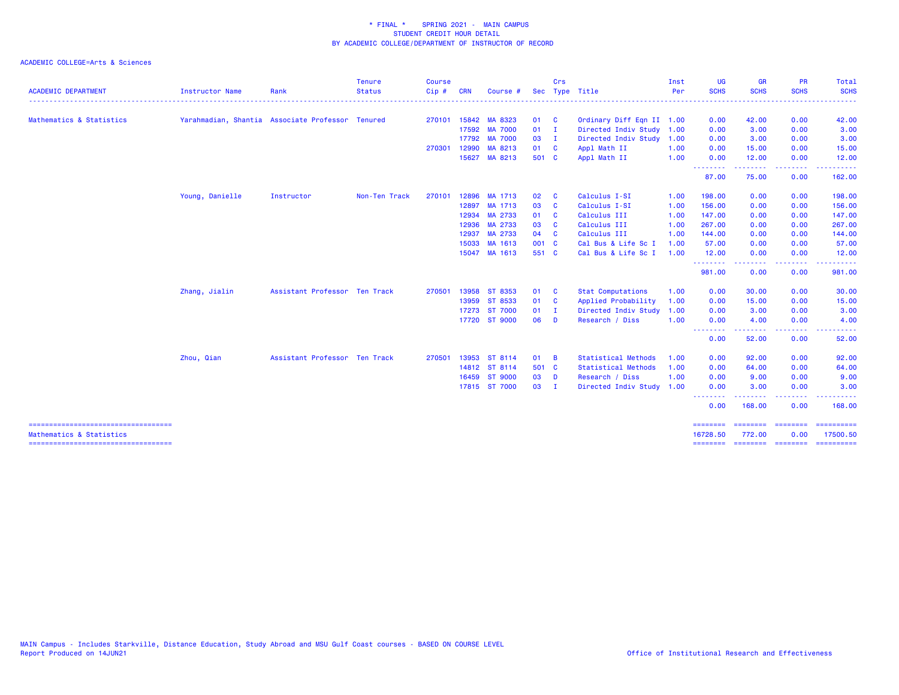\* FINAL \*    SPRING 2021 -  MAIN CAMPUS
STUDENT CREDIT HOUR DETAIL
BY ACADEMIC COLLEGE/DEPARTMENT OF INSTRUCTOR OF RECORD

ACADEMIC COLLEGE=Arts & Sciences

| ACADEMIC DEPARTMENT | Instructor Name | Rank | Tenure Status | Course Cip # | CRN | Course # | Sec | Crs Type | Title | Inst Per | UG SCHS | GR SCHS | PR SCHS | Total SCHS |
|---|---|---|---|---|---|---|---|---|---|---|---|---|---|---|
| Mathematics & Statistics | Yarahmadian, Shantia | Associate Professor | Tenured | 270101 | 15842 | MA 8323 | 01 | C | Ordinary Diff Eqn II | 1.00 | 0.00 | 42.00 | 0.00 | 42.00 |
| | | | | | 17592 | MA 7000 | 01 | I | Directed Indiv Study | 1.00 | 0.00 | 3.00 | 0.00 | 3.00 |
| | | | | | 17792 | MA 7000 | 03 | I | Directed Indiv Study | 1.00 | 0.00 | 3.00 | 0.00 | 3.00 |
| | | | | 270301 | 12990 | MA 8213 | 01 | C | Appl Math II | 1.00 | 0.00 | 15.00 | 0.00 | 15.00 |
| | | | | | 15627 | MA 8213 | 501 | C | Appl Math II | 1.00 | 0.00 | 12.00 | 0.00 | 12.00 |
| | | | | | | | | | | | 87.00 | 75.00 | 0.00 | 162.00 |
| | Young, Danielle | Instructor | Non-Ten Track | 270101 | 12896 | MA 1713 | 02 | C | Calculus I-SI | 1.00 | 198.00 | 0.00 | 0.00 | 198.00 |
| | | | | | 12897 | MA 1713 | 03 | C | Calculus I-SI | 1.00 | 156.00 | 0.00 | 0.00 | 156.00 |
| | | | | | 12934 | MA 2733 | 01 | C | Calculus III | 1.00 | 147.00 | 0.00 | 0.00 | 147.00 |
| | | | | | 12936 | MA 2733 | 03 | C | Calculus III | 1.00 | 267.00 | 0.00 | 0.00 | 267.00 |
| | | | | | 12937 | MA 2733 | 04 | C | Calculus III | 1.00 | 144.00 | 0.00 | 0.00 | 144.00 |
| | | | | | 15033 | MA 1613 | 001 | C | Cal Bus & Life Sc I | 1.00 | 57.00 | 0.00 | 0.00 | 57.00 |
| | | | | | 15047 | MA 1613 | 551 | C | Cal Bus & Life Sc I | 1.00 | 12.00 | 0.00 | 0.00 | 12.00 |
| | | | | | | | | | | | 981.00 | 0.00 | 0.00 | 981.00 |
| | Zhang, Jialin | Assistant Professor | Ten Track | 270501 | 13958 | ST 8353 | 01 | C | Stat Computations | 1.00 | 0.00 | 30.00 | 0.00 | 30.00 |
| | | | | | 13959 | ST 8533 | 01 | C | Applied Probability | 1.00 | 0.00 | 15.00 | 0.00 | 15.00 |
| | | | | | 17273 | ST 7000 | 01 | I | Directed Indiv Study | 1.00 | 0.00 | 3.00 | 0.00 | 3.00 |
| | | | | | 17720 | ST 9000 | 06 | D | Research / Diss | 1.00 | 0.00 | 4.00 | 0.00 | 4.00 |
| | | | | | | | | | | | 0.00 | 52.00 | 0.00 | 52.00 |
| | Zhou, Qian | Assistant Professor | Ten Track | 270501 | 13953 | ST 8114 | 01 | B | Statistical Methods | 1.00 | 0.00 | 92.00 | 0.00 | 92.00 |
| | | | | | 14812 | ST 8114 | 501 | C | Statistical Methods | 1.00 | 0.00 | 64.00 | 0.00 | 64.00 |
| | | | | | 16459 | ST 9000 | 03 | D | Research / Diss | 1.00 | 0.00 | 9.00 | 0.00 | 9.00 |
| | | | | | 17815 | ST 7000 | 03 | I | Directed Indiv Study | 1.00 | 0.00 | 3.00 | 0.00 | 3.00 |
| | | | | | | | | | | | 0.00 | 168.00 | 0.00 | 168.00 |
| Mathematics & Statistics | | | | | | | | | | | 16728.50 | 772.00 | 0.00 | 17500.50 |

MAIN Campus - Includes Starkville, Distance Education, Study Abroad and MSU Gulf Coast courses - BASED ON COURSE LEVEL
Report Produced on 14JUN21

Office of Institutional Research and Effectiveness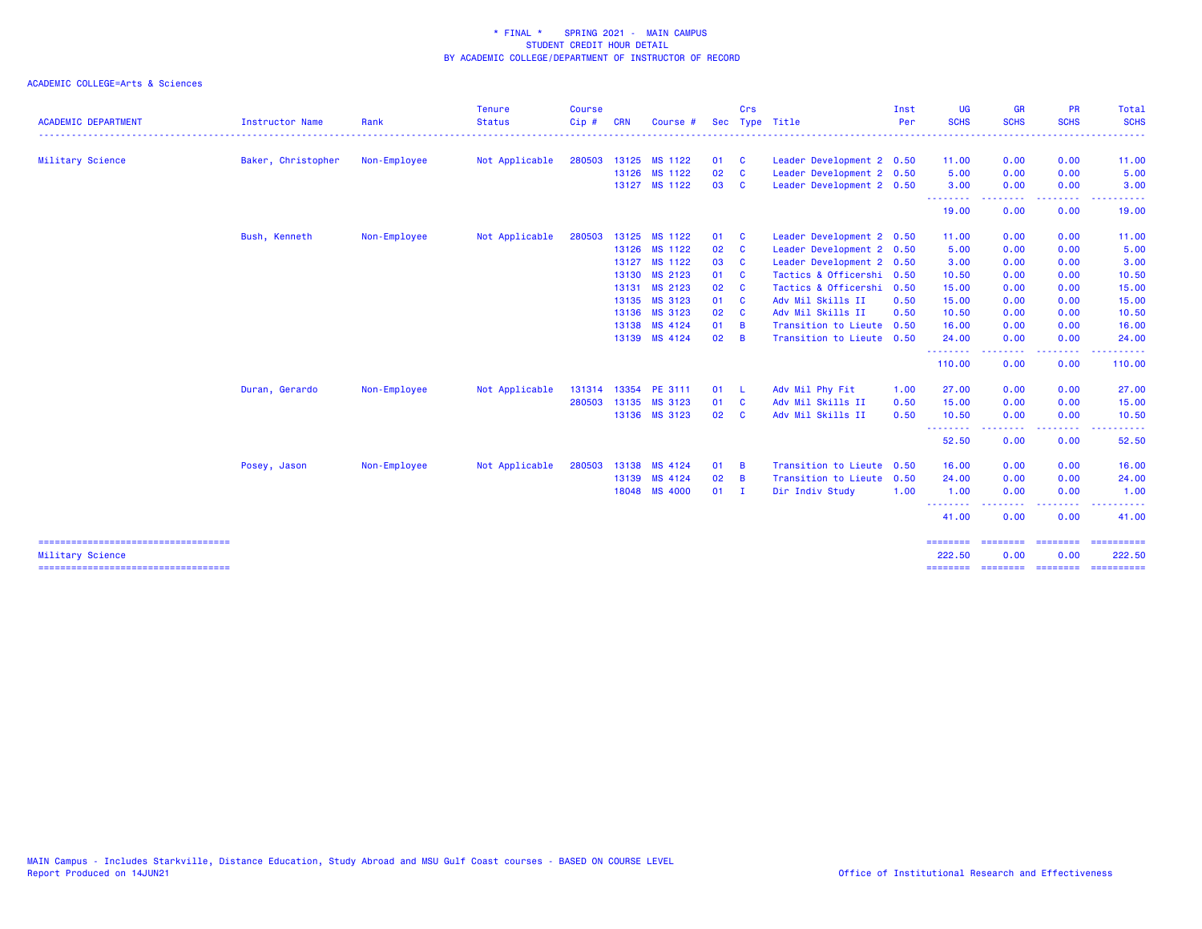\* FINAL \*    SPRING 2021 -  MAIN CAMPUS
STUDENT CREDIT HOUR DETAIL
BY ACADEMIC COLLEGE/DEPARTMENT OF INSTRUCTOR OF RECORD

ACADEMIC COLLEGE=Arts & Sciences

| ACADEMIC DEPARTMENT | Instructor Name | Rank | Tenure Status | Course Cip # | CRN | Course # | Sec | Crs Type | Title | Inst Per | UG SCHS | GR SCHS | PR SCHS | Total SCHS |
|---|---|---|---|---|---|---|---|---|---|---|---|---|---|---|
| Military Science | Baker, Christopher | Non-Employee | Not Applicable | 280503 | 13125 | MS 1122 | 01 | C | Leader Development 2 | 0.50 | 11.00 | 0.00 | 0.00 | 11.00 |
| | | | | | 13126 | MS 1122 | 02 | C | Leader Development 2 | 0.50 | 5.00 | 0.00 | 0.00 | 5.00 |
| | | | | | 13127 | MS 1122 | 03 | C | Leader Development 2 | 0.50 | 3.00 | 0.00 | 0.00 | 3.00 |
| | | | | | | | | | | | 19.00 | 0.00 | 0.00 | 19.00 |
| | Bush, Kenneth | Non-Employee | Not Applicable | 280503 | 13125 | MS 1122 | 01 | C | Leader Development 2 | 0.50 | 11.00 | 0.00 | 0.00 | 11.00 |
| | | | | | 13126 | MS 1122 | 02 | C | Leader Development 2 | 0.50 | 5.00 | 0.00 | 0.00 | 5.00 |
| | | | | | 13127 | MS 1122 | 03 | C | Leader Development 2 | 0.50 | 3.00 | 0.00 | 0.00 | 3.00 |
| | | | | | 13130 | MS 2123 | 01 | C | Tactics & Officershi | 0.50 | 10.50 | 0.00 | 0.00 | 10.50 |
| | | | | | 13131 | MS 2123 | 02 | C | Tactics & Officershi | 0.50 | 15.00 | 0.00 | 0.00 | 15.00 |
| | | | | | 13135 | MS 3123 | 01 | C | Adv Mil Skills II | 0.50 | 15.00 | 0.00 | 0.00 | 15.00 |
| | | | | | 13136 | MS 3123 | 02 | C | Adv Mil Skills II | 0.50 | 10.50 | 0.00 | 0.00 | 10.50 |
| | | | | | 13138 | MS 4124 | 01 | B | Transition to Lieute | 0.50 | 16.00 | 0.00 | 0.00 | 16.00 |
| | | | | | 13139 | MS 4124 | 02 | B | Transition to Lieute | 0.50 | 24.00 | 0.00 | 0.00 | 24.00 |
| | | | | | | | | | | | 110.00 | 0.00 | 0.00 | 110.00 |
| | Duran, Gerardo | Non-Employee | Not Applicable | 131314 | 13354 | PE 3111 | 01 | L | Adv Mil Phy Fit | 1.00 | 27.00 | 0.00 | 0.00 | 27.00 |
| | | | | 280503 | 13135 | MS 3123 | 01 | C | Adv Mil Skills II | 0.50 | 15.00 | 0.00 | 0.00 | 15.00 |
| | | | | | 13136 | MS 3123 | 02 | C | Adv Mil Skills II | 0.50 | 10.50 | 0.00 | 0.00 | 10.50 |
| | | | | | | | | | | | 52.50 | 0.00 | 0.00 | 52.50 |
| | Posey, Jason | Non-Employee | Not Applicable | 280503 | 13138 | MS 4124 | 01 | B | Transition to Lieute | 0.50 | 16.00 | 0.00 | 0.00 | 16.00 |
| | | | | | 13139 | MS 4124 | 02 | B | Transition to Lieute | 0.50 | 24.00 | 0.00 | 0.00 | 24.00 |
| | | | | | 18048 | MS 4000 | 01 | I | Dir Indiv Study | 1.00 | 1.00 | 0.00 | 0.00 | 1.00 |
| | | | | | | | | | | | 41.00 | 0.00 | 0.00 | 41.00 |
| Military Science | | | | | | | | | | | 222.50 | 0.00 | 0.00 | 222.50 |

MAIN Campus - Includes Starkville, Distance Education, Study Abroad and MSU Gulf Coast courses - BASED ON COURSE LEVEL
Report Produced on 14JUN21

Office of Institutional Research and Effectiveness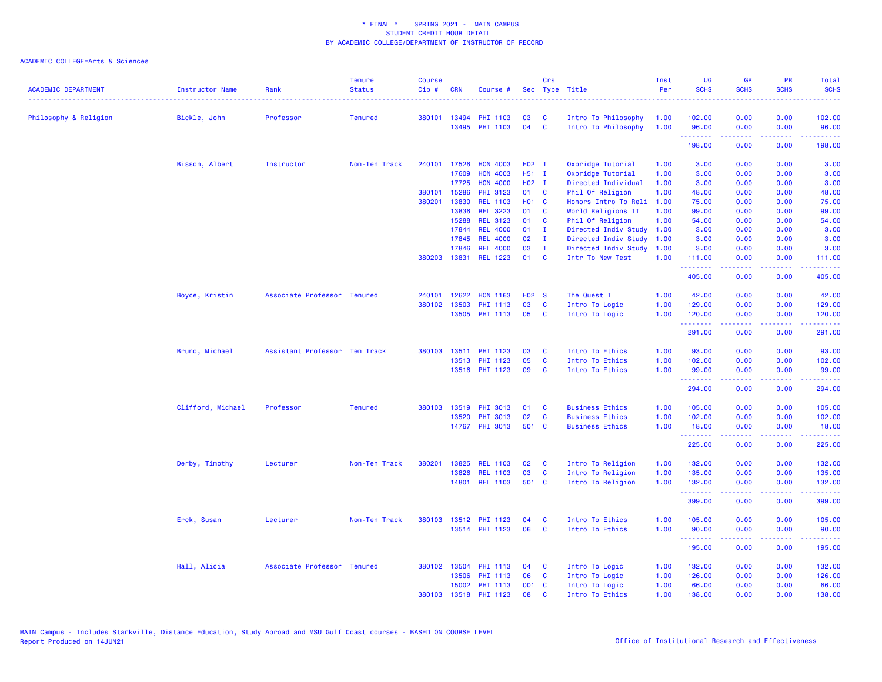\* FINAL \* SPRING 2021 - MAIN CAMPUS
STUDENT CREDIT HOUR DETAIL
BY ACADEMIC COLLEGE/DEPARTMENT OF INSTRUCTOR OF RECORD

ACADEMIC COLLEGE=Arts & Sciences

| ACADEMIC DEPARTMENT | Instructor Name | Rank | Tenure Status | Course Cip # | CRN | Course # | Sec | Crs Type | Title | Inst Per | UG SCHS | GR SCHS | PR SCHS | Total SCHS |
|---|---|---|---|---|---|---|---|---|---|---|---|---|---|---|
| Philosophy & Religion | Bickle, John | Professor | Tenured | 380101 | 13494 | PHI 1103 | 03 | C | Intro To Philosophy | 1.00 | 102.00 | 0.00 | 0.00 | 102.00 |
| | | | | | 13495 | PHI 1103 | 04 | C | Intro To Philosophy | 1.00 | 96.00 | 0.00 | 0.00 | 96.00 |
| | | | | | | | | | | | 198.00 | 0.00 | 0.00 | 198.00 |
| | Bisson, Albert | Instructor | Non-Ten Track | 240101 | 17526 | HON 4003 | H02 | I | Oxbridge Tutorial | 1.00 | 3.00 | 0.00 | 0.00 | 3.00 |
| | | | | | 17609 | HON 4003 | H51 | I | Oxbridge Tutorial | 1.00 | 3.00 | 0.00 | 0.00 | 3.00 |
| | | | | | 17725 | HON 4000 | H02 | I | Directed Individual | 1.00 | 3.00 | 0.00 | 0.00 | 3.00 |
| | | | | 380101 | 15286 | PHI 3123 | 01 | C | Phil Of Religion | 1.00 | 48.00 | 0.00 | 0.00 | 48.00 |
| | | | | 380201 | 13830 | REL 1103 | H01 | C | Honors Intro To Reli | 1.00 | 75.00 | 0.00 | 0.00 | 75.00 |
| | | | | | 13836 | REL 3223 | 01 | C | World Religions II | 1.00 | 99.00 | 0.00 | 0.00 | 99.00 |
| | | | | | 15288 | REL 3123 | 01 | C | Phil Of Religion | 1.00 | 54.00 | 0.00 | 0.00 | 54.00 |
| | | | | | 17844 | REL 4000 | 01 | I | Directed Indiv Study | 1.00 | 3.00 | 0.00 | 0.00 | 3.00 |
| | | | | | 17845 | REL 4000 | 02 | I | Directed Indiv Study | 1.00 | 3.00 | 0.00 | 0.00 | 3.00 |
| | | | | | 17846 | REL 4000 | 03 | I | Directed Indiv Study | 1.00 | 3.00 | 0.00 | 0.00 | 3.00 |
| | | | | 380203 | 13831 | REL 1223 | 01 | C | Intr To New Test | 1.00 | 111.00 | 0.00 | 0.00 | 111.00 |
| | | | | | | | | | | | 405.00 | 0.00 | 0.00 | 405.00 |
| | Boyce, Kristin | Associate Professor | Tenured | 240101 | 12622 | HON 1163 | H02 | S | The Quest I | 1.00 | 42.00 | 0.00 | 0.00 | 42.00 |
| | | | | 380102 | 13503 | PHI 1113 | 03 | C | Intro To Logic | 1.00 | 129.00 | 0.00 | 0.00 | 129.00 |
| | | | | | 13505 | PHI 1113 | 05 | C | Intro To Logic | 1.00 | 120.00 | 0.00 | 0.00 | 120.00 |
| | | | | | | | | | | | 291.00 | 0.00 | 0.00 | 291.00 |
| | Bruno, Michael | Assistant Professor | Ten Track | 380103 | 13511 | PHI 1123 | 03 | C | Intro To Ethics | 1.00 | 93.00 | 0.00 | 0.00 | 93.00 |
| | | | | | 13513 | PHI 1123 | 05 | C | Intro To Ethics | 1.00 | 102.00 | 0.00 | 0.00 | 102.00 |
| | | | | | 13516 | PHI 1123 | 09 | C | Intro To Ethics | 1.00 | 99.00 | 0.00 | 0.00 | 99.00 |
| | | | | | | | | | | | 294.00 | 0.00 | 0.00 | 294.00 |
| | Clifford, Michael | Professor | Tenured | 380103 | 13519 | PHI 3013 | 01 | C | Business Ethics | 1.00 | 105.00 | 0.00 | 0.00 | 105.00 |
| | | | | | 13520 | PHI 3013 | 02 | C | Business Ethics | 1.00 | 102.00 | 0.00 | 0.00 | 102.00 |
| | | | | | 14767 | PHI 3013 | 501 | C | Business Ethics | 1.00 | 18.00 | 0.00 | 0.00 | 18.00 |
| | | | | | | | | | | | 225.00 | 0.00 | 0.00 | 225.00 |
| | Derby, Timothy | Lecturer | Non-Ten Track | 380201 | 13825 | REL 1103 | 02 | C | Intro To Religion | 1.00 | 132.00 | 0.00 | 0.00 | 132.00 |
| | | | | | 13826 | REL 1103 | 03 | C | Intro To Religion | 1.00 | 135.00 | 0.00 | 0.00 | 135.00 |
| | | | | | 14801 | REL 1103 | 501 | C | Intro To Religion | 1.00 | 132.00 | 0.00 | 0.00 | 132.00 |
| | | | | | | | | | | | 399.00 | 0.00 | 0.00 | 399.00 |
| | Erck, Susan | Lecturer | Non-Ten Track | 380103 | 13512 | PHI 1123 | 04 | C | Intro To Ethics | 1.00 | 105.00 | 0.00 | 0.00 | 105.00 |
| | | | | | 13514 | PHI 1123 | 06 | C | Intro To Ethics | 1.00 | 90.00 | 0.00 | 0.00 | 90.00 |
| | | | | | | | | | | | 195.00 | 0.00 | 0.00 | 195.00 |
| | Hall, Alicia | Associate Professor | Tenured | 380102 | 13504 | PHI 1113 | 04 | C | Intro To Logic | 1.00 | 132.00 | 0.00 | 0.00 | 132.00 |
| | | | | | 13506 | PHI 1113 | 06 | C | Intro To Logic | 1.00 | 126.00 | 0.00 | 0.00 | 126.00 |
| | | | | | 15002 | PHI 1113 | 001 | C | Intro To Logic | 1.00 | 66.00 | 0.00 | 0.00 | 66.00 |
| | | | | 380103 | 13518 | PHI 1123 | 08 | C | Intro To Ethics | 1.00 | 138.00 | 0.00 | 0.00 | 138.00 |

MAIN Campus - Includes Starkville, Distance Education, Study Abroad and MSU Gulf Coast courses - BASED ON COURSE LEVEL
Report Produced on 14JUN21

Office of Institutional Research and Effectiveness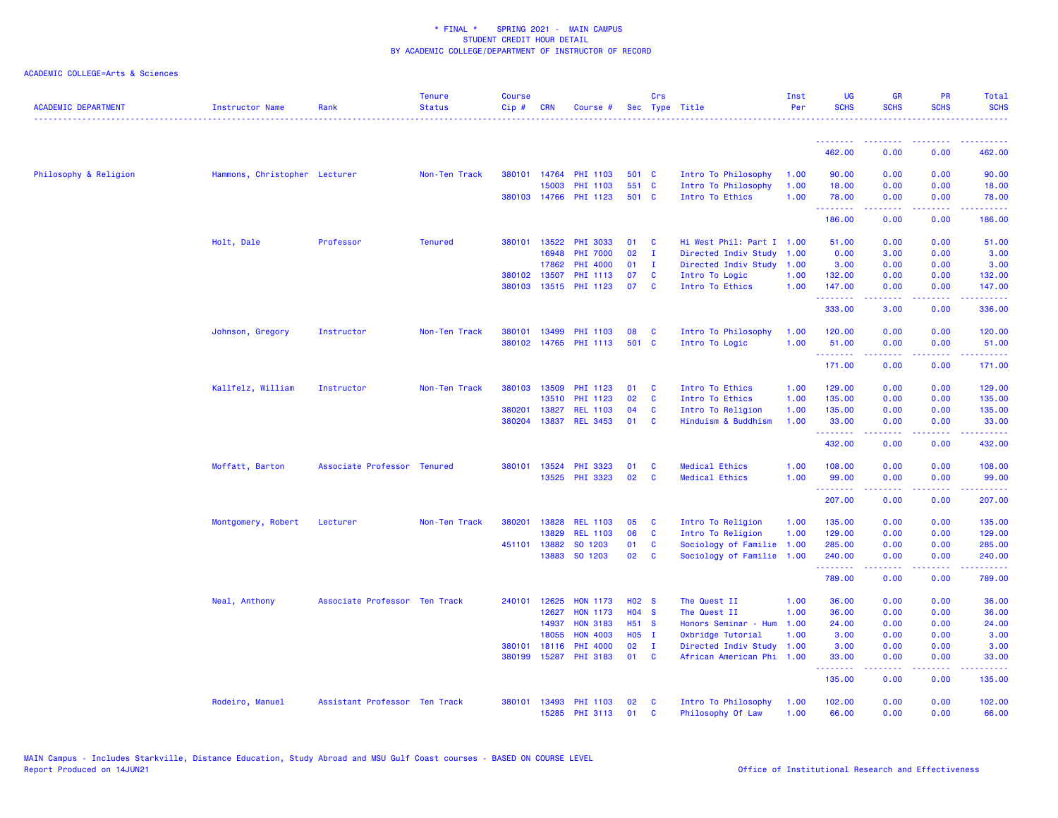\* FINAL \*  SPRING 2021 - MAIN CAMPUS
STUDENT CREDIT HOUR DETAIL
BY ACADEMIC COLLEGE/DEPARTMENT OF INSTRUCTOR OF RECORD

ACADEMIC COLLEGE=Arts & Sciences

| ACADEMIC DEPARTMENT | Instructor Name | Rank | Tenure Status | Course Cip # | CRN | Course # | Sec | Crs Type | Title | Inst Per | UG SCHS | GR SCHS | PR SCHS | Total SCHS |
|---|---|---|---|---|---|---|---|---|---|---|---|---|---|---|
| | | | | | | | | | | | 462.00 | 0.00 | 0.00 | 462.00 |
| Philosophy & Religion | Hammons, Christopher | Lecturer | Non-Ten Track | 380101 | 14764 | PHI 1103 | 501 | C | Intro To Philosophy | 1.00 | 90.00 | 0.00 | 0.00 | 90.00 |
| | | | | | 15003 | PHI 1103 | 551 | C | Intro To Philosophy | 1.00 | 18.00 | 0.00 | 0.00 | 18.00 |
| | | | | 380103 | 14766 | PHI 1123 | 501 | C | Intro To Ethics | 1.00 | 78.00 | 0.00 | 0.00 | 78.00 |
| | | | | | | | | | | | 186.00 | 0.00 | 0.00 | 186.00 |
| | Holt, Dale | Professor | Tenured | 380101 | 13522 | PHI 3033 | 01 | C | Hi West Phil: Part I | 1.00 | 51.00 | 0.00 | 0.00 | 51.00 |
| | | | | | 16948 | PHI 7000 | 02 | I | Directed Indiv Study | 1.00 | 0.00 | 3.00 | 0.00 | 3.00 |
| | | | | | 17862 | PHI 4000 | 01 | I | Directed Indiv Study | 1.00 | 3.00 | 0.00 | 0.00 | 3.00 |
| | | | | 380102 | 13507 | PHI 1113 | 07 | C | Intro To Logic | 1.00 | 132.00 | 0.00 | 0.00 | 132.00 |
| | | | | 380103 | 13515 | PHI 1123 | 07 | C | Intro To Ethics | 1.00 | 147.00 | 0.00 | 0.00 | 147.00 |
| | | | | | | | | | | | 333.00 | 3.00 | 0.00 | 336.00 |
| | Johnson, Gregory | Instructor | Non-Ten Track | 380101 | 13499 | PHI 1103 | 08 | C | Intro To Philosophy | 1.00 | 120.00 | 0.00 | 0.00 | 120.00 |
| | | | | 380102 | 14765 | PHI 1113 | 501 | C | Intro To Logic | 1.00 | 51.00 | 0.00 | 0.00 | 51.00 |
| | | | | | | | | | | | 171.00 | 0.00 | 0.00 | 171.00 |
| | Kallfelz, William | Instructor | Non-Ten Track | 380103 | 13509 | PHI 1123 | 01 | C | Intro To Ethics | 1.00 | 129.00 | 0.00 | 0.00 | 129.00 |
| | | | | | 13510 | PHI 1123 | 02 | C | Intro To Ethics | 1.00 | 135.00 | 0.00 | 0.00 | 135.00 |
| | | | | 380201 | 13827 | REL 1103 | 04 | C | Intro To Religion | 1.00 | 135.00 | 0.00 | 0.00 | 135.00 |
| | | | | 380204 | 13837 | REL 3453 | 01 | C | Hinduism & Buddhism | 1.00 | 33.00 | 0.00 | 0.00 | 33.00 |
| | | | | | | | | | | | 432.00 | 0.00 | 0.00 | 432.00 |
| | Moffatt, Barton | Associate Professor | Tenured | 380101 | 13524 | PHI 3323 | 01 | C | Medical Ethics | 1.00 | 108.00 | 0.00 | 0.00 | 108.00 |
| | | | | | 13525 | PHI 3323 | 02 | C | Medical Ethics | 1.00 | 99.00 | 0.00 | 0.00 | 99.00 |
| | | | | | | | | | | | 207.00 | 0.00 | 0.00 | 207.00 |
| | Montgomery, Robert | Lecturer | Non-Ten Track | 380201 | 13828 | REL 1103 | 05 | C | Intro To Religion | 1.00 | 135.00 | 0.00 | 0.00 | 135.00 |
| | | | | | 13829 | REL 1103 | 06 | C | Intro To Religion | 1.00 | 129.00 | 0.00 | 0.00 | 129.00 |
| | | | | 451101 | 13882 | SO 1203 | 01 | C | Sociology of Familie | 1.00 | 285.00 | 0.00 | 0.00 | 285.00 |
| | | | | | 13883 | SO 1203 | 02 | C | Sociology of Familie | 1.00 | 240.00 | 0.00 | 0.00 | 240.00 |
| | | | | | | | | | | | 789.00 | 0.00 | 0.00 | 789.00 |
| | Neal, Anthony | Associate Professor | Ten Track | 240101 | 12625 | HON 1173 | H02 | S | The Quest II | 1.00 | 36.00 | 0.00 | 0.00 | 36.00 |
| | | | | | 12627 | HON 1173 | H04 | S | The Quest II | 1.00 | 36.00 | 0.00 | 0.00 | 36.00 |
| | | | | | 14937 | HON 3183 | H51 | S | Honors Seminar - Hum | 1.00 | 24.00 | 0.00 | 0.00 | 24.00 |
| | | | | | 18055 | HON 4003 | H05 | I | Oxbridge Tutorial | 1.00 | 3.00 | 0.00 | 0.00 | 3.00 |
| | | | | 380101 | 18116 | PHI 4000 | 02 | I | Directed Indiv Study | 1.00 | 3.00 | 0.00 | 0.00 | 3.00 |
| | | | | 380199 | 15287 | PHI 3183 | 01 | C | African American Phi | 1.00 | 33.00 | 0.00 | 0.00 | 33.00 |
| | | | | | | | | | | | 135.00 | 0.00 | 0.00 | 135.00 |
| | Rodeiro, Manuel | Assistant Professor | Ten Track | 380101 | 13493 | PHI 1103 | 02 | C | Intro To Philosophy | 1.00 | 102.00 | 0.00 | 0.00 | 102.00 |
| | | | | | 15285 | PHI 3113 | 01 | C | Philosophy Of Law | 1.00 | 66.00 | 0.00 | 0.00 | 66.00 |

MAIN Campus - Includes Starkville, Distance Education, Study Abroad and MSU Gulf Coast courses - BASED ON COURSE LEVEL
Report Produced on 14JUN21

Office of Institutional Research and Effectiveness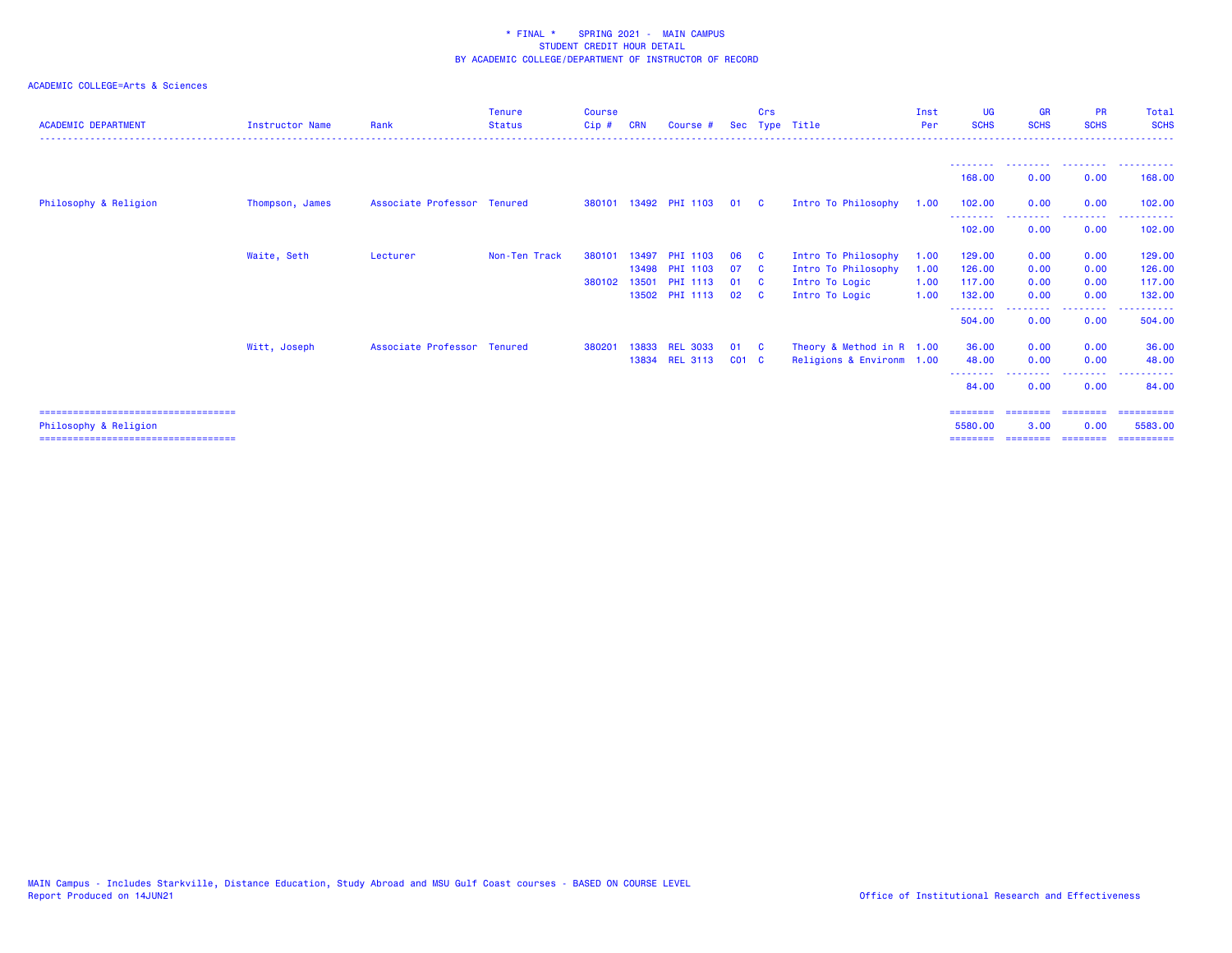\* FINAL \* SPRING 2021 - MAIN CAMPUS
STUDENT CREDIT HOUR DETAIL
BY ACADEMIC COLLEGE/DEPARTMENT OF INSTRUCTOR OF RECORD

ACADEMIC COLLEGE=Arts & Sciences

| ACADEMIC DEPARTMENT | Instructor Name | Rank | Tenure Status | Course Cip # | CRN | Course # | Sec | Crs Type | Title | Inst Per | UG SCHS | GR SCHS | PR SCHS | Total SCHS |
|---|---|---|---|---|---|---|---|---|---|---|---|---|---|---|
| | | | | | | | | | | | 168.00 | 0.00 | 0.00 | 168.00 |
| Philosophy & Religion | Thompson, James | Associate Professor | Tenured | 380101 | 13492 | PHI 1103 | 01 | C | Intro To Philosophy | 1.00 | 102.00 | 0.00 | 0.00 | 102.00 |
| | | | | | | | | | | | 102.00 | 0.00 | 0.00 | 102.00 |
| | Waite, Seth | Lecturer | Non-Ten Track | 380101 | 13497 | PHI 1103 | 06 | C | Intro To Philosophy | 1.00 | 129.00 | 0.00 | 0.00 | 129.00 |
| | | | | | 13498 | PHI 1103 | 07 | C | Intro To Philosophy | 1.00 | 126.00 | 0.00 | 0.00 | 126.00 |
| | | | | 380102 | 13501 | PHI 1113 | 01 | C | Intro To Logic | 1.00 | 117.00 | 0.00 | 0.00 | 117.00 |
| | | | | | 13502 | PHI 1113 | 02 | C | Intro To Logic | 1.00 | 132.00 | 0.00 | 0.00 | 132.00 |
| | | | | | | | | | | | 504.00 | 0.00 | 0.00 | 504.00 |
| | Witt, Joseph | Associate Professor | Tenured | 380201 | 13833 | REL 3033 | 01 | C | Theory & Method in R | 1.00 | 36.00 | 0.00 | 0.00 | 36.00 |
| | | | | | 13834 | REL 3113 | C01 | C | Religions & Environm | 1.00 | 48.00 | 0.00 | 0.00 | 48.00 |
| | | | | | | | | | | | 84.00 | 0.00 | 0.00 | 84.00 |
| Philosophy & Religion | | | | | | | | | | | 5580.00 | 3.00 | 0.00 | 5583.00 |

MAIN Campus - Includes Starkville, Distance Education, Study Abroad and MSU Gulf Coast courses - BASED ON COURSE LEVEL
Report Produced on 14JUN21

Office of Institutional Research and Effectiveness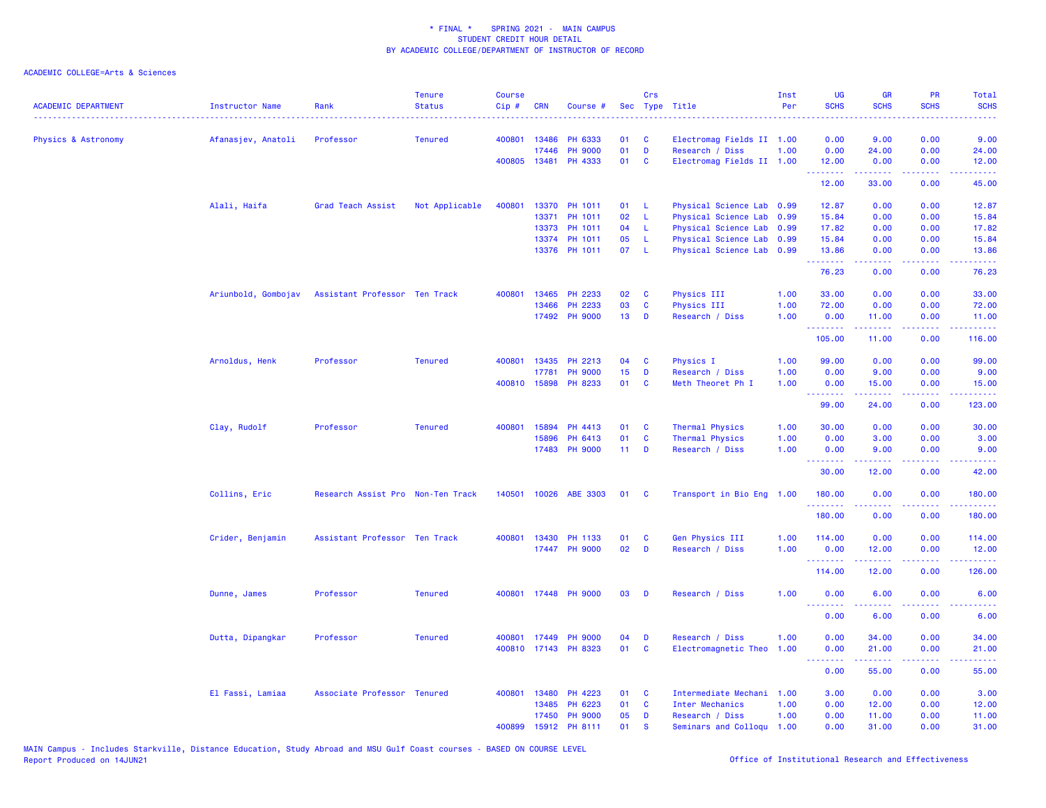\* FINAL \*    SPRING 2021 -  MAIN CAMPUS
STUDENT CREDIT HOUR DETAIL
BY ACADEMIC COLLEGE/DEPARTMENT OF INSTRUCTOR OF RECORD

ACADEMIC COLLEGE=Arts & Sciences

| ACADEMIC DEPARTMENT | Instructor Name | Rank | Tenure Status | Course Cip # | CRN | Course # | Sec | Crs Type | Title | Inst Per | UG SCHS | GR SCHS | PR SCHS | Total SCHS |
|---|---|---|---|---|---|---|---|---|---|---|---|---|---|---|
| Physics & Astronomy | Afanasjev, Anatoli | Professor | Tenured | 400801 | 13486 | PH 6333 | 01 | C | Electromag Fields II | 1.00 | 0.00 | 9.00 | 0.00 | 9.00 |
| | | | | | 17446 | PH 9000 | 01 | D | Research / Diss | 1.00 | 0.00 | 24.00 | 0.00 | 24.00 |
| | | | | 400805 | 13481 | PH 4333 | 01 | C | Electromag Fields II | 1.00 | 12.00 | 0.00 | 0.00 | 12.00 |
| | | | | | | | | | | | 12.00 | 33.00 | 0.00 | 45.00 |
| | Alali, Haifa | Grad Teach Assist | Not Applicable | 400801 | 13370 | PH 1011 | 01 | L | Physical Science Lab | 0.99 | 12.87 | 0.00 | 0.00 | 12.87 |
| | | | | | 13371 | PH 1011 | 02 | L | Physical Science Lab | 0.99 | 15.84 | 0.00 | 0.00 | 15.84 |
| | | | | | 13373 | PH 1011 | 04 | L | Physical Science Lab | 0.99 | 17.82 | 0.00 | 0.00 | 17.82 |
| | | | | | 13374 | PH 1011 | 05 | L | Physical Science Lab | 0.99 | 15.84 | 0.00 | 0.00 | 15.84 |
| | | | | | 13376 | PH 1011 | 07 | L | Physical Science Lab | 0.99 | 13.86 | 0.00 | 0.00 | 13.86 |
| | | | | | | | | | | | 76.23 | 0.00 | 0.00 | 76.23 |
| | Ariunbold, Gombojav | Assistant Professor | Ten Track | 400801 | 13465 | PH 2233 | 02 | C | Physics III | 1.00 | 33.00 | 0.00 | 0.00 | 33.00 |
| | | | | | 13466 | PH 2233 | 03 | C | Physics III | 1.00 | 72.00 | 0.00 | 0.00 | 72.00 |
| | | | | | 17492 | PH 9000 | 13 | D | Research / Diss | 1.00 | 0.00 | 11.00 | 0.00 | 11.00 |
| | | | | | | | | | | | 105.00 | 11.00 | 0.00 | 116.00 |
| | Arnoldus, Henk | Professor | Tenured | 400801 | 13435 | PH 2213 | 04 | C | Physics I | 1.00 | 99.00 | 0.00 | 0.00 | 99.00 |
| | | | | | 17781 | PH 9000 | 15 | D | Research / Diss | 1.00 | 0.00 | 9.00 | 0.00 | 9.00 |
| | | | | 400810 | 15898 | PH 8233 | 01 | C | Meth Theoret Ph I | 1.00 | 0.00 | 15.00 | 0.00 | 15.00 |
| | | | | | | | | | | | 99.00 | 24.00 | 0.00 | 123.00 |
| | Clay, Rudolf | Professor | Tenured | 400801 | 15894 | PH 4413 | 01 | C | Thermal Physics | 1.00 | 30.00 | 0.00 | 0.00 | 30.00 |
| | | | | | 15896 | PH 6413 | 01 | C | Thermal Physics | 1.00 | 0.00 | 3.00 | 0.00 | 3.00 |
| | | | | | 17483 | PH 9000 | 11 | D | Research / Diss | 1.00 | 0.00 | 9.00 | 0.00 | 9.00 |
| | | | | | | | | | | | 30.00 | 12.00 | 0.00 | 42.00 |
| | Collins, Eric | Research Assist Pro | Non-Ten Track | 140501 | 10026 | ABE 3303 | 01 | C | Transport in Bio Eng | 1.00 | 180.00 | 0.00 | 0.00 | 180.00 |
| | | | | | | | | | | | 180.00 | 0.00 | 0.00 | 180.00 |
| | Crider, Benjamin | Assistant Professor | Ten Track | 400801 | 13430 | PH 1133 | 01 | C | Gen Physics III | 1.00 | 114.00 | 0.00 | 0.00 | 114.00 |
| | | | | | 17447 | PH 9000 | 02 | D | Research / Diss | 1.00 | 0.00 | 12.00 | 0.00 | 12.00 |
| | | | | | | | | | | | 114.00 | 12.00 | 0.00 | 126.00 |
| | Dunne, James | Professor | Tenured | 400801 | 17448 | PH 9000 | 03 | D | Research / Diss | 1.00 | 0.00 | 6.00 | 0.00 | 6.00 |
| | | | | | | | | | | | 0.00 | 6.00 | 0.00 | 6.00 |
| | Dutta, Dipangkar | Professor | Tenured | 400801 | 17449 | PH 9000 | 04 | D | Research / Diss | 1.00 | 0.00 | 34.00 | 0.00 | 34.00 |
| | | | | 400810 | 17143 | PH 8323 | 01 | C | Electromagnetic Theo | 1.00 | 0.00 | 21.00 | 0.00 | 21.00 |
| | | | | | | | | | | | 0.00 | 55.00 | 0.00 | 55.00 |
| | El Fassi, Lamiaa | Associate Professor | Tenured | 400801 | 13480 | PH 4223 | 01 | C | Intermediate Mechani | 1.00 | 3.00 | 0.00 | 0.00 | 3.00 |
| | | | | | 13485 | PH 6223 | 01 | C | Inter Mechanics | 1.00 | 0.00 | 12.00 | 0.00 | 12.00 |
| | | | | | 17450 | PH 9000 | 05 | D | Research / Diss | 1.00 | 0.00 | 11.00 | 0.00 | 11.00 |
| | | | | 400899 | 15912 | PH 8111 | 01 | S | Seminars and Colloqu | 1.00 | 0.00 | 31.00 | 0.00 | 31.00 |

MAIN Campus - Includes Starkville, Distance Education, Study Abroad and MSU Gulf Coast courses - BASED ON COURSE LEVEL
Report Produced on 14JUN21

Office of Institutional Research and Effectiveness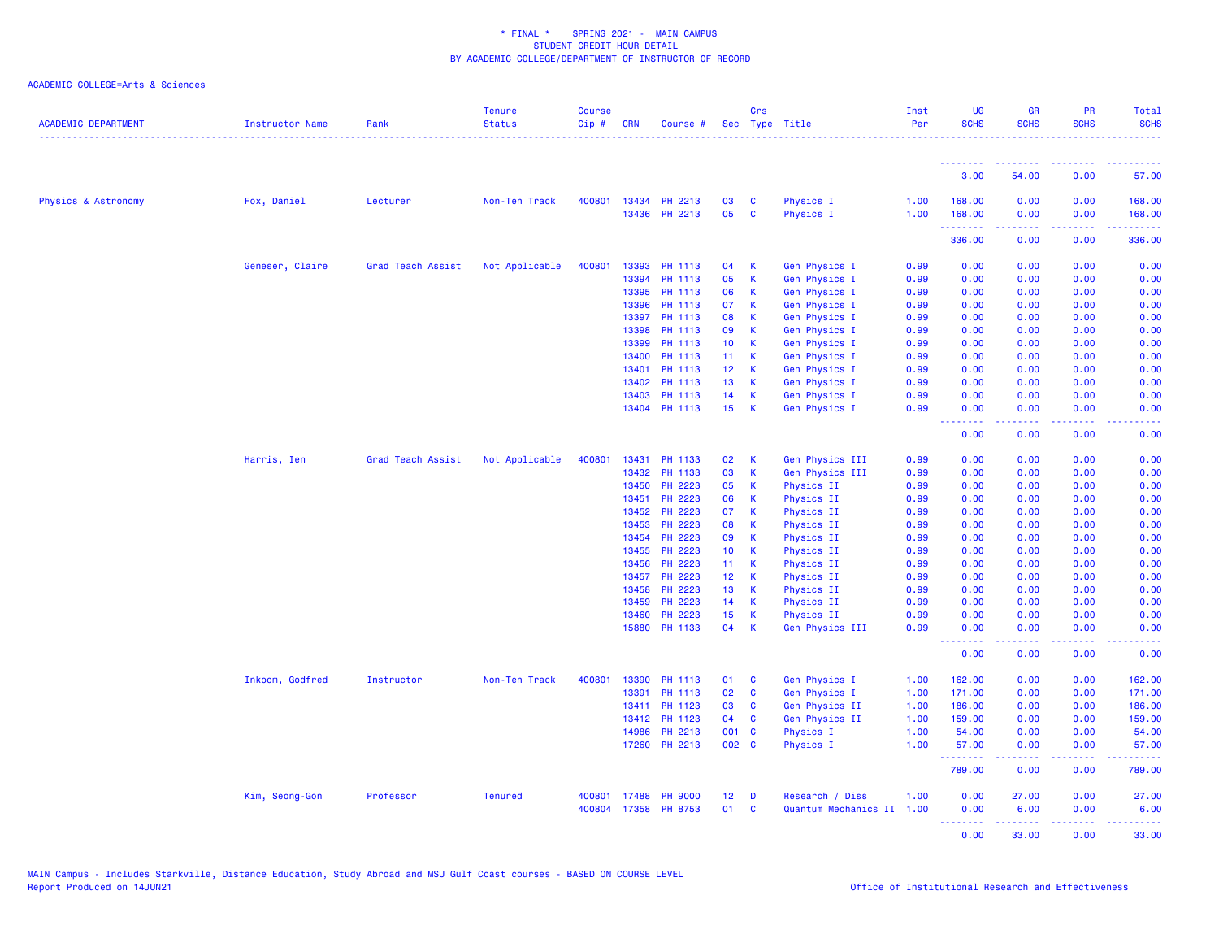\* FINAL \* SPRING 2021 - MAIN CAMPUS
STUDENT CREDIT HOUR DETAIL
BY ACADEMIC COLLEGE/DEPARTMENT OF INSTRUCTOR OF RECORD

ACADEMIC COLLEGE=Arts & Sciences

| ACADEMIC DEPARTMENT | Instructor Name | Rank | Tenure Status | Course Cip # | CRN | Course # | Sec | Crs Type | Title | Inst Per | UG SCHS | GR SCHS | PR SCHS | Total SCHS |
|---|---|---|---|---|---|---|---|---|---|---|---|---|---|---|
| | | | | | | | | | | | 3.00 | 54.00 | 0.00 | 57.00 |
| Physics & Astronomy | Fox, Daniel | Lecturer | Non-Ten Track | 400801 | 13434 | PH 2213 | 03 | C | Physics I | 1.00 | 168.00 | 0.00 | 0.00 | 168.00 |
| | | | | | 13436 | PH 2213 | 05 | C | Physics I | 1.00 | 168.00 | 0.00 | 0.00 | 168.00 |
| | | | | | | | | | | | 336.00 | 0.00 | 0.00 | 336.00 |
| | Geneser, Claire | Grad Teach Assist | Not Applicable | 400801 | 13393 | PH 1113 | 04 | K | Gen Physics I | 0.99 | 0.00 | 0.00 | 0.00 | 0.00 |
| | | | | | 13394 | PH 1113 | 05 | K | Gen Physics I | 0.99 | 0.00 | 0.00 | 0.00 | 0.00 |
| | | | | | 13395 | PH 1113 | 06 | K | Gen Physics I | 0.99 | 0.00 | 0.00 | 0.00 | 0.00 |
| | | | | | 13396 | PH 1113 | 07 | K | Gen Physics I | 0.99 | 0.00 | 0.00 | 0.00 | 0.00 |
| | | | | | 13397 | PH 1113 | 08 | K | Gen Physics I | 0.99 | 0.00 | 0.00 | 0.00 | 0.00 |
| | | | | | 13398 | PH 1113 | 09 | K | Gen Physics I | 0.99 | 0.00 | 0.00 | 0.00 | 0.00 |
| | | | | | 13399 | PH 1113 | 10 | K | Gen Physics I | 0.99 | 0.00 | 0.00 | 0.00 | 0.00 |
| | | | | | 13400 | PH 1113 | 11 | K | Gen Physics I | 0.99 | 0.00 | 0.00 | 0.00 | 0.00 |
| | | | | | 13401 | PH 1113 | 12 | K | Gen Physics I | 0.99 | 0.00 | 0.00 | 0.00 | 0.00 |
| | | | | | 13402 | PH 1113 | 13 | K | Gen Physics I | 0.99 | 0.00 | 0.00 | 0.00 | 0.00 |
| | | | | | 13403 | PH 1113 | 14 | K | Gen Physics I | 0.99 | 0.00 | 0.00 | 0.00 | 0.00 |
| | | | | | 13404 | PH 1113 | 15 | K | Gen Physics I | 0.99 | 0.00 | 0.00 | 0.00 | 0.00 |
| | | | | | | | | | | | 0.00 | 0.00 | 0.00 | 0.00 |
| | Harris, Ien | Grad Teach Assist | Not Applicable | 400801 | 13431 | PH 1133 | 02 | K | Gen Physics III | 0.99 | 0.00 | 0.00 | 0.00 | 0.00 |
| | | | | | 13432 | PH 1133 | 03 | K | Gen Physics III | 0.99 | 0.00 | 0.00 | 0.00 | 0.00 |
| | | | | | 13450 | PH 2223 | 05 | K | Physics II | 0.99 | 0.00 | 0.00 | 0.00 | 0.00 |
| | | | | | 13451 | PH 2223 | 06 | K | Physics II | 0.99 | 0.00 | 0.00 | 0.00 | 0.00 |
| | | | | | 13452 | PH 2223 | 07 | K | Physics II | 0.99 | 0.00 | 0.00 | 0.00 | 0.00 |
| | | | | | 13453 | PH 2223 | 08 | K | Physics II | 0.99 | 0.00 | 0.00 | 0.00 | 0.00 |
| | | | | | 13454 | PH 2223 | 09 | K | Physics II | 0.99 | 0.00 | 0.00 | 0.00 | 0.00 |
| | | | | | 13455 | PH 2223 | 10 | K | Physics II | 0.99 | 0.00 | 0.00 | 0.00 | 0.00 |
| | | | | | 13456 | PH 2223 | 11 | K | Physics II | 0.99 | 0.00 | 0.00 | 0.00 | 0.00 |
| | | | | | 13457 | PH 2223 | 12 | K | Physics II | 0.99 | 0.00 | 0.00 | 0.00 | 0.00 |
| | | | | | 13458 | PH 2223 | 13 | K | Physics II | 0.99 | 0.00 | 0.00 | 0.00 | 0.00 |
| | | | | | 13459 | PH 2223 | 14 | K | Physics II | 0.99 | 0.00 | 0.00 | 0.00 | 0.00 |
| | | | | | 13460 | PH 2223 | 15 | K | Physics II | 0.99 | 0.00 | 0.00 | 0.00 | 0.00 |
| | | | | | 15880 | PH 1133 | 04 | K | Gen Physics III | 0.99 | 0.00 | 0.00 | 0.00 | 0.00 |
| | | | | | | | | | | | 0.00 | 0.00 | 0.00 | 0.00 |
| | Inkoom, Godfred | Instructor | Non-Ten Track | 400801 | 13390 | PH 1113 | 01 | C | Gen Physics I | 1.00 | 162.00 | 0.00 | 0.00 | 162.00 |
| | | | | | 13391 | PH 1113 | 02 | C | Gen Physics I | 1.00 | 171.00 | 0.00 | 0.00 | 171.00 |
| | | | | | 13411 | PH 1123 | 03 | C | Gen Physics II | 1.00 | 186.00 | 0.00 | 0.00 | 186.00 |
| | | | | | 13412 | PH 1123 | 04 | C | Gen Physics II | 1.00 | 159.00 | 0.00 | 0.00 | 159.00 |
| | | | | | 14986 | PH 2213 | 001 | C | Physics I | 1.00 | 54.00 | 0.00 | 0.00 | 54.00 |
| | | | | | 17260 | PH 2213 | 002 | C | Physics I | 1.00 | 57.00 | 0.00 | 0.00 | 57.00 |
| | | | | | | | | | | | 789.00 | 0.00 | 0.00 | 789.00 |
| | Kim, Seong-Gon | Professor | Tenured | 400801 | 17488 | PH 9000 | 12 | D | Research / Diss | 1.00 | 0.00 | 27.00 | 0.00 | 27.00 |
| | | | | 400804 | 17358 | PH 8753 | 01 | C | Quantum Mechanics II | 1.00 | 0.00 | 6.00 | 0.00 | 6.00 |
| | | | | | | | | | | | 0.00 | 33.00 | 0.00 | 33.00 |

MAIN Campus - Includes Starkville, Distance Education, Study Abroad and MSU Gulf Coast courses - BASED ON COURSE LEVEL
Report Produced on 14JUN21

Office of Institutional Research and Effectiveness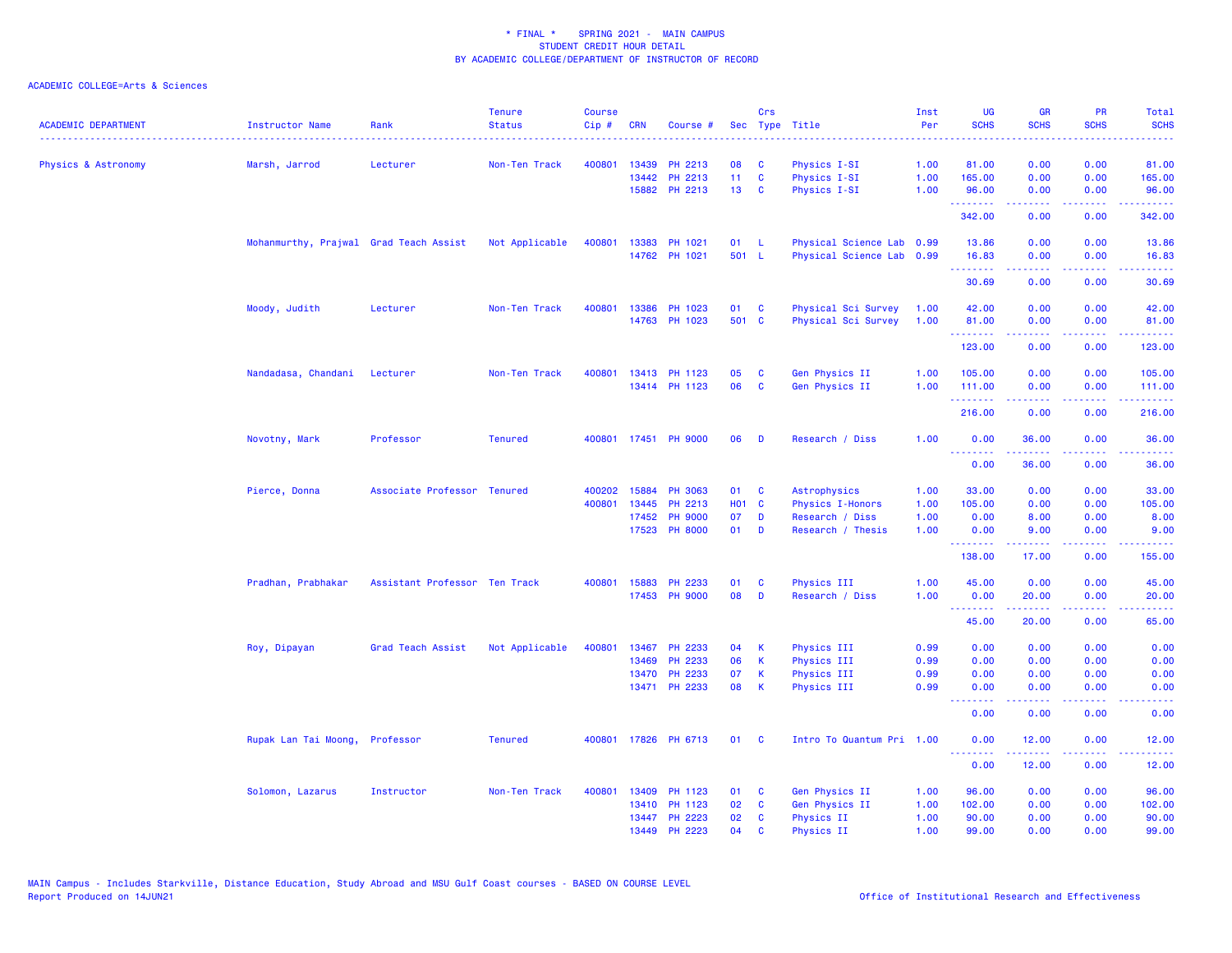\* FINAL \* SPRING 2021 - MAIN CAMPUS
STUDENT CREDIT HOUR DETAIL
BY ACADEMIC COLLEGE/DEPARTMENT OF INSTRUCTOR OF RECORD

ACADEMIC COLLEGE=Arts & Sciences

| ACADEMIC DEPARTMENT | Instructor Name | Rank | Tenure Status | Course Cip # | CRN | Course # | Sec | Crs Type | Title | Inst Per | UG SCHS | GR SCHS | PR SCHS | Total SCHS |
|---|---|---|---|---|---|---|---|---|---|---|---|---|---|---|
| Physics & Astronomy | Marsh, Jarrod | Lecturer | Non-Ten Track | 400801 | 13439 | PH 2213 | 08 | C | Physics I-SI | 1.00 | 81.00 | 0.00 | 0.00 | 81.00 |
| | | | | | 13442 | PH 2213 | 11 | C | Physics I-SI | 1.00 | 165.00 | 0.00 | 0.00 | 165.00 |
| | | | | | 15882 | PH 2213 | 13 | C | Physics I-SI | 1.00 | 96.00 | 0.00 | 0.00 | 96.00 |
| | | | | | | | | | | | 342.00 | 0.00 | 0.00 | 342.00 |
| | Mohanmurthy, Prajwal | Grad Teach Assist | Not Applicable | 400801 | 13383 | PH 1021 | 01 | L | Physical Science Lab | 0.99 | 13.86 | 0.00 | 0.00 | 13.86 |
| | | | | | 14762 | PH 1021 | 501 | L | Physical Science Lab | 0.99 | 16.83 | 0.00 | 0.00 | 16.83 |
| | | | | | | | | | | | 30.69 | 0.00 | 0.00 | 30.69 |
| | Moody, Judith | Lecturer | Non-Ten Track | 400801 | 13386 | PH 1023 | 01 | C | Physical Sci Survey | 1.00 | 42.00 | 0.00 | 0.00 | 42.00 |
| | | | | | 14763 | PH 1023 | 501 | C | Physical Sci Survey | 1.00 | 81.00 | 0.00 | 0.00 | 81.00 |
| | | | | | | | | | | | 123.00 | 0.00 | 0.00 | 123.00 |
| | Nandadasa, Chandani | Lecturer | Non-Ten Track | 400801 | 13413 | PH 1123 | 05 | C | Gen Physics II | 1.00 | 105.00 | 0.00 | 0.00 | 105.00 |
| | | | | | 13414 | PH 1123 | 06 | C | Gen Physics II | 1.00 | 111.00 | 0.00 | 0.00 | 111.00 |
| | | | | | | | | | | | 216.00 | 0.00 | 0.00 | 216.00 |
| | Novotny, Mark | Professor | Tenured | 400801 | 17451 | PH 9000 | 06 | D | Research / Diss | 1.00 | 0.00 | 36.00 | 0.00 | 36.00 |
| | | | | | | | | | | | 0.00 | 36.00 | 0.00 | 36.00 |
| | Pierce, Donna | Associate Professor | Tenured | 400202 | 15884 | PH 3063 | 01 | C | Astrophysics | 1.00 | 33.00 | 0.00 | 0.00 | 33.00 |
| | | | | 400801 | 13445 | PH 2213 | H01 | C | Physics I-Honors | 1.00 | 105.00 | 0.00 | 0.00 | 105.00 |
| | | | | | 17452 | PH 9000 | 07 | D | Research / Diss | 1.00 | 0.00 | 8.00 | 0.00 | 8.00 |
| | | | | | 17523 | PH 8000 | 01 | D | Research / Thesis | 1.00 | 0.00 | 9.00 | 0.00 | 9.00 |
| | | | | | | | | | | | 138.00 | 17.00 | 0.00 | 155.00 |
| | Pradhan, Prabhakar | Assistant Professor | Ten Track | 400801 | 15883 | PH 2233 | 01 | C | Physics III | 1.00 | 45.00 | 0.00 | 0.00 | 45.00 |
| | | | | | 17453 | PH 9000 | 08 | D | Research / Diss | 1.00 | 0.00 | 20.00 | 0.00 | 20.00 |
| | | | | | | | | | | | 45.00 | 20.00 | 0.00 | 65.00 |
| | Roy, Dipayan | Grad Teach Assist | Not Applicable | 400801 | 13467 | PH 2233 | 04 | K | Physics III | 0.99 | 0.00 | 0.00 | 0.00 | 0.00 |
| | | | | | 13469 | PH 2233 | 06 | K | Physics III | 0.99 | 0.00 | 0.00 | 0.00 | 0.00 |
| | | | | | 13470 | PH 2233 | 07 | K | Physics III | 0.99 | 0.00 | 0.00 | 0.00 | 0.00 |
| | | | | | 13471 | PH 2233 | 08 | K | Physics III | 0.99 | 0.00 | 0.00 | 0.00 | 0.00 |
| | | | | | | | | | | | 0.00 | 0.00 | 0.00 | 0.00 |
| | Rupak Lan Tai Moong, | Professor | Tenured | 400801 | 17826 | PH 6713 | 01 | C | Intro To Quantum Pri | 1.00 | 0.00 | 12.00 | 0.00 | 12.00 |
| | | | | | | | | | | | 0.00 | 12.00 | 0.00 | 12.00 |
| | Solomon, Lazarus | Instructor | Non-Ten Track | 400801 | 13409 | PH 1123 | 01 | C | Gen Physics II | 1.00 | 96.00 | 0.00 | 0.00 | 96.00 |
| | | | | | 13410 | PH 1123 | 02 | C | Gen Physics II | 1.00 | 102.00 | 0.00 | 0.00 | 102.00 |
| | | | | | 13447 | PH 2223 | 02 | C | Physics II | 1.00 | 90.00 | 0.00 | 0.00 | 90.00 |
| | | | | | 13449 | PH 2223 | 04 | C | Physics II | 1.00 | 99.00 | 0.00 | 0.00 | 99.00 |

MAIN Campus - Includes Starkville, Distance Education, Study Abroad and MSU Gulf Coast courses - BASED ON COURSE LEVEL
Report Produced on 14JUN21

Office of Institutional Research and Effectiveness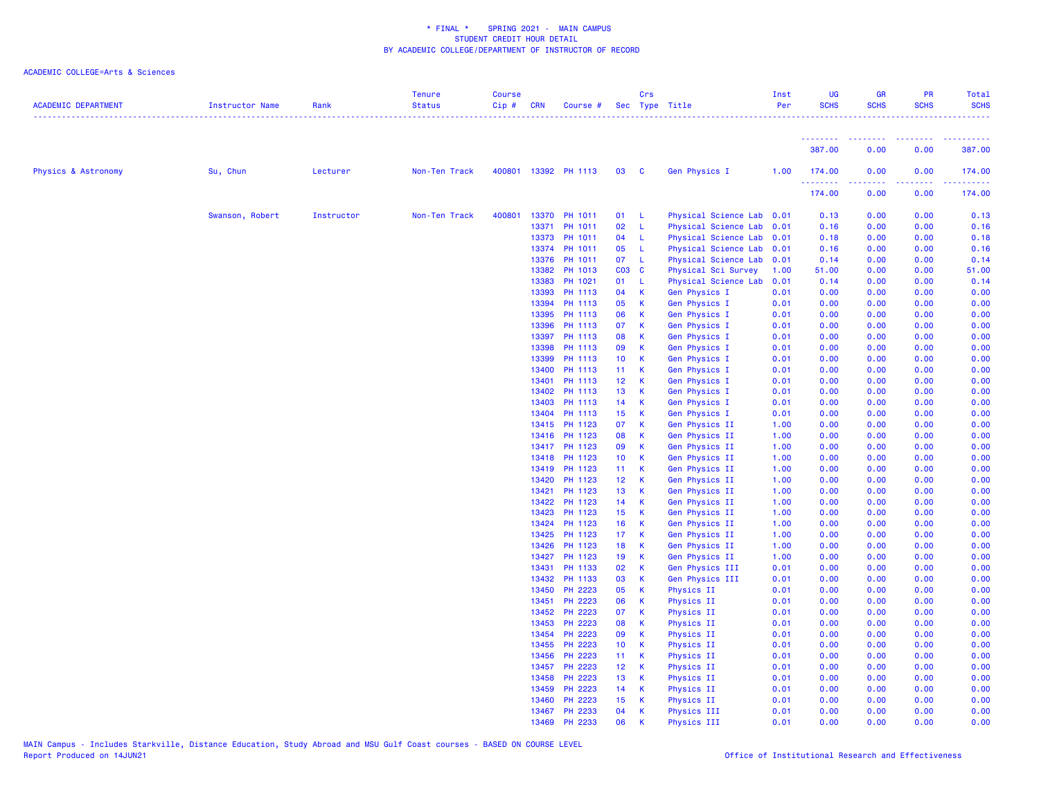\* FINAL \* SPRING 2021 - MAIN CAMPUS
STUDENT CREDIT HOUR DETAIL
BY ACADEMIC COLLEGE/DEPARTMENT OF INSTRUCTOR OF RECORD

ACADEMIC COLLEGE=Arts & Sciences

| ACADEMIC DEPARTMENT | Instructor Name | Rank | Tenure Status | Course Cip # | CRN | Course # | Sec | Crs Type | Title | Inst Per | UG SCHS | GR SCHS | PR SCHS | Total SCHS |
|---|---|---|---|---|---|---|---|---|---|---|---|---|---|---|
| | | | | | | | | | | | 387.00 | 0.00 | 0.00 | 387.00 |
| Physics & Astronomy | Su, Chun | Lecturer | Non-Ten Track | 400801 | 13392 | PH 1113 | 03 | C | Gen Physics I | 1.00 | 174.00 | 0.00 | 0.00 | 174.00 |
| | | | | | | | | | | | 174.00 | 0.00 | 0.00 | 174.00 |
| | Swanson, Robert | Instructor | Non-Ten Track | 400801 | 13370 | PH 1011 | 01 | L | Physical Science Lab | 0.01 | 0.13 | 0.00 | 0.00 | 0.13 |
| | | | | | 13371 | PH 1011 | 02 | L | Physical Science Lab | 0.01 | 0.16 | 0.00 | 0.00 | 0.16 |
| | | | | | 13373 | PH 1011 | 04 | L | Physical Science Lab | 0.01 | 0.18 | 0.00 | 0.00 | 0.18 |
| | | | | | 13374 | PH 1011 | 05 | L | Physical Science Lab | 0.01 | 0.16 | 0.00 | 0.00 | 0.16 |
| | | | | | 13376 | PH 1011 | 07 | L | Physical Science Lab | 0.01 | 0.14 | 0.00 | 0.00 | 0.14 |
| | | | | | 13382 | PH 1013 | C03 | C | Physical Sci Survey | 1.00 | 51.00 | 0.00 | 0.00 | 51.00 |
| | | | | | 13383 | PH 1021 | 01 | L | Physical Science Lab | 0.01 | 0.14 | 0.00 | 0.00 | 0.14 |
| | | | | | 13393 | PH 1113 | 04 | K | Gen Physics I | 0.01 | 0.00 | 0.00 | 0.00 | 0.00 |
| | | | | | 13394 | PH 1113 | 05 | K | Gen Physics I | 0.01 | 0.00 | 0.00 | 0.00 | 0.00 |
| | | | | | 13395 | PH 1113 | 06 | K | Gen Physics I | 0.01 | 0.00 | 0.00 | 0.00 | 0.00 |
| | | | | | 13396 | PH 1113 | 07 | K | Gen Physics I | 0.01 | 0.00 | 0.00 | 0.00 | 0.00 |
| | | | | | 13397 | PH 1113 | 08 | K | Gen Physics I | 0.01 | 0.00 | 0.00 | 0.00 | 0.00 |
| | | | | | 13398 | PH 1113 | 09 | K | Gen Physics I | 0.01 | 0.00 | 0.00 | 0.00 | 0.00 |
| | | | | | 13399 | PH 1113 | 10 | K | Gen Physics I | 0.01 | 0.00 | 0.00 | 0.00 | 0.00 |
| | | | | | 13400 | PH 1113 | 11 | K | Gen Physics I | 0.01 | 0.00 | 0.00 | 0.00 | 0.00 |
| | | | | | 13401 | PH 1113 | 12 | K | Gen Physics I | 0.01 | 0.00 | 0.00 | 0.00 | 0.00 |
| | | | | | 13402 | PH 1113 | 13 | K | Gen Physics I | 0.01 | 0.00 | 0.00 | 0.00 | 0.00 |
| | | | | | 13403 | PH 1113 | 14 | K | Gen Physics I | 0.01 | 0.00 | 0.00 | 0.00 | 0.00 |
| | | | | | 13404 | PH 1113 | 15 | K | Gen Physics I | 0.01 | 0.00 | 0.00 | 0.00 | 0.00 |
| | | | | | 13415 | PH 1123 | 07 | K | Gen Physics II | 1.00 | 0.00 | 0.00 | 0.00 | 0.00 |
| | | | | | 13416 | PH 1123 | 08 | K | Gen Physics II | 1.00 | 0.00 | 0.00 | 0.00 | 0.00 |
| | | | | | 13417 | PH 1123 | 09 | K | Gen Physics II | 1.00 | 0.00 | 0.00 | 0.00 | 0.00 |
| | | | | | 13418 | PH 1123 | 10 | K | Gen Physics II | 1.00 | 0.00 | 0.00 | 0.00 | 0.00 |
| | | | | | 13419 | PH 1123 | 11 | K | Gen Physics II | 1.00 | 0.00 | 0.00 | 0.00 | 0.00 |
| | | | | | 13420 | PH 1123 | 12 | K | Gen Physics II | 1.00 | 0.00 | 0.00 | 0.00 | 0.00 |
| | | | | | 13421 | PH 1123 | 13 | K | Gen Physics II | 1.00 | 0.00 | 0.00 | 0.00 | 0.00 |
| | | | | | 13422 | PH 1123 | 14 | K | Gen Physics II | 1.00 | 0.00 | 0.00 | 0.00 | 0.00 |
| | | | | | 13423 | PH 1123 | 15 | K | Gen Physics II | 1.00 | 0.00 | 0.00 | 0.00 | 0.00 |
| | | | | | 13424 | PH 1123 | 16 | K | Gen Physics II | 1.00 | 0.00 | 0.00 | 0.00 | 0.00 |
| | | | | | 13425 | PH 1123 | 17 | K | Gen Physics II | 1.00 | 0.00 | 0.00 | 0.00 | 0.00 |
| | | | | | 13426 | PH 1123 | 18 | K | Gen Physics II | 1.00 | 0.00 | 0.00 | 0.00 | 0.00 |
| | | | | | 13427 | PH 1123 | 19 | K | Gen Physics II | 1.00 | 0.00 | 0.00 | 0.00 | 0.00 |
| | | | | | 13431 | PH 1133 | 02 | K | Gen Physics III | 0.01 | 0.00 | 0.00 | 0.00 | 0.00 |
| | | | | | 13432 | PH 1133 | 03 | K | Gen Physics III | 0.01 | 0.00 | 0.00 | 0.00 | 0.00 |
| | | | | | 13450 | PH 2223 | 05 | K | Physics II | 0.01 | 0.00 | 0.00 | 0.00 | 0.00 |
| | | | | | 13451 | PH 2223 | 06 | K | Physics II | 0.01 | 0.00 | 0.00 | 0.00 | 0.00 |
| | | | | | 13452 | PH 2223 | 07 | K | Physics II | 0.01 | 0.00 | 0.00 | 0.00 | 0.00 |
| | | | | | 13453 | PH 2223 | 08 | K | Physics II | 0.01 | 0.00 | 0.00 | 0.00 | 0.00 |
| | | | | | 13454 | PH 2223 | 09 | K | Physics II | 0.01 | 0.00 | 0.00 | 0.00 | 0.00 |
| | | | | | 13455 | PH 2223 | 10 | K | Physics II | 0.01 | 0.00 | 0.00 | 0.00 | 0.00 |
| | | | | | 13456 | PH 2223 | 11 | K | Physics II | 0.01 | 0.00 | 0.00 | 0.00 | 0.00 |
| | | | | | 13457 | PH 2223 | 12 | K | Physics II | 0.01 | 0.00 | 0.00 | 0.00 | 0.00 |
| | | | | | 13458 | PH 2223 | 13 | K | Physics II | 0.01 | 0.00 | 0.00 | 0.00 | 0.00 |
| | | | | | 13459 | PH 2223 | 14 | K | Physics II | 0.01 | 0.00 | 0.00 | 0.00 | 0.00 |
| | | | | | 13460 | PH 2223 | 15 | K | Physics II | 0.01 | 0.00 | 0.00 | 0.00 | 0.00 |
| | | | | | 13467 | PH 2233 | 04 | K | Physics III | 0.01 | 0.00 | 0.00 | 0.00 | 0.00 |
| | | | | | 13469 | PH 2233 | 06 | K | Physics III | 0.01 | 0.00 | 0.00 | 0.00 | 0.00 |

MAIN Campus - Includes Starkville, Distance Education, Study Abroad and MSU Gulf Coast courses - BASED ON COURSE LEVEL
Report Produced on 14JUN21 Office of Institutional Research and Effectiveness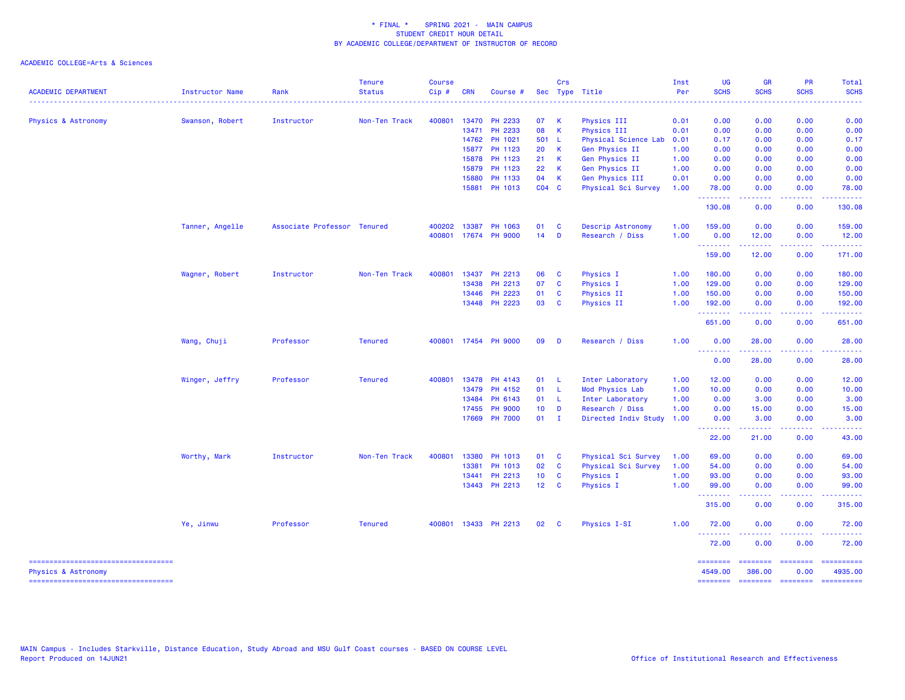\* FINAL \*   SPRING 2021 -  MAIN CAMPUS
STUDENT CREDIT HOUR DETAIL
BY ACADEMIC COLLEGE/DEPARTMENT OF INSTRUCTOR OF RECORD

ACADEMIC COLLEGE=Arts & Sciences

| ACADEMIC DEPARTMENT | Instructor Name | Rank | Tenure Status | Course Cip # | CRN | Course # | Sec | Crs Type | Title | Inst Per | UG SCHS | GR SCHS | PR SCHS | Total SCHS |
|---|---|---|---|---|---|---|---|---|---|---|---|---|---|---|
| Physics & Astronomy | Swanson, Robert | Instructor | Non-Ten Track | 400801 | 13470 | PH 2233 | 07 | K | Physics III | 0.01 | 0.00 | 0.00 | 0.00 | 0.00 |
| | | | | | 13471 | PH 2233 | 08 | K | Physics III | 0.01 | 0.00 | 0.00 | 0.00 | 0.00 |
| | | | | | 14762 | PH 1021 | 501 | L | Physical Science Lab | 0.01 | 0.17 | 0.00 | 0.00 | 0.17 |
| | | | | | 15877 | PH 1123 | 20 | K | Gen Physics II | 1.00 | 0.00 | 0.00 | 0.00 | 0.00 |
| | | | | | 15878 | PH 1123 | 21 | K | Gen Physics II | 1.00 | 0.00 | 0.00 | 0.00 | 0.00 |
| | | | | | 15879 | PH 1123 | 22 | K | Gen Physics II | 1.00 | 0.00 | 0.00 | 0.00 | 0.00 |
| | | | | | 15880 | PH 1133 | 04 | K | Gen Physics III | 0.01 | 0.00 | 0.00 | 0.00 | 0.00 |
| | | | | | 15881 | PH 1013 | C04 | C | Physical Sci Survey | 1.00 | 78.00 | 0.00 | 0.00 | 78.00 |
| | | | | | | | | | | | 130.08 | 0.00 | 0.00 | 130.08 |
| | Tanner, Angelle | Associate Professor | Tenured | 400202 | 13387 | PH 1063 | 01 | C | Descrip Astronomy | 1.00 | 159.00 | 0.00 | 0.00 | 159.00 |
| | | | | 400801 | 17674 | PH 9000 | 14 | D | Research / Diss | 1.00 | 0.00 | 12.00 | 0.00 | 12.00 |
| | | | | | | | | | | | 159.00 | 12.00 | 0.00 | 171.00 |
| | Wagner, Robert | Instructor | Non-Ten Track | 400801 | 13437 | PH 2213 | 06 | C | Physics I | 1.00 | 180.00 | 0.00 | 0.00 | 180.00 |
| | | | | | 13438 | PH 2213 | 07 | C | Physics I | 1.00 | 129.00 | 0.00 | 0.00 | 129.00 |
| | | | | | 13446 | PH 2223 | 01 | C | Physics II | 1.00 | 150.00 | 0.00 | 0.00 | 150.00 |
| | | | | | 13448 | PH 2223 | 03 | C | Physics II | 1.00 | 192.00 | 0.00 | 0.00 | 192.00 |
| | | | | | | | | | | | 651.00 | 0.00 | 0.00 | 651.00 |
| | Wang, Chuji | Professor | Tenured | 400801 | 17454 | PH 9000 | 09 | D | Research / Diss | 1.00 | 0.00 | 28.00 | 0.00 | 28.00 |
| | | | | | | | | | | | 0.00 | 28.00 | 0.00 | 28.00 |
| | Winger, Jeffry | Professor | Tenured | 400801 | 13478 | PH 4143 | 01 | L | Inter Laboratory | 1.00 | 12.00 | 0.00 | 0.00 | 12.00 |
| | | | | | 13479 | PH 4152 | 01 | L | Mod Physics Lab | 1.00 | 10.00 | 0.00 | 0.00 | 10.00 |
| | | | | | 13484 | PH 6143 | 01 | L | Inter Laboratory | 1.00 | 0.00 | 3.00 | 0.00 | 3.00 |
| | | | | | 17455 | PH 9000 | 10 | D | Research / Diss | 1.00 | 0.00 | 15.00 | 0.00 | 15.00 |
| | | | | | 17669 | PH 7000 | 01 | I | Directed Indiv Study | 1.00 | 0.00 | 3.00 | 0.00 | 3.00 |
| | | | | | | | | | | | 22.00 | 21.00 | 0.00 | 43.00 |
| | Worthy, Mark | Instructor | Non-Ten Track | 400801 | 13380 | PH 1013 | 01 | C | Physical Sci Survey | 1.00 | 69.00 | 0.00 | 0.00 | 69.00 |
| | | | | | 13381 | PH 1013 | 02 | C | Physical Sci Survey | 1.00 | 54.00 | 0.00 | 0.00 | 54.00 |
| | | | | | 13441 | PH 2213 | 10 | C | Physics I | 1.00 | 93.00 | 0.00 | 0.00 | 93.00 |
| | | | | | 13443 | PH 2213 | 12 | C | Physics I | 1.00 | 99.00 | 0.00 | 0.00 | 99.00 |
| | | | | | | | | | | | 315.00 | 0.00 | 0.00 | 315.00 |
| | Ye, Jinwu | Professor | Tenured | 400801 | 13433 | PH 2213 | 02 | C | Physics I-SI | 1.00 | 72.00 | 0.00 | 0.00 | 72.00 |
| | | | | | | | | | | | 72.00 | 0.00 | 0.00 | 72.00 |
| Physics & Astronomy | | | | | | | | | | | 4549.00 | 386.00 | 0.00 | 4935.00 |

MAIN Campus - Includes Starkville, Distance Education, Study Abroad and MSU Gulf Coast courses - BASED ON COURSE LEVEL
Report Produced on 14JUN21

Office of Institutional Research and Effectiveness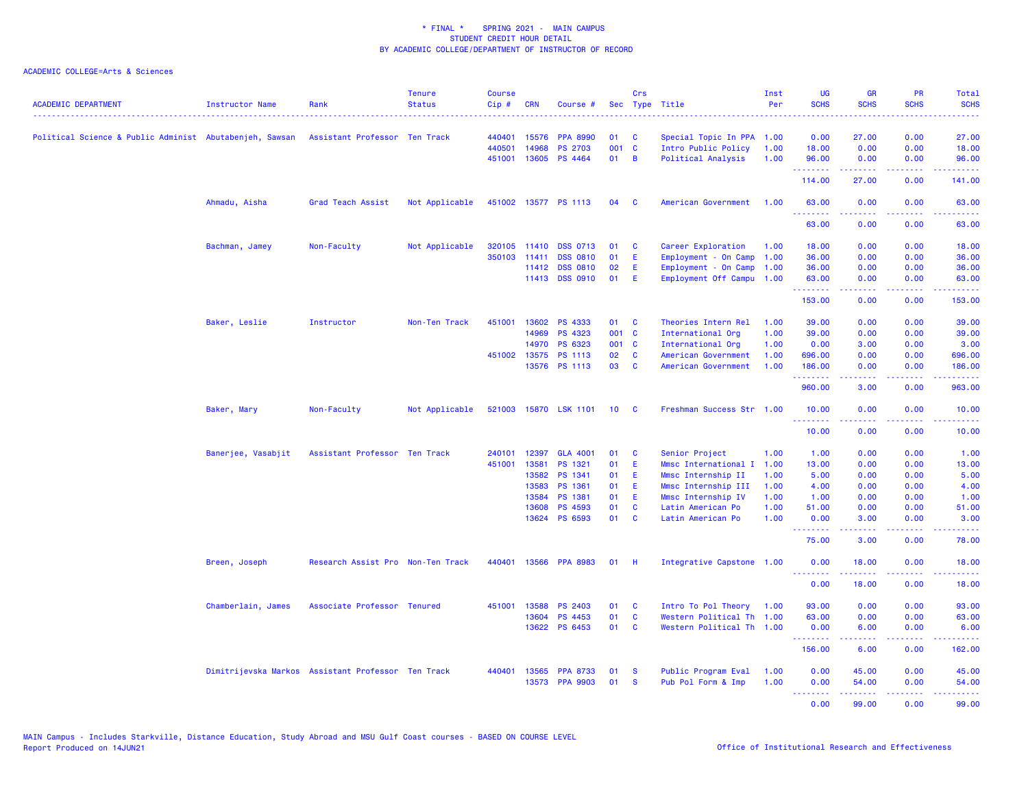\* FINAL \* SPRING 2021 - MAIN CAMPUS
STUDENT CREDIT HOUR DETAIL
BY ACADEMIC COLLEGE/DEPARTMENT OF INSTRUCTOR OF RECORD

ACADEMIC COLLEGE=Arts & Sciences

| ACADEMIC DEPARTMENT | Instructor Name | Rank | Tenure Status | Course Cip # | CRN | Course # | Sec | Crs Type | Title | Inst Per | UG SCHS | GR SCHS | PR SCHS | Total SCHS |
|---|---|---|---|---|---|---|---|---|---|---|---|---|---|---|
| Political Science & Public Administ | Abutabenjeh, Sawsan | Assistant Professor | Ten Track | 440401 | 15576 | PPA 8990 | 01 | C | Special Topic In PPA | 1.00 | 0.00 | 27.00 | 0.00 | 27.00 |
| | | | | 440501 | 14968 | PS 2703 | 001 | C | Intro Public Policy | 1.00 | 18.00 | 0.00 | 0.00 | 18.00 |
| | | | | 451001 | 13605 | PS 4464 | 01 | B | Political Analysis | 1.00 | 96.00 | 0.00 | 0.00 | 96.00 |
| | | | | | | | | | | | 114.00 | 27.00 | 0.00 | 141.00 |
| | Ahmadu, Aisha | Grad Teach Assist | Not Applicable | 451002 | 13577 | PS 1113 | 04 | C | American Government | 1.00 | 63.00 | 0.00 | 0.00 | 63.00 |
| | | | | | | | | | | | 63.00 | 0.00 | 0.00 | 63.00 |
| | Bachman, Jamey | Non-Faculty | Not Applicable | 320105 | 11410 | DSS 0713 | 01 | C | Career Exploration | 1.00 | 18.00 | 0.00 | 0.00 | 18.00 |
| | | | | 350103 | 11411 | DSS 0810 | 01 | E | Employment - On Camp | 1.00 | 36.00 | 0.00 | 0.00 | 36.00 |
| | | | | | 11412 | DSS 0810 | 02 | E | Employment - On Camp | 1.00 | 36.00 | 0.00 | 0.00 | 36.00 |
| | | | | | 11413 | DSS 0910 | 01 | E | Employment Off Campu | 1.00 | 63.00 | 0.00 | 0.00 | 63.00 |
| | | | | | | | | | | | 153.00 | 0.00 | 0.00 | 153.00 |
| | Baker, Leslie | Instructor | Non-Ten Track | 451001 | 13602 | PS 4333 | 01 | C | Theories Intern Rel | 1.00 | 39.00 | 0.00 | 0.00 | 39.00 |
| | | | | | 14969 | PS 4323 | 001 | C | International Org | 1.00 | 39.00 | 0.00 | 0.00 | 39.00 |
| | | | | | 14970 | PS 6323 | 001 | C | International Org | 1.00 | 0.00 | 3.00 | 0.00 | 3.00 |
| | | | | 451002 | 13575 | PS 1113 | 02 | C | American Government | 1.00 | 696.00 | 0.00 | 0.00 | 696.00 |
| | | | | | 13576 | PS 1113 | 03 | C | American Government | 1.00 | 186.00 | 0.00 | 0.00 | 186.00 |
| | | | | | | | | | | | 960.00 | 3.00 | 0.00 | 963.00 |
| | Baker, Mary | Non-Faculty | Not Applicable | 521003 | 15870 | LSK 1101 | 10 | C | Freshman Success Str | 1.00 | 10.00 | 0.00 | 0.00 | 10.00 |
| | | | | | | | | | | | 10.00 | 0.00 | 0.00 | 10.00 |
| | Banerjee, Vasabjit | Assistant Professor | Ten Track | 240101 | 12397 | GLA 4001 | 01 | C | Senior Project | 1.00 | 1.00 | 0.00 | 0.00 | 1.00 |
| | | | | 451001 | 13581 | PS 1321 | 01 | E | Mmsc International I | 1.00 | 13.00 | 0.00 | 0.00 | 13.00 |
| | | | | | 13582 | PS 1341 | 01 | E | Mmsc Internship II | 1.00 | 5.00 | 0.00 | 0.00 | 5.00 |
| | | | | | 13583 | PS 1361 | 01 | E | Mmsc Internship III | 1.00 | 4.00 | 0.00 | 0.00 | 4.00 |
| | | | | | 13584 | PS 1381 | 01 | E | Mmsc Internship IV | 1.00 | 1.00 | 0.00 | 0.00 | 1.00 |
| | | | | | 13608 | PS 4593 | 01 | C | Latin American Po | 1.00 | 51.00 | 0.00 | 0.00 | 51.00 |
| | | | | | 13624 | PS 6593 | 01 | C | Latin American Po | 1.00 | 0.00 | 3.00 | 0.00 | 3.00 |
| | | | | | | | | | | | 75.00 | 3.00 | 0.00 | 78.00 |
| | Breen, Joseph | Research Assist Pro | Non-Ten Track | 440401 | 13566 | PPA 8983 | 01 | H | Integrative Capstone | 1.00 | 0.00 | 18.00 | 0.00 | 18.00 |
| | | | | | | | | | | | 0.00 | 18.00 | 0.00 | 18.00 |
| | Chamberlain, James | Associate Professor | Tenured | 451001 | 13588 | PS 2403 | 01 | C | Intro To Pol Theory | 1.00 | 93.00 | 0.00 | 0.00 | 93.00 |
| | | | | | 13604 | PS 4453 | 01 | C | Western Political Th | 1.00 | 63.00 | 0.00 | 0.00 | 63.00 |
| | | | | | 13622 | PS 6453 | 01 | C | Western Political Th | 1.00 | 0.00 | 6.00 | 0.00 | 6.00 |
| | | | | | | | | | | | 156.00 | 6.00 | 0.00 | 162.00 |
| | Dimitrijevska Markos | Assistant Professor | Ten Track | 440401 | 13565 | PPA 8733 | 01 | S | Public Program Eval | 1.00 | 0.00 | 45.00 | 0.00 | 45.00 |
| | | | | | 13573 | PPA 9903 | 01 | S | Pub Pol Form & Imp | 1.00 | 0.00 | 54.00 | 0.00 | 54.00 |
| | | | | | | | | | | | 0.00 | 99.00 | 0.00 | 99.00 |

MAIN Campus - Includes Starkville, Distance Education, Study Abroad and MSU Gulf Coast courses - BASED ON COURSE LEVEL
Report Produced on 14JUN21

Office of Institutional Research and Effectiveness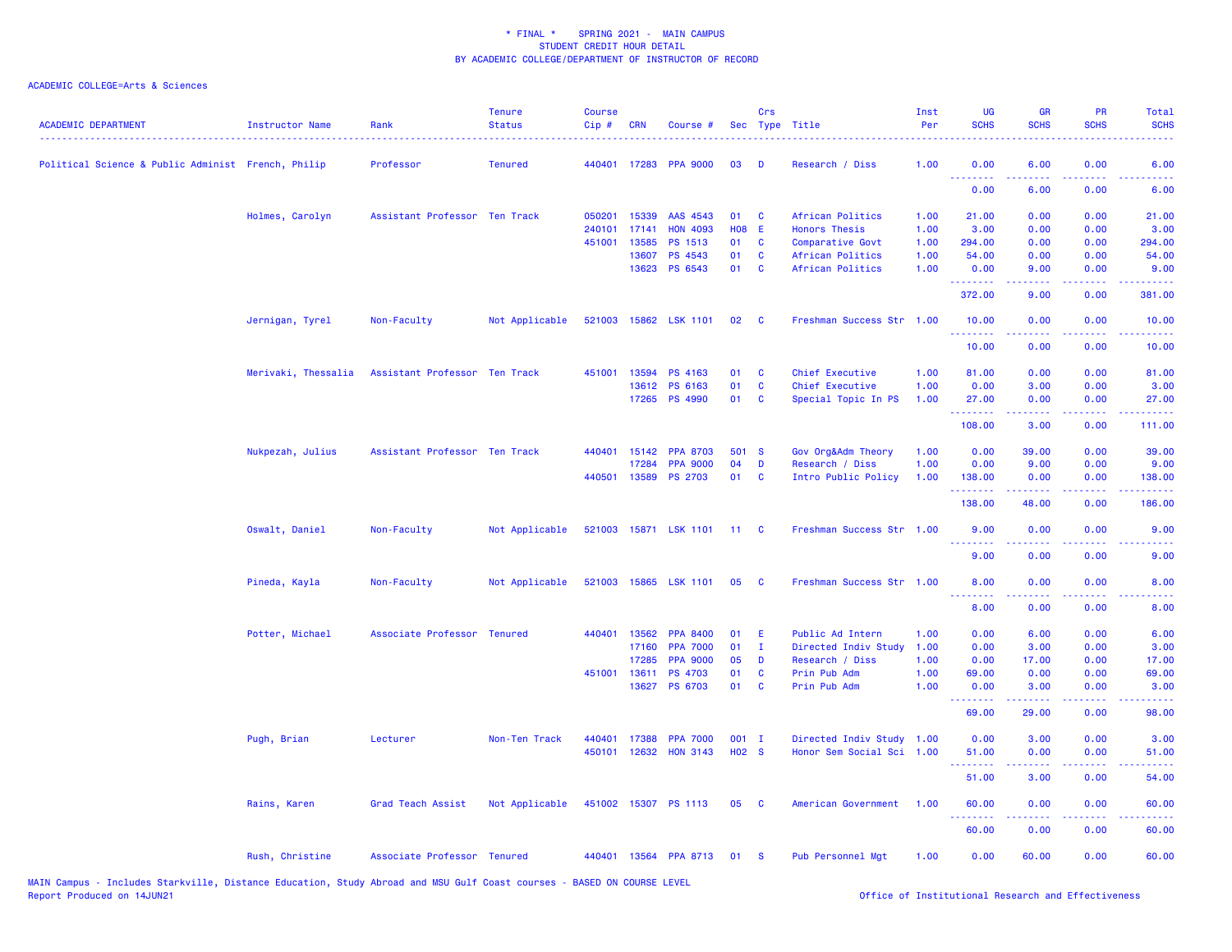\* FINAL \* SPRING 2021 - MAIN CAMPUS
STUDENT CREDIT HOUR DETAIL
BY ACADEMIC COLLEGE/DEPARTMENT OF INSTRUCTOR OF RECORD

ACADEMIC COLLEGE=Arts & Sciences

| ACADEMIC DEPARTMENT | Instructor Name | Rank | Tenure Status | Course Cip # | CRN | Course # | Sec | Crs Type | Title | Inst Per | UG SCHS | GR SCHS | PR SCHS | Total SCHS |
|---|---|---|---|---|---|---|---|---|---|---|---|---|---|---|
| Political Science & Public Administ | French, Philip | Professor | Tenured | 440401 | 17283 | PPA 9000 | 03 | D | Research / Diss | 1.00 | 0.00 | 6.00 | 0.00 | 6.00 |
| | | | | | | | | | | | 0.00 | 6.00 | 0.00 | 6.00 |
| | Holmes, Carolyn | Assistant Professor | Ten Track | 050201 | 15339 | AAS 4543 | 01 | C | African Politics | 1.00 | 21.00 | 0.00 | 0.00 | 21.00 |
| | | | | 240101 | 17141 | HON 4093 | H08 | E | Honors Thesis | 1.00 | 3.00 | 0.00 | 0.00 | 3.00 |
| | | | | 451001 | 13585 | PS 1513 | 01 | C | Comparative Govt | 1.00 | 294.00 | 0.00 | 0.00 | 294.00 |
| | | | | | 13607 | PS 4543 | 01 | C | African Politics | 1.00 | 54.00 | 0.00 | 0.00 | 54.00 |
| | | | | | 13623 | PS 6543 | 01 | C | African Politics | 1.00 | 0.00 | 9.00 | 0.00 | 9.00 |
| | | | | | | | | | | | 372.00 | 9.00 | 0.00 | 381.00 |
| | Jernigan, Tyrel | Non-Faculty | Not Applicable | 521003 | 15862 | LSK 1101 | 02 | C | Freshman Success Str | 1.00 | 10.00 | 0.00 | 0.00 | 10.00 |
| | | | | | | | | | | | 10.00 | 0.00 | 0.00 | 10.00 |
| | Merivaki, Thessalia | Assistant Professor | Ten Track | 451001 | 13594 | PS 4163 | 01 | C | Chief Executive | 1.00 | 81.00 | 0.00 | 0.00 | 81.00 |
| | | | | | 13612 | PS 6163 | 01 | C | Chief Executive | 1.00 | 0.00 | 3.00 | 0.00 | 3.00 |
| | | | | | 17265 | PS 4990 | 01 | C | Special Topic In PS | 1.00 | 27.00 | 0.00 | 0.00 | 27.00 |
| | | | | | | | | | | | 108.00 | 3.00 | 0.00 | 111.00 |
| | Nukpezah, Julius | Assistant Professor | Ten Track | 440401 | 15142 | PPA 8703 | 501 | S | Gov Org&Adm Theory | 1.00 | 0.00 | 39.00 | 0.00 | 39.00 |
| | | | | | 17284 | PPA 9000 | 04 | D | Research / Diss | 1.00 | 0.00 | 9.00 | 0.00 | 9.00 |
| | | | | 440501 | 13589 | PS 2703 | 01 | C | Intro Public Policy | 1.00 | 138.00 | 0.00 | 0.00 | 138.00 |
| | | | | | | | | | | | 138.00 | 48.00 | 0.00 | 186.00 |
| | Oswalt, Daniel | Non-Faculty | Not Applicable | 521003 | 15871 | LSK 1101 | 11 | C | Freshman Success Str | 1.00 | 9.00 | 0.00 | 0.00 | 9.00 |
| | | | | | | | | | | | 9.00 | 0.00 | 0.00 | 9.00 |
| | Pineda, Kayla | Non-Faculty | Not Applicable | 521003 | 15865 | LSK 1101 | 05 | C | Freshman Success Str | 1.00 | 8.00 | 0.00 | 0.00 | 8.00 |
| | | | | | | | | | | | 8.00 | 0.00 | 0.00 | 8.00 |
| | Potter, Michael | Associate Professor | Tenured | 440401 | 13562 | PPA 8400 | 01 | E | Public Ad Intern | 1.00 | 0.00 | 6.00 | 0.00 | 6.00 |
| | | | | | 17160 | PPA 7000 | 01 | I | Directed Indiv Study | 1.00 | 0.00 | 3.00 | 0.00 | 3.00 |
| | | | | | 17285 | PPA 9000 | 05 | D | Research / Diss | 1.00 | 0.00 | 17.00 | 0.00 | 17.00 |
| | | | | 451001 | 13611 | PS 4703 | 01 | C | Prin Pub Adm | 1.00 | 69.00 | 0.00 | 0.00 | 69.00 |
| | | | | | 13627 | PS 6703 | 01 | C | Prin Pub Adm | 1.00 | 0.00 | 3.00 | 0.00 | 3.00 |
| | | | | | | | | | | | 69.00 | 29.00 | 0.00 | 98.00 |
| | Pugh, Brian | Lecturer | Non-Ten Track | 440401 | 17388 | PPA 7000 | 001 | I | Directed Indiv Study | 1.00 | 0.00 | 3.00 | 0.00 | 3.00 |
| | | | | 450101 | 12632 | HON 3143 | H02 | S | Honor Sem Social Sci | 1.00 | 51.00 | 0.00 | 0.00 | 51.00 |
| | | | | | | | | | | | 51.00 | 3.00 | 0.00 | 54.00 |
| | Rains, Karen | Grad Teach Assist | Not Applicable | 451002 | 15307 | PS 1113 | 05 | C | American Government | 1.00 | 60.00 | 0.00 | 0.00 | 60.00 |
| | | | | | | | | | | | 60.00 | 0.00 | 0.00 | 60.00 |
| | Rush, Christine | Associate Professor | Tenured | 440401 | 13564 | PPA 8713 | 01 | S | Pub Personnel Mgt | 1.00 | 0.00 | 60.00 | 0.00 | 60.00 |

MAIN Campus - Includes Starkville, Distance Education, Study Abroad and MSU Gulf Coast courses - BASED ON COURSE LEVEL
Report Produced on 14JUN21 Office of Institutional Research and Effectiveness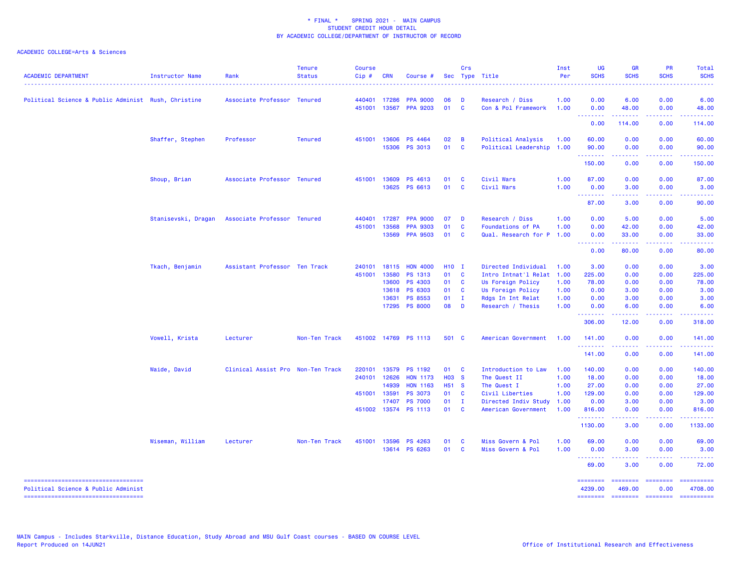\* FINAL \*    SPRING 2021 -  MAIN CAMPUS
STUDENT CREDIT HOUR DETAIL
BY ACADEMIC COLLEGE/DEPARTMENT OF INSTRUCTOR OF RECORD

ACADEMIC COLLEGE=Arts & Sciences

| ACADEMIC DEPARTMENT | Instructor Name | Rank | Tenure Status | Course Cip # | CRN | Course # | Sec | Crs Type | Title | Inst Per | UG SCHS | GR SCHS | PR SCHS | Total SCHS |
|---|---|---|---|---|---|---|---|---|---|---|---|---|---|---|
| Political Science & Public Administ | Rush, Christine | Associate Professor | Tenured | 440401 | 17286 | PPA 9000 | 06 | D | Research / Diss | 1.00 | 0.00 | 6.00 | 0.00 | 6.00 |
| | | | | 451001 | 13567 | PPA 9203 | 01 | C | Con & Pol Framework | 1.00 | 0.00 | 48.00 | 0.00 | 48.00 |
| | | | | | | | | | | | 0.00 | 114.00 | 0.00 | 114.00 |
| | Shaffer, Stephen | Professor | Tenured | 451001 | 13606 | PS 4464 | 02 | B | Political Analysis | 1.00 | 60.00 | 0.00 | 0.00 | 60.00 |
| | | | | | 15306 | PS 3013 | 01 | C | Political Leadership | 1.00 | 90.00 | 0.00 | 0.00 | 90.00 |
| | | | | | | | | | | | 150.00 | 0.00 | 0.00 | 150.00 |
| | Shoup, Brian | Associate Professor | Tenured | 451001 | 13609 | PS 4613 | 01 | C | Civil Wars | 1.00 | 87.00 | 0.00 | 0.00 | 87.00 |
| | | | | | 13625 | PS 6613 | 01 | C | Civil Wars | 1.00 | 0.00 | 3.00 | 0.00 | 3.00 |
| | | | | | | | | | | | 87.00 | 3.00 | 0.00 | 90.00 |
| | Stanisevski, Dragan | Associate Professor | Tenured | 440401 | 17287 | PPA 9000 | 07 | D | Research / Diss | 1.00 | 0.00 | 5.00 | 0.00 | 5.00 |
| | | | | 451001 | 13568 | PPA 9303 | 01 | C | Foundations of PA | 1.00 | 0.00 | 42.00 | 0.00 | 42.00 |
| | | | | | 13569 | PPA 9503 | 01 | C | Qual. Research for P | 1.00 | 0.00 | 33.00 | 0.00 | 33.00 |
| | | | | | | | | | | | 0.00 | 80.00 | 0.00 | 80.00 |
| | Tkach, Benjamin | Assistant Professor | Ten Track | 240101 | 18115 | HON 4000 | H10 | I | Directed Individual | 1.00 | 3.00 | 0.00 | 0.00 | 3.00 |
| | | | | 451001 | 13580 | PS 1313 | 01 | C | Intro Intnat'l Relat | 1.00 | 225.00 | 0.00 | 0.00 | 225.00 |
| | | | | | 13600 | PS 4303 | 01 | C | Us Foreign Policy | 1.00 | 78.00 | 0.00 | 0.00 | 78.00 |
| | | | | | 13618 | PS 6303 | 01 | C | Us Foreign Policy | 1.00 | 0.00 | 3.00 | 0.00 | 3.00 |
| | | | | | 13631 | PS 8553 | 01 | I | Rdgs In Int Relat | 1.00 | 0.00 | 3.00 | 0.00 | 3.00 |
| | | | | | 17295 | PS 8000 | 08 | D | Research / Thesis | 1.00 | 0.00 | 6.00 | 0.00 | 6.00 |
| | | | | | | | | | | | 306.00 | 12.00 | 0.00 | 318.00 |
| | Vowell, Krista | Lecturer | Non-Ten Track | 451002 | 14769 | PS 1113 | 501 | C | American Government | 1.00 | 141.00 | 0.00 | 0.00 | 141.00 |
| | | | | | | | | | | | 141.00 | 0.00 | 0.00 | 141.00 |
| | Waide, David | Clinical Assist Pro | Non-Ten Track | 220101 | 13579 | PS 1192 | 01 | C | Introduction to Law | 1.00 | 140.00 | 0.00 | 0.00 | 140.00 |
| | | | | 240101 | 12626 | HON 1173 | H03 | S | The Quest II | 1.00 | 18.00 | 0.00 | 0.00 | 18.00 |
| | | | | | 14939 | HON 1163 | H51 | S | The Quest I | 1.00 | 27.00 | 0.00 | 0.00 | 27.00 |
| | | | | 451001 | 13591 | PS 3073 | 01 | C | Civil Liberties | 1.00 | 129.00 | 0.00 | 0.00 | 129.00 |
| | | | | | 17407 | PS 7000 | 01 | I | Directed Indiv Study | 1.00 | 0.00 | 3.00 | 0.00 | 3.00 |
| | | | | 451002 | 13574 | PS 1113 | 01 | C | American Government | 1.00 | 816.00 | 0.00 | 0.00 | 816.00 |
| | | | | | | | | | | | 1130.00 | 3.00 | 0.00 | 1133.00 |
| | Wiseman, William | Lecturer | Non-Ten Track | 451001 | 13596 | PS 4263 | 01 | C | Miss Govern & Pol | 1.00 | 69.00 | 0.00 | 0.00 | 69.00 |
| | | | | | 13614 | PS 6263 | 01 | C | Miss Govern & Pol | 1.00 | 0.00 | 3.00 | 0.00 | 3.00 |
| | | | | | | | | | | | 69.00 | 3.00 | 0.00 | 72.00 |
| Political Science & Public Administ | | | | | | | | | | | 4239.00 | 469.00 | 0.00 | 4708.00 |

MAIN Campus - Includes Starkville, Distance Education, Study Abroad and MSU Gulf Coast courses - BASED ON COURSE LEVEL
Report Produced on 14JUN21

Office of Institutional Research and Effectiveness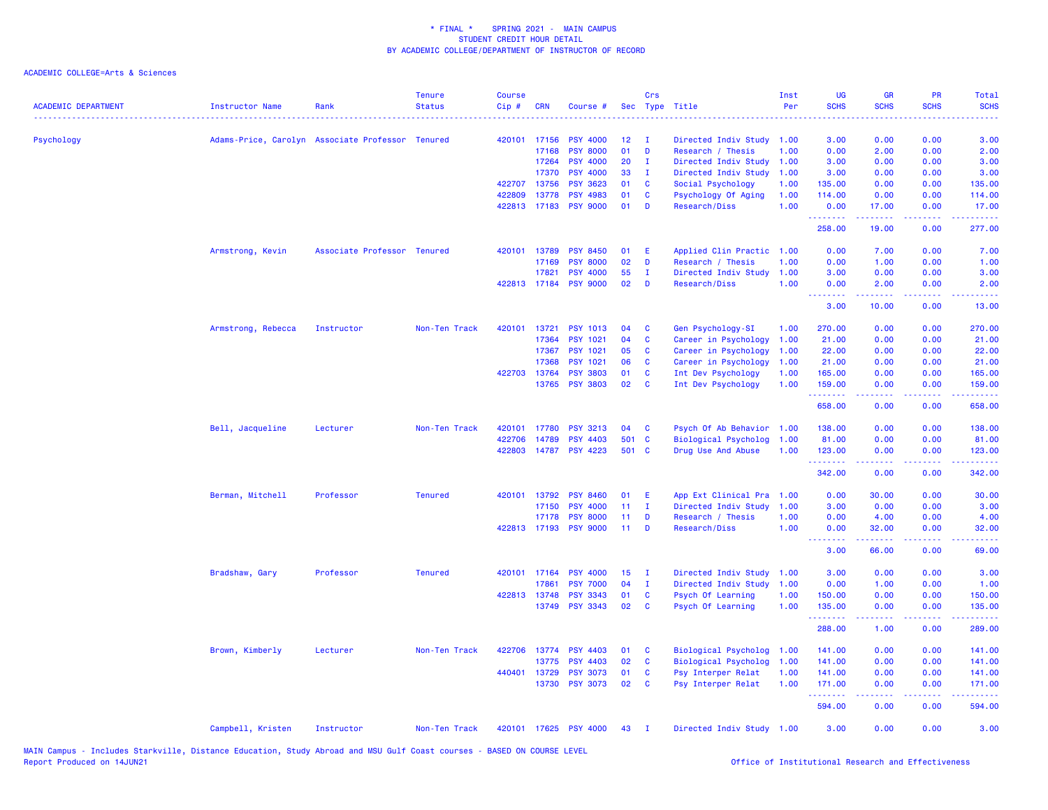\* FINAL \*    SPRING 2021 -  MAIN CAMPUS
STUDENT CREDIT HOUR DETAIL
BY ACADEMIC COLLEGE/DEPARTMENT OF INSTRUCTOR OF RECORD

ACADEMIC COLLEGE=Arts & Sciences

| ACADEMIC DEPARTMENT | Instructor Name | Rank | Tenure Status | Course Cip # | CRN | Course # | Sec | Crs Type | Title | Inst Per | UG SCHS | GR SCHS | PR SCHS | Total SCHS |
|---|---|---|---|---|---|---|---|---|---|---|---|---|---|---|
| Psychology | Adams-Price, Carolyn | Associate Professor | Tenured | 420101 | 17156 | PSY 4000 | 12 | I | Directed Indiv Study | 1.00 | 3.00 | 0.00 | 0.00 | 3.00 |
| | | | | | 17168 | PSY 8000 | 01 | D | Research / Thesis | 1.00 | 0.00 | 2.00 | 0.00 | 2.00 |
| | | | | | 17264 | PSY 4000 | 20 | I | Directed Indiv Study | 1.00 | 3.00 | 0.00 | 0.00 | 3.00 |
| | | | | | 17370 | PSY 4000 | 33 | I | Directed Indiv Study | 1.00 | 3.00 | 0.00 | 0.00 | 3.00 |
| | | | | 422707 | 13756 | PSY 3623 | 01 | C | Social Psychology | 1.00 | 135.00 | 0.00 | 0.00 | 135.00 |
| | | | | 422809 | 13778 | PSY 4983 | 01 | C | Psychology Of Aging | 1.00 | 114.00 | 0.00 | 0.00 | 114.00 |
| | | | | 422813 | 17183 | PSY 9000 | 01 | D | Research/Diss | 1.00 | 0.00 | 17.00 | 0.00 | 17.00 |
| | | | | | | | | | | | 258.00 | 19.00 | 0.00 | 277.00 |
| | Armstrong, Kevin | Associate Professor | Tenured | 420101 | 13789 | PSY 8450 | 01 | E | Applied Clin Practic | 1.00 | 0.00 | 7.00 | 0.00 | 7.00 |
| | | | | | 17169 | PSY 8000 | 02 | D | Research / Thesis | 1.00 | 0.00 | 1.00 | 0.00 | 1.00 |
| | | | | | 17821 | PSY 4000 | 55 | I | Directed Indiv Study | 1.00 | 3.00 | 0.00 | 0.00 | 3.00 |
| | | | | 422813 | 17184 | PSY 9000 | 02 | D | Research/Diss | 1.00 | 0.00 | 2.00 | 0.00 | 2.00 |
| | | | | | | | | | | | 3.00 | 10.00 | 0.00 | 13.00 |
| | Armstrong, Rebecca | Instructor | Non-Ten Track | 420101 | 13721 | PSY 1013 | 04 | C | Gen Psychology-SI | 1.00 | 270.00 | 0.00 | 0.00 | 270.00 |
| | | | | | 17364 | PSY 1021 | 04 | C | Career in Psychology | 1.00 | 21.00 | 0.00 | 0.00 | 21.00 |
| | | | | | 17367 | PSY 1021 | 05 | C | Career in Psychology | 1.00 | 22.00 | 0.00 | 0.00 | 22.00 |
| | | | | | 17368 | PSY 1021 | 06 | C | Career in Psychology | 1.00 | 21.00 | 0.00 | 0.00 | 21.00 |
| | | | | 422703 | 13764 | PSY 3803 | 01 | C | Int Dev Psychology | 1.00 | 165.00 | 0.00 | 0.00 | 165.00 |
| | | | | | 13765 | PSY 3803 | 02 | C | Int Dev Psychology | 1.00 | 159.00 | 0.00 | 0.00 | 159.00 |
| | | | | | | | | | | | 658.00 | 0.00 | 0.00 | 658.00 |
| | Bell, Jacqueline | Lecturer | Non-Ten Track | 420101 | 17780 | PSY 3213 | 04 | C | Psych Of Ab Behavior | 1.00 | 138.00 | 0.00 | 0.00 | 138.00 |
| | | | | 422706 | 14789 | PSY 4403 | 501 | C | Biological Psycholog | 1.00 | 81.00 | 0.00 | 0.00 | 81.00 |
| | | | | 422803 | 14787 | PSY 4223 | 501 | C | Drug Use And Abuse | 1.00 | 123.00 | 0.00 | 0.00 | 123.00 |
| | | | | | | | | | | | 342.00 | 0.00 | 0.00 | 342.00 |
| | Berman, Mitchell | Professor | Tenured | 420101 | 13792 | PSY 8460 | 01 | E | App Ext Clinical Pra | 1.00 | 0.00 | 30.00 | 0.00 | 30.00 |
| | | | | | 17150 | PSY 4000 | 11 | I | Directed Indiv Study | 1.00 | 3.00 | 0.00 | 0.00 | 3.00 |
| | | | | | 17178 | PSY 8000 | 11 | D | Research / Thesis | 1.00 | 0.00 | 4.00 | 0.00 | 4.00 |
| | | | | 422813 | 17193 | PSY 9000 | 11 | D | Research/Diss | 1.00 | 0.00 | 32.00 | 0.00 | 32.00 |
| | | | | | | | | | | | 3.00 | 66.00 | 0.00 | 69.00 |
| | Bradshaw, Gary | Professor | Tenured | 420101 | 17164 | PSY 4000 | 15 | I | Directed Indiv Study | 1.00 | 3.00 | 0.00 | 0.00 | 3.00 |
| | | | | | 17861 | PSY 7000 | 04 | I | Directed Indiv Study | 1.00 | 0.00 | 1.00 | 0.00 | 1.00 |
| | | | | 422813 | 13748 | PSY 3343 | 01 | C | Psych Of Learning | 1.00 | 150.00 | 0.00 | 0.00 | 150.00 |
| | | | | | 13749 | PSY 3343 | 02 | C | Psych Of Learning | 1.00 | 135.00 | 0.00 | 0.00 | 135.00 |
| | | | | | | | | | | | 288.00 | 1.00 | 0.00 | 289.00 |
| | Brown, Kimberly | Lecturer | Non-Ten Track | 422706 | 13774 | PSY 4403 | 01 | C | Biological Psycholog | 1.00 | 141.00 | 0.00 | 0.00 | 141.00 |
| | | | | | 13775 | PSY 4403 | 02 | C | Biological Psycholog | 1.00 | 141.00 | 0.00 | 0.00 | 141.00 |
| | | | | 440401 | 13729 | PSY 3073 | 01 | C | Psy Interper Relat | 1.00 | 141.00 | 0.00 | 0.00 | 141.00 |
| | | | | | 13730 | PSY 3073 | 02 | C | Psy Interper Relat | 1.00 | 171.00 | 0.00 | 0.00 | 171.00 |
| | | | | | | | | | | | 594.00 | 0.00 | 0.00 | 594.00 |
| | Campbell, Kristen | Instructor | Non-Ten Track | 420101 | 17625 | PSY 4000 | 43 | I | Directed Indiv Study | 1.00 | 3.00 | 0.00 | 0.00 | 3.00 |

MAIN Campus - Includes Starkville, Distance Education, Study Abroad and MSU Gulf Coast courses - BASED ON COURSE LEVEL
Report Produced on 14JUN21

Office of Institutional Research and Effectiveness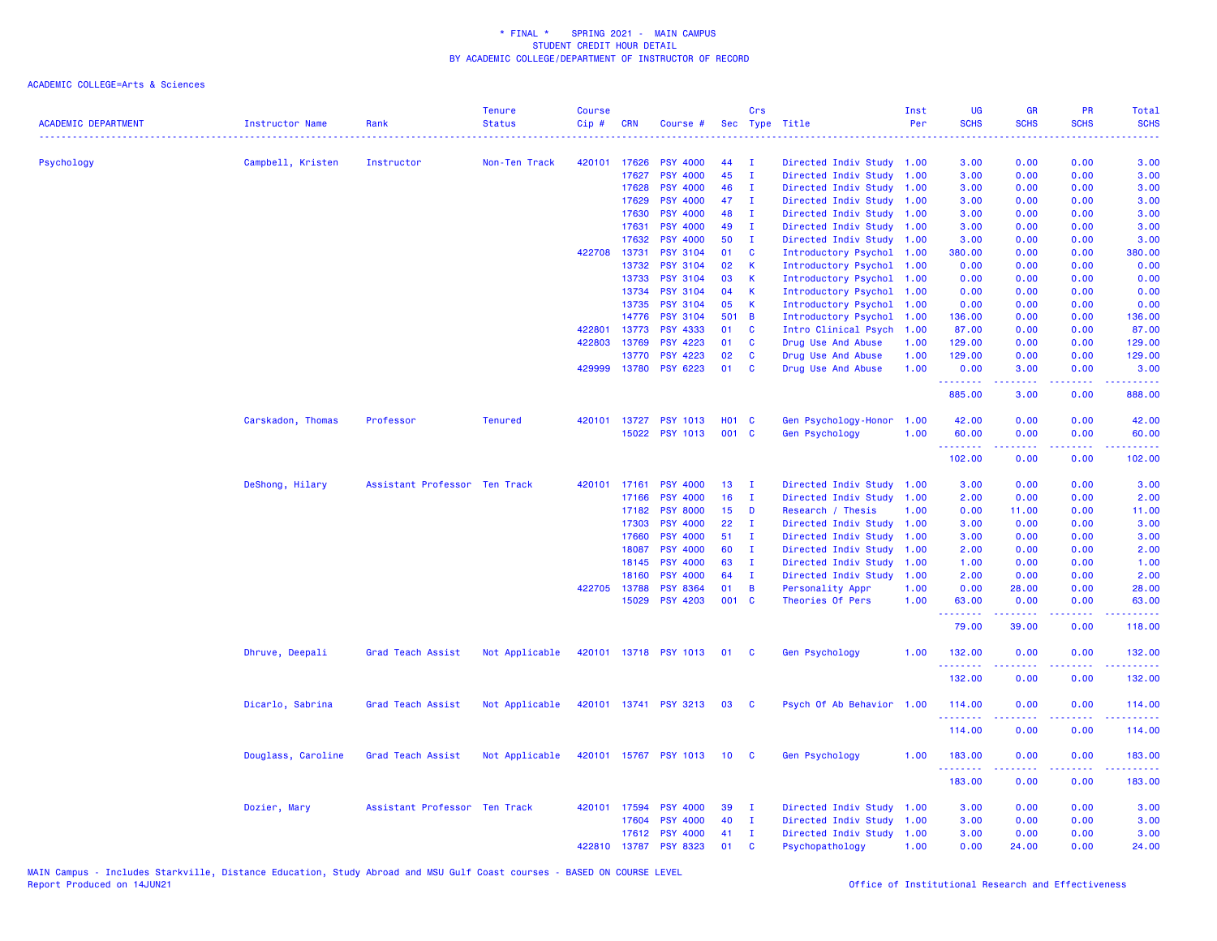\* FINAL \*    SPRING 2021 -  MAIN CAMPUS
STUDENT CREDIT HOUR DETAIL
BY ACADEMIC COLLEGE/DEPARTMENT OF INSTRUCTOR OF RECORD

ACADEMIC COLLEGE=Arts & Sciences

| ACADEMIC DEPARTMENT | Instructor Name | Rank | Tenure Status | Course Cip # | CRN | Course # | Sec | Crs Type | Title | Inst Per | UG SCHS | GR SCHS | PR SCHS | Total SCHS |
|---|---|---|---|---|---|---|---|---|---|---|---|---|---|---|
| Psychology | Campbell, Kristen | Instructor | Non-Ten Track | 420101 | 17626 | PSY 4000 | 44 | I | Directed Indiv Study | 1.00 | 3.00 | 0.00 | 0.00 | 3.00 |
| | | | | | 17627 | PSY 4000 | 45 | I | Directed Indiv Study | 1.00 | 3.00 | 0.00 | 0.00 | 3.00 |
| | | | | | 17628 | PSY 4000 | 46 | I | Directed Indiv Study | 1.00 | 3.00 | 0.00 | 0.00 | 3.00 |
| | | | | | 17629 | PSY 4000 | 47 | I | Directed Indiv Study | 1.00 | 3.00 | 0.00 | 0.00 | 3.00 |
| | | | | | 17630 | PSY 4000 | 48 | I | Directed Indiv Study | 1.00 | 3.00 | 0.00 | 0.00 | 3.00 |
| | | | | | 17631 | PSY 4000 | 49 | I | Directed Indiv Study | 1.00 | 3.00 | 0.00 | 0.00 | 3.00 |
| | | | | | 17632 | PSY 4000 | 50 | I | Directed Indiv Study | 1.00 | 3.00 | 0.00 | 0.00 | 3.00 |
| | | | | 422708 | 13731 | PSY 3104 | 01 | C | Introductory Psychol | 1.00 | 380.00 | 0.00 | 0.00 | 380.00 |
| | | | | | 13732 | PSY 3104 | 02 | K | Introductory Psychol | 1.00 | 0.00 | 0.00 | 0.00 | 0.00 |
| | | | | | 13733 | PSY 3104 | 03 | K | Introductory Psychol | 1.00 | 0.00 | 0.00 | 0.00 | 0.00 |
| | | | | | 13734 | PSY 3104 | 04 | K | Introductory Psychol | 1.00 | 0.00 | 0.00 | 0.00 | 0.00 |
| | | | | | 13735 | PSY 3104 | 05 | K | Introductory Psychol | 1.00 | 0.00 | 0.00 | 0.00 | 0.00 |
| | | | | | 14776 | PSY 3104 | 501 | B | Introductory Psychol | 1.00 | 136.00 | 0.00 | 0.00 | 136.00 |
| | | | | 422801 | 13773 | PSY 4333 | 01 | C | Intro Clinical Psych | 1.00 | 87.00 | 0.00 | 0.00 | 87.00 |
| | | | | 422803 | 13769 | PSY 4223 | 01 | C | Drug Use And Abuse | 1.00 | 129.00 | 0.00 | 0.00 | 129.00 |
| | | | | | 13770 | PSY 4223 | 02 | C | Drug Use And Abuse | 1.00 | 129.00 | 0.00 | 0.00 | 129.00 |
| | | | | 429999 | 13780 | PSY 6223 | 01 | C | Drug Use And Abuse | 1.00 | 0.00 | 3.00 | 0.00 | 3.00 |
| | | | | | | | | | | | 885.00 | 3.00 | 0.00 | 888.00 |
| | Carskadon, Thomas | Professor | Tenured | 420101 | 13727 | PSY 1013 | H01 | C | Gen Psychology-Honor | 1.00 | 42.00 | 0.00 | 0.00 | 42.00 |
| | | | | | 15022 | PSY 1013 | 001 | C | Gen Psychology | 1.00 | 60.00 | 0.00 | 0.00 | 60.00 |
| | | | | | | | | | | | 102.00 | 0.00 | 0.00 | 102.00 |
| | DeShong, Hilary | Assistant Professor | Ten Track | 420101 | 17161 | PSY 4000 | 13 | I | Directed Indiv Study | 1.00 | 3.00 | 0.00 | 0.00 | 3.00 |
| | | | | | 17166 | PSY 4000 | 16 | I | Directed Indiv Study | 1.00 | 2.00 | 0.00 | 0.00 | 2.00 |
| | | | | | 17182 | PSY 8000 | 15 | D | Research / Thesis | 1.00 | 0.00 | 11.00 | 0.00 | 11.00 |
| | | | | | 17303 | PSY 4000 | 22 | I | Directed Indiv Study | 1.00 | 3.00 | 0.00 | 0.00 | 3.00 |
| | | | | | 17660 | PSY 4000 | 51 | I | Directed Indiv Study | 1.00 | 3.00 | 0.00 | 0.00 | 3.00 |
| | | | | | 18087 | PSY 4000 | 60 | I | Directed Indiv Study | 1.00 | 2.00 | 0.00 | 0.00 | 2.00 |
| | | | | | 18145 | PSY 4000 | 63 | I | Directed Indiv Study | 1.00 | 1.00 | 0.00 | 0.00 | 1.00 |
| | | | | | 18160 | PSY 4000 | 64 | I | Directed Indiv Study | 1.00 | 2.00 | 0.00 | 0.00 | 2.00 |
| | | | | 422705 | 13788 | PSY 8364 | 01 | B | Personality Appr | 1.00 | 0.00 | 28.00 | 0.00 | 28.00 |
| | | | | | 15029 | PSY 4203 | 001 | C | Theories Of Pers | 1.00 | 63.00 | 0.00 | 0.00 | 63.00 |
| | | | | | | | | | | | 79.00 | 39.00 | 0.00 | 118.00 |
| | Dhruve, Deepali | Grad Teach Assist | Not Applicable | 420101 | 13718 | PSY 1013 | 01 | C | Gen Psychology | 1.00 | 132.00 | 0.00 | 0.00 | 132.00 |
| | | | | | | | | | | | 132.00 | 0.00 | 0.00 | 132.00 |
| | Dicarlo, Sabrina | Grad Teach Assist | Not Applicable | 420101 | 13741 | PSY 3213 | 03 | C | Psych Of Ab Behavior | 1.00 | 114.00 | 0.00 | 0.00 | 114.00 |
| | | | | | | | | | | | 114.00 | 0.00 | 0.00 | 114.00 |
| | Douglass, Caroline | Grad Teach Assist | Not Applicable | 420101 | 15767 | PSY 1013 | 10 | C | Gen Psychology | 1.00 | 183.00 | 0.00 | 0.00 | 183.00 |
| | | | | | | | | | | | 183.00 | 0.00 | 0.00 | 183.00 |
| | Dozier, Mary | Assistant Professor | Ten Track | 420101 | 17594 | PSY 4000 | 39 | I | Directed Indiv Study | 1.00 | 3.00 | 0.00 | 0.00 | 3.00 |
| | | | | | 17604 | PSY 4000 | 40 | I | Directed Indiv Study | 1.00 | 3.00 | 0.00 | 0.00 | 3.00 |
| | | | | | 17612 | PSY 4000 | 41 | I | Directed Indiv Study | 1.00 | 3.00 | 0.00 | 0.00 | 3.00 |
| | | | | 422810 | 13787 | PSY 8323 | 01 | C | Psychopathology | 1.00 | 0.00 | 24.00 | 0.00 | 24.00 |

MAIN Campus - Includes Starkville, Distance Education, Study Abroad and MSU Gulf Coast courses - BASED ON COURSE LEVEL
Report Produced on 14JUN21

Office of Institutional Research and Effectiveness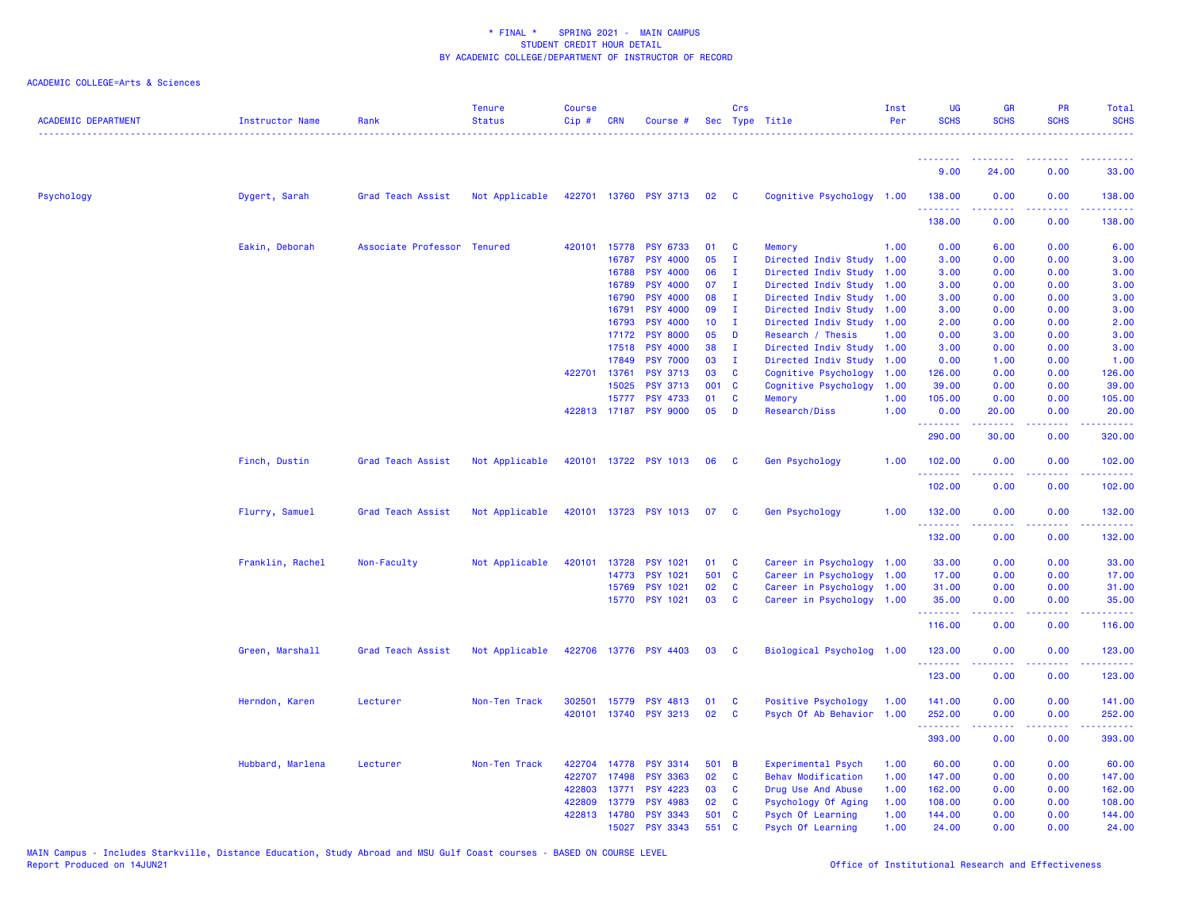\* FINAL \* SPRING 2021 - MAIN CAMPUS
STUDENT CREDIT HOUR DETAIL
BY ACADEMIC COLLEGE/DEPARTMENT OF INSTRUCTOR OF RECORD

ACADEMIC COLLEGE=Arts & Sciences

| ACADEMIC DEPARTMENT | Instructor Name | Rank | Tenure Status | Course Cip # | CRN | Course # | Sec | Crs Type | Title | Inst Per | UG SCHS | GR SCHS | PR SCHS | Total SCHS |
|---|---|---|---|---|---|---|---|---|---|---|---|---|---|---|
| | | | | | | | | | | | 9.00 | 24.00 | 0.00 | 33.00 |
| Psychology | Dygert, Sarah | Grad Teach Assist | Not Applicable | 422701 | 13760 | PSY 3713 | 02 | C | Cognitive Psychology | 1.00 | 138.00 | 0.00 | 0.00 | 138.00 |
| | | | | | | | | | | | 138.00 | 0.00 | 0.00 | 138.00 |
| | Eakin, Deborah | Associate Professor | Tenured | 420101 | 15778 | PSY 6733 | 01 | C | Memory | 1.00 | 0.00 | 6.00 | 0.00 | 6.00 |
| | | | | | 16787 | PSY 4000 | 05 | I | Directed Indiv Study | 1.00 | 3.00 | 0.00 | 0.00 | 3.00 |
| | | | | | 16788 | PSY 4000 | 06 | I | Directed Indiv Study | 1.00 | 3.00 | 0.00 | 0.00 | 3.00 |
| | | | | | 16789 | PSY 4000 | 07 | I | Directed Indiv Study | 1.00 | 3.00 | 0.00 | 0.00 | 3.00 |
| | | | | | 16790 | PSY 4000 | 08 | I | Directed Indiv Study | 1.00 | 3.00 | 0.00 | 0.00 | 3.00 |
| | | | | | 16791 | PSY 4000 | 09 | I | Directed Indiv Study | 1.00 | 3.00 | 0.00 | 0.00 | 3.00 |
| | | | | | 16793 | PSY 4000 | 10 | I | Directed Indiv Study | 1.00 | 2.00 | 0.00 | 0.00 | 2.00 |
| | | | | | 17172 | PSY 8000 | 05 | D | Research / Thesis | 1.00 | 0.00 | 3.00 | 0.00 | 3.00 |
| | | | | | 17518 | PSY 4000 | 38 | I | Directed Indiv Study | 1.00 | 3.00 | 0.00 | 0.00 | 3.00 |
| | | | | | 17849 | PSY 7000 | 03 | I | Directed Indiv Study | 1.00 | 0.00 | 1.00 | 0.00 | 1.00 |
| | | | | 422701 | 13761 | PSY 3713 | 03 | C | Cognitive Psychology | 1.00 | 126.00 | 0.00 | 0.00 | 126.00 |
| | | | | | 15025 | PSY 3713 | 001 | C | Cognitive Psychology | 1.00 | 39.00 | 0.00 | 0.00 | 39.00 |
| | | | | | 15777 | PSY 4733 | 01 | C | Memory | 1.00 | 105.00 | 0.00 | 0.00 | 105.00 |
| | | | | 422813 | 17187 | PSY 9000 | 05 | D | Research/Diss | 1.00 | 0.00 | 20.00 | 0.00 | 20.00 |
| | | | | | | | | | | | 290.00 | 30.00 | 0.00 | 320.00 |
| | Finch, Dustin | Grad Teach Assist | Not Applicable | 420101 | 13722 | PSY 1013 | 06 | C | Gen Psychology | 1.00 | 102.00 | 0.00 | 0.00 | 102.00 |
| | | | | | | | | | | | 102.00 | 0.00 | 0.00 | 102.00 |
| | Flurry, Samuel | Grad Teach Assist | Not Applicable | 420101 | 13723 | PSY 1013 | 07 | C | Gen Psychology | 1.00 | 132.00 | 0.00 | 0.00 | 132.00 |
| | | | | | | | | | | | 132.00 | 0.00 | 0.00 | 132.00 |
| | Franklin, Rachel | Non-Faculty | Not Applicable | 420101 | 13728 | PSY 1021 | 01 | C | Career in Psychology | 1.00 | 33.00 | 0.00 | 0.00 | 33.00 |
| | | | | | 14773 | PSY 1021 | 501 | C | Career in Psychology | 1.00 | 17.00 | 0.00 | 0.00 | 17.00 |
| | | | | | 15769 | PSY 1021 | 02 | C | Career in Psychology | 1.00 | 31.00 | 0.00 | 0.00 | 31.00 |
| | | | | | 15770 | PSY 1021 | 03 | C | Career in Psychology | 1.00 | 35.00 | 0.00 | 0.00 | 35.00 |
| | | | | | | | | | | | 116.00 | 0.00 | 0.00 | 116.00 |
| | Green, Marshall | Grad Teach Assist | Not Applicable | 422706 | 13776 | PSY 4403 | 03 | C | Biological Psycholog | 1.00 | 123.00 | 0.00 | 0.00 | 123.00 |
| | | | | | | | | | | | 123.00 | 0.00 | 0.00 | 123.00 |
| | Herndon, Karen | Lecturer | Non-Ten Track | 302501 | 15779 | PSY 4813 | 01 | C | Positive Psychology | 1.00 | 141.00 | 0.00 | 0.00 | 141.00 |
| | | | | 420101 | 13740 | PSY 3213 | 02 | C | Psych Of Ab Behavior | 1.00 | 252.00 | 0.00 | 0.00 | 252.00 |
| | | | | | | | | | | | 393.00 | 0.00 | 0.00 | 393.00 |
| | Hubbard, Marlena | Lecturer | Non-Ten Track | 422704 | 14778 | PSY 3314 | 501 | B | Experimental Psych | 1.00 | 60.00 | 0.00 | 0.00 | 60.00 |
| | | | | 422707 | 17498 | PSY 3363 | 02 | C | Behav Modification | 1.00 | 147.00 | 0.00 | 0.00 | 147.00 |
| | | | | 422803 | 13771 | PSY 4223 | 03 | C | Drug Use And Abuse | 1.00 | 162.00 | 0.00 | 0.00 | 162.00 |
| | | | | 422809 | 13779 | PSY 4983 | 02 | C | Psychology Of Aging | 1.00 | 108.00 | 0.00 | 0.00 | 108.00 |
| | | | | 422813 | 14780 | PSY 3343 | 501 | C | Psych Of Learning | 1.00 | 144.00 | 0.00 | 0.00 | 144.00 |
| | | | | | 15027 | PSY 3343 | 551 | C | Psych Of Learning | 1.00 | 24.00 | 0.00 | 0.00 | 24.00 |

MAIN Campus - Includes Starkville, Distance Education, Study Abroad and MSU Gulf Coast courses - BASED ON COURSE LEVEL
Report Produced on 14JUN21

Office of Institutional Research and Effectiveness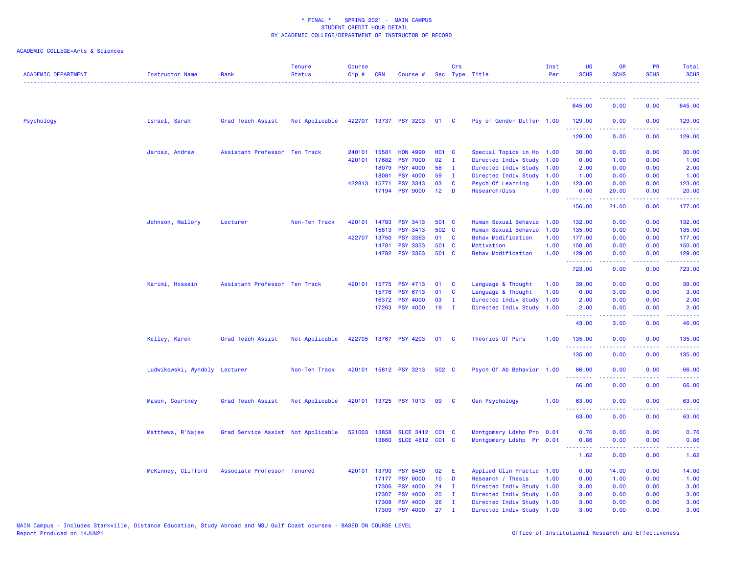# * FINAL * SPRING 2021 - MAIN CAMPUS
## STUDENT CREDIT HOUR DETAIL
## BY ACADEMIC COLLEGE/DEPARTMENT OF INSTRUCTOR OF RECORD

ACADEMIC COLLEGE=Arts & Sciences

| ACADEMIC DEPARTMENT | Instructor Name | Rank | Tenure Status | Course Cip # | CRN | Course # | Sec | Crs Type | Title | Inst Per | UG SCHS | GR SCHS | PR SCHS | Total SCHS |
|---|---|---|---|---|---|---|---|---|---|---|---|---|---|---|
| | | | | | | | | | | | 645.00 | 0.00 | 0.00 | 645.00 |
| Psychology | Israel, Sarah | Grad Teach Assist | Not Applicable | 422707 | 13737 | PSY 3203 | 01 | C | Psy of Gender Differ | 1.00 | 129.00 | 0.00 | 0.00 | 129.00 |
| | | | | | | | | | | | 129.00 | 0.00 | 0.00 | 129.00 |
| | Jarosz, Andrew | Assistant Professor | Ten Track | 240101 | 15581 | HON 4990 | H01 | C | Special Topics in Ho | 1.00 | 30.00 | 0.00 | 0.00 | 30.00 |
| | | | | 420101 | 17682 | PSY 7000 | 02 | I | Directed Indiv Study | 1.00 | 0.00 | 1.00 | 0.00 | 1.00 |
| | | | | | 18079 | PSY 4000 | 58 | I | Directed Indiv Study | 1.00 | 2.00 | 0.00 | 0.00 | 2.00 |
| | | | | | 18081 | PSY 4000 | 59 | I | Directed Indiv Study | 1.00 | 1.00 | 0.00 | 0.00 | 1.00 |
| | | | | 422813 | 15771 | PSY 3343 | 03 | C | Psych Of Learning | 1.00 | 123.00 | 0.00 | 0.00 | 123.00 |
| | | | | | 17194 | PSY 9000 | 12 | D | Research/Diss | 1.00 | 0.00 | 20.00 | 0.00 | 20.00 |
| | | | | | | | | | | | 156.00 | 21.00 | 0.00 | 177.00 |
| | Johnson, Mallory | Lecturer | Non-Ten Track | 420101 | 14783 | PSY 3413 | 501 | C | Human Sexual Behavio | 1.00 | 132.00 | 0.00 | 0.00 | 132.00 |
| | | | | | 15813 | PSY 3413 | 502 | C | Human Sexual Behavio | 1.00 | 135.00 | 0.00 | 0.00 | 135.00 |
| | | | | 422707 | 13750 | PSY 3363 | 01 | C | Behav Modification | 1.00 | 177.00 | 0.00 | 0.00 | 177.00 |
| | | | | | 14781 | PSY 3353 | 501 | C | Motivation | 1.00 | 150.00 | 0.00 | 0.00 | 150.00 |
| | | | | | 14782 | PSY 3363 | 501 | C | Behav Modification | 1.00 | 129.00 | 0.00 | 0.00 | 129.00 |
| | | | | | | | | | | | 723.00 | 0.00 | 0.00 | 723.00 |
| | Karimi, Hossein | Assistant Professor | Ten Track | 420101 | 15775 | PSY 4713 | 01 | C | Language & Thought | 1.00 | 39.00 | 0.00 | 0.00 | 39.00 |
| | | | | | 15776 | PSY 6713 | 01 | C | Language & Thought | 1.00 | 0.00 | 3.00 | 0.00 | 3.00 |
| | | | | | 16372 | PSY 4000 | 03 | I | Directed Indiv Study | 1.00 | 2.00 | 0.00 | 0.00 | 2.00 |
| | | | | | 17263 | PSY 4000 | 19 | I | Directed Indiv Study | 1.00 | 2.00 | 0.00 | 0.00 | 2.00 |
| | | | | | | | | | | | 43.00 | 3.00 | 0.00 | 46.00 |
| | Kelley, Karen | Grad Teach Assist | Not Applicable | 422705 | 13767 | PSY 4203 | 01 | C | Theories Of Pers | 1.00 | 135.00 | 0.00 | 0.00 | 135.00 |
| | | | | | | | | | | | 135.00 | 0.00 | 0.00 | 135.00 |
| | Ludwikowski, Wyndoly | Lecturer | Non-Ten Track | 420101 | 15812 | PSY 3213 | 502 | C | Psych Of Ab Behavior | 1.00 | 66.00 | 0.00 | 0.00 | 66.00 |
| | | | | | | | | | | | 66.00 | 0.00 | 0.00 | 66.00 |
| | Mason, Courtney | Grad Teach Assist | Not Applicable | 420101 | 13725 | PSY 1013 | 09 | C | Gen Psychology | 1.00 | 63.00 | 0.00 | 0.00 | 63.00 |
| | | | | | | | | | | | 63.00 | 0.00 | 0.00 | 63.00 |
| | Matthews, R'Najee | Grad Service Assist | Not Applicable | 521003 | 13858 | SLCE 3412 | C01 | C | Montgomery Ldshp Pro | 0.01 | 0.76 | 0.00 | 0.00 | 0.76 |
| | | | | | 13860 | SLCE 4812 | C01 | C | Montgomery Ldshp Pr | 0.01 | 0.86 | 0.00 | 0.00 | 0.86 |
| | | | | | | | | | | | 1.62 | 0.00 | 0.00 | 1.62 |
| | McKinney, Clifford | Associate Professor | Tenured | 420101 | 13790 | PSY 8450 | 02 | E | Applied Clin Practic | 1.00 | 0.00 | 14.00 | 0.00 | 14.00 |
| | | | | | 17177 | PSY 8000 | 10 | D | Research / Thesis | 1.00 | 0.00 | 1.00 | 0.00 | 1.00 |
| | | | | | 17306 | PSY 4000 | 24 | I | Directed Indiv Study | 1.00 | 3.00 | 0.00 | 0.00 | 3.00 |
| | | | | | 17307 | PSY 4000 | 25 | I | Directed Indiv Study | 1.00 | 3.00 | 0.00 | 0.00 | 3.00 |
| | | | | | 17308 | PSY 4000 | 26 | I | Directed Indiv Study | 1.00 | 3.00 | 0.00 | 0.00 | 3.00 |
| | | | | | 17309 | PSY 4000 | 27 | I | Directed Indiv Study | 1.00 | 3.00 | 0.00 | 0.00 | 3.00 |

MAIN Campus - Includes Starkville, Distance Education, Study Abroad and MSU Gulf Coast courses - BASED ON COURSE LEVEL
Report Produced on 14JUN21

Office of Institutional Research and Effectiveness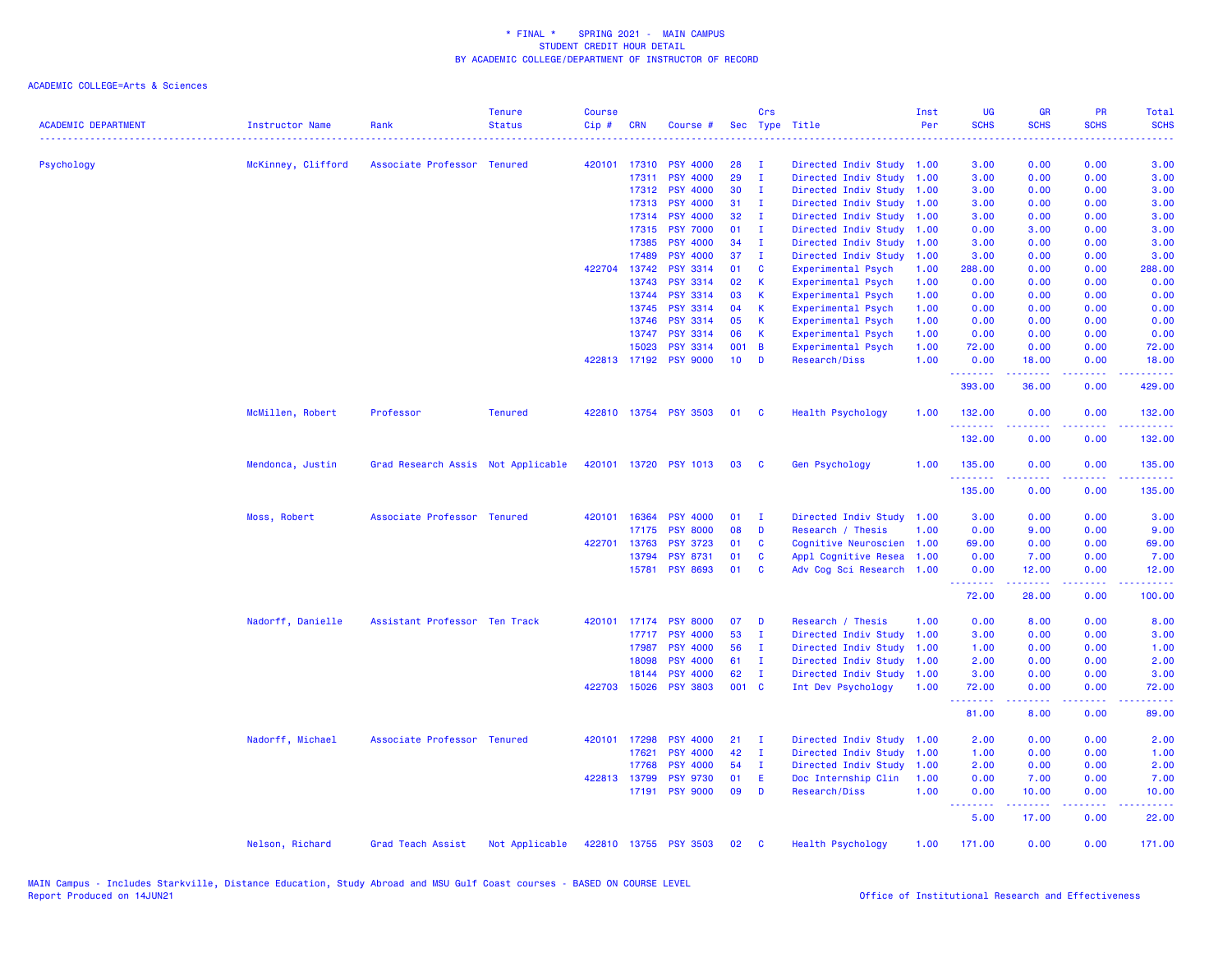\* FINAL \*    SPRING 2021 - MAIN CAMPUS
STUDENT CREDIT HOUR DETAIL
BY ACADEMIC COLLEGE/DEPARTMENT OF INSTRUCTOR OF RECORD

ACADEMIC COLLEGE=Arts & Sciences

| ACADEMIC DEPARTMENT | Instructor Name | Rank | Tenure Status | Course Cip # | CRN | Course # | Sec | Crs Type | Title | Inst Per | UG SCHS | GR SCHS | PR SCHS | Total SCHS |
|---|---|---|---|---|---|---|---|---|---|---|---|---|---|---|
| Psychology | McKinney, Clifford | Associate Professor | Tenured | 420101 | 17310 | PSY 4000 | 28 | I | Directed Indiv Study | 1.00 | 3.00 | 0.00 | 0.00 | 3.00 |
| | | | | | 17311 | PSY 4000 | 29 | I | Directed Indiv Study | 1.00 | 3.00 | 0.00 | 0.00 | 3.00 |
| | | | | | 17312 | PSY 4000 | 30 | I | Directed Indiv Study | 1.00 | 3.00 | 0.00 | 0.00 | 3.00 |
| | | | | | 17313 | PSY 4000 | 31 | I | Directed Indiv Study | 1.00 | 3.00 | 0.00 | 0.00 | 3.00 |
| | | | | | 17314 | PSY 4000 | 32 | I | Directed Indiv Study | 1.00 | 3.00 | 0.00 | 0.00 | 3.00 |
| | | | | | 17315 | PSY 7000 | 01 | I | Directed Indiv Study | 1.00 | 0.00 | 3.00 | 0.00 | 3.00 |
| | | | | | 17385 | PSY 4000 | 34 | I | Directed Indiv Study | 1.00 | 3.00 | 0.00 | 0.00 | 3.00 |
| | | | | | 17489 | PSY 4000 | 37 | I | Directed Indiv Study | 1.00 | 3.00 | 0.00 | 0.00 | 3.00 |
| | | | | 422704 | 13742 | PSY 3314 | 01 | C | Experimental Psych | 1.00 | 288.00 | 0.00 | 0.00 | 288.00 |
| | | | | | 13743 | PSY 3314 | 02 | K | Experimental Psych | 1.00 | 0.00 | 0.00 | 0.00 | 0.00 |
| | | | | | 13744 | PSY 3314 | 03 | K | Experimental Psych | 1.00 | 0.00 | 0.00 | 0.00 | 0.00 |
| | | | | | 13745 | PSY 3314 | 04 | K | Experimental Psych | 1.00 | 0.00 | 0.00 | 0.00 | 0.00 |
| | | | | | 13746 | PSY 3314 | 05 | K | Experimental Psych | 1.00 | 0.00 | 0.00 | 0.00 | 0.00 |
| | | | | | 13747 | PSY 3314 | 06 | K | Experimental Psych | 1.00 | 0.00 | 0.00 | 0.00 | 0.00 |
| | | | | | 15023 | PSY 3314 | 001 | B | Experimental Psych | 1.00 | 72.00 | 0.00 | 0.00 | 72.00 |
| | | | | 422813 | 17192 | PSY 9000 | 10 | D | Research/Diss | 1.00 | 0.00 | 18.00 | 0.00 | 18.00 |
| | | | | | | | | | | | 393.00 | 36.00 | 0.00 | 429.00 |
| | McMillen, Robert | Professor | Tenured | 422810 | 13754 | PSY 3503 | 01 | C | Health Psychology | 1.00 | 132.00 | 0.00 | 0.00 | 132.00 |
| | | | | | | | | | | | 132.00 | 0.00 | 0.00 | 132.00 |
| | Mendonca, Justin | Grad Research Assis | Not Applicable | 420101 | 13720 | PSY 1013 | 03 | C | Gen Psychology | 1.00 | 135.00 | 0.00 | 0.00 | 135.00 |
| | | | | | | | | | | | 135.00 | 0.00 | 0.00 | 135.00 |
| | Moss, Robert | Associate Professor | Tenured | 420101 | 16364 | PSY 4000 | 01 | I | Directed Indiv Study | 1.00 | 3.00 | 0.00 | 0.00 | 3.00 |
| | | | | | 17175 | PSY 8000 | 08 | D | Research / Thesis | 1.00 | 0.00 | 9.00 | 0.00 | 9.00 |
| | | | | 422701 | 13763 | PSY 3723 | 01 | C | Cognitive Neuroscien | 1.00 | 69.00 | 0.00 | 0.00 | 69.00 |
| | | | | | 13794 | PSY 8731 | 01 | C | Appl Cognitive Resea | 1.00 | 0.00 | 7.00 | 0.00 | 7.00 |
| | | | | | 15781 | PSY 8693 | 01 | C | Adv Cog Sci Research | 1.00 | 0.00 | 12.00 | 0.00 | 12.00 |
| | | | | | | | | | | | 72.00 | 28.00 | 0.00 | 100.00 |
| | Nadorff, Danielle | Assistant Professor | Ten Track | 420101 | 17174 | PSY 8000 | 07 | D | Research / Thesis | 1.00 | 0.00 | 8.00 | 0.00 | 8.00 |
| | | | | | 17717 | PSY 4000 | 53 | I | Directed Indiv Study | 1.00 | 3.00 | 0.00 | 0.00 | 3.00 |
| | | | | | 17987 | PSY 4000 | 56 | I | Directed Indiv Study | 1.00 | 1.00 | 0.00 | 0.00 | 1.00 |
| | | | | | 18098 | PSY 4000 | 61 | I | Directed Indiv Study | 1.00 | 2.00 | 0.00 | 0.00 | 2.00 |
| | | | | | 18144 | PSY 4000 | 62 | I | Directed Indiv Study | 1.00 | 3.00 | 0.00 | 0.00 | 3.00 |
| | | | | 422703 | 15026 | PSY 3803 | 001 | C | Int Dev Psychology | 1.00 | 72.00 | 0.00 | 0.00 | 72.00 |
| | | | | | | | | | | | 81.00 | 8.00 | 0.00 | 89.00 |
| | Nadorff, Michael | Associate Professor | Tenured | 420101 | 17298 | PSY 4000 | 21 | I | Directed Indiv Study | 1.00 | 2.00 | 0.00 | 0.00 | 2.00 |
| | | | | | 17621 | PSY 4000 | 42 | I | Directed Indiv Study | 1.00 | 1.00 | 0.00 | 0.00 | 1.00 |
| | | | | | 17768 | PSY 4000 | 54 | I | Directed Indiv Study | 1.00 | 2.00 | 0.00 | 0.00 | 2.00 |
| | | | | 422813 | 13799 | PSY 9730 | 01 | E | Doc Internship Clin | 1.00 | 0.00 | 7.00 | 0.00 | 7.00 |
| | | | | | 17191 | PSY 9000 | 09 | D | Research/Diss | 1.00 | 0.00 | 10.00 | 0.00 | 10.00 |
| | | | | | | | | | | | 5.00 | 17.00 | 0.00 | 22.00 |
| | Nelson, Richard | Grad Teach Assist | Not Applicable | 422810 | 13755 | PSY 3503 | 02 | C | Health Psychology | 1.00 | 171.00 | 0.00 | 0.00 | 171.00 |

MAIN Campus - Includes Starkville, Distance Education, Study Abroad and MSU Gulf Coast courses - BASED ON COURSE LEVEL
Report Produced on 14JUN21

Office of Institutional Research and Effectiveness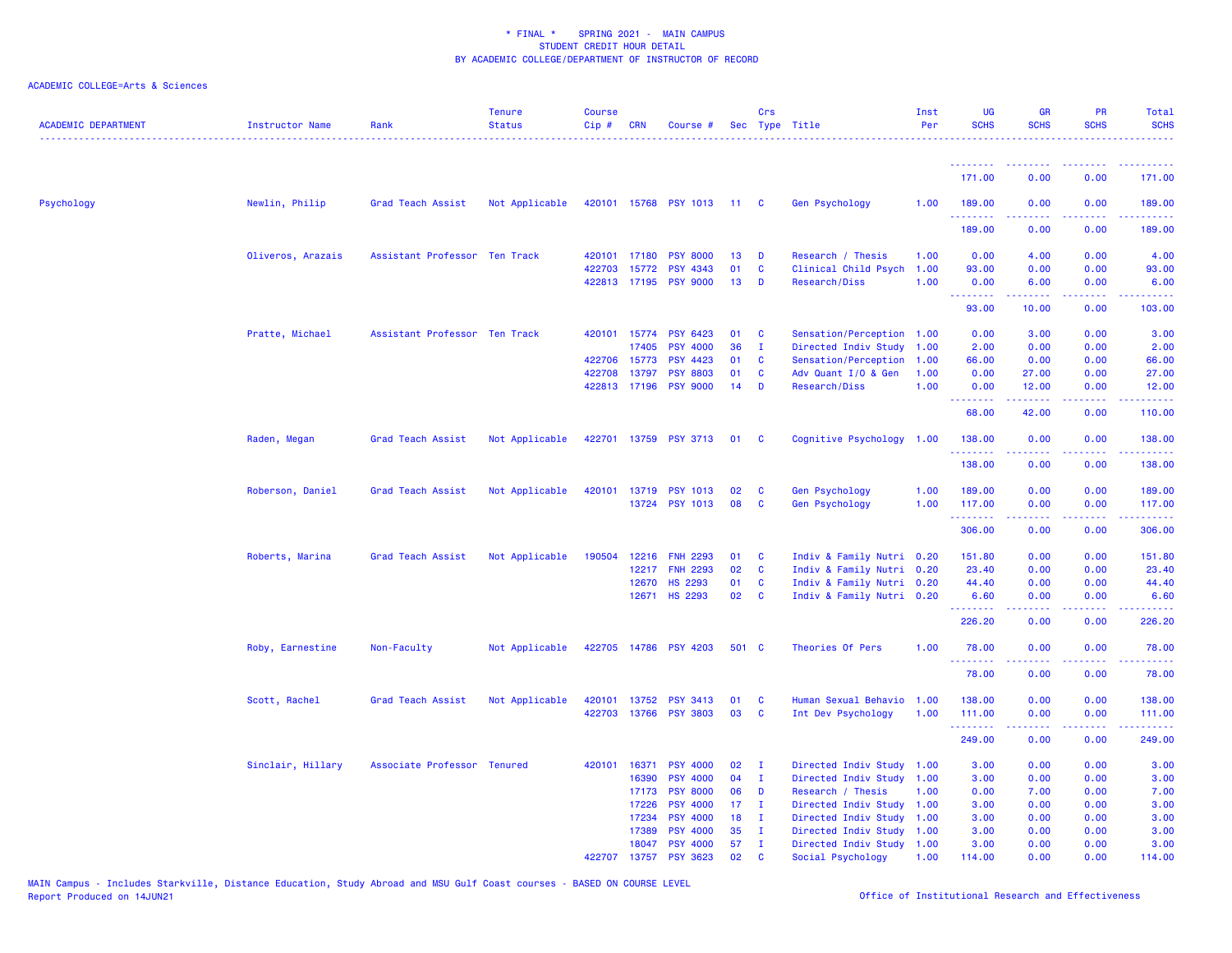# * FINAL * SPRING 2021 - MAIN CAMPUS
## STUDENT CREDIT HOUR DETAIL
## BY ACADEMIC COLLEGE/DEPARTMENT OF INSTRUCTOR OF RECORD

ACADEMIC COLLEGE=Arts & Sciences

| ACADEMIC DEPARTMENT | Instructor Name | Rank | Tenure Status | Course Cip # | CRN | Course # | Sec | Crs Type | Title | Inst Per | UG SCHS | GR SCHS | PR SCHS | Total SCHS |
|---|---|---|---|---|---|---|---|---|---|---|---|---|---|---|
| | | | | | | | | | | | 171.00 | 0.00 | 0.00 | 171.00 |
| Psychology | Newlin, Philip | Grad Teach Assist | Not Applicable | 420101 | 15768 | PSY 1013 | 11 | C | Gen Psychology | 1.00 | 189.00 | 0.00 | 0.00 | 189.00 |
| | | | | | | | | | | | 189.00 | 0.00 | 0.00 | 189.00 |
| | Oliveros, Arazais | Assistant Professor | Ten Track | 420101 | 17180 | PSY 8000 | 13 | D | Research / Thesis | 1.00 | 0.00 | 4.00 | 0.00 | 4.00 |
| | | | | 422703 | 15772 | PSY 4343 | 01 | C | Clinical Child Psych | 1.00 | 93.00 | 0.00 | 0.00 | 93.00 |
| | | | | 422813 | 17195 | PSY 9000 | 13 | D | Research/Diss | 1.00 | 0.00 | 6.00 | 0.00 | 6.00 |
| | | | | | | | | | | | 93.00 | 10.00 | 0.00 | 103.00 |
| | Pratte, Michael | Assistant Professor | Ten Track | 420101 | 15774 | PSY 6423 | 01 | C | Sensation/Perception | 1.00 | 0.00 | 3.00 | 0.00 | 3.00 |
| | | | | | 17405 | PSY 4000 | 36 | I | Directed Indiv Study | 1.00 | 2.00 | 0.00 | 0.00 | 2.00 |
| | | | | 422706 | 15773 | PSY 4423 | 01 | C | Sensation/Perception | 1.00 | 66.00 | 0.00 | 0.00 | 66.00 |
| | | | | 422708 | 13797 | PSY 8803 | 01 | C | Adv Quant I/O & Gen | 1.00 | 0.00 | 27.00 | 0.00 | 27.00 |
| | | | | 422813 | 17196 | PSY 9000 | 14 | D | Research/Diss | 1.00 | 0.00 | 12.00 | 0.00 | 12.00 |
| | | | | | | | | | | | 68.00 | 42.00 | 0.00 | 110.00 |
| | Raden, Megan | Grad Teach Assist | Not Applicable | 422701 | 13759 | PSY 3713 | 01 | C | Cognitive Psychology | 1.00 | 138.00 | 0.00 | 0.00 | 138.00 |
| | | | | | | | | | | | 138.00 | 0.00 | 0.00 | 138.00 |
| | Roberson, Daniel | Grad Teach Assist | Not Applicable | 420101 | 13719 | PSY 1013 | 02 | C | Gen Psychology | 1.00 | 189.00 | 0.00 | 0.00 | 189.00 |
| | | | | | 13724 | PSY 1013 | 08 | C | Gen Psychology | 1.00 | 117.00 | 0.00 | 0.00 | 117.00 |
| | | | | | | | | | | | 306.00 | 0.00 | 0.00 | 306.00 |
| | Roberts, Marina | Grad Teach Assist | Not Applicable | 190504 | 12216 | FNH 2293 | 01 | C | Indiv & Family Nutri | 0.20 | 151.80 | 0.00 | 0.00 | 151.80 |
| | | | | | 12217 | FNH 2293 | 02 | C | Indiv & Family Nutri | 0.20 | 23.40 | 0.00 | 0.00 | 23.40 |
| | | | | | 12670 | HS 2293 | 01 | C | Indiv & Family Nutri | 0.20 | 44.40 | 0.00 | 0.00 | 44.40 |
| | | | | | 12671 | HS 2293 | 02 | C | Indiv & Family Nutri | 0.20 | 6.60 | 0.00 | 0.00 | 6.60 |
| | | | | | | | | | | | 226.20 | 0.00 | 0.00 | 226.20 |
| | Roby, Earnestine | Non-Faculty | Not Applicable | 422705 | 14786 | PSY 4203 | 501 | C | Theories Of Pers | 1.00 | 78.00 | 0.00 | 0.00 | 78.00 |
| | | | | | | | | | | | 78.00 | 0.00 | 0.00 | 78.00 |
| | Scott, Rachel | Grad Teach Assist | Not Applicable | 420101 | 13752 | PSY 3413 | 01 | C | Human Sexual Behavio | 1.00 | 138.00 | 0.00 | 0.00 | 138.00 |
| | | | | 422703 | 13766 | PSY 3803 | 03 | C | Int Dev Psychology | 1.00 | 111.00 | 0.00 | 0.00 | 111.00 |
| | | | | | | | | | | | 249.00 | 0.00 | 0.00 | 249.00 |
| | Sinclair, Hillary | Associate Professor | Tenured | 420101 | 16371 | PSY 4000 | 02 | I | Directed Indiv Study | 1.00 | 3.00 | 0.00 | 0.00 | 3.00 |
| | | | | | 16390 | PSY 4000 | 04 | I | Directed Indiv Study | 1.00 | 3.00 | 0.00 | 0.00 | 3.00 |
| | | | | | 17173 | PSY 8000 | 06 | D | Research / Thesis | 1.00 | 0.00 | 7.00 | 0.00 | 7.00 |
| | | | | | 17226 | PSY 4000 | 17 | I | Directed Indiv Study | 1.00 | 3.00 | 0.00 | 0.00 | 3.00 |
| | | | | | 17234 | PSY 4000 | 18 | I | Directed Indiv Study | 1.00 | 3.00 | 0.00 | 0.00 | 3.00 |
| | | | | | 17389 | PSY 4000 | 35 | I | Directed Indiv Study | 1.00 | 3.00 | 0.00 | 0.00 | 3.00 |
| | | | | | 18047 | PSY 4000 | 57 | I | Directed Indiv Study | 1.00 | 3.00 | 0.00 | 0.00 | 3.00 |
| | | | | 422707 | 13757 | PSY 3623 | 02 | C | Social Psychology | 1.00 | 114.00 | 0.00 | 0.00 | 114.00 |

MAIN Campus - Includes Starkville, Distance Education, Study Abroad and MSU Gulf Coast courses - BASED ON COURSE LEVEL
Report Produced on 14JUN21 Office of Institutional Research and Effectiveness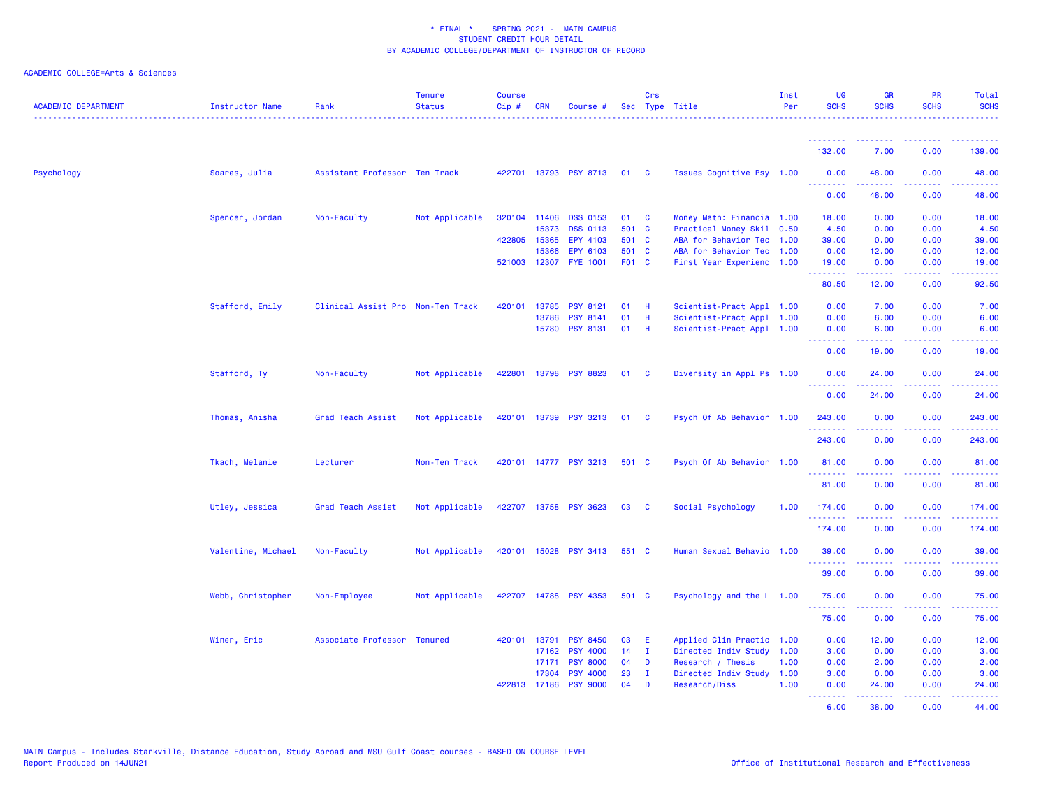* FINAL * SPRING 2021 - MAIN CAMPUS
STUDENT CREDIT HOUR DETAIL
BY ACADEMIC COLLEGE/DEPARTMENT OF INSTRUCTOR OF RECORD

ACADEMIC COLLEGE=Arts & Sciences

| ACADEMIC DEPARTMENT | Instructor Name | Rank | Tenure Status | Course Cip # | CRN | Course # | Sec | Crs Type | Title | Inst Per | UG SCHS | GR SCHS | PR SCHS | Total SCHS |
|---|---|---|---|---|---|---|---|---|---|---|---|---|---|---|
| | | | | | | | | | | | 132.00 | 7.00 | 0.00 | 139.00 |
| Psychology | Soares, Julia | Assistant Professor | Ten Track | 422701 | 13793 | PSY 8713 | 01 | C | Issues Cognitive Psy | 1.00 | 0.00 | 48.00 | 0.00 | 48.00 |
| | | | | | | | | | | | 0.00 | 48.00 | 0.00 | 48.00 |
| | Spencer, Jordan | Non-Faculty | Not Applicable | 320104 | 11406 | DSS 0153 | 01 | C | Money Math: Financia | 1.00 | 18.00 | 0.00 | 0.00 | 18.00 |
| | | | | | 15373 | DSS 0113 | 501 | C | Practical Money Skil | 0.50 | 4.50 | 0.00 | 0.00 | 4.50 |
| | | | | 422805 | 15365 | EPY 4103 | 501 | C | ABA for Behavior Tec | 1.00 | 39.00 | 0.00 | 0.00 | 39.00 |
| | | | | | 15366 | EPY 6103 | 501 | C | ABA for Behavior Tec | 1.00 | 0.00 | 12.00 | 0.00 | 12.00 |
| | | | | 521003 | 12307 | FYE 1001 | F01 | C | First Year Experienc | 1.00 | 19.00 | 0.00 | 0.00 | 19.00 |
| | | | | | | | | | | | 80.50 | 12.00 | 0.00 | 92.50 |
| | Stafford, Emily | Clinical Assist Pro | Non-Ten Track | 420101 | 13785 | PSY 8121 | 01 | H | Scientist-Pract Appl | 1.00 | 0.00 | 7.00 | 0.00 | 7.00 |
| | | | | | 13786 | PSY 8141 | 01 | H | Scientist-Pract Appl | 1.00 | 0.00 | 6.00 | 0.00 | 6.00 |
| | | | | | 15780 | PSY 8131 | 01 | H | Scientist-Pract Appl | 1.00 | 0.00 | 6.00 | 0.00 | 6.00 |
| | | | | | | | | | | | 0.00 | 19.00 | 0.00 | 19.00 |
| | Stafford, Ty | Non-Faculty | Not Applicable | 422801 | 13798 | PSY 8823 | 01 | C | Diversity in Appl Ps | 1.00 | 0.00 | 24.00 | 0.00 | 24.00 |
| | | | | | | | | | | | 0.00 | 24.00 | 0.00 | 24.00 |
| | Thomas, Anisha | Grad Teach Assist | Not Applicable | 420101 | 13739 | PSY 3213 | 01 | C | Psych Of Ab Behavior | 1.00 | 243.00 | 0.00 | 0.00 | 243.00 |
| | | | | | | | | | | | 243.00 | 0.00 | 0.00 | 243.00 |
| | Tkach, Melanie | Lecturer | Non-Ten Track | 420101 | 14777 | PSY 3213 | 501 | C | Psych Of Ab Behavior | 1.00 | 81.00 | 0.00 | 0.00 | 81.00 |
| | | | | | | | | | | | 81.00 | 0.00 | 0.00 | 81.00 |
| | Utley, Jessica | Grad Teach Assist | Not Applicable | 422707 | 13758 | PSY 3623 | 03 | C | Social Psychology | 1.00 | 174.00 | 0.00 | 0.00 | 174.00 |
| | | | | | | | | | | | 174.00 | 0.00 | 0.00 | 174.00 |
| | Valentine, Michael | Non-Faculty | Not Applicable | 420101 | 15028 | PSY 3413 | 551 | C | Human Sexual Behavio | 1.00 | 39.00 | 0.00 | 0.00 | 39.00 |
| | | | | | | | | | | | 39.00 | 0.00 | 0.00 | 39.00 |
| | Webb, Christopher | Non-Employee | Not Applicable | 422707 | 14788 | PSY 4353 | 501 | C | Psychology and the L | 1.00 | 75.00 | 0.00 | 0.00 | 75.00 |
| | | | | | | | | | | | 75.00 | 0.00 | 0.00 | 75.00 |
| | Winer, Eric | Associate Professor | Tenured | 420101 | 13791 | PSY 8450 | 03 | E | Applied Clin Practic | 1.00 | 0.00 | 12.00 | 0.00 | 12.00 |
| | | | | | 17162 | PSY 4000 | 14 | I | Directed Indiv Study | 1.00 | 3.00 | 0.00 | 0.00 | 3.00 |
| | | | | | 17171 | PSY 8000 | 04 | D | Research / Thesis | 1.00 | 0.00 | 2.00 | 0.00 | 2.00 |
| | | | | | 17304 | PSY 4000 | 23 | I | Directed Indiv Study | 1.00 | 3.00 | 0.00 | 0.00 | 3.00 |
| | | | | 422813 | 17186 | PSY 9000 | 04 | D | Research/Diss | 1.00 | 0.00 | 24.00 | 0.00 | 24.00 |
| | | | | | | | | | | | 6.00 | 38.00 | 0.00 | 44.00 |

MAIN Campus - Includes Starkville, Distance Education, Study Abroad and MSU Gulf Coast courses - BASED ON COURSE LEVEL
Report Produced on 14JUN21

Office of Institutional Research and Effectiveness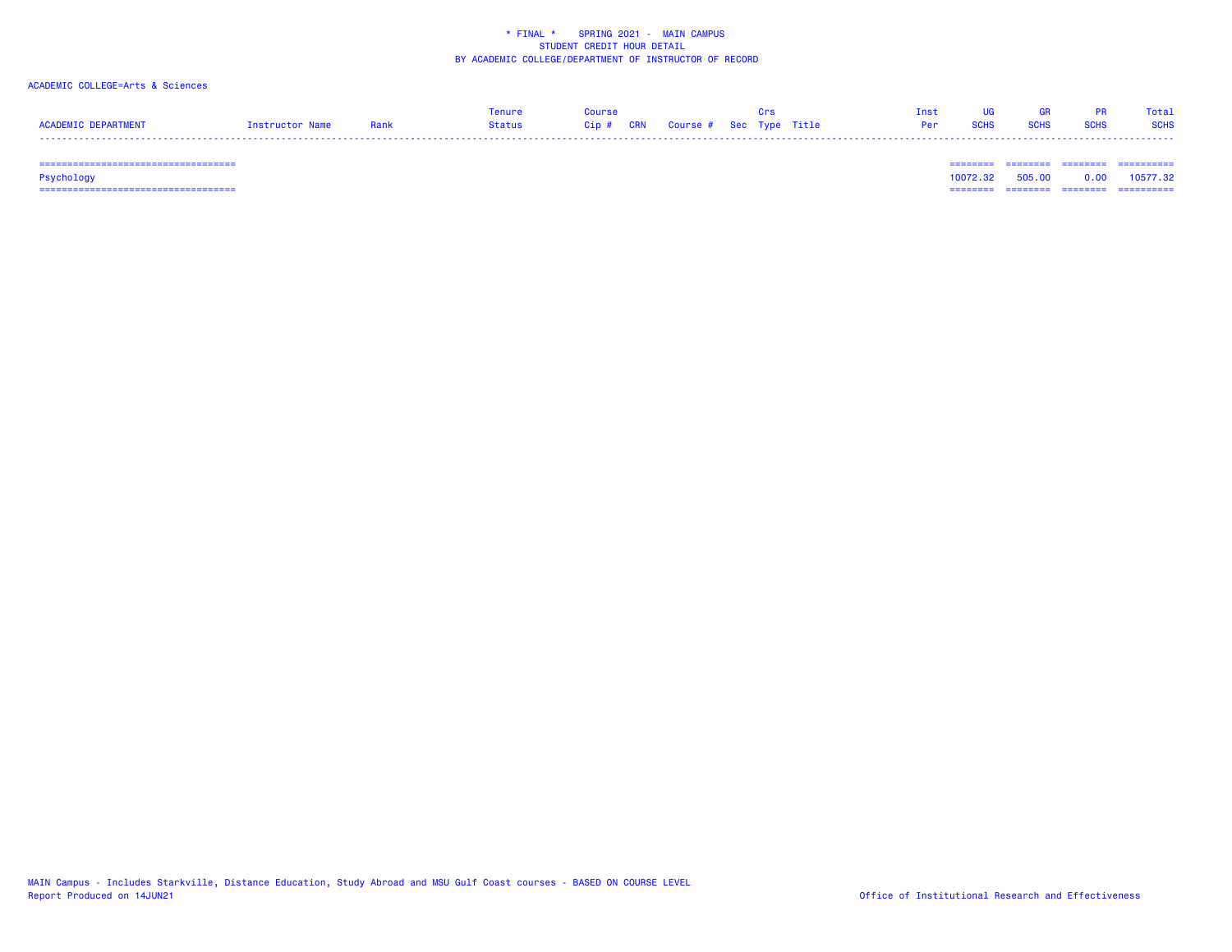* FINAL * SPRING 2021 - MAIN CAMPUS
STUDENT CREDIT HOUR DETAIL
BY ACADEMIC COLLEGE/DEPARTMENT OF INSTRUCTOR OF RECORD

ACADEMIC COLLEGE=Arts & Sciences

| ACADEMIC DEPARTMENT | Instructor Name | Rank | Tenure Status | Course Cip # | CRN | Course # | Sec | Crs Type | Title | Inst Per | UG SCHS | GR SCHS | PR SCHS | Total SCHS |
|---|---|---|---|---|---|---|---|---|---|---|---|---|---|---|
| Psychology | | | | | | | | | | | 10072.32 | 505.00 | 0.00 | 10577.32 |

MAIN Campus - Includes Starkville, Distance Education, Study Abroad and MSU Gulf Coast courses - BASED ON COURSE LEVEL
Report Produced on 14JUN21

Office of Institutional Research and Effectiveness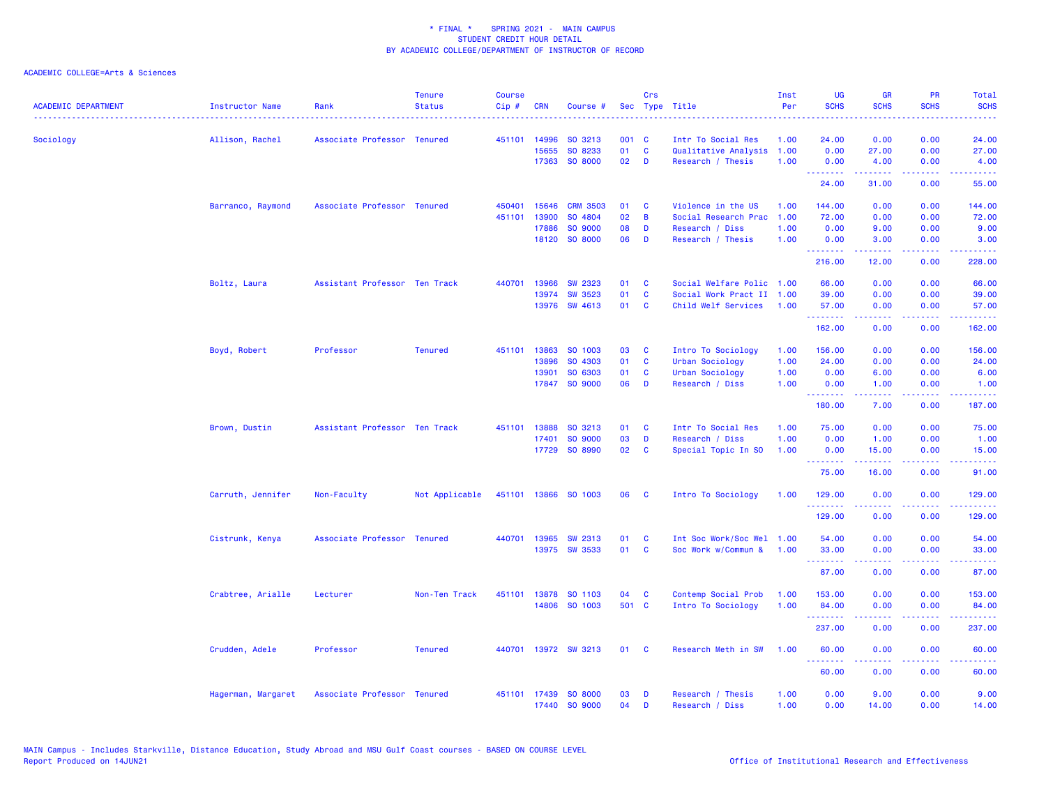\* FINAL \*    SPRING 2021 -  MAIN CAMPUS
STUDENT CREDIT HOUR DETAIL
BY ACADEMIC COLLEGE/DEPARTMENT OF INSTRUCTOR OF RECORD

ACADEMIC COLLEGE=Arts & Sciences

| ACADEMIC DEPARTMENT | Instructor Name | Rank | Tenure Status | Course Cip # | CRN | Course # | Sec | Crs Type | Title | Inst Per | UG SCHS | GR SCHS | PR SCHS | Total SCHS |
|---|---|---|---|---|---|---|---|---|---|---|---|---|---|---|
| Sociology | Allison, Rachel | Associate Professor | Tenured | 451101 | 14996 | SO 3213 | 001 | C | Intr To Social Res | 1.00 | 24.00 | 0.00 | 0.00 | 24.00 |
| | | | | | 15655 | SO 8233 | 01 | C | Qualitative Analysis | 1.00 | 0.00 | 27.00 | 0.00 | 27.00 |
| | | | | | 17363 | SO 8000 | 02 | D | Research / Thesis | 1.00 | 0.00 | 4.00 | 0.00 | 4.00 |
| | | | | | | | | | | | 24.00 | 31.00 | 0.00 | 55.00 |
| | Barranco, Raymond | Associate Professor | Tenured | 450401 | 15646 | CRM 3503 | 01 | C | Violence in the US | 1.00 | 144.00 | 0.00 | 0.00 | 144.00 |
| | | | | 451101 | 13900 | SO 4804 | 02 | B | Social Research Prac | 1.00 | 72.00 | 0.00 | 0.00 | 72.00 |
| | | | | | 17886 | SO 9000 | 08 | D | Research / Diss | 1.00 | 0.00 | 9.00 | 0.00 | 9.00 |
| | | | | | 18120 | SO 8000 | 06 | D | Research / Thesis | 1.00 | 0.00 | 3.00 | 0.00 | 3.00 |
| | | | | | | | | | | | 216.00 | 12.00 | 0.00 | 228.00 |
| | Boltz, Laura | Assistant Professor | Ten Track | 440701 | 13966 | SW 2323 | 01 | C | Social Welfare Polic | 1.00 | 66.00 | 0.00 | 0.00 | 66.00 |
| | | | | | 13974 | SW 3523 | 01 | C | Social Work Pract II | 1.00 | 39.00 | 0.00 | 0.00 | 39.00 |
| | | | | | 13976 | SW 4613 | 01 | C | Child Welf Services | 1.00 | 57.00 | 0.00 | 0.00 | 57.00 |
| | | | | | | | | | | | 162.00 | 0.00 | 0.00 | 162.00 |
| | Boyd, Robert | Professor | Tenured | 451101 | 13863 | SO 1003 | 03 | C | Intro To Sociology | 1.00 | 156.00 | 0.00 | 0.00 | 156.00 |
| | | | | | 13896 | SO 4303 | 01 | C | Urban Sociology | 1.00 | 24.00 | 0.00 | 0.00 | 24.00 |
| | | | | | 13901 | SO 6303 | 01 | C | Urban Sociology | 1.00 | 0.00 | 6.00 | 0.00 | 6.00 |
| | | | | | 17847 | SO 9000 | 06 | D | Research / Diss | 1.00 | 0.00 | 1.00 | 0.00 | 1.00 |
| | | | | | | | | | | | 180.00 | 7.00 | 0.00 | 187.00 |
| | Brown, Dustin | Assistant Professor | Ten Track | 451101 | 13888 | SO 3213 | 01 | C | Intr To Social Res | 1.00 | 75.00 | 0.00 | 0.00 | 75.00 |
| | | | | | 17401 | SO 9000 | 03 | D | Research / Diss | 1.00 | 0.00 | 1.00 | 0.00 | 1.00 |
| | | | | | 17729 | SO 8990 | 02 | C | Special Topic In SO | 1.00 | 0.00 | 15.00 | 0.00 | 15.00 |
| | | | | | | | | | | | 75.00 | 16.00 | 0.00 | 91.00 |
| | Carruth, Jennifer | Non-Faculty | Not Applicable | 451101 | 13866 | SO 1003 | 06 | C | Intro To Sociology | 1.00 | 129.00 | 0.00 | 0.00 | 129.00 |
| | | | | | | | | | | | 129.00 | 0.00 | 0.00 | 129.00 |
| | Cistrunk, Kenya | Associate Professor | Tenured | 440701 | 13965 | SW 2313 | 01 | C | Int Soc Work/Soc Wel | 1.00 | 54.00 | 0.00 | 0.00 | 54.00 |
| | | | | | 13975 | SW 3533 | 01 | C | Soc Work w/Commun & | 1.00 | 33.00 | 0.00 | 0.00 | 33.00 |
| | | | | | | | | | | | 87.00 | 0.00 | 0.00 | 87.00 |
| | Crabtree, Arialle | Lecturer | Non-Ten Track | 451101 | 13878 | SO 1103 | 04 | C | Contemp Social Prob | 1.00 | 153.00 | 0.00 | 0.00 | 153.00 |
| | | | | | 14806 | SO 1003 | 501 | C | Intro To Sociology | 1.00 | 84.00 | 0.00 | 0.00 | 84.00 |
| | | | | | | | | | | | 237.00 | 0.00 | 0.00 | 237.00 |
| | Crudden, Adele | Professor | Tenured | 440701 | 13972 | SW 3213 | 01 | C | Research Meth in SW | 1.00 | 60.00 | 0.00 | 0.00 | 60.00 |
| | | | | | | | | | | | 60.00 | 0.00 | 0.00 | 60.00 |
| | Hagerman, Margaret | Associate Professor | Tenured | 451101 | 17439 | SO 8000 | 03 | D | Research / Thesis | 1.00 | 0.00 | 9.00 | 0.00 | 9.00 |
| | | | | | 17440 | SO 9000 | 04 | D | Research / Diss | 1.00 | 0.00 | 14.00 | 0.00 | 14.00 |

MAIN Campus - Includes Starkville, Distance Education, Study Abroad and MSU Gulf Coast courses - BASED ON COURSE LEVEL
Report Produced on 14JUN21

Office of Institutional Research and Effectiveness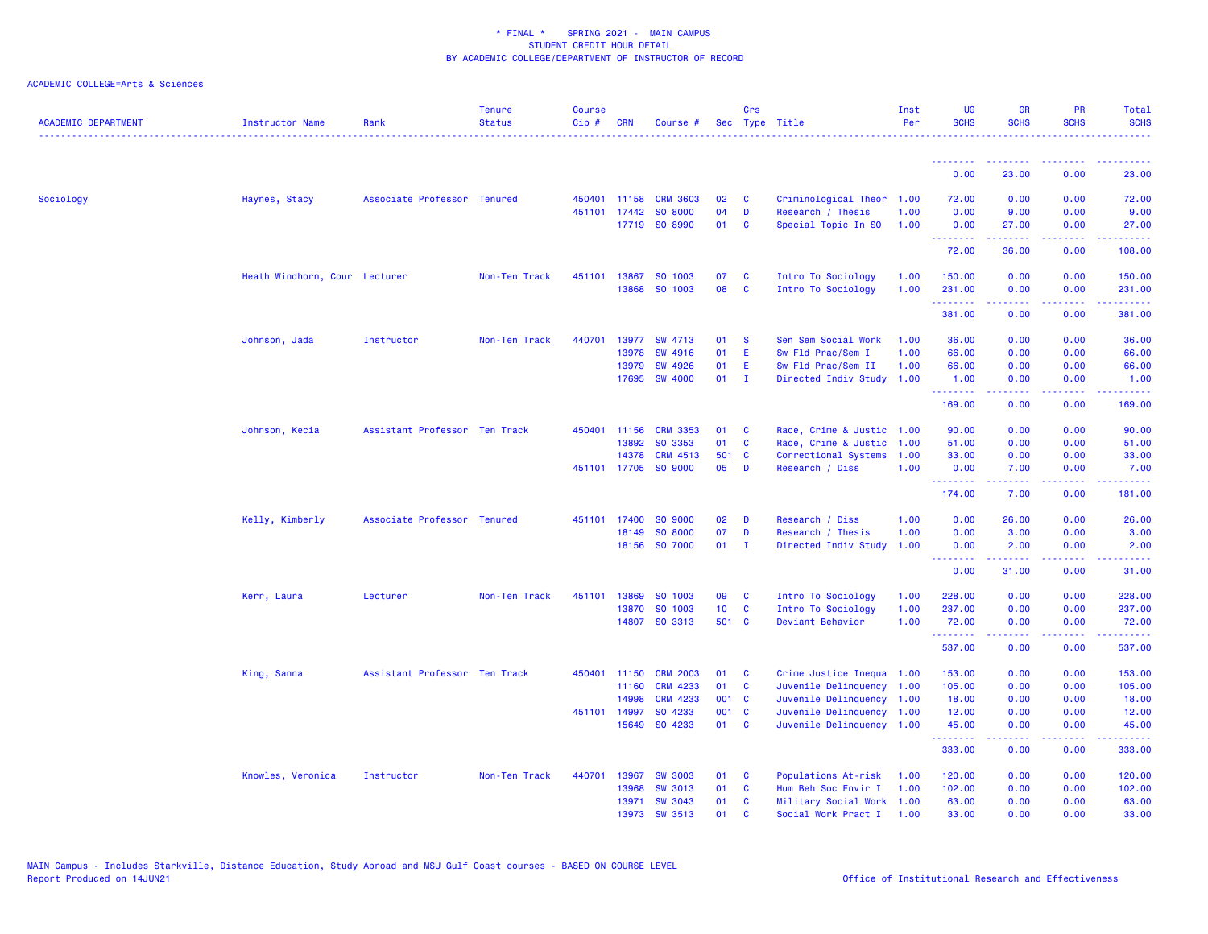\* FINAL \* SPRING 2021 - MAIN CAMPUS
STUDENT CREDIT HOUR DETAIL
BY ACADEMIC COLLEGE/DEPARTMENT OF INSTRUCTOR OF RECORD

ACADEMIC COLLEGE=Arts & Sciences

| ACADEMIC DEPARTMENT | Instructor Name | Rank | Tenure Status | Course Cip # | CRN | Course # | Sec | Crs Type | Title | Inst Per | UG SCHS | GR SCHS | PR SCHS | Total SCHS |
|---|---|---|---|---|---|---|---|---|---|---|---|---|---|---|
| | | | | | | | | | | | 0.00 | 23.00 | 0.00 | 23.00 |
| Sociology | Haynes, Stacy | Associate Professor | Tenured | 450401 | 11158 | CRM 3603 | 02 | C | Criminological Theor | 1.00 | 72.00 | 0.00 | 0.00 | 72.00 |
| | | | | 451101 | 17442 | SO 8000 | 04 | D | Research / Thesis | 1.00 | 0.00 | 9.00 | 0.00 | 9.00 |
| | | | | | 17719 | SO 8990 | 01 | C | Special Topic In SO | 1.00 | 0.00 | 27.00 | 0.00 | 27.00 |
| | | | | | | | | | | | 72.00 | 36.00 | 0.00 | 108.00 |
| | Heath Windhorn, Cour | Lecturer | Non-Ten Track | 451101 | 13867 | SO 1003 | 07 | C | Intro To Sociology | 1.00 | 150.00 | 0.00 | 0.00 | 150.00 |
| | | | | | 13868 | SO 1003 | 08 | C | Intro To Sociology | 1.00 | 231.00 | 0.00 | 0.00 | 231.00 |
| | | | | | | | | | | | 381.00 | 0.00 | 0.00 | 381.00 |
| | Johnson, Jada | Instructor | Non-Ten Track | 440701 | 13977 | SW 4713 | 01 | S | Sen Sem Social Work | 1.00 | 36.00 | 0.00 | 0.00 | 36.00 |
| | | | | | 13978 | SW 4916 | 01 | E | Sw Fld Prac/Sem I | 1.00 | 66.00 | 0.00 | 0.00 | 66.00 |
| | | | | | 13979 | SW 4926 | 01 | E | Sw Fld Prac/Sem II | 1.00 | 66.00 | 0.00 | 0.00 | 66.00 |
| | | | | | 17695 | SW 4000 | 01 | I | Directed Indiv Study | 1.00 | 1.00 | 0.00 | 0.00 | 1.00 |
| | | | | | | | | | | | 169.00 | 0.00 | 0.00 | 169.00 |
| | Johnson, Kecia | Assistant Professor | Ten Track | 450401 | 11156 | CRM 3353 | 01 | C | Race, Crime & Justic | 1.00 | 90.00 | 0.00 | 0.00 | 90.00 |
| | | | | | 13892 | SO 3353 | 01 | C | Race, Crime & Justic | 1.00 | 51.00 | 0.00 | 0.00 | 51.00 |
| | | | | | 14378 | CRM 4513 | 501 | C | Correctional Systems | 1.00 | 33.00 | 0.00 | 0.00 | 33.00 |
| | | | | 451101 | 17705 | SO 9000 | 05 | D | Research / Diss | 1.00 | 0.00 | 7.00 | 0.00 | 7.00 |
| | | | | | | | | | | | 174.00 | 7.00 | 0.00 | 181.00 |
| | Kelly, Kimberly | Associate Professor | Tenured | 451101 | 17400 | SO 9000 | 02 | D | Research / Diss | 1.00 | 0.00 | 26.00 | 0.00 | 26.00 |
| | | | | | 18149 | SO 8000 | 07 | D | Research / Thesis | 1.00 | 0.00 | 3.00 | 0.00 | 3.00 |
| | | | | | 18156 | SO 7000 | 01 | I | Directed Indiv Study | 1.00 | 0.00 | 2.00 | 0.00 | 2.00 |
| | | | | | | | | | | | 0.00 | 31.00 | 0.00 | 31.00 |
| | Kerr, Laura | Lecturer | Non-Ten Track | 451101 | 13869 | SO 1003 | 09 | C | Intro To Sociology | 1.00 | 228.00 | 0.00 | 0.00 | 228.00 |
| | | | | | 13870 | SO 1003 | 10 | C | Intro To Sociology | 1.00 | 237.00 | 0.00 | 0.00 | 237.00 |
| | | | | | 14807 | SO 3313 | 501 | C | Deviant Behavior | 1.00 | 72.00 | 0.00 | 0.00 | 72.00 |
| | | | | | | | | | | | 537.00 | 0.00 | 0.00 | 537.00 |
| | King, Sanna | Assistant Professor | Ten Track | 450401 | 11150 | CRM 2003 | 01 | C | Crime Justice Inequa | 1.00 | 153.00 | 0.00 | 0.00 | 153.00 |
| | | | | | 11160 | CRM 4233 | 01 | C | Juvenile Delinquency | 1.00 | 105.00 | 0.00 | 0.00 | 105.00 |
| | | | | | 14998 | CRM 4233 | 001 | C | Juvenile Delinquency | 1.00 | 18.00 | 0.00 | 0.00 | 18.00 |
| | | | | 451101 | 14997 | SO 4233 | 001 | C | Juvenile Delinquency | 1.00 | 12.00 | 0.00 | 0.00 | 12.00 |
| | | | | | 15649 | SO 4233 | 01 | C | Juvenile Delinquency | 1.00 | 45.00 | 0.00 | 0.00 | 45.00 |
| | | | | | | | | | | | 333.00 | 0.00 | 0.00 | 333.00 |
| | Knowles, Veronica | Instructor | Non-Ten Track | 440701 | 13967 | SW 3003 | 01 | C | Populations At-risk | 1.00 | 120.00 | 0.00 | 0.00 | 120.00 |
| | | | | | 13968 | SW 3013 | 01 | C | Hum Beh Soc Envir I | 1.00 | 102.00 | 0.00 | 0.00 | 102.00 |
| | | | | | 13971 | SW 3043 | 01 | C | Military Social Work | 1.00 | 63.00 | 0.00 | 0.00 | 63.00 |
| | | | | | 13973 | SW 3513 | 01 | C | Social Work Pract I | 1.00 | 33.00 | 0.00 | 0.00 | 33.00 |

MAIN Campus - Includes Starkville, Distance Education, Study Abroad and MSU Gulf Coast courses - BASED ON COURSE LEVEL
Report Produced on 14JUN21

Office of Institutional Research and Effectiveness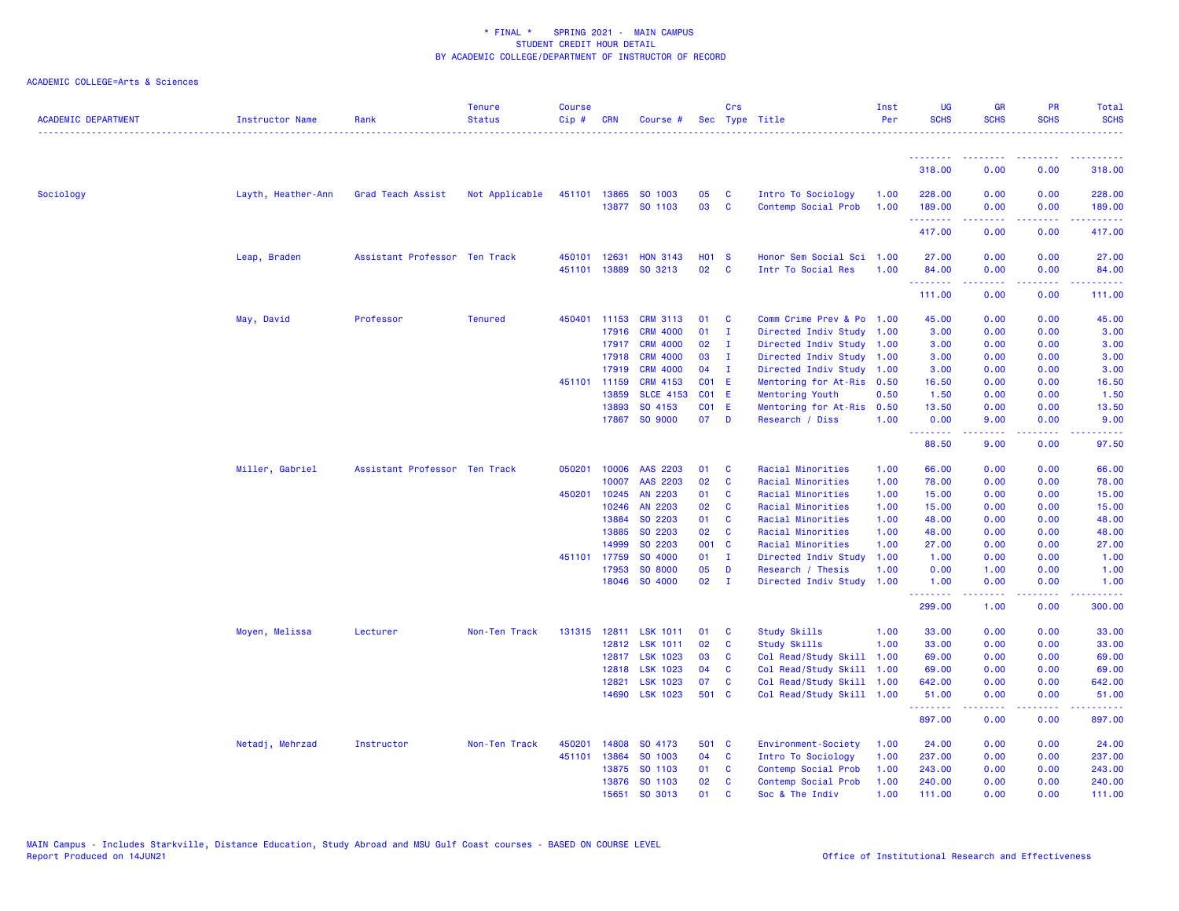\* FINAL \*    SPRING 2021 -  MAIN CAMPUS
STUDENT CREDIT HOUR DETAIL
BY ACADEMIC COLLEGE/DEPARTMENT OF INSTRUCTOR OF RECORD

ACADEMIC COLLEGE=Arts & Sciences

| ACADEMIC DEPARTMENT | Instructor Name | Rank | Tenure Status | Course Cip # | CRN | Course # | Sec | Crs Type | Title | Inst Per | UG SCHS | GR SCHS | PR SCHS | Total SCHS |
|---|---|---|---|---|---|---|---|---|---|---|---|---|---|---|
| | | | | | | | | | | | 318.00 | 0.00 | 0.00 | 318.00 |
| Sociology | Layth, Heather-Ann | Grad Teach Assist | Not Applicable | 451101 | 13865 | SO 1003 | 05 | C | Intro To Sociology | 1.00 | 228.00 | 0.00 | 0.00 | 228.00 |
| | | | | | 13877 | SO 1103 | 03 | C | Contemp Social Prob | 1.00 | 189.00 | 0.00 | 0.00 | 189.00 |
| | | | | | | | | | | | 417.00 | 0.00 | 0.00 | 417.00 |
| | Leap, Braden | Assistant Professor | Ten Track | 450101 | 12631 | HON 3143 | H01 | S | Honor Sem Social Sci | 1.00 | 27.00 | 0.00 | 0.00 | 27.00 |
| | | | | 451101 | 13889 | SO 3213 | 02 | C | Intr To Social Res | 1.00 | 84.00 | 0.00 | 0.00 | 84.00 |
| | | | | | | | | | | | 111.00 | 0.00 | 0.00 | 111.00 |
| | May, David | Professor | Tenured | 450401 | 11153 | CRM 3113 | 01 | C | Comm Crime Prev & Po | 1.00 | 45.00 | 0.00 | 0.00 | 45.00 |
| | | | | | 17916 | CRM 4000 | 01 | I | Directed Indiv Study | 1.00 | 3.00 | 0.00 | 0.00 | 3.00 |
| | | | | | 17917 | CRM 4000 | 02 | I | Directed Indiv Study | 1.00 | 3.00 | 0.00 | 0.00 | 3.00 |
| | | | | | 17918 | CRM 4000 | 03 | I | Directed Indiv Study | 1.00 | 3.00 | 0.00 | 0.00 | 3.00 |
| | | | | | 17919 | CRM 4000 | 04 | I | Directed Indiv Study | 1.00 | 3.00 | 0.00 | 0.00 | 3.00 |
| | | | | 451101 | 11159 | CRM 4153 | C01 | E | Mentoring for At-Ris | 0.50 | 16.50 | 0.00 | 0.00 | 16.50 |
| | | | | | 13859 | SLCE 4153 | C01 | E | Mentoring Youth | 0.50 | 1.50 | 0.00 | 0.00 | 1.50 |
| | | | | | 13893 | SO 4153 | C01 | E | Mentoring for At-Ris | 0.50 | 13.50 | 0.00 | 0.00 | 13.50 |
| | | | | | 17867 | SO 9000 | 07 | D | Research / Diss | 1.00 | 0.00 | 9.00 | 0.00 | 9.00 |
| | | | | | | | | | | | 88.50 | 9.00 | 0.00 | 97.50 |
| | Miller, Gabriel | Assistant Professor | Ten Track | 050201 | 10006 | AAS 2203 | 01 | C | Racial Minorities | 1.00 | 66.00 | 0.00 | 0.00 | 66.00 |
| | | | | | 10007 | AAS 2203 | 02 | C | Racial Minorities | 1.00 | 78.00 | 0.00 | 0.00 | 78.00 |
| | | | | 450201 | 10245 | AN 2203 | 01 | C | Racial Minorities | 1.00 | 15.00 | 0.00 | 0.00 | 15.00 |
| | | | | | 10246 | AN 2203 | 02 | C | Racial Minorities | 1.00 | 15.00 | 0.00 | 0.00 | 15.00 |
| | | | | | 13884 | SO 2203 | 01 | C | Racial Minorities | 1.00 | 48.00 | 0.00 | 0.00 | 48.00 |
| | | | | | 13885 | SO 2203 | 02 | C | Racial Minorities | 1.00 | 48.00 | 0.00 | 0.00 | 48.00 |
| | | | | | 14999 | SO 2203 | 001 | C | Racial Minorities | 1.00 | 27.00 | 0.00 | 0.00 | 27.00 |
| | | | | 451101 | 17759 | SO 4000 | 01 | I | Directed Indiv Study | 1.00 | 1.00 | 0.00 | 0.00 | 1.00 |
| | | | | | 17953 | SO 8000 | 05 | D | Research / Thesis | 1.00 | 0.00 | 1.00 | 0.00 | 1.00 |
| | | | | | 18046 | SO 4000 | 02 | I | Directed Indiv Study | 1.00 | 1.00 | 0.00 | 0.00 | 1.00 |
| | | | | | | | | | | | 299.00 | 1.00 | 0.00 | 300.00 |
| | Moyen, Melissa | Lecturer | Non-Ten Track | 131315 | 12811 | LSK 1011 | 01 | C | Study Skills | 1.00 | 33.00 | 0.00 | 0.00 | 33.00 |
| | | | | | 12812 | LSK 1011 | 02 | C | Study Skills | 1.00 | 33.00 | 0.00 | 0.00 | 33.00 |
| | | | | | 12817 | LSK 1023 | 03 | C | Col Read/Study Skill | 1.00 | 69.00 | 0.00 | 0.00 | 69.00 |
| | | | | | 12818 | LSK 1023 | 04 | C | Col Read/Study Skill | 1.00 | 69.00 | 0.00 | 0.00 | 69.00 |
| | | | | | 12821 | LSK 1023 | 07 | C | Col Read/Study Skill | 1.00 | 642.00 | 0.00 | 0.00 | 642.00 |
| | | | | | 14690 | LSK 1023 | 501 | C | Col Read/Study Skill | 1.00 | 51.00 | 0.00 | 0.00 | 51.00 |
| | | | | | | | | | | | 897.00 | 0.00 | 0.00 | 897.00 |
| | Netadj, Mehrzad | Instructor | Non-Ten Track | 450201 | 14808 | SO 4173 | 501 | C | Environment-Society | 1.00 | 24.00 | 0.00 | 0.00 | 24.00 |
| | | | | 451101 | 13864 | SO 1003 | 04 | C | Intro To Sociology | 1.00 | 237.00 | 0.00 | 0.00 | 237.00 |
| | | | | | 13875 | SO 1103 | 01 | C | Contemp Social Prob | 1.00 | 243.00 | 0.00 | 0.00 | 243.00 |
| | | | | | 13876 | SO 1103 | 02 | C | Contemp Social Prob | 1.00 | 240.00 | 0.00 | 0.00 | 240.00 |
| | | | | | 15651 | SO 3013 | 01 | C | Soc & The Indiv | 1.00 | 111.00 | 0.00 | 0.00 | 111.00 |

MAIN Campus - Includes Starkville, Distance Education, Study Abroad and MSU Gulf Coast courses - BASED ON COURSE LEVEL
Report Produced on 14JUN21    Office of Institutional Research and Effectiveness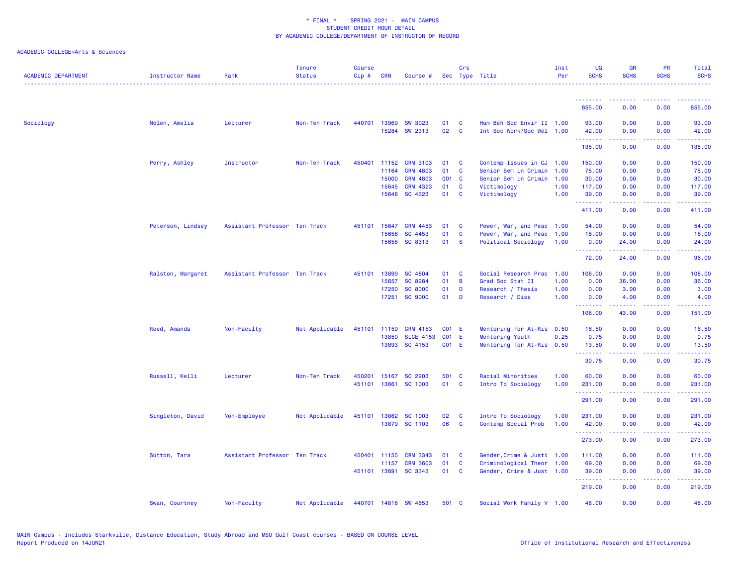\* FINAL \* SPRING 2021 - MAIN CAMPUS
STUDENT CREDIT HOUR DETAIL
BY ACADEMIC COLLEGE/DEPARTMENT OF INSTRUCTOR OF RECORD

ACADEMIC COLLEGE=Arts & Sciences

| ACADEMIC DEPARTMENT | Instructor Name | Rank | Tenure Status | Course Cip # | CRN | Course # | Sec | Crs Type | Title | Inst Per | UG SCHS | GR SCHS | PR SCHS | Total SCHS |
|---|---|---|---|---|---|---|---|---|---|---|---|---|---|---|
| | | | | | | | | | | | 855.00 | 0.00 | 0.00 | 855.00 |
| Sociology | Nolen, Amelia | Lecturer | Non-Ten Track | 440701 | 13969 | SW 3023 | 01 | C | Hum Beh Soc Envir II | 1.00 | 93.00 | 0.00 | 0.00 | 93.00 |
| | | | | | 15284 | SW 2313 | 02 | C | Int Soc Work/Soc Wel | 1.00 | 42.00 | 0.00 | 0.00 | 42.00 |
| | | | | | | | | | | | 135.00 | 0.00 | 0.00 | 135.00 |
| | Perry, Ashley | Instructor | Non-Ten Track | 450401 | 11152 | CRM 3103 | 01 | C | Contemp Issues in CJ | 1.00 | 150.00 | 0.00 | 0.00 | 150.00 |
| | | | | | 11164 | CRM 4803 | 01 | C | Senior Sem in Crimin | 1.00 | 75.00 | 0.00 | 0.00 | 75.00 |
| | | | | | 15000 | CRM 4803 | 001 | C | Senior Sem in Crimin | 1.00 | 30.00 | 0.00 | 0.00 | 30.00 |
| | | | | | 15645 | CRM 4323 | 01 | C | Victimology | 1.00 | 117.00 | 0.00 | 0.00 | 117.00 |
| | | | | | 15648 | SO 4323 | 01 | C | Victimology | 1.00 | 39.00 | 0.00 | 0.00 | 39.00 |
| | | | | | | | | | | | 411.00 | 0.00 | 0.00 | 411.00 |
| | Peterson, Lindsey | Assistant Professor | Ten Track | 451101 | 15647 | CRM 4453 | 01 | C | Power, War, and Peac | 1.00 | 54.00 | 0.00 | 0.00 | 54.00 |
| | | | | | 15656 | SO 4453 | 01 | C | Power, War, and Peac | 1.00 | 18.00 | 0.00 | 0.00 | 18.00 |
| | | | | | 15658 | SO 8313 | 01 | S | Political Sociology | 1.00 | 0.00 | 24.00 | 0.00 | 24.00 |
| | | | | | | | | | | | 72.00 | 24.00 | 0.00 | 96.00 |
| | Ralston, Margaret | Assistant Professor | Ten Track | 451101 | 13899 | SO 4804 | 01 | C | Social Research Prac | 1.00 | 108.00 | 0.00 | 0.00 | 108.00 |
| | | | | | 15657 | SO 8284 | 01 | B | Grad Soc Stat II | 1.00 | 0.00 | 36.00 | 0.00 | 36.00 |
| | | | | | 17250 | SO 8000 | 01 | D | Research / Thesis | 1.00 | 0.00 | 3.00 | 0.00 | 3.00 |
| | | | | | 17251 | SO 9000 | 01 | D | Research / Diss | 1.00 | 0.00 | 4.00 | 0.00 | 4.00 |
| | | | | | | | | | | | 108.00 | 43.00 | 0.00 | 151.00 |
| | Reed, Amanda | Non-Faculty | Not Applicable | 451101 | 11159 | CRM 4153 | C01 | E | Mentoring for At-Ris | 0.50 | 16.50 | 0.00 | 0.00 | 16.50 |
| | | | | | 13859 | SLCE 4153 | C01 | E | Mentoring Youth | 0.25 | 0.75 | 0.00 | 0.00 | 0.75 |
| | | | | | 13893 | SO 4153 | C01 | E | Mentoring for At-Ris | 0.50 | 13.50 | 0.00 | 0.00 | 13.50 |
| | | | | | | | | | | | 30.75 | 0.00 | 0.00 | 30.75 |
| | Russell, Kelli | Lecturer | Non-Ten Track | 450201 | 15167 | SO 2203 | 501 | C | Racial Minorities | 1.00 | 60.00 | 0.00 | 0.00 | 60.00 |
| | | | | 451101 | 13861 | SO 1003 | 01 | C | Intro To Sociology | 1.00 | 231.00 | 0.00 | 0.00 | 231.00 |
| | | | | | | | | | | | 291.00 | 0.00 | 0.00 | 291.00 |
| | Singleton, David | Non-Employee | Not Applicable | 451101 | 13862 | SO 1003 | 02 | C | Intro To Sociology | 1.00 | 231.00 | 0.00 | 0.00 | 231.00 |
| | | | | | 13879 | SO 1103 | 06 | C | Contemp Social Prob | 1.00 | 42.00 | 0.00 | 0.00 | 42.00 |
| | | | | | | | | | | | 273.00 | 0.00 | 0.00 | 273.00 |
| | Sutton, Tara | Assistant Professor | Ten Track | 450401 | 11155 | CRM 3343 | 01 | C | Gender,Crime & Justi | 1.00 | 111.00 | 0.00 | 0.00 | 111.00 |
| | | | | | 11157 | CRM 3603 | 01 | C | Criminological Theor | 1.00 | 69.00 | 0.00 | 0.00 | 69.00 |
| | | | | 451101 | 13891 | SO 3343 | 01 | C | Gender, Crime & Just | 1.00 | 39.00 | 0.00 | 0.00 | 39.00 |
| | | | | | | | | | | | 219.00 | 0.00 | 0.00 | 219.00 |
| | Swan, Courtney | Non-Faculty | Not Applicable | 440701 | 14818 | SW 4653 | 501 | C | Social Work Family V | 1.00 | 48.00 | 0.00 | 0.00 | 48.00 |

MAIN Campus - Includes Starkville, Distance Education, Study Abroad and MSU Gulf Coast courses - BASED ON COURSE LEVEL
Report Produced on 14JUN21

Office of Institutional Research and Effectiveness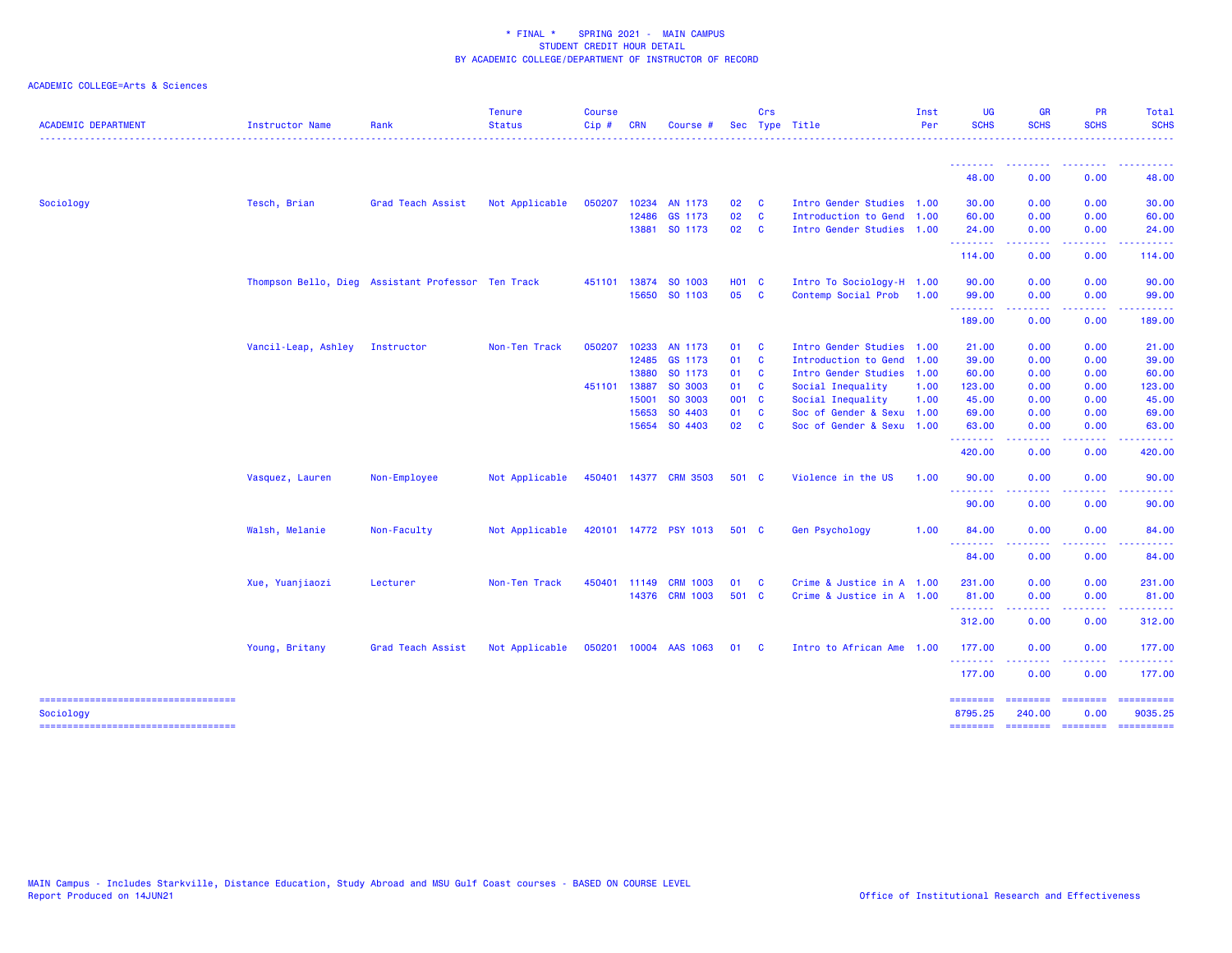\* FINAL \* SPRING 2021 - MAIN CAMPUS
STUDENT CREDIT HOUR DETAIL
BY ACADEMIC COLLEGE/DEPARTMENT OF INSTRUCTOR OF RECORD

ACADEMIC COLLEGE=Arts & Sciences

| ACADEMIC DEPARTMENT | Instructor Name | Rank | Tenure Status | Course Cip # | CRN | Course # | Sec | Crs Type | Title | Inst Per | UG SCHS | GR SCHS | PR SCHS | Total SCHS |
|---|---|---|---|---|---|---|---|---|---|---|---|---|---|---|
| | | | | | | | | | | | 48.00 | 0.00 | 0.00 | 48.00 |
| Sociology | Tesch, Brian | Grad Teach Assist | Not Applicable | 050207 | 10234 | AN 1173 | 02 | C | Intro Gender Studies | 1.00 | 30.00 | 0.00 | 0.00 | 30.00 |
| | | | | | 12486 | GS 1173 | 02 | C | Introduction to Gend | 1.00 | 60.00 | 0.00 | 0.00 | 60.00 |
| | | | | | 13881 | SO 1173 | 02 | C | Intro Gender Studies | 1.00 | 24.00 | 0.00 | 0.00 | 24.00 |
| | | | | | | | | | | | 114.00 | 0.00 | 0.00 | 114.00 |
| | Thompson Bello, Dieg | Assistant Professor | Ten Track | 451101 | 13874 | SO 1003 | H01 | C | Intro To Sociology-H | 1.00 | 90.00 | 0.00 | 0.00 | 90.00 |
| | | | | | 15650 | SO 1103 | 05 | C | Contemp Social Prob | 1.00 | 99.00 | 0.00 | 0.00 | 99.00 |
| | | | | | | | | | | | 189.00 | 0.00 | 0.00 | 189.00 |
| | Vancil-Leap, Ashley | Instructor | Non-Ten Track | 050207 | 10233 | AN 1173 | 01 | C | Intro Gender Studies | 1.00 | 21.00 | 0.00 | 0.00 | 21.00 |
| | | | | | 12485 | GS 1173 | 01 | C | Introduction to Gend | 1.00 | 39.00 | 0.00 | 0.00 | 39.00 |
| | | | | | 13880 | SO 1173 | 01 | C | Intro Gender Studies | 1.00 | 60.00 | 0.00 | 0.00 | 60.00 |
| | | | | 451101 | 13887 | SO 3003 | 01 | C | Social Inequality | 1.00 | 123.00 | 0.00 | 0.00 | 123.00 |
| | | | | | 15001 | SO 3003 | 001 | C | Social Inequality | 1.00 | 45.00 | 0.00 | 0.00 | 45.00 |
| | | | | | 15653 | SO 4403 | 01 | C | Soc of Gender & Sexu | 1.00 | 69.00 | 0.00 | 0.00 | 69.00 |
| | | | | | 15654 | SO 4403 | 02 | C | Soc of Gender & Sexu | 1.00 | 63.00 | 0.00 | 0.00 | 63.00 |
| | | | | | | | | | | | 420.00 | 0.00 | 0.00 | 420.00 |
| | Vasquez, Lauren | Non-Employee | Not Applicable | 450401 | 14377 | CRM 3503 | 501 | C | Violence in the US | 1.00 | 90.00 | 0.00 | 0.00 | 90.00 |
| | | | | | | | | | | | 90.00 | 0.00 | 0.00 | 90.00 |
| | Walsh, Melanie | Non-Faculty | Not Applicable | 420101 | 14772 | PSY 1013 | 501 | C | Gen Psychology | 1.00 | 84.00 | 0.00 | 0.00 | 84.00 |
| | | | | | | | | | | | 84.00 | 0.00 | 0.00 | 84.00 |
| | Xue, Yuanjiaozi | Lecturer | Non-Ten Track | 450401 | 11149 | CRM 1003 | 01 | C | Crime & Justice in A | 1.00 | 231.00 | 0.00 | 0.00 | 231.00 |
| | | | | | 14376 | CRM 1003 | 501 | C | Crime & Justice in A | 1.00 | 81.00 | 0.00 | 0.00 | 81.00 |
| | | | | | | | | | | | 312.00 | 0.00 | 0.00 | 312.00 |
| | Young, Britany | Grad Teach Assist | Not Applicable | 050201 | 10004 | AAS 1063 | 01 | C | Intro to African Ame | 1.00 | 177.00 | 0.00 | 0.00 | 177.00 |
| | | | | | | | | | | | 177.00 | 0.00 | 0.00 | 177.00 |
| Sociology | | | | | | | | | | | 8795.25 | 240.00 | 0.00 | 9035.25 |

MAIN Campus - Includes Starkville, Distance Education, Study Abroad and MSU Gulf Coast courses - BASED ON COURSE LEVEL
Report Produced on 14JUN21

Office of Institutional Research and Effectiveness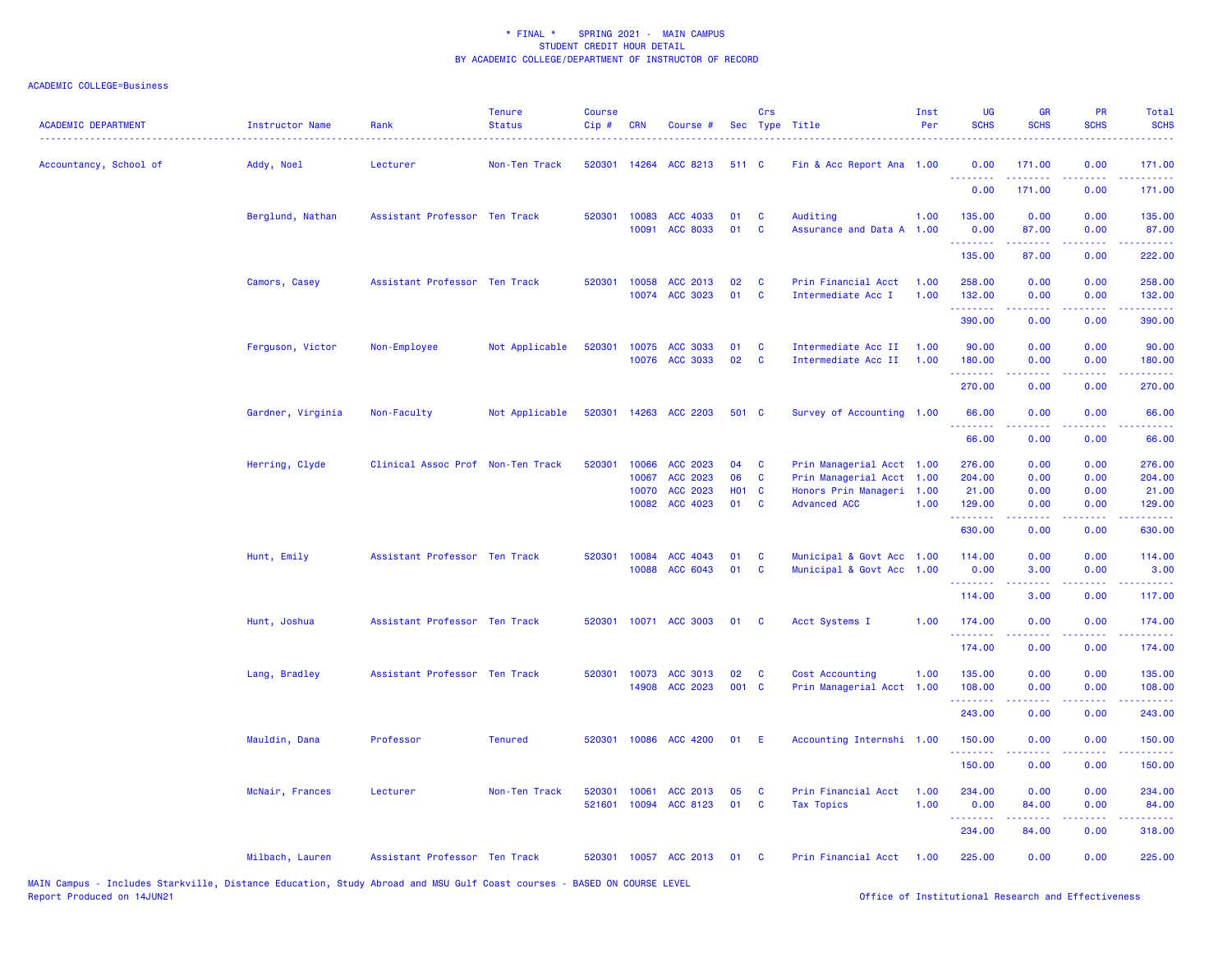\* FINAL \*    SPRING 2021 -  MAIN CAMPUS
STUDENT CREDIT HOUR DETAIL
BY ACADEMIC COLLEGE/DEPARTMENT OF INSTRUCTOR OF RECORD

ACADEMIC COLLEGE=Business

| ACADEMIC DEPARTMENT | Instructor Name | Rank | Tenure Status | Course Cip # | CRN | Course # | Sec | Crs Type | Title | Inst Per | UG SCHS | GR SCHS | PR SCHS | Total SCHS |
|---|---|---|---|---|---|---|---|---|---|---|---|---|---|---|
| Accountancy, School of | Addy, Noel | Lecturer | Non-Ten Track | 520301 | 14264 | ACC 8213 | 511 | C | Fin & Acc Report Ana | 1.00 | 0.00 | 171.00 | 0.00 | 171.00 |
| | | | | | | | | | | | 0.00 | 171.00 | 0.00 | 171.00 |
| | Berglund, Nathan | Assistant Professor | Ten Track | 520301 | 10083 | ACC 4033 | 01 | C | Auditing | 1.00 | 135.00 | 0.00 | 0.00 | 135.00 |
| | | | | | 10091 | ACC 8033 | 01 | C | Assurance and Data A | 1.00 | 0.00 | 87.00 | 0.00 | 87.00 |
| | | | | | | | | | | | 135.00 | 87.00 | 0.00 | 222.00 |
| | Camors, Casey | Assistant Professor | Ten Track | 520301 | 10058 | ACC 2013 | 02 | C | Prin Financial Acct | 1.00 | 258.00 | 0.00 | 0.00 | 258.00 |
| | | | | | 10074 | ACC 3023 | 01 | C | Intermediate Acc I | 1.00 | 132.00 | 0.00 | 0.00 | 132.00 |
| | | | | | | | | | | | 390.00 | 0.00 | 0.00 | 390.00 |
| | Ferguson, Victor | Non-Employee | Not Applicable | 520301 | 10075 | ACC 3033 | 01 | C | Intermediate Acc II | 1.00 | 90.00 | 0.00 | 0.00 | 90.00 |
| | | | | | 10076 | ACC 3033 | 02 | C | Intermediate Acc II | 1.00 | 180.00 | 0.00 | 0.00 | 180.00 |
| | | | | | | | | | | | 270.00 | 0.00 | 0.00 | 270.00 |
| | Gardner, Virginia | Non-Faculty | Not Applicable | 520301 | 14263 | ACC 2203 | 501 | C | Survey of Accounting | 1.00 | 66.00 | 0.00 | 0.00 | 66.00 |
| | | | | | | | | | | | 66.00 | 0.00 | 0.00 | 66.00 |
| | Herring, Clyde | Clinical Assoc Prof | Non-Ten Track | 520301 | 10066 | ACC 2023 | 04 | C | Prin Managerial Acct | 1.00 | 276.00 | 0.00 | 0.00 | 276.00 |
| | | | | | 10067 | ACC 2023 | 06 | C | Prin Managerial Acct | 1.00 | 204.00 | 0.00 | 0.00 | 204.00 |
| | | | | | 10070 | ACC 2023 | H01 | C | Honors Prin Manageri | 1.00 | 21.00 | 0.00 | 0.00 | 21.00 |
| | | | | | 10082 | ACC 4023 | 01 | C | Advanced ACC | 1.00 | 129.00 | 0.00 | 0.00 | 129.00 |
| | | | | | | | | | | | 630.00 | 0.00 | 0.00 | 630.00 |
| | Hunt, Emily | Assistant Professor | Ten Track | 520301 | 10084 | ACC 4043 | 01 | C | Municipal & Govt Acc | 1.00 | 114.00 | 0.00 | 0.00 | 114.00 |
| | | | | | 10088 | ACC 6043 | 01 | C | Municipal & Govt Acc | 1.00 | 0.00 | 3.00 | 0.00 | 3.00 |
| | | | | | | | | | | | 114.00 | 3.00 | 0.00 | 117.00 |
| | Hunt, Joshua | Assistant Professor | Ten Track | 520301 | 10071 | ACC 3003 | 01 | C | Acct Systems I | 1.00 | 174.00 | 0.00 | 0.00 | 174.00 |
| | | | | | | | | | | | 174.00 | 0.00 | 0.00 | 174.00 |
| | Lang, Bradley | Assistant Professor | Ten Track | 520301 | 10073 | ACC 3013 | 02 | C | Cost Accounting | 1.00 | 135.00 | 0.00 | 0.00 | 135.00 |
| | | | | | 14908 | ACC 2023 | 001 | C | Prin Managerial Acct | 1.00 | 108.00 | 0.00 | 0.00 | 108.00 |
| | | | | | | | | | | | 243.00 | 0.00 | 0.00 | 243.00 |
| | Mauldin, Dana | Professor | Tenured | 520301 | 10086 | ACC 4200 | 01 | E | Accounting Internshi | 1.00 | 150.00 | 0.00 | 0.00 | 150.00 |
| | | | | | | | | | | | 150.00 | 0.00 | 0.00 | 150.00 |
| | McNair, Frances | Lecturer | Non-Ten Track | 520301 | 10061 | ACC 2013 | 05 | C | Prin Financial Acct | 1.00 | 234.00 | 0.00 | 0.00 | 234.00 |
| | | | | 521601 | 10094 | ACC 8123 | 01 | C | Tax Topics | 1.00 | 0.00 | 84.00 | 0.00 | 84.00 |
| | | | | | | | | | | | 234.00 | 84.00 | 0.00 | 318.00 |
| | Milbach, Lauren | Assistant Professor | Ten Track | 520301 | 10057 | ACC 2013 | 01 | C | Prin Financial Acct | 1.00 | 225.00 | 0.00 | 0.00 | 225.00 |

MAIN Campus - Includes Starkville, Distance Education, Study Abroad and MSU Gulf Coast courses - BASED ON COURSE LEVEL
Report Produced on 14JUN21

Office of Institutional Research and Effectiveness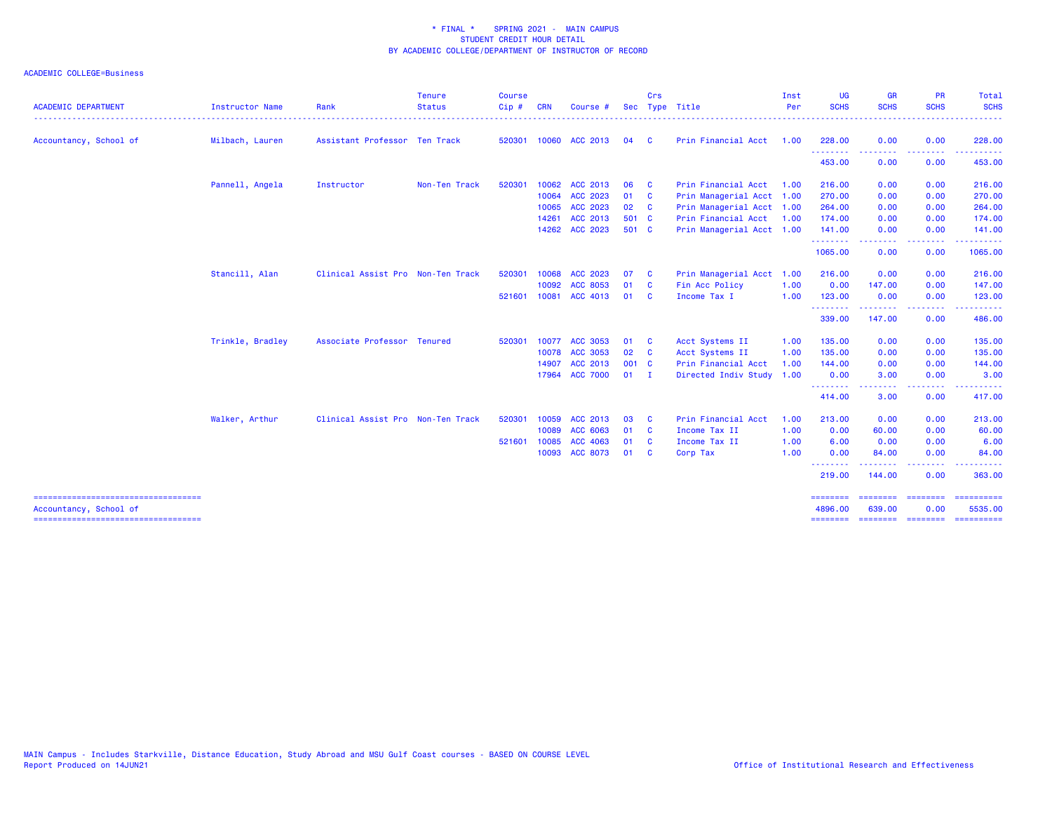\* FINAL \*    SPRING 2021 - MAIN CAMPUS
STUDENT CREDIT HOUR DETAIL
BY ACADEMIC COLLEGE/DEPARTMENT OF INSTRUCTOR OF RECORD

ACADEMIC COLLEGE=Business

| ACADEMIC DEPARTMENT | Instructor Name | Rank | Tenure Status | Course Cip # | CRN | Course # | Sec | Crs Type | Title | Inst Per | UG SCHS | GR SCHS | PR SCHS | Total SCHS |
|---|---|---|---|---|---|---|---|---|---|---|---|---|---|---|
| Accountancy, School of | Milbach, Lauren | Assistant Professor | Ten Track | 520301 | 10060 | ACC 2013 | 04 | C | Prin Financial Acct | 1.00 | 228.00 | 0.00 | 0.00 | 228.00 |
| | | | | | | | | | | | 453.00 | 0.00 | 0.00 | 453.00 |
| | Pannell, Angela | Instructor | Non-Ten Track | 520301 | 10062 | ACC 2013 | 06 | C | Prin Financial Acct | 1.00 | 216.00 | 0.00 | 0.00 | 216.00 |
| | | | | | 10064 | ACC 2023 | 01 | C | Prin Managerial Acct | 1.00 | 270.00 | 0.00 | 0.00 | 270.00 |
| | | | | | 10065 | ACC 2023 | 02 | C | Prin Managerial Acct | 1.00 | 264.00 | 0.00 | 0.00 | 264.00 |
| | | | | | 14261 | ACC 2013 | 501 | C | Prin Financial Acct | 1.00 | 174.00 | 0.00 | 0.00 | 174.00 |
| | | | | | 14262 | ACC 2023 | 501 | C | Prin Managerial Acct | 1.00 | 141.00 | 0.00 | 0.00 | 141.00 |
| | | | | | | | | | | | 1065.00 | 0.00 | 0.00 | 1065.00 |
| | Stancill, Alan | Clinical Assist Pro | Non-Ten Track | 520301 | 10068 | ACC 2023 | 07 | C | Prin Managerial Acct | 1.00 | 216.00 | 0.00 | 0.00 | 216.00 |
| | | | | | 10092 | ACC 8053 | 01 | C | Fin Acc Policy | 1.00 | 0.00 | 147.00 | 0.00 | 147.00 |
| | | | | 521601 | 10081 | ACC 4013 | 01 | C | Income Tax I | 1.00 | 123.00 | 0.00 | 0.00 | 123.00 |
| | | | | | | | | | | | 339.00 | 147.00 | 0.00 | 486.00 |
| | Trinkle, Bradley | Associate Professor | Tenured | 520301 | 10077 | ACC 3053 | 01 | C | Acct Systems II | 1.00 | 135.00 | 0.00 | 0.00 | 135.00 |
| | | | | | 10078 | ACC 3053 | 02 | C | Acct Systems II | 1.00 | 135.00 | 0.00 | 0.00 | 135.00 |
| | | | | | 14907 | ACC 2013 | 001 | C | Prin Financial Acct | 1.00 | 144.00 | 0.00 | 0.00 | 144.00 |
| | | | | | 17964 | ACC 7000 | 01 | I | Directed Indiv Study | 1.00 | 0.00 | 3.00 | 0.00 | 3.00 |
| | | | | | | | | | | | 414.00 | 3.00 | 0.00 | 417.00 |
| | Walker, Arthur | Clinical Assist Pro | Non-Ten Track | 520301 | 10059 | ACC 2013 | 03 | C | Prin Financial Acct | 1.00 | 213.00 | 0.00 | 0.00 | 213.00 |
| | | | | | 10089 | ACC 6063 | 01 | C | Income Tax II | 1.00 | 0.00 | 60.00 | 0.00 | 60.00 |
| | | | | 521601 | 10085 | ACC 4063 | 01 | C | Income Tax II | 1.00 | 6.00 | 0.00 | 0.00 | 6.00 |
| | | | | | 10093 | ACC 8073 | 01 | C | Corp Tax | 1.00 | 0.00 | 84.00 | 0.00 | 84.00 |
| | | | | | | | | | | | 219.00 | 144.00 | 0.00 | 363.00 |
| Accountancy, School of | | | | | | | | | | | 4896.00 | 639.00 | 0.00 | 5535.00 |

MAIN Campus - Includes Starkville, Distance Education, Study Abroad and MSU Gulf Coast courses - BASED ON COURSE LEVEL
Report Produced on 14JUN21

Office of Institutional Research and Effectiveness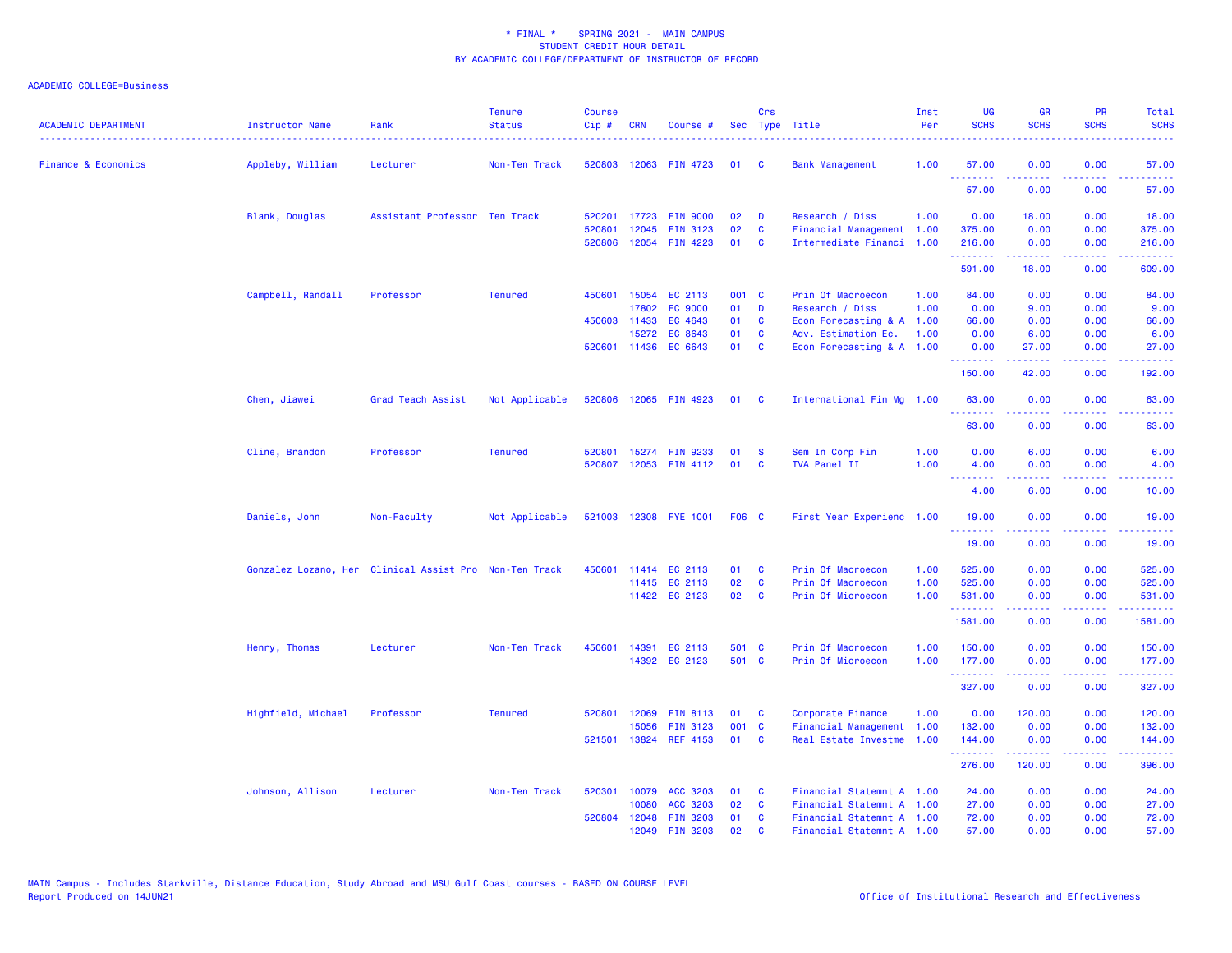# * FINAL * SPRING 2021 - MAIN CAMPUS
## STUDENT CREDIT HOUR DETAIL
## BY ACADEMIC COLLEGE/DEPARTMENT OF INSTRUCTOR OF RECORD

ACADEMIC COLLEGE=Business

| ACADEMIC DEPARTMENT | Instructor Name | Rank | Tenure Status | Course Cip # | CRN | Course # | Sec | Crs Type | Title | Inst Per | UG SCHS | GR SCHS | PR SCHS | Total SCHS |
|---|---|---|---|---|---|---|---|---|---|---|---|---|---|---|
| Finance & Economics | Appleby, William | Lecturer | Non-Ten Track | 520803 | 12063 | FIN 4723 | 01 | C | Bank Management | 1.00 | 57.00 | 0.00 | 0.00 | 57.00 |
| | | | | | | | | | | | 57.00 | 0.00 | 0.00 | 57.00 |
| | Blank, Douglas | Assistant Professor | Ten Track | 520201 | 17723 | FIN 9000 | 02 | D | Research / Diss | 1.00 | 0.00 | 18.00 | 0.00 | 18.00 |
| | | | | 520801 | 12045 | FIN 3123 | 02 | C | Financial Management | 1.00 | 375.00 | 0.00 | 0.00 | 375.00 |
| | | | | 520806 | 12054 | FIN 4223 | 01 | C | Intermediate Financi | 1.00 | 216.00 | 0.00 | 0.00 | 216.00 |
| | | | | | | | | | | | 591.00 | 18.00 | 0.00 | 609.00 |
| | Campbell, Randall | Professor | Tenured | 450601 | 15054 | EC 2113 | 001 | C | Prin Of Macroecon | 1.00 | 84.00 | 0.00 | 0.00 | 84.00 |
| | | | | | 17802 | EC 9000 | 01 | D | Research / Diss | 1.00 | 0.00 | 9.00 | 0.00 | 9.00 |
| | | | | 450603 | 11433 | EC 4643 | 01 | C | Econ Forecasting & A | 1.00 | 66.00 | 0.00 | 0.00 | 66.00 |
| | | | | | 15272 | EC 8643 | 01 | C | Adv. Estimation Ec. | 1.00 | 0.00 | 6.00 | 0.00 | 6.00 |
| | | | | 520601 | 11436 | EC 6643 | 01 | C | Econ Forecasting & A | 1.00 | 0.00 | 27.00 | 0.00 | 27.00 |
| | | | | | | | | | | | 150.00 | 42.00 | 0.00 | 192.00 |
| | Chen, Jiawei | Grad Teach Assist | Not Applicable | 520806 | 12065 | FIN 4923 | 01 | C | International Fin Mg | 1.00 | 63.00 | 0.00 | 0.00 | 63.00 |
| | | | | | | | | | | | 63.00 | 0.00 | 0.00 | 63.00 |
| | Cline, Brandon | Professor | Tenured | 520801 | 15274 | FIN 9233 | 01 | S | Sem In Corp Fin | 1.00 | 0.00 | 6.00 | 0.00 | 6.00 |
| | | | | 520807 | 12053 | FIN 4112 | 01 | C | TVA Panel II | 1.00 | 4.00 | 0.00 | 0.00 | 4.00 |
| | | | | | | | | | | | 4.00 | 6.00 | 0.00 | 10.00 |
| | Daniels, John | Non-Faculty | Not Applicable | 521003 | 12308 | FYE 1001 | F06 | C | First Year Experienc | 1.00 | 19.00 | 0.00 | 0.00 | 19.00 |
| | | | | | | | | | | | 19.00 | 0.00 | 0.00 | 19.00 |
| | Gonzalez Lozano, Her | Clinical Assist Pro | Non-Ten Track | 450601 | 11414 | EC 2113 | 01 | C | Prin Of Macroecon | 1.00 | 525.00 | 0.00 | 0.00 | 525.00 |
| | | | | | 11415 | EC 2113 | 02 | C | Prin Of Macroecon | 1.00 | 525.00 | 0.00 | 0.00 | 525.00 |
| | | | | | 11422 | EC 2123 | 02 | C | Prin Of Microecon | 1.00 | 531.00 | 0.00 | 0.00 | 531.00 |
| | | | | | | | | | | | 1581.00 | 0.00 | 0.00 | 1581.00 |
| | Henry, Thomas | Lecturer | Non-Ten Track | 450601 | 14391 | EC 2113 | 501 | C | Prin Of Macroecon | 1.00 | 150.00 | 0.00 | 0.00 | 150.00 |
| | | | | | 14392 | EC 2123 | 501 | C | Prin Of Microecon | 1.00 | 177.00 | 0.00 | 0.00 | 177.00 |
| | | | | | | | | | | | 327.00 | 0.00 | 0.00 | 327.00 |
| | Highfield, Michael | Professor | Tenured | 520801 | 12069 | FIN 8113 | 01 | C | Corporate Finance | 1.00 | 0.00 | 120.00 | 0.00 | 120.00 |
| | | | | | 15056 | FIN 3123 | 001 | C | Financial Management | 1.00 | 132.00 | 0.00 | 0.00 | 132.00 |
| | | | | 521501 | 13824 | REF 4153 | 01 | C | Real Estate Investme | 1.00 | 144.00 | 0.00 | 0.00 | 144.00 |
| | | | | | | | | | | | 276.00 | 120.00 | 0.00 | 396.00 |
| | Johnson, Allison | Lecturer | Non-Ten Track | 520301 | 10079 | ACC 3203 | 01 | C | Financial Statemnt A | 1.00 | 24.00 | 0.00 | 0.00 | 24.00 |
| | | | | | 10080 | ACC 3203 | 02 | C | Financial Statemnt A | 1.00 | 27.00 | 0.00 | 0.00 | 27.00 |
| | | | | 520804 | 12048 | FIN 3203 | 01 | C | Financial Statemnt A | 1.00 | 72.00 | 0.00 | 0.00 | 72.00 |
| | | | | | 12049 | FIN 3203 | 02 | C | Financial Statemnt A | 1.00 | 57.00 | 0.00 | 0.00 | 57.00 |

MAIN Campus - Includes Starkville, Distance Education, Study Abroad and MSU Gulf Coast courses - BASED ON COURSE LEVEL
Report Produced on 14JUN21

Office of Institutional Research and Effectiveness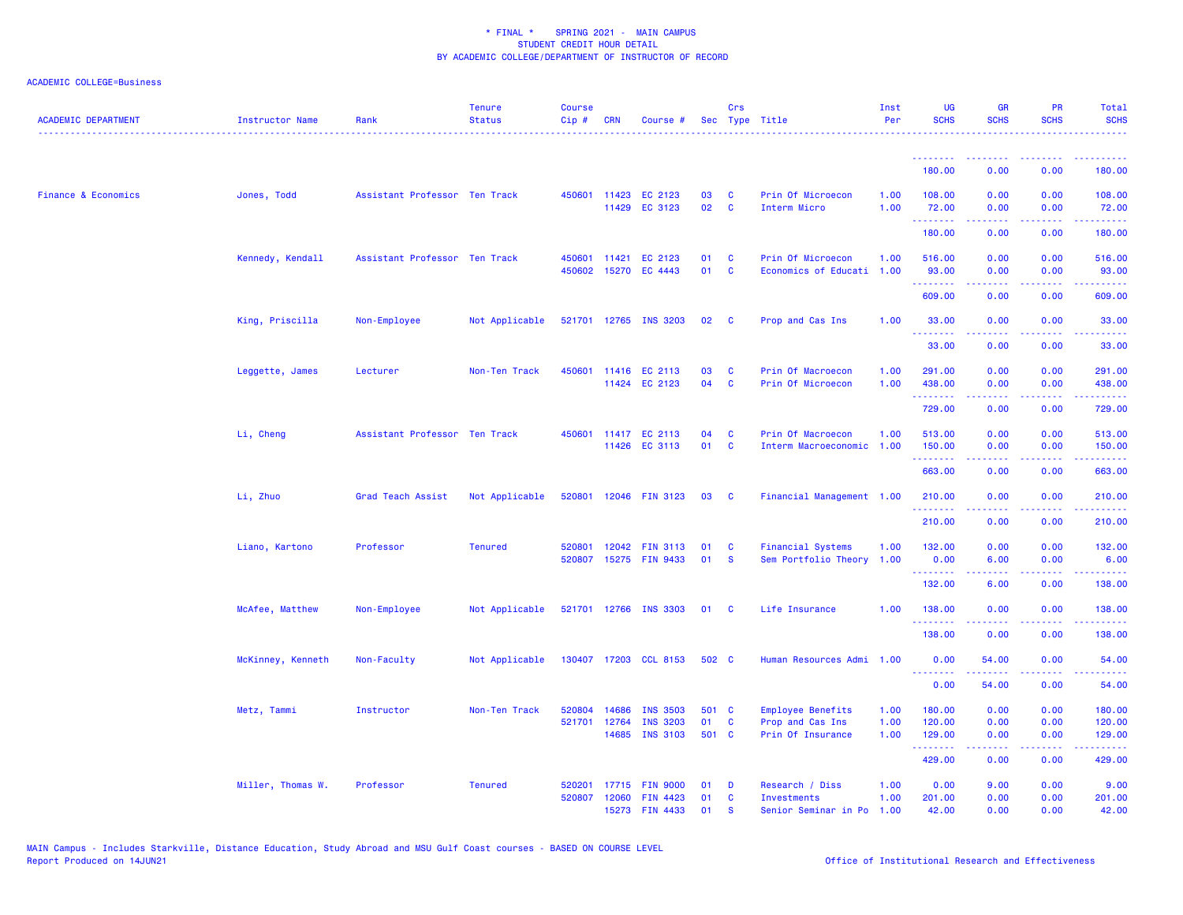* FINAL * SPRING 2021 - MAIN CAMPUS
STUDENT CREDIT HOUR DETAIL
BY ACADEMIC COLLEGE/DEPARTMENT OF INSTRUCTOR OF RECORD

ACADEMIC COLLEGE=Business

| ACADEMIC DEPARTMENT | Instructor Name | Rank | Tenure Status | Course Cip # | CRN | Course # | Sec | Crs Type | Title | Inst Per | UG SCHS | GR SCHS | PR SCHS | Total SCHS |
|---|---|---|---|---|---|---|---|---|---|---|---|---|---|---|
| | | | | | | | | | | | 180.00 | 0.00 | 0.00 | 180.00 |
| Finance & Economics | Jones, Todd | Assistant Professor | Ten Track | 450601 | 11423 | EC 2123 | 03 | C | Prin Of Microecon | 1.00 | 108.00 | 0.00 | 0.00 | 108.00 |
| | | | | | 11429 | EC 3123 | 02 | C | Interm Micro | 1.00 | 72.00 | 0.00 | 0.00 | 72.00 |
| | | | | | | | | | | | 180.00 | 0.00 | 0.00 | 180.00 |
| | Kennedy, Kendall | Assistant Professor | Ten Track | 450601 | 11421 | EC 2123 | 01 | C | Prin Of Microecon | 1.00 | 516.00 | 0.00 | 0.00 | 516.00 |
| | | | | 450602 | 15270 | EC 4443 | 01 | C | Economics of Educati | 1.00 | 93.00 | 0.00 | 0.00 | 93.00 |
| | | | | | | | | | | | 609.00 | 0.00 | 0.00 | 609.00 |
| | King, Priscilla | Non-Employee | Not Applicable | 521701 | 12765 | INS 3203 | 02 | C | Prop and Cas Ins | 1.00 | 33.00 | 0.00 | 0.00 | 33.00 |
| | | | | | | | | | | | 33.00 | 0.00 | 0.00 | 33.00 |
| | Leggette, James | Lecturer | Non-Ten Track | 450601 | 11416 | EC 2113 | 03 | C | Prin Of Macroecon | 1.00 | 291.00 | 0.00 | 0.00 | 291.00 |
| | | | | | 11424 | EC 2123 | 04 | C | Prin Of Microecon | 1.00 | 438.00 | 0.00 | 0.00 | 438.00 |
| | | | | | | | | | | | 729.00 | 0.00 | 0.00 | 729.00 |
| | Li, Cheng | Assistant Professor | Ten Track | 450601 | 11417 | EC 2113 | 04 | C | Prin Of Macroecon | 1.00 | 513.00 | 0.00 | 0.00 | 513.00 |
| | | | | | 11426 | EC 3113 | 01 | C | Interm Macroeconomic | 1.00 | 150.00 | 0.00 | 0.00 | 150.00 |
| | | | | | | | | | | | 663.00 | 0.00 | 0.00 | 663.00 |
| | Li, Zhuo | Grad Teach Assist | Not Applicable | 520801 | 12046 | FIN 3123 | 03 | C | Financial Management | 1.00 | 210.00 | 0.00 | 0.00 | 210.00 |
| | | | | | | | | | | | 210.00 | 0.00 | 0.00 | 210.00 |
| | Liano, Kartono | Professor | Tenured | 520801 | 12042 | FIN 3113 | 01 | C | Financial Systems | 1.00 | 132.00 | 0.00 | 0.00 | 132.00 |
| | | | | 520807 | 15275 | FIN 9433 | 01 | S | Sem Portfolio Theory | 1.00 | 0.00 | 6.00 | 0.00 | 6.00 |
| | | | | | | | | | | | 132.00 | 6.00 | 0.00 | 138.00 |
| | McAfee, Matthew | Non-Employee | Not Applicable | 521701 | 12766 | INS 3303 | 01 | C | Life Insurance | 1.00 | 138.00 | 0.00 | 0.00 | 138.00 |
| | | | | | | | | | | | 138.00 | 0.00 | 0.00 | 138.00 |
| | McKinney, Kenneth | Non-Faculty | Not Applicable | 130407 | 17203 | CCL 8153 | 502 | C | Human Resources Admi | 1.00 | 0.00 | 54.00 | 0.00 | 54.00 |
| | | | | | | | | | | | 0.00 | 54.00 | 0.00 | 54.00 |
| | Metz, Tammi | Instructor | Non-Ten Track | 520804 | 14686 | INS 3503 | 501 | C | Employee Benefits | 1.00 | 180.00 | 0.00 | 0.00 | 180.00 |
| | | | | 521701 | 12764 | INS 3203 | 01 | C | Prop and Cas Ins | 1.00 | 120.00 | 0.00 | 0.00 | 120.00 |
| | | | | | 14685 | INS 3103 | 501 | C | Prin Of Insurance | 1.00 | 129.00 | 0.00 | 0.00 | 129.00 |
| | | | | | | | | | | | 429.00 | 0.00 | 0.00 | 429.00 |
| | Miller, Thomas W. | Professor | Tenured | 520201 | 17715 | FIN 9000 | 01 | D | Research / Diss | 1.00 | 0.00 | 9.00 | 0.00 | 9.00 |
| | | | | 520807 | 12060 | FIN 4423 | 01 | C | Investments | 1.00 | 201.00 | 0.00 | 0.00 | 201.00 |
| | | | | | 15273 | FIN 4433 | 01 | S | Senior Seminar in Po | 1.00 | 42.00 | 0.00 | 0.00 | 42.00 |

MAIN Campus - Includes Starkville, Distance Education, Study Abroad and MSU Gulf Coast courses - BASED ON COURSE LEVEL
Report Produced on 14JUN21

Office of Institutional Research and Effectiveness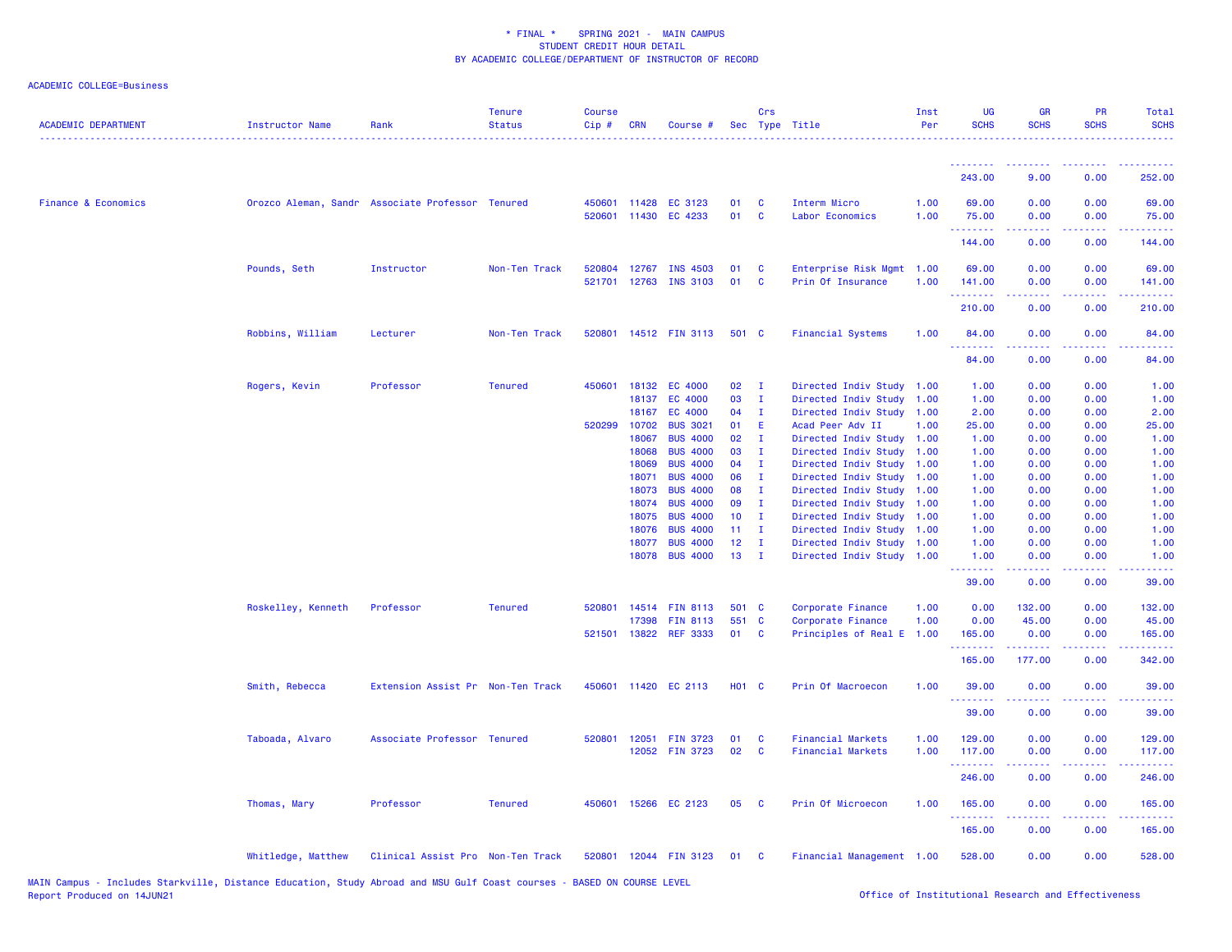\* FINAL \* SPRING 2021 - MAIN CAMPUS
STUDENT CREDIT HOUR DETAIL
BY ACADEMIC COLLEGE/DEPARTMENT OF INSTRUCTOR OF RECORD

ACADEMIC COLLEGE=Business

| ACADEMIC DEPARTMENT | Instructor Name | Rank | Tenure Status | Course Cip # | CRN | Course # | Sec | Crs Type | Title | Inst Per | UG SCHS | GR SCHS | PR SCHS | Total SCHS |
|---|---|---|---|---|---|---|---|---|---|---|---|---|---|---|
| | | | | | | | | | | | 243.00 | 9.00 | 0.00 | 252.00 |
| Finance & Economics | Orozco Aleman, Sandr | Associate Professor | Tenured | 450601 | 11428 | EC 3123 | 01 | C | Interm Micro | 1.00 | 69.00 | 0.00 | 0.00 | 69.00 |
| | | | | 520601 | 11430 | EC 4233 | 01 | C | Labor Economics | 1.00 | 75.00 | 0.00 | 0.00 | 75.00 |
| | | | | | | | | | | | 144.00 | 0.00 | 0.00 | 144.00 |
| | Pounds, Seth | Instructor | Non-Ten Track | 520804 | 12767 | INS 4503 | 01 | C | Enterprise Risk Mgmt | 1.00 | 69.00 | 0.00 | 0.00 | 69.00 |
| | | | | 521701 | 12763 | INS 3103 | 01 | C | Prin Of Insurance | 1.00 | 141.00 | 0.00 | 0.00 | 141.00 |
| | | | | | | | | | | | 210.00 | 0.00 | 0.00 | 210.00 |
| | Robbins, William | Lecturer | Non-Ten Track | 520801 | 14512 | FIN 3113 | 501 | C | Financial Systems | 1.00 | 84.00 | 0.00 | 0.00 | 84.00 |
| | | | | | | | | | | | 84.00 | 0.00 | 0.00 | 84.00 |
| | Rogers, Kevin | Professor | Tenured | 450601 | 18132 | EC 4000 | 02 | I | Directed Indiv Study | 1.00 | 1.00 | 0.00 | 0.00 | 1.00 |
| | | | | | 18137 | EC 4000 | 03 | I | Directed Indiv Study | 1.00 | 1.00 | 0.00 | 0.00 | 1.00 |
| | | | | | 18167 | EC 4000 | 04 | I | Directed Indiv Study | 1.00 | 2.00 | 0.00 | 0.00 | 2.00 |
| | | | | 520299 | 10702 | BUS 3021 | 01 | E | Acad Peer Adv II | 1.00 | 25.00 | 0.00 | 0.00 | 25.00 |
| | | | | | 18067 | BUS 4000 | 02 | I | Directed Indiv Study | 1.00 | 1.00 | 0.00 | 0.00 | 1.00 |
| | | | | | 18068 | BUS 4000 | 03 | I | Directed Indiv Study | 1.00 | 1.00 | 0.00 | 0.00 | 1.00 |
| | | | | | 18069 | BUS 4000 | 04 | I | Directed Indiv Study | 1.00 | 1.00 | 0.00 | 0.00 | 1.00 |
| | | | | | 18071 | BUS 4000 | 06 | I | Directed Indiv Study | 1.00 | 1.00 | 0.00 | 0.00 | 1.00 |
| | | | | | 18073 | BUS 4000 | 08 | I | Directed Indiv Study | 1.00 | 1.00 | 0.00 | 0.00 | 1.00 |
| | | | | | 18074 | BUS 4000 | 09 | I | Directed Indiv Study | 1.00 | 1.00 | 0.00 | 0.00 | 1.00 |
| | | | | | 18075 | BUS 4000 | 10 | I | Directed Indiv Study | 1.00 | 1.00 | 0.00 | 0.00 | 1.00 |
| | | | | | 18076 | BUS 4000 | 11 | I | Directed Indiv Study | 1.00 | 1.00 | 0.00 | 0.00 | 1.00 |
| | | | | | 18077 | BUS 4000 | 12 | I | Directed Indiv Study | 1.00 | 1.00 | 0.00 | 0.00 | 1.00 |
| | | | | | 18078 | BUS 4000 | 13 | I | Directed Indiv Study | 1.00 | 1.00 | 0.00 | 0.00 | 1.00 |
| | | | | | | | | | | | 39.00 | 0.00 | 0.00 | 39.00 |
| | Roskelley, Kenneth | Professor | Tenured | 520801 | 14514 | FIN 8113 | 501 | C | Corporate Finance | 1.00 | 0.00 | 132.00 | 0.00 | 132.00 |
| | | | | | 17398 | FIN 8113 | 551 | C | Corporate Finance | 1.00 | 0.00 | 45.00 | 0.00 | 45.00 |
| | | | | 521501 | 13822 | REF 3333 | 01 | C | Principles of Real E | 1.00 | 165.00 | 0.00 | 0.00 | 165.00 |
| | | | | | | | | | | | 165.00 | 177.00 | 0.00 | 342.00 |
| | Smith, Rebecca | Extension Assist Pr | Non-Ten Track | 450601 | 11420 | EC 2113 | H01 | C | Prin Of Macroecon | 1.00 | 39.00 | 0.00 | 0.00 | 39.00 |
| | | | | | | | | | | | 39.00 | 0.00 | 0.00 | 39.00 |
| | Taboada, Alvaro | Associate Professor | Tenured | 520801 | 12051 | FIN 3723 | 01 | C | Financial Markets | 1.00 | 129.00 | 0.00 | 0.00 | 129.00 |
| | | | | | 12052 | FIN 3723 | 02 | C | Financial Markets | 1.00 | 117.00 | 0.00 | 0.00 | 117.00 |
| | | | | | | | | | | | 246.00 | 0.00 | 0.00 | 246.00 |
| | Thomas, Mary | Professor | Tenured | 450601 | 15266 | EC 2123 | 05 | C | Prin Of Microecon | 1.00 | 165.00 | 0.00 | 0.00 | 165.00 |
| | | | | | | | | | | | 165.00 | 0.00 | 0.00 | 165.00 |
| | Whitledge, Matthew | Clinical Assist Pro | Non-Ten Track | 520801 | 12044 | FIN 3123 | 01 | C | Financial Management | 1.00 | 528.00 | 0.00 | 0.00 | 528.00 |

MAIN Campus - Includes Starkville, Distance Education, Study Abroad and MSU Gulf Coast courses - BASED ON COURSE LEVEL
Report Produced on 14JUN21

Office of Institutional Research and Effectiveness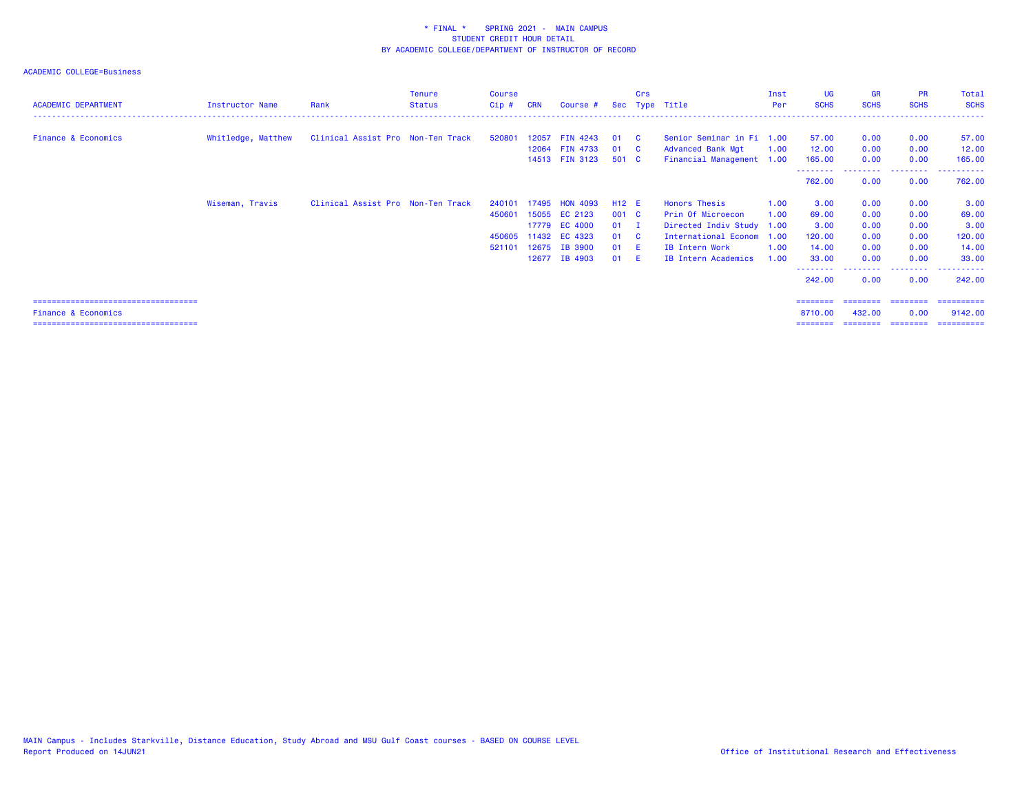\* FINAL \*    SPRING 2021 -  MAIN CAMPUS
STUDENT CREDIT HOUR DETAIL
BY ACADEMIC COLLEGE/DEPARTMENT OF INSTRUCTOR OF RECORD

ACADEMIC COLLEGE=Business

| ACADEMIC DEPARTMENT | Instructor Name | Rank | Tenure Status | Course Cip # | CRN | Course # | Sec | Crs Type | Title | Inst Per | UG SCHS | GR SCHS | PR SCHS | Total SCHS |
|---|---|---|---|---|---|---|---|---|---|---|---|---|---|---|
| Finance & Economics | Whitledge, Matthew | Clinical Assist Pro | Non-Ten Track | 520801 | 12057 | FIN 4243 | 01 | C | Senior Seminar in Fi | 1.00 | 57.00 | 0.00 | 0.00 | 57.00 |
| | | | | | 12064 | FIN 4733 | 01 | C | Advanced Bank Mgt | 1.00 | 12.00 | 0.00 | 0.00 | 12.00 |
| | | | | | 14513 | FIN 3123 | 501 | C | Financial Management | 1.00 | 165.00 | 0.00 | 0.00 | 165.00 |
| | | | | | | | | | | | 762.00 | 0.00 | 0.00 | 762.00 |
| | Wiseman, Travis | Clinical Assist Pro | Non-Ten Track | 240101 | 17495 | HON 4093 | H12 | E | Honors Thesis | 1.00 | 3.00 | 0.00 | 0.00 | 3.00 |
| | | | | 450601 | 15055 | EC 2123 | 001 | C | Prin Of Microecon | 1.00 | 69.00 | 0.00 | 0.00 | 69.00 |
| | | | | | 17779 | EC 4000 | 01 | I | Directed Indiv Study | 1.00 | 3.00 | 0.00 | 0.00 | 3.00 |
| | | | | 450605 | 11432 | EC 4323 | 01 | C | International Econom | 1.00 | 120.00 | 0.00 | 0.00 | 120.00 |
| | | | | 521101 | 12675 | IB 3900 | 01 | E | IB Intern Work | 1.00 | 14.00 | 0.00 | 0.00 | 14.00 |
| | | | | | 12677 | IB 4903 | 01 | E | IB Intern Academics | 1.00 | 33.00 | 0.00 | 0.00 | 33.00 |
| | | | | | | | | | | | 242.00 | 0.00 | 0.00 | 242.00 |
| Finance & Economics | | | | | | | | | | | 8710.00 | 432.00 | 0.00 | 9142.00 |

MAIN Campus - Includes Starkville, Distance Education, Study Abroad and MSU Gulf Coast courses - BASED ON COURSE LEVEL
Report Produced on 14JUN21

Office of Institutional Research and Effectiveness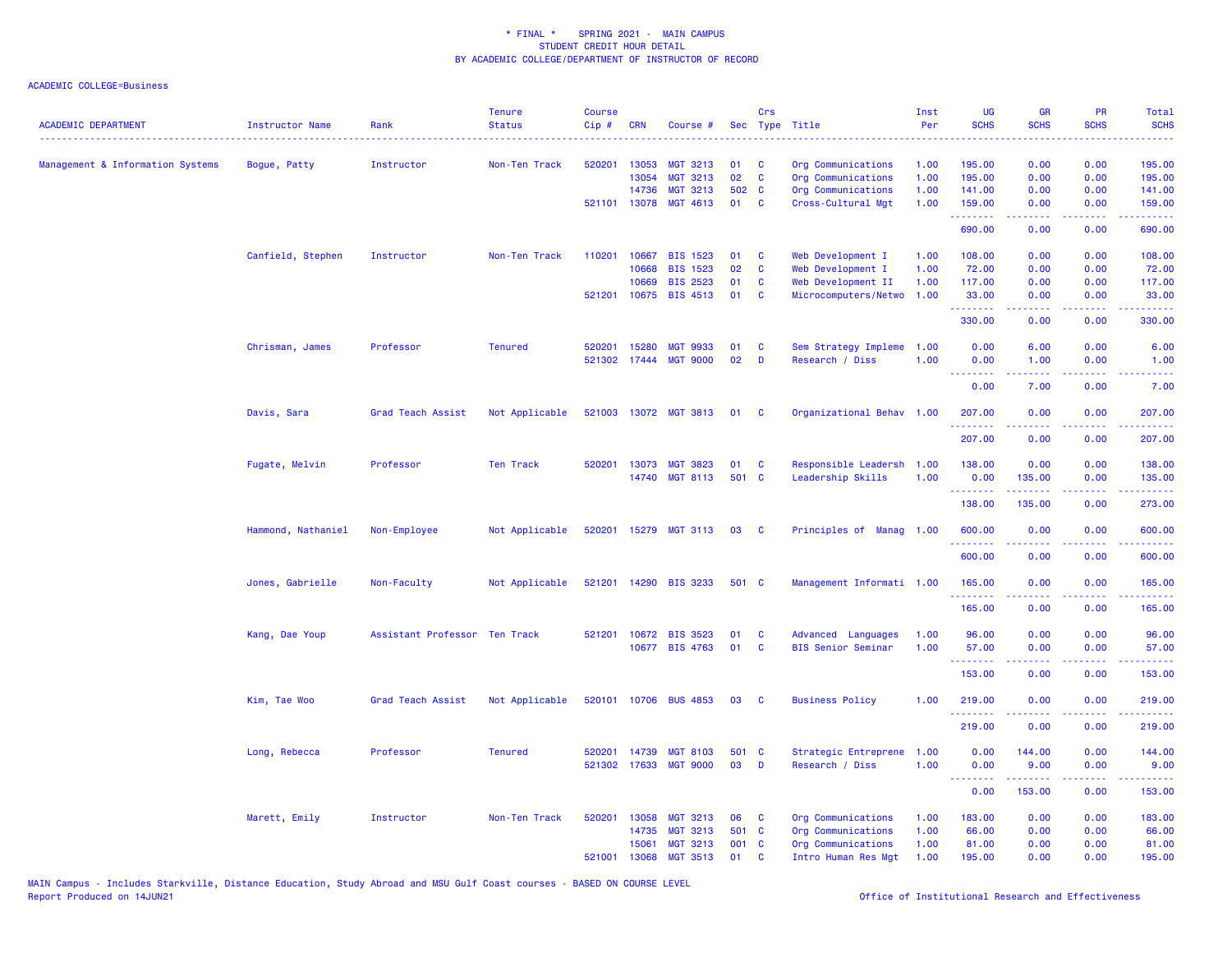\* FINAL \* SPRING 2021 - MAIN CAMPUS
STUDENT CREDIT HOUR DETAIL
BY ACADEMIC COLLEGE/DEPARTMENT OF INSTRUCTOR OF RECORD

ACADEMIC COLLEGE=Business

| ACADEMIC DEPARTMENT | Instructor Name | Rank | Tenure Status | Course Cip # | CRN | Course # | Sec | Crs Type | Title | Inst Per | UG SCHS | GR SCHS | PR SCHS | Total SCHS |
|---|---|---|---|---|---|---|---|---|---|---|---|---|---|---|
| Management & Information Systems | Bogue, Patty | Instructor | Non-Ten Track | 520201 | 13053 | MGT 3213 | 01 | C | Org Communications | 1.00 | 195.00 | 0.00 | 0.00 | 195.00 |
| | | | | | 13054 | MGT 3213 | 02 | C | Org Communications | 1.00 | 195.00 | 0.00 | 0.00 | 195.00 |
| | | | | | 14736 | MGT 3213 | 502 | C | Org Communications | 1.00 | 141.00 | 0.00 | 0.00 | 141.00 |
| | | | | 521101 | 13078 | MGT 4613 | 01 | C | Cross-Cultural Mgt | 1.00 | 159.00 | 0.00 | 0.00 | 159.00 |
| | | | | | | | | | | | 690.00 | 0.00 | 0.00 | 690.00 |
| | Canfield, Stephen | Instructor | Non-Ten Track | 110201 | 10667 | BIS 1523 | 01 | C | Web Development I | 1.00 | 108.00 | 0.00 | 0.00 | 108.00 |
| | | | | | 10668 | BIS 1523 | 02 | C | Web Development I | 1.00 | 72.00 | 0.00 | 0.00 | 72.00 |
| | | | | | 10669 | BIS 2523 | 01 | C | Web Development II | 1.00 | 117.00 | 0.00 | 0.00 | 117.00 |
| | | | | 521201 | 10675 | BIS 4513 | 01 | C | Microcomputers/Netwo | 1.00 | 33.00 | 0.00 | 0.00 | 33.00 |
| | | | | | | | | | | | 330.00 | 0.00 | 0.00 | 330.00 |
| | Chrisman, James | Professor | Tenured | 520201 | 15280 | MGT 9933 | 01 | C | Sem Strategy Impleme | 1.00 | 0.00 | 6.00 | 0.00 | 6.00 |
| | | | | 521302 | 17444 | MGT 9000 | 02 | D | Research / Diss | 1.00 | 0.00 | 1.00 | 0.00 | 1.00 |
| | | | | | | | | | | | 0.00 | 7.00 | 0.00 | 7.00 |
| | Davis, Sara | Grad Teach Assist | Not Applicable | 521003 | 13072 | MGT 3813 | 01 | C | Organizational Behav | 1.00 | 207.00 | 0.00 | 0.00 | 207.00 |
| | | | | | | | | | | | 207.00 | 0.00 | 0.00 | 207.00 |
| | Fugate, Melvin | Professor | Ten Track | 520201 | 13073 | MGT 3823 | 01 | C | Responsible Leadersh | 1.00 | 138.00 | 0.00 | 0.00 | 138.00 |
| | | | | | 14740 | MGT 8113 | 501 | C | Leadership Skills | 1.00 | 0.00 | 135.00 | 0.00 | 135.00 |
| | | | | | | | | | | | 138.00 | 135.00 | 0.00 | 273.00 |
| | Hammond, Nathaniel | Non-Employee | Not Applicable | 520201 | 15279 | MGT 3113 | 03 | C | Principles of Manag | 1.00 | 600.00 | 0.00 | 0.00 | 600.00 |
| | | | | | | | | | | | 600.00 | 0.00 | 0.00 | 600.00 |
| | Jones, Gabrielle | Non-Faculty | Not Applicable | 521201 | 14290 | BIS 3233 | 501 | C | Management Informati | 1.00 | 165.00 | 0.00 | 0.00 | 165.00 |
| | | | | | | | | | | | 165.00 | 0.00 | 0.00 | 165.00 |
| | Kang, Dae Youp | Assistant Professor | Ten Track | 521201 | 10672 | BIS 3523 | 01 | C | Advanced Languages | 1.00 | 96.00 | 0.00 | 0.00 | 96.00 |
| | | | | | 10677 | BIS 4763 | 01 | C | BIS Senior Seminar | 1.00 | 57.00 | 0.00 | 0.00 | 57.00 |
| | | | | | | | | | | | 153.00 | 0.00 | 0.00 | 153.00 |
| | Kim, Tae Woo | Grad Teach Assist | Not Applicable | 520101 | 10706 | BUS 4853 | 03 | C | Business Policy | 1.00 | 219.00 | 0.00 | 0.00 | 219.00 |
| | | | | | | | | | | | 219.00 | 0.00 | 0.00 | 219.00 |
| | Long, Rebecca | Professor | Tenured | 520201 | 14739 | MGT 8103 | 501 | C | Strategic Entreprene | 1.00 | 0.00 | 144.00 | 0.00 | 144.00 |
| | | | | 521302 | 17633 | MGT 9000 | 03 | D | Research / Diss | 1.00 | 0.00 | 9.00 | 0.00 | 9.00 |
| | | | | | | | | | | | 0.00 | 153.00 | 0.00 | 153.00 |
| | Marett, Emily | Instructor | Non-Ten Track | 520201 | 13058 | MGT 3213 | 06 | C | Org Communications | 1.00 | 183.00 | 0.00 | 0.00 | 183.00 |
| | | | | | 14735 | MGT 3213 | 501 | C | Org Communications | 1.00 | 66.00 | 0.00 | 0.00 | 66.00 |
| | | | | | 15061 | MGT 3213 | 001 | C | Org Communications | 1.00 | 81.00 | 0.00 | 0.00 | 81.00 |
| | | | | 521001 | 13068 | MGT 3513 | 01 | C | Intro Human Res Mgt | 1.00 | 195.00 | 0.00 | 0.00 | 195.00 |

MAIN Campus - Includes Starkville, Distance Education, Study Abroad and MSU Gulf Coast courses - BASED ON COURSE LEVEL
Report Produced on 14JUN21

Office of Institutional Research and Effectiveness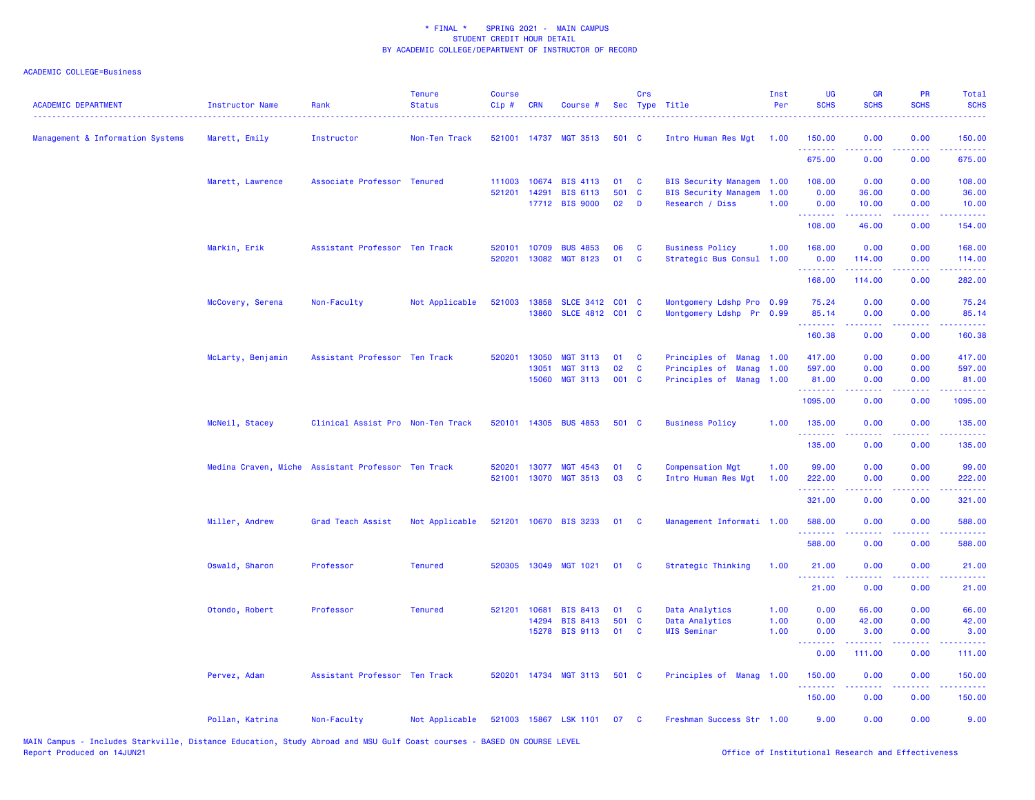\* FINAL \*    SPRING 2021 -  MAIN CAMPUS
STUDENT CREDIT HOUR DETAIL
BY ACADEMIC COLLEGE/DEPARTMENT OF INSTRUCTOR OF RECORD

ACADEMIC COLLEGE=Business

| ACADEMIC DEPARTMENT | Instructor Name | Rank | Tenure Status | Course Cip # | CRN | Course # | Sec | Crs Type | Title | Inst Per | UG SCHS | GR SCHS | PR SCHS | Total SCHS |
|---|---|---|---|---|---|---|---|---|---|---|---|---|---|---|
| Management & Information Systems | Marett, Emily | Instructor | Non-Ten Track | 521001 | 14737 | MGT 3513 | 501 | C | Intro Human Res Mgt | 1.00 | 150.00 | 0.00 | 0.00 | 150.00 |
| | | | | | | | | | | | 675.00 | 0.00 | 0.00 | 675.00 |
| | Marett, Lawrence | Associate Professor | Tenured | 111003 | 10674 | BIS 4113 | 01 | C | BIS Security Managem | 1.00 | 108.00 | 0.00 | 0.00 | 108.00 |
| | | | | 521201 | 14291 | BIS 6113 | 501 | C | BIS Security Managem | 1.00 | 0.00 | 36.00 | 0.00 | 36.00 |
| | | | | | 17712 | BIS 9000 | 02 | D | Research / Diss | 1.00 | 0.00 | 10.00 | 0.00 | 10.00 |
| | | | | | | | | | | | 108.00 | 46.00 | 0.00 | 154.00 |
| | Markin, Erik | Assistant Professor | Ten Track | 520101 | 10709 | BUS 4853 | 06 | C | Business Policy | 1.00 | 168.00 | 0.00 | 0.00 | 168.00 |
| | | | | 520201 | 13082 | MGT 8123 | 01 | C | Strategic Bus Consul | 1.00 | 0.00 | 114.00 | 0.00 | 114.00 |
| | | | | | | | | | | | 168.00 | 114.00 | 0.00 | 282.00 |
| | McCovery, Serena | Non-Faculty | Not Applicable | 521003 | 13858 | SLCE 3412 | C01 | C | Montgomery Ldshp Pro | 0.99 | 75.24 | 0.00 | 0.00 | 75.24 |
| | | | | | 13860 | SLCE 4812 | C01 | C | Montgomery Ldshp Pr | 0.99 | 85.14 | 0.00 | 0.00 | 85.14 |
| | | | | | | | | | | | 160.38 | 0.00 | 0.00 | 160.38 |
| | McLarty, Benjamin | Assistant Professor | Ten Track | 520201 | 13050 | MGT 3113 | 01 | C | Principles of Manag | 1.00 | 417.00 | 0.00 | 0.00 | 417.00 |
| | | | | | 13051 | MGT 3113 | 02 | C | Principles of Manag | 1.00 | 597.00 | 0.00 | 0.00 | 597.00 |
| | | | | | 15060 | MGT 3113 | 001 | C | Principles of Manag | 1.00 | 81.00 | 0.00 | 0.00 | 81.00 |
| | | | | | | | | | | | 1095.00 | 0.00 | 0.00 | 1095.00 |
| | McNeil, Stacey | Clinical Assist Pro | Non-Ten Track | 520101 | 14305 | BUS 4853 | 501 | C | Business Policy | 1.00 | 135.00 | 0.00 | 0.00 | 135.00 |
| | | | | | | | | | | | 135.00 | 0.00 | 0.00 | 135.00 |
| | Medina Craven, Miche | Assistant Professor | Ten Track | 520201 | 13077 | MGT 4543 | 01 | C | Compensation Mgt | 1.00 | 99.00 | 0.00 | 0.00 | 99.00 |
| | | | | 521001 | 13070 | MGT 3513 | 03 | C | Intro Human Res Mgt | 1.00 | 222.00 | 0.00 | 0.00 | 222.00 |
| | | | | | | | | | | | 321.00 | 0.00 | 0.00 | 321.00 |
| | Miller, Andrew | Grad Teach Assist | Not Applicable | 521201 | 10670 | BIS 3233 | 01 | C | Management Informati | 1.00 | 588.00 | 0.00 | 0.00 | 588.00 |
| | | | | | | | | | | | 588.00 | 0.00 | 0.00 | 588.00 |
| | Oswald, Sharon | Professor | Tenured | 520305 | 13049 | MGT 1021 | 01 | C | Strategic Thinking | 1.00 | 21.00 | 0.00 | 0.00 | 21.00 |
| | | | | | | | | | | | 21.00 | 0.00 | 0.00 | 21.00 |
| | Otondo, Robert | Professor | Tenured | 521201 | 10681 | BIS 8413 | 01 | C | Data Analytics | 1.00 | 0.00 | 66.00 | 0.00 | 66.00 |
| | | | | | 14294 | BIS 8413 | 501 | C | Data Analytics | 1.00 | 0.00 | 42.00 | 0.00 | 42.00 |
| | | | | | 15278 | BIS 9113 | 01 | C | MIS Seminar | 1.00 | 0.00 | 3.00 | 0.00 | 3.00 |
| | | | | | | | | | | | 0.00 | 111.00 | 0.00 | 111.00 |
| | Pervez, Adam | Assistant Professor | Ten Track | 520201 | 14734 | MGT 3113 | 501 | C | Principles of Manag | 1.00 | 150.00 | 0.00 | 0.00 | 150.00 |
| | | | | | | | | | | | 150.00 | 0.00 | 0.00 | 150.00 |
| | Pollan, Katrina | Non-Faculty | Not Applicable | 521003 | 15867 | LSK 1101 | 07 | C | Freshman Success Str | 1.00 | 9.00 | 0.00 | 0.00 | 9.00 |

MAIN Campus - Includes Starkville, Distance Education, Study Abroad and MSU Gulf Coast courses - BASED ON COURSE LEVEL
Report Produced on 14JUN21 — Office of Institutional Research and Effectiveness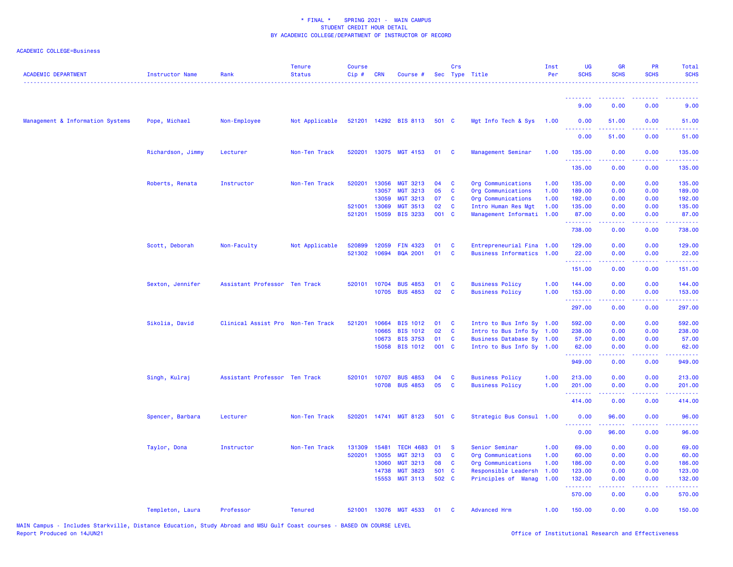\* FINAL \* SPRING 2021 - MAIN CAMPUS
STUDENT CREDIT HOUR DETAIL
BY ACADEMIC COLLEGE/DEPARTMENT OF INSTRUCTOR OF RECORD

ACADEMIC COLLEGE=Business

| ACADEMIC DEPARTMENT | Instructor Name | Rank | Tenure Status | Course Cip # | CRN | Course # | Sec | Crs Type | Title | Inst Per | UG SCHS | GR SCHS | PR SCHS | Total SCHS |
|---|---|---|---|---|---|---|---|---|---|---|---|---|---|---|
| | | | | | | | | | | | 9.00 | 0.00 | 0.00 | 9.00 |
| Management & Information Systems | Pope, Michael | Non-Employee | Not Applicable | 521201 | 14292 | BIS 8113 | 501 | C | Mgt Info Tech & Sys | 1.00 | 0.00 | 51.00 | 0.00 | 51.00 |
| | | | | | | | | | | | 0.00 | 51.00 | 0.00 | 51.00 |
| | Richardson, Jimmy | Lecturer | Non-Ten Track | 520201 | 13075 | MGT 4153 | 01 | C | Management Seminar | 1.00 | 135.00 | 0.00 | 0.00 | 135.00 |
| | | | | | | | | | | | 135.00 | 0.00 | 0.00 | 135.00 |
| | Roberts, Renata | Instructor | Non-Ten Track | 520201 | 13056 | MGT 3213 | 04 | C | Org Communications | 1.00 | 135.00 | 0.00 | 0.00 | 135.00 |
| | | | | | 13057 | MGT 3213 | 05 | C | Org Communications | 1.00 | 189.00 | 0.00 | 0.00 | 189.00 |
| | | | | | 13059 | MGT 3213 | 07 | C | Org Communications | 1.00 | 192.00 | 0.00 | 0.00 | 192.00 |
| | | | | 521001 | 13069 | MGT 3513 | 02 | C | Intro Human Res Mgt | 1.00 | 135.00 | 0.00 | 0.00 | 135.00 |
| | | | | 521201 | 15059 | BIS 3233 | 001 | C | Management Informati | 1.00 | 87.00 | 0.00 | 0.00 | 87.00 |
| | | | | | | | | | | | 738.00 | 0.00 | 0.00 | 738.00 |
| | Scott, Deborah | Non-Faculty | Not Applicable | 520899 | 12059 | FIN 4323 | 01 | C | Entrepreneurial Fina | 1.00 | 129.00 | 0.00 | 0.00 | 129.00 |
| | | | | 521302 | 10694 | BQA 2001 | 01 | C | Business Informatics | 1.00 | 22.00 | 0.00 | 0.00 | 22.00 |
| | | | | | | | | | | | 151.00 | 0.00 | 0.00 | 151.00 |
| | Sexton, Jennifer | Assistant Professor | Ten Track | 520101 | 10704 | BUS 4853 | 01 | C | Business Policy | 1.00 | 144.00 | 0.00 | 0.00 | 144.00 |
| | | | | | 10705 | BUS 4853 | 02 | C | Business Policy | 1.00 | 153.00 | 0.00 | 0.00 | 153.00 |
| | | | | | | | | | | | 297.00 | 0.00 | 0.00 | 297.00 |
| | Sikolia, David | Clinical Assist Pro | Non-Ten Track | 521201 | 10664 | BIS 1012 | 01 | C | Intro to Bus Info Sy | 1.00 | 592.00 | 0.00 | 0.00 | 592.00 |
| | | | | | 10665 | BIS 1012 | 02 | C | Intro to Bus Info Sy | 1.00 | 238.00 | 0.00 | 0.00 | 238.00 |
| | | | | | 10673 | BIS 3753 | 01 | C | Business Database Sy | 1.00 | 57.00 | 0.00 | 0.00 | 57.00 |
| | | | | | 15058 | BIS 1012 | 001 | C | Intro to Bus Info Sy | 1.00 | 62.00 | 0.00 | 0.00 | 62.00 |
| | | | | | | | | | | | 949.00 | 0.00 | 0.00 | 949.00 |
| | Singh, Kulraj | Assistant Professor | Ten Track | 520101 | 10707 | BUS 4853 | 04 | C | Business Policy | 1.00 | 213.00 | 0.00 | 0.00 | 213.00 |
| | | | | | 10708 | BUS 4853 | 05 | C | Business Policy | 1.00 | 201.00 | 0.00 | 0.00 | 201.00 |
| | | | | | | | | | | | 414.00 | 0.00 | 0.00 | 414.00 |
| | Spencer, Barbara | Lecturer | Non-Ten Track | 520201 | 14741 | MGT 8123 | 501 | C | Strategic Bus Consul | 1.00 | 0.00 | 96.00 | 0.00 | 96.00 |
| | | | | | | | | | | | 0.00 | 96.00 | 0.00 | 96.00 |
| | Taylor, Dona | Instructor | Non-Ten Track | 131309 | 15481 | TECH 4683 | 01 | S | Senior Seminar | 1.00 | 69.00 | 0.00 | 0.00 | 69.00 |
| | | | | 520201 | 13055 | MGT 3213 | 03 | C | Org Communications | 1.00 | 60.00 | 0.00 | 0.00 | 60.00 |
| | | | | | 13060 | MGT 3213 | 08 | C | Org Communications | 1.00 | 186.00 | 0.00 | 0.00 | 186.00 |
| | | | | | 14738 | MGT 3823 | 501 | C | Responsible Leadersh | 1.00 | 123.00 | 0.00 | 0.00 | 123.00 |
| | | | | | 15553 | MGT 3113 | 502 | C | Principles of Manag | 1.00 | 132.00 | 0.00 | 0.00 | 132.00 |
| | | | | | | | | | | | 570.00 | 0.00 | 0.00 | 570.00 |
| | Templeton, Laura | Professor | Tenured | 521001 | 13076 | MGT 4533 | 01 | C | Advanced Hrm | 1.00 | 150.00 | 0.00 | 0.00 | 150.00 |

MAIN Campus - Includes Starkville, Distance Education, Study Abroad and MSU Gulf Coast courses - BASED ON COURSE LEVEL
Report Produced on 14JUN21 Office of Institutional Research and Effectiveness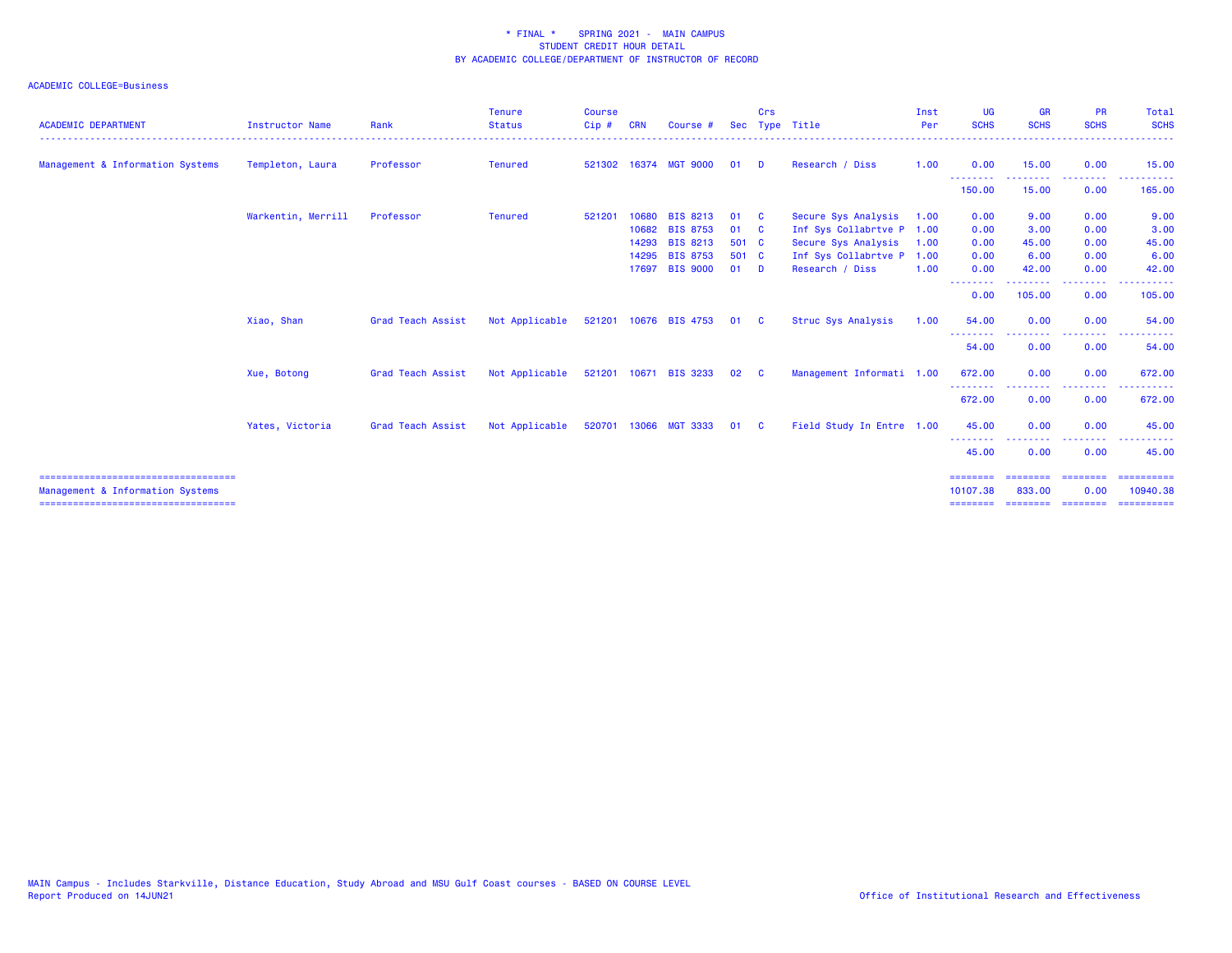\* FINAL \* SPRING 2021 - MAIN CAMPUS
STUDENT CREDIT HOUR DETAIL
BY ACADEMIC COLLEGE/DEPARTMENT OF INSTRUCTOR OF RECORD

ACADEMIC COLLEGE=Business

| ACADEMIC DEPARTMENT | Instructor Name | Rank | Tenure Status | Course Cip # | CRN | Course # | Sec | Crs Type | Title | Inst Per | UG SCHS | GR SCHS | PR SCHS | Total SCHS |
|---|---|---|---|---|---|---|---|---|---|---|---|---|---|---|
| Management & Information Systems | Templeton, Laura | Professor | Tenured | 521302 | 16374 | MGT 9000 | 01 | D | Research / Diss | 1.00 | 0.00 | 15.00 | 0.00 | 15.00 |
| | | | | | | | | | | | 150.00 | 15.00 | 0.00 | 165.00 |
| | Warkentin, Merrill | Professor | Tenured | 521201 | 10680 | BIS 8213 | 01 | C | Secure Sys Analysis | 1.00 | 0.00 | 9.00 | 0.00 | 9.00 |
| | | | | | 10682 | BIS 8753 | 01 | C | Inf Sys Collabrtve P | 1.00 | 0.00 | 3.00 | 0.00 | 3.00 |
| | | | | | 14293 | BIS 8213 | 501 | C | Secure Sys Analysis | 1.00 | 0.00 | 45.00 | 0.00 | 45.00 |
| | | | | | 14295 | BIS 8753 | 501 | C | Inf Sys Collabrtve P | 1.00 | 0.00 | 6.00 | 0.00 | 6.00 |
| | | | | | 17697 | BIS 9000 | 01 | D | Research / Diss | 1.00 | 0.00 | 42.00 | 0.00 | 42.00 |
| | | | | | | | | | | | 0.00 | 105.00 | 0.00 | 105.00 |
| | Xiao, Shan | Grad Teach Assist | Not Applicable | 521201 | 10676 | BIS 4753 | 01 | C | Struc Sys Analysis | 1.00 | 54.00 | 0.00 | 0.00 | 54.00 |
| | | | | | | | | | | | 54.00 | 0.00 | 0.00 | 54.00 |
| | Xue, Botong | Grad Teach Assist | Not Applicable | 521201 | 10671 | BIS 3233 | 02 | C | Management Informati | 1.00 | 672.00 | 0.00 | 0.00 | 672.00 |
| | | | | | | | | | | | 672.00 | 0.00 | 0.00 | 672.00 |
| | Yates, Victoria | Grad Teach Assist | Not Applicable | 520701 | 13066 | MGT 3333 | 01 | C | Field Study In Entre | 1.00 | 45.00 | 0.00 | 0.00 | 45.00 |
| | | | | | | | | | | | 45.00 | 0.00 | 0.00 | 45.00 |
| Management & Information Systems | | | | | | | | | | | 10107.38 | 833.00 | 0.00 | 10940.38 |

MAIN Campus - Includes Starkville, Distance Education, Study Abroad and MSU Gulf Coast courses - BASED ON COURSE LEVEL
Report Produced on 14JUN21

Office of Institutional Research and Effectiveness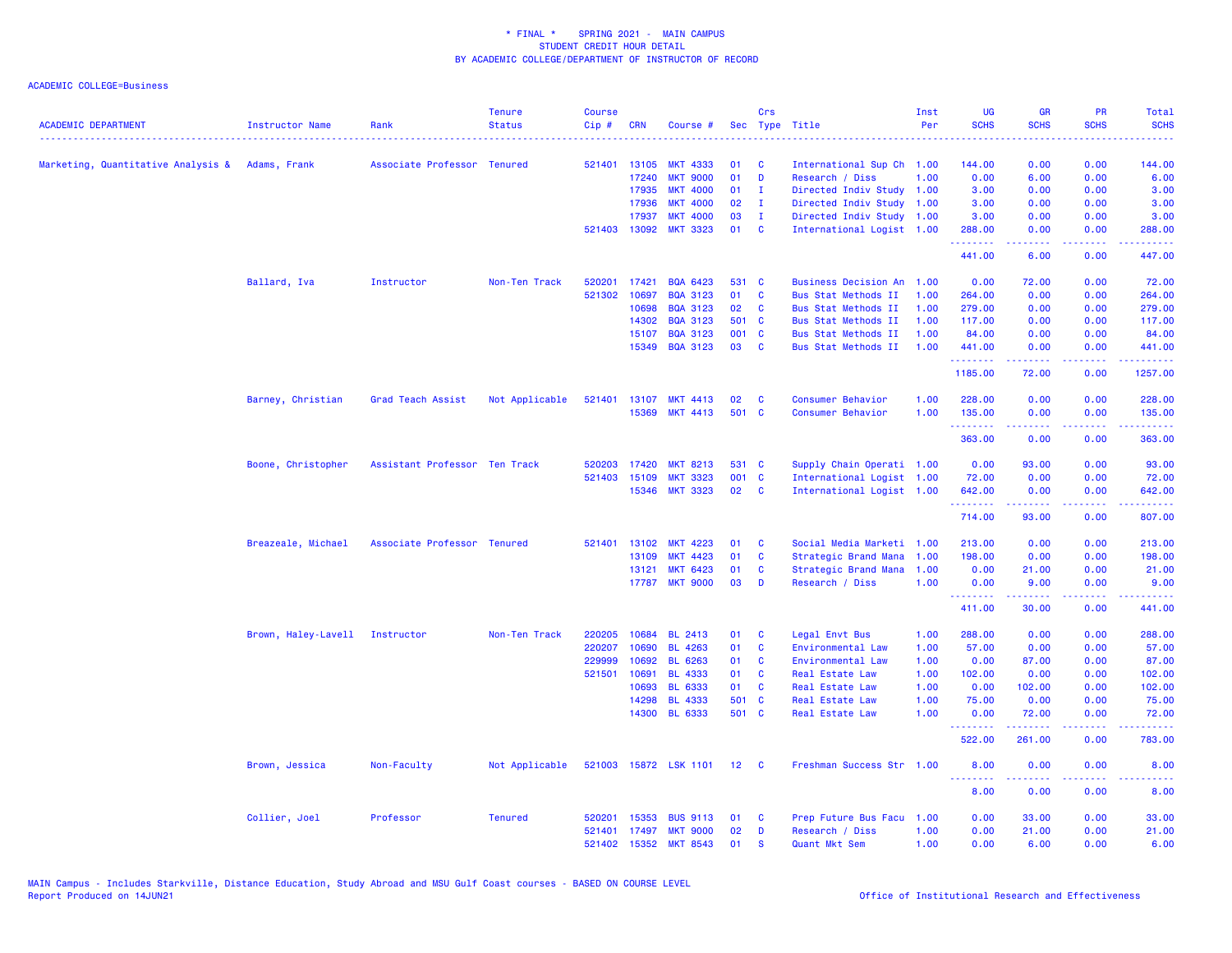\* FINAL \* SPRING 2021 - MAIN CAMPUS
STUDENT CREDIT HOUR DETAIL
BY ACADEMIC COLLEGE/DEPARTMENT OF INSTRUCTOR OF RECORD

ACADEMIC COLLEGE=Business

| ACADEMIC DEPARTMENT | Instructor Name | Rank | Tenure Status | Course Cip # | CRN | Course # | Sec | Crs Type | Title | Inst Per | UG SCHS | GR SCHS | PR SCHS | Total SCHS |
|---|---|---|---|---|---|---|---|---|---|---|---|---|---|---|
| Marketing, Quantitative Analysis & | Adams, Frank | Associate Professor | Tenured | 521401 | 13105 | MKT 4333 | 01 | C | International Sup Ch | 1.00 | 144.00 | 0.00 | 0.00 | 144.00 |
| | | | | | 17240 | MKT 9000 | 01 | D | Research / Diss | 1.00 | 0.00 | 6.00 | 0.00 | 6.00 |
| | | | | | 17935 | MKT 4000 | 01 | I | Directed Indiv Study | 1.00 | 3.00 | 0.00 | 0.00 | 3.00 |
| | | | | | 17936 | MKT 4000 | 02 | I | Directed Indiv Study | 1.00 | 3.00 | 0.00 | 0.00 | 3.00 |
| | | | | | 17937 | MKT 4000 | 03 | I | Directed Indiv Study | 1.00 | 3.00 | 0.00 | 0.00 | 3.00 |
| | | | | 521403 | 13092 | MKT 3323 | 01 | C | International Logist | 1.00 | 288.00 | 0.00 | 0.00 | 288.00 |
| | | | | | | | | | | | 441.00 | 6.00 | 0.00 | 447.00 |
| | Ballard, Iva | Instructor | Non-Ten Track | 520201 | 17421 | BQA 6423 | 531 | C | Business Decision An | 1.00 | 0.00 | 72.00 | 0.00 | 72.00 |
| | | | | 521302 | 10697 | BQA 3123 | 01 | C | Bus Stat Methods II | 1.00 | 264.00 | 0.00 | 0.00 | 264.00 |
| | | | | | 10698 | BQA 3123 | 02 | C | Bus Stat Methods II | 1.00 | 279.00 | 0.00 | 0.00 | 279.00 |
| | | | | | 14302 | BQA 3123 | 501 | C | Bus Stat Methods II | 1.00 | 117.00 | 0.00 | 0.00 | 117.00 |
| | | | | | 15107 | BQA 3123 | 001 | C | Bus Stat Methods II | 1.00 | 84.00 | 0.00 | 0.00 | 84.00 |
| | | | | | 15349 | BQA 3123 | 03 | C | Bus Stat Methods II | 1.00 | 441.00 | 0.00 | 0.00 | 441.00 |
| | | | | | | | | | | | 1185.00 | 72.00 | 0.00 | 1257.00 |
| | Barney, Christian | Grad Teach Assist | Not Applicable | 521401 | 13107 | MKT 4413 | 02 | C | Consumer Behavior | 1.00 | 228.00 | 0.00 | 0.00 | 228.00 |
| | | | | | 15369 | MKT 4413 | 501 | C | Consumer Behavior | 1.00 | 135.00 | 0.00 | 0.00 | 135.00 |
| | | | | | | | | | | | 363.00 | 0.00 | 0.00 | 363.00 |
| | Boone, Christopher | Assistant Professor | Ten Track | 520203 | 17420 | MKT 8213 | 531 | C | Supply Chain Operati | 1.00 | 0.00 | 93.00 | 0.00 | 93.00 |
| | | | | 521403 | 15109 | MKT 3323 | 001 | C | International Logist | 1.00 | 72.00 | 0.00 | 0.00 | 72.00 |
| | | | | | 15346 | MKT 3323 | 02 | C | International Logist | 1.00 | 642.00 | 0.00 | 0.00 | 642.00 |
| | | | | | | | | | | | 714.00 | 93.00 | 0.00 | 807.00 |
| | Breazeale, Michael | Associate Professor | Tenured | 521401 | 13102 | MKT 4223 | 01 | C | Social Media Marketi | 1.00 | 213.00 | 0.00 | 0.00 | 213.00 |
| | | | | | 13109 | MKT 4423 | 01 | C | Strategic Brand Mana | 1.00 | 198.00 | 0.00 | 0.00 | 198.00 |
| | | | | | 13121 | MKT 6423 | 01 | C | Strategic Brand Mana | 1.00 | 0.00 | 21.00 | 0.00 | 21.00 |
| | | | | | 17787 | MKT 9000 | 03 | D | Research / Diss | 1.00 | 0.00 | 9.00 | 0.00 | 9.00 |
| | | | | | | | | | | | 411.00 | 30.00 | 0.00 | 441.00 |
| | Brown, Haley-Lavell | Instructor | Non-Ten Track | 220205 | 10684 | BL 2413 | 01 | C | Legal Envt Bus | 1.00 | 288.00 | 0.00 | 0.00 | 288.00 |
| | | | | 220207 | 10690 | BL 4263 | 01 | C | Environmental Law | 1.00 | 57.00 | 0.00 | 0.00 | 57.00 |
| | | | | 229999 | 10692 | BL 6263 | 01 | C | Environmental Law | 1.00 | 0.00 | 87.00 | 0.00 | 87.00 |
| | | | | 521501 | 10691 | BL 4333 | 01 | C | Real Estate Law | 1.00 | 102.00 | 0.00 | 0.00 | 102.00 |
| | | | | | 10693 | BL 6333 | 01 | C | Real Estate Law | 1.00 | 0.00 | 102.00 | 0.00 | 102.00 |
| | | | | | 14298 | BL 4333 | 501 | C | Real Estate Law | 1.00 | 75.00 | 0.00 | 0.00 | 75.00 |
| | | | | | 14300 | BL 6333 | 501 | C | Real Estate Law | 1.00 | 0.00 | 72.00 | 0.00 | 72.00 |
| | | | | | | | | | | | 522.00 | 261.00 | 0.00 | 783.00 |
| | Brown, Jessica | Non-Faculty | Not Applicable | 521003 | 15872 | LSK 1101 | 12 | C | Freshman Success Str | 1.00 | 8.00 | 0.00 | 0.00 | 8.00 |
| | | | | | | | | | | | 8.00 | 0.00 | 0.00 | 8.00 |
| | Collier, Joel | Professor | Tenured | 520201 | 15353 | BUS 9113 | 01 | C | Prep Future Bus Facu | 1.00 | 0.00 | 33.00 | 0.00 | 33.00 |
| | | | | 521401 | 17497 | MKT 9000 | 02 | D | Research / Diss | 1.00 | 0.00 | 21.00 | 0.00 | 21.00 |
| | | | | 521402 | 15352 | MKT 8543 | 01 | S | Quant Mkt Sem | 1.00 | 0.00 | 6.00 | 0.00 | 6.00 |

MAIN Campus - Includes Starkville, Distance Education, Study Abroad and MSU Gulf Coast courses - BASED ON COURSE LEVEL
Report Produced on 14JUN21
Office of Institutional Research and Effectiveness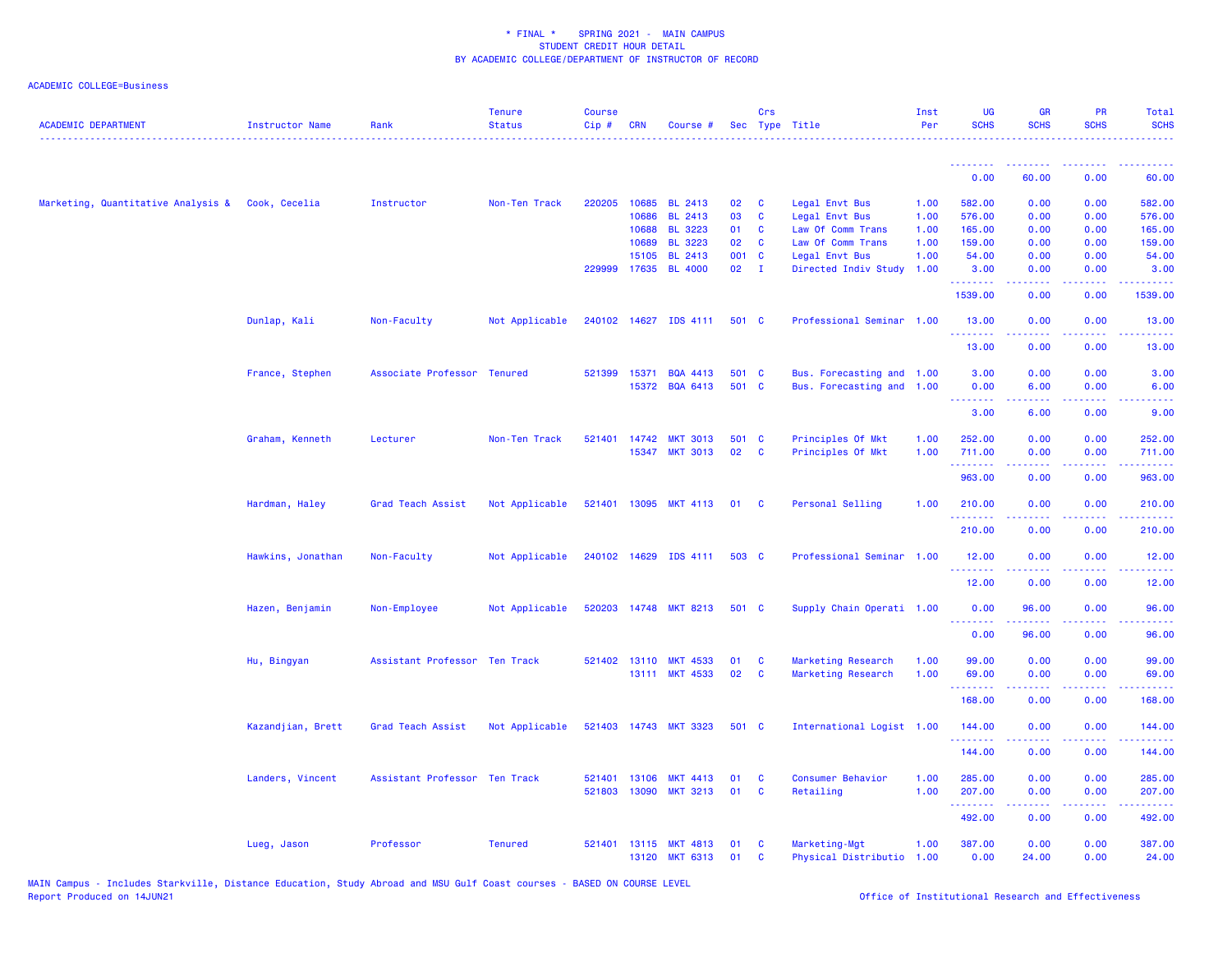# \* FINAL \* SPRING 2021 - MAIN CAMPUS
## STUDENT CREDIT HOUR DETAIL
## BY ACADEMIC COLLEGE/DEPARTMENT OF INSTRUCTOR OF RECORD

ACADEMIC COLLEGE=Business

| ACADEMIC DEPARTMENT | Instructor Name | Rank | Tenure Status | Course Cip # | CRN | Course # | Sec | Crs Type | Title | Inst Per | UG SCHS | GR SCHS | PR SCHS | Total SCHS |
|---|---|---|---|---|---|---|---|---|---|---|---|---|---|---|
| | | | | | | | | | | | 0.00 | 60.00 | 0.00 | 60.00 |
| Marketing, Quantitative Analysis & | Cook, Cecelia | Instructor | Non-Ten Track | 220205 | 10685 | BL 2413 | 02 | C | Legal Envt Bus | 1.00 | 582.00 | 0.00 | 0.00 | 582.00 |
| | | | | | 10686 | BL 2413 | 03 | C | Legal Envt Bus | 1.00 | 576.00 | 0.00 | 0.00 | 576.00 |
| | | | | | 10688 | BL 3223 | 01 | C | Law Of Comm Trans | 1.00 | 165.00 | 0.00 | 0.00 | 165.00 |
| | | | | | 10689 | BL 3223 | 02 | C | Law Of Comm Trans | 1.00 | 159.00 | 0.00 | 0.00 | 159.00 |
| | | | | | 15105 | BL 2413 | 001 | C | Legal Envt Bus | 1.00 | 54.00 | 0.00 | 0.00 | 54.00 |
| | | | | 229999 | 17635 | BL 4000 | 02 | I | Directed Indiv Study | 1.00 | 3.00 | 0.00 | 0.00 | 3.00 |
| | | | | | | | | | | | 1539.00 | 0.00 | 0.00 | 1539.00 |
| | Dunlap, Kali | Non-Faculty | Not Applicable | 240102 | 14627 | IDS 4111 | 501 | C | Professional Seminar | 1.00 | 13.00 | 0.00 | 0.00 | 13.00 |
| | | | | | | | | | | | 13.00 | 0.00 | 0.00 | 13.00 |
| | France, Stephen | Associate Professor | Tenured | 521399 | 15371 | BQA 4413 | 501 | C | Bus. Forecasting and | 1.00 | 3.00 | 0.00 | 0.00 | 3.00 |
| | | | | | 15372 | BQA 6413 | 501 | C | Bus. Forecasting and | 1.00 | 0.00 | 6.00 | 0.00 | 6.00 |
| | | | | | | | | | | | 3.00 | 6.00 | 0.00 | 9.00 |
| | Graham, Kenneth | Lecturer | Non-Ten Track | 521401 | 14742 | MKT 3013 | 501 | C | Principles Of Mkt | 1.00 | 252.00 | 0.00 | 0.00 | 252.00 |
| | | | | | 15347 | MKT 3013 | 02 | C | Principles Of Mkt | 1.00 | 711.00 | 0.00 | 0.00 | 711.00 |
| | | | | | | | | | | | 963.00 | 0.00 | 0.00 | 963.00 |
| | Hardman, Haley | Grad Teach Assist | Not Applicable | 521401 | 13095 | MKT 4113 | 01 | C | Personal Selling | 1.00 | 210.00 | 0.00 | 0.00 | 210.00 |
| | | | | | | | | | | | 210.00 | 0.00 | 0.00 | 210.00 |
| | Hawkins, Jonathan | Non-Faculty | Not Applicable | 240102 | 14629 | IDS 4111 | 503 | C | Professional Seminar | 1.00 | 12.00 | 0.00 | 0.00 | 12.00 |
| | | | | | | | | | | | 12.00 | 0.00 | 0.00 | 12.00 |
| | Hazen, Benjamin | Non-Employee | Not Applicable | 520203 | 14748 | MKT 8213 | 501 | C | Supply Chain Operati | 1.00 | 0.00 | 96.00 | 0.00 | 96.00 |
| | | | | | | | | | | | 0.00 | 96.00 | 0.00 | 96.00 |
| | Hu, Bingyan | Assistant Professor | Ten Track | 521402 | 13110 | MKT 4533 | 01 | C | Marketing Research | 1.00 | 99.00 | 0.00 | 0.00 | 99.00 |
| | | | | | 13111 | MKT 4533 | 02 | C | Marketing Research | 1.00 | 69.00 | 0.00 | 0.00 | 69.00 |
| | | | | | | | | | | | 168.00 | 0.00 | 0.00 | 168.00 |
| | Kazandjian, Brett | Grad Teach Assist | Not Applicable | 521403 | 14743 | MKT 3323 | 501 | C | International Logist | 1.00 | 144.00 | 0.00 | 0.00 | 144.00 |
| | | | | | | | | | | | 144.00 | 0.00 | 0.00 | 144.00 |
| | Landers, Vincent | Assistant Professor | Ten Track | 521401 | 13106 | MKT 4413 | 01 | C | Consumer Behavior | 1.00 | 285.00 | 0.00 | 0.00 | 285.00 |
| | | | | 521803 | 13090 | MKT 3213 | 01 | C | Retailing | 1.00 | 207.00 | 0.00 | 0.00 | 207.00 |
| | | | | | | | | | | | 492.00 | 0.00 | 0.00 | 492.00 |
| | Lueg, Jason | Professor | Tenured | 521401 | 13115 | MKT 4813 | 01 | C | Marketing-Mgt | 1.00 | 387.00 | 0.00 | 0.00 | 387.00 |
| | | | | | 13120 | MKT 6313 | 01 | C | Physical Distributio | 1.00 | 0.00 | 24.00 | 0.00 | 24.00 |

MAIN Campus - Includes Starkville, Distance Education, Study Abroad and MSU Gulf Coast courses - BASED ON COURSE LEVEL
Report Produced on 14JUN21

Office of Institutional Research and Effectiveness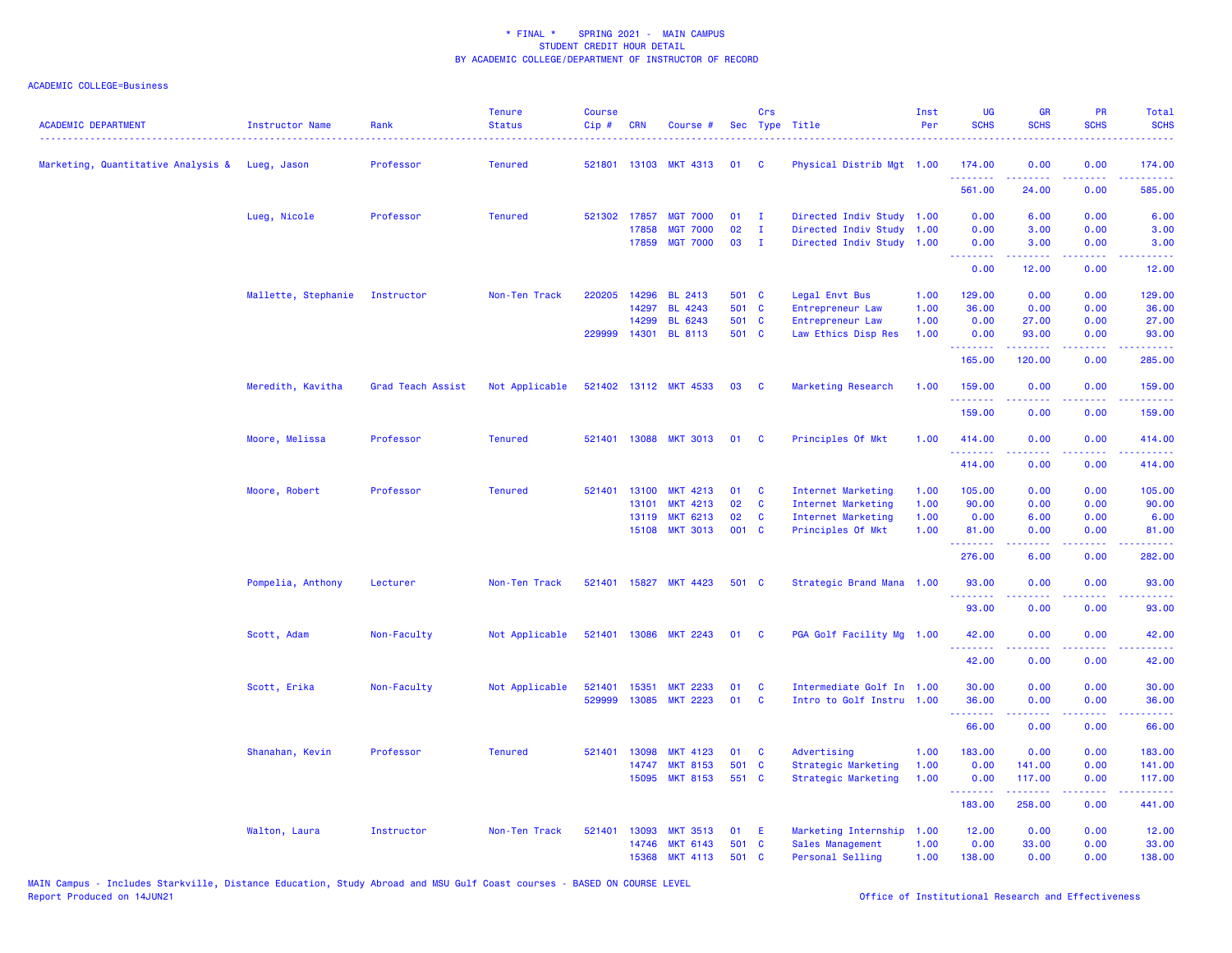\* FINAL \*    SPRING 2021 -  MAIN CAMPUS
STUDENT CREDIT HOUR DETAIL
BY ACADEMIC COLLEGE/DEPARTMENT OF INSTRUCTOR OF RECORD

ACADEMIC COLLEGE=Business

| ACADEMIC DEPARTMENT | Instructor Name | Rank | Tenure Status | Course Cip # | CRN | Course # | Sec | Crs Type | Title | Inst Per | UG SCHS | GR SCHS | PR SCHS | Total SCHS |
|---|---|---|---|---|---|---|---|---|---|---|---|---|---|---|
| Marketing, Quantitative Analysis & | Lueg, Jason | Professor | Tenured | 521801 | 13103 | MKT 4313 | 01 | C | Physical Distrib Mgt | 1.00 | 174.00 | 0.00 | 0.00 | 174.00 |
| | | | | | | | | | | | 561.00 | 24.00 | 0.00 | 585.00 |
| | Lueg, Nicole | Professor | Tenured | 521302 | 17857 | MGT 7000 | 01 | I | Directed Indiv Study | 1.00 | 0.00 | 6.00 | 0.00 | 6.00 |
| | | | | | 17858 | MGT 7000 | 02 | I | Directed Indiv Study | 1.00 | 0.00 | 3.00 | 0.00 | 3.00 |
| | | | | | 17859 | MGT 7000 | 03 | I | Directed Indiv Study | 1.00 | 0.00 | 3.00 | 0.00 | 3.00 |
| | | | | | | | | | | | 0.00 | 12.00 | 0.00 | 12.00 |
| | Mallette, Stephanie | Instructor | Non-Ten Track | 220205 | 14296 | BL 2413 | 501 | C | Legal Envt Bus | 1.00 | 129.00 | 0.00 | 0.00 | 129.00 |
| | | | | | 14297 | BL 4243 | 501 | C | Entrepreneur Law | 1.00 | 36.00 | 0.00 | 0.00 | 36.00 |
| | | | | | 14299 | BL 6243 | 501 | C | Entrepreneur Law | 1.00 | 0.00 | 27.00 | 0.00 | 27.00 |
| | | | | 229999 | 14301 | BL 8113 | 501 | C | Law Ethics Disp Res | 1.00 | 0.00 | 93.00 | 0.00 | 93.00 |
| | | | | | | | | | | | 165.00 | 120.00 | 0.00 | 285.00 |
| | Meredith, Kavitha | Grad Teach Assist | Not Applicable | 521402 | 13112 | MKT 4533 | 03 | C | Marketing Research | 1.00 | 159.00 | 0.00 | 0.00 | 159.00 |
| | | | | | | | | | | | 159.00 | 0.00 | 0.00 | 159.00 |
| | Moore, Melissa | Professor | Tenured | 521401 | 13088 | MKT 3013 | 01 | C | Principles Of Mkt | 1.00 | 414.00 | 0.00 | 0.00 | 414.00 |
| | | | | | | | | | | | 414.00 | 0.00 | 0.00 | 414.00 |
| | Moore, Robert | Professor | Tenured | 521401 | 13100 | MKT 4213 | 01 | C | Internet Marketing | 1.00 | 105.00 | 0.00 | 0.00 | 105.00 |
| | | | | | 13101 | MKT 4213 | 02 | C | Internet Marketing | 1.00 | 90.00 | 0.00 | 0.00 | 90.00 |
| | | | | | 13119 | MKT 6213 | 02 | C | Internet Marketing | 1.00 | 0.00 | 6.00 | 0.00 | 6.00 |
| | | | | | 15108 | MKT 3013 | 001 | C | Principles Of Mkt | 1.00 | 81.00 | 0.00 | 0.00 | 81.00 |
| | | | | | | | | | | | 276.00 | 6.00 | 0.00 | 282.00 |
| | Pompelia, Anthony | Lecturer | Non-Ten Track | 521401 | 15827 | MKT 4423 | 501 | C | Strategic Brand Mana | 1.00 | 93.00 | 0.00 | 0.00 | 93.00 |
| | | | | | | | | | | | 93.00 | 0.00 | 0.00 | 93.00 |
| | Scott, Adam | Non-Faculty | Not Applicable | 521401 | 13086 | MKT 2243 | 01 | C | PGA Golf Facility Mg | 1.00 | 42.00 | 0.00 | 0.00 | 42.00 |
| | | | | | | | | | | | 42.00 | 0.00 | 0.00 | 42.00 |
| | Scott, Erika | Non-Faculty | Not Applicable | 521401 | 15351 | MKT 2233 | 01 | C | Intermediate Golf In | 1.00 | 30.00 | 0.00 | 0.00 | 30.00 |
| | | | | 529999 | 13085 | MKT 2223 | 01 | C | Intro to Golf Instru | 1.00 | 36.00 | 0.00 | 0.00 | 36.00 |
| | | | | | | | | | | | 66.00 | 0.00 | 0.00 | 66.00 |
| | Shanahan, Kevin | Professor | Tenured | 521401 | 13098 | MKT 4123 | 01 | C | Advertising | 1.00 | 183.00 | 0.00 | 0.00 | 183.00 |
| | | | | | 14747 | MKT 8153 | 501 | C | Strategic Marketing | 1.00 | 0.00 | 141.00 | 0.00 | 141.00 |
| | | | | | 15095 | MKT 8153 | 551 | C | Strategic Marketing | 1.00 | 0.00 | 117.00 | 0.00 | 117.00 |
| | | | | | | | | | | | 183.00 | 258.00 | 0.00 | 441.00 |
| | Walton, Laura | Instructor | Non-Ten Track | 521401 | 13093 | MKT 3513 | 01 | E | Marketing Internship | 1.00 | 12.00 | 0.00 | 0.00 | 12.00 |
| | | | | | 14746 | MKT 6143 | 501 | C | Sales Management | 1.00 | 0.00 | 33.00 | 0.00 | 33.00 |
| | | | | | 15368 | MKT 4113 | 501 | C | Personal Selling | 1.00 | 138.00 | 0.00 | 0.00 | 138.00 |

MAIN Campus - Includes Starkville, Distance Education, Study Abroad and MSU Gulf Coast courses - BASED ON COURSE LEVEL
Report Produced on 14JUN21

Office of Institutional Research and Effectiveness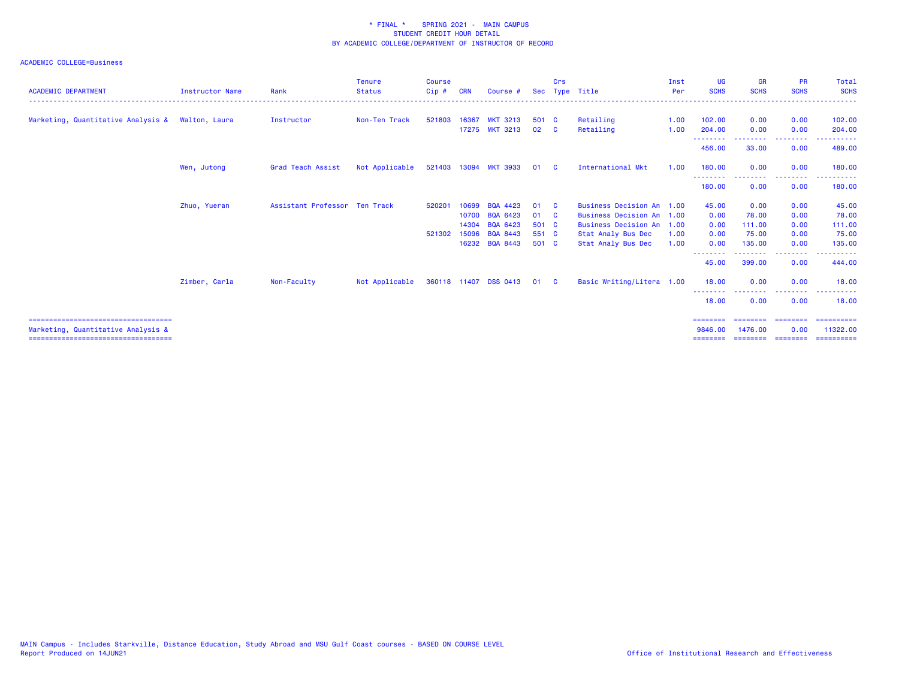\* FINAL \* SPRING 2021 - MAIN CAMPUS
STUDENT CREDIT HOUR DETAIL
BY ACADEMIC COLLEGE/DEPARTMENT OF INSTRUCTOR OF RECORD

ACADEMIC COLLEGE=Business

| ACADEMIC DEPARTMENT | Instructor Name | Rank | Tenure Status | Course Cip # | CRN | Course # | Sec | Crs Type | Title | Inst Per | UG SCHS | GR SCHS | PR SCHS | Total SCHS |
|---|---|---|---|---|---|---|---|---|---|---|---|---|---|---|
| Marketing, Quantitative Analysis & | Walton, Laura | Instructor | Non-Ten Track | 521803 | 16367 | MKT 3213 | 501 | C | Retailing | 1.00 | 102.00 | 0.00 | 0.00 | 102.00 |
| | | | | | 17275 | MKT 3213 | 02 | C | Retailing | 1.00 | 204.00 | 0.00 | 0.00 | 204.00 |
| | | | | | | | | | | | 456.00 | 33.00 | 0.00 | 489.00 |
| | Wen, Jutong | Grad Teach Assist | Not Applicable | 521403 | 13094 | MKT 3933 | 01 | C | International Mkt | 1.00 | 180.00 | 0.00 | 0.00 | 180.00 |
| | | | | | | | | | | | 180.00 | 0.00 | 0.00 | 180.00 |
| | Zhuo, Yueran | Assistant Professor | Ten Track | 520201 | 10699 | BQA 4423 | 01 | C | Business Decision An | 1.00 | 45.00 | 0.00 | 0.00 | 45.00 |
| | | | | | 10700 | BQA 6423 | 01 | C | Business Decision An | 1.00 | 0.00 | 78.00 | 0.00 | 78.00 |
| | | | | | 14304 | BQA 6423 | 501 | C | Business Decision An | 1.00 | 0.00 | 111.00 | 0.00 | 111.00 |
| | | | | 521302 | 15096 | BQA 8443 | 551 | C | Stat Analy Bus Dec | 1.00 | 0.00 | 75.00 | 0.00 | 75.00 |
| | | | | | 16232 | BQA 8443 | 501 | C | Stat Analy Bus Dec | 1.00 | 0.00 | 135.00 | 0.00 | 135.00 |
| | | | | | | | | | | | 45.00 | 399.00 | 0.00 | 444.00 |
| | Zimber, Carla | Non-Faculty | Not Applicable | 360118 | 11407 | DSS 0413 | 01 | C | Basic Writing/Litera | 1.00 | 18.00 | 0.00 | 0.00 | 18.00 |
| | | | | | | | | | | | 18.00 | 0.00 | 0.00 | 18.00 |
| Marketing, Quantitative Analysis & | | | | | | | | | | | 9846.00 | 1476.00 | 0.00 | 11322.00 |

MAIN Campus - Includes Starkville, Distance Education, Study Abroad and MSU Gulf Coast courses - BASED ON COURSE LEVEL
Report Produced on 14JUN21

Office of Institutional Research and Effectiveness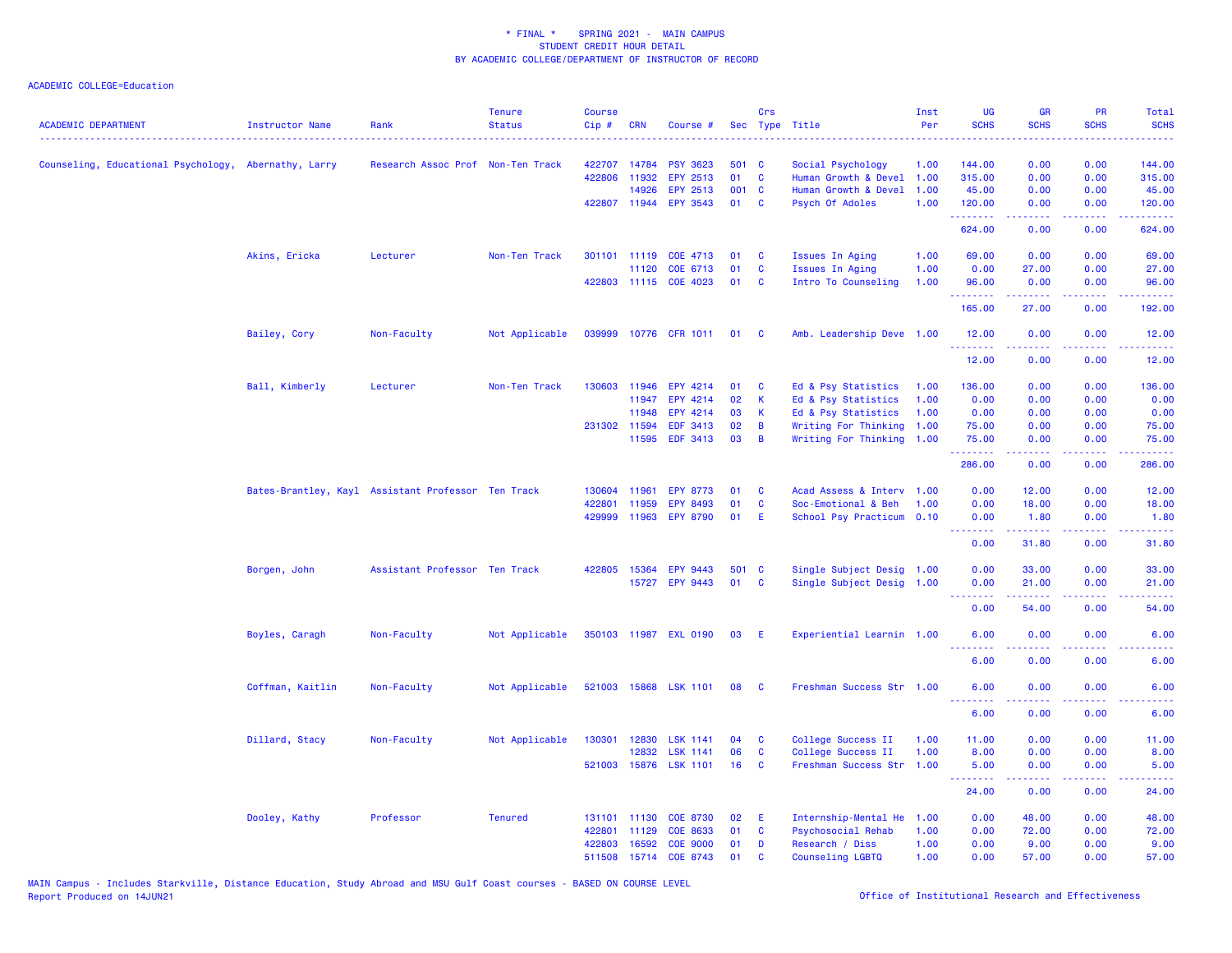* FINAL * SPRING 2021 - MAIN CAMPUS
STUDENT CREDIT HOUR DETAIL
BY ACADEMIC COLLEGE/DEPARTMENT OF INSTRUCTOR OF RECORD

ACADEMIC COLLEGE=Education

| ACADEMIC DEPARTMENT | Instructor Name | Rank | Tenure Status | Course Cip # | CRN | Course # | Sec | Crs Type | Title | Inst Per | UG SCHS | GR SCHS | PR SCHS | Total SCHS |
|---|---|---|---|---|---|---|---|---|---|---|---|---|---|---|
| Counseling, Educational Psychology, | Abernathy, Larry | Research Assoc Prof | Non-Ten Track | 422707 | 14784 | PSY 3623 | 501 | C | Social Psychology | 1.00 | 144.00 | 0.00 | 0.00 | 144.00 |
| | | | | 422806 | 11932 | EPY 2513 | 01 | C | Human Growth & Devel | 1.00 | 315.00 | 0.00 | 0.00 | 315.00 |
| | | | | | 14926 | EPY 2513 | 001 | C | Human Growth & Devel | 1.00 | 45.00 | 0.00 | 0.00 | 45.00 |
| | | | | 422807 | 11944 | EPY 3543 | 01 | C | Psych Of Adoles | 1.00 | 120.00 | 0.00 | 0.00 | 120.00 |
| | | | | | | | | | | | 624.00 | 0.00 | 0.00 | 624.00 |
| | Akins, Ericka | Lecturer | Non-Ten Track | 301101 | 11119 | COE 4713 | 01 | C | Issues In Aging | 1.00 | 69.00 | 0.00 | 0.00 | 69.00 |
| | | | | | 11120 | COE 6713 | 01 | C | Issues In Aging | 1.00 | 0.00 | 27.00 | 0.00 | 27.00 |
| | | | | 422803 | 11115 | COE 4023 | 01 | C | Intro To Counseling | 1.00 | 96.00 | 0.00 | 0.00 | 96.00 |
| | | | | | | | | | | | 165.00 | 27.00 | 0.00 | 192.00 |
| | Bailey, Cory | Non-Faculty | Not Applicable | 039999 | 10776 | CFR 1011 | 01 | C | Amb. Leadership Deve | 1.00 | 12.00 | 0.00 | 0.00 | 12.00 |
| | | | | | | | | | | | 12.00 | 0.00 | 0.00 | 12.00 |
| | Ball, Kimberly | Lecturer | Non-Ten Track | 130603 | 11946 | EPY 4214 | 01 | C | Ed & Psy Statistics | 1.00 | 136.00 | 0.00 | 0.00 | 136.00 |
| | | | | | 11947 | EPY 4214 | 02 | K | Ed & Psy Statistics | 1.00 | 0.00 | 0.00 | 0.00 | 0.00 |
| | | | | | 11948 | EPY 4214 | 03 | K | Ed & Psy Statistics | 1.00 | 0.00 | 0.00 | 0.00 | 0.00 |
| | | | | 231302 | 11594 | EDF 3413 | 02 | B | Writing For Thinking | 1.00 | 75.00 | 0.00 | 0.00 | 75.00 |
| | | | | | 11595 | EDF 3413 | 03 | B | Writing For Thinking | 1.00 | 75.00 | 0.00 | 0.00 | 75.00 |
| | | | | | | | | | | | 286.00 | 0.00 | 0.00 | 286.00 |
| | Bates-Brantley, Kayl | Assistant Professor | Ten Track | 130604 | 11961 | EPY 8773 | 01 | C | Acad Assess & Interv | 1.00 | 0.00 | 12.00 | 0.00 | 12.00 |
| | | | | 422801 | 11959 | EPY 8493 | 01 | C | Soc-Emotional & Beh | 1.00 | 0.00 | 18.00 | 0.00 | 18.00 |
| | | | | 429999 | 11963 | EPY 8790 | 01 | E | School Psy Practicum | 0.10 | 0.00 | 1.80 | 0.00 | 1.80 |
| | | | | | | | | | | | 0.00 | 31.80 | 0.00 | 31.80 |
| | Borgen, John | Assistant Professor | Ten Track | 422805 | 15364 | EPY 9443 | 501 | C | Single Subject Desig | 1.00 | 0.00 | 33.00 | 0.00 | 33.00 |
| | | | | | 15727 | EPY 9443 | 01 | C | Single Subject Desig | 1.00 | 0.00 | 21.00 | 0.00 | 21.00 |
| | | | | | | | | | | | 0.00 | 54.00 | 0.00 | 54.00 |
| | Boyles, Caragh | Non-Faculty | Not Applicable | 350103 | 11987 | EXL 0190 | 03 | E | Experiential Learnin | 1.00 | 6.00 | 0.00 | 0.00 | 6.00 |
| | | | | | | | | | | | 6.00 | 0.00 | 0.00 | 6.00 |
| | Coffman, Kaitlin | Non-Faculty | Not Applicable | 521003 | 15868 | LSK 1101 | 08 | C | Freshman Success Str | 1.00 | 6.00 | 0.00 | 0.00 | 6.00 |
| | | | | | | | | | | | 6.00 | 0.00 | 0.00 | 6.00 |
| | Dillard, Stacy | Non-Faculty | Not Applicable | 130301 | 12830 | LSK 1141 | 04 | C | College Success II | 1.00 | 11.00 | 0.00 | 0.00 | 11.00 |
| | | | | | 12832 | LSK 1141 | 06 | C | College Success II | 1.00 | 8.00 | 0.00 | 0.00 | 8.00 |
| | | | | 521003 | 15876 | LSK 1101 | 16 | C | Freshman Success Str | 1.00 | 5.00 | 0.00 | 0.00 | 5.00 |
| | | | | | | | | | | | 24.00 | 0.00 | 0.00 | 24.00 |
| | Dooley, Kathy | Professor | Tenured | 131101 | 11130 | COE 8730 | 02 | E | Internship-Mental He | 1.00 | 0.00 | 48.00 | 0.00 | 48.00 |
| | | | | 422801 | 11129 | COE 8633 | 01 | C | Psychosocial Rehab | 1.00 | 0.00 | 72.00 | 0.00 | 72.00 |
| | | | | 422803 | 16592 | COE 9000 | 01 | D | Research / Diss | 1.00 | 0.00 | 9.00 | 0.00 | 9.00 |
| | | | | 511508 | 15714 | COE 8743 | 01 | C | Counseling LGBTQ | 1.00 | 0.00 | 57.00 | 0.00 | 57.00 |

MAIN Campus - Includes Starkville, Distance Education, Study Abroad and MSU Gulf Coast courses - BASED ON COURSE LEVEL
Report Produced on 14JUN21

Office of Institutional Research and Effectiveness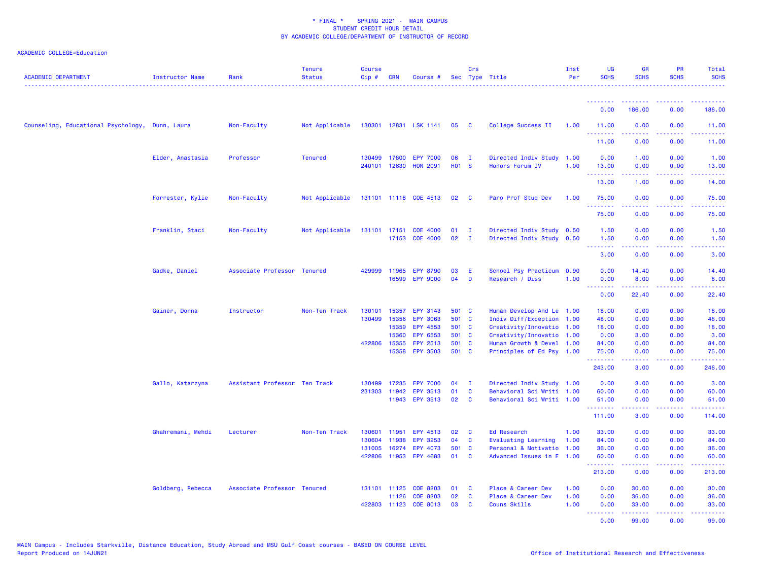* FINAL * SPRING 2021 - MAIN CAMPUS
STUDENT CREDIT HOUR DETAIL
BY ACADEMIC COLLEGE/DEPARTMENT OF INSTRUCTOR OF RECORD

ACADEMIC COLLEGE=Education

| ACADEMIC DEPARTMENT | Instructor Name | Rank | Tenure Status | Course Cip # | CRN | Course # | Sec | Crs Type | Title | Inst Per | UG SCHS | GR SCHS | PR SCHS | Total SCHS |
|---|---|---|---|---|---|---|---|---|---|---|---|---|---|---|
| | | | | | | | | | | | 0.00 | 186.00 | 0.00 | 186.00 |
| Counseling, Educational Psychology, | Dunn, Laura | Non-Faculty | Not Applicable | 130301 | 12831 | LSK 1141 | 05 | C | College Success II | 1.00 | 11.00 | 0.00 | 0.00 | 11.00 |
| | | | | | | | | | | | 11.00 | 0.00 | 0.00 | 11.00 |
| | Elder, Anastasia | Professor | Tenured | 130499 | 17800 | EPY 7000 | 06 | I | Directed Indiv Study | 1.00 | 0.00 | 1.00 | 0.00 | 1.00 |
| | | | | 240101 | 12630 | HON 2091 | H01 | S | Honors Forum IV | 1.00 | 13.00 | 0.00 | 0.00 | 13.00 |
| | | | | | | | | | | | 13.00 | 1.00 | 0.00 | 14.00 |
| | Forrester, Kylie | Non-Faculty | Not Applicable | 131101 | 11118 | COE 4513 | 02 | C | Paro Prof Stud Dev | 1.00 | 75.00 | 0.00 | 0.00 | 75.00 |
| | | | | | | | | | | | 75.00 | 0.00 | 0.00 | 75.00 |
| | Franklin, Staci | Non-Faculty | Not Applicable | 131101 | 17151 | COE 4000 | 01 | I | Directed Indiv Study | 0.50 | 1.50 | 0.00 | 0.00 | 1.50 |
| | | | | | 17153 | COE 4000 | 02 | I | Directed Indiv Study | 0.50 | 1.50 | 0.00 | 0.00 | 1.50 |
| | | | | | | | | | | | 3.00 | 0.00 | 0.00 | 3.00 |
| | Gadke, Daniel | Associate Professor | Tenured | 429999 | 11965 | EPY 8790 | 03 | E | School Psy Practicum | 0.90 | 0.00 | 14.40 | 0.00 | 14.40 |
| | | | | | 16599 | EPY 9000 | 04 | D | Research / Diss | 1.00 | 0.00 | 8.00 | 0.00 | 8.00 |
| | | | | | | | | | | | 0.00 | 22.40 | 0.00 | 22.40 |
| | Gainer, Donna | Instructor | Non-Ten Track | 130101 | 15357 | EPY 3143 | 501 | C | Human Develop And Le | 1.00 | 18.00 | 0.00 | 0.00 | 18.00 |
| | | | | 130499 | 15356 | EPY 3063 | 501 | C | Indiv Diff/Exception | 1.00 | 48.00 | 0.00 | 0.00 | 48.00 |
| | | | | | 15359 | EPY 4553 | 501 | C | Creativity/Innovatio | 1.00 | 18.00 | 0.00 | 0.00 | 18.00 |
| | | | | | 15360 | EPY 6553 | 501 | C | Creativity/Innovatio | 1.00 | 0.00 | 3.00 | 0.00 | 3.00 |
| | | | | 422806 | 15355 | EPY 2513 | 501 | C | Human Growth & Devel | 1.00 | 84.00 | 0.00 | 0.00 | 84.00 |
| | | | | | 15358 | EPY 3503 | 501 | C | Principles of Ed Psy | 1.00 | 75.00 | 0.00 | 0.00 | 75.00 |
| | | | | | | | | | | | 243.00 | 3.00 | 0.00 | 246.00 |
| | Gallo, Katarzyna | Assistant Professor | Ten Track | 130499 | 17235 | EPY 7000 | 04 | I | Directed Indiv Study | 1.00 | 0.00 | 3.00 | 0.00 | 3.00 |
| | | | | 231303 | 11942 | EPY 3513 | 01 | C | Behavioral Sci Writi | 1.00 | 60.00 | 0.00 | 0.00 | 60.00 |
| | | | | | 11943 | EPY 3513 | 02 | C | Behavioral Sci Writi | 1.00 | 51.00 | 0.00 | 0.00 | 51.00 |
| | | | | | | | | | | | 111.00 | 3.00 | 0.00 | 114.00 |
| | Ghahremani, Mehdi | Lecturer | Non-Ten Track | 130601 | 11951 | EPY 4513 | 02 | C | Ed Research | 1.00 | 33.00 | 0.00 | 0.00 | 33.00 |
| | | | | 130604 | 11938 | EPY 3253 | 04 | C | Evaluating Learning | 1.00 | 84.00 | 0.00 | 0.00 | 84.00 |
| | | | | 131005 | 16274 | EPY 4073 | 501 | C | Personal & Motivatio | 1.00 | 36.00 | 0.00 | 0.00 | 36.00 |
| | | | | 422806 | 11953 | EPY 4683 | 01 | C | Advanced Issues in E | 1.00 | 60.00 | 0.00 | 0.00 | 60.00 |
| | | | | | | | | | | | 213.00 | 0.00 | 0.00 | 213.00 |
| | Goldberg, Rebecca | Associate Professor | Tenured | 131101 | 11125 | COE 8203 | 01 | C | Place & Career Dev | 1.00 | 0.00 | 30.00 | 0.00 | 30.00 |
| | | | | | 11126 | COE 8203 | 02 | C | Place & Career Dev | 1.00 | 0.00 | 36.00 | 0.00 | 36.00 |
| | | | | 422803 | 11123 | COE 8013 | 03 | C | Couns Skills | 1.00 | 0.00 | 33.00 | 0.00 | 33.00 |
| | | | | | | | | | | | 0.00 | 99.00 | 0.00 | 99.00 |

MAIN Campus - Includes Starkville, Distance Education, Study Abroad and MSU Gulf Coast courses - BASED ON COURSE LEVEL
Report Produced on 14JUN21

Office of Institutional Research and Effectiveness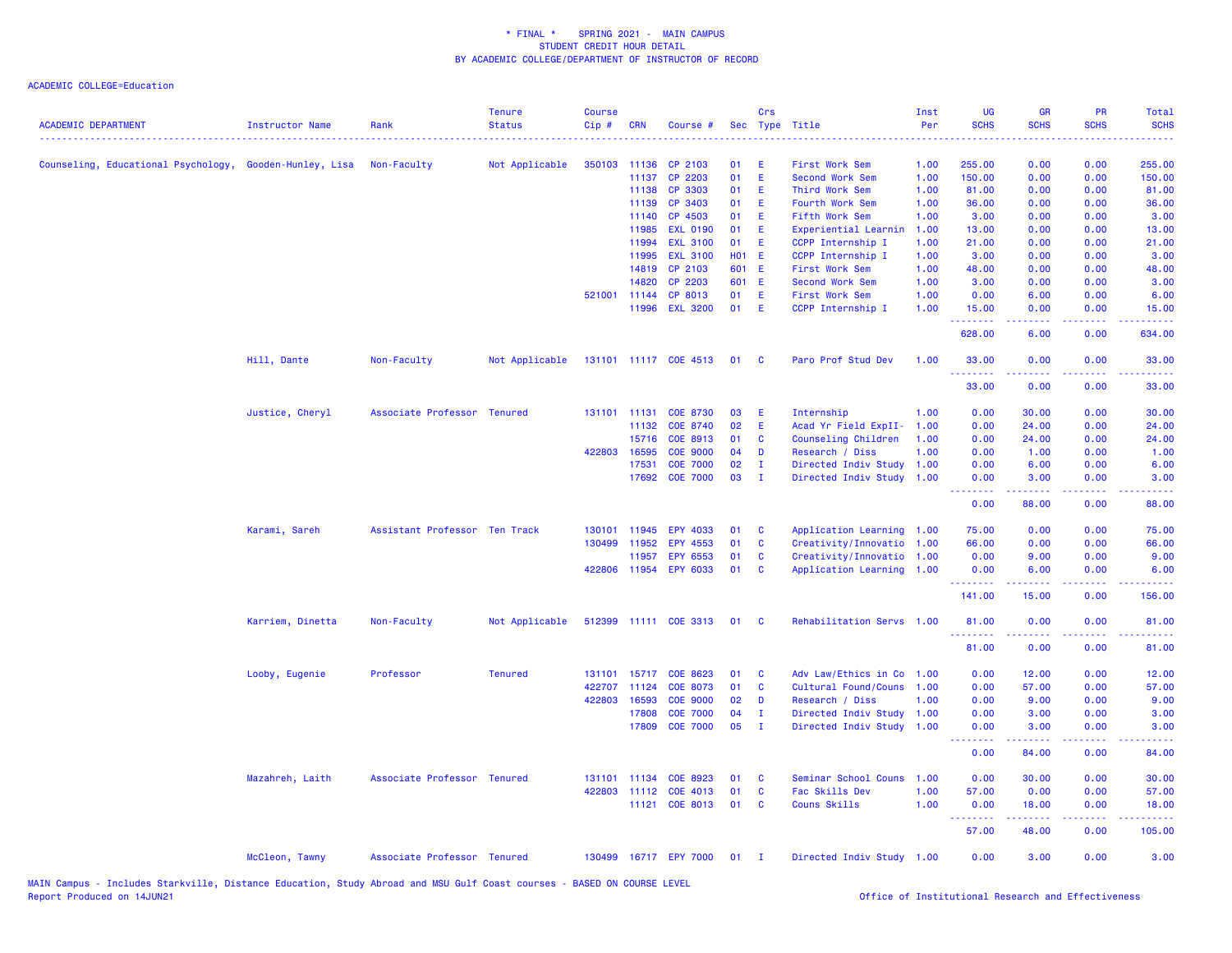\* FINAL \* SPRING 2021 - MAIN CAMPUS
STUDENT CREDIT HOUR DETAIL
BY ACADEMIC COLLEGE/DEPARTMENT OF INSTRUCTOR OF RECORD

ACADEMIC COLLEGE=Education

| ACADEMIC DEPARTMENT | Instructor Name | Rank | Tenure Status | Course Cip # | CRN | Course # | Sec | Crs Type | Title | Inst Per | UG SCHS | GR SCHS | PR SCHS | Total SCHS |
|---|---|---|---|---|---|---|---|---|---|---|---|---|---|---|
| Counseling, Educational Psychology, | Gooden-Hunley, Lisa | Non-Faculty | Not Applicable | 350103 | 11136 | CP 2103 | 01 | E | First Work Sem | 1.00 | 255.00 | 0.00 | 0.00 | 255.00 |
| | | | | | 11137 | CP 2203 | 01 | E | Second Work Sem | 1.00 | 150.00 | 0.00 | 0.00 | 150.00 |
| | | | | | 11138 | CP 3303 | 01 | E | Third Work Sem | 1.00 | 81.00 | 0.00 | 0.00 | 81.00 |
| | | | | | 11139 | CP 3403 | 01 | E | Fourth Work Sem | 1.00 | 36.00 | 0.00 | 0.00 | 36.00 |
| | | | | | 11140 | CP 4503 | 01 | E | Fifth Work Sem | 1.00 | 3.00 | 0.00 | 0.00 | 3.00 |
| | | | | | 11985 | EXL 0190 | 01 | E | Experiential Learnin | 1.00 | 13.00 | 0.00 | 0.00 | 13.00 |
| | | | | | 11994 | EXL 3100 | 01 | E | CCPP Internship I | 1.00 | 21.00 | 0.00 | 0.00 | 21.00 |
| | | | | | 11995 | EXL 3100 | H01 | E | CCPP Internship I | 1.00 | 3.00 | 0.00 | 0.00 | 3.00 |
| | | | | | 14819 | CP 2103 | 601 | E | First Work Sem | 1.00 | 48.00 | 0.00 | 0.00 | 48.00 |
| | | | | | 14820 | CP 2203 | 601 | E | Second Work Sem | 1.00 | 3.00 | 0.00 | 0.00 | 3.00 |
| | | | | 521001 | 11144 | CP 8013 | 01 | E | First Work Sem | 1.00 | 0.00 | 6.00 | 0.00 | 6.00 |
| | | | | | 11996 | EXL 3200 | 01 | E | CCPP Internship I | 1.00 | 15.00 | 0.00 | 0.00 | 15.00 |
| | | | | | | | | | | | 628.00 | 6.00 | 0.00 | 634.00 |
| | Hill, Dante | Non-Faculty | Not Applicable | 131101 | 11117 | COE 4513 | 01 | C | Paro Prof Stud Dev | 1.00 | 33.00 | 0.00 | 0.00 | 33.00 |
| | | | | | | | | | | | 33.00 | 0.00 | 0.00 | 33.00 |
| | Justice, Cheryl | Associate Professor | Tenured | 131101 | 11131 | COE 8730 | 03 | E | Internship | 1.00 | 0.00 | 30.00 | 0.00 | 30.00 |
| | | | | | 11132 | COE 8740 | 02 | E | Acad Yr Field ExpII- | 1.00 | 0.00 | 24.00 | 0.00 | 24.00 |
| | | | | | 15716 | COE 8913 | 01 | C | Counseling Children | 1.00 | 0.00 | 24.00 | 0.00 | 24.00 |
| | | | | 422803 | 16595 | COE 9000 | 04 | D | Research / Diss | 1.00 | 0.00 | 1.00 | 0.00 | 1.00 |
| | | | | | 17531 | COE 7000 | 02 | I | Directed Indiv Study | 1.00 | 0.00 | 6.00 | 0.00 | 6.00 |
| | | | | | 17692 | COE 7000 | 03 | I | Directed Indiv Study | 1.00 | 0.00 | 3.00 | 0.00 | 3.00 |
| | | | | | | | | | | | 0.00 | 88.00 | 0.00 | 88.00 |
| | Karami, Sareh | Assistant Professor | Ten Track | 130101 | 11945 | EPY 4033 | 01 | C | Application Learning | 1.00 | 75.00 | 0.00 | 0.00 | 75.00 |
| | | | | 130499 | 11952 | EPY 4553 | 01 | C | Creativity/Innovatio | 1.00 | 66.00 | 0.00 | 0.00 | 66.00 |
| | | | | | 11957 | EPY 6553 | 01 | C | Creativity/Innovatio | 1.00 | 0.00 | 9.00 | 0.00 | 9.00 |
| | | | | 422806 | 11954 | EPY 6033 | 01 | C | Application Learning | 1.00 | 0.00 | 6.00 | 0.00 | 6.00 |
| | | | | | | | | | | | 141.00 | 15.00 | 0.00 | 156.00 |
| | Karriem, Dinetta | Non-Faculty | Not Applicable | 512399 | 11111 | COE 3313 | 01 | C | Rehabilitation Servs | 1.00 | 81.00 | 0.00 | 0.00 | 81.00 |
| | | | | | | | | | | | 81.00 | 0.00 | 0.00 | 81.00 |
| | Looby, Eugenie | Professor | Tenured | 131101 | 15717 | COE 8623 | 01 | C | Adv Law/Ethics in Co | 1.00 | 0.00 | 12.00 | 0.00 | 12.00 |
| | | | | 422707 | 11124 | COE 8073 | 01 | C | Cultural Found/Couns | 1.00 | 0.00 | 57.00 | 0.00 | 57.00 |
| | | | | 422803 | 16593 | COE 9000 | 02 | D | Research / Diss | 1.00 | 0.00 | 9.00 | 0.00 | 9.00 |
| | | | | | 17808 | COE 7000 | 04 | I | Directed Indiv Study | 1.00 | 0.00 | 3.00 | 0.00 | 3.00 |
| | | | | | 17809 | COE 7000 | 05 | I | Directed Indiv Study | 1.00 | 0.00 | 3.00 | 0.00 | 3.00 |
| | | | | | | | | | | | 0.00 | 84.00 | 0.00 | 84.00 |
| | Mazahreh, Laith | Associate Professor | Tenured | 131101 | 11134 | COE 8923 | 01 | C | Seminar School Couns | 1.00 | 0.00 | 30.00 | 0.00 | 30.00 |
| | | | | 422803 | 11112 | COE 4013 | 01 | C | Fac Skills Dev | 1.00 | 57.00 | 0.00 | 0.00 | 57.00 |
| | | | | | 11121 | COE 8013 | 01 | C | Couns Skills | 1.00 | 0.00 | 18.00 | 0.00 | 18.00 |
| | | | | | | | | | | | 57.00 | 48.00 | 0.00 | 105.00 |
| | McCleon, Tawny | Associate Professor | Tenured | 130499 | 16717 | EPY 7000 | 01 | I | Directed Indiv Study | 1.00 | 0.00 | 3.00 | 0.00 | 3.00 |

MAIN Campus - Includes Starkville, Distance Education, Study Abroad and MSU Gulf Coast courses - BASED ON COURSE LEVEL
Report Produced on 14JUN21 Office of Institutional Research and Effectiveness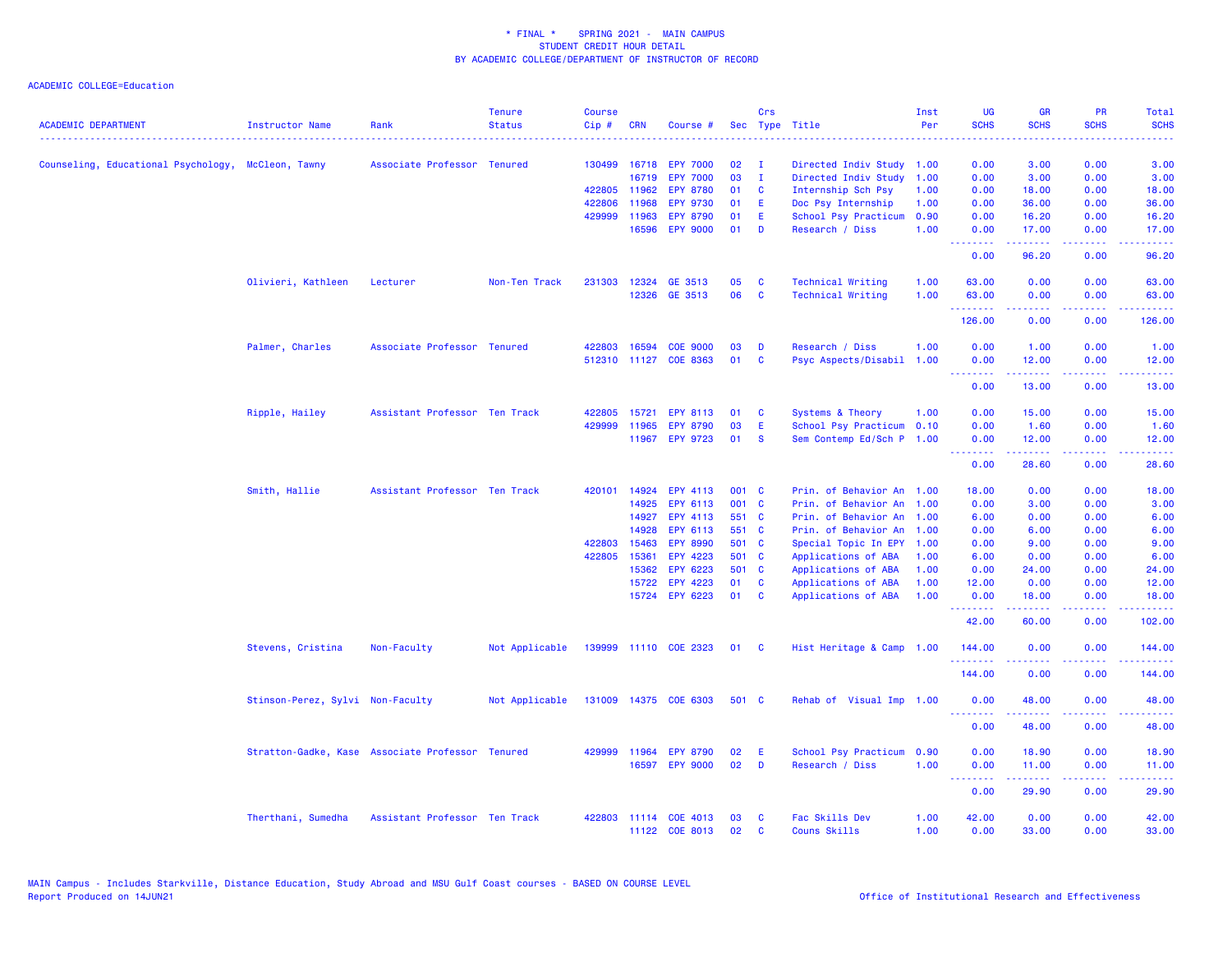\* FINAL \* SPRING 2021 - MAIN CAMPUS
STUDENT CREDIT HOUR DETAIL
BY ACADEMIC COLLEGE/DEPARTMENT OF INSTRUCTOR OF RECORD

ACADEMIC COLLEGE=Education

| ACADEMIC DEPARTMENT | Instructor Name | Rank | Tenure Status | Course Cip # | CRN | Course # | Sec | Crs Type | Title | Inst Per | UG SCHS | GR SCHS | PR SCHS | Total SCHS |
|---|---|---|---|---|---|---|---|---|---|---|---|---|---|---|
| Counseling, Educational Psychology, | McCleon, Tawny | Associate Professor | Tenured | 130499 | 16718 | EPY 7000 | 02 | I | Directed Indiv Study | 1.00 | 0.00 | 3.00 | 0.00 | 3.00 |
| | | | | | 16719 | EPY 7000 | 03 | I | Directed Indiv Study | 1.00 | 0.00 | 3.00 | 0.00 | 3.00 |
| | | | | 422805 | 11962 | EPY 8780 | 01 | C | Internship Sch Psy | 1.00 | 0.00 | 18.00 | 0.00 | 18.00 |
| | | | | 422806 | 11968 | EPY 9730 | 01 | E | Doc Psy Internship | 1.00 | 0.00 | 36.00 | 0.00 | 36.00 |
| | | | | 429999 | 11963 | EPY 8790 | 01 | E | School Psy Practicum | 0.90 | 0.00 | 16.20 | 0.00 | 16.20 |
| | | | | | 16596 | EPY 9000 | 01 | D | Research / Diss | 1.00 | 0.00 | 17.00 | 0.00 | 17.00 |
| | | | | | | | | | | | 0.00 | 96.20 | 0.00 | 96.20 |
| | Olivieri, Kathleen | Lecturer | Non-Ten Track | 231303 | 12324 | GE 3513 | 05 | C | Technical Writing | 1.00 | 63.00 | 0.00 | 0.00 | 63.00 |
| | | | | | 12326 | GE 3513 | 06 | C | Technical Writing | 1.00 | 63.00 | 0.00 | 0.00 | 63.00 |
| | | | | | | | | | | | 126.00 | 0.00 | 0.00 | 126.00 |
| | Palmer, Charles | Associate Professor | Tenured | 422803 | 16594 | COE 9000 | 03 | D | Research / Diss | 1.00 | 0.00 | 1.00 | 0.00 | 1.00 |
| | | | | 512310 | 11127 | COE 8363 | 01 | C | Psyc Aspects/Disabil | 1.00 | 0.00 | 12.00 | 0.00 | 12.00 |
| | | | | | | | | | | | 0.00 | 13.00 | 0.00 | 13.00 |
| | Ripple, Hailey | Assistant Professor | Ten Track | 422805 | 15721 | EPY 8113 | 01 | C | Systems & Theory | 1.00 | 0.00 | 15.00 | 0.00 | 15.00 |
| | | | | 429999 | 11965 | EPY 8790 | 03 | E | School Psy Practicum | 0.10 | 0.00 | 1.60 | 0.00 | 1.60 |
| | | | | | 11967 | EPY 9723 | 01 | S | Sem Contemp Ed/Sch P | 1.00 | 0.00 | 12.00 | 0.00 | 12.00 |
| | | | | | | | | | | | 0.00 | 28.60 | 0.00 | 28.60 |
| | Smith, Hallie | Assistant Professor | Ten Track | 420101 | 14924 | EPY 4113 | 001 | C | Prin. of Behavior An | 1.00 | 18.00 | 0.00 | 0.00 | 18.00 |
| | | | | | 14925 | EPY 6113 | 001 | C | Prin. of Behavior An | 1.00 | 0.00 | 3.00 | 0.00 | 3.00 |
| | | | | | 14927 | EPY 4113 | 551 | C | Prin. of Behavior An | 1.00 | 6.00 | 0.00 | 0.00 | 6.00 |
| | | | | | 14928 | EPY 6113 | 551 | C | Prin. of Behavior An | 1.00 | 0.00 | 6.00 | 0.00 | 6.00 |
| | | | | 422803 | 15463 | EPY 8990 | 501 | C | Special Topic In EPY | 1.00 | 0.00 | 9.00 | 0.00 | 9.00 |
| | | | | 422805 | 15361 | EPY 4223 | 501 | C | Applications of ABA | 1.00 | 6.00 | 0.00 | 0.00 | 6.00 |
| | | | | | 15362 | EPY 6223 | 501 | C | Applications of ABA | 1.00 | 0.00 | 24.00 | 0.00 | 24.00 |
| | | | | | 15722 | EPY 4223 | 01 | C | Applications of ABA | 1.00 | 12.00 | 0.00 | 0.00 | 12.00 |
| | | | | | 15724 | EPY 6223 | 01 | C | Applications of ABA | 1.00 | 0.00 | 18.00 | 0.00 | 18.00 |
| | | | | | | | | | | | 42.00 | 60.00 | 0.00 | 102.00 |
| | Stevens, Cristina | Non-Faculty | Not Applicable | 139999 | 11110 | COE 2323 | 01 | C | Hist Heritage & Camp | 1.00 | 144.00 | 0.00 | 0.00 | 144.00 |
| | | | | | | | | | | | 144.00 | 0.00 | 0.00 | 144.00 |
| | Stinson-Perez, Sylvi | Non-Faculty | Not Applicable | 131009 | 14375 | COE 6303 | 501 | C | Rehab of Visual Imp | 1.00 | 0.00 | 48.00 | 0.00 | 48.00 |
| | | | | | | | | | | | 0.00 | 48.00 | 0.00 | 48.00 |
| | Stratton-Gadke, Kase | Associate Professor | Tenured | 429999 | 11964 | EPY 8790 | 02 | E | School Psy Practicum | 0.90 | 0.00 | 18.90 | 0.00 | 18.90 |
| | | | | | 16597 | EPY 9000 | 02 | D | Research / Diss | 1.00 | 0.00 | 11.00 | 0.00 | 11.00 |
| | | | | | | | | | | | 0.00 | 29.90 | 0.00 | 29.90 |
| | Therthani, Sumedha | Assistant Professor | Ten Track | 422803 | 11114 | COE 4013 | 03 | C | Fac Skills Dev | 1.00 | 42.00 | 0.00 | 0.00 | 42.00 |
| | | | | | 11122 | COE 8013 | 02 | C | Couns Skills | 1.00 | 0.00 | 33.00 | 0.00 | 33.00 |

MAIN Campus - Includes Starkville, Distance Education, Study Abroad and MSU Gulf Coast courses - BASED ON COURSE LEVEL
Report Produced on 14JUN21

Office of Institutional Research and Effectiveness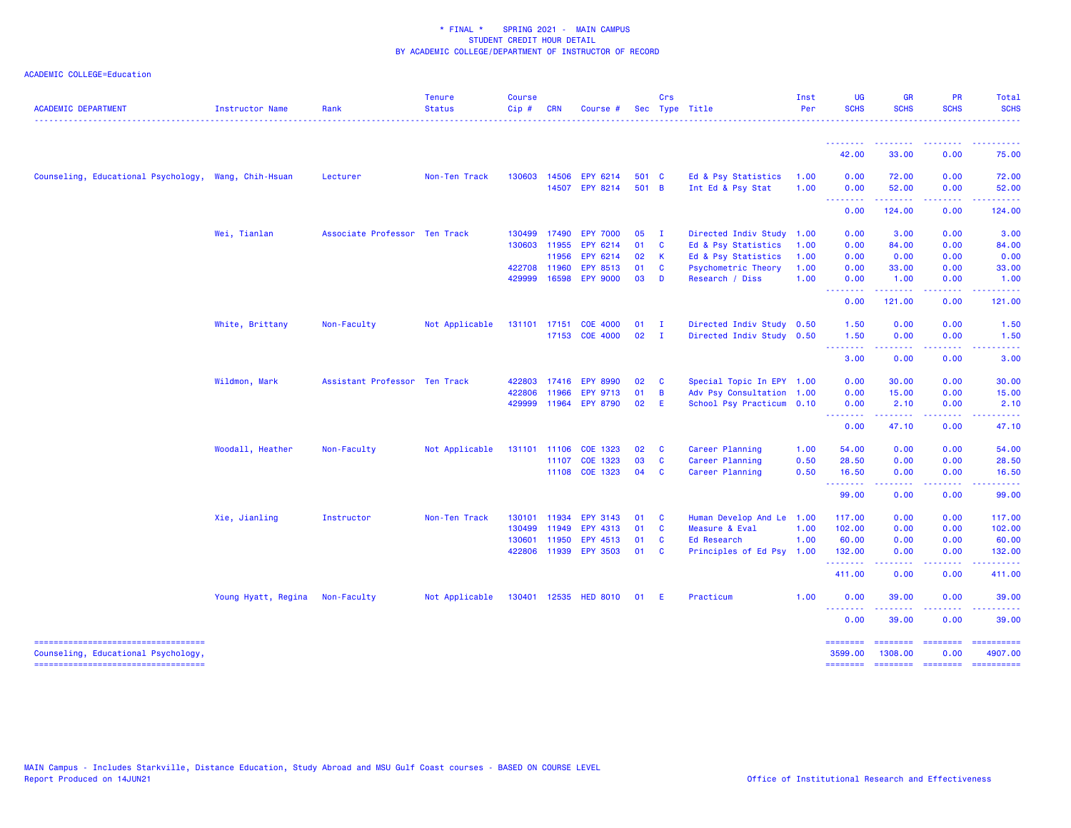\* FINAL \*    SPRING 2021 -  MAIN CAMPUS
STUDENT CREDIT HOUR DETAIL
BY ACADEMIC COLLEGE/DEPARTMENT OF INSTRUCTOR OF RECORD

ACADEMIC COLLEGE=Education

| ACADEMIC DEPARTMENT | Instructor Name | Rank | Tenure Status | Course Cip # | CRN | Course # | Sec | Crs Type | Title | Inst Per | UG SCHS | GR SCHS | PR SCHS | Total SCHS |
|---|---|---|---|---|---|---|---|---|---|---|---|---|---|---|
| | | | | | | | | | | | 42.00 | 33.00 | 0.00 | 75.00 |
| Counseling, Educational Psychology, | Wang, Chih-Hsuan | Lecturer | Non-Ten Track | 130603 | 14506 | EPY 6214 | 501 | C | Ed & Psy Statistics | 1.00 | 0.00 | 72.00 | 0.00 | 72.00 |
| | | | | | 14507 | EPY 8214 | 501 | B | Int Ed & Psy Stat | 1.00 | 0.00 | 52.00 | 0.00 | 52.00 |
| | | | | | | | | | | | 0.00 | 124.00 | 0.00 | 124.00 |
| | Wei, Tianlan | Associate Professor | Ten Track | 130499 | 17490 | EPY 7000 | 05 | I | Directed Indiv Study | 1.00 | 0.00 | 3.00 | 0.00 | 3.00 |
| | | | | 130603 | 11955 | EPY 6214 | 01 | C | Ed & Psy Statistics | 1.00 | 0.00 | 84.00 | 0.00 | 84.00 |
| | | | | | 11956 | EPY 6214 | 02 | K | Ed & Psy Statistics | 1.00 | 0.00 | 0.00 | 0.00 | 0.00 |
| | | | | 422708 | 11960 | EPY 8513 | 01 | C | Psychometric Theory | 1.00 | 0.00 | 33.00 | 0.00 | 33.00 |
| | | | | 429999 | 16598 | EPY 9000 | 03 | D | Research / Diss | 1.00 | 0.00 | 1.00 | 0.00 | 1.00 |
| | | | | | | | | | | | 0.00 | 121.00 | 0.00 | 121.00 |
| | White, Brittany | Non-Faculty | Not Applicable | 131101 | 17151 | COE 4000 | 01 | I | Directed Indiv Study | 0.50 | 1.50 | 0.00 | 0.00 | 1.50 |
| | | | | | 17153 | COE 4000 | 02 | I | Directed Indiv Study | 0.50 | 1.50 | 0.00 | 0.00 | 1.50 |
| | | | | | | | | | | | 3.00 | 0.00 | 0.00 | 3.00 |
| | Wildmon, Mark | Assistant Professor | Ten Track | 422803 | 17416 | EPY 8990 | 02 | C | Special Topic In EPY | 1.00 | 0.00 | 30.00 | 0.00 | 30.00 |
| | | | | 422806 | 11966 | EPY 9713 | 01 | B | Adv Psy Consultation | 1.00 | 0.00 | 15.00 | 0.00 | 15.00 |
| | | | | 429999 | 11964 | EPY 8790 | 02 | E | School Psy Practicum | 0.10 | 0.00 | 2.10 | 0.00 | 2.10 |
| | | | | | | | | | | | 0.00 | 47.10 | 0.00 | 47.10 |
| | Woodall, Heather | Non-Faculty | Not Applicable | 131101 | 11106 | COE 1323 | 02 | C | Career Planning | 1.00 | 54.00 | 0.00 | 0.00 | 54.00 |
| | | | | | 11107 | COE 1323 | 03 | C | Career Planning | 0.50 | 28.50 | 0.00 | 0.00 | 28.50 |
| | | | | | 11108 | COE 1323 | 04 | C | Career Planning | 0.50 | 16.50 | 0.00 | 0.00 | 16.50 |
| | | | | | | | | | | | 99.00 | 0.00 | 0.00 | 99.00 |
| | Xie, Jianling | Instructor | Non-Ten Track | 130101 | 11934 | EPY 3143 | 01 | C | Human Develop And Le | 1.00 | 117.00 | 0.00 | 0.00 | 117.00 |
| | | | | 130499 | 11949 | EPY 4313 | 01 | C | Measure & Eval | 1.00 | 102.00 | 0.00 | 0.00 | 102.00 |
| | | | | 130601 | 11950 | EPY 4513 | 01 | C | Ed Research | 1.00 | 60.00 | 0.00 | 0.00 | 60.00 |
| | | | | 422806 | 11939 | EPY 3503 | 01 | C | Principles of Ed Psy | 1.00 | 132.00 | 0.00 | 0.00 | 132.00 |
| | | | | | | | | | | | 411.00 | 0.00 | 0.00 | 411.00 |
| | Young Hyatt, Regina | Non-Faculty | Not Applicable | 130401 | 12535 | HED 8010 | 01 | E | Practicum | 1.00 | 0.00 | 39.00 | 0.00 | 39.00 |
| | | | | | | | | | | | 0.00 | 39.00 | 0.00 | 39.00 |
| Counseling, Educational Psychology, | | | | | | | | | | | 3599.00 | 1308.00 | 0.00 | 4907.00 |

MAIN Campus - Includes Starkville, Distance Education, Study Abroad and MSU Gulf Coast courses - BASED ON COURSE LEVEL
Report Produced on 14JUN21

Office of Institutional Research and Effectiveness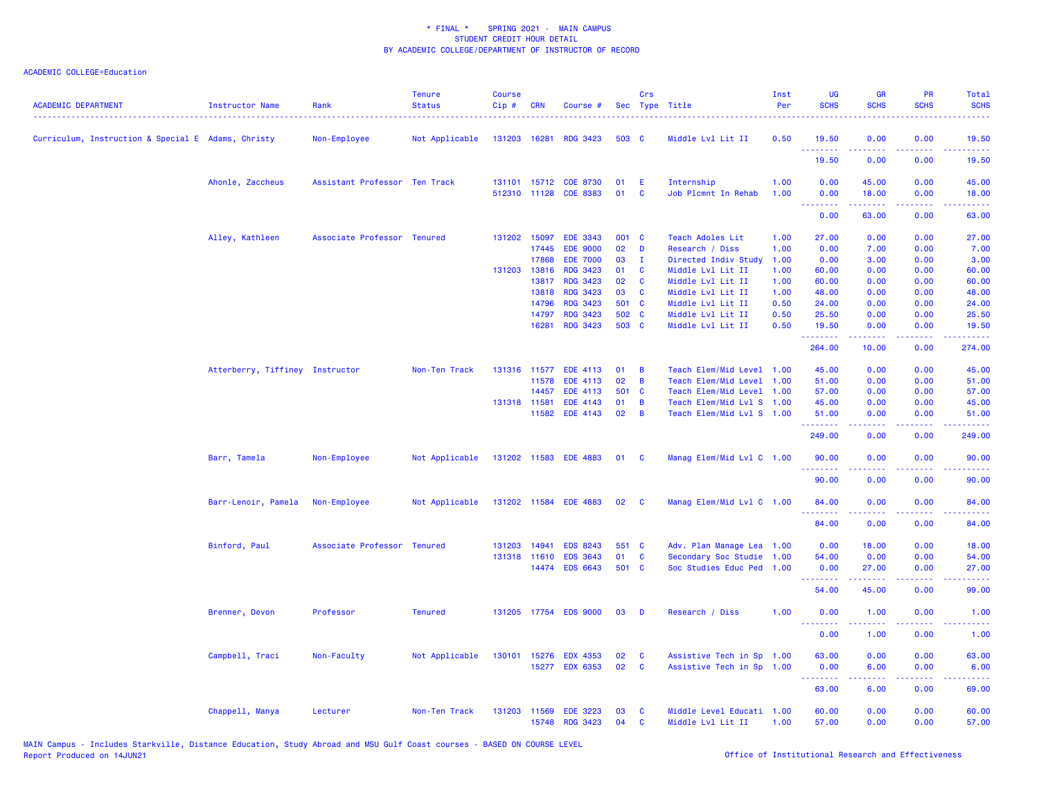\* FINAL \*    SPRING 2021 -  MAIN CAMPUS
STUDENT CREDIT HOUR DETAIL
BY ACADEMIC COLLEGE/DEPARTMENT OF INSTRUCTOR OF RECORD

ACADEMIC COLLEGE=Education

| ACADEMIC DEPARTMENT | Instructor Name | Rank | Tenure Status | Course Cip # | CRN | Course # | Sec | Crs Type | Title | Inst Per | UG SCHS | GR SCHS | PR SCHS | Total SCHS |
|---|---|---|---|---|---|---|---|---|---|---|---|---|---|---|
| Curriculum, Instruction & Special E | Adams, Christy | Non-Employee | Not Applicable | 131203 | 16281 | RDG 3423 | 503 | C | Middle Lvl Lit II | 0.50 | 19.50 | 0.00 | 0.00 | 19.50 |
| | | | | | | | | | | | 19.50 | 0.00 | 0.00 | 19.50 |
| | Ahonle, Zaccheus | Assistant Professor | Ten Track | 131101 | 15712 | COE 8730 | 01 | E | Internship | 1.00 | 0.00 | 45.00 | 0.00 | 45.00 |
| | | | | 512310 | 11128 | COE 8383 | 01 | C | Job Plcmnt In Rehab | 1.00 | 0.00 | 18.00 | 0.00 | 18.00 |
| | | | | | | | | | | | 0.00 | 63.00 | 0.00 | 63.00 |
| | Alley, Kathleen | Associate Professor | Tenured | 131202 | 15097 | EDE 3343 | 001 | C | Teach Adoles Lit | 1.00 | 27.00 | 0.00 | 0.00 | 27.00 |
| | | | | | 17445 | EDE 9000 | 02 | D | Research / Diss | 1.00 | 0.00 | 7.00 | 0.00 | 7.00 |
| | | | | | 17868 | EDE 7000 | 03 | I | Directed Indiv Study | 1.00 | 0.00 | 3.00 | 0.00 | 3.00 |
| | | | | 131203 | 13816 | RDG 3423 | 01 | C | Middle Lvl Lit II | 1.00 | 60.00 | 0.00 | 0.00 | 60.00 |
| | | | | | 13817 | RDG 3423 | 02 | C | Middle Lvl Lit II | 1.00 | 60.00 | 0.00 | 0.00 | 60.00 |
| | | | | | 13818 | RDG 3423 | 03 | C | Middle Lvl Lit II | 1.00 | 48.00 | 0.00 | 0.00 | 48.00 |
| | | | | | 14796 | RDG 3423 | 501 | C | Middle Lvl Lit II | 0.50 | 24.00 | 0.00 | 0.00 | 24.00 |
| | | | | | 14797 | RDG 3423 | 502 | C | Middle Lvl Lit II | 0.50 | 25.50 | 0.00 | 0.00 | 25.50 |
| | | | | | 16281 | RDG 3423 | 503 | C | Middle Lvl Lit II | 0.50 | 19.50 | 0.00 | 0.00 | 19.50 |
| | | | | | | | | | | | 264.00 | 10.00 | 0.00 | 274.00 |
| | Atterberry, Tiffiney | Instructor | Non-Ten Track | 131316 | 11577 | EDE 4113 | 01 | B | Teach Elem/Mid Level | 1.00 | 45.00 | 0.00 | 0.00 | 45.00 |
| | | | | | 11578 | EDE 4113 | 02 | B | Teach Elem/Mid Level | 1.00 | 51.00 | 0.00 | 0.00 | 51.00 |
| | | | | | 14457 | EDE 4113 | 501 | C | Teach Elem/Mid Level | 1.00 | 57.00 | 0.00 | 0.00 | 57.00 |
| | | | | 131318 | 11581 | EDE 4143 | 01 | B | Teach Elem/Mid Lvl S | 1.00 | 45.00 | 0.00 | 0.00 | 45.00 |
| | | | | | 11582 | EDE 4143 | 02 | B | Teach Elem/Mid Lvl S | 1.00 | 51.00 | 0.00 | 0.00 | 51.00 |
| | | | | | | | | | | | 249.00 | 0.00 | 0.00 | 249.00 |
| | Barr, Tamela | Non-Employee | Not Applicable | 131202 | 11583 | EDE 4883 | 01 | C | Manag Elem/Mid Lvl C | 1.00 | 90.00 | 0.00 | 0.00 | 90.00 |
| | | | | | | | | | | | 90.00 | 0.00 | 0.00 | 90.00 |
| | Barr-Lenoir, Pamela | Non-Employee | Not Applicable | 131202 | 11584 | EDE 4883 | 02 | C | Manag Elem/Mid Lvl C | 1.00 | 84.00 | 0.00 | 0.00 | 84.00 |
| | | | | | | | | | | | 84.00 | 0.00 | 0.00 | 84.00 |
| | Binford, Paul | Associate Professor | Tenured | 131203 | 14941 | EDS 8243 | 551 | C | Adv. Plan Manage Lea | 1.00 | 0.00 | 18.00 | 0.00 | 18.00 |
| | | | | 131318 | 11610 | EDS 3643 | 01 | C | Secondary Soc Studie | 1.00 | 54.00 | 0.00 | 0.00 | 54.00 |
| | | | | | 14474 | EDS 6643 | 501 | C | Soc Studies Educ Ped | 1.00 | 0.00 | 27.00 | 0.00 | 27.00 |
| | | | | | | | | | | | 54.00 | 45.00 | 0.00 | 99.00 |
| | Brenner, Devon | Professor | Tenured | 131205 | 17754 | EDS 9000 | 03 | D | Research / Diss | 1.00 | 0.00 | 1.00 | 0.00 | 1.00 |
| | | | | | | | | | | | 0.00 | 1.00 | 0.00 | 1.00 |
| | Campbell, Traci | Non-Faculty | Not Applicable | 130101 | 15276 | EDX 4353 | 02 | C | Assistive Tech in Sp | 1.00 | 63.00 | 0.00 | 0.00 | 63.00 |
| | | | | | 15277 | EDX 6353 | 02 | C | Assistive Tech in Sp | 1.00 | 0.00 | 6.00 | 0.00 | 6.00 |
| | | | | | | | | | | | 63.00 | 6.00 | 0.00 | 69.00 |
| | Chappell, Manya | Lecturer | Non-Ten Track | 131203 | 11569 | EDE 3223 | 03 | C | Middle Level Educati | 1.00 | 60.00 | 0.00 | 0.00 | 60.00 |
| | | | | | 15748 | RDG 3423 | 04 | C | Middle Lvl Lit II | 1.00 | 57.00 | 0.00 | 0.00 | 57.00 |

MAIN Campus - Includes Starkville, Distance Education, Study Abroad and MSU Gulf Coast courses - BASED ON COURSE LEVEL
Report Produced on 14JUN21    Office of Institutional Research and Effectiveness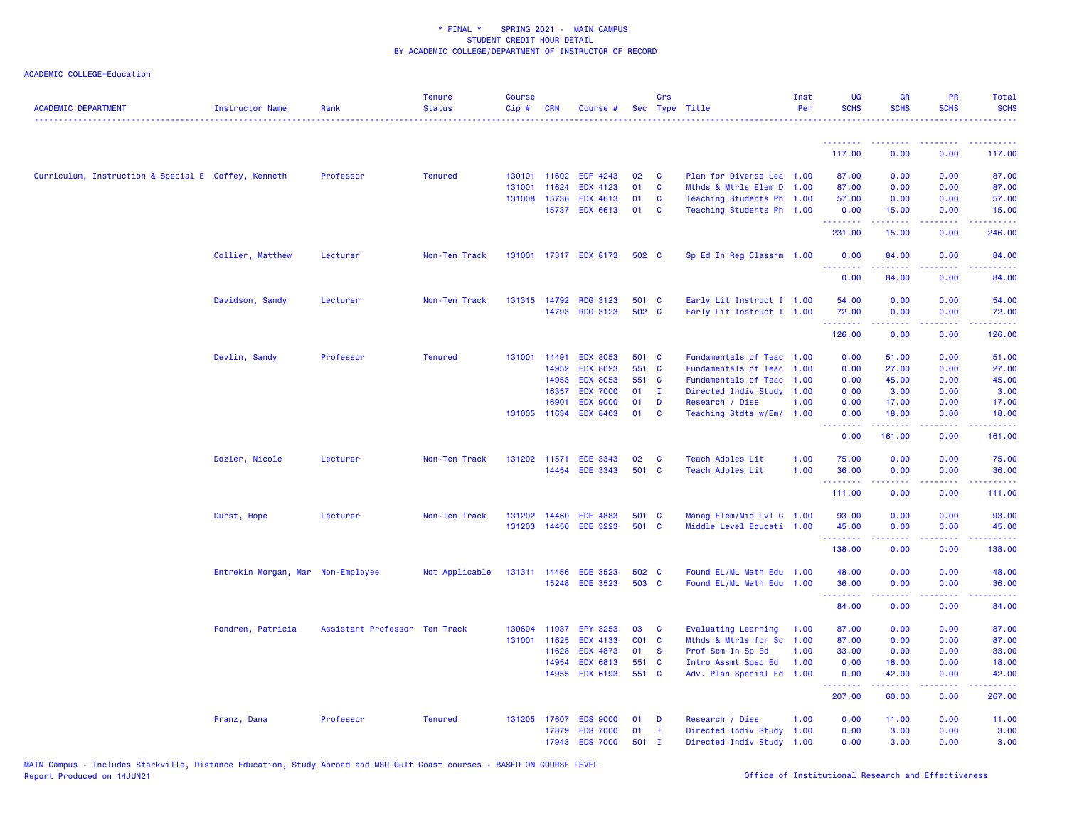\* FINAL \* SPRING 2021 - MAIN CAMPUS
STUDENT CREDIT HOUR DETAIL
BY ACADEMIC COLLEGE/DEPARTMENT OF INSTRUCTOR OF RECORD

ACADEMIC COLLEGE=Education

| ACADEMIC DEPARTMENT | Instructor Name | Rank | Tenure Status | Course Cip # | CRN | Course # | Sec | Crs Type | Title | Inst Per | UG SCHS | GR SCHS | PR SCHS | Total SCHS |
|---|---|---|---|---|---|---|---|---|---|---|---|---|---|---|
| | | | | | | | | | | | 117.00 | 0.00 | 0.00 | 117.00 |
| Curriculum, Instruction & Special E | Coffey, Kenneth | Professor | Tenured | 130101 | 11602 | EDF 4243 | 02 | C | Plan for Diverse Lea | 1.00 | 87.00 | 0.00 | 0.00 | 87.00 |
| | | | | 131001 | 11624 | EDX 4123 | 01 | C | Mthds & Mtrls Elem D | 1.00 | 87.00 | 0.00 | 0.00 | 87.00 |
| | | | | 131008 | 15736 | EDX 4613 | 01 | C | Teaching Students Ph | 1.00 | 57.00 | 0.00 | 0.00 | 57.00 |
| | | | | | 15737 | EDX 6613 | 01 | C | Teaching Students Ph | 1.00 | 0.00 | 15.00 | 0.00 | 15.00 |
| | | | | | | | | | | | 231.00 | 15.00 | 0.00 | 246.00 |
| | Collier, Matthew | Lecturer | Non-Ten Track | 131001 | 17317 | EDX 8173 | 502 | C | Sp Ed In Reg Classrm | 1.00 | 0.00 | 84.00 | 0.00 | 84.00 |
| | | | | | | | | | | | 0.00 | 84.00 | 0.00 | 84.00 |
| | Davidson, Sandy | Lecturer | Non-Ten Track | 131315 | 14792 | RDG 3123 | 501 | C | Early Lit Instruct I | 1.00 | 54.00 | 0.00 | 0.00 | 54.00 |
| | | | | | 14793 | RDG 3123 | 502 | C | Early Lit Instruct I | 1.00 | 72.00 | 0.00 | 0.00 | 72.00 |
| | | | | | | | | | | | 126.00 | 0.00 | 0.00 | 126.00 |
| | Devlin, Sandy | Professor | Tenured | 131001 | 14491 | EDX 8053 | 501 | C | Fundamentals of Teac | 1.00 | 0.00 | 51.00 | 0.00 | 51.00 |
| | | | | | 14952 | EDX 8023 | 551 | C | Fundamentals of Teac | 1.00 | 0.00 | 27.00 | 0.00 | 27.00 |
| | | | | | 14953 | EDX 8053 | 551 | C | Fundamentals of Teac | 1.00 | 0.00 | 45.00 | 0.00 | 45.00 |
| | | | | | 16357 | EDX 7000 | 01 | I | Directed Indiv Study | 1.00 | 0.00 | 3.00 | 0.00 | 3.00 |
| | | | | | 16901 | EDX 9000 | 01 | D | Research / Diss | 1.00 | 0.00 | 17.00 | 0.00 | 17.00 |
| | | | | 131005 | 11634 | EDX 8403 | 01 | C | Teaching Stdts w/Em/ | 1.00 | 0.00 | 18.00 | 0.00 | 18.00 |
| | | | | | | | | | | | 0.00 | 161.00 | 0.00 | 161.00 |
| | Dozier, Nicole | Lecturer | Non-Ten Track | 131202 | 11571 | EDE 3343 | 02 | C | Teach Adoles Lit | 1.00 | 75.00 | 0.00 | 0.00 | 75.00 |
| | | | | | 14454 | EDE 3343 | 501 | C | Teach Adoles Lit | 1.00 | 36.00 | 0.00 | 0.00 | 36.00 |
| | | | | | | | | | | | 111.00 | 0.00 | 0.00 | 111.00 |
| | Durst, Hope | Lecturer | Non-Ten Track | 131202 | 14460 | EDE 4883 | 501 | C | Manag Elem/Mid Lvl C | 1.00 | 93.00 | 0.00 | 0.00 | 93.00 |
| | | | | 131203 | 14450 | EDE 3223 | 501 | C | Middle Level Educati | 1.00 | 45.00 | 0.00 | 0.00 | 45.00 |
| | | | | | | | | | | | 138.00 | 0.00 | 0.00 | 138.00 |
| | Entrekin Morgan, Mar | Non-Employee | Not Applicable | 131311 | 14456 | EDE 3523 | 502 | C | Found EL/ML Math Edu | 1.00 | 48.00 | 0.00 | 0.00 | 48.00 |
| | | | | | 15248 | EDE 3523 | 503 | C | Found EL/ML Math Edu | 1.00 | 36.00 | 0.00 | 0.00 | 36.00 |
| | | | | | | | | | | | 84.00 | 0.00 | 0.00 | 84.00 |
| | Fondren, Patricia | Assistant Professor | Ten Track | 130604 | 11937 | EPY 3253 | 03 | C | Evaluating Learning | 1.00 | 87.00 | 0.00 | 0.00 | 87.00 |
| | | | | 131001 | 11625 | EDX 4133 | C01 | C | Mthds & Mtrls for Sc | 1.00 | 87.00 | 0.00 | 0.00 | 87.00 |
| | | | | | 11628 | EDX 4873 | 01 | S | Prof Sem In Sp Ed | 1.00 | 33.00 | 0.00 | 0.00 | 33.00 |
| | | | | | 14954 | EDX 6813 | 551 | C | Intro Assmt Spec Ed | 1.00 | 0.00 | 18.00 | 0.00 | 18.00 |
| | | | | | 14955 | EDX 6193 | 551 | C | Adv. Plan Special Ed | 1.00 | 0.00 | 42.00 | 0.00 | 42.00 |
| | | | | | | | | | | | 207.00 | 60.00 | 0.00 | 267.00 |
| | Franz, Dana | Professor | Tenured | 131205 | 17607 | EDS 9000 | 01 | D | Research / Diss | 1.00 | 0.00 | 11.00 | 0.00 | 11.00 |
| | | | | | 17879 | EDS 7000 | 01 | I | Directed Indiv Study | 1.00 | 0.00 | 3.00 | 0.00 | 3.00 |
| | | | | | 17943 | EDS 7000 | 501 | I | Directed Indiv Study | 1.00 | 0.00 | 3.00 | 0.00 | 3.00 |

MAIN Campus - Includes Starkville, Distance Education, Study Abroad and MSU Gulf Coast courses - BASED ON COURSE LEVEL
Report Produced on 14JUN21

Office of Institutional Research and Effectiveness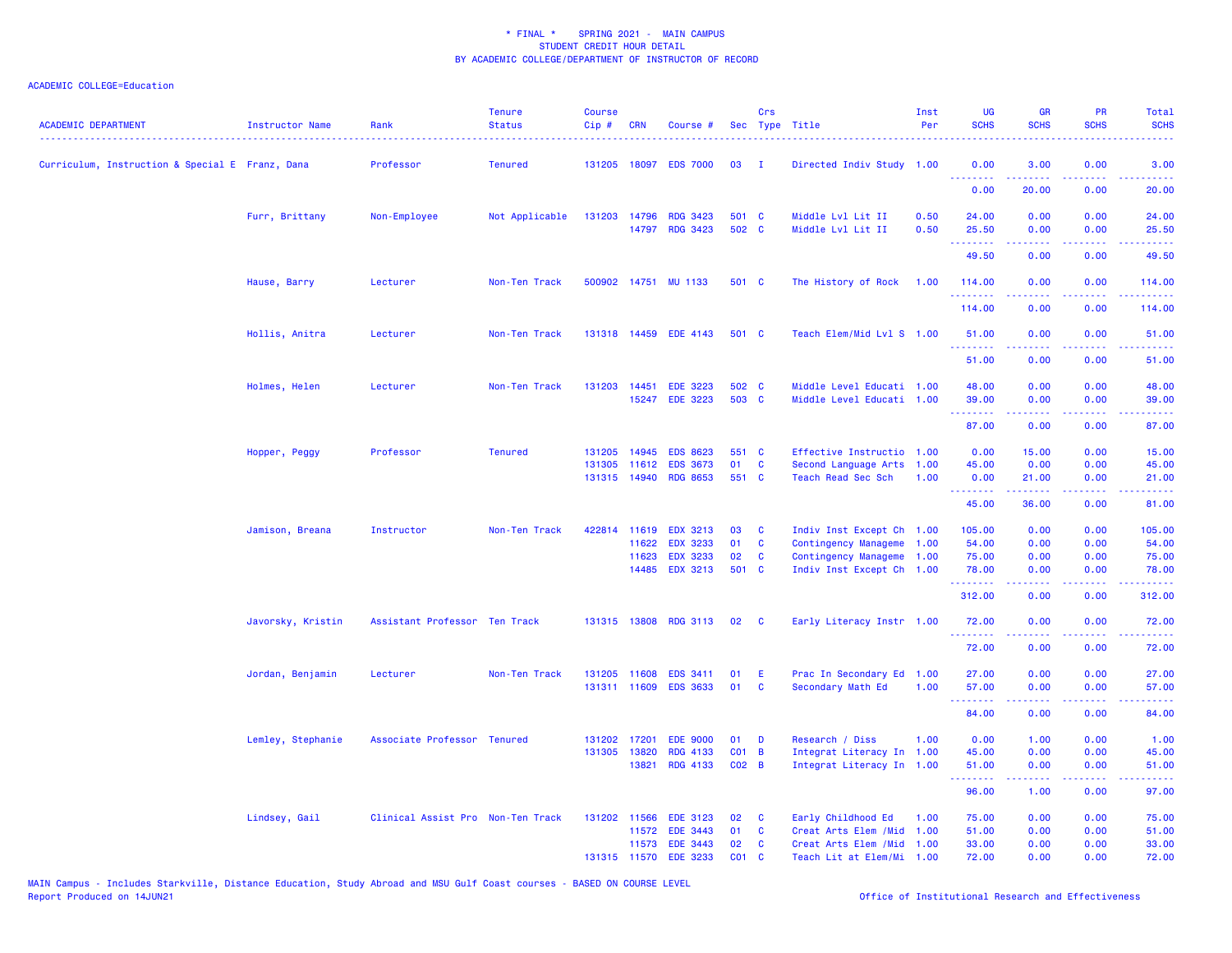* FINAL * SPRING 2021 - MAIN CAMPUS
STUDENT CREDIT HOUR DETAIL
BY ACADEMIC COLLEGE/DEPARTMENT OF INSTRUCTOR OF RECORD

ACADEMIC COLLEGE=Education

| ACADEMIC DEPARTMENT | Instructor Name | Rank | Tenure Status | Course Cip # | CRN | Course # | Sec | Crs Type | Title | Inst Per | UG SCHS | GR SCHS | PR SCHS | Total SCHS |
|---|---|---|---|---|---|---|---|---|---|---|---|---|---|---|
| Curriculum, Instruction & Special E | Franz, Dana | Professor | Tenured | 131205 | 18097 | EDS 7000 | 03 | I | Directed Indiv Study | 1.00 | 0.00 | 3.00 | 0.00 | 3.00 |
| | | | | | | | | | | | 0.00 | 20.00 | 0.00 | 20.00 |
| | Furr, Brittany | Non-Employee | Not Applicable | 131203 | 14796 | RDG 3423 | 501 | C | Middle Lvl Lit II | 0.50 | 24.00 | 0.00 | 0.00 | 24.00 |
| | | | | | 14797 | RDG 3423 | 502 | C | Middle Lvl Lit II | 0.50 | 25.50 | 0.00 | 0.00 | 25.50 |
| | | | | | | | | | | | 49.50 | 0.00 | 0.00 | 49.50 |
| | Hause, Barry | Lecturer | Non-Ten Track | 500902 | 14751 | MU 1133 | 501 | C | The History of Rock | 1.00 | 114.00 | 0.00 | 0.00 | 114.00 |
| | | | | | | | | | | | 114.00 | 0.00 | 0.00 | 114.00 |
| | Hollis, Anitra | Lecturer | Non-Ten Track | 131318 | 14459 | EDE 4143 | 501 | C | Teach Elem/Mid Lvl S | 1.00 | 51.00 | 0.00 | 0.00 | 51.00 |
| | | | | | | | | | | | 51.00 | 0.00 | 0.00 | 51.00 |
| | Holmes, Helen | Lecturer | Non-Ten Track | 131203 | 14451 | EDE 3223 | 502 | C | Middle Level Educati | 1.00 | 48.00 | 0.00 | 0.00 | 48.00 |
| | | | | | 15247 | EDE 3223 | 503 | C | Middle Level Educati | 1.00 | 39.00 | 0.00 | 0.00 | 39.00 |
| | | | | | | | | | | | 87.00 | 0.00 | 0.00 | 87.00 |
| | Hopper, Peggy | Professor | Tenured | 131205 | 14945 | EDS 8623 | 551 | C | Effective Instructio | 1.00 | 0.00 | 15.00 | 0.00 | 15.00 |
| | | | | 131305 | 11612 | EDS 3673 | 01 | C | Second Language Arts | 1.00 | 45.00 | 0.00 | 0.00 | 45.00 |
| | | | | 131315 | 14940 | RDG 8653 | 551 | C | Teach Read Sec Sch | 1.00 | 0.00 | 21.00 | 0.00 | 21.00 |
| | | | | | | | | | | | 45.00 | 36.00 | 0.00 | 81.00 |
| | Jamison, Breana | Instructor | Non-Ten Track | 422814 | 11619 | EDX 3213 | 03 | C | Indiv Inst Except Ch | 1.00 | 105.00 | 0.00 | 0.00 | 105.00 |
| | | | | | 11622 | EDX 3233 | 01 | C | Contingency Manageme | 1.00 | 54.00 | 0.00 | 0.00 | 54.00 |
| | | | | | 11623 | EDX 3233 | 02 | C | Contingency Manageme | 1.00 | 75.00 | 0.00 | 0.00 | 75.00 |
| | | | | | 14485 | EDX 3213 | 501 | C | Indiv Inst Except Ch | 1.00 | 78.00 | 0.00 | 0.00 | 78.00 |
| | | | | | | | | | | | 312.00 | 0.00 | 0.00 | 312.00 |
| | Javorsky, Kristin | Assistant Professor | Ten Track | 131315 | 13808 | RDG 3113 | 02 | C | Early Literacy Instr | 1.00 | 72.00 | 0.00 | 0.00 | 72.00 |
| | | | | | | | | | | | 72.00 | 0.00 | 0.00 | 72.00 |
| | Jordan, Benjamin | Lecturer | Non-Ten Track | 131205 | 11608 | EDS 3411 | 01 | E | Prac In Secondary Ed | 1.00 | 27.00 | 0.00 | 0.00 | 27.00 |
| | | | | 131311 | 11609 | EDS 3633 | 01 | C | Secondary Math Ed | 1.00 | 57.00 | 0.00 | 0.00 | 57.00 |
| | | | | | | | | | | | 84.00 | 0.00 | 0.00 | 84.00 |
| | Lemley, Stephanie | Associate Professor | Tenured | 131202 | 17201 | EDE 9000 | 01 | D | Research / Diss | 1.00 | 0.00 | 1.00 | 0.00 | 1.00 |
| | | | | 131305 | 13820 | RDG 4133 | C01 | B | Integrat Literacy In | 1.00 | 45.00 | 0.00 | 0.00 | 45.00 |
| | | | | | 13821 | RDG 4133 | C02 | B | Integrat Literacy In | 1.00 | 51.00 | 0.00 | 0.00 | 51.00 |
| | | | | | | | | | | | 96.00 | 1.00 | 0.00 | 97.00 |
| | Lindsey, Gail | Clinical Assist Pro | Non-Ten Track | 131202 | 11566 | EDE 3123 | 02 | C | Early Childhood Ed | 1.00 | 75.00 | 0.00 | 0.00 | 75.00 |
| | | | | | 11572 | EDE 3443 | 01 | C | Creat Arts Elem /Mid | 1.00 | 51.00 | 0.00 | 0.00 | 51.00 |
| | | | | | 11573 | EDE 3443 | 02 | C | Creat Arts Elem /Mid | 1.00 | 33.00 | 0.00 | 0.00 | 33.00 |
| | | | | 131315 | 11570 | EDE 3233 | C01 | C | Teach Lit at Elem/Mi | 1.00 | 72.00 | 0.00 | 0.00 | 72.00 |

MAIN Campus - Includes Starkville, Distance Education, Study Abroad and MSU Gulf Coast courses - BASED ON COURSE LEVEL
Report Produced on 14JUN21

Office of Institutional Research and Effectiveness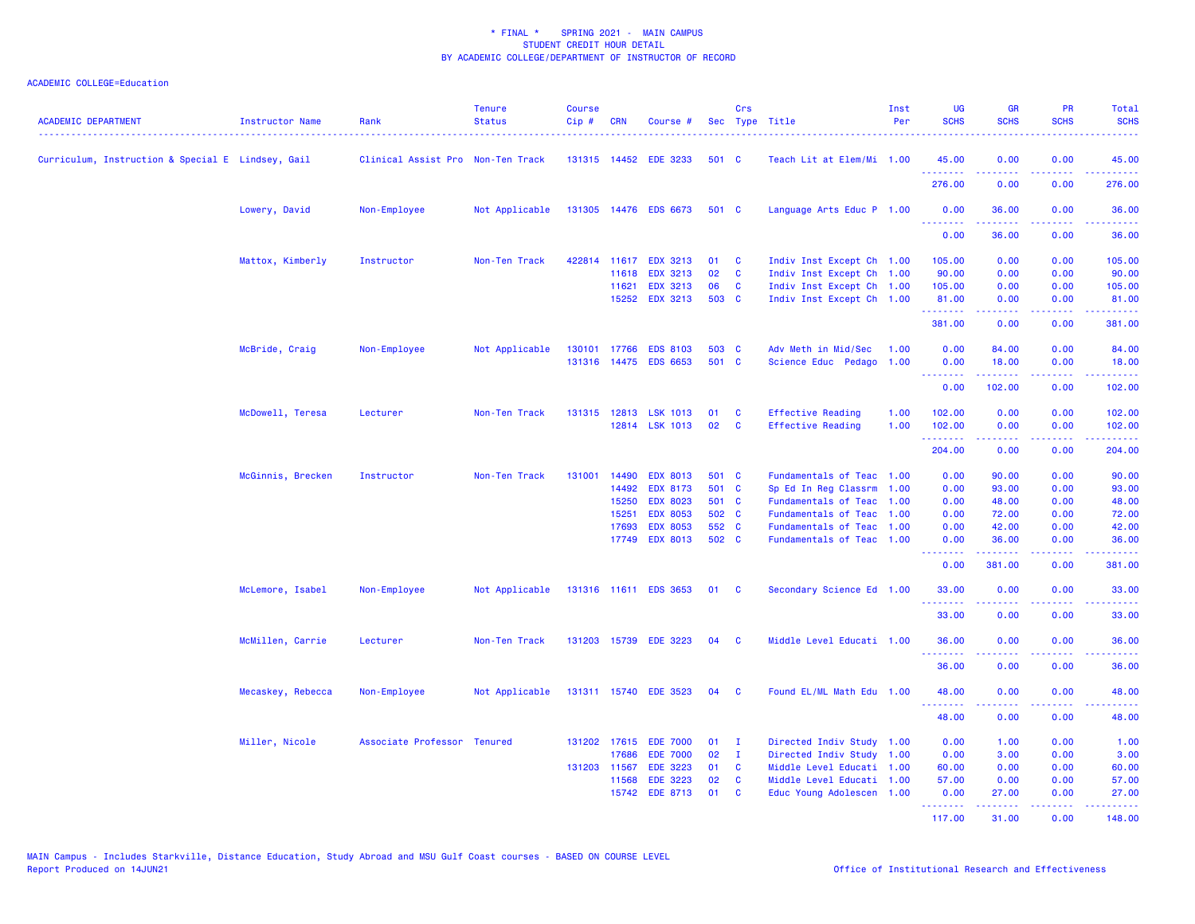# * FINAL * SPRING 2021 - MAIN CAMPUS
## STUDENT CREDIT HOUR DETAIL
## BY ACADEMIC COLLEGE/DEPARTMENT OF INSTRUCTOR OF RECORD

ACADEMIC COLLEGE=Education

| ACADEMIC DEPARTMENT | Instructor Name | Rank | Tenure Status | Course Cip # | CRN | Course # | Sec | Crs Type | Title | Inst Per | UG SCHS | GR SCHS | PR SCHS | Total SCHS |
|---|---|---|---|---|---|---|---|---|---|---|---|---|---|---|
| Curriculum, Instruction & Special E | Lindsey, Gail | Clinical Assist Pro | Non-Ten Track | 131315 | 14452 | EDE 3233 | 501 | C | Teach Lit at Elem/Mi | 1.00 | 45.00 | 0.00 | 0.00 | 45.00 |
| | | | | | | | | | | | 276.00 | 0.00 | 0.00 | 276.00 |
| | Lowery, David | Non-Employee | Not Applicable | 131305 | 14476 | EDS 6673 | 501 | C | Language Arts Educ P | 1.00 | 0.00 | 36.00 | 0.00 | 36.00 |
| | | | | | | | | | | | 0.00 | 36.00 | 0.00 | 36.00 |
| | Mattox, Kimberly | Instructor | Non-Ten Track | 422814 | 11617 | EDX 3213 | 01 | C | Indiv Inst Except Ch | 1.00 | 105.00 | 0.00 | 0.00 | 105.00 |
| | | | | | 11618 | EDX 3213 | 02 | C | Indiv Inst Except Ch | 1.00 | 90.00 | 0.00 | 0.00 | 90.00 |
| | | | | | 11621 | EDX 3213 | 06 | C | Indiv Inst Except Ch | 1.00 | 105.00 | 0.00 | 0.00 | 105.00 |
| | | | | | 15252 | EDX 3213 | 503 | C | Indiv Inst Except Ch | 1.00 | 81.00 | 0.00 | 0.00 | 81.00 |
| | | | | | | | | | | | 381.00 | 0.00 | 0.00 | 381.00 |
| | McBride, Craig | Non-Employee | Not Applicable | 130101 | 17766 | EDS 8103 | 503 | C | Adv Meth in Mid/Sec | 1.00 | 0.00 | 84.00 | 0.00 | 84.00 |
| | | | | 131316 | 14475 | EDS 6653 | 501 | C | Science Educ Pedago | 1.00 | 0.00 | 18.00 | 0.00 | 18.00 |
| | | | | | | | | | | | 0.00 | 102.00 | 0.00 | 102.00 |
| | McDowell, Teresa | Lecturer | Non-Ten Track | 131315 | 12813 | LSK 1013 | 01 | C | Effective Reading | 1.00 | 102.00 | 0.00 | 0.00 | 102.00 |
| | | | | | 12814 | LSK 1013 | 02 | C | Effective Reading | 1.00 | 102.00 | 0.00 | 0.00 | 102.00 |
| | | | | | | | | | | | 204.00 | 0.00 | 0.00 | 204.00 |
| | McGinnis, Brecken | Instructor | Non-Ten Track | 131001 | 14490 | EDX 8013 | 501 | C | Fundamentals of Teac | 1.00 | 0.00 | 90.00 | 0.00 | 90.00 |
| | | | | | 14492 | EDX 8173 | 501 | C | Sp Ed In Reg Classrm | 1.00 | 0.00 | 93.00 | 0.00 | 93.00 |
| | | | | | 15250 | EDX 8023 | 501 | C | Fundamentals of Teac | 1.00 | 0.00 | 48.00 | 0.00 | 48.00 |
| | | | | | 15251 | EDX 8053 | 502 | C | Fundamentals of Teac | 1.00 | 0.00 | 72.00 | 0.00 | 72.00 |
| | | | | | 17693 | EDX 8053 | 552 | C | Fundamentals of Teac | 1.00 | 0.00 | 42.00 | 0.00 | 42.00 |
| | | | | | 17749 | EDX 8013 | 502 | C | Fundamentals of Teac | 1.00 | 0.00 | 36.00 | 0.00 | 36.00 |
| | | | | | | | | | | | 0.00 | 381.00 | 0.00 | 381.00 |
| | McLemore, Isabel | Non-Employee | Not Applicable | 131316 | 11611 | EDS 3653 | 01 | C | Secondary Science Ed | 1.00 | 33.00 | 0.00 | 0.00 | 33.00 |
| | | | | | | | | | | | 33.00 | 0.00 | 0.00 | 33.00 |
| | McMillen, Carrie | Lecturer | Non-Ten Track | 131203 | 15739 | EDE 3223 | 04 | C | Middle Level Educati | 1.00 | 36.00 | 0.00 | 0.00 | 36.00 |
| | | | | | | | | | | | 36.00 | 0.00 | 0.00 | 36.00 |
| | Mecaskey, Rebecca | Non-Employee | Not Applicable | 131311 | 15740 | EDE 3523 | 04 | C | Found EL/ML Math Edu | 1.00 | 48.00 | 0.00 | 0.00 | 48.00 |
| | | | | | | | | | | | 48.00 | 0.00 | 0.00 | 48.00 |
| | Miller, Nicole | Associate Professor | Tenured | 131202 | 17615 | EDE 7000 | 01 | I | Directed Indiv Study | 1.00 | 0.00 | 1.00 | 0.00 | 1.00 |
| | | | | | 17686 | EDE 7000 | 02 | I | Directed Indiv Study | 1.00 | 0.00 | 3.00 | 0.00 | 3.00 |
| | | | | 131203 | 11567 | EDE 3223 | 01 | C | Middle Level Educati | 1.00 | 60.00 | 0.00 | 0.00 | 60.00 |
| | | | | | 11568 | EDE 3223 | 02 | C | Middle Level Educati | 1.00 | 57.00 | 0.00 | 0.00 | 57.00 |
| | | | | | 15742 | EDE 8713 | 01 | C | Educ Young Adolescen | 1.00 | 0.00 | 27.00 | 0.00 | 27.00 |
| | | | | | | | | | | | 117.00 | 31.00 | 0.00 | 148.00 |

MAIN Campus - Includes Starkville, Distance Education, Study Abroad and MSU Gulf Coast courses - BASED ON COURSE LEVEL
Report Produced on 14JUN21

Office of Institutional Research and Effectiveness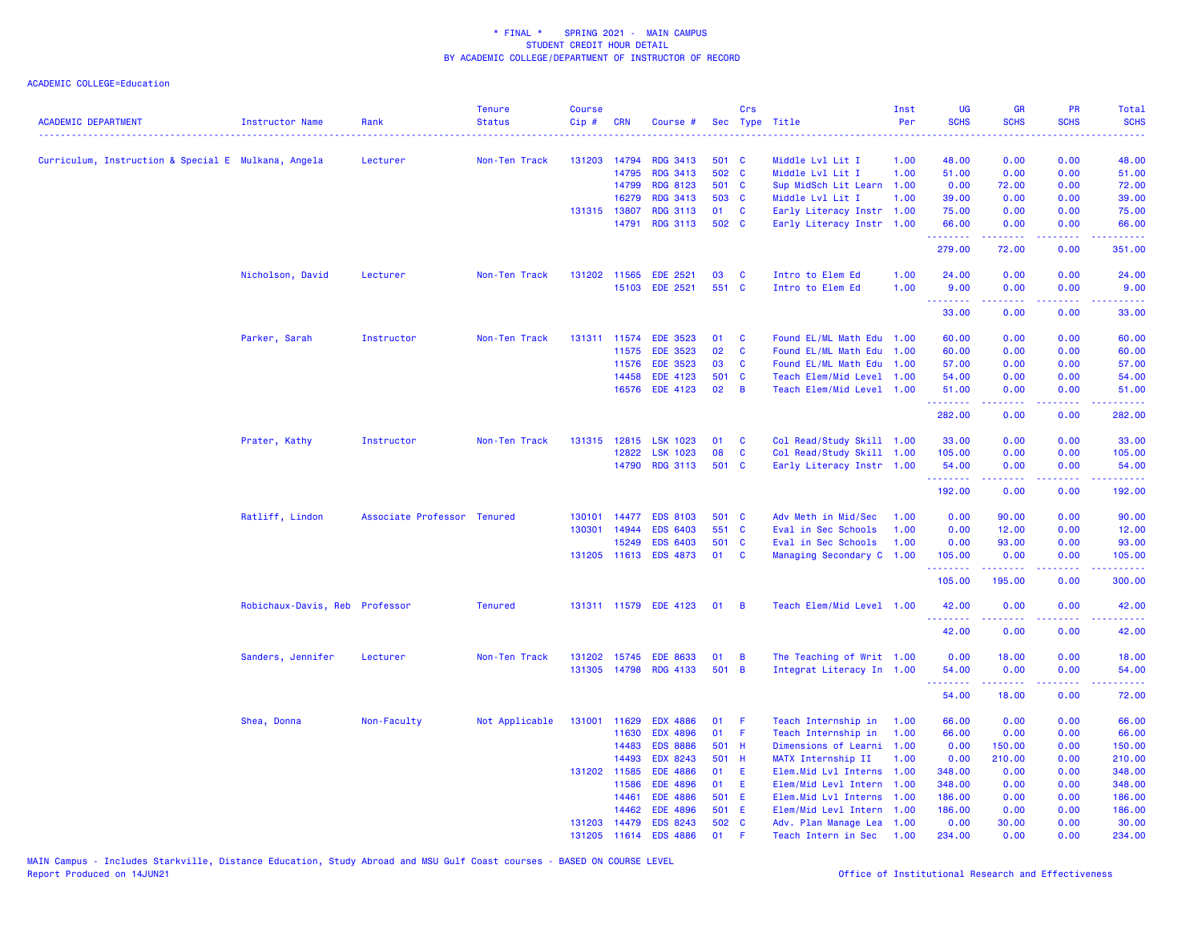* FINAL * SPRING 2021 - MAIN CAMPUS
STUDENT CREDIT HOUR DETAIL
BY ACADEMIC COLLEGE/DEPARTMENT OF INSTRUCTOR OF RECORD

ACADEMIC COLLEGE=Education

| ACADEMIC DEPARTMENT | Instructor Name | Rank | Tenure Status | Course Cip # | CRN | Course # | Sec | Crs Type | Title | Inst Per | UG SCHS | GR SCHS | PR SCHS | Total SCHS |
|---|---|---|---|---|---|---|---|---|---|---|---|---|---|---|
| Curriculum, Instruction & Special E | Mulkana, Angela | Lecturer | Non-Ten Track | 131203 | 14794 | RDG 3413 | 501 | C | Middle Lvl Lit I | 1.00 | 48.00 | 0.00 | 0.00 | 48.00 |
| | | | | | 14795 | RDG 3413 | 502 | C | Middle Lvl Lit I | 1.00 | 51.00 | 0.00 | 0.00 | 51.00 |
| | | | | | 14799 | RDG 8123 | 501 | C | Sup MidSch Lit Learn | 1.00 | 0.00 | 72.00 | 0.00 | 72.00 |
| | | | | | 16279 | RDG 3413 | 503 | C | Middle Lvl Lit I | 1.00 | 39.00 | 0.00 | 0.00 | 39.00 |
| | | | | 131315 | 13807 | RDG 3113 | 01 | C | Early Literacy Instr | 1.00 | 75.00 | 0.00 | 0.00 | 75.00 |
| | | | | | 14791 | RDG 3113 | 502 | C | Early Literacy Instr | 1.00 | 66.00 | 0.00 | 0.00 | 66.00 |
| | | | | | | | | | | | 279.00 | 72.00 | 0.00 | 351.00 |
| | Nicholson, David | Lecturer | Non-Ten Track | 131202 | 11565 | EDE 2521 | 03 | C | Intro to Elem Ed | 1.00 | 24.00 | 0.00 | 0.00 | 24.00 |
| | | | | | 15103 | EDE 2521 | 551 | C | Intro to Elem Ed | 1.00 | 9.00 | 0.00 | 0.00 | 9.00 |
| | | | | | | | | | | | 33.00 | 0.00 | 0.00 | 33.00 |
| | Parker, Sarah | Instructor | Non-Ten Track | 131311 | 11574 | EDE 3523 | 01 | C | Found EL/ML Math Edu | 1.00 | 60.00 | 0.00 | 0.00 | 60.00 |
| | | | | | 11575 | EDE 3523 | 02 | C | Found EL/ML Math Edu | 1.00 | 60.00 | 0.00 | 0.00 | 60.00 |
| | | | | | 11576 | EDE 3523 | 03 | C | Found EL/ML Math Edu | 1.00 | 57.00 | 0.00 | 0.00 | 57.00 |
| | | | | | 14458 | EDE 4123 | 501 | C | Teach Elem/Mid Level | 1.00 | 54.00 | 0.00 | 0.00 | 54.00 |
| | | | | | 16576 | EDE 4123 | 02 | B | Teach Elem/Mid Level | 1.00 | 51.00 | 0.00 | 0.00 | 51.00 |
| | | | | | | | | | | | 282.00 | 0.00 | 0.00 | 282.00 |
| | Prater, Kathy | Instructor | Non-Ten Track | 131315 | 12815 | LSK 1023 | 01 | C | Col Read/Study Skill | 1.00 | 33.00 | 0.00 | 0.00 | 33.00 |
| | | | | | 12822 | LSK 1023 | 08 | C | Col Read/Study Skill | 1.00 | 105.00 | 0.00 | 0.00 | 105.00 |
| | | | | | 14790 | RDG 3113 | 501 | C | Early Literacy Instr | 1.00 | 54.00 | 0.00 | 0.00 | 54.00 |
| | | | | | | | | | | | 192.00 | 0.00 | 0.00 | 192.00 |
| | Ratliff, Lindon | Associate Professor | Tenured | 130101 | 14477 | EDS 8103 | 501 | C | Adv Meth in Mid/Sec | 1.00 | 0.00 | 90.00 | 0.00 | 90.00 |
| | | | | 130301 | 14944 | EDS 6403 | 551 | C | Eval in Sec Schools | 1.00 | 0.00 | 12.00 | 0.00 | 12.00 |
| | | | | | 15249 | EDS 6403 | 501 | C | Eval in Sec Schools | 1.00 | 0.00 | 93.00 | 0.00 | 93.00 |
| | | | | 131205 | 11613 | EDS 4873 | 01 | C | Managing Secondary C | 1.00 | 105.00 | 0.00 | 0.00 | 105.00 |
| | | | | | | | | | | | 105.00 | 195.00 | 0.00 | 300.00 |
| | Robichaux-Davis, Reb | Professor | Tenured | 131311 | 11579 | EDE 4123 | 01 | B | Teach Elem/Mid Level | 1.00 | 42.00 | 0.00 | 0.00 | 42.00 |
| | | | | | | | | | | | 42.00 | 0.00 | 0.00 | 42.00 |
| | Sanders, Jennifer | Lecturer | Non-Ten Track | 131202 | 15745 | EDE 8633 | 01 | B | The Teaching of Writ | 1.00 | 0.00 | 18.00 | 0.00 | 18.00 |
| | | | | 131305 | 14798 | RDG 4133 | 501 | B | Integrat Literacy In | 1.00 | 54.00 | 0.00 | 0.00 | 54.00 |
| | | | | | | | | | | | 54.00 | 18.00 | 0.00 | 72.00 |
| | Shea, Donna | Non-Faculty | Not Applicable | 131001 | 11629 | EDX 4886 | 01 | F | Teach Internship in | 1.00 | 66.00 | 0.00 | 0.00 | 66.00 |
| | | | | | 11630 | EDX 4896 | 01 | F | Teach Internship in | 1.00 | 66.00 | 0.00 | 0.00 | 66.00 |
| | | | | | 14483 | EDS 8886 | 501 | H | Dimensions of Learni | 1.00 | 0.00 | 150.00 | 0.00 | 150.00 |
| | | | | | 14493 | EDX 8243 | 501 | H | MATX Internship II | 1.00 | 0.00 | 210.00 | 0.00 | 210.00 |
| | | | | 131202 | 11585 | EDE 4886 | 01 | E | Elem.Mid Lvl Interns | 1.00 | 348.00 | 0.00 | 0.00 | 348.00 |
| | | | | | 11586 | EDE 4896 | 01 | E | Elem/Mid Levl Intern | 1.00 | 348.00 | 0.00 | 0.00 | 348.00 |
| | | | | | 14461 | EDE 4886 | 501 | E | Elem.Mid Lvl Interns | 1.00 | 186.00 | 0.00 | 0.00 | 186.00 |
| | | | | | 14462 | EDE 4896 | 501 | E | Elem/Mid Levl Intern | 1.00 | 186.00 | 0.00 | 0.00 | 186.00 |
| | | | | 131203 | 14479 | EDS 8243 | 502 | C | Adv. Plan Manage Lea | 1.00 | 0.00 | 30.00 | 0.00 | 30.00 |
| | | | | 131205 | 11614 | EDS 4886 | 01 | F | Teach Intern in Sec | 1.00 | 234.00 | 0.00 | 0.00 | 234.00 |

MAIN Campus - Includes Starkville, Distance Education, Study Abroad and MSU Gulf Coast courses - BASED ON COURSE LEVEL
Report Produced on 14JUN21

Office of Institutional Research and Effectiveness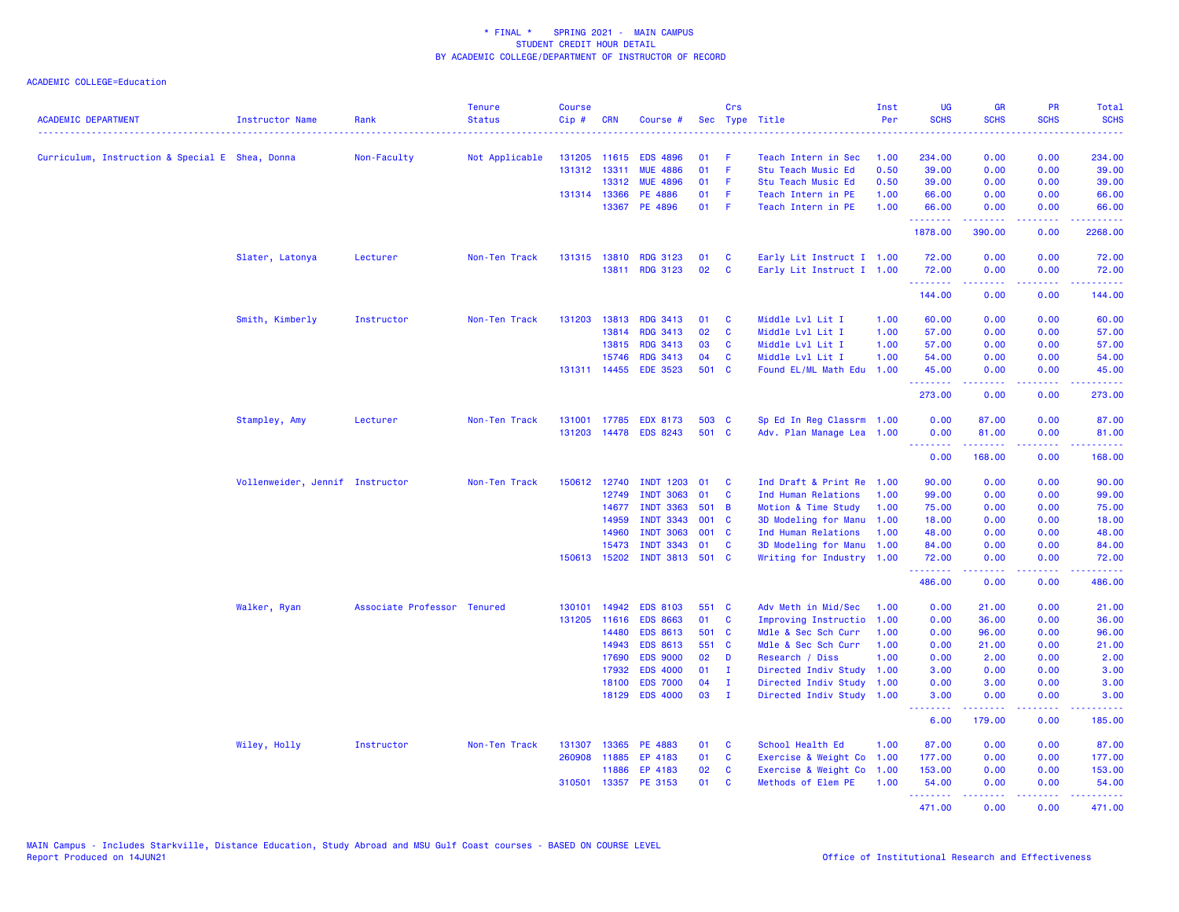* FINAL * SPRING 2021 - MAIN CAMPUS
STUDENT CREDIT HOUR DETAIL
BY ACADEMIC COLLEGE/DEPARTMENT OF INSTRUCTOR OF RECORD

ACADEMIC COLLEGE=Education

| ACADEMIC DEPARTMENT | Instructor Name | Rank | Tenure Status | Course Cip # | CRN | Course # | Sec | Crs Type | Title | Inst Per | UG SCHS | GR SCHS | PR SCHS | Total SCHS |
|---|---|---|---|---|---|---|---|---|---|---|---|---|---|---|
| Curriculum, Instruction & Special E | Shea, Donna | Non-Faculty | Not Applicable | 131205 | 11615 | EDS 4896 | 01 | F | Teach Intern in Sec | 1.00 | 234.00 | 0.00 | 0.00 | 234.00 |
| | | | | 131312 | 13311 | MUE 4886 | 01 | F | Stu Teach Music Ed | 0.50 | 39.00 | 0.00 | 0.00 | 39.00 |
| | | | | | 13312 | MUE 4896 | 01 | F | Stu Teach Music Ed | 0.50 | 39.00 | 0.00 | 0.00 | 39.00 |
| | | | | 131314 | 13366 | PE 4886 | 01 | F | Teach Intern in PE | 1.00 | 66.00 | 0.00 | 0.00 | 66.00 |
| | | | | | 13367 | PE 4896 | 01 | F | Teach Intern in PE | 1.00 | 66.00 | 0.00 | 0.00 | 66.00 |
| | | | | | | | | | | | 1878.00 | 390.00 | 0.00 | 2268.00 |
| | Slater, Latonya | Lecturer | Non-Ten Track | 131315 | 13810 | RDG 3123 | 01 | C | Early Lit Instruct I | 1.00 | 72.00 | 0.00 | 0.00 | 72.00 |
| | | | | | 13811 | RDG 3123 | 02 | C | Early Lit Instruct I | 1.00 | 72.00 | 0.00 | 0.00 | 72.00 |
| | | | | | | | | | | | 144.00 | 0.00 | 0.00 | 144.00 |
| | Smith, Kimberly | Instructor | Non-Ten Track | 131203 | 13813 | RDG 3413 | 01 | C | Middle Lvl Lit I | 1.00 | 60.00 | 0.00 | 0.00 | 60.00 |
| | | | | | 13814 | RDG 3413 | 02 | C | Middle Lvl Lit I | 1.00 | 57.00 | 0.00 | 0.00 | 57.00 |
| | | | | | 13815 | RDG 3413 | 03 | C | Middle Lvl Lit I | 1.00 | 57.00 | 0.00 | 0.00 | 57.00 |
| | | | | | 15746 | RDG 3413 | 04 | C | Middle Lvl Lit I | 1.00 | 54.00 | 0.00 | 0.00 | 54.00 |
| | | | | 131311 | 14455 | EDE 3523 | 501 | C | Found EL/ML Math Edu | 1.00 | 45.00 | 0.00 | 0.00 | 45.00 |
| | | | | | | | | | | | 273.00 | 0.00 | 0.00 | 273.00 |
| | Stampley, Amy | Lecturer | Non-Ten Track | 131001 | 17785 | EDX 8173 | 503 | C | Sp Ed In Reg Classrm | 1.00 | 0.00 | 87.00 | 0.00 | 87.00 |
| | | | | 131203 | 14478 | EDS 8243 | 501 | C | Adv. Plan Manage Lea | 1.00 | 0.00 | 81.00 | 0.00 | 81.00 |
| | | | | | | | | | | | 0.00 | 168.00 | 0.00 | 168.00 |
| | Vollenweider, Jennif | Instructor | Non-Ten Track | 150612 | 12740 | INDT 1203 | 01 | C | Ind Draft & Print Re | 1.00 | 90.00 | 0.00 | 0.00 | 90.00 |
| | | | | | 12749 | INDT 3063 | 01 | C | Ind Human Relations | 1.00 | 99.00 | 0.00 | 0.00 | 99.00 |
| | | | | | 14677 | INDT 3363 | 501 | B | Motion & Time Study | 1.00 | 75.00 | 0.00 | 0.00 | 75.00 |
| | | | | | 14959 | INDT 3343 | 001 | C | 3D Modeling for Manu | 1.00 | 18.00 | 0.00 | 0.00 | 18.00 |
| | | | | | 14960 | INDT 3063 | 001 | C | Ind Human Relations | 1.00 | 48.00 | 0.00 | 0.00 | 48.00 |
| | | | | | 15473 | INDT 3343 | 01 | C | 3D Modeling for Manu | 1.00 | 84.00 | 0.00 | 0.00 | 84.00 |
| | | | | 150613 | 15202 | INDT 3813 | 501 | C | Writing for Industry | 1.00 | 72.00 | 0.00 | 0.00 | 72.00 |
| | | | | | | | | | | | 486.00 | 0.00 | 0.00 | 486.00 |
| | Walker, Ryan | Associate Professor | Tenured | 130101 | 14942 | EDS 8103 | 551 | C | Adv Meth in Mid/Sec | 1.00 | 0.00 | 21.00 | 0.00 | 21.00 |
| | | | | 131205 | 11616 | EDS 8663 | 01 | C | Improving Instructio | 1.00 | 0.00 | 36.00 | 0.00 | 36.00 |
| | | | | | 14480 | EDS 8613 | 501 | C | Mdle & Sec Sch Curr | 1.00 | 0.00 | 96.00 | 0.00 | 96.00 |
| | | | | | 14943 | EDS 8613 | 551 | C | Mdle & Sec Sch Curr | 1.00 | 0.00 | 21.00 | 0.00 | 21.00 |
| | | | | | 17690 | EDS 9000 | 02 | D | Research / Diss | 1.00 | 0.00 | 2.00 | 0.00 | 2.00 |
| | | | | | 17932 | EDS 4000 | 01 | I | Directed Indiv Study | 1.00 | 3.00 | 0.00 | 0.00 | 3.00 |
| | | | | | 18100 | EDS 7000 | 04 | I | Directed Indiv Study | 1.00 | 0.00 | 3.00 | 0.00 | 3.00 |
| | | | | | 18129 | EDS 4000 | 03 | I | Directed Indiv Study | 1.00 | 3.00 | 0.00 | 0.00 | 3.00 |
| | | | | | | | | | | | 6.00 | 179.00 | 0.00 | 185.00 |
| | Wiley, Holly | Instructor | Non-Ten Track | 131307 | 13365 | PE 4883 | 01 | C | School Health Ed | 1.00 | 87.00 | 0.00 | 0.00 | 87.00 |
| | | | | 260908 | 11885 | EP 4183 | 01 | C | Exercise & Weight Co | 1.00 | 177.00 | 0.00 | 0.00 | 177.00 |
| | | | | | 11886 | EP 4183 | 02 | C | Exercise & Weight Co | 1.00 | 153.00 | 0.00 | 0.00 | 153.00 |
| | | | | 310501 | 13357 | PE 3153 | 01 | C | Methods of Elem PE | 1.00 | 54.00 | 0.00 | 0.00 | 54.00 |
| | | | | | | | | | | | 471.00 | 0.00 | 0.00 | 471.00 |

MAIN Campus - Includes Starkville, Distance Education, Study Abroad and MSU Gulf Coast courses - BASED ON COURSE LEVEL
Report Produced on 14JUN21

Office of Institutional Research and Effectiveness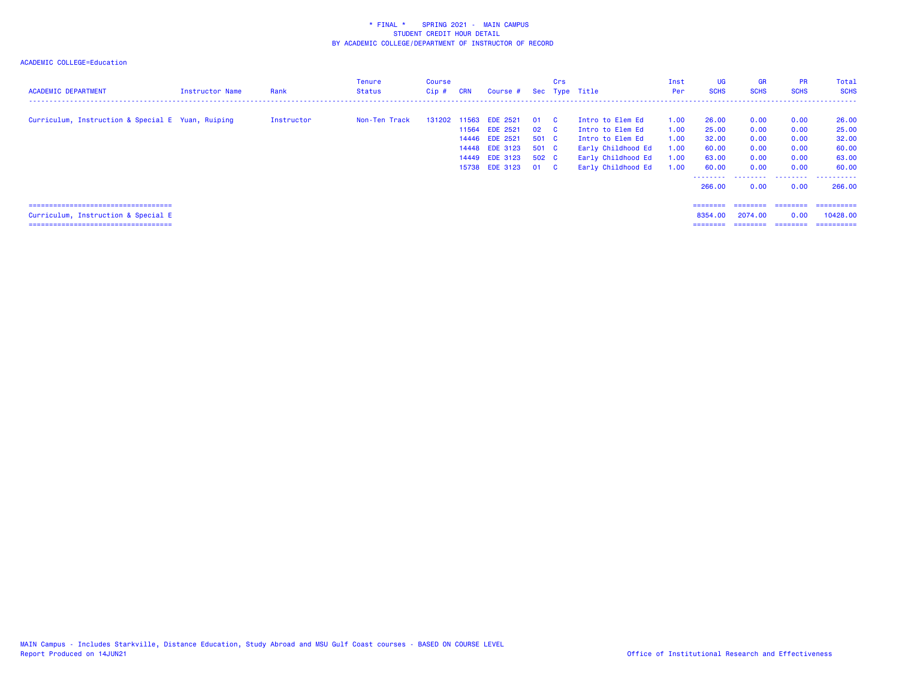\* FINAL \*    SPRING 2021 -  MAIN CAMPUS
STUDENT CREDIT HOUR DETAIL
BY ACADEMIC COLLEGE/DEPARTMENT OF INSTRUCTOR OF RECORD

ACADEMIC COLLEGE=Education

| ACADEMIC DEPARTMENT | Instructor Name | Rank | Tenure Status | Course Cip # | CRN | Course # | Sec | Crs Type | Title | Inst Per | UG SCHS | GR SCHS | PR SCHS | Total SCHS |
|---|---|---|---|---|---|---|---|---|---|---|---|---|---|---|
| Curriculum, Instruction & Special E | Yuan, Ruiping | Instructor | Non-Ten Track | 131202 | 11563 | EDE 2521 | 01 | C | Intro to Elem Ed | 1.00 | 26.00 | 0.00 | 0.00 | 26.00 |
| | | | | | 11564 | EDE 2521 | 02 | C | Intro to Elem Ed | 1.00 | 25.00 | 0.00 | 0.00 | 25.00 |
| | | | | | 14446 | EDE 2521 | 501 | C | Intro to Elem Ed | 1.00 | 32.00 | 0.00 | 0.00 | 32.00 |
| | | | | | 14448 | EDE 3123 | 501 | C | Early Childhood Ed | 1.00 | 60.00 | 0.00 | 0.00 | 60.00 |
| | | | | | 14449 | EDE 3123 | 502 | C | Early Childhood Ed | 1.00 | 63.00 | 0.00 | 0.00 | 63.00 |
| | | | | | 15738 | EDE 3123 | 01 | C | Early Childhood Ed | 1.00 | 60.00 | 0.00 | 0.00 | 60.00 |
| | | | | | | | | | | | 266.00 | 0.00 | 0.00 | 266.00 |
| Curriculum, Instruction & Special E | | | | | | | | | | | 8354.00 | 2074.00 | 0.00 | 10428.00 |

MAIN Campus - Includes Starkville, Distance Education, Study Abroad and MSU Gulf Coast courses - BASED ON COURSE LEVEL
Report Produced on 14JUN21

Office of Institutional Research and Effectiveness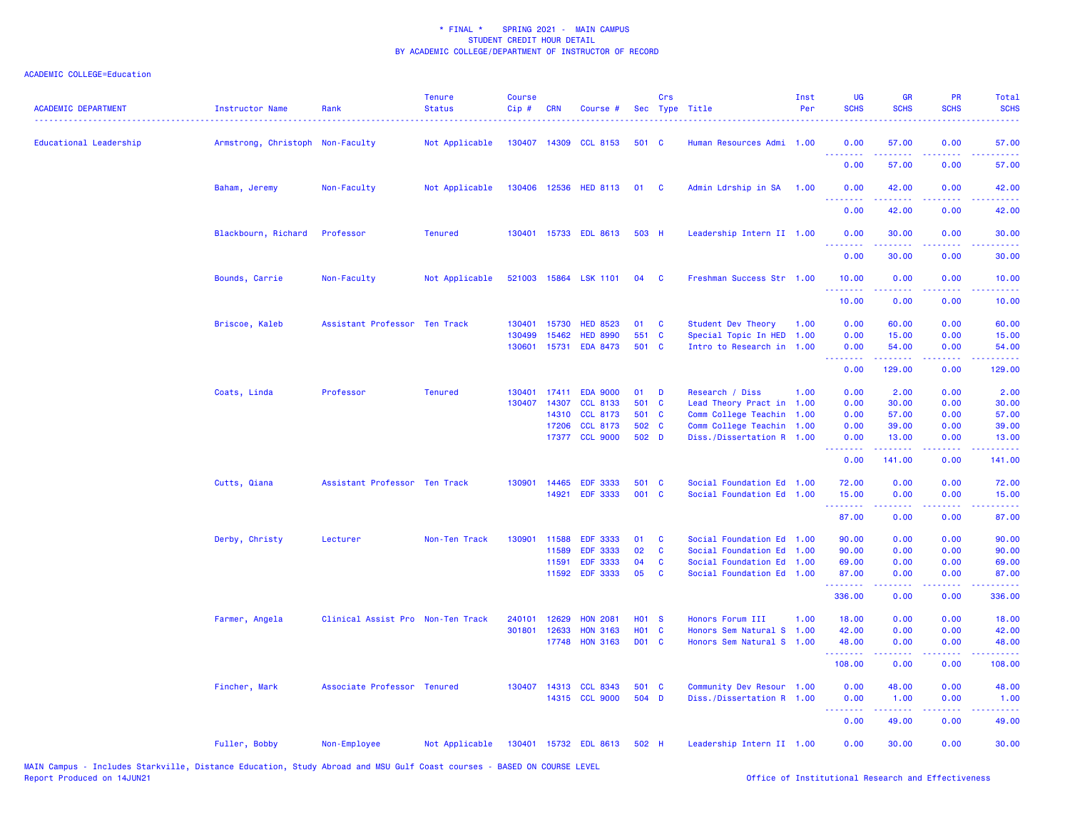\* FINAL \*    SPRING 2021 -  MAIN CAMPUS
STUDENT CREDIT HOUR DETAIL
BY ACADEMIC COLLEGE/DEPARTMENT OF INSTRUCTOR OF RECORD

ACADEMIC COLLEGE=Education

| ACADEMIC DEPARTMENT | Instructor Name | Rank | Tenure Status | Course Cip # | CRN | Course # | Sec | Crs Type | Title | Inst Per | UG SCHS | GR SCHS | PR SCHS | Total SCHS |
|---|---|---|---|---|---|---|---|---|---|---|---|---|---|---|
| Educational Leadership | Armstrong, Christoph | Non-Faculty | Not Applicable | 130407 | 14309 | CCL 8153 | 501 | C | Human Resources Admi | 1.00 | 0.00 | 57.00 | 0.00 | 57.00 |
| | | | | | | | | | | | 0.00 | 57.00 | 0.00 | 57.00 |
| | Baham, Jeremy | Non-Faculty | Not Applicable | 130406 | 12536 | HED 8113 | 01 | C | Admin Ldrship in SA | 1.00 | 0.00 | 42.00 | 0.00 | 42.00 |
| | | | | | | | | | | | 0.00 | 42.00 | 0.00 | 42.00 |
| | Blackbourn, Richard | Professor | Tenured | 130401 | 15733 | EDL 8613 | 503 | H | Leadership Intern II | 1.00 | 0.00 | 30.00 | 0.00 | 30.00 |
| | | | | | | | | | | | 0.00 | 30.00 | 0.00 | 30.00 |
| | Bounds, Carrie | Non-Faculty | Not Applicable | 521003 | 15864 | LSK 1101 | 04 | C | Freshman Success Str | 1.00 | 10.00 | 0.00 | 0.00 | 10.00 |
| | | | | | | | | | | | 10.00 | 0.00 | 0.00 | 10.00 |
| | Briscoe, Kaleb | Assistant Professor | Ten Track | 130401 | 15730 | HED 8523 | 01 | C | Student Dev Theory | 1.00 | 0.00 | 60.00 | 0.00 | 60.00 |
| | | | | 130499 | 15462 | HED 8990 | 551 | C | Special Topic In HED | 1.00 | 0.00 | 15.00 | 0.00 | 15.00 |
| | | | | 130601 | 15731 | EDA 8473 | 501 | C | Intro to Research in | 1.00 | 0.00 | 54.00 | 0.00 | 54.00 |
| | | | | | | | | | | | 0.00 | 129.00 | 0.00 | 129.00 |
| | Coats, Linda | Professor | Tenured | 130401 | 17411 | EDA 9000 | 01 | D | Research / Diss | 1.00 | 0.00 | 2.00 | 0.00 | 2.00 |
| | | | | 130407 | 14307 | CCL 8133 | 501 | C | Lead Theory Pract in | 1.00 | 0.00 | 30.00 | 0.00 | 30.00 |
| | | | | | 14310 | CCL 8173 | 501 | C | Comm College Teachin | 1.00 | 0.00 | 57.00 | 0.00 | 57.00 |
| | | | | | 17206 | CCL 8173 | 502 | C | Comm College Teachin | 1.00 | 0.00 | 39.00 | 0.00 | 39.00 |
| | | | | | 17377 | CCL 9000 | 502 | D | Diss./Dissertation R | 1.00 | 0.00 | 13.00 | 0.00 | 13.00 |
| | | | | | | | | | | | 0.00 | 141.00 | 0.00 | 141.00 |
| | Cutts, Qiana | Assistant Professor | Ten Track | 130901 | 14465 | EDF 3333 | 501 | C | Social Foundation Ed | 1.00 | 72.00 | 0.00 | 0.00 | 72.00 |
| | | | | | 14921 | EDF 3333 | 001 | C | Social Foundation Ed | 1.00 | 15.00 | 0.00 | 0.00 | 15.00 |
| | | | | | | | | | | | 87.00 | 0.00 | 0.00 | 87.00 |
| | Derby, Christy | Lecturer | Non-Ten Track | 130901 | 11588 | EDF 3333 | 01 | C | Social Foundation Ed | 1.00 | 90.00 | 0.00 | 0.00 | 90.00 |
| | | | | | 11589 | EDF 3333 | 02 | C | Social Foundation Ed | 1.00 | 90.00 | 0.00 | 0.00 | 90.00 |
| | | | | | 11591 | EDF 3333 | 04 | C | Social Foundation Ed | 1.00 | 69.00 | 0.00 | 0.00 | 69.00 |
| | | | | | 11592 | EDF 3333 | 05 | C | Social Foundation Ed | 1.00 | 87.00 | 0.00 | 0.00 | 87.00 |
| | | | | | | | | | | | 336.00 | 0.00 | 0.00 | 336.00 |
| | Farmer, Angela | Clinical Assist Pro | Non-Ten Track | 240101 | 12629 | HON 2081 | H01 | S | Honors Forum III | 1.00 | 18.00 | 0.00 | 0.00 | 18.00 |
| | | | | 301801 | 12633 | HON 3163 | H01 | C | Honors Sem Natural S | 1.00 | 42.00 | 0.00 | 0.00 | 42.00 |
| | | | | | 17748 | HON 3163 | D01 | C | Honors Sem Natural S | 1.00 | 48.00 | 0.00 | 0.00 | 48.00 |
| | | | | | | | | | | | 108.00 | 0.00 | 0.00 | 108.00 |
| | Fincher, Mark | Associate Professor | Tenured | 130407 | 14313 | CCL 8343 | 501 | C | Community Dev Resour | 1.00 | 0.00 | 48.00 | 0.00 | 48.00 |
| | | | | | 14315 | CCL 9000 | 504 | D | Diss./Dissertation R | 1.00 | 0.00 | 1.00 | 0.00 | 1.00 |
| | | | | | | | | | | | 0.00 | 49.00 | 0.00 | 49.00 |
| | Fuller, Bobby | Non-Employee | Not Applicable | 130401 | 15732 | EDL 8613 | 502 | H | Leadership Intern II | 1.00 | 0.00 | 30.00 | 0.00 | 30.00 |

MAIN Campus - Includes Starkville, Distance Education, Study Abroad and MSU Gulf Coast courses - BASED ON COURSE LEVEL
Report Produced on 14JUN21    Office of Institutional Research and Effectiveness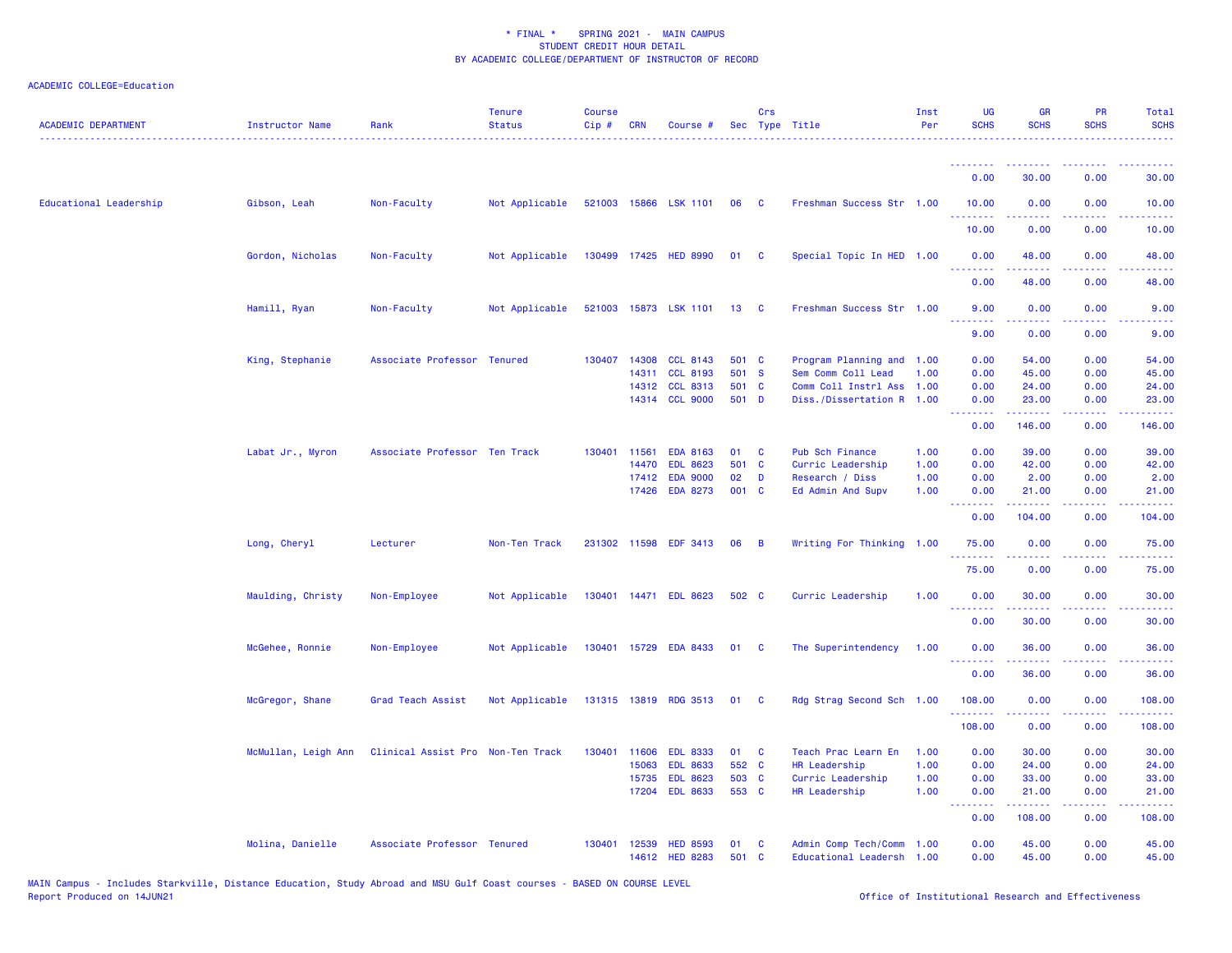\* FINAL \* SPRING 2021 - MAIN CAMPUS
STUDENT CREDIT HOUR DETAIL
BY ACADEMIC COLLEGE/DEPARTMENT OF INSTRUCTOR OF RECORD

ACADEMIC COLLEGE=Education

| ACADEMIC DEPARTMENT | Instructor Name | Rank | Tenure Status | Course Cip # | CRN | Course # | Sec | Crs Type | Title | Inst Per | UG SCHS | GR SCHS | PR SCHS | Total SCHS |
|---|---|---|---|---|---|---|---|---|---|---|---|---|---|---|
| | | | | | | | | | | | 0.00 | 30.00 | 0.00 | 30.00 |
| Educational Leadership | Gibson, Leah | Non-Faculty | Not Applicable | 521003 | 15866 | LSK 1101 | 06 | C | Freshman Success Str | 1.00 | 10.00 | 0.00 | 0.00 | 10.00 |
| | | | | | | | | | | | 10.00 | 0.00 | 0.00 | 10.00 |
| | Gordon, Nicholas | Non-Faculty | Not Applicable | 130499 | 17425 | HED 8990 | 01 | C | Special Topic In HED | 1.00 | 0.00 | 48.00 | 0.00 | 48.00 |
| | | | | | | | | | | | 0.00 | 48.00 | 0.00 | 48.00 |
| | Hamill, Ryan | Non-Faculty | Not Applicable | 521003 | 15873 | LSK 1101 | 13 | C | Freshman Success Str | 1.00 | 9.00 | 0.00 | 0.00 | 9.00 |
| | | | | | | | | | | | 9.00 | 0.00 | 0.00 | 9.00 |
| | King, Stephanie | Associate Professor | Tenured | 130407 | 14308 | CCL 8143 | 501 | C | Program Planning and | 1.00 | 0.00 | 54.00 | 0.00 | 54.00 |
| | | | | | 14311 | CCL 8193 | 501 | S | Sem Comm Coll Lead | 1.00 | 0.00 | 45.00 | 0.00 | 45.00 |
| | | | | | 14312 | CCL 8313 | 501 | C | Comm Coll Instrl Ass | 1.00 | 0.00 | 24.00 | 0.00 | 24.00 |
| | | | | | 14314 | CCL 9000 | 501 | D | Diss./Dissertation R | 1.00 | 0.00 | 23.00 | 0.00 | 23.00 |
| | | | | | | | | | | | 0.00 | 146.00 | 0.00 | 146.00 |
| | Labat Jr., Myron | Associate Professor | Ten Track | 130401 | 11561 | EDA 8163 | 01 | C | Pub Sch Finance | 1.00 | 0.00 | 39.00 | 0.00 | 39.00 |
| | | | | | 14470 | EDL 8623 | 501 | C | Curric Leadership | 1.00 | 0.00 | 42.00 | 0.00 | 42.00 |
| | | | | | 17412 | EDA 9000 | 02 | D | Research / Diss | 1.00 | 0.00 | 2.00 | 0.00 | 2.00 |
| | | | | | 17426 | EDA 8273 | 001 | C | Ed Admin And Supv | 1.00 | 0.00 | 21.00 | 0.00 | 21.00 |
| | | | | | | | | | | | 0.00 | 104.00 | 0.00 | 104.00 |
| | Long, Cheryl | Lecturer | Non-Ten Track | 231302 | 11598 | EDF 3413 | 06 | B | Writing For Thinking | 1.00 | 75.00 | 0.00 | 0.00 | 75.00 |
| | | | | | | | | | | | 75.00 | 0.00 | 0.00 | 75.00 |
| | Maulding, Christy | Non-Employee | Not Applicable | 130401 | 14471 | EDL 8623 | 502 | C | Curric Leadership | 1.00 | 0.00 | 30.00 | 0.00 | 30.00 |
| | | | | | | | | | | | 0.00 | 30.00 | 0.00 | 30.00 |
| | McGehee, Ronnie | Non-Employee | Not Applicable | 130401 | 15729 | EDA 8433 | 01 | C | The Superintendency | 1.00 | 0.00 | 36.00 | 0.00 | 36.00 |
| | | | | | | | | | | | 0.00 | 36.00 | 0.00 | 36.00 |
| | McGregor, Shane | Grad Teach Assist | Not Applicable | 131315 | 13819 | RDG 3513 | 01 | C | Rdg Strag Second Sch | 1.00 | 108.00 | 0.00 | 0.00 | 108.00 |
| | | | | | | | | | | | 108.00 | 0.00 | 0.00 | 108.00 |
| | McMullan, Leigh Ann | Clinical Assist Pro | Non-Ten Track | 130401 | 11606 | EDL 8333 | 01 | C | Teach Prac Learn En | 1.00 | 0.00 | 30.00 | 0.00 | 30.00 |
| | | | | | 15063 | EDL 8633 | 552 | C | HR Leadership | 1.00 | 0.00 | 24.00 | 0.00 | 24.00 |
| | | | | | 15735 | EDL 8623 | 503 | C | Curric Leadership | 1.00 | 0.00 | 33.00 | 0.00 | 33.00 |
| | | | | | 17204 | EDL 8633 | 553 | C | HR Leadership | 1.00 | 0.00 | 21.00 | 0.00 | 21.00 |
| | | | | | | | | | | | 0.00 | 108.00 | 0.00 | 108.00 |
| | Molina, Danielle | Associate Professor | Tenured | 130401 | 12539 | HED 8593 | 01 | C | Admin Comp Tech/Comm | 1.00 | 0.00 | 45.00 | 0.00 | 45.00 |
| | | | | | 14612 | HED 8283 | 501 | C | Educational Leadersh | 1.00 | 0.00 | 45.00 | 0.00 | 45.00 |

MAIN Campus - Includes Starkville, Distance Education, Study Abroad and MSU Gulf Coast courses - BASED ON COURSE LEVEL
Report Produced on 14JUN21

Office of Institutional Research and Effectiveness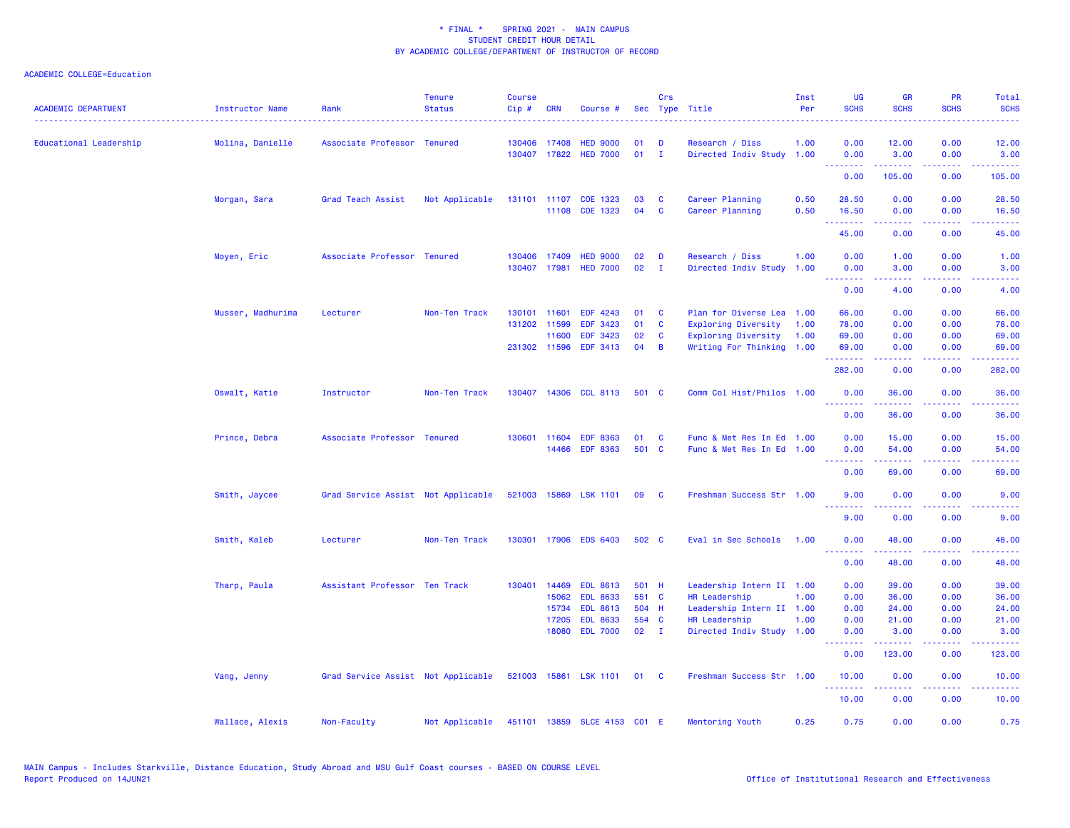\* FINAL \*    SPRING 2021 -  MAIN CAMPUS
STUDENT CREDIT HOUR DETAIL
BY ACADEMIC COLLEGE/DEPARTMENT OF INSTRUCTOR OF RECORD

ACADEMIC COLLEGE=Education

| ACADEMIC DEPARTMENT | Instructor Name | Rank | Tenure Status | Course Cip # | CRN | Course # | Sec | Crs Type | Title | Inst Per | UG SCHS | GR SCHS | PR SCHS | Total SCHS |
|---|---|---|---|---|---|---|---|---|---|---|---|---|---|---|
| Educational Leadership | Molina, Danielle | Associate Professor | Tenured | 130406 | 17408 | HED 9000 | 01 | D | Research / Diss | 1.00 | 0.00 | 12.00 | 0.00 | 12.00 |
| | | | | 130407 | 17822 | HED 7000 | 01 | I | Directed Indiv Study | 1.00 | 0.00 | 3.00 | 0.00 | 3.00 |
| | | | | | | | | | | | 0.00 | 105.00 | 0.00 | 105.00 |
| | Morgan, Sara | Grad Teach Assist | Not Applicable | 131101 | 11107 | COE 1323 | 03 | C | Career Planning | 0.50 | 28.50 | 0.00 | 0.00 | 28.50 |
| | | | | | 11108 | COE 1323 | 04 | C | Career Planning | 0.50 | 16.50 | 0.00 | 0.00 | 16.50 |
| | | | | | | | | | | | 45.00 | 0.00 | 0.00 | 45.00 |
| | Moyen, Eric | Associate Professor | Tenured | 130406 | 17409 | HED 9000 | 02 | D | Research / Diss | 1.00 | 0.00 | 1.00 | 0.00 | 1.00 |
| | | | | 130407 | 17981 | HED 7000 | 02 | I | Directed Indiv Study | 1.00 | 0.00 | 3.00 | 0.00 | 3.00 |
| | | | | | | | | | | | 0.00 | 4.00 | 0.00 | 4.00 |
| | Musser, Madhurima | Lecturer | Non-Ten Track | 130101 | 11601 | EDF 4243 | 01 | C | Plan for Diverse Lea | 1.00 | 66.00 | 0.00 | 0.00 | 66.00 |
| | | | | 131202 | 11599 | EDF 3423 | 01 | C | Exploring Diversity | 1.00 | 78.00 | 0.00 | 0.00 | 78.00 |
| | | | | | 11600 | EDF 3423 | 02 | C | Exploring Diversity | 1.00 | 69.00 | 0.00 | 0.00 | 69.00 |
| | | | | 231302 | 11596 | EDF 3413 | 04 | B | Writing For Thinking | 1.00 | 69.00 | 0.00 | 0.00 | 69.00 |
| | | | | | | | | | | | 282.00 | 0.00 | 0.00 | 282.00 |
| | Oswalt, Katie | Instructor | Non-Ten Track | 130407 | 14306 | CCL 8113 | 501 | C | Comm Col Hist/Philos | 1.00 | 0.00 | 36.00 | 0.00 | 36.00 |
| | | | | | | | | | | | 0.00 | 36.00 | 0.00 | 36.00 |
| | Prince, Debra | Associate Professor | Tenured | 130601 | 11604 | EDF 8363 | 01 | C | Func & Met Res In Ed | 1.00 | 0.00 | 15.00 | 0.00 | 15.00 |
| | | | | | 14466 | EDF 8363 | 501 | C | Func & Met Res In Ed | 1.00 | 0.00 | 54.00 | 0.00 | 54.00 |
| | | | | | | | | | | | 0.00 | 69.00 | 0.00 | 69.00 |
| | Smith, Jaycee | Grad Service Assist | Not Applicable | 521003 | 15869 | LSK 1101 | 09 | C | Freshman Success Str | 1.00 | 9.00 | 0.00 | 0.00 | 9.00 |
| | | | | | | | | | | | 9.00 | 0.00 | 0.00 | 9.00 |
| | Smith, Kaleb | Lecturer | Non-Ten Track | 130301 | 17906 | EDS 6403 | 502 | C | Eval in Sec Schools | 1.00 | 0.00 | 48.00 | 0.00 | 48.00 |
| | | | | | | | | | | | 0.00 | 48.00 | 0.00 | 48.00 |
| | Tharp, Paula | Assistant Professor | Ten Track | 130401 | 14469 | EDL 8613 | 501 | H | Leadership Intern II | 1.00 | 0.00 | 39.00 | 0.00 | 39.00 |
| | | | | | 15062 | EDL 8633 | 551 | C | HR Leadership | 1.00 | 0.00 | 36.00 | 0.00 | 36.00 |
| | | | | | 15734 | EDL 8613 | 504 | H | Leadership Intern II | 1.00 | 0.00 | 24.00 | 0.00 | 24.00 |
| | | | | | 17205 | EDL 8633 | 554 | C | HR Leadership | 1.00 | 0.00 | 21.00 | 0.00 | 21.00 |
| | | | | | 18080 | EDL 7000 | 02 | I | Directed Indiv Study | 1.00 | 0.00 | 3.00 | 0.00 | 3.00 |
| | | | | | | | | | | | 0.00 | 123.00 | 0.00 | 123.00 |
| | Vang, Jenny | Grad Service Assist | Not Applicable | 521003 | 15861 | LSK 1101 | 01 | C | Freshman Success Str | 1.00 | 10.00 | 0.00 | 0.00 | 10.00 |
| | | | | | | | | | | | 10.00 | 0.00 | 0.00 | 10.00 |
| | Wallace, Alexis | Non-Faculty | Not Applicable | 451101 | 13859 | SLCE 4153 | C01 | E | Mentoring Youth | 0.25 | 0.75 | 0.00 | 0.00 | 0.75 |

MAIN Campus - Includes Starkville, Distance Education, Study Abroad and MSU Gulf Coast courses - BASED ON COURSE LEVEL
Report Produced on 14JUN21

Office of Institutional Research and Effectiveness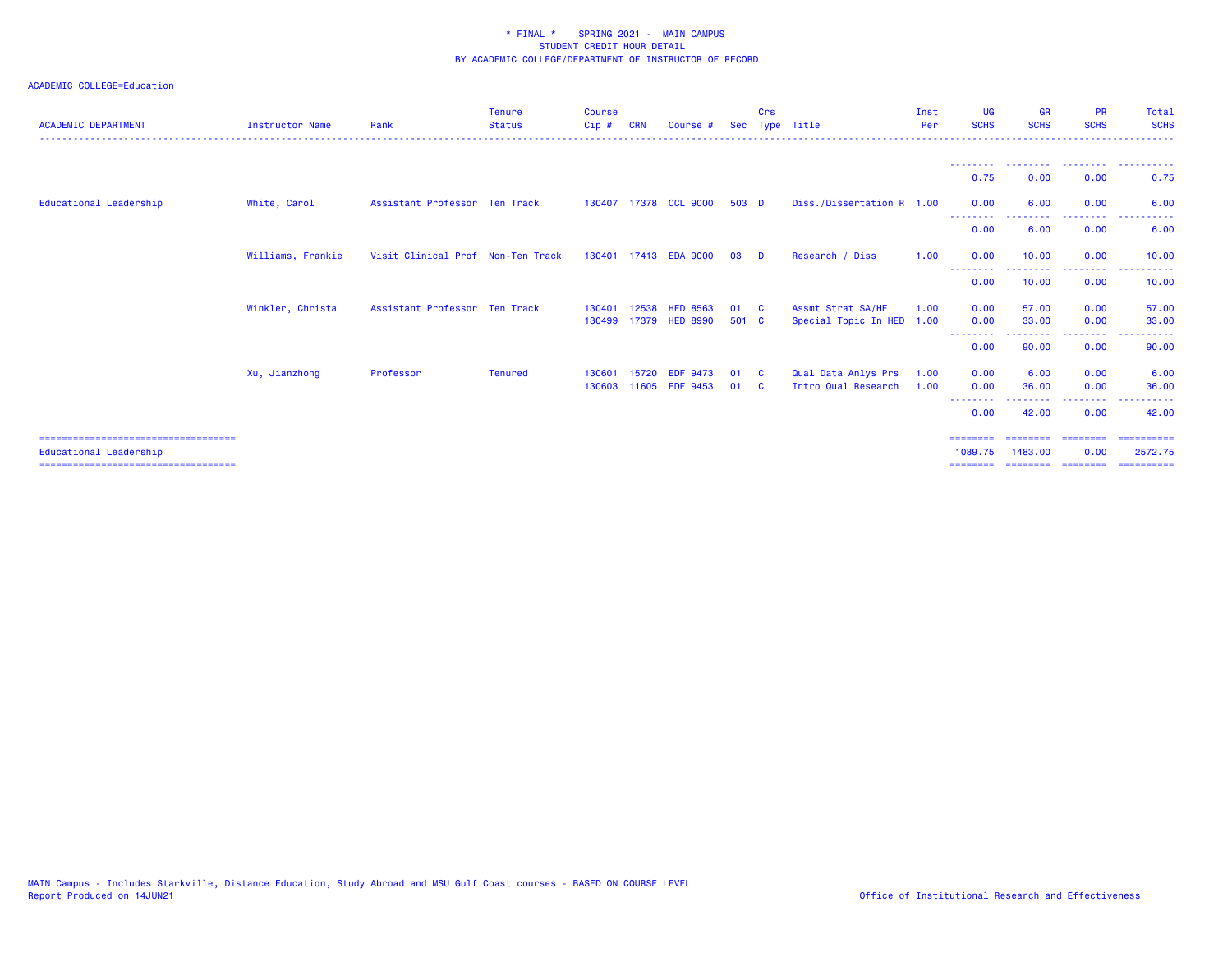\* FINAL \*    SPRING 2021 - MAIN CAMPUS
STUDENT CREDIT HOUR DETAIL
BY ACADEMIC COLLEGE/DEPARTMENT OF INSTRUCTOR OF RECORD

ACADEMIC COLLEGE=Education

| ACADEMIC DEPARTMENT | Instructor Name | Rank | Tenure Status | Course Cip # | CRN | Course # | Sec | Crs Type | Title | Inst Per | UG SCHS | GR SCHS | PR SCHS | Total SCHS |
|---|---|---|---|---|---|---|---|---|---|---|---|---|---|---|
| | | | | | | | | | | | 0.75 | 0.00 | 0.00 | 0.75 |
| Educational Leadership | White, Carol | Assistant Professor | Ten Track | 130407 | 17378 | CCL 9000 | 503 | D | Diss./Dissertation R | 1.00 | 0.00 | 6.00 | 0.00 | 6.00 |
| | | | | | | | | | | | 0.00 | 6.00 | 0.00 | 6.00 |
| | Williams, Frankie | Visit Clinical Prof | Non-Ten Track | 130401 | 17413 | EDA 9000 | 03 | D | Research / Diss | 1.00 | 0.00 | 10.00 | 0.00 | 10.00 |
| | | | | | | | | | | | 0.00 | 10.00 | 0.00 | 10.00 |
| | Winkler, Christa | Assistant Professor | Ten Track | 130401 | 12538 | HED 8563 | 01 | C | Assmt Strat SA/HE | 1.00 | 0.00 | 57.00 | 0.00 | 57.00 |
| | | | | 130499 | 17379 | HED 8990 | 501 | C | Special Topic In HED | 1.00 | 0.00 | 33.00 | 0.00 | 33.00 |
| | | | | | | | | | | | 0.00 | 90.00 | 0.00 | 90.00 |
| | Xu, Jianzhong | Professor | Tenured | 130601 | 15720 | EDF 9473 | 01 | C | Qual Data Anlys Prs | 1.00 | 0.00 | 6.00 | 0.00 | 6.00 |
| | | | | 130603 | 11605 | EDF 9453 | 01 | C | Intro Qual Research | 1.00 | 0.00 | 36.00 | 0.00 | 36.00 |
| | | | | | | | | | | | 0.00 | 42.00 | 0.00 | 42.00 |
| Educational Leadership | | | | | | | | | | | 1089.75 | 1483.00 | 0.00 | 2572.75 |

MAIN Campus - Includes Starkville, Distance Education, Study Abroad and MSU Gulf Coast courses - BASED ON COURSE LEVEL
Report Produced on 14JUN21

Office of Institutional Research and Effectiveness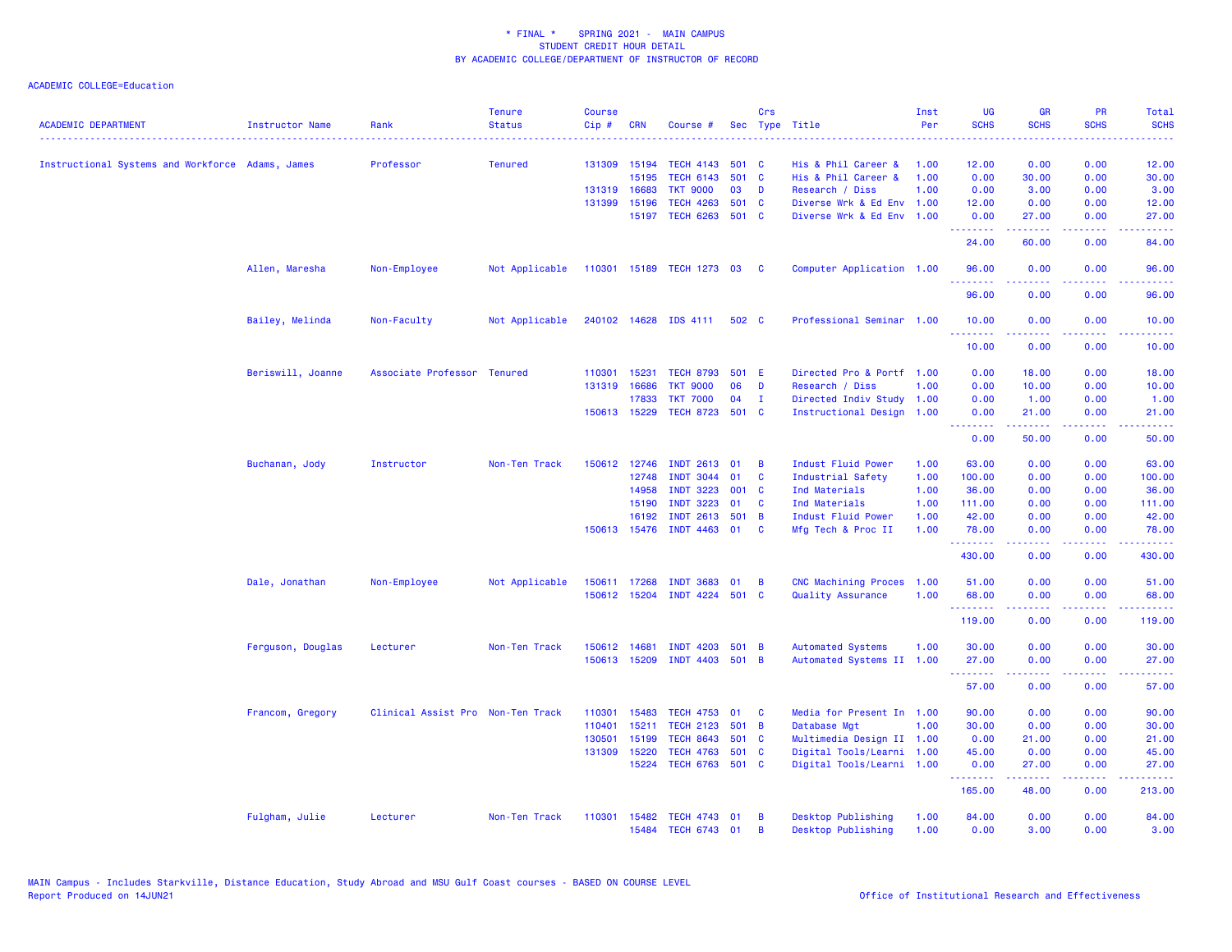\* FINAL \*    SPRING 2021 -  MAIN CAMPUS
STUDENT CREDIT HOUR DETAIL
BY ACADEMIC COLLEGE/DEPARTMENT OF INSTRUCTOR OF RECORD

ACADEMIC COLLEGE=Education

| ACADEMIC DEPARTMENT | Instructor Name | Rank | Tenure Status | Course Cip # | CRN | Course # | Sec | Crs Type | Title | Inst Per | UG SCHS | GR SCHS | PR SCHS | Total SCHS |
|---|---|---|---|---|---|---|---|---|---|---|---|---|---|---|
| Instructional Systems and Workforce | Adams, James | Professor | Tenured | 131309 | 15194 | TECH 4143 | 501 | C | His & Phil Career & | 1.00 | 12.00 | 0.00 | 0.00 | 12.00 |
| | | | | | 15195 | TECH 6143 | 501 | C | His & Phil Career & | 1.00 | 0.00 | 30.00 | 0.00 | 30.00 |
| | | | | 131319 | 16683 | TKT 9000 | 03 | D | Research / Diss | 1.00 | 0.00 | 3.00 | 0.00 | 3.00 |
| | | | | 131399 | 15196 | TECH 4263 | 501 | C | Diverse Wrk & Ed Env | 1.00 | 12.00 | 0.00 | 0.00 | 12.00 |
| | | | | | 15197 | TECH 6263 | 501 | C | Diverse Wrk & Ed Env | 1.00 | 0.00 | 27.00 | 0.00 | 27.00 |
| | | | | | | | | | | | 24.00 | 60.00 | 0.00 | 84.00 |
| | Allen, Maresha | Non-Employee | Not Applicable | 110301 | 15189 | TECH 1273 | 03 | C | Computer Application | 1.00 | 96.00 | 0.00 | 0.00 | 96.00 |
| | | | | | | | | | | | 96.00 | 0.00 | 0.00 | 96.00 |
| | Bailey, Melinda | Non-Faculty | Not Applicable | 240102 | 14628 | IDS 4111 | 502 | C | Professional Seminar | 1.00 | 10.00 | 0.00 | 0.00 | 10.00 |
| | | | | | | | | | | | 10.00 | 0.00 | 0.00 | 10.00 |
| | Beriswill, Joanne | Associate Professor | Tenured | 110301 | 15231 | TECH 8793 | 501 | E | Directed Pro & Portf | 1.00 | 0.00 | 18.00 | 0.00 | 18.00 |
| | | | | 131319 | 16686 | TKT 9000 | 06 | D | Research / Diss | 1.00 | 0.00 | 10.00 | 0.00 | 10.00 |
| | | | | | 17833 | TKT 7000 | 04 | I | Directed Indiv Study | 1.00 | 0.00 | 1.00 | 0.00 | 1.00 |
| | | | | 150613 | 15229 | TECH 8723 | 501 | C | Instructional Design | 1.00 | 0.00 | 21.00 | 0.00 | 21.00 |
| | | | | | | | | | | | 0.00 | 50.00 | 0.00 | 50.00 |
| | Buchanan, Jody | Instructor | Non-Ten Track | 150612 | 12746 | INDT 2613 | 01 | B | Indust Fluid Power | 1.00 | 63.00 | 0.00 | 0.00 | 63.00 |
| | | | | | 12748 | INDT 3044 | 01 | C | Industrial Safety | 1.00 | 100.00 | 0.00 | 0.00 | 100.00 |
| | | | | | 14958 | INDT 3223 | 001 | C | Ind Materials | 1.00 | 36.00 | 0.00 | 0.00 | 36.00 |
| | | | | | 15190 | INDT 3223 | 01 | C | Ind Materials | 1.00 | 111.00 | 0.00 | 0.00 | 111.00 |
| | | | | | 16192 | INDT 2613 | 501 | B | Indust Fluid Power | 1.00 | 42.00 | 0.00 | 0.00 | 42.00 |
| | | | | 150613 | 15476 | INDT 4463 | 01 | C | Mfg Tech & Proc II | 1.00 | 78.00 | 0.00 | 0.00 | 78.00 |
| | | | | | | | | | | | 430.00 | 0.00 | 0.00 | 430.00 |
| | Dale, Jonathan | Non-Employee | Not Applicable | 150611 | 17268 | INDT 3683 | 01 | B | CNC Machining Proces | 1.00 | 51.00 | 0.00 | 0.00 | 51.00 |
| | | | | 150612 | 15204 | INDT 4224 | 501 | C | Quality Assurance | 1.00 | 68.00 | 0.00 | 0.00 | 68.00 |
| | | | | | | | | | | | 119.00 | 0.00 | 0.00 | 119.00 |
| | Ferguson, Douglas | Lecturer | Non-Ten Track | 150612 | 14681 | INDT 4203 | 501 | B | Automated Systems | 1.00 | 30.00 | 0.00 | 0.00 | 30.00 |
| | | | | 150613 | 15209 | INDT 4403 | 501 | B | Automated Systems II | 1.00 | 27.00 | 0.00 | 0.00 | 27.00 |
| | | | | | | | | | | | 57.00 | 0.00 | 0.00 | 57.00 |
| | Francom, Gregory | Clinical Assist Pro | Non-Ten Track | 110301 | 15483 | TECH 4753 | 01 | C | Media for Present In | 1.00 | 90.00 | 0.00 | 0.00 | 90.00 |
| | | | | 110401 | 15211 | TECH 2123 | 501 | B | Database Mgt | 1.00 | 30.00 | 0.00 | 0.00 | 30.00 |
| | | | | 130501 | 15199 | TECH 8643 | 501 | C | Multimedia Design II | 1.00 | 0.00 | 21.00 | 0.00 | 21.00 |
| | | | | 131309 | 15220 | TECH 4763 | 501 | C | Digital Tools/Learni | 1.00 | 45.00 | 0.00 | 0.00 | 45.00 |
| | | | | | 15224 | TECH 6763 | 501 | C | Digital Tools/Learni | 1.00 | 0.00 | 27.00 | 0.00 | 27.00 |
| | | | | | | | | | | | 165.00 | 48.00 | 0.00 | 213.00 |
| | Fulgham, Julie | Lecturer | Non-Ten Track | 110301 | 15482 | TECH 4743 | 01 | B | Desktop Publishing | 1.00 | 84.00 | 0.00 | 0.00 | 84.00 |
| | | | | | 15484 | TECH 6743 | 01 | B | Desktop Publishing | 1.00 | 0.00 | 3.00 | 0.00 | 3.00 |

MAIN Campus - Includes Starkville, Distance Education, Study Abroad and MSU Gulf Coast courses - BASED ON COURSE LEVEL
Report Produced on 14JUN21

Office of Institutional Research and Effectiveness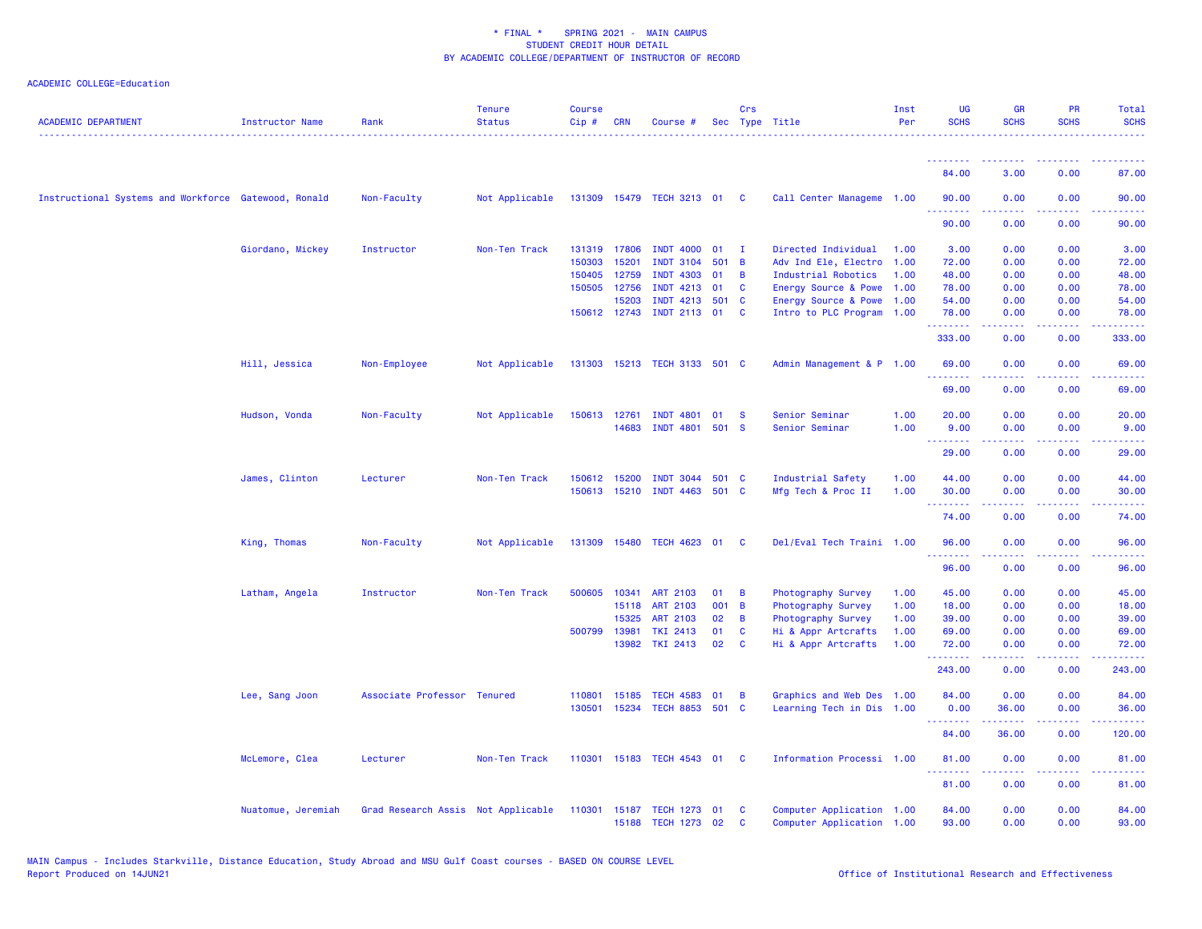\* FINAL \* SPRING 2021 - MAIN CAMPUS
STUDENT CREDIT HOUR DETAIL
BY ACADEMIC COLLEGE/DEPARTMENT OF INSTRUCTOR OF RECORD

ACADEMIC COLLEGE=Education

| ACADEMIC DEPARTMENT | Instructor Name | Rank | Tenure Status | Course Cip # | CRN | Course # | Sec | Crs Type | Title | Inst Per | UG SCHS | GR SCHS | PR SCHS | Total SCHS |
|---|---|---|---|---|---|---|---|---|---|---|---|---|---|---|
| | | | | | | | | | | | 84.00 | 3.00 | 0.00 | 87.00 |
| Instructional Systems and Workforce | Gatewood, Ronald | Non-Faculty | Not Applicable | 131309 | 15479 | TECH 3213 | 01 | C | Call Center Manageme | 1.00 | 90.00 | 0.00 | 0.00 | 90.00 |
| | | | | | | | | | | | 90.00 | 0.00 | 0.00 | 90.00 |
| | Giordano, Mickey | Instructor | Non-Ten Track | 131319 | 17806 | INDT 4000 | 01 | I | Directed Individual | 1.00 | 3.00 | 0.00 | 0.00 | 3.00 |
| | | | | 150303 | 15201 | INDT 3104 | 501 | B | Adv Ind Ele, Electro | 1.00 | 72.00 | 0.00 | 0.00 | 72.00 |
| | | | | 150405 | 12759 | INDT 4303 | 01 | B | Industrial Robotics | 1.00 | 48.00 | 0.00 | 0.00 | 48.00 |
| | | | | 150505 | 12756 | INDT 4213 | 01 | C | Energy Source & Powe | 1.00 | 78.00 | 0.00 | 0.00 | 78.00 |
| | | | | | 15203 | INDT 4213 | 501 | C | Energy Source & Powe | 1.00 | 54.00 | 0.00 | 0.00 | 54.00 |
| | | | | 150612 | 12743 | INDT 2113 | 01 | C | Intro to PLC Program | 1.00 | 78.00 | 0.00 | 0.00 | 78.00 |
| | | | | | | | | | | | 333.00 | 0.00 | 0.00 | 333.00 |
| | Hill, Jessica | Non-Employee | Not Applicable | 131303 | 15213 | TECH 3133 | 501 | C | Admin Management & P | 1.00 | 69.00 | 0.00 | 0.00 | 69.00 |
| | | | | | | | | | | | 69.00 | 0.00 | 0.00 | 69.00 |
| | Hudson, Vonda | Non-Faculty | Not Applicable | 150613 | 12761 | INDT 4801 | 01 | S | Senior Seminar | 1.00 | 20.00 | 0.00 | 0.00 | 20.00 |
| | | | | | 14683 | INDT 4801 | 501 | S | Senior Seminar | 1.00 | 9.00 | 0.00 | 0.00 | 9.00 |
| | | | | | | | | | | | 29.00 | 0.00 | 0.00 | 29.00 |
| | James, Clinton | Lecturer | Non-Ten Track | 150612 | 15200 | INDT 3044 | 501 | C | Industrial Safety | 1.00 | 44.00 | 0.00 | 0.00 | 44.00 |
| | | | | 150613 | 15210 | INDT 4463 | 501 | C | Mfg Tech & Proc II | 1.00 | 30.00 | 0.00 | 0.00 | 30.00 |
| | | | | | | | | | | | 74.00 | 0.00 | 0.00 | 74.00 |
| | King, Thomas | Non-Faculty | Not Applicable | 131309 | 15480 | TECH 4623 | 01 | C | Del/Eval Tech Traini | 1.00 | 96.00 | 0.00 | 0.00 | 96.00 |
| | | | | | | | | | | | 96.00 | 0.00 | 0.00 | 96.00 |
| | Latham, Angela | Instructor | Non-Ten Track | 500605 | 10341 | ART 2103 | 01 | B | Photography Survey | 1.00 | 45.00 | 0.00 | 0.00 | 45.00 |
| | | | | | 15118 | ART 2103 | 001 | B | Photography Survey | 1.00 | 18.00 | 0.00 | 0.00 | 18.00 |
| | | | | | 15325 | ART 2103 | 02 | B | Photography Survey | 1.00 | 39.00 | 0.00 | 0.00 | 39.00 |
| | | | | 500799 | 13981 | TKI 2413 | 01 | C | Hi & Appr Artcrafts | 1.00 | 69.00 | 0.00 | 0.00 | 69.00 |
| | | | | | 13982 | TKI 2413 | 02 | C | Hi & Appr Artcrafts | 1.00 | 72.00 | 0.00 | 0.00 | 72.00 |
| | | | | | | | | | | | 243.00 | 0.00 | 0.00 | 243.00 |
| | Lee, Sang Joon | Associate Professor | Tenured | 110801 | 15185 | TECH 4583 | 01 | B | Graphics and Web Des | 1.00 | 84.00 | 0.00 | 0.00 | 84.00 |
| | | | | 130501 | 15234 | TECH 8853 | 501 | C | Learning Tech in Dis | 1.00 | 0.00 | 36.00 | 0.00 | 36.00 |
| | | | | | | | | | | | 84.00 | 36.00 | 0.00 | 120.00 |
| | McLemore, Clea | Lecturer | Non-Ten Track | 110301 | 15183 | TECH 4543 | 01 | C | Information Processi | 1.00 | 81.00 | 0.00 | 0.00 | 81.00 |
| | | | | | | | | | | | 81.00 | 0.00 | 0.00 | 81.00 |
| | Nuatomue, Jeremiah | Grad Research Assis | Not Applicable | 110301 | 15187 | TECH 1273 | 01 | C | Computer Application | 1.00 | 84.00 | 0.00 | 0.00 | 84.00 |
| | | | | | 15188 | TECH 1273 | 02 | C | Computer Application | 1.00 | 93.00 | 0.00 | 0.00 | 93.00 |

MAIN Campus - Includes Starkville, Distance Education, Study Abroad and MSU Gulf Coast courses - BASED ON COURSE LEVEL
Report Produced on 14JUN21

Office of Institutional Research and Effectiveness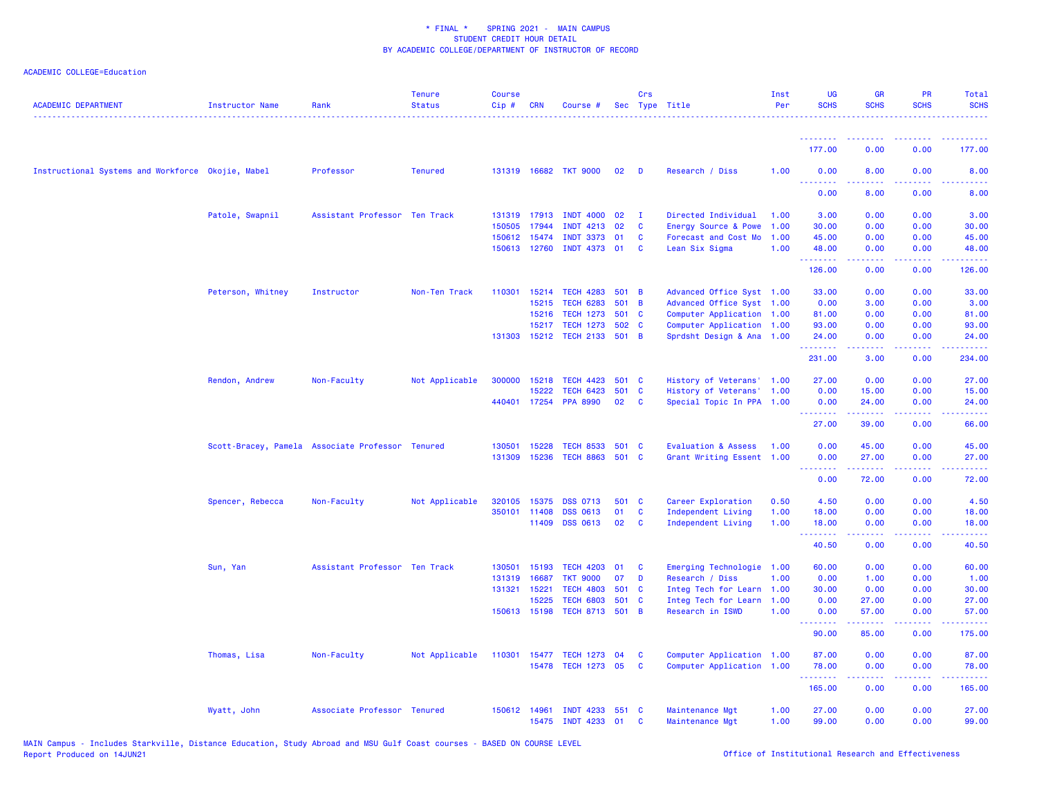ACADEMIC COLLEGE=Education

| ACADEMIC DEPARTMENT | Instructor Name | Rank | Tenure Status | Course Cip # | CRN | Course # | Sec | Crs Type | Title | Inst Per | UG SCHS | GR SCHS | PR SCHS | Total SCHS |
|---|---|---|---|---|---|---|---|---|---|---|---|---|---|---|
| | | | | | | | | | | | 177.00 | 0.00 | 0.00 | 177.00 |
| Instructional Systems and Workforce | Okojie, Mabel | Professor | Tenured | 131319 | 16682 | TKT 9000 | 02 | D | Research / Diss | 1.00 | 0.00 | 8.00 | 0.00 | 8.00 |
| | | | | | | | | | | | 0.00 | 8.00 | 0.00 | 8.00 |
| | Patole, Swapnil | Assistant Professor | Ten Track | 131319 | 17913 | INDT 4000 | 02 | I | Directed Individual | 1.00 | 3.00 | 0.00 | 0.00 | 3.00 |
| | | | | 150505 | 17944 | INDT 4213 | 02 | C | Energy Source & Powe | 1.00 | 30.00 | 0.00 | 0.00 | 30.00 |
| | | | | 150612 | 15474 | INDT 3373 | 01 | C | Forecast and Cost Mo | 1.00 | 45.00 | 0.00 | 0.00 | 45.00 |
| | | | | 150613 | 12760 | INDT 4373 | 01 | C | Lean Six Sigma | 1.00 | 48.00 | 0.00 | 0.00 | 48.00 |
| | | | | | | | | | | | 126.00 | 0.00 | 0.00 | 126.00 |
| | Peterson, Whitney | Instructor | Non-Ten Track | 110301 | 15214 | TECH 4283 | 501 | B | Advanced Office Syst | 1.00 | 33.00 | 0.00 | 0.00 | 33.00 |
| | | | | | 15215 | TECH 6283 | 501 | B | Advanced Office Syst | 1.00 | 0.00 | 3.00 | 0.00 | 3.00 |
| | | | | | 15216 | TECH 1273 | 501 | C | Computer Application | 1.00 | 81.00 | 0.00 | 0.00 | 81.00 |
| | | | | | 15217 | TECH 1273 | 502 | C | Computer Application | 1.00 | 93.00 | 0.00 | 0.00 | 93.00 |
| | | | | 131303 | 15212 | TECH 2133 | 501 | B | Sprdsht Design & Ana | 1.00 | 24.00 | 0.00 | 0.00 | 24.00 |
| | | | | | | | | | | | 231.00 | 3.00 | 0.00 | 234.00 |
| | Rendon, Andrew | Non-Faculty | Not Applicable | 300000 | 15218 | TECH 4423 | 501 | C | History of Veterans' | 1.00 | 27.00 | 0.00 | 0.00 | 27.00 |
| | | | | | 15222 | TECH 6423 | 501 | C | History of Veterans' | 1.00 | 0.00 | 15.00 | 0.00 | 15.00 |
| | | | | 440401 | 17254 | PPA 8990 | 02 | C | Special Topic In PPA | 1.00 | 0.00 | 24.00 | 0.00 | 24.00 |
| | | | | | | | | | | | 27.00 | 39.00 | 0.00 | 66.00 |
| | Scott-Bracey, Pamela | Associate Professor | Tenured | 130501 | 15228 | TECH 8533 | 501 | C | Evaluation & Assess | 1.00 | 0.00 | 45.00 | 0.00 | 45.00 |
| | | | | 131309 | 15236 | TECH 8863 | 501 | C | Grant Writing Essent | 1.00 | 0.00 | 27.00 | 0.00 | 27.00 |
| | | | | | | | | | | | 0.00 | 72.00 | 0.00 | 72.00 |
| | Spencer, Rebecca | Non-Faculty | Not Applicable | 320105 | 15375 | DSS 0713 | 501 | C | Career Exploration | 0.50 | 4.50 | 0.00 | 0.00 | 4.50 |
| | | | | 350101 | 11408 | DSS 0613 | 01 | C | Independent Living | 1.00 | 18.00 | 0.00 | 0.00 | 18.00 |
| | | | | | 11409 | DSS 0613 | 02 | C | Independent Living | 1.00 | 18.00 | 0.00 | 0.00 | 18.00 |
| | | | | | | | | | | | 40.50 | 0.00 | 0.00 | 40.50 |
| | Sun, Yan | Assistant Professor | Ten Track | 130501 | 15193 | TECH 4203 | 01 | C | Emerging Technologie | 1.00 | 60.00 | 0.00 | 0.00 | 60.00 |
| | | | | 131319 | 16687 | TKT 9000 | 07 | D | Research / Diss | 1.00 | 0.00 | 1.00 | 0.00 | 1.00 |
| | | | | 131321 | 15221 | TECH 4803 | 501 | C | Integ Tech for Learn | 1.00 | 30.00 | 0.00 | 0.00 | 30.00 |
| | | | | | 15225 | TECH 6803 | 501 | C | Integ Tech for Learn | 1.00 | 0.00 | 27.00 | 0.00 | 27.00 |
| | | | | 150613 | 15198 | TECH 8713 | 501 | B | Research in ISWD | 1.00 | 0.00 | 57.00 | 0.00 | 57.00 |
| | | | | | | | | | | | 90.00 | 85.00 | 0.00 | 175.00 |
| | Thomas, Lisa | Non-Faculty | Not Applicable | 110301 | 15477 | TECH 1273 | 04 | C | Computer Application | 1.00 | 87.00 | 0.00 | 0.00 | 87.00 |
| | | | | | 15478 | TECH 1273 | 05 | C | Computer Application | 1.00 | 78.00 | 0.00 | 0.00 | 78.00 |
| | | | | | | | | | | | 165.00 | 0.00 | 0.00 | 165.00 |
| | Wyatt, John | Associate Professor | Tenured | 150612 | 14961 | INDT 4233 | 551 | C | Maintenance Mgt | 1.00 | 27.00 | 0.00 | 0.00 | 27.00 |
| | | | | | 15475 | INDT 4233 | 01 | C | Maintenance Mgt | 1.00 | 99.00 | 0.00 | 0.00 | 99.00 |

MAIN Campus - Includes Starkville, Distance Education, Study Abroad and MSU Gulf Coast courses - BASED ON COURSE LEVEL
Report Produced on 14JUN21

Office of Institutional Research and Effectiveness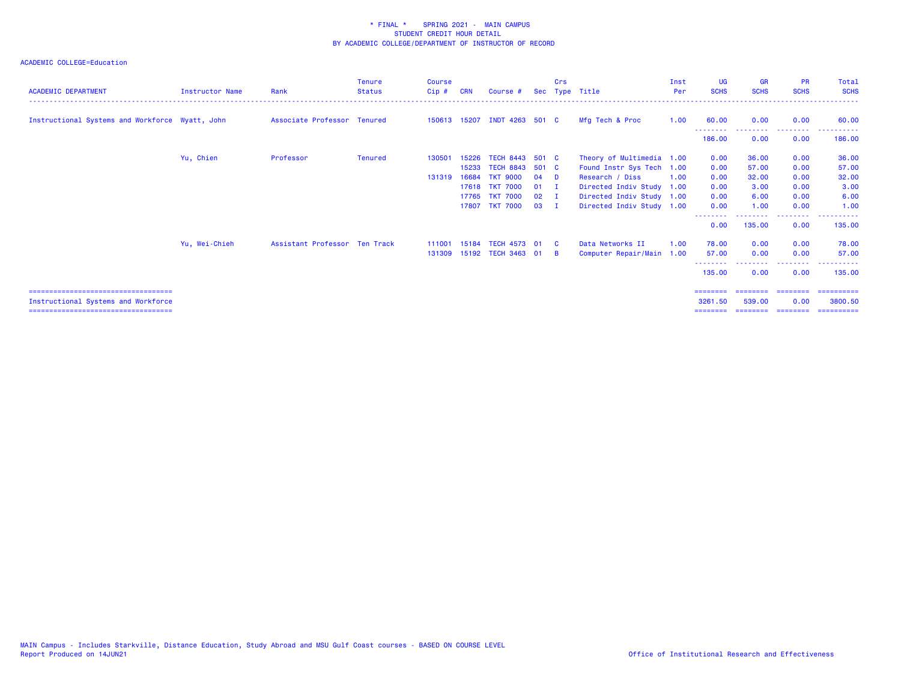\* FINAL \* SPRING 2021 - MAIN CAMPUS
STUDENT CREDIT HOUR DETAIL
BY ACADEMIC COLLEGE/DEPARTMENT OF INSTRUCTOR OF RECORD

ACADEMIC COLLEGE=Education

| ACADEMIC DEPARTMENT | Instructor Name | Rank | Tenure Status | Course Cip # | CRN | Course # | Sec | Crs Type | Title | Inst Per | UG SCHS | GR SCHS | PR SCHS | Total SCHS |
|---|---|---|---|---|---|---|---|---|---|---|---|---|---|---|
| Instructional Systems and Workforce | Wyatt, John | Associate Professor | Tenured | 150613 | 15207 | INDT 4263 | 501 | C | Mfg Tech & Proc | 1.00 | 60.00 | 0.00 | 0.00 | 60.00 |
| | | | | | | | | | | | 186.00 | 0.00 | 0.00 | 186.00 |
| | Yu, Chien | Professor | Tenured | 130501 | 15226 | TECH 8443 | 501 | C | Theory of Multimedia | 1.00 | 0.00 | 36.00 | 0.00 | 36.00 |
| | | | | | 15233 | TECH 8843 | 501 | C | Found Instr Sys Tech | 1.00 | 0.00 | 57.00 | 0.00 | 57.00 |
| | | | | 131319 | 16684 | TKT 9000 | 04 | D | Research / Diss | 1.00 | 0.00 | 32.00 | 0.00 | 32.00 |
| | | | | | 17618 | TKT 7000 | 01 | I | Directed Indiv Study | 1.00 | 0.00 | 3.00 | 0.00 | 3.00 |
| | | | | | 17765 | TKT 7000 | 02 | I | Directed Indiv Study | 1.00 | 0.00 | 6.00 | 0.00 | 6.00 |
| | | | | | 17807 | TKT 7000 | 03 | I | Directed Indiv Study | 1.00 | 0.00 | 1.00 | 0.00 | 1.00 |
| | | | | | | | | | | | 0.00 | 135.00 | 0.00 | 135.00 |
| | Yu, Wei-Chieh | Assistant Professor | Ten Track | 111001 | 15184 | TECH 4573 | 01 | C | Data Networks II | 1.00 | 78.00 | 0.00 | 0.00 | 78.00 |
| | | | | 131309 | 15192 | TECH 3463 | 01 | B | Computer Repair/Main | 1.00 | 57.00 | 0.00 | 0.00 | 57.00 |
| | | | | | | | | | | | 135.00 | 0.00 | 0.00 | 135.00 |
| Instructional Systems and Workforce | | | | | | | | | | | 3261.50 | 539.00 | 0.00 | 3800.50 |

MAIN Campus - Includes Starkville, Distance Education, Study Abroad and MSU Gulf Coast courses - BASED ON COURSE LEVEL
Report Produced on 14JUN21

Office of Institutional Research and Effectiveness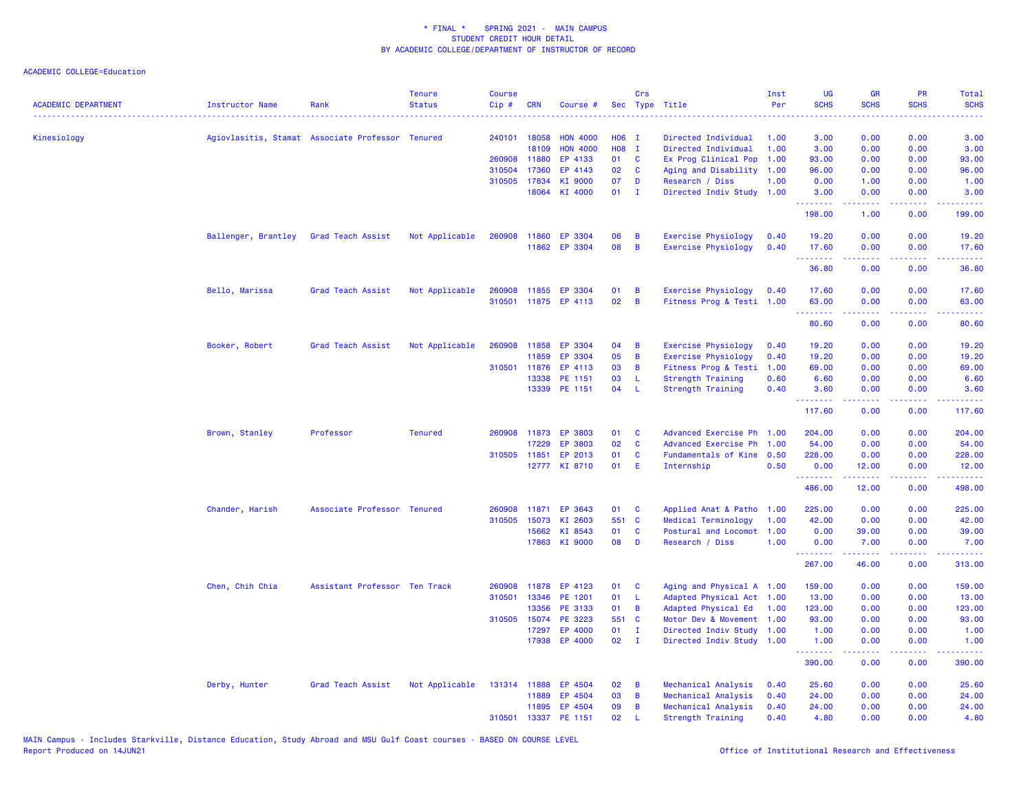\* FINAL \* SPRING 2021 - MAIN CAMPUS
STUDENT CREDIT HOUR DETAIL
BY ACADEMIC COLLEGE/DEPARTMENT OF INSTRUCTOR OF RECORD

ACADEMIC COLLEGE=Education

| ACADEMIC DEPARTMENT | Instructor Name | Rank | Tenure Status | Course Cip # | CRN | Course # | Sec | Crs Type | Title | Inst Per | UG SCHS | GR SCHS | PR SCHS | Total SCHS |
|---|---|---|---|---|---|---|---|---|---|---|---|---|---|---|
| Kinesiology | Agiovlasitis, Stamat | Associate Professor | Tenured | 240101 | 18058 | HON 4000 | H06 | I | Directed Individual | 1.00 | 3.00 | 0.00 | 0.00 | 3.00 |
| | | | | | 18109 | HON 4000 | H08 | I | Directed Individual | 1.00 | 3.00 | 0.00 | 0.00 | 3.00 |
| | | | | 260908 | 11880 | EP 4133 | 01 | C | Ex Prog Clinical Pop | 1.00 | 93.00 | 0.00 | 0.00 | 93.00 |
| | | | | 310504 | 17360 | EP 4143 | 02 | C | Aging and Disability | 1.00 | 96.00 | 0.00 | 0.00 | 96.00 |
| | | | | 310505 | 17834 | KI 9000 | 07 | D | Research / Diss | 1.00 | 0.00 | 1.00 | 0.00 | 1.00 |
| | | | | | 18064 | KI 4000 | 01 | I | Directed Indiv Study | 1.00 | 3.00 | 0.00 | 0.00 | 3.00 |
| | | | | | | | | | | | 198.00 | 1.00 | 0.00 | 199.00 |
| | Ballenger, Brantley | Grad Teach Assist | Not Applicable | 260908 | 11860 | EP 3304 | 06 | B | Exercise Physiology | 0.40 | 19.20 | 0.00 | 0.00 | 19.20 |
| | | | | | 11862 | EP 3304 | 08 | B | Exercise Physiology | 0.40 | 17.60 | 0.00 | 0.00 | 17.60 |
| | | | | | | | | | | | 36.80 | 0.00 | 0.00 | 36.80 |
| | Bello, Marissa | Grad Teach Assist | Not Applicable | 260908 | 11855 | EP 3304 | 01 | B | Exercise Physiology | 0.40 | 17.60 | 0.00 | 0.00 | 17.60 |
| | | | | 310501 | 11875 | EP 4113 | 02 | B | Fitness Prog & Testi | 1.00 | 63.00 | 0.00 | 0.00 | 63.00 |
| | | | | | | | | | | | 80.60 | 0.00 | 0.00 | 80.60 |
| | Booker, Robert | Grad Teach Assist | Not Applicable | 260908 | 11858 | EP 3304 | 04 | B | Exercise Physiology | 0.40 | 19.20 | 0.00 | 0.00 | 19.20 |
| | | | | | 11859 | EP 3304 | 05 | B | Exercise Physiology | 0.40 | 19.20 | 0.00 | 0.00 | 19.20 |
| | | | | 310501 | 11876 | EP 4113 | 03 | B | Fitness Prog & Testi | 1.00 | 69.00 | 0.00 | 0.00 | 69.00 |
| | | | | | 13338 | PE 1151 | 03 | L | Strength Training | 0.60 | 6.60 | 0.00 | 0.00 | 6.60 |
| | | | | | 13339 | PE 1151 | 04 | L | Strength Training | 0.40 | 3.60 | 0.00 | 0.00 | 3.60 |
| | | | | | | | | | | | 117.60 | 0.00 | 0.00 | 117.60 |
| | Brown, Stanley | Professor | Tenured | 260908 | 11873 | EP 3803 | 01 | C | Advanced Exercise Ph | 1.00 | 204.00 | 0.00 | 0.00 | 204.00 |
| | | | | | 17229 | EP 3803 | 02 | C | Advanced Exercise Ph | 1.00 | 54.00 | 0.00 | 0.00 | 54.00 |
| | | | | 310505 | 11851 | EP 2013 | 01 | C | Fundamentals of Kine | 0.50 | 228.00 | 0.00 | 0.00 | 228.00 |
| | | | | | 12777 | KI 8710 | 01 | E | Internship | 0.50 | 0.00 | 12.00 | 0.00 | 12.00 |
| | | | | | | | | | | | 486.00 | 12.00 | 0.00 | 498.00 |
| | Chander, Harish | Associate Professor | Tenured | 260908 | 11871 | EP 3643 | 01 | C | Applied Anat & Patho | 1.00 | 225.00 | 0.00 | 0.00 | 225.00 |
| | | | | 310505 | 15073 | KI 2603 | 551 | C | Medical Terminology | 1.00 | 42.00 | 0.00 | 0.00 | 42.00 |
| | | | | | 15662 | KI 8543 | 01 | C | Postural and Locomot | 1.00 | 0.00 | 39.00 | 0.00 | 39.00 |
| | | | | | 17863 | KI 9000 | 08 | D | Research / Diss | 1.00 | 0.00 | 7.00 | 0.00 | 7.00 |
| | | | | | | | | | | | 267.00 | 46.00 | 0.00 | 313.00 |
| | Chen, Chih Chia | Assistant Professor | Ten Track | 260908 | 11878 | EP 4123 | 01 | C | Aging and Physical A | 1.00 | 159.00 | 0.00 | 0.00 | 159.00 |
| | | | | 310501 | 13346 | PE 1201 | 01 | L | Adapted Physical Act | 1.00 | 13.00 | 0.00 | 0.00 | 13.00 |
| | | | | | 13356 | PE 3133 | 01 | B | Adapted Physical Ed | 1.00 | 123.00 | 0.00 | 0.00 | 123.00 |
| | | | | 310505 | 15074 | PE 3223 | 551 | C | Motor Dev & Movement | 1.00 | 93.00 | 0.00 | 0.00 | 93.00 |
| | | | | | 17297 | EP 4000 | 01 | I | Directed Indiv Study | 1.00 | 1.00 | 0.00 | 0.00 | 1.00 |
| | | | | | 17938 | EP 4000 | 02 | I | Directed Indiv Study | 1.00 | 1.00 | 0.00 | 0.00 | 1.00 |
| | | | | | | | | | | | 390.00 | 0.00 | 0.00 | 390.00 |
| | Derby, Hunter | Grad Teach Assist | Not Applicable | 131314 | 11888 | EP 4504 | 02 | B | Mechanical Analysis | 0.40 | 25.60 | 0.00 | 0.00 | 25.60 |
| | | | | | 11889 | EP 4504 | 03 | B | Mechanical Analysis | 0.40 | 24.00 | 0.00 | 0.00 | 24.00 |
| | | | | | 11895 | EP 4504 | 09 | B | Mechanical Analysis | 0.40 | 24.00 | 0.00 | 0.00 | 24.00 |
| | | | | 310501 | 13337 | PE 1151 | 02 | L | Strength Training | 0.40 | 4.80 | 0.00 | 0.00 | 4.80 |

MAIN Campus - Includes Starkville, Distance Education, Study Abroad and MSU Gulf Coast courses - BASED ON COURSE LEVEL
Report Produced on 14JUN21

Office of Institutional Research and Effectiveness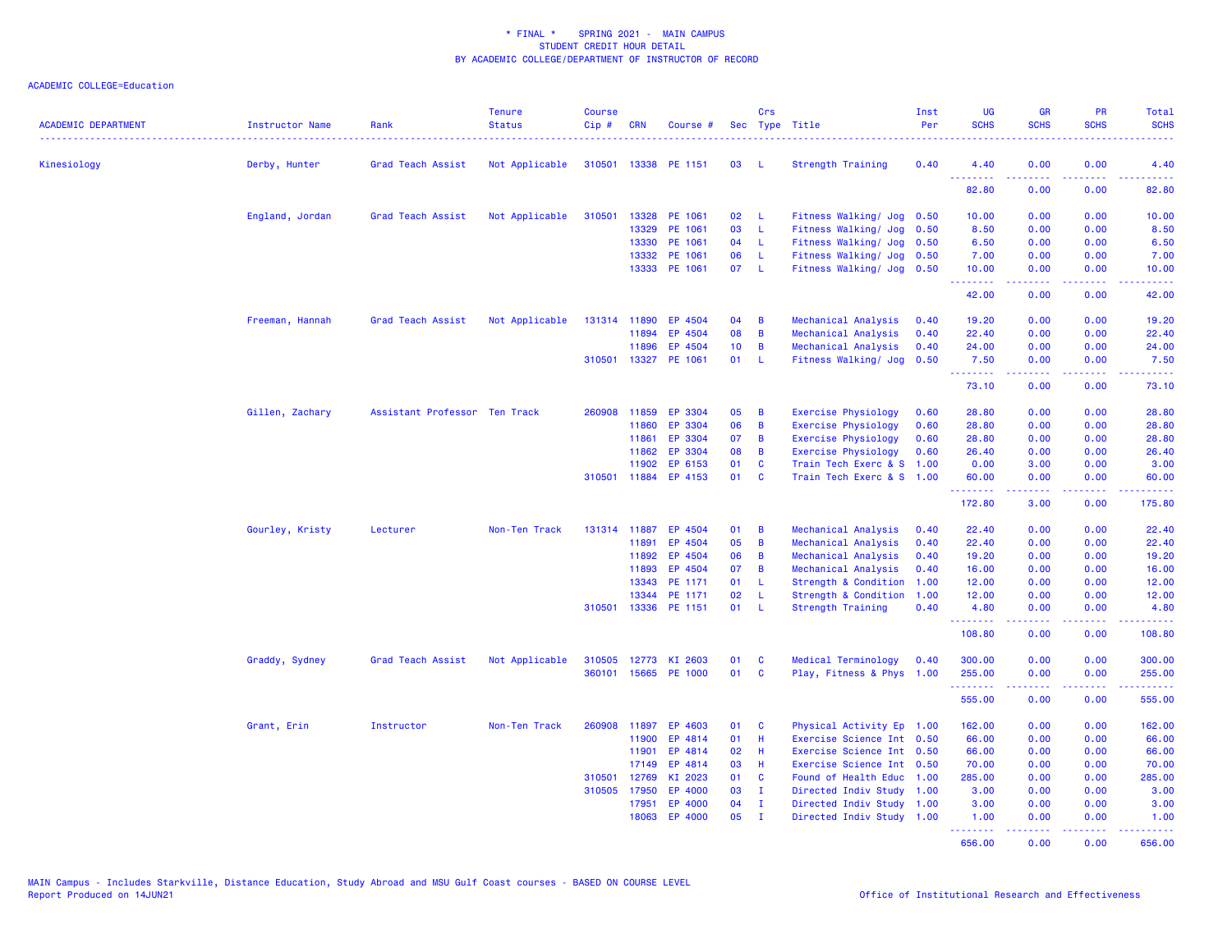\* FINAL \* SPRING 2021 - MAIN CAMPUS
STUDENT CREDIT HOUR DETAIL
BY ACADEMIC COLLEGE/DEPARTMENT OF INSTRUCTOR OF RECORD

ACADEMIC COLLEGE=Education

| ACADEMIC DEPARTMENT | Instructor Name | Rank | Tenure Status | Course Cip # | CRN | Course # | Sec | Crs Type | Title | Inst Per | UG SCHS | GR SCHS | PR SCHS | Total SCHS |
|---|---|---|---|---|---|---|---|---|---|---|---|---|---|---|
| Kinesiology | Derby, Hunter | Grad Teach Assist | Not Applicable | 310501 | 13338 | PE 1151 | 03 | L | Strength Training | 0.40 | 4.40 | 0.00 | 0.00 | 4.40 |
| | | | | | | | | | | | 82.80 | 0.00 | 0.00 | 82.80 |
| | England, Jordan | Grad Teach Assist | Not Applicable | 310501 | 13328 | PE 1061 | 02 | L | Fitness Walking/ Jog | 0.50 | 10.00 | 0.00 | 0.00 | 10.00 |
| | | | | | 13329 | PE 1061 | 03 | L | Fitness Walking/ Jog | 0.50 | 8.50 | 0.00 | 0.00 | 8.50 |
| | | | | | 13330 | PE 1061 | 04 | L | Fitness Walking/ Jog | 0.50 | 6.50 | 0.00 | 0.00 | 6.50 |
| | | | | | 13332 | PE 1061 | 06 | L | Fitness Walking/ Jog | 0.50 | 7.00 | 0.00 | 0.00 | 7.00 |
| | | | | | 13333 | PE 1061 | 07 | L | Fitness Walking/ Jog | 0.50 | 10.00 | 0.00 | 0.00 | 10.00 |
| | | | | | | | | | | | 42.00 | 0.00 | 0.00 | 42.00 |
| | Freeman, Hannah | Grad Teach Assist | Not Applicable | 131314 | 11890 | EP 4504 | 04 | B | Mechanical Analysis | 0.40 | 19.20 | 0.00 | 0.00 | 19.20 |
| | | | | | 11894 | EP 4504 | 08 | B | Mechanical Analysis | 0.40 | 22.40 | 0.00 | 0.00 | 22.40 |
| | | | | | 11896 | EP 4504 | 10 | B | Mechanical Analysis | 0.40 | 24.00 | 0.00 | 0.00 | 24.00 |
| | | | | 310501 | 13327 | PE 1061 | 01 | L | Fitness Walking/ Jog | 0.50 | 7.50 | 0.00 | 0.00 | 7.50 |
| | | | | | | | | | | | 73.10 | 0.00 | 0.00 | 73.10 |
| | Gillen, Zachary | Assistant Professor | Ten Track | 260908 | 11859 | EP 3304 | 05 | B | Exercise Physiology | 0.60 | 28.80 | 0.00 | 0.00 | 28.80 |
| | | | | | 11860 | EP 3304 | 06 | B | Exercise Physiology | 0.60 | 28.80 | 0.00 | 0.00 | 28.80 |
| | | | | | 11861 | EP 3304 | 07 | B | Exercise Physiology | 0.60 | 28.80 | 0.00 | 0.00 | 28.80 |
| | | | | | 11862 | EP 3304 | 08 | B | Exercise Physiology | 0.60 | 26.40 | 0.00 | 0.00 | 26.40 |
| | | | | | 11902 | EP 6153 | 01 | C | Train Tech Exerc & S | 1.00 | 0.00 | 3.00 | 0.00 | 3.00 |
| | | | | 310501 | 11884 | EP 4153 | 01 | C | Train Tech Exerc & S | 1.00 | 60.00 | 0.00 | 0.00 | 60.00 |
| | | | | | | | | | | | 172.80 | 3.00 | 0.00 | 175.80 |
| | Gourley, Kristy | Lecturer | Non-Ten Track | 131314 | 11887 | EP 4504 | 01 | B | Mechanical Analysis | 0.40 | 22.40 | 0.00 | 0.00 | 22.40 |
| | | | | | 11891 | EP 4504 | 05 | B | Mechanical Analysis | 0.40 | 22.40 | 0.00 | 0.00 | 22.40 |
| | | | | | 11892 | EP 4504 | 06 | B | Mechanical Analysis | 0.40 | 19.20 | 0.00 | 0.00 | 19.20 |
| | | | | | 11893 | EP 4504 | 07 | B | Mechanical Analysis | 0.40 | 16.00 | 0.00 | 0.00 | 16.00 |
| | | | | | 13343 | PE 1171 | 01 | L | Strength & Condition | 1.00 | 12.00 | 0.00 | 0.00 | 12.00 |
| | | | | | 13344 | PE 1171 | 02 | L | Strength & Condition | 1.00 | 12.00 | 0.00 | 0.00 | 12.00 |
| | | | | 310501 | 13336 | PE 1151 | 01 | L | Strength Training | 0.40 | 4.80 | 0.00 | 0.00 | 4.80 |
| | | | | | | | | | | | 108.80 | 0.00 | 0.00 | 108.80 |
| | Graddy, Sydney | Grad Teach Assist | Not Applicable | 310505 | 12773 | KI 2603 | 01 | C | Medical Terminology | 0.40 | 300.00 | 0.00 | 0.00 | 300.00 |
| | | | | 360101 | 15665 | PE 1000 | 01 | C | Play, Fitness & Phys | 1.00 | 255.00 | 0.00 | 0.00 | 255.00 |
| | | | | | | | | | | | 555.00 | 0.00 | 0.00 | 555.00 |
| | Grant, Erin | Instructor | Non-Ten Track | 260908 | 11897 | EP 4603 | 01 | C | Physical Activity Ep | 1.00 | 162.00 | 0.00 | 0.00 | 162.00 |
| | | | | | 11900 | EP 4814 | 01 | H | Exercise Science Int | 0.50 | 66.00 | 0.00 | 0.00 | 66.00 |
| | | | | | 11901 | EP 4814 | 02 | H | Exercise Science Int | 0.50 | 66.00 | 0.00 | 0.00 | 66.00 |
| | | | | | 17149 | EP 4814 | 03 | H | Exercise Science Int | 0.50 | 70.00 | 0.00 | 0.00 | 70.00 |
| | | | | 310501 | 12769 | KI 2023 | 01 | C | Found of Health Educ | 1.00 | 285.00 | 0.00 | 0.00 | 285.00 |
| | | | | 310505 | 17950 | EP 4000 | 03 | I | Directed Indiv Study | 1.00 | 3.00 | 0.00 | 0.00 | 3.00 |
| | | | | | 17951 | EP 4000 | 04 | I | Directed Indiv Study | 1.00 | 3.00 | 0.00 | 0.00 | 3.00 |
| | | | | | 18063 | EP 4000 | 05 | I | Directed Indiv Study | 1.00 | 1.00 | 0.00 | 0.00 | 1.00 |
| | | | | | | | | | | | 656.00 | 0.00 | 0.00 | 656.00 |

MAIN Campus - Includes Starkville, Distance Education, Study Abroad and MSU Gulf Coast courses - BASED ON COURSE LEVEL
Report Produced on 14JUN21

Office of Institutional Research and Effectiveness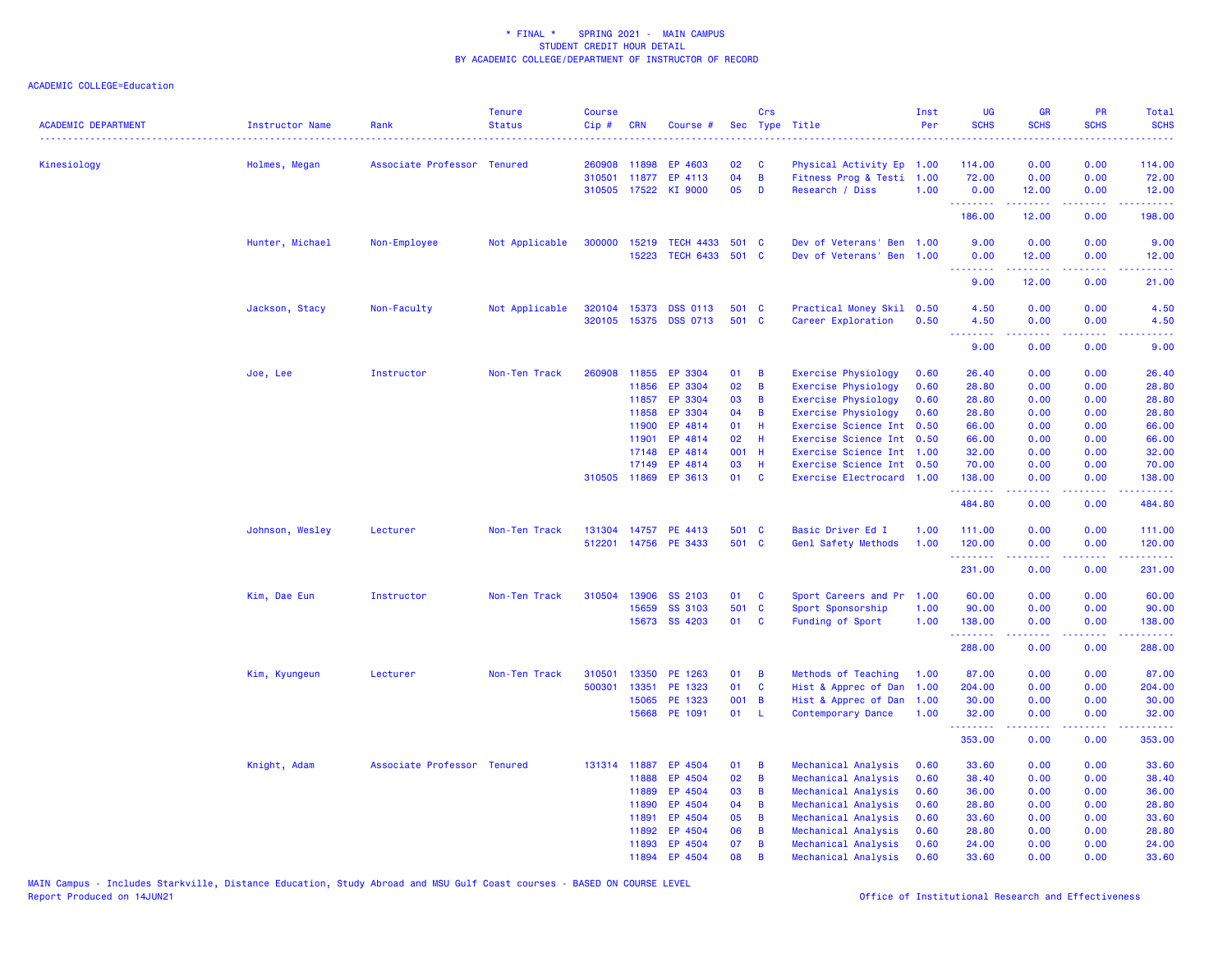\* FINAL \* SPRING 2021 - MAIN CAMPUS
STUDENT CREDIT HOUR DETAIL
BY ACADEMIC COLLEGE/DEPARTMENT OF INSTRUCTOR OF RECORD

ACADEMIC COLLEGE=Education

| ACADEMIC DEPARTMENT | Instructor Name | Rank | Tenure Status | Course Cip # | CRN | Course # | Sec | Crs Type | Title | Inst Per | UG SCHS | GR SCHS | PR SCHS | Total SCHS |
|---|---|---|---|---|---|---|---|---|---|---|---|---|---|---|
| Kinesiology | Holmes, Megan | Associate Professor | Tenured | 260908 | 11898 | EP 4603 | 02 | C | Physical Activity Ep | 1.00 | 114.00 | 0.00 | 0.00 | 114.00 |
| | | | | 310501 | 11877 | EP 4113 | 04 | B | Fitness Prog & Testi | 1.00 | 72.00 | 0.00 | 0.00 | 72.00 |
| | | | | 310505 | 17522 | KI 9000 | 05 | D | Research / Diss | 1.00 | 0.00 | 12.00 | 0.00 | 12.00 |
| | | | | | | | | | | | 186.00 | 12.00 | 0.00 | 198.00 |
| | Hunter, Michael | Non-Employee | Not Applicable | 300000 | 15219 | TECH 4433 | 501 | C | Dev of Veterans' Ben | 1.00 | 9.00 | 0.00 | 0.00 | 9.00 |
| | | | | | 15223 | TECH 6433 | 501 | C | Dev of Veterans' Ben | 1.00 | 0.00 | 12.00 | 0.00 | 12.00 |
| | | | | | | | | | | | 9.00 | 12.00 | 0.00 | 21.00 |
| | Jackson, Stacy | Non-Faculty | Not Applicable | 320104 | 15373 | DSS 0113 | 501 | C | Practical Money Skil | 0.50 | 4.50 | 0.00 | 0.00 | 4.50 |
| | | | | 320105 | 15375 | DSS 0713 | 501 | C | Career Exploration | 0.50 | 4.50 | 0.00 | 0.00 | 4.50 |
| | | | | | | | | | | | 9.00 | 0.00 | 0.00 | 9.00 |
| | Joe, Lee | Instructor | Non-Ten Track | 260908 | 11855 | EP 3304 | 01 | B | Exercise Physiology | 0.60 | 26.40 | 0.00 | 0.00 | 26.40 |
| | | | | | 11856 | EP 3304 | 02 | B | Exercise Physiology | 0.60 | 28.80 | 0.00 | 0.00 | 28.80 |
| | | | | | 11857 | EP 3304 | 03 | B | Exercise Physiology | 0.60 | 28.80 | 0.00 | 0.00 | 28.80 |
| | | | | | 11858 | EP 3304 | 04 | B | Exercise Physiology | 0.60 | 28.80 | 0.00 | 0.00 | 28.80 |
| | | | | | 11900 | EP 4814 | 01 | H | Exercise Science Int | 0.50 | 66.00 | 0.00 | 0.00 | 66.00 |
| | | | | | 11901 | EP 4814 | 02 | H | Exercise Science Int | 0.50 | 66.00 | 0.00 | 0.00 | 66.00 |
| | | | | | 17148 | EP 4814 | 001 | H | Exercise Science Int | 1.00 | 32.00 | 0.00 | 0.00 | 32.00 |
| | | | | | 17149 | EP 4814 | 03 | H | Exercise Science Int | 0.50 | 70.00 | 0.00 | 0.00 | 70.00 |
| | | | | 310505 | 11869 | EP 3613 | 01 | C | Exercise Electrocard | 1.00 | 138.00 | 0.00 | 0.00 | 138.00 |
| | | | | | | | | | | | 484.80 | 0.00 | 0.00 | 484.80 |
| | Johnson, Wesley | Lecturer | Non-Ten Track | 131304 | 14757 | PE 4413 | 501 | C | Basic Driver Ed I | 1.00 | 111.00 | 0.00 | 0.00 | 111.00 |
| | | | | 512201 | 14756 | PE 3433 | 501 | C | Genl Safety Methods | 1.00 | 120.00 | 0.00 | 0.00 | 120.00 |
| | | | | | | | | | | | 231.00 | 0.00 | 0.00 | 231.00 |
| | Kim, Dae Eun | Instructor | Non-Ten Track | 310504 | 13906 | SS 2103 | 01 | C | Sport Careers and Pr | 1.00 | 60.00 | 0.00 | 0.00 | 60.00 |
| | | | | | 15659 | SS 3103 | 501 | C | Sport Sponsorship | 1.00 | 90.00 | 0.00 | 0.00 | 90.00 |
| | | | | | 15673 | SS 4203 | 01 | C | Funding of Sport | 1.00 | 138.00 | 0.00 | 0.00 | 138.00 |
| | | | | | | | | | | | 288.00 | 0.00 | 0.00 | 288.00 |
| | Kim, Kyungeun | Lecturer | Non-Ten Track | 310501 | 13350 | PE 1263 | 01 | B | Methods of Teaching | 1.00 | 87.00 | 0.00 | 0.00 | 87.00 |
| | | | | 500301 | 13351 | PE 1323 | 01 | C | Hist & Apprec of Dan | 1.00 | 204.00 | 0.00 | 0.00 | 204.00 |
| | | | | | 15065 | PE 1323 | 001 | B | Hist & Apprec of Dan | 1.00 | 30.00 | 0.00 | 0.00 | 30.00 |
| | | | | | 15668 | PE 1091 | 01 | L | Contemporary Dance | 1.00 | 32.00 | 0.00 | 0.00 | 32.00 |
| | | | | | | | | | | | 353.00 | 0.00 | 0.00 | 353.00 |
| | Knight, Adam | Associate Professor | Tenured | 131314 | 11887 | EP 4504 | 01 | B | Mechanical Analysis | 0.60 | 33.60 | 0.00 | 0.00 | 33.60 |
| | | | | | 11888 | EP 4504 | 02 | B | Mechanical Analysis | 0.60 | 38.40 | 0.00 | 0.00 | 38.40 |
| | | | | | 11889 | EP 4504 | 03 | B | Mechanical Analysis | 0.60 | 36.00 | 0.00 | 0.00 | 36.00 |
| | | | | | 11890 | EP 4504 | 04 | B | Mechanical Analysis | 0.60 | 28.80 | 0.00 | 0.00 | 28.80 |
| | | | | | 11891 | EP 4504 | 05 | B | Mechanical Analysis | 0.60 | 33.60 | 0.00 | 0.00 | 33.60 |
| | | | | | 11892 | EP 4504 | 06 | B | Mechanical Analysis | 0.60 | 28.80 | 0.00 | 0.00 | 28.80 |
| | | | | | 11893 | EP 4504 | 07 | B | Mechanical Analysis | 0.60 | 24.00 | 0.00 | 0.00 | 24.00 |
| | | | | | 11894 | EP 4504 | 08 | B | Mechanical Analysis | 0.60 | 33.60 | 0.00 | 0.00 | 33.60 |

MAIN Campus - Includes Starkville, Distance Education, Study Abroad and MSU Gulf Coast courses - BASED ON COURSE LEVEL
Report Produced on 14JUN21

Office of Institutional Research and Effectiveness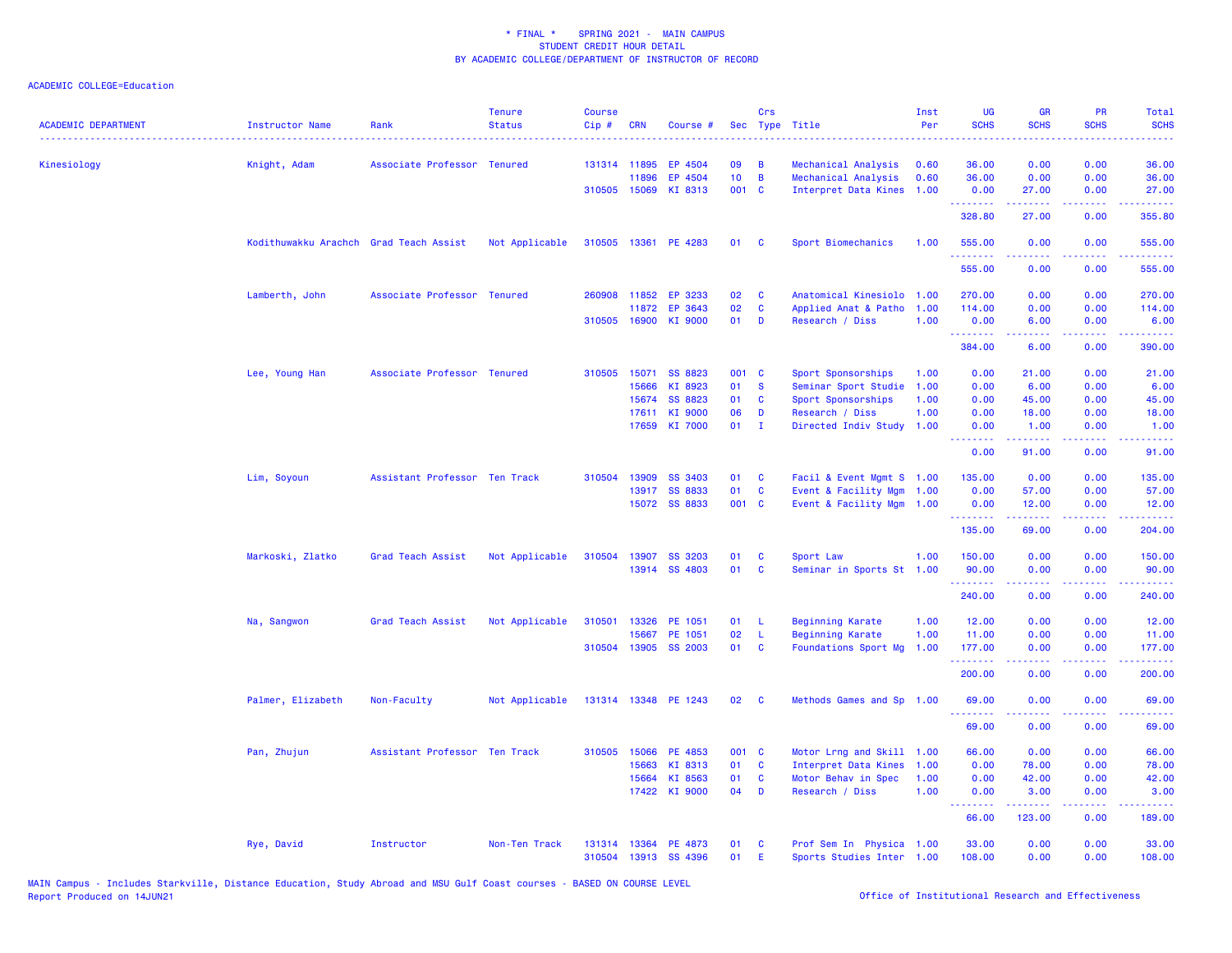\* FINAL \* SPRING 2021 - MAIN CAMPUS
STUDENT CREDIT HOUR DETAIL
BY ACADEMIC COLLEGE/DEPARTMENT OF INSTRUCTOR OF RECORD

ACADEMIC COLLEGE=Education

| ACADEMIC DEPARTMENT | Instructor Name | Rank | Tenure Status | Course Cip # | CRN | Course # | Sec | Crs Type | Title | Inst Per | UG SCHS | GR SCHS | PR SCHS | Total SCHS |
|---|---|---|---|---|---|---|---|---|---|---|---|---|---|---|
| Kinesiology | Knight, Adam | Associate Professor | Tenured | 131314 | 11895 | EP 4504 | 09 | B | Mechanical Analysis | 0.60 | 36.00 | 0.00 | 0.00 | 36.00 |
| | | | | | 11896 | EP 4504 | 10 | B | Mechanical Analysis | 0.60 | 36.00 | 0.00 | 0.00 | 36.00 |
| | | | | 310505 | 15069 | KI 8313 | 001 | C | Interpret Data Kines | 1.00 | 0.00 | 27.00 | 0.00 | 27.00 |
| | | | | | | | | | | | 328.80 | 27.00 | 0.00 | 355.80 |
| | Kodithuwakku Arachch | Grad Teach Assist | Not Applicable | 310505 | 13361 | PE 4283 | 01 | C | Sport Biomechanics | 1.00 | 555.00 | 0.00 | 0.00 | 555.00 |
| | | | | | | | | | | | 555.00 | 0.00 | 0.00 | 555.00 |
| | Lamberth, John | Associate Professor | Tenured | 260908 | 11852 | EP 3233 | 02 | C | Anatomical Kinesiolo | 1.00 | 270.00 | 0.00 | 0.00 | 270.00 |
| | | | | | 11872 | EP 3643 | 02 | C | Applied Anat & Patho | 1.00 | 114.00 | 0.00 | 0.00 | 114.00 |
| | | | | 310505 | 16900 | KI 9000 | 01 | D | Research / Diss | 1.00 | 0.00 | 6.00 | 0.00 | 6.00 |
| | | | | | | | | | | | 384.00 | 6.00 | 0.00 | 390.00 |
| | Lee, Young Han | Associate Professor | Tenured | 310505 | 15071 | SS 8823 | 001 | C | Sport Sponsorships | 1.00 | 0.00 | 21.00 | 0.00 | 21.00 |
| | | | | | 15666 | KI 8923 | 01 | S | Seminar Sport Studie | 1.00 | 0.00 | 6.00 | 0.00 | 6.00 |
| | | | | | 15674 | SS 8823 | 01 | C | Sport Sponsorships | 1.00 | 0.00 | 45.00 | 0.00 | 45.00 |
| | | | | | 17611 | KI 9000 | 06 | D | Research / Diss | 1.00 | 0.00 | 18.00 | 0.00 | 18.00 |
| | | | | | 17659 | KI 7000 | 01 | I | Directed Indiv Study | 1.00 | 0.00 | 1.00 | 0.00 | 1.00 |
| | | | | | | | | | | | 0.00 | 91.00 | 0.00 | 91.00 |
| | Lim, Soyoun | Assistant Professor | Ten Track | 310504 | 13909 | SS 3403 | 01 | C | Facil & Event Mgmt S | 1.00 | 135.00 | 0.00 | 0.00 | 135.00 |
| | | | | | 13917 | SS 8833 | 01 | C | Event & Facility Mgm | 1.00 | 0.00 | 57.00 | 0.00 | 57.00 |
| | | | | | 15072 | SS 8833 | 001 | C | Event & Facility Mgm | 1.00 | 0.00 | 12.00 | 0.00 | 12.00 |
| | | | | | | | | | | | 135.00 | 69.00 | 0.00 | 204.00 |
| | Markoski, Zlatko | Grad Teach Assist | Not Applicable | 310504 | 13907 | SS 3203 | 01 | C | Sport Law | 1.00 | 150.00 | 0.00 | 0.00 | 150.00 |
| | | | | | 13914 | SS 4803 | 01 | C | Seminar in Sports St | 1.00 | 90.00 | 0.00 | 0.00 | 90.00 |
| | | | | | | | | | | | 240.00 | 0.00 | 0.00 | 240.00 |
| | Na, Sangwon | Grad Teach Assist | Not Applicable | 310501 | 13326 | PE 1051 | 01 | L | Beginning Karate | 1.00 | 12.00 | 0.00 | 0.00 | 12.00 |
| | | | | | 15667 | PE 1051 | 02 | L | Beginning Karate | 1.00 | 11.00 | 0.00 | 0.00 | 11.00 |
| | | | | 310504 | 13905 | SS 2003 | 01 | C | Foundations Sport Mg | 1.00 | 177.00 | 0.00 | 0.00 | 177.00 |
| | | | | | | | | | | | 200.00 | 0.00 | 0.00 | 200.00 |
| | Palmer, Elizabeth | Non-Faculty | Not Applicable | 131314 | 13348 | PE 1243 | 02 | C | Methods Games and Sp | 1.00 | 69.00 | 0.00 | 0.00 | 69.00 |
| | | | | | | | | | | | 69.00 | 0.00 | 0.00 | 69.00 |
| | Pan, Zhujun | Assistant Professor | Ten Track | 310505 | 15066 | PE 4853 | 001 | C | Motor Lrng and Skill | 1.00 | 66.00 | 0.00 | 0.00 | 66.00 |
| | | | | | 15663 | KI 8313 | 01 | C | Interpret Data Kines | 1.00 | 0.00 | 78.00 | 0.00 | 78.00 |
| | | | | | 15664 | KI 8563 | 01 | C | Motor Behav in Spec | 1.00 | 0.00 | 42.00 | 0.00 | 42.00 |
| | | | | | 17422 | KI 9000 | 04 | D | Research / Diss | 1.00 | 0.00 | 3.00 | 0.00 | 3.00 |
| | | | | | | | | | | | 66.00 | 123.00 | 0.00 | 189.00 |
| | Rye, David | Instructor | Non-Ten Track | 131314 | 13364 | PE 4873 | 01 | C | Prof Sem In Physica | 1.00 | 33.00 | 0.00 | 0.00 | 33.00 |
| | | | | 310504 | 13913 | SS 4396 | 01 | E | Sports Studies Inter | 1.00 | 108.00 | 0.00 | 0.00 | 108.00 |

MAIN Campus - Includes Starkville, Distance Education, Study Abroad and MSU Gulf Coast courses - BASED ON COURSE LEVEL
Report Produced on 14JUN21

Office of Institutional Research and Effectiveness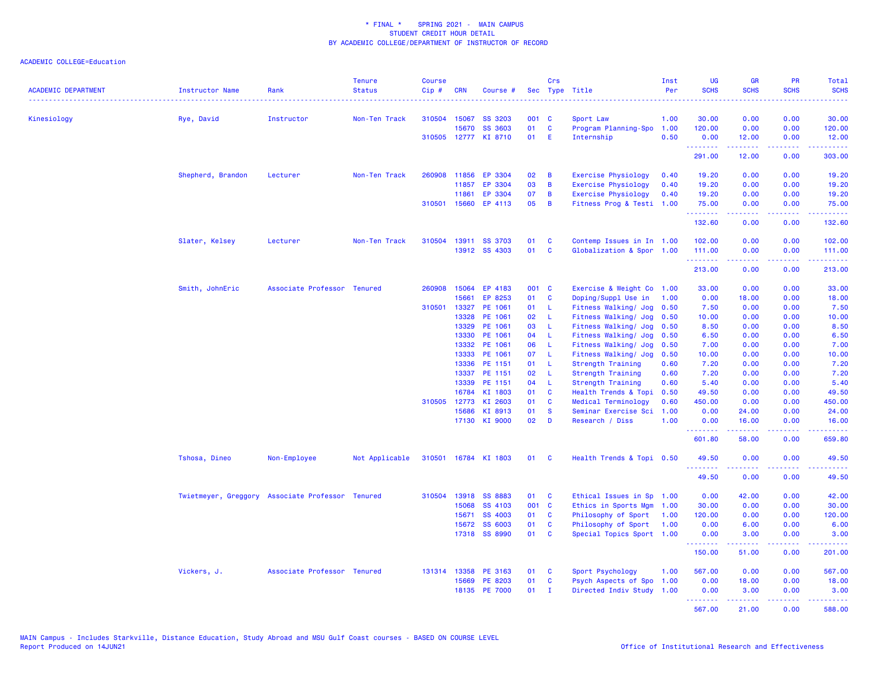\* FINAL \* SPRING 2021 - MAIN CAMPUS
STUDENT CREDIT HOUR DETAIL
BY ACADEMIC COLLEGE/DEPARTMENT OF INSTRUCTOR OF RECORD

ACADEMIC COLLEGE=Education

| ACADEMIC DEPARTMENT | Instructor Name | Rank | Tenure Status | Course Cip # | CRN | Course # | Sec | Crs Type | Title | Inst Per | UG SCHS | GR SCHS | PR SCHS | Total SCHS |
|---|---|---|---|---|---|---|---|---|---|---|---|---|---|---|
| Kinesiology | Rye, David | Instructor | Non-Ten Track | 310504 | 15067 | SS 3203 | 001 | C | Sport Law | 1.00 | 30.00 | 0.00 | 0.00 | 30.00 |
| | | | | | 15670 | SS 3603 | 01 | C | Program Planning-Spo | 1.00 | 120.00 | 0.00 | 0.00 | 120.00 |
| | | | | 310505 | 12777 | KI 8710 | 01 | E | Internship | 0.50 | 0.00 | 12.00 | 0.00 | 12.00 |
| | | | | | | | | | | | 291.00 | 12.00 | 0.00 | 303.00 |
| | Shepherd, Brandon | Lecturer | Non-Ten Track | 260908 | 11856 | EP 3304 | 02 | B | Exercise Physiology | 0.40 | 19.20 | 0.00 | 0.00 | 19.20 |
| | | | | | 11857 | EP 3304 | 03 | B | Exercise Physiology | 0.40 | 19.20 | 0.00 | 0.00 | 19.20 |
| | | | | | 11861 | EP 3304 | 07 | B | Exercise Physiology | 0.40 | 19.20 | 0.00 | 0.00 | 19.20 |
| | | | | 310501 | 15660 | EP 4113 | 05 | B | Fitness Prog & Testi | 1.00 | 75.00 | 0.00 | 0.00 | 75.00 |
| | | | | | | | | | | | 132.60 | 0.00 | 0.00 | 132.60 |
| | Slater, Kelsey | Lecturer | Non-Ten Track | 310504 | 13911 | SS 3703 | 01 | C | Contemp Issues in In | 1.00 | 102.00 | 0.00 | 0.00 | 102.00 |
| | | | | | 13912 | SS 4303 | 01 | C | Globalization & Spor | 1.00 | 111.00 | 0.00 | 0.00 | 111.00 |
| | | | | | | | | | | | 213.00 | 0.00 | 0.00 | 213.00 |
| | Smith, JohnEric | Associate Professor | Tenured | 260908 | 15064 | EP 4183 | 001 | C | Exercise & Weight Co | 1.00 | 33.00 | 0.00 | 0.00 | 33.00 |
| | | | | | 15661 | EP 8253 | 01 | C | Doping/Suppl Use in | 1.00 | 0.00 | 18.00 | 0.00 | 18.00 |
| | | | | 310501 | 13327 | PE 1061 | 01 | L | Fitness Walking/ Jog | 0.50 | 7.50 | 0.00 | 0.00 | 7.50 |
| | | | | | 13328 | PE 1061 | 02 | L | Fitness Walking/ Jog | 0.50 | 10.00 | 0.00 | 0.00 | 10.00 |
| | | | | | 13329 | PE 1061 | 03 | L | Fitness Walking/ Jog | 0.50 | 8.50 | 0.00 | 0.00 | 8.50 |
| | | | | | 13330 | PE 1061 | 04 | L | Fitness Walking/ Jog | 0.50 | 6.50 | 0.00 | 0.00 | 6.50 |
| | | | | | 13332 | PE 1061 | 06 | L | Fitness Walking/ Jog | 0.50 | 7.00 | 0.00 | 0.00 | 7.00 |
| | | | | | 13333 | PE 1061 | 07 | L | Fitness Walking/ Jog | 0.50 | 10.00 | 0.00 | 0.00 | 10.00 |
| | | | | | 13336 | PE 1151 | 01 | L | Strength Training | 0.60 | 7.20 | 0.00 | 0.00 | 7.20 |
| | | | | | 13337 | PE 1151 | 02 | L | Strength Training | 0.60 | 7.20 | 0.00 | 0.00 | 7.20 |
| | | | | | 13339 | PE 1151 | 04 | L | Strength Training | 0.60 | 5.40 | 0.00 | 0.00 | 5.40 |
| | | | | | 16784 | KI 1803 | 01 | C | Health Trends & Topi | 0.50 | 49.50 | 0.00 | 0.00 | 49.50 |
| | | | | 310505 | 12773 | KI 2603 | 01 | C | Medical Terminology | 0.60 | 450.00 | 0.00 | 0.00 | 450.00 |
| | | | | | 15686 | KI 8913 | 01 | S | Seminar Exercise Sci | 1.00 | 0.00 | 24.00 | 0.00 | 24.00 |
| | | | | | 17130 | KI 9000 | 02 | D | Research / Diss | 1.00 | 0.00 | 16.00 | 0.00 | 16.00 |
| | | | | | | | | | | | 601.80 | 58.00 | 0.00 | 659.80 |
| | Tshosa, Dineo | Non-Employee | Not Applicable | 310501 | 16784 | KI 1803 | 01 | C | Health Trends & Topi | 0.50 | 49.50 | 0.00 | 0.00 | 49.50 |
| | | | | | | | | | | | 49.50 | 0.00 | 0.00 | 49.50 |
| | Twietmeyer, Greggory | Associate Professor | Tenured | 310504 | 13918 | SS 8883 | 01 | C | Ethical Issues in Sp | 1.00 | 0.00 | 42.00 | 0.00 | 42.00 |
| | | | | | 15068 | SS 4103 | 001 | C | Ethics in Sports Mgm | 1.00 | 30.00 | 0.00 | 0.00 | 30.00 |
| | | | | | 15671 | SS 4003 | 01 | C | Philosophy of Sport | 1.00 | 120.00 | 0.00 | 0.00 | 120.00 |
| | | | | | 15672 | SS 6003 | 01 | C | Philosophy of Sport | 1.00 | 0.00 | 6.00 | 0.00 | 6.00 |
| | | | | | 17318 | SS 8990 | 01 | C | Special Topics Sport | 1.00 | 0.00 | 3.00 | 0.00 | 3.00 |
| | | | | | | | | | | | 150.00 | 51.00 | 0.00 | 201.00 |
| | Vickers, J. | Associate Professor | Tenured | 131314 | 13358 | PE 3163 | 01 | C | Sport Psychology | 1.00 | 567.00 | 0.00 | 0.00 | 567.00 |
| | | | | | 15669 | PE 8203 | 01 | C | Psych Aspects of Spo | 1.00 | 0.00 | 18.00 | 0.00 | 18.00 |
| | | | | | 18135 | PE 7000 | 01 | I | Directed Indiv Study | 1.00 | 0.00 | 3.00 | 0.00 | 3.00 |
| | | | | | | | | | | | 567.00 | 21.00 | 0.00 | 588.00 |

MAIN Campus - Includes Starkville, Distance Education, Study Abroad and MSU Gulf Coast courses - BASED ON COURSE LEVEL
Report Produced on 14JUN21

Office of Institutional Research and Effectiveness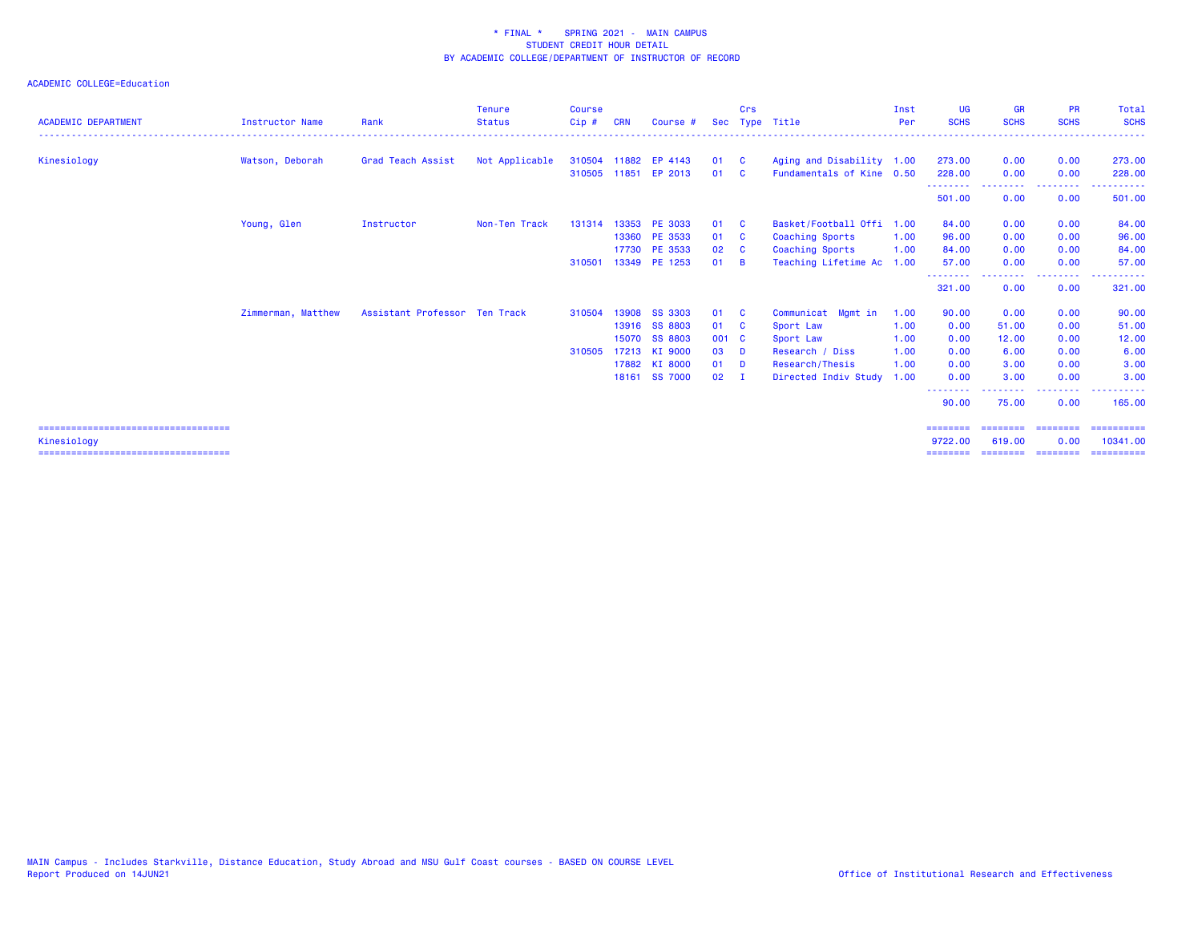\* FINAL \*    SPRING 2021 -  MAIN CAMPUS
STUDENT CREDIT HOUR DETAIL
BY ACADEMIC COLLEGE/DEPARTMENT OF INSTRUCTOR OF RECORD

ACADEMIC COLLEGE=Education

| ACADEMIC DEPARTMENT | Instructor Name | Rank | Tenure Status | Course Cip # | CRN | Course # | Sec | Crs Type | Title | Inst Per | UG SCHS | GR SCHS | PR SCHS | Total SCHS |
|---|---|---|---|---|---|---|---|---|---|---|---|---|---|---|
| Kinesiology | Watson, Deborah | Grad Teach Assist | Not Applicable | 310504 | 11882 | EP 4143 | 01 | C | Aging and Disability | 1.00 | 273.00 | 0.00 | 0.00 | 273.00 |
| | | | | 310505 | 11851 | EP 2013 | 01 | C | Fundamentals of Kine | 0.50 | 228.00 | 0.00 | 0.00 | 228.00 |
| | | | | | | | | | | | 501.00 | 0.00 | 0.00 | 501.00 |
| | Young, Glen | Instructor | Non-Ten Track | 131314 | 13353 | PE 3033 | 01 | C | Basket/Football Offi | 1.00 | 84.00 | 0.00 | 0.00 | 84.00 |
| | | | | | 13360 | PE 3533 | 01 | C | Coaching Sports | 1.00 | 96.00 | 0.00 | 0.00 | 96.00 |
| | | | | | 17730 | PE 3533 | 02 | C | Coaching Sports | 1.00 | 84.00 | 0.00 | 0.00 | 84.00 |
| | | | | 310501 | 13349 | PE 1253 | 01 | B | Teaching Lifetime Ac | 1.00 | 57.00 | 0.00 | 0.00 | 57.00 |
| | | | | | | | | | | | 321.00 | 0.00 | 0.00 | 321.00 |
| | Zimmerman, Matthew | Assistant Professor | Ten Track | 310504 | 13908 | SS 3303 | 01 | C | Communicat  Mgmt in | 1.00 | 90.00 | 0.00 | 0.00 | 90.00 |
| | | | | | 13916 | SS 8803 | 01 | C | Sport Law | 1.00 | 0.00 | 51.00 | 0.00 | 51.00 |
| | | | | | 15070 | SS 8803 | 001 | C | Sport Law | 1.00 | 0.00 | 12.00 | 0.00 | 12.00 |
| | | | | 310505 | 17213 | KI 9000 | 03 | D | Research / Diss | 1.00 | 0.00 | 6.00 | 0.00 | 6.00 |
| | | | | | 17882 | KI 8000 | 01 | D | Research/Thesis | 1.00 | 0.00 | 3.00 | 0.00 | 3.00 |
| | | | | | 18161 | SS 7000 | 02 | I | Directed Indiv Study | 1.00 | 0.00 | 3.00 | 0.00 | 3.00 |
| | | | | | | | | | | | 90.00 | 75.00 | 0.00 | 165.00 |
| Kinesiology | | | | | | | | | | | 9722.00 | 619.00 | 0.00 | 10341.00 |

MAIN Campus - Includes Starkville, Distance Education, Study Abroad and MSU Gulf Coast courses - BASED ON COURSE LEVEL
Report Produced on 14JUN21

Office of Institutional Research and Effectiveness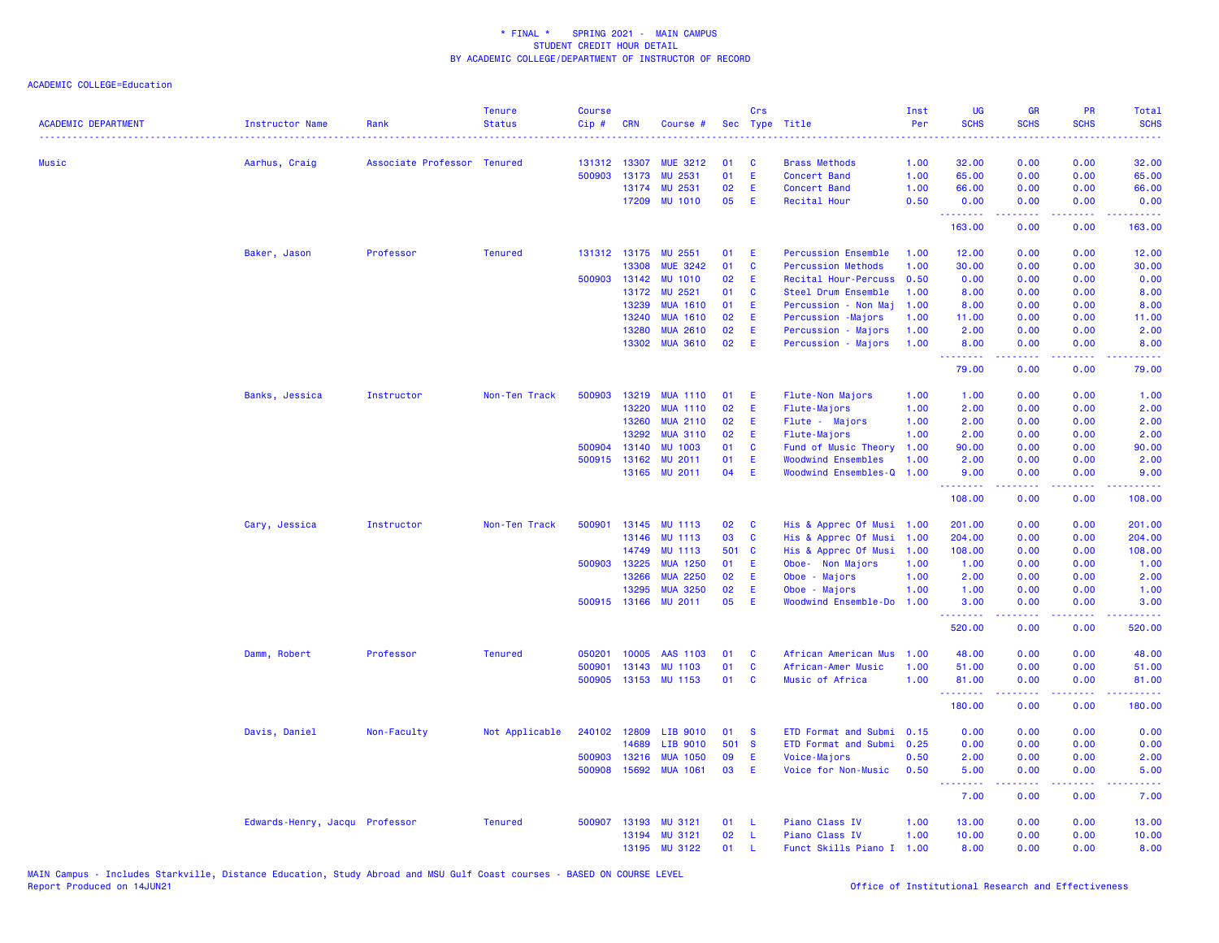\* FINAL \*  SPRING 2021 - MAIN CAMPUS
STUDENT CREDIT HOUR DETAIL
BY ACADEMIC COLLEGE/DEPARTMENT OF INSTRUCTOR OF RECORD

ACADEMIC COLLEGE=Education

| ACADEMIC DEPARTMENT | Instructor Name | Rank | Tenure Status | Course Cip # | CRN | Course # | Sec | Crs Type | Title | Inst Per | UG SCHS | GR SCHS | PR SCHS | Total SCHS |
|---|---|---|---|---|---|---|---|---|---|---|---|---|---|---|
| Music | Aarhus, Craig | Associate Professor | Tenured | 131312 | 13307 | MUE 3212 | 01 | C | Brass Methods | 1.00 | 32.00 | 0.00 | 0.00 | 32.00 |
| | | | | 500903 | 13173 | MU 2531 | 01 | E | Concert Band | 1.00 | 65.00 | 0.00 | 0.00 | 65.00 |
| | | | | | 13174 | MU 2531 | 02 | E | Concert Band | 1.00 | 66.00 | 0.00 | 0.00 | 66.00 |
| | | | | | 17209 | MU 1010 | 05 | E | Recital Hour | 0.50 | 0.00 | 0.00 | 0.00 | 0.00 |
| | | | | | | | | | | | 163.00 | 0.00 | 0.00 | 163.00 |
| | Baker, Jason | Professor | Tenured | 131312 | 13175 | MU 2551 | 01 | E | Percussion Ensemble | 1.00 | 12.00 | 0.00 | 0.00 | 12.00 |
| | | | | | 13308 | MUE 3242 | 01 | C | Percussion Methods | 1.00 | 30.00 | 0.00 | 0.00 | 30.00 |
| | | | | 500903 | 13142 | MU 1010 | 02 | E | Recital Hour-Percuss | 0.50 | 0.00 | 0.00 | 0.00 | 0.00 |
| | | | | | 13172 | MU 2521 | 01 | C | Steel Drum Ensemble | 1.00 | 8.00 | 0.00 | 0.00 | 8.00 |
| | | | | | 13239 | MUA 1610 | 01 | E | Percussion - Non Maj | 1.00 | 8.00 | 0.00 | 0.00 | 8.00 |
| | | | | | 13240 | MUA 1610 | 02 | E | Percussion -Majors | 1.00 | 11.00 | 0.00 | 0.00 | 11.00 |
| | | | | | 13280 | MUA 2610 | 02 | E | Percussion - Majors | 1.00 | 2.00 | 0.00 | 0.00 | 2.00 |
| | | | | | 13302 | MUA 3610 | 02 | E | Percussion - Majors | 1.00 | 8.00 | 0.00 | 0.00 | 8.00 |
| | | | | | | | | | | | 79.00 | 0.00 | 0.00 | 79.00 |
| | Banks, Jessica | Instructor | Non-Ten Track | 500903 | 13219 | MUA 1110 | 01 | E | Flute-Non Majors | 1.00 | 1.00 | 0.00 | 0.00 | 1.00 |
| | | | | | 13220 | MUA 1110 | 02 | E | Flute-Majors | 1.00 | 2.00 | 0.00 | 0.00 | 2.00 |
| | | | | | 13260 | MUA 2110 | 02 | E | Flute - Majors | 1.00 | 2.00 | 0.00 | 0.00 | 2.00 |
| | | | | | 13292 | MUA 3110 | 02 | E | Flute-Majors | 1.00 | 2.00 | 0.00 | 0.00 | 2.00 |
| | | | | 500904 | 13140 | MU 1003 | 01 | C | Fund of Music Theory | 1.00 | 90.00 | 0.00 | 0.00 | 90.00 |
| | | | | 500915 | 13162 | MU 2011 | 01 | E | Woodwind Ensembles | 1.00 | 2.00 | 0.00 | 0.00 | 2.00 |
| | | | | | 13165 | MU 2011 | 04 | E | Woodwind Ensembles-Q | 1.00 | 9.00 | 0.00 | 0.00 | 9.00 |
| | | | | | | | | | | | 108.00 | 0.00 | 0.00 | 108.00 |
| | Cary, Jessica | Instructor | Non-Ten Track | 500901 | 13145 | MU 1113 | 02 | C | His & Apprec Of Musi | 1.00 | 201.00 | 0.00 | 0.00 | 201.00 |
| | | | | | 13146 | MU 1113 | 03 | C | His & Apprec Of Musi | 1.00 | 204.00 | 0.00 | 0.00 | 204.00 |
| | | | | | 14749 | MU 1113 | 501 | C | His & Apprec Of Musi | 1.00 | 108.00 | 0.00 | 0.00 | 108.00 |
| | | | | 500903 | 13225 | MUA 1250 | 01 | E | Oboe- Non Majors | 1.00 | 1.00 | 0.00 | 0.00 | 1.00 |
| | | | | | 13266 | MUA 2250 | 02 | E | Oboe - Majors | 1.00 | 2.00 | 0.00 | 0.00 | 2.00 |
| | | | | | 13295 | MUA 3250 | 02 | E | Oboe - Majors | 1.00 | 1.00 | 0.00 | 0.00 | 1.00 |
| | | | | 500915 | 13166 | MU 2011 | 05 | E | Woodwind Ensemble-Do | 1.00 | 3.00 | 0.00 | 0.00 | 3.00 |
| | | | | | | | | | | | 520.00 | 0.00 | 0.00 | 520.00 |
| | Damm, Robert | Professor | Tenured | 050201 | 10005 | AAS 1103 | 01 | C | African American Mus | 1.00 | 48.00 | 0.00 | 0.00 | 48.00 |
| | | | | 500901 | 13143 | MU 1103 | 01 | C | African-Amer Music | 1.00 | 51.00 | 0.00 | 0.00 | 51.00 |
| | | | | 500905 | 13153 | MU 1153 | 01 | C | Music of Africa | 1.00 | 81.00 | 0.00 | 0.00 | 81.00 |
| | | | | | | | | | | | 180.00 | 0.00 | 0.00 | 180.00 |
| | Davis, Daniel | Non-Faculty | Not Applicable | 240102 | 12809 | LIB 9010 | 01 | S | ETD Format and Submi | 0.15 | 0.00 | 0.00 | 0.00 | 0.00 |
| | | | | | 14689 | LIB 9010 | 501 | S | ETD Format and Submi | 0.25 | 0.00 | 0.00 | 0.00 | 0.00 |
| | | | | 500903 | 13216 | MUA 1050 | 09 | E | Voice-Majors | 0.50 | 2.00 | 0.00 | 0.00 | 2.00 |
| | | | | 500908 | 15692 | MUA 1061 | 03 | E | Voice for Non-Music | 0.50 | 5.00 | 0.00 | 0.00 | 5.00 |
| | | | | | | | | | | | 7.00 | 0.00 | 0.00 | 7.00 |
| | Edwards-Henry, Jacqu | Professor | Tenured | 500907 | 13193 | MU 3121 | 01 | L | Piano Class IV | 1.00 | 13.00 | 0.00 | 0.00 | 13.00 |
| | | | | | 13194 | MU 3121 | 02 | L | Piano Class IV | 1.00 | 10.00 | 0.00 | 0.00 | 10.00 |
| | | | | | 13195 | MU 3122 | 01 | L | Funct Skills Piano I | 1.00 | 8.00 | 0.00 | 0.00 | 8.00 |

MAIN Campus - Includes Starkville, Distance Education, Study Abroad and MSU Gulf Coast courses - BASED ON COURSE LEVEL
Report Produced on 14JUN21

Office of Institutional Research and Effectiveness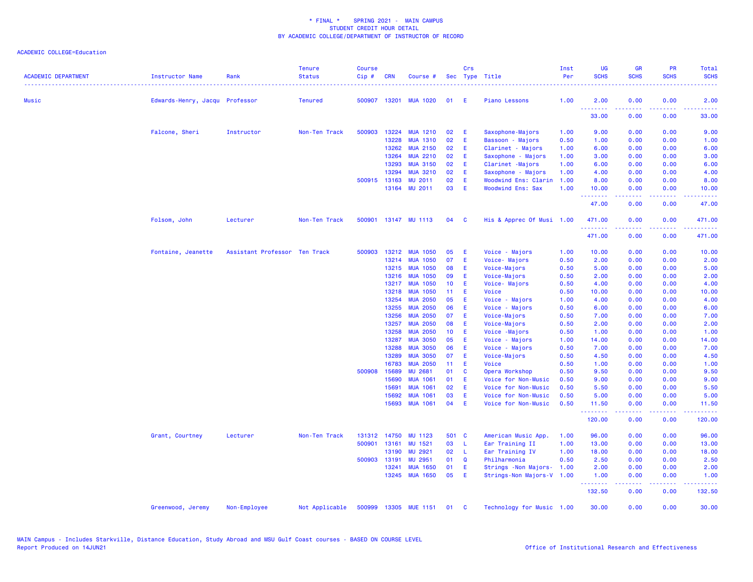\* FINAL \*    SPRING 2021 -  MAIN CAMPUS
STUDENT CREDIT HOUR DETAIL
BY ACADEMIC COLLEGE/DEPARTMENT OF INSTRUCTOR OF RECORD

ACADEMIC COLLEGE=Education

| ACADEMIC DEPARTMENT | Instructor Name | Rank | Tenure Status | Course Cip # | CRN | Course # | Sec | Crs Type | Title | Inst Per | UG SCHS | GR SCHS | PR SCHS | Total SCHS |
|---|---|---|---|---|---|---|---|---|---|---|---|---|---|---|
| Music | Edwards-Henry, Jacqu | Professor | Tenured | 500907 | 13201 | MUA 1020 | 01 | E | Piano Lessons | 1.00 | 2.00 | 0.00 | 0.00 | 2.00 |
| | | | | | | | | | | | 33.00 | 0.00 | 0.00 | 33.00 |
| | Falcone, Sheri | Instructor | Non-Ten Track | 500903 | 13224 | MUA 1210 | 02 | E | Saxophone-Majors | 1.00 | 9.00 | 0.00 | 0.00 | 9.00 |
| | | | | | 13228 | MUA 1310 | 02 | E | Bassoon - Majors | 0.50 | 1.00 | 0.00 | 0.00 | 1.00 |
| | | | | | 13262 | MUA 2150 | 02 | E | Clarinet - Majors | 1.00 | 6.00 | 0.00 | 0.00 | 6.00 |
| | | | | | 13264 | MUA 2210 | 02 | E | Saxophone - Majors | 1.00 | 3.00 | 0.00 | 0.00 | 3.00 |
| | | | | | 13293 | MUA 3150 | 02 | E | Clarinet -Majors | 1.00 | 6.00 | 0.00 | 0.00 | 6.00 |
| | | | | | 13294 | MUA 3210 | 02 | E | Saxophone - Majors | 1.00 | 4.00 | 0.00 | 0.00 | 4.00 |
| | | | | 500915 | 13163 | MU 2011 | 02 | E | Woodwind Ens: Clarin | 1.00 | 8.00 | 0.00 | 0.00 | 8.00 |
| | | | | | 13164 | MU 2011 | 03 | E | Woodwind Ens: Sax | 1.00 | 10.00 | 0.00 | 0.00 | 10.00 |
| | | | | | | | | | | | 47.00 | 0.00 | 0.00 | 47.00 |
| | Folsom, John | Lecturer | Non-Ten Track | 500901 | 13147 | MU 1113 | 04 | C | His & Apprec Of Musi | 1.00 | 471.00 | 0.00 | 0.00 | 471.00 |
| | | | | | | | | | | | 471.00 | 0.00 | 0.00 | 471.00 |
| | Fontaine, Jeanette | Assistant Professor | Ten Track | 500903 | 13212 | MUA 1050 | 05 | E | Voice - Majors | 1.00 | 10.00 | 0.00 | 0.00 | 10.00 |
| | | | | | 13214 | MUA 1050 | 07 | E | Voice- Majors | 0.50 | 2.00 | 0.00 | 0.00 | 2.00 |
| | | | | | 13215 | MUA 1050 | 08 | E | Voice-Majors | 0.50 | 5.00 | 0.00 | 0.00 | 5.00 |
| | | | | | 13216 | MUA 1050 | 09 | E | Voice-Majors | 0.50 | 2.00 | 0.00 | 0.00 | 2.00 |
| | | | | | 13217 | MUA 1050 | 10 | E | Voice- Majors | 0.50 | 4.00 | 0.00 | 0.00 | 4.00 |
| | | | | | 13218 | MUA 1050 | 11 | E | Voice | 0.50 | 10.00 | 0.00 | 0.00 | 10.00 |
| | | | | | 13254 | MUA 2050 | 05 | E | Voice - Majors | 1.00 | 4.00 | 0.00 | 0.00 | 4.00 |
| | | | | | 13255 | MUA 2050 | 06 | E | Voice - Majors | 0.50 | 6.00 | 0.00 | 0.00 | 6.00 |
| | | | | | 13256 | MUA 2050 | 07 | E | Voice-Majors | 0.50 | 7.00 | 0.00 | 0.00 | 7.00 |
| | | | | | 13257 | MUA 2050 | 08 | E | Voice-Majors | 0.50 | 2.00 | 0.00 | 0.00 | 2.00 |
| | | | | | 13258 | MUA 2050 | 10 | E | Voice -Majors | 0.50 | 1.00 | 0.00 | 0.00 | 1.00 |
| | | | | | 13287 | MUA 3050 | 05 | E | Voice - Majors | 1.00 | 14.00 | 0.00 | 0.00 | 14.00 |
| | | | | | 13288 | MUA 3050 | 06 | E | Voice - Majors | 0.50 | 7.00 | 0.00 | 0.00 | 7.00 |
| | | | | | 13289 | MUA 3050 | 07 | E | Voice-Majors | 0.50 | 4.50 | 0.00 | 0.00 | 4.50 |
| | | | | | 16783 | MUA 2050 | 11 | E | Voice | 0.50 | 1.00 | 0.00 | 0.00 | 1.00 |
| | | | | 500908 | 15689 | MU 2681 | 01 | C | Opera Workshop | 0.50 | 9.50 | 0.00 | 0.00 | 9.50 |
| | | | | | 15690 | MUA 1061 | 01 | E | Voice for Non-Music | 0.50 | 9.00 | 0.00 | 0.00 | 9.00 |
| | | | | | 15691 | MUA 1061 | 02 | E | Voice for Non-Music | 0.50 | 5.50 | 0.00 | 0.00 | 5.50 |
| | | | | | 15692 | MUA 1061 | 03 | E | Voice for Non-Music | 0.50 | 5.00 | 0.00 | 0.00 | 5.00 |
| | | | | | 15693 | MUA 1061 | 04 | E | Voice for Non-Music | 0.50 | 11.50 | 0.00 | 0.00 | 11.50 |
| | | | | | | | | | | | 120.00 | 0.00 | 0.00 | 120.00 |
| | Grant, Courtney | Lecturer | Non-Ten Track | 131312 | 14750 | MU 1123 | 501 | C | American Music App. | 1.00 | 96.00 | 0.00 | 0.00 | 96.00 |
| | | | | 500901 | 13161 | MU 1521 | 03 | L | Ear Training II | 1.00 | 13.00 | 0.00 | 0.00 | 13.00 |
| | | | | | 13190 | MU 2921 | 02 | L | Ear Training IV | 1.00 | 18.00 | 0.00 | 0.00 | 18.00 |
| | | | | 500903 | 13191 | MU 2951 | 01 | Q | Philharmonia | 0.50 | 2.50 | 0.00 | 0.00 | 2.50 |
| | | | | | 13241 | MUA 1650 | 01 | E | Strings -Non Majors- | 1.00 | 2.00 | 0.00 | 0.00 | 2.00 |
| | | | | | 13245 | MUA 1650 | 05 | E | Strings-Non Majors-V | 1.00 | 1.00 | 0.00 | 0.00 | 1.00 |
| | | | | | | | | | | | 132.50 | 0.00 | 0.00 | 132.50 |
| | Greenwood, Jeremy | Non-Employee | Not Applicable | 500999 | 13305 | MUE 1151 | 01 | C | Technology for Music | 1.00 | 30.00 | 0.00 | 0.00 | 30.00 |

MAIN Campus - Includes Starkville, Distance Education, Study Abroad and MSU Gulf Coast courses - BASED ON COURSE LEVEL
Report Produced on 14JUN21

Office of Institutional Research and Effectiveness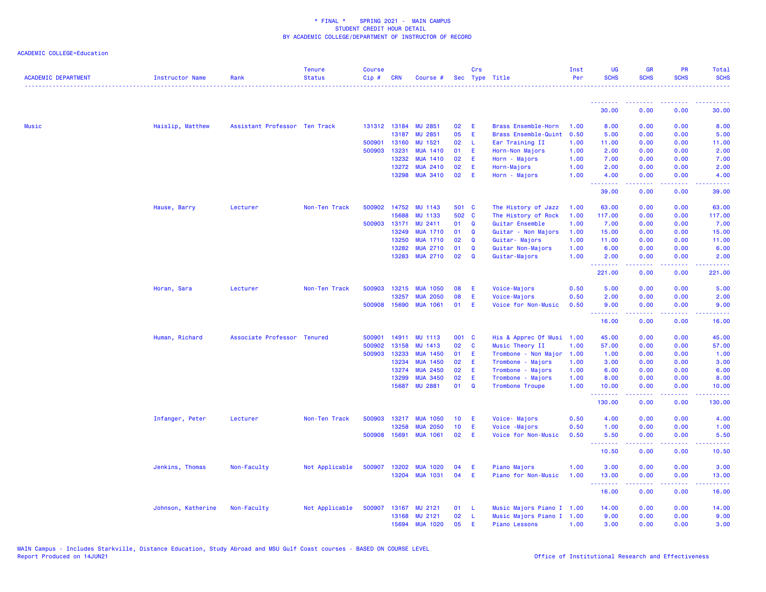\* FINAL \*    SPRING 2021 -  MAIN CAMPUS
STUDENT CREDIT HOUR DETAIL
BY ACADEMIC COLLEGE/DEPARTMENT OF INSTRUCTOR OF RECORD

ACADEMIC COLLEGE=Education

| ACADEMIC DEPARTMENT | Instructor Name | Rank | Tenure Status | Course Cip # | CRN | Course # | Sec | Crs Type | Title | Inst Per | UG SCHS | GR SCHS | PR SCHS | Total SCHS |
|---|---|---|---|---|---|---|---|---|---|---|---|---|---|---|
| | | | | | | | | | | | 30.00 | 0.00 | 0.00 | 30.00 |
| Music | Haislip, Matthew | Assistant Professor | Ten Track | 131312 | 13184 | MU 2851 | 02 | E | Brass Ensemble-Horn | 1.00 | 8.00 | 0.00 | 0.00 | 8.00 |
| | | | | | 13187 | MU 2851 | 05 | E | Brass Ensemble-Quint | 0.50 | 5.00 | 0.00 | 0.00 | 5.00 |
| | | | | 500901 | 13160 | MU 1521 | 02 | L | Ear Training II | 1.00 | 11.00 | 0.00 | 0.00 | 11.00 |
| | | | | 500903 | 13231 | MUA 1410 | 01 | E | Horn-Non Majors | 1.00 | 2.00 | 0.00 | 0.00 | 2.00 |
| | | | | | 13232 | MUA 1410 | 02 | E | Horn - Majors | 1.00 | 7.00 | 0.00 | 0.00 | 7.00 |
| | | | | | 13272 | MUA 2410 | 02 | E | Horn-Majors | 1.00 | 2.00 | 0.00 | 0.00 | 2.00 |
| | | | | | 13298 | MUA 3410 | 02 | E | Horn - Majors | 1.00 | 4.00 | 0.00 | 0.00 | 4.00 |
| | | | | | | | | | | | 39.00 | 0.00 | 0.00 | 39.00 |
| | Hause, Barry | Lecturer | Non-Ten Track | 500902 | 14752 | MU 1143 | 501 | C | The History of Jazz | 1.00 | 63.00 | 0.00 | 0.00 | 63.00 |
| | | | | | 15688 | MU 1133 | 502 | C | The History of Rock | 1.00 | 117.00 | 0.00 | 0.00 | 117.00 |
| | | | | 500903 | 13171 | MU 2411 | 01 | Q | Guitar Ensemble | 1.00 | 7.00 | 0.00 | 0.00 | 7.00 |
| | | | | | 13249 | MUA 1710 | 01 | Q | Guitar - Non Majors | 1.00 | 15.00 | 0.00 | 0.00 | 15.00 |
| | | | | | 13250 | MUA 1710 | 02 | Q | Guitar- Majors | 1.00 | 11.00 | 0.00 | 0.00 | 11.00 |
| | | | | | 13282 | MUA 2710 | 01 | Q | Guitar Non-Majors | 1.00 | 6.00 | 0.00 | 0.00 | 6.00 |
| | | | | | 13283 | MUA 2710 | 02 | Q | Guitar-Majors | 1.00 | 2.00 | 0.00 | 0.00 | 2.00 |
| | | | | | | | | | | | 221.00 | 0.00 | 0.00 | 221.00 |
| | Horan, Sara | Lecturer | Non-Ten Track | 500903 | 13215 | MUA 1050 | 08 | E | Voice-Majors | 0.50 | 5.00 | 0.00 | 0.00 | 5.00 |
| | | | | | 13257 | MUA 2050 | 08 | E | Voice-Majors | 0.50 | 2.00 | 0.00 | 0.00 | 2.00 |
| | | | | 500908 | 15690 | MUA 1061 | 01 | E | Voice for Non-Music | 0.50 | 9.00 | 0.00 | 0.00 | 9.00 |
| | | | | | | | | | | | 16.00 | 0.00 | 0.00 | 16.00 |
| | Human, Richard | Associate Professor | Tenured | 500901 | 14911 | MU 1113 | 001 | C | His & Apprec Of Musi | 1.00 | 45.00 | 0.00 | 0.00 | 45.00 |
| | | | | 500902 | 13158 | MU 1413 | 02 | C | Music Theory II | 1.00 | 57.00 | 0.00 | 0.00 | 57.00 |
| | | | | 500903 | 13233 | MUA 1450 | 01 | E | Trombone - Non Major | 1.00 | 1.00 | 0.00 | 0.00 | 1.00 |
| | | | | | 13234 | MUA 1450 | 02 | E | Trombone - Majors | 1.00 | 3.00 | 0.00 | 0.00 | 3.00 |
| | | | | | 13274 | MUA 2450 | 02 | E | Trombone - Majors | 1.00 | 6.00 | 0.00 | 0.00 | 6.00 |
| | | | | | 13299 | MUA 3450 | 02 | E | Trombone - Majors | 1.00 | 8.00 | 0.00 | 0.00 | 8.00 |
| | | | | | 15687 | MU 2881 | 01 | Q | Trombone Troupe | 1.00 | 10.00 | 0.00 | 0.00 | 10.00 |
| | | | | | | | | | | | 130.00 | 0.00 | 0.00 | 130.00 |
| | Infanger, Peter | Lecturer | Non-Ten Track | 500903 | 13217 | MUA 1050 | 10 | E | Voice- Majors | 0.50 | 4.00 | 0.00 | 0.00 | 4.00 |
| | | | | | 13258 | MUA 2050 | 10 | E | Voice -Majors | 0.50 | 1.00 | 0.00 | 0.00 | 1.00 |
| | | | | 500908 | 15691 | MUA 1061 | 02 | E | Voice for Non-Music | 0.50 | 5.50 | 0.00 | 0.00 | 5.50 |
| | | | | | | | | | | | 10.50 | 0.00 | 0.00 | 10.50 |
| | Jenkins, Thomas | Non-Faculty | Not Applicable | 500907 | 13202 | MUA 1020 | 04 | E | Piano Majors | 1.00 | 3.00 | 0.00 | 0.00 | 3.00 |
| | | | | | 13204 | MUA 1031 | 04 | E | Piano for Non-Music | 1.00 | 13.00 | 0.00 | 0.00 | 13.00 |
| | | | | | | | | | | | 16.00 | 0.00 | 0.00 | 16.00 |
| | Johnson, Katherine | Non-Faculty | Not Applicable | 500907 | 13167 | MU 2121 | 01 | L | Music Majors Piano I | 1.00 | 14.00 | 0.00 | 0.00 | 14.00 |
| | | | | | 13168 | MU 2121 | 02 | L | Music Majors Piano I | 1.00 | 9.00 | 0.00 | 0.00 | 9.00 |
| | | | | | 15694 | MUA 1020 | 05 | E | Piano Lessons | 1.00 | 3.00 | 0.00 | 0.00 | 3.00 |

MAIN Campus - Includes Starkville, Distance Education, Study Abroad and MSU Gulf Coast courses - BASED ON COURSE LEVEL
Report Produced on 14JUN21

Office of Institutional Research and Effectiveness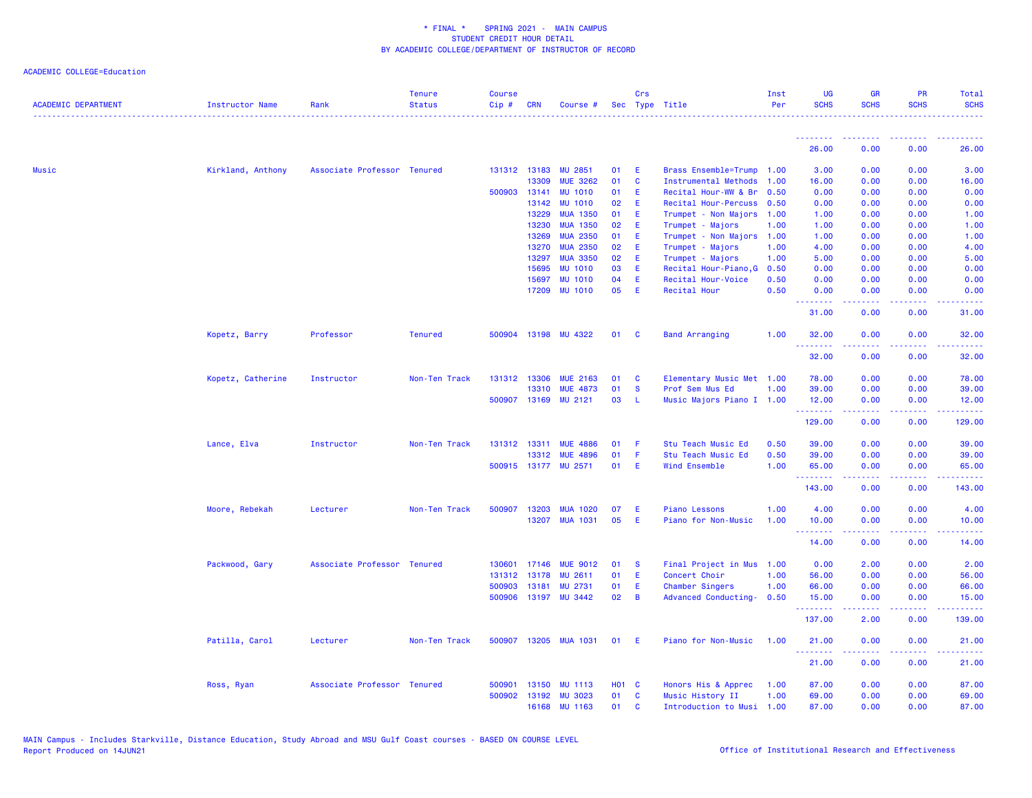* FINAL * SPRING 2021 - MAIN CAMPUS
STUDENT CREDIT HOUR DETAIL
BY ACADEMIC COLLEGE/DEPARTMENT OF INSTRUCTOR OF RECORD

ACADEMIC COLLEGE=Education

| ACADEMIC DEPARTMENT | Instructor Name | Rank | Tenure Status | Course Cip # | CRN | Course # | Sec | Crs Type | Title | Inst Per | UG SCHS | GR SCHS | PR SCHS | Total SCHS |
|---|---|---|---|---|---|---|---|---|---|---|---|---|---|---|
| | | | | | | | | | | | 26.00 | 0.00 | 0.00 | 26.00 |
| Music | Kirkland, Anthony | Associate Professor | Tenured | 131312 | 13183 | MU 2851 | 01 | E | Brass Ensemble=Trump | 1.00 | 3.00 | 0.00 | 0.00 | 3.00 |
| | | | | | 13309 | MUE 3262 | 01 | C | Instrumental Methods | 1.00 | 16.00 | 0.00 | 0.00 | 16.00 |
| | | | | 500903 | 13141 | MU 1010 | 01 | E | Recital Hour-WW & Br | 0.50 | 0.00 | 0.00 | 0.00 | 0.00 |
| | | | | | 13142 | MU 1010 | 02 | E | Recital Hour-Percuss | 0.50 | 0.00 | 0.00 | 0.00 | 0.00 |
| | | | | | 13229 | MUA 1350 | 01 | E | Trumpet - Non Majors | 1.00 | 1.00 | 0.00 | 0.00 | 1.00 |
| | | | | | 13230 | MUA 1350 | 02 | E | Trumpet - Majors | 1.00 | 1.00 | 0.00 | 0.00 | 1.00 |
| | | | | | 13269 | MUA 2350 | 01 | E | Trumpet - Non Majors | 1.00 | 1.00 | 0.00 | 0.00 | 1.00 |
| | | | | | 13270 | MUA 2350 | 02 | E | Trumpet - Majors | 1.00 | 4.00 | 0.00 | 0.00 | 4.00 |
| | | | | | 13297 | MUA 3350 | 02 | E | Trumpet - Majors | 1.00 | 5.00 | 0.00 | 0.00 | 5.00 |
| | | | | | 15695 | MU 1010 | 03 | E | Recital Hour-Piano,G | 0.50 | 0.00 | 0.00 | 0.00 | 0.00 |
| | | | | | 15697 | MU 1010 | 04 | E | Recital Hour-Voice | 0.50 | 0.00 | 0.00 | 0.00 | 0.00 |
| | | | | | 17209 | MU 1010 | 05 | E | Recital Hour | 0.50 | 0.00 | 0.00 | 0.00 | 0.00 |
| | | | | | | | | | | | 31.00 | 0.00 | 0.00 | 31.00 |
| | Kopetz, Barry | Professor | Tenured | 500904 | 13198 | MU 4322 | 01 | C | Band Arranging | 1.00 | 32.00 | 0.00 | 0.00 | 32.00 |
| | | | | | | | | | | | 32.00 | 0.00 | 0.00 | 32.00 |
| | Kopetz, Catherine | Instructor | Non-Ten Track | 131312 | 13306 | MUE 2163 | 01 | C | Elementary Music Met | 1.00 | 78.00 | 0.00 | 0.00 | 78.00 |
| | | | | | 13310 | MUE 4873 | 01 | S | Prof Sem Mus Ed | 1.00 | 39.00 | 0.00 | 0.00 | 39.00 |
| | | | | 500907 | 13169 | MU 2121 | 03 | L | Music Majors Piano I | 1.00 | 12.00 | 0.00 | 0.00 | 12.00 |
| | | | | | | | | | | | 129.00 | 0.00 | 0.00 | 129.00 |
| | Lance, Elva | Instructor | Non-Ten Track | 131312 | 13311 | MUE 4886 | 01 | F | Stu Teach Music Ed | 0.50 | 39.00 | 0.00 | 0.00 | 39.00 |
| | | | | | 13312 | MUE 4896 | 01 | F | Stu Teach Music Ed | 0.50 | 39.00 | 0.00 | 0.00 | 39.00 |
| | | | | 500915 | 13177 | MU 2571 | 01 | E | Wind Ensemble | 1.00 | 65.00 | 0.00 | 0.00 | 65.00 |
| | | | | | | | | | | | 143.00 | 0.00 | 0.00 | 143.00 |
| | Moore, Rebekah | Lecturer | Non-Ten Track | 500907 | 13203 | MUA 1020 | 07 | E | Piano Lessons | 1.00 | 4.00 | 0.00 | 0.00 | 4.00 |
| | | | | | 13207 | MUA 1031 | 05 | E | Piano for Non-Music | 1.00 | 10.00 | 0.00 | 0.00 | 10.00 |
| | | | | | | | | | | | 14.00 | 0.00 | 0.00 | 14.00 |
| | Packwood, Gary | Associate Professor | Tenured | 130601 | 17146 | MUE 9012 | 01 | S | Final Project in Mus | 1.00 | 0.00 | 2.00 | 0.00 | 2.00 |
| | | | | 131312 | 13178 | MU 2611 | 01 | E | Concert Choir | 1.00 | 56.00 | 0.00 | 0.00 | 56.00 |
| | | | | 500903 | 13181 | MU 2731 | 01 | E | Chamber Singers | 1.00 | 66.00 | 0.00 | 0.00 | 66.00 |
| | | | | 500906 | 13197 | MU 3442 | 02 | B | Advanced Conducting- | 0.50 | 15.00 | 0.00 | 0.00 | 15.00 |
| | | | | | | | | | | | 137.00 | 2.00 | 0.00 | 139.00 |
| | Patilla, Carol | Lecturer | Non-Ten Track | 500907 | 13205 | MUA 1031 | 01 | E | Piano for Non-Music | 1.00 | 21.00 | 0.00 | 0.00 | 21.00 |
| | | | | | | | | | | | 21.00 | 0.00 | 0.00 | 21.00 |
| | Ross, Ryan | Associate Professor | Tenured | 500901 | 13150 | MU 1113 | H01 | C | Honors His & Apprec | 1.00 | 87.00 | 0.00 | 0.00 | 87.00 |
| | | | | 500902 | 13192 | MU 3023 | 01 | C | Music History II | 1.00 | 69.00 | 0.00 | 0.00 | 69.00 |
| | | | | | 16168 | MU 1163 | 01 | C | Introduction to Musi | 1.00 | 87.00 | 0.00 | 0.00 | 87.00 |

MAIN Campus - Includes Starkville, Distance Education, Study Abroad and MSU Gulf Coast courses - BASED ON COURSE LEVEL
Report Produced on 14JUN21 Office of Institutional Research and Effectiveness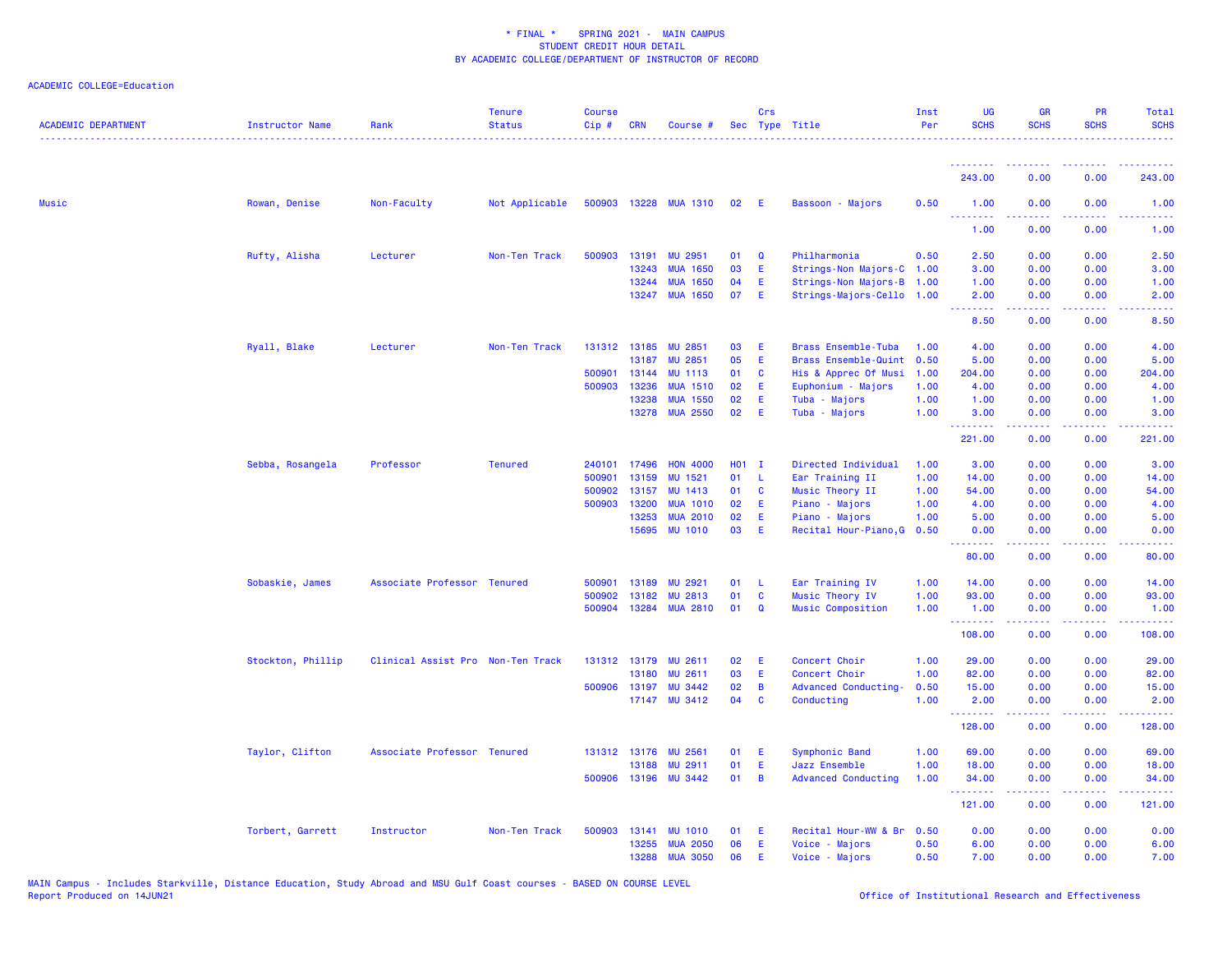\* FINAL \* SPRING 2021 - MAIN CAMPUS
STUDENT CREDIT HOUR DETAIL
BY ACADEMIC COLLEGE/DEPARTMENT OF INSTRUCTOR OF RECORD

ACADEMIC COLLEGE=Education

| ACADEMIC DEPARTMENT | Instructor Name | Rank | Tenure Status | Course Cip # | CRN | Course # | Sec | Crs Type | Title | Inst Per | UG SCHS | GR SCHS | PR SCHS | Total SCHS |
|---|---|---|---|---|---|---|---|---|---|---|---|---|---|---|
| | | | | | | | | | | | 243.00 | 0.00 | 0.00 | 243.00 |
| Music | Rowan, Denise | Non-Faculty | Not Applicable | 500903 | 13228 | MUA 1310 | 02 | E | Bassoon - Majors | 0.50 | 1.00 | 0.00 | 0.00 | 1.00 |
| | | | | | | | | | | | 1.00 | 0.00 | 0.00 | 1.00 |
| | Rufty, Alisha | Lecturer | Non-Ten Track | 500903 | 13191 | MU 2951 | 01 | Q | Philharmonia | 0.50 | 2.50 | 0.00 | 0.00 | 2.50 |
| | | | | | 13243 | MUA 1650 | 03 | E | Strings-Non Majors-C | 1.00 | 3.00 | 0.00 | 0.00 | 3.00 |
| | | | | | 13244 | MUA 1650 | 04 | E | Strings-Non Majors-B | 1.00 | 1.00 | 0.00 | 0.00 | 1.00 |
| | | | | | 13247 | MUA 1650 | 07 | E | Strings-Majors-Cello | 1.00 | 2.00 | 0.00 | 0.00 | 2.00 |
| | | | | | | | | | | | 8.50 | 0.00 | 0.00 | 8.50 |
| | Ryall, Blake | Lecturer | Non-Ten Track | 131312 | 13185 | MU 2851 | 03 | E | Brass Ensemble-Tuba | 1.00 | 4.00 | 0.00 | 0.00 | 4.00 |
| | | | | | 13187 | MU 2851 | 05 | E | Brass Ensemble-Quint | 0.50 | 5.00 | 0.00 | 0.00 | 5.00 |
| | | | | 500901 | 13144 | MU 1113 | 01 | C | His & Apprec Of Musi | 1.00 | 204.00 | 0.00 | 0.00 | 204.00 |
| | | | | 500903 | 13236 | MUA 1510 | 02 | E | Euphonium - Majors | 1.00 | 4.00 | 0.00 | 0.00 | 4.00 |
| | | | | | 13238 | MUA 1550 | 02 | E | Tuba - Majors | 1.00 | 1.00 | 0.00 | 0.00 | 1.00 |
| | | | | | 13278 | MUA 2550 | 02 | E | Tuba - Majors | 1.00 | 3.00 | 0.00 | 0.00 | 3.00 |
| | | | | | | | | | | | 221.00 | 0.00 | 0.00 | 221.00 |
| | Sebba, Rosangela | Professor | Tenured | 240101 | 17496 | HON 4000 | H01 | I | Directed Individual | 1.00 | 3.00 | 0.00 | 0.00 | 3.00 |
| | | | | 500901 | 13159 | MU 1521 | 01 | L | Ear Training II | 1.00 | 14.00 | 0.00 | 0.00 | 14.00 |
| | | | | 500902 | 13157 | MU 1413 | 01 | C | Music Theory II | 1.00 | 54.00 | 0.00 | 0.00 | 54.00 |
| | | | | 500903 | 13200 | MUA 1010 | 02 | E | Piano - Majors | 1.00 | 4.00 | 0.00 | 0.00 | 4.00 |
| | | | | | 13253 | MUA 2010 | 02 | E | Piano - Majors | 1.00 | 5.00 | 0.00 | 0.00 | 5.00 |
| | | | | | 15695 | MU 1010 | 03 | E | Recital Hour-Piano,G | 0.50 | 0.00 | 0.00 | 0.00 | 0.00 |
| | | | | | | | | | | | 80.00 | 0.00 | 0.00 | 80.00 |
| | Sobaskie, James | Associate Professor | Tenured | 500901 | 13189 | MU 2921 | 01 | L | Ear Training IV | 1.00 | 14.00 | 0.00 | 0.00 | 14.00 |
| | | | | 500902 | 13182 | MU 2813 | 01 | C | Music Theory IV | 1.00 | 93.00 | 0.00 | 0.00 | 93.00 |
| | | | | 500904 | 13284 | MUA 2810 | 01 | Q | Music Composition | 1.00 | 1.00 | 0.00 | 0.00 | 1.00 |
| | | | | | | | | | | | 108.00 | 0.00 | 0.00 | 108.00 |
| | Stockton, Phillip | Clinical Assist Pro | Non-Ten Track | 131312 | 13179 | MU 2611 | 02 | E | Concert Choir | 1.00 | 29.00 | 0.00 | 0.00 | 29.00 |
| | | | | | 13180 | MU 2611 | 03 | E | Concert Choir | 1.00 | 82.00 | 0.00 | 0.00 | 82.00 |
| | | | | 500906 | 13197 | MU 3442 | 02 | B | Advanced Conducting- | 0.50 | 15.00 | 0.00 | 0.00 | 15.00 |
| | | | | | 17147 | MU 3412 | 04 | C | Conducting | 1.00 | 2.00 | 0.00 | 0.00 | 2.00 |
| | | | | | | | | | | | 128.00 | 0.00 | 0.00 | 128.00 |
| | Taylor, Clifton | Associate Professor | Tenured | 131312 | 13176 | MU 2561 | 01 | E | Symphonic Band | 1.00 | 69.00 | 0.00 | 0.00 | 69.00 |
| | | | | | 13188 | MU 2911 | 01 | E | Jazz Ensemble | 1.00 | 18.00 | 0.00 | 0.00 | 18.00 |
| | | | | 500906 | 13196 | MU 3442 | 01 | B | Advanced Conducting | 1.00 | 34.00 | 0.00 | 0.00 | 34.00 |
| | | | | | | | | | | | 121.00 | 0.00 | 0.00 | 121.00 |
| | Torbert, Garrett | Instructor | Non-Ten Track | 500903 | 13141 | MU 1010 | 01 | E | Recital Hour-WW & Br | 0.50 | 0.00 | 0.00 | 0.00 | 0.00 |
| | | | | | 13255 | MUA 2050 | 06 | E | Voice - Majors | 0.50 | 6.00 | 0.00 | 0.00 | 6.00 |
| | | | | | 13288 | MUA 3050 | 06 | E | Voice - Majors | 0.50 | 7.00 | 0.00 | 0.00 | 7.00 |

MAIN Campus - Includes Starkville, Distance Education, Study Abroad and MSU Gulf Coast courses - BASED ON COURSE LEVEL
Report Produced on 14JUN21

Office of Institutional Research and Effectiveness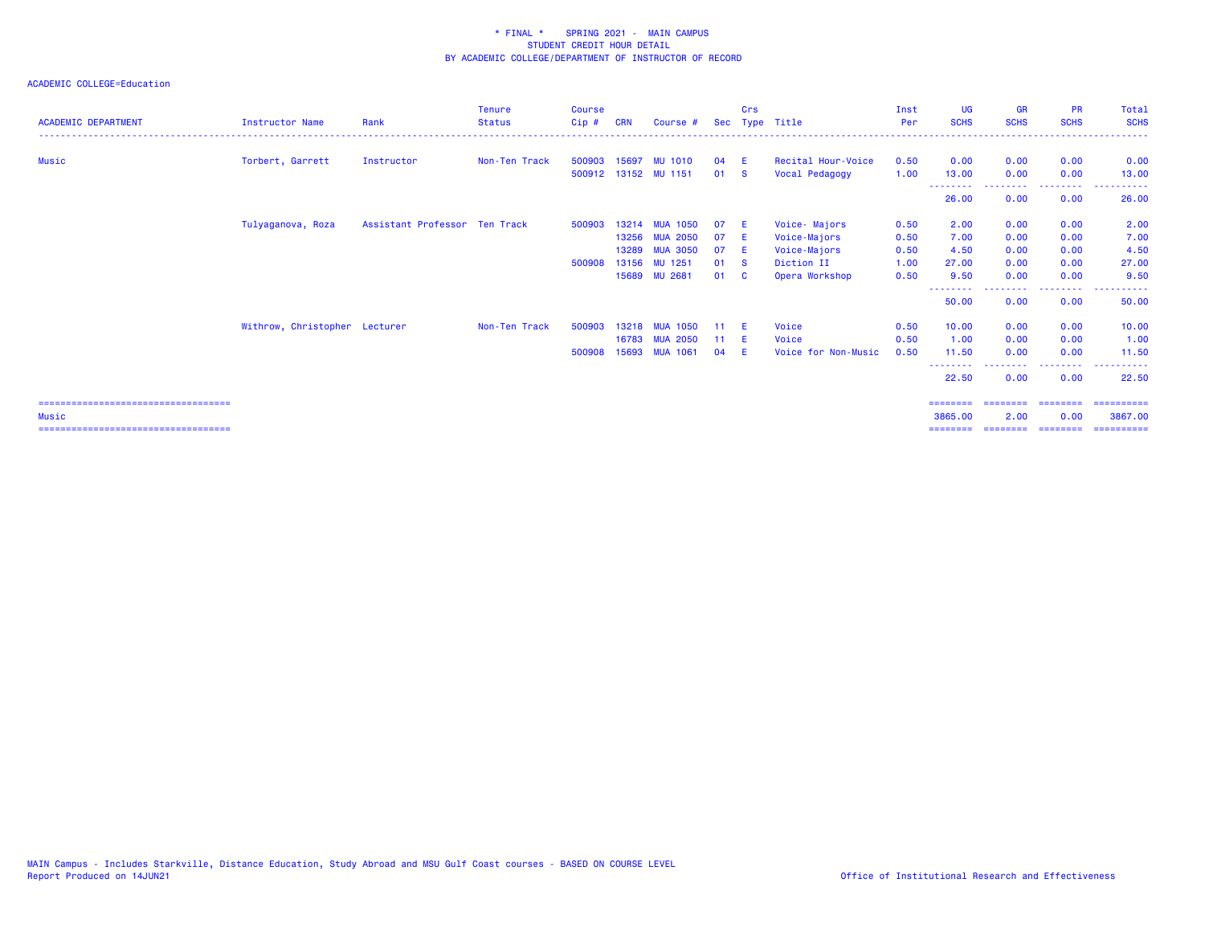\* FINAL \*   SPRING 2021 - MAIN CAMPUS
STUDENT CREDIT HOUR DETAIL
BY ACADEMIC COLLEGE/DEPARTMENT OF INSTRUCTOR OF RECORD

ACADEMIC COLLEGE=Education

| ACADEMIC DEPARTMENT | Instructor Name | Rank | Tenure Status | Course Cip # | CRN | Course # | Sec | Crs Type | Title | Inst Per | UG SCHS | GR SCHS | PR SCHS | Total SCHS |
|---|---|---|---|---|---|---|---|---|---|---|---|---|---|---|
| Music | Torbert, Garrett | Instructor | Non-Ten Track | 500903 | 15697 | MU 1010 | 04 | E | Recital Hour-Voice | 0.50 | 0.00 | 0.00 | 0.00 | 0.00 |
| | | | | 500912 | 13152 | MU 1151 | 01 | S | Vocal Pedagogy | 1.00 | 13.00 | 0.00 | 0.00 | 13.00 |
| | | | | | | | | | | | 26.00 | 0.00 | 0.00 | 26.00 |
| | Tulyaganova, Roza | Assistant Professor | Ten Track | 500903 | 13214 | MUA 1050 | 07 | E | Voice- Majors | 0.50 | 2.00 | 0.00 | 0.00 | 2.00 |
| | | | | | 13256 | MUA 2050 | 07 | E | Voice-Majors | 0.50 | 7.00 | 0.00 | 0.00 | 7.00 |
| | | | | | 13289 | MUA 3050 | 07 | E | Voice-Majors | 0.50 | 4.50 | 0.00 | 0.00 | 4.50 |
| | | | | 500908 | 13156 | MU 1251 | 01 | S | Diction II | 1.00 | 27.00 | 0.00 | 0.00 | 27.00 |
| | | | | | 15689 | MU 2681 | 01 | C | Opera Workshop | 0.50 | 9.50 | 0.00 | 0.00 | 9.50 |
| | | | | | | | | | | | 50.00 | 0.00 | 0.00 | 50.00 |
| | Withrow, Christopher | Lecturer | Non-Ten Track | 500903 | 13218 | MUA 1050 | 11 | E | Voice | 0.50 | 10.00 | 0.00 | 0.00 | 10.00 |
| | | | | | 16783 | MUA 2050 | 11 | E | Voice | 0.50 | 1.00 | 0.00 | 0.00 | 1.00 |
| | | | | 500908 | 15693 | MUA 1061 | 04 | E | Voice for Non-Music | 0.50 | 11.50 | 0.00 | 0.00 | 11.50 |
| | | | | | | | | | | | 22.50 | 0.00 | 0.00 | 22.50 |
| Music | | | | | | | | | | | 3865.00 | 2.00 | 0.00 | 3867.00 |

MAIN Campus - Includes Starkville, Distance Education, Study Abroad and MSU Gulf Coast courses - BASED ON COURSE LEVEL
Report Produced on 14JUN21

Office of Institutional Research and Effectiveness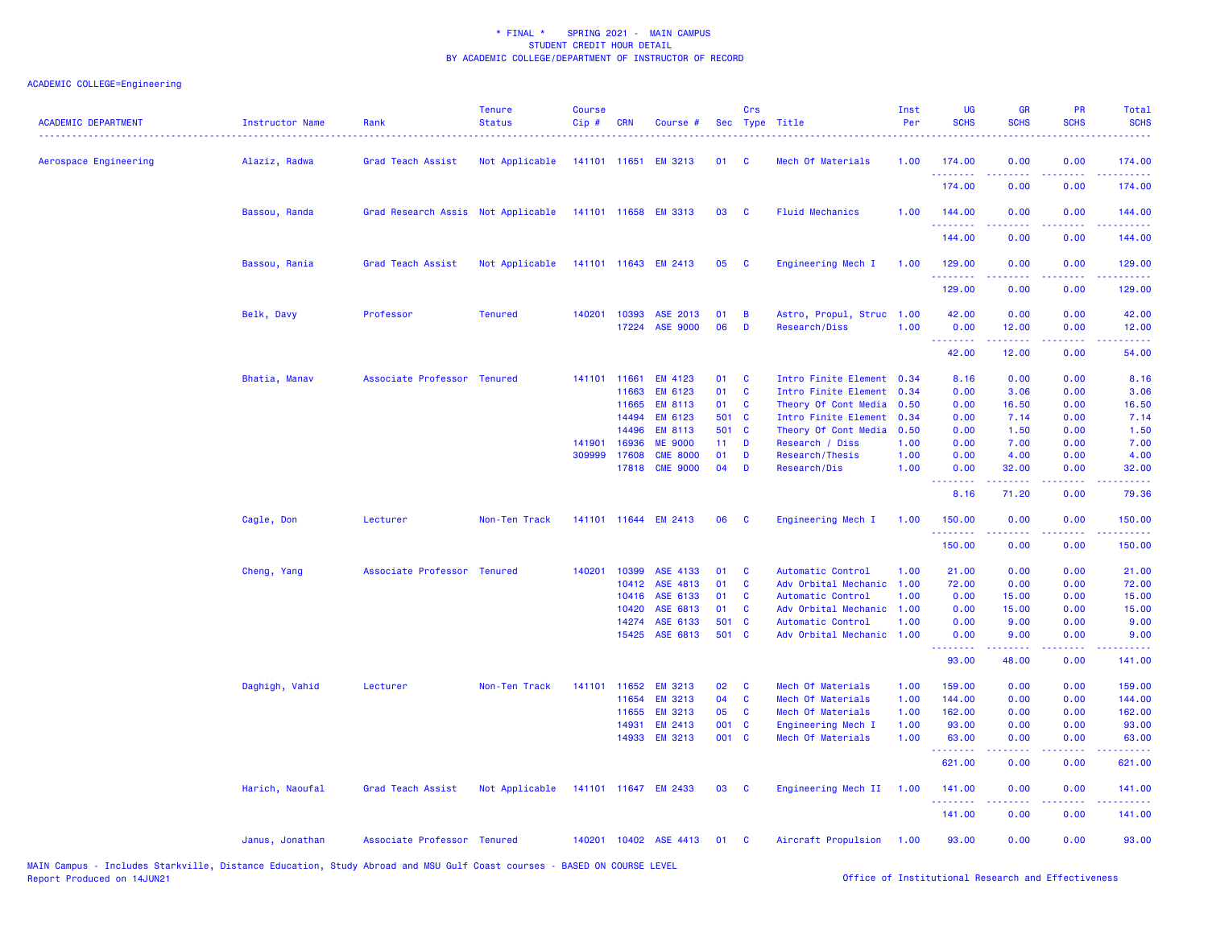\* FINAL \* SPRING 2021 - MAIN CAMPUS
STUDENT CREDIT HOUR DETAIL
BY ACADEMIC COLLEGE/DEPARTMENT OF INSTRUCTOR OF RECORD

ACADEMIC COLLEGE=Engineering

| ACADEMIC DEPARTMENT | Instructor Name | Rank | Tenure Status | Course Cip # | CRN | Course # | Sec | Crs Type | Title | Inst Per | UG SCHS | GR SCHS | PR SCHS | Total SCHS |
|---|---|---|---|---|---|---|---|---|---|---|---|---|---|---|
| Aerospace Engineering | Alaziz, Radwa | Grad Teach Assist | Not Applicable | 141101 | 11651 | EM 3213 | 01 | C | Mech Of Materials | 1.00 | 174.00 | 0.00 | 0.00 | 174.00 |
| | | | | | | | | | | | 174.00 | 0.00 | 0.00 | 174.00 |
| | Bassou, Randa | Grad Research Assis | Not Applicable | 141101 | 11658 | EM 3313 | 03 | C | Fluid Mechanics | 1.00 | 144.00 | 0.00 | 0.00 | 144.00 |
| | | | | | | | | | | | 144.00 | 0.00 | 0.00 | 144.00 |
| | Bassou, Rania | Grad Teach Assist | Not Applicable | 141101 | 11643 | EM 2413 | 05 | C | Engineering Mech I | 1.00 | 129.00 | 0.00 | 0.00 | 129.00 |
| | | | | | | | | | | | 129.00 | 0.00 | 0.00 | 129.00 |
| | Belk, Davy | Professor | Tenured | 140201 | 10393 | ASE 2013 | 01 | B | Astro, Propul, Struc | 1.00 | 42.00 | 0.00 | 0.00 | 42.00 |
| | | | | | 17224 | ASE 9000 | 06 | D | Research/Diss | 1.00 | 0.00 | 12.00 | 0.00 | 12.00 |
| | | | | | | | | | | | 42.00 | 12.00 | 0.00 | 54.00 |
| | Bhatia, Manav | Associate Professor | Tenured | 141101 | 11661 | EM 4123 | 01 | C | Intro Finite Element | 0.34 | 8.16 | 0.00 | 0.00 | 8.16 |
| | | | | | 11663 | EM 6123 | 01 | C | Intro Finite Element | 0.34 | 0.00 | 3.06 | 0.00 | 3.06 |
| | | | | | 11665 | EM 8113 | 01 | C | Theory Of Cont Media | 0.50 | 0.00 | 16.50 | 0.00 | 16.50 |
| | | | | | 14494 | EM 6123 | 501 | C | Intro Finite Element | 0.34 | 0.00 | 7.14 | 0.00 | 7.14 |
| | | | | | 14496 | EM 8113 | 501 | C | Theory Of Cont Media | 0.50 | 0.00 | 1.50 | 0.00 | 1.50 |
| | | | | 141901 | 16936 | ME 9000 | 11 | D | Research / Diss | 1.00 | 0.00 | 7.00 | 0.00 | 7.00 |
| | | | | 309999 | 17608 | CME 8000 | 01 | D | Research/Thesis | 1.00 | 0.00 | 4.00 | 0.00 | 4.00 |
| | | | | | 17818 | CME 9000 | 04 | D | Research/Dis | 1.00 | 0.00 | 32.00 | 0.00 | 32.00 |
| | | | | | | | | | | | 8.16 | 71.20 | 0.00 | 79.36 |
| | Cagle, Don | Lecturer | Non-Ten Track | 141101 | 11644 | EM 2413 | 06 | C | Engineering Mech I | 1.00 | 150.00 | 0.00 | 0.00 | 150.00 |
| | | | | | | | | | | | 150.00 | 0.00 | 0.00 | 150.00 |
| | Cheng, Yang | Associate Professor | Tenured | 140201 | 10399 | ASE 4133 | 01 | C | Automatic Control | 1.00 | 21.00 | 0.00 | 0.00 | 21.00 |
| | | | | | 10412 | ASE 4813 | 01 | C | Adv Orbital Mechanic | 1.00 | 72.00 | 0.00 | 0.00 | 72.00 |
| | | | | | 10416 | ASE 6133 | 01 | C | Automatic Control | 1.00 | 0.00 | 15.00 | 0.00 | 15.00 |
| | | | | | 10420 | ASE 6813 | 01 | C | Adv Orbital Mechanic | 1.00 | 0.00 | 15.00 | 0.00 | 15.00 |
| | | | | | 14274 | ASE 6133 | 501 | C | Automatic Control | 1.00 | 0.00 | 9.00 | 0.00 | 9.00 |
| | | | | | 15425 | ASE 6813 | 501 | C | Adv Orbital Mechanic | 1.00 | 0.00 | 9.00 | 0.00 | 9.00 |
| | | | | | | | | | | | 93.00 | 48.00 | 0.00 | 141.00 |
| | Daghigh, Vahid | Lecturer | Non-Ten Track | 141101 | 11652 | EM 3213 | 02 | C | Mech Of Materials | 1.00 | 159.00 | 0.00 | 0.00 | 159.00 |
| | | | | | 11654 | EM 3213 | 04 | C | Mech Of Materials | 1.00 | 144.00 | 0.00 | 0.00 | 144.00 |
| | | | | | 11655 | EM 3213 | 05 | C | Mech Of Materials | 1.00 | 162.00 | 0.00 | 0.00 | 162.00 |
| | | | | | 14931 | EM 2413 | 001 | C | Engineering Mech I | 1.00 | 93.00 | 0.00 | 0.00 | 93.00 |
| | | | | | 14933 | EM 3213 | 001 | C | Mech Of Materials | 1.00 | 63.00 | 0.00 | 0.00 | 63.00 |
| | | | | | | | | | | | 621.00 | 0.00 | 0.00 | 621.00 |
| | Harich, Naoufal | Grad Teach Assist | Not Applicable | 141101 | 11647 | EM 2433 | 03 | C | Engineering Mech II | 1.00 | 141.00 | 0.00 | 0.00 | 141.00 |
| | | | | | | | | | | | 141.00 | 0.00 | 0.00 | 141.00 |
| | Janus, Jonathan | Associate Professor | Tenured | 140201 | 10402 | ASE 4413 | 01 | C | Aircraft Propulsion | 1.00 | 93.00 | 0.00 | 0.00 | 93.00 |

MAIN Campus - Includes Starkville, Distance Education, Study Abroad and MSU Gulf Coast courses - BASED ON COURSE LEVEL
Report Produced on 14JUN21

Office of Institutional Research and Effectiveness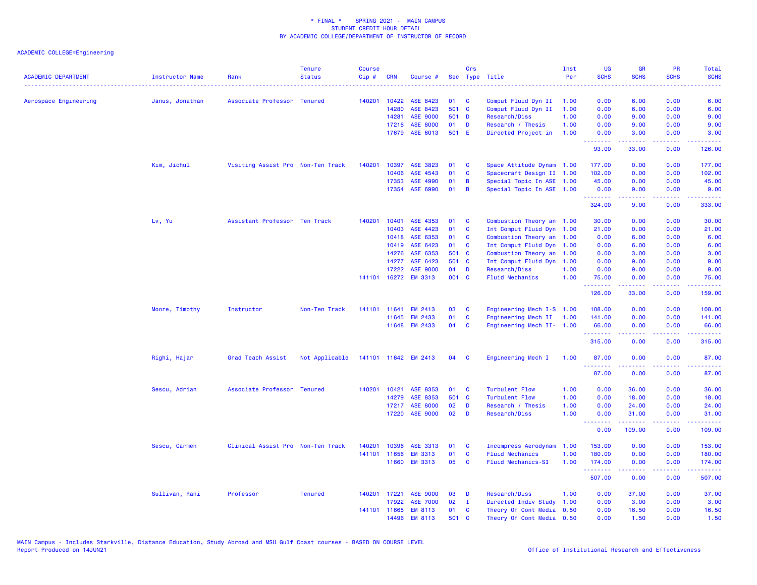\* FINAL \* SPRING 2021 - MAIN CAMPUS
STUDENT CREDIT HOUR DETAIL
BY ACADEMIC COLLEGE/DEPARTMENT OF INSTRUCTOR OF RECORD

ACADEMIC COLLEGE=Engineering

| ACADEMIC DEPARTMENT | Instructor Name | Rank | Tenure Status | Course Cip # | CRN | Course # | Sec | Crs Type | Title | Inst Per | UG SCHS | GR SCHS | PR SCHS | Total SCHS |
|---|---|---|---|---|---|---|---|---|---|---|---|---|---|---|
| Aerospace Engineering | Janus, Jonathan | Associate Professor | Tenured | 140201 | 10422 | ASE 8423 | 01 | C | Comput Fluid Dyn II | 1.00 | 0.00 | 6.00 | 0.00 | 6.00 |
| | | | | | 14280 | ASE 8423 | 501 | C | Comput Fluid Dyn II | 1.00 | 0.00 | 6.00 | 0.00 | 6.00 |
| | | | | | 14281 | ASE 9000 | 501 | D | Research/Diss | 1.00 | 0.00 | 9.00 | 0.00 | 9.00 |
| | | | | | 17216 | ASE 8000 | 01 | D | Research / Thesis | 1.00 | 0.00 | 9.00 | 0.00 | 9.00 |
| | | | | | 17679 | ASE 6013 | 501 | E | Directed Project in | 1.00 | 0.00 | 3.00 | 0.00 | 3.00 |
| | | | | | | | | | | | 93.00 | 33.00 | 0.00 | 126.00 |
| | Kim, Jichul | Visiting Assist Pro | Non-Ten Track | 140201 | 10397 | ASE 3823 | 01 | C | Space Attitude Dynam | 1.00 | 177.00 | 0.00 | 0.00 | 177.00 |
| | | | | | 10406 | ASE 4543 | 01 | C | Spacecraft Design II | 1.00 | 102.00 | 0.00 | 0.00 | 102.00 |
| | | | | | 17353 | ASE 4990 | 01 | B | Special Topic In ASE | 1.00 | 45.00 | 0.00 | 0.00 | 45.00 |
| | | | | | 17354 | ASE 6990 | 01 | B | Special Topic In ASE | 1.00 | 0.00 | 9.00 | 0.00 | 9.00 |
| | | | | | | | | | | | 324.00 | 9.00 | 0.00 | 333.00 |
| | Lv, Yu | Assistant Professor | Ten Track | 140201 | 10401 | ASE 4353 | 01 | C | Combustion Theory an | 1.00 | 30.00 | 0.00 | 0.00 | 30.00 |
| | | | | | 10403 | ASE 4423 | 01 | C | Int Comput Fluid Dyn | 1.00 | 21.00 | 0.00 | 0.00 | 21.00 |
| | | | | | 10418 | ASE 6353 | 01 | C | Combustion Theory an | 1.00 | 0.00 | 6.00 | 0.00 | 6.00 |
| | | | | | 10419 | ASE 6423 | 01 | C | Int Comput Fluid Dyn | 1.00 | 0.00 | 6.00 | 0.00 | 6.00 |
| | | | | | 14276 | ASE 6353 | 501 | C | Combustion Theory an | 1.00 | 0.00 | 3.00 | 0.00 | 3.00 |
| | | | | | 14277 | ASE 6423 | 501 | C | Int Comput Fluid Dyn | 1.00 | 0.00 | 9.00 | 0.00 | 9.00 |
| | | | | | 17222 | ASE 9000 | 04 | D | Research/Diss | 1.00 | 0.00 | 9.00 | 0.00 | 9.00 |
| | | | | 141101 | 16272 | EM 3313 | 001 | C | Fluid Mechanics | 1.00 | 75.00 | 0.00 | 0.00 | 75.00 |
| | | | | | | | | | | | 126.00 | 33.00 | 0.00 | 159.00 |
| | Moore, Timothy | Instructor | Non-Ten Track | 141101 | 11641 | EM 2413 | 03 | C | Engineering Mech I-S | 1.00 | 108.00 | 0.00 | 0.00 | 108.00 |
| | | | | | 11645 | EM 2433 | 01 | C | Engineering Mech II | 1.00 | 141.00 | 0.00 | 0.00 | 141.00 |
| | | | | | 11648 | EM 2433 | 04 | C | Engineering Mech II- | 1.00 | 66.00 | 0.00 | 0.00 | 66.00 |
| | | | | | | | | | | | 315.00 | 0.00 | 0.00 | 315.00 |
| | Righi, Hajar | Grad Teach Assist | Not Applicable | 141101 | 11642 | EM 2413 | 04 | C | Engineering Mech I | 1.00 | 87.00 | 0.00 | 0.00 | 87.00 |
| | | | | | | | | | | | 87.00 | 0.00 | 0.00 | 87.00 |
| | Sescu, Adrian | Associate Professor | Tenured | 140201 | 10421 | ASE 8353 | 01 | C | Turbulent Flow | 1.00 | 0.00 | 36.00 | 0.00 | 36.00 |
| | | | | | 14279 | ASE 8353 | 501 | C | Turbulent Flow | 1.00 | 0.00 | 18.00 | 0.00 | 18.00 |
| | | | | | 17217 | ASE 8000 | 02 | D | Research / Thesis | 1.00 | 0.00 | 24.00 | 0.00 | 24.00 |
| | | | | | 17220 | ASE 9000 | 02 | D | Research/Diss | 1.00 | 0.00 | 31.00 | 0.00 | 31.00 |
| | | | | | | | | | | | 0.00 | 109.00 | 0.00 | 109.00 |
| | Sescu, Carmen | Clinical Assist Pro | Non-Ten Track | 140201 | 10396 | ASE 3313 | 01 | C | Incompress Aerodynam | 1.00 | 153.00 | 0.00 | 0.00 | 153.00 |
| | | | | 141101 | 11656 | EM 3313 | 01 | C | Fluid Mechanics | 1.00 | 180.00 | 0.00 | 0.00 | 180.00 |
| | | | | | 11660 | EM 3313 | 05 | C | Fluid Mechanics-SI | 1.00 | 174.00 | 0.00 | 0.00 | 174.00 |
| | | | | | | | | | | | 507.00 | 0.00 | 0.00 | 507.00 |
| | Sullivan, Rani | Professor | Tenured | 140201 | 17221 | ASE 9000 | 03 | D | Research/Diss | 1.00 | 0.00 | 37.00 | 0.00 | 37.00 |
| | | | | | 17922 | ASE 7000 | 02 | I | Directed Indiv Study | 1.00 | 0.00 | 3.00 | 0.00 | 3.00 |
| | | | | 141101 | 11665 | EM 8113 | 01 | C | Theory Of Cont Media | 0.50 | 0.00 | 16.50 | 0.00 | 16.50 |
| | | | | | 14496 | EM 8113 | 501 | C | Theory Of Cont Media | 0.50 | 0.00 | 1.50 | 0.00 | 1.50 |

MAIN Campus - Includes Starkville, Distance Education, Study Abroad and MSU Gulf Coast courses - BASED ON COURSE LEVEL
Report Produced on 14JUN21

Office of Institutional Research and Effectiveness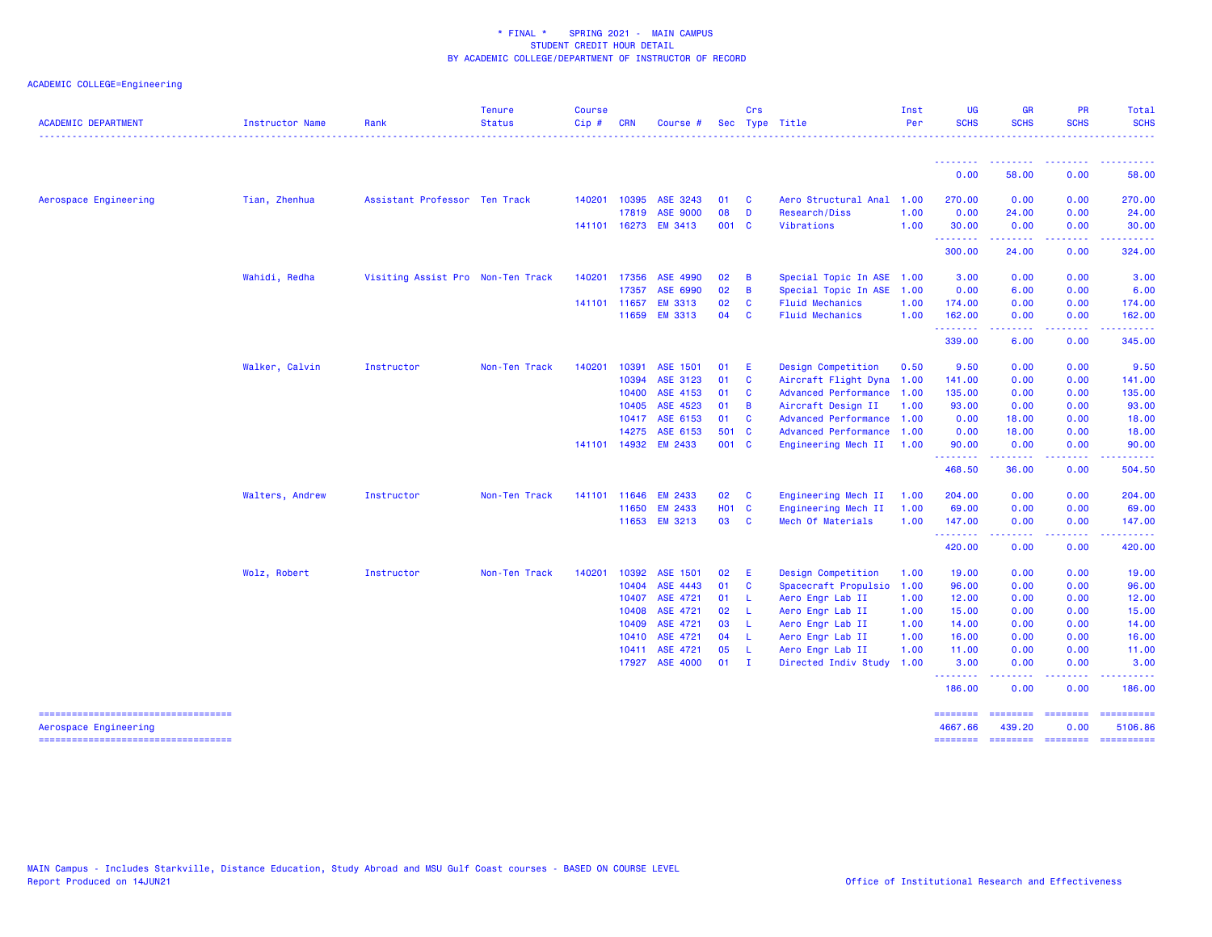\* FINAL \*    SPRING 2021 -  MAIN CAMPUS
STUDENT CREDIT HOUR DETAIL
BY ACADEMIC COLLEGE/DEPARTMENT OF INSTRUCTOR OF RECORD

ACADEMIC COLLEGE=Engineering

| ACADEMIC DEPARTMENT | Instructor Name | Rank | Tenure Status | Course Cip # | CRN | Course # | Sec | Crs Type | Title | Inst Per | UG SCHS | GR SCHS | PR SCHS | Total SCHS |
|---|---|---|---|---|---|---|---|---|---|---|---|---|---|---|
| | | | | | | | | | | | 0.00 | 58.00 | 0.00 | 58.00 |
| Aerospace Engineering | Tian, Zhenhua | Assistant Professor | Ten Track | 140201 | 10395 | ASE 3243 | 01 | C | Aero Structural Anal | 1.00 | 270.00 | 0.00 | 0.00 | 270.00 |
| | | | | | 17819 | ASE 9000 | 08 | D | Research/Diss | 1.00 | 0.00 | 24.00 | 0.00 | 24.00 |
| | | | | 141101 | 16273 | EM 3413 | 001 | C | Vibrations | 1.00 | 30.00 | 0.00 | 0.00 | 30.00 |
| | | | | | | | | | | | 300.00 | 24.00 | 0.00 | 324.00 |
| | Wahidi, Redha | Visiting Assist Pro | Non-Ten Track | 140201 | 17356 | ASE 4990 | 02 | B | Special Topic In ASE | 1.00 | 3.00 | 0.00 | 0.00 | 3.00 |
| | | | | | 17357 | ASE 6990 | 02 | B | Special Topic In ASE | 1.00 | 0.00 | 6.00 | 0.00 | 6.00 |
| | | | | 141101 | 11657 | EM 3313 | 02 | C | Fluid Mechanics | 1.00 | 174.00 | 0.00 | 0.00 | 174.00 |
| | | | | | 11659 | EM 3313 | 04 | C | Fluid Mechanics | 1.00 | 162.00 | 0.00 | 0.00 | 162.00 |
| | | | | | | | | | | | 339.00 | 6.00 | 0.00 | 345.00 |
| | Walker, Calvin | Instructor | Non-Ten Track | 140201 | 10391 | ASE 1501 | 01 | E | Design Competition | 0.50 | 9.50 | 0.00 | 0.00 | 9.50 |
| | | | | | 10394 | ASE 3123 | 01 | C | Aircraft Flight Dyna | 1.00 | 141.00 | 0.00 | 0.00 | 141.00 |
| | | | | | 10400 | ASE 4153 | 01 | C | Advanced Performance | 1.00 | 135.00 | 0.00 | 0.00 | 135.00 |
| | | | | | 10405 | ASE 4523 | 01 | B | Aircraft Design II | 1.00 | 93.00 | 0.00 | 0.00 | 93.00 |
| | | | | | 10417 | ASE 6153 | 01 | C | Advanced Performance | 1.00 | 0.00 | 18.00 | 0.00 | 18.00 |
| | | | | | 14275 | ASE 6153 | 501 | C | Advanced Performance | 1.00 | 0.00 | 18.00 | 0.00 | 18.00 |
| | | | | 141101 | 14932 | EM 2433 | 001 | C | Engineering Mech II | 1.00 | 90.00 | 0.00 | 0.00 | 90.00 |
| | | | | | | | | | | | 468.50 | 36.00 | 0.00 | 504.50 |
| | Walters, Andrew | Instructor | Non-Ten Track | 141101 | 11646 | EM 2433 | 02 | C | Engineering Mech II | 1.00 | 204.00 | 0.00 | 0.00 | 204.00 |
| | | | | | 11650 | EM 2433 | H01 | C | Engineering Mech II | 1.00 | 69.00 | 0.00 | 0.00 | 69.00 |
| | | | | | 11653 | EM 3213 | 03 | C | Mech Of Materials | 1.00 | 147.00 | 0.00 | 0.00 | 147.00 |
| | | | | | | | | | | | 420.00 | 0.00 | 0.00 | 420.00 |
| | Wolz, Robert | Instructor | Non-Ten Track | 140201 | 10392 | ASE 1501 | 02 | E | Design Competition | 1.00 | 19.00 | 0.00 | 0.00 | 19.00 |
| | | | | | 10404 | ASE 4443 | 01 | C | Spacecraft Propulsio | 1.00 | 96.00 | 0.00 | 0.00 | 96.00 |
| | | | | | 10407 | ASE 4721 | 01 | L | Aero Engr Lab II | 1.00 | 12.00 | 0.00 | 0.00 | 12.00 |
| | | | | | 10408 | ASE 4721 | 02 | L | Aero Engr Lab II | 1.00 | 15.00 | 0.00 | 0.00 | 15.00 |
| | | | | | 10409 | ASE 4721 | 03 | L | Aero Engr Lab II | 1.00 | 14.00 | 0.00 | 0.00 | 14.00 |
| | | | | | 10410 | ASE 4721 | 04 | L | Aero Engr Lab II | 1.00 | 16.00 | 0.00 | 0.00 | 16.00 |
| | | | | | 10411 | ASE 4721 | 05 | L | Aero Engr Lab II | 1.00 | 11.00 | 0.00 | 0.00 | 11.00 |
| | | | | | 17927 | ASE 4000 | 01 | I | Directed Indiv Study | 1.00 | 3.00 | 0.00 | 0.00 | 3.00 |
| | | | | | | | | | | | 186.00 | 0.00 | 0.00 | 186.00 |
| Aerospace Engineering | | | | | | | | | | | 4667.66 | 439.20 | 0.00 | 5106.86 |

MAIN Campus - Includes Starkville, Distance Education, Study Abroad and MSU Gulf Coast courses - BASED ON COURSE LEVEL
Report Produced on 14JUN21

Office of Institutional Research and Effectiveness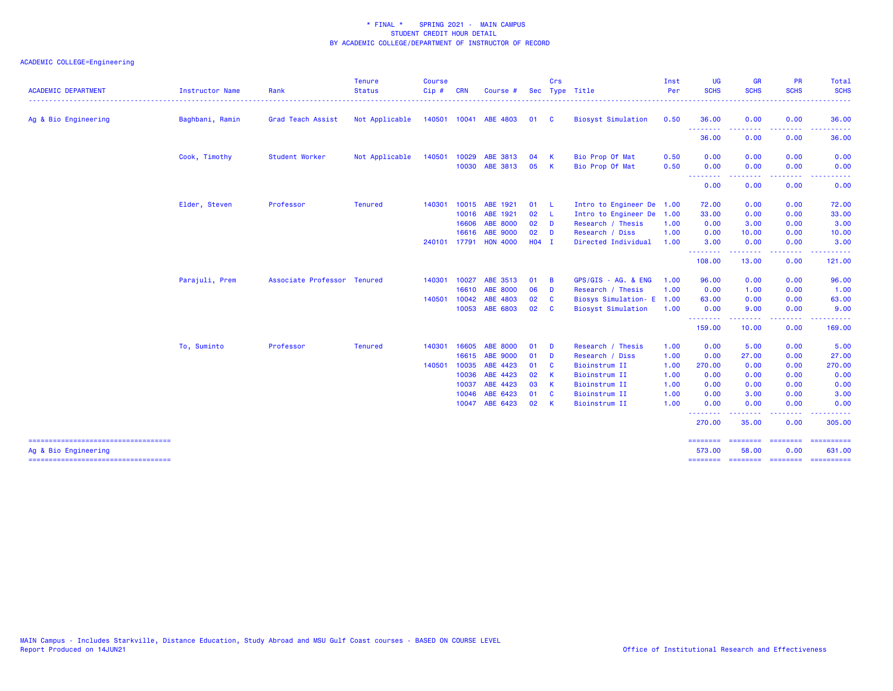\* FINAL \* SPRING 2021 - MAIN CAMPUS
STUDENT CREDIT HOUR DETAIL
BY ACADEMIC COLLEGE/DEPARTMENT OF INSTRUCTOR OF RECORD

ACADEMIC COLLEGE=Engineering

| ACADEMIC DEPARTMENT | Instructor Name | Rank | Tenure Status | Course Cip # | CRN | Course # | Sec | Crs Type | Title | Inst Per | UG SCHS | GR SCHS | PR SCHS | Total SCHS |
|---|---|---|---|---|---|---|---|---|---|---|---|---|---|---|
| Ag & Bio Engineering | Baghbani, Ramin | Grad Teach Assist | Not Applicable | 140501 | 10041 | ABE 4803 | 01 | C | Biosyst Simulation | 0.50 | 36.00 | 0.00 | 0.00 | 36.00 |
| | | | | | | | | | | | 36.00 | 0.00 | 0.00 | 36.00 |
| | Cook, Timothy | Student Worker | Not Applicable | 140501 | 10029 | ABE 3813 | 04 | K | Bio Prop Of Mat | 0.50 | 0.00 | 0.00 | 0.00 | 0.00 |
| | | | | | 10030 | ABE 3813 | 05 | K | Bio Prop Of Mat | 0.50 | 0.00 | 0.00 | 0.00 | 0.00 |
| | | | | | | | | | | | 0.00 | 0.00 | 0.00 | 0.00 |
| | Elder, Steven | Professor | Tenured | 140301 | 10015 | ABE 1921 | 01 | L | Intro to Engineer De | 1.00 | 72.00 | 0.00 | 0.00 | 72.00 |
| | | | | | 10016 | ABE 1921 | 02 | L | Intro to Engineer De | 1.00 | 33.00 | 0.00 | 0.00 | 33.00 |
| | | | | | 16606 | ABE 8000 | 02 | D | Research / Thesis | 1.00 | 0.00 | 3.00 | 0.00 | 3.00 |
| | | | | | 16616 | ABE 9000 | 02 | D | Research / Diss | 1.00 | 0.00 | 10.00 | 0.00 | 10.00 |
| | | | | 240101 | 17791 | HON 4000 | H04 | I | Directed Individual | 1.00 | 3.00 | 0.00 | 0.00 | 3.00 |
| | | | | | | | | | | | 108.00 | 13.00 | 0.00 | 121.00 |
| | Parajuli, Prem | Associate Professor | Tenured | 140301 | 10027 | ABE 3513 | 01 | B | GPS/GIS - AG. & ENG | 1.00 | 96.00 | 0.00 | 0.00 | 96.00 |
| | | | | | 16610 | ABE 8000 | 06 | D | Research / Thesis | 1.00 | 0.00 | 1.00 | 0.00 | 1.00 |
| | | | | 140501 | 10042 | ABE 4803 | 02 | C | Biosys Simulation- E | 1.00 | 63.00 | 0.00 | 0.00 | 63.00 |
| | | | | | 10053 | ABE 6803 | 02 | C | Biosyst Simulation | 1.00 | 0.00 | 9.00 | 0.00 | 9.00 |
| | | | | | | | | | | | 159.00 | 10.00 | 0.00 | 169.00 |
| | To, Suminto | Professor | Tenured | 140301 | 16605 | ABE 8000 | 01 | D | Research / Thesis | 1.00 | 0.00 | 5.00 | 0.00 | 5.00 |
| | | | | | 16615 | ABE 9000 | 01 | D | Research / Diss | 1.00 | 0.00 | 27.00 | 0.00 | 27.00 |
| | | | | 140501 | 10035 | ABE 4423 | 01 | C | Bioinstrum II | 1.00 | 270.00 | 0.00 | 0.00 | 270.00 |
| | | | | | 10036 | ABE 4423 | 02 | K | Bioinstrum II | 1.00 | 0.00 | 0.00 | 0.00 | 0.00 |
| | | | | | 10037 | ABE 4423 | 03 | K | Bioinstrum II | 1.00 | 0.00 | 0.00 | 0.00 | 0.00 |
| | | | | | 10046 | ABE 6423 | 01 | C | Bioinstrum II | 1.00 | 0.00 | 3.00 | 0.00 | 3.00 |
| | | | | | 10047 | ABE 6423 | 02 | K | Bioinstrum II | 1.00 | 0.00 | 0.00 | 0.00 | 0.00 |
| | | | | | | | | | | | 270.00 | 35.00 | 0.00 | 305.00 |
| Ag & Bio Engineering | | | | | | | | | | | 573.00 | 58.00 | 0.00 | 631.00 |

MAIN Campus - Includes Starkville, Distance Education, Study Abroad and MSU Gulf Coast courses - BASED ON COURSE LEVEL
Report Produced on 14JUN21

Office of Institutional Research and Effectiveness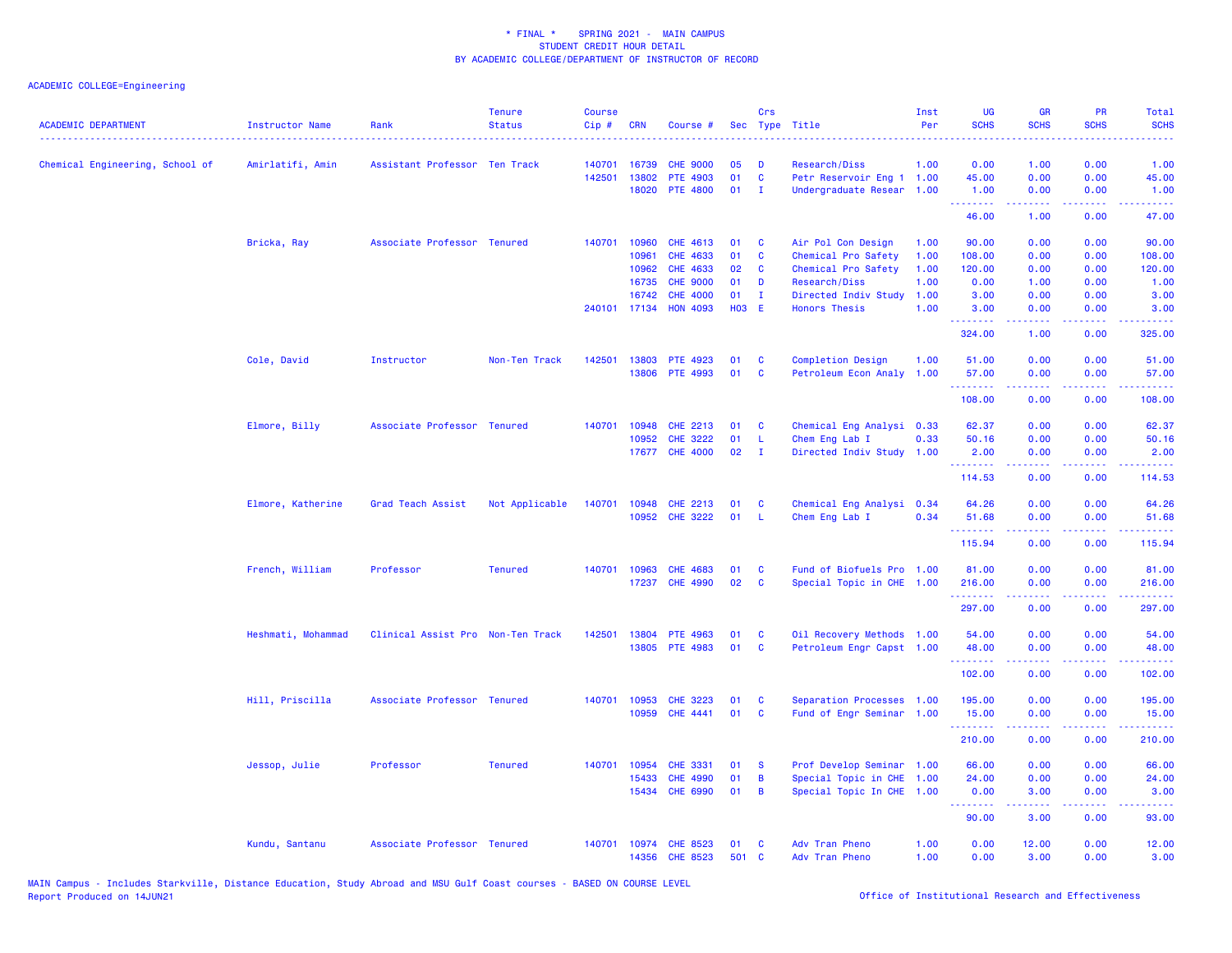\* FINAL \*    SPRING 2021 -  MAIN CAMPUS
STUDENT CREDIT HOUR DETAIL
BY ACADEMIC COLLEGE/DEPARTMENT OF INSTRUCTOR OF RECORD

ACADEMIC COLLEGE=Engineering

| ACADEMIC DEPARTMENT | Instructor Name | Rank | Tenure Status | Course Cip # | CRN | Course # | Sec | Crs Type | Title | Inst Per | UG SCHS | GR SCHS | PR SCHS | Total SCHS |
|---|---|---|---|---|---|---|---|---|---|---|---|---|---|---|
| Chemical Engineering, School of | Amirlatifi, Amin | Assistant Professor | Ten Track | 140701 | 16739 | CHE 9000 | 05 | D | Research/Diss | 1.00 | 0.00 | 1.00 | 0.00 | 1.00 |
| | | | | 142501 | 13802 | PTE 4903 | 01 | C | Petr Reservoir Eng 1 | 1.00 | 45.00 | 0.00 | 0.00 | 45.00 |
| | | | | | 18020 | PTE 4800 | 01 | I | Undergraduate Resear | 1.00 | 1.00 | 0.00 | 0.00 | 1.00 |
| | | | | | | | | | | | 46.00 | 1.00 | 0.00 | 47.00 |
| | Bricka, Ray | Associate Professor | Tenured | 140701 | 10960 | CHE 4613 | 01 | C | Air Pol Con Design | 1.00 | 90.00 | 0.00 | 0.00 | 90.00 |
| | | | | | 10961 | CHE 4633 | 01 | C | Chemical Pro Safety | 1.00 | 108.00 | 0.00 | 0.00 | 108.00 |
| | | | | | 10962 | CHE 4633 | 02 | C | Chemical Pro Safety | 1.00 | 120.00 | 0.00 | 0.00 | 120.00 |
| | | | | | 16735 | CHE 9000 | 01 | D | Research/Diss | 1.00 | 0.00 | 1.00 | 0.00 | 1.00 |
| | | | | | 16742 | CHE 4000 | 01 | I | Directed Indiv Study | 1.00 | 3.00 | 0.00 | 0.00 | 3.00 |
| | | | | 240101 | 17134 | HON 4093 | H03 | E | Honors Thesis | 1.00 | 3.00 | 0.00 | 0.00 | 3.00 |
| | | | | | | | | | | | 324.00 | 1.00 | 0.00 | 325.00 |
| | Cole, David | Instructor | Non-Ten Track | 142501 | 13803 | PTE 4923 | 01 | C | Completion Design | 1.00 | 51.00 | 0.00 | 0.00 | 51.00 |
| | | | | | 13806 | PTE 4993 | 01 | C | Petroleum Econ Analy | 1.00 | 57.00 | 0.00 | 0.00 | 57.00 |
| | | | | | | | | | | | 108.00 | 0.00 | 0.00 | 108.00 |
| | Elmore, Billy | Associate Professor | Tenured | 140701 | 10948 | CHE 2213 | 01 | C | Chemical Eng Analysi | 0.33 | 62.37 | 0.00 | 0.00 | 62.37 |
| | | | | | 10952 | CHE 3222 | 01 | L | Chem Eng Lab I | 0.33 | 50.16 | 0.00 | 0.00 | 50.16 |
| | | | | | 17677 | CHE 4000 | 02 | I | Directed Indiv Study | 1.00 | 2.00 | 0.00 | 0.00 | 2.00 |
| | | | | | | | | | | | 114.53 | 0.00 | 0.00 | 114.53 |
| | Elmore, Katherine | Grad Teach Assist | Not Applicable | 140701 | 10948 | CHE 2213 | 01 | C | Chemical Eng Analysi | 0.34 | 64.26 | 0.00 | 0.00 | 64.26 |
| | | | | | 10952 | CHE 3222 | 01 | L | Chem Eng Lab I | 0.34 | 51.68 | 0.00 | 0.00 | 51.68 |
| | | | | | | | | | | | 115.94 | 0.00 | 0.00 | 115.94 |
| | French, William | Professor | Tenured | 140701 | 10963 | CHE 4683 | 01 | C | Fund of Biofuels Pro | 1.00 | 81.00 | 0.00 | 0.00 | 81.00 |
| | | | | | 17237 | CHE 4990 | 02 | C | Special Topic in CHE | 1.00 | 216.00 | 0.00 | 0.00 | 216.00 |
| | | | | | | | | | | | 297.00 | 0.00 | 0.00 | 297.00 |
| | Heshmati, Mohammad | Clinical Assist Pro | Non-Ten Track | 142501 | 13804 | PTE 4963 | 01 | C | Oil Recovery Methods | 1.00 | 54.00 | 0.00 | 0.00 | 54.00 |
| | | | | | 13805 | PTE 4983 | 01 | C | Petroleum Engr Capst | 1.00 | 48.00 | 0.00 | 0.00 | 48.00 |
| | | | | | | | | | | | 102.00 | 0.00 | 0.00 | 102.00 |
| | Hill, Priscilla | Associate Professor | Tenured | 140701 | 10953 | CHE 3223 | 01 | C | Separation Processes | 1.00 | 195.00 | 0.00 | 0.00 | 195.00 |
| | | | | | 10959 | CHE 4441 | 01 | C | Fund of Engr Seminar | 1.00 | 15.00 | 0.00 | 0.00 | 15.00 |
| | | | | | | | | | | | 210.00 | 0.00 | 0.00 | 210.00 |
| | Jessop, Julie | Professor | Tenured | 140701 | 10954 | CHE 3331 | 01 | S | Prof Develop Seminar | 1.00 | 66.00 | 0.00 | 0.00 | 66.00 |
| | | | | | 15433 | CHE 4990 | 01 | B | Special Topic in CHE | 1.00 | 24.00 | 0.00 | 0.00 | 24.00 |
| | | | | | 15434 | CHE 6990 | 01 | B | Special Topic In CHE | 1.00 | 0.00 | 3.00 | 0.00 | 3.00 |
| | | | | | | | | | | | 90.00 | 3.00 | 0.00 | 93.00 |
| | Kundu, Santanu | Associate Professor | Tenured | 140701 | 10974 | CHE 8523 | 01 | C | Adv Tran Pheno | 1.00 | 0.00 | 12.00 | 0.00 | 12.00 |
| | | | | | 14356 | CHE 8523 | 501 | C | Adv Tran Pheno | 1.00 | 0.00 | 3.00 | 0.00 | 3.00 |

MAIN Campus - Includes Starkville, Distance Education, Study Abroad and MSU Gulf Coast courses - BASED ON COURSE LEVEL
Report Produced on 14JUN21    Office of Institutional Research and Effectiveness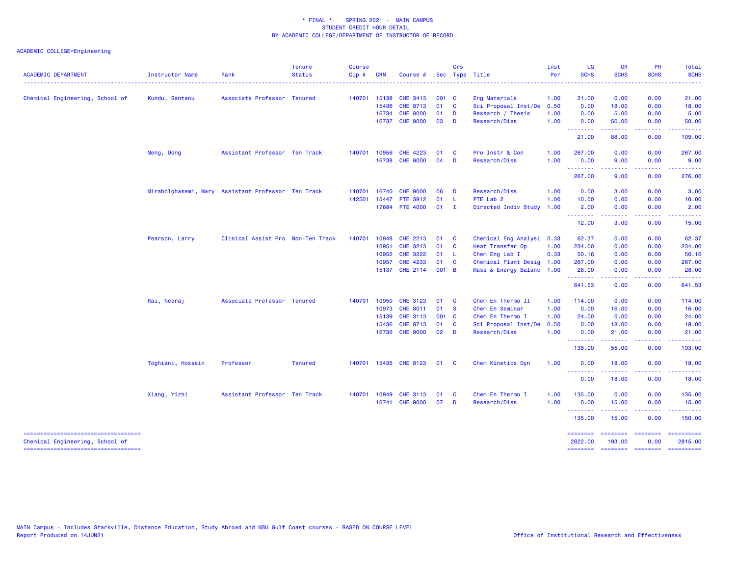\* FINAL \* SPRING 2021 - MAIN CAMPUS
STUDENT CREDIT HOUR DETAIL
BY ACADEMIC COLLEGE/DEPARTMENT OF INSTRUCTOR OF RECORD

ACADEMIC COLLEGE=Engineering

| ACADEMIC DEPARTMENT | Instructor Name | Rank | Tenure Status | Course Cip # | CRN | Course # | Sec | Crs Type | Title | Inst Per | UG SCHS | GR SCHS | PR SCHS | Total SCHS |
|---|---|---|---|---|---|---|---|---|---|---|---|---|---|---|
| Chemical Engineering, School of | Kundu, Santanu | Associate Professor | Tenured | 140701 | 15138 | CHE 3413 | 001 | C | Eng Materials | 1.00 | 21.00 | 0.00 | 0.00 | 21.00 |
| | | | | | 15436 | CHE 8713 | 01 | C | Sci Proposal Inst/De | 0.50 | 0.00 | 18.00 | 0.00 | 18.00 |
| | | | | | 16734 | CHE 8000 | 01 | D | Research / Thesis | 1.00 | 0.00 | 5.00 | 0.00 | 5.00 |
| | | | | | 16737 | CHE 9000 | 03 | D | Research/Diss | 1.00 | 0.00 | 50.00 | 0.00 | 50.00 |
| | | | | | | | | | | | 21.00 | 88.00 | 0.00 | 109.00 |
| | Meng, Dong | Assistant Professor | Ten Track | 140701 | 10956 | CHE 4223 | 01 | C | Pro Instr & Con | 1.00 | 267.00 | 0.00 | 0.00 | 267.00 |
| | | | | | 16738 | CHE 9000 | 04 | D | Research/Diss | 1.00 | 0.00 | 9.00 | 0.00 | 9.00 |
| | | | | | | | | | | | 267.00 | 9.00 | 0.00 | 276.00 |
| | Mirabolghasemi, Mary | Assistant Professor | Ten Track | 140701 | 16740 | CHE 9000 | 06 | D | Research/Diss | 1.00 | 0.00 | 3.00 | 0.00 | 3.00 |
| | | | | 142501 | 15447 | PTE 3912 | 01 | L | PTE Lab 2 | 1.00 | 10.00 | 0.00 | 0.00 | 10.00 |
| | | | | | 17684 | PTE 4000 | 01 | I | Directed Indiv Study | 1.00 | 2.00 | 0.00 | 0.00 | 2.00 |
| | | | | | | | | | | | 12.00 | 3.00 | 0.00 | 15.00 |
| | Pearson, Larry | Clinical Assist Pro | Non-Ten Track | 140701 | 10948 | CHE 2213 | 01 | C | Chemical Eng Analysi | 0.33 | 62.37 | 0.00 | 0.00 | 62.37 |
| | | | | | 10951 | CHE 3213 | 01 | C | Heat Transfer Op | 1.00 | 234.00 | 0.00 | 0.00 | 234.00 |
| | | | | | 10952 | CHE 3222 | 01 | L | Chem Eng Lab I | 0.33 | 50.16 | 0.00 | 0.00 | 50.16 |
| | | | | | 10957 | CHE 4233 | 01 | C | Chemical Plant Desig | 1.00 | 267.00 | 0.00 | 0.00 | 267.00 |
| | | | | | 15137 | CHE 2114 | 001 | B | Mass & Energy Balanc | 1.00 | 28.00 | 0.00 | 0.00 | 28.00 |
| | | | | | | | | | | | 641.53 | 0.00 | 0.00 | 641.53 |
| | Rai, Neeraj | Associate Professor | Tenured | 140701 | 10950 | CHE 3123 | 01 | C | Chem En Thermo II | 1.00 | 114.00 | 0.00 | 0.00 | 114.00 |
| | | | | | 10973 | CHE 8011 | 01 | S | Chem En Seminar | 1.00 | 0.00 | 16.00 | 0.00 | 16.00 |
| | | | | | 15139 | CHE 3113 | 001 | C | Chem En Thermo I | 1.00 | 24.00 | 0.00 | 0.00 | 24.00 |
| | | | | | 15436 | CHE 8713 | 01 | C | Sci Proposal Inst/De | 0.50 | 0.00 | 18.00 | 0.00 | 18.00 |
| | | | | | 16736 | CHE 9000 | 02 | D | Research/Diss | 1.00 | 0.00 | 21.00 | 0.00 | 21.00 |
| | | | | | | | | | | | 138.00 | 55.00 | 0.00 | 193.00 |
| | Toghiani, Hossein | Professor | Tenured | 140701 | 15435 | CHE 8123 | 01 | C | Chem Kinetics Dyn | 1.00 | 0.00 | 18.00 | 0.00 | 18.00 |
| | | | | | | | | | | | 0.00 | 18.00 | 0.00 | 18.00 |
| | Xiang, Yizhi | Assistant Professor | Ten Track | 140701 | 10949 | CHE 3113 | 01 | C | Chem En Thermo I | 1.00 | 135.00 | 0.00 | 0.00 | 135.00 |
| | | | | | 16741 | CHE 9000 | 07 | D | Research/Diss | 1.00 | 0.00 | 15.00 | 0.00 | 15.00 |
| | | | | | | | | | | | 135.00 | 15.00 | 0.00 | 150.00 |
| Chemical Engineering, School of | | | | | | | | | | | 2622.00 | 193.00 | 0.00 | 2815.00 |

MAIN Campus - Includes Starkville, Distance Education, Study Abroad and MSU Gulf Coast courses - BASED ON COURSE LEVEL
Report Produced on 14JUN21

Office of Institutional Research and Effectiveness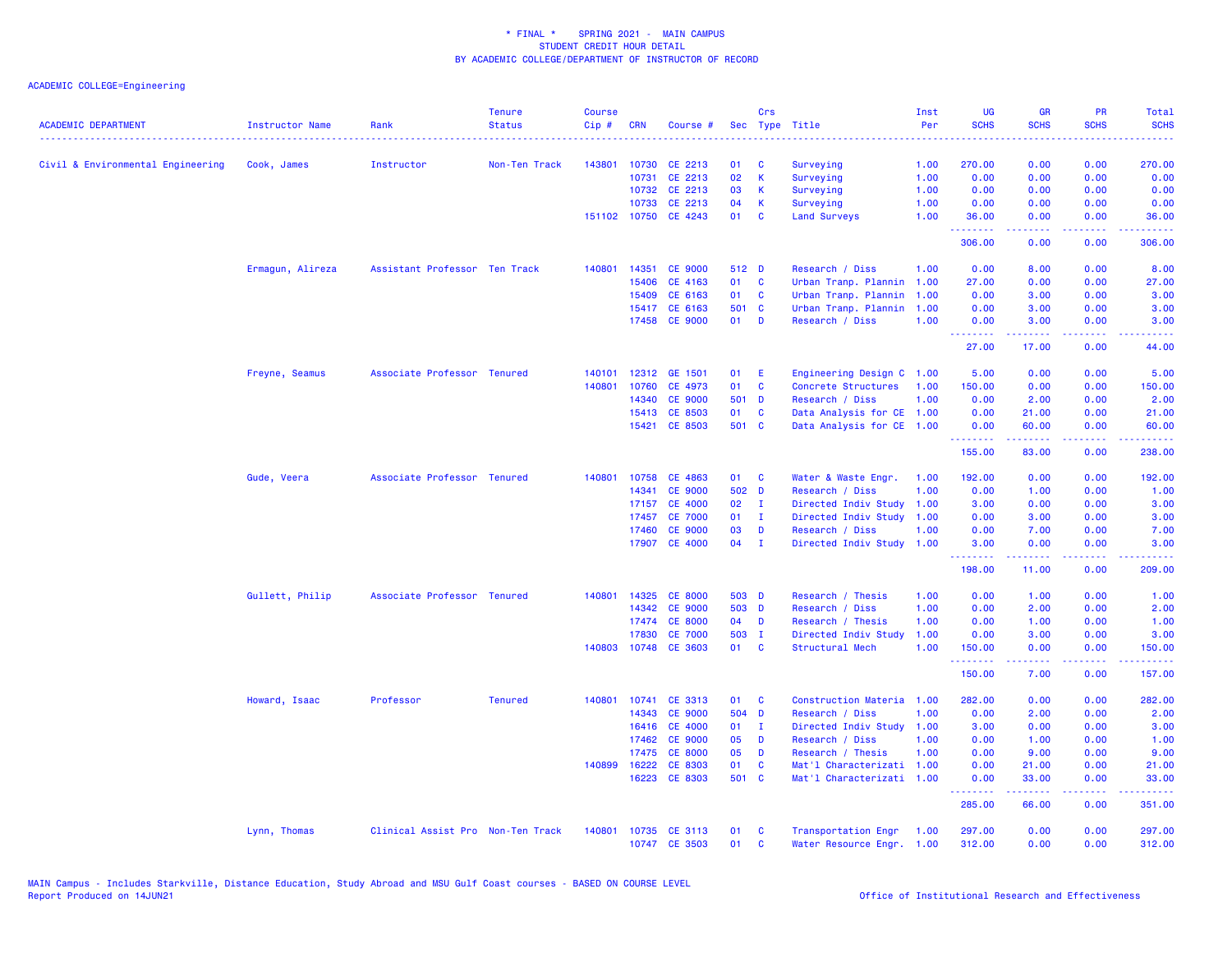\* FINAL \* SPRING 2021 - MAIN CAMPUS
STUDENT CREDIT HOUR DETAIL
BY ACADEMIC COLLEGE/DEPARTMENT OF INSTRUCTOR OF RECORD

ACADEMIC COLLEGE=Engineering

| ACADEMIC DEPARTMENT | Instructor Name | Rank | Tenure Status | Course Cip # | CRN | Course # | Sec | Crs Type | Title | Inst Per | UG SCHS | GR SCHS | PR SCHS | Total SCHS |
|---|---|---|---|---|---|---|---|---|---|---|---|---|---|---|
| Civil & Environmental Engineering | Cook, James | Instructor | Non-Ten Track | 143801 | 10730 | CE 2213 | 01 | C | Surveying | 1.00 | 270.00 | 0.00 | 0.00 | 270.00 |
| | | | | | 10731 | CE 2213 | 02 | K | Surveying | 1.00 | 0.00 | 0.00 | 0.00 | 0.00 |
| | | | | | 10732 | CE 2213 | 03 | K | Surveying | 1.00 | 0.00 | 0.00 | 0.00 | 0.00 |
| | | | | | 10733 | CE 2213 | 04 | K | Surveying | 1.00 | 0.00 | 0.00 | 0.00 | 0.00 |
| | | | | 151102 | 10750 | CE 4243 | 01 | C | Land Surveys | 1.00 | 36.00 | 0.00 | 0.00 | 36.00 |
| | | | | | | | | | | | 306.00 | 0.00 | 0.00 | 306.00 |
| | Ermagun, Alireza | Assistant Professor | Ten Track | 140801 | 14351 | CE 9000 | 512 | D | Research / Diss | 1.00 | 0.00 | 8.00 | 0.00 | 8.00 |
| | | | | | 15406 | CE 4163 | 01 | C | Urban Tranp. Plannin | 1.00 | 27.00 | 0.00 | 0.00 | 27.00 |
| | | | | | 15409 | CE 6163 | 01 | C | Urban Tranp. Plannin | 1.00 | 0.00 | 3.00 | 0.00 | 3.00 |
| | | | | | 15417 | CE 6163 | 501 | C | Urban Tranp. Plannin | 1.00 | 0.00 | 3.00 | 0.00 | 3.00 |
| | | | | | 17458 | CE 9000 | 01 | D | Research / Diss | 1.00 | 0.00 | 3.00 | 0.00 | 3.00 |
| | | | | | | | | | | | 27.00 | 17.00 | 0.00 | 44.00 |
| | Freyne, Seamus | Associate Professor | Tenured | 140101 | 12312 | GE 1501 | 01 | E | Engineering Design C | 1.00 | 5.00 | 0.00 | 0.00 | 5.00 |
| | | | | 140801 | 10760 | CE 4973 | 01 | C | Concrete Structures | 1.00 | 150.00 | 0.00 | 0.00 | 150.00 |
| | | | | | 14340 | CE 9000 | 501 | D | Research / Diss | 1.00 | 0.00 | 2.00 | 0.00 | 2.00 |
| | | | | | 15413 | CE 8503 | 01 | C | Data Analysis for CE | 1.00 | 0.00 | 21.00 | 0.00 | 21.00 |
| | | | | | 15421 | CE 8503 | 501 | C | Data Analysis for CE | 1.00 | 0.00 | 60.00 | 0.00 | 60.00 |
| | | | | | | | | | | | 155.00 | 83.00 | 0.00 | 238.00 |
| | Gude, Veera | Associate Professor | Tenured | 140801 | 10758 | CE 4863 | 01 | C | Water & Waste Engr. | 1.00 | 192.00 | 0.00 | 0.00 | 192.00 |
| | | | | | 14341 | CE 9000 | 502 | D | Research / Diss | 1.00 | 0.00 | 1.00 | 0.00 | 1.00 |
| | | | | | 17157 | CE 4000 | 02 | I | Directed Indiv Study | 1.00 | 3.00 | 0.00 | 0.00 | 3.00 |
| | | | | | 17457 | CE 7000 | 01 | I | Directed Indiv Study | 1.00 | 0.00 | 3.00 | 0.00 | 3.00 |
| | | | | | 17460 | CE 9000 | 03 | D | Research / Diss | 1.00 | 0.00 | 7.00 | 0.00 | 7.00 |
| | | | | | 17907 | CE 4000 | 04 | I | Directed Indiv Study | 1.00 | 3.00 | 0.00 | 0.00 | 3.00 |
| | | | | | | | | | | | 198.00 | 11.00 | 0.00 | 209.00 |
| | Gullett, Philip | Associate Professor | Tenured | 140801 | 14325 | CE 8000 | 503 | D | Research / Thesis | 1.00 | 0.00 | 1.00 | 0.00 | 1.00 |
| | | | | | 14342 | CE 9000 | 503 | D | Research / Diss | 1.00 | 0.00 | 2.00 | 0.00 | 2.00 |
| | | | | | 17474 | CE 8000 | 04 | D | Research / Thesis | 1.00 | 0.00 | 1.00 | 0.00 | 1.00 |
| | | | | | 17830 | CE 7000 | 503 | I | Directed Indiv Study | 1.00 | 0.00 | 3.00 | 0.00 | 3.00 |
| | | | | 140803 | 10748 | CE 3603 | 01 | C | Structural Mech | 1.00 | 150.00 | 0.00 | 0.00 | 150.00 |
| | | | | | | | | | | | 150.00 | 7.00 | 0.00 | 157.00 |
| | Howard, Isaac | Professor | Tenured | 140801 | 10741 | CE 3313 | 01 | C | Construction Materia | 1.00 | 282.00 | 0.00 | 0.00 | 282.00 |
| | | | | | 14343 | CE 9000 | 504 | D | Research / Diss | 1.00 | 0.00 | 2.00 | 0.00 | 2.00 |
| | | | | | 16416 | CE 4000 | 01 | I | Directed Indiv Study | 1.00 | 3.00 | 0.00 | 0.00 | 3.00 |
| | | | | | 17462 | CE 9000 | 05 | D | Research / Diss | 1.00 | 0.00 | 1.00 | 0.00 | 1.00 |
| | | | | | 17475 | CE 8000 | 05 | D | Research / Thesis | 1.00 | 0.00 | 9.00 | 0.00 | 9.00 |
| | | | | 140899 | 16222 | CE 8303 | 01 | C | Mat'l Characterizati | 1.00 | 0.00 | 21.00 | 0.00 | 21.00 |
| | | | | | 16223 | CE 8303 | 501 | C | Mat'l Characterizati | 1.00 | 0.00 | 33.00 | 0.00 | 33.00 |
| | | | | | | | | | | | 285.00 | 66.00 | 0.00 | 351.00 |
| | Lynn, Thomas | Clinical Assist Pro | Non-Ten Track | 140801 | 10735 | CE 3113 | 01 | C | Transportation Engr | 1.00 | 297.00 | 0.00 | 0.00 | 297.00 |
| | | | | | 10747 | CE 3503 | 01 | C | Water Resource Engr. | 1.00 | 312.00 | 0.00 | 0.00 | 312.00 |

MAIN Campus - Includes Starkville, Distance Education, Study Abroad and MSU Gulf Coast courses - BASED ON COURSE LEVEL
Report Produced on 14JUN21

Office of Institutional Research and Effectiveness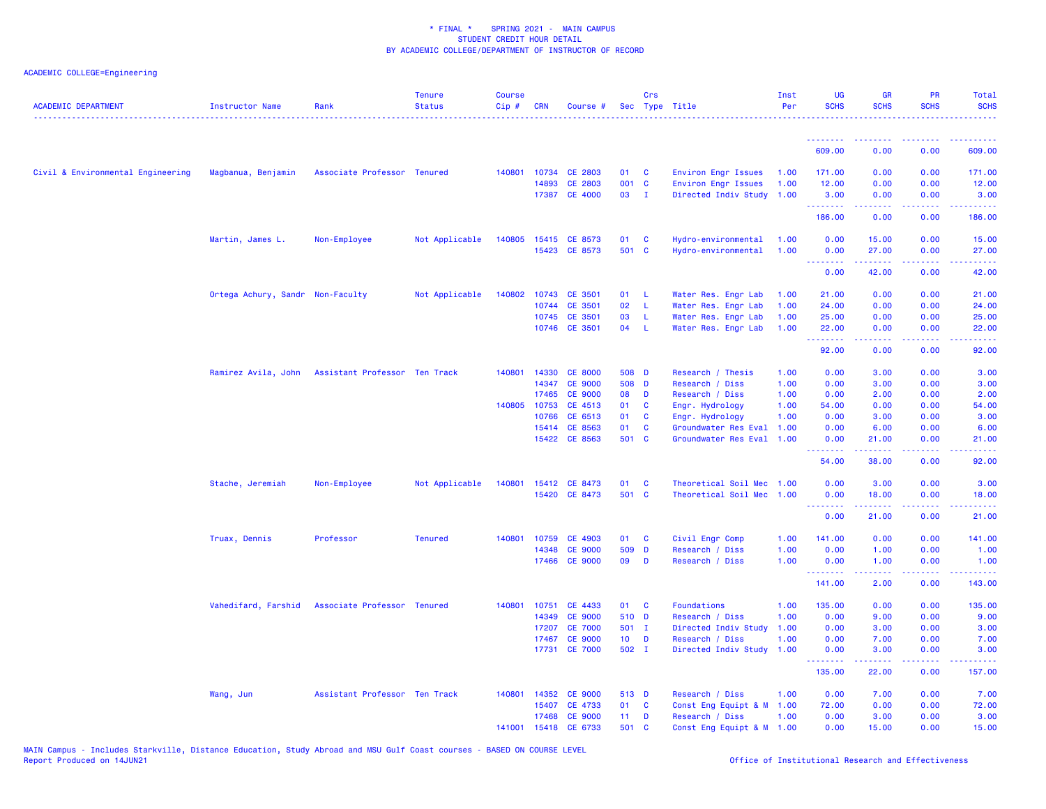\* FINAL \*    SPRING 2021 - MAIN CAMPUS
STUDENT CREDIT HOUR DETAIL
BY ACADEMIC COLLEGE/DEPARTMENT OF INSTRUCTOR OF RECORD

ACADEMIC COLLEGE=Engineering

| ACADEMIC DEPARTMENT | Instructor Name | Rank | Tenure Status | Course Cip # | CRN | Course # | Sec | Crs Type | Title | Inst Per | UG SCHS | GR SCHS | PR SCHS | Total SCHS |
|---|---|---|---|---|---|---|---|---|---|---|---|---|---|---|
| | | | | | | | | | | | 609.00 | 0.00 | 0.00 | 609.00 |
| Civil & Environmental Engineering | Magbanua, Benjamin | Associate Professor | Tenured | 140801 | 10734 | CE 2803 | 01 | C | Environ Engr Issues | 1.00 | 171.00 | 0.00 | 0.00 | 171.00 |
| | | | | | 14893 | CE 2803 | 001 | C | Environ Engr Issues | 1.00 | 12.00 | 0.00 | 0.00 | 12.00 |
| | | | | | 17387 | CE 4000 | 03 | I | Directed Indiv Study | 1.00 | 3.00 | 0.00 | 0.00 | 3.00 |
| | | | | | | | | | | | 186.00 | 0.00 | 0.00 | 186.00 |
| | Martin, James L. | Non-Employee | Not Applicable | 140805 | 15415 | CE 8573 | 01 | C | Hydro-environmental | 1.00 | 0.00 | 15.00 | 0.00 | 15.00 |
| | | | | | 15423 | CE 8573 | 501 | C | Hydro-environmental | 1.00 | 0.00 | 27.00 | 0.00 | 27.00 |
| | | | | | | | | | | | 0.00 | 42.00 | 0.00 | 42.00 |
| | Ortega Achury, Sandr | Non-Faculty | Not Applicable | 140802 | 10743 | CE 3501 | 01 | L | Water Res. Engr Lab | 1.00 | 21.00 | 0.00 | 0.00 | 21.00 |
| | | | | | 10744 | CE 3501 | 02 | L | Water Res. Engr Lab | 1.00 | 24.00 | 0.00 | 0.00 | 24.00 |
| | | | | | 10745 | CE 3501 | 03 | L | Water Res. Engr Lab | 1.00 | 25.00 | 0.00 | 0.00 | 25.00 |
| | | | | | 10746 | CE 3501 | 04 | L | Water Res. Engr Lab | 1.00 | 22.00 | 0.00 | 0.00 | 22.00 |
| | | | | | | | | | | | 92.00 | 0.00 | 0.00 | 92.00 |
| | Ramirez Avila, John | Assistant Professor | Ten Track | 140801 | 14330 | CE 8000 | 508 | D | Research / Thesis | 1.00 | 0.00 | 3.00 | 0.00 | 3.00 |
| | | | | | 14347 | CE 9000 | 508 | D | Research / Diss | 1.00 | 0.00 | 3.00 | 0.00 | 3.00 |
| | | | | | 17465 | CE 9000 | 08 | D | Research / Diss | 1.00 | 0.00 | 2.00 | 0.00 | 2.00 |
| | | | | 140805 | 10753 | CE 4513 | 01 | C | Engr. Hydrology | 1.00 | 54.00 | 0.00 | 0.00 | 54.00 |
| | | | | | 10766 | CE 6513 | 01 | C | Engr. Hydrology | 1.00 | 0.00 | 3.00 | 0.00 | 3.00 |
| | | | | | 15414 | CE 8563 | 01 | C | Groundwater Res Eval | 1.00 | 0.00 | 6.00 | 0.00 | 6.00 |
| | | | | | 15422 | CE 8563 | 501 | C | Groundwater Res Eval | 1.00 | 0.00 | 21.00 | 0.00 | 21.00 |
| | | | | | | | | | | | 54.00 | 38.00 | 0.00 | 92.00 |
| | Stache, Jeremiah | Non-Employee | Not Applicable | 140801 | 15412 | CE 8473 | 01 | C | Theoretical Soil Mec | 1.00 | 0.00 | 3.00 | 0.00 | 3.00 |
| | | | | | 15420 | CE 8473 | 501 | C | Theoretical Soil Mec | 1.00 | 0.00 | 18.00 | 0.00 | 18.00 |
| | | | | | | | | | | | 0.00 | 21.00 | 0.00 | 21.00 |
| | Truax, Dennis | Professor | Tenured | 140801 | 10759 | CE 4903 | 01 | C | Civil Engr Comp | 1.00 | 141.00 | 0.00 | 0.00 | 141.00 |
| | | | | | 14348 | CE 9000 | 509 | D | Research / Diss | 1.00 | 0.00 | 1.00 | 0.00 | 1.00 |
| | | | | | 17466 | CE 9000 | 09 | D | Research / Diss | 1.00 | 0.00 | 1.00 | 0.00 | 1.00 |
| | | | | | | | | | | | 141.00 | 2.00 | 0.00 | 143.00 |
| | Vahedifard, Farshid | Associate Professor | Tenured | 140801 | 10751 | CE 4433 | 01 | C | Foundations | 1.00 | 135.00 | 0.00 | 0.00 | 135.00 |
| | | | | | 14349 | CE 9000 | 510 | D | Research / Diss | 1.00 | 0.00 | 9.00 | 0.00 | 9.00 |
| | | | | | 17207 | CE 7000 | 501 | I | Directed Indiv Study | 1.00 | 0.00 | 3.00 | 0.00 | 3.00 |
| | | | | | 17467 | CE 9000 | 10 | D | Research / Diss | 1.00 | 0.00 | 7.00 | 0.00 | 7.00 |
| | | | | | 17731 | CE 7000 | 502 | I | Directed Indiv Study | 1.00 | 0.00 | 3.00 | 0.00 | 3.00 |
| | | | | | | | | | | | 135.00 | 22.00 | 0.00 | 157.00 |
| | Wang, Jun | Assistant Professor | Ten Track | 140801 | 14352 | CE 9000 | 513 | D | Research / Diss | 1.00 | 0.00 | 7.00 | 0.00 | 7.00 |
| | | | | | 15407 | CE 4733 | 01 | C | Const Eng Equipt & M | 1.00 | 72.00 | 0.00 | 0.00 | 72.00 |
| | | | | | 17468 | CE 9000 | 11 | D | Research / Diss | 1.00 | 0.00 | 3.00 | 0.00 | 3.00 |
| | | | | 141001 | 15418 | CE 6733 | 501 | C | Const Eng Equipt & M | 1.00 | 0.00 | 15.00 | 0.00 | 15.00 |

MAIN Campus - Includes Starkville, Distance Education, Study Abroad and MSU Gulf Coast courses - BASED ON COURSE LEVEL
Report Produced on 14JUN21    Office of Institutional Research and Effectiveness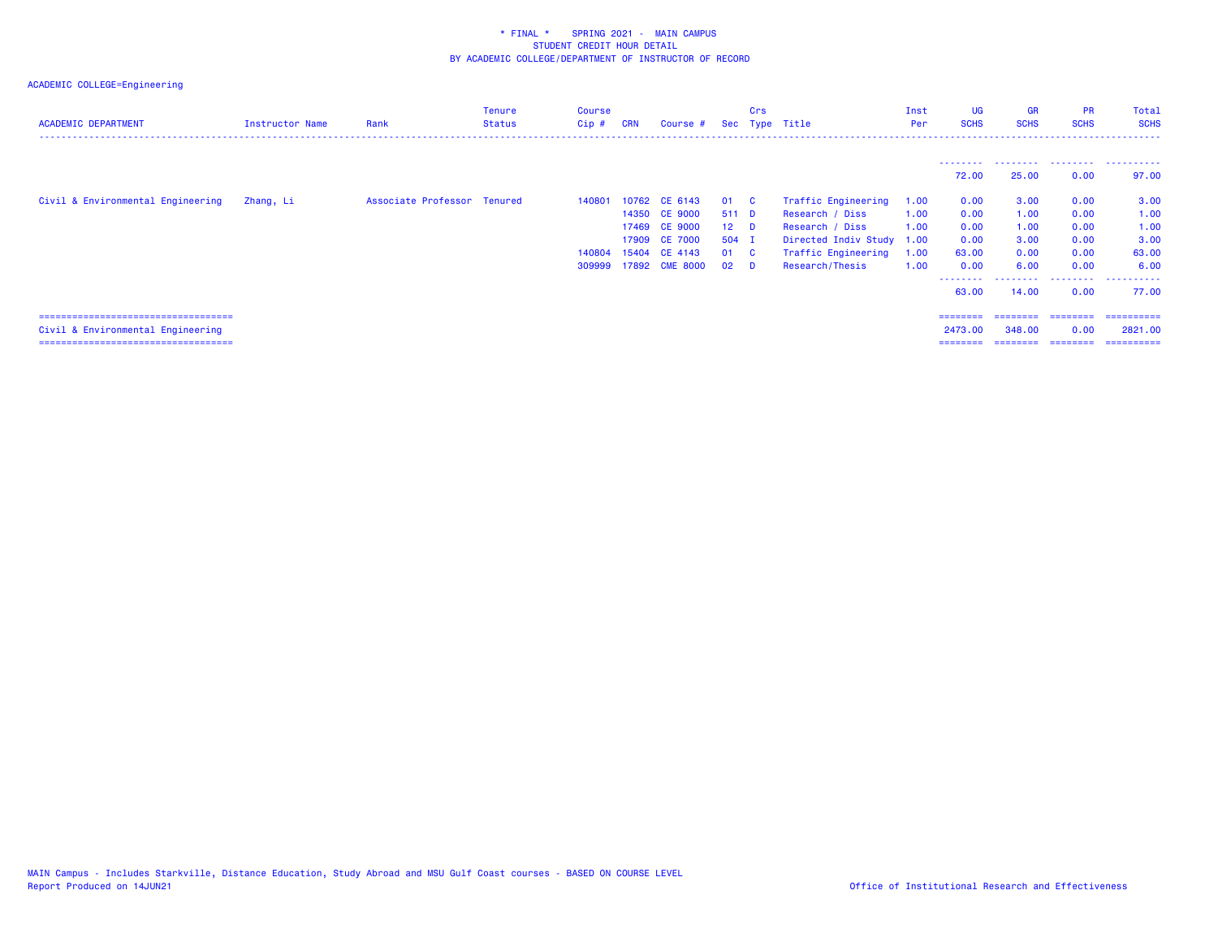\* FINAL \*    SPRING 2021 -  MAIN CAMPUS
STUDENT CREDIT HOUR DETAIL
BY ACADEMIC COLLEGE/DEPARTMENT OF INSTRUCTOR OF RECORD

ACADEMIC COLLEGE=Engineering

| ACADEMIC DEPARTMENT | Instructor Name | Rank | Tenure Status | Course Cip # | CRN | Course # | Sec | Crs Type | Title | Inst Per | UG SCHS | GR SCHS | PR SCHS | Total SCHS |
|---|---|---|---|---|---|---|---|---|---|---|---|---|---|---|
| | | | | | | | | | | | 72.00 | 25.00 | 0.00 | 97.00 |
| Civil & Environmental Engineering | Zhang, Li | Associate Professor | Tenured | 140801 | 10762 | CE 6143 | 01 | C | Traffic Engineering | 1.00 | 0.00 | 3.00 | 0.00 | 3.00 |
| | | | | | 14350 | CE 9000 | 511 | D | Research / Diss | 1.00 | 0.00 | 1.00 | 0.00 | 1.00 |
| | | | | | 17469 | CE 9000 | 12 | D | Research / Diss | 1.00 | 0.00 | 1.00 | 0.00 | 1.00 |
| | | | | | 17909 | CE 7000 | 504 | I | Directed Indiv Study | 1.00 | 0.00 | 3.00 | 0.00 | 3.00 |
| | | | | 140804 | 15404 | CE 4143 | 01 | C | Traffic Engineering | 1.00 | 63.00 | 0.00 | 0.00 | 63.00 |
| | | | | 309999 | 17892 | CME 8000 | 02 | D | Research/Thesis | 1.00 | 0.00 | 6.00 | 0.00 | 6.00 |
| | | | | | | | | | | | 63.00 | 14.00 | 0.00 | 77.00 |
| Civil & Environmental Engineering | | | | | | | | | | | 2473.00 | 348.00 | 0.00 | 2821.00 |

MAIN Campus - Includes Starkville, Distance Education, Study Abroad and MSU Gulf Coast courses - BASED ON COURSE LEVEL
Report Produced on 14JUN21

Office of Institutional Research and Effectiveness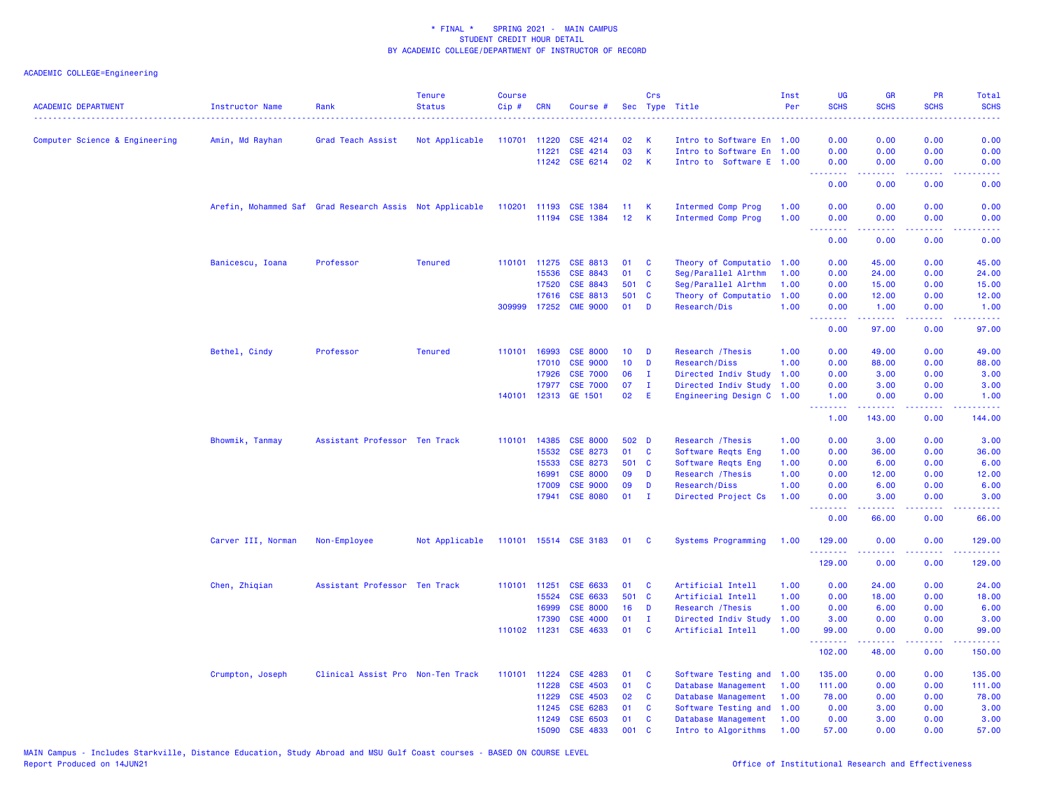# * FINAL * SPRING 2021 - MAIN CAMPUS
## STUDENT CREDIT HOUR DETAIL
## BY ACADEMIC COLLEGE/DEPARTMENT OF INSTRUCTOR OF RECORD

ACADEMIC COLLEGE=Engineering

| ACADEMIC DEPARTMENT | Instructor Name | Rank | Tenure Status | Course Cip # | CRN | Course # | Sec | Crs Type | Title | Inst Per | UG SCHS | GR SCHS | PR SCHS | Total SCHS |
|---|---|---|---|---|---|---|---|---|---|---|---|---|---|---|
| Computer Science & Engineering | Amin, Md Rayhan | Grad Teach Assist | Not Applicable | 110701 | 11220 | CSE 4214 | 02 | K | Intro to Software En | 1.00 | 0.00 | 0.00 | 0.00 | 0.00 |
| | | | | | 11221 | CSE 4214 | 03 | K | Intro to Software En | 1.00 | 0.00 | 0.00 | 0.00 | 0.00 |
| | | | | | 11242 | CSE 6214 | 02 | K | Intro to Software E | 1.00 | 0.00 | 0.00 | 0.00 | 0.00 |
| | | | | | | | | | | | 0.00 | 0.00 | 0.00 | 0.00 |
| | Arefin, Mohammed Saf | Grad Research Assis | Not Applicable | 110201 | 11193 | CSE 1384 | 11 | K | Intermed Comp Prog | 1.00 | 0.00 | 0.00 | 0.00 | 0.00 |
| | | | | | 11194 | CSE 1384 | 12 | K | Intermed Comp Prog | 1.00 | 0.00 | 0.00 | 0.00 | 0.00 |
| | | | | | | | | | | | 0.00 | 0.00 | 0.00 | 0.00 |
| | Banicescu, Ioana | Professor | Tenured | 110101 | 11275 | CSE 8813 | 01 | C | Theory of Computatio | 1.00 | 0.00 | 45.00 | 0.00 | 45.00 |
| | | | | | 15536 | CSE 8843 | 01 | C | Seq/Parallel Alrthm | 1.00 | 0.00 | 24.00 | 0.00 | 24.00 |
| | | | | | 17520 | CSE 8843 | 501 | C | Seq/Parallel Alrthm | 1.00 | 0.00 | 15.00 | 0.00 | 15.00 |
| | | | | | 17616 | CSE 8813 | 501 | C | Theory of Computatio | 1.00 | 0.00 | 12.00 | 0.00 | 12.00 |
| | | | | 309999 | 17252 | CME 9000 | 01 | D | Research/Dis | 1.00 | 0.00 | 1.00 | 0.00 | 1.00 |
| | | | | | | | | | | | 0.00 | 97.00 | 0.00 | 97.00 |
| | Bethel, Cindy | Professor | Tenured | 110101 | 16993 | CSE 8000 | 10 | D | Research /Thesis | 1.00 | 0.00 | 49.00 | 0.00 | 49.00 |
| | | | | | 17010 | CSE 9000 | 10 | D | Research/Diss | 1.00 | 0.00 | 88.00 | 0.00 | 88.00 |
| | | | | | 17926 | CSE 7000 | 06 | I | Directed Indiv Study | 1.00 | 0.00 | 3.00 | 0.00 | 3.00 |
| | | | | | 17977 | CSE 7000 | 07 | I | Directed Indiv Study | 1.00 | 0.00 | 3.00 | 0.00 | 3.00 |
| | | | | 140101 | 12313 | GE 1501 | 02 | E | Engineering Design C | 1.00 | 1.00 | 0.00 | 0.00 | 1.00 |
| | | | | | | | | | | | 1.00 | 143.00 | 0.00 | 144.00 |
| | Bhowmik, Tanmay | Assistant Professor | Ten Track | 110101 | 14385 | CSE 8000 | 502 | D | Research /Thesis | 1.00 | 0.00 | 3.00 | 0.00 | 3.00 |
| | | | | | 15532 | CSE 8273 | 01 | C | Software Reqts Eng | 1.00 | 0.00 | 36.00 | 0.00 | 36.00 |
| | | | | | 15533 | CSE 8273 | 501 | C | Software Reqts Eng | 1.00 | 0.00 | 6.00 | 0.00 | 6.00 |
| | | | | | 16991 | CSE 8000 | 09 | D | Research /Thesis | 1.00 | 0.00 | 12.00 | 0.00 | 12.00 |
| | | | | | 17009 | CSE 9000 | 09 | D | Research/Diss | 1.00 | 0.00 | 6.00 | 0.00 | 6.00 |
| | | | | | 17941 | CSE 8080 | 01 | I | Directed Project Cs | 1.00 | 0.00 | 3.00 | 0.00 | 3.00 |
| | | | | | | | | | | | 0.00 | 66.00 | 0.00 | 66.00 |
| | Carver III, Norman | Non-Employee | Not Applicable | 110101 | 15514 | CSE 3183 | 01 | C | Systems Programming | 1.00 | 129.00 | 0.00 | 0.00 | 129.00 |
| | | | | | | | | | | | 129.00 | 0.00 | 0.00 | 129.00 |
| | Chen, Zhiqian | Assistant Professor | Ten Track | 110101 | 11251 | CSE 6633 | 01 | C | Artificial Intell | 1.00 | 0.00 | 24.00 | 0.00 | 24.00 |
| | | | | | 15524 | CSE 6633 | 501 | C | Artificial Intell | 1.00 | 0.00 | 18.00 | 0.00 | 18.00 |
| | | | | | 16999 | CSE 8000 | 16 | D | Research /Thesis | 1.00 | 0.00 | 6.00 | 0.00 | 6.00 |
| | | | | | 17390 | CSE 4000 | 01 | I | Directed Indiv Study | 1.00 | 3.00 | 0.00 | 0.00 | 3.00 |
| | | | | 110102 | 11231 | CSE 4633 | 01 | C | Artificial Intell | 1.00 | 99.00 | 0.00 | 0.00 | 99.00 |
| | | | | | | | | | | | 102.00 | 48.00 | 0.00 | 150.00 |
| | Crumpton, Joseph | Clinical Assist Pro | Non-Ten Track | 110101 | 11224 | CSE 4283 | 01 | C | Software Testing and | 1.00 | 135.00 | 0.00 | 0.00 | 135.00 |
| | | | | | 11228 | CSE 4503 | 01 | C | Database Management | 1.00 | 111.00 | 0.00 | 0.00 | 111.00 |
| | | | | | 11229 | CSE 4503 | 02 | C | Database Management | 1.00 | 78.00 | 0.00 | 0.00 | 78.00 |
| | | | | | 11245 | CSE 6283 | 01 | C | Software Testing and | 1.00 | 0.00 | 3.00 | 0.00 | 3.00 |
| | | | | | 11249 | CSE 6503 | 01 | C | Database Management | 1.00 | 0.00 | 3.00 | 0.00 | 3.00 |
| | | | | | 15090 | CSE 4833 | 001 | C | Intro to Algorithms | 1.00 | 57.00 | 0.00 | 0.00 | 57.00 |

MAIN Campus - Includes Starkville, Distance Education, Study Abroad and MSU Gulf Coast courses - BASED ON COURSE LEVEL

Report Produced on 14JUN21

Office of Institutional Research and Effectiveness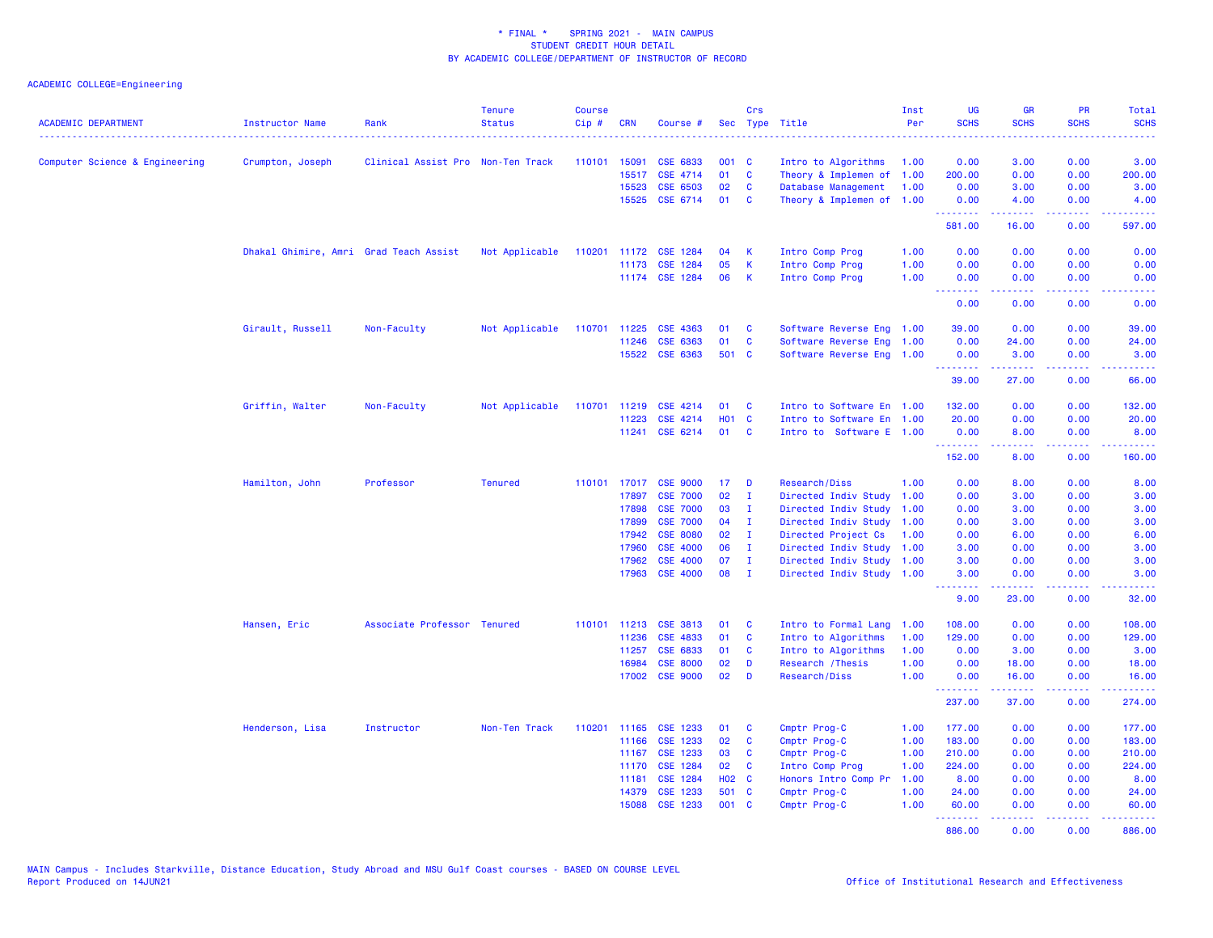\* FINAL \* SPRING 2021 - MAIN CAMPUS
STUDENT CREDIT HOUR DETAIL
BY ACADEMIC COLLEGE/DEPARTMENT OF INSTRUCTOR OF RECORD

ACADEMIC COLLEGE=Engineering

| ACADEMIC DEPARTMENT | Instructor Name | Rank | Tenure Status | Course Cip # | CRN | Course # | Sec | Crs Type | Title | Inst Per | UG SCHS | GR SCHS | PR SCHS | Total SCHS |
|---|---|---|---|---|---|---|---|---|---|---|---|---|---|---|
| Computer Science & Engineering | Crumpton, Joseph | Clinical Assist Pro | Non-Ten Track | 110101 | 15091 | CSE 6833 | 001 | C | Intro to Algorithms | 1.00 | 0.00 | 3.00 | 0.00 | 3.00 |
| | | | | | 15517 | CSE 4714 | 01 | C | Theory & Implemen of | 1.00 | 200.00 | 0.00 | 0.00 | 200.00 |
| | | | | | 15523 | CSE 6503 | 02 | C | Database Management | 1.00 | 0.00 | 3.00 | 0.00 | 3.00 |
| | | | | | 15525 | CSE 6714 | 01 | C | Theory & Implemen of | 1.00 | 0.00 | 4.00 | 0.00 | 4.00 |
| | | | | | | | | | | | 581.00 | 16.00 | 0.00 | 597.00 |
| | Dhakal Ghimire, Amri | Grad Teach Assist | Not Applicable | 110201 | 11172 | CSE 1284 | 04 | K | Intro Comp Prog | 1.00 | 0.00 | 0.00 | 0.00 | 0.00 |
| | | | | | 11173 | CSE 1284 | 05 | K | Intro Comp Prog | 1.00 | 0.00 | 0.00 | 0.00 | 0.00 |
| | | | | | 11174 | CSE 1284 | 06 | K | Intro Comp Prog | 1.00 | 0.00 | 0.00 | 0.00 | 0.00 |
| | | | | | | | | | | | 0.00 | 0.00 | 0.00 | 0.00 |
| | Girault, Russell | Non-Faculty | Not Applicable | 110701 | 11225 | CSE 4363 | 01 | C | Software Reverse Eng | 1.00 | 39.00 | 0.00 | 0.00 | 39.00 |
| | | | | | 11246 | CSE 6363 | 01 | C | Software Reverse Eng | 1.00 | 0.00 | 24.00 | 0.00 | 24.00 |
| | | | | | 15522 | CSE 6363 | 501 | C | Software Reverse Eng | 1.00 | 0.00 | 3.00 | 0.00 | 3.00 |
| | | | | | | | | | | | 39.00 | 27.00 | 0.00 | 66.00 |
| | Griffin, Walter | Non-Faculty | Not Applicable | 110701 | 11219 | CSE 4214 | 01 | C | Intro to Software En | 1.00 | 132.00 | 0.00 | 0.00 | 132.00 |
| | | | | | 11223 | CSE 4214 | H01 | C | Intro to Software En | 1.00 | 20.00 | 0.00 | 0.00 | 20.00 |
| | | | | | 11241 | CSE 6214 | 01 | C | Intro to Software E | 1.00 | 0.00 | 8.00 | 0.00 | 8.00 |
| | | | | | | | | | | | 152.00 | 8.00 | 0.00 | 160.00 |
| | Hamilton, John | Professor | Tenured | 110101 | 17017 | CSE 9000 | 17 | D | Research/Diss | 1.00 | 0.00 | 8.00 | 0.00 | 8.00 |
| | | | | | 17897 | CSE 7000 | 02 | I | Directed Indiv Study | 1.00 | 0.00 | 3.00 | 0.00 | 3.00 |
| | | | | | 17898 | CSE 7000 | 03 | I | Directed Indiv Study | 1.00 | 0.00 | 3.00 | 0.00 | 3.00 |
| | | | | | 17899 | CSE 7000 | 04 | I | Directed Indiv Study | 1.00 | 0.00 | 3.00 | 0.00 | 3.00 |
| | | | | | 17942 | CSE 8080 | 02 | I | Directed Project Cs | 1.00 | 0.00 | 6.00 | 0.00 | 6.00 |
| | | | | | 17960 | CSE 4000 | 06 | I | Directed Indiv Study | 1.00 | 3.00 | 0.00 | 0.00 | 3.00 |
| | | | | | 17962 | CSE 4000 | 07 | I | Directed Indiv Study | 1.00 | 3.00 | 0.00 | 0.00 | 3.00 |
| | | | | | 17963 | CSE 4000 | 08 | I | Directed Indiv Study | 1.00 | 3.00 | 0.00 | 0.00 | 3.00 |
| | | | | | | | | | | | 9.00 | 23.00 | 0.00 | 32.00 |
| | Hansen, Eric | Associate Professor | Tenured | 110101 | 11213 | CSE 3813 | 01 | C | Intro to Formal Lang | 1.00 | 108.00 | 0.00 | 0.00 | 108.00 |
| | | | | | 11236 | CSE 4833 | 01 | C | Intro to Algorithms | 1.00 | 129.00 | 0.00 | 0.00 | 129.00 |
| | | | | | 11257 | CSE 6833 | 01 | C | Intro to Algorithms | 1.00 | 0.00 | 3.00 | 0.00 | 3.00 |
| | | | | | 16984 | CSE 8000 | 02 | D | Research /Thesis | 1.00 | 0.00 | 18.00 | 0.00 | 18.00 |
| | | | | | 17002 | CSE 9000 | 02 | D | Research/Diss | 1.00 | 0.00 | 16.00 | 0.00 | 16.00 |
| | | | | | | | | | | | 237.00 | 37.00 | 0.00 | 274.00 |
| | Henderson, Lisa | Instructor | Non-Ten Track | 110201 | 11165 | CSE 1233 | 01 | C | Cmptr Prog-C | 1.00 | 177.00 | 0.00 | 0.00 | 177.00 |
| | | | | | 11166 | CSE 1233 | 02 | C | Cmptr Prog-C | 1.00 | 183.00 | 0.00 | 0.00 | 183.00 |
| | | | | | 11167 | CSE 1233 | 03 | C | Cmptr Prog-C | 1.00 | 210.00 | 0.00 | 0.00 | 210.00 |
| | | | | | 11170 | CSE 1284 | 02 | C | Intro Comp Prog | 1.00 | 224.00 | 0.00 | 0.00 | 224.00 |
| | | | | | 11181 | CSE 1284 | H02 | C | Honors Intro Comp Pr | 1.00 | 8.00 | 0.00 | 0.00 | 8.00 |
| | | | | | 14379 | CSE 1233 | 501 | C | Cmptr Prog-C | 1.00 | 24.00 | 0.00 | 0.00 | 24.00 |
| | | | | | 15088 | CSE 1233 | 001 | C | Cmptr Prog-C | 1.00 | 60.00 | 0.00 | 0.00 | 60.00 |
| | | | | | | | | | | | 886.00 | 0.00 | 0.00 | 886.00 |

MAIN Campus - Includes Starkville, Distance Education, Study Abroad and MSU Gulf Coast courses - BASED ON COURSE LEVEL
Report Produced on 14JUN21

Office of Institutional Research and Effectiveness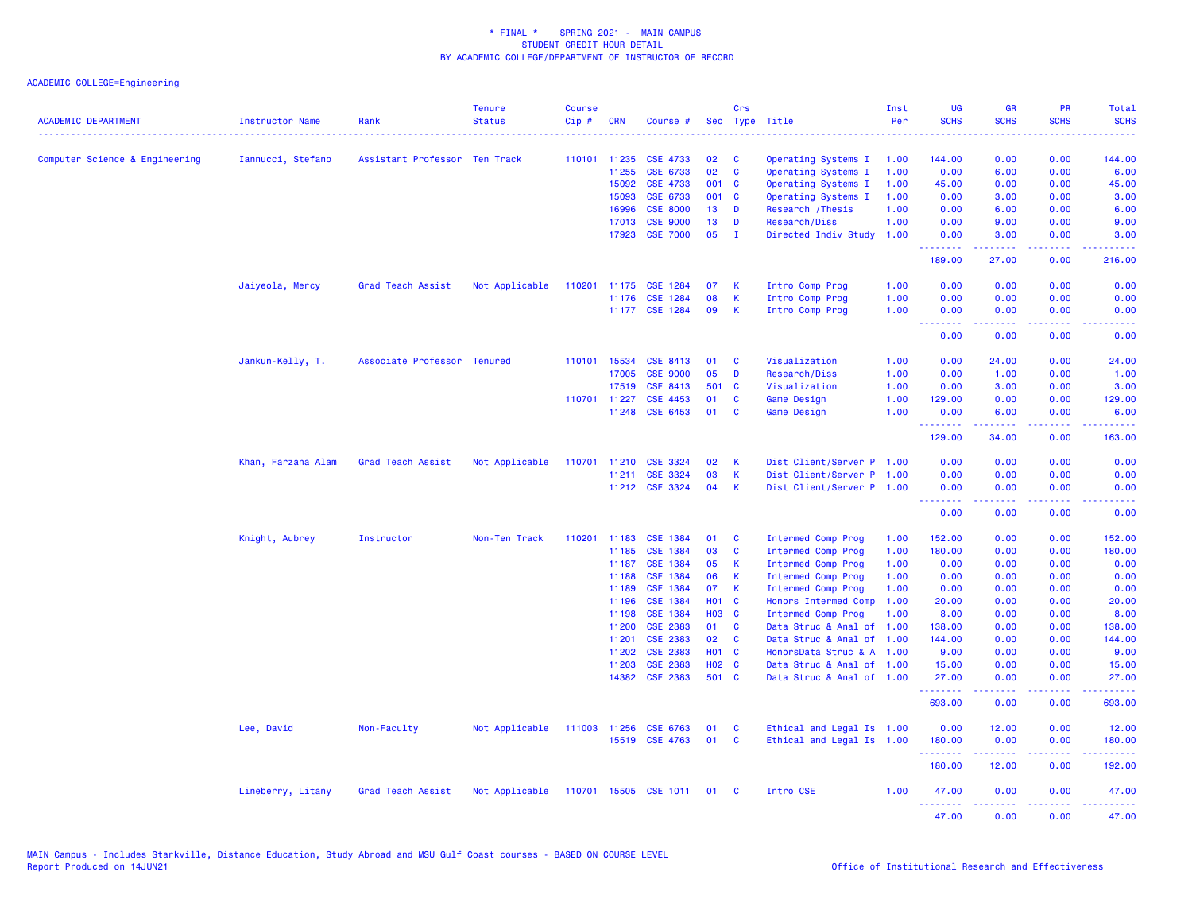\* FINAL \* SPRING 2021 - MAIN CAMPUS
STUDENT CREDIT HOUR DETAIL
BY ACADEMIC COLLEGE/DEPARTMENT OF INSTRUCTOR OF RECORD

ACADEMIC COLLEGE=Engineering

| ACADEMIC DEPARTMENT | Instructor Name | Rank | Tenure Status | Course Cip # | CRN | Course # | Sec | Crs Type | Title | Inst Per | UG SCHS | GR SCHS | PR SCHS | Total SCHS |
|---|---|---|---|---|---|---|---|---|---|---|---|---|---|---|
| Computer Science & Engineering | Iannucci, Stefano | Assistant Professor | Ten Track | 110101 | 11235 | CSE 4733 | 02 | C | Operating Systems I | 1.00 | 144.00 | 0.00 | 0.00 | 144.00 |
| | | | | | 11255 | CSE 6733 | 02 | C | Operating Systems I | 1.00 | 0.00 | 6.00 | 0.00 | 6.00 |
| | | | | | 15092 | CSE 4733 | 001 | C | Operating Systems I | 1.00 | 45.00 | 0.00 | 0.00 | 45.00 |
| | | | | | 15093 | CSE 6733 | 001 | C | Operating Systems I | 1.00 | 0.00 | 3.00 | 0.00 | 3.00 |
| | | | | | 16996 | CSE 8000 | 13 | D | Research /Thesis | 1.00 | 0.00 | 6.00 | 0.00 | 6.00 |
| | | | | | 17013 | CSE 9000 | 13 | D | Research/Diss | 1.00 | 0.00 | 9.00 | 0.00 | 9.00 |
| | | | | | 17923 | CSE 7000 | 05 | I | Directed Indiv Study | 1.00 | 0.00 | 3.00 | 0.00 | 3.00 |
| | | | | | | | | | | | 189.00 | 27.00 | 0.00 | 216.00 |
| | Jaiyeola, Mercy | Grad Teach Assist | Not Applicable | 110201 | 11175 | CSE 1284 | 07 | K | Intro Comp Prog | 1.00 | 0.00 | 0.00 | 0.00 | 0.00 |
| | | | | | 11176 | CSE 1284 | 08 | K | Intro Comp Prog | 1.00 | 0.00 | 0.00 | 0.00 | 0.00 |
| | | | | | 11177 | CSE 1284 | 09 | K | Intro Comp Prog | 1.00 | 0.00 | 0.00 | 0.00 | 0.00 |
| | | | | | | | | | | | 0.00 | 0.00 | 0.00 | 0.00 |
| | Jankun-Kelly, T. | Associate Professor | Tenured | 110101 | 15534 | CSE 8413 | 01 | C | Visualization | 1.00 | 0.00 | 24.00 | 0.00 | 24.00 |
| | | | | | 17005 | CSE 9000 | 05 | D | Research/Diss | 1.00 | 0.00 | 1.00 | 0.00 | 1.00 |
| | | | | | 17519 | CSE 8413 | 501 | C | Visualization | 1.00 | 0.00 | 3.00 | 0.00 | 3.00 |
| | | | | 110701 | 11227 | CSE 4453 | 01 | C | Game Design | 1.00 | 129.00 | 0.00 | 0.00 | 129.00 |
| | | | | | 11248 | CSE 6453 | 01 | C | Game Design | 1.00 | 0.00 | 6.00 | 0.00 | 6.00 |
| | | | | | | | | | | | 129.00 | 34.00 | 0.00 | 163.00 |
| | Khan, Farzana Alam | Grad Teach Assist | Not Applicable | 110701 | 11210 | CSE 3324 | 02 | K | Dist Client/Server P | 1.00 | 0.00 | 0.00 | 0.00 | 0.00 |
| | | | | | 11211 | CSE 3324 | 03 | K | Dist Client/Server P | 1.00 | 0.00 | 0.00 | 0.00 | 0.00 |
| | | | | | 11212 | CSE 3324 | 04 | K | Dist Client/Server P | 1.00 | 0.00 | 0.00 | 0.00 | 0.00 |
| | | | | | | | | | | | 0.00 | 0.00 | 0.00 | 0.00 |
| | Knight, Aubrey | Instructor | Non-Ten Track | 110201 | 11183 | CSE 1384 | 01 | C | Intermed Comp Prog | 1.00 | 152.00 | 0.00 | 0.00 | 152.00 |
| | | | | | 11185 | CSE 1384 | 03 | C | Intermed Comp Prog | 1.00 | 180.00 | 0.00 | 0.00 | 180.00 |
| | | | | | 11187 | CSE 1384 | 05 | K | Intermed Comp Prog | 1.00 | 0.00 | 0.00 | 0.00 | 0.00 |
| | | | | | 11188 | CSE 1384 | 06 | K | Intermed Comp Prog | 1.00 | 0.00 | 0.00 | 0.00 | 0.00 |
| | | | | | 11189 | CSE 1384 | 07 | K | Intermed Comp Prog | 1.00 | 0.00 | 0.00 | 0.00 | 0.00 |
| | | | | | 11196 | CSE 1384 | H01 | C | Honors Intermed Comp | 1.00 | 20.00 | 0.00 | 0.00 | 20.00 |
| | | | | | 11198 | CSE 1384 | H03 | C | Intermed Comp Prog | 1.00 | 8.00 | 0.00 | 0.00 | 8.00 |
| | | | | | 11200 | CSE 2383 | 01 | C | Data Struc & Anal of | 1.00 | 138.00 | 0.00 | 0.00 | 138.00 |
| | | | | | 11201 | CSE 2383 | 02 | C | Data Struc & Anal of | 1.00 | 144.00 | 0.00 | 0.00 | 144.00 |
| | | | | | 11202 | CSE 2383 | H01 | C | HonorsData Struc & A | 1.00 | 9.00 | 0.00 | 0.00 | 9.00 |
| | | | | | 11203 | CSE 2383 | H02 | C | Data Struc & Anal of | 1.00 | 15.00 | 0.00 | 0.00 | 15.00 |
| | | | | | 14382 | CSE 2383 | 501 | C | Data Struc & Anal of | 1.00 | 27.00 | 0.00 | 0.00 | 27.00 |
| | | | | | | | | | | | 693.00 | 0.00 | 0.00 | 693.00 |
| | Lee, David | Non-Faculty | Not Applicable | 111003 | 11256 | CSE 6763 | 01 | C | Ethical and Legal Is | 1.00 | 0.00 | 12.00 | 0.00 | 12.00 |
| | | | | | 15519 | CSE 4763 | 01 | C | Ethical and Legal Is | 1.00 | 180.00 | 0.00 | 0.00 | 180.00 |
| | | | | | | | | | | | 180.00 | 12.00 | 0.00 | 192.00 |
| | Lineberry, Litany | Grad Teach Assist | Not Applicable | 110701 | 15505 | CSE 1011 | 01 | C | Intro CSE | 1.00 | 47.00 | 0.00 | 0.00 | 47.00 |
| | | | | | | | | | | | 47.00 | 0.00 | 0.00 | 47.00 |

MAIN Campus - Includes Starkville, Distance Education, Study Abroad and MSU Gulf Coast courses - BASED ON COURSE LEVEL
Report Produced on 14JUN21

Office of Institutional Research and Effectiveness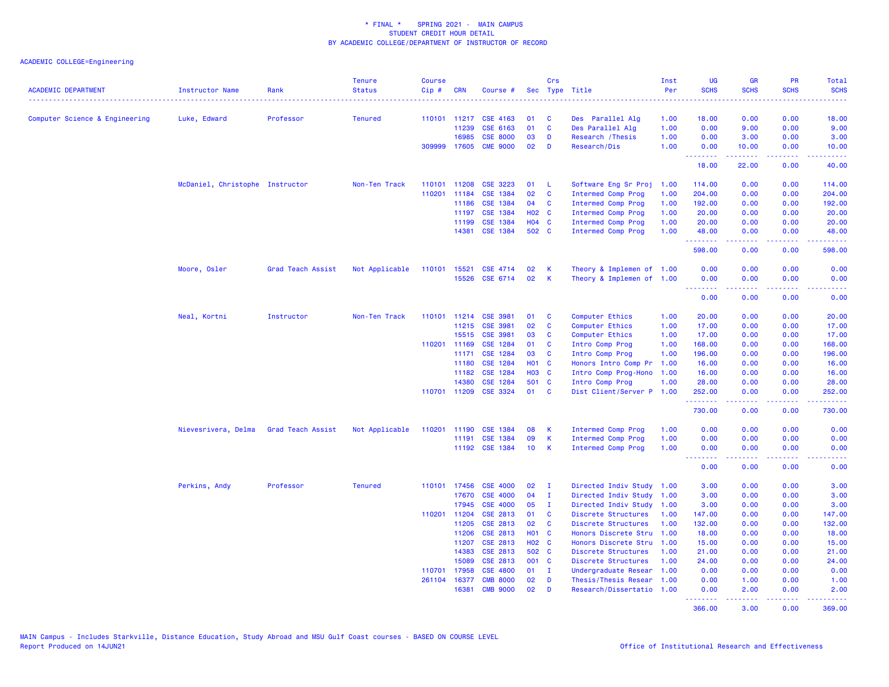\* FINAL \*    SPRING 2021 -  MAIN CAMPUS
STUDENT CREDIT HOUR DETAIL
BY ACADEMIC COLLEGE/DEPARTMENT OF INSTRUCTOR OF RECORD

ACADEMIC COLLEGE=Engineering

| ACADEMIC DEPARTMENT | Instructor Name | Rank | Tenure Status | Course Cip # | CRN | Course # | Sec | Crs Type | Title | Inst Per | UG SCHS | GR SCHS | PR SCHS | Total SCHS |
|---|---|---|---|---|---|---|---|---|---|---|---|---|---|---|
| Computer Science & Engineering | Luke, Edward | Professor | Tenured | 110101 | 11217 | CSE 4163 | 01 | C | Des  Parallel Alg | 1.00 | 18.00 | 0.00 | 0.00 | 18.00 |
| | | | | | 11239 | CSE 6163 | 01 | C | Des Parallel Alg | 1.00 | 0.00 | 9.00 | 0.00 | 9.00 |
| | | | | | 16985 | CSE 8000 | 03 | D | Research /Thesis | 1.00 | 0.00 | 3.00 | 0.00 | 3.00 |
| | | | | 309999 | 17605 | CME 9000 | 02 | D | Research/Dis | 1.00 | 0.00 | 10.00 | 0.00 | 10.00 |
| | | | | | | | | | | | 18.00 | 22.00 | 0.00 | 40.00 |
| | McDaniel, Christophe | Instructor | Non-Ten Track | 110101 | 11208 | CSE 3223 | 01 | L | Software Eng Sr Proj | 1.00 | 114.00 | 0.00 | 0.00 | 114.00 |
| | | | | 110201 | 11184 | CSE 1384 | 02 | C | Intermed Comp Prog | 1.00 | 204.00 | 0.00 | 0.00 | 204.00 |
| | | | | | 11186 | CSE 1384 | 04 | C | Intermed Comp Prog | 1.00 | 192.00 | 0.00 | 0.00 | 192.00 |
| | | | | | 11197 | CSE 1384 | H02 | C | Intermed Comp Prog | 1.00 | 20.00 | 0.00 | 0.00 | 20.00 |
| | | | | | 11199 | CSE 1384 | H04 | C | Intermed Comp Prog | 1.00 | 20.00 | 0.00 | 0.00 | 20.00 |
| | | | | | 14381 | CSE 1384 | 502 | C | Intermed Comp Prog | 1.00 | 48.00 | 0.00 | 0.00 | 48.00 |
| | | | | | | | | | | | 598.00 | 0.00 | 0.00 | 598.00 |
| | Moore, Osler | Grad Teach Assist | Not Applicable | 110101 | 15521 | CSE 4714 | 02 | K | Theory & Implemen of | 1.00 | 0.00 | 0.00 | 0.00 | 0.00 |
| | | | | | 15526 | CSE 6714 | 02 | K | Theory & Implemen of | 1.00 | 0.00 | 0.00 | 0.00 | 0.00 |
| | | | | | | | | | | | 0.00 | 0.00 | 0.00 | 0.00 |
| | Neal, Kortni | Instructor | Non-Ten Track | 110101 | 11214 | CSE 3981 | 01 | C | Computer Ethics | 1.00 | 20.00 | 0.00 | 0.00 | 20.00 |
| | | | | | 11215 | CSE 3981 | 02 | C | Computer Ethics | 1.00 | 17.00 | 0.00 | 0.00 | 17.00 |
| | | | | | 15515 | CSE 3981 | 03 | C | Computer Ethics | 1.00 | 17.00 | 0.00 | 0.00 | 17.00 |
| | | | | 110201 | 11169 | CSE 1284 | 01 | C | Intro Comp Prog | 1.00 | 168.00 | 0.00 | 0.00 | 168.00 |
| | | | | | 11171 | CSE 1284 | 03 | C | Intro Comp Prog | 1.00 | 196.00 | 0.00 | 0.00 | 196.00 |
| | | | | | 11180 | CSE 1284 | H01 | C | Honors Intro Comp Pr | 1.00 | 16.00 | 0.00 | 0.00 | 16.00 |
| | | | | | 11182 | CSE 1284 | H03 | C | Intro Comp Prog-Hono | 1.00 | 16.00 | 0.00 | 0.00 | 16.00 |
| | | | | | 14380 | CSE 1284 | 501 | C | Intro Comp Prog | 1.00 | 28.00 | 0.00 | 0.00 | 28.00 |
| | | | | 110701 | 11209 | CSE 3324 | 01 | C | Dist Client/Server P | 1.00 | 252.00 | 0.00 | 0.00 | 252.00 |
| | | | | | | | | | | | 730.00 | 0.00 | 0.00 | 730.00 |
| | Nievesrivera, Delma | Grad Teach Assist | Not Applicable | 110201 | 11190 | CSE 1384 | 08 | K | Intermed Comp Prog | 1.00 | 0.00 | 0.00 | 0.00 | 0.00 |
| | | | | | 11191 | CSE 1384 | 09 | K | Intermed Comp Prog | 1.00 | 0.00 | 0.00 | 0.00 | 0.00 |
| | | | | | 11192 | CSE 1384 | 10 | K | Intermed Comp Prog | 1.00 | 0.00 | 0.00 | 0.00 | 0.00 |
| | | | | | | | | | | | 0.00 | 0.00 | 0.00 | 0.00 |
| | Perkins, Andy | Professor | Tenured | 110101 | 17456 | CSE 4000 | 02 | I | Directed Indiv Study | 1.00 | 3.00 | 0.00 | 0.00 | 3.00 |
| | | | | | 17670 | CSE 4000 | 04 | I | Directed Indiv Study | 1.00 | 3.00 | 0.00 | 0.00 | 3.00 |
| | | | | | 17945 | CSE 4000 | 05 | I | Directed Indiv Study | 1.00 | 3.00 | 0.00 | 0.00 | 3.00 |
| | | | | 110201 | 11204 | CSE 2813 | 01 | C | Discrete Structures | 1.00 | 147.00 | 0.00 | 0.00 | 147.00 |
| | | | | | 11205 | CSE 2813 | 02 | C | Discrete Structures | 1.00 | 132.00 | 0.00 | 0.00 | 132.00 |
| | | | | | 11206 | CSE 2813 | H01 | C | Honors Discrete Stru | 1.00 | 18.00 | 0.00 | 0.00 | 18.00 |
| | | | | | 11207 | CSE 2813 | H02 | C | Honors Discrete Stru | 1.00 | 15.00 | 0.00 | 0.00 | 15.00 |
| | | | | | 14383 | CSE 2813 | 502 | C | Discrete Structures | 1.00 | 21.00 | 0.00 | 0.00 | 21.00 |
| | | | | | 15089 | CSE 2813 | 001 | C | Discrete Structures | 1.00 | 24.00 | 0.00 | 0.00 | 24.00 |
| | | | | 110701 | 17958 | CSE 4800 | 01 | I | Undergraduate Resear | 1.00 | 0.00 | 0.00 | 0.00 | 0.00 |
| | | | | 261104 | 16377 | CMB 8000 | 02 | D | Thesis/Thesis Resear | 1.00 | 0.00 | 1.00 | 0.00 | 1.00 |
| | | | | | 16381 | CMB 9000 | 02 | D | Research/Dissertatio | 1.00 | 0.00 | 2.00 | 0.00 | 2.00 |
| | | | | | | | | | | | 366.00 | 3.00 | 0.00 | 369.00 |

MAIN Campus - Includes Starkville, Distance Education, Study Abroad and MSU Gulf Coast courses - BASED ON COURSE LEVEL
Report Produced on 14JUN21

Office of Institutional Research and Effectiveness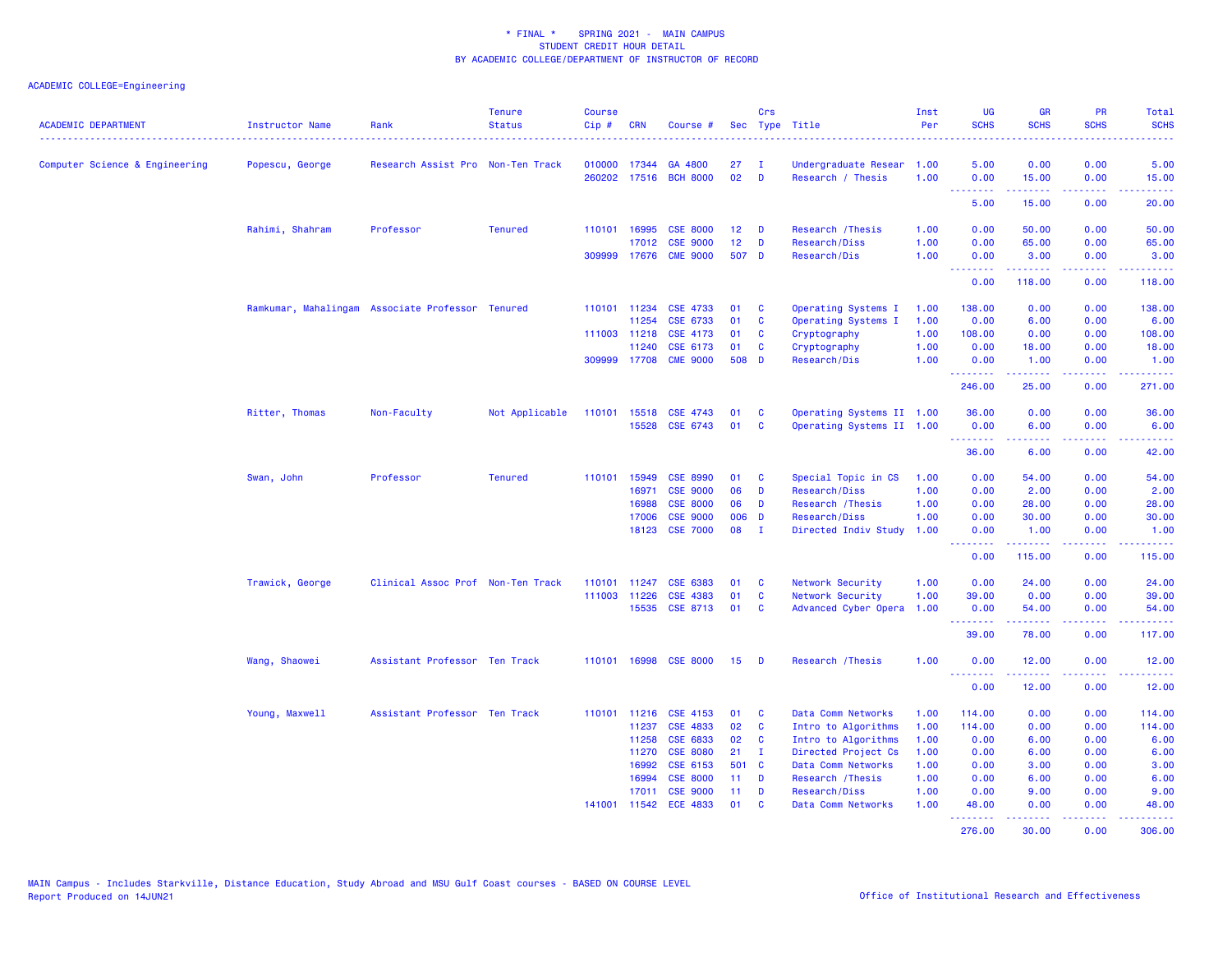\* FINAL \* SPRING 2021 - MAIN CAMPUS
STUDENT CREDIT HOUR DETAIL
BY ACADEMIC COLLEGE/DEPARTMENT OF INSTRUCTOR OF RECORD

ACADEMIC COLLEGE=Engineering

| ACADEMIC DEPARTMENT | Instructor Name | Rank | Tenure Status | Course Cip # | CRN | Course # | Sec | Crs Type | Title | Inst Per | UG SCHS | GR SCHS | PR SCHS | Total SCHS |
|---|---|---|---|---|---|---|---|---|---|---|---|---|---|---|
| Computer Science & Engineering | Popescu, George | Research Assist Pro | Non-Ten Track | 010000 | 17344 | GA 4800 | 27 | I | Undergraduate Resear | 1.00 | 5.00 | 0.00 | 0.00 | 5.00 |
| | | | | 260202 | 17516 | BCH 8000 | 02 | D | Research / Thesis | 1.00 | 0.00 | 15.00 | 0.00 | 15.00 |
| | | | | | | | | | | | 5.00 | 15.00 | 0.00 | 20.00 |
| | Rahimi, Shahram | Professor | Tenured | 110101 | 16995 | CSE 8000 | 12 | D | Research /Thesis | 1.00 | 0.00 | 50.00 | 0.00 | 50.00 |
| | | | | | 17012 | CSE 9000 | 12 | D | Research/Diss | 1.00 | 0.00 | 65.00 | 0.00 | 65.00 |
| | | | | 309999 | 17676 | CME 9000 | 507 | D | Research/Dis | 1.00 | 0.00 | 3.00 | 0.00 | 3.00 |
| | | | | | | | | | | | 0.00 | 118.00 | 0.00 | 118.00 |
| | Ramkumar, Mahalingam | Associate Professor | Tenured | 110101 | 11234 | CSE 4733 | 01 | C | Operating Systems I | 1.00 | 138.00 | 0.00 | 0.00 | 138.00 |
| | | | | | 11254 | CSE 6733 | 01 | C | Operating Systems I | 1.00 | 0.00 | 6.00 | 0.00 | 6.00 |
| | | | | 111003 | 11218 | CSE 4173 | 01 | C | Cryptography | 1.00 | 108.00 | 0.00 | 0.00 | 108.00 |
| | | | | | 11240 | CSE 6173 | 01 | C | Cryptography | 1.00 | 0.00 | 18.00 | 0.00 | 18.00 |
| | | | | 309999 | 17708 | CME 9000 | 508 | D | Research/Dis | 1.00 | 0.00 | 1.00 | 0.00 | 1.00 |
| | | | | | | | | | | | 246.00 | 25.00 | 0.00 | 271.00 |
| | Ritter, Thomas | Non-Faculty | Not Applicable | 110101 | 15518 | CSE 4743 | 01 | C | Operating Systems II | 1.00 | 36.00 | 0.00 | 0.00 | 36.00 |
| | | | | | 15528 | CSE 6743 | 01 | C | Operating Systems II | 1.00 | 0.00 | 6.00 | 0.00 | 6.00 |
| | | | | | | | | | | | 36.00 | 6.00 | 0.00 | 42.00 |
| | Swan, John | Professor | Tenured | 110101 | 15949 | CSE 8990 | 01 | C | Special Topic in CS | 1.00 | 0.00 | 54.00 | 0.00 | 54.00 |
| | | | | | 16971 | CSE 9000 | 06 | D | Research/Diss | 1.00 | 0.00 | 2.00 | 0.00 | 2.00 |
| | | | | | 16988 | CSE 8000 | 06 | D | Research /Thesis | 1.00 | 0.00 | 28.00 | 0.00 | 28.00 |
| | | | | | 17006 | CSE 9000 | 006 | D | Research/Diss | 1.00 | 0.00 | 30.00 | 0.00 | 30.00 |
| | | | | | 18123 | CSE 7000 | 08 | I | Directed Indiv Study | 1.00 | 0.00 | 1.00 | 0.00 | 1.00 |
| | | | | | | | | | | | 0.00 | 115.00 | 0.00 | 115.00 |
| | Trawick, George | Clinical Assoc Prof | Non-Ten Track | 110101 | 11247 | CSE 6383 | 01 | C | Network Security | 1.00 | 0.00 | 24.00 | 0.00 | 24.00 |
| | | | | 111003 | 11226 | CSE 4383 | 01 | C | Network Security | 1.00 | 39.00 | 0.00 | 0.00 | 39.00 |
| | | | | | 15535 | CSE 8713 | 01 | C | Advanced Cyber Opera | 1.00 | 0.00 | 54.00 | 0.00 | 54.00 |
| | | | | | | | | | | | 39.00 | 78.00 | 0.00 | 117.00 |
| | Wang, Shaowei | Assistant Professor | Ten Track | 110101 | 16998 | CSE 8000 | 15 | D | Research /Thesis | 1.00 | 0.00 | 12.00 | 0.00 | 12.00 |
| | | | | | | | | | | | 0.00 | 12.00 | 0.00 | 12.00 |
| | Young, Maxwell | Assistant Professor | Ten Track | 110101 | 11216 | CSE 4153 | 01 | C | Data Comm Networks | 1.00 | 114.00 | 0.00 | 0.00 | 114.00 |
| | | | | | 11237 | CSE 4833 | 02 | C | Intro to Algorithms | 1.00 | 114.00 | 0.00 | 0.00 | 114.00 |
| | | | | | 11258 | CSE 6833 | 02 | C | Intro to Algorithms | 1.00 | 0.00 | 6.00 | 0.00 | 6.00 |
| | | | | | 11270 | CSE 8080 | 21 | I | Directed Project Cs | 1.00 | 0.00 | 6.00 | 0.00 | 6.00 |
| | | | | | 16992 | CSE 6153 | 501 | C | Data Comm Networks | 1.00 | 0.00 | 3.00 | 0.00 | 3.00 |
| | | | | | 16994 | CSE 8000 | 11 | D | Research /Thesis | 1.00 | 0.00 | 6.00 | 0.00 | 6.00 |
| | | | | | 17011 | CSE 9000 | 11 | D | Research/Diss | 1.00 | 0.00 | 9.00 | 0.00 | 9.00 |
| | | | | 141001 | 11542 | ECE 4833 | 01 | C | Data Comm Networks | 1.00 | 48.00 | 0.00 | 0.00 | 48.00 |
| | | | | | | | | | | | 276.00 | 30.00 | 0.00 | 306.00 |

MAIN Campus - Includes Starkville, Distance Education, Study Abroad and MSU Gulf Coast courses - BASED ON COURSE LEVEL
Report Produced on 14JUN21

Office of Institutional Research and Effectiveness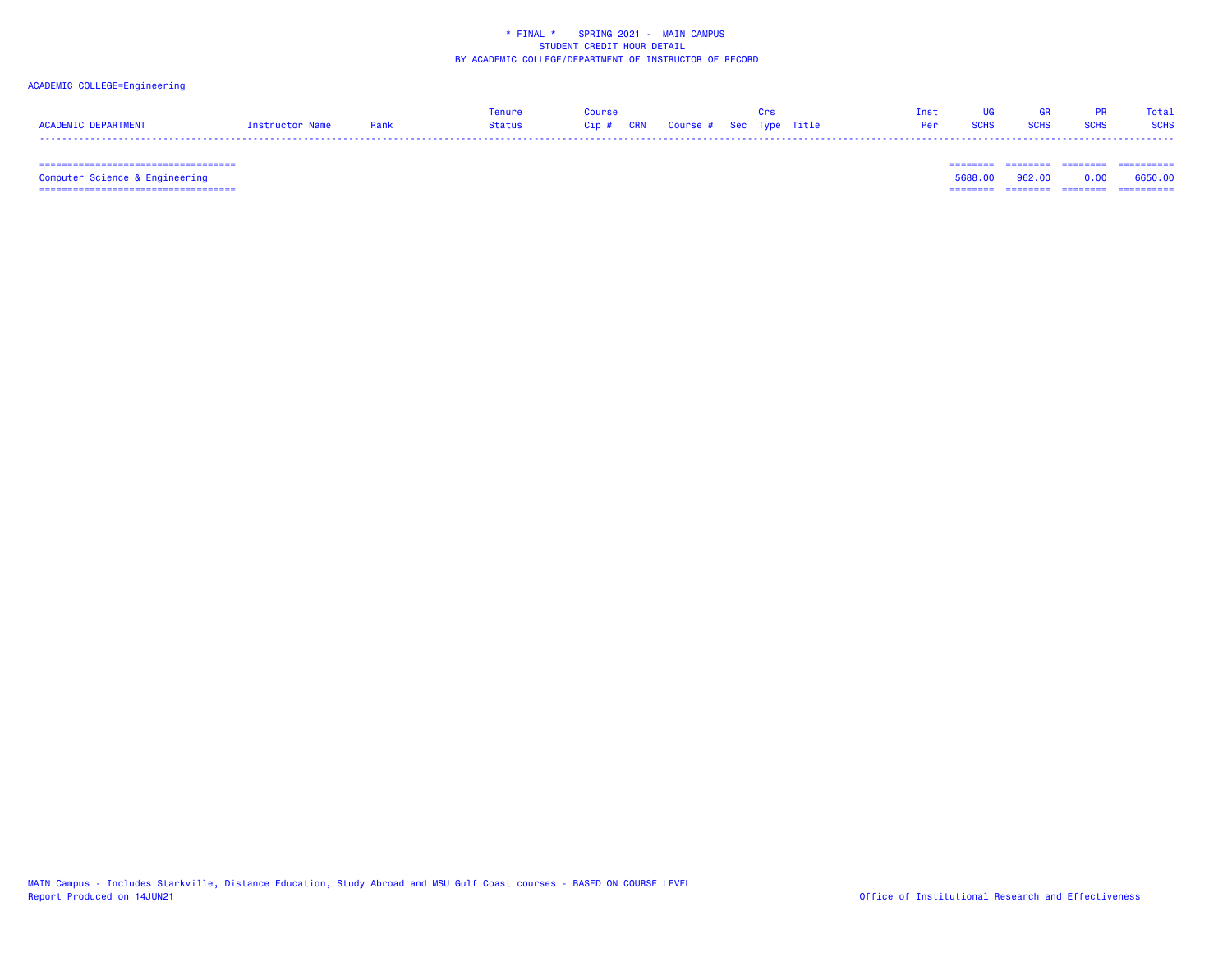\* FINAL \*    SPRING 2021 -  MAIN CAMPUS
STUDENT CREDIT HOUR DETAIL
BY ACADEMIC COLLEGE/DEPARTMENT OF INSTRUCTOR OF RECORD

ACADEMIC COLLEGE=Engineering

| ACADEMIC DEPARTMENT | Instructor Name | Rank | Tenure Status | Course Cip # | CRN | Course # | Sec | Crs Type | Title | Inst Per | UG SCHS | GR SCHS | PR SCHS | Total SCHS |
|---|---|---|---|---|---|---|---|---|---|---|---|---|---|---|
| Computer Science & Engineering | | | | | | | | | | | 5688.00 | 962.00 | 0.00 | 6650.00 |

MAIN Campus - Includes Starkville, Distance Education, Study Abroad and MSU Gulf Coast courses - BASED ON COURSE LEVEL
Report Produced on 14JUN21

Office of Institutional Research and Effectiveness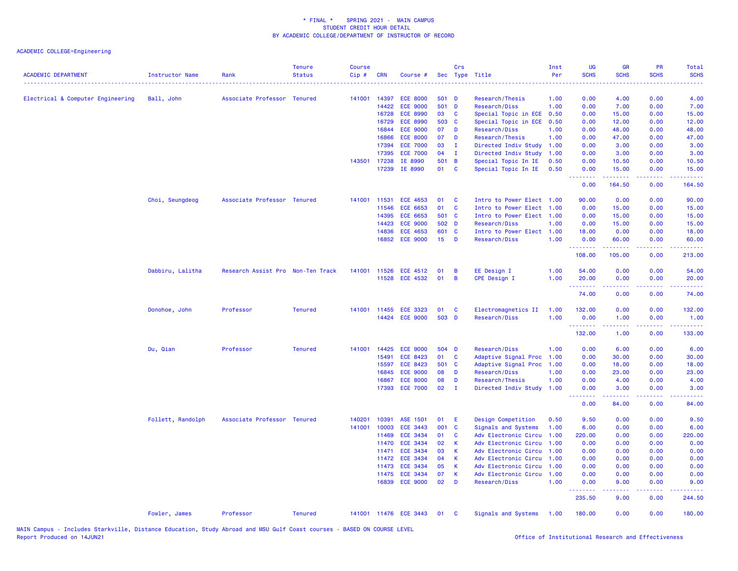\* FINAL \* SPRING 2021 - MAIN CAMPUS
STUDENT CREDIT HOUR DETAIL
BY ACADEMIC COLLEGE/DEPARTMENT OF INSTRUCTOR OF RECORD

ACADEMIC COLLEGE=Engineering

| ACADEMIC DEPARTMENT | Instructor Name | Rank | Tenure Status | Course Cip # | CRN | Course # | Sec | Crs Type | Title | Inst Per | UG SCHS | GR SCHS | PR SCHS | Total SCHS |
|---|---|---|---|---|---|---|---|---|---|---|---|---|---|---|
| Electrical & Computer Engineering | Ball, John | Associate Professor | Tenured | 141001 | 14397 | ECE 8000 | 501 | D | Research/Thesis | 1.00 | 0.00 | 4.00 | 0.00 | 4.00 |
| | | | | | 14422 | ECE 9000 | 501 | D | Research/Diss | 1.00 | 0.00 | 7.00 | 0.00 | 7.00 |
| | | | | | 16728 | ECE 8990 | 03 | C | Special Topic in ECE | 0.50 | 0.00 | 15.00 | 0.00 | 15.00 |
| | | | | | 16729 | ECE 8990 | 503 | C | Special Topic in ECE | 0.50 | 0.00 | 12.00 | 0.00 | 12.00 |
| | | | | | 16844 | ECE 9000 | 07 | D | Research/Diss | 1.00 | 0.00 | 48.00 | 0.00 | 48.00 |
| | | | | | 16866 | ECE 8000 | 07 | D | Research/Thesis | 1.00 | 0.00 | 47.00 | 0.00 | 47.00 |
| | | | | | 17394 | ECE 7000 | 03 | I | Directed Indiv Study | 1.00 | 0.00 | 3.00 | 0.00 | 3.00 |
| | | | | | 17395 | ECE 7000 | 04 | I | Directed Indiv Study | 1.00 | 0.00 | 3.00 | 0.00 | 3.00 |
| | | | | 143501 | 17238 | IE 8990 | 501 | B | Special Topic In IE | 0.50 | 0.00 | 10.50 | 0.00 | 10.50 |
| | | | | | 17239 | IE 8990 | 01 | C | Special Topic In IE | 0.50 | 0.00 | 15.00 | 0.00 | 15.00 |
| | | | | | | | | | | | 0.00 | 164.50 | 0.00 | 164.50 |
| | Choi, Seungdeog | Associate Professor | Tenured | 141001 | 11531 | ECE 4653 | 01 | C | Intro to Power Elect | 1.00 | 90.00 | 0.00 | 0.00 | 90.00 |
| | | | | | 11546 | ECE 6653 | 01 | C | Intro to Power Elect | 1.00 | 0.00 | 15.00 | 0.00 | 15.00 |
| | | | | | 14395 | ECE 6653 | 501 | C | Intro to Power Elect | 1.00 | 0.00 | 15.00 | 0.00 | 15.00 |
| | | | | | 14423 | ECE 9000 | 502 | D | Research/Diss | 1.00 | 0.00 | 15.00 | 0.00 | 15.00 |
| | | | | | 14836 | ECE 4653 | 601 | C | Intro to Power Elect | 1.00 | 18.00 | 0.00 | 0.00 | 18.00 |
| | | | | | 16852 | ECE 9000 | 15 | D | Research/Diss | 1.00 | 0.00 | 60.00 | 0.00 | 60.00 |
| | | | | | | | | | | | 108.00 | 105.00 | 0.00 | 213.00 |
| | Dabbiru, Lalitha | Research Assist Pro | Non-Ten Track | 141001 | 11526 | ECE 4512 | 01 | B | EE Design I | 1.00 | 54.00 | 0.00 | 0.00 | 54.00 |
| | | | | | 11528 | ECE 4532 | 01 | B | CPE Design I | 1.00 | 20.00 | 0.00 | 0.00 | 20.00 |
| | | | | | | | | | | | 74.00 | 0.00 | 0.00 | 74.00 |
| | Donohoe, John | Professor | Tenured | 141001 | 11455 | ECE 3323 | 01 | C | Electromagnetics II | 1.00 | 132.00 | 0.00 | 0.00 | 132.00 |
| | | | | | 14424 | ECE 9000 | 503 | D | Research/Diss | 1.00 | 0.00 | 1.00 | 0.00 | 1.00 |
| | | | | | | | | | | | 132.00 | 1.00 | 0.00 | 133.00 |
| | Du, Qian | Professor | Tenured | 141001 | 14425 | ECE 9000 | 504 | D | Research/Diss | 1.00 | 0.00 | 6.00 | 0.00 | 6.00 |
| | | | | | 15491 | ECE 8423 | 01 | C | Adaptive Signal Proc | 1.00 | 0.00 | 30.00 | 0.00 | 30.00 |
| | | | | | 15597 | ECE 8423 | 501 | C | Adaptive Signal Proc | 1.00 | 0.00 | 18.00 | 0.00 | 18.00 |
| | | | | | 16845 | ECE 9000 | 08 | D | Research/Diss | 1.00 | 0.00 | 23.00 | 0.00 | 23.00 |
| | | | | | 16867 | ECE 8000 | 08 | D | Research/Thesis | 1.00 | 0.00 | 4.00 | 0.00 | 4.00 |
| | | | | | 17393 | ECE 7000 | 02 | I | Directed Indiv Study | 1.00 | 0.00 | 3.00 | 0.00 | 3.00 |
| | | | | | | | | | | | 0.00 | 84.00 | 0.00 | 84.00 |
| | Follett, Randolph | Associate Professor | Tenured | 140201 | 10391 | ASE 1501 | 01 | E | Design Competition | 0.50 | 9.50 | 0.00 | 0.00 | 9.50 |
| | | | | 141001 | 10003 | ECE 3443 | 001 | C | Signals and Systems | 1.00 | 6.00 | 0.00 | 0.00 | 6.00 |
| | | | | | 11469 | ECE 3434 | 01 | C | Adv Electronic Circu | 1.00 | 220.00 | 0.00 | 0.00 | 220.00 |
| | | | | | 11470 | ECE 3434 | 02 | K | Adv Electronic Circu | 1.00 | 0.00 | 0.00 | 0.00 | 0.00 |
| | | | | | 11471 | ECE 3434 | 03 | K | Adv Electronic Circu | 1.00 | 0.00 | 0.00 | 0.00 | 0.00 |
| | | | | | 11472 | ECE 3434 | 04 | K | Adv Electronic Circu | 1.00 | 0.00 | 0.00 | 0.00 | 0.00 |
| | | | | | 11473 | ECE 3434 | 05 | K | Adv Electronic Circu | 1.00 | 0.00 | 0.00 | 0.00 | 0.00 |
| | | | | | 11475 | ECE 3434 | 07 | K | Adv Electronic Circu | 1.00 | 0.00 | 0.00 | 0.00 | 0.00 |
| | | | | | 16839 | ECE 9000 | 02 | D | Research/Diss | 1.00 | 0.00 | 9.00 | 0.00 | 9.00 |
| | | | | | | | | | | | 235.50 | 9.00 | 0.00 | 244.50 |
| | Fowler, James | Professor | Tenured | 141001 | 11476 | ECE 3443 | 01 | C | Signals and Systems | 1.00 | 180.00 | 0.00 | 0.00 | 180.00 |

MAIN Campus - Includes Starkville, Distance Education, Study Abroad and MSU Gulf Coast courses - BASED ON COURSE LEVEL
Report Produced on 14JUN21

Office of Institutional Research and Effectiveness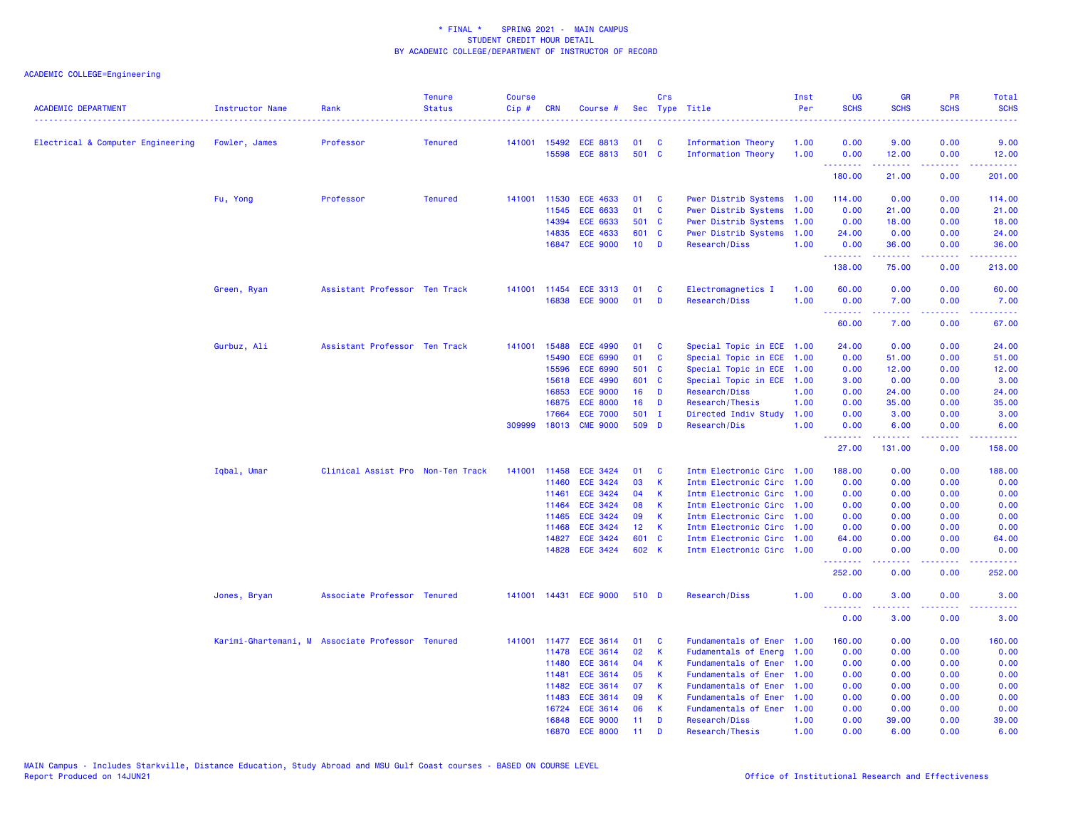\* FINAL \* SPRING 2021 - MAIN CAMPUS
STUDENT CREDIT HOUR DETAIL
BY ACADEMIC COLLEGE/DEPARTMENT OF INSTRUCTOR OF RECORD

ACADEMIC COLLEGE=Engineering

| ACADEMIC DEPARTMENT | Instructor Name | Rank | Tenure Status | Course Cip # | CRN | Course # | Sec | Crs Type | Title | Inst Per | UG SCHS | GR SCHS | PR SCHS | Total SCHS |
|---|---|---|---|---|---|---|---|---|---|---|---|---|---|---|
| Electrical & Computer Engineering | Fowler, James | Professor | Tenured | 141001 | 15492 | ECE 8813 | 01 | C | Information Theory | 1.00 | 0.00 | 9.00 | 0.00 | 9.00 |
| | | | | | 15598 | ECE 8813 | 501 | C | Information Theory | 1.00 | 0.00 | 12.00 | 0.00 | 12.00 |
| | | | | | | | | | | | 180.00 | 21.00 | 0.00 | 201.00 |
| | Fu, Yong | Professor | Tenured | 141001 | 11530 | ECE 4633 | 01 | C | Pwer Distrib Systems | 1.00 | 114.00 | 0.00 | 0.00 | 114.00 |
| | | | | | 11545 | ECE 6633 | 01 | C | Pwer Distrib Systems | 1.00 | 0.00 | 21.00 | 0.00 | 21.00 |
| | | | | | 14394 | ECE 6633 | 501 | C | Pwer Distrib Systems | 1.00 | 0.00 | 18.00 | 0.00 | 18.00 |
| | | | | | 14835 | ECE 4633 | 601 | C | Pwer Distrib Systems | 1.00 | 24.00 | 0.00 | 0.00 | 24.00 |
| | | | | | 16847 | ECE 9000 | 10 | D | Research/Diss | 1.00 | 0.00 | 36.00 | 0.00 | 36.00 |
| | | | | | | | | | | | 138.00 | 75.00 | 0.00 | 213.00 |
| | Green, Ryan | Assistant Professor | Ten Track | 141001 | 11454 | ECE 3313 | 01 | C | Electromagnetics I | 1.00 | 60.00 | 0.00 | 0.00 | 60.00 |
| | | | | | 16838 | ECE 9000 | 01 | D | Research/Diss | 1.00 | 0.00 | 7.00 | 0.00 | 7.00 |
| | | | | | | | | | | | 60.00 | 7.00 | 0.00 | 67.00 |
| | Gurbuz, Ali | Assistant Professor | Ten Track | 141001 | 15488 | ECE 4990 | 01 | C | Special Topic in ECE | 1.00 | 24.00 | 0.00 | 0.00 | 24.00 |
| | | | | | 15490 | ECE 6990 | 01 | C | Special Topic in ECE | 1.00 | 0.00 | 51.00 | 0.00 | 51.00 |
| | | | | | 15596 | ECE 6990 | 501 | C | Special Topic in ECE | 1.00 | 0.00 | 12.00 | 0.00 | 12.00 |
| | | | | | 15618 | ECE 4990 | 601 | C | Special Topic in ECE | 1.00 | 3.00 | 0.00 | 0.00 | 3.00 |
| | | | | | 16853 | ECE 9000 | 16 | D | Research/Diss | 1.00 | 0.00 | 24.00 | 0.00 | 24.00 |
| | | | | | 16875 | ECE 8000 | 16 | D | Research/Thesis | 1.00 | 0.00 | 35.00 | 0.00 | 35.00 |
| | | | | | 17664 | ECE 7000 | 501 | I | Directed Indiv Study | 1.00 | 0.00 | 3.00 | 0.00 | 3.00 |
| | | | | 309999 | 18013 | CME 9000 | 509 | D | Research/Dis | 1.00 | 0.00 | 6.00 | 0.00 | 6.00 |
| | | | | | | | | | | | 27.00 | 131.00 | 0.00 | 158.00 |
| | Iqbal, Umar | Clinical Assist Pro | Non-Ten Track | 141001 | 11458 | ECE 3424 | 01 | C | Intm Electronic Circ | 1.00 | 188.00 | 0.00 | 0.00 | 188.00 |
| | | | | | 11460 | ECE 3424 | 03 | K | Intm Electronic Circ | 1.00 | 0.00 | 0.00 | 0.00 | 0.00 |
| | | | | | 11461 | ECE 3424 | 04 | K | Intm Electronic Circ | 1.00 | 0.00 | 0.00 | 0.00 | 0.00 |
| | | | | | 11464 | ECE 3424 | 08 | K | Intm Electronic Circ | 1.00 | 0.00 | 0.00 | 0.00 | 0.00 |
| | | | | | 11465 | ECE 3424 | 09 | K | Intm Electronic Circ | 1.00 | 0.00 | 0.00 | 0.00 | 0.00 |
| | | | | | 11468 | ECE 3424 | 12 | K | Intm Electronic Circ | 1.00 | 0.00 | 0.00 | 0.00 | 0.00 |
| | | | | | 14827 | ECE 3424 | 601 | C | Intm Electronic Circ | 1.00 | 64.00 | 0.00 | 0.00 | 64.00 |
| | | | | | 14828 | ECE 3424 | 602 | K | Intm Electronic Circ | 1.00 | 0.00 | 0.00 | 0.00 | 0.00 |
| | | | | | | | | | | | 252.00 | 0.00 | 0.00 | 252.00 |
| | Jones, Bryan | Associate Professor | Tenured | 141001 | 14431 | ECE 9000 | 510 | D | Research/Diss | 1.00 | 0.00 | 3.00 | 0.00 | 3.00 |
| | | | | | | | | | | | 0.00 | 3.00 | 0.00 | 3.00 |
| | Karimi-Ghartemani, M | Associate Professor | Tenured | 141001 | 11477 | ECE 3614 | 01 | C | Fundamentals of Ener | 1.00 | 160.00 | 0.00 | 0.00 | 160.00 |
| | | | | | 11478 | ECE 3614 | 02 | K | Fudamentals of Energ | 1.00 | 0.00 | 0.00 | 0.00 | 0.00 |
| | | | | | 11480 | ECE 3614 | 04 | K | Fundamentals of Ener | 1.00 | 0.00 | 0.00 | 0.00 | 0.00 |
| | | | | | 11481 | ECE 3614 | 05 | K | Fundamentals of Ener | 1.00 | 0.00 | 0.00 | 0.00 | 0.00 |
| | | | | | 11482 | ECE 3614 | 07 | K | Fundamentals of Ener | 1.00 | 0.00 | 0.00 | 0.00 | 0.00 |
| | | | | | 11483 | ECE 3614 | 09 | K | Fundamentals of Ener | 1.00 | 0.00 | 0.00 | 0.00 | 0.00 |
| | | | | | 16724 | ECE 3614 | 06 | K | Fundamentals of Ener | 1.00 | 0.00 | 0.00 | 0.00 | 0.00 |
| | | | | | 16848 | ECE 9000 | 11 | D | Research/Diss | 1.00 | 0.00 | 39.00 | 0.00 | 39.00 |
| | | | | | 16870 | ECE 8000 | 11 | D | Research/Thesis | 1.00 | 0.00 | 6.00 | 0.00 | 6.00 |

MAIN Campus - Includes Starkville, Distance Education, Study Abroad and MSU Gulf Coast courses - BASED ON COURSE LEVEL
Report Produced on 14JUN21

Office of Institutional Research and Effectiveness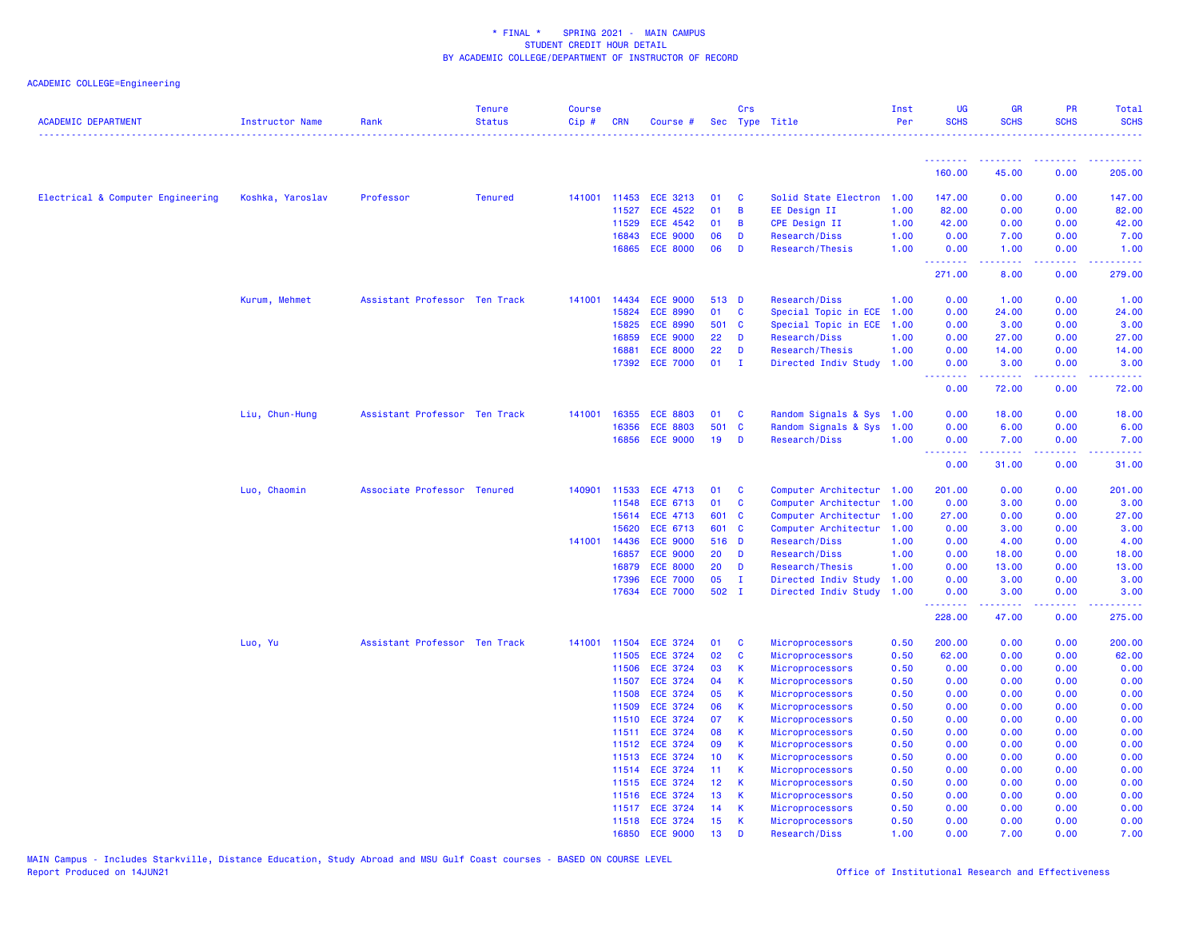\* FINAL \* SPRING 2021 - MAIN CAMPUS
STUDENT CREDIT HOUR DETAIL
BY ACADEMIC COLLEGE/DEPARTMENT OF INSTRUCTOR OF RECORD

ACADEMIC COLLEGE=Engineering

| ACADEMIC DEPARTMENT | Instructor Name | Rank | Tenure Status | Course Cip # | CRN | Course # | Sec | Crs Type | Title | Inst Per | UG SCHS | GR SCHS | PR SCHS | Total SCHS |
|---|---|---|---|---|---|---|---|---|---|---|---|---|---|---|
| | | | | | | | | | | | 160.00 | 45.00 | 0.00 | 205.00 |
| Electrical & Computer Engineering | Koshka, Yaroslav | Professor | Tenured | 141001 | 11453 | ECE 3213 | 01 | C | Solid State Electron | 1.00 | 147.00 | 0.00 | 0.00 | 147.00 |
| | | | | | 11527 | ECE 4522 | 01 | B | EE Design II | 1.00 | 82.00 | 0.00 | 0.00 | 82.00 |
| | | | | | 11529 | ECE 4542 | 01 | B | CPE Design II | 1.00 | 42.00 | 0.00 | 0.00 | 42.00 |
| | | | | | 16843 | ECE 9000 | 06 | D | Research/Diss | 1.00 | 0.00 | 7.00 | 0.00 | 7.00 |
| | | | | | 16865 | ECE 8000 | 06 | D | Research/Thesis | 1.00 | 0.00 | 1.00 | 0.00 | 1.00 |
| | | | | | | | | | | | 271.00 | 8.00 | 0.00 | 279.00 |
| | Kurum, Mehmet | Assistant Professor | Ten Track | 141001 | 14434 | ECE 9000 | 513 | D | Research/Diss | 1.00 | 0.00 | 1.00 | 0.00 | 1.00 |
| | | | | | 15824 | ECE 8990 | 01 | C | Special Topic in ECE | 1.00 | 0.00 | 24.00 | 0.00 | 24.00 |
| | | | | | 15825 | ECE 8990 | 501 | C | Special Topic in ECE | 1.00 | 0.00 | 3.00 | 0.00 | 3.00 |
| | | | | | 16859 | ECE 9000 | 22 | D | Research/Diss | 1.00 | 0.00 | 27.00 | 0.00 | 27.00 |
| | | | | | 16881 | ECE 8000 | 22 | D | Research/Thesis | 1.00 | 0.00 | 14.00 | 0.00 | 14.00 |
| | | | | | 17392 | ECE 7000 | 01 | I | Directed Indiv Study | 1.00 | 0.00 | 3.00 | 0.00 | 3.00 |
| | | | | | | | | | | | 0.00 | 72.00 | 0.00 | 72.00 |
| | Liu, Chun-Hung | Assistant Professor | Ten Track | 141001 | 16355 | ECE 8803 | 01 | C | Random Signals & Sys | 1.00 | 0.00 | 18.00 | 0.00 | 18.00 |
| | | | | | 16356 | ECE 8803 | 501 | C | Random Signals & Sys | 1.00 | 0.00 | 6.00 | 0.00 | 6.00 |
| | | | | | 16856 | ECE 9000 | 19 | D | Research/Diss | 1.00 | 0.00 | 7.00 | 0.00 | 7.00 |
| | | | | | | | | | | | 0.00 | 31.00 | 0.00 | 31.00 |
| | Luo, Chaomin | Associate Professor | Tenured | 140901 | 11533 | ECE 4713 | 01 | C | Computer Architectur | 1.00 | 201.00 | 0.00 | 0.00 | 201.00 |
| | | | | | 11548 | ECE 6713 | 01 | C | Computer Architectur | 1.00 | 0.00 | 3.00 | 0.00 | 3.00 |
| | | | | | 15614 | ECE 4713 | 601 | C | Computer Architectur | 1.00 | 27.00 | 0.00 | 0.00 | 27.00 |
| | | | | | 15620 | ECE 6713 | 601 | C | Computer Architectur | 1.00 | 0.00 | 3.00 | 0.00 | 3.00 |
| | | | | 141001 | 14436 | ECE 9000 | 516 | D | Research/Diss | 1.00 | 0.00 | 4.00 | 0.00 | 4.00 |
| | | | | | 16857 | ECE 9000 | 20 | D | Research/Diss | 1.00 | 0.00 | 18.00 | 0.00 | 18.00 |
| | | | | | 16879 | ECE 8000 | 20 | D | Research/Thesis | 1.00 | 0.00 | 13.00 | 0.00 | 13.00 |
| | | | | | 17396 | ECE 7000 | 05 | I | Directed Indiv Study | 1.00 | 0.00 | 3.00 | 0.00 | 3.00 |
| | | | | | 17634 | ECE 7000 | 502 | I | Directed Indiv Study | 1.00 | 0.00 | 3.00 | 0.00 | 3.00 |
| | | | | | | | | | | | 228.00 | 47.00 | 0.00 | 275.00 |
| | Luo, Yu | Assistant Professor | Ten Track | 141001 | 11504 | ECE 3724 | 01 | C | Microprocessors | 0.50 | 200.00 | 0.00 | 0.00 | 200.00 |
| | | | | | 11505 | ECE 3724 | 02 | C | Microprocessors | 0.50 | 62.00 | 0.00 | 0.00 | 62.00 |
| | | | | | 11506 | ECE 3724 | 03 | K | Microprocessors | 0.50 | 0.00 | 0.00 | 0.00 | 0.00 |
| | | | | | 11507 | ECE 3724 | 04 | K | Microprocessors | 0.50 | 0.00 | 0.00 | 0.00 | 0.00 |
| | | | | | 11508 | ECE 3724 | 05 | K | Microprocessors | 0.50 | 0.00 | 0.00 | 0.00 | 0.00 |
| | | | | | 11509 | ECE 3724 | 06 | K | Microprocessors | 0.50 | 0.00 | 0.00 | 0.00 | 0.00 |
| | | | | | 11510 | ECE 3724 | 07 | K | Microprocessors | 0.50 | 0.00 | 0.00 | 0.00 | 0.00 |
| | | | | | 11511 | ECE 3724 | 08 | K | Microprocessors | 0.50 | 0.00 | 0.00 | 0.00 | 0.00 |
| | | | | | 11512 | ECE 3724 | 09 | K | Microprocessors | 0.50 | 0.00 | 0.00 | 0.00 | 0.00 |
| | | | | | 11513 | ECE 3724 | 10 | K | Microprocessors | 0.50 | 0.00 | 0.00 | 0.00 | 0.00 |
| | | | | | 11514 | ECE 3724 | 11 | K | Microprocessors | 0.50 | 0.00 | 0.00 | 0.00 | 0.00 |
| | | | | | 11515 | ECE 3724 | 12 | K | Microprocessors | 0.50 | 0.00 | 0.00 | 0.00 | 0.00 |
| | | | | | 11516 | ECE 3724 | 13 | K | Microprocessors | 0.50 | 0.00 | 0.00 | 0.00 | 0.00 |
| | | | | | 11517 | ECE 3724 | 14 | K | Microprocessors | 0.50 | 0.00 | 0.00 | 0.00 | 0.00 |
| | | | | | 11518 | ECE 3724 | 15 | K | Microprocessors | 0.50 | 0.00 | 0.00 | 0.00 | 0.00 |
| | | | | | 16850 | ECE 9000 | 13 | D | Research/Diss | 1.00 | 0.00 | 7.00 | 0.00 | 7.00 |

MAIN Campus - Includes Starkville, Distance Education, Study Abroad and MSU Gulf Coast courses - BASED ON COURSE LEVEL
Report Produced on 14JUN21

Office of Institutional Research and Effectiveness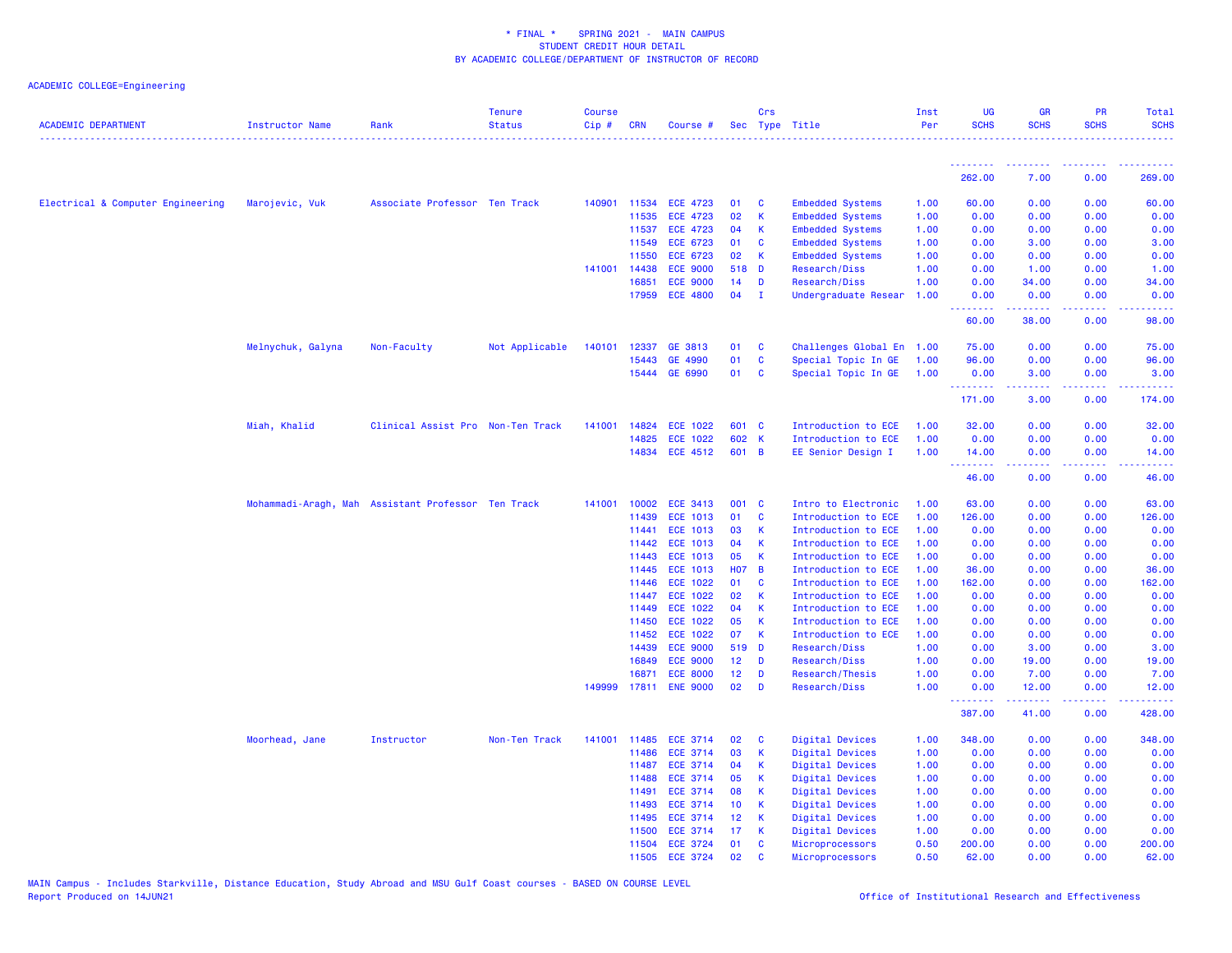ACADEMIC COLLEGE=Engineering

| ACADEMIC DEPARTMENT | Instructor Name | Rank | Tenure Status | Course Cip # | CRN | Course # | Sec | Crs Type | Title | Inst Per | UG SCHS | GR SCHS | PR SCHS | Total SCHS |
|---|---|---|---|---|---|---|---|---|---|---|---|---|---|---|
| | | | | | | | | | | | 262.00 | 7.00 | 0.00 | 269.00 |
| Electrical & Computer Engineering | Marojevic, Vuk | Associate Professor | Ten Track | 140901 | 11534 | ECE 4723 | 01 | C | Embedded Systems | 1.00 | 60.00 | 0.00 | 0.00 | 60.00 |
| | | | | | 11535 | ECE 4723 | 02 | K | Embedded Systems | 1.00 | 0.00 | 0.00 | 0.00 | 0.00 |
| | | | | | 11537 | ECE 4723 | 04 | K | Embedded Systems | 1.00 | 0.00 | 0.00 | 0.00 | 0.00 |
| | | | | | 11549 | ECE 6723 | 01 | C | Embedded Systems | 1.00 | 0.00 | 3.00 | 0.00 | 3.00 |
| | | | | | 11550 | ECE 6723 | 02 | K | Embedded Systems | 1.00 | 0.00 | 0.00 | 0.00 | 0.00 |
| | | | | 141001 | 14438 | ECE 9000 | 518 | D | Research/Diss | 1.00 | 0.00 | 1.00 | 0.00 | 1.00 |
| | | | | | 16851 | ECE 9000 | 14 | D | Research/Diss | 1.00 | 0.00 | 34.00 | 0.00 | 34.00 |
| | | | | | 17959 | ECE 4800 | 04 | I | Undergraduate Resear | 1.00 | 0.00 | 0.00 | 0.00 | 0.00 |
| | | | | | | | | | | | 60.00 | 38.00 | 0.00 | 98.00 |
| | Melnychuk, Galyna | Non-Faculty | Not Applicable | 140101 | 12337 | GE 3813 | 01 | C | Challenges Global En | 1.00 | 75.00 | 0.00 | 0.00 | 75.00 |
| | | | | | 15443 | GE 4990 | 01 | C | Special Topic In GE | 1.00 | 96.00 | 0.00 | 0.00 | 96.00 |
| | | | | | 15444 | GE 6990 | 01 | C | Special Topic In GE | 1.00 | 0.00 | 3.00 | 0.00 | 3.00 |
| | | | | | | | | | | | 171.00 | 3.00 | 0.00 | 174.00 |
| | Miah, Khalid | Clinical Assist Pro | Non-Ten Track | 141001 | 14824 | ECE 1022 | 601 | C | Introduction to ECE | 1.00 | 32.00 | 0.00 | 0.00 | 32.00 |
| | | | | | 14825 | ECE 1022 | 602 | K | Introduction to ECE | 1.00 | 0.00 | 0.00 | 0.00 | 0.00 |
| | | | | | 14834 | ECE 4512 | 601 | B | EE Senior Design I | 1.00 | 14.00 | 0.00 | 0.00 | 14.00 |
| | | | | | | | | | | | 46.00 | 0.00 | 0.00 | 46.00 |
| | Mohammadi-Aragh, Mah | Assistant Professor | Ten Track | 141001 | 10002 | ECE 3413 | 001 | C | Intro to Electronic | 1.00 | 63.00 | 0.00 | 0.00 | 63.00 |
| | | | | | 11439 | ECE 1013 | 01 | C | Introduction to ECE | 1.00 | 126.00 | 0.00 | 0.00 | 126.00 |
| | | | | | 11441 | ECE 1013 | 03 | K | Introduction to ECE | 1.00 | 0.00 | 0.00 | 0.00 | 0.00 |
| | | | | | 11442 | ECE 1013 | 04 | K | Introduction to ECE | 1.00 | 0.00 | 0.00 | 0.00 | 0.00 |
| | | | | | 11443 | ECE 1013 | 05 | K | Introduction to ECE | 1.00 | 0.00 | 0.00 | 0.00 | 0.00 |
| | | | | | 11445 | ECE 1013 | H07 | B | Introduction to ECE | 1.00 | 36.00 | 0.00 | 0.00 | 36.00 |
| | | | | | 11446 | ECE 1022 | 01 | C | Introduction to ECE | 1.00 | 162.00 | 0.00 | 0.00 | 162.00 |
| | | | | | 11447 | ECE 1022 | 02 | K | Introduction to ECE | 1.00 | 0.00 | 0.00 | 0.00 | 0.00 |
| | | | | | 11449 | ECE 1022 | 04 | K | Introduction to ECE | 1.00 | 0.00 | 0.00 | 0.00 | 0.00 |
| | | | | | 11450 | ECE 1022 | 05 | K | Introduction to ECE | 1.00 | 0.00 | 0.00 | 0.00 | 0.00 |
| | | | | | 11452 | ECE 1022 | 07 | K | Introduction to ECE | 1.00 | 0.00 | 0.00 | 0.00 | 0.00 |
| | | | | | 14439 | ECE 9000 | 519 | D | Research/Diss | 1.00 | 0.00 | 3.00 | 0.00 | 3.00 |
| | | | | | 16849 | ECE 9000 | 12 | D | Research/Diss | 1.00 | 0.00 | 19.00 | 0.00 | 19.00 |
| | | | | | 16871 | ECE 8000 | 12 | D | Research/Thesis | 1.00 | 0.00 | 7.00 | 0.00 | 7.00 |
| | | | | 149999 | 17811 | ENE 9000 | 02 | D | Research/Diss | 1.00 | 0.00 | 12.00 | 0.00 | 12.00 |
| | | | | | | | | | | | 387.00 | 41.00 | 0.00 | 428.00 |
| | Moorhead, Jane | Instructor | Non-Ten Track | 141001 | 11485 | ECE 3714 | 02 | C | Digital Devices | 1.00 | 348.00 | 0.00 | 0.00 | 348.00 |
| | | | | | 11486 | ECE 3714 | 03 | K | Digital Devices | 1.00 | 0.00 | 0.00 | 0.00 | 0.00 |
| | | | | | 11487 | ECE 3714 | 04 | K | Digital Devices | 1.00 | 0.00 | 0.00 | 0.00 | 0.00 |
| | | | | | 11488 | ECE 3714 | 05 | K | Digital Devices | 1.00 | 0.00 | 0.00 | 0.00 | 0.00 |
| | | | | | 11491 | ECE 3714 | 08 | K | Digital Devices | 1.00 | 0.00 | 0.00 | 0.00 | 0.00 |
| | | | | | 11493 | ECE 3714 | 10 | K | Digital Devices | 1.00 | 0.00 | 0.00 | 0.00 | 0.00 |
| | | | | | 11495 | ECE 3714 | 12 | K | Digital Devices | 1.00 | 0.00 | 0.00 | 0.00 | 0.00 |
| | | | | | 11500 | ECE 3714 | 17 | K | Digital Devices | 1.00 | 0.00 | 0.00 | 0.00 | 0.00 |
| | | | | | 11504 | ECE 3724 | 01 | C | Microprocessors | 0.50 | 200.00 | 0.00 | 0.00 | 200.00 |
| | | | | | 11505 | ECE 3724 | 02 | C | Microprocessors | 0.50 | 62.00 | 0.00 | 0.00 | 62.00 |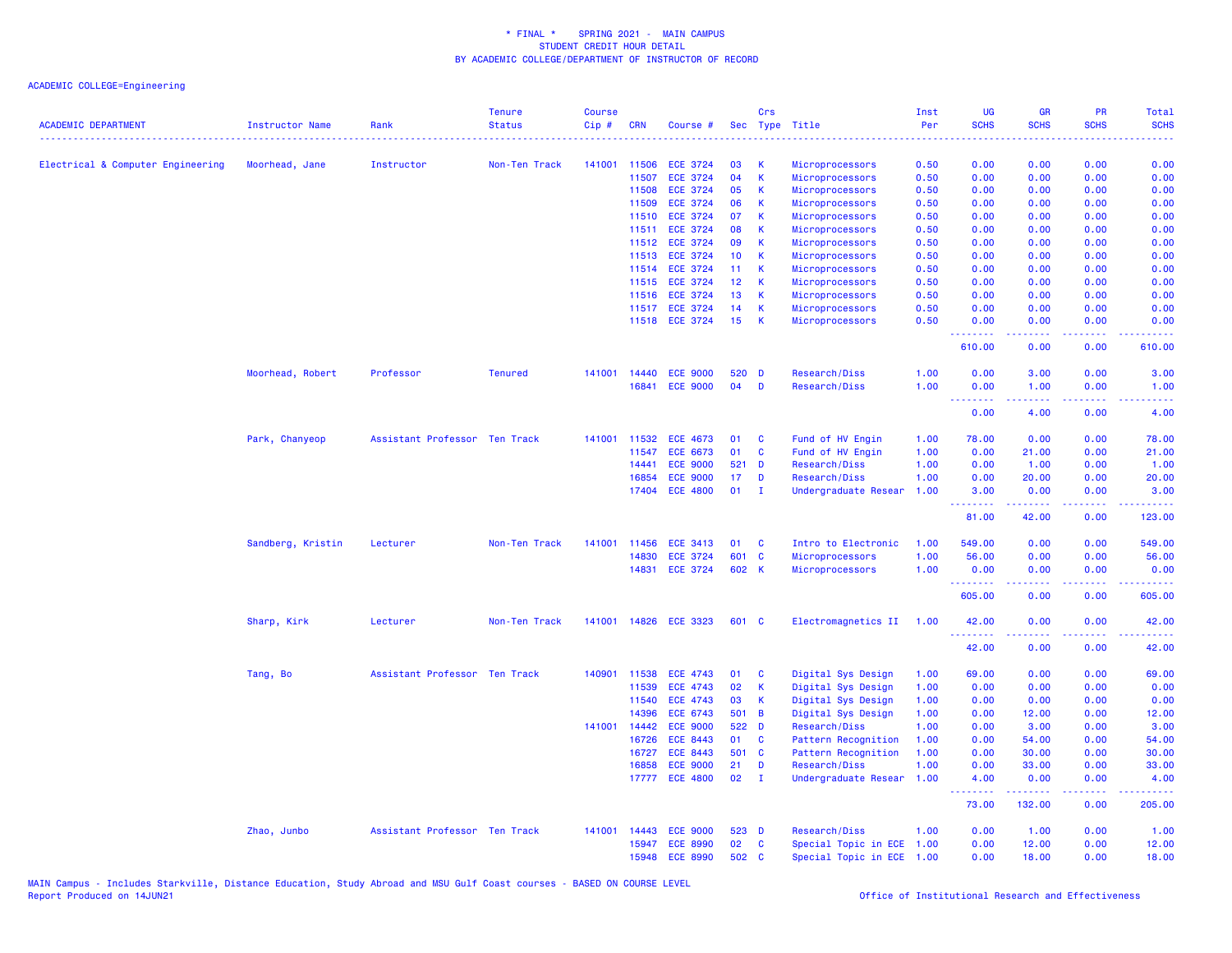\* FINAL \*    SPRING 2021 - MAIN CAMPUS
STUDENT CREDIT HOUR DETAIL
BY ACADEMIC COLLEGE/DEPARTMENT OF INSTRUCTOR OF RECORD

ACADEMIC COLLEGE=Engineering

| ACADEMIC DEPARTMENT | Instructor Name | Rank | Tenure Status | Course Cip # | CRN | Course # | Sec | Crs Type | Title | Inst Per | UG SCHS | GR SCHS | PR SCHS | Total SCHS |
|---|---|---|---|---|---|---|---|---|---|---|---|---|---|---|
| Electrical & Computer Engineering | Moorhead, Jane | Instructor | Non-Ten Track | 141001 | 11506 | ECE 3724 | 03 | K | Microprocessors | 0.50 | 0.00 | 0.00 | 0.00 | 0.00 |
| | | | | | 11507 | ECE 3724 | 04 | K | Microprocessors | 0.50 | 0.00 | 0.00 | 0.00 | 0.00 |
| | | | | | 11508 | ECE 3724 | 05 | K | Microprocessors | 0.50 | 0.00 | 0.00 | 0.00 | 0.00 |
| | | | | | 11509 | ECE 3724 | 06 | K | Microprocessors | 0.50 | 0.00 | 0.00 | 0.00 | 0.00 |
| | | | | | 11510 | ECE 3724 | 07 | K | Microprocessors | 0.50 | 0.00 | 0.00 | 0.00 | 0.00 |
| | | | | | 11511 | ECE 3724 | 08 | K | Microprocessors | 0.50 | 0.00 | 0.00 | 0.00 | 0.00 |
| | | | | | 11512 | ECE 3724 | 09 | K | Microprocessors | 0.50 | 0.00 | 0.00 | 0.00 | 0.00 |
| | | | | | 11513 | ECE 3724 | 10 | K | Microprocessors | 0.50 | 0.00 | 0.00 | 0.00 | 0.00 |
| | | | | | 11514 | ECE 3724 | 11 | K | Microprocessors | 0.50 | 0.00 | 0.00 | 0.00 | 0.00 |
| | | | | | 11515 | ECE 3724 | 12 | K | Microprocessors | 0.50 | 0.00 | 0.00 | 0.00 | 0.00 |
| | | | | | 11516 | ECE 3724 | 13 | K | Microprocessors | 0.50 | 0.00 | 0.00 | 0.00 | 0.00 |
| | | | | | 11517 | ECE 3724 | 14 | K | Microprocessors | 0.50 | 0.00 | 0.00 | 0.00 | 0.00 |
| | | | | | 11518 | ECE 3724 | 15 | K | Microprocessors | 0.50 | 0.00 | 0.00 | 0.00 | 0.00 |
| | | | | | | | | | | | 610.00 | 0.00 | 0.00 | 610.00 |
| | Moorhead, Robert | Professor | Tenured | 141001 | 14440 | ECE 9000 | 520 | D | Research/Diss | 1.00 | 0.00 | 3.00 | 0.00 | 3.00 |
| | | | | | 16841 | ECE 9000 | 04 | D | Research/Diss | 1.00 | 0.00 | 1.00 | 0.00 | 1.00 |
| | | | | | | | | | | | 0.00 | 4.00 | 0.00 | 4.00 |
| | Park, Chanyeop | Assistant Professor | Ten Track | 141001 | 11532 | ECE 4673 | 01 | C | Fund of HV Engin | 1.00 | 78.00 | 0.00 | 0.00 | 78.00 |
| | | | | | 11547 | ECE 6673 | 01 | C | Fund of HV Engin | 1.00 | 0.00 | 21.00 | 0.00 | 21.00 |
| | | | | | 14441 | ECE 9000 | 521 | D | Research/Diss | 1.00 | 0.00 | 1.00 | 0.00 | 1.00 |
| | | | | | 16854 | ECE 9000 | 17 | D | Research/Diss | 1.00 | 0.00 | 20.00 | 0.00 | 20.00 |
| | | | | | 17404 | ECE 4800 | 01 | I | Undergraduate Resear | 1.00 | 3.00 | 0.00 | 0.00 | 3.00 |
| | | | | | | | | | | | 81.00 | 42.00 | 0.00 | 123.00 |
| | Sandberg, Kristin | Lecturer | Non-Ten Track | 141001 | 11456 | ECE 3413 | 01 | C | Intro to Electronic | 1.00 | 549.00 | 0.00 | 0.00 | 549.00 |
| | | | | | 14830 | ECE 3724 | 601 | C | Microprocessors | 1.00 | 56.00 | 0.00 | 0.00 | 56.00 |
| | | | | | 14831 | ECE 3724 | 602 | K | Microprocessors | 1.00 | 0.00 | 0.00 | 0.00 | 0.00 |
| | | | | | | | | | | | 605.00 | 0.00 | 0.00 | 605.00 |
| | Sharp, Kirk | Lecturer | Non-Ten Track | 141001 | 14826 | ECE 3323 | 601 | C | Electromagnetics II | 1.00 | 42.00 | 0.00 | 0.00 | 42.00 |
| | | | | | | | | | | | 42.00 | 0.00 | 0.00 | 42.00 |
| | Tang, Bo | Assistant Professor | Ten Track | 140901 | 11538 | ECE 4743 | 01 | C | Digital Sys Design | 1.00 | 69.00 | 0.00 | 0.00 | 69.00 |
| | | | | | 11539 | ECE 4743 | 02 | K | Digital Sys Design | 1.00 | 0.00 | 0.00 | 0.00 | 0.00 |
| | | | | | 11540 | ECE 4743 | 03 | K | Digital Sys Design | 1.00 | 0.00 | 0.00 | 0.00 | 0.00 |
| | | | | | 14396 | ECE 6743 | 501 | B | Digital Sys Design | 1.00 | 0.00 | 12.00 | 0.00 | 12.00 |
| | | | | 141001 | 14442 | ECE 9000 | 522 | D | Research/Diss | 1.00 | 0.00 | 3.00 | 0.00 | 3.00 |
| | | | | | 16726 | ECE 8443 | 01 | C | Pattern Recognition | 1.00 | 0.00 | 54.00 | 0.00 | 54.00 |
| | | | | | 16727 | ECE 8443 | 501 | C | Pattern Recognition | 1.00 | 0.00 | 30.00 | 0.00 | 30.00 |
| | | | | | 16858 | ECE 9000 | 21 | D | Research/Diss | 1.00 | 0.00 | 33.00 | 0.00 | 33.00 |
| | | | | | 17777 | ECE 4800 | 02 | I | Undergraduate Resear | 1.00 | 4.00 | 0.00 | 0.00 | 4.00 |
| | | | | | | | | | | | 73.00 | 132.00 | 0.00 | 205.00 |
| | Zhao, Junbo | Assistant Professor | Ten Track | 141001 | 14443 | ECE 9000 | 523 | D | Research/Diss | 1.00 | 0.00 | 1.00 | 0.00 | 1.00 |
| | | | | | 15947 | ECE 8990 | 02 | C | Special Topic in ECE | 1.00 | 0.00 | 12.00 | 0.00 | 12.00 |
| | | | | | 15948 | ECE 8990 | 502 | C | Special Topic in ECE | 1.00 | 0.00 | 18.00 | 0.00 | 18.00 |

MAIN Campus - Includes Starkville, Distance Education, Study Abroad and MSU Gulf Coast courses - BASED ON COURSE LEVEL
Report Produced on 14JUN21    Office of Institutional Research and Effectiveness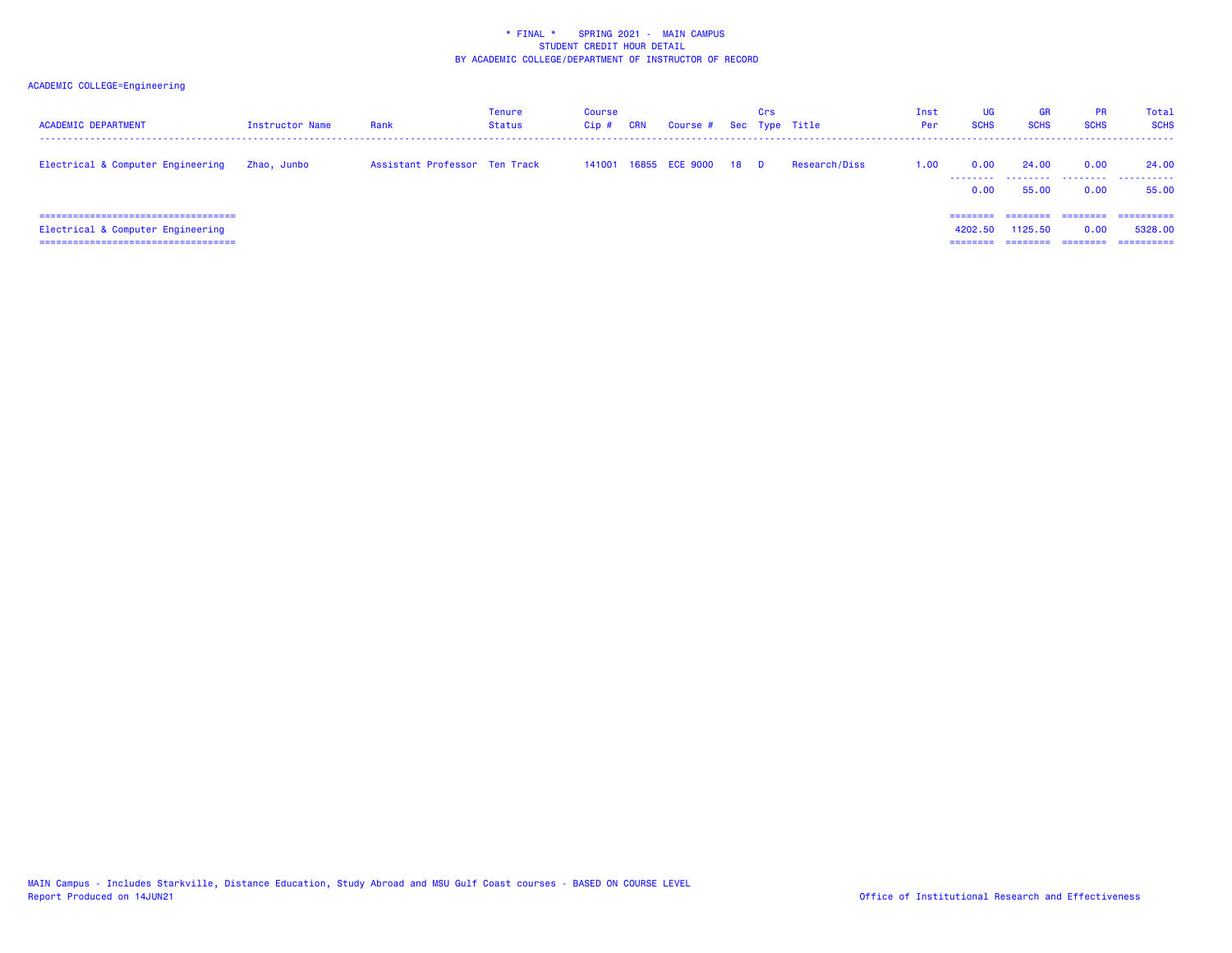\* FINAL \*    SPRING 2021 -  MAIN CAMPUS
STUDENT CREDIT HOUR DETAIL
BY ACADEMIC COLLEGE/DEPARTMENT OF INSTRUCTOR OF RECORD

ACADEMIC COLLEGE=Engineering

| ACADEMIC DEPARTMENT | Instructor Name | Rank | Tenure Status | Course Cip # | CRN | Course # | Sec | Crs Type | Title | Inst Per | UG SCHS | GR SCHS | PR SCHS | Total SCHS |
|---|---|---|---|---|---|---|---|---|---|---|---|---|---|---|
| Electrical & Computer Engineering | Zhao, Junbo | Assistant Professor | Ten Track | 141001 | 16855 | ECE 9000 | 18 | D | Research/Diss | 1.00 | 0.00 | 24.00 | 0.00 | 24.00 |
| | | | | | | | | | | | 0.00 | 55.00 | 0.00 | 55.00 |
| Electrical & Computer Engineering | | | | | | | | | | | 4202.50 | 1125.50 | 0.00 | 5328.00 |

MAIN Campus - Includes Starkville, Distance Education, Study Abroad and MSU Gulf Coast courses - BASED ON COURSE LEVEL
Report Produced on 14JUN21

Office of Institutional Research and Effectiveness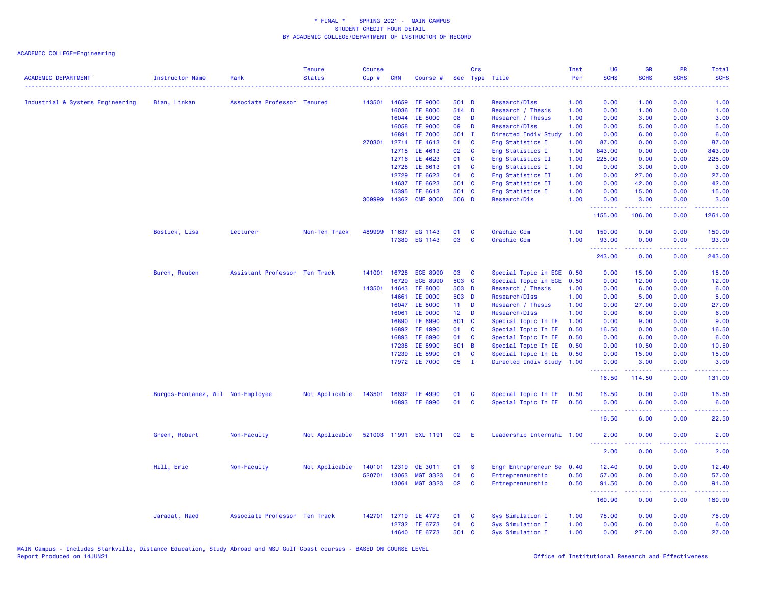\* FINAL \* SPRING 2021 - MAIN CAMPUS
STUDENT CREDIT HOUR DETAIL
BY ACADEMIC COLLEGE/DEPARTMENT OF INSTRUCTOR OF RECORD

ACADEMIC COLLEGE=Engineering

| ACADEMIC DEPARTMENT | Instructor Name | Rank | Tenure Status | Course Cip # | CRN | Course # | Sec | Crs Type | Title | Inst Per | UG SCHS | GR SCHS | PR SCHS | Total SCHS |
|---|---|---|---|---|---|---|---|---|---|---|---|---|---|---|
| Industrial & Systems Engineering | Bian, Linkan | Associate Professor | Tenured | 143501 | 14659 | IE 9000 | 501 | D | Research/DIss | 1.00 | 0.00 | 1.00 | 0.00 | 1.00 |
| | | | | | 16036 | IE 8000 | 514 | D | Research / Thesis | 1.00 | 0.00 | 1.00 | 0.00 | 1.00 |
| | | | | | 16044 | IE 8000 | 08 | D | Research / Thesis | 1.00 | 0.00 | 3.00 | 0.00 | 3.00 |
| | | | | | 16058 | IE 9000 | 09 | D | Research/DIss | 1.00 | 0.00 | 5.00 | 0.00 | 5.00 |
| | | | | | 16891 | IE 7000 | 501 | I | Directed Indiv Study | 1.00 | 0.00 | 6.00 | 0.00 | 6.00 |
| | | | | 270301 | 12714 | IE 4613 | 01 | C | Eng Statistics I | 1.00 | 87.00 | 0.00 | 0.00 | 87.00 |
| | | | | | 12715 | IE 4613 | 02 | C | Eng Statistics I | 1.00 | 843.00 | 0.00 | 0.00 | 843.00 |
| | | | | | 12716 | IE 4623 | 01 | C | Eng Statistics II | 1.00 | 225.00 | 0.00 | 0.00 | 225.00 |
| | | | | | 12728 | IE 6613 | 01 | C | Eng Statistics I | 1.00 | 0.00 | 3.00 | 0.00 | 3.00 |
| | | | | | 12729 | IE 6623 | 01 | C | Eng Statistics II | 1.00 | 0.00 | 27.00 | 0.00 | 27.00 |
| | | | | | 14637 | IE 6623 | 501 | C | Eng Statistics II | 1.00 | 0.00 | 42.00 | 0.00 | 42.00 |
| | | | | | 15395 | IE 6613 | 501 | C | Eng Statistics I | 1.00 | 0.00 | 15.00 | 0.00 | 15.00 |
| | | | | 309999 | 14362 | CME 9000 | 506 | D | Research/Dis | 1.00 | 0.00 | 3.00 | 0.00 | 3.00 |
| | | | | | | | | | | | 1155.00 | 106.00 | 0.00 | 1261.00 |
| | Bostick, Lisa | Lecturer | Non-Ten Track | 489999 | 11637 | EG 1143 | 01 | C | Graphic Com | 1.00 | 150.00 | 0.00 | 0.00 | 150.00 |
| | | | | | 17380 | EG 1143 | 03 | C | Graphic Com | 1.00 | 93.00 | 0.00 | 0.00 | 93.00 |
| | | | | | | | | | | | 243.00 | 0.00 | 0.00 | 243.00 |
| | Burch, Reuben | Assistant Professor | Ten Track | 141001 | 16728 | ECE 8990 | 03 | C | Special Topic in ECE | 0.50 | 0.00 | 15.00 | 0.00 | 15.00 |
| | | | | | 16729 | ECE 8990 | 503 | C | Special Topic in ECE | 0.50 | 0.00 | 12.00 | 0.00 | 12.00 |
| | | | | 143501 | 14643 | IE 8000 | 503 | D | Research / Thesis | 1.00 | 0.00 | 6.00 | 0.00 | 6.00 |
| | | | | | 14661 | IE 9000 | 503 | D | Research/DIss | 1.00 | 0.00 | 5.00 | 0.00 | 5.00 |
| | | | | | 16047 | IE 8000 | 11 | D | Research / Thesis | 1.00 | 0.00 | 27.00 | 0.00 | 27.00 |
| | | | | | 16061 | IE 9000 | 12 | D | Research/DIss | 1.00 | 0.00 | 6.00 | 0.00 | 6.00 |
| | | | | | 16890 | IE 6990 | 501 | C | Special Topic In IE | 1.00 | 0.00 | 9.00 | 0.00 | 9.00 |
| | | | | | 16892 | IE 4990 | 01 | C | Special Topic In IE | 0.50 | 16.50 | 0.00 | 0.00 | 16.50 |
| | | | | | 16893 | IE 6990 | 01 | C | Special Topic In IE | 0.50 | 0.00 | 6.00 | 0.00 | 6.00 |
| | | | | | 17238 | IE 8990 | 501 | B | Special Topic In IE | 0.50 | 0.00 | 10.50 | 0.00 | 10.50 |
| | | | | | 17239 | IE 8990 | 01 | C | Special Topic In IE | 0.50 | 0.00 | 15.00 | 0.00 | 15.00 |
| | | | | | 17972 | IE 7000 | 05 | I | Directed Indiv Study | 1.00 | 0.00 | 3.00 | 0.00 | 3.00 |
| | | | | | | | | | | | 16.50 | 114.50 | 0.00 | 131.00 |
| | Burgos-Fontanez, Wil | Non-Employee | Not Applicable | 143501 | 16892 | IE 4990 | 01 | C | Special Topic In IE | 0.50 | 16.50 | 0.00 | 0.00 | 16.50 |
| | | | | | 16893 | IE 6990 | 01 | C | Special Topic In IE | 0.50 | 0.00 | 6.00 | 0.00 | 6.00 |
| | | | | | | | | | | | 16.50 | 6.00 | 0.00 | 22.50 |
| | Green, Robert | Non-Faculty | Not Applicable | 521003 | 11991 | EXL 1191 | 02 | E | Leadership Internshi | 1.00 | 2.00 | 0.00 | 0.00 | 2.00 |
| | | | | | | | | | | | 2.00 | 0.00 | 0.00 | 2.00 |
| | Hill, Eric | Non-Faculty | Not Applicable | 140101 | 12319 | GE 3011 | 01 | S | Engr Entrepreneur Se | 0.40 | 12.40 | 0.00 | 0.00 | 12.40 |
| | | | | 520701 | 13063 | MGT 3323 | 01 | C | Entrepreneurship | 0.50 | 57.00 | 0.00 | 0.00 | 57.00 |
| | | | | | 13064 | MGT 3323 | 02 | C | Entrepreneurship | 0.50 | 91.50 | 0.00 | 0.00 | 91.50 |
| | | | | | | | | | | | 160.90 | 0.00 | 0.00 | 160.90 |
| | Jaradat, Raed | Associate Professor | Ten Track | 142701 | 12719 | IE 4773 | 01 | C | Sys Simulation I | 1.00 | 78.00 | 0.00 | 0.00 | 78.00 |
| | | | | | 12732 | IE 6773 | 01 | C | Sys Simulation I | 1.00 | 0.00 | 6.00 | 0.00 | 6.00 |
| | | | | | 14640 | IE 6773 | 501 | C | Sys Simulation I | 1.00 | 0.00 | 27.00 | 0.00 | 27.00 |

MAIN Campus - Includes Starkville, Distance Education, Study Abroad and MSU Gulf Coast courses - BASED ON COURSE LEVEL
Report Produced on 14JUN21

Office of Institutional Research and Effectiveness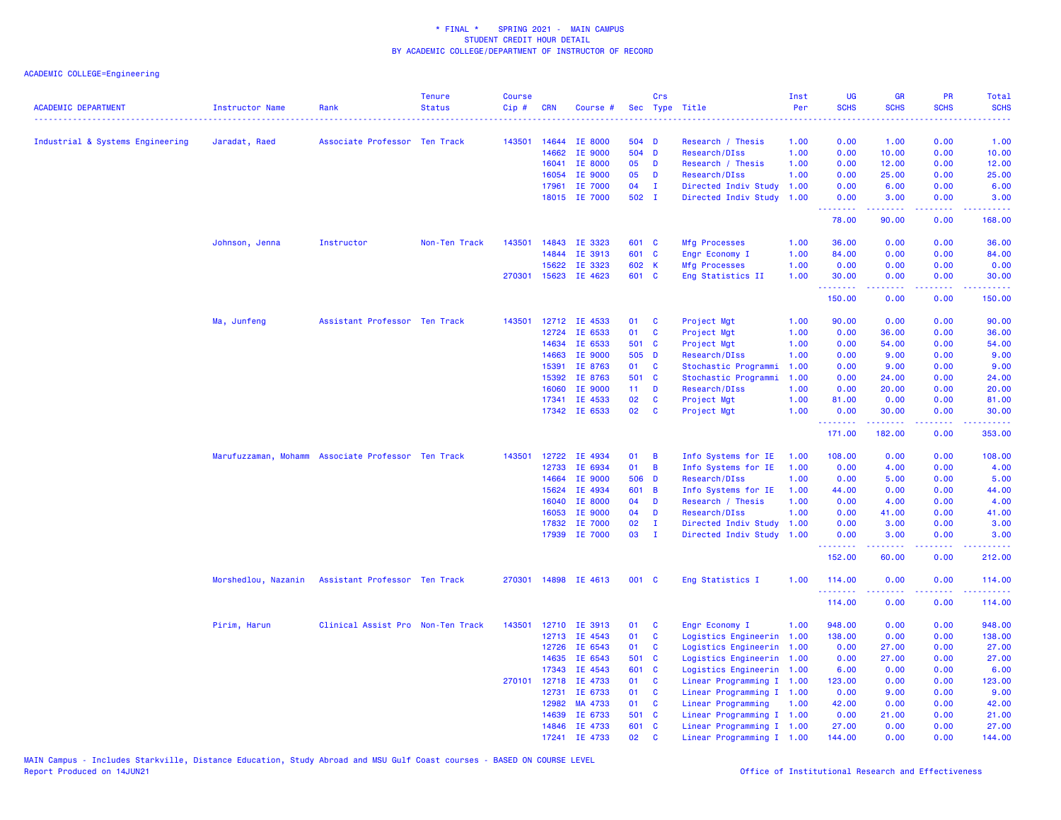\* FINAL \* SPRING 2021 - MAIN CAMPUS
STUDENT CREDIT HOUR DETAIL
BY ACADEMIC COLLEGE/DEPARTMENT OF INSTRUCTOR OF RECORD

ACADEMIC COLLEGE=Engineering

| ACADEMIC DEPARTMENT | Instructor Name | Rank | Tenure Status | Course Cip # | CRN | Course # | Sec | Crs Type | Title | Inst Per | UG SCHS | GR SCHS | PR SCHS | Total SCHS |
|---|---|---|---|---|---|---|---|---|---|---|---|---|---|---|
| Industrial & Systems Engineering | Jaradat, Raed | Associate Professor | Ten Track | 143501 | 14644 | IE 8000 | 504 | D | Research / Thesis | 1.00 | 0.00 | 1.00 | 0.00 | 1.00 |
| | | | | | 14662 | IE 9000 | 504 | D | Research/DIss | 1.00 | 0.00 | 10.00 | 0.00 | 10.00 |
| | | | | | 16041 | IE 8000 | 05 | D | Research / Thesis | 1.00 | 0.00 | 12.00 | 0.00 | 12.00 |
| | | | | | 16054 | IE 9000 | 05 | D | Research/DIss | 1.00 | 0.00 | 25.00 | 0.00 | 25.00 |
| | | | | | 17961 | IE 7000 | 04 | I | Directed Indiv Study | 1.00 | 0.00 | 6.00 | 0.00 | 6.00 |
| | | | | | 18015 | IE 7000 | 502 | I | Directed Indiv Study | 1.00 | 0.00 | 3.00 | 0.00 | 3.00 |
| | | | | | | | | | | | 78.00 | 90.00 | 0.00 | 168.00 |
| | Johnson, Jenna | Instructor | Non-Ten Track | 143501 | 14843 | IE 3323 | 601 | C | Mfg Processes | 1.00 | 36.00 | 0.00 | 0.00 | 36.00 |
| | | | | | 14844 | IE 3913 | 601 | C | Engr Economy I | 1.00 | 84.00 | 0.00 | 0.00 | 84.00 |
| | | | | | 15622 | IE 3323 | 602 | K | Mfg Processes | 1.00 | 0.00 | 0.00 | 0.00 | 0.00 |
| | | | | 270301 | 15623 | IE 4623 | 601 | C | Eng Statistics II | 1.00 | 30.00 | 0.00 | 0.00 | 30.00 |
| | | | | | | | | | | | 150.00 | 0.00 | 0.00 | 150.00 |
| | Ma, Junfeng | Assistant Professor | Ten Track | 143501 | 12712 | IE 4533 | 01 | C | Project Mgt | 1.00 | 90.00 | 0.00 | 0.00 | 90.00 |
| | | | | | 12724 | IE 6533 | 01 | C | Project Mgt | 1.00 | 0.00 | 36.00 | 0.00 | 36.00 |
| | | | | | 14634 | IE 6533 | 501 | C | Project Mgt | 1.00 | 0.00 | 54.00 | 0.00 | 54.00 |
| | | | | | 14663 | IE 9000 | 505 | D | Research/DIss | 1.00 | 0.00 | 9.00 | 0.00 | 9.00 |
| | | | | | 15391 | IE 8763 | 01 | C | Stochastic Programmi | 1.00 | 0.00 | 9.00 | 0.00 | 9.00 |
| | | | | | 15392 | IE 8763 | 501 | C | Stochastic Programmi | 1.00 | 0.00 | 24.00 | 0.00 | 24.00 |
| | | | | | 16060 | IE 9000 | 11 | D | Research/DIss | 1.00 | 0.00 | 20.00 | 0.00 | 20.00 |
| | | | | | 17341 | IE 4533 | 02 | C | Project Mgt | 1.00 | 81.00 | 0.00 | 0.00 | 81.00 |
| | | | | | 17342 | IE 6533 | 02 | C | Project Mgt | 1.00 | 0.00 | 30.00 | 0.00 | 30.00 |
| | | | | | | | | | | | 171.00 | 182.00 | 0.00 | 353.00 |
| | Marufuzzaman, Mohamm | Associate Professor | Ten Track | 143501 | 12722 | IE 4934 | 01 | B | Info Systems for IE | 1.00 | 108.00 | 0.00 | 0.00 | 108.00 |
| | | | | | 12733 | IE 6934 | 01 | B | Info Systems for IE | 1.00 | 0.00 | 4.00 | 0.00 | 4.00 |
| | | | | | 14664 | IE 9000 | 506 | D | Research/DIss | 1.00 | 0.00 | 5.00 | 0.00 | 5.00 |
| | | | | | 15624 | IE 4934 | 601 | B | Info Systems for IE | 1.00 | 44.00 | 0.00 | 0.00 | 44.00 |
| | | | | | 16040 | IE 8000 | 04 | D | Research / Thesis | 1.00 | 0.00 | 4.00 | 0.00 | 4.00 |
| | | | | | 16053 | IE 9000 | 04 | D | Research/DIss | 1.00 | 0.00 | 41.00 | 0.00 | 41.00 |
| | | | | | 17832 | IE 7000 | 02 | I | Directed Indiv Study | 1.00 | 0.00 | 3.00 | 0.00 | 3.00 |
| | | | | | 17939 | IE 7000 | 03 | I | Directed Indiv Study | 1.00 | 0.00 | 3.00 | 0.00 | 3.00 |
| | | | | | | | | | | | 152.00 | 60.00 | 0.00 | 212.00 |
| | Morshedlou, Nazanin | Assistant Professor | Ten Track | 270301 | 14898 | IE 4613 | 001 | C | Eng Statistics I | 1.00 | 114.00 | 0.00 | 0.00 | 114.00 |
| | | | | | | | | | | | 114.00 | 0.00 | 0.00 | 114.00 |
| | Pirim, Harun | Clinical Assist Pro | Non-Ten Track | 143501 | 12710 | IE 3913 | 01 | C | Engr Economy I | 1.00 | 948.00 | 0.00 | 0.00 | 948.00 |
| | | | | | 12713 | IE 4543 | 01 | C | Logistics Engineerin | 1.00 | 138.00 | 0.00 | 0.00 | 138.00 |
| | | | | | 12726 | IE 6543 | 01 | C | Logistics Engineerin | 1.00 | 0.00 | 27.00 | 0.00 | 27.00 |
| | | | | | 14635 | IE 6543 | 501 | C | Logistics Engineerin | 1.00 | 0.00 | 27.00 | 0.00 | 27.00 |
| | | | | | 17343 | IE 4543 | 601 | C | Logistics Engineerin | 1.00 | 6.00 | 0.00 | 0.00 | 6.00 |
| | | | | 270101 | 12718 | IE 4733 | 01 | C | Linear Programming I | 1.00 | 123.00 | 0.00 | 0.00 | 123.00 |
| | | | | | 12731 | IE 6733 | 01 | C | Linear Programming I | 1.00 | 0.00 | 9.00 | 0.00 | 9.00 |
| | | | | | 12982 | MA 4733 | 01 | C | Linear Programming | 1.00 | 42.00 | 0.00 | 0.00 | 42.00 |
| | | | | | 14639 | IE 6733 | 501 | C | Linear Programming I | 1.00 | 0.00 | 21.00 | 0.00 | 21.00 |
| | | | | | 14846 | IE 4733 | 601 | C | Linear Programming I | 1.00 | 27.00 | 0.00 | 0.00 | 27.00 |
| | | | | | 17241 | IE 4733 | 02 | C | Linear Programming I | 1.00 | 144.00 | 0.00 | 0.00 | 144.00 |

MAIN Campus - Includes Starkville, Distance Education, Study Abroad and MSU Gulf Coast courses - BASED ON COURSE LEVEL
Report Produced on 14JUN21

Office of Institutional Research and Effectiveness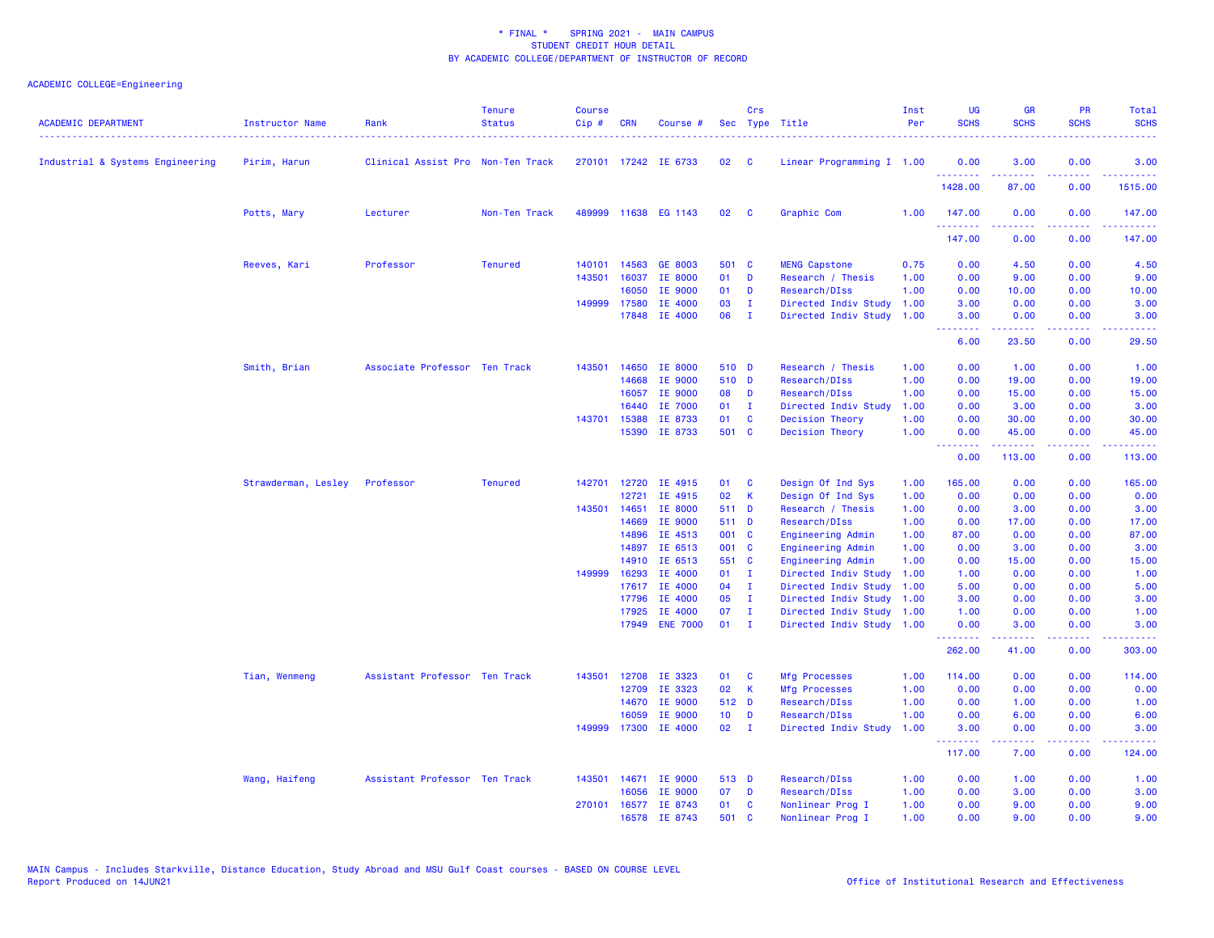\* FINAL \*    SPRING 2021 -  MAIN CAMPUS
STUDENT CREDIT HOUR DETAIL
BY ACADEMIC COLLEGE/DEPARTMENT OF INSTRUCTOR OF RECORD

ACADEMIC COLLEGE=Engineering

| ACADEMIC DEPARTMENT | Instructor Name | Rank | Tenure Status | Course Cip # | CRN | Course # | Sec | Crs Type | Title | Inst Per | UG SCHS | GR SCHS | PR SCHS | Total SCHS |
|---|---|---|---|---|---|---|---|---|---|---|---|---|---|---|
| Industrial & Systems Engineering | Pirim, Harun | Clinical Assist Pro | Non-Ten Track | 270101 | 17242 | IE 6733 | 02 | C | Linear Programming I | 1.00 | 0.00 | 3.00 | 0.00 | 3.00 |
| | | | | | | | | | | | 1428.00 | 87.00 | 0.00 | 1515.00 |
| | Potts, Mary | Lecturer | Non-Ten Track | 489999 | 11638 | EG 1143 | 02 | C | Graphic Com | 1.00 | 147.00 | 0.00 | 0.00 | 147.00 |
| | | | | | | | | | | | 147.00 | 0.00 | 0.00 | 147.00 |
| | Reeves, Kari | Professor | Tenured | 140101 | 14563 | GE 8003 | 501 | C | MENG Capstone | 0.75 | 0.00 | 4.50 | 0.00 | 4.50 |
| | | | | 143501 | 16037 | IE 8000 | 01 | D | Research / Thesis | 1.00 | 0.00 | 9.00 | 0.00 | 9.00 |
| | | | | | 16050 | IE 9000 | 01 | D | Research/DIss | 1.00 | 0.00 | 10.00 | 0.00 | 10.00 |
| | | | | 149999 | 17580 | IE 4000 | 03 | I | Directed Indiv Study | 1.00 | 3.00 | 0.00 | 0.00 | 3.00 |
| | | | | | 17848 | IE 4000 | 06 | I | Directed Indiv Study | 1.00 | 3.00 | 0.00 | 0.00 | 3.00 |
| | | | | | | | | | | | 6.00 | 23.50 | 0.00 | 29.50 |
| | Smith, Brian | Associate Professor | Ten Track | 143501 | 14650 | IE 8000 | 510 | D | Research / Thesis | 1.00 | 0.00 | 1.00 | 0.00 | 1.00 |
| | | | | | 14668 | IE 9000 | 510 | D | Research/DIss | 1.00 | 0.00 | 19.00 | 0.00 | 19.00 |
| | | | | | 16057 | IE 9000 | 08 | D | Research/DIss | 1.00 | 0.00 | 15.00 | 0.00 | 15.00 |
| | | | | | 16440 | IE 7000 | 01 | I | Directed Indiv Study | 1.00 | 0.00 | 3.00 | 0.00 | 3.00 |
| | | | | 143701 | 15388 | IE 8733 | 01 | C | Decision Theory | 1.00 | 0.00 | 30.00 | 0.00 | 30.00 |
| | | | | | 15390 | IE 8733 | 501 | C | Decision Theory | 1.00 | 0.00 | 45.00 | 0.00 | 45.00 |
| | | | | | | | | | | | 0.00 | 113.00 | 0.00 | 113.00 |
| | Strawderman, Lesley | Professor | Tenured | 142701 | 12720 | IE 4915 | 01 | C | Design Of Ind Sys | 1.00 | 165.00 | 0.00 | 0.00 | 165.00 |
| | | | | | 12721 | IE 4915 | 02 | K | Design Of Ind Sys | 1.00 | 0.00 | 0.00 | 0.00 | 0.00 |
| | | | | 143501 | 14651 | IE 8000 | 511 | D | Research / Thesis | 1.00 | 0.00 | 3.00 | 0.00 | 3.00 |
| | | | | | 14669 | IE 9000 | 511 | D | Research/DIss | 1.00 | 0.00 | 17.00 | 0.00 | 17.00 |
| | | | | | 14896 | IE 4513 | 001 | C | Engineering Admin | 1.00 | 87.00 | 0.00 | 0.00 | 87.00 |
| | | | | | 14897 | IE 6513 | 001 | C | Engineering Admin | 1.00 | 0.00 | 3.00 | 0.00 | 3.00 |
| | | | | | 14910 | IE 6513 | 551 | C | Engineering Admin | 1.00 | 0.00 | 15.00 | 0.00 | 15.00 |
| | | | | 149999 | 16293 | IE 4000 | 01 | I | Directed Indiv Study | 1.00 | 1.00 | 0.00 | 0.00 | 1.00 |
| | | | | | 17617 | IE 4000 | 04 | I | Directed Indiv Study | 1.00 | 5.00 | 0.00 | 0.00 | 5.00 |
| | | | | | 17796 | IE 4000 | 05 | I | Directed Indiv Study | 1.00 | 3.00 | 0.00 | 0.00 | 3.00 |
| | | | | | 17925 | IE 4000 | 07 | I | Directed Indiv Study | 1.00 | 1.00 | 0.00 | 0.00 | 1.00 |
| | | | | | 17949 | ENE 7000 | 01 | I | Directed Indiv Study | 1.00 | 0.00 | 3.00 | 0.00 | 3.00 |
| | | | | | | | | | | | 262.00 | 41.00 | 0.00 | 303.00 |
| | Tian, Wenmeng | Assistant Professor | Ten Track | 143501 | 12708 | IE 3323 | 01 | C | Mfg Processes | 1.00 | 114.00 | 0.00 | 0.00 | 114.00 |
| | | | | | 12709 | IE 3323 | 02 | K | Mfg Processes | 1.00 | 0.00 | 0.00 | 0.00 | 0.00 |
| | | | | | 14670 | IE 9000 | 512 | D | Research/DIss | 1.00 | 0.00 | 1.00 | 0.00 | 1.00 |
| | | | | | 16059 | IE 9000 | 10 | D | Research/DIss | 1.00 | 0.00 | 6.00 | 0.00 | 6.00 |
| | | | | 149999 | 17300 | IE 4000 | 02 | I | Directed Indiv Study | 1.00 | 3.00 | 0.00 | 0.00 | 3.00 |
| | | | | | | | | | | | 117.00 | 7.00 | 0.00 | 124.00 |
| | Wang, Haifeng | Assistant Professor | Ten Track | 143501 | 14671 | IE 9000 | 513 | D | Research/DIss | 1.00 | 0.00 | 1.00 | 0.00 | 1.00 |
| | | | | | 16056 | IE 9000 | 07 | D | Research/DIss | 1.00 | 0.00 | 3.00 | 0.00 | 3.00 |
| | | | | 270101 | 16577 | IE 8743 | 01 | C | Nonlinear Prog I | 1.00 | 0.00 | 9.00 | 0.00 | 9.00 |
| | | | | | 16578 | IE 8743 | 501 | C | Nonlinear Prog I | 1.00 | 0.00 | 9.00 | 0.00 | 9.00 |

MAIN Campus - Includes Starkville, Distance Education, Study Abroad and MSU Gulf Coast courses - BASED ON COURSE LEVEL
Report Produced on 14JUN21

Office of Institutional Research and Effectiveness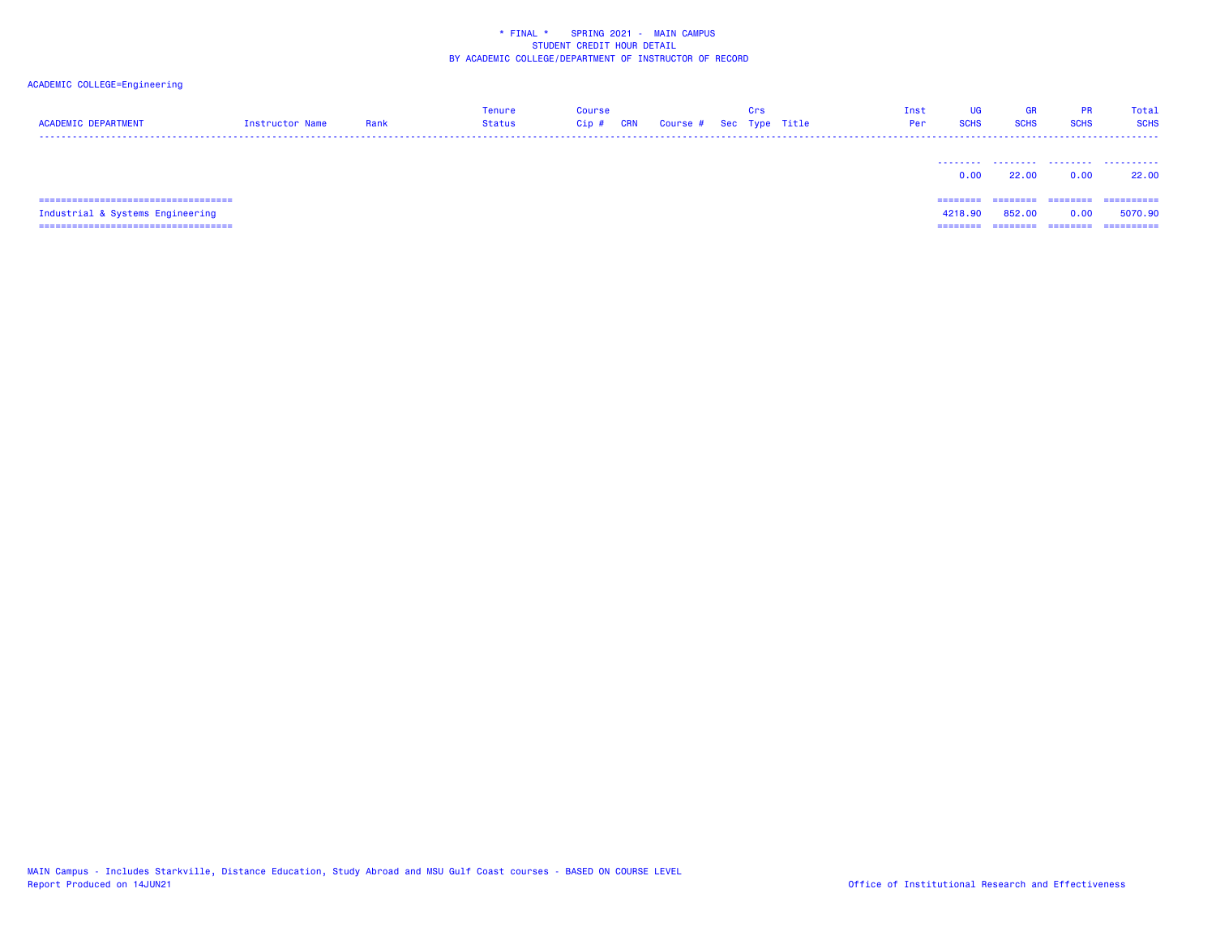* FINAL * SPRING 2021 - MAIN CAMPUS
STUDENT CREDIT HOUR DETAIL
BY ACADEMIC COLLEGE/DEPARTMENT OF INSTRUCTOR OF RECORD

ACADEMIC COLLEGE=Engineering

| ACADEMIC DEPARTMENT | Instructor Name | Rank | Tenure Status | Course Cip # | CRN | Course # | Sec | Crs Type | Title | Inst Per | UG SCHS | GR SCHS | PR SCHS | Total SCHS |
|---|---|---|---|---|---|---|---|---|---|---|---|---|---|---|
| | | | | | | | | | | | 0.00 | 22.00 | 0.00 | 22.00 |
| Industrial & Systems Engineering | | | | | | | | | | | 4218.90 | 852.00 | 0.00 | 5070.90 |

MAIN Campus - Includes Starkville, Distance Education, Study Abroad and MSU Gulf Coast courses - BASED ON COURSE LEVEL
Report Produced on 14JUN21

Office of Institutional Research and Effectiveness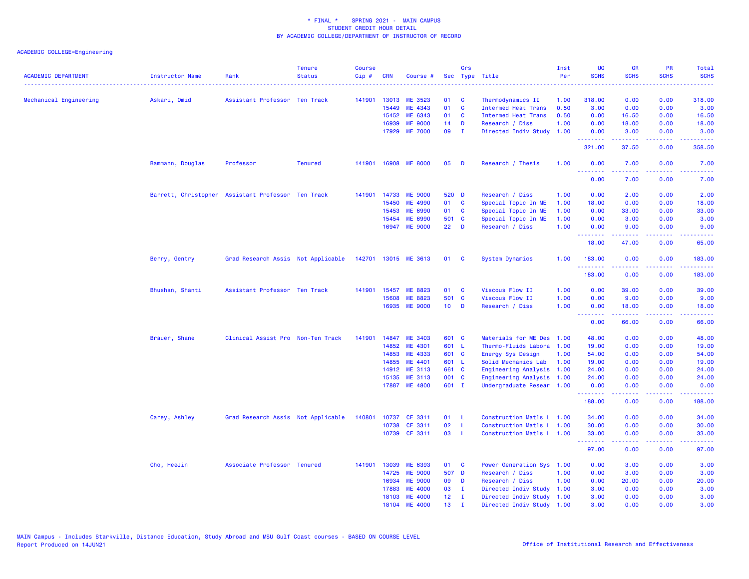\* FINAL \*    SPRING 2021 -  MAIN CAMPUS
STUDENT CREDIT HOUR DETAIL
BY ACADEMIC COLLEGE/DEPARTMENT OF INSTRUCTOR OF RECORD

ACADEMIC COLLEGE=Engineering

| ACADEMIC DEPARTMENT | Instructor Name | Rank | Tenure Status | Course Cip # | CRN | Course # | Sec | Crs Type | Title | Inst Per | UG SCHS | GR SCHS | PR SCHS | Total SCHS |
|---|---|---|---|---|---|---|---|---|---|---|---|---|---|---|
| Mechanical Engineering | Askari, Omid | Assistant Professor | Ten Track | 141901 | 13013 | ME 3523 | 01 | C | Thermodynamics II | 1.00 | 318.00 | 0.00 | 0.00 | 318.00 |
| | | | | | 15449 | ME 4343 | 01 | C | Intermed Heat Trans | 0.50 | 3.00 | 0.00 | 0.00 | 3.00 |
| | | | | | 15452 | ME 6343 | 01 | C | Intermed Heat Trans | 0.50 | 0.00 | 16.50 | 0.00 | 16.50 |
| | | | | | 16939 | ME 9000 | 14 | D | Research / Diss | 1.00 | 0.00 | 18.00 | 0.00 | 18.00 |
| | | | | | 17929 | ME 7000 | 09 | I | Directed Indiv Study | 1.00 | 0.00 | 3.00 | 0.00 | 3.00 |
| | | | | | | | | | | | 321.00 | 37.50 | 0.00 | 358.50 |
| | Bammann, Douglas | Professor | Tenured | 141901 | 16908 | ME 8000 | 05 | D | Research / Thesis | 1.00 | 0.00 | 7.00 | 0.00 | 7.00 |
| | | | | | | | | | | | 0.00 | 7.00 | 0.00 | 7.00 |
| | Barrett, Christopher | Assistant Professor | Ten Track | 141901 | 14733 | ME 9000 | 520 | D | Research / Diss | 1.00 | 0.00 | 2.00 | 0.00 | 2.00 |
| | | | | | 15450 | ME 4990 | 01 | C | Special Topic In ME | 1.00 | 18.00 | 0.00 | 0.00 | 18.00 |
| | | | | | 15453 | ME 6990 | 01 | C | Special Topic In ME | 1.00 | 0.00 | 33.00 | 0.00 | 33.00 |
| | | | | | 15454 | ME 6990 | 501 | C | Special Topic In ME | 1.00 | 0.00 | 3.00 | 0.00 | 3.00 |
| | | | | | 16947 | ME 9000 | 22 | D | Research / Diss | 1.00 | 0.00 | 9.00 | 0.00 | 9.00 |
| | | | | | | | | | | | 18.00 | 47.00 | 0.00 | 65.00 |
| | Berry, Gentry | Grad Research Assis | Not Applicable | 142701 | 13015 | ME 3613 | 01 | C | System Dynamics | 1.00 | 183.00 | 0.00 | 0.00 | 183.00 |
| | | | | | | | | | | | 183.00 | 0.00 | 0.00 | 183.00 |
| | Bhushan, Shanti | Assistant Professor | Ten Track | 141901 | 15457 | ME 8823 | 01 | C | Viscous Flow II | 1.00 | 0.00 | 39.00 | 0.00 | 39.00 |
| | | | | | 15608 | ME 8823 | 501 | C | Viscous Flow II | 1.00 | 0.00 | 9.00 | 0.00 | 9.00 |
| | | | | | 16935 | ME 9000 | 10 | D | Research / Diss | 1.00 | 0.00 | 18.00 | 0.00 | 18.00 |
| | | | | | | | | | | | 0.00 | 66.00 | 0.00 | 66.00 |
| | Brauer, Shane | Clinical Assist Pro | Non-Ten Track | 141901 | 14847 | ME 3403 | 601 | C | Materials for ME Des | 1.00 | 48.00 | 0.00 | 0.00 | 48.00 |
| | | | | | 14852 | ME 4301 | 601 | L | Thermo-Fluids Labora | 1.00 | 19.00 | 0.00 | 0.00 | 19.00 |
| | | | | | 14853 | ME 4333 | 601 | C | Energy Sys Design | 1.00 | 54.00 | 0.00 | 0.00 | 54.00 |
| | | | | | 14855 | ME 4401 | 601 | L | Solid Mechanics Lab | 1.00 | 19.00 | 0.00 | 0.00 | 19.00 |
| | | | | | 14912 | ME 3113 | 661 | C | Engineering Analysis | 1.00 | 24.00 | 0.00 | 0.00 | 24.00 |
| | | | | | 15135 | ME 3113 | 001 | C | Engineering Analysis | 1.00 | 24.00 | 0.00 | 0.00 | 24.00 |
| | | | | | 17887 | ME 4800 | 601 | I | Undergraduate Resear | 1.00 | 0.00 | 0.00 | 0.00 | 0.00 |
| | | | | | | | | | | | 188.00 | 0.00 | 0.00 | 188.00 |
| | Carey, Ashley | Grad Research Assis | Not Applicable | 140801 | 10737 | CE 3311 | 01 | L | Construction Matls L | 1.00 | 34.00 | 0.00 | 0.00 | 34.00 |
| | | | | | 10738 | CE 3311 | 02 | L | Construction Matls L | 1.00 | 30.00 | 0.00 | 0.00 | 30.00 |
| | | | | | 10739 | CE 3311 | 03 | L | Construction Matls L | 1.00 | 33.00 | 0.00 | 0.00 | 33.00 |
| | | | | | | | | | | | 97.00 | 0.00 | 0.00 | 97.00 |
| | Cho, HeeJin | Associate Professor | Tenured | 141901 | 13039 | ME 6393 | 01 | C | Power Generation Sys | 1.00 | 0.00 | 3.00 | 0.00 | 3.00 |
| | | | | | 14725 | ME 9000 | 507 | D | Research / Diss | 1.00 | 0.00 | 3.00 | 0.00 | 3.00 |
| | | | | | 16934 | ME 9000 | 09 | D | Research / Diss | 1.00 | 0.00 | 20.00 | 0.00 | 20.00 |
| | | | | | 17883 | ME 4000 | 03 | I | Directed Indiv Study | 1.00 | 3.00 | 0.00 | 0.00 | 3.00 |
| | | | | | 18103 | ME 4000 | 12 | I | Directed Indiv Study | 1.00 | 3.00 | 0.00 | 0.00 | 3.00 |
| | | | | | 18104 | ME 4000 | 13 | I | Directed Indiv Study | 1.00 | 3.00 | 0.00 | 0.00 | 3.00 |

MAIN Campus - Includes Starkville, Distance Education, Study Abroad and MSU Gulf Coast courses - BASED ON COURSE LEVEL
Report Produced on 14JUN21

Office of Institutional Research and Effectiveness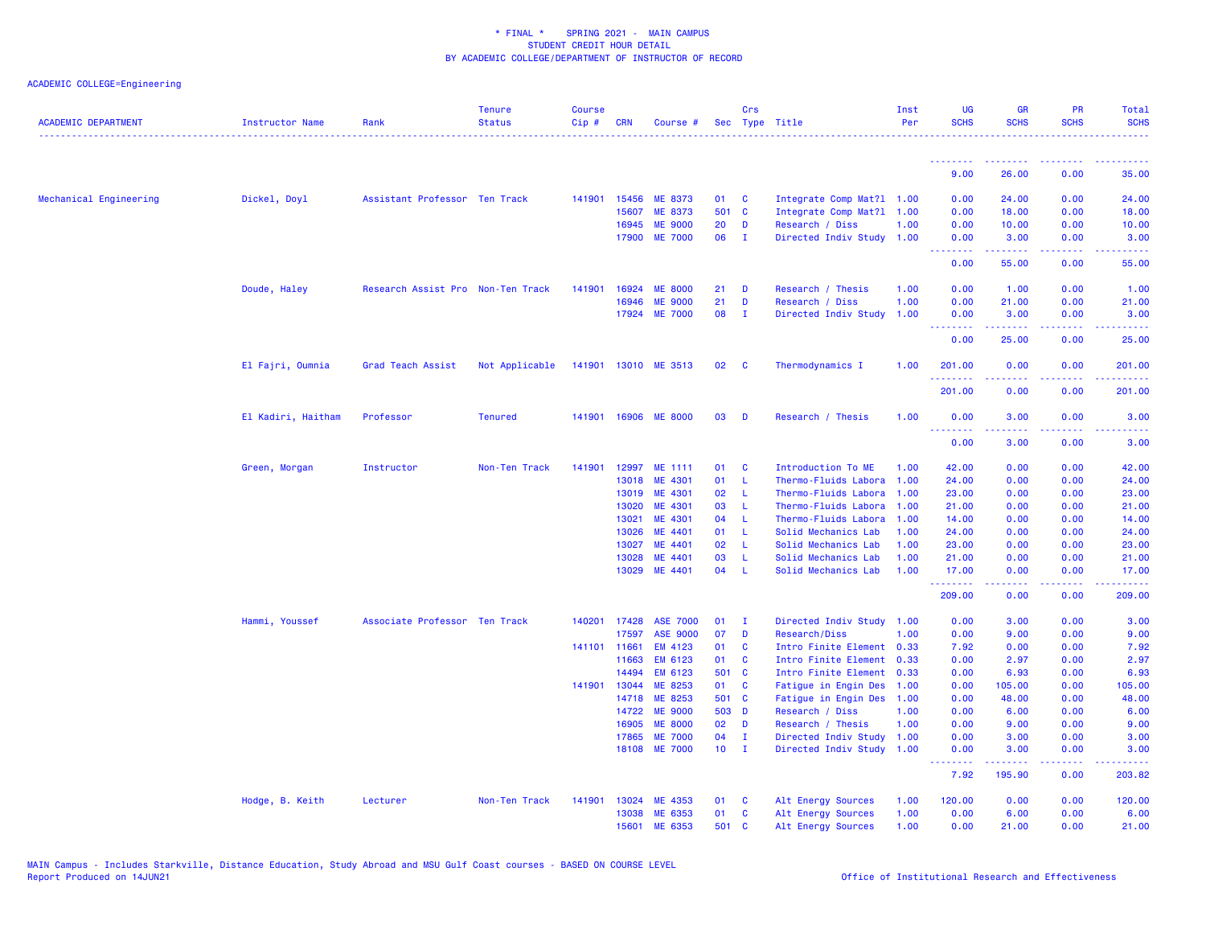\* FINAL \* SPRING 2021 - MAIN CAMPUS
STUDENT CREDIT HOUR DETAIL
BY ACADEMIC COLLEGE/DEPARTMENT OF INSTRUCTOR OF RECORD

ACADEMIC COLLEGE=Engineering

| ACADEMIC DEPARTMENT | Instructor Name | Rank | Tenure Status | Course Cip # | CRN | Course # | Sec | Crs Type | Title | Inst Per | UG SCHS | GR SCHS | PR SCHS | Total SCHS |
|---|---|---|---|---|---|---|---|---|---|---|---|---|---|---|
| | | | | | | | | | | | 9.00 | 26.00 | 0.00 | 35.00 |
| Mechanical Engineering | Dickel, Doyl | Assistant Professor | Ten Track | 141901 | 15456 | ME 8373 | 01 | C | Integrate Comp Mat?l | 1.00 | 0.00 | 24.00 | 0.00 | 24.00 |
| | | | | | 15607 | ME 8373 | 501 | C | Integrate Comp Mat?l | 1.00 | 0.00 | 18.00 | 0.00 | 18.00 |
| | | | | | 16945 | ME 9000 | 20 | D | Research / Diss | 1.00 | 0.00 | 10.00 | 0.00 | 10.00 |
| | | | | | 17900 | ME 7000 | 06 | I | Directed Indiv Study | 1.00 | 0.00 | 3.00 | 0.00 | 3.00 |
| | | | | | | | | | | | 0.00 | 55.00 | 0.00 | 55.00 |
| | Doude, Haley | Research Assist Pro | Non-Ten Track | 141901 | 16924 | ME 8000 | 21 | D | Research / Thesis | 1.00 | 0.00 | 1.00 | 0.00 | 1.00 |
| | | | | | 16946 | ME 9000 | 21 | D | Research / Diss | 1.00 | 0.00 | 21.00 | 0.00 | 21.00 |
| | | | | | 17924 | ME 7000 | 08 | I | Directed Indiv Study | 1.00 | 0.00 | 3.00 | 0.00 | 3.00 |
| | | | | | | | | | | | 0.00 | 25.00 | 0.00 | 25.00 |
| | El Fajri, Oumnia | Grad Teach Assist | Not Applicable | 141901 | 13010 | ME 3513 | 02 | C | Thermodynamics I | 1.00 | 201.00 | 0.00 | 0.00 | 201.00 |
| | | | | | | | | | | | 201.00 | 0.00 | 0.00 | 201.00 |
| | El Kadiri, Haitham | Professor | Tenured | 141901 | 16906 | ME 8000 | 03 | D | Research / Thesis | 1.00 | 0.00 | 3.00 | 0.00 | 3.00 |
| | | | | | | | | | | | 0.00 | 3.00 | 0.00 | 3.00 |
| | Green, Morgan | Instructor | Non-Ten Track | 141901 | 12997 | ME 1111 | 01 | C | Introduction To ME | 1.00 | 42.00 | 0.00 | 0.00 | 42.00 |
| | | | | | 13018 | ME 4301 | 01 | L | Thermo-Fluids Labora | 1.00 | 24.00 | 0.00 | 0.00 | 24.00 |
| | | | | | 13019 | ME 4301 | 02 | L | Thermo-Fluids Labora | 1.00 | 23.00 | 0.00 | 0.00 | 23.00 |
| | | | | | 13020 | ME 4301 | 03 | L | Thermo-Fluids Labora | 1.00 | 21.00 | 0.00 | 0.00 | 21.00 |
| | | | | | 13021 | ME 4301 | 04 | L | Thermo-Fluids Labora | 1.00 | 14.00 | 0.00 | 0.00 | 14.00 |
| | | | | | 13026 | ME 4401 | 01 | L | Solid Mechanics Lab | 1.00 | 24.00 | 0.00 | 0.00 | 24.00 |
| | | | | | 13027 | ME 4401 | 02 | L | Solid Mechanics Lab | 1.00 | 23.00 | 0.00 | 0.00 | 23.00 |
| | | | | | 13028 | ME 4401 | 03 | L | Solid Mechanics Lab | 1.00 | 21.00 | 0.00 | 0.00 | 21.00 |
| | | | | | 13029 | ME 4401 | 04 | L | Solid Mechanics Lab | 1.00 | 17.00 | 0.00 | 0.00 | 17.00 |
| | | | | | | | | | | | 209.00 | 0.00 | 0.00 | 209.00 |
| | Hammi, Youssef | Associate Professor | Ten Track | 140201 | 17428 | ASE 7000 | 01 | I | Directed Indiv Study | 1.00 | 0.00 | 3.00 | 0.00 | 3.00 |
| | | | | | 17597 | ASE 9000 | 07 | D | Research/Diss | 1.00 | 0.00 | 9.00 | 0.00 | 9.00 |
| | | | | 141101 | 11661 | EM 4123 | 01 | C | Intro Finite Element | 0.33 | 7.92 | 0.00 | 0.00 | 7.92 |
| | | | | | 11663 | EM 6123 | 01 | C | Intro Finite Element | 0.33 | 0.00 | 2.97 | 0.00 | 2.97 |
| | | | | | 14494 | EM 6123 | 501 | C | Intro Finite Element | 0.33 | 0.00 | 6.93 | 0.00 | 6.93 |
| | | | | 141901 | 13044 | ME 8253 | 01 | C | Fatigue in Engin Des | 1.00 | 0.00 | 105.00 | 0.00 | 105.00 |
| | | | | | 14718 | ME 8253 | 501 | C | Fatigue in Engin Des | 1.00 | 0.00 | 48.00 | 0.00 | 48.00 |
| | | | | | 14722 | ME 9000 | 503 | D | Research / Diss | 1.00 | 0.00 | 6.00 | 0.00 | 6.00 |
| | | | | | 16905 | ME 8000 | 02 | D | Research / Thesis | 1.00 | 0.00 | 9.00 | 0.00 | 9.00 |
| | | | | | 17865 | ME 7000 | 04 | I | Directed Indiv Study | 1.00 | 0.00 | 3.00 | 0.00 | 3.00 |
| | | | | | 18108 | ME 7000 | 10 | I | Directed Indiv Study | 1.00 | 0.00 | 3.00 | 0.00 | 3.00 |
| | | | | | | | | | | | 7.92 | 195.90 | 0.00 | 203.82 |
| | Hodge, B. Keith | Lecturer | Non-Ten Track | 141901 | 13024 | ME 4353 | 01 | C | Alt Energy Sources | 1.00 | 120.00 | 0.00 | 0.00 | 120.00 |
| | | | | | 13038 | ME 6353 | 01 | C | Alt Energy Sources | 1.00 | 0.00 | 6.00 | 0.00 | 6.00 |
| | | | | | 15601 | ME 6353 | 501 | C | Alt Energy Sources | 1.00 | 0.00 | 21.00 | 0.00 | 21.00 |

MAIN Campus - Includes Starkville, Distance Education, Study Abroad and MSU Gulf Coast courses - BASED ON COURSE LEVEL
Report Produced on 14JUN21

Office of Institutional Research and Effectiveness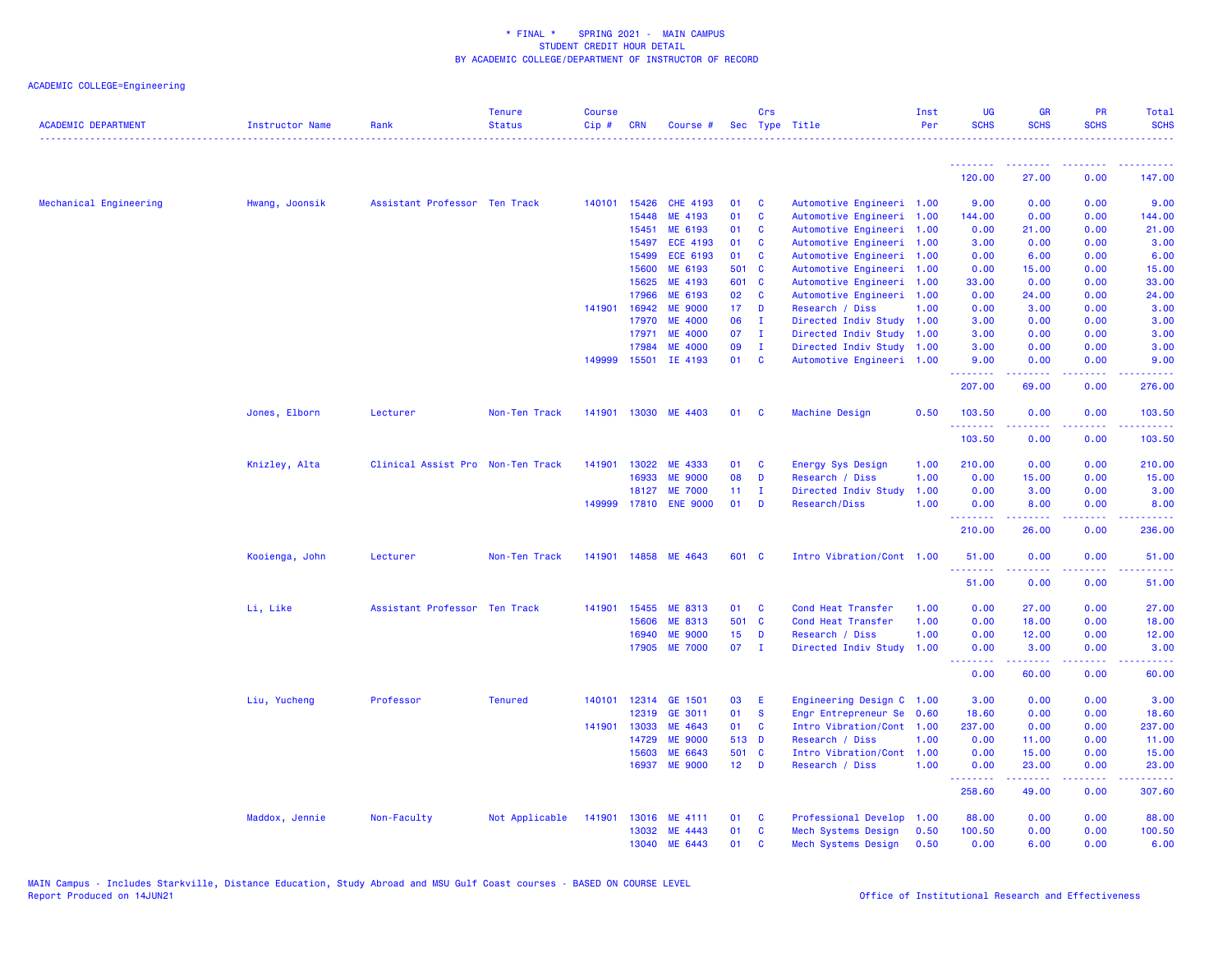\* FINAL \* SPRING 2021 - MAIN CAMPUS
STUDENT CREDIT HOUR DETAIL
BY ACADEMIC COLLEGE/DEPARTMENT OF INSTRUCTOR OF RECORD

ACADEMIC COLLEGE=Engineering

| ACADEMIC DEPARTMENT | Instructor Name | Rank | Tenure Status | Course Cip # | CRN | Course # | Sec | Crs Type | Title | Inst Per | UG SCHS | GR SCHS | PR SCHS | Total SCHS |
|---|---|---|---|---|---|---|---|---|---|---|---|---|---|---|
| | | | | | | | | | | | 120.00 | 27.00 | 0.00 | 147.00 |
| Mechanical Engineering | Hwang, Joonsik | Assistant Professor | Ten Track | 140101 | 15426 | CHE 4193 | 01 | C | Automotive Engineeri | 1.00 | 9.00 | 0.00 | 0.00 | 9.00 |
| | | | | | 15448 | ME 4193 | 01 | C | Automotive Engineeri | 1.00 | 144.00 | 0.00 | 0.00 | 144.00 |
| | | | | | 15451 | ME 6193 | 01 | C | Automotive Engineeri | 1.00 | 0.00 | 21.00 | 0.00 | 21.00 |
| | | | | | 15497 | ECE 4193 | 01 | C | Automotive Engineeri | 1.00 | 3.00 | 0.00 | 0.00 | 3.00 |
| | | | | | 15499 | ECE 6193 | 01 | C | Automotive Engineeri | 1.00 | 0.00 | 6.00 | 0.00 | 6.00 |
| | | | | | 15600 | ME 6193 | 501 | C | Automotive Engineeri | 1.00 | 0.00 | 15.00 | 0.00 | 15.00 |
| | | | | | 15625 | ME 4193 | 601 | C | Automotive Engineeri | 1.00 | 33.00 | 0.00 | 0.00 | 33.00 |
| | | | | | 17966 | ME 6193 | 02 | C | Automotive Engineeri | 1.00 | 0.00 | 24.00 | 0.00 | 24.00 |
| | | | | 141901 | 16942 | ME 9000 | 17 | D | Research / Diss | 1.00 | 0.00 | 3.00 | 0.00 | 3.00 |
| | | | | | 17970 | ME 4000 | 06 | I | Directed Indiv Study | 1.00 | 3.00 | 0.00 | 0.00 | 3.00 |
| | | | | | 17971 | ME 4000 | 07 | I | Directed Indiv Study | 1.00 | 3.00 | 0.00 | 0.00 | 3.00 |
| | | | | | 17984 | ME 4000 | 09 | I | Directed Indiv Study | 1.00 | 3.00 | 0.00 | 0.00 | 3.00 |
| | | | | 149999 | 15501 | IE 4193 | 01 | C | Automotive Engineeri | 1.00 | 9.00 | 0.00 | 0.00 | 9.00 |
| | | | | | | | | | | | 207.00 | 69.00 | 0.00 | 276.00 |
| | Jones, Elborn | Lecturer | Non-Ten Track | 141901 | 13030 | ME 4403 | 01 | C | Machine Design | 0.50 | 103.50 | 0.00 | 0.00 | 103.50 |
| | | | | | | | | | | | 103.50 | 0.00 | 0.00 | 103.50 |
| | Knizley, Alta | Clinical Assist Pro | Non-Ten Track | 141901 | 13022 | ME 4333 | 01 | C | Energy Sys Design | 1.00 | 210.00 | 0.00 | 0.00 | 210.00 |
| | | | | | 16933 | ME 9000 | 08 | D | Research / Diss | 1.00 | 0.00 | 15.00 | 0.00 | 15.00 |
| | | | | | 18127 | ME 7000 | 11 | I | Directed Indiv Study | 1.00 | 0.00 | 3.00 | 0.00 | 3.00 |
| | | | | 149999 | 17810 | ENE 9000 | 01 | D | Research/Diss | 1.00 | 0.00 | 8.00 | 0.00 | 8.00 |
| | | | | | | | | | | | 210.00 | 26.00 | 0.00 | 236.00 |
| | Kooienga, John | Lecturer | Non-Ten Track | 141901 | 14858 | ME 4643 | 601 | C | Intro Vibration/Cont | 1.00 | 51.00 | 0.00 | 0.00 | 51.00 |
| | | | | | | | | | | | 51.00 | 0.00 | 0.00 | 51.00 |
| | Li, Like | Assistant Professor | Ten Track | 141901 | 15455 | ME 8313 | 01 | C | Cond Heat Transfer | 1.00 | 0.00 | 27.00 | 0.00 | 27.00 |
| | | | | | 15606 | ME 8313 | 501 | C | Cond Heat Transfer | 1.00 | 0.00 | 18.00 | 0.00 | 18.00 |
| | | | | | 16940 | ME 9000 | 15 | D | Research / Diss | 1.00 | 0.00 | 12.00 | 0.00 | 12.00 |
| | | | | | 17905 | ME 7000 | 07 | I | Directed Indiv Study | 1.00 | 0.00 | 3.00 | 0.00 | 3.00 |
| | | | | | | | | | | | 0.00 | 60.00 | 0.00 | 60.00 |
| | Liu, Yucheng | Professor | Tenured | 140101 | 12314 | GE 1501 | 03 | E | Engineering Design C | 1.00 | 3.00 | 0.00 | 0.00 | 3.00 |
| | | | | | 12319 | GE 3011 | 01 | S | Engr Entrepreneur Se | 0.60 | 18.60 | 0.00 | 0.00 | 18.60 |
| | | | | 141901 | 13033 | ME 4643 | 01 | C | Intro Vibration/Cont | 1.00 | 237.00 | 0.00 | 0.00 | 237.00 |
| | | | | | 14729 | ME 9000 | 513 | D | Research / Diss | 1.00 | 0.00 | 11.00 | 0.00 | 11.00 |
| | | | | | 15603 | ME 6643 | 501 | C | Intro Vibration/Cont | 1.00 | 0.00 | 15.00 | 0.00 | 15.00 |
| | | | | | 16937 | ME 9000 | 12 | D | Research / Diss | 1.00 | 0.00 | 23.00 | 0.00 | 23.00 |
| | | | | | | | | | | | 258.60 | 49.00 | 0.00 | 307.60 |
| | Maddox, Jennie | Non-Faculty | Not Applicable | 141901 | 13016 | ME 4111 | 01 | C | Professional Develop | 1.00 | 88.00 | 0.00 | 0.00 | 88.00 |
| | | | | | 13032 | ME 4443 | 01 | C | Mech Systems Design | 0.50 | 100.50 | 0.00 | 0.00 | 100.50 |
| | | | | | 13040 | ME 6443 | 01 | C | Mech Systems Design | 0.50 | 0.00 | 6.00 | 0.00 | 6.00 |

MAIN Campus - Includes Starkville, Distance Education, Study Abroad and MSU Gulf Coast courses - BASED ON COURSE LEVEL
Report Produced on 14JUN21

Office of Institutional Research and Effectiveness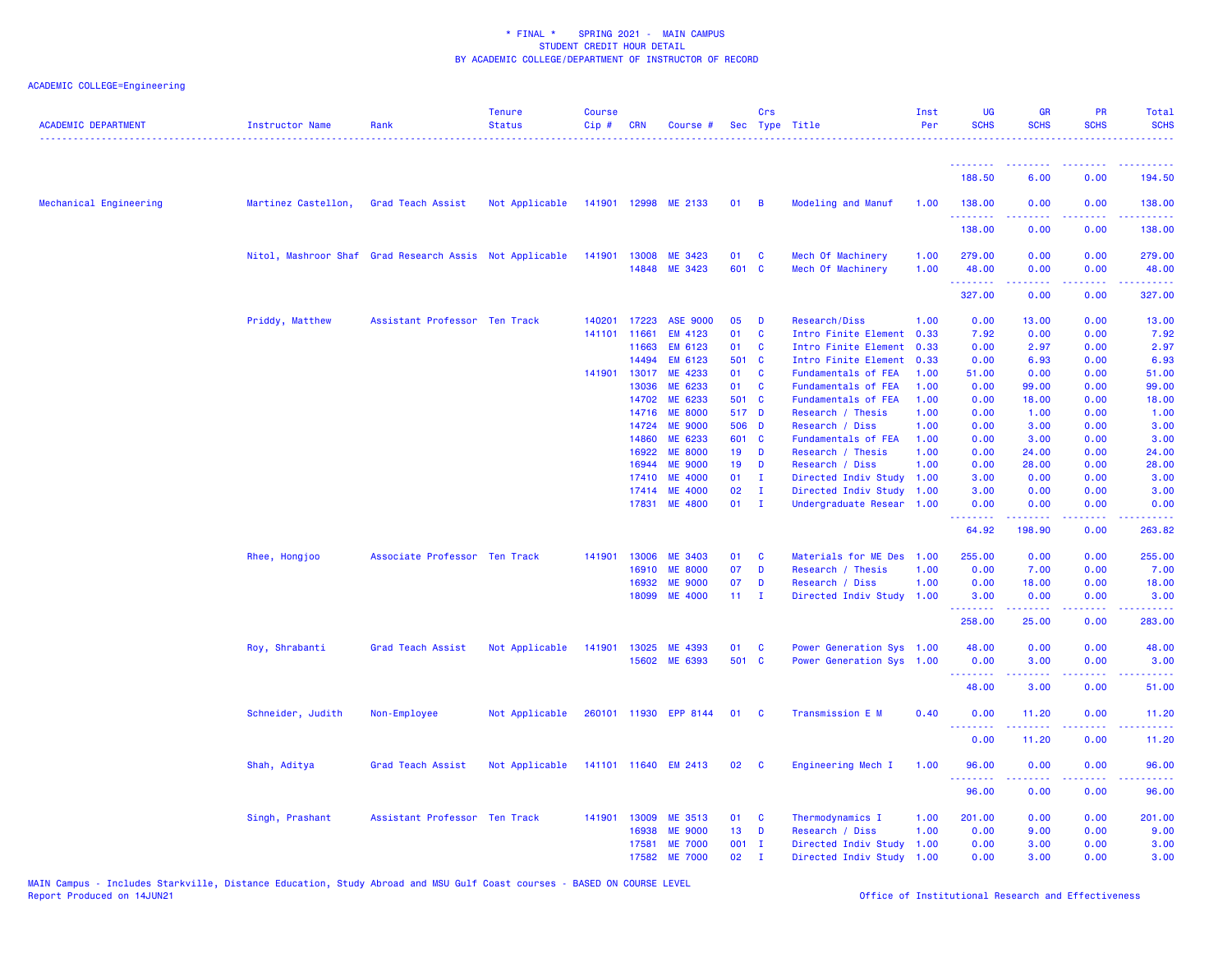\* FINAL \* SPRING 2021 - MAIN CAMPUS
STUDENT CREDIT HOUR DETAIL
BY ACADEMIC COLLEGE/DEPARTMENT OF INSTRUCTOR OF RECORD

ACADEMIC COLLEGE=Engineering

| ACADEMIC DEPARTMENT | Instructor Name | Rank | Tenure Status | Course Cip # | CRN | Course # | Sec | Crs Type | Title | Inst Per | UG SCHS | GR SCHS | PR SCHS | Total SCHS |
|---|---|---|---|---|---|---|---|---|---|---|---|---|---|---|
| | | | | | | | | | | | 188.50 | 6.00 | 0.00 | 194.50 |
| Mechanical Engineering | Martinez Castellon, | Grad Teach Assist | Not Applicable | 141901 | 12998 | ME 2133 | 01 | B | Modeling and Manuf | 1.00 | 138.00 | 0.00 | 0.00 | 138.00 |
| | | | | | | | | | | | 138.00 | 0.00 | 0.00 | 138.00 |
| | Nitol, Mashroor Shaf | Grad Research Assis | Not Applicable | 141901 | 13008 | ME 3423 | 01 | C | Mech Of Machinery | 1.00 | 279.00 | 0.00 | 0.00 | 279.00 |
| | | | | | 14848 | ME 3423 | 601 | C | Mech Of Machinery | 1.00 | 48.00 | 0.00 | 0.00 | 48.00 |
| | | | | | | | | | | | 327.00 | 0.00 | 0.00 | 327.00 |
| | Priddy, Matthew | Assistant Professor | Ten Track | 140201 | 17223 | ASE 9000 | 05 | D | Research/Diss | 1.00 | 0.00 | 13.00 | 0.00 | 13.00 |
| | | | | 141101 | 11661 | EM 4123 | 01 | C | Intro Finite Element | 0.33 | 7.92 | 0.00 | 0.00 | 7.92 |
| | | | | | 11663 | EM 6123 | 01 | C | Intro Finite Element | 0.33 | 0.00 | 2.97 | 0.00 | 2.97 |
| | | | | | 14494 | EM 6123 | 501 | C | Intro Finite Element | 0.33 | 0.00 | 6.93 | 0.00 | 6.93 |
| | | | | 141901 | 13017 | ME 4233 | 01 | C | Fundamentals of FEA | 1.00 | 51.00 | 0.00 | 0.00 | 51.00 |
| | | | | | 13036 | ME 6233 | 01 | C | Fundamentals of FEA | 1.00 | 0.00 | 99.00 | 0.00 | 99.00 |
| | | | | | 14702 | ME 6233 | 501 | C | Fundamentals of FEA | 1.00 | 0.00 | 18.00 | 0.00 | 18.00 |
| | | | | | 14716 | ME 8000 | 517 | D | Research / Thesis | 1.00 | 0.00 | 1.00 | 0.00 | 1.00 |
| | | | | | 14724 | ME 9000 | 506 | D | Research / Diss | 1.00 | 0.00 | 3.00 | 0.00 | 3.00 |
| | | | | | 14860 | ME 6233 | 601 | C | Fundamentals of FEA | 1.00 | 0.00 | 3.00 | 0.00 | 3.00 |
| | | | | | 16922 | ME 8000 | 19 | D | Research / Thesis | 1.00 | 0.00 | 24.00 | 0.00 | 24.00 |
| | | | | | 16944 | ME 9000 | 19 | D | Research / Diss | 1.00 | 0.00 | 28.00 | 0.00 | 28.00 |
| | | | | | 17410 | ME 4000 | 01 | I | Directed Indiv Study | 1.00 | 3.00 | 0.00 | 0.00 | 3.00 |
| | | | | | 17414 | ME 4000 | 02 | I | Directed Indiv Study | 1.00 | 3.00 | 0.00 | 0.00 | 3.00 |
| | | | | | 17831 | ME 4800 | 01 | I | Undergraduate Resear | 1.00 | 0.00 | 0.00 | 0.00 | 0.00 |
| | | | | | | | | | | | 64.92 | 198.90 | 0.00 | 263.82 |
| | Rhee, Hongjoo | Associate Professor | Ten Track | 141901 | 13006 | ME 3403 | 01 | C | Materials for ME Des | 1.00 | 255.00 | 0.00 | 0.00 | 255.00 |
| | | | | | 16910 | ME 8000 | 07 | D | Research / Thesis | 1.00 | 0.00 | 7.00 | 0.00 | 7.00 |
| | | | | | 16932 | ME 9000 | 07 | D | Research / Diss | 1.00 | 0.00 | 18.00 | 0.00 | 18.00 |
| | | | | | 18099 | ME 4000 | 11 | I | Directed Indiv Study | 1.00 | 3.00 | 0.00 | 0.00 | 3.00 |
| | | | | | | | | | | | 258.00 | 25.00 | 0.00 | 283.00 |
| | Roy, Shrabanti | Grad Teach Assist | Not Applicable | 141901 | 13025 | ME 4393 | 01 | C | Power Generation Sys | 1.00 | 48.00 | 0.00 | 0.00 | 48.00 |
| | | | | | 15602 | ME 6393 | 501 | C | Power Generation Sys | 1.00 | 0.00 | 3.00 | 0.00 | 3.00 |
| | | | | | | | | | | | 48.00 | 3.00 | 0.00 | 51.00 |
| | Schneider, Judith | Non-Employee | Not Applicable | 260101 | 11930 | EPP 8144 | 01 | C | Transmission E M | 0.40 | 0.00 | 11.20 | 0.00 | 11.20 |
| | | | | | | | | | | | 0.00 | 11.20 | 0.00 | 11.20 |
| | Shah, Aditya | Grad Teach Assist | Not Applicable | 141101 | 11640 | EM 2413 | 02 | C | Engineering Mech I | 1.00 | 96.00 | 0.00 | 0.00 | 96.00 |
| | | | | | | | | | | | 96.00 | 0.00 | 0.00 | 96.00 |
| | Singh, Prashant | Assistant Professor | Ten Track | 141901 | 13009 | ME 3513 | 01 | C | Thermodynamics I | 1.00 | 201.00 | 0.00 | 0.00 | 201.00 |
| | | | | | 16938 | ME 9000 | 13 | D | Research / Diss | 1.00 | 0.00 | 9.00 | 0.00 | 9.00 |
| | | | | | 17581 | ME 7000 | 001 | I | Directed Indiv Study | 1.00 | 0.00 | 3.00 | 0.00 | 3.00 |
| | | | | | 17582 | ME 7000 | 02 | I | Directed Indiv Study | 1.00 | 0.00 | 3.00 | 0.00 | 3.00 |

MAIN Campus - Includes Starkville, Distance Education, Study Abroad and MSU Gulf Coast courses - BASED ON COURSE LEVEL
Report Produced on 14JUN21 — Office of Institutional Research and Effectiveness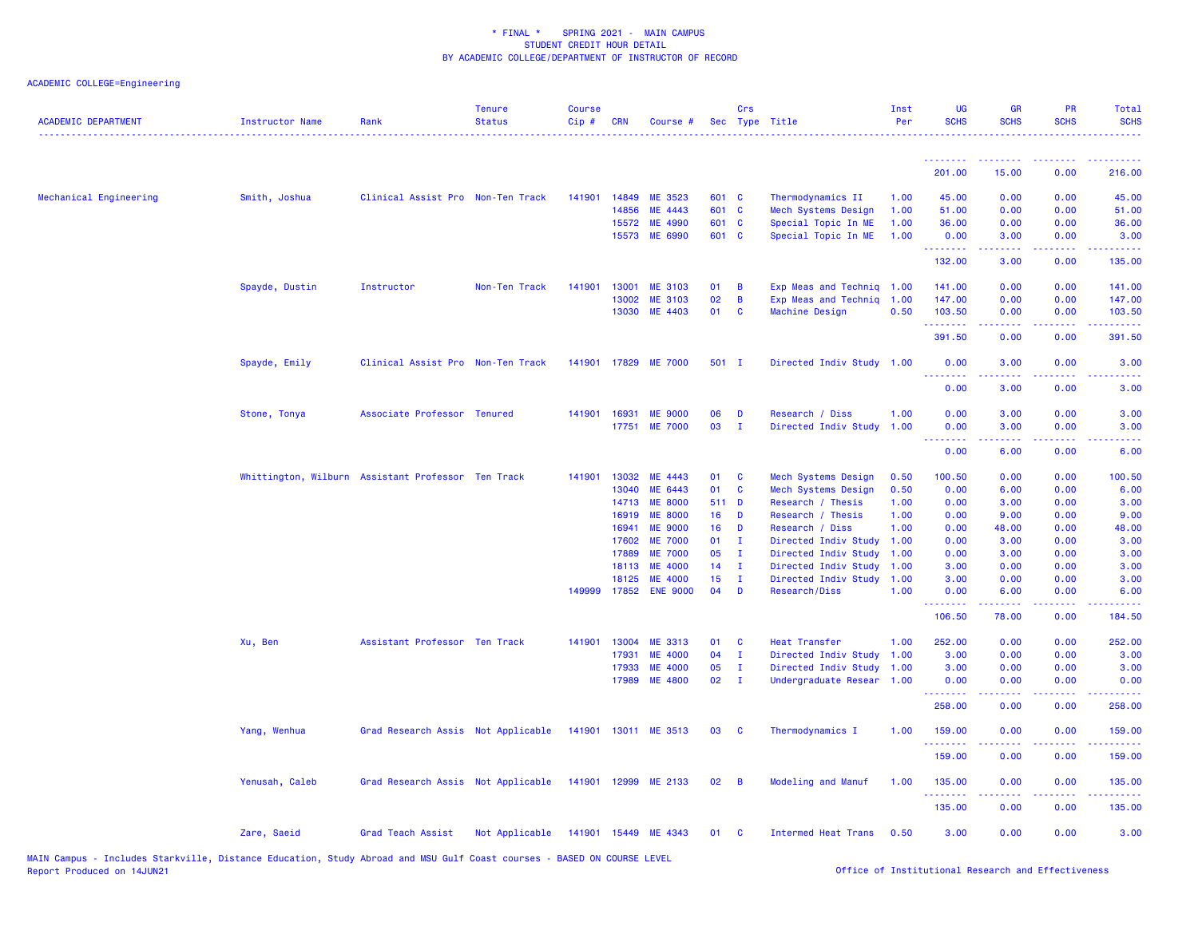\* FINAL \*   SPRING 2021 - MAIN CAMPUS
STUDENT CREDIT HOUR DETAIL
BY ACADEMIC COLLEGE/DEPARTMENT OF INSTRUCTOR OF RECORD

ACADEMIC COLLEGE=Engineering

| ACADEMIC DEPARTMENT | Instructor Name | Rank | Tenure Status | Course Cip # | CRN | Course # | Sec | Crs Type | Title | Inst Per | UG SCHS | GR SCHS | PR SCHS | Total SCHS |
|---|---|---|---|---|---|---|---|---|---|---|---|---|---|---|
| | | | | | | | | | | | 201.00 | 15.00 | 0.00 | 216.00 |
| Mechanical Engineering | Smith, Joshua | Clinical Assist Pro | Non-Ten Track | 141901 | 14849 | ME 3523 | 601 | C | Thermodynamics II | 1.00 | 45.00 | 0.00 | 0.00 | 45.00 |
| | | | | | 14856 | ME 4443 | 601 | C | Mech Systems Design | 1.00 | 51.00 | 0.00 | 0.00 | 51.00 |
| | | | | | 15572 | ME 4990 | 601 | C | Special Topic In ME | 1.00 | 36.00 | 0.00 | 0.00 | 36.00 |
| | | | | | 15573 | ME 6990 | 601 | C | Special Topic In ME | 1.00 | 0.00 | 3.00 | 0.00 | 3.00 |
| | | | | | | | | | | | 132.00 | 3.00 | 0.00 | 135.00 |
| | Spayde, Dustin | Instructor | Non-Ten Track | 141901 | 13001 | ME 3103 | 01 | B | Exp Meas and Techniq | 1.00 | 141.00 | 0.00 | 0.00 | 141.00 |
| | | | | | 13002 | ME 3103 | 02 | B | Exp Meas and Techniq | 1.00 | 147.00 | 0.00 | 0.00 | 147.00 |
| | | | | | 13030 | ME 4403 | 01 | C | Machine Design | 0.50 | 103.50 | 0.00 | 0.00 | 103.50 |
| | | | | | | | | | | | 391.50 | 0.00 | 0.00 | 391.50 |
| | Spayde, Emily | Clinical Assist Pro | Non-Ten Track | 141901 | 17829 | ME 7000 | 501 | I | Directed Indiv Study | 1.00 | 0.00 | 3.00 | 0.00 | 3.00 |
| | | | | | | | | | | | 0.00 | 3.00 | 0.00 | 3.00 |
| | Stone, Tonya | Associate Professor | Tenured | 141901 | 16931 | ME 9000 | 06 | D | Research / Diss | 1.00 | 0.00 | 3.00 | 0.00 | 3.00 |
| | | | | | 17751 | ME 7000 | 03 | I | Directed Indiv Study | 1.00 | 0.00 | 3.00 | 0.00 | 3.00 |
| | | | | | | | | | | | 0.00 | 6.00 | 0.00 | 6.00 |
| | Whittington, Wilburn | Assistant Professor | Ten Track | 141901 | 13032 | ME 4443 | 01 | C | Mech Systems Design | 0.50 | 100.50 | 0.00 | 0.00 | 100.50 |
| | | | | | 13040 | ME 6443 | 01 | C | Mech Systems Design | 0.50 | 0.00 | 6.00 | 0.00 | 6.00 |
| | | | | | 14713 | ME 8000 | 511 | D | Research / Thesis | 1.00 | 0.00 | 3.00 | 0.00 | 3.00 |
| | | | | | 16919 | ME 8000 | 16 | D | Research / Thesis | 1.00 | 0.00 | 9.00 | 0.00 | 9.00 |
| | | | | | 16941 | ME 9000 | 16 | D | Research / Diss | 1.00 | 0.00 | 48.00 | 0.00 | 48.00 |
| | | | | | 17602 | ME 7000 | 01 | I | Directed Indiv Study | 1.00 | 0.00 | 3.00 | 0.00 | 3.00 |
| | | | | | 17889 | ME 7000 | 05 | I | Directed Indiv Study | 1.00 | 0.00 | 3.00 | 0.00 | 3.00 |
| | | | | | 18113 | ME 4000 | 14 | I | Directed Indiv Study | 1.00 | 3.00 | 0.00 | 0.00 | 3.00 |
| | | | | | 18125 | ME 4000 | 15 | I | Directed Indiv Study | 1.00 | 3.00 | 0.00 | 0.00 | 3.00 |
| | | | | 149999 | 17852 | ENE 9000 | 04 | D | Research/Diss | 1.00 | 0.00 | 6.00 | 0.00 | 6.00 |
| | | | | | | | | | | | 106.50 | 78.00 | 0.00 | 184.50 |
| | Xu, Ben | Assistant Professor | Ten Track | 141901 | 13004 | ME 3313 | 01 | C | Heat Transfer | 1.00 | 252.00 | 0.00 | 0.00 | 252.00 |
| | | | | | 17931 | ME 4000 | 04 | I | Directed Indiv Study | 1.00 | 3.00 | 0.00 | 0.00 | 3.00 |
| | | | | | 17933 | ME 4000 | 05 | I | Directed Indiv Study | 1.00 | 3.00 | 0.00 | 0.00 | 3.00 |
| | | | | | 17989 | ME 4800 | 02 | I | Undergraduate Resear | 1.00 | 0.00 | 0.00 | 0.00 | 0.00 |
| | | | | | | | | | | | 258.00 | 0.00 | 0.00 | 258.00 |
| | Yang, Wenhua | Grad Research Assis | Not Applicable | 141901 | 13011 | ME 3513 | 03 | C | Thermodynamics I | 1.00 | 159.00 | 0.00 | 0.00 | 159.00 |
| | | | | | | | | | | | 159.00 | 0.00 | 0.00 | 159.00 |
| | Yenusah, Caleb | Grad Research Assis | Not Applicable | 141901 | 12999 | ME 2133 | 02 | B | Modeling and Manuf | 1.00 | 135.00 | 0.00 | 0.00 | 135.00 |
| | | | | | | | | | | | 135.00 | 0.00 | 0.00 | 135.00 |
| | Zare, Saeid | Grad Teach Assist | Not Applicable | 141901 | 15449 | ME 4343 | 01 | C | Intermed Heat Trans | 0.50 | 3.00 | 0.00 | 0.00 | 3.00 |

MAIN Campus - Includes Starkville, Distance Education, Study Abroad and MSU Gulf Coast courses - BASED ON COURSE LEVEL
Report Produced on 14JUN21

Office of Institutional Research and Effectiveness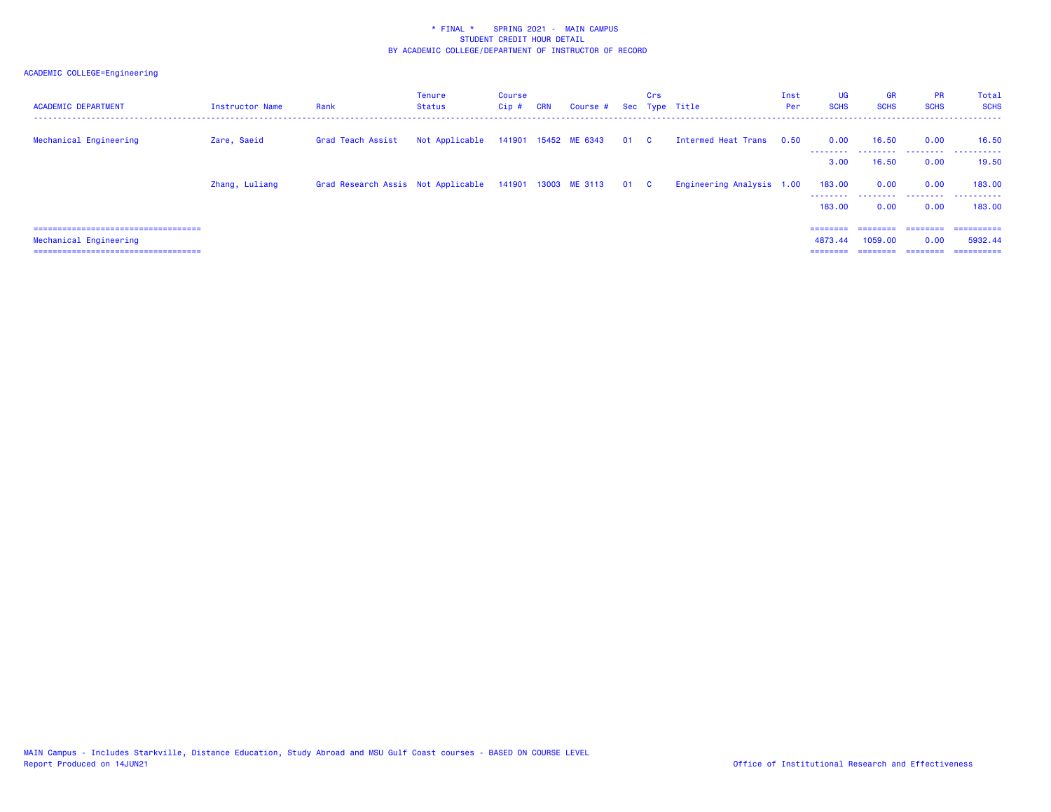\* FINAL \*    SPRING 2021 -  MAIN CAMPUS
STUDENT CREDIT HOUR DETAIL
BY ACADEMIC COLLEGE/DEPARTMENT OF INSTRUCTOR OF RECORD

ACADEMIC COLLEGE=Engineering

| ACADEMIC DEPARTMENT | Instructor Name | Rank | Tenure Status | Course Cip # | CRN | Course # | Sec | Crs Type | Title | Inst Per | UG SCHS | GR SCHS | PR SCHS | Total SCHS |
|---|---|---|---|---|---|---|---|---|---|---|---|---|---|---|
| Mechanical Engineering | Zare, Saeid | Grad Teach Assist | Not Applicable | 141901 | 15452 | ME 6343 | 01 | C | Intermed Heat Trans | 0.50 | 0.00 | 16.50 | 0.00 | 16.50 |
| | | | | | | | | | | | 3.00 | 16.50 | 0.00 | 19.50 |
| | Zhang, Luliang | Grad Research Assis | Not Applicable | 141901 | 13003 | ME 3113 | 01 | C | Engineering Analysis | 1.00 | 183.00 | 0.00 | 0.00 | 183.00 |
| | | | | | | | | | | | 183.00 | 0.00 | 0.00 | 183.00 |
| Mechanical Engineering | | | | | | | | | | | 4873.44 | 1059.00 | 0.00 | 5932.44 |

MAIN Campus - Includes Starkville, Distance Education, Study Abroad and MSU Gulf Coast courses - BASED ON COURSE LEVEL
Report Produced on 14JUN21

Office of Institutional Research and Effectiveness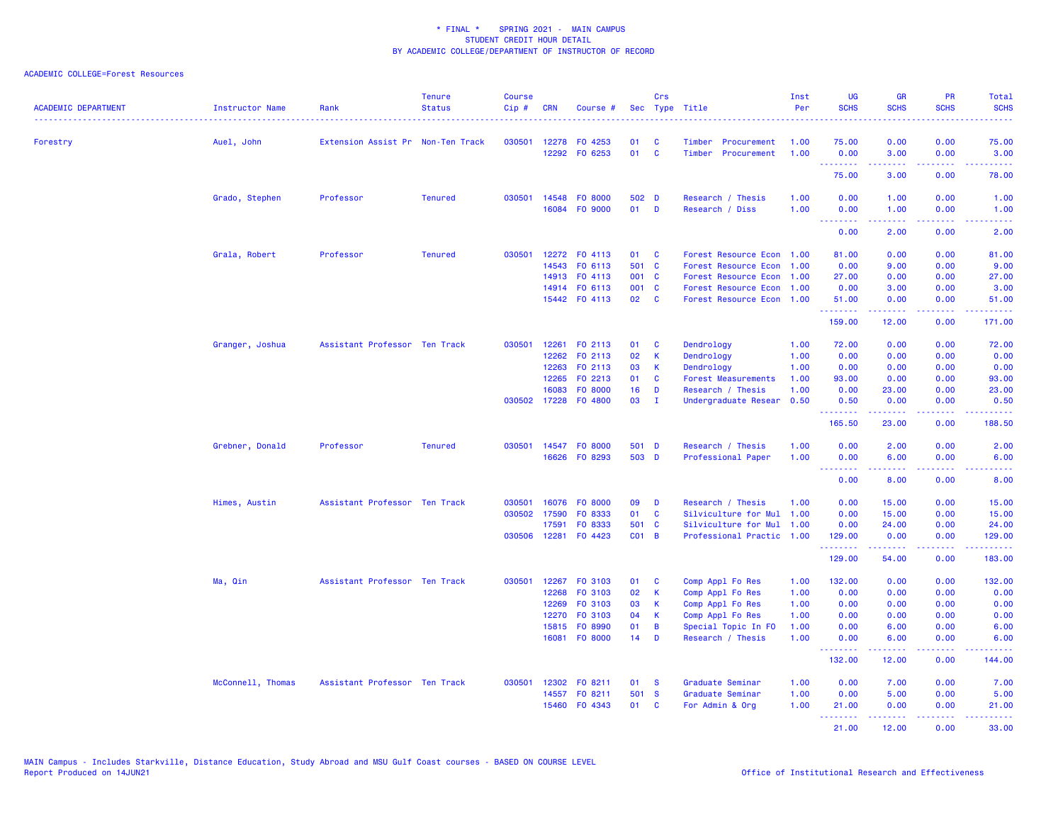\* FINAL \* SPRING 2021 - MAIN CAMPUS
STUDENT CREDIT HOUR DETAIL
BY ACADEMIC COLLEGE/DEPARTMENT OF INSTRUCTOR OF RECORD

ACADEMIC COLLEGE=Forest Resources

| ACADEMIC DEPARTMENT | Instructor Name | Rank | Tenure Status | Course Cip # | CRN | Course # | Sec | Crs Type | Title | Inst Per | UG SCHS | GR SCHS | PR SCHS | Total SCHS |
|---|---|---|---|---|---|---|---|---|---|---|---|---|---|---|
| Forestry | Auel, John | Extension Assist Pr | Non-Ten Track | 030501 | 12278 | FO 4253 | 01 | C | Timber Procurement | 1.00 | 75.00 | 0.00 | 0.00 | 75.00 |
| | | | | | 12292 | FO 6253 | 01 | C | Timber Procurement | 1.00 | 0.00 | 3.00 | 0.00 | 3.00 |
| | | | | | | | | | | | 75.00 | 3.00 | 0.00 | 78.00 |
| | Grado, Stephen | Professor | Tenured | 030501 | 14548 | FO 8000 | 502 | D | Research / Thesis | 1.00 | 0.00 | 1.00 | 0.00 | 1.00 |
| | | | | | 16084 | FO 9000 | 01 | D | Research / Diss | 1.00 | 0.00 | 1.00 | 0.00 | 1.00 |
| | | | | | | | | | | | 0.00 | 2.00 | 0.00 | 2.00 |
| | Grala, Robert | Professor | Tenured | 030501 | 12272 | FO 4113 | 01 | C | Forest Resource Econ | 1.00 | 81.00 | 0.00 | 0.00 | 81.00 |
| | | | | | 14543 | FO 6113 | 501 | C | Forest Resource Econ | 1.00 | 0.00 | 9.00 | 0.00 | 9.00 |
| | | | | | 14913 | FO 4113 | 001 | C | Forest Resource Econ | 1.00 | 27.00 | 0.00 | 0.00 | 27.00 |
| | | | | | 14914 | FO 6113 | 001 | C | Forest Resource Econ | 1.00 | 0.00 | 3.00 | 0.00 | 3.00 |
| | | | | | 15442 | FO 4113 | 02 | C | Forest Resource Econ | 1.00 | 51.00 | 0.00 | 0.00 | 51.00 |
| | | | | | | | | | | | 159.00 | 12.00 | 0.00 | 171.00 |
| | Granger, Joshua | Assistant Professor | Ten Track | 030501 | 12261 | FO 2113 | 01 | C | Dendrology | 1.00 | 72.00 | 0.00 | 0.00 | 72.00 |
| | | | | | 12262 | FO 2113 | 02 | K | Dendrology | 1.00 | 0.00 | 0.00 | 0.00 | 0.00 |
| | | | | | 12263 | FO 2113 | 03 | K | Dendrology | 1.00 | 0.00 | 0.00 | 0.00 | 0.00 |
| | | | | | 12265 | FO 2213 | 01 | C | Forest Measurements | 1.00 | 93.00 | 0.00 | 0.00 | 93.00 |
| | | | | | 16083 | FO 8000 | 16 | D | Research / Thesis | 1.00 | 0.00 | 23.00 | 0.00 | 23.00 |
| | | | | 030502 | 17228 | FO 4800 | 03 | I | Undergraduate Resear | 0.50 | 0.50 | 0.00 | 0.00 | 0.50 |
| | | | | | | | | | | | 165.50 | 23.00 | 0.00 | 188.50 |
| | Grebner, Donald | Professor | Tenured | 030501 | 14547 | FO 8000 | 501 | D | Research / Thesis | 1.00 | 0.00 | 2.00 | 0.00 | 2.00 |
| | | | | | 16626 | FO 8293 | 503 | D | Professional Paper | 1.00 | 0.00 | 6.00 | 0.00 | 6.00 |
| | | | | | | | | | | | 0.00 | 8.00 | 0.00 | 8.00 |
| | Himes, Austin | Assistant Professor | Ten Track | 030501 | 16076 | FO 8000 | 09 | D | Research / Thesis | 1.00 | 0.00 | 15.00 | 0.00 | 15.00 |
| | | | | 030502 | 17590 | FO 8333 | 01 | C | Silviculture for Mul | 1.00 | 0.00 | 15.00 | 0.00 | 15.00 |
| | | | | | 17591 | FO 8333 | 501 | C | Silviculture for Mul | 1.00 | 0.00 | 24.00 | 0.00 | 24.00 |
| | | | | 030506 | 12281 | FO 4423 | C01 | B | Professional Practic | 1.00 | 129.00 | 0.00 | 0.00 | 129.00 |
| | | | | | | | | | | | 129.00 | 54.00 | 0.00 | 183.00 |
| | Ma, Qin | Assistant Professor | Ten Track | 030501 | 12267 | FO 3103 | 01 | C | Comp Appl Fo Res | 1.00 | 132.00 | 0.00 | 0.00 | 132.00 |
| | | | | | 12268 | FO 3103 | 02 | K | Comp Appl Fo Res | 1.00 | 0.00 | 0.00 | 0.00 | 0.00 |
| | | | | | 12269 | FO 3103 | 03 | K | Comp Appl Fo Res | 1.00 | 0.00 | 0.00 | 0.00 | 0.00 |
| | | | | | 12270 | FO 3103 | 04 | K | Comp Appl Fo Res | 1.00 | 0.00 | 0.00 | 0.00 | 0.00 |
| | | | | | 15815 | FO 8990 | 01 | B | Special Topic In FO | 1.00 | 0.00 | 6.00 | 0.00 | 6.00 |
| | | | | | 16081 | FO 8000 | 14 | D | Research / Thesis | 1.00 | 0.00 | 6.00 | 0.00 | 6.00 |
| | | | | | | | | | | | 132.00 | 12.00 | 0.00 | 144.00 |
| | McConnell, Thomas | Assistant Professor | Ten Track | 030501 | 12302 | FO 8211 | 01 | S | Graduate Seminar | 1.00 | 0.00 | 7.00 | 0.00 | 7.00 |
| | | | | | 14557 | FO 8211 | 501 | S | Graduate Seminar | 1.00 | 0.00 | 5.00 | 0.00 | 5.00 |
| | | | | | 15460 | FO 4343 | 01 | C | For Admin & Org | 1.00 | 21.00 | 0.00 | 0.00 | 21.00 |
| | | | | | | | | | | | 21.00 | 12.00 | 0.00 | 33.00 |

MAIN Campus - Includes Starkville, Distance Education, Study Abroad and MSU Gulf Coast courses - BASED ON COURSE LEVEL
Report Produced on 14JUN21

Office of Institutional Research and Effectiveness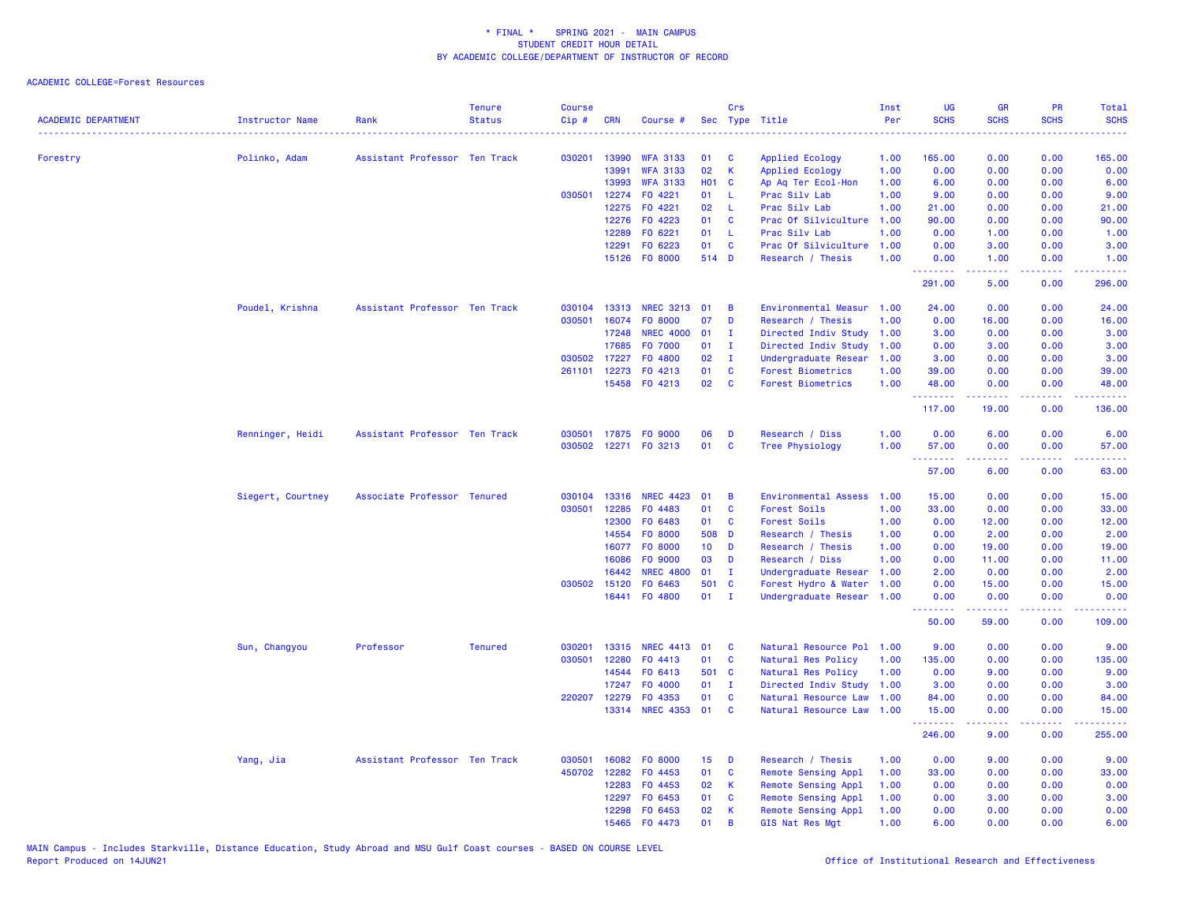\* FINAL \* SPRING 2021 - MAIN CAMPUS
STUDENT CREDIT HOUR DETAIL
BY ACADEMIC COLLEGE/DEPARTMENT OF INSTRUCTOR OF RECORD

ACADEMIC COLLEGE=Forest Resources

| ACADEMIC DEPARTMENT | Instructor Name | Rank | Tenure Status | Course Cip # | CRN | Course # | Sec | Crs Type | Title | Inst Per | UG SCHS | GR SCHS | PR SCHS | Total SCHS |
|---|---|---|---|---|---|---|---|---|---|---|---|---|---|---|
| Forestry | Polinko, Adam | Assistant Professor | Ten Track | 030201 | 13990 | WFA 3133 | 01 | C | Applied Ecology | 1.00 | 165.00 | 0.00 | 0.00 | 165.00 |
| | | | | | 13991 | WFA 3133 | 02 | K | Applied Ecology | 1.00 | 0.00 | 0.00 | 0.00 | 0.00 |
| | | | | | 13993 | WFA 3133 | H01 | C | Ap Aq Ter Ecol-Hon | 1.00 | 6.00 | 0.00 | 0.00 | 6.00 |
| | | | | 030501 | 12274 | FO 4221 | 01 | L | Prac Silv Lab | 1.00 | 9.00 | 0.00 | 0.00 | 9.00 |
| | | | | | 12275 | FO 4221 | 02 | L | Prac Silv Lab | 1.00 | 21.00 | 0.00 | 0.00 | 21.00 |
| | | | | | 12276 | FO 4223 | 01 | C | Prac Of Silviculture | 1.00 | 90.00 | 0.00 | 0.00 | 90.00 |
| | | | | | 12289 | FO 6221 | 01 | L | Prac Silv Lab | 1.00 | 0.00 | 1.00 | 0.00 | 1.00 |
| | | | | | 12291 | FO 6223 | 01 | C | Prac Of Silviculture | 1.00 | 0.00 | 3.00 | 0.00 | 3.00 |
| | | | | | 15126 | FO 8000 | 514 | D | Research / Thesis | 1.00 | 0.00 | 1.00 | 0.00 | 1.00 |
| | | | | | | | | | | | 291.00 | 5.00 | 0.00 | 296.00 |
| | Poudel, Krishna | Assistant Professor | Ten Track | 030104 | 13313 | NREC 3213 | 01 | B | Environmental Measur | 1.00 | 24.00 | 0.00 | 0.00 | 24.00 |
| | | | | 030501 | 16074 | FO 8000 | 07 | D | Research / Thesis | 1.00 | 0.00 | 16.00 | 0.00 | 16.00 |
| | | | | | 17248 | NREC 4000 | 01 | I | Directed Indiv Study | 1.00 | 3.00 | 0.00 | 0.00 | 3.00 |
| | | | | | 17685 | FO 7000 | 01 | I | Directed Indiv Study | 1.00 | 0.00 | 3.00 | 0.00 | 3.00 |
| | | | | 030502 | 17227 | FO 4800 | 02 | I | Undergraduate Resear | 1.00 | 3.00 | 0.00 | 0.00 | 3.00 |
| | | | | 261101 | 12273 | FO 4213 | 01 | C | Forest Biometrics | 1.00 | 39.00 | 0.00 | 0.00 | 39.00 |
| | | | | | 15458 | FO 4213 | 02 | C | Forest Biometrics | 1.00 | 48.00 | 0.00 | 0.00 | 48.00 |
| | | | | | | | | | | | 117.00 | 19.00 | 0.00 | 136.00 |
| | Renninger, Heidi | Assistant Professor | Ten Track | 030501 | 17875 | FO 9000 | 06 | D | Research / Diss | 1.00 | 0.00 | 6.00 | 0.00 | 6.00 |
| | | | | 030502 | 12271 | FO 3213 | 01 | C | Tree Physiology | 1.00 | 57.00 | 0.00 | 0.00 | 57.00 |
| | | | | | | | | | | | 57.00 | 6.00 | 0.00 | 63.00 |
| | Siegert, Courtney | Associate Professor | Tenured | 030104 | 13316 | NREC 4423 | 01 | B | Environmental Assess | 1.00 | 15.00 | 0.00 | 0.00 | 15.00 |
| | | | | 030501 | 12285 | FO 4483 | 01 | C | Forest Soils | 1.00 | 33.00 | 0.00 | 0.00 | 33.00 |
| | | | | | 12300 | FO 6483 | 01 | C | Forest Soils | 1.00 | 0.00 | 12.00 | 0.00 | 12.00 |
| | | | | | 14554 | FO 8000 | 508 | D | Research / Thesis | 1.00 | 0.00 | 2.00 | 0.00 | 2.00 |
| | | | | | 16077 | FO 8000 | 10 | D | Research / Thesis | 1.00 | 0.00 | 19.00 | 0.00 | 19.00 |
| | | | | | 16086 | FO 9000 | 03 | D | Research / Diss | 1.00 | 0.00 | 11.00 | 0.00 | 11.00 |
| | | | | | 16442 | NREC 4800 | 01 | I | Undergraduate Resear | 1.00 | 2.00 | 0.00 | 0.00 | 2.00 |
| | | | | 030502 | 15120 | FO 6463 | 501 | C | Forest Hydro & Water | 1.00 | 0.00 | 15.00 | 0.00 | 15.00 |
| | | | | | 16441 | FO 4800 | 01 | I | Undergraduate Resear | 1.00 | 0.00 | 0.00 | 0.00 | 0.00 |
| | | | | | | | | | | | 50.00 | 59.00 | 0.00 | 109.00 |
| | Sun, Changyou | Professor | Tenured | 030201 | 13315 | NREC 4413 | 01 | C | Natural Resource Pol | 1.00 | 9.00 | 0.00 | 0.00 | 9.00 |
| | | | | 030501 | 12280 | FO 4413 | 01 | C | Natural Res Policy | 1.00 | 135.00 | 0.00 | 0.00 | 135.00 |
| | | | | | 14544 | FO 6413 | 501 | C | Natural Res Policy | 1.00 | 0.00 | 9.00 | 0.00 | 9.00 |
| | | | | | 17247 | FO 4000 | 01 | I | Directed Indiv Study | 1.00 | 3.00 | 0.00 | 0.00 | 3.00 |
| | | | | 220207 | 12279 | FO 4353 | 01 | C | Natural Resource Law | 1.00 | 84.00 | 0.00 | 0.00 | 84.00 |
| | | | | | 13314 | NREC 4353 | 01 | C | Natural Resource Law | 1.00 | 15.00 | 0.00 | 0.00 | 15.00 |
| | | | | | | | | | | | 246.00 | 9.00 | 0.00 | 255.00 |
| | Yang, Jia | Assistant Professor | Ten Track | 030501 | 16082 | FO 8000 | 15 | D | Research / Thesis | 1.00 | 0.00 | 9.00 | 0.00 | 9.00 |
| | | | | 450702 | 12282 | FO 4453 | 01 | C | Remote Sensing Appl | 1.00 | 33.00 | 0.00 | 0.00 | 33.00 |
| | | | | | 12283 | FO 4453 | 02 | K | Remote Sensing Appl | 1.00 | 0.00 | 0.00 | 0.00 | 0.00 |
| | | | | | 12297 | FO 6453 | 01 | C | Remote Sensing Appl | 1.00 | 0.00 | 3.00 | 0.00 | 3.00 |
| | | | | | 12298 | FO 6453 | 02 | K | Remote Sensing Appl | 1.00 | 0.00 | 0.00 | 0.00 | 0.00 |
| | | | | | 15465 | FO 4473 | 01 | B | GIS Nat Res Mgt | 1.00 | 6.00 | 0.00 | 0.00 | 6.00 |

MAIN Campus - Includes Starkville, Distance Education, Study Abroad and MSU Gulf Coast courses - BASED ON COURSE LEVEL
Report Produced on 14JUN21

Office of Institutional Research and Effectiveness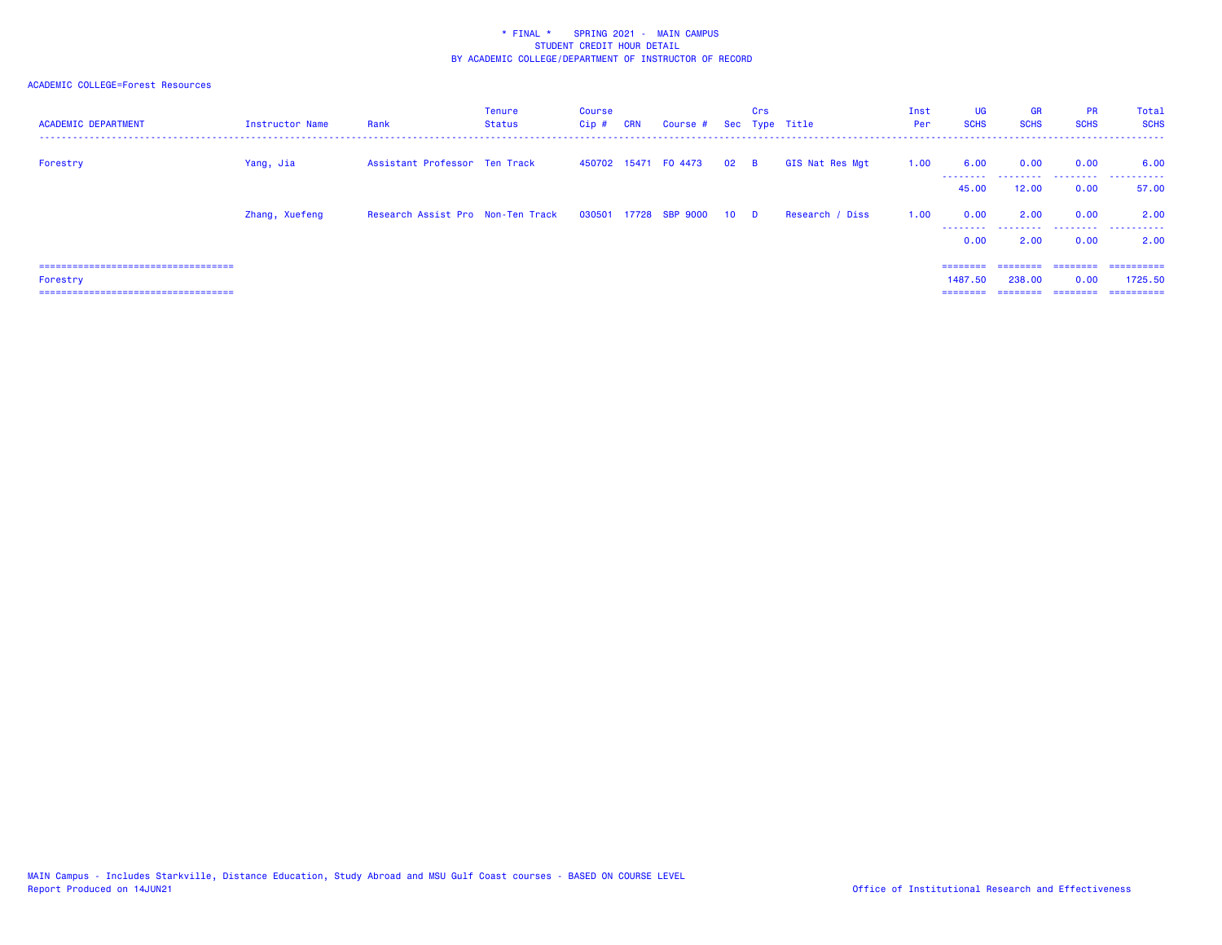\* FINAL \*    SPRING 2021 -  MAIN CAMPUS
STUDENT CREDIT HOUR DETAIL
BY ACADEMIC COLLEGE/DEPARTMENT OF INSTRUCTOR OF RECORD

ACADEMIC COLLEGE=Forest Resources

| ACADEMIC DEPARTMENT | Instructor Name | Rank | Tenure Status | Course Cip # | CRN | Course # | Sec | Crs Type | Title | Inst Per | UG SCHS | GR SCHS | PR SCHS | Total SCHS |
|---|---|---|---|---|---|---|---|---|---|---|---|---|---|---|
| Forestry | Yang, Jia | Assistant Professor | Ten Track | 450702 | 15471 | FO 4473 | 02 | B | GIS Nat Res Mgt | 1.00 | 6.00 | 0.00 | 0.00 | 6.00 |
| | | | | | | | | | | | 45.00 | 12.00 | 0.00 | 57.00 |
| | Zhang, Xuefeng | Research Assist Pro | Non-Ten Track | 030501 | 17728 | SBP 9000 | 10 | D | Research / Diss | 1.00 | 0.00 | 2.00 | 0.00 | 2.00 |
| | | | | | | | | | | | 0.00 | 2.00 | 0.00 | 2.00 |
| Forestry | | | | | | | | | | | 1487.50 | 238.00 | 0.00 | 1725.50 |

MAIN Campus - Includes Starkville, Distance Education, Study Abroad and MSU Gulf Coast courses - BASED ON COURSE LEVEL
Report Produced on 14JUN21

Office of Institutional Research and Effectiveness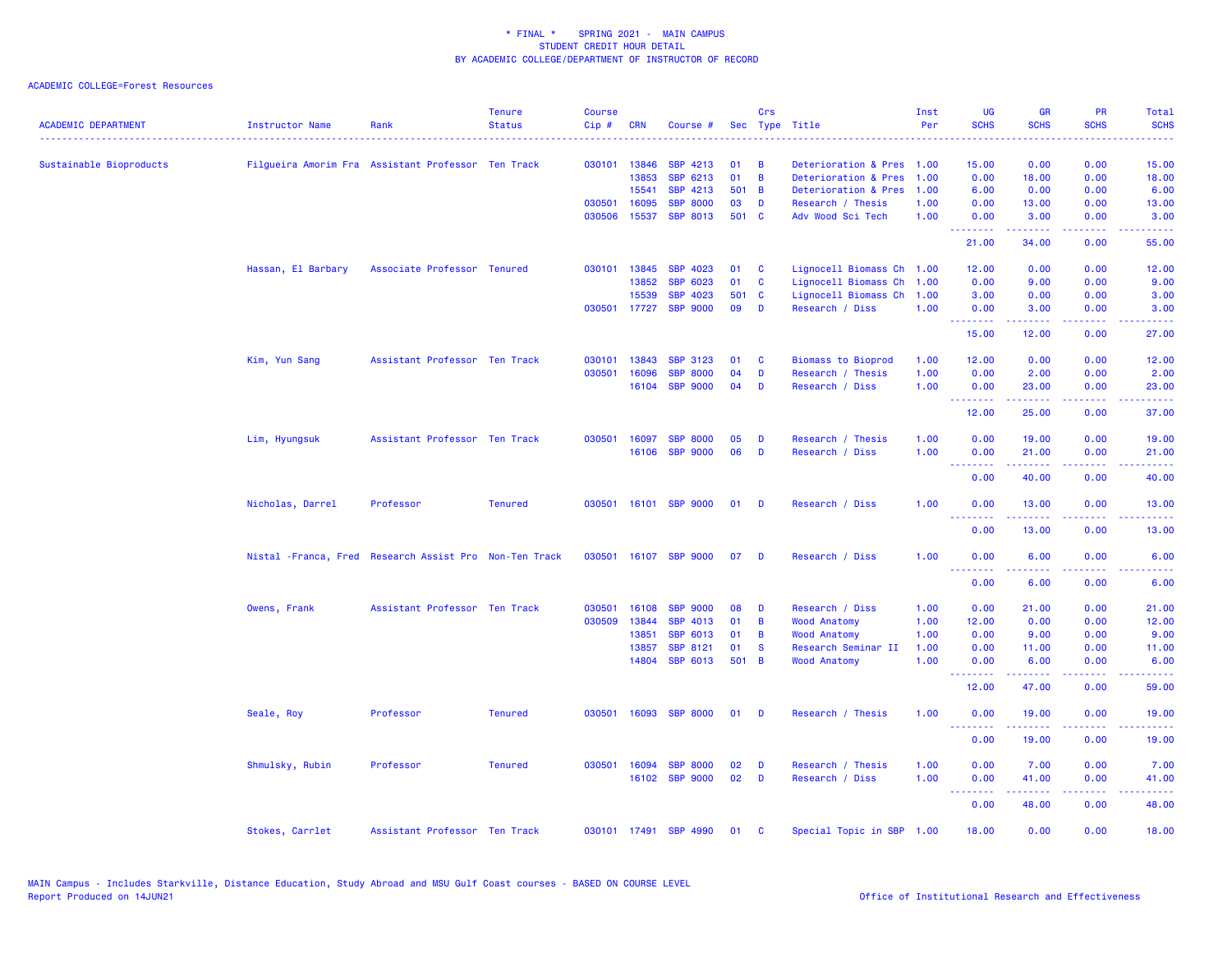\* FINAL \* SPRING 2021 - MAIN CAMPUS
STUDENT CREDIT HOUR DETAIL
BY ACADEMIC COLLEGE/DEPARTMENT OF INSTRUCTOR OF RECORD

ACADEMIC COLLEGE=Forest Resources

| ACADEMIC DEPARTMENT | Instructor Name | Rank | Tenure Status | Course Cip # | CRN | Course # | Sec | Crs Type | Title | Inst Per | UG SCHS | GR SCHS | PR SCHS | Total SCHS |
|---|---|---|---|---|---|---|---|---|---|---|---|---|---|---|
| Sustainable Bioproducts | Filgueira Amorim Fra | Assistant Professor | Ten Track | 030101 | 13846 | SBP 4213 | 01 | B | Deterioration & Pres | 1.00 | 15.00 | 0.00 | 0.00 | 15.00 |
| | | | | | 13853 | SBP 6213 | 01 | B | Deterioration & Pres | 1.00 | 0.00 | 18.00 | 0.00 | 18.00 |
| | | | | | 15541 | SBP 4213 | 501 | B | Deterioration & Pres | 1.00 | 6.00 | 0.00 | 0.00 | 6.00 |
| | | | | 030501 | 16095 | SBP 8000 | 03 | D | Research / Thesis | 1.00 | 0.00 | 13.00 | 0.00 | 13.00 |
| | | | | 030506 | 15537 | SBP 8013 | 501 | C | Adv Wood Sci Tech | 1.00 | 0.00 | 3.00 | 0.00 | 3.00 |
| | | | | | | | | | | | 21.00 | 34.00 | 0.00 | 55.00 |
| | Hassan, El Barbary | Associate Professor | Tenured | 030101 | 13845 | SBP 4023 | 01 | C | Lignocell Biomass Ch | 1.00 | 12.00 | 0.00 | 0.00 | 12.00 |
| | | | | | 13852 | SBP 6023 | 01 | C | Lignocell Biomass Ch | 1.00 | 0.00 | 9.00 | 0.00 | 9.00 |
| | | | | | 15539 | SBP 4023 | 501 | C | Lignocell Biomass Ch | 1.00 | 3.00 | 0.00 | 0.00 | 3.00 |
| | | | | 030501 | 17727 | SBP 9000 | 09 | D | Research / Diss | 1.00 | 0.00 | 3.00 | 0.00 | 3.00 |
| | | | | | | | | | | | 15.00 | 12.00 | 0.00 | 27.00 |
| | Kim, Yun Sang | Assistant Professor | Ten Track | 030101 | 13843 | SBP 3123 | 01 | C | Biomass to Bioprod | 1.00 | 12.00 | 0.00 | 0.00 | 12.00 |
| | | | | 030501 | 16096 | SBP 8000 | 04 | D | Research / Thesis | 1.00 | 0.00 | 2.00 | 0.00 | 2.00 |
| | | | | | 16104 | SBP 9000 | 04 | D | Research / Diss | 1.00 | 0.00 | 23.00 | 0.00 | 23.00 |
| | | | | | | | | | | | 12.00 | 25.00 | 0.00 | 37.00 |
| | Lim, Hyungsuk | Assistant Professor | Ten Track | 030501 | 16097 | SBP 8000 | 05 | D | Research / Thesis | 1.00 | 0.00 | 19.00 | 0.00 | 19.00 |
| | | | | | 16106 | SBP 9000 | 06 | D | Research / Diss | 1.00 | 0.00 | 21.00 | 0.00 | 21.00 |
| | | | | | | | | | | | 0.00 | 40.00 | 0.00 | 40.00 |
| | Nicholas, Darrel | Professor | Tenured | 030501 | 16101 | SBP 9000 | 01 | D | Research / Diss | 1.00 | 0.00 | 13.00 | 0.00 | 13.00 |
| | | | | | | | | | | | 0.00 | 13.00 | 0.00 | 13.00 |
| | Nistal -Franca, Fred | Research Assist Pro | Non-Ten Track | 030501 | 16107 | SBP 9000 | 07 | D | Research / Diss | 1.00 | 0.00 | 6.00 | 0.00 | 6.00 |
| | | | | | | | | | | | 0.00 | 6.00 | 0.00 | 6.00 |
| | Owens, Frank | Assistant Professor | Ten Track | 030501 | 16108 | SBP 9000 | 08 | D | Research / Diss | 1.00 | 0.00 | 21.00 | 0.00 | 21.00 |
| | | | | 030509 | 13844 | SBP 4013 | 01 | B | Wood Anatomy | 1.00 | 12.00 | 0.00 | 0.00 | 12.00 |
| | | | | | 13851 | SBP 6013 | 01 | B | Wood Anatomy | 1.00 | 0.00 | 9.00 | 0.00 | 9.00 |
| | | | | | 13857 | SBP 8121 | 01 | S | Research Seminar II | 1.00 | 0.00 | 11.00 | 0.00 | 11.00 |
| | | | | | 14804 | SBP 6013 | 501 | B | Wood Anatomy | 1.00 | 0.00 | 6.00 | 0.00 | 6.00 |
| | | | | | | | | | | | 12.00 | 47.00 | 0.00 | 59.00 |
| | Seale, Roy | Professor | Tenured | 030501 | 16093 | SBP 8000 | 01 | D | Research / Thesis | 1.00 | 0.00 | 19.00 | 0.00 | 19.00 |
| | | | | | | | | | | | 0.00 | 19.00 | 0.00 | 19.00 |
| | Shmulsky, Rubin | Professor | Tenured | 030501 | 16094 | SBP 8000 | 02 | D | Research / Thesis | 1.00 | 0.00 | 7.00 | 0.00 | 7.00 |
| | | | | | 16102 | SBP 9000 | 02 | D | Research / Diss | 1.00 | 0.00 | 41.00 | 0.00 | 41.00 |
| | | | | | | | | | | | 0.00 | 48.00 | 0.00 | 48.00 |
| | Stokes, Carrlet | Assistant Professor | Ten Track | 030101 | 17491 | SBP 4990 | 01 | C | Special Topic in SBP | 1.00 | 18.00 | 0.00 | 0.00 | 18.00 |

MAIN Campus - Includes Starkville, Distance Education, Study Abroad and MSU Gulf Coast courses - BASED ON COURSE LEVEL
Report Produced on 14JUN21

Office of Institutional Research and Effectiveness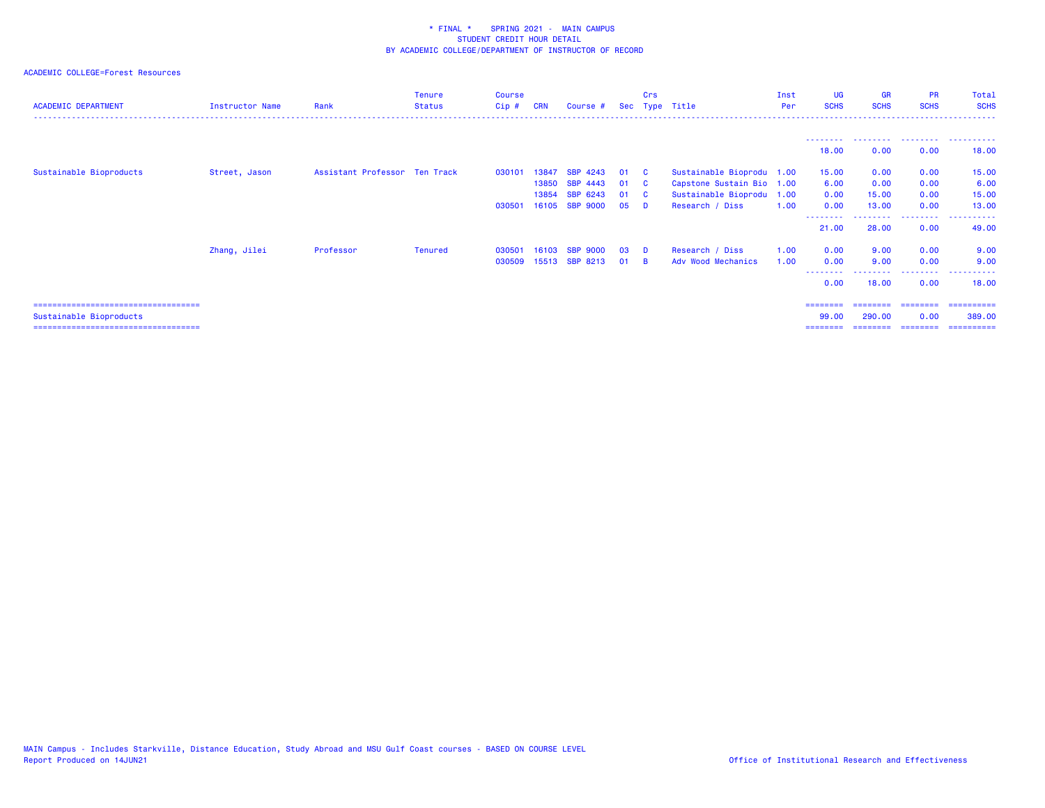\* FINAL \*   SPRING 2021 - MAIN CAMPUS
STUDENT CREDIT HOUR DETAIL
BY ACADEMIC COLLEGE/DEPARTMENT OF INSTRUCTOR OF RECORD

ACADEMIC COLLEGE=Forest Resources

| ACADEMIC DEPARTMENT | Instructor Name | Rank | Tenure Status | Course Cip # | CRN | Course # | Sec | Crs Type | Title | Inst Per | UG SCHS | GR SCHS | PR SCHS | Total SCHS |
|---|---|---|---|---|---|---|---|---|---|---|---|---|---|---|
| | | | | | | | | | | | 18.00 | 0.00 | 0.00 | 18.00 |
| Sustainable Bioproducts | Street, Jason | Assistant Professor | Ten Track | 030101 | 13847 | SBP 4243 | 01 | C | Sustainable Bioprodu | 1.00 | 15.00 | 0.00 | 0.00 | 15.00 |
| | | | | | 13850 | SBP 4443 | 01 | C | Capstone Sustain Bio | 1.00 | 6.00 | 0.00 | 0.00 | 6.00 |
| | | | | | 13854 | SBP 6243 | 01 | C | Sustainable Bioprodu | 1.00 | 0.00 | 15.00 | 0.00 | 15.00 |
| | | | | 030501 | 16105 | SBP 9000 | 05 | D | Research / Diss | 1.00 | 0.00 | 13.00 | 0.00 | 13.00 |
| | | | | | | | | | | | 21.00 | 28.00 | 0.00 | 49.00 |
| | Zhang, Jilei | Professor | Tenured | 030501 | 16103 | SBP 9000 | 03 | D | Research / Diss | 1.00 | 0.00 | 9.00 | 0.00 | 9.00 |
| | | | | 030509 | 15513 | SBP 8213 | 01 | B | Adv Wood Mechanics | 1.00 | 0.00 | 9.00 | 0.00 | 9.00 |
| | | | | | | | | | | | 0.00 | 18.00 | 0.00 | 18.00 |
| Sustainable Bioproducts | | | | | | | | | | | 99.00 | 290.00 | 0.00 | 389.00 |

MAIN Campus - Includes Starkville, Distance Education, Study Abroad and MSU Gulf Coast courses - BASED ON COURSE LEVEL
Report Produced on 14JUN21

Office of Institutional Research and Effectiveness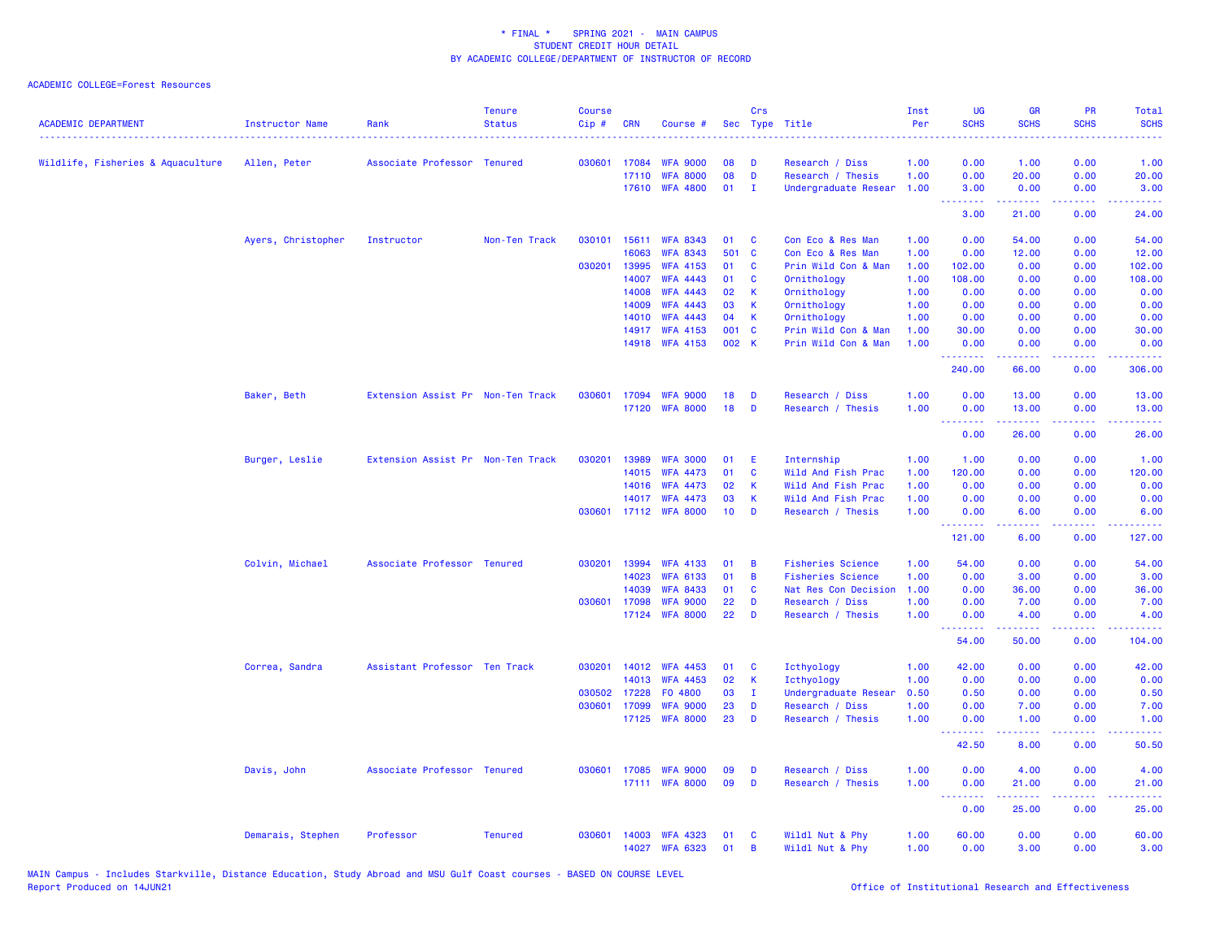\* FINAL \*   SPRING 2021 - MAIN CAMPUS
STUDENT CREDIT HOUR DETAIL
BY ACADEMIC COLLEGE/DEPARTMENT OF INSTRUCTOR OF RECORD

ACADEMIC COLLEGE=Forest Resources

| ACADEMIC DEPARTMENT | Instructor Name | Rank | Tenure Status | Course Cip # | CRN | Course # | Sec | Crs Type | Title | Inst Per | UG SCHS | GR SCHS | PR SCHS | Total SCHS |
|---|---|---|---|---|---|---|---|---|---|---|---|---|---|---|
| Wildlife, Fisheries & Aquaculture | Allen, Peter | Associate Professor | Tenured | 030601 | 17084 | WFA 9000 | 08 | D | Research / Diss | 1.00 | 0.00 | 1.00 | 0.00 | 1.00 |
| | | | | | 17110 | WFA 8000 | 08 | D | Research / Thesis | 1.00 | 0.00 | 20.00 | 0.00 | 20.00 |
| | | | | | 17610 | WFA 4800 | 01 | I | Undergraduate Resear | 1.00 | 3.00 | 0.00 | 0.00 | 3.00 |
| | | | | | | | | | | | 3.00 | 21.00 | 0.00 | 24.00 |
| | Ayers, Christopher | Instructor | Non-Ten Track | 030101 | 15611 | WFA 8343 | 01 | C | Con Eco & Res Man | 1.00 | 0.00 | 54.00 | 0.00 | 54.00 |
| | | | | | 16063 | WFA 8343 | 501 | C | Con Eco & Res Man | 1.00 | 0.00 | 12.00 | 0.00 | 12.00 |
| | | | | 030201 | 13995 | WFA 4153 | 01 | C | Prin Wild Con & Man | 1.00 | 102.00 | 0.00 | 0.00 | 102.00 |
| | | | | | 14007 | WFA 4443 | 01 | C | Ornithology | 1.00 | 108.00 | 0.00 | 0.00 | 108.00 |
| | | | | | 14008 | WFA 4443 | 02 | K | Ornithology | 1.00 | 0.00 | 0.00 | 0.00 | 0.00 |
| | | | | | 14009 | WFA 4443 | 03 | K | Ornithology | 1.00 | 0.00 | 0.00 | 0.00 | 0.00 |
| | | | | | 14010 | WFA 4443 | 04 | K | Ornithology | 1.00 | 0.00 | 0.00 | 0.00 | 0.00 |
| | | | | | 14917 | WFA 4153 | 001 | C | Prin Wild Con & Man | 1.00 | 30.00 | 0.00 | 0.00 | 30.00 |
| | | | | | 14918 | WFA 4153 | 002 | K | Prin Wild Con & Man | 1.00 | 0.00 | 0.00 | 0.00 | 0.00 |
| | | | | | | | | | | | 240.00 | 66.00 | 0.00 | 306.00 |
| | Baker, Beth | Extension Assist Pr | Non-Ten Track | 030601 | 17094 | WFA 9000 | 18 | D | Research / Diss | 1.00 | 0.00 | 13.00 | 0.00 | 13.00 |
| | | | | | 17120 | WFA 8000 | 18 | D | Research / Thesis | 1.00 | 0.00 | 13.00 | 0.00 | 13.00 |
| | | | | | | | | | | | 0.00 | 26.00 | 0.00 | 26.00 |
| | Burger, Leslie | Extension Assist Pr | Non-Ten Track | 030201 | 13989 | WFA 3000 | 01 | E | Internship | 1.00 | 1.00 | 0.00 | 0.00 | 1.00 |
| | | | | | 14015 | WFA 4473 | 01 | C | Wild And Fish Prac | 1.00 | 120.00 | 0.00 | 0.00 | 120.00 |
| | | | | | 14016 | WFA 4473 | 02 | K | Wild And Fish Prac | 1.00 | 0.00 | 0.00 | 0.00 | 0.00 |
| | | | | | 14017 | WFA 4473 | 03 | K | Wild And Fish Prac | 1.00 | 0.00 | 0.00 | 0.00 | 0.00 |
| | | | | 030601 | 17112 | WFA 8000 | 10 | D | Research / Thesis | 1.00 | 0.00 | 6.00 | 0.00 | 6.00 |
| | | | | | | | | | | | 121.00 | 6.00 | 0.00 | 127.00 |
| | Colvin, Michael | Associate Professor | Tenured | 030201 | 13994 | WFA 4133 | 01 | B | Fisheries Science | 1.00 | 54.00 | 0.00 | 0.00 | 54.00 |
| | | | | | 14023 | WFA 6133 | 01 | B | Fisheries Science | 1.00 | 0.00 | 3.00 | 0.00 | 3.00 |
| | | | | | 14039 | WFA 8433 | 01 | C | Nat Res Con Decision | 1.00 | 0.00 | 36.00 | 0.00 | 36.00 |
| | | | | 030601 | 17098 | WFA 9000 | 22 | D | Research / Diss | 1.00 | 0.00 | 7.00 | 0.00 | 7.00 |
| | | | | | 17124 | WFA 8000 | 22 | D | Research / Thesis | 1.00 | 0.00 | 4.00 | 0.00 | 4.00 |
| | | | | | | | | | | | 54.00 | 50.00 | 0.00 | 104.00 |
| | Correa, Sandra | Assistant Professor | Ten Track | 030201 | 14012 | WFA 4453 | 01 | C | Icthyology | 1.00 | 42.00 | 0.00 | 0.00 | 42.00 |
| | | | | | 14013 | WFA 4453 | 02 | K | Icthyology | 1.00 | 0.00 | 0.00 | 0.00 | 0.00 |
| | | | | 030502 | 17228 | FO 4800 | 03 | I | Undergraduate Resear | 0.50 | 0.50 | 0.00 | 0.00 | 0.50 |
| | | | | 030601 | 17099 | WFA 9000 | 23 | D | Research / Diss | 1.00 | 0.00 | 7.00 | 0.00 | 7.00 |
| | | | | | 17125 | WFA 8000 | 23 | D | Research / Thesis | 1.00 | 0.00 | 1.00 | 0.00 | 1.00 |
| | | | | | | | | | | | 42.50 | 8.00 | 0.00 | 50.50 |
| | Davis, John | Associate Professor | Tenured | 030601 | 17085 | WFA 9000 | 09 | D | Research / Diss | 1.00 | 0.00 | 4.00 | 0.00 | 4.00 |
| | | | | | 17111 | WFA 8000 | 09 | D | Research / Thesis | 1.00 | 0.00 | 21.00 | 0.00 | 21.00 |
| | | | | | | | | | | | 0.00 | 25.00 | 0.00 | 25.00 |
| | Demarais, Stephen | Professor | Tenured | 030601 | 14003 | WFA 4323 | 01 | C | Wildl Nut & Phy | 1.00 | 60.00 | 0.00 | 0.00 | 60.00 |
| | | | | | 14027 | WFA 6323 | 01 | B | Wildl Nut & Phy | 1.00 | 0.00 | 3.00 | 0.00 | 3.00 |

MAIN Campus - Includes Starkville, Distance Education, Study Abroad and MSU Gulf Coast courses - BASED ON COURSE LEVEL
Report Produced on 14JUN21

Office of Institutional Research and Effectiveness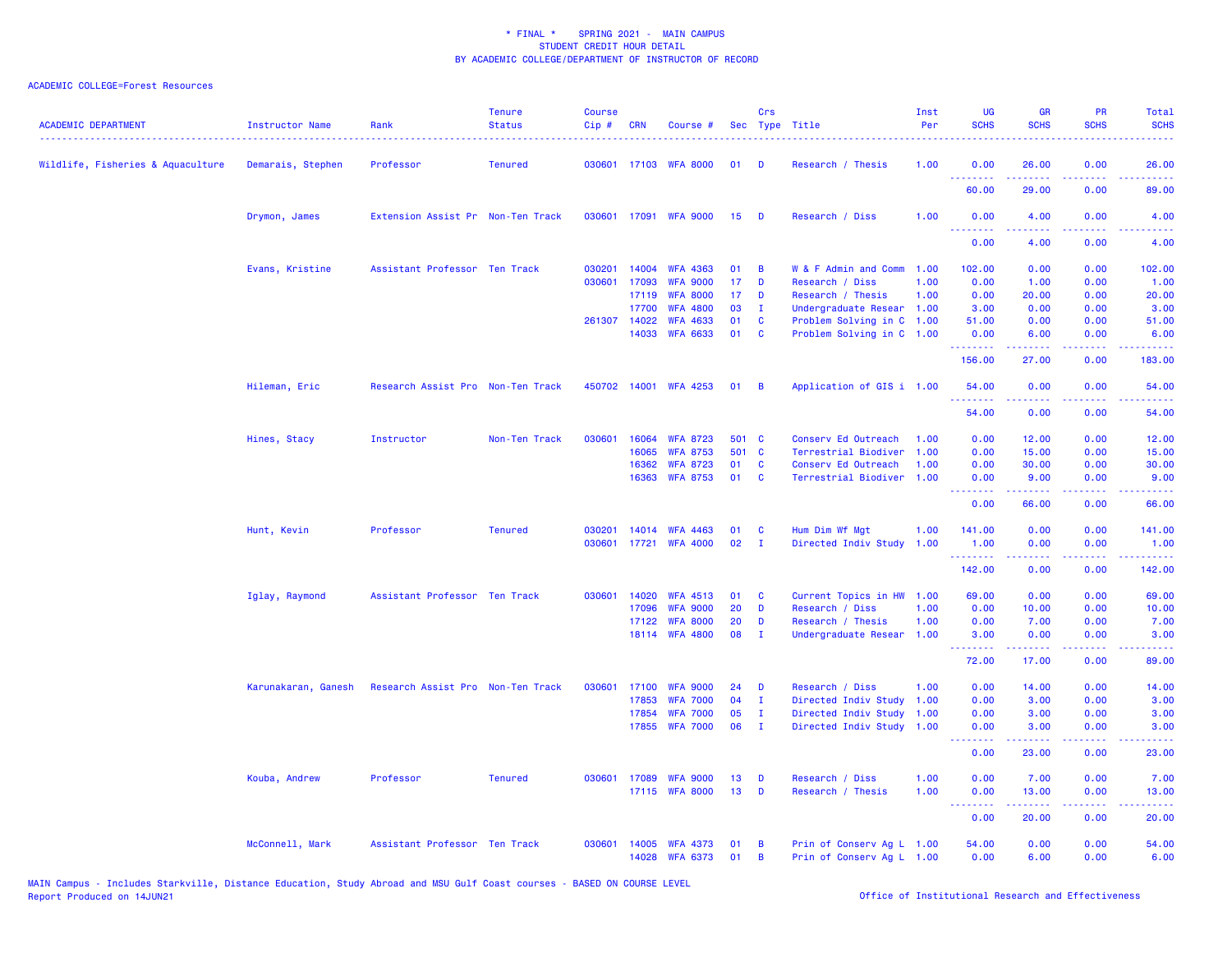\* FINAL \* SPRING 2021 - MAIN CAMPUS
STUDENT CREDIT HOUR DETAIL
BY ACADEMIC COLLEGE/DEPARTMENT OF INSTRUCTOR OF RECORD

ACADEMIC COLLEGE=Forest Resources

| ACADEMIC DEPARTMENT | Instructor Name | Rank | Tenure Status | Course Cip # | CRN | Course # | Sec | Crs Type | Title | Inst Per | UG SCHS | GR SCHS | PR SCHS | Total SCHS |
|---|---|---|---|---|---|---|---|---|---|---|---|---|---|---|
| Wildlife, Fisheries & Aquaculture | Demarais, Stephen | Professor | Tenured | 030601 | 17103 | WFA 8000 | 01 | D | Research / Thesis | 1.00 | 0.00 | 26.00 | 0.00 | 26.00 |
| | | | | | | | | | | | 60.00 | 29.00 | 0.00 | 89.00 |
| | Drymon, James | Extension Assist Pr | Non-Ten Track | 030601 | 17091 | WFA 9000 | 15 | D | Research / Diss | 1.00 | 0.00 | 4.00 | 0.00 | 4.00 |
| | | | | | | | | | | | 0.00 | 4.00 | 0.00 | 4.00 |
| | Evans, Kristine | Assistant Professor | Ten Track | 030201 | 14004 | WFA 4363 | 01 | B | W & F Admin and Comm | 1.00 | 102.00 | 0.00 | 0.00 | 102.00 |
| | | | | 030601 | 17093 | WFA 9000 | 17 | D | Research / Diss | 1.00 | 0.00 | 1.00 | 0.00 | 1.00 |
| | | | | | 17119 | WFA 8000 | 17 | D | Research / Thesis | 1.00 | 0.00 | 20.00 | 0.00 | 20.00 |
| | | | | | 17700 | WFA 4800 | 03 | I | Undergraduate Resear | 1.00 | 3.00 | 0.00 | 0.00 | 3.00 |
| | | | | 261307 | 14022 | WFA 4633 | 01 | C | Problem Solving in C | 1.00 | 51.00 | 0.00 | 0.00 | 51.00 |
| | | | | | 14033 | WFA 6633 | 01 | C | Problem Solving in C | 1.00 | 0.00 | 6.00 | 0.00 | 6.00 |
| | | | | | | | | | | | 156.00 | 27.00 | 0.00 | 183.00 |
| | Hileman, Eric | Research Assist Pro | Non-Ten Track | 450702 | 14001 | WFA 4253 | 01 | B | Application of GIS i | 1.00 | 54.00 | 0.00 | 0.00 | 54.00 |
| | | | | | | | | | | | 54.00 | 0.00 | 0.00 | 54.00 |
| | Hines, Stacy | Instructor | Non-Ten Track | 030601 | 16064 | WFA 8723 | 501 | C | Conserv Ed Outreach | 1.00 | 0.00 | 12.00 | 0.00 | 12.00 |
| | | | | | 16065 | WFA 8753 | 501 | C | Terrestrial Biodiver | 1.00 | 0.00 | 15.00 | 0.00 | 15.00 |
| | | | | | 16362 | WFA 8723 | 01 | C | Conserv Ed Outreach | 1.00 | 0.00 | 30.00 | 0.00 | 30.00 |
| | | | | | 16363 | WFA 8753 | 01 | C | Terrestrial Biodiver | 1.00 | 0.00 | 9.00 | 0.00 | 9.00 |
| | | | | | | | | | | | 0.00 | 66.00 | 0.00 | 66.00 |
| | Hunt, Kevin | Professor | Tenured | 030201 | 14014 | WFA 4463 | 01 | C | Hum Dim Wf Mgt | 1.00 | 141.00 | 0.00 | 0.00 | 141.00 |
| | | | | 030601 | 17721 | WFA 4000 | 02 | I | Directed Indiv Study | 1.00 | 1.00 | 0.00 | 0.00 | 1.00 |
| | | | | | | | | | | | 142.00 | 0.00 | 0.00 | 142.00 |
| | Iglay, Raymond | Assistant Professor | Ten Track | 030601 | 14020 | WFA 4513 | 01 | C | Current Topics in HW | 1.00 | 69.00 | 0.00 | 0.00 | 69.00 |
| | | | | | 17096 | WFA 9000 | 20 | D | Research / Diss | 1.00 | 0.00 | 10.00 | 0.00 | 10.00 |
| | | | | | 17122 | WFA 8000 | 20 | D | Research / Thesis | 1.00 | 0.00 | 7.00 | 0.00 | 7.00 |
| | | | | | 18114 | WFA 4800 | 08 | I | Undergraduate Resear | 1.00 | 3.00 | 0.00 | 0.00 | 3.00 |
| | | | | | | | | | | | 72.00 | 17.00 | 0.00 | 89.00 |
| | Karunakaran, Ganesh | Research Assist Pro | Non-Ten Track | 030601 | 17100 | WFA 9000 | 24 | D | Research / Diss | 1.00 | 0.00 | 14.00 | 0.00 | 14.00 |
| | | | | | 17853 | WFA 7000 | 04 | I | Directed Indiv Study | 1.00 | 0.00 | 3.00 | 0.00 | 3.00 |
| | | | | | 17854 | WFA 7000 | 05 | I | Directed Indiv Study | 1.00 | 0.00 | 3.00 | 0.00 | 3.00 |
| | | | | | 17855 | WFA 7000 | 06 | I | Directed Indiv Study | 1.00 | 0.00 | 3.00 | 0.00 | 3.00 |
| | | | | | | | | | | | 0.00 | 23.00 | 0.00 | 23.00 |
| | Kouba, Andrew | Professor | Tenured | 030601 | 17089 | WFA 9000 | 13 | D | Research / Diss | 1.00 | 0.00 | 7.00 | 0.00 | 7.00 |
| | | | | | 17115 | WFA 8000 | 13 | D | Research / Thesis | 1.00 | 0.00 | 13.00 | 0.00 | 13.00 |
| | | | | | | | | | | | 0.00 | 20.00 | 0.00 | 20.00 |
| | McConnell, Mark | Assistant Professor | Ten Track | 030601 | 14005 | WFA 4373 | 01 | B | Prin of Conserv Ag L | 1.00 | 54.00 | 0.00 | 0.00 | 54.00 |
| | | | | | 14028 | WFA 6373 | 01 | B | Prin of Conserv Ag L | 1.00 | 0.00 | 6.00 | 0.00 | 6.00 |

MAIN Campus - Includes Starkville, Distance Education, Study Abroad and MSU Gulf Coast courses - BASED ON COURSE LEVEL
Report Produced on 14JUN21

Office of Institutional Research and Effectiveness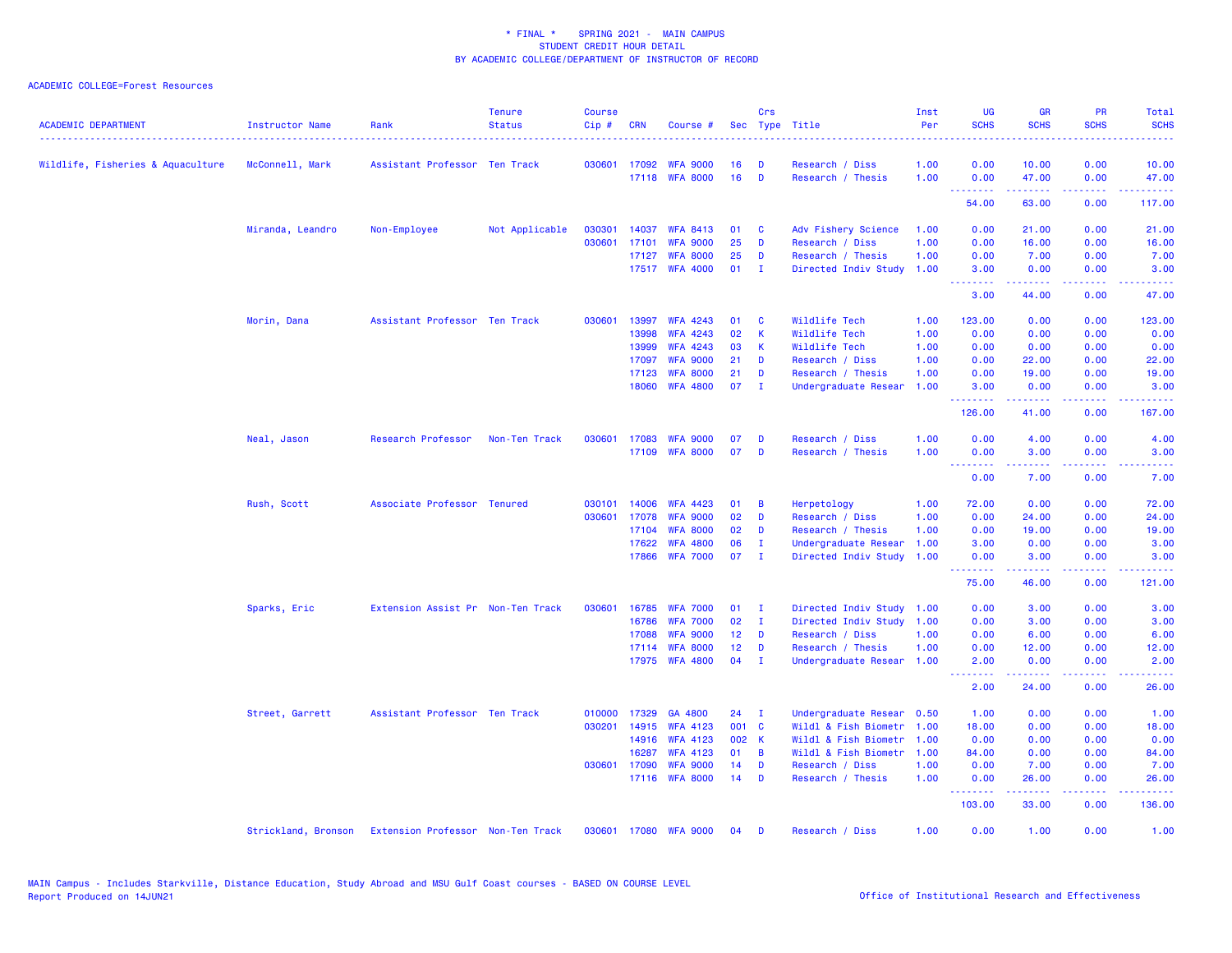\* FINAL \* SPRING 2021 - MAIN CAMPUS
STUDENT CREDIT HOUR DETAIL
BY ACADEMIC COLLEGE/DEPARTMENT OF INSTRUCTOR OF RECORD

ACADEMIC COLLEGE=Forest Resources

| ACADEMIC DEPARTMENT | Instructor Name | Rank | Tenure Status | Course Cip # | CRN | Course # | Sec | Crs Type | Title | Inst Per | UG SCHS | GR SCHS | PR SCHS | Total SCHS |
|---|---|---|---|---|---|---|---|---|---|---|---|---|---|---|
| Wildlife, Fisheries & Aquaculture | McConnell, Mark | Assistant Professor | Ten Track | 030601 | 17092 | WFA 9000 | 16 | D | Research / Diss | 1.00 | 0.00 | 10.00 | 0.00 | 10.00 |
| | | | | | 17118 | WFA 8000 | 16 | D | Research / Thesis | 1.00 | 0.00 | 47.00 | 0.00 | 47.00 |
| | | | | | | | | | | | 54.00 | 63.00 | 0.00 | 117.00 |
| | Miranda, Leandro | Non-Employee | Not Applicable | 030301 | 14037 | WFA 8413 | 01 | C | Adv Fishery Science | 1.00 | 0.00 | 21.00 | 0.00 | 21.00 |
| | | | | 030601 | 17101 | WFA 9000 | 25 | D | Research / Diss | 1.00 | 0.00 | 16.00 | 0.00 | 16.00 |
| | | | | | 17127 | WFA 8000 | 25 | D | Research / Thesis | 1.00 | 0.00 | 7.00 | 0.00 | 7.00 |
| | | | | | 17517 | WFA 4000 | 01 | I | Directed Indiv Study | 1.00 | 3.00 | 0.00 | 0.00 | 3.00 |
| | | | | | | | | | | | 3.00 | 44.00 | 0.00 | 47.00 |
| | Morin, Dana | Assistant Professor | Ten Track | 030601 | 13997 | WFA 4243 | 01 | C | Wildlife Tech | 1.00 | 123.00 | 0.00 | 0.00 | 123.00 |
| | | | | | 13998 | WFA 4243 | 02 | K | Wildlife Tech | 1.00 | 0.00 | 0.00 | 0.00 | 0.00 |
| | | | | | 13999 | WFA 4243 | 03 | K | Wildlife Tech | 1.00 | 0.00 | 0.00 | 0.00 | 0.00 |
| | | | | | 17097 | WFA 9000 | 21 | D | Research / Diss | 1.00 | 0.00 | 22.00 | 0.00 | 22.00 |
| | | | | | 17123 | WFA 8000 | 21 | D | Research / Thesis | 1.00 | 0.00 | 19.00 | 0.00 | 19.00 |
| | | | | | 18060 | WFA 4800 | 07 | I | Undergraduate Resear | 1.00 | 3.00 | 0.00 | 0.00 | 3.00 |
| | | | | | | | | | | | 126.00 | 41.00 | 0.00 | 167.00 |
| | Neal, Jason | Research Professor | Non-Ten Track | 030601 | 17083 | WFA 9000 | 07 | D | Research / Diss | 1.00 | 0.00 | 4.00 | 0.00 | 4.00 |
| | | | | | 17109 | WFA 8000 | 07 | D | Research / Thesis | 1.00 | 0.00 | 3.00 | 0.00 | 3.00 |
| | | | | | | | | | | | 0.00 | 7.00 | 0.00 | 7.00 |
| | Rush, Scott | Associate Professor | Tenured | 030101 | 14006 | WFA 4423 | 01 | B | Herpetology | 1.00 | 72.00 | 0.00 | 0.00 | 72.00 |
| | | | | 030601 | 17078 | WFA 9000 | 02 | D | Research / Diss | 1.00 | 0.00 | 24.00 | 0.00 | 24.00 |
| | | | | | 17104 | WFA 8000 | 02 | D | Research / Thesis | 1.00 | 0.00 | 19.00 | 0.00 | 19.00 |
| | | | | | 17622 | WFA 4800 | 06 | I | Undergraduate Resear | 1.00 | 3.00 | 0.00 | 0.00 | 3.00 |
| | | | | | 17866 | WFA 7000 | 07 | I | Directed Indiv Study | 1.00 | 0.00 | 3.00 | 0.00 | 3.00 |
| | | | | | | | | | | | 75.00 | 46.00 | 0.00 | 121.00 |
| | Sparks, Eric | Extension Assist Pr | Non-Ten Track | 030601 | 16785 | WFA 7000 | 01 | I | Directed Indiv Study | 1.00 | 0.00 | 3.00 | 0.00 | 3.00 |
| | | | | | 16786 | WFA 7000 | 02 | I | Directed Indiv Study | 1.00 | 0.00 | 3.00 | 0.00 | 3.00 |
| | | | | | 17088 | WFA 9000 | 12 | D | Research / Diss | 1.00 | 0.00 | 6.00 | 0.00 | 6.00 |
| | | | | | 17114 | WFA 8000 | 12 | D | Research / Thesis | 1.00 | 0.00 | 12.00 | 0.00 | 12.00 |
| | | | | | 17975 | WFA 4800 | 04 | I | Undergraduate Resear | 1.00 | 2.00 | 0.00 | 0.00 | 2.00 |
| | | | | | | | | | | | 2.00 | 24.00 | 0.00 | 26.00 |
| | Street, Garrett | Assistant Professor | Ten Track | 010000 | 17329 | GA 4800 | 24 | I | Undergraduate Resear | 0.50 | 1.00 | 0.00 | 0.00 | 1.00 |
| | | | | 030201 | 14915 | WFA 4123 | 001 | C | Wildl & Fish Biometr | 1.00 | 18.00 | 0.00 | 0.00 | 18.00 |
| | | | | | 14916 | WFA 4123 | 002 | K | Wildl & Fish Biometr | 1.00 | 0.00 | 0.00 | 0.00 | 0.00 |
| | | | | | 16287 | WFA 4123 | 01 | B | Wildl & Fish Biometr | 1.00 | 84.00 | 0.00 | 0.00 | 84.00 |
| | | | | 030601 | 17090 | WFA 9000 | 14 | D | Research / Diss | 1.00 | 0.00 | 7.00 | 0.00 | 7.00 |
| | | | | | 17116 | WFA 8000 | 14 | D | Research / Thesis | 1.00 | 0.00 | 26.00 | 0.00 | 26.00 |
| | | | | | | | | | | | 103.00 | 33.00 | 0.00 | 136.00 |
| | Strickland, Bronson | Extension Professor | Non-Ten Track | 030601 | 17080 | WFA 9000 | 04 | D | Research / Diss | 1.00 | 0.00 | 1.00 | 0.00 | 1.00 |

MAIN Campus - Includes Starkville, Distance Education, Study Abroad and MSU Gulf Coast courses - BASED ON COURSE LEVEL
Report Produced on 14JUN21

Office of Institutional Research and Effectiveness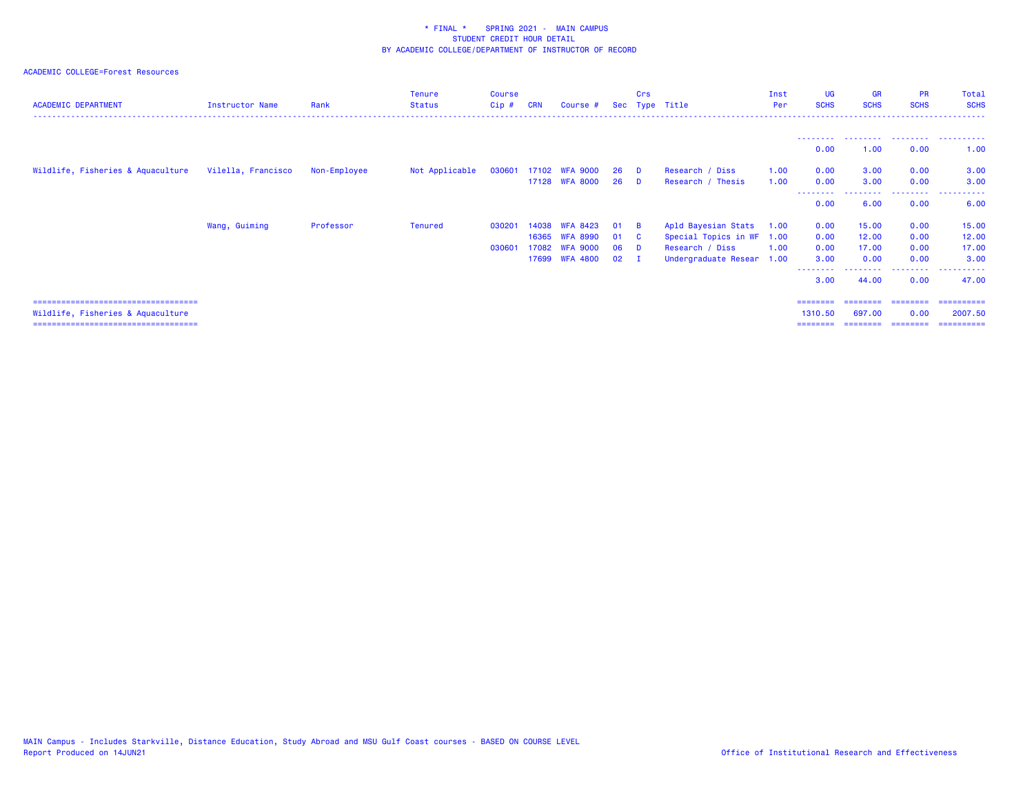\* FINAL \*    SPRING 2021 -  MAIN CAMPUS
STUDENT CREDIT HOUR DETAIL
BY ACADEMIC COLLEGE/DEPARTMENT OF INSTRUCTOR OF RECORD

ACADEMIC COLLEGE=Forest Resources

| ACADEMIC DEPARTMENT | Instructor Name | Rank | Tenure Status | Course Cip # | CRN | Course # | Sec | Crs Type | Title | Inst Per | UG SCHS | GR SCHS | PR SCHS | Total SCHS |
|---|---|---|---|---|---|---|---|---|---|---|---|---|---|---|
| | | | | | | | | | | | 0.00 | 1.00 | 0.00 | 1.00 |
| Wildlife, Fisheries & Aquaculture | Vilella, Francisco | Non-Employee | Not Applicable | 030601 | 17102 | WFA 9000 | 26 | D | Research / Diss | 1.00 | 0.00 | 3.00 | 0.00 | 3.00 |
| | | | | | 17128 | WFA 8000 | 26 | D | Research / Thesis | 1.00 | 0.00 | 3.00 | 0.00 | 3.00 |
| | | | | | | | | | | | 0.00 | 6.00 | 0.00 | 6.00 |
| | Wang, Guiming | Professor | Tenured | 030201 | 14038 | WFA 8423 | 01 | B | Apld Bayesian Stats | 1.00 | 0.00 | 15.00 | 0.00 | 15.00 |
| | | | | | 16365 | WFA 8990 | 01 | C | Special Topics in WF | 1.00 | 0.00 | 12.00 | 0.00 | 12.00 |
| | | | | 030601 | 17082 | WFA 9000 | 06 | D | Research / Diss | 1.00 | 0.00 | 17.00 | 0.00 | 17.00 |
| | | | | | 17699 | WFA 4800 | 02 | I | Undergraduate Resear | 1.00 | 3.00 | 0.00 | 0.00 | 3.00 |
| | | | | | | | | | | | 3.00 | 44.00 | 0.00 | 47.00 |
| Wildlife, Fisheries & Aquaculture | | | | | | | | | | | 1310.50 | 697.00 | 0.00 | 2007.50 |

MAIN Campus - Includes Starkville, Distance Education, Study Abroad and MSU Gulf Coast courses - BASED ON COURSE LEVEL
Report Produced on 14JUN21    Office of Institutional Research and Effectiveness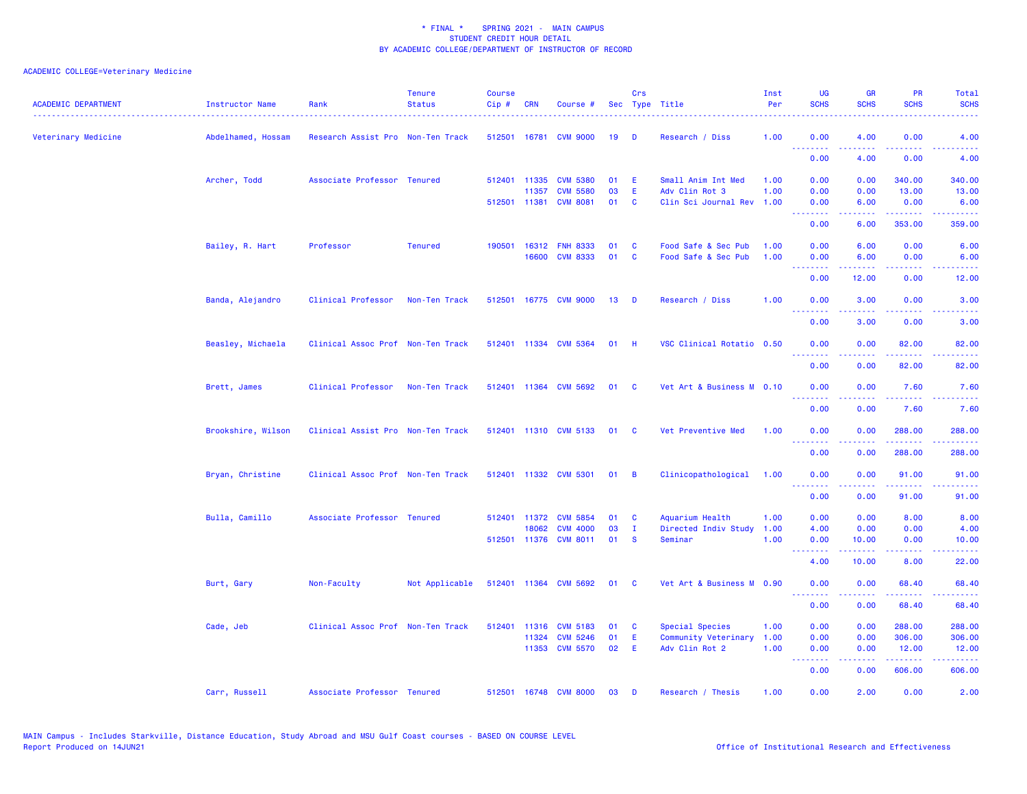\* FINAL \* SPRING 2021 - MAIN CAMPUS
STUDENT CREDIT HOUR DETAIL
BY ACADEMIC COLLEGE/DEPARTMENT OF INSTRUCTOR OF RECORD

ACADEMIC COLLEGE=Veterinary Medicine

| ACADEMIC DEPARTMENT | Instructor Name | Rank | Tenure Status | Course Cip # | CRN | Course # | Sec | Crs Type | Title | Inst Per | UG SCHS | GR SCHS | PR SCHS | Total SCHS |
|---|---|---|---|---|---|---|---|---|---|---|---|---|---|---|
| Veterinary Medicine | Abdelhamed, Hossam | Research Assist Pro | Non-Ten Track | 512501 | 16781 | CVM 9000 | 19 | D | Research / Diss | 1.00 | 0.00 | 4.00 | 0.00 | 4.00 |
| | | | | | | | | | | | 0.00 | 4.00 | 0.00 | 4.00 |
| | Archer, Todd | Associate Professor | Tenured | 512401 | 11335 | CVM 5380 | 01 | E | Small Anim Int Med | 1.00 | 0.00 | 0.00 | 340.00 | 340.00 |
| | | | | | 11357 | CVM 5580 | 03 | E | Adv Clin Rot 3 | 1.00 | 0.00 | 0.00 | 13.00 | 13.00 |
| | | | | 512501 | 11381 | CVM 8081 | 01 | C | Clin Sci Journal Rev | 1.00 | 0.00 | 6.00 | 0.00 | 6.00 |
| | | | | | | | | | | | 0.00 | 6.00 | 353.00 | 359.00 |
| | Bailey, R. Hart | Professor | Tenured | 190501 | 16312 | FNH 8333 | 01 | C | Food Safe & Sec Pub | 1.00 | 0.00 | 6.00 | 0.00 | 6.00 |
| | | | | | 16600 | CVM 8333 | 01 | C | Food Safe & Sec Pub | 1.00 | 0.00 | 6.00 | 0.00 | 6.00 |
| | | | | | | | | | | | 0.00 | 12.00 | 0.00 | 12.00 |
| | Banda, Alejandro | Clinical Professor | Non-Ten Track | 512501 | 16775 | CVM 9000 | 13 | D | Research / Diss | 1.00 | 0.00 | 3.00 | 0.00 | 3.00 |
| | | | | | | | | | | | 0.00 | 3.00 | 0.00 | 3.00 |
| | Beasley, Michaela | Clinical Assoc Prof | Non-Ten Track | 512401 | 11334 | CVM 5364 | 01 | H | VSC Clinical Rotatio | 0.50 | 0.00 | 0.00 | 82.00 | 82.00 |
| | | | | | | | | | | | 0.00 | 0.00 | 82.00 | 82.00 |
| | Brett, James | Clinical Professor | Non-Ten Track | 512401 | 11364 | CVM 5692 | 01 | C | Vet Art & Business M | 0.10 | 0.00 | 0.00 | 7.60 | 7.60 |
| | | | | | | | | | | | 0.00 | 0.00 | 7.60 | 7.60 |
| | Brookshire, Wilson | Clinical Assist Pro | Non-Ten Track | 512401 | 11310 | CVM 5133 | 01 | C | Vet Preventive Med | 1.00 | 0.00 | 0.00 | 288.00 | 288.00 |
| | | | | | | | | | | | 0.00 | 0.00 | 288.00 | 288.00 |
| | Bryan, Christine | Clinical Assoc Prof | Non-Ten Track | 512401 | 11332 | CVM 5301 | 01 | B | Clinicopathological | 1.00 | 0.00 | 0.00 | 91.00 | 91.00 |
| | | | | | | | | | | | 0.00 | 0.00 | 91.00 | 91.00 |
| | Bulla, Camillo | Associate Professor | Tenured | 512401 | 11372 | CVM 5854 | 01 | C | Aquarium Health | 1.00 | 0.00 | 0.00 | 8.00 | 8.00 |
| | | | | | 18062 | CVM 4000 | 03 | I | Directed Indiv Study | 1.00 | 4.00 | 0.00 | 0.00 | 4.00 |
| | | | | 512501 | 11376 | CVM 8011 | 01 | S | Seminar | 1.00 | 0.00 | 10.00 | 0.00 | 10.00 |
| | | | | | | | | | | | 4.00 | 10.00 | 8.00 | 22.00 |
| | Burt, Gary | Non-Faculty | Not Applicable | 512401 | 11364 | CVM 5692 | 01 | C | Vet Art & Business M | 0.90 | 0.00 | 0.00 | 68.40 | 68.40 |
| | | | | | | | | | | | 0.00 | 0.00 | 68.40 | 68.40 |
| | Cade, Jeb | Clinical Assoc Prof | Non-Ten Track | 512401 | 11316 | CVM 5183 | 01 | C | Special Species | 1.00 | 0.00 | 0.00 | 288.00 | 288.00 |
| | | | | | 11324 | CVM 5246 | 01 | E | Community Veterinary | 1.00 | 0.00 | 0.00 | 306.00 | 306.00 |
| | | | | | 11353 | CVM 5570 | 02 | E | Adv Clin Rot 2 | 1.00 | 0.00 | 0.00 | 12.00 | 12.00 |
| | | | | | | | | | | | 0.00 | 0.00 | 606.00 | 606.00 |
| | Carr, Russell | Associate Professor | Tenured | 512501 | 16748 | CVM 8000 | 03 | D | Research / Thesis | 1.00 | 0.00 | 2.00 | 0.00 | 2.00 |

MAIN Campus - Includes Starkville, Distance Education, Study Abroad and MSU Gulf Coast courses - BASED ON COURSE LEVEL
Report Produced on 14JUN21

Office of Institutional Research and Effectiveness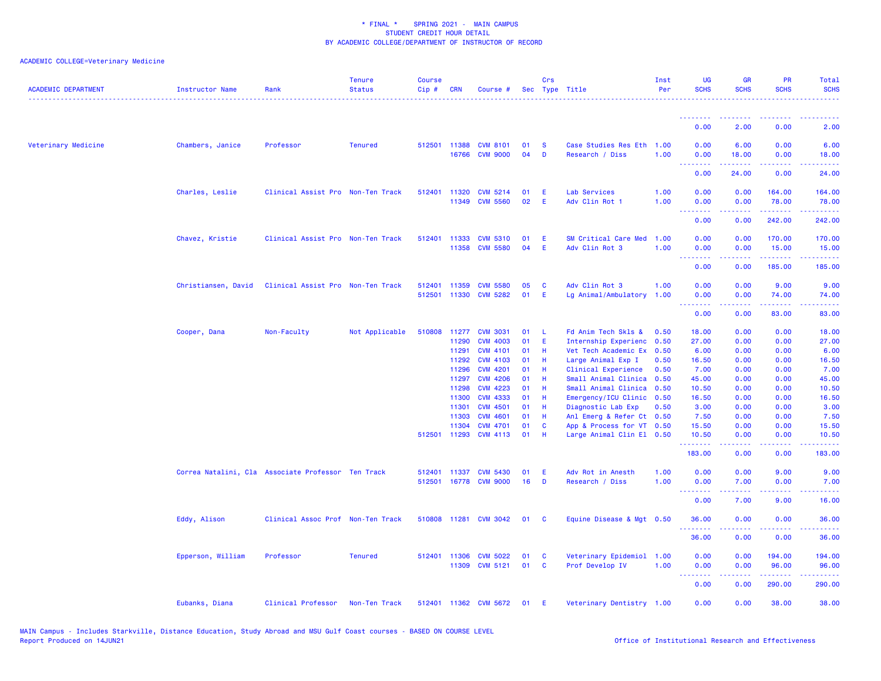\* FINAL \* SPRING 2021 - MAIN CAMPUS
STUDENT CREDIT HOUR DETAIL
BY ACADEMIC COLLEGE/DEPARTMENT OF INSTRUCTOR OF RECORD

ACADEMIC COLLEGE=Veterinary Medicine

| ACADEMIC DEPARTMENT | Instructor Name | Rank | Tenure Status | Course Cip # | CRN | Course # | Sec | Crs Type | Title | Inst Per | UG SCHS | GR SCHS | PR SCHS | Total SCHS |
|---|---|---|---|---|---|---|---|---|---|---|---|---|---|---|
| | | | | | | | | | | | 0.00 | 2.00 | 0.00 | 2.00 |
| Veterinary Medicine | Chambers, Janice | Professor | Tenured | 512501 | 11388 | CVM 8101 | 01 | S | Case Studies Res Eth | 1.00 | 0.00 | 6.00 | 0.00 | 6.00 |
| | | | | | 16766 | CVM 9000 | 04 | D | Research / Diss | 1.00 | 0.00 | 18.00 | 0.00 | 18.00 |
| | | | | | | | | | | | 0.00 | 24.00 | 0.00 | 24.00 |
| | Charles, Leslie | Clinical Assist Pro | Non-Ten Track | 512401 | 11320 | CVM 5214 | 01 | E | Lab Services | 1.00 | 0.00 | 0.00 | 164.00 | 164.00 |
| | | | | | 11349 | CVM 5560 | 02 | E | Adv Clin Rot 1 | 1.00 | 0.00 | 0.00 | 78.00 | 78.00 |
| | | | | | | | | | | | 0.00 | 0.00 | 242.00 | 242.00 |
| | Chavez, Kristie | Clinical Assist Pro | Non-Ten Track | 512401 | 11333 | CVM 5310 | 01 | E | SM Critical Care Med | 1.00 | 0.00 | 0.00 | 170.00 | 170.00 |
| | | | | | 11358 | CVM 5580 | 04 | E | Adv Clin Rot 3 | 1.00 | 0.00 | 0.00 | 15.00 | 15.00 |
| | | | | | | | | | | | 0.00 | 0.00 | 185.00 | 185.00 |
| | Christiansen, David | Clinical Assist Pro | Non-Ten Track | 512401 | 11359 | CVM 5580 | 05 | C | Adv Clin Rot 3 | 1.00 | 0.00 | 0.00 | 9.00 | 9.00 |
| | | | | 512501 | 11330 | CVM 5282 | 01 | E | Lg Animal/Ambulatory | 1.00 | 0.00 | 0.00 | 74.00 | 74.00 |
| | | | | | | | | | | | 0.00 | 0.00 | 83.00 | 83.00 |
| | Cooper, Dana | Non-Faculty | Not Applicable | 510808 | 11277 | CVM 3031 | 01 | L | Fd Anim Tech Skls & | 0.50 | 18.00 | 0.00 | 0.00 | 18.00 |
| | | | | | 11290 | CVM 4003 | 01 | E | Internship Experienc | 0.50 | 27.00 | 0.00 | 0.00 | 27.00 |
| | | | | | 11291 | CVM 4101 | 01 | H | Vet Tech Academic Ex | 0.50 | 6.00 | 0.00 | 0.00 | 6.00 |
| | | | | | 11292 | CVM 4103 | 01 | H | Large Animal Exp I | 0.50 | 16.50 | 0.00 | 0.00 | 16.50 |
| | | | | | 11296 | CVM 4201 | 01 | H | Clinical Experience | 0.50 | 7.00 | 0.00 | 0.00 | 7.00 |
| | | | | | 11297 | CVM 4206 | 01 | H | Small Animal Clinica | 0.50 | 45.00 | 0.00 | 0.00 | 45.00 |
| | | | | | 11298 | CVM 4223 | 01 | H | Small Animal Clinica | 0.50 | 10.50 | 0.00 | 0.00 | 10.50 |
| | | | | | 11300 | CVM 4333 | 01 | H | Emergency/ICU Clinic | 0.50 | 16.50 | 0.00 | 0.00 | 16.50 |
| | | | | | 11301 | CVM 4501 | 01 | H | Diagnostic Lab Exp | 0.50 | 3.00 | 0.00 | 0.00 | 3.00 |
| | | | | | 11303 | CVM 4601 | 01 | H | Anl Emerg & Refer Ct | 0.50 | 7.50 | 0.00 | 0.00 | 7.50 |
| | | | | | 11304 | CVM 4701 | 01 | C | App & Process for VT | 0.50 | 15.50 | 0.00 | 0.00 | 15.50 |
| | | | | 512501 | 11293 | CVM 4113 | 01 | H | Large Animal Clin El | 0.50 | 10.50 | 0.00 | 0.00 | 10.50 |
| | | | | | | | | | | | 183.00 | 0.00 | 0.00 | 183.00 |
| | Correa Natalini, Cla | Associate Professor | Ten Track | 512401 | 11337 | CVM 5430 | 01 | E | Adv Rot in Anesth | 1.00 | 0.00 | 0.00 | 9.00 | 9.00 |
| | | | | 512501 | 16778 | CVM 9000 | 16 | D | Research / Diss | 1.00 | 0.00 | 7.00 | 0.00 | 7.00 |
| | | | | | | | | | | | 0.00 | 7.00 | 9.00 | 16.00 |
| | Eddy, Alison | Clinical Assoc Prof | Non-Ten Track | 510808 | 11281 | CVM 3042 | 01 | C | Equine Disease & Mgt | 0.50 | 36.00 | 0.00 | 0.00 | 36.00 |
| | | | | | | | | | | | 36.00 | 0.00 | 0.00 | 36.00 |
| | Epperson, William | Professor | Tenured | 512401 | 11306 | CVM 5022 | 01 | C | Veterinary Epidemiol | 1.00 | 0.00 | 0.00 | 194.00 | 194.00 |
| | | | | | 11309 | CVM 5121 | 01 | C | Prof Develop IV | 1.00 | 0.00 | 0.00 | 96.00 | 96.00 |
| | | | | | | | | | | | 0.00 | 0.00 | 290.00 | 290.00 |
| | Eubanks, Diana | Clinical Professor | Non-Ten Track | 512401 | 11362 | CVM 5672 | 01 | E | Veterinary Dentistry | 1.00 | 0.00 | 0.00 | 38.00 | 38.00 |

MAIN Campus - Includes Starkville, Distance Education, Study Abroad and MSU Gulf Coast courses - BASED ON COURSE LEVEL
Report Produced on 14JUN21

Office of Institutional Research and Effectiveness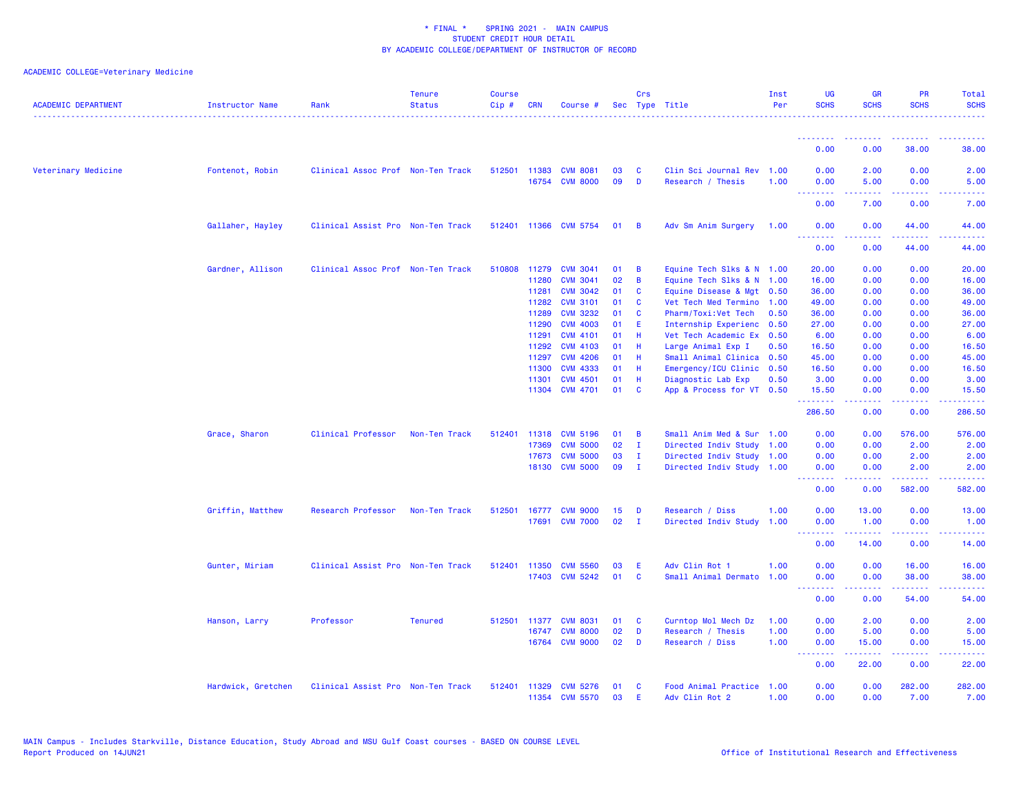\* FINAL \* SPRING 2021 - MAIN CAMPUS
STUDENT CREDIT HOUR DETAIL
BY ACADEMIC COLLEGE/DEPARTMENT OF INSTRUCTOR OF RECORD

ACADEMIC COLLEGE=Veterinary Medicine

| ACADEMIC DEPARTMENT | Instructor Name | Rank | Tenure Status | Course Cip # | CRN | Course # | Sec | Crs Type | Title | Inst Per | UG SCHS | GR SCHS | PR SCHS | Total SCHS |
|---|---|---|---|---|---|---|---|---|---|---|---|---|---|---|
| | | | | | | | | | | | 0.00 | 0.00 | 38.00 | 38.00 |
| Veterinary Medicine | Fontenot, Robin | Clinical Assoc Prof | Non-Ten Track | 512501 | 11383 | CVM 8081 | 03 | C | Clin Sci Journal Rev | 1.00 | 0.00 | 2.00 | 0.00 | 2.00 |
| | | | | | 16754 | CVM 8000 | 09 | D | Research / Thesis | 1.00 | 0.00 | 5.00 | 0.00 | 5.00 |
| | | | | | | | | | | | 0.00 | 7.00 | 0.00 | 7.00 |
| | Gallaher, Hayley | Clinical Assist Pro | Non-Ten Track | 512401 | 11366 | CVM 5754 | 01 | B | Adv Sm Anim Surgery | 1.00 | 0.00 | 0.00 | 44.00 | 44.00 |
| | | | | | | | | | | | 0.00 | 0.00 | 44.00 | 44.00 |
| | Gardner, Allison | Clinical Assoc Prof | Non-Ten Track | 510808 | 11279 | CVM 3041 | 01 | B | Equine Tech Slks & N | 1.00 | 20.00 | 0.00 | 0.00 | 20.00 |
| | | | | | 11280 | CVM 3041 | 02 | B | Equine Tech Slks & N | 1.00 | 16.00 | 0.00 | 0.00 | 16.00 |
| | | | | | 11281 | CVM 3042 | 01 | C | Equine Disease & Mgt | 0.50 | 36.00 | 0.00 | 0.00 | 36.00 |
| | | | | | 11282 | CVM 3101 | 01 | C | Vet Tech Med Termino | 1.00 | 49.00 | 0.00 | 0.00 | 49.00 |
| | | | | | 11289 | CVM 3232 | 01 | C | Pharm/Toxi:Vet Tech | 0.50 | 36.00 | 0.00 | 0.00 | 36.00 |
| | | | | | 11290 | CVM 4003 | 01 | E | Internship Experienc | 0.50 | 27.00 | 0.00 | 0.00 | 27.00 |
| | | | | | 11291 | CVM 4101 | 01 | H | Vet Tech Academic Ex | 0.50 | 6.00 | 0.00 | 0.00 | 6.00 |
| | | | | | 11292 | CVM 4103 | 01 | H | Large Animal Exp I | 0.50 | 16.50 | 0.00 | 0.00 | 16.50 |
| | | | | | 11297 | CVM 4206 | 01 | H | Small Animal Clinica | 0.50 | 45.00 | 0.00 | 0.00 | 45.00 |
| | | | | | 11300 | CVM 4333 | 01 | H | Emergency/ICU Clinic | 0.50 | 16.50 | 0.00 | 0.00 | 16.50 |
| | | | | | 11301 | CVM 4501 | 01 | H | Diagnostic Lab Exp | 0.50 | 3.00 | 0.00 | 0.00 | 3.00 |
| | | | | | 11304 | CVM 4701 | 01 | C | App & Process for VT | 0.50 | 15.50 | 0.00 | 0.00 | 15.50 |
| | | | | | | | | | | | 286.50 | 0.00 | 0.00 | 286.50 |
| | Grace, Sharon | Clinical Professor | Non-Ten Track | 512401 | 11318 | CVM 5196 | 01 | B | Small Anim Med & Sur | 1.00 | 0.00 | 0.00 | 576.00 | 576.00 |
| | | | | | 17369 | CVM 5000 | 02 | I | Directed Indiv Study | 1.00 | 0.00 | 0.00 | 2.00 | 2.00 |
| | | | | | 17673 | CVM 5000 | 03 | I | Directed Indiv Study | 1.00 | 0.00 | 0.00 | 2.00 | 2.00 |
| | | | | | 18130 | CVM 5000 | 09 | I | Directed Indiv Study | 1.00 | 0.00 | 0.00 | 2.00 | 2.00 |
| | | | | | | | | | | | 0.00 | 0.00 | 582.00 | 582.00 |
| | Griffin, Matthew | Research Professor | Non-Ten Track | 512501 | 16777 | CVM 9000 | 15 | D | Research / Diss | 1.00 | 0.00 | 13.00 | 0.00 | 13.00 |
| | | | | | 17691 | CVM 7000 | 02 | I | Directed Indiv Study | 1.00 | 0.00 | 1.00 | 0.00 | 1.00 |
| | | | | | | | | | | | 0.00 | 14.00 | 0.00 | 14.00 |
| | Gunter, Miriam | Clinical Assist Pro | Non-Ten Track | 512401 | 11350 | CVM 5560 | 03 | E | Adv Clin Rot 1 | 1.00 | 0.00 | 0.00 | 16.00 | 16.00 |
| | | | | | 17403 | CVM 5242 | 01 | C | Small Animal Dermato | 1.00 | 0.00 | 0.00 | 38.00 | 38.00 |
| | | | | | | | | | | | 0.00 | 0.00 | 54.00 | 54.00 |
| | Hanson, Larry | Professor | Tenured | 512501 | 11377 | CVM 8031 | 01 | C | Curntop Mol Mech Dz | 1.00 | 0.00 | 2.00 | 0.00 | 2.00 |
| | | | | | 16747 | CVM 8000 | 02 | D | Research / Thesis | 1.00 | 0.00 | 5.00 | 0.00 | 5.00 |
| | | | | | 16764 | CVM 9000 | 02 | D | Research / Diss | 1.00 | 0.00 | 15.00 | 0.00 | 15.00 |
| | | | | | | | | | | | 0.00 | 22.00 | 0.00 | 22.00 |
| | Hardwick, Gretchen | Clinical Assist Pro | Non-Ten Track | 512401 | 11329 | CVM 5276 | 01 | C | Food Animal Practice | 1.00 | 0.00 | 0.00 | 282.00 | 282.00 |
| | | | | | 11354 | CVM 5570 | 03 | E | Adv Clin Rot 2 | 1.00 | 0.00 | 0.00 | 7.00 | 7.00 |

MAIN Campus - Includes Starkville, Distance Education, Study Abroad and MSU Gulf Coast courses - BASED ON COURSE LEVEL
Report Produced on 14JUN21

Office of Institutional Research and Effectiveness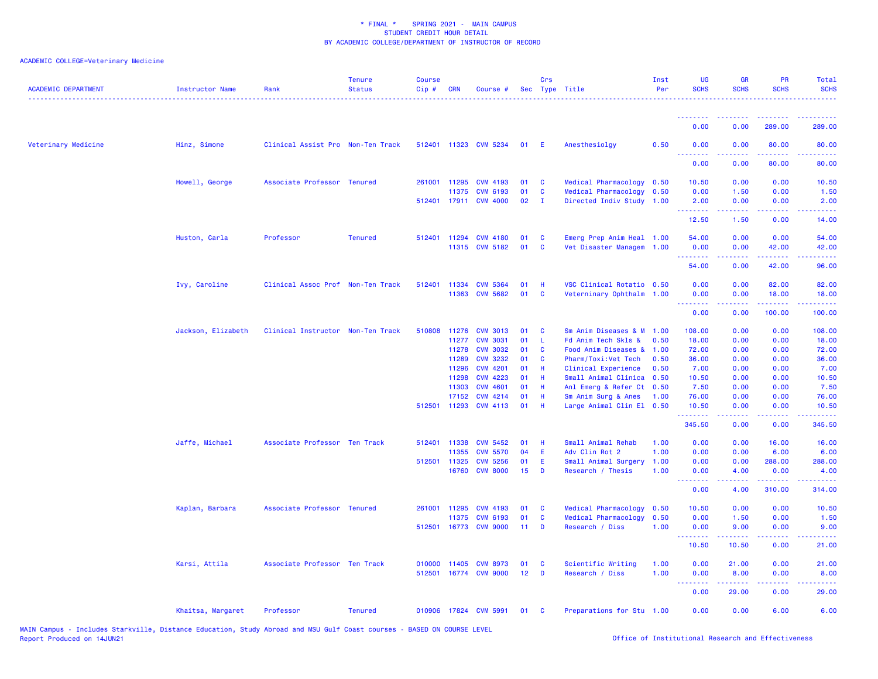* FINAL * SPRING 2021 - MAIN CAMPUS
STUDENT CREDIT HOUR DETAIL
BY ACADEMIC COLLEGE/DEPARTMENT OF INSTRUCTOR OF RECORD

ACADEMIC COLLEGE=Veterinary Medicine

| ACADEMIC DEPARTMENT | Instructor Name | Rank | Tenure Status | Course Cip # | CRN | Course # | Sec | Crs Type | Title | Inst Per | UG SCHS | GR SCHS | PR SCHS | Total SCHS |
|---|---|---|---|---|---|---|---|---|---|---|---|---|---|---|
| | | | | | | | | | | | 0.00 | 0.00 | 289.00 | 289.00 |
| Veterinary Medicine | Hinz, Simone | Clinical Assist Pro | Non-Ten Track | 512401 | 11323 | CVM 5234 | 01 | E | Anesthesiolgy | 0.50 | 0.00 | 0.00 | 80.00 | 80.00 |
| | | | | | | | | | | | 0.00 | 0.00 | 80.00 | 80.00 |
| | Howell, George | Associate Professor | Tenured | 261001 | 11295 | CVM 4193 | 01 | C | Medical Pharmacology | 0.50 | 10.50 | 0.00 | 0.00 | 10.50 |
| | | | | | 11375 | CVM 6193 | 01 | C | Medical Pharmacology | 0.50 | 0.00 | 1.50 | 0.00 | 1.50 |
| | | | | 512401 | 17911 | CVM 4000 | 02 | I | Directed Indiv Study | 1.00 | 2.00 | 0.00 | 0.00 | 2.00 |
| | | | | | | | | | | | 12.50 | 1.50 | 0.00 | 14.00 |
| | Huston, Carla | Professor | Tenured | 512401 | 11294 | CVM 4180 | 01 | C | Emerg Prep Anim Heal | 1.00 | 54.00 | 0.00 | 0.00 | 54.00 |
| | | | | | 11315 | CVM 5182 | 01 | C | Vet Disaster Managem | 1.00 | 0.00 | 0.00 | 42.00 | 42.00 |
| | | | | | | | | | | | 54.00 | 0.00 | 42.00 | 96.00 |
| | Ivy, Caroline | Clinical Assoc Prof | Non-Ten Track | 512401 | 11334 | CVM 5364 | 01 | H | VSC Clinical Rotatio | 0.50 | 0.00 | 0.00 | 82.00 | 82.00 |
| | | | | | 11363 | CVM 5682 | 01 | C | Veterninary Ophthalm | 1.00 | 0.00 | 0.00 | 18.00 | 18.00 |
| | | | | | | | | | | | 0.00 | 0.00 | 100.00 | 100.00 |
| | Jackson, Elizabeth | Clinical Instructor | Non-Ten Track | 510808 | 11276 | CVM 3013 | 01 | C | Sm Anim Diseases & M | 1.00 | 108.00 | 0.00 | 0.00 | 108.00 |
| | | | | | 11277 | CVM 3031 | 01 | L | Fd Anim Tech Skls & | 0.50 | 18.00 | 0.00 | 0.00 | 18.00 |
| | | | | | 11278 | CVM 3032 | 01 | C | Food Anim Diseases & | 1.00 | 72.00 | 0.00 | 0.00 | 72.00 |
| | | | | | 11289 | CVM 3232 | 01 | C | Pharm/Toxi:Vet Tech | 0.50 | 36.00 | 0.00 | 0.00 | 36.00 |
| | | | | | 11296 | CVM 4201 | 01 | H | Clinical Experience | 0.50 | 7.00 | 0.00 | 0.00 | 7.00 |
| | | | | | 11298 | CVM 4223 | 01 | H | Small Animal Clinica | 0.50 | 10.50 | 0.00 | 0.00 | 10.50 |
| | | | | | 11303 | CVM 4601 | 01 | H | Anl Emerg & Refer Ct | 0.50 | 7.50 | 0.00 | 0.00 | 7.50 |
| | | | | | 17152 | CVM 4214 | 01 | H | Sm Anim Surg & Anes | 1.00 | 76.00 | 0.00 | 0.00 | 76.00 |
| | | | | 512501 | 11293 | CVM 4113 | 01 | H | Large Animal Clin El | 0.50 | 10.50 | 0.00 | 0.00 | 10.50 |
| | | | | | | | | | | | 345.50 | 0.00 | 0.00 | 345.50 |
| | Jaffe, Michael | Associate Professor | Ten Track | 512401 | 11338 | CVM 5452 | 01 | H | Small Animal Rehab | 1.00 | 0.00 | 0.00 | 16.00 | 16.00 |
| | | | | | 11355 | CVM 5570 | 04 | E | Adv Clin Rot 2 | 1.00 | 0.00 | 0.00 | 6.00 | 6.00 |
| | | | | 512501 | 11325 | CVM 5256 | 01 | E | Small Animal Surgery | 1.00 | 0.00 | 0.00 | 288.00 | 288.00 |
| | | | | | 16760 | CVM 8000 | 15 | D | Research / Thesis | 1.00 | 0.00 | 4.00 | 0.00 | 4.00 |
| | | | | | | | | | | | 0.00 | 4.00 | 310.00 | 314.00 |
| | Kaplan, Barbara | Associate Professor | Tenured | 261001 | 11295 | CVM 4193 | 01 | C | Medical Pharmacology | 0.50 | 10.50 | 0.00 | 0.00 | 10.50 |
| | | | | | 11375 | CVM 6193 | 01 | C | Medical Pharmacology | 0.50 | 0.00 | 1.50 | 0.00 | 1.50 |
| | | | | 512501 | 16773 | CVM 9000 | 11 | D | Research / Diss | 1.00 | 0.00 | 9.00 | 0.00 | 9.00 |
| | | | | | | | | | | | 10.50 | 10.50 | 0.00 | 21.00 |
| | Karsi, Attila | Associate Professor | Ten Track | 010000 | 11405 | CVM 8973 | 01 | C | Scientific Writing | 1.00 | 0.00 | 21.00 | 0.00 | 21.00 |
| | | | | 512501 | 16774 | CVM 9000 | 12 | D | Research / Diss | 1.00 | 0.00 | 8.00 | 0.00 | 8.00 |
| | | | | | | | | | | | 0.00 | 29.00 | 0.00 | 29.00 |
| | Khaitsa, Margaret | Professor | Tenured | 010906 | 17824 | CVM 5991 | 01 | C | Preparations for Stu | 1.00 | 0.00 | 0.00 | 6.00 | 6.00 |

MAIN Campus - Includes Starkville, Distance Education, Study Abroad and MSU Gulf Coast courses - BASED ON COURSE LEVEL
Report Produced on 14JUN21

Office of Institutional Research and Effectiveness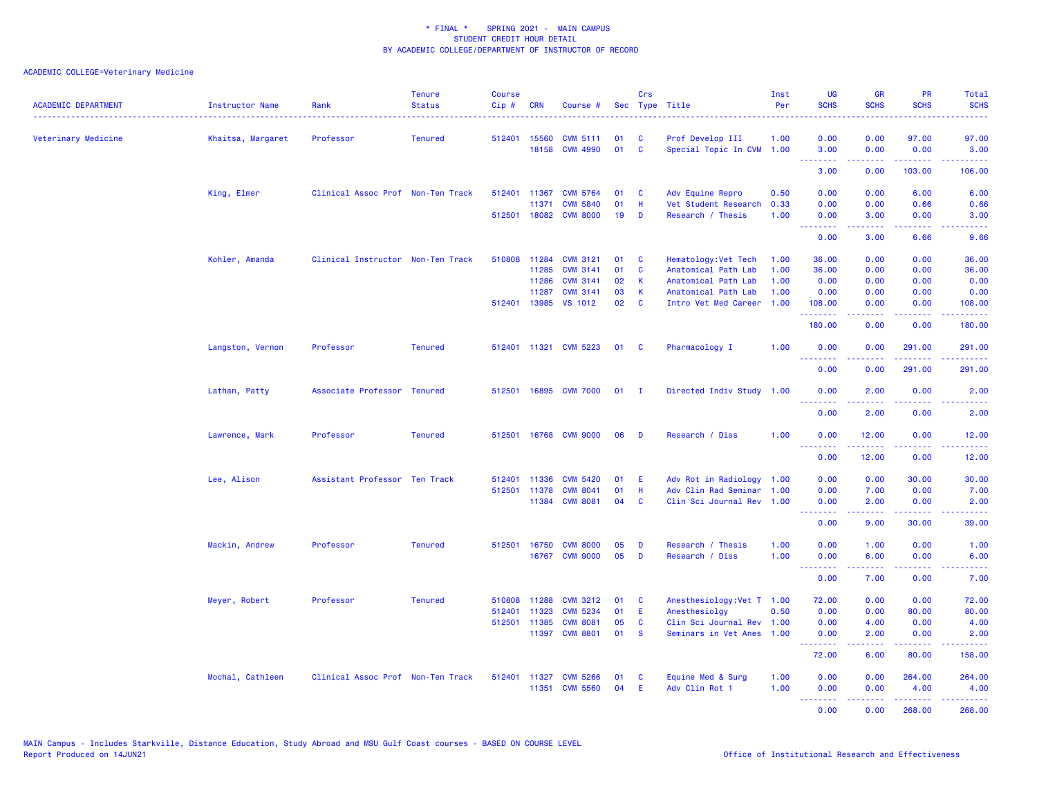\* FINAL \* SPRING 2021 - MAIN CAMPUS
STUDENT CREDIT HOUR DETAIL
BY ACADEMIC COLLEGE/DEPARTMENT OF INSTRUCTOR OF RECORD

ACADEMIC COLLEGE=Veterinary Medicine

| ACADEMIC DEPARTMENT | Instructor Name | Rank | Tenure Status | Course Cip # | CRN | Course # | Sec | Crs Type | Title | Inst Per | UG SCHS | GR SCHS | PR SCHS | Total SCHS |
|---|---|---|---|---|---|---|---|---|---|---|---|---|---|---|
| Veterinary Medicine | Khaitsa, Margaret | Professor | Tenured | 512401 | 15560 | CVM 5111 | 01 | C | Prof Develop III | 1.00 | 0.00 | 0.00 | 97.00 | 97.00 |
| | | | | | 18158 | CVM 4990 | 01 | C | Special Topic In CVM | 1.00 | 3.00 | 0.00 | 0.00 | 3.00 |
| | | | | | | | | | | | 3.00 | 0.00 | 103.00 | 106.00 |
| | King, Elmer | Clinical Assoc Prof | Non-Ten Track | 512401 | 11367 | CVM 5764 | 01 | C | Adv Equine Repro | 0.50 | 0.00 | 0.00 | 6.00 | 6.00 |
| | | | | | 11371 | CVM 5840 | 01 | H | Vet Student Research | 0.33 | 0.00 | 0.00 | 0.66 | 0.66 |
| | | | | 512501 | 18082 | CVM 8000 | 19 | D | Research / Thesis | 1.00 | 0.00 | 3.00 | 0.00 | 3.00 |
| | | | | | | | | | | | 0.00 | 3.00 | 6.66 | 9.66 |
| | Kohler, Amanda | Clinical Instructor | Non-Ten Track | 510808 | 11284 | CVM 3121 | 01 | C | Hematology:Vet Tech | 1.00 | 36.00 | 0.00 | 0.00 | 36.00 |
| | | | | | 11285 | CVM 3141 | 01 | C | Anatomical Path Lab | 1.00 | 36.00 | 0.00 | 0.00 | 36.00 |
| | | | | | 11286 | CVM 3141 | 02 | K | Anatomical Path Lab | 1.00 | 0.00 | 0.00 | 0.00 | 0.00 |
| | | | | | 11287 | CVM 3141 | 03 | K | Anatomical Path Lab | 1.00 | 0.00 | 0.00 | 0.00 | 0.00 |
| | | | | 512401 | 13985 | VS 1012 | 02 | C | Intro Vet Med Career | 1.00 | 108.00 | 0.00 | 0.00 | 108.00 |
| | | | | | | | | | | | 180.00 | 0.00 | 0.00 | 180.00 |
| | Langston, Vernon | Professor | Tenured | 512401 | 11321 | CVM 5223 | 01 | C | Pharmacology I | 1.00 | 0.00 | 0.00 | 291.00 | 291.00 |
| | | | | | | | | | | | 0.00 | 0.00 | 291.00 | 291.00 |
| | Lathan, Patty | Associate Professor | Tenured | 512501 | 16895 | CVM 7000 | 01 | I | Directed Indiv Study | 1.00 | 0.00 | 2.00 | 0.00 | 2.00 |
| | | | | | | | | | | | 0.00 | 2.00 | 0.00 | 2.00 |
| | Lawrence, Mark | Professor | Tenured | 512501 | 16768 | CVM 9000 | 06 | D | Research / Diss | 1.00 | 0.00 | 12.00 | 0.00 | 12.00 |
| | | | | | | | | | | | 0.00 | 12.00 | 0.00 | 12.00 |
| | Lee, Alison | Assistant Professor | Ten Track | 512401 | 11336 | CVM 5420 | 01 | E | Adv Rot in Radiology | 1.00 | 0.00 | 0.00 | 30.00 | 30.00 |
| | | | | 512501 | 11378 | CVM 8041 | 01 | H | Adv Clin Rad Seminar | 1.00 | 0.00 | 7.00 | 0.00 | 7.00 |
| | | | | | 11384 | CVM 8081 | 04 | C | Clin Sci Journal Rev | 1.00 | 0.00 | 2.00 | 0.00 | 2.00 |
| | | | | | | | | | | | 0.00 | 9.00 | 30.00 | 39.00 |
| | Mackin, Andrew | Professor | Tenured | 512501 | 16750 | CVM 8000 | 05 | D | Research / Thesis | 1.00 | 0.00 | 1.00 | 0.00 | 1.00 |
| | | | | | 16767 | CVM 9000 | 05 | D | Research / Diss | 1.00 | 0.00 | 6.00 | 0.00 | 6.00 |
| | | | | | | | | | | | 0.00 | 7.00 | 0.00 | 7.00 |
| | Meyer, Robert | Professor | Tenured | 510808 | 11288 | CVM 3212 | 01 | C | Anesthesiology:Vet T | 1.00 | 72.00 | 0.00 | 0.00 | 72.00 |
| | | | | 512401 | 11323 | CVM 5234 | 01 | E | Anesthesiolgy | 0.50 | 0.00 | 0.00 | 80.00 | 80.00 |
| | | | | 512501 | 11385 | CVM 8081 | 05 | C | Clin Sci Journal Rev | 1.00 | 0.00 | 4.00 | 0.00 | 4.00 |
| | | | | | 11397 | CVM 8801 | 01 | S | Seminars in Vet Anes | 1.00 | 0.00 | 2.00 | 0.00 | 2.00 |
| | | | | | | | | | | | 72.00 | 6.00 | 80.00 | 158.00 |
| | Mochal, Cathleen | Clinical Assoc Prof | Non-Ten Track | 512401 | 11327 | CVM 5266 | 01 | C | Equine Med & Surg | 1.00 | 0.00 | 0.00 | 264.00 | 264.00 |
| | | | | | 11351 | CVM 5560 | 04 | E | Adv Clin Rot 1 | 1.00 | 0.00 | 0.00 | 4.00 | 4.00 |
| | | | | | | | | | | | 0.00 | 0.00 | 268.00 | 268.00 |

MAIN Campus - Includes Starkville, Distance Education, Study Abroad and MSU Gulf Coast courses - BASED ON COURSE LEVEL
Report Produced on 14JUN21

Office of Institutional Research and Effectiveness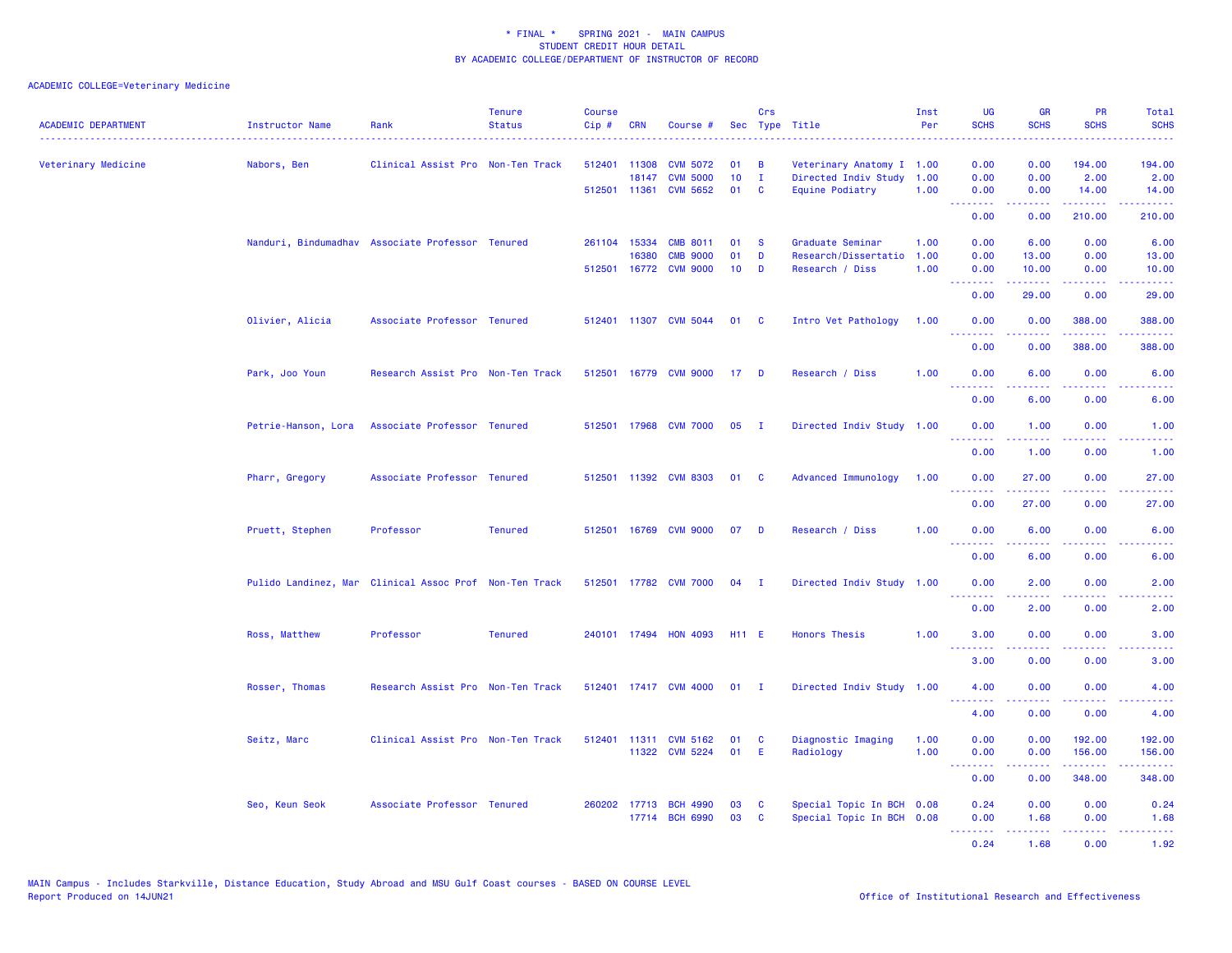\* FINAL \* SPRING 2021 - MAIN CAMPUS
STUDENT CREDIT HOUR DETAIL
BY ACADEMIC COLLEGE/DEPARTMENT OF INSTRUCTOR OF RECORD

ACADEMIC COLLEGE=Veterinary Medicine

| ACADEMIC DEPARTMENT | Instructor Name | Rank | Tenure Status | Course Cip # | CRN | Course # | Sec | Crs Type | Title | Inst Per | UG SCHS | GR SCHS | PR SCHS | Total SCHS |
|---|---|---|---|---|---|---|---|---|---|---|---|---|---|---|
| Veterinary Medicine | Nabors, Ben | Clinical Assist Pro | Non-Ten Track | 512401 | 11308 | CVM 5072 | 01 | B | Veterinary Anatomy I | 1.00 | 0.00 | 0.00 | 194.00 | 194.00 |
| | | | | | 18147 | CVM 5000 | 10 | I | Directed Indiv Study | 1.00 | 0.00 | 0.00 | 2.00 | 2.00 |
| | | | | 512501 | 11361 | CVM 5652 | 01 | C | Equine Podiatry | 1.00 | 0.00 | 0.00 | 14.00 | 14.00 |
| | | | | | | | | | | | 0.00 | 0.00 | 210.00 | 210.00 |
| | Nanduri, Bindumadhav | Associate Professor | Tenured | 261104 | 15334 | CMB 8011 | 01 | S | Graduate Seminar | 1.00 | 0.00 | 6.00 | 0.00 | 6.00 |
| | | | | | 16380 | CMB 9000 | 01 | D | Research/Dissertatio | 1.00 | 0.00 | 13.00 | 0.00 | 13.00 |
| | | | | 512501 | 16772 | CVM 9000 | 10 | D | Research / Diss | 1.00 | 0.00 | 10.00 | 0.00 | 10.00 |
| | | | | | | | | | | | 0.00 | 29.00 | 0.00 | 29.00 |
| | Olivier, Alicia | Associate Professor | Tenured | 512401 | 11307 | CVM 5044 | 01 | C | Intro Vet Pathology | 1.00 | 0.00 | 0.00 | 388.00 | 388.00 |
| | | | | | | | | | | | 0.00 | 0.00 | 388.00 | 388.00 |
| | Park, Joo Youn | Research Assist Pro | Non-Ten Track | 512501 | 16779 | CVM 9000 | 17 | D | Research / Diss | 1.00 | 0.00 | 6.00 | 0.00 | 6.00 |
| | | | | | | | | | | | 0.00 | 6.00 | 0.00 | 6.00 |
| | Petrie-Hanson, Lora | Associate Professor | Tenured | 512501 | 17968 | CVM 7000 | 05 | I | Directed Indiv Study | 1.00 | 0.00 | 1.00 | 0.00 | 1.00 |
| | | | | | | | | | | | 0.00 | 1.00 | 0.00 | 1.00 |
| | Pharr, Gregory | Associate Professor | Tenured | 512501 | 11392 | CVM 8303 | 01 | C | Advanced Immunology | 1.00 | 0.00 | 27.00 | 0.00 | 27.00 |
| | | | | | | | | | | | 0.00 | 27.00 | 0.00 | 27.00 |
| | Pruett, Stephen | Professor | Tenured | 512501 | 16769 | CVM 9000 | 07 | D | Research / Diss | 1.00 | 0.00 | 6.00 | 0.00 | 6.00 |
| | | | | | | | | | | | 0.00 | 6.00 | 0.00 | 6.00 |
| | Pulido Landinez, Mar | Clinical Assoc Prof | Non-Ten Track | 512501 | 17782 | CVM 7000 | 04 | I | Directed Indiv Study | 1.00 | 0.00 | 2.00 | 0.00 | 2.00 |
| | | | | | | | | | | | 0.00 | 2.00 | 0.00 | 2.00 |
| | Ross, Matthew | Professor | Tenured | 240101 | 17494 | HON 4093 | H11 | E | Honors Thesis | 1.00 | 3.00 | 0.00 | 0.00 | 3.00 |
| | | | | | | | | | | | 3.00 | 0.00 | 0.00 | 3.00 |
| | Rosser, Thomas | Research Assist Pro | Non-Ten Track | 512401 | 17417 | CVM 4000 | 01 | I | Directed Indiv Study | 1.00 | 4.00 | 0.00 | 0.00 | 4.00 |
| | | | | | | | | | | | 4.00 | 0.00 | 0.00 | 4.00 |
| | Seitz, Marc | Clinical Assist Pro | Non-Ten Track | 512401 | 11311 | CVM 5162 | 01 | C | Diagnostic Imaging | 1.00 | 0.00 | 0.00 | 192.00 | 192.00 |
| | | | | | 11322 | CVM 5224 | 01 | E | Radiology | 1.00 | 0.00 | 0.00 | 156.00 | 156.00 |
| | | | | | | | | | | | 0.00 | 0.00 | 348.00 | 348.00 |
| | Seo, Keun Seok | Associate Professor | Tenured | 260202 | 17713 | BCH 4990 | 03 | C | Special Topic In BCH | 0.08 | 0.24 | 0.00 | 0.00 | 0.24 |
| | | | | | 17714 | BCH 6990 | 03 | C | Special Topic In BCH | 0.08 | 0.00 | 1.68 | 0.00 | 1.68 |
| | | | | | | | | | | | 0.24 | 1.68 | 0.00 | 1.92 |

MAIN Campus - Includes Starkville, Distance Education, Study Abroad and MSU Gulf Coast courses - BASED ON COURSE LEVEL
Report Produced on 14JUN21

Office of Institutional Research and Effectiveness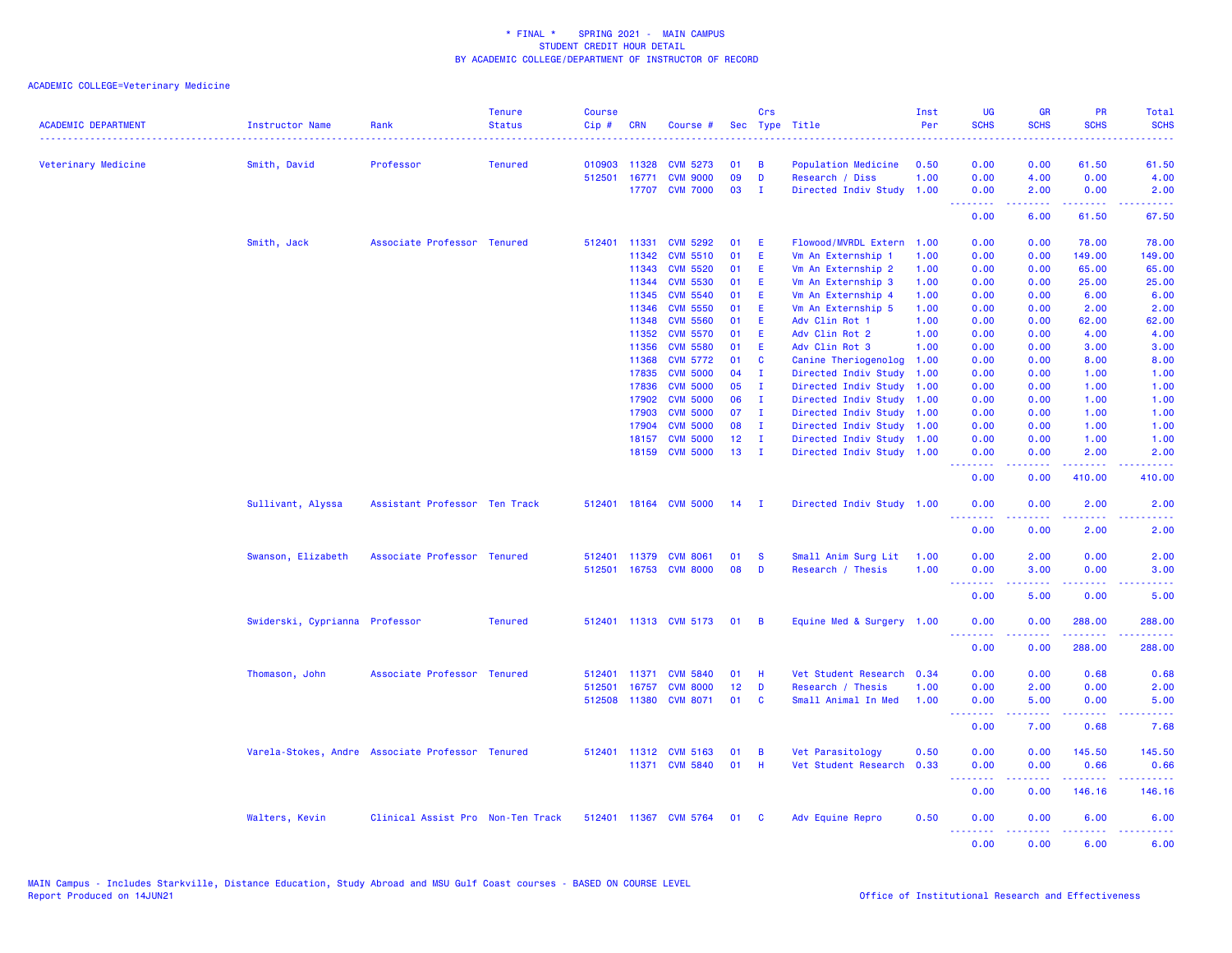\* FINAL \* SPRING 2021 - MAIN CAMPUS
STUDENT CREDIT HOUR DETAIL
BY ACADEMIC COLLEGE/DEPARTMENT OF INSTRUCTOR OF RECORD

ACADEMIC COLLEGE=Veterinary Medicine

| ACADEMIC DEPARTMENT | Instructor Name | Rank | Tenure Status | Course Cip # | CRN | Course # | Sec | Crs Type | Title | Inst Per | UG SCHS | GR SCHS | PR SCHS | Total SCHS |
|---|---|---|---|---|---|---|---|---|---|---|---|---|---|---|
| Veterinary Medicine | Smith, David | Professor | Tenured | 010903 | 11328 | CVM 5273 | 01 | B | Population Medicine | 0.50 | 0.00 | 0.00 | 61.50 | 61.50 |
| | | | | 512501 | 16771 | CVM 9000 | 09 | D | Research / Diss | 1.00 | 0.00 | 4.00 | 0.00 | 4.00 |
| | | | | | 17707 | CVM 7000 | 03 | I | Directed Indiv Study | 1.00 | 0.00 | 2.00 | 0.00 | 2.00 |
| | | | | | | | | | | | 0.00 | 6.00 | 61.50 | 67.50 |
| | Smith, Jack | Associate Professor | Tenured | 512401 | 11331 | CVM 5292 | 01 | E | Flowood/MVRDL Extern | 1.00 | 0.00 | 0.00 | 78.00 | 78.00 |
| | | | | | 11342 | CVM 5510 | 01 | E | Vm An Externship 1 | 1.00 | 0.00 | 0.00 | 149.00 | 149.00 |
| | | | | | 11343 | CVM 5520 | 01 | E | Vm An Externship 2 | 1.00 | 0.00 | 0.00 | 65.00 | 65.00 |
| | | | | | 11344 | CVM 5530 | 01 | E | Vm An Externship 3 | 1.00 | 0.00 | 0.00 | 25.00 | 25.00 |
| | | | | | 11345 | CVM 5540 | 01 | E | Vm An Externship 4 | 1.00 | 0.00 | 0.00 | 6.00 | 6.00 |
| | | | | | 11346 | CVM 5550 | 01 | E | Vm An Externship 5 | 1.00 | 0.00 | 0.00 | 2.00 | 2.00 |
| | | | | | 11348 | CVM 5560 | 01 | E | Adv Clin Rot 1 | 1.00 | 0.00 | 0.00 | 62.00 | 62.00 |
| | | | | | 11352 | CVM 5570 | 01 | E | Adv Clin Rot 2 | 1.00 | 0.00 | 0.00 | 4.00 | 4.00 |
| | | | | | 11356 | CVM 5580 | 01 | E | Adv Clin Rot 3 | 1.00 | 0.00 | 0.00 | 3.00 | 3.00 |
| | | | | | 11368 | CVM 5772 | 01 | C | Canine Theriogenolog | 1.00 | 0.00 | 0.00 | 8.00 | 8.00 |
| | | | | | 17835 | CVM 5000 | 04 | I | Directed Indiv Study | 1.00 | 0.00 | 0.00 | 1.00 | 1.00 |
| | | | | | 17836 | CVM 5000 | 05 | I | Directed Indiv Study | 1.00 | 0.00 | 0.00 | 1.00 | 1.00 |
| | | | | | 17902 | CVM 5000 | 06 | I | Directed Indiv Study | 1.00 | 0.00 | 0.00 | 1.00 | 1.00 |
| | | | | | 17903 | CVM 5000 | 07 | I | Directed Indiv Study | 1.00 | 0.00 | 0.00 | 1.00 | 1.00 |
| | | | | | 17904 | CVM 5000 | 08 | I | Directed Indiv Study | 1.00 | 0.00 | 0.00 | 1.00 | 1.00 |
| | | | | | 18157 | CVM 5000 | 12 | I | Directed Indiv Study | 1.00 | 0.00 | 0.00 | 1.00 | 1.00 |
| | | | | | 18159 | CVM 5000 | 13 | I | Directed Indiv Study | 1.00 | 0.00 | 0.00 | 2.00 | 2.00 |
| | | | | | | | | | | | 0.00 | 0.00 | 410.00 | 410.00 |
| | Sullivant, Alyssa | Assistant Professor | Ten Track | 512401 | 18164 | CVM 5000 | 14 | I | Directed Indiv Study | 1.00 | 0.00 | 0.00 | 2.00 | 2.00 |
| | | | | | | | | | | | 0.00 | 0.00 | 2.00 | 2.00 |
| | Swanson, Elizabeth | Associate Professor | Tenured | 512401 | 11379 | CVM 8061 | 01 | S | Small Anim Surg Lit | 1.00 | 0.00 | 2.00 | 0.00 | 2.00 |
| | | | | 512501 | 16753 | CVM 8000 | 08 | D | Research / Thesis | 1.00 | 0.00 | 3.00 | 0.00 | 3.00 |
| | | | | | | | | | | | 0.00 | 5.00 | 0.00 | 5.00 |
| | Swiderski, Cyprianna | Professor | Tenured | 512401 | 11313 | CVM 5173 | 01 | B | Equine Med & Surgery | 1.00 | 0.00 | 0.00 | 288.00 | 288.00 |
| | | | | | | | | | | | 0.00 | 0.00 | 288.00 | 288.00 |
| | Thomason, John | Associate Professor | Tenured | 512401 | 11371 | CVM 5840 | 01 | H | Vet Student Research | 0.34 | 0.00 | 0.00 | 0.68 | 0.68 |
| | | | | 512501 | 16757 | CVM 8000 | 12 | D | Research / Thesis | 1.00 | 0.00 | 2.00 | 0.00 | 2.00 |
| | | | | 512508 | 11380 | CVM 8071 | 01 | C | Small Animal In Med | 1.00 | 0.00 | 5.00 | 0.00 | 5.00 |
| | | | | | | | | | | | 0.00 | 7.00 | 0.68 | 7.68 |
| | Varela-Stokes, Andre | Associate Professor | Tenured | 512401 | 11312 | CVM 5163 | 01 | B | Vet Parasitology | 0.50 | 0.00 | 0.00 | 145.50 | 145.50 |
| | | | | | 11371 | CVM 5840 | 01 | H | Vet Student Research | 0.33 | 0.00 | 0.00 | 0.66 | 0.66 |
| | | | | | | | | | | | 0.00 | 0.00 | 146.16 | 146.16 |
| | Walters, Kevin | Clinical Assist Pro | Non-Ten Track | 512401 | 11367 | CVM 5764 | 01 | C | Adv Equine Repro | 0.50 | 0.00 | 0.00 | 6.00 | 6.00 |
| | | | | | | | | | | | 0.00 | 0.00 | 6.00 | 6.00 |

MAIN Campus - Includes Starkville, Distance Education, Study Abroad and MSU Gulf Coast courses - BASED ON COURSE LEVEL
Report Produced on 14JUN21

Office of Institutional Research and Effectiveness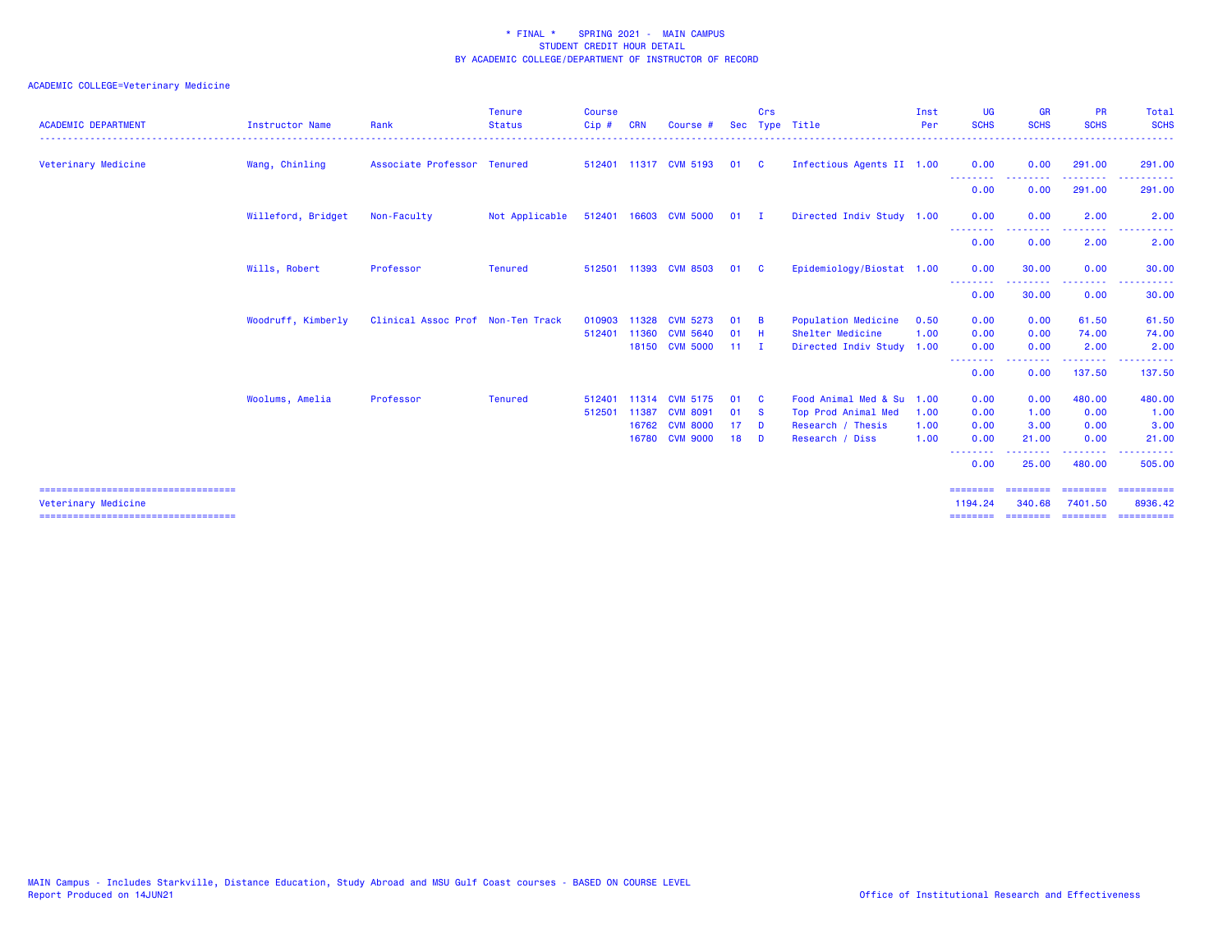\* FINAL \* SPRING 2021 - MAIN CAMPUS
STUDENT CREDIT HOUR DETAIL
BY ACADEMIC COLLEGE/DEPARTMENT OF INSTRUCTOR OF RECORD

ACADEMIC COLLEGE=Veterinary Medicine

| ACADEMIC DEPARTMENT | Instructor Name | Rank | Tenure Status | Course Cip # | CRN | Course # | Sec | Crs Type | Title | Inst Per | UG SCHS | GR SCHS | PR SCHS | Total SCHS |
|---|---|---|---|---|---|---|---|---|---|---|---|---|---|---|
| Veterinary Medicine | Wang, Chinling | Associate Professor | Tenured | 512401 | 11317 | CVM 5193 | 01 | C | Infectious Agents II | 1.00 | 0.00 | 0.00 | 291.00 | 291.00 |
| | | | | | | | | | | | 0.00 | 0.00 | 291.00 | 291.00 |
| | Willeford, Bridget | Non-Faculty | Not Applicable | 512401 | 16603 | CVM 5000 | 01 | I | Directed Indiv Study | 1.00 | 0.00 | 0.00 | 2.00 | 2.00 |
| | | | | | | | | | | | 0.00 | 0.00 | 2.00 | 2.00 |
| | Wills, Robert | Professor | Tenured | 512501 | 11393 | CVM 8503 | 01 | C | Epidemiology/Biostat | 1.00 | 0.00 | 30.00 | 0.00 | 30.00 |
| | | | | | | | | | | | 0.00 | 30.00 | 0.00 | 30.00 |
| | Woodruff, Kimberly | Clinical Assoc Prof | Non-Ten Track | 010903 | 11328 | CVM 5273 | 01 | B | Population Medicine | 0.50 | 0.00 | 0.00 | 61.50 | 61.50 |
| | | | | 512401 | 11360 | CVM 5640 | 01 | H | Shelter Medicine | 1.00 | 0.00 | 0.00 | 74.00 | 74.00 |
| | | | | | 18150 | CVM 5000 | 11 | I | Directed Indiv Study | 1.00 | 0.00 | 0.00 | 2.00 | 2.00 |
| | | | | | | | | | | | 0.00 | 0.00 | 137.50 | 137.50 |
| | Woolums, Amelia | Professor | Tenured | 512401 | 11314 | CVM 5175 | 01 | C | Food Animal Med & Su | 1.00 | 0.00 | 0.00 | 480.00 | 480.00 |
| | | | | 512501 | 11387 | CVM 8091 | 01 | S | Top Prod Animal Med | 1.00 | 0.00 | 1.00 | 0.00 | 1.00 |
| | | | | | 16762 | CVM 8000 | 17 | D | Research / Thesis | 1.00 | 0.00 | 3.00 | 0.00 | 3.00 |
| | | | | | 16780 | CVM 9000 | 18 | D | Research / Diss | 1.00 | 0.00 | 21.00 | 0.00 | 21.00 |
| | | | | | | | | | | | 0.00 | 25.00 | 480.00 | 505.00 |
| Veterinary Medicine | | | | | | | | | | | 1194.24 | 340.68 | 7401.50 | 8936.42 |

MAIN Campus - Includes Starkville, Distance Education, Study Abroad and MSU Gulf Coast courses - BASED ON COURSE LEVEL
Report Produced on 14JUN21

Office of Institutional Research and Effectiveness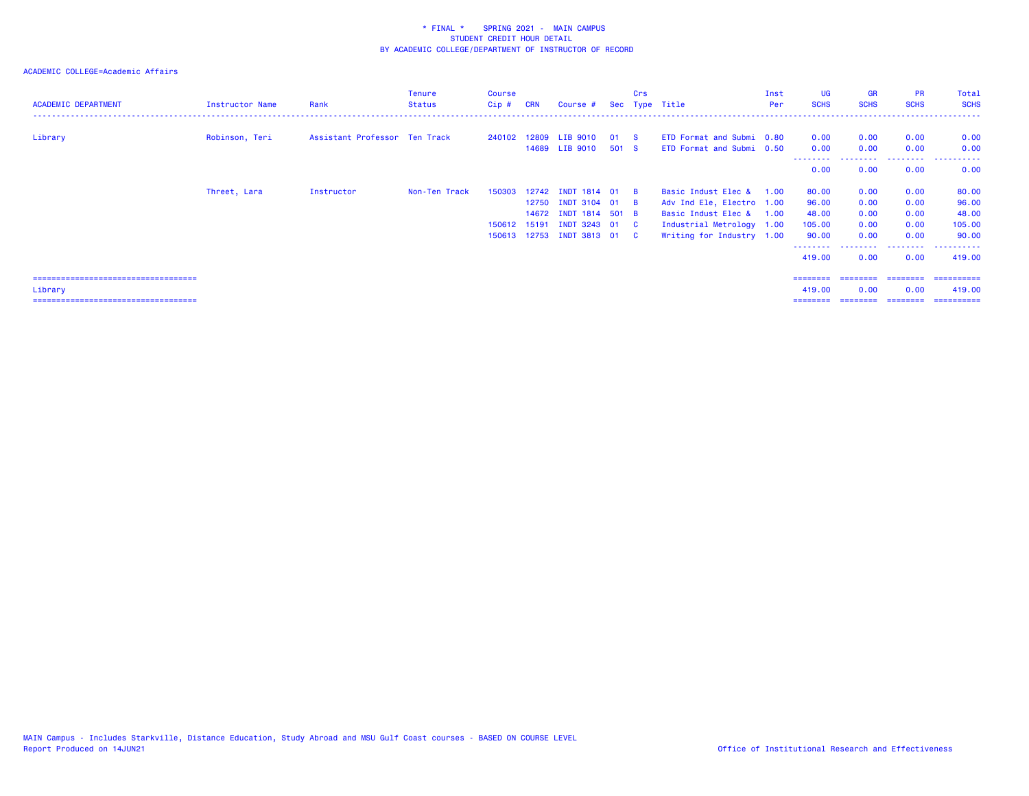\* FINAL \*    SPRING 2021 -  MAIN CAMPUS
STUDENT CREDIT HOUR DETAIL
BY ACADEMIC COLLEGE/DEPARTMENT OF INSTRUCTOR OF RECORD

ACADEMIC COLLEGE=Academic Affairs

| ACADEMIC DEPARTMENT | Instructor Name | Rank | Tenure Status | Course Cip # | CRN | Course # | Sec | Crs Type | Title | Inst Per | UG SCHS | GR SCHS | PR SCHS | Total SCHS |
|---|---|---|---|---|---|---|---|---|---|---|---|---|---|---|
| Library | Robinson, Teri | Assistant Professor | Ten Track | 240102 | 12809 | LIB 9010 | 01 | S | ETD Format and Submi | 0.80 | 0.00 | 0.00 | 0.00 | 0.00 |
| | | | | | 14689 | LIB 9010 | 501 | S | ETD Format and Submi | 0.50 | 0.00 | 0.00 | 0.00 | 0.00 |
| | | | | | | | | | | | 0.00 | 0.00 | 0.00 | 0.00 |
| | Threet, Lara | Instructor | Non-Ten Track | 150303 | 12742 | INDT 1814 | 01 | B | Basic Indust Elec & | 1.00 | 80.00 | 0.00 | 0.00 | 80.00 |
| | | | | | 12750 | INDT 3104 | 01 | B | Adv Ind Ele, Electro | 1.00 | 96.00 | 0.00 | 0.00 | 96.00 |
| | | | | | 14672 | INDT 1814 | 501 | B | Basic Indust Elec & | 1.00 | 48.00 | 0.00 | 0.00 | 48.00 |
| | | | | 150612 | 15191 | INDT 3243 | 01 | C | Industrial Metrology | 1.00 | 105.00 | 0.00 | 0.00 | 105.00 |
| | | | | 150613 | 12753 | INDT 3813 | 01 | C | Writing for Industry | 1.00 | 90.00 | 0.00 | 0.00 | 90.00 |
| | | | | | | | | | | | 419.00 | 0.00 | 0.00 | 419.00 |
| Library | | | | | | | | | | | 419.00 | 0.00 | 0.00 | 419.00 |

MAIN Campus - Includes Starkville, Distance Education, Study Abroad and MSU Gulf Coast courses - BASED ON COURSE LEVEL
Report Produced on 14JUN21

Office of Institutional Research and Effectiveness